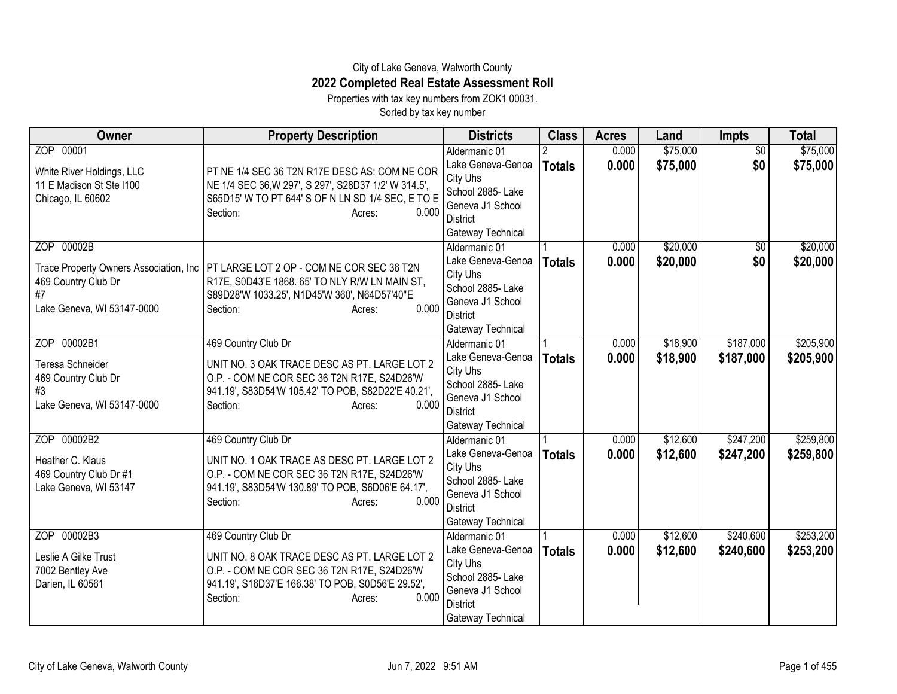City of Lake Geneva, Walworth County

# 2022 Completed Real Estate Assessment Roll

Properties with tax key numbers from ZOK1 00031.

Sorted by tax key number

| Owner | Property Description | Districts | Class | Acres | Land | Impts | Total |
|---|---|---|---|---|---|---|---|
| ZOP 00001<br>White River Holdings, LLC<br>11 E Madison St Ste I100<br>Chicago, IL 60602 | PT NE 1/4 SEC 36 T2N R17E DESC AS: COM NE COR NE 1/4 SEC 36,W 297', S 297', S28D37 1/2' W 314.5', S65D15' W TO PT 644' S OF N LN SD 1/4 SEC, E TO E<br>Section: Acres: 0.000 | Aldermanic 01<br>Lake Geneva-Genoa City Uhs<br>School 2885- Lake Geneva J1 School District<br>Gateway Technical | 2<br>**Totals** | 0.000<br>**0.000** | $75,000<br>**$75,000** | $0<br>**$0** | $75,000<br>**$75,000** |
| ZOP 00002B<br>Trace Property Owners Association, Inc<br>469 Country Club Dr<br>#7<br>Lake Geneva, WI 53147-0000 | PT LARGE LOT 2 OP - COM NE COR SEC 36 T2N R17E, S0D43'E 1868. 65' TO NLY R/W LN MAIN ST, S89D28'W 1033.25', N1D45'W 360', N64D57'40"E<br>Section: Acres: 0.000 | Aldermanic 01<br>Lake Geneva-Genoa City Uhs<br>School 2885- Lake Geneva J1 School District<br>Gateway Technical | 1<br>**Totals** | 0.000<br>**0.000** | $20,000<br>**$20,000** | $0<br>**$0** | $20,000<br>**$20,000** |
| ZOP 00002B1<br>Teresa Schneider<br>469 Country Club Dr<br>#3<br>Lake Geneva, WI 53147-0000 | 469 Country Club Dr<br>UNIT NO. 3 OAK TRACE DESC AS PT. LARGE LOT 2 O.P. - COM NE COR SEC 36 T2N R17E, S24D26'W 941.19', S83D54'W 105.42' TO POB, S82D22'E 40.21',<br>Section: Acres: 0.000 | Aldermanic 01<br>Lake Geneva-Genoa City Uhs<br>School 2885- Lake Geneva J1 School District<br>Gateway Technical | 1<br>**Totals** | 0.000<br>**0.000** | $18,900<br>**$18,900** | $187,000<br>**$187,000** | $205,900<br>**$205,900** |
| ZOP 00002B2<br>Heather C. Klaus<br>469 Country Club Dr #1<br>Lake Geneva, WI 53147 | 469 Country Club Dr<br>UNIT NO. 1 OAK TRACE AS DESC PT. LARGE LOT 2 O.P. - COM NE COR SEC 36 T2N R17E, S24D26'W 941.19', S83D54'W 130.89' TO POB, S6D06'E 64.17',<br>Section: Acres: 0.000 | Aldermanic 01<br>Lake Geneva-Genoa City Uhs<br>School 2885- Lake Geneva J1 School District<br>Gateway Technical | 1<br>**Totals** | 0.000<br>**0.000** | $12,600<br>**$12,600** | $247,200<br>**$247,200** | $259,800<br>**$259,800** |
| ZOP 00002B3<br>Leslie A Gilke Trust<br>7002 Bentley Ave<br>Darien, IL 60561 | 469 Country Club Dr<br>UNIT NO. 8 OAK TRACE DESC AS PT. LARGE LOT 2 O.P. - COM NE COR SEC 36 T2N R17E, S24D26'W 941.19', S16D37'E 166.38' TO POB, S0D56'E 29.52',<br>Section: Acres: 0.000 | Aldermanic 01<br>Lake Geneva-Genoa City Uhs<br>School 2885- Lake Geneva J1 School District<br>Gateway Technical | 1<br>**Totals** | 0.000<br>**0.000** | $12,600<br>**$12,600** | $240,600<br>**$240,600** | $253,200<br>**$253,200** |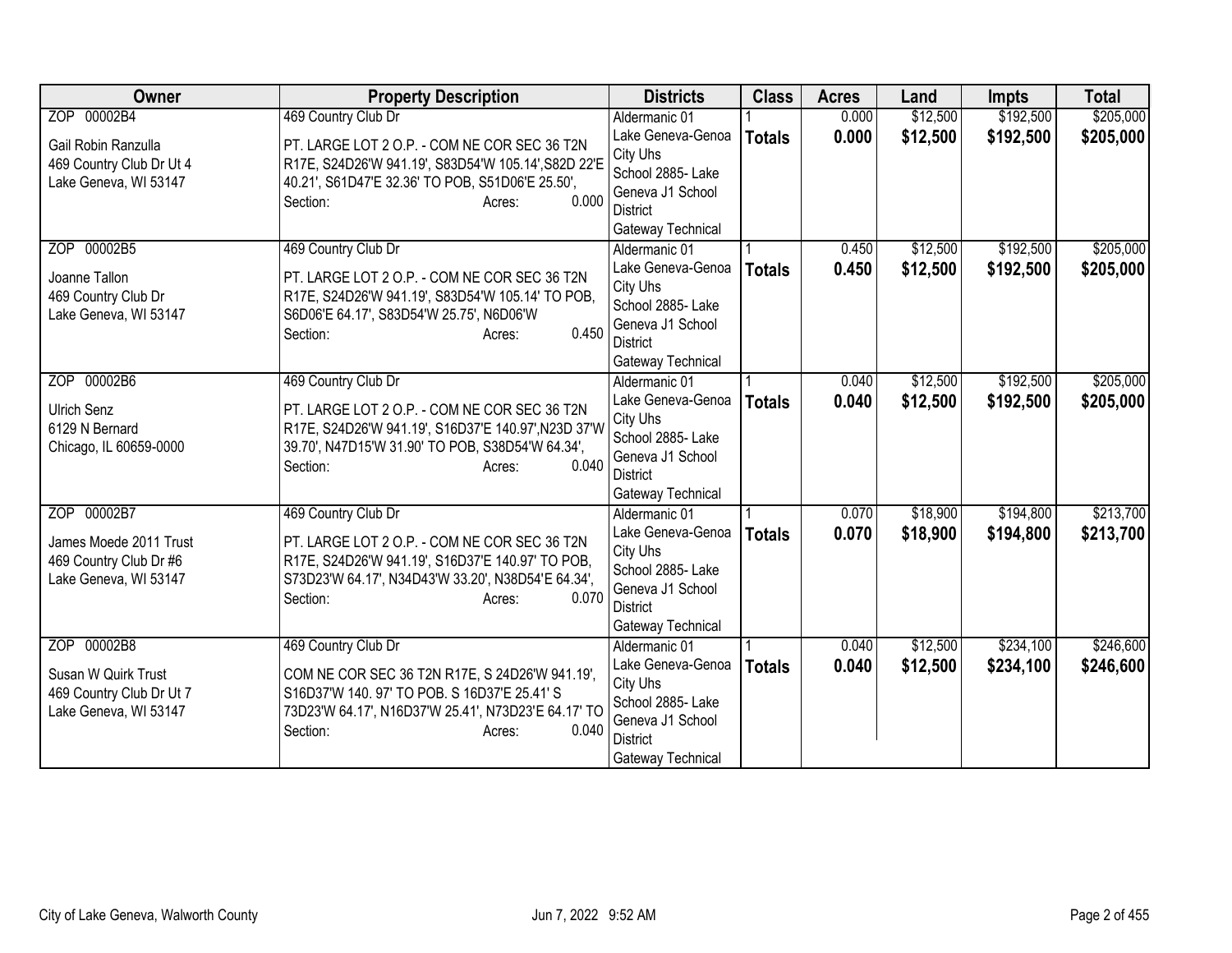| Owner | Property Description | Districts | Class | Acres | Land | Impts | Total |
|---|---|---|---|---|---|---|---|
| ZOP 00002B4<br><br>Gail Robin Ranzulla<br>469 Country Club Dr Ut 4<br>Lake Geneva, WI 53147 | 469 Country Club Dr<br><br>PT. LARGE LOT 2 O.P. - COM NE COR SEC 36 T2N R17E, S24D26'W 941.19', S83D54'W 105.14',S82D 22'E 40.21', S61D47'E 32.36' TO POB, S51D06'E 25.50',<br>Section: Acres: 0.000 | Aldermanic 01<br>Lake Geneva-Genoa City Uhs<br>School 2885- Lake Geneva J1 School District<br>Gateway Technical | 1<br>**Totals** | 0.000<br>**0.000** | $12,500<br>**$12,500** | $192,500<br>**$192,500** | $205,000<br>**$205,000** |
| ZOP 00002B5<br><br>Joanne Tallon<br>469 Country Club Dr<br>Lake Geneva, WI 53147 | 469 Country Club Dr<br><br>PT. LARGE LOT 2 O.P. - COM NE COR SEC 36 T2N R17E, S24D26'W 941.19', S83D54'W 105.14' TO POB, S6D06'E 64.17', S83D54'W 25.75', N6D06'W<br>Section: Acres: 0.450 | Aldermanic 01<br>Lake Geneva-Genoa City Uhs<br>School 2885- Lake Geneva J1 School District<br>Gateway Technical | 1<br>**Totals** | 0.450<br>**0.450** | $12,500<br>**$12,500** | $192,500<br>**$192,500** | $205,000<br>**$205,000** |
| ZOP 00002B6<br><br>Ulrich Senz<br>6129 N Bernard<br>Chicago, IL 60659-0000 | 469 Country Club Dr<br><br>PT. LARGE LOT 2 O.P. - COM NE COR SEC 36 T2N R17E, S24D26'W 941.19', S16D37'E 140.97',N23D 37'W 39.70', N47D15'W 31.90' TO POB, S38D54'W 64.34',<br>Section: Acres: 0.040 | Aldermanic 01<br>Lake Geneva-Genoa City Uhs<br>School 2885- Lake Geneva J1 School District<br>Gateway Technical | 1<br>**Totals** | 0.040<br>**0.040** | $12,500<br>**$12,500** | $192,500<br>**$192,500** | $205,000<br>**$205,000** |
| ZOP 00002B7<br><br>James Moede 2011 Trust<br>469 Country Club Dr #6<br>Lake Geneva, WI 53147 | 469 Country Club Dr<br><br>PT. LARGE LOT 2 O.P. - COM NE COR SEC 36 T2N R17E, S24D26'W 941.19', S16D37'E 140.97' TO POB, S73D23'W 64.17', N34D43'W 33.20', N38D54'E 64.34',<br>Section: Acres: 0.070 | Aldermanic 01<br>Lake Geneva-Genoa City Uhs<br>School 2885- Lake Geneva J1 School District<br>Gateway Technical | 1<br>**Totals** | 0.070<br>**0.070** | $18,900<br>**$18,900** | $194,800<br>**$194,800** | $213,700<br>**$213,700** |
| ZOP 00002B8<br><br>Susan W Quirk Trust<br>469 Country Club Dr Ut 7<br>Lake Geneva, WI 53147 | 469 Country Club Dr<br><br>COM NE COR SEC 36 T2N R17E, S 24D26'W 941.19', S16D37'W 140. 97' TO POB. S 16D37'E 25.41' S 73D23'W 64.17', N16D37'W 25.41', N73D23'E 64.17' TO<br>Section: Acres: 0.040 | Aldermanic 01<br>Lake Geneva-Genoa City Uhs<br>School 2885- Lake Geneva J1 School District<br>Gateway Technical | 1<br>**Totals** | 0.040<br>**0.040** | $12,500<br>**$12,500** | $234,100<br>**$234,100** | $246,600<br>**$246,600** |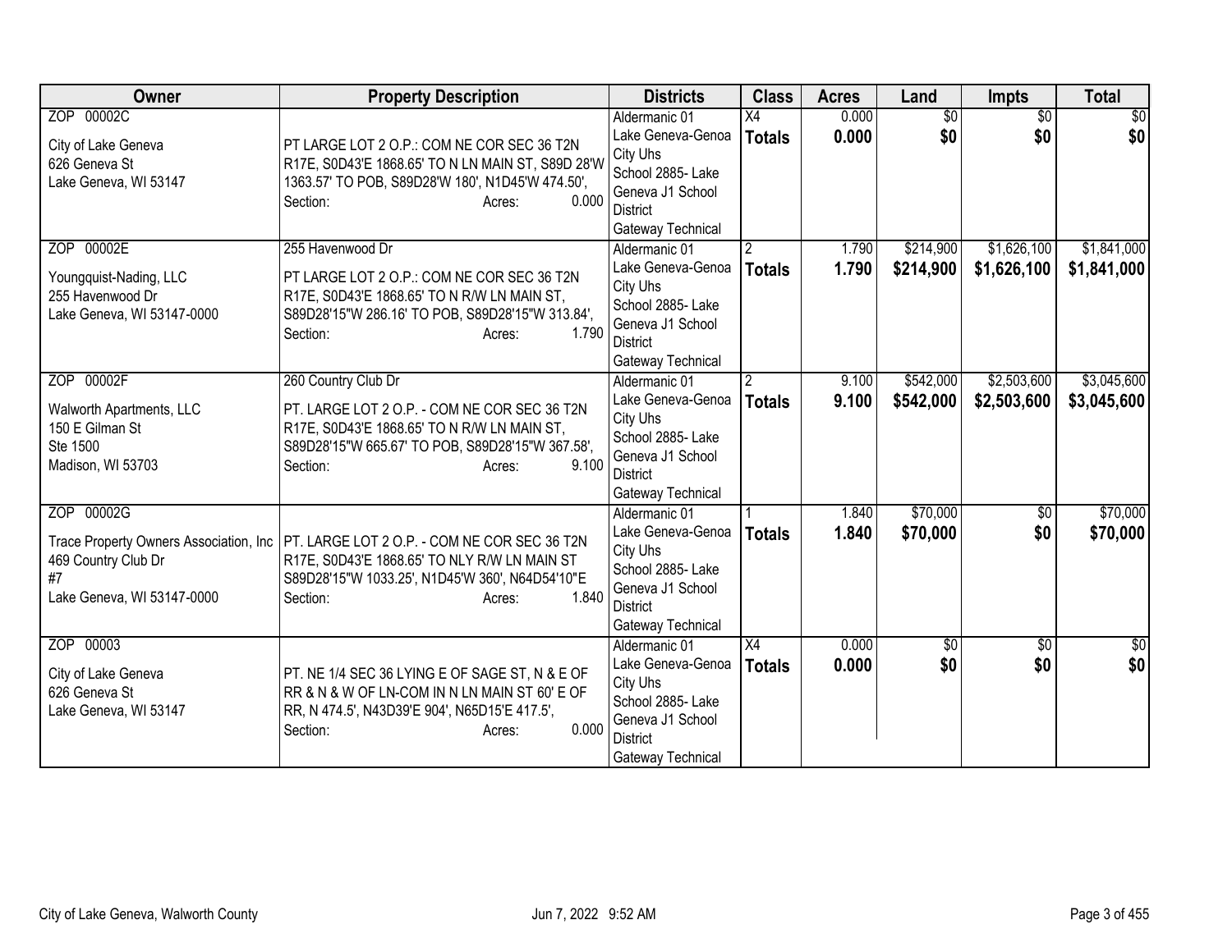| Owner | Property Description | Districts | Class | Acres | Land | Impts | Total |
|---|---|---|---|---|---|---|---|
| ZOP 00002C<br><br>City of Lake Geneva<br>626 Geneva St<br>Lake Geneva, WI 53147 | PT LARGE LOT 2 O.P.: COM NE COR SEC 36 T2N R17E, S0D43'E 1868.65' TO N LN MAIN ST, S89D 28'W 1363.57' TO POB, S89D28'W 180', N1D45'W 474.50',<br>Section: Acres: 0.000 | Aldermanic 01<br>Lake Geneva-Genoa City Uhs<br>School 2885- Lake Geneva J1 School District<br>Gateway Technical | X4<br>**Totals** | 0.000<br>**0.000** | $0<br>**$0** | $0<br>**$0** | $0<br>**$0** |
| ZOP 00002E<br><br>Youngquist-Nading, LLC<br>255 Havenwood Dr<br>Lake Geneva, WI 53147-0000 | 255 Havenwood Dr<br><br>PT LARGE LOT 2 O.P.: COM NE COR SEC 36 T2N R17E, S0D43'E 1868.65' TO N R/W LN MAIN ST, S89D28'15"W 286.16' TO POB, S89D28'15"W 313.84',<br>Section: Acres: 1.790 | Aldermanic 01<br>Lake Geneva-Genoa City Uhs<br>School 2885- Lake Geneva J1 School District<br>Gateway Technical | 2<br>**Totals** | 1.790<br>**1.790** | $214,900<br>**$214,900** | $1,626,100<br>**$1,626,100** | $1,841,000<br>**$1,841,000** |
| ZOP 00002F<br><br>Walworth Apartments, LLC<br>150 E Gilman St<br>Ste 1500<br>Madison, WI 53703 | 260 Country Club Dr<br><br>PT. LARGE LOT 2 O.P. - COM NE COR SEC 36 T2N R17E, S0D43'E 1868.65' TO N R/W LN MAIN ST, S89D28'15"W 665.67' TO POB, S89D28'15"W 367.58',<br>Section: Acres: 9.100 | Aldermanic 01<br>Lake Geneva-Genoa City Uhs<br>School 2885- Lake Geneva J1 School District<br>Gateway Technical | 2<br>**Totals** | 9.100<br>**9.100** | $542,000<br>**$542,000** | $2,503,600<br>**$2,503,600** | $3,045,600<br>**$3,045,600** |
| ZOP 00002G<br><br>Trace Property Owners Association, Inc<br>469 Country Club Dr<br>#7<br>Lake Geneva, WI 53147-0000 | PT. LARGE LOT 2 O.P. - COM NE COR SEC 36 T2N R17E, S0D43'E 1868.65' TO NLY R/W LN MAIN ST S89D28'15"W 1033.25', N1D45'W 360', N64D54'10"E<br>Section: Acres: 1.840 | Aldermanic 01<br>Lake Geneva-Genoa City Uhs<br>School 2885- Lake Geneva J1 School District<br>Gateway Technical | 1<br>**Totals** | 1.840<br>**1.840** | $70,000<br>**$70,000** | $0<br>**$0** | $70,000<br>**$70,000** |
| ZOP 00003<br><br>City of Lake Geneva<br>626 Geneva St<br>Lake Geneva, WI 53147 | PT. NE 1/4 SEC 36 LYING E OF SAGE ST, N & E OF RR & N & W OF LN-COM IN N LN MAIN ST 60' E OF RR, N 474.5', N43D39'E 904', N65D15'E 417.5',<br>Section: Acres: 0.000 | Aldermanic 01<br>Lake Geneva-Genoa City Uhs<br>School 2885- Lake Geneva J1 School District<br>Gateway Technical | X4<br>**Totals** | 0.000<br>**0.000** | $0<br>**$0** | $0<br>**$0** | $0<br>**$0** |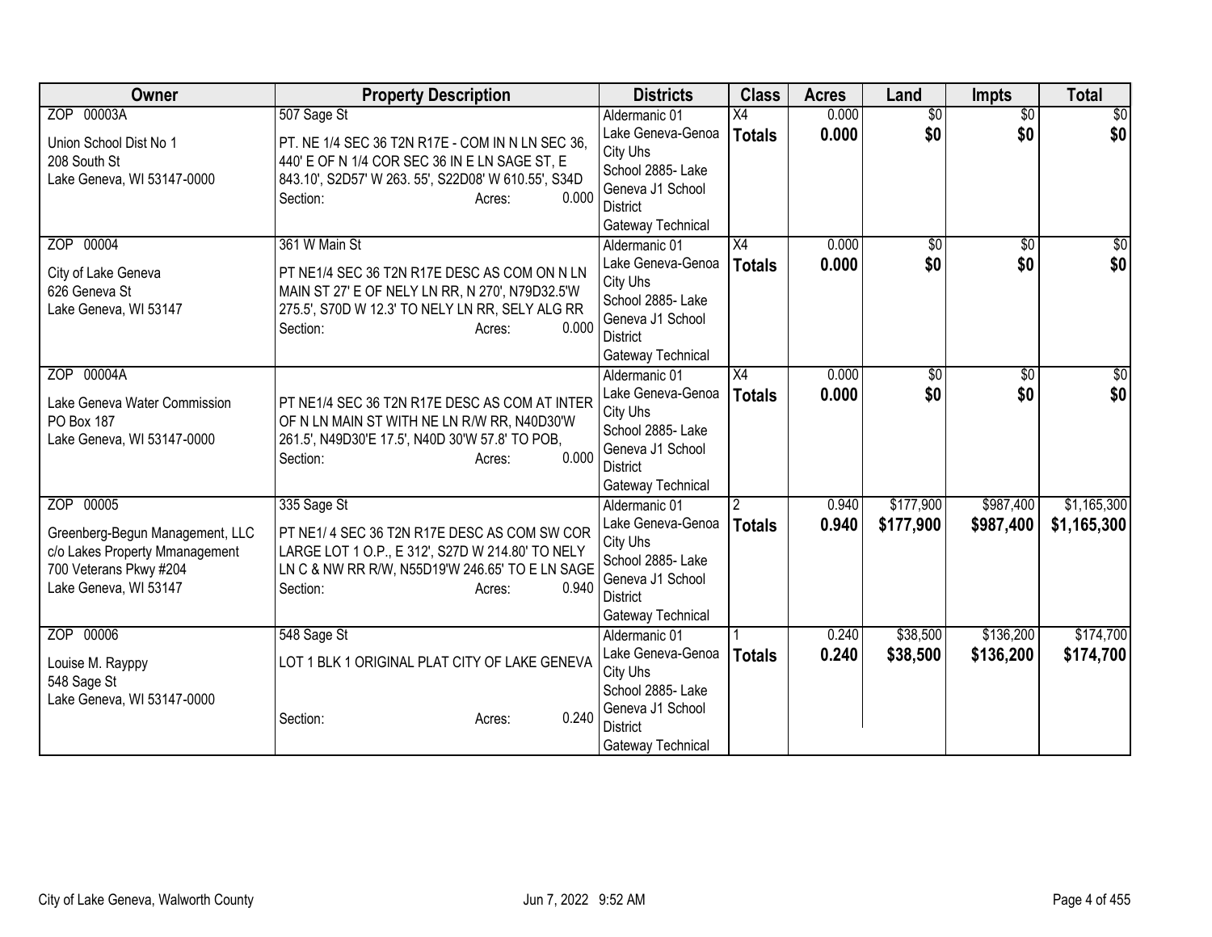| Owner | Property Description | Districts | Class | Acres | Land | Impts | Total |
|---|---|---|---|---|---|---|---|
| ZOP 00003A<br><br>Union School Dist No 1<br>208 South St<br>Lake Geneva, WI 53147-0000 | 507 Sage St<br><br>PT. NE 1/4 SEC 36 T2N R17E - COM IN N LN SEC 36, 440' E OF N 1/4 COR SEC 36 IN E LN SAGE ST, E 843.10', S2D57' W 263. 55', S22D08' W 610.55', S34D<br>Section: Acres: 0.000 | Aldermanic 01<br>Lake Geneva-Genoa City Uhs<br>School 2885- Lake Geneva J1 School District<br>Gateway Technical | X4<br>**Totals** | 0.000<br>**0.000** | $0<br>**$0** | $0<br>**$0** | $0<br>**$0** |
| ZOP 00004<br><br>City of Lake Geneva<br>626 Geneva St<br>Lake Geneva, WI 53147 | 361 W Main St<br><br>PT NE1/4 SEC 36 T2N R17E DESC AS COM ON N LN MAIN ST 27' E OF NELY LN RR, N 270', N79D32.5'W 275.5', S70D W 12.3' TO NELY LN RR, SELY ALG RR<br>Section: Acres: 0.000 | Aldermanic 01<br>Lake Geneva-Genoa City Uhs<br>School 2885- Lake Geneva J1 School District<br>Gateway Technical | X4<br>**Totals** | 0.000<br>**0.000** | $0<br>**$0** | $0<br>**$0** | $0<br>**$0** |
| ZOP 00004A<br><br>Lake Geneva Water Commission<br>PO Box 187<br>Lake Geneva, WI 53147-0000 | PT NE1/4 SEC 36 T2N R17E DESC AS COM AT INTER OF N LN MAIN ST WITH NE LN R/W RR, N40D30'W 261.5', N49D30'E 17.5', N40D 30'W 57.8' TO POB,<br>Section: Acres: 0.000 | Aldermanic 01<br>Lake Geneva-Genoa City Uhs<br>School 2885- Lake Geneva J1 School District<br>Gateway Technical | X4<br>**Totals** | 0.000<br>**0.000** | $0<br>**$0** | $0<br>**$0** | $0<br>**$0** |
| ZOP 00005<br><br>Greenberg-Begun Management, LLC<br>c/o Lakes Property Mmanagement<br>700 Veterans Pkwy #204<br>Lake Geneva, WI 53147 | 335 Sage St<br><br>PT NE1/ 4 SEC 36 T2N R17E DESC AS COM SW COR LARGE LOT 1 O.P., E 312', S27D W 214.80' TO NELY LN C & NW RR R/W, N55D19'W 246.65' TO E LN SAGE<br>Section: Acres: 0.940 | Aldermanic 01<br>Lake Geneva-Genoa City Uhs<br>School 2885- Lake Geneva J1 School District<br>Gateway Technical | 2<br>**Totals** | 0.940<br>**0.940** | $177,900<br>**$177,900** | $987,400<br>**$987,400** | $1,165,300<br>**$1,165,300** |
| ZOP 00006<br><br>Louise M. Rayppy<br>548 Sage St<br>Lake Geneva, WI 53147-0000 | 548 Sage St<br><br>LOT 1 BLK 1 ORIGINAL PLAT CITY OF LAKE GENEVA<br><br>Section: Acres: 0.240 | Aldermanic 01<br>Lake Geneva-Genoa City Uhs<br>School 2885- Lake Geneva J1 School District<br>Gateway Technical | 1<br>**Totals** | 0.240<br>**0.240** | $38,500<br>**$38,500** | $136,200<br>**$136,200** | $174,700<br>**$174,700** |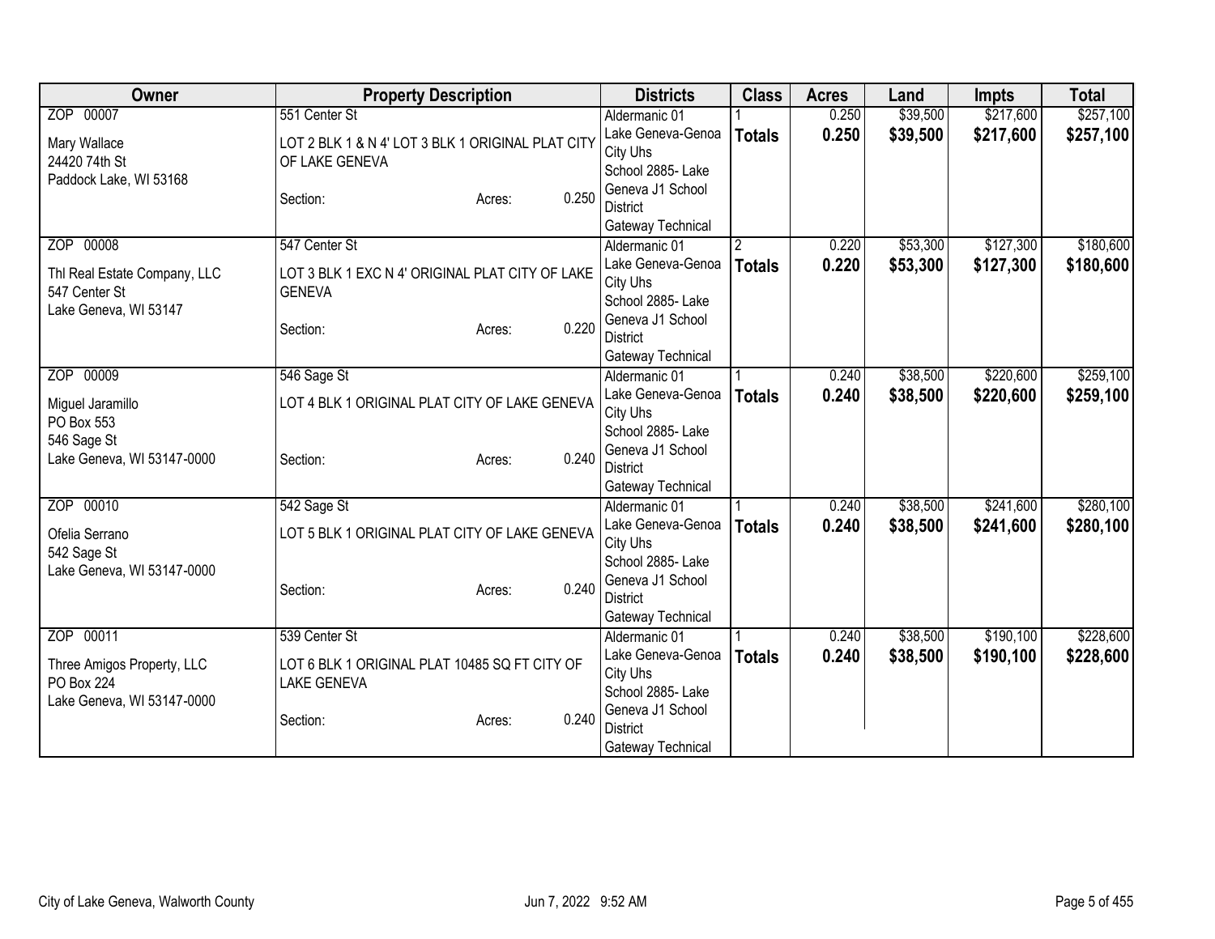| Owner | Property Description | Districts | Class | Acres | Land | Impts | Total |
|---|---|---|---|---|---|---|---|
| ZOP 00007<br>Mary Wallace<br>24420 74th St<br>Paddock Lake, WI 53168 | 551 Center St<br>LOT 2 BLK 1 & N 4' LOT 3 BLK 1 ORIGINAL PLAT CITY OF LAKE GENEVA<br>Section: Acres: 0.250 | Aldermanic 01<br>Lake Geneva-Genoa City Uhs<br>School 2885- Lake Geneva J1 School District<br>Gateway Technical | 1<br>**Totals** | 0.250<br>**0.250** | $39,500<br>**$39,500** | $217,600<br>**$217,600** | $257,100<br>**$257,100** |
| ZOP 00008<br>Thl Real Estate Company, LLC<br>547 Center St<br>Lake Geneva, WI 53147 | 547 Center St<br>LOT 3 BLK 1 EXC N 4' ORIGINAL PLAT CITY OF LAKE GENEVA<br>Section: Acres: 0.220 | Aldermanic 01<br>Lake Geneva-Genoa City Uhs<br>School 2885- Lake Geneva J1 School District<br>Gateway Technical | 2<br>**Totals** | 0.220<br>**0.220** | $53,300<br>**$53,300** | $127,300<br>**$127,300** | $180,600<br>**$180,600** |
| ZOP 00009<br>Miguel Jaramillo<br>PO Box 553<br>546 Sage St<br>Lake Geneva, WI 53147-0000 | 546 Sage St<br>LOT 4 BLK 1 ORIGINAL PLAT CITY OF LAKE GENEVA<br>Section: Acres: 0.240 | Aldermanic 01<br>Lake Geneva-Genoa City Uhs<br>School 2885- Lake Geneva J1 School District<br>Gateway Technical | 1<br>**Totals** | 0.240<br>**0.240** | $38,500<br>**$38,500** | $220,600<br>**$220,600** | $259,100<br>**$259,100** |
| ZOP 00010<br>Ofelia Serrano<br>542 Sage St<br>Lake Geneva, WI 53147-0000 | 542 Sage St<br>LOT 5 BLK 1 ORIGINAL PLAT CITY OF LAKE GENEVA<br>Section: Acres: 0.240 | Aldermanic 01<br>Lake Geneva-Genoa City Uhs<br>School 2885- Lake Geneva J1 School District<br>Gateway Technical | 1<br>**Totals** | 0.240<br>**0.240** | $38,500<br>**$38,500** | $241,600<br>**$241,600** | $280,100<br>**$280,100** |
| ZOP 00011<br>Three Amigos Property, LLC<br>PO Box 224<br>Lake Geneva, WI 53147-0000 | 539 Center St<br>LOT 6 BLK 1 ORIGINAL PLAT 10485 SQ FT CITY OF LAKE GENEVA<br>Section: Acres: 0.240 | Aldermanic 01<br>Lake Geneva-Genoa City Uhs<br>School 2885- Lake Geneva J1 School District<br>Gateway Technical | 1<br>**Totals** | 0.240<br>**0.240** | $38,500<br>**$38,500** | $190,100<br>**$190,100** | $228,600<br>**$228,600** |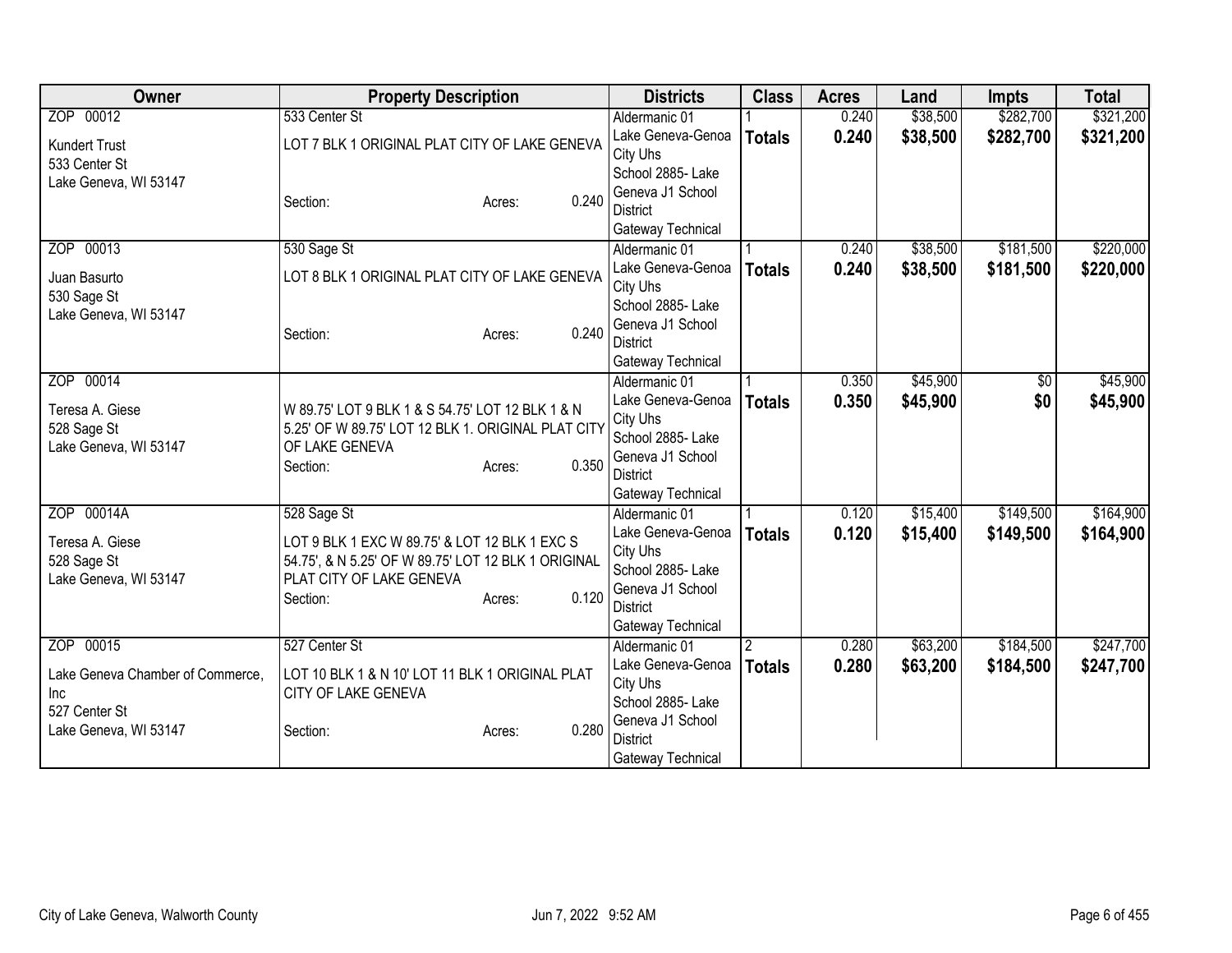| Owner | Property Description | Districts | Class | Acres | Land | Impts | Total |
|---|---|---|---|---|---|---|---|
| ZOP 00012<br>Kundert Trust<br>533 Center St<br>Lake Geneva, WI 53147 | 533 Center St<br>LOT 7 BLK 1 ORIGINAL PLAT CITY OF LAKE GENEVA<br>Section: Acres: 0.240 | Aldermanic 01<br>Lake Geneva-Genoa City Uhs<br>School 2885- Lake Geneva J1 School District<br>Gateway Technical | 1<br>**Totals** | 0.240<br>**0.240** | $38,500<br>**$38,500** | $282,700<br>**$282,700** | $321,200<br>**$321,200** |
| ZOP 00013<br>Juan Basurto<br>530 Sage St<br>Lake Geneva, WI 53147 | 530 Sage St<br>LOT 8 BLK 1 ORIGINAL PLAT CITY OF LAKE GENEVA<br>Section: Acres: 0.240 | Aldermanic 01<br>Lake Geneva-Genoa City Uhs<br>School 2885- Lake Geneva J1 School District<br>Gateway Technical | 1<br>**Totals** | 0.240<br>**0.240** | $38,500<br>**$38,500** | $181,500<br>**$181,500** | $220,000<br>**$220,000** |
| ZOP 00014<br>Teresa A. Giese<br>528 Sage St<br>Lake Geneva, WI 53147 | W 89.75' LOT 9 BLK 1 & S 54.75' LOT 12 BLK 1 & N 5.25' OF W 89.75' LOT 12 BLK 1. ORIGINAL PLAT CITY OF LAKE GENEVA<br>Section: Acres: 0.350 | Aldermanic 01<br>Lake Geneva-Genoa City Uhs<br>School 2885- Lake Geneva J1 School District<br>Gateway Technical | 1<br>**Totals** | 0.350<br>**0.350** | $45,900<br>**$45,900** | $0<br>**$0** | $45,900<br>**$45,900** |
| ZOP 00014A<br>Teresa A. Giese<br>528 Sage St<br>Lake Geneva, WI 53147 | 528 Sage St<br>LOT 9 BLK 1 EXC W 89.75' & LOT 12 BLK 1 EXC S 54.75', & N 5.25' OF W 89.75' LOT 12 BLK 1 ORIGINAL PLAT CITY OF LAKE GENEVA<br>Section: Acres: 0.120 | Aldermanic 01<br>Lake Geneva-Genoa City Uhs<br>School 2885- Lake Geneva J1 School District<br>Gateway Technical | 1<br>**Totals** | 0.120<br>**0.120** | $15,400<br>**$15,400** | $149,500<br>**$149,500** | $164,900<br>**$164,900** |
| ZOP 00015<br>Lake Geneva Chamber of Commerce, Inc<br>527 Center St<br>Lake Geneva, WI 53147 | 527 Center St<br>LOT 10 BLK 1 & N 10' LOT 11 BLK 1 ORIGINAL PLAT CITY OF LAKE GENEVA<br>Section: Acres: 0.280 | Aldermanic 01<br>Lake Geneva-Genoa City Uhs<br>School 2885- Lake Geneva J1 School District<br>Gateway Technical | 2<br>**Totals** | 0.280<br>**0.280** | $63,200<br>**$63,200** | $184,500<br>**$184,500** | $247,700<br>**$247,700** |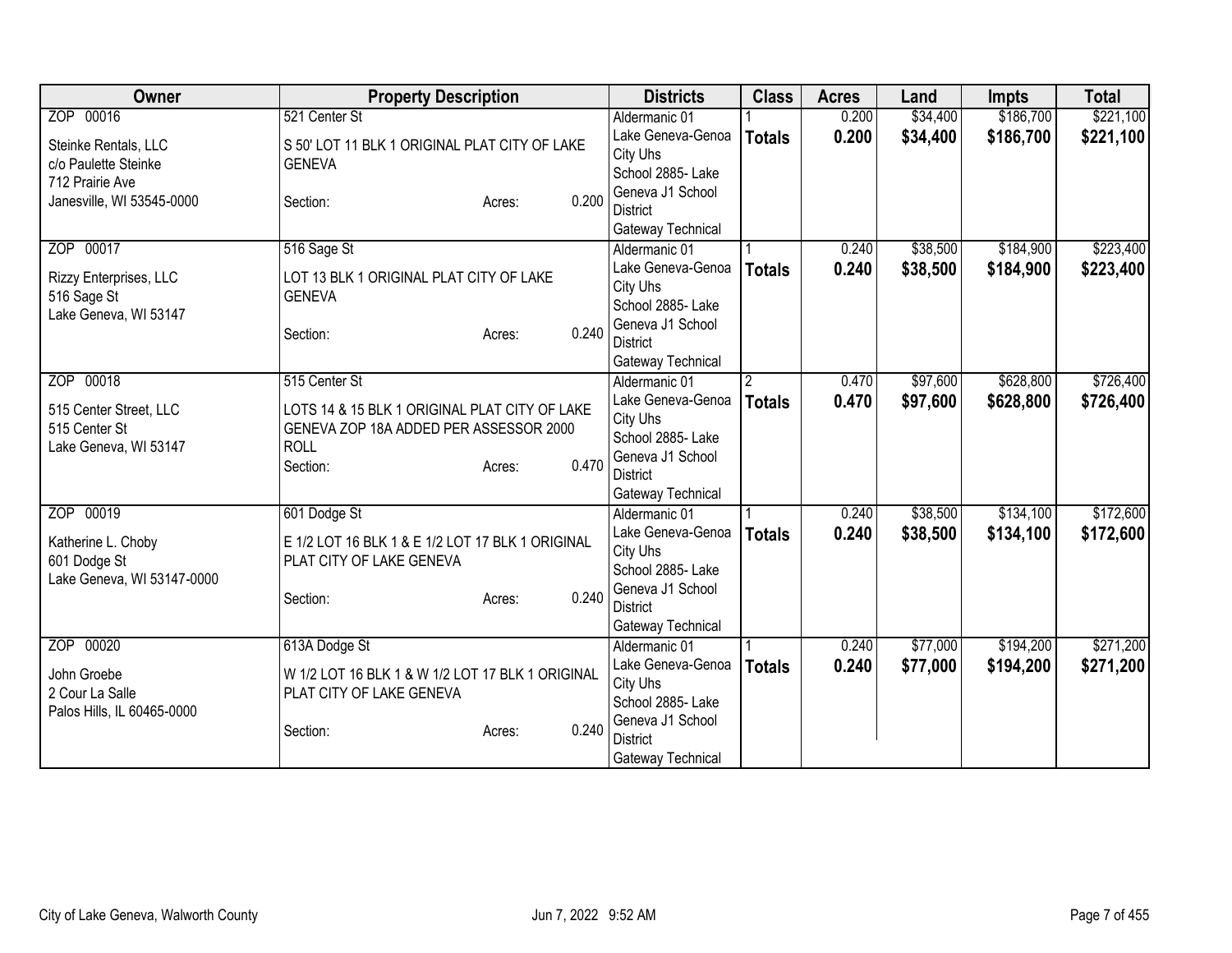| Owner | Property Description | Districts | Class | Acres | Land | Impts | Total |
|---|---|---|---|---|---|---|---|
| ZOP 00016<br>Steinke Rentals, LLC<br>c/o Paulette Steinke<br>712 Prairie Ave<br>Janesville, WI 53545-0000 | 521 Center St<br>S 50' LOT 11 BLK 1 ORIGINAL PLAT CITY OF LAKE GENEVA<br>Section: Acres: 0.200 | Aldermanic 01<br>Lake Geneva-Genoa City Uhs<br>School 2885- Lake Geneva J1 School District<br>Gateway Technical | 1<br>**Totals** | 0.200<br>**0.200** | $34,400<br>**$34,400** | $186,700<br>**$186,700** | $221,100<br>**$221,100** |
| ZOP 00017<br>Rizzy Enterprises, LLC<br>516 Sage St<br>Lake Geneva, WI 53147 | 516 Sage St<br>LOT 13 BLK 1 ORIGINAL PLAT CITY OF LAKE GENEVA<br>Section: Acres: 0.240 | Aldermanic 01<br>Lake Geneva-Genoa City Uhs<br>School 2885- Lake Geneva J1 School District<br>Gateway Technical | 1<br>**Totals** | 0.240<br>**0.240** | $38,500<br>**$38,500** | $184,900<br>**$184,900** | $223,400<br>**$223,400** |
| ZOP 00018<br>515 Center Street, LLC<br>515 Center St<br>Lake Geneva, WI 53147 | 515 Center St<br>LOTS 14 & 15 BLK 1 ORIGINAL PLAT CITY OF LAKE GENEVA ZOP 18A ADDED PER ASSESSOR 2000 ROLL<br>Section: Acres: 0.470 | Aldermanic 01<br>Lake Geneva-Genoa City Uhs<br>School 2885- Lake Geneva J1 School District<br>Gateway Technical | 2<br>**Totals** | 0.470<br>**0.470** | $97,600<br>**$97,600** | $628,800<br>**$628,800** | $726,400<br>**$726,400** |
| ZOP 00019<br>Katherine L. Choby<br>601 Dodge St<br>Lake Geneva, WI 53147-0000 | 601 Dodge St<br>E 1/2 LOT 16 BLK 1 & E 1/2 LOT 17 BLK 1 ORIGINAL PLAT CITY OF LAKE GENEVA<br>Section: Acres: 0.240 | Aldermanic 01<br>Lake Geneva-Genoa City Uhs<br>School 2885- Lake Geneva J1 School District<br>Gateway Technical | 1<br>**Totals** | 0.240<br>**0.240** | $38,500<br>**$38,500** | $134,100<br>**$134,100** | $172,600<br>**$172,600** |
| ZOP 00020<br>John Groebe<br>2 Cour La Salle<br>Palos Hills, IL 60465-0000 | 613A Dodge St<br>W 1/2 LOT 16 BLK 1 & W 1/2 LOT 17 BLK 1 ORIGINAL PLAT CITY OF LAKE GENEVA<br>Section: Acres: 0.240 | Aldermanic 01<br>Lake Geneva-Genoa City Uhs<br>School 2885- Lake Geneva J1 School District<br>Gateway Technical | 1<br>**Totals** | 0.240<br>**0.240** | $77,000<br>**$77,000** | $194,200<br>**$194,200** | $271,200<br>**$271,200** |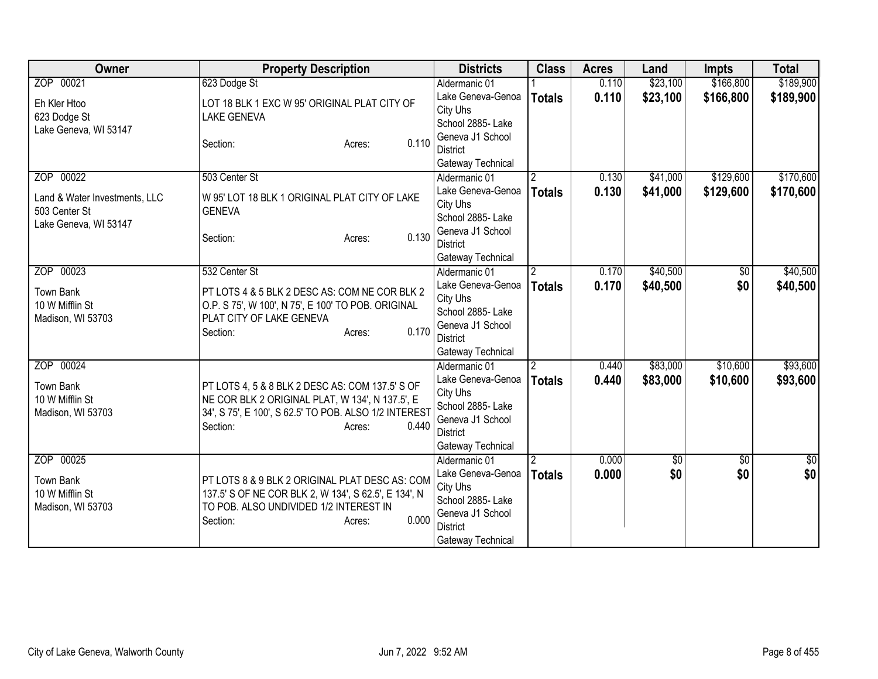| Owner | Property Description | Districts | Class | Acres | Land | Impts | Total |
|---|---|---|---|---|---|---|---|
| ZOP 00021<br>Eh Kler Htoo<br>623 Dodge St<br>Lake Geneva, WI 53147 | 623 Dodge St<br>LOT 18 BLK 1 EXC W 95' ORIGINAL PLAT CITY OF LAKE GENEVA<br>Section: Acres: 0.110 | Aldermanic 01<br>Lake Geneva-Genoa City Uhs<br>School 2885- Lake Geneva J1 School District<br>Gateway Technical | 1<br>**Totals** | 0.110<br>**0.110** | $23,100<br>**$23,100** | $166,800<br>**$166,800** | $189,900<br>**$189,900** |
| ZOP 00022<br>Land & Water Investments, LLC<br>503 Center St<br>Lake Geneva, WI 53147 | 503 Center St<br>W 95' LOT 18 BLK 1 ORIGINAL PLAT CITY OF LAKE GENEVA<br>Section: Acres: 0.130 | Aldermanic 01<br>Lake Geneva-Genoa City Uhs<br>School 2885- Lake Geneva J1 School District<br>Gateway Technical | 2<br>**Totals** | 0.130<br>**0.130** | $41,000<br>**$41,000** | $129,600<br>**$129,600** | $170,600<br>**$170,600** |
| ZOP 00023<br>Town Bank<br>10 W Mifflin St<br>Madison, WI 53703 | 532 Center St<br>PT LOTS 4 & 5 BLK 2 DESC AS: COM NE COR BLK 2 O.P. S 75', W 100', N 75', E 100' TO POB. ORIGINAL PLAT CITY OF LAKE GENEVA<br>Section: Acres: 0.170 | Aldermanic 01<br>Lake Geneva-Genoa City Uhs<br>School 2885- Lake Geneva J1 School District<br>Gateway Technical | 2<br>**Totals** | 0.170<br>**0.170** | $40,500<br>**$40,500** | $0<br>**$0** | $40,500<br>**$40,500** |
| ZOP 00024<br>Town Bank<br>10 W Mifflin St<br>Madison, WI 53703 | PT LOTS 4, 5 & 8 BLK 2 DESC AS: COM 137.5' S OF NE COR BLK 2 ORIGINAL PLAT, W 134', N 137.5', E 34', S 75', E 100', S 62.5' TO POB. ALSO 1/2 INTEREST<br>Section: Acres: 0.440 | Aldermanic 01<br>Lake Geneva-Genoa City Uhs<br>School 2885- Lake Geneva J1 School District<br>Gateway Technical | 2<br>**Totals** | 0.440<br>**0.440** | $83,000<br>**$83,000** | $10,600<br>**$10,600** | $93,600<br>**$93,600** |
| ZOP 00025<br>Town Bank<br>10 W Mifflin St<br>Madison, WI 53703 | PT LOTS 8 & 9 BLK 2 ORIGINAL PLAT DESC AS: COM 137.5' S OF NE COR BLK 2, W 134', S 62.5', E 134', N TO POB. ALSO UNDIVIDED 1/2 INTEREST IN<br>Section: Acres: 0.000 | Aldermanic 01<br>Lake Geneva-Genoa City Uhs<br>School 2885- Lake Geneva J1 School District<br>Gateway Technical | 2<br>**Totals** | 0.000<br>**0.000** | $0<br>**$0** | $0<br>**$0** | $0<br>**$0** |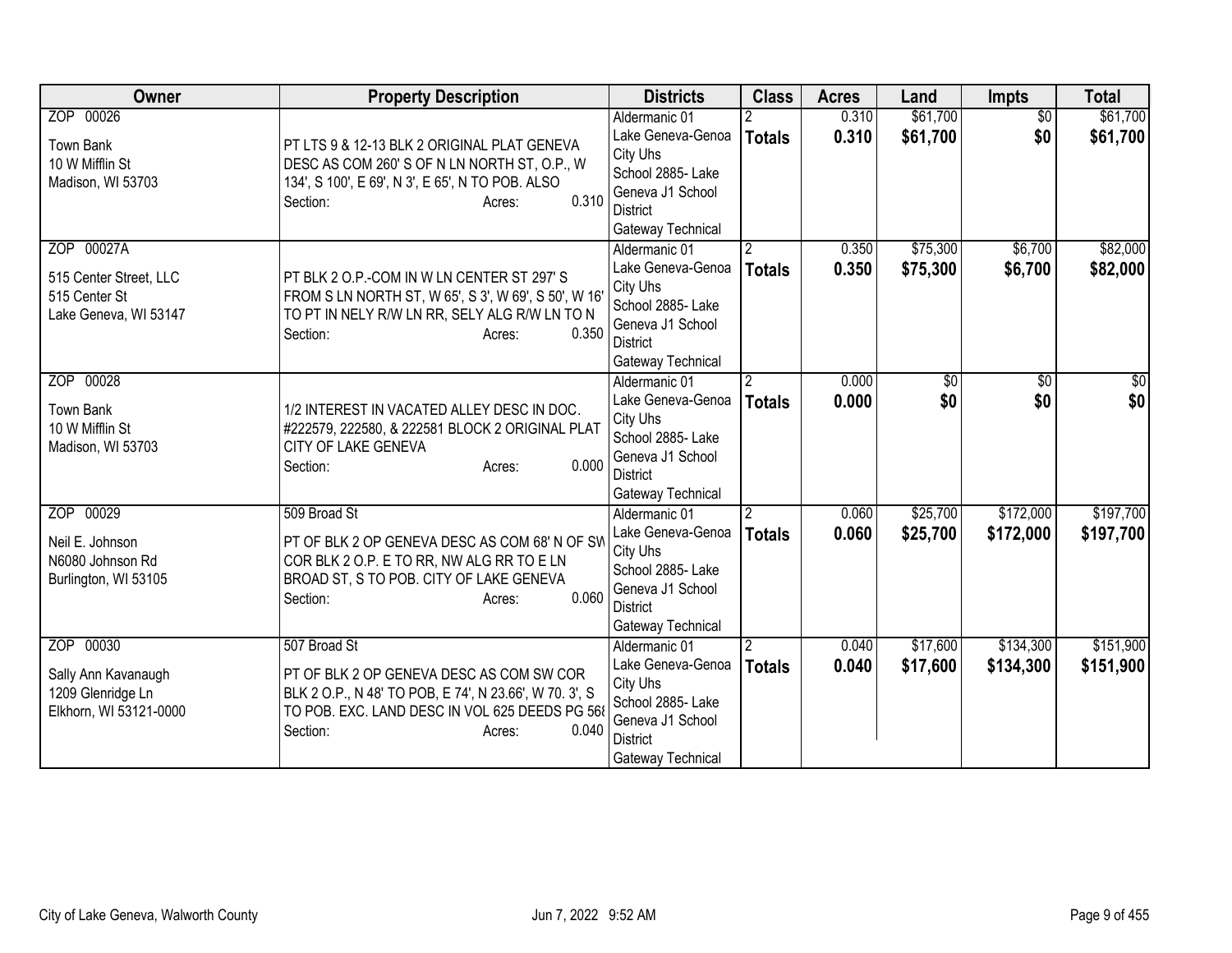| Owner | Property Description | Districts | Class | Acres | Land | Impts | Total |
|---|---|---|---|---|---|---|---|
| ZOP 00026<br><br>Town Bank<br>10 W Mifflin St<br>Madison, WI 53703 | PT LTS 9 & 12-13 BLK 2 ORIGINAL PLAT GENEVA DESC AS COM 260' S OF N LN NORTH ST, O.P., W 134', S 100', E 69', N 3', E 65', N TO POB. ALSO<br>Section: Acres: 0.310 | Aldermanic 01<br>Lake Geneva-Genoa City Uhs<br>School 2885- Lake Geneva J1 School District<br>Gateway Technical | 2<br>**Totals** | 0.310<br>**0.310** | $61,700<br>**$61,700** | $0<br>**$0** | $61,700<br>**$61,700** |
| ZOP 00027A<br><br>515 Center Street, LLC<br>515 Center St<br>Lake Geneva, WI 53147 | PT BLK 2 O.P.-COM IN W LN CENTER ST 297' S FROM S LN NORTH ST, W 65', S 3', W 69', S 50', W 16' TO PT IN NELY R/W LN RR, SELY ALG R/W LN TO N<br>Section: Acres: 0.350 | Aldermanic 01<br>Lake Geneva-Genoa City Uhs<br>School 2885- Lake Geneva J1 School District<br>Gateway Technical | 2<br>**Totals** | 0.350<br>**0.350** | $75,300<br>**$75,300** | $6,700<br>**$6,700** | $82,000<br>**$82,000** |
| ZOP 00028<br><br>Town Bank<br>10 W Mifflin St<br>Madison, WI 53703 | 1/2 INTEREST IN VACATED ALLEY DESC IN DOC. #222579, 222580, & 222581 BLOCK 2 ORIGINAL PLAT CITY OF LAKE GENEVA<br>Section: Acres: 0.000 | Aldermanic 01<br>Lake Geneva-Genoa City Uhs<br>School 2885- Lake Geneva J1 School District<br>Gateway Technical | 2<br>**Totals** | 0.000<br>**0.000** | $0<br>**$0** | $0<br>**$0** | $0<br>**$0** |
| ZOP 00029<br><br>Neil E. Johnson<br>N6080 Johnson Rd<br>Burlington, WI 53105 | 509 Broad St<br>PT OF BLK 2 OP GENEVA DESC AS COM 68' N OF SW COR BLK 2 O.P. E TO RR, NW ALG RR TO E LN BROAD ST, S TO POB. CITY OF LAKE GENEVA<br>Section: Acres: 0.060 | Aldermanic 01<br>Lake Geneva-Genoa City Uhs<br>School 2885- Lake Geneva J1 School District<br>Gateway Technical | 2<br>**Totals** | 0.060<br>**0.060** | $25,700<br>**$25,700** | $172,000<br>**$172,000** | $197,700<br>**$197,700** |
| ZOP 00030<br><br>Sally Ann Kavanaugh<br>1209 Glenridge Ln<br>Elkhorn, WI 53121-0000 | 507 Broad St<br>PT OF BLK 2 OP GENEVA DESC AS COM SW COR BLK 2 O.P., N 48' TO POB, E 74', N 23.66', W 70. 3', S TO POB. EXC. LAND DESC IN VOL 625 DEEDS PG 568<br>Section: Acres: 0.040 | Aldermanic 01<br>Lake Geneva-Genoa City Uhs<br>School 2885- Lake Geneva J1 School District<br>Gateway Technical | 2<br>**Totals** | 0.040<br>**0.040** | $17,600<br>**$17,600** | $134,300<br>**$134,300** | $151,900<br>**$151,900** |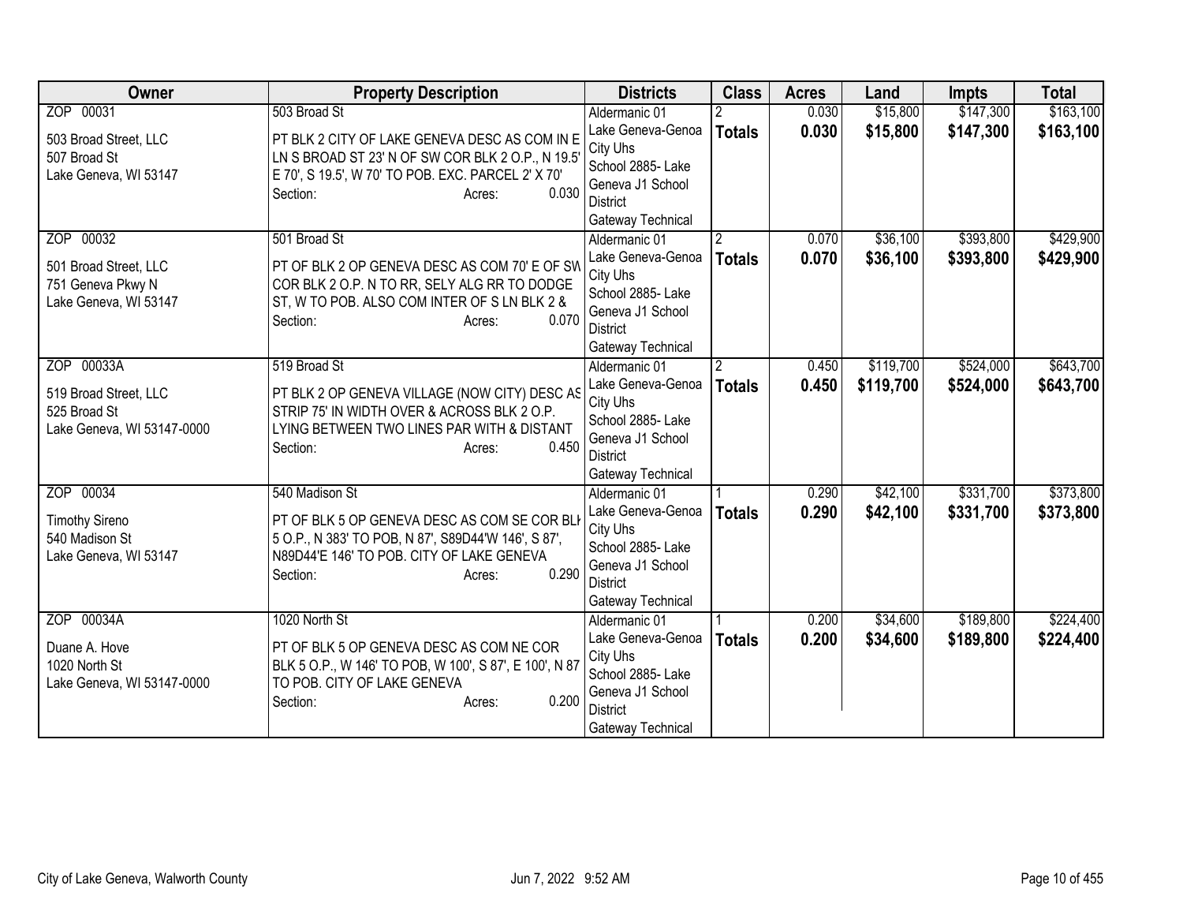| Owner | Property Description | Districts | Class | Acres | Land | Impts | Total |
|---|---|---|---|---|---|---|---|
| ZOP 00031<br><br>503 Broad Street, LLC<br>507 Broad St<br>Lake Geneva, WI 53147 | 503 Broad St<br><br>PT BLK 2 CITY OF LAKE GENEVA DESC AS COM IN E LN S BROAD ST 23' N OF SW COR BLK 2 O.P., N 19.5' E 70', S 19.5', W 70' TO POB. EXC. PARCEL 2' X 70'<br>Section: Acres: 0.030 | Aldermanic 01<br>Lake Geneva-Genoa City Uhs<br>School 2885- Lake Geneva J1 School District<br>Gateway Technical | 2<br>**Totals** | 0.030<br>**0.030** | $15,800<br>**$15,800** | $147,300<br>**$147,300** | $163,100<br>**$163,100** |
| ZOP 00032<br><br>501 Broad Street, LLC<br>751 Geneva Pkwy N<br>Lake Geneva, WI 53147 | 501 Broad St<br><br>PT OF BLK 2 OP GENEVA DESC AS COM 70' E OF SW COR BLK 2 O.P. N TO RR, SELY ALG RR TO DODGE ST, W TO POB. ALSO COM INTER OF S LN BLK 2 &<br>Section: Acres: 0.070 | Aldermanic 01<br>Lake Geneva-Genoa City Uhs<br>School 2885- Lake Geneva J1 School District<br>Gateway Technical | 2<br>**Totals** | 0.070<br>**0.070** | $36,100<br>**$36,100** | $393,800<br>**$393,800** | $429,900<br>**$429,900** |
| ZOP 00033A<br><br>519 Broad Street, LLC<br>525 Broad St<br>Lake Geneva, WI 53147-0000 | 519 Broad St<br><br>PT BLK 2 OP GENEVA VILLAGE (NOW CITY) DESC AS STRIP 75' IN WIDTH OVER & ACROSS BLK 2 O.P. LYING BETWEEN TWO LINES PAR WITH & DISTANT<br>Section: Acres: 0.450 | Aldermanic 01<br>Lake Geneva-Genoa City Uhs<br>School 2885- Lake Geneva J1 School District<br>Gateway Technical | 2<br>**Totals** | 0.450<br>**0.450** | $119,700<br>**$119,700** | $524,000<br>**$524,000** | $643,700<br>**$643,700** |
| ZOP 00034<br><br>Timothy Sireno<br>540 Madison St<br>Lake Geneva, WI 53147 | 540 Madison St<br><br>PT OF BLK 5 OP GENEVA DESC AS COM SE COR BLK 5 O.P., N 383' TO POB, N 87', S89D44'W 146', S 87', N89D44'E 146' TO POB. CITY OF LAKE GENEVA<br>Section: Acres: 0.290 | Aldermanic 01<br>Lake Geneva-Genoa City Uhs<br>School 2885- Lake Geneva J1 School District<br>Gateway Technical | 1<br>**Totals** | 0.290<br>**0.290** | $42,100<br>**$42,100** | $331,700<br>**$331,700** | $373,800<br>**$373,800** |
| ZOP 00034A<br><br>Duane A. Hove<br>1020 North St<br>Lake Geneva, WI 53147-0000 | 1020 North St<br><br>PT OF BLK 5 OP GENEVA DESC AS COM NE COR BLK 5 O.P., W 146' TO POB, W 100', S 87', E 100', N 87 TO POB. CITY OF LAKE GENEVA<br>Section: Acres: 0.200 | Aldermanic 01<br>Lake Geneva-Genoa City Uhs<br>School 2885- Lake Geneva J1 School District<br>Gateway Technical | 1<br>**Totals** | 0.200<br>**0.200** | $34,600<br>**$34,600** | $189,800<br>**$189,800** | $224,400<br>**$224,400** |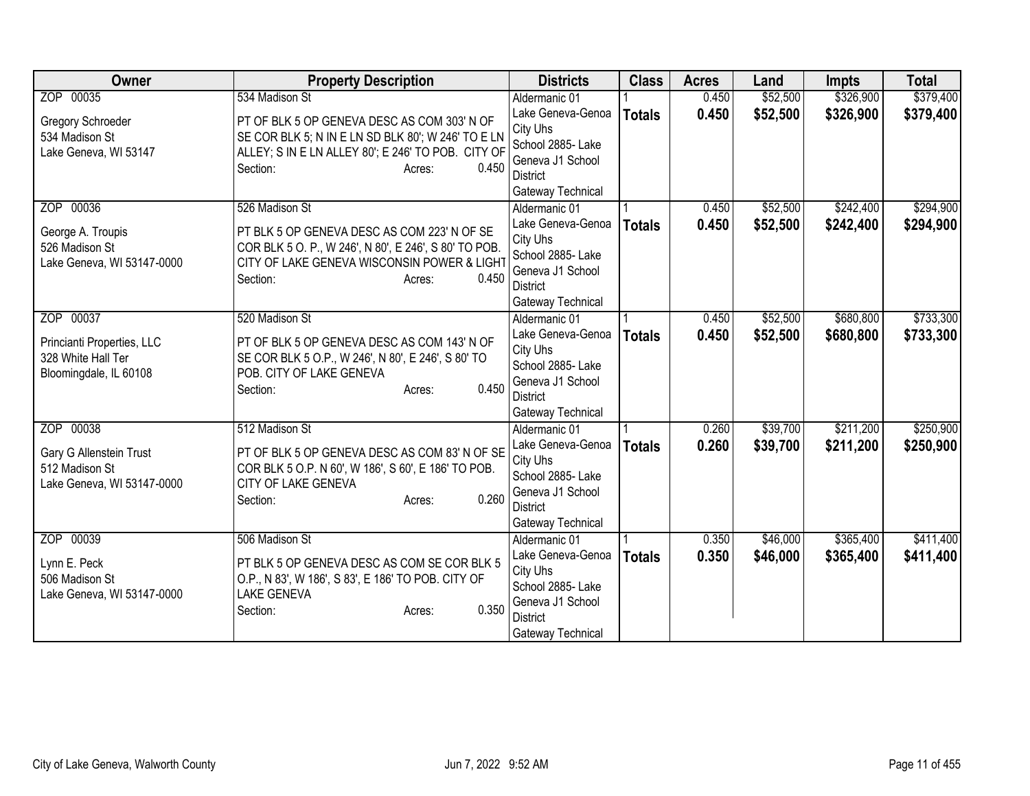| Owner | Property Description | Districts | Class | Acres | Land | Impts | Total |
|---|---|---|---|---|---|---|---|
| ZOP 00035<br><br>Gregory Schroeder<br>534 Madison St<br>Lake Geneva, WI 53147 | 534 Madison St<br><br>PT OF BLK 5 OP GENEVA DESC AS COM 303' N OF SE COR BLK 5; N IN E LN SD BLK 80'; W 246' TO E LN ALLEY; S IN E LN ALLEY 80'; E 246' TO POB. CITY OF<br>Section: Acres: 0.450 | Aldermanic 01<br>Lake Geneva-Genoa City Uhs<br>School 2885- Lake Geneva J1 School District<br>Gateway Technical | 1<br>**Totals** | 0.450<br>**0.450** | $52,500<br>**$52,500** | $326,900<br>**$326,900** | $379,400<br>**$379,400** |
| ZOP 00036<br><br>George A. Troupis<br>526 Madison St<br>Lake Geneva, WI 53147-0000 | 526 Madison St<br><br>PT BLK 5 OP GENEVA DESC AS COM 223' N OF SE COR BLK 5 O. P., W 246', N 80', E 246', S 80' TO POB. CITY OF LAKE GENEVA WISCONSIN POWER & LIGHT<br>Section: Acres: 0.450 | Aldermanic 01<br>Lake Geneva-Genoa City Uhs<br>School 2885- Lake Geneva J1 School District<br>Gateway Technical | 1<br>**Totals** | 0.450<br>**0.450** | $52,500<br>**$52,500** | $242,400<br>**$242,400** | $294,900<br>**$294,900** |
| ZOP 00037<br><br>Princianti Properties, LLC<br>328 White Hall Ter<br>Bloomingdale, IL 60108 | 520 Madison St<br><br>PT OF BLK 5 OP GENEVA DESC AS COM 143' N OF SE COR BLK 5 O.P., W 246', N 80', E 246', S 80' TO POB. CITY OF LAKE GENEVA<br>Section: Acres: 0.450 | Aldermanic 01<br>Lake Geneva-Genoa City Uhs<br>School 2885- Lake Geneva J1 School District<br>Gateway Technical | 1<br>**Totals** | 0.450<br>**0.450** | $52,500<br>**$52,500** | $680,800<br>**$680,800** | $733,300<br>**$733,300** |
| ZOP 00038<br><br>Gary G Allenstein Trust<br>512 Madison St<br>Lake Geneva, WI 53147-0000 | 512 Madison St<br><br>PT OF BLK 5 OP GENEVA DESC AS COM 83' N OF SE COR BLK 5 O.P. N 60', W 186', S 60', E 186' TO POB. CITY OF LAKE GENEVA<br>Section: Acres: 0.260 | Aldermanic 01<br>Lake Geneva-Genoa City Uhs<br>School 2885- Lake Geneva J1 School District<br>Gateway Technical | 1<br>**Totals** | 0.260<br>**0.260** | $39,700<br>**$39,700** | $211,200<br>**$211,200** | $250,900<br>**$250,900** |
| ZOP 00039<br><br>Lynn E. Peck<br>506 Madison St<br>Lake Geneva, WI 53147-0000 | 506 Madison St<br><br>PT BLK 5 OP GENEVA DESC AS COM SE COR BLK 5 O.P., N 83', W 186', S 83', E 186' TO POB. CITY OF LAKE GENEVA<br>Section: Acres: 0.350 | Aldermanic 01<br>Lake Geneva-Genoa City Uhs<br>School 2885- Lake Geneva J1 School District<br>Gateway Technical | 1<br>**Totals** | 0.350<br>**0.350** | $46,000<br>**$46,000** | $365,400<br>**$365,400** | $411,400<br>**$411,400** |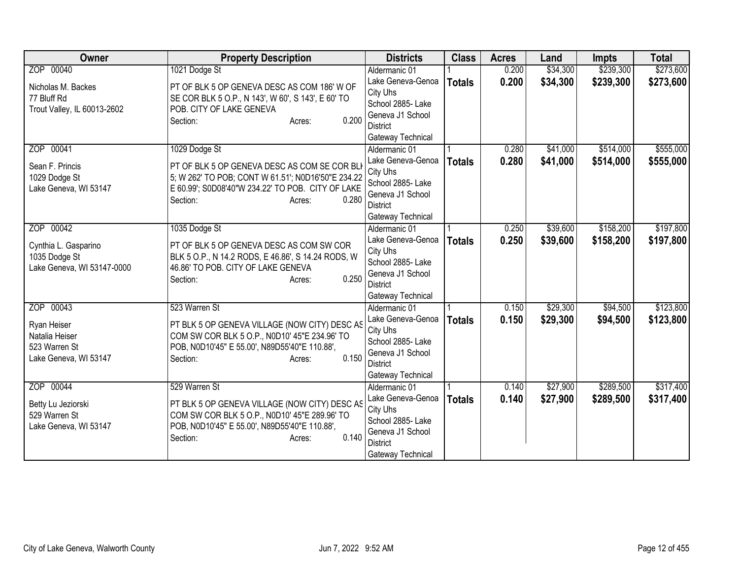| Owner | Property Description | Districts | Class | Acres | Land | Impts | Total |
|---|---|---|---|---|---|---|---|
| ZOP 00040<br>Nicholas M. Backes<br>77 Bluff Rd<br>Trout Valley, IL 60013-2602 | 1021 Dodge St<br>PT OF BLK 5 OP GENEVA DESC AS COM 186' W OF SE COR BLK 5 O.P., N 143', W 60', S 143', E 60' TO POB. CITY OF LAKE GENEVA<br>Section: Acres: 0.200 | Aldermanic 01<br>Lake Geneva-Genoa City Uhs<br>School 2885- Lake Geneva J1 School District<br>Gateway Technical | 1<br>**Totals** | 0.200<br>**0.200** | $34,300<br>**$34,300** | $239,300<br>**$239,300** | $273,600<br>**$273,600** |
| ZOP 00041<br>Sean F. Princis<br>1029 Dodge St<br>Lake Geneva, WI 53147 | 1029 Dodge St<br>PT OF BLK 5 OP GENEVA DESC AS COM SE COR BLK 5; W 262' TO POB; CONT W 61.51'; N0D16'50"E 234.22 E 60.99'; S0D08'40"W 234.22' TO POB. CITY OF LAKE<br>Section: Acres: 0.280 | Aldermanic 01<br>Lake Geneva-Genoa City Uhs<br>School 2885- Lake Geneva J1 School District<br>Gateway Technical | 1<br>**Totals** | 0.280<br>**0.280** | $41,000<br>**$41,000** | $514,000<br>**$514,000** | $555,000<br>**$555,000** |
| ZOP 00042<br>Cynthia L. Gasparino<br>1035 Dodge St<br>Lake Geneva, WI 53147-0000 | 1035 Dodge St<br>PT OF BLK 5 OP GENEVA DESC AS COM SW COR BLK 5 O.P., N 14.2 RODS, E 46.86', S 14.24 RODS, W 46.86' TO POB. CITY OF LAKE GENEVA<br>Section: Acres: 0.250 | Aldermanic 01<br>Lake Geneva-Genoa City Uhs<br>School 2885- Lake Geneva J1 School District<br>Gateway Technical | 1<br>**Totals** | 0.250<br>**0.250** | $39,600<br>**$39,600** | $158,200<br>**$158,200** | $197,800<br>**$197,800** |
| ZOP 00043<br>Ryan Heiser<br>Natalia Heiser<br>523 Warren St<br>Lake Geneva, WI 53147 | 523 Warren St<br>PT BLK 5 OP GENEVA VILLAGE (NOW CITY) DESC AS COM SW COR BLK 5 O.P., N0D10' 45"E 234.96' TO POB, N0D10'45" E 55.00', N89D55'40"E 110.88',<br>Section: Acres: 0.150 | Aldermanic 01<br>Lake Geneva-Genoa City Uhs<br>School 2885- Lake Geneva J1 School District<br>Gateway Technical | 1<br>**Totals** | 0.150<br>**0.150** | $29,300<br>**$29,300** | $94,500<br>**$94,500** | $123,800<br>**$123,800** |
| ZOP 00044<br>Betty Lu Jeziorski<br>529 Warren St<br>Lake Geneva, WI 53147 | 529 Warren St<br>PT BLK 5 OP GENEVA VILLAGE (NOW CITY) DESC AS COM SW COR BLK 5 O.P., N0D10' 45"E 289.96' TO POB, N0D10'45" E 55.00', N89D55'40"E 110.88',<br>Section: Acres: 0.140 | Aldermanic 01<br>Lake Geneva-Genoa City Uhs<br>School 2885- Lake Geneva J1 School District<br>Gateway Technical | 1<br>**Totals** | 0.140<br>**0.140** | $27,900<br>**$27,900** | $289,500<br>**$289,500** | $317,400<br>**$317,400** |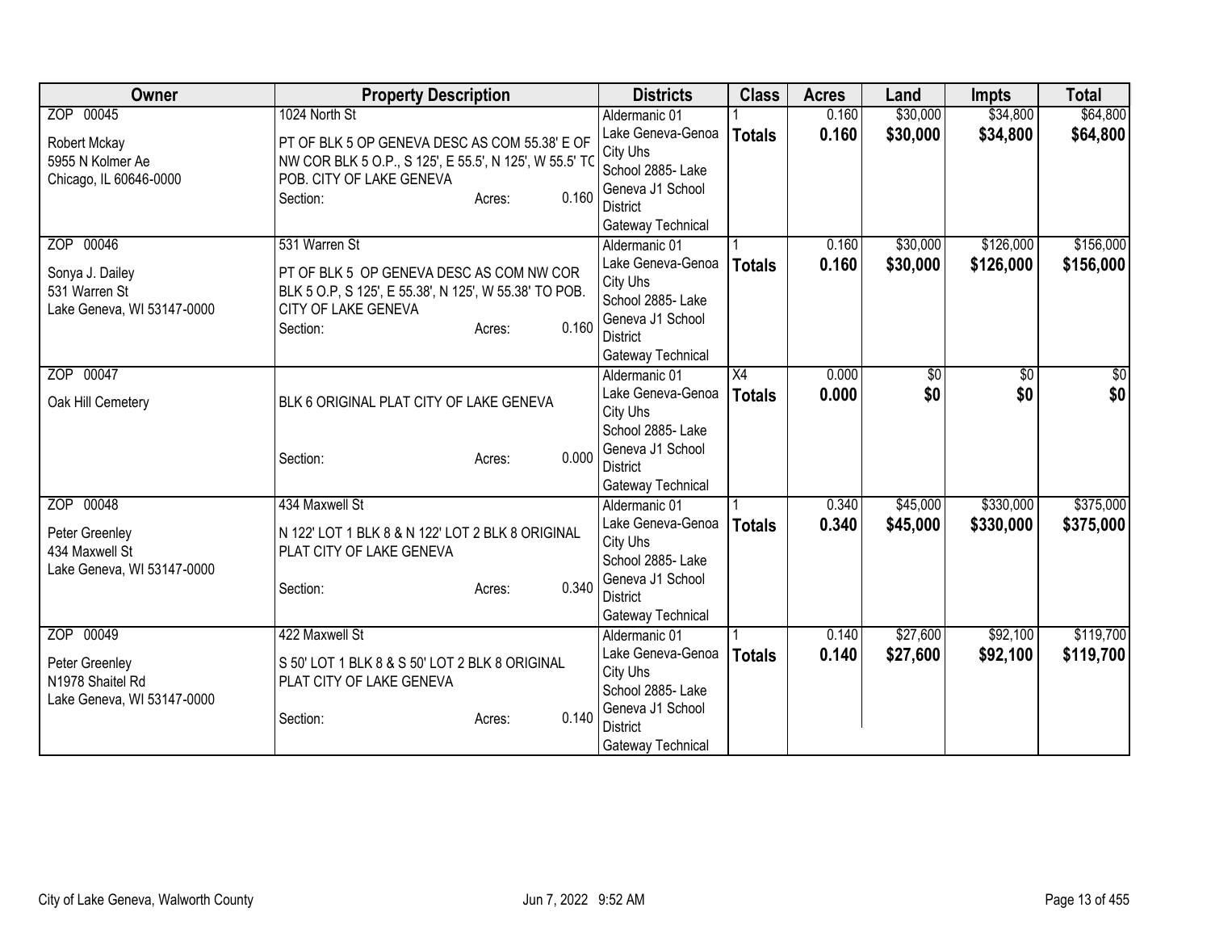| Owner | Property Description | Districts | Class | Acres | Land | Impts | Total |
|---|---|---|---|---|---|---|---|
| ZOP 00045<br>Robert Mckay<br>5955 N Kolmer Ae<br>Chicago, IL 60646-0000 | 1024 North St<br>PT OF BLK 5 OP GENEVA DESC AS COM 55.38' E OF NW COR BLK 5 O.P., S 125', E 55.5', N 125', W 55.5' TO POB. CITY OF LAKE GENEVA<br>Section: Acres: 0.160 | Aldermanic 01<br>Lake Geneva-Genoa City Uhs<br>School 2885- Lake Geneva J1 School District<br>Gateway Technical | 1<br>**Totals** | 0.160<br>**0.160** | $30,000<br>**$30,000** | $34,800<br>**$34,800** | $64,800<br>**$64,800** |
| ZOP 00046<br>Sonya J. Dailey<br>531 Warren St<br>Lake Geneva, WI 53147-0000 | 531 Warren St<br>PT OF BLK 5 OP GENEVA DESC AS COM NW COR BLK 5 O.P, S 125', E 55.38', N 125', W 55.38' TO POB. CITY OF LAKE GENEVA<br>Section: Acres: 0.160 | Aldermanic 01<br>Lake Geneva-Genoa City Uhs<br>School 2885- Lake Geneva J1 School District<br>Gateway Technical | 1<br>**Totals** | 0.160<br>**0.160** | $30,000<br>**$30,000** | $126,000<br>**$126,000** | $156,000<br>**$156,000** |
| ZOP 00047<br>Oak Hill Cemetery | BLK 6 ORIGINAL PLAT CITY OF LAKE GENEVA<br>Section: Acres: 0.000 | Aldermanic 01<br>Lake Geneva-Genoa City Uhs<br>School 2885- Lake Geneva J1 School District<br>Gateway Technical | X4<br>**Totals** | 0.000<br>**0.000** | $0<br>**$0** | $0<br>**$0** | $0<br>**$0** |
| ZOP 00048<br>Peter Greenley<br>434 Maxwell St<br>Lake Geneva, WI 53147-0000 | 434 Maxwell St<br>N 122' LOT 1 BLK 8 & N 122' LOT 2 BLK 8 ORIGINAL PLAT CITY OF LAKE GENEVA<br>Section: Acres: 0.340 | Aldermanic 01<br>Lake Geneva-Genoa City Uhs<br>School 2885- Lake Geneva J1 School District<br>Gateway Technical | 1<br>**Totals** | 0.340<br>**0.340** | $45,000<br>**$45,000** | $330,000<br>**$330,000** | $375,000<br>**$375,000** |
| ZOP 00049<br>Peter Greenley<br>N1978 Shaitel Rd<br>Lake Geneva, WI 53147-0000 | 422 Maxwell St<br>S 50' LOT 1 BLK 8 & S 50' LOT 2 BLK 8 ORIGINAL PLAT CITY OF LAKE GENEVA<br>Section: Acres: 0.140 | Aldermanic 01<br>Lake Geneva-Genoa City Uhs<br>School 2885- Lake Geneva J1 School District<br>Gateway Technical | 1<br>**Totals** | 0.140<br>**0.140** | $27,600<br>**$27,600** | $92,100<br>**$92,100** | $119,700<br>**$119,700** |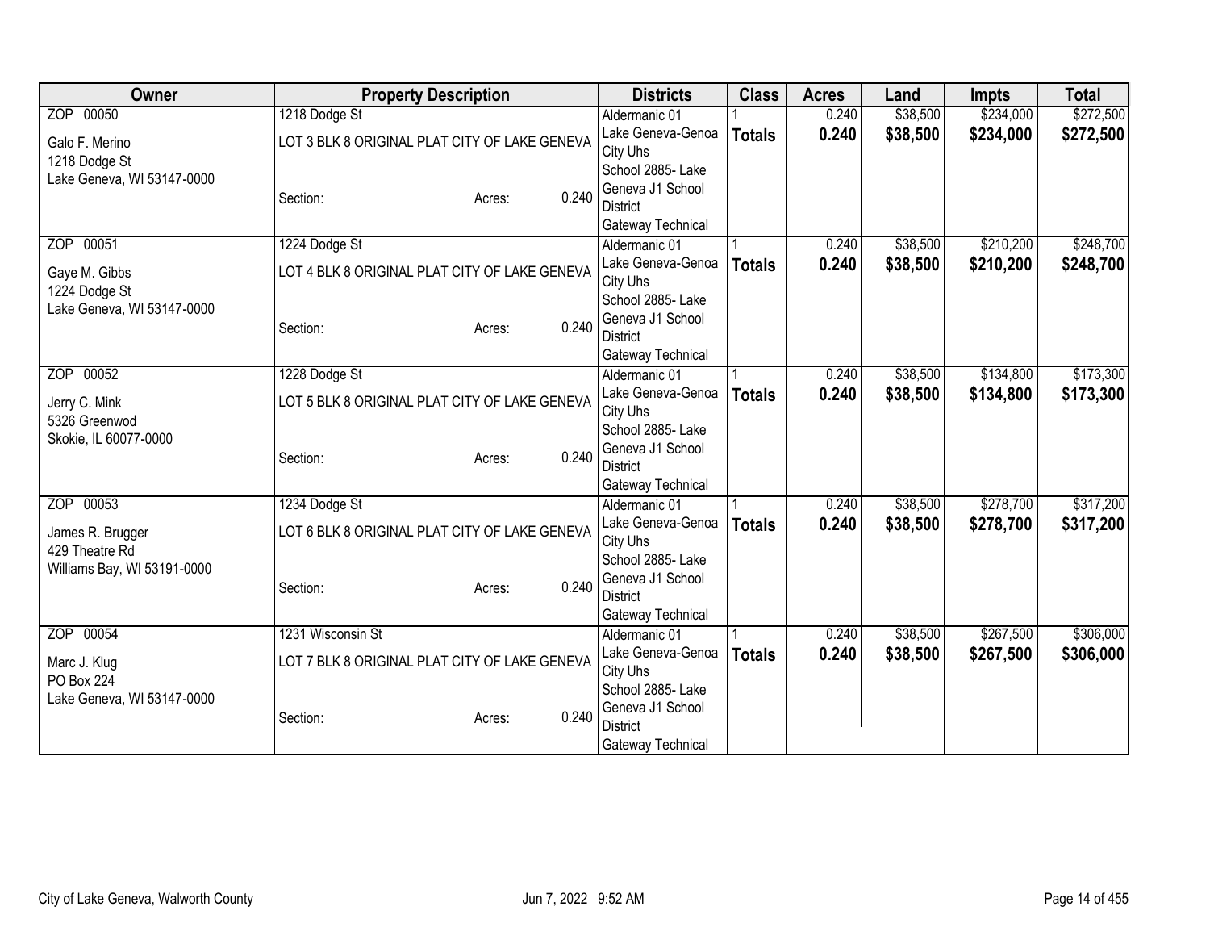| Owner | Property Description | | | Districts | Class | Acres | Land | Impts | Total |
|---|---|---|---|---|---|---|---|---|---|
| ZOP 00050 | 1218 Dodge St | | | Aldermanic 01 | 1 | 0.240 | $38,500 | $234,000 | $272,500 |
| Galo F. Merino | LOT 3 BLK 8 ORIGINAL PLAT CITY OF LAKE GENEVA | | | Lake Geneva-Genoa City Uhs | **Totals** | **0.240** | **$38,500** | **$234,000** | **$272,500** |
| 1218 Dodge St | | | | School 2885- Lake Geneva J1 School District | | | | | |
| Lake Geneva, WI 53147-0000 | Section: | Acres: | 0.240 | Gateway Technical | | | | | |
| ZOP 00051 | 1224 Dodge St | | | Aldermanic 01 | 1 | 0.240 | $38,500 | $210,200 | $248,700 |
| Gaye M. Gibbs | LOT 4 BLK 8 ORIGINAL PLAT CITY OF LAKE GENEVA | | | Lake Geneva-Genoa City Uhs | **Totals** | **0.240** | **$38,500** | **$210,200** | **$248,700** |
| 1224 Dodge St | | | | School 2885- Lake Geneva J1 School District | | | | | |
| Lake Geneva, WI 53147-0000 | Section: | Acres: | 0.240 | Gateway Technical | | | | | |
| ZOP 00052 | 1228 Dodge St | | | Aldermanic 01 | 1 | 0.240 | $38,500 | $134,800 | $173,300 |
| Jerry C. Mink | LOT 5 BLK 8 ORIGINAL PLAT CITY OF LAKE GENEVA | | | Lake Geneva-Genoa City Uhs | **Totals** | **0.240** | **$38,500** | **$134,800** | **$173,300** |
| 5326 Greenwod | | | | School 2885- Lake Geneva J1 School District | | | | | |
| Skokie, IL 60077-0000 | Section: | Acres: | 0.240 | Gateway Technical | | | | | |
| ZOP 00053 | 1234 Dodge St | | | Aldermanic 01 | 1 | 0.240 | $38,500 | $278,700 | $317,200 |
| James R. Brugger | LOT 6 BLK 8 ORIGINAL PLAT CITY OF LAKE GENEVA | | | Lake Geneva-Genoa City Uhs | **Totals** | **0.240** | **$38,500** | **$278,700** | **$317,200** |
| 429 Theatre Rd | | | | School 2885- Lake Geneva J1 School District | | | | | |
| Williams Bay, WI 53191-0000 | Section: | Acres: | 0.240 | Gateway Technical | | | | | |
| ZOP 00054 | 1231 Wisconsin St | | | Aldermanic 01 | 1 | 0.240 | $38,500 | $267,500 | $306,000 |
| Marc J. Klug | LOT 7 BLK 8 ORIGINAL PLAT CITY OF LAKE GENEVA | | | Lake Geneva-Genoa City Uhs | **Totals** | **0.240** | **$38,500** | **$267,500** | **$306,000** |
| PO Box 224 | | | | School 2885- Lake Geneva J1 School District | | | | | |
| Lake Geneva, WI 53147-0000 | Section: | Acres: | 0.240 | Gateway Technical | | | | | |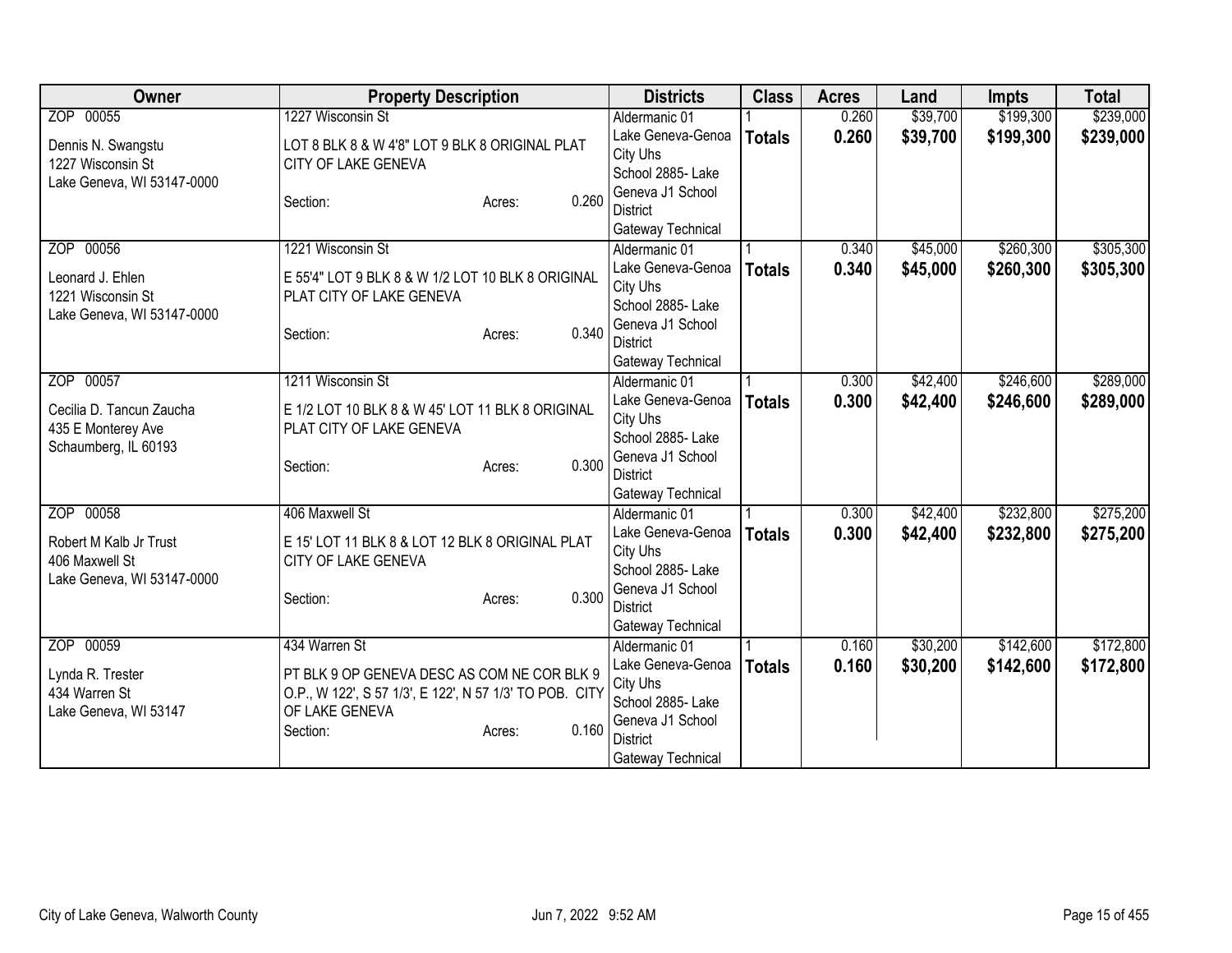| Owner | Property Description | Districts | Class | Acres | Land | Impts | Total |
|---|---|---|---|---|---|---|---|
| ZOP 00055<br><br>Dennis N. Swangstu<br>1227 Wisconsin St<br>Lake Geneva, WI 53147-0000 | 1227 Wisconsin St<br><br>LOT 8 BLK 8 & W 4'8" LOT 9 BLK 8 ORIGINAL PLAT CITY OF LAKE GENEVA<br><br>Section: Acres: 0.260 | Aldermanic 01<br>Lake Geneva-Genoa City Uhs<br>School 2885- Lake Geneva J1 School District<br>Gateway Technical | 1<br>**Totals** | 0.260<br>**0.260** | $39,700<br>**$39,700** | $199,300<br>**$199,300** | $239,000<br>**$239,000** |
| ZOP 00056<br><br>Leonard J. Ehlen<br>1221 Wisconsin St<br>Lake Geneva, WI 53147-0000 | 1221 Wisconsin St<br><br>E 55'4" LOT 9 BLK 8 & W 1/2 LOT 10 BLK 8 ORIGINAL PLAT CITY OF LAKE GENEVA<br><br>Section: Acres: 0.340 | Aldermanic 01<br>Lake Geneva-Genoa City Uhs<br>School 2885- Lake Geneva J1 School District<br>Gateway Technical | 1<br>**Totals** | 0.340<br>**0.340** | $45,000<br>**$45,000** | $260,300<br>**$260,300** | $305,300<br>**$305,300** |
| ZOP 00057<br><br>Cecilia D. Tancun Zaucha<br>435 E Monterey Ave<br>Schaumberg, IL 60193 | 1211 Wisconsin St<br><br>E 1/2 LOT 10 BLK 8 & W 45' LOT 11 BLK 8 ORIGINAL PLAT CITY OF LAKE GENEVA<br><br>Section: Acres: 0.300 | Aldermanic 01<br>Lake Geneva-Genoa City Uhs<br>School 2885- Lake Geneva J1 School District<br>Gateway Technical | 1<br>**Totals** | 0.300<br>**0.300** | $42,400<br>**$42,400** | $246,600<br>**$246,600** | $289,000<br>**$289,000** |
| ZOP 00058<br><br>Robert M Kalb Jr Trust<br>406 Maxwell St<br>Lake Geneva, WI 53147-0000 | 406 Maxwell St<br><br>E 15' LOT 11 BLK 8 & LOT 12 BLK 8 ORIGINAL PLAT CITY OF LAKE GENEVA<br><br>Section: Acres: 0.300 | Aldermanic 01<br>Lake Geneva-Genoa City Uhs<br>School 2885- Lake Geneva J1 School District<br>Gateway Technical | 1<br>**Totals** | 0.300<br>**0.300** | $42,400<br>**$42,400** | $232,800<br>**$232,800** | $275,200<br>**$275,200** |
| ZOP 00059<br><br>Lynda R. Trester<br>434 Warren St<br>Lake Geneva, WI 53147 | 434 Warren St<br><br>PT BLK 9 OP GENEVA DESC AS COM NE COR BLK 9 O.P., W 122', S 57 1/3', E 122', N 57 1/3' TO POB. CITY OF LAKE GENEVA<br>Section: Acres: 0.160 | Aldermanic 01<br>Lake Geneva-Genoa City Uhs<br>School 2885- Lake Geneva J1 School District<br>Gateway Technical | 1<br>**Totals** | 0.160<br>**0.160** | $30,200<br>**$30,200** | $142,600<br>**$142,600** | $172,800<br>**$172,800** |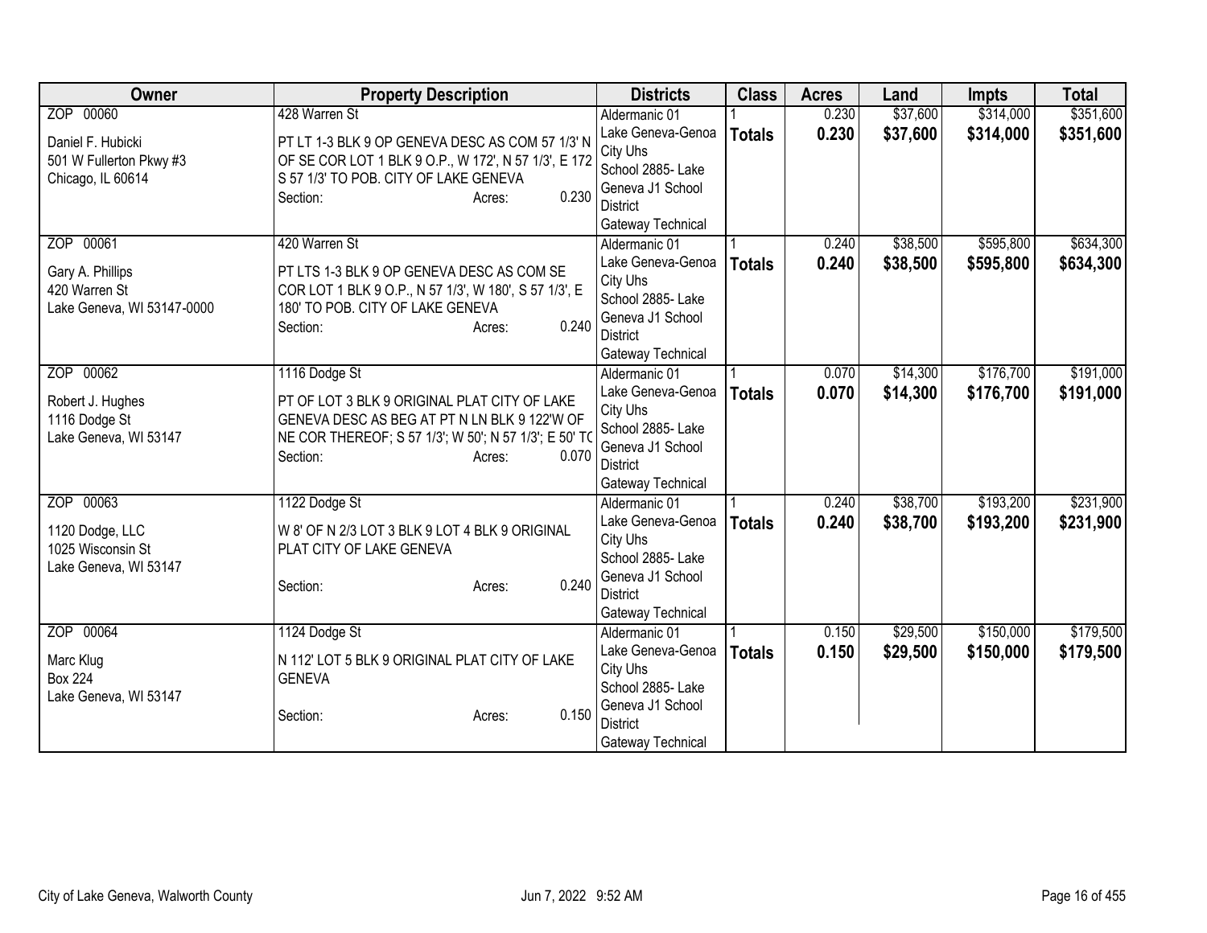| Owner | Property Description | Districts | Class | Acres | Land | Impts | Total |
|---|---|---|---|---|---|---|---|
| ZOP 00060<br>Daniel F. Hubicki<br>501 W Fullerton Pkwy #3<br>Chicago, IL 60614 | 428 Warren St<br>PT LT 1-3 BLK 9 OP GENEVA DESC AS COM 57 1/3' N OF SE COR LOT 1 BLK 9 O.P., W 172', N 57 1/3', E 172 S 57 1/3' TO POB. CITY OF LAKE GENEVA<br>Section: Acres: 0.230 | Aldermanic 01<br>Lake Geneva-Genoa City Uhs<br>School 2885- Lake Geneva J1 School District<br>Gateway Technical | 1<br>**Totals** | 0.230<br>**0.230** | $37,600<br>**$37,600** | $314,000<br>**$314,000** | $351,600<br>**$351,600** |
| ZOP 00061<br>Gary A. Phillips<br>420 Warren St<br>Lake Geneva, WI 53147-0000 | 420 Warren St<br>PT LTS 1-3 BLK 9 OP GENEVA DESC AS COM SE COR LOT 1 BLK 9 O.P., N 57 1/3', W 180', S 57 1/3', E 180' TO POB. CITY OF LAKE GENEVA<br>Section: Acres: 0.240 | Aldermanic 01<br>Lake Geneva-Genoa City Uhs<br>School 2885- Lake Geneva J1 School District<br>Gateway Technical | 1<br>**Totals** | 0.240<br>**0.240** | $38,500<br>**$38,500** | $595,800<br>**$595,800** | $634,300<br>**$634,300** |
| ZOP 00062<br>Robert J. Hughes<br>1116 Dodge St<br>Lake Geneva, WI 53147 | 1116 Dodge St<br>PT OF LOT 3 BLK 9 ORIGINAL PLAT CITY OF LAKE GENEVA DESC AS BEG AT PT N LN BLK 9 122'W OF NE COR THEREOF; S 57 1/3'; W 50'; N 57 1/3'; E 50' TO<br>Section: Acres: 0.070 | Aldermanic 01<br>Lake Geneva-Genoa City Uhs<br>School 2885- Lake Geneva J1 School District<br>Gateway Technical | 1<br>**Totals** | 0.070<br>**0.070** | $14,300<br>**$14,300** | $176,700<br>**$176,700** | $191,000<br>**$191,000** |
| ZOP 00063<br>1120 Dodge, LLC<br>1025 Wisconsin St<br>Lake Geneva, WI 53147 | 1122 Dodge St<br>W 8' OF N 2/3 LOT 3 BLK 9 LOT 4 BLK 9 ORIGINAL PLAT CITY OF LAKE GENEVA<br>Section: Acres: 0.240 | Aldermanic 01<br>Lake Geneva-Genoa City Uhs<br>School 2885- Lake Geneva J1 School District<br>Gateway Technical | 1<br>**Totals** | 0.240<br>**0.240** | $38,700<br>**$38,700** | $193,200<br>**$193,200** | $231,900<br>**$231,900** |
| ZOP 00064<br>Marc Klug<br>Box 224<br>Lake Geneva, WI 53147 | 1124 Dodge St<br>N 112' LOT 5 BLK 9 ORIGINAL PLAT CITY OF LAKE GENEVA<br>Section: Acres: 0.150 | Aldermanic 01<br>Lake Geneva-Genoa City Uhs<br>School 2885- Lake Geneva J1 School District<br>Gateway Technical | 1<br>**Totals** | 0.150<br>**0.150** | $29,500<br>**$29,500** | $150,000<br>**$150,000** | $179,500<br>**$179,500** |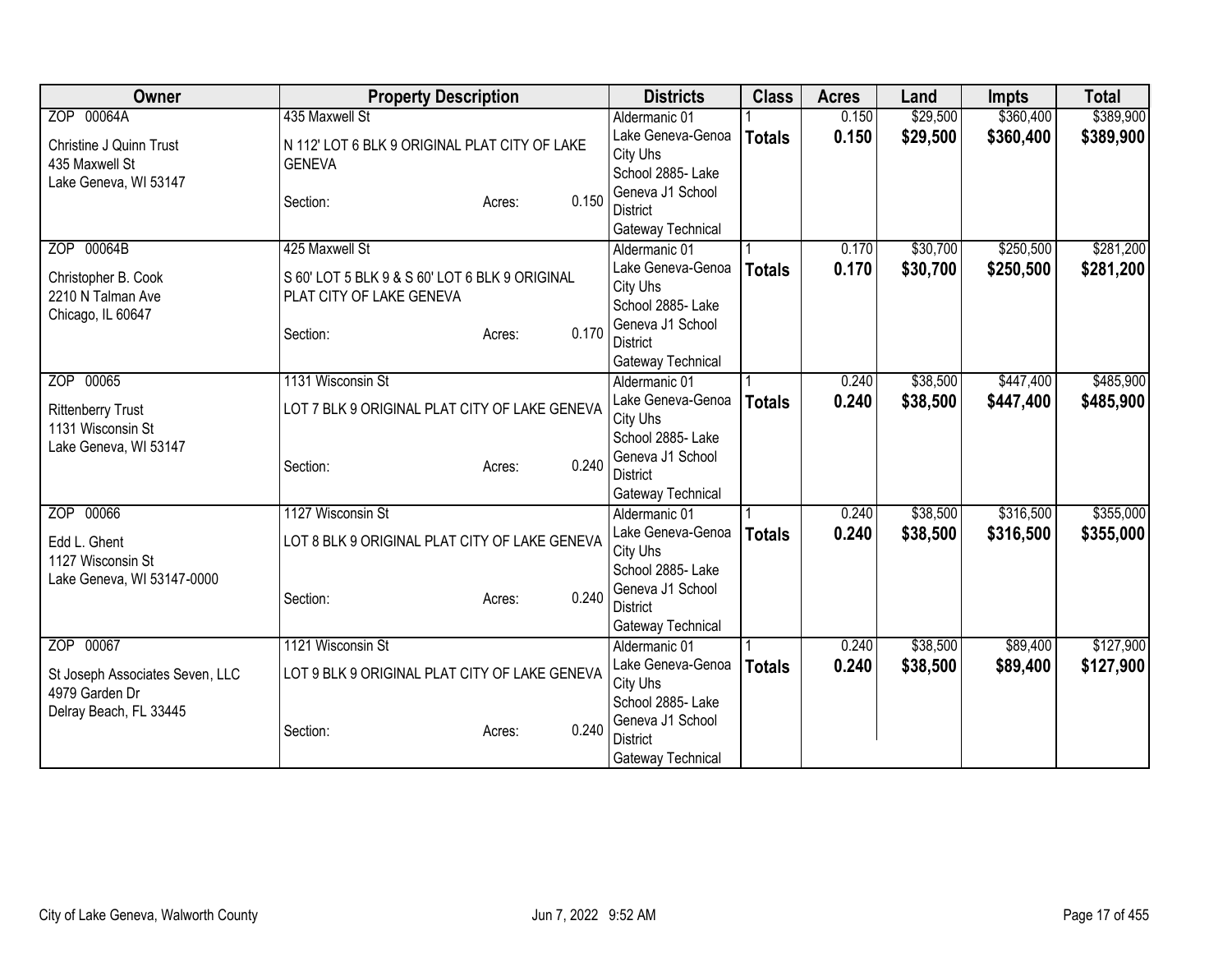| Owner | Property Description | Districts | Class | Acres | Land | Impts | Total |
|---|---|---|---|---|---|---|---|
| ZOP 00064A<br>Christine J Quinn Trust<br>435 Maxwell St<br>Lake Geneva, WI 53147 | 435 Maxwell St<br>N 112' LOT 6 BLK 9 ORIGINAL PLAT CITY OF LAKE GENEVA<br>Section: Acres: 0.150 | Aldermanic 01<br>Lake Geneva-Genoa City Uhs<br>School 2885- Lake Geneva J1 School District<br>Gateway Technical | 1<br>**Totals** | 0.150<br>**0.150** | $29,500<br>**$29,500** | $360,400<br>**$360,400** | $389,900<br>**$389,900** |
| ZOP 00064B<br>Christopher B. Cook<br>2210 N Talman Ave<br>Chicago, IL 60647 | 425 Maxwell St<br>S 60' LOT 5 BLK 9 & S 60' LOT 6 BLK 9 ORIGINAL PLAT CITY OF LAKE GENEVA<br>Section: Acres: 0.170 | Aldermanic 01<br>Lake Geneva-Genoa City Uhs<br>School 2885- Lake Geneva J1 School District<br>Gateway Technical | 1<br>**Totals** | 0.170<br>**0.170** | $30,700<br>**$30,700** | $250,500<br>**$250,500** | $281,200<br>**$281,200** |
| ZOP 00065<br>Rittenberry Trust<br>1131 Wisconsin St<br>Lake Geneva, WI 53147 | 1131 Wisconsin St<br>LOT 7 BLK 9 ORIGINAL PLAT CITY OF LAKE GENEVA<br>Section: Acres: 0.240 | Aldermanic 01<br>Lake Geneva-Genoa City Uhs<br>School 2885- Lake Geneva J1 School District<br>Gateway Technical | 1<br>**Totals** | 0.240<br>**0.240** | $38,500<br>**$38,500** | $447,400<br>**$447,400** | $485,900<br>**$485,900** |
| ZOP 00066<br>Edd L. Ghent<br>1127 Wisconsin St<br>Lake Geneva, WI 53147-0000 | 1127 Wisconsin St<br>LOT 8 BLK 9 ORIGINAL PLAT CITY OF LAKE GENEVA<br>Section: Acres: 0.240 | Aldermanic 01<br>Lake Geneva-Genoa City Uhs<br>School 2885- Lake Geneva J1 School District<br>Gateway Technical | 1<br>**Totals** | 0.240<br>**0.240** | $38,500<br>**$38,500** | $316,500<br>**$316,500** | $355,000<br>**$355,000** |
| ZOP 00067<br>St Joseph Associates Seven, LLC<br>4979 Garden Dr<br>Delray Beach, FL 33445 | 1121 Wisconsin St<br>LOT 9 BLK 9 ORIGINAL PLAT CITY OF LAKE GENEVA<br>Section: Acres: 0.240 | Aldermanic 01<br>Lake Geneva-Genoa City Uhs<br>School 2885- Lake Geneva J1 School District<br>Gateway Technical | 1<br>**Totals** | 0.240<br>**0.240** | $38,500<br>**$38,500** | $89,400<br>**$89,400** | $127,900<br>**$127,900** |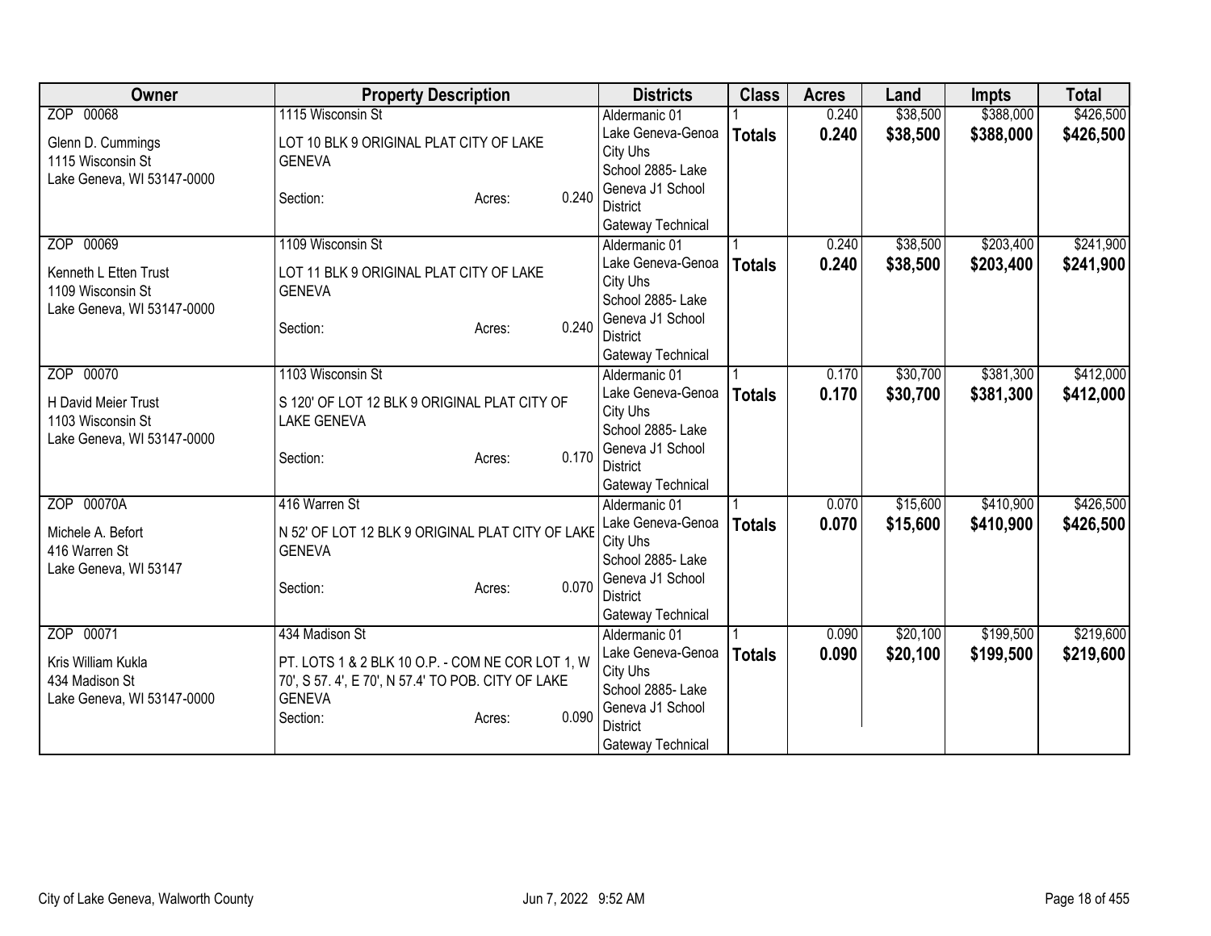| Owner | Property Description | Districts | Class | Acres | Land | Impts | Total |
|---|---|---|---|---|---|---|---|
| ZOP 00068<br><br>Glenn D. Cummings<br>1115 Wisconsin St<br>Lake Geneva, WI 53147-0000 | 1115 Wisconsin St<br><br>LOT 10 BLK 9 ORIGINAL PLAT CITY OF LAKE GENEVA<br><br>Section: Acres: 0.240 | Aldermanic 01<br>Lake Geneva-Genoa City Uhs<br>School 2885- Lake Geneva J1 School District<br>Gateway Technical | 1<br>**Totals** | 0.240<br>**0.240** | $38,500<br>**$38,500** | $388,000<br>**$388,000** | $426,500<br>**$426,500** |
| ZOP 00069<br><br>Kenneth L Etten Trust<br>1109 Wisconsin St<br>Lake Geneva, WI 53147-0000 | 1109 Wisconsin St<br><br>LOT 11 BLK 9 ORIGINAL PLAT CITY OF LAKE GENEVA<br><br>Section: Acres: 0.240 | Aldermanic 01<br>Lake Geneva-Genoa City Uhs<br>School 2885- Lake Geneva J1 School District<br>Gateway Technical | 1<br>**Totals** | 0.240<br>**0.240** | $38,500<br>**$38,500** | $203,400<br>**$203,400** | $241,900<br>**$241,900** |
| ZOP 00070<br><br>H David Meier Trust<br>1103 Wisconsin St<br>Lake Geneva, WI 53147-0000 | 1103 Wisconsin St<br><br>S 120' OF LOT 12 BLK 9 ORIGINAL PLAT CITY OF LAKE GENEVA<br><br>Section: Acres: 0.170 | Aldermanic 01<br>Lake Geneva-Genoa City Uhs<br>School 2885- Lake Geneva J1 School District<br>Gateway Technical | 1<br>**Totals** | 0.170<br>**0.170** | $30,700<br>**$30,700** | $381,300<br>**$381,300** | $412,000<br>**$412,000** |
| ZOP 00070A<br><br>Michele A. Befort<br>416 Warren St<br>Lake Geneva, WI 53147 | 416 Warren St<br><br>N 52' OF LOT 12 BLK 9 ORIGINAL PLAT CITY OF LAKE GENEVA<br><br>Section: Acres: 0.070 | Aldermanic 01<br>Lake Geneva-Genoa City Uhs<br>School 2885- Lake Geneva J1 School District<br>Gateway Technical | 1<br>**Totals** | 0.070<br>**0.070** | $15,600<br>**$15,600** | $410,900<br>**$410,900** | $426,500<br>**$426,500** |
| ZOP 00071<br><br>Kris William Kukla<br>434 Madison St<br>Lake Geneva, WI 53147-0000 | 434 Madison St<br><br>PT. LOTS 1 & 2 BLK 10 O.P. - COM NE COR LOT 1, W 70', S 57. 4', E 70', N 57.4' TO POB. CITY OF LAKE GENEVA<br>Section: Acres: 0.090 | Aldermanic 01<br>Lake Geneva-Genoa City Uhs<br>School 2885- Lake Geneva J1 School District<br>Gateway Technical | 1<br>**Totals** | 0.090<br>**0.090** | $20,100<br>**$20,100** | $199,500<br>**$199,500** | $219,600<br>**$219,600** |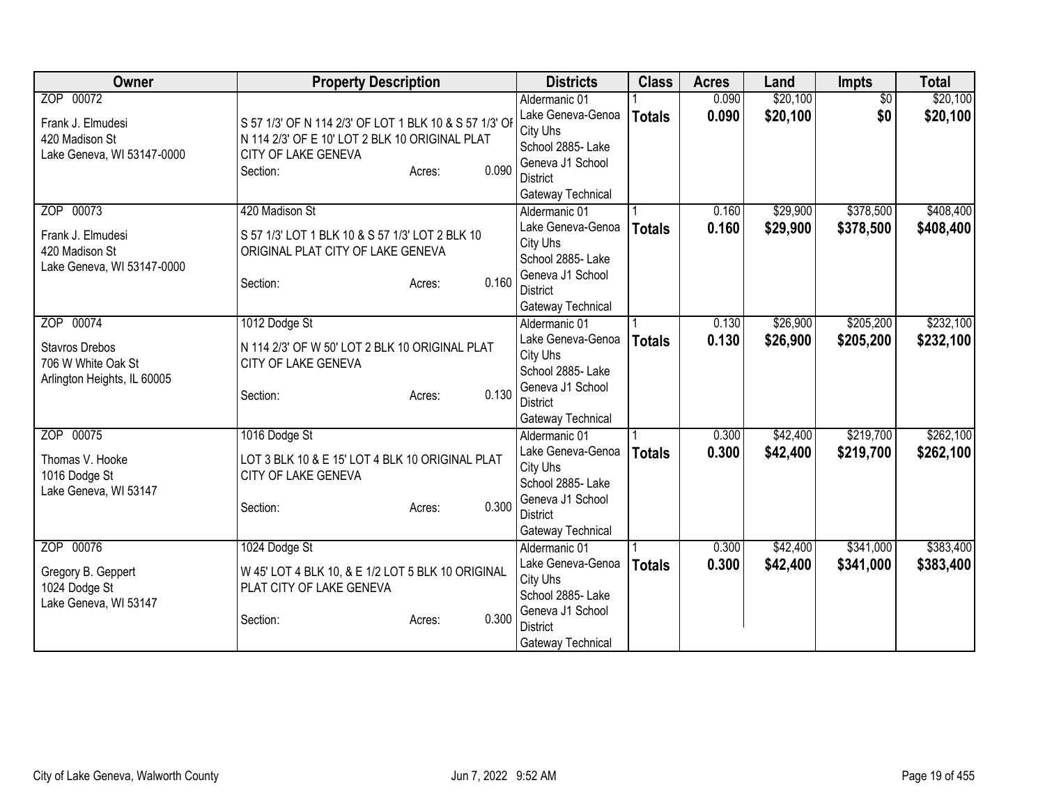| Owner | Property Description | Districts | Class | Acres | Land | Impts | Total |
|---|---|---|---|---|---|---|---|
| ZOP 00072<br>Frank J. Elmudesi<br>420 Madison St<br>Lake Geneva, WI 53147-0000 | S 57 1/3' OF N 114 2/3' OF LOT 1 BLK 10 & S 57 1/3' OF N 114 2/3' OF E 10' LOT 2 BLK 10 ORIGINAL PLAT CITY OF LAKE GENEVA<br>Section: Acres: 0.090 | Aldermanic 01<br>Lake Geneva-Genoa City Uhs<br>School 2885- Lake Geneva J1 School District<br>Gateway Technical | 1<br>**Totals** | 0.090<br>**0.090** | $20,100<br>**$20,100** | $0<br>**$0** | $20,100<br>**$20,100** |
| ZOP 00073<br>Frank J. Elmudesi<br>420 Madison St<br>Lake Geneva, WI 53147-0000 | 420 Madison St<br>S 57 1/3' LOT 1 BLK 10 & S 57 1/3' LOT 2 BLK 10 ORIGINAL PLAT CITY OF LAKE GENEVA<br>Section: Acres: 0.160 | Aldermanic 01<br>Lake Geneva-Genoa City Uhs<br>School 2885- Lake Geneva J1 School District<br>Gateway Technical | 1<br>**Totals** | 0.160<br>**0.160** | $29,900<br>**$29,900** | $378,500<br>**$378,500** | $408,400<br>**$408,400** |
| ZOP 00074<br>Stavros Drebos<br>706 W White Oak St<br>Arlington Heights, IL 60005 | 1012 Dodge St<br>N 114 2/3' OF W 50' LOT 2 BLK 10 ORIGINAL PLAT CITY OF LAKE GENEVA<br>Section: Acres: 0.130 | Aldermanic 01<br>Lake Geneva-Genoa City Uhs<br>School 2885- Lake Geneva J1 School District<br>Gateway Technical | 1<br>**Totals** | 0.130<br>**0.130** | $26,900<br>**$26,900** | $205,200<br>**$205,200** | $232,100<br>**$232,100** |
| ZOP 00075<br>Thomas V. Hooke<br>1016 Dodge St<br>Lake Geneva, WI 53147 | 1016 Dodge St<br>LOT 3 BLK 10 & E 15' LOT 4 BLK 10 ORIGINAL PLAT CITY OF LAKE GENEVA<br>Section: Acres: 0.300 | Aldermanic 01<br>Lake Geneva-Genoa City Uhs<br>School 2885- Lake Geneva J1 School District<br>Gateway Technical | 1<br>**Totals** | 0.300<br>**0.300** | $42,400<br>**$42,400** | $219,700<br>**$219,700** | $262,100<br>**$262,100** |
| ZOP 00076<br>Gregory B. Geppert<br>1024 Dodge St<br>Lake Geneva, WI 53147 | 1024 Dodge St<br>W 45' LOT 4 BLK 10, & E 1/2 LOT 5 BLK 10 ORIGINAL PLAT CITY OF LAKE GENEVA<br>Section: Acres: 0.300 | Aldermanic 01<br>Lake Geneva-Genoa City Uhs<br>School 2885- Lake Geneva J1 School District<br>Gateway Technical | 1<br>**Totals** | 0.300<br>**0.300** | $42,400<br>**$42,400** | $341,000<br>**$341,000** | $383,400<br>**$383,400** |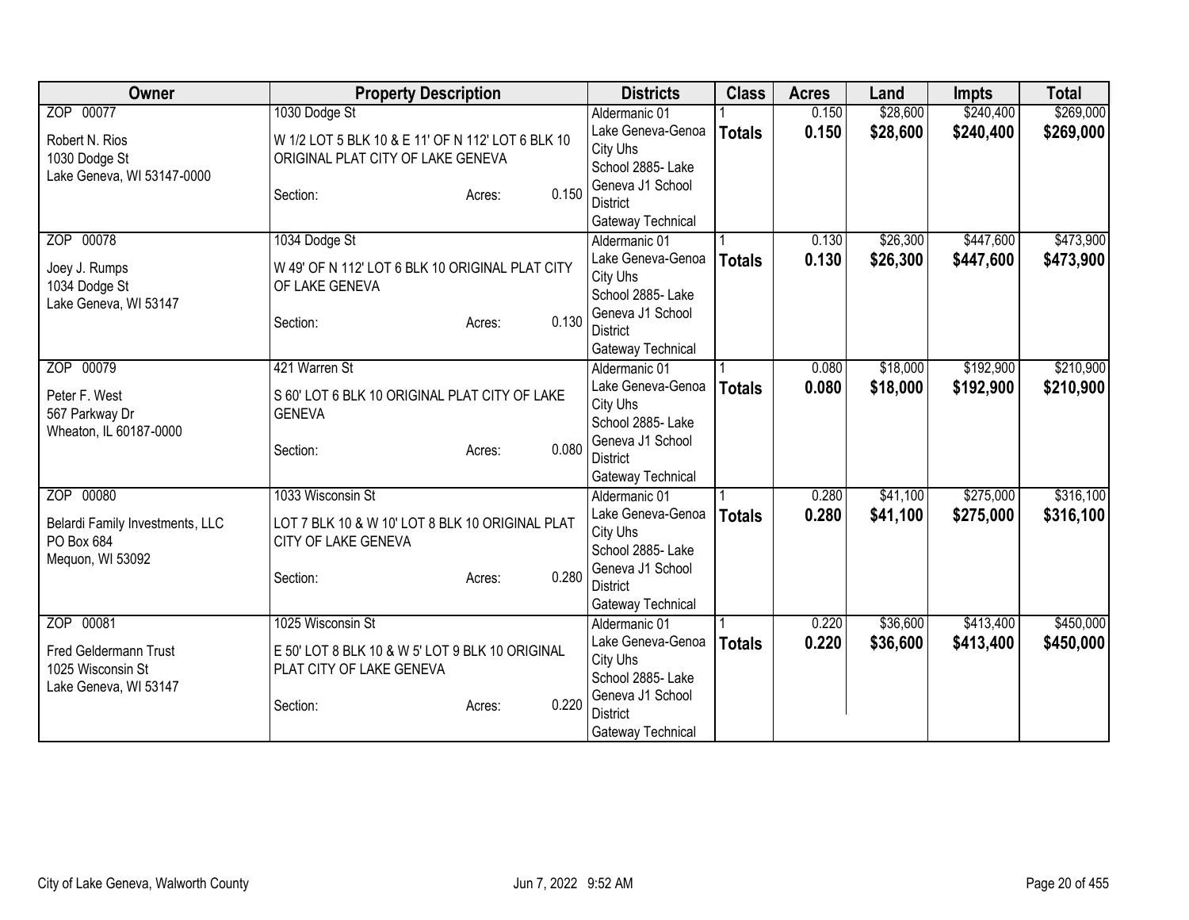| Owner | Property Description | Districts | Class | Acres | Land | Impts | Total |
|---|---|---|---|---|---|---|---|
| ZOP 00077<br>Robert N. Rios<br>1030 Dodge St<br>Lake Geneva, WI 53147-0000 | 1030 Dodge St<br>W 1/2 LOT 5 BLK 10 & E 11' OF N 112' LOT 6 BLK 10 ORIGINAL PLAT CITY OF LAKE GENEVA<br>Section: Acres: 0.150 | Aldermanic 01<br>Lake Geneva-Genoa City Uhs<br>School 2885- Lake Geneva J1 School District<br>Gateway Technical | 1<br>**Totals** | 0.150<br>**0.150** | $28,600<br>**$28,600** | $240,400<br>**$240,400** | $269,000<br>**$269,000** |
| ZOP 00078<br>Joey J. Rumps<br>1034 Dodge St<br>Lake Geneva, WI 53147 | 1034 Dodge St<br>W 49' OF N 112' LOT 6 BLK 10 ORIGINAL PLAT CITY OF LAKE GENEVA<br>Section: Acres: 0.130 | Aldermanic 01<br>Lake Geneva-Genoa City Uhs<br>School 2885- Lake Geneva J1 School District<br>Gateway Technical | 1<br>**Totals** | 0.130<br>**0.130** | $26,300<br>**$26,300** | $447,600<br>**$447,600** | $473,900<br>**$473,900** |
| ZOP 00079<br>Peter F. West<br>567 Parkway Dr<br>Wheaton, IL 60187-0000 | 421 Warren St<br>S 60' LOT 6 BLK 10 ORIGINAL PLAT CITY OF LAKE GENEVA<br>Section: Acres: 0.080 | Aldermanic 01<br>Lake Geneva-Genoa City Uhs<br>School 2885- Lake Geneva J1 School District<br>Gateway Technical | 1<br>**Totals** | 0.080<br>**0.080** | $18,000<br>**$18,000** | $192,900<br>**$192,900** | $210,900<br>**$210,900** |
| ZOP 00080<br>Belardi Family Investments, LLC<br>PO Box 684<br>Mequon, WI 53092 | 1033 Wisconsin St<br>LOT 7 BLK 10 & W 10' LOT 8 BLK 10 ORIGINAL PLAT CITY OF LAKE GENEVA<br>Section: Acres: 0.280 | Aldermanic 01<br>Lake Geneva-Genoa City Uhs<br>School 2885- Lake Geneva J1 School District<br>Gateway Technical | 1<br>**Totals** | 0.280<br>**0.280** | $41,100<br>**$41,100** | $275,000<br>**$275,000** | $316,100<br>**$316,100** |
| ZOP 00081<br>Fred Geldermann Trust<br>1025 Wisconsin St<br>Lake Geneva, WI 53147 | 1025 Wisconsin St<br>E 50' LOT 8 BLK 10 & W 5' LOT 9 BLK 10 ORIGINAL PLAT CITY OF LAKE GENEVA<br>Section: Acres: 0.220 | Aldermanic 01<br>Lake Geneva-Genoa City Uhs<br>School 2885- Lake Geneva J1 School District<br>Gateway Technical | 1<br>**Totals** | 0.220<br>**0.220** | $36,600<br>**$36,600** | $413,400<br>**$413,400** | $450,000<br>**$450,000** |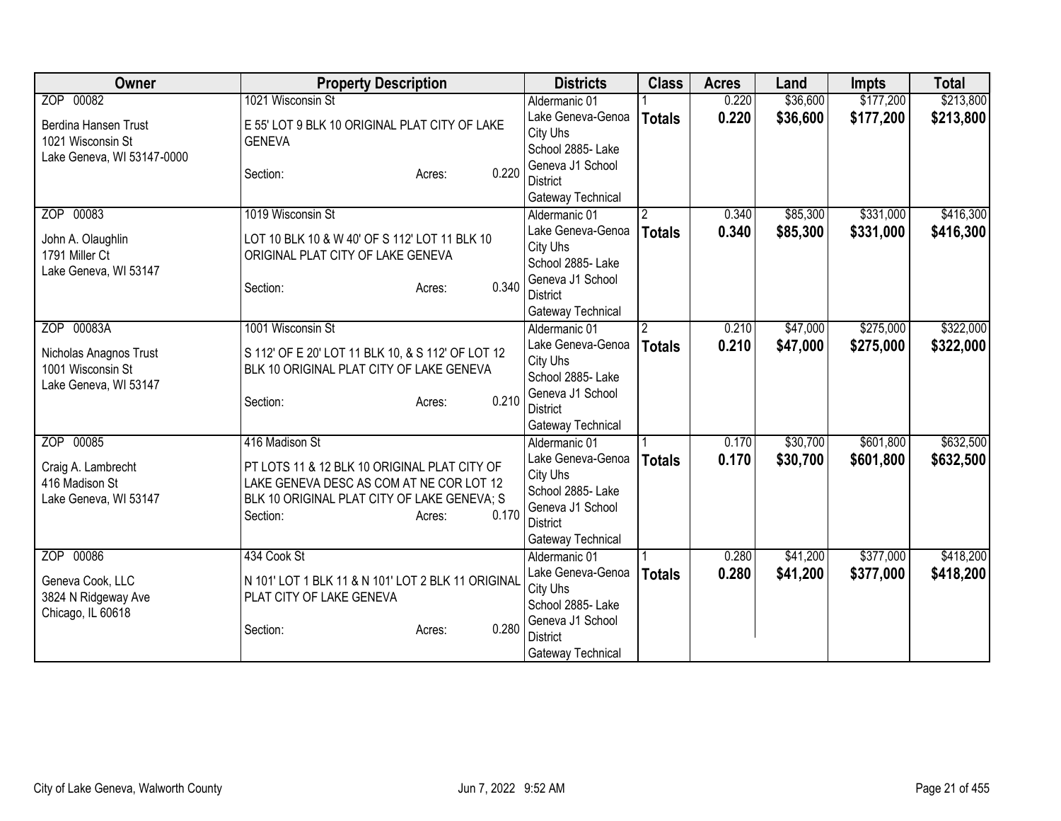| Owner | Property Description | Districts | Class | Acres | Land | Impts | Total |
|---|---|---|---|---|---|---|---|
| ZOP 00082<br>Berdina Hansen Trust<br>1021 Wisconsin St<br>Lake Geneva, WI 53147-0000 | 1021 Wisconsin St<br>E 55' LOT 9 BLK 10 ORIGINAL PLAT CITY OF LAKE GENEVA<br>Section: Acres: 0.220 | Aldermanic 01<br>Lake Geneva-Genoa City Uhs<br>School 2885- Lake Geneva J1 School District<br>Gateway Technical | 1<br>**Totals** | 0.220<br>**0.220** | $36,600<br>**$36,600** | $177,200<br>**$177,200** | $213,800<br>**$213,800** |
| ZOP 00083<br>John A. Olaughlin<br>1791 Miller Ct<br>Lake Geneva, WI 53147 | 1019 Wisconsin St<br>LOT 10 BLK 10 & W 40' OF S 112' LOT 11 BLK 10 ORIGINAL PLAT CITY OF LAKE GENEVA<br>Section: Acres: 0.340 | Aldermanic 01<br>Lake Geneva-Genoa City Uhs<br>School 2885- Lake Geneva J1 School District<br>Gateway Technical | 2<br>**Totals** | 0.340<br>**0.340** | $85,300<br>**$85,300** | $331,000<br>**$331,000** | $416,300<br>**$416,300** |
| ZOP 00083A<br>Nicholas Anagnos Trust<br>1001 Wisconsin St<br>Lake Geneva, WI 53147 | 1001 Wisconsin St<br>S 112' OF E 20' LOT 11 BLK 10, & S 112' OF LOT 12 BLK 10 ORIGINAL PLAT CITY OF LAKE GENEVA<br>Section: Acres: 0.210 | Aldermanic 01<br>Lake Geneva-Genoa City Uhs<br>School 2885- Lake Geneva J1 School District<br>Gateway Technical | 2<br>**Totals** | 0.210<br>**0.210** | $47,000<br>**$47,000** | $275,000<br>**$275,000** | $322,000<br>**$322,000** |
| ZOP 00085<br>Craig A. Lambrecht<br>416 Madison St<br>Lake Geneva, WI 53147 | 416 Madison St<br>PT LOTS 11 & 12 BLK 10 ORIGINAL PLAT CITY OF LAKE GENEVA DESC AS COM AT NE COR LOT 12 BLK 10 ORIGINAL PLAT CITY OF LAKE GENEVA; S<br>Section: Acres: 0.170 | Aldermanic 01<br>Lake Geneva-Genoa City Uhs<br>School 2885- Lake Geneva J1 School District<br>Gateway Technical | 1<br>**Totals** | 0.170<br>**0.170** | $30,700<br>**$30,700** | $601,800<br>**$601,800** | $632,500<br>**$632,500** |
| ZOP 00086<br>Geneva Cook, LLC<br>3824 N Ridgeway Ave<br>Chicago, IL 60618 | 434 Cook St<br>N 101' LOT 1 BLK 11 & N 101' LOT 2 BLK 11 ORIGINAL PLAT CITY OF LAKE GENEVA<br>Section: Acres: 0.280 | Aldermanic 01<br>Lake Geneva-Genoa City Uhs<br>School 2885- Lake Geneva J1 School District<br>Gateway Technical | 1<br>**Totals** | 0.280<br>**0.280** | $41,200<br>**$41,200** | $377,000<br>**$377,000** | $418,200<br>**$418,200** |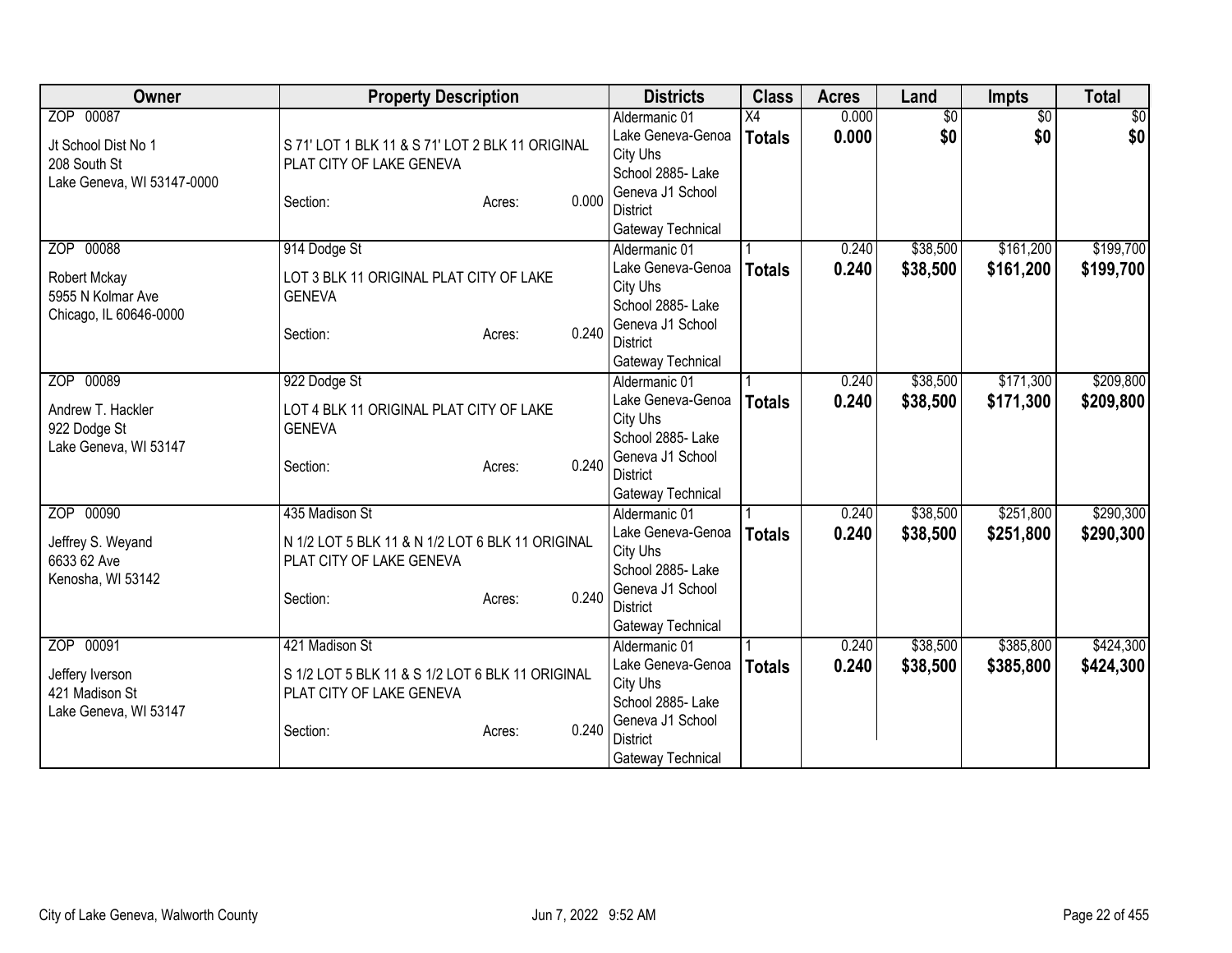| Owner | Property Description | Districts | Class | Acres | Land | Impts | Total |
|---|---|---|---|---|---|---|---|
| ZOP 00087<br>Jt School Dist No 1<br>208 South St<br>Lake Geneva, WI 53147-0000 | S 71' LOT 1 BLK 11 & S 71' LOT 2 BLK 11 ORIGINAL PLAT CITY OF LAKE GENEVA<br>Section: Acres: 0.000 | Aldermanic 01<br>Lake Geneva-Genoa City Uhs<br>School 2885- Lake Geneva J1 School District<br>Gateway Technical | X4<br>**Totals** | 0.000<br>**0.000** | $0<br>**$0** | $0<br>**$0** | $0<br>**$0** |
| ZOP 00088<br>Robert Mckay<br>5955 N Kolmar Ave<br>Chicago, IL 60646-0000 | 914 Dodge St<br>LOT 3 BLK 11 ORIGINAL PLAT CITY OF LAKE GENEVA<br>Section: Acres: 0.240 | Aldermanic 01<br>Lake Geneva-Genoa City Uhs<br>School 2885- Lake Geneva J1 School District<br>Gateway Technical | 1<br>**Totals** | 0.240<br>**0.240** | $38,500<br>**$38,500** | $161,200<br>**$161,200** | $199,700<br>**$199,700** |
| ZOP 00089<br>Andrew T. Hackler<br>922 Dodge St<br>Lake Geneva, WI 53147 | 922 Dodge St<br>LOT 4 BLK 11 ORIGINAL PLAT CITY OF LAKE GENEVA<br>Section: Acres: 0.240 | Aldermanic 01<br>Lake Geneva-Genoa City Uhs<br>School 2885- Lake Geneva J1 School District<br>Gateway Technical | 1<br>**Totals** | 0.240<br>**0.240** | $38,500<br>**$38,500** | $171,300<br>**$171,300** | $209,800<br>**$209,800** |
| ZOP 00090<br>Jeffrey S. Weyand<br>6633 62 Ave<br>Kenosha, WI 53142 | 435 Madison St<br>N 1/2 LOT 5 BLK 11 & N 1/2 LOT 6 BLK 11 ORIGINAL PLAT CITY OF LAKE GENEVA<br>Section: Acres: 0.240 | Aldermanic 01<br>Lake Geneva-Genoa City Uhs<br>School 2885- Lake Geneva J1 School District<br>Gateway Technical | 1<br>**Totals** | 0.240<br>**0.240** | $38,500<br>**$38,500** | $251,800<br>**$251,800** | $290,300<br>**$290,300** |
| ZOP 00091<br>Jeffery Iverson<br>421 Madison St<br>Lake Geneva, WI 53147 | 421 Madison St<br>S 1/2 LOT 5 BLK 11 & S 1/2 LOT 6 BLK 11 ORIGINAL PLAT CITY OF LAKE GENEVA<br>Section: Acres: 0.240 | Aldermanic 01<br>Lake Geneva-Genoa City Uhs<br>School 2885- Lake Geneva J1 School District<br>Gateway Technical | 1<br>**Totals** | 0.240<br>**0.240** | $38,500<br>**$38,500** | $385,800<br>**$385,800** | $424,300<br>**$424,300** |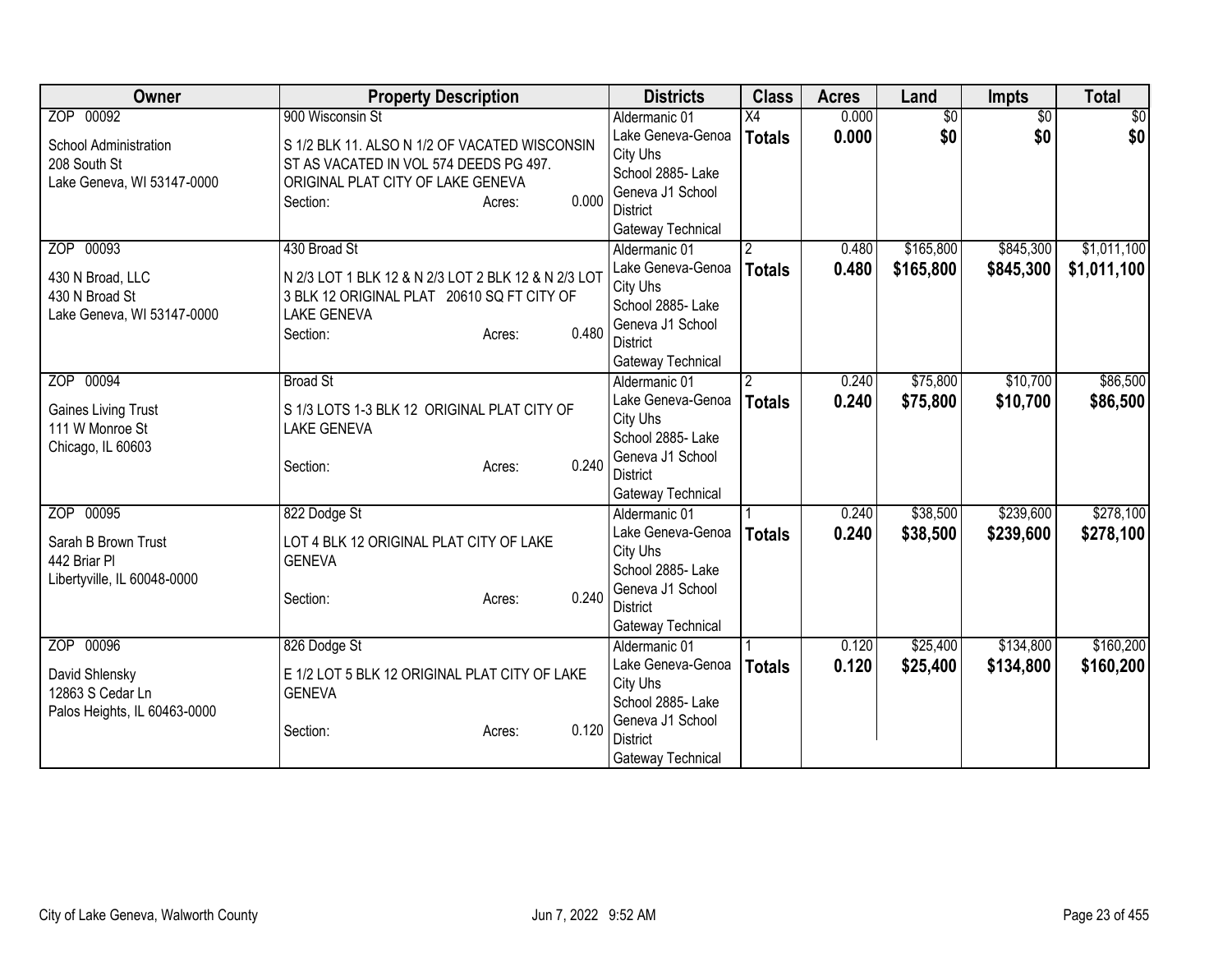| Owner | Property Description | Districts | Class | Acres | Land | Impts | Total |
|---|---|---|---|---|---|---|---|
| ZOP 00092<br>School Administration<br>208 South St<br>Lake Geneva, WI 53147-0000 | 900 Wisconsin St<br>S 1/2 BLK 11. ALSO N 1/2 OF VACATED WISCONSIN ST AS VACATED IN VOL 574 DEEDS PG 497. ORIGINAL PLAT CITY OF LAKE GENEVA<br>Section: Acres: 0.000 | Aldermanic 01<br>Lake Geneva-Genoa City Uhs<br>School 2885- Lake Geneva J1 School District<br>Gateway Technical | X4<br>**Totals** | 0.000<br>**0.000** | $0<br>**$0** | $0<br>**$0** | $0<br>**$0** |
| ZOP 00093<br>430 N Broad, LLC<br>430 N Broad St<br>Lake Geneva, WI 53147-0000 | 430 Broad St<br>N 2/3 LOT 1 BLK 12 & N 2/3 LOT 2 BLK 12 & N 2/3 LOT 3 BLK 12 ORIGINAL PLAT 20610 SQ FT CITY OF LAKE GENEVA<br>Section: Acres: 0.480 | Aldermanic 01<br>Lake Geneva-Genoa City Uhs<br>School 2885- Lake Geneva J1 School District<br>Gateway Technical | 2<br>**Totals** | 0.480<br>**0.480** | $165,800<br>**$165,800** | $845,300<br>**$845,300** | $1,011,100<br>**$1,011,100** |
| ZOP 00094<br>Gaines Living Trust<br>111 W Monroe St<br>Chicago, IL 60603 | Broad St<br>S 1/3 LOTS 1-3 BLK 12 ORIGINAL PLAT CITY OF LAKE GENEVA<br>Section: Acres: 0.240 | Aldermanic 01<br>Lake Geneva-Genoa City Uhs<br>School 2885- Lake Geneva J1 School District<br>Gateway Technical | 2<br>**Totals** | 0.240<br>**0.240** | $75,800<br>**$75,800** | $10,700<br>**$10,700** | $86,500<br>**$86,500** |
| ZOP 00095<br>Sarah B Brown Trust<br>442 Briar Pl<br>Libertyville, IL 60048-0000 | 822 Dodge St<br>LOT 4 BLK 12 ORIGINAL PLAT CITY OF LAKE GENEVA<br>Section: Acres: 0.240 | Aldermanic 01<br>Lake Geneva-Genoa City Uhs<br>School 2885- Lake Geneva J1 School District<br>Gateway Technical | 1<br>**Totals** | 0.240<br>**0.240** | $38,500<br>**$38,500** | $239,600<br>**$239,600** | $278,100<br>**$278,100** |
| ZOP 00096<br>David Shlensky<br>12863 S Cedar Ln<br>Palos Heights, IL 60463-0000 | 826 Dodge St<br>E 1/2 LOT 5 BLK 12 ORIGINAL PLAT CITY OF LAKE GENEVA<br>Section: Acres: 0.120 | Aldermanic 01<br>Lake Geneva-Genoa City Uhs<br>School 2885- Lake Geneva J1 School District<br>Gateway Technical | 1<br>**Totals** | 0.120<br>**0.120** | $25,400<br>**$25,400** | $134,800<br>**$134,800** | $160,200<br>**$160,200** |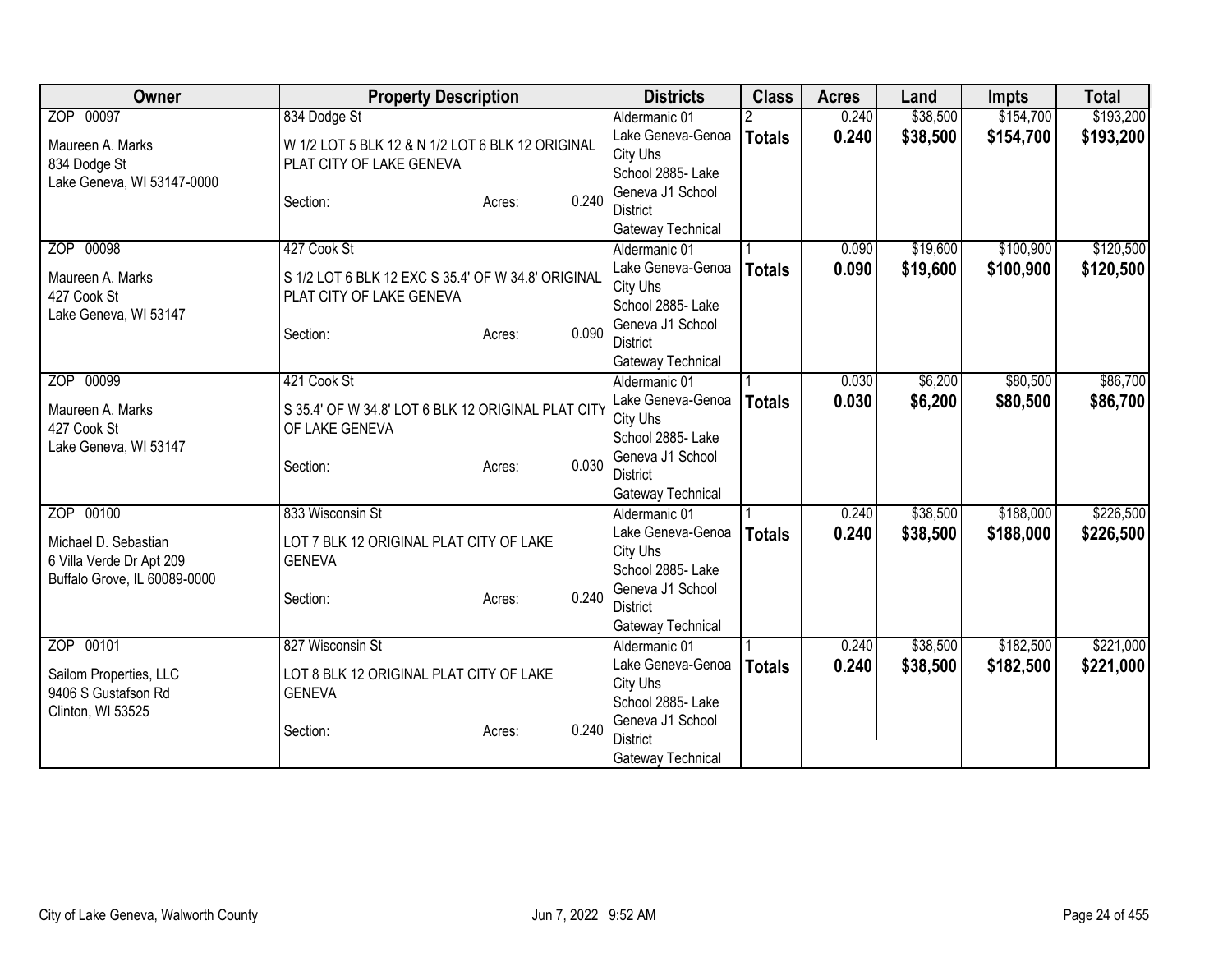| Owner | Property Description | Districts | Class | Acres | Land | Impts | Total |
|---|---|---|---|---|---|---|---|
| ZOP 00097<br>Maureen A. Marks<br>834 Dodge St<br>Lake Geneva, WI 53147-0000 | 834 Dodge St<br>W 1/2 LOT 5 BLK 12 & N 1/2 LOT 6 BLK 12 ORIGINAL PLAT CITY OF LAKE GENEVA<br>Section: Acres: 0.240 | Aldermanic 01<br>Lake Geneva-Genoa City Uhs<br>School 2885- Lake Geneva J1 School District<br>Gateway Technical | 2<br>**Totals** | 0.240<br>**0.240** | $38,500<br>**$38,500** | $154,700<br>**$154,700** | $193,200<br>**$193,200** |
| ZOP 00098<br>Maureen A. Marks<br>427 Cook St<br>Lake Geneva, WI 53147 | 427 Cook St<br>S 1/2 LOT 6 BLK 12 EXC S 35.4' OF W 34.8' ORIGINAL PLAT CITY OF LAKE GENEVA<br>Section: Acres: 0.090 | Aldermanic 01<br>Lake Geneva-Genoa City Uhs<br>School 2885- Lake Geneva J1 School District<br>Gateway Technical | 1<br>**Totals** | 0.090<br>**0.090** | $19,600<br>**$19,600** | $100,900<br>**$100,900** | $120,500<br>**$120,500** |
| ZOP 00099<br>Maureen A. Marks<br>427 Cook St<br>Lake Geneva, WI 53147 | 421 Cook St<br>S 35.4' OF W 34.8' LOT 6 BLK 12 ORIGINAL PLAT CITY OF LAKE GENEVA<br>Section: Acres: 0.030 | Aldermanic 01<br>Lake Geneva-Genoa City Uhs<br>School 2885- Lake Geneva J1 School District<br>Gateway Technical | 1<br>**Totals** | 0.030<br>**0.030** | $6,200<br>**$6,200** | $80,500<br>**$80,500** | $86,700<br>**$86,700** |
| ZOP 00100<br>Michael D. Sebastian<br>6 Villa Verde Dr Apt 209<br>Buffalo Grove, IL 60089-0000 | 833 Wisconsin St<br>LOT 7 BLK 12 ORIGINAL PLAT CITY OF LAKE GENEVA<br>Section: Acres: 0.240 | Aldermanic 01<br>Lake Geneva-Genoa City Uhs<br>School 2885- Lake Geneva J1 School District<br>Gateway Technical | 1<br>**Totals** | 0.240<br>**0.240** | $38,500<br>**$38,500** | $188,000<br>**$188,000** | $226,500<br>**$226,500** |
| ZOP 00101<br>Sailom Properties, LLC<br>9406 S Gustafson Rd<br>Clinton, WI 53525 | 827 Wisconsin St<br>LOT 8 BLK 12 ORIGINAL PLAT CITY OF LAKE GENEVA<br>Section: Acres: 0.240 | Aldermanic 01<br>Lake Geneva-Genoa City Uhs<br>School 2885- Lake Geneva J1 School District<br>Gateway Technical | 1<br>**Totals** | 0.240<br>**0.240** | $38,500<br>**$38,500** | $182,500<br>**$182,500** | $221,000<br>**$221,000** |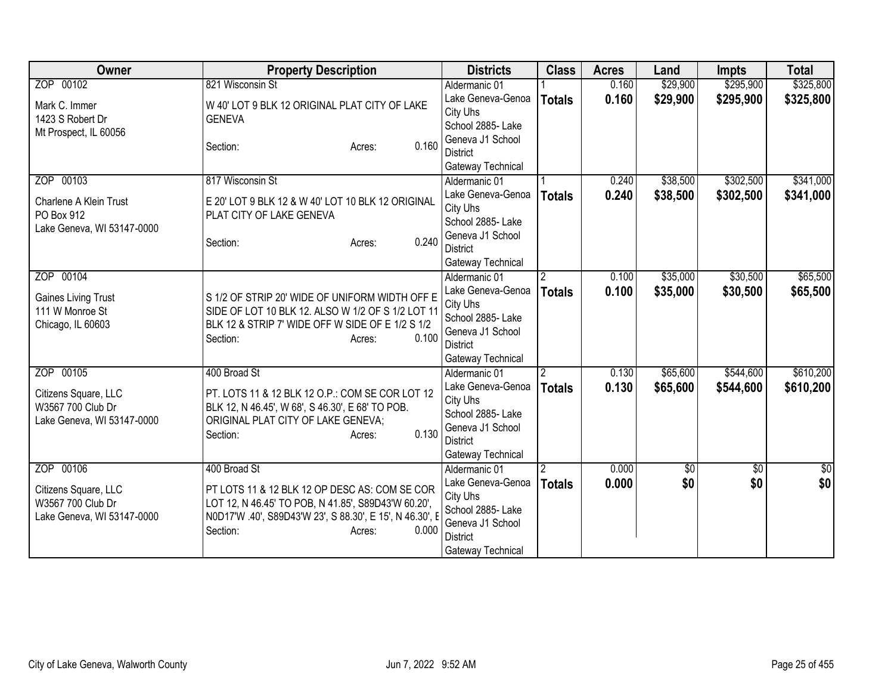| Owner | Property Description | Districts | Class | Acres | Land | Impts | Total |
|---|---|---|---|---|---|---|---|
| ZOP 00102<br><br>Mark C. Immer<br>1423 S Robert Dr<br>Mt Prospect, IL 60056 | 821 Wisconsin St<br><br>W 40' LOT 9 BLK 12 ORIGINAL PLAT CITY OF LAKE GENEVA<br><br>Section: Acres: 0.160 | Aldermanic 01<br>Lake Geneva-Genoa City Uhs<br>School 2885- Lake Geneva J1 School District<br>Gateway Technical | 1<br>**Totals** | 0.160<br>**0.160** | $29,900<br>**$29,900** | $295,900<br>**$295,900** | $325,800<br>**$325,800** |
| ZOP 00103<br><br>Charlene A Klein Trust<br>PO Box 912<br>Lake Geneva, WI 53147-0000 | 817 Wisconsin St<br><br>E 20' LOT 9 BLK 12 & W 40' LOT 10 BLK 12 ORIGINAL PLAT CITY OF LAKE GENEVA<br><br>Section: Acres: 0.240 | Aldermanic 01<br>Lake Geneva-Genoa City Uhs<br>School 2885- Lake Geneva J1 School District<br>Gateway Technical | 1<br>**Totals** | 0.240<br>**0.240** | $38,500<br>**$38,500** | $302,500<br>**$302,500** | $341,000<br>**$341,000** |
| ZOP 00104<br><br>Gaines Living Trust<br>111 W Monroe St<br>Chicago, IL 60603 | S 1/2 OF STRIP 20' WIDE OF UNIFORM WIDTH OFF E SIDE OF LOT 10 BLK 12. ALSO W 1/2 OF S 1/2 LOT 11 BLK 12 & STRIP 7' WIDE OFF W SIDE OF E 1/2 S 1/2<br>Section: Acres: 0.100 | Aldermanic 01<br>Lake Geneva-Genoa City Uhs<br>School 2885- Lake Geneva J1 School District<br>Gateway Technical | 2<br>**Totals** | 0.100<br>**0.100** | $35,000<br>**$35,000** | $30,500<br>**$30,500** | $65,500<br>**$65,500** |
| ZOP 00105<br><br>Citizens Square, LLC<br>W3567 700 Club Dr<br>Lake Geneva, WI 53147-0000 | 400 Broad St<br><br>PT. LOTS 11 & 12 BLK 12 O.P.: COM SE COR LOT 12 BLK 12, N 46.45', W 68', S 46.30', E 68' TO POB. ORIGINAL PLAT CITY OF LAKE GENEVA;<br>Section: Acres: 0.130 | Aldermanic 01<br>Lake Geneva-Genoa City Uhs<br>School 2885- Lake Geneva J1 School District<br>Gateway Technical | 2<br>**Totals** | 0.130<br>**0.130** | $65,600<br>**$65,600** | $544,600<br>**$544,600** | $610,200<br>**$610,200** |
| ZOP 00106<br><br>Citizens Square, LLC<br>W3567 700 Club Dr<br>Lake Geneva, WI 53147-0000 | 400 Broad St<br><br>PT LOTS 11 & 12 BLK 12 OP DESC AS: COM SE COR LOT 12, N 46.45' TO POB, N 41.85', S89D43'W 60.20', N0D17'W .40', S89D43'W 23', S 88.30', E 15', N 46.30', E<br>Section: Acres: 0.000 | Aldermanic 01<br>Lake Geneva-Genoa City Uhs<br>School 2885- Lake Geneva J1 School District<br>Gateway Technical | 2<br>**Totals** | 0.000<br>**0.000** | $0<br>**$0** | $0<br>**$0** | $0<br>**$0** |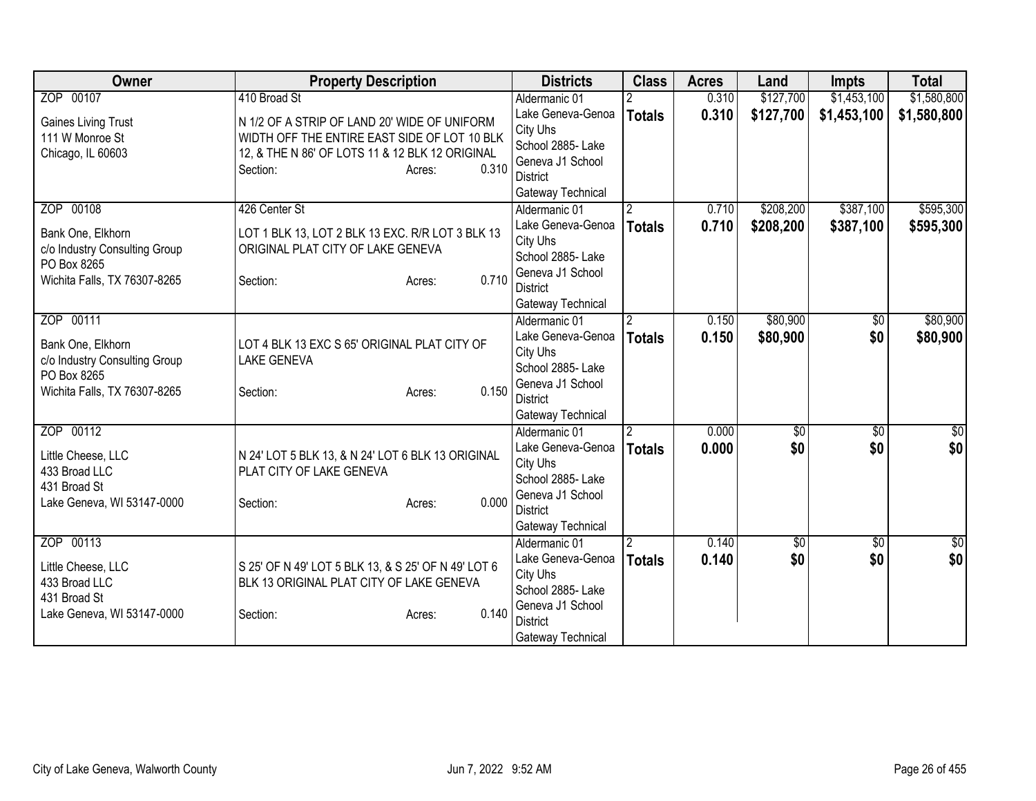| Owner | Property Description | Districts | Class | Acres | Land | Impts | Total |
|---|---|---|---|---|---|---|---|
| ZOP 00107<br>Gaines Living Trust<br>111 W Monroe St<br>Chicago, IL 60603 | 410 Broad St<br>N 1/2 OF A STRIP OF LAND 20' WIDE OF UNIFORM WIDTH OFF THE ENTIRE EAST SIDE OF LOT 10 BLK 12, & THE N 86' OF LOTS 11 & 12 BLK 12 ORIGINAL<br>Section: Acres: 0.310 | Aldermanic 01<br>Lake Geneva-Genoa City Uhs<br>School 2885- Lake Geneva J1 School District<br>Gateway Technical | 2<br>**Totals** | 0.310<br>**0.310** | $127,700<br>**$127,700** | $1,453,100<br>**$1,453,100** | $1,580,800<br>**$1,580,800** |
| ZOP 00108<br>Bank One, Elkhorn<br>c/o Industry Consulting Group<br>PO Box 8265<br>Wichita Falls, TX 76307-8265 | 426 Center St<br>LOT 1 BLK 13, LOT 2 BLK 13 EXC. R/R LOT 3 BLK 13 ORIGINAL PLAT CITY OF LAKE GENEVA<br>Section: Acres: 0.710 | Aldermanic 01<br>Lake Geneva-Genoa City Uhs<br>School 2885- Lake Geneva J1 School District<br>Gateway Technical | 2<br>**Totals** | 0.710<br>**0.710** | $208,200<br>**$208,200** | $387,100<br>**$387,100** | $595,300<br>**$595,300** |
| ZOP 00111<br>Bank One, Elkhorn<br>c/o Industry Consulting Group<br>PO Box 8265<br>Wichita Falls, TX 76307-8265 | LOT 4 BLK 13 EXC S 65' ORIGINAL PLAT CITY OF LAKE GENEVA<br>Section: Acres: 0.150 | Aldermanic 01<br>Lake Geneva-Genoa City Uhs<br>School 2885- Lake Geneva J1 School District<br>Gateway Technical | 2<br>**Totals** | 0.150<br>**0.150** | $80,900<br>**$80,900** | $0<br>**$0** | $80,900<br>**$80,900** |
| ZOP 00112<br>Little Cheese, LLC<br>433 Broad LLC<br>431 Broad St<br>Lake Geneva, WI 53147-0000 | N 24' LOT 5 BLK 13, & N 24' LOT 6 BLK 13 ORIGINAL PLAT CITY OF LAKE GENEVA<br>Section: Acres: 0.000 | Aldermanic 01<br>Lake Geneva-Genoa City Uhs<br>School 2885- Lake Geneva J1 School District<br>Gateway Technical | 2<br>**Totals** | 0.000<br>**0.000** | $0<br>**$0** | $0<br>**$0** | $0<br>**$0** |
| ZOP 00113<br>Little Cheese, LLC<br>433 Broad LLC<br>431 Broad St<br>Lake Geneva, WI 53147-0000 | S 25' OF N 49' LOT 5 BLK 13, & S 25' OF N 49' LOT 6 BLK 13 ORIGINAL PLAT CITY OF LAKE GENEVA<br>Section: Acres: 0.140 | Aldermanic 01<br>Lake Geneva-Genoa City Uhs<br>School 2885- Lake Geneva J1 School District<br>Gateway Technical | 2<br>**Totals** | 0.140<br>**0.140** | $0<br>**$0** | $0<br>**$0** | $0<br>**$0** |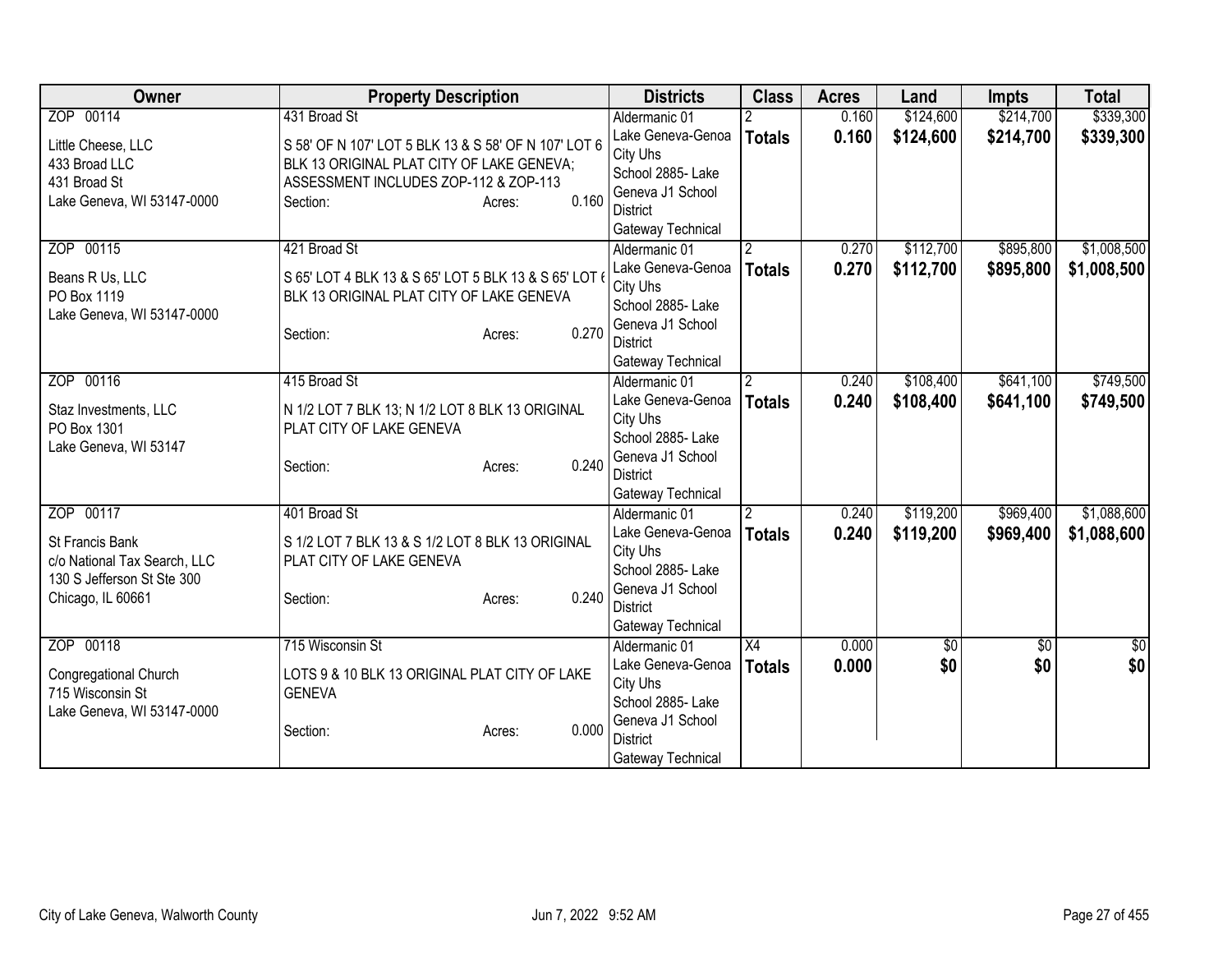| Owner | Property Description | Districts | Class | Acres | Land | Impts | Total |
|---|---|---|---|---|---|---|---|
| ZOP 00114<br>Little Cheese, LLC<br>433 Broad LLC<br>431 Broad St<br>Lake Geneva, WI 53147-0000 | 431 Broad St<br>S 58' OF N 107' LOT 5 BLK 13 & S 58' OF N 107' LOT 6 BLK 13 ORIGINAL PLAT CITY OF LAKE GENEVA; ASSESSMENT INCLUDES ZOP-112 & ZOP-113<br>Section: Acres: 0.160 | Aldermanic 01<br>Lake Geneva-Genoa City Uhs<br>School 2885- Lake Geneva J1 School District<br>Gateway Technical | 2<br>**Totals** | 0.160<br>**0.160** | \$124,600<br>**\$124,600** | \$214,700<br>**\$214,700** | \$339,300<br>**\$339,300** |
| ZOP 00115<br>Beans R Us, LLC<br>PO Box 1119<br>Lake Geneva, WI 53147-0000 | 421 Broad St<br>S 65' LOT 4 BLK 13 & S 65' LOT 5 BLK 13 & S 65' LOT 6 BLK 13 ORIGINAL PLAT CITY OF LAKE GENEVA<br>Section: Acres: 0.270 | Aldermanic 01<br>Lake Geneva-Genoa City Uhs<br>School 2885- Lake Geneva J1 School District<br>Gateway Technical | 2<br>**Totals** | 0.270<br>**0.270** | \$112,700<br>**\$112,700** | \$895,800<br>**\$895,800** | \$1,008,500<br>**\$1,008,500** |
| ZOP 00116<br>Staz Investments, LLC<br>PO Box 1301<br>Lake Geneva, WI 53147 | 415 Broad St<br>N 1/2 LOT 7 BLK 13; N 1/2 LOT 8 BLK 13 ORIGINAL PLAT CITY OF LAKE GENEVA<br>Section: Acres: 0.240 | Aldermanic 01<br>Lake Geneva-Genoa City Uhs<br>School 2885- Lake Geneva J1 School District<br>Gateway Technical | 2<br>**Totals** | 0.240<br>**0.240** | \$108,400<br>**\$108,400** | \$641,100<br>**\$641,100** | \$749,500<br>**\$749,500** |
| ZOP 00117<br>St Francis Bank<br>c/o National Tax Search, LLC<br>130 S Jefferson St Ste 300<br>Chicago, IL 60661 | 401 Broad St<br>S 1/2 LOT 7 BLK 13 & S 1/2 LOT 8 BLK 13 ORIGINAL PLAT CITY OF LAKE GENEVA<br>Section: Acres: 0.240 | Aldermanic 01<br>Lake Geneva-Genoa City Uhs<br>School 2885- Lake Geneva J1 School District<br>Gateway Technical | 2<br>**Totals** | 0.240<br>**0.240** | \$119,200<br>**\$119,200** | \$969,400<br>**\$969,400** | \$1,088,600<br>**\$1,088,600** |
| ZOP 00118<br>Congregational Church<br>715 Wisconsin St<br>Lake Geneva, WI 53147-0000 | 715 Wisconsin St<br>LOTS 9 & 10 BLK 13 ORIGINAL PLAT CITY OF LAKE GENEVA<br>Section: Acres: 0.000 | Aldermanic 01<br>Lake Geneva-Genoa City Uhs<br>School 2885- Lake Geneva J1 School District<br>Gateway Technical | X4<br>**Totals** | 0.000<br>**0.000** | \$0<br>**\$0** | \$0<br>**\$0** | \$0<br>**\$0** |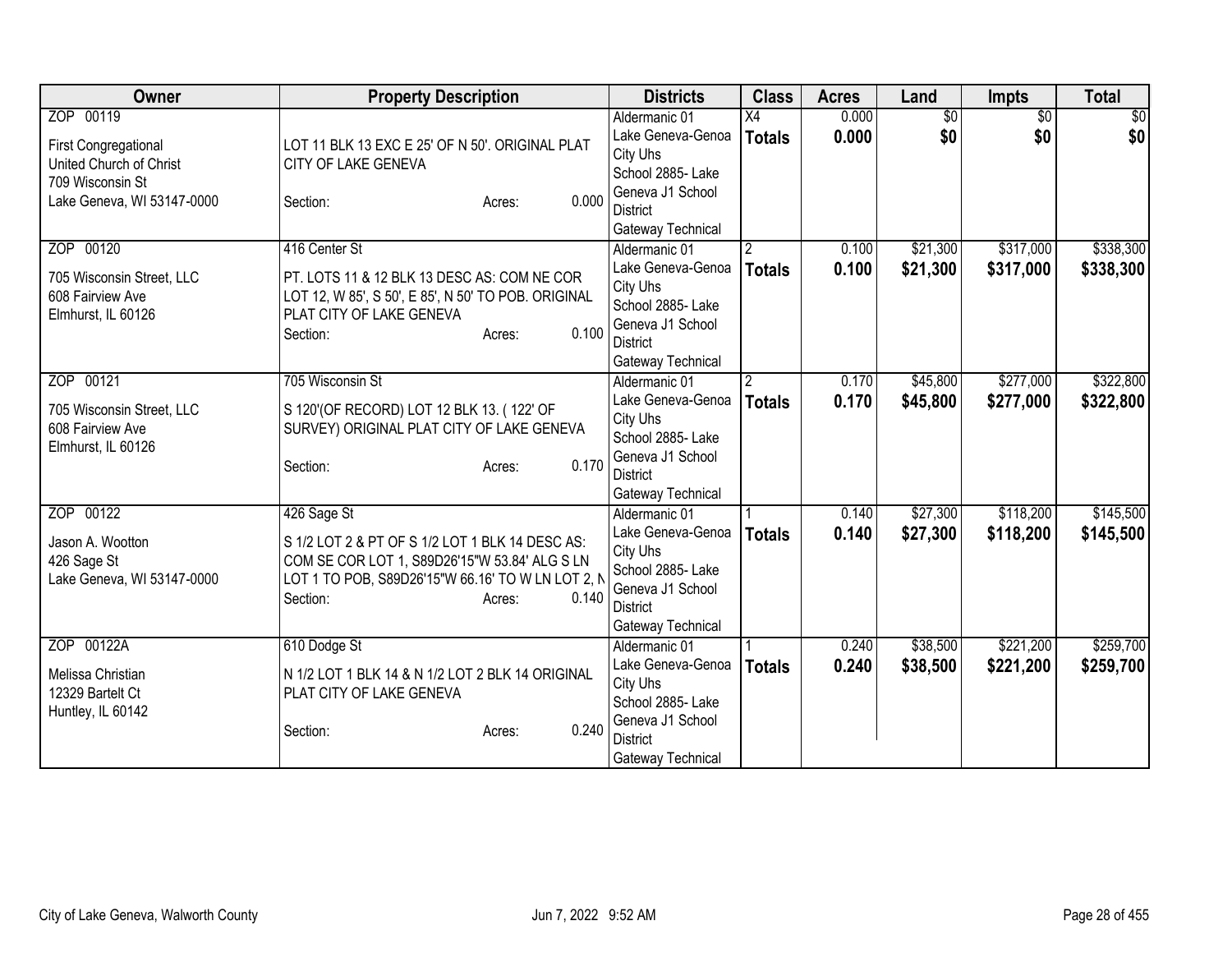| Owner | Property Description | Districts | Class | Acres | Land | Impts | Total |
|---|---|---|---|---|---|---|---|
| ZOP 00119<br>First Congregational<br>United Church of Christ<br>709 Wisconsin St<br>Lake Geneva, WI 53147-0000 | LOT 11 BLK 13 EXC E 25' OF N 50'. ORIGINAL PLAT CITY OF LAKE GENEVA<br>Section: Acres: 0.000 | Aldermanic 01<br>Lake Geneva-Genoa City Uhs<br>School 2885- Lake Geneva J1 School District<br>Gateway Technical | X4<br>**Totals** | 0.000<br>**0.000** | $0<br>**$0** | $0<br>**$0** | $0<br>**$0** |
| ZOP 00120<br>705 Wisconsin Street, LLC<br>608 Fairview Ave<br>Elmhurst, IL 60126 | 416 Center St<br>PT. LOTS 11 & 12 BLK 13 DESC AS: COM NE COR LOT 12, W 85', S 50', E 85', N 50' TO POB. ORIGINAL PLAT CITY OF LAKE GENEVA<br>Section: Acres: 0.100 | Aldermanic 01<br>Lake Geneva-Genoa City Uhs<br>School 2885- Lake Geneva J1 School District<br>Gateway Technical | 2<br>**Totals** | 0.100<br>**0.100** | $21,300<br>**$21,300** | $317,000<br>**$317,000** | $338,300<br>**$338,300** |
| ZOP 00121<br>705 Wisconsin Street, LLC<br>608 Fairview Ave<br>Elmhurst, IL 60126 | 705 Wisconsin St<br>S 120'(OF RECORD) LOT 12 BLK 13. ( 122' OF SURVEY) ORIGINAL PLAT CITY OF LAKE GENEVA<br>Section: Acres: 0.170 | Aldermanic 01<br>Lake Geneva-Genoa City Uhs<br>School 2885- Lake Geneva J1 School District<br>Gateway Technical | 2<br>**Totals** | 0.170<br>**0.170** | $45,800<br>**$45,800** | $277,000<br>**$277,000** | $322,800<br>**$322,800** |
| ZOP 00122<br>Jason A. Wootton<br>426 Sage St<br>Lake Geneva, WI 53147-0000 | 426 Sage St<br>S 1/2 LOT 2 & PT OF S 1/2 LOT 1 BLK 14 DESC AS: COM SE COR LOT 1, S89D26'15"W 53.84' ALG S LN LOT 1 TO POB, S89D26'15"W 66.16' TO W LN LOT 2, N<br>Section: Acres: 0.140 | Aldermanic 01<br>Lake Geneva-Genoa City Uhs<br>School 2885- Lake Geneva J1 School District<br>Gateway Technical | 1<br>**Totals** | 0.140<br>**0.140** | $27,300<br>**$27,300** | $118,200<br>**$118,200** | $145,500<br>**$145,500** |
| ZOP 00122A<br>Melissa Christian<br>12329 Bartelt Ct<br>Huntley, IL 60142 | 610 Dodge St<br>N 1/2 LOT 1 BLK 14 & N 1/2 LOT 2 BLK 14 ORIGINAL PLAT CITY OF LAKE GENEVA<br>Section: Acres: 0.240 | Aldermanic 01<br>Lake Geneva-Genoa City Uhs<br>School 2885- Lake Geneva J1 School District<br>Gateway Technical | 1<br>**Totals** | 0.240<br>**0.240** | $38,500<br>**$38,500** | $221,200<br>**$221,200** | $259,700<br>**$259,700** |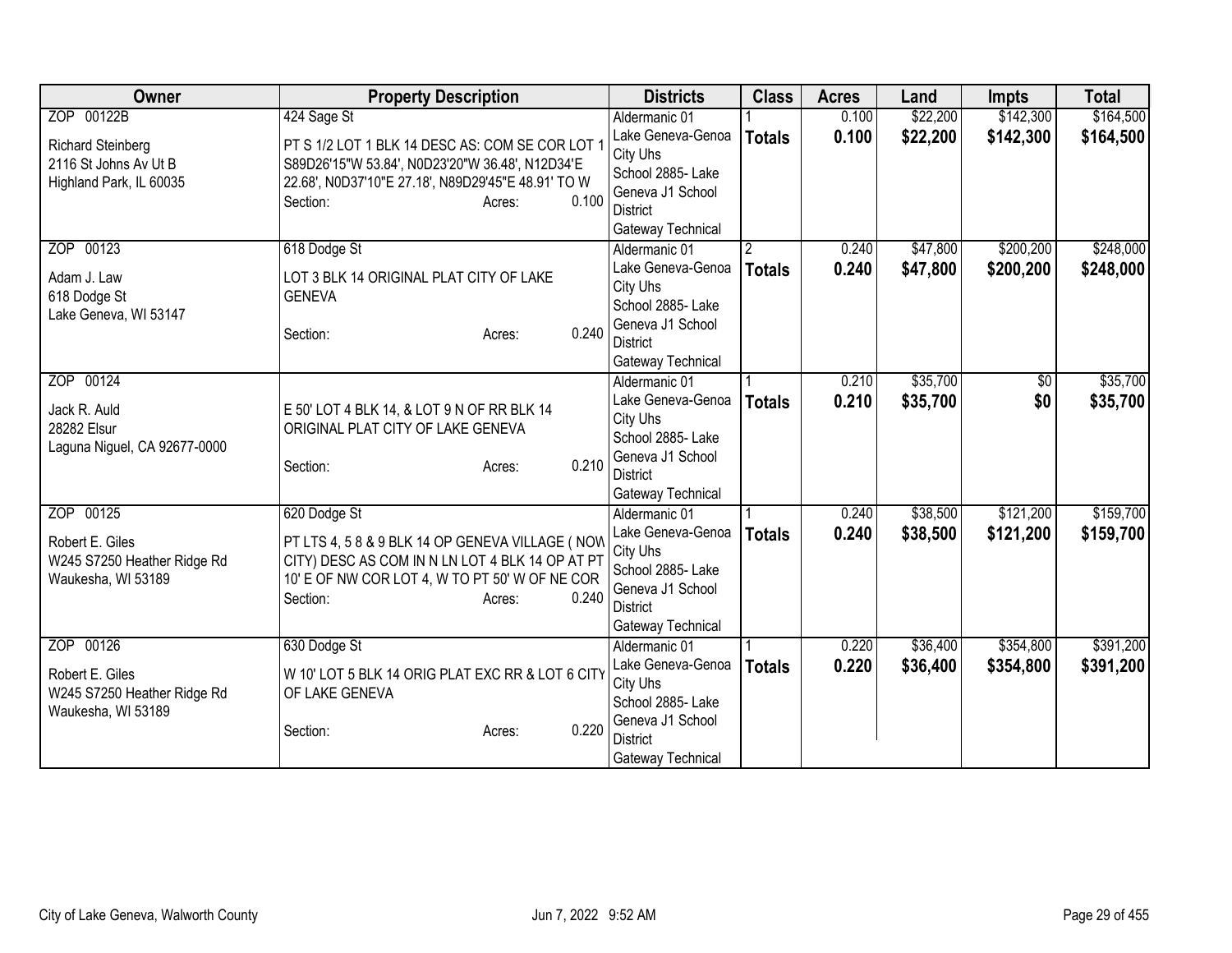| Owner | Property Description | Districts | Class | Acres | Land | Impts | Total |
|---|---|---|---|---|---|---|---|
| ZOP 00122B<br><br>Richard Steinberg<br>2116 St Johns Av Ut B<br>Highland Park, IL 60035 | 424 Sage St<br><br>PT S 1/2 LOT 1 BLK 14 DESC AS: COM SE COR LOT 1 S89D26'15"W 53.84', N0D23'20"W 36.48', N12D34'E 22.68', N0D37'10"E 27.18', N89D29'45"E 48.91' TO W<br>Section: Acres: 0.100 | Aldermanic 01<br>Lake Geneva-Genoa City Uhs<br>School 2885- Lake Geneva J1 School District<br>Gateway Technical | 1<br>**Totals** | 0.100<br>**0.100** | $22,200<br>**$22,200** | $142,300<br>**$142,300** | $164,500<br>**$164,500** |
| ZOP 00123<br><br>Adam J. Law<br>618 Dodge St<br>Lake Geneva, WI 53147 | 618 Dodge St<br><br>LOT 3 BLK 14 ORIGINAL PLAT CITY OF LAKE GENEVA<br><br>Section: Acres: 0.240 | Aldermanic 01<br>Lake Geneva-Genoa City Uhs<br>School 2885- Lake Geneva J1 School District<br>Gateway Technical | 2<br>**Totals** | 0.240<br>**0.240** | $47,800<br>**$47,800** | $200,200<br>**$200,200** | $248,000<br>**$248,000** |
| ZOP 00124<br><br>Jack R. Auld<br>28282 Elsur<br>Laguna Niguel, CA 92677-0000 | E 50' LOT 4 BLK 14, & LOT 9 N OF RR BLK 14 ORIGINAL PLAT CITY OF LAKE GENEVA<br><br>Section: Acres: 0.210 | Aldermanic 01<br>Lake Geneva-Genoa City Uhs<br>School 2885- Lake Geneva J1 School District<br>Gateway Technical | 1<br>**Totals** | 0.210<br>**0.210** | $35,700<br>**$35,700** | $0<br>**$0** | $35,700<br>**$35,700** |
| ZOP 00125<br><br>Robert E. Giles<br>W245 S7250 Heather Ridge Rd<br>Waukesha, WI 53189 | 620 Dodge St<br><br>PT LTS 4, 5 8 & 9 BLK 14 OP GENEVA VILLAGE ( NOW CITY) DESC AS COM IN N LN LOT 4 BLK 14 OP AT PT 10' E OF NW COR LOT 4, W TO PT 50' W OF NE COR<br>Section: Acres: 0.240 | Aldermanic 01<br>Lake Geneva-Genoa City Uhs<br>School 2885- Lake Geneva J1 School District<br>Gateway Technical | 1<br>**Totals** | 0.240<br>**0.240** | $38,500<br>**$38,500** | $121,200<br>**$121,200** | $159,700<br>**$159,700** |
| ZOP 00126<br><br>Robert E. Giles<br>W245 S7250 Heather Ridge Rd<br>Waukesha, WI 53189 | 630 Dodge St<br><br>W 10' LOT 5 BLK 14 ORIG PLAT EXC RR & LOT 6 CITY OF LAKE GENEVA<br><br>Section: Acres: 0.220 | Aldermanic 01<br>Lake Geneva-Genoa City Uhs<br>School 2885- Lake Geneva J1 School District<br>Gateway Technical | 1<br>**Totals** | 0.220<br>**0.220** | $36,400<br>**$36,400** | $354,800<br>**$354,800** | $391,200<br>**$391,200** |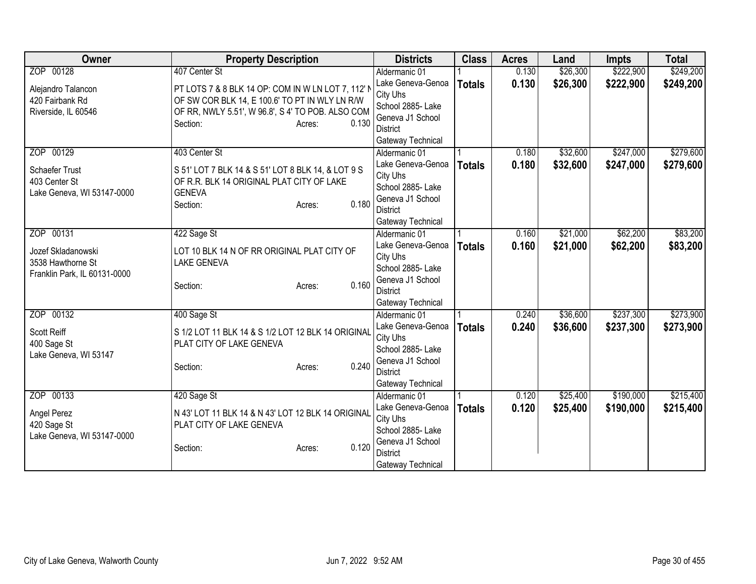| Owner | Property Description | Districts | Class | Acres | Land | Impts | Total |
|---|---|---|---|---|---|---|---|
| ZOP 00128<br>Alejandro Talancon<br>420 Fairbank Rd<br>Riverside, IL 60546 | 407 Center St<br>PT LOTS 7 & 8 BLK 14 OP: COM IN W LN LOT 7, 112' N OF SW COR BLK 14, E 100.6' TO PT IN WLY LN R/W OF RR, NWLY 5.51', W 96.8', S 4' TO POB. ALSO COM<br>Section: Acres: 0.130 | Aldermanic 01<br>Lake Geneva-Genoa City Uhs<br>School 2885- Lake Geneva J1 School District<br>Gateway Technical | 1<br>**Totals** | 0.130<br>**0.130** | $26,300<br>**$26,300** | $222,900<br>**$222,900** | $249,200<br>**$249,200** |
| ZOP 00129<br>Schaefer Trust<br>403 Center St<br>Lake Geneva, WI 53147-0000 | 403 Center St<br>S 51' LOT 7 BLK 14 & S 51' LOT 8 BLK 14, & LOT 9 S OF R.R. BLK 14 ORIGINAL PLAT CITY OF LAKE GENEVA<br>Section: Acres: 0.180 | Aldermanic 01<br>Lake Geneva-Genoa City Uhs<br>School 2885- Lake Geneva J1 School District<br>Gateway Technical | 1<br>**Totals** | 0.180<br>**0.180** | $32,600<br>**$32,600** | $247,000<br>**$247,000** | $279,600<br>**$279,600** |
| ZOP 00131<br>Jozef Skladanowski<br>3538 Hawthorne St<br>Franklin Park, IL 60131-0000 | 422 Sage St<br>LOT 10 BLK 14 N OF RR ORIGINAL PLAT CITY OF LAKE GENEVA<br>Section: Acres: 0.160 | Aldermanic 01<br>Lake Geneva-Genoa City Uhs<br>School 2885- Lake Geneva J1 School District<br>Gateway Technical | 1<br>**Totals** | 0.160<br>**0.160** | $21,000<br>**$21,000** | $62,200<br>**$62,200** | $83,200<br>**$83,200** |
| ZOP 00132<br>Scott Reiff<br>400 Sage St<br>Lake Geneva, WI 53147 | 400 Sage St<br>S 1/2 LOT 11 BLK 14 & S 1/2 LOT 12 BLK 14 ORIGINAL PLAT CITY OF LAKE GENEVA<br>Section: Acres: 0.240 | Aldermanic 01<br>Lake Geneva-Genoa City Uhs<br>School 2885- Lake Geneva J1 School District<br>Gateway Technical | 1<br>**Totals** | 0.240<br>**0.240** | $36,600<br>**$36,600** | $237,300<br>**$237,300** | $273,900<br>**$273,900** |
| ZOP 00133<br>Angel Perez<br>420 Sage St<br>Lake Geneva, WI 53147-0000 | 420 Sage St<br>N 43' LOT 11 BLK 14 & N 43' LOT 12 BLK 14 ORIGINAL PLAT CITY OF LAKE GENEVA<br>Section: Acres: 0.120 | Aldermanic 01<br>Lake Geneva-Genoa City Uhs<br>School 2885- Lake Geneva J1 School District<br>Gateway Technical | 1<br>**Totals** | 0.120<br>**0.120** | $25,400<br>**$25,400** | $190,000<br>**$190,000** | $215,400<br>**$215,400** |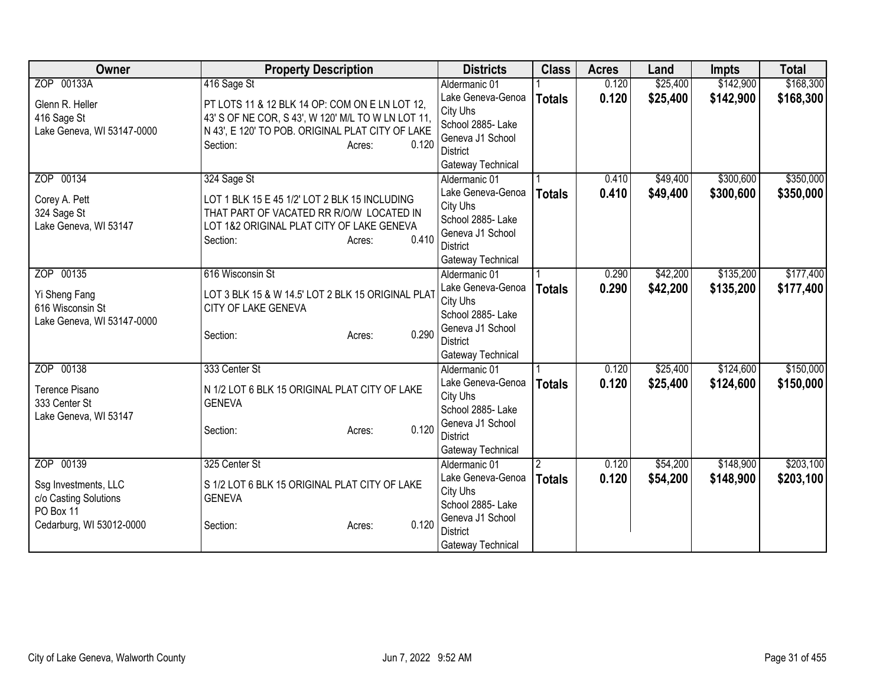| Owner | Property Description | Districts | Class | Acres | Land | Impts | Total |
|---|---|---|---|---|---|---|---|
| ZOP 00133A<br>Glenn R. Heller<br>416 Sage St<br>Lake Geneva, WI 53147-0000 | 416 Sage St<br>PT LOTS 11 & 12 BLK 14 OP: COM ON E LN LOT 12, 43' S OF NE COR, S 43', W 120' M/L TO W LN LOT 11, N 43', E 120' TO POB. ORIGINAL PLAT CITY OF LAKE<br>Section: Acres: 0.120 | Aldermanic 01<br>Lake Geneva-Genoa City Uhs<br>School 2885- Lake Geneva J1 School District<br>Gateway Technical | 1<br>**Totals** | 0.120<br>**0.120** | $25,400<br>**$25,400** | $142,900<br>**$142,900** | $168,300<br>**$168,300** |
| ZOP 00134<br>Corey A. Pett<br>324 Sage St<br>Lake Geneva, WI 53147 | 324 Sage St<br>LOT 1 BLK 15 E 45 1/2' LOT 2 BLK 15 INCLUDING THAT PART OF VACATED RR R/O/W LOCATED IN LOT 1&2 ORIGINAL PLAT CITY OF LAKE GENEVA<br>Section: Acres: 0.410 | Aldermanic 01<br>Lake Geneva-Genoa City Uhs<br>School 2885- Lake Geneva J1 School District<br>Gateway Technical | 1<br>**Totals** | 0.410<br>**0.410** | $49,400<br>**$49,400** | $300,600<br>**$300,600** | $350,000<br>**$350,000** |
| ZOP 00135<br>Yi Sheng Fang<br>616 Wisconsin St<br>Lake Geneva, WI 53147-0000 | 616 Wisconsin St<br>LOT 3 BLK 15 & W 14.5' LOT 2 BLK 15 ORIGINAL PLAT CITY OF LAKE GENEVA<br>Section: Acres: 0.290 | Aldermanic 01<br>Lake Geneva-Genoa City Uhs<br>School 2885- Lake Geneva J1 School District<br>Gateway Technical | 1<br>**Totals** | 0.290<br>**0.290** | $42,200<br>**$42,200** | $135,200<br>**$135,200** | $177,400<br>**$177,400** |
| ZOP 00138<br>Terence Pisano<br>333 Center St<br>Lake Geneva, WI 53147 | 333 Center St<br>N 1/2 LOT 6 BLK 15 ORIGINAL PLAT CITY OF LAKE GENEVA<br>Section: Acres: 0.120 | Aldermanic 01<br>Lake Geneva-Genoa City Uhs<br>School 2885- Lake Geneva J1 School District<br>Gateway Technical | 1<br>**Totals** | 0.120<br>**0.120** | $25,400<br>**$25,400** | $124,600<br>**$124,600** | $150,000<br>**$150,000** |
| ZOP 00139<br>Ssg Investments, LLC<br>c/o Casting Solutions<br>PO Box 11<br>Cedarburg, WI 53012-0000 | 325 Center St<br>S 1/2 LOT 6 BLK 15 ORIGINAL PLAT CITY OF LAKE GENEVA<br>Section: Acres: 0.120 | Aldermanic 01<br>Lake Geneva-Genoa City Uhs<br>School 2885- Lake Geneva J1 School District<br>Gateway Technical | 2<br>**Totals** | 0.120<br>**0.120** | $54,200<br>**$54,200** | $148,900<br>**$148,900** | $203,100<br>**$203,100** |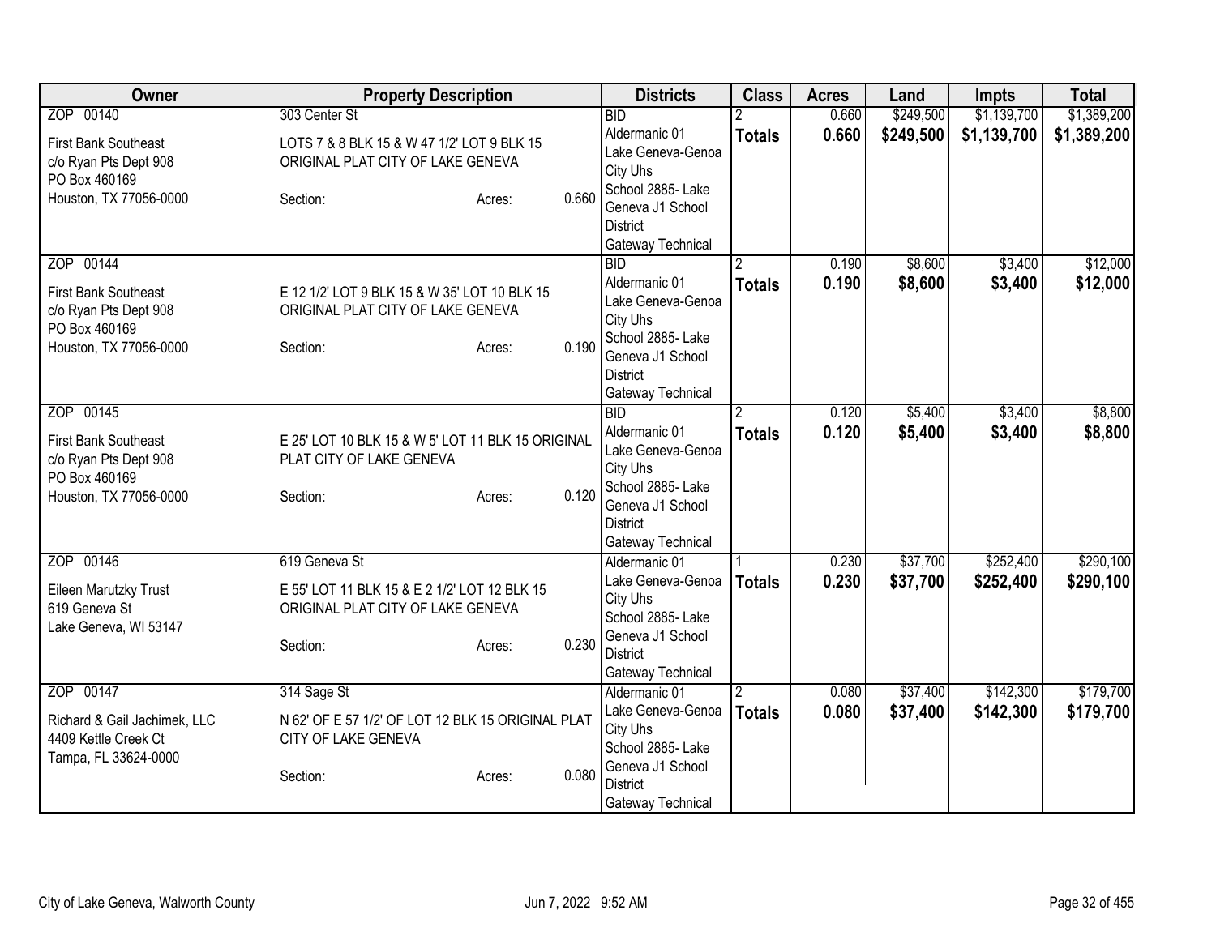| Owner | Property Description | Districts | Class | Acres | Land | Impts | Total |
|---|---|---|---|---|---|---|---|
| ZOP 00140<br>First Bank Southeast<br>c/o Ryan Pts Dept 908<br>PO Box 460169<br>Houston, TX 77056-0000 | 303 Center St<br>LOTS 7 & 8 BLK 15 & W 47 1/2' LOT 9 BLK 15 ORIGINAL PLAT CITY OF LAKE GENEVA<br>Section: Acres: 0.660 | BID<br>Aldermanic 01<br>Lake Geneva-Genoa City Uhs<br>School 2885- Lake Geneva J1 School District<br>Gateway Technical | 2<br>**Totals** | 0.660<br>**0.660** | $249,500<br>**$249,500** | $1,139,700<br>**$1,139,700** | $1,389,200<br>**$1,389,200** |
| ZOP 00144<br>First Bank Southeast<br>c/o Ryan Pts Dept 908<br>PO Box 460169<br>Houston, TX 77056-0000 | E 12 1/2' LOT 9 BLK 15 & W 35' LOT 10 BLK 15 ORIGINAL PLAT CITY OF LAKE GENEVA<br>Section: Acres: 0.190 | BID<br>Aldermanic 01<br>Lake Geneva-Genoa City Uhs<br>School 2885- Lake Geneva J1 School District<br>Gateway Technical | 2<br>**Totals** | 0.190<br>**0.190** | $8,600<br>**$8,600** | $3,400<br>**$3,400** | $12,000<br>**$12,000** |
| ZOP 00145<br>First Bank Southeast<br>c/o Ryan Pts Dept 908<br>PO Box 460169<br>Houston, TX 77056-0000 | E 25' LOT 10 BLK 15 & W 5' LOT 11 BLK 15 ORIGINAL PLAT CITY OF LAKE GENEVA<br>Section: Acres: 0.120 | BID<br>Aldermanic 01<br>Lake Geneva-Genoa City Uhs<br>School 2885- Lake Geneva J1 School District<br>Gateway Technical | 2<br>**Totals** | 0.120<br>**0.120** | $5,400<br>**$5,400** | $3,400<br>**$3,400** | $8,800<br>**$8,800** |
| ZOP 00146<br>Eileen Marutzky Trust<br>619 Geneva St<br>Lake Geneva, WI 53147 | 619 Geneva St<br>E 55' LOT 11 BLK 15 & E 2 1/2' LOT 12 BLK 15 ORIGINAL PLAT CITY OF LAKE GENEVA<br>Section: Acres: 0.230 | Aldermanic 01<br>Lake Geneva-Genoa City Uhs<br>School 2885- Lake Geneva J1 School District<br>Gateway Technical | 1<br>**Totals** | 0.230<br>**0.230** | $37,700<br>**$37,700** | $252,400<br>**$252,400** | $290,100<br>**$290,100** |
| ZOP 00147<br>Richard & Gail Jachimek, LLC<br>4409 Kettle Creek Ct<br>Tampa, FL 33624-0000 | 314 Sage St<br>N 62' OF E 57 1/2' OF LOT 12 BLK 15 ORIGINAL PLAT CITY OF LAKE GENEVA<br>Section: Acres: 0.080 | Aldermanic 01<br>Lake Geneva-Genoa City Uhs<br>School 2885- Lake Geneva J1 School District<br>Gateway Technical | 2<br>**Totals** | 0.080<br>**0.080** | $37,400<br>**$37,400** | $142,300<br>**$142,300** | $179,700<br>**$179,700** |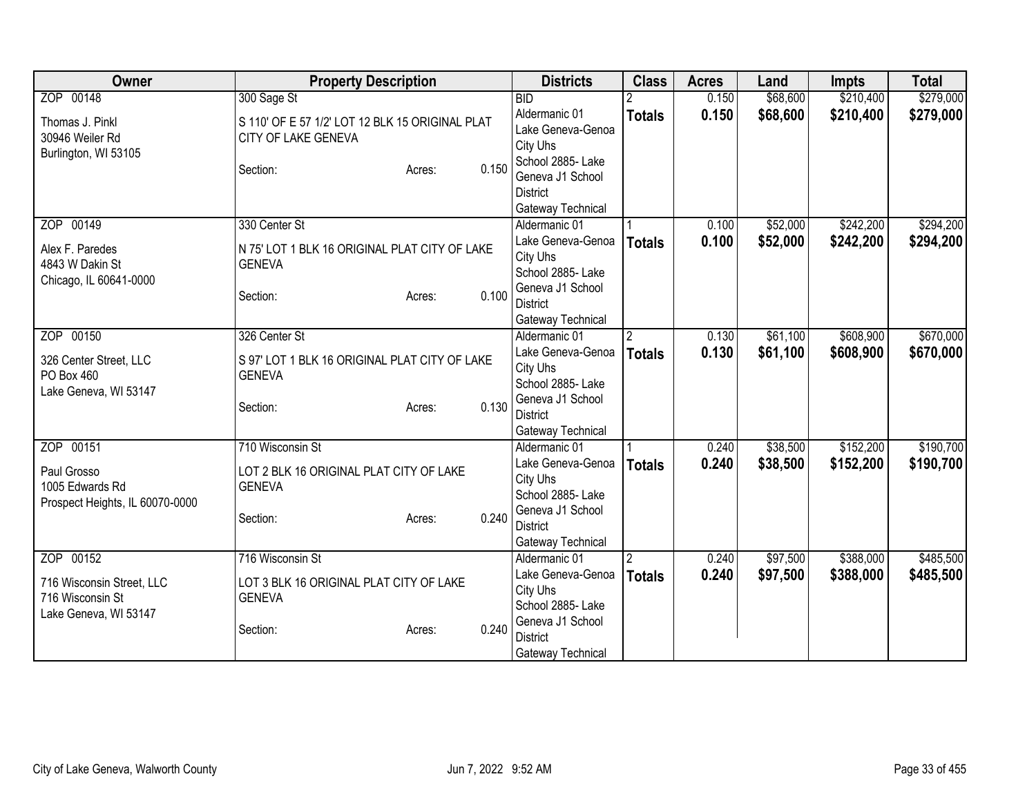| Owner | Property Description | Districts | Class | Acres | Land | Impts | Total |
|---|---|---|---|---|---|---|---|
| ZOP 00148<br>Thomas J. Pinkl<br>30946 Weiler Rd<br>Burlington, WI 53105 | 300 Sage St<br>S 110' OF E 57 1/2' LOT 12 BLK 15 ORIGINAL PLAT CITY OF LAKE GENEVA<br>Section: Acres: 0.150 | BID<br>Aldermanic 01<br>Lake Geneva-Genoa City Uhs<br>School 2885- Lake Geneva J1 School District<br>Gateway Technical | 2<br>**Totals** | 0.150<br>**0.150** | $68,600<br>**$68,600** | $210,400<br>**$210,400** | $279,000<br>**$279,000** |
| ZOP 00149<br>Alex F. Paredes<br>4843 W Dakin St<br>Chicago, IL 60641-0000 | 330 Center St<br>N 75' LOT 1 BLK 16 ORIGINAL PLAT CITY OF LAKE GENEVA<br>Section: Acres: 0.100 | Aldermanic 01<br>Lake Geneva-Genoa City Uhs<br>School 2885- Lake Geneva J1 School District<br>Gateway Technical | 1<br>**Totals** | 0.100<br>**0.100** | $52,000<br>**$52,000** | $242,200<br>**$242,200** | $294,200<br>**$294,200** |
| ZOP 00150<br>326 Center Street, LLC<br>PO Box 460<br>Lake Geneva, WI 53147 | 326 Center St<br>S 97' LOT 1 BLK 16 ORIGINAL PLAT CITY OF LAKE GENEVA<br>Section: Acres: 0.130 | Aldermanic 01<br>Lake Geneva-Genoa City Uhs<br>School 2885- Lake Geneva J1 School District<br>Gateway Technical | 2<br>**Totals** | 0.130<br>**0.130** | $61,100<br>**$61,100** | $608,900<br>**$608,900** | $670,000<br>**$670,000** |
| ZOP 00151<br>Paul Grosso<br>1005 Edwards Rd<br>Prospect Heights, IL 60070-0000 | 710 Wisconsin St<br>LOT 2 BLK 16 ORIGINAL PLAT CITY OF LAKE GENEVA<br>Section: Acres: 0.240 | Aldermanic 01<br>Lake Geneva-Genoa City Uhs<br>School 2885- Lake Geneva J1 School District<br>Gateway Technical | 1<br>**Totals** | 0.240<br>**0.240** | $38,500<br>**$38,500** | $152,200<br>**$152,200** | $190,700<br>**$190,700** |
| ZOP 00152<br>716 Wisconsin Street, LLC<br>716 Wisconsin St<br>Lake Geneva, WI 53147 | 716 Wisconsin St<br>LOT 3 BLK 16 ORIGINAL PLAT CITY OF LAKE GENEVA<br>Section: Acres: 0.240 | Aldermanic 01<br>Lake Geneva-Genoa City Uhs<br>School 2885- Lake Geneva J1 School District<br>Gateway Technical | 2<br>**Totals** | 0.240<br>**0.240** | $97,500<br>**$97,500** | $388,000<br>**$388,000** | $485,500<br>**$485,500** |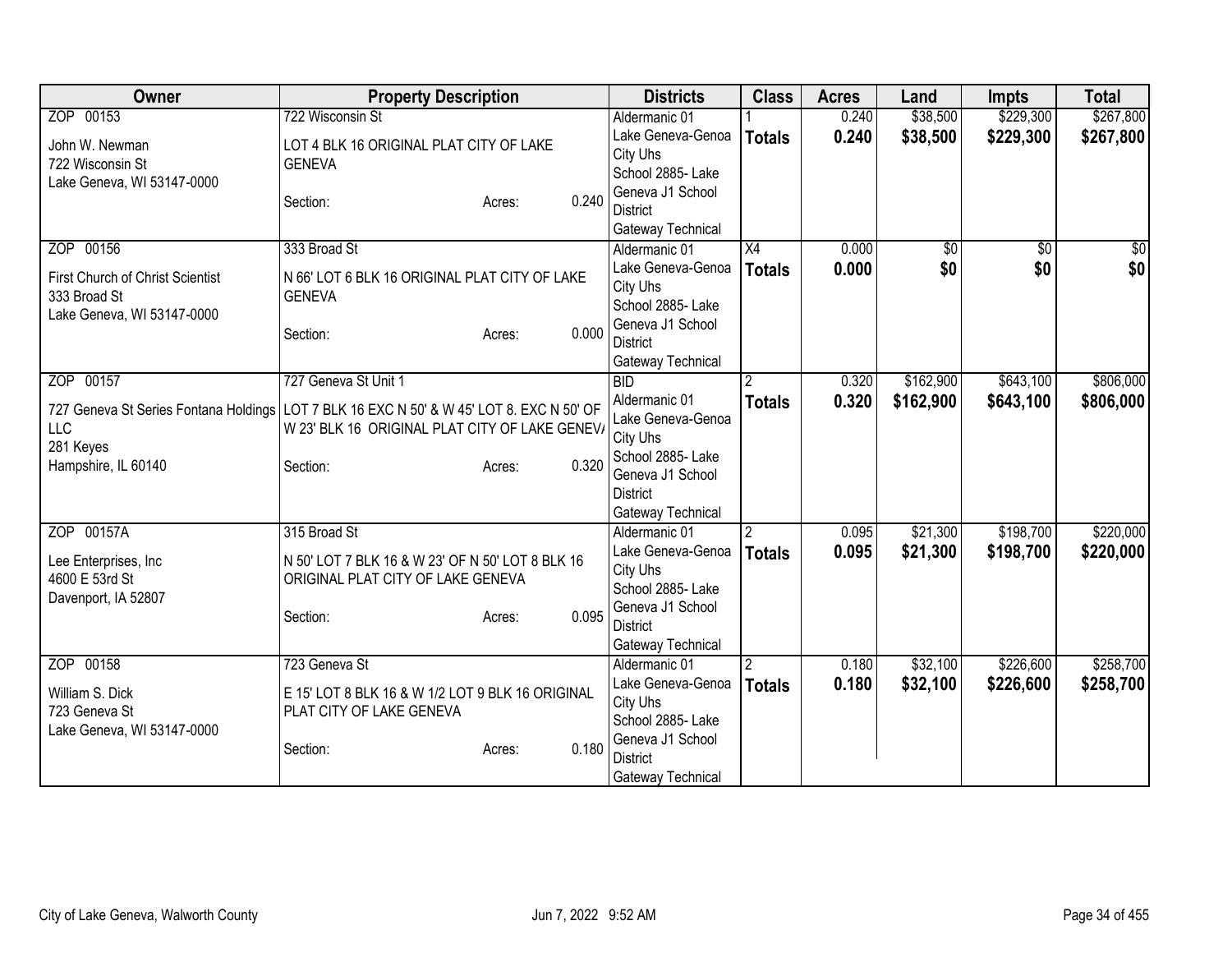| Owner | Property Description | Districts | Class | Acres | Land | Impts | Total |
|---|---|---|---|---|---|---|---|
| ZOP 00153<br>John W. Newman<br>722 Wisconsin St<br>Lake Geneva, WI 53147-0000 | 722 Wisconsin St<br>LOT 4 BLK 16 ORIGINAL PLAT CITY OF LAKE GENEVA<br>Section: Acres: 0.240 | Aldermanic 01<br>Lake Geneva-Genoa City Uhs<br>School 2885- Lake Geneva J1 School District<br>Gateway Technical | 1<br>**Totals** | 0.240<br>**0.240** | $38,500<br>**$38,500** | $229,300<br>**$229,300** | $267,800<br>**$267,800** |
| ZOP 00156<br>First Church of Christ Scientist<br>333 Broad St<br>Lake Geneva, WI 53147-0000 | 333 Broad St<br>N 66' LOT 6 BLK 16 ORIGINAL PLAT CITY OF LAKE GENEVA<br>Section: Acres: 0.000 | Aldermanic 01<br>Lake Geneva-Genoa City Uhs<br>School 2885- Lake Geneva J1 School District<br>Gateway Technical | X4<br>**Totals** | 0.000<br>**0.000** | $0<br>**$0** | $0<br>**$0** | $0<br>**$0** |
| ZOP 00157<br>727 Geneva St Series Fontana Holdings LLC<br>281 Keyes<br>Hampshire, IL 60140 | 727 Geneva St Unit 1<br>LOT 7 BLK 16 EXC N 50' & W 45' LOT 8. EXC N 50' OF W 23' BLK 16 ORIGINAL PLAT CITY OF LAKE GENEVA<br>Section: Acres: 0.320 | BID<br>Aldermanic 01<br>Lake Geneva-Genoa City Uhs<br>School 2885- Lake Geneva J1 School District<br>Gateway Technical | 2<br>**Totals** | 0.320<br>**0.320** | $162,900<br>**$162,900** | $643,100<br>**$643,100** | $806,000<br>**$806,000** |
| ZOP 00157A<br>Lee Enterprises, Inc<br>4600 E 53rd St<br>Davenport, IA 52807 | 315 Broad St<br>N 50' LOT 7 BLK 16 & W 23' OF N 50' LOT 8 BLK 16 ORIGINAL PLAT CITY OF LAKE GENEVA<br>Section: Acres: 0.095 | Aldermanic 01<br>Lake Geneva-Genoa City Uhs<br>School 2885- Lake Geneva J1 School District<br>Gateway Technical | 2<br>**Totals** | 0.095<br>**0.095** | $21,300<br>**$21,300** | $198,700<br>**$198,700** | $220,000<br>**$220,000** |
| ZOP 00158<br>William S. Dick<br>723 Geneva St<br>Lake Geneva, WI 53147-0000 | 723 Geneva St<br>E 15' LOT 8 BLK 16 & W 1/2 LOT 9 BLK 16 ORIGINAL PLAT CITY OF LAKE GENEVA<br>Section: Acres: 0.180 | Aldermanic 01<br>Lake Geneva-Genoa City Uhs<br>School 2885- Lake Geneva J1 School District<br>Gateway Technical | 2<br>**Totals** | 0.180<br>**0.180** | $32,100<br>**$32,100** | $226,600<br>**$226,600** | $258,700<br>**$258,700** |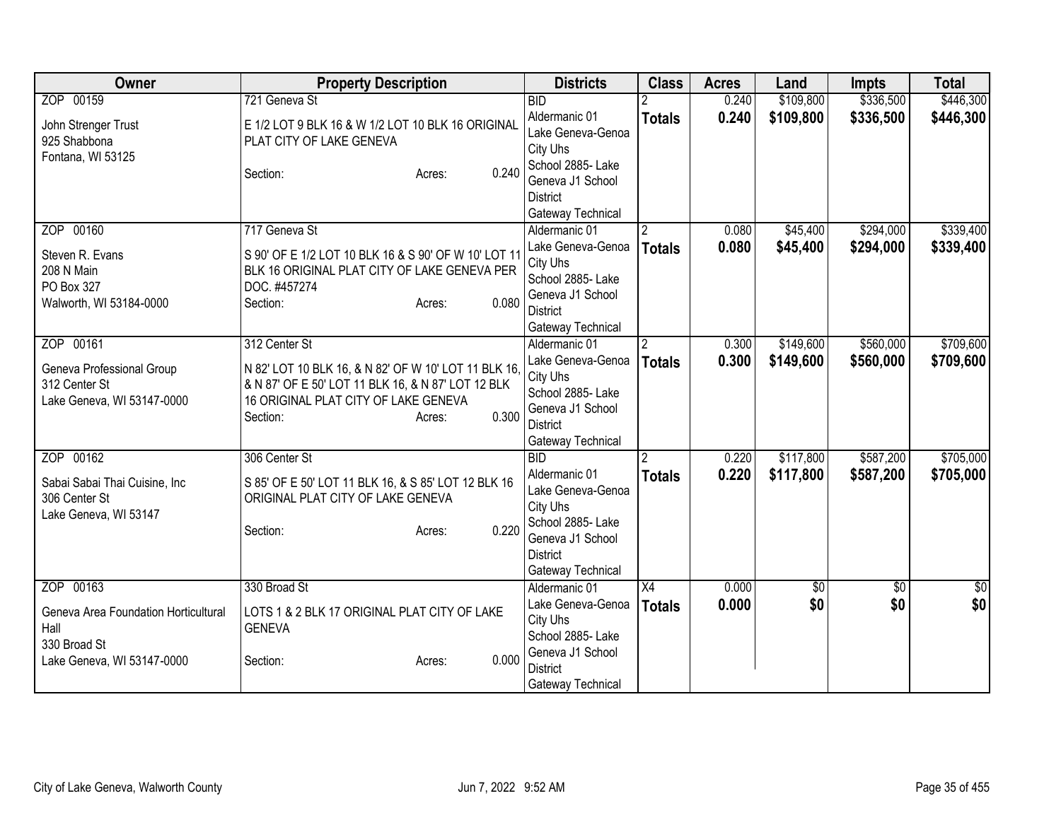| Owner | Property Description | Districts | Class | Acres | Land | Impts | Total |
|---|---|---|---|---|---|---|---|
| ZOP 00159<br>John Strenger Trust<br>925 Shabbona<br>Fontana, WI 53125 | 721 Geneva St<br>E 1/2 LOT 9 BLK 16 & W 1/2 LOT 10 BLK 16 ORIGINAL PLAT CITY OF LAKE GENEVA<br>Section: Acres: 0.240 | BID<br>Aldermanic 01<br>Lake Geneva-Genoa City Uhs<br>School 2885- Lake Geneva J1 School District<br>Gateway Technical | 2<br>**Totals** | 0.240<br>**0.240** | $109,800<br>**$109,800** | $336,500<br>**$336,500** | $446,300<br>**$446,300** |
| ZOP 00160<br>Steven R. Evans<br>208 N Main<br>PO Box 327<br>Walworth, WI 53184-0000 | 717 Geneva St<br>S 90' OF E 1/2 LOT 10 BLK 16 & S 90' OF W 10' LOT 11 BLK 16 ORIGINAL PLAT CITY OF LAKE GENEVA PER DOC. #457274<br>Section: Acres: 0.080 | Aldermanic 01<br>Lake Geneva-Genoa City Uhs<br>School 2885- Lake Geneva J1 School District<br>Gateway Technical | 2<br>**Totals** | 0.080<br>**0.080** | $45,400<br>**$45,400** | $294,000<br>**$294,000** | $339,400<br>**$339,400** |
| ZOP 00161<br>Geneva Professional Group<br>312 Center St<br>Lake Geneva, WI 53147-0000 | 312 Center St<br>N 82' LOT 10 BLK 16, & N 82' OF W 10' LOT 11 BLK 16, & N 87' OF E 50' LOT 11 BLK 16, & N 87' LOT 12 BLK 16 ORIGINAL PLAT CITY OF LAKE GENEVA<br>Section: Acres: 0.300 | Aldermanic 01<br>Lake Geneva-Genoa City Uhs<br>School 2885- Lake Geneva J1 School District<br>Gateway Technical | 2<br>**Totals** | 0.300<br>**0.300** | $149,600<br>**$149,600** | $560,000<br>**$560,000** | $709,600<br>**$709,600** |
| ZOP 00162<br>Sabai Sabai Thai Cuisine, Inc<br>306 Center St<br>Lake Geneva, WI 53147 | 306 Center St<br>S 85' OF E 50' LOT 11 BLK 16, & S 85' LOT 12 BLK 16 ORIGINAL PLAT CITY OF LAKE GENEVA<br>Section: Acres: 0.220 | BID<br>Aldermanic 01<br>Lake Geneva-Genoa City Uhs<br>School 2885- Lake Geneva J1 School District<br>Gateway Technical | 2<br>**Totals** | 0.220<br>**0.220** | $117,800<br>**$117,800** | $587,200<br>**$587,200** | $705,000<br>**$705,000** |
| ZOP 00163<br>Geneva Area Foundation Horticultural Hall<br>330 Broad St<br>Lake Geneva, WI 53147-0000 | 330 Broad St<br>LOTS 1 & 2 BLK 17 ORIGINAL PLAT CITY OF LAKE GENEVA<br>Section: Acres: 0.000 | Aldermanic 01<br>Lake Geneva-Genoa City Uhs<br>School 2885- Lake Geneva J1 School District<br>Gateway Technical | X4<br>**Totals** | 0.000<br>**0.000** | $0<br>**$0** | $0<br>**$0** | $0<br>**$0** |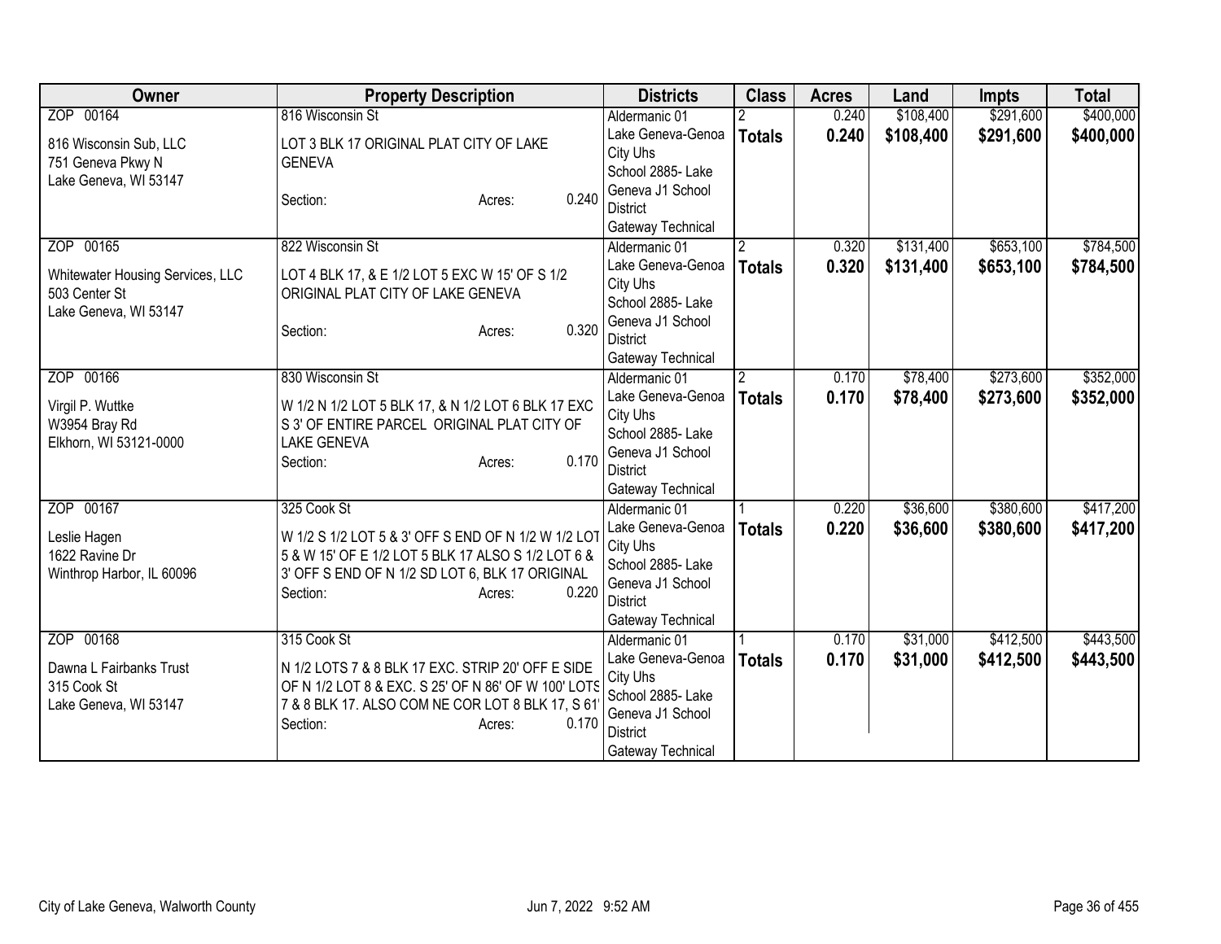| Owner | Property Description | Districts | Class | Acres | Land | Impts | Total |
|---|---|---|---|---|---|---|---|
| ZOP 00164<br><br>816 Wisconsin Sub, LLC<br>751 Geneva Pkwy N<br>Lake Geneva, WI 53147 | 816 Wisconsin St<br><br>LOT 3 BLK 17 ORIGINAL PLAT CITY OF LAKE GENEVA<br><br>Section: Acres: 0.240 | Aldermanic 01<br>Lake Geneva-Genoa City Uhs<br>School 2885- Lake Geneva J1 School District<br>Gateway Technical | 2<br>**Totals** | 0.240<br>**0.240** | $108,400<br>**$108,400** | $291,600<br>**$291,600** | $400,000<br>**$400,000** |
| ZOP 00165<br><br>Whitewater Housing Services, LLC<br>503 Center St<br>Lake Geneva, WI 53147 | 822 Wisconsin St<br><br>LOT 4 BLK 17, & E 1/2 LOT 5 EXC W 15' OF S 1/2 ORIGINAL PLAT CITY OF LAKE GENEVA<br><br>Section: Acres: 0.320 | Aldermanic 01<br>Lake Geneva-Genoa City Uhs<br>School 2885- Lake Geneva J1 School District<br>Gateway Technical | 2<br>**Totals** | 0.320<br>**0.320** | $131,400<br>**$131,400** | $653,100<br>**$653,100** | $784,500<br>**$784,500** |
| ZOP 00166<br><br>Virgil P. Wuttke<br>W3954 Bray Rd<br>Elkhorn, WI 53121-0000 | 830 Wisconsin St<br><br>W 1/2 N 1/2 LOT 5 BLK 17, & N 1/2 LOT 6 BLK 17 EXC S 3' OF ENTIRE PARCEL ORIGINAL PLAT CITY OF LAKE GENEVA<br>Section: Acres: 0.170 | Aldermanic 01<br>Lake Geneva-Genoa City Uhs<br>School 2885- Lake Geneva J1 School District<br>Gateway Technical | 2<br>**Totals** | 0.170<br>**0.170** | $78,400<br>**$78,400** | $273,600<br>**$273,600** | $352,000<br>**$352,000** |
| ZOP 00167<br><br>Leslie Hagen<br>1622 Ravine Dr<br>Winthrop Harbor, IL 60096 | 325 Cook St<br><br>W 1/2 S 1/2 LOT 5 & 3' OFF S END OF N 1/2 W 1/2 LOT 5 & W 15' OF E 1/2 LOT 5 BLK 17 ALSO S 1/2 LOT 6 & 3' OFF S END OF N 1/2 SD LOT 6, BLK 17 ORIGINAL<br>Section: Acres: 0.220 | Aldermanic 01<br>Lake Geneva-Genoa City Uhs<br>School 2885- Lake Geneva J1 School District<br>Gateway Technical | 1<br>**Totals** | 0.220<br>**0.220** | $36,600<br>**$36,600** | $380,600<br>**$380,600** | $417,200<br>**$417,200** |
| ZOP 00168<br><br>Dawna L Fairbanks Trust<br>315 Cook St<br>Lake Geneva, WI 53147 | 315 Cook St<br><br>N 1/2 LOTS 7 & 8 BLK 17 EXC. STRIP 20' OFF E SIDE OF N 1/2 LOT 8 & EXC. S 25' OF N 86' OF W 100' LOTS 7 & 8 BLK 17. ALSO COM NE COR LOT 8 BLK 17, S 61'<br>Section: Acres: 0.170 | Aldermanic 01<br>Lake Geneva-Genoa City Uhs<br>School 2885- Lake Geneva J1 School District<br>Gateway Technical | 1<br>**Totals** | 0.170<br>**0.170** | $31,000<br>**$31,000** | $412,500<br>**$412,500** | $443,500<br>**$443,500** |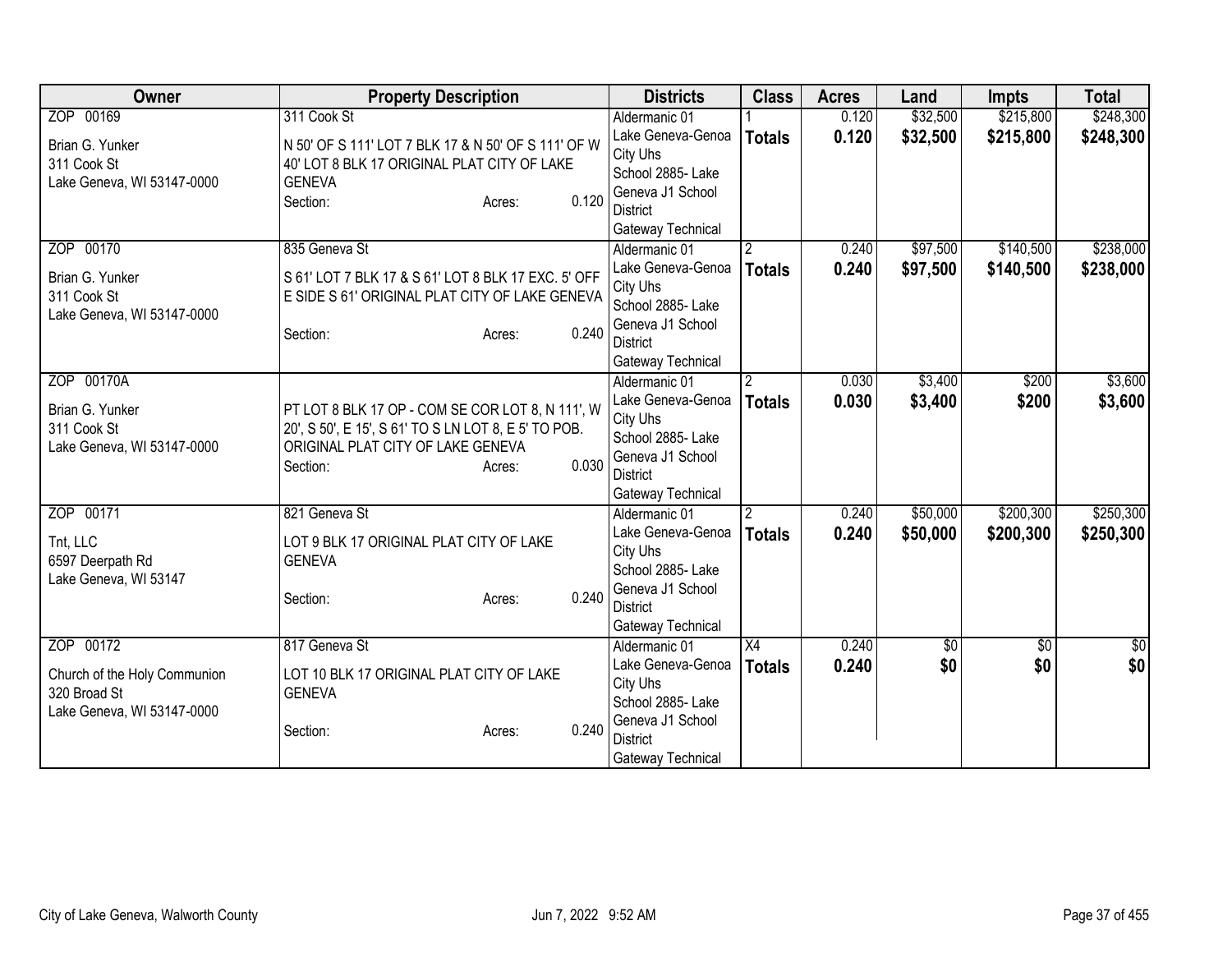| Owner | Property Description | Districts | Class | Acres | Land | Impts | Total |
|---|---|---|---|---|---|---|---|
| ZOP 00169<br>Brian G. Yunker<br>311 Cook St<br>Lake Geneva, WI 53147-0000 | 311 Cook St<br>N 50' OF S 111' LOT 7 BLK 17 & N 50' OF S 111' OF W 40' LOT 8 BLK 17 ORIGINAL PLAT CITY OF LAKE GENEVA<br>Section: Acres: 0.120 | Aldermanic 01<br>Lake Geneva-Genoa City Uhs<br>School 2885- Lake Geneva J1 School District<br>Gateway Technical | 1<br>**Totals** | 0.120<br>**0.120** | $32,500<br>**$32,500** | $215,800<br>**$215,800** | $248,300<br>**$248,300** |
| ZOP 00170<br>Brian G. Yunker<br>311 Cook St<br>Lake Geneva, WI 53147-0000 | 835 Geneva St<br>S 61' LOT 7 BLK 17 & S 61' LOT 8 BLK 17 EXC. 5' OFF E SIDE S 61' ORIGINAL PLAT CITY OF LAKE GENEVA<br>Section: Acres: 0.240 | Aldermanic 01<br>Lake Geneva-Genoa City Uhs<br>School 2885- Lake Geneva J1 School District<br>Gateway Technical | 2<br>**Totals** | 0.240<br>**0.240** | $97,500<br>**$97,500** | $140,500<br>**$140,500** | $238,000<br>**$238,000** |
| ZOP 00170A<br>Brian G. Yunker<br>311 Cook St<br>Lake Geneva, WI 53147-0000 | PT LOT 8 BLK 17 OP - COM SE COR LOT 8, N 111', W 20', S 50', E 15', S 61' TO S LN LOT 8, E 5' TO POB. ORIGINAL PLAT CITY OF LAKE GENEVA<br>Section: Acres: 0.030 | Aldermanic 01<br>Lake Geneva-Genoa City Uhs<br>School 2885- Lake Geneva J1 School District<br>Gateway Technical | 2<br>**Totals** | 0.030<br>**0.030** | $3,400<br>**$3,400** | $200<br>**$200** | $3,600<br>**$3,600** |
| ZOP 00171<br>Tnt, LLC<br>6597 Deerpath Rd<br>Lake Geneva, WI 53147 | 821 Geneva St<br>LOT 9 BLK 17 ORIGINAL PLAT CITY OF LAKE GENEVA<br>Section: Acres: 0.240 | Aldermanic 01<br>Lake Geneva-Genoa City Uhs<br>School 2885- Lake Geneva J1 School District<br>Gateway Technical | 2<br>**Totals** | 0.240<br>**0.240** | $50,000<br>**$50,000** | $200,300<br>**$200,300** | $250,300<br>**$250,300** |
| ZOP 00172<br>Church of the Holy Communion<br>320 Broad St<br>Lake Geneva, WI 53147-0000 | 817 Geneva St<br>LOT 10 BLK 17 ORIGINAL PLAT CITY OF LAKE GENEVA<br>Section: Acres: 0.240 | Aldermanic 01<br>Lake Geneva-Genoa City Uhs<br>School 2885- Lake Geneva J1 School District<br>Gateway Technical | X4<br>**Totals** | 0.240<br>**0.240** | $0<br>**$0** | $0<br>**$0** | $0<br>**$0** |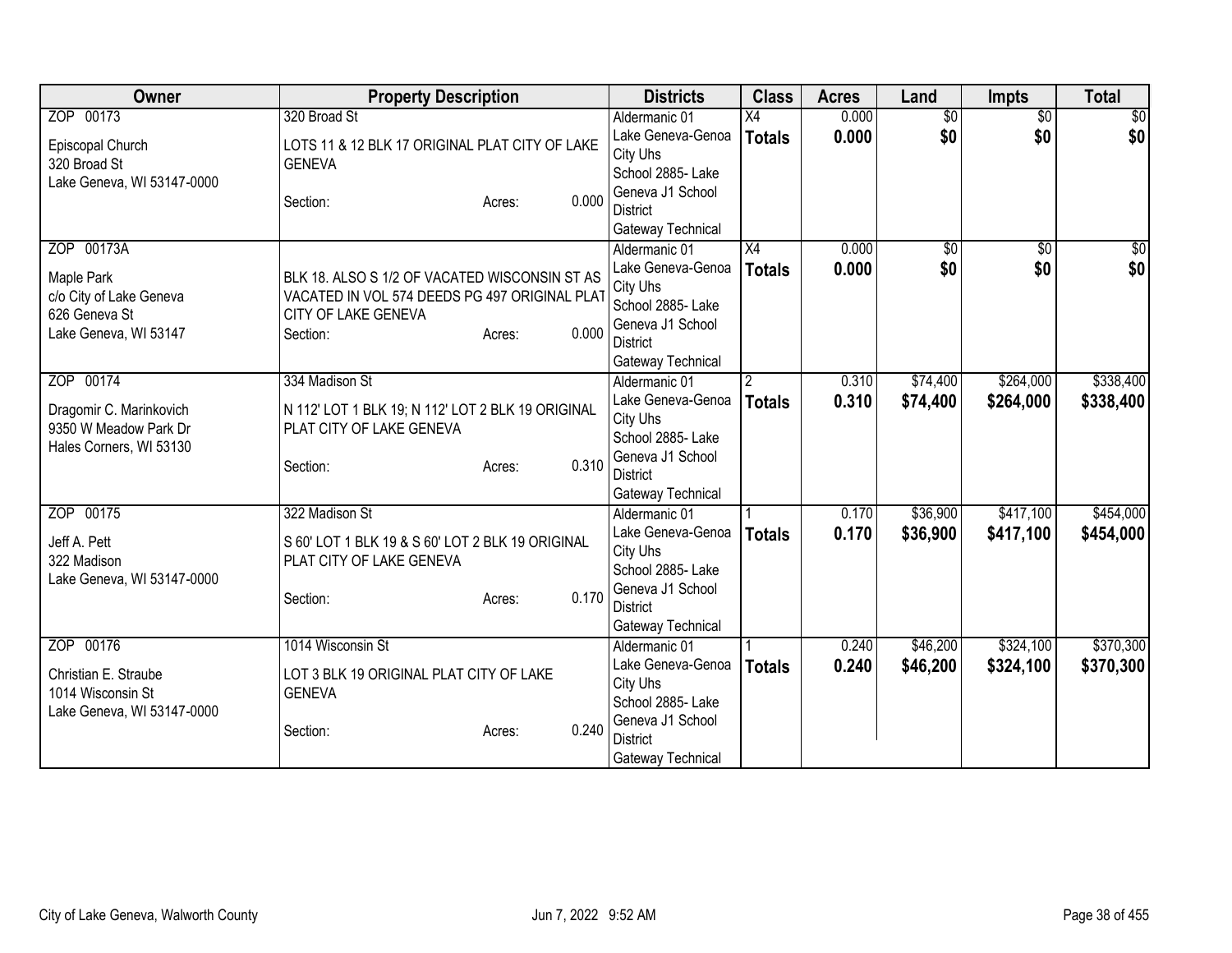| Owner | Property Description | Districts | Class | Acres | Land | Impts | Total |
|---|---|---|---|---|---|---|---|
| ZOP 00173<br>Episcopal Church<br>320 Broad St<br>Lake Geneva, WI 53147-0000 | 320 Broad St<br>LOTS 11 & 12 BLK 17 ORIGINAL PLAT CITY OF LAKE GENEVA<br>Section: Acres: 0.000 | Aldermanic 01<br>Lake Geneva-Genoa City Uhs<br>School 2885- Lake Geneva J1 School District<br>Gateway Technical | X4<br>**Totals** | 0.000<br>**0.000** | $0<br>**$0** | $0<br>**$0** | $0<br>**$0** |
| ZOP 00173A<br>Maple Park<br>c/o City of Lake Geneva<br>626 Geneva St<br>Lake Geneva, WI 53147 | BLK 18. ALSO S 1/2 OF VACATED WISCONSIN ST AS VACATED IN VOL 574 DEEDS PG 497 ORIGINAL PLAT CITY OF LAKE GENEVA<br>Section: Acres: 0.000 | Aldermanic 01<br>Lake Geneva-Genoa City Uhs<br>School 2885- Lake Geneva J1 School District<br>Gateway Technical | X4<br>**Totals** | 0.000<br>**0.000** | $0<br>**$0** | $0<br>**$0** | $0<br>**$0** |
| ZOP 00174<br>Dragomir C. Marinkovich<br>9350 W Meadow Park Dr<br>Hales Corners, WI 53130 | 334 Madison St<br>N 112' LOT 1 BLK 19; N 112' LOT 2 BLK 19 ORIGINAL PLAT CITY OF LAKE GENEVA<br>Section: Acres: 0.310 | Aldermanic 01<br>Lake Geneva-Genoa City Uhs<br>School 2885- Lake Geneva J1 School District<br>Gateway Technical | 2<br>**Totals** | 0.310<br>**0.310** | $74,400<br>**$74,400** | $264,000<br>**$264,000** | $338,400<br>**$338,400** |
| ZOP 00175<br>Jeff A. Pett<br>322 Madison<br>Lake Geneva, WI 53147-0000 | 322 Madison St<br>S 60' LOT 1 BLK 19 & S 60' LOT 2 BLK 19 ORIGINAL PLAT CITY OF LAKE GENEVA<br>Section: Acres: 0.170 | Aldermanic 01<br>Lake Geneva-Genoa City Uhs<br>School 2885- Lake Geneva J1 School District<br>Gateway Technical | 1<br>**Totals** | 0.170<br>**0.170** | $36,900<br>**$36,900** | $417,100<br>**$417,100** | $454,000<br>**$454,000** |
| ZOP 00176<br>Christian E. Straube<br>1014 Wisconsin St<br>Lake Geneva, WI 53147-0000 | 1014 Wisconsin St<br>LOT 3 BLK 19 ORIGINAL PLAT CITY OF LAKE GENEVA<br>Section: Acres: 0.240 | Aldermanic 01<br>Lake Geneva-Genoa City Uhs<br>School 2885- Lake Geneva J1 School District<br>Gateway Technical | 1<br>**Totals** | 0.240<br>**0.240** | $46,200<br>**$46,200** | $324,100<br>**$324,100** | $370,300<br>**$370,300** |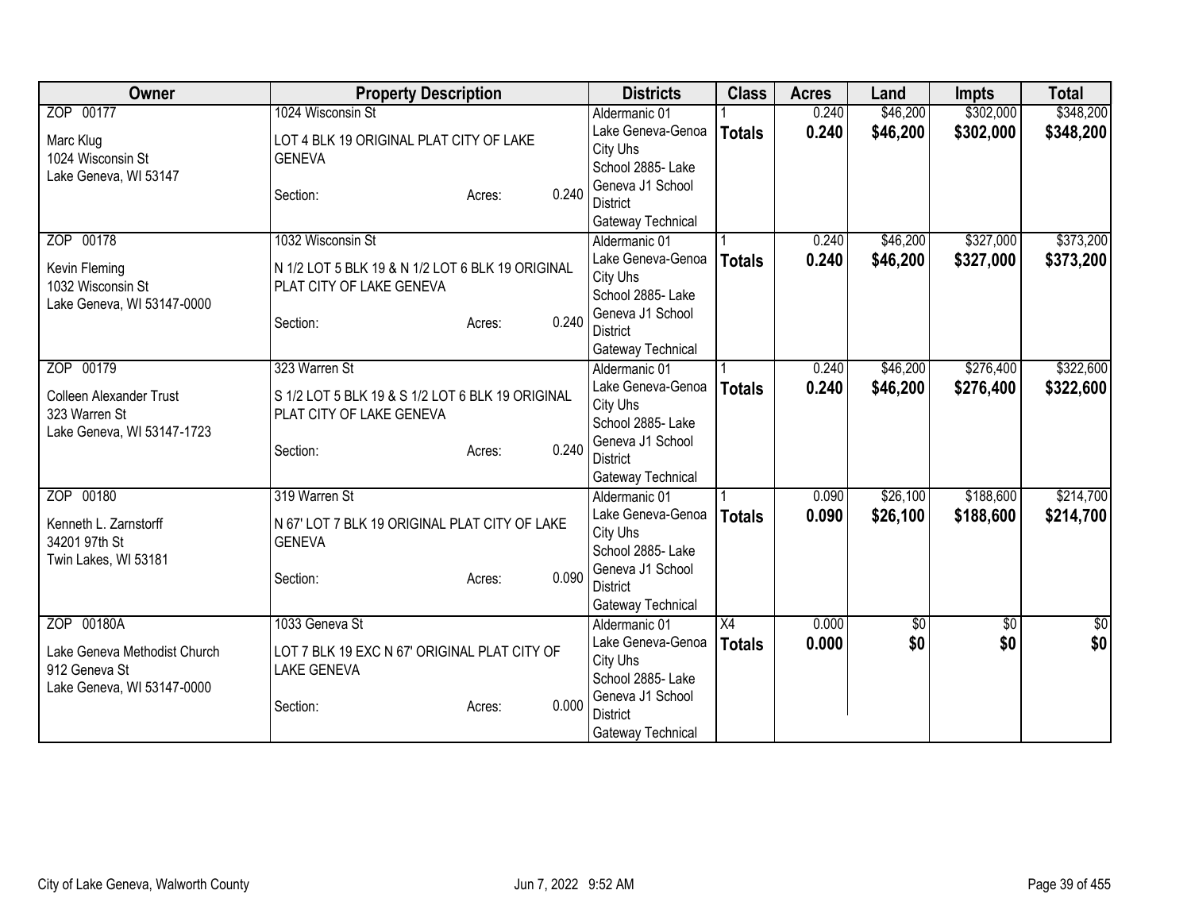| Owner | Property Description | Districts | Class | Acres | Land | Impts | Total |
|---|---|---|---|---|---|---|---|
| ZOP 00177<br>Marc Klug<br>1024 Wisconsin St<br>Lake Geneva, WI 53147 | 1024 Wisconsin St<br>LOT 4 BLK 19 ORIGINAL PLAT CITY OF LAKE GENEVA<br>Section: Acres: 0.240 | Aldermanic 01<br>Lake Geneva-Genoa City Uhs<br>School 2885- Lake Geneva J1 School District<br>Gateway Technical | 1<br>**Totals** | 0.240<br>**0.240** | $46,200<br>**$46,200** | $302,000<br>**$302,000** | $348,200<br>**$348,200** |
| ZOP 00178<br>Kevin Fleming<br>1032 Wisconsin St<br>Lake Geneva, WI 53147-0000 | 1032 Wisconsin St<br>N 1/2 LOT 5 BLK 19 & N 1/2 LOT 6 BLK 19 ORIGINAL PLAT CITY OF LAKE GENEVA<br>Section: Acres: 0.240 | Aldermanic 01<br>Lake Geneva-Genoa City Uhs<br>School 2885- Lake Geneva J1 School District<br>Gateway Technical | 1<br>**Totals** | 0.240<br>**0.240** | $46,200<br>**$46,200** | $327,000<br>**$327,000** | $373,200<br>**$373,200** |
| ZOP 00179<br>Colleen Alexander Trust<br>323 Warren St<br>Lake Geneva, WI 53147-1723 | 323 Warren St<br>S 1/2 LOT 5 BLK 19 & S 1/2 LOT 6 BLK 19 ORIGINAL PLAT CITY OF LAKE GENEVA<br>Section: Acres: 0.240 | Aldermanic 01<br>Lake Geneva-Genoa City Uhs<br>School 2885- Lake Geneva J1 School District<br>Gateway Technical | 1<br>**Totals** | 0.240<br>**0.240** | $46,200<br>**$46,200** | $276,400<br>**$276,400** | $322,600<br>**$322,600** |
| ZOP 00180<br>Kenneth L. Zarnstorff<br>34201 97th St<br>Twin Lakes, WI 53181 | 319 Warren St<br>N 67' LOT 7 BLK 19 ORIGINAL PLAT CITY OF LAKE GENEVA<br>Section: Acres: 0.090 | Aldermanic 01<br>Lake Geneva-Genoa City Uhs<br>School 2885- Lake Geneva J1 School District<br>Gateway Technical | 1<br>**Totals** | 0.090<br>**0.090** | $26,100<br>**$26,100** | $188,600<br>**$188,600** | $214,700<br>**$214,700** |
| ZOP 00180A<br>Lake Geneva Methodist Church<br>912 Geneva St<br>Lake Geneva, WI 53147-0000 | 1033 Geneva St<br>LOT 7 BLK 19 EXC N 67' ORIGINAL PLAT CITY OF LAKE GENEVA<br>Section: Acres: 0.000 | Aldermanic 01<br>Lake Geneva-Genoa City Uhs<br>School 2885- Lake Geneva J1 School District<br>Gateway Technical | X4<br>**Totals** | 0.000<br>**0.000** | $0<br>**$0** | $0<br>**$0** | $0<br>**$0** |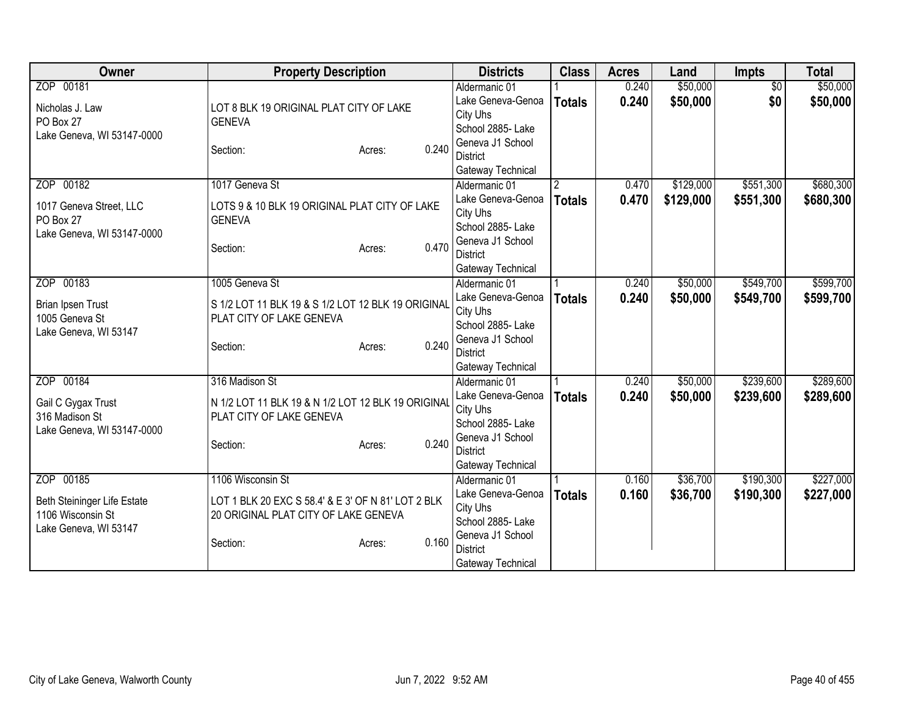| Owner | Property Description | Districts | Class | Acres | Land | Impts | Total |
|---|---|---|---|---|---|---|---|
| ZOP 00181<br><br>Nicholas J. Law<br>PO Box 27<br>Lake Geneva, WI 53147-0000 | LOT 8 BLK 19 ORIGINAL PLAT CITY OF LAKE GENEVA<br><br>Section: Acres: 0.240 | Aldermanic 01<br>Lake Geneva-Genoa City Uhs<br>School 2885- Lake Geneva J1 School District<br>Gateway Technical | 1<br>**Totals** | 0.240<br>**0.240** | $50,000<br>**$50,000** | $0<br>**$0** | $50,000<br>**$50,000** |
| ZOP 00182<br><br>1017 Geneva Street, LLC<br>PO Box 27<br>Lake Geneva, WI 53147-0000 | 1017 Geneva St<br><br>LOTS 9 & 10 BLK 19 ORIGINAL PLAT CITY OF LAKE GENEVA<br><br>Section: Acres: 0.470 | Aldermanic 01<br>Lake Geneva-Genoa City Uhs<br>School 2885- Lake Geneva J1 School District<br>Gateway Technical | 2<br>**Totals** | 0.470<br>**0.470** | $129,000<br>**$129,000** | $551,300<br>**$551,300** | $680,300<br>**$680,300** |
| ZOP 00183<br><br>Brian Ipsen Trust<br>1005 Geneva St<br>Lake Geneva, WI 53147 | 1005 Geneva St<br><br>S 1/2 LOT 11 BLK 19 & S 1/2 LOT 12 BLK 19 ORIGINAL PLAT CITY OF LAKE GENEVA<br><br>Section: Acres: 0.240 | Aldermanic 01<br>Lake Geneva-Genoa City Uhs<br>School 2885- Lake Geneva J1 School District<br>Gateway Technical | 1<br>**Totals** | 0.240<br>**0.240** | $50,000<br>**$50,000** | $549,700<br>**$549,700** | $599,700<br>**$599,700** |
| ZOP 00184<br><br>Gail C Gygax Trust<br>316 Madison St<br>Lake Geneva, WI 53147-0000 | 316 Madison St<br><br>N 1/2 LOT 11 BLK 19 & N 1/2 LOT 12 BLK 19 ORIGINAL PLAT CITY OF LAKE GENEVA<br><br>Section: Acres: 0.240 | Aldermanic 01<br>Lake Geneva-Genoa City Uhs<br>School 2885- Lake Geneva J1 School District<br>Gateway Technical | 1<br>**Totals** | 0.240<br>**0.240** | $50,000<br>**$50,000** | $239,600<br>**$239,600** | $289,600<br>**$289,600** |
| ZOP 00185<br><br>Beth Steininger Life Estate<br>1106 Wisconsin St<br>Lake Geneva, WI 53147 | 1106 Wisconsin St<br><br>LOT 1 BLK 20 EXC S 58.4' & E 3' OF N 81' LOT 2 BLK 20 ORIGINAL PLAT CITY OF LAKE GENEVA<br><br>Section: Acres: 0.160 | Aldermanic 01<br>Lake Geneva-Genoa City Uhs<br>School 2885- Lake Geneva J1 School District<br>Gateway Technical | 1<br>**Totals** | 0.160<br>**0.160** | $36,700<br>**$36,700** | $190,300<br>**$190,300** | $227,000<br>**$227,000** |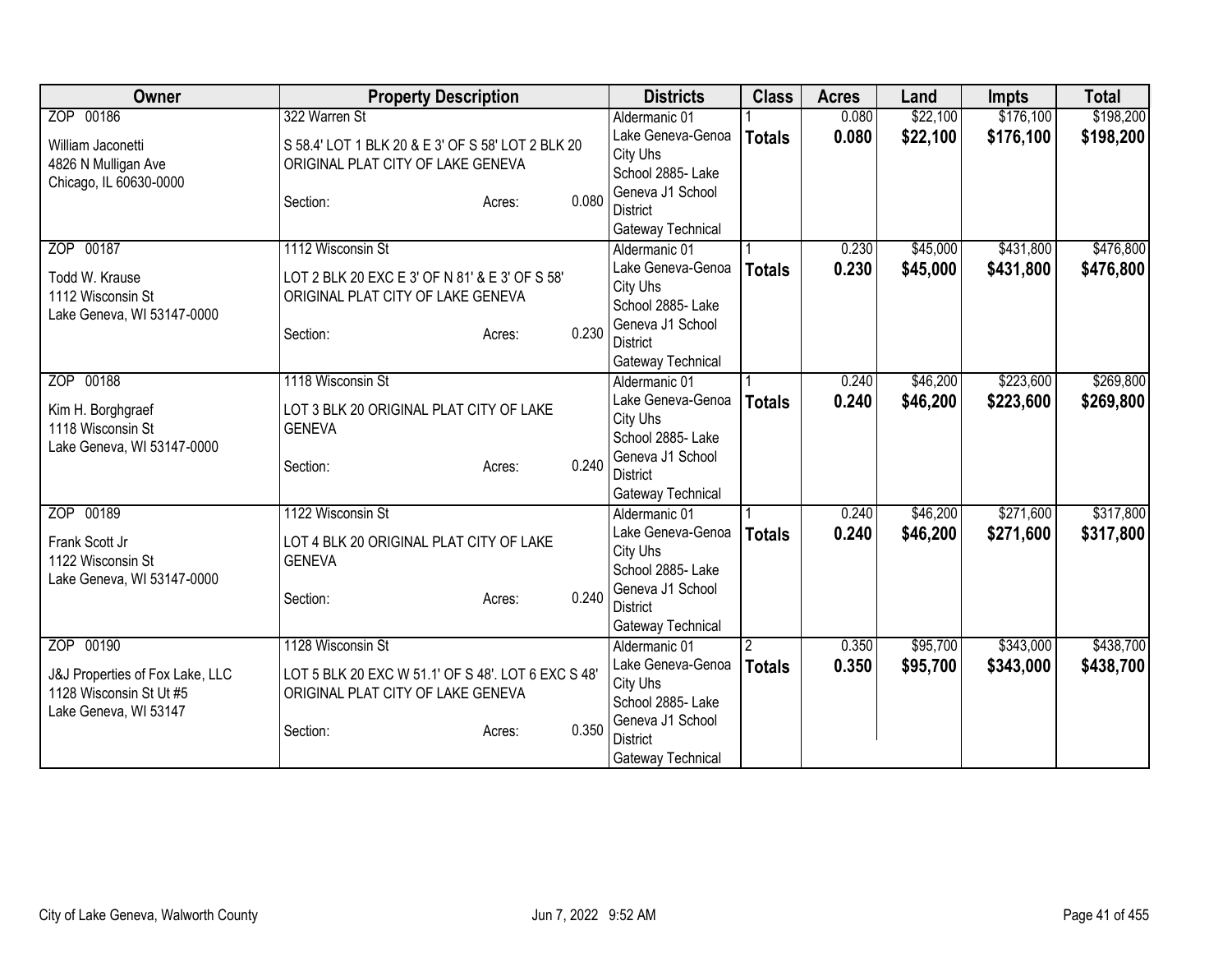| Owner | Property Description | Districts | Class | Acres | Land | Impts | Total |
|---|---|---|---|---|---|---|---|
| ZOP 00186<br>William Jaconetti<br>4826 N Mulligan Ave<br>Chicago, IL 60630-0000 | 322 Warren St<br>S 58.4' LOT 1 BLK 20 & E 3' OF S 58' LOT 2 BLK 20 ORIGINAL PLAT CITY OF LAKE GENEVA<br>Section: Acres: 0.080 | Aldermanic 01<br>Lake Geneva-Genoa City Uhs<br>School 2885- Lake Geneva J1 School District<br>Gateway Technical | 1<br>**Totals** | 0.080<br>**0.080** | $22,100<br>**$22,100** | $176,100<br>**$176,100** | $198,200<br>**$198,200** |
| ZOP 00187<br>Todd W. Krause<br>1112 Wisconsin St<br>Lake Geneva, WI 53147-0000 | 1112 Wisconsin St<br>LOT 2 BLK 20 EXC E 3' OF N 81' & E 3' OF S 58' ORIGINAL PLAT CITY OF LAKE GENEVA<br>Section: Acres: 0.230 | Aldermanic 01<br>Lake Geneva-Genoa City Uhs<br>School 2885- Lake Geneva J1 School District<br>Gateway Technical | 1<br>**Totals** | 0.230<br>**0.230** | $45,000<br>**$45,000** | $431,800<br>**$431,800** | $476,800<br>**$476,800** |
| ZOP 00188<br>Kim H. Borghgraef<br>1118 Wisconsin St<br>Lake Geneva, WI 53147-0000 | 1118 Wisconsin St<br>LOT 3 BLK 20 ORIGINAL PLAT CITY OF LAKE GENEVA<br>Section: Acres: 0.240 | Aldermanic 01<br>Lake Geneva-Genoa City Uhs<br>School 2885- Lake Geneva J1 School District<br>Gateway Technical | 1<br>**Totals** | 0.240<br>**0.240** | $46,200<br>**$46,200** | $223,600<br>**$223,600** | $269,800<br>**$269,800** |
| ZOP 00189<br>Frank Scott Jr<br>1122 Wisconsin St<br>Lake Geneva, WI 53147-0000 | 1122 Wisconsin St<br>LOT 4 BLK 20 ORIGINAL PLAT CITY OF LAKE GENEVA<br>Section: Acres: 0.240 | Aldermanic 01<br>Lake Geneva-Genoa City Uhs<br>School 2885- Lake Geneva J1 School District<br>Gateway Technical | 1<br>**Totals** | 0.240<br>**0.240** | $46,200<br>**$46,200** | $271,600<br>**$271,600** | $317,800<br>**$317,800** |
| ZOP 00190<br>J&J Properties of Fox Lake, LLC<br>1128 Wisconsin St Ut #5<br>Lake Geneva, WI 53147 | 1128 Wisconsin St<br>LOT 5 BLK 20 EXC W 51.1' OF S 48'. LOT 6 EXC S 48' ORIGINAL PLAT CITY OF LAKE GENEVA<br>Section: Acres: 0.350 | Aldermanic 01<br>Lake Geneva-Genoa City Uhs<br>School 2885- Lake Geneva J1 School District<br>Gateway Technical | 2<br>**Totals** | 0.350<br>**0.350** | $95,700<br>**$95,700** | $343,000<br>**$343,000** | $438,700<br>**$438,700** |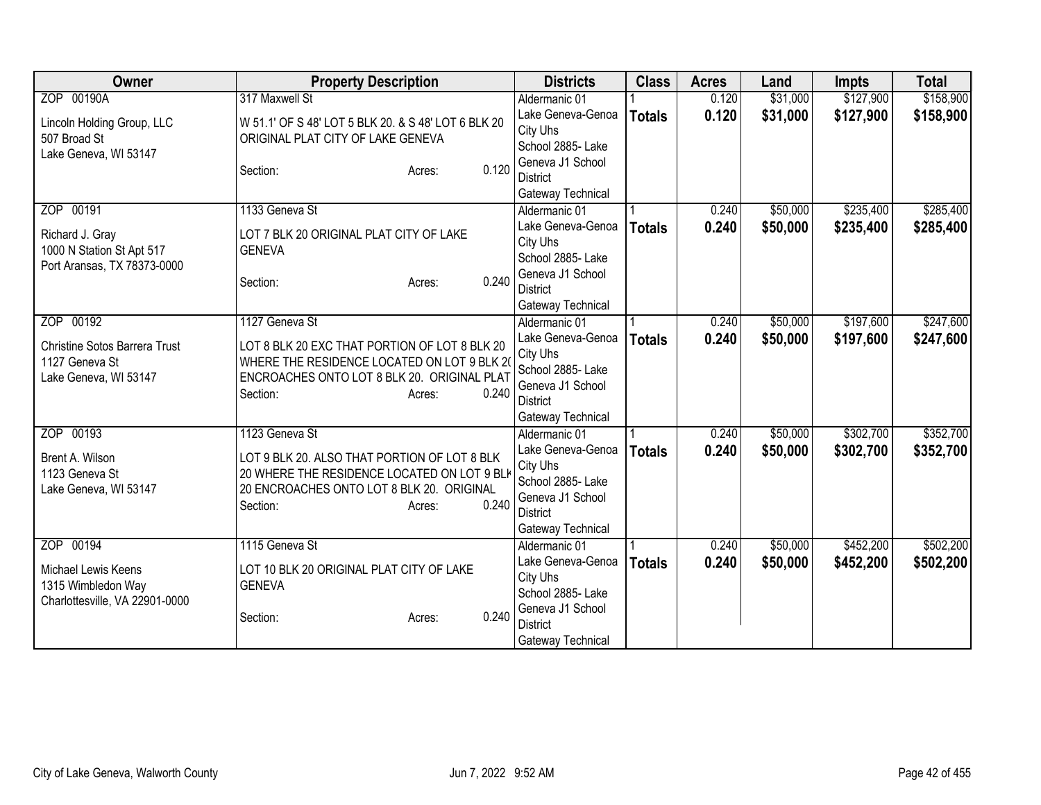| Owner | Property Description | Districts | Class | Acres | Land | Impts | Total |
|---|---|---|---|---|---|---|---|
| ZOP 00190A<br><br>Lincoln Holding Group, LLC<br>507 Broad St<br>Lake Geneva, WI 53147 | 317 Maxwell St<br><br>W 51.1' OF S 48' LOT 5 BLK 20. & S 48' LOT 6 BLK 20 ORIGINAL PLAT CITY OF LAKE GENEVA<br><br>Section: Acres: 0.120 | Aldermanic 01<br>Lake Geneva-Genoa City Uhs<br>School 2885- Lake Geneva J1 School District<br>Gateway Technical | 1<br>**Totals** | 0.120<br>**0.120** | $31,000<br>**$31,000** | $127,900<br>**$127,900** | $158,900<br>**$158,900** |
| ZOP 00191<br><br>Richard J. Gray<br>1000 N Station St Apt 517<br>Port Aransas, TX 78373-0000 | 1133 Geneva St<br><br>LOT 7 BLK 20 ORIGINAL PLAT CITY OF LAKE GENEVA<br><br>Section: Acres: 0.240 | Aldermanic 01<br>Lake Geneva-Genoa City Uhs<br>School 2885- Lake Geneva J1 School District<br>Gateway Technical | 1<br>**Totals** | 0.240<br>**0.240** | $50,000<br>**$50,000** | $235,400<br>**$235,400** | $285,400<br>**$285,400** |
| ZOP 00192<br><br>Christine Sotos Barrera Trust<br>1127 Geneva St<br>Lake Geneva, WI 53147 | 1127 Geneva St<br><br>LOT 8 BLK 20 EXC THAT PORTION OF LOT 8 BLK 20 WHERE THE RESIDENCE LOCATED ON LOT 9 BLK 20 ENCROACHES ONTO LOT 8 BLK 20. ORIGINAL PLAT<br>Section: Acres: 0.240 | Aldermanic 01<br>Lake Geneva-Genoa City Uhs<br>School 2885- Lake Geneva J1 School District<br>Gateway Technical | 1<br>**Totals** | 0.240<br>**0.240** | $50,000<br>**$50,000** | $197,600<br>**$197,600** | $247,600<br>**$247,600** |
| ZOP 00193<br><br>Brent A. Wilson<br>1123 Geneva St<br>Lake Geneva, WI 53147 | 1123 Geneva St<br><br>LOT 9 BLK 20. ALSO THAT PORTION OF LOT 8 BLK 20 WHERE THE RESIDENCE LOCATED ON LOT 9 BLK 20 ENCROACHES ONTO LOT 8 BLK 20. ORIGINAL<br>Section: Acres: 0.240 | Aldermanic 01<br>Lake Geneva-Genoa City Uhs<br>School 2885- Lake Geneva J1 School District<br>Gateway Technical | 1<br>**Totals** | 0.240<br>**0.240** | $50,000<br>**$50,000** | $302,700<br>**$302,700** | $352,700<br>**$352,700** |
| ZOP 00194<br><br>Michael Lewis Keens<br>1315 Wimbledon Way<br>Charlottesville, VA 22901-0000 | 1115 Geneva St<br><br>LOT 10 BLK 20 ORIGINAL PLAT CITY OF LAKE GENEVA<br><br>Section: Acres: 0.240 | Aldermanic 01<br>Lake Geneva-Genoa City Uhs<br>School 2885- Lake Geneva J1 School District<br>Gateway Technical | 1<br>**Totals** | 0.240<br>**0.240** | $50,000<br>**$50,000** | $452,200<br>**$452,200** | $502,200<br>**$502,200** |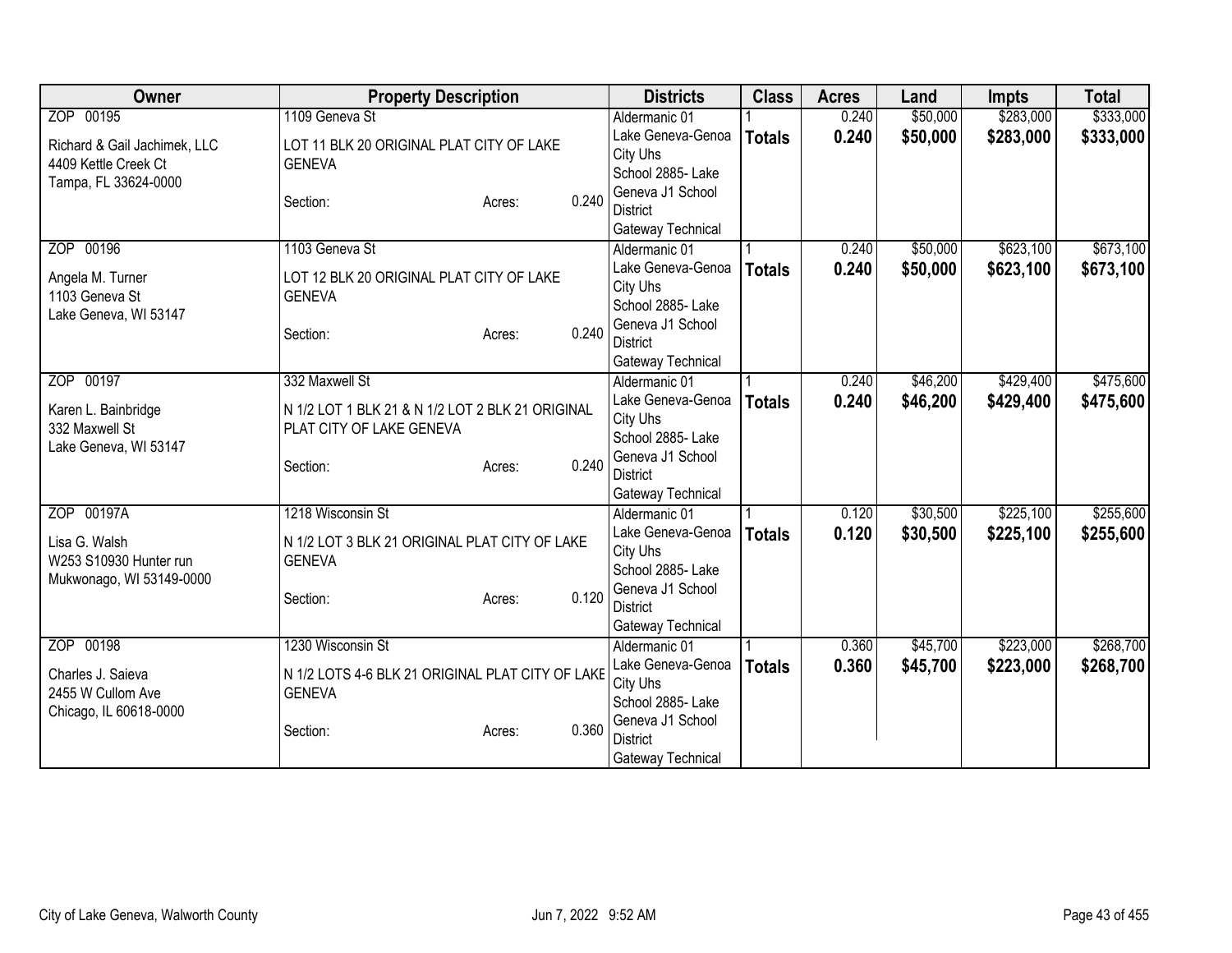| Owner | Property Description | Districts | Class | Acres | Land | Impts | Total |
|---|---|---|---|---|---|---|---|
| ZOP 00195<br><br>Richard & Gail Jachimek, LLC<br>4409 Kettle Creek Ct<br>Tampa, FL 33624-0000 | 1109 Geneva St<br><br>LOT 11 BLK 20 ORIGINAL PLAT CITY OF LAKE GENEVA<br><br>Section: Acres: 0.240 | Aldermanic 01<br>Lake Geneva-Genoa City Uhs<br>School 2885- Lake Geneva J1 School District<br>Gateway Technical | 1<br>**Totals** | 0.240<br>**0.240** | $50,000<br>**$50,000** | $283,000<br>**$283,000** | $333,000<br>**$333,000** |
| ZOP 00196<br><br>Angela M. Turner<br>1103 Geneva St<br>Lake Geneva, WI 53147 | 1103 Geneva St<br><br>LOT 12 BLK 20 ORIGINAL PLAT CITY OF LAKE GENEVA<br><br>Section: Acres: 0.240 | Aldermanic 01<br>Lake Geneva-Genoa City Uhs<br>School 2885- Lake Geneva J1 School District<br>Gateway Technical | 1<br>**Totals** | 0.240<br>**0.240** | $50,000<br>**$50,000** | $623,100<br>**$623,100** | $673,100<br>**$673,100** |
| ZOP 00197<br><br>Karen L. Bainbridge<br>332 Maxwell St<br>Lake Geneva, WI 53147 | 332 Maxwell St<br><br>N 1/2 LOT 1 BLK 21 & N 1/2 LOT 2 BLK 21 ORIGINAL PLAT CITY OF LAKE GENEVA<br><br>Section: Acres: 0.240 | Aldermanic 01<br>Lake Geneva-Genoa City Uhs<br>School 2885- Lake Geneva J1 School District<br>Gateway Technical | 1<br>**Totals** | 0.240<br>**0.240** | $46,200<br>**$46,200** | $429,400<br>**$429,400** | $475,600<br>**$475,600** |
| ZOP 00197A<br><br>Lisa G. Walsh<br>W253 S10930 Hunter run<br>Mukwonago, WI 53149-0000 | 1218 Wisconsin St<br><br>N 1/2 LOT 3 BLK 21 ORIGINAL PLAT CITY OF LAKE GENEVA<br><br>Section: Acres: 0.120 | Aldermanic 01<br>Lake Geneva-Genoa City Uhs<br>School 2885- Lake Geneva J1 School District<br>Gateway Technical | 1<br>**Totals** | 0.120<br>**0.120** | $30,500<br>**$30,500** | $225,100<br>**$225,100** | $255,600<br>**$255,600** |
| ZOP 00198<br><br>Charles J. Saieva<br>2455 W Cullom Ave<br>Chicago, IL 60618-0000 | 1230 Wisconsin St<br><br>N 1/2 LOTS 4-6 BLK 21 ORIGINAL PLAT CITY OF LAKE GENEVA<br><br>Section: Acres: 0.360 | Aldermanic 01<br>Lake Geneva-Genoa City Uhs<br>School 2885- Lake Geneva J1 School District<br>Gateway Technical | 1<br>**Totals** | 0.360<br>**0.360** | $45,700<br>**$45,700** | $223,000<br>**$223,000** | $268,700<br>**$268,700** |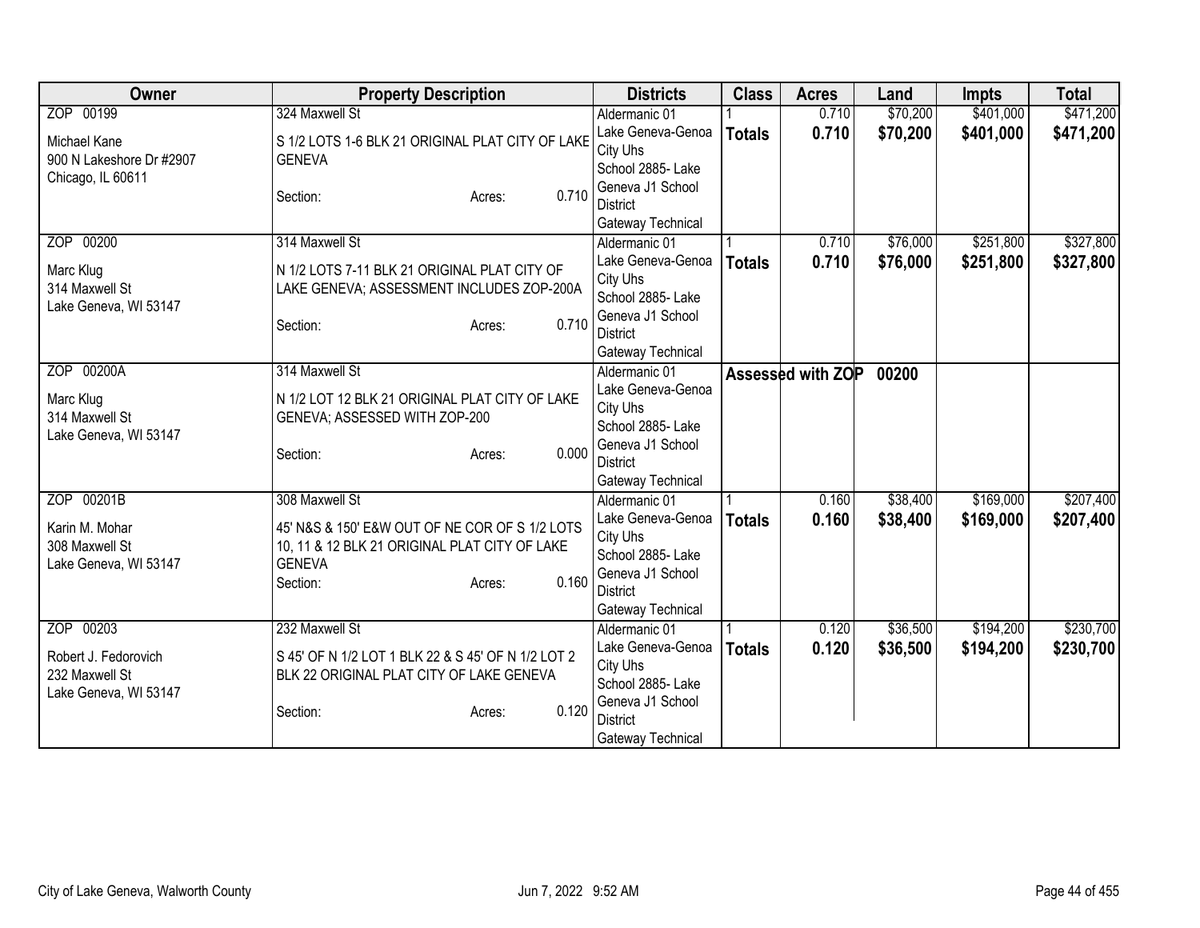| Owner | Property Description | Districts | Class | Acres | Land | Impts | Total |
|---|---|---|---|---|---|---|---|
| ZOP 00199<br><br>Michael Kane<br>900 N Lakeshore Dr #2907<br>Chicago, IL 60611 | 324 Maxwell St<br><br>S 1/2 LOTS 1-6 BLK 21 ORIGINAL PLAT CITY OF LAKE GENEVA<br><br>Section: Acres: 0.710 | Aldermanic 01<br>Lake Geneva-Genoa City Uhs<br>School 2885- Lake Geneva J1 School District<br>Gateway Technical | 1<br>**Totals** | 0.710<br>**0.710** | $70,200<br>**$70,200** | $401,000<br>**$401,000** | $471,200<br>**$471,200** |
| ZOP 00200<br><br>Marc Klug<br>314 Maxwell St<br>Lake Geneva, WI 53147 | 314 Maxwell St<br><br>N 1/2 LOTS 7-11 BLK 21 ORIGINAL PLAT CITY OF LAKE GENEVA; ASSESSMENT INCLUDES ZOP-200A<br><br>Section: Acres: 0.710 | Aldermanic 01<br>Lake Geneva-Genoa City Uhs<br>School 2885- Lake Geneva J1 School District<br>Gateway Technical | 1<br>**Totals** | 0.710<br>**0.710** | $76,000<br>**$76,000** | $251,800<br>**$251,800** | $327,800<br>**$327,800** |
| ZOP 00200A<br><br>Marc Klug<br>314 Maxwell St<br>Lake Geneva, WI 53147 | 314 Maxwell St<br><br>N 1/2 LOT 12 BLK 21 ORIGINAL PLAT CITY OF LAKE GENEVA; ASSESSED WITH ZOP-200<br><br>Section: Acres: 0.000 | Aldermanic 01<br>Lake Geneva-Genoa City Uhs<br>School 2885- Lake Geneva J1 School District<br>Gateway Technical | **Assessed with ZOP** | | **00200** | | |
| ZOP 00201B<br><br>Karin M. Mohar<br>308 Maxwell St<br>Lake Geneva, WI 53147 | 308 Maxwell St<br><br>45' N&S & 150' E&W OUT OF NE COR OF S 1/2 LOTS 10, 11 & 12 BLK 21 ORIGINAL PLAT CITY OF LAKE GENEVA<br>Section: Acres: 0.160 | Aldermanic 01<br>Lake Geneva-Genoa City Uhs<br>School 2885- Lake Geneva J1 School District<br>Gateway Technical | 1<br>**Totals** | 0.160<br>**0.160** | $38,400<br>**$38,400** | $169,000<br>**$169,000** | $207,400<br>**$207,400** |
| ZOP 00203<br><br>Robert J. Fedorovich<br>232 Maxwell St<br>Lake Geneva, WI 53147 | 232 Maxwell St<br><br>S 45' OF N 1/2 LOT 1 BLK 22 & S 45' OF N 1/2 LOT 2 BLK 22 ORIGINAL PLAT CITY OF LAKE GENEVA<br><br>Section: Acres: 0.120 | Aldermanic 01<br>Lake Geneva-Genoa City Uhs<br>School 2885- Lake Geneva J1 School District<br>Gateway Technical | 1<br>**Totals** | 0.120<br>**0.120** | $36,500<br>**$36,500** | $194,200<br>**$194,200** | $230,700<br>**$230,700** |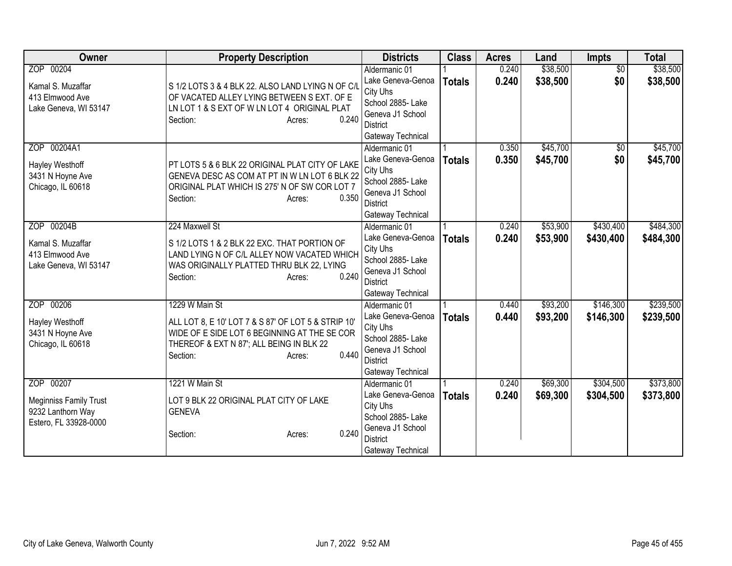| Owner | Property Description | Districts | Class | Acres | Land | Impts | Total |
|---|---|---|---|---|---|---|---|
| ZOP 00204<br>Kamal S. Muzaffar<br>413 Elmwood Ave<br>Lake Geneva, WI 53147 | S 1/2 LOTS 3 & 4 BLK 22. ALSO LAND LYING N OF C/L OF VACATED ALLEY LYING BETWEEN S EXT. OF E LN LOT 1 & S EXT OF W LN LOT 4 ORIGINAL PLAT<br>Section: Acres: 0.240 | Aldermanic 01<br>Lake Geneva-Genoa City Uhs<br>School 2885- Lake Geneva J1 School District<br>Gateway Technical | 1<br>**Totals** | 0.240<br>**0.240** | $38,500<br>**$38,500** | $0<br>**$0** | $38,500<br>**$38,500** |
| ZOP 00204A1<br>Hayley Westhoff<br>3431 N Hoyne Ave<br>Chicago, IL 60618 | PT LOTS 5 & 6 BLK 22 ORIGINAL PLAT CITY OF LAKE GENEVA DESC AS COM AT PT IN W LN LOT 6 BLK 22 ORIGINAL PLAT WHICH IS 275' N OF SW COR LOT 7<br>Section: Acres: 0.350 | Aldermanic 01<br>Lake Geneva-Genoa City Uhs<br>School 2885- Lake Geneva J1 School District<br>Gateway Technical | 1<br>**Totals** | 0.350<br>**0.350** | $45,700<br>**$45,700** | $0<br>**$0** | $45,700<br>**$45,700** |
| ZOP 00204B<br>Kamal S. Muzaffar<br>413 Elmwood Ave<br>Lake Geneva, WI 53147 | 224 Maxwell St<br>S 1/2 LOTS 1 & 2 BLK 22 EXC. THAT PORTION OF LAND LYING N OF C/L ALLEY NOW VACATED WHICH WAS ORIGINALLY PLATTED THRU BLK 22, LYING<br>Section: Acres: 0.240 | Aldermanic 01<br>Lake Geneva-Genoa City Uhs<br>School 2885- Lake Geneva J1 School District<br>Gateway Technical | 1<br>**Totals** | 0.240<br>**0.240** | $53,900<br>**$53,900** | $430,400<br>**$430,400** | $484,300<br>**$484,300** |
| ZOP 00206<br>Hayley Westhoff<br>3431 N Hoyne Ave<br>Chicago, IL 60618 | 1229 W Main St<br>ALL LOT 8, E 10' LOT 7 & S 87' OF LOT 5 & STRIP 10' WIDE OF E SIDE LOT 6 BEGINNING AT THE SE COR THEREOF & EXT N 87'; ALL BEING IN BLK 22<br>Section: Acres: 0.440 | Aldermanic 01<br>Lake Geneva-Genoa City Uhs<br>School 2885- Lake Geneva J1 School District<br>Gateway Technical | 1<br>**Totals** | 0.440<br>**0.440** | $93,200<br>**$93,200** | $146,300<br>**$146,300** | $239,500<br>**$239,500** |
| ZOP 00207<br>Meginniss Family Trust<br>9232 Lanthorn Way<br>Estero, FL 33928-0000 | 1221 W Main St<br>LOT 9 BLK 22 ORIGINAL PLAT CITY OF LAKE GENEVA<br>Section: Acres: 0.240 | Aldermanic 01<br>Lake Geneva-Genoa City Uhs<br>School 2885- Lake Geneva J1 School District<br>Gateway Technical | 1<br>**Totals** | 0.240<br>**0.240** | $69,300<br>**$69,300** | $304,500<br>**$304,500** | $373,800<br>**$373,800** |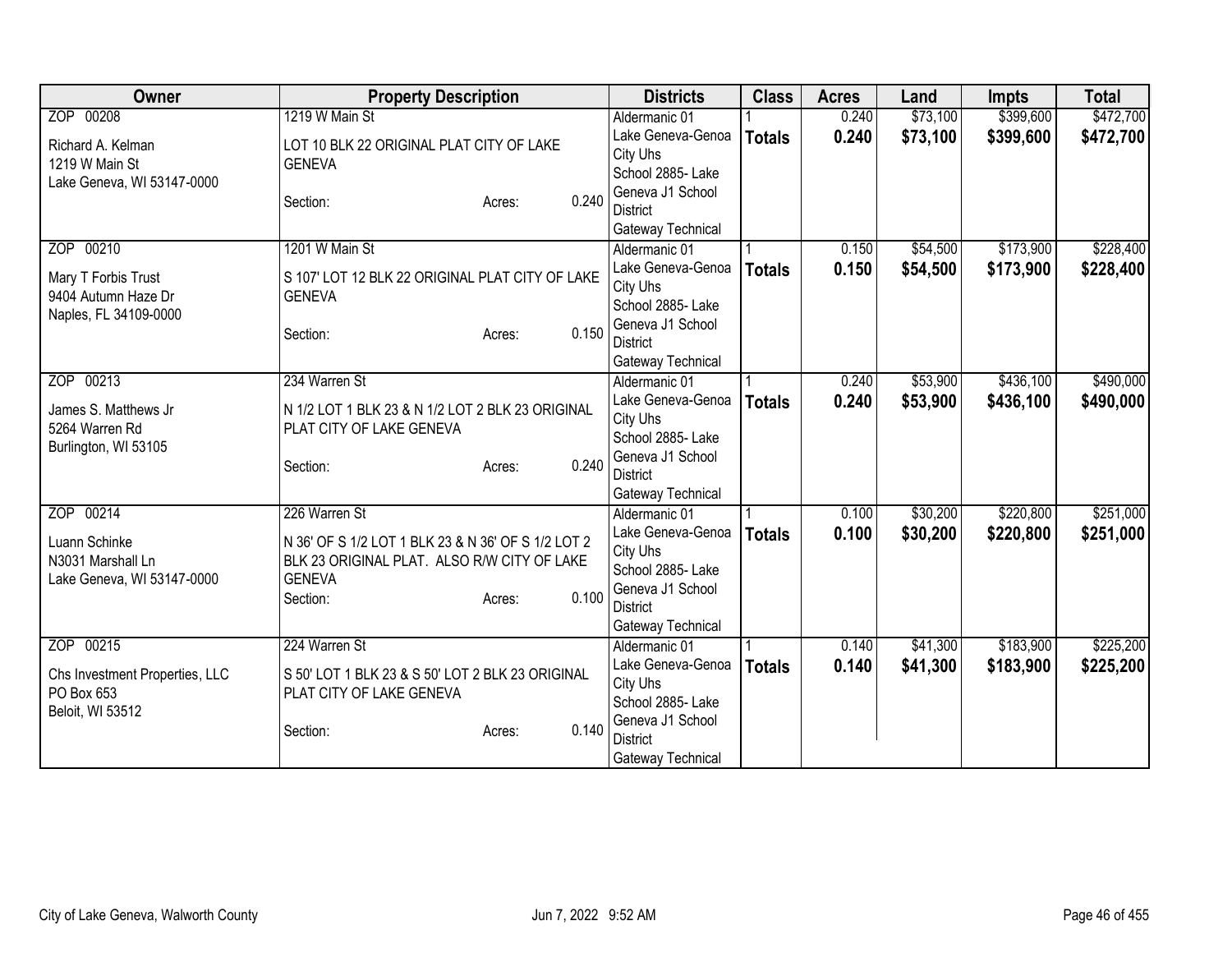| Owner | Property Description | Districts | Class | Acres | Land | Impts | Total |
|---|---|---|---|---|---|---|---|
| ZOP 00208<br>Richard A. Kelman<br>1219 W Main St<br>Lake Geneva, WI 53147-0000 | 1219 W Main St<br>LOT 10 BLK 22 ORIGINAL PLAT CITY OF LAKE GENEVA<br>Section: Acres: 0.240 | Aldermanic 01<br>Lake Geneva-Genoa City Uhs<br>School 2885- Lake Geneva J1 School District<br>Gateway Technical | 1<br>**Totals** | 0.240<br>**0.240** | $73,100<br>**$73,100** | $399,600<br>**$399,600** | $472,700<br>**$472,700** |
| ZOP 00210<br>Mary T Forbis Trust<br>9404 Autumn Haze Dr<br>Naples, FL 34109-0000 | 1201 W Main St<br>S 107' LOT 12 BLK 22 ORIGINAL PLAT CITY OF LAKE GENEVA<br>Section: Acres: 0.150 | Aldermanic 01<br>Lake Geneva-Genoa City Uhs<br>School 2885- Lake Geneva J1 School District<br>Gateway Technical | 1<br>**Totals** | 0.150<br>**0.150** | $54,500<br>**$54,500** | $173,900<br>**$173,900** | $228,400<br>**$228,400** |
| ZOP 00213<br>James S. Matthews Jr<br>5264 Warren Rd<br>Burlington, WI 53105 | 234 Warren St<br>N 1/2 LOT 1 BLK 23 & N 1/2 LOT 2 BLK 23 ORIGINAL PLAT CITY OF LAKE GENEVA<br>Section: Acres: 0.240 | Aldermanic 01<br>Lake Geneva-Genoa City Uhs<br>School 2885- Lake Geneva J1 School District<br>Gateway Technical | 1<br>**Totals** | 0.240<br>**0.240** | $53,900<br>**$53,900** | $436,100<br>**$436,100** | $490,000<br>**$490,000** |
| ZOP 00214<br>Luann Schinke<br>N3031 Marshall Ln<br>Lake Geneva, WI 53147-0000 | 226 Warren St<br>N 36' OF S 1/2 LOT 1 BLK 23 & N 36' OF S 1/2 LOT 2 BLK 23 ORIGINAL PLAT. ALSO R/W CITY OF LAKE GENEVA<br>Section: Acres: 0.100 | Aldermanic 01<br>Lake Geneva-Genoa City Uhs<br>School 2885- Lake Geneva J1 School District<br>Gateway Technical | 1<br>**Totals** | 0.100<br>**0.100** | $30,200<br>**$30,200** | $220,800<br>**$220,800** | $251,000<br>**$251,000** |
| ZOP 00215<br>Chs Investment Properties, LLC<br>PO Box 653<br>Beloit, WI 53512 | 224 Warren St<br>S 50' LOT 1 BLK 23 & S 50' LOT 2 BLK 23 ORIGINAL PLAT CITY OF LAKE GENEVA<br>Section: Acres: 0.140 | Aldermanic 01<br>Lake Geneva-Genoa City Uhs<br>School 2885- Lake Geneva J1 School District<br>Gateway Technical | 1<br>**Totals** | 0.140<br>**0.140** | $41,300<br>**$41,300** | $183,900<br>**$183,900** | $225,200<br>**$225,200** |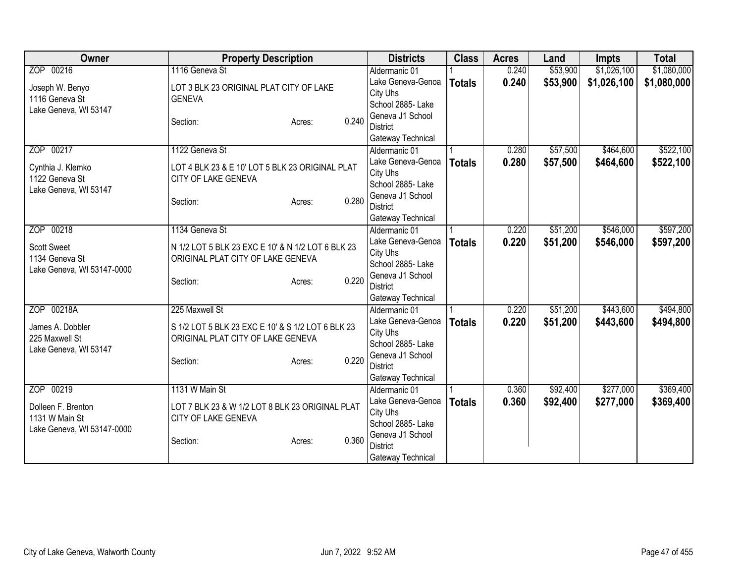| Owner | Property Description | Districts | Class | Acres | Land | Impts | Total |
|---|---|---|---|---|---|---|---|
| ZOP 00216<br>Joseph W. Benyo<br>1116 Geneva St<br>Lake Geneva, WI 53147 | 1116 Geneva St<br>LOT 3 BLK 23 ORIGINAL PLAT CITY OF LAKE GENEVA<br>Section: Acres: 0.240 | Aldermanic 01<br>Lake Geneva-Genoa City Uhs<br>School 2885- Lake Geneva J1 School District<br>Gateway Technical | 1<br>**Totals** | 0.240<br>**0.240** | $53,900<br>**$53,900** | $1,026,100<br>**$1,026,100** | $1,080,000<br>**$1,080,000** |
| ZOP 00217<br>Cynthia J. Klemko<br>1122 Geneva St<br>Lake Geneva, WI 53147 | 1122 Geneva St<br>LOT 4 BLK 23 & E 10' LOT 5 BLK 23 ORIGINAL PLAT CITY OF LAKE GENEVA<br>Section: Acres: 0.280 | Aldermanic 01<br>Lake Geneva-Genoa City Uhs<br>School 2885- Lake Geneva J1 School District<br>Gateway Technical | 1<br>**Totals** | 0.280<br>**0.280** | $57,500<br>**$57,500** | $464,600<br>**$464,600** | $522,100<br>**$522,100** |
| ZOP 00218<br>Scott Sweet<br>1134 Geneva St<br>Lake Geneva, WI 53147-0000 | 1134 Geneva St<br>N 1/2 LOT 5 BLK 23 EXC E 10' & N 1/2 LOT 6 BLK 23 ORIGINAL PLAT CITY OF LAKE GENEVA<br>Section: Acres: 0.220 | Aldermanic 01<br>Lake Geneva-Genoa City Uhs<br>School 2885- Lake Geneva J1 School District<br>Gateway Technical | 1<br>**Totals** | 0.220<br>**0.220** | $51,200<br>**$51,200** | $546,000<br>**$546,000** | $597,200<br>**$597,200** |
| ZOP 00218A<br>James A. Dobbler<br>225 Maxwell St<br>Lake Geneva, WI 53147 | 225 Maxwell St<br>S 1/2 LOT 5 BLK 23 EXC E 10' & S 1/2 LOT 6 BLK 23 ORIGINAL PLAT CITY OF LAKE GENEVA<br>Section: Acres: 0.220 | Aldermanic 01<br>Lake Geneva-Genoa City Uhs<br>School 2885- Lake Geneva J1 School District<br>Gateway Technical | 1<br>**Totals** | 0.220<br>**0.220** | $51,200<br>**$51,200** | $443,600<br>**$443,600** | $494,800<br>**$494,800** |
| ZOP 00219<br>Dolleen F. Brenton<br>1131 W Main St<br>Lake Geneva, WI 53147-0000 | 1131 W Main St<br>LOT 7 BLK 23 & W 1/2 LOT 8 BLK 23 ORIGINAL PLAT CITY OF LAKE GENEVA<br>Section: Acres: 0.360 | Aldermanic 01<br>Lake Geneva-Genoa City Uhs<br>School 2885- Lake Geneva J1 School District<br>Gateway Technical | 1<br>**Totals** | 0.360<br>**0.360** | $92,400<br>**$92,400** | $277,000<br>**$277,000** | $369,400<br>**$369,400** |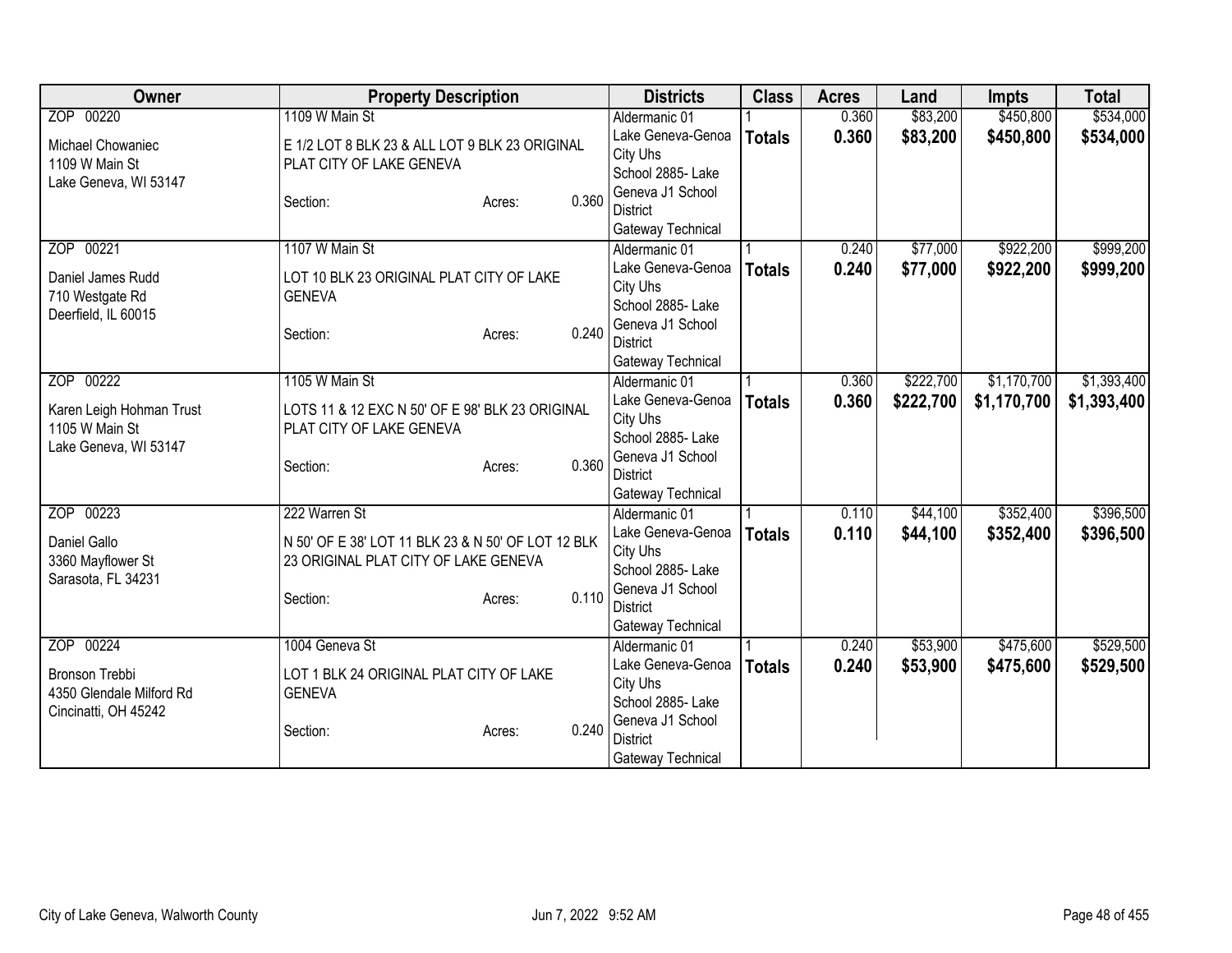| Owner | Property Description | Districts | Class | Acres | Land | Impts | Total |
|---|---|---|---|---|---|---|---|
| ZOP 00220<br>Michael Chowaniec<br>1109 W Main St<br>Lake Geneva, WI 53147 | 1109 W Main St<br>E 1/2 LOT 8 BLK 23 & ALL LOT 9 BLK 23 ORIGINAL PLAT CITY OF LAKE GENEVA<br>Section: Acres: 0.360 | Aldermanic 01<br>Lake Geneva-Genoa City Uhs<br>School 2885- Lake Geneva J1 School District<br>Gateway Technical | 1<br>**Totals** | 0.360<br>**0.360** | $83,200<br>**$83,200** | $450,800<br>**$450,800** | $534,000<br>**$534,000** |
| ZOP 00221<br>Daniel James Rudd<br>710 Westgate Rd<br>Deerfield, IL 60015 | 1107 W Main St<br>LOT 10 BLK 23 ORIGINAL PLAT CITY OF LAKE GENEVA<br>Section: Acres: 0.240 | Aldermanic 01<br>Lake Geneva-Genoa City Uhs<br>School 2885- Lake Geneva J1 School District<br>Gateway Technical | 1<br>**Totals** | 0.240<br>**0.240** | $77,000<br>**$77,000** | $922,200<br>**$922,200** | $999,200<br>**$999,200** |
| ZOP 00222<br>Karen Leigh Hohman Trust<br>1105 W Main St<br>Lake Geneva, WI 53147 | 1105 W Main St<br>LOTS 11 & 12 EXC N 50' OF E 98' BLK 23 ORIGINAL PLAT CITY OF LAKE GENEVA<br>Section: Acres: 0.360 | Aldermanic 01<br>Lake Geneva-Genoa City Uhs<br>School 2885- Lake Geneva J1 School District<br>Gateway Technical | 1<br>**Totals** | 0.360<br>**0.360** | $222,700<br>**$222,700** | $1,170,700<br>**$1,170,700** | $1,393,400<br>**$1,393,400** |
| ZOP 00223<br>Daniel Gallo<br>3360 Mayflower St<br>Sarasota, FL 34231 | 222 Warren St<br>N 50' OF E 38' LOT 11 BLK 23 & N 50' OF LOT 12 BLK 23 ORIGINAL PLAT CITY OF LAKE GENEVA<br>Section: Acres: 0.110 | Aldermanic 01<br>Lake Geneva-Genoa City Uhs<br>School 2885- Lake Geneva J1 School District<br>Gateway Technical | 1<br>**Totals** | 0.110<br>**0.110** | $44,100<br>**$44,100** | $352,400<br>**$352,400** | $396,500<br>**$396,500** |
| ZOP 00224<br>Bronson Trebbi<br>4350 Glendale Milford Rd<br>Cincinatti, OH 45242 | 1004 Geneva St<br>LOT 1 BLK 24 ORIGINAL PLAT CITY OF LAKE GENEVA<br>Section: Acres: 0.240 | Aldermanic 01<br>Lake Geneva-Genoa City Uhs<br>School 2885- Lake Geneva J1 School District<br>Gateway Technical | 1<br>**Totals** | 0.240<br>**0.240** | $53,900<br>**$53,900** | $475,600<br>**$475,600** | $529,500<br>**$529,500** |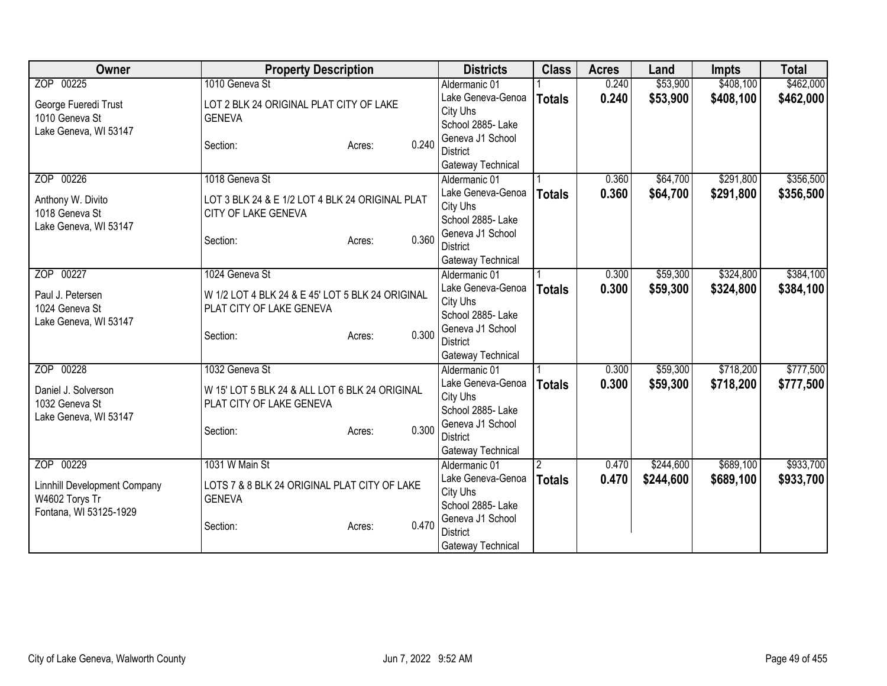| Owner | Property Description | Districts | Class | Acres | Land | Impts | Total |
|---|---|---|---|---|---|---|---|
| ZOP 00225<br><br>George Fueredi Trust<br>1010 Geneva St<br>Lake Geneva, WI 53147 | 1010 Geneva St<br><br>LOT 2 BLK 24 ORIGINAL PLAT CITY OF LAKE GENEVA<br><br>Section: Acres: 0.240 | Aldermanic 01<br>Lake Geneva-Genoa City Uhs<br>School 2885- Lake Geneva J1 School District<br>Gateway Technical | 1<br>**Totals** | 0.240<br>**0.240** | $53,900<br>**$53,900** | $408,100<br>**$408,100** | $462,000<br>**$462,000** |
| ZOP 00226<br><br>Anthony W. Divito<br>1018 Geneva St<br>Lake Geneva, WI 53147 | 1018 Geneva St<br><br>LOT 3 BLK 24 & E 1/2 LOT 4 BLK 24 ORIGINAL PLAT CITY OF LAKE GENEVA<br><br>Section: Acres: 0.360 | Aldermanic 01<br>Lake Geneva-Genoa City Uhs<br>School 2885- Lake Geneva J1 School District<br>Gateway Technical | 1<br>**Totals** | 0.360<br>**0.360** | $64,700<br>**$64,700** | $291,800<br>**$291,800** | $356,500<br>**$356,500** |
| ZOP 00227<br><br>Paul J. Petersen<br>1024 Geneva St<br>Lake Geneva, WI 53147 | 1024 Geneva St<br><br>W 1/2 LOT 4 BLK 24 & E 45' LOT 5 BLK 24 ORIGINAL PLAT CITY OF LAKE GENEVA<br><br>Section: Acres: 0.300 | Aldermanic 01<br>Lake Geneva-Genoa City Uhs<br>School 2885- Lake Geneva J1 School District<br>Gateway Technical | 1<br>**Totals** | 0.300<br>**0.300** | $59,300<br>**$59,300** | $324,800<br>**$324,800** | $384,100<br>**$384,100** |
| ZOP 00228<br><br>Daniel J. Solverson<br>1032 Geneva St<br>Lake Geneva, WI 53147 | 1032 Geneva St<br><br>W 15' LOT 5 BLK 24 & ALL LOT 6 BLK 24 ORIGINAL PLAT CITY OF LAKE GENEVA<br><br>Section: Acres: 0.300 | Aldermanic 01<br>Lake Geneva-Genoa City Uhs<br>School 2885- Lake Geneva J1 School District<br>Gateway Technical | 1<br>**Totals** | 0.300<br>**0.300** | $59,300<br>**$59,300** | $718,200<br>**$718,200** | $777,500<br>**$777,500** |
| ZOP 00229<br><br>Linnhill Development Company<br>W4602 Torys Tr<br>Fontana, WI 53125-1929 | 1031 W Main St<br><br>LOTS 7 & 8 BLK 24 ORIGINAL PLAT CITY OF LAKE GENEVA<br><br>Section: Acres: 0.470 | Aldermanic 01<br>Lake Geneva-Genoa City Uhs<br>School 2885- Lake Geneva J1 School District<br>Gateway Technical | 2<br>**Totals** | 0.470<br>**0.470** | $244,600<br>**$244,600** | $689,100<br>**$689,100** | $933,700<br>**$933,700** |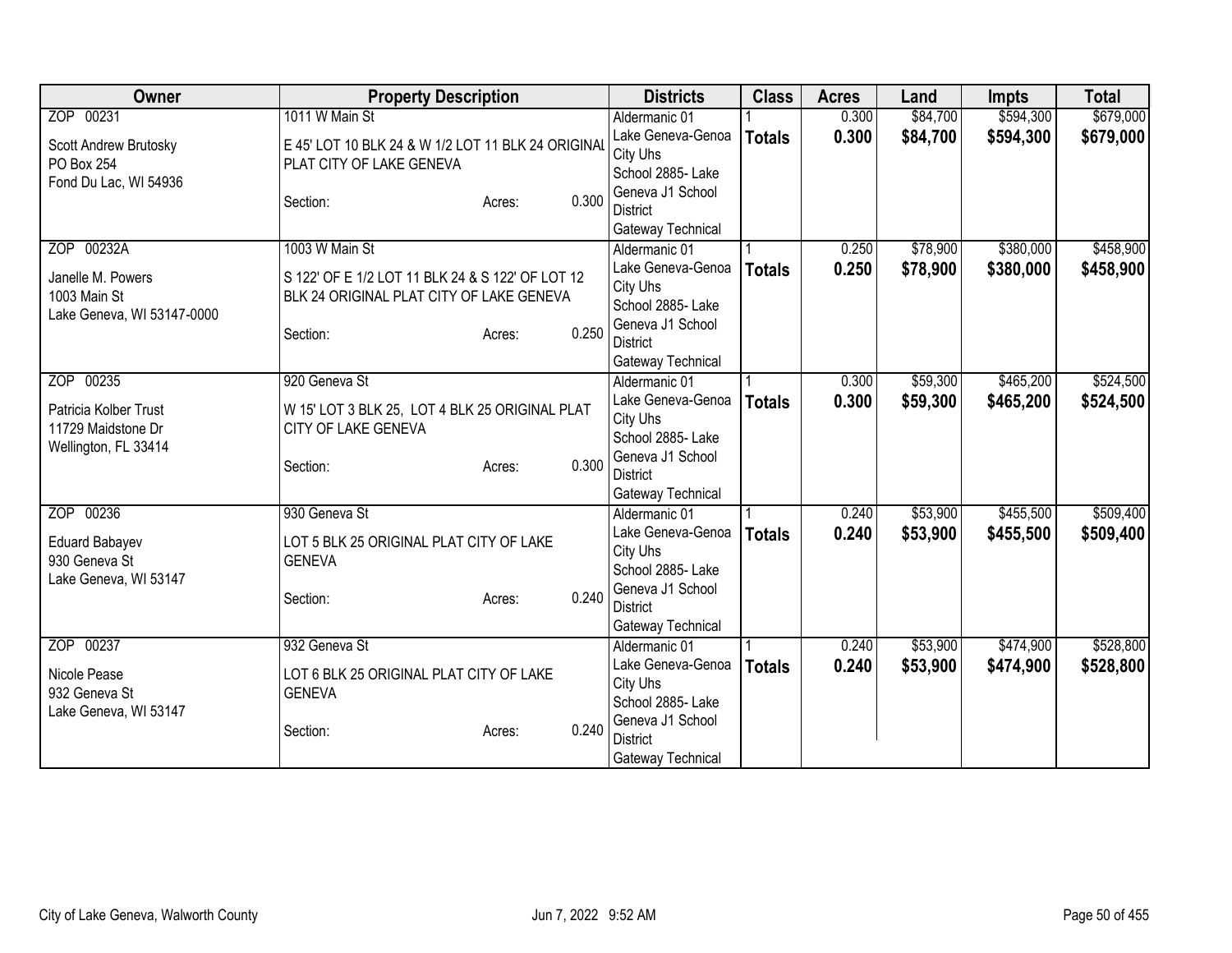| Owner | Property Description | Districts | Class | Acres | Land | Impts | Total |
|---|---|---|---|---|---|---|---|
| ZOP 00231<br>Scott Andrew Brutosky<br>PO Box 254<br>Fond Du Lac, WI 54936 | 1011 W Main St<br>E 45' LOT 10 BLK 24 & W 1/2 LOT 11 BLK 24 ORIGINAL PLAT CITY OF LAKE GENEVA<br>Section: Acres: 0.300 | Aldermanic 01<br>Lake Geneva-Genoa City Uhs<br>School 2885- Lake Geneva J1 School District<br>Gateway Technical | 1<br>**Totals** | 0.300<br>**0.300** | $84,700<br>**$84,700** | $594,300<br>**$594,300** | $679,000<br>**$679,000** |
| ZOP 00232A<br>Janelle M. Powers<br>1003 Main St<br>Lake Geneva, WI 53147-0000 | 1003 W Main St<br>S 122' OF E 1/2 LOT 11 BLK 24 & S 122' OF LOT 12 BLK 24 ORIGINAL PLAT CITY OF LAKE GENEVA<br>Section: Acres: 0.250 | Aldermanic 01<br>Lake Geneva-Genoa City Uhs<br>School 2885- Lake Geneva J1 School District<br>Gateway Technical | 1<br>**Totals** | 0.250<br>**0.250** | $78,900<br>**$78,900** | $380,000<br>**$380,000** | $458,900<br>**$458,900** |
| ZOP 00235<br>Patricia Kolber Trust<br>11729 Maidstone Dr<br>Wellington, FL 33414 | 920 Geneva St<br>W 15' LOT 3 BLK 25, LOT 4 BLK 25 ORIGINAL PLAT CITY OF LAKE GENEVA<br>Section: Acres: 0.300 | Aldermanic 01<br>Lake Geneva-Genoa City Uhs<br>School 2885- Lake Geneva J1 School District<br>Gateway Technical | 1<br>**Totals** | 0.300<br>**0.300** | $59,300<br>**$59,300** | $465,200<br>**$465,200** | $524,500<br>**$524,500** |
| ZOP 00236<br>Eduard Babayev<br>930 Geneva St<br>Lake Geneva, WI 53147 | 930 Geneva St<br>LOT 5 BLK 25 ORIGINAL PLAT CITY OF LAKE GENEVA<br>Section: Acres: 0.240 | Aldermanic 01<br>Lake Geneva-Genoa City Uhs<br>School 2885- Lake Geneva J1 School District<br>Gateway Technical | 1<br>**Totals** | 0.240<br>**0.240** | $53,900<br>**$53,900** | $455,500<br>**$455,500** | $509,400<br>**$509,400** |
| ZOP 00237<br>Nicole Pease<br>932 Geneva St<br>Lake Geneva, WI 53147 | 932 Geneva St<br>LOT 6 BLK 25 ORIGINAL PLAT CITY OF LAKE GENEVA<br>Section: Acres: 0.240 | Aldermanic 01<br>Lake Geneva-Genoa City Uhs<br>School 2885- Lake Geneva J1 School District<br>Gateway Technical | 1<br>**Totals** | 0.240<br>**0.240** | $53,900<br>**$53,900** | $474,900<br>**$474,900** | $528,800<br>**$528,800** |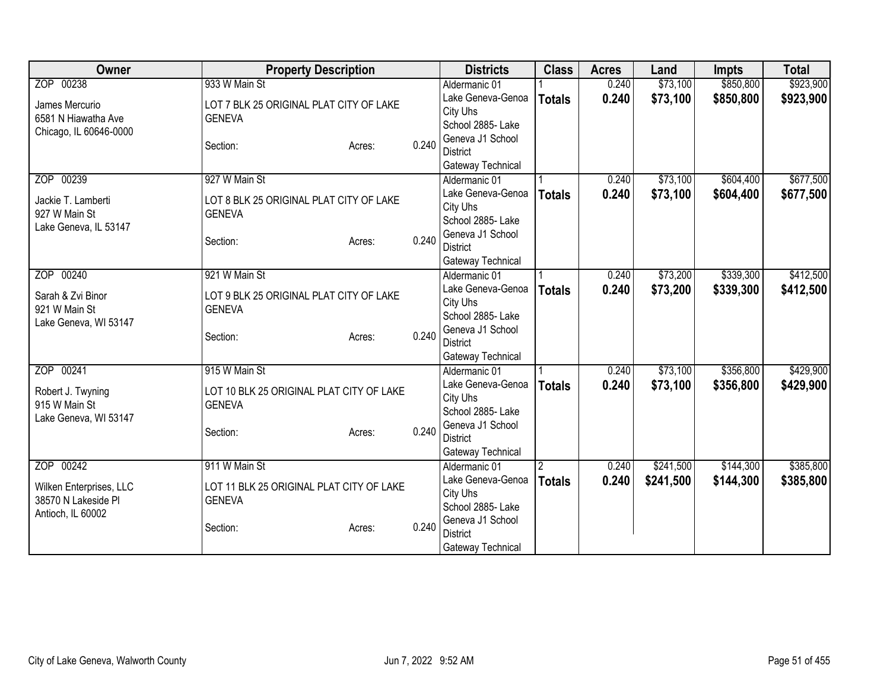| Owner | Property Description | Districts | Class | Acres | Land | Impts | Total |
|---|---|---|---|---|---|---|---|
| ZOP 00238<br><br>James Mercurio<br>6581 N Hiawatha Ave<br>Chicago, IL 60646-0000 | 933 W Main St<br><br>LOT 7 BLK 25 ORIGINAL PLAT CITY OF LAKE GENEVA<br><br>Section: Acres: 0.240 | Aldermanic 01<br>Lake Geneva-Genoa City Uhs<br>School 2885- Lake Geneva J1 School District<br>Gateway Technical | 1<br>**Totals** | 0.240<br>**0.240** | $73,100<br>**$73,100** | $850,800<br>**$850,800** | $923,900<br>**$923,900** |
| ZOP 00239<br><br>Jackie T. Lamberti<br>927 W Main St<br>Lake Geneva, IL 53147 | 927 W Main St<br><br>LOT 8 BLK 25 ORIGINAL PLAT CITY OF LAKE GENEVA<br><br>Section: Acres: 0.240 | Aldermanic 01<br>Lake Geneva-Genoa City Uhs<br>School 2885- Lake Geneva J1 School District<br>Gateway Technical | 1<br>**Totals** | 0.240<br>**0.240** | $73,100<br>**$73,100** | $604,400<br>**$604,400** | $677,500<br>**$677,500** |
| ZOP 00240<br><br>Sarah & Zvi Binor<br>921 W Main St<br>Lake Geneva, WI 53147 | 921 W Main St<br><br>LOT 9 BLK 25 ORIGINAL PLAT CITY OF LAKE GENEVA<br><br>Section: Acres: 0.240 | Aldermanic 01<br>Lake Geneva-Genoa City Uhs<br>School 2885- Lake Geneva J1 School District<br>Gateway Technical | 1<br>**Totals** | 0.240<br>**0.240** | $73,200<br>**$73,200** | $339,300<br>**$339,300** | $412,500<br>**$412,500** |
| ZOP 00241<br><br>Robert J. Twyning<br>915 W Main St<br>Lake Geneva, WI 53147 | 915 W Main St<br><br>LOT 10 BLK 25 ORIGINAL PLAT CITY OF LAKE GENEVA<br><br>Section: Acres: 0.240 | Aldermanic 01<br>Lake Geneva-Genoa City Uhs<br>School 2885- Lake Geneva J1 School District<br>Gateway Technical | 1<br>**Totals** | 0.240<br>**0.240** | $73,100<br>**$73,100** | $356,800<br>**$356,800** | $429,900<br>**$429,900** |
| ZOP 00242<br><br>Wilken Enterprises, LLC<br>38570 N Lakeside Pl<br>Antioch, IL 60002 | 911 W Main St<br><br>LOT 11 BLK 25 ORIGINAL PLAT CITY OF LAKE GENEVA<br><br>Section: Acres: 0.240 | Aldermanic 01<br>Lake Geneva-Genoa City Uhs<br>School 2885- Lake Geneva J1 School District<br>Gateway Technical | 2<br>**Totals** | 0.240<br>**0.240** | $241,500<br>**$241,500** | $144,300<br>**$144,300** | $385,800<br>**$385,800** |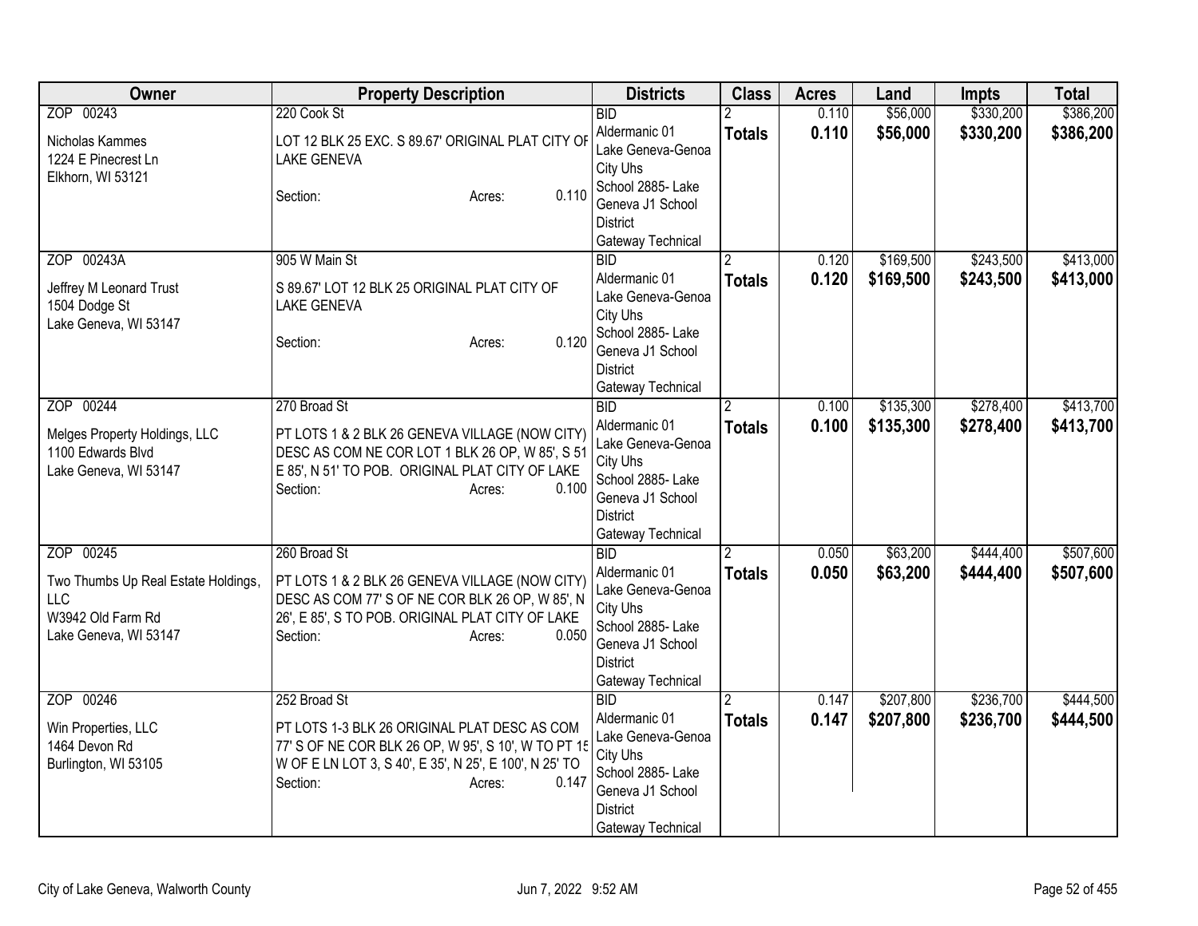| Owner | Property Description | Districts | Class | Acres | Land | Impts | Total |
|---|---|---|---|---|---|---|---|
| ZOP 00243<br>Nicholas Kammes<br>1224 E Pinecrest Ln<br>Elkhorn, WI 53121 | 220 Cook St<br>LOT 12 BLK 25 EXC. S 89.67' ORIGINAL PLAT CITY OF LAKE GENEVA<br>Section: Acres: 0.110 | BID<br>Aldermanic 01<br>Lake Geneva-Genoa City Uhs<br>School 2885- Lake Geneva J1 School District<br>Gateway Technical | 2<br>**Totals** | 0.110<br>**0.110** | $56,000<br>**$56,000** | $330,200<br>**$330,200** | $386,200<br>**$386,200** |
| ZOP 00243A<br>Jeffrey M Leonard Trust<br>1504 Dodge St<br>Lake Geneva, WI 53147 | 905 W Main St<br>S 89.67' LOT 12 BLK 25 ORIGINAL PLAT CITY OF LAKE GENEVA<br>Section: Acres: 0.120 | BID<br>Aldermanic 01<br>Lake Geneva-Genoa City Uhs<br>School 2885- Lake Geneva J1 School District<br>Gateway Technical | 2<br>**Totals** | 0.120<br>**0.120** | $169,500<br>**$169,500** | $243,500<br>**$243,500** | $413,000<br>**$413,000** |
| ZOP 00244<br>Melges Property Holdings, LLC<br>1100 Edwards Blvd<br>Lake Geneva, WI 53147 | 270 Broad St<br>PT LOTS 1 & 2 BLK 26 GENEVA VILLAGE (NOW CITY) DESC AS COM NE COR LOT 1 BLK 26 OP, W 85', S 51 E 85', N 51' TO POB. ORIGINAL PLAT CITY OF LAKE<br>Section: Acres: 0.100 | BID<br>Aldermanic 01<br>Lake Geneva-Genoa City Uhs<br>School 2885- Lake Geneva J1 School District<br>Gateway Technical | 2<br>**Totals** | 0.100<br>**0.100** | $135,300<br>**$135,300** | $278,400<br>**$278,400** | $413,700<br>**$413,700** |
| ZOP 00245<br>Two Thumbs Up Real Estate Holdings, LLC<br>W3942 Old Farm Rd<br>Lake Geneva, WI 53147 | 260 Broad St<br>PT LOTS 1 & 2 BLK 26 GENEVA VILLAGE (NOW CITY) DESC AS COM 77' S OF NE COR BLK 26 OP, W 85', N 26', E 85', S TO POB. ORIGINAL PLAT CITY OF LAKE<br>Section: Acres: 0.050 | BID<br>Aldermanic 01<br>Lake Geneva-Genoa City Uhs<br>School 2885- Lake Geneva J1 School District<br>Gateway Technical | 2<br>**Totals** | 0.050<br>**0.050** | $63,200<br>**$63,200** | $444,400<br>**$444,400** | $507,600<br>**$507,600** |
| ZOP 00246<br>Win Properties, LLC<br>1464 Devon Rd<br>Burlington, WI 53105 | 252 Broad St<br>PT LOTS 1-3 BLK 26 ORIGINAL PLAT DESC AS COM 77' S OF NE COR BLK 26 OP, W 95', S 10', W TO PT 15 W OF E LN LOT 3, S 40', E 35', N 25', E 100', N 25' TO<br>Section: Acres: 0.147 | BID<br>Aldermanic 01<br>Lake Geneva-Genoa City Uhs<br>School 2885- Lake Geneva J1 School District<br>Gateway Technical | 2<br>**Totals** | 0.147<br>**0.147** | $207,800<br>**$207,800** | $236,700<br>**$236,700** | $444,500<br>**$444,500** |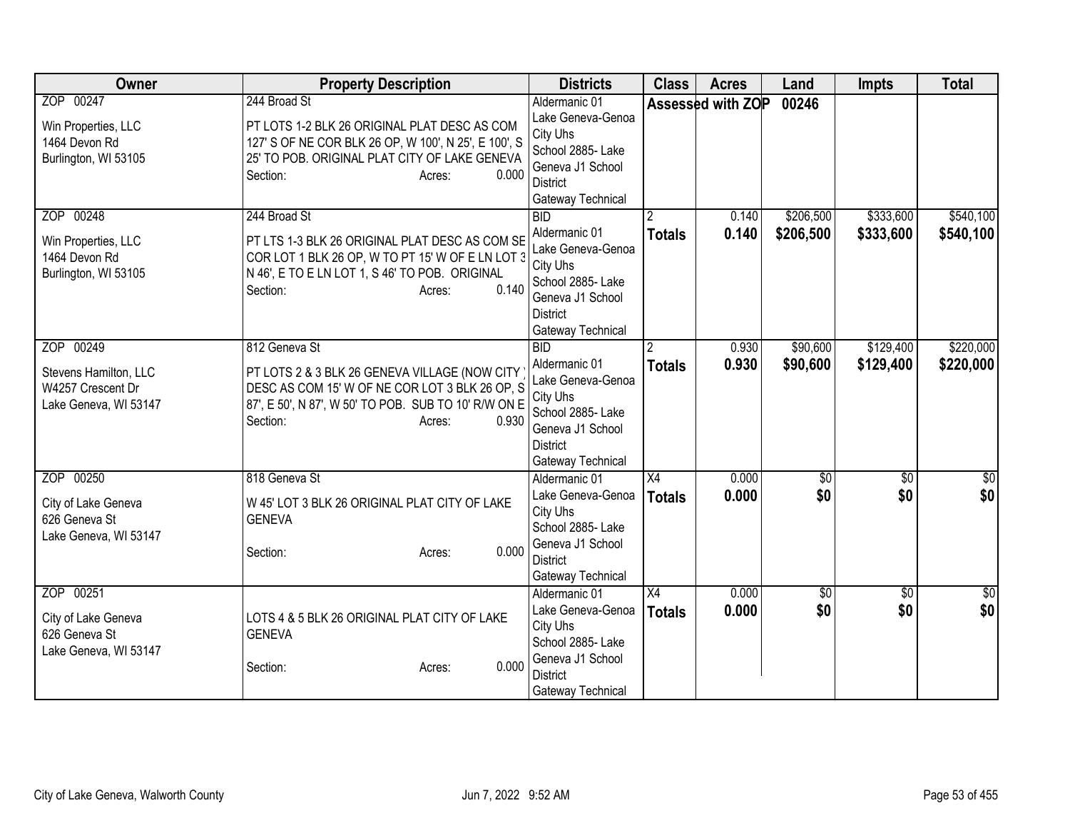| Owner | Property Description | Districts | Class | Acres | Land | Impts | Total |
|---|---|---|---|---|---|---|---|
| ZOP 00247<br><br>Win Properties, LLC<br>1464 Devon Rd<br>Burlington, WI 53105 | 244 Broad St<br><br>PT LOTS 1-2 BLK 26 ORIGINAL PLAT DESC AS COM 127' S OF NE COR BLK 26 OP, W 100', N 25', E 100', S 25' TO POB. ORIGINAL PLAT CITY OF LAKE GENEVA<br>Section: Acres: 0.000 | Aldermanic 01<br>Lake Geneva-Genoa City Uhs<br>School 2885- Lake Geneva J1 School District<br>Gateway Technical | Assessed with ZOP | | 00246 | | |
| ZOP 00248<br><br>Win Properties, LLC<br>1464 Devon Rd<br>Burlington, WI 53105 | 244 Broad St<br><br>PT LTS 1-3 BLK 26 ORIGINAL PLAT DESC AS COM SE COR LOT 1 BLK 26 OP, W TO PT 15' W OF E LN LOT 3 N 46', E TO E LN LOT 1, S 46' TO POB. ORIGINAL<br>Section: Acres: 0.140 | BID<br>Aldermanic 01<br>Lake Geneva-Genoa City Uhs<br>School 2885- Lake Geneva J1 School District<br>Gateway Technical | 2<br>**Totals** | 0.140<br>**0.140** | $206,500<br>**$206,500** | $333,600<br>**$333,600** | $540,100<br>**$540,100** |
| ZOP 00249<br><br>Stevens Hamilton, LLC<br>W4257 Crescent Dr<br>Lake Geneva, WI 53147 | 812 Geneva St<br><br>PT LOTS 2 & 3 BLK 26 GENEVA VILLAGE (NOW CITY) DESC AS COM 15' W OF NE COR LOT 3 BLK 26 OP, S 87', E 50', N 87', W 50' TO POB. SUB TO 10' R/W ON E<br>Section: Acres: 0.930 | BID<br>Aldermanic 01<br>Lake Geneva-Genoa City Uhs<br>School 2885- Lake Geneva J1 School District<br>Gateway Technical | 2<br>**Totals** | 0.930<br>**0.930** | $90,600<br>**$90,600** | $129,400<br>**$129,400** | $220,000<br>**$220,000** |
| ZOP 00250<br><br>City of Lake Geneva<br>626 Geneva St<br>Lake Geneva, WI 53147 | 818 Geneva St<br><br>W 45' LOT 3 BLK 26 ORIGINAL PLAT CITY OF LAKE GENEVA<br>Section: Acres: 0.000 | Aldermanic 01<br>Lake Geneva-Genoa City Uhs<br>School 2885- Lake Geneva J1 School District<br>Gateway Technical | X4<br>**Totals** | 0.000<br>**0.000** | $0<br>**$0** | $0<br>**$0** | $0<br>**$0** |
| ZOP 00251<br><br>City of Lake Geneva<br>626 Geneva St<br>Lake Geneva, WI 53147 | LOTS 4 & 5 BLK 26 ORIGINAL PLAT CITY OF LAKE GENEVA<br>Section: Acres: 0.000 | Aldermanic 01<br>Lake Geneva-Genoa City Uhs<br>School 2885- Lake Geneva J1 School District<br>Gateway Technical | X4<br>**Totals** | 0.000<br>**0.000** | $0<br>**$0** | $0<br>**$0** | $0<br>**$0** |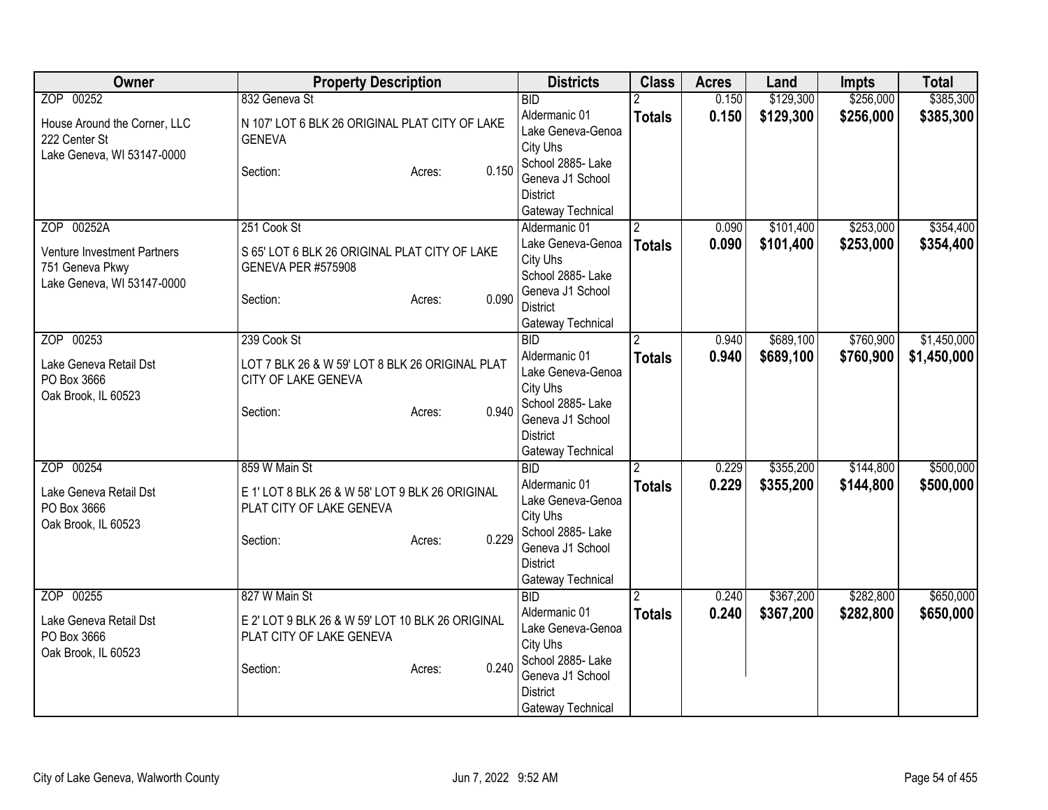| Owner | Property Description | Districts | Class | Acres | Land | Impts | Total |
|---|---|---|---|---|---|---|---|
| ZOP 00252<br>House Around the Corner, LLC<br>222 Center St<br>Lake Geneva, WI 53147-0000 | 832 Geneva St<br>N 107' LOT 6 BLK 26 ORIGINAL PLAT CITY OF LAKE GENEVA<br>Section: Acres: 0.150 | BID<br>Aldermanic 01<br>Lake Geneva-Genoa City Uhs<br>School 2885- Lake Geneva J1 School District<br>Gateway Technical | 2<br>**Totals** | 0.150<br>**0.150** | $129,300<br>**$129,300** | $256,000<br>**$256,000** | $385,300<br>**$385,300** |
| ZOP 00252A<br>Venture Investment Partners<br>751 Geneva Pkwy<br>Lake Geneva, WI 53147-0000 | 251 Cook St<br>S 65' LOT 6 BLK 26 ORIGINAL PLAT CITY OF LAKE GENEVA PER #575908<br>Section: Acres: 0.090 | Aldermanic 01<br>Lake Geneva-Genoa City Uhs<br>School 2885- Lake Geneva J1 School District<br>Gateway Technical | 2<br>**Totals** | 0.090<br>**0.090** | $101,400<br>**$101,400** | $253,000<br>**$253,000** | $354,400<br>**$354,400** |
| ZOP 00253<br>Lake Geneva Retail Dst<br>PO Box 3666<br>Oak Brook, IL 60523 | 239 Cook St<br>LOT 7 BLK 26 & W 59' LOT 8 BLK 26 ORIGINAL PLAT CITY OF LAKE GENEVA<br>Section: Acres: 0.940 | BID<br>Aldermanic 01<br>Lake Geneva-Genoa City Uhs<br>School 2885- Lake Geneva J1 School District<br>Gateway Technical | 2<br>**Totals** | 0.940<br>**0.940** | $689,100<br>**$689,100** | $760,900<br>**$760,900** | $1,450,000<br>**$1,450,000** |
| ZOP 00254<br>Lake Geneva Retail Dst<br>PO Box 3666<br>Oak Brook, IL 60523 | 859 W Main St<br>E 1' LOT 8 BLK 26 & W 58' LOT 9 BLK 26 ORIGINAL PLAT CITY OF LAKE GENEVA<br>Section: Acres: 0.229 | BID<br>Aldermanic 01<br>Lake Geneva-Genoa City Uhs<br>School 2885- Lake Geneva J1 School District<br>Gateway Technical | 2<br>**Totals** | 0.229<br>**0.229** | $355,200<br>**$355,200** | $144,800<br>**$144,800** | $500,000<br>**$500,000** |
| ZOP 00255<br>Lake Geneva Retail Dst<br>PO Box 3666<br>Oak Brook, IL 60523 | 827 W Main St<br>E 2' LOT 9 BLK 26 & W 59' LOT 10 BLK 26 ORIGINAL PLAT CITY OF LAKE GENEVA<br>Section: Acres: 0.240 | BID<br>Aldermanic 01<br>Lake Geneva-Genoa City Uhs<br>School 2885- Lake Geneva J1 School District<br>Gateway Technical | 2<br>**Totals** | 0.240<br>**0.240** | $367,200<br>**$367,200** | $282,800<br>**$282,800** | $650,000<br>**$650,000** |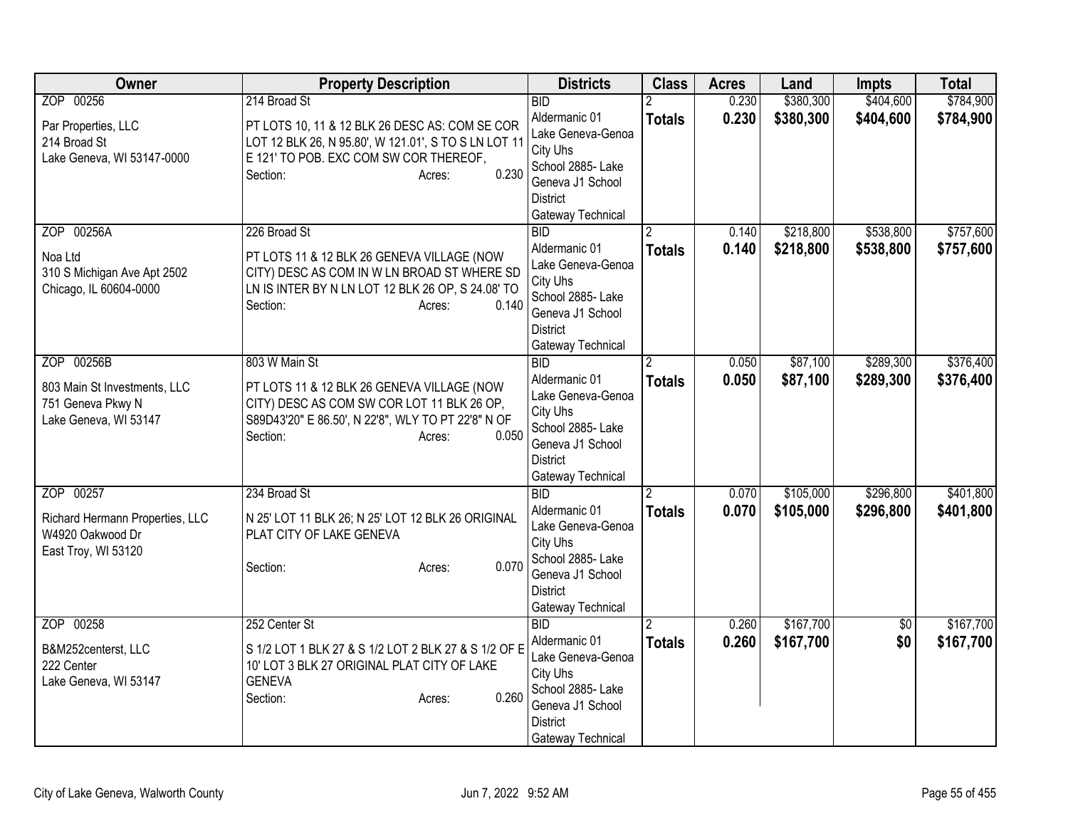| Owner | Property Description | Districts | Class | Acres | Land | Impts | Total |
|---|---|---|---|---|---|---|---|
| ZOP 00256<br><br>Par Properties, LLC<br>214 Broad St<br>Lake Geneva, WI 53147-0000 | 214 Broad St<br><br>PT LOTS 10, 11 & 12 BLK 26 DESC AS: COM SE COR LOT 12 BLK 26, N 95.80', W 121.01', S TO S LN LOT 11 E 121' TO POB. EXC COM SW COR THEREOF,<br>Section: Acres: 0.230 | BID<br>Aldermanic 01<br>Lake Geneva-Genoa City Uhs<br>School 2885- Lake Geneva J1 School District<br>Gateway Technical | 2<br>**Totals** | 0.230<br>**0.230** | $380,300<br>**$380,300** | $404,600<br>**$404,600** | $784,900<br>**$784,900** |
| ZOP 00256A<br><br>Noa Ltd<br>310 S Michigan Ave Apt 2502<br>Chicago, IL 60604-0000 | 226 Broad St<br><br>PT LOTS 11 & 12 BLK 26 GENEVA VILLAGE (NOW CITY) DESC AS COM IN W LN BROAD ST WHERE SD LN IS INTER BY N LN LOT 12 BLK 26 OP, S 24.08' TO<br>Section: Acres: 0.140 | BID<br>Aldermanic 01<br>Lake Geneva-Genoa City Uhs<br>School 2885- Lake Geneva J1 School District<br>Gateway Technical | 2<br>**Totals** | 0.140<br>**0.140** | $218,800<br>**$218,800** | $538,800<br>**$538,800** | $757,600<br>**$757,600** |
| ZOP 00256B<br><br>803 Main St Investments, LLC<br>751 Geneva Pkwy N<br>Lake Geneva, WI 53147 | 803 W Main St<br><br>PT LOTS 11 & 12 BLK 26 GENEVA VILLAGE (NOW CITY) DESC AS COM SW COR LOT 11 BLK 26 OP, S89D43'20" E 86.50', N 22'8", WLY TO PT 22'8" N OF<br>Section: Acres: 0.050 | BID<br>Aldermanic 01<br>Lake Geneva-Genoa City Uhs<br>School 2885- Lake Geneva J1 School District<br>Gateway Technical | 2<br>**Totals** | 0.050<br>**0.050** | $87,100<br>**$87,100** | $289,300<br>**$289,300** | $376,400<br>**$376,400** |
| ZOP 00257<br><br>Richard Hermann Properties, LLC<br>W4920 Oakwood Dr<br>East Troy, WI 53120 | 234 Broad St<br><br>N 25' LOT 11 BLK 26; N 25' LOT 12 BLK 26 ORIGINAL PLAT CITY OF LAKE GENEVA<br><br>Section: Acres: 0.070 | BID<br>Aldermanic 01<br>Lake Geneva-Genoa City Uhs<br>School 2885- Lake Geneva J1 School District<br>Gateway Technical | 2<br>**Totals** | 0.070<br>**0.070** | $105,000<br>**$105,000** | $296,800<br>**$296,800** | $401,800<br>**$401,800** |
| ZOP 00258<br><br>B&M252centerst, LLC<br>222 Center<br>Lake Geneva, WI 53147 | 252 Center St<br><br>S 1/2 LOT 1 BLK 27 & S 1/2 LOT 2 BLK 27 & S 1/2 OF E 10' LOT 3 BLK 27 ORIGINAL PLAT CITY OF LAKE GENEVA<br>Section: Acres: 0.260 | BID<br>Aldermanic 01<br>Lake Geneva-Genoa City Uhs<br>School 2885- Lake Geneva J1 School District<br>Gateway Technical | 2<br>**Totals** | 0.260<br>**0.260** | $167,700<br>**$167,700** | $0<br>**$0** | $167,700<br>**$167,700** |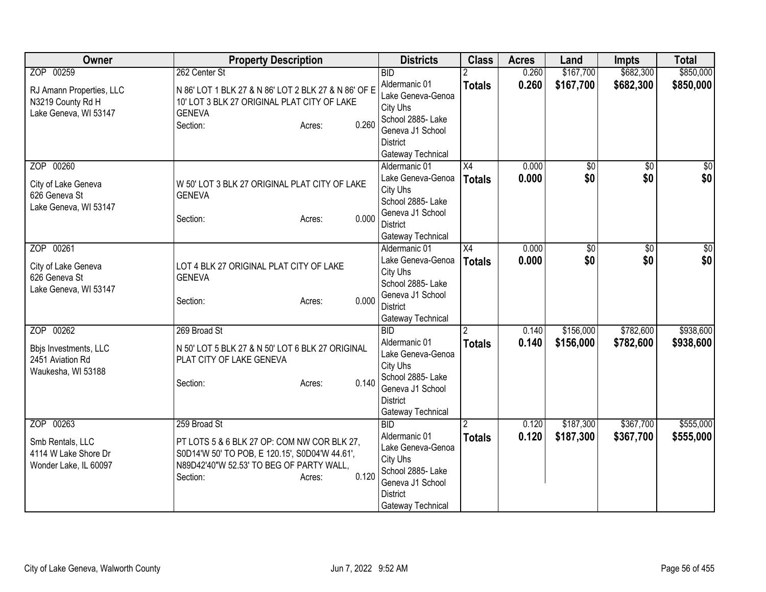| Owner | Property Description | Districts | Class | Acres | Land | Impts | Total |
|---|---|---|---|---|---|---|---|
| ZOP 00259<br>RJ Amann Properties, LLC<br>N3219 County Rd H<br>Lake Geneva, WI 53147 | 262 Center St<br>N 86' LOT 1 BLK 27 & N 86' LOT 2 BLK 27 & N 86' OF E 10' LOT 3 BLK 27 ORIGINAL PLAT CITY OF LAKE GENEVA<br>Section: Acres: 0.260 | BID<br>Aldermanic 01<br>Lake Geneva-Genoa City Uhs<br>School 2885- Lake Geneva J1 School District<br>Gateway Technical | 2<br>**Totals** | 0.260<br>**0.260** | $167,700<br>**$167,700** | $682,300<br>**$682,300** | $850,000<br>**$850,000** |
| ZOP 00260<br>City of Lake Geneva<br>626 Geneva St<br>Lake Geneva, WI 53147 | W 50' LOT 3 BLK 27 ORIGINAL PLAT CITY OF LAKE GENEVA<br>Section: Acres: 0.000 | Aldermanic 01<br>Lake Geneva-Genoa City Uhs<br>School 2885- Lake Geneva J1 School District<br>Gateway Technical | X4<br>**Totals** | 0.000<br>**0.000** | $0<br>**$0** | $0<br>**$0** | $0<br>**$0** |
| ZOP 00261<br>City of Lake Geneva<br>626 Geneva St<br>Lake Geneva, WI 53147 | LOT 4 BLK 27 ORIGINAL PLAT CITY OF LAKE GENEVA<br>Section: Acres: 0.000 | Aldermanic 01<br>Lake Geneva-Genoa City Uhs<br>School 2885- Lake Geneva J1 School District<br>Gateway Technical | X4<br>**Totals** | 0.000<br>**0.000** | $0<br>**$0** | $0<br>**$0** | $0<br>**$0** |
| ZOP 00262<br>Bbjs Investments, LLC<br>2451 Aviation Rd<br>Waukesha, WI 53188 | 269 Broad St<br>N 50' LOT 5 BLK 27 & N 50' LOT 6 BLK 27 ORIGINAL PLAT CITY OF LAKE GENEVA<br>Section: Acres: 0.140 | BID<br>Aldermanic 01<br>Lake Geneva-Genoa City Uhs<br>School 2885- Lake Geneva J1 School District<br>Gateway Technical | 2<br>**Totals** | 0.140<br>**0.140** | $156,000<br>**$156,000** | $782,600<br>**$782,600** | $938,600<br>**$938,600** |
| ZOP 00263<br>Smb Rentals, LLC<br>4114 W Lake Shore Dr<br>Wonder Lake, IL 60097 | 259 Broad St<br>PT LOTS 5 & 6 BLK 27 OP: COM NW COR BLK 27, S0D14'W 50' TO POB, E 120.15', S0D04'W 44.61', N89D42'40"W 52.53' TO BEG OF PARTY WALL,<br>Section: Acres: 0.120 | BID<br>Aldermanic 01<br>Lake Geneva-Genoa City Uhs<br>School 2885- Lake Geneva J1 School District<br>Gateway Technical | 2<br>**Totals** | 0.120<br>**0.120** | $187,300<br>**$187,300** | $367,700<br>**$367,700** | $555,000<br>**$555,000** |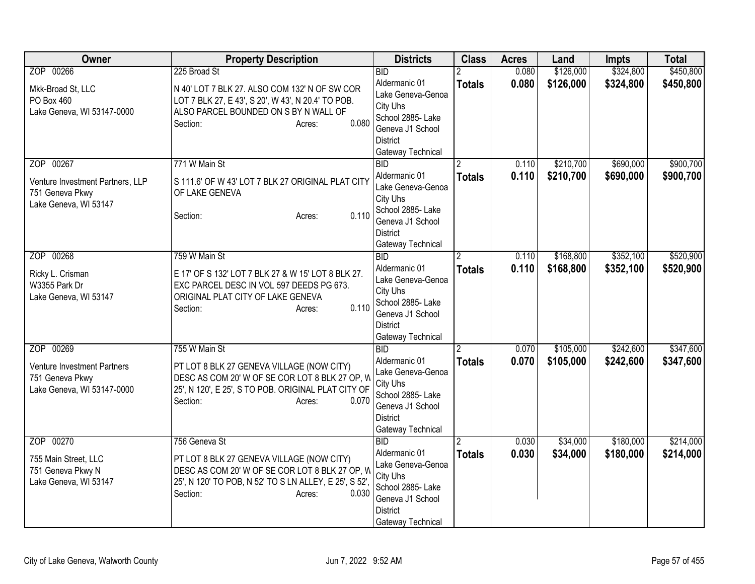| Owner | Property Description | Districts | Class | Acres | Land | Impts | Total |
|---|---|---|---|---|---|---|---|
| ZOP 00266<br>Mkk-Broad St, LLC<br>PO Box 460<br>Lake Geneva, WI 53147-0000 | 225 Broad St<br>N 40' LOT 7 BLK 27. ALSO COM 132' N OF SW COR LOT 7 BLK 27, E 43', S 20', W 43', N 20.4' TO POB. ALSO PARCEL BOUNDED ON S BY N WALL OF<br>Section: Acres: 0.080 | BID<br>Aldermanic 01<br>Lake Geneva-Genoa City Uhs<br>School 2885- Lake Geneva J1 School District<br>Gateway Technical | 2<br>**Totals** | 0.080<br>**0.080** | $126,000<br>**$126,000** | $324,800<br>**$324,800** | $450,800<br>**$450,800** |
| ZOP 00267<br>Venture Investment Partners, LLP<br>751 Geneva Pkwy<br>Lake Geneva, WI 53147 | 771 W Main St<br>S 111.6' OF W 43' LOT 7 BLK 27 ORIGINAL PLAT CITY OF LAKE GENEVA<br>Section: Acres: 0.110 | BID<br>Aldermanic 01<br>Lake Geneva-Genoa City Uhs<br>School 2885- Lake Geneva J1 School District<br>Gateway Technical | 2<br>**Totals** | 0.110<br>**0.110** | $210,700<br>**$210,700** | $690,000<br>**$690,000** | $900,700<br>**$900,700** |
| ZOP 00268<br>Ricky L. Crisman<br>W3355 Park Dr<br>Lake Geneva, WI 53147 | 759 W Main St<br>E 17' OF S 132' LOT 7 BLK 27 & W 15' LOT 8 BLK 27. EXC PARCEL DESC IN VOL 597 DEEDS PG 673. ORIGINAL PLAT CITY OF LAKE GENEVA<br>Section: Acres: 0.110 | BID<br>Aldermanic 01<br>Lake Geneva-Genoa City Uhs<br>School 2885- Lake Geneva J1 School District<br>Gateway Technical | 2<br>**Totals** | 0.110<br>**0.110** | $168,800<br>**$168,800** | $352,100<br>**$352,100** | $520,900<br>**$520,900** |
| ZOP 00269<br>Venture Investment Partners<br>751 Geneva Pkwy<br>Lake Geneva, WI 53147-0000 | 755 W Main St<br>PT LOT 8 BLK 27 GENEVA VILLAGE (NOW CITY) DESC AS COM 20' W OF SE COR LOT 8 BLK 27 OP, W 25', N 120', E 25', S TO POB. ORIGINAL PLAT CITY OF<br>Section: Acres: 0.070 | BID<br>Aldermanic 01<br>Lake Geneva-Genoa City Uhs<br>School 2885- Lake Geneva J1 School District<br>Gateway Technical | 2<br>**Totals** | 0.070<br>**0.070** | $105,000<br>**$105,000** | $242,600<br>**$242,600** | $347,600<br>**$347,600** |
| ZOP 00270<br>755 Main Street, LLC<br>751 Geneva Pkwy N<br>Lake Geneva, WI 53147 | 756 Geneva St<br>PT LOT 8 BLK 27 GENEVA VILLAGE (NOW CITY) DESC AS COM 20' W OF SE COR LOT 8 BLK 27 OP, W 25', N 120' TO POB, N 52' TO S LN ALLEY, E 25', S 52',<br>Section: Acres: 0.030 | BID<br>Aldermanic 01<br>Lake Geneva-Genoa City Uhs<br>School 2885- Lake Geneva J1 School District<br>Gateway Technical | 2<br>**Totals** | 0.030<br>**0.030** | $34,000<br>**$34,000** | $180,000<br>**$180,000** | $214,000<br>**$214,000** |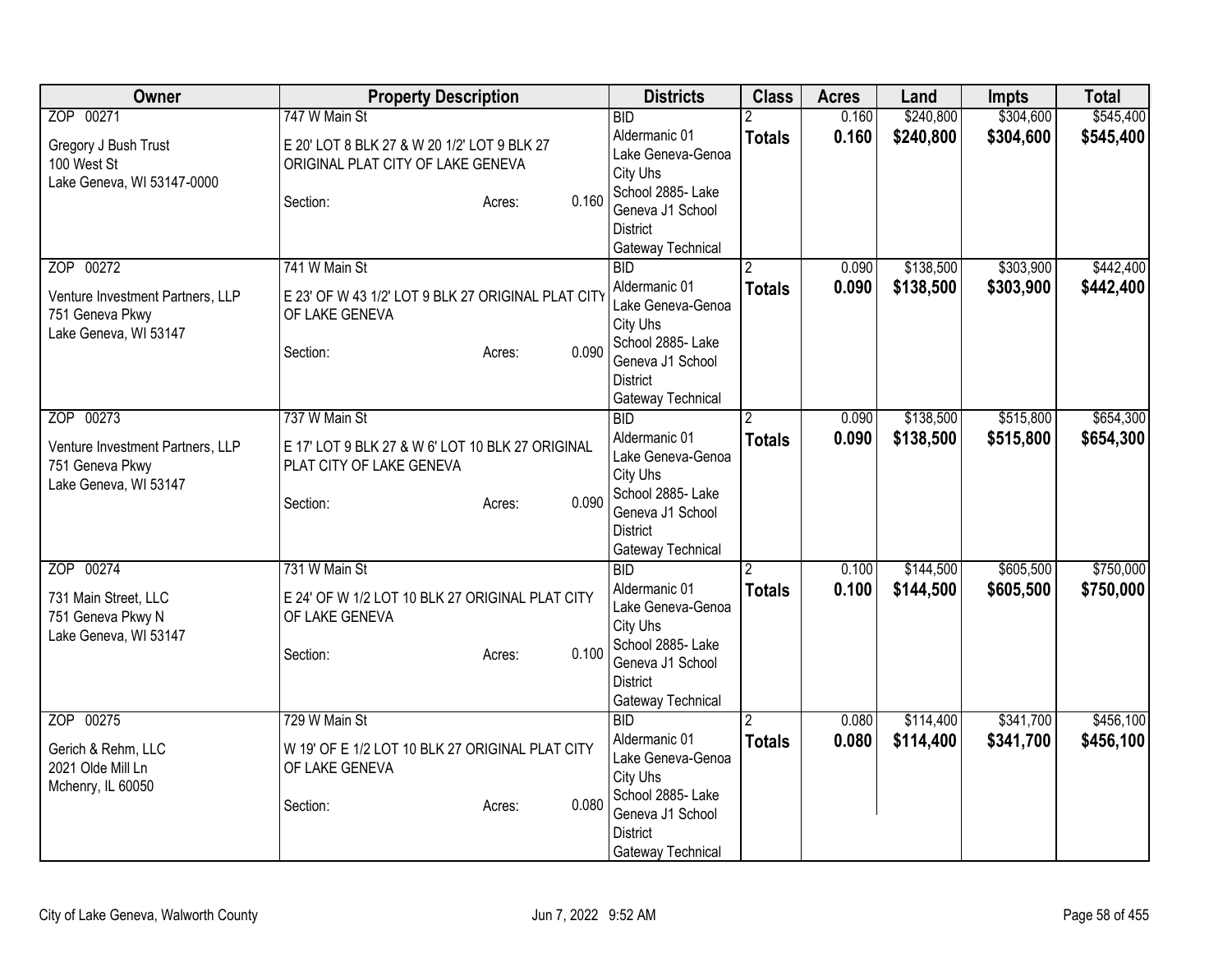| Owner | Property Description | Districts | Class | Acres | Land | Impts | Total |
|---|---|---|---|---|---|---|---|
| ZOP 00271<br>Gregory J Bush Trust<br>100 West St<br>Lake Geneva, WI 53147-0000 | 747 W Main St<br>E 20' LOT 8 BLK 27 & W 20 1/2' LOT 9 BLK 27 ORIGINAL PLAT CITY OF LAKE GENEVA<br>Section: Acres: 0.160 | BID<br>Aldermanic 01<br>Lake Geneva-Genoa City Uhs<br>School 2885- Lake Geneva J1 School District<br>Gateway Technical | 2<br>**Totals** | 0.160<br>**0.160** | $240,800<br>**$240,800** | $304,600<br>**$304,600** | $545,400<br>**$545,400** |
| ZOP 00272<br>Venture Investment Partners, LLP<br>751 Geneva Pkwy<br>Lake Geneva, WI 53147 | 741 W Main St<br>E 23' OF W 43 1/2' LOT 9 BLK 27 ORIGINAL PLAT CITY OF LAKE GENEVA<br>Section: Acres: 0.090 | BID<br>Aldermanic 01<br>Lake Geneva-Genoa City Uhs<br>School 2885- Lake Geneva J1 School District<br>Gateway Technical | 2<br>**Totals** | 0.090<br>**0.090** | $138,500<br>**$138,500** | $303,900<br>**$303,900** | $442,400<br>**$442,400** |
| ZOP 00273<br>Venture Investment Partners, LLP<br>751 Geneva Pkwy<br>Lake Geneva, WI 53147 | 737 W Main St<br>E 17' LOT 9 BLK 27 & W 6' LOT 10 BLK 27 ORIGINAL PLAT CITY OF LAKE GENEVA<br>Section: Acres: 0.090 | BID<br>Aldermanic 01<br>Lake Geneva-Genoa City Uhs<br>School 2885- Lake Geneva J1 School District<br>Gateway Technical | 2<br>**Totals** | 0.090<br>**0.090** | $138,500<br>**$138,500** | $515,800<br>**$515,800** | $654,300<br>**$654,300** |
| ZOP 00274<br>731 Main Street, LLC<br>751 Geneva Pkwy N<br>Lake Geneva, WI 53147 | 731 W Main St<br>E 24' OF W 1/2 LOT 10 BLK 27 ORIGINAL PLAT CITY OF LAKE GENEVA<br>Section: Acres: 0.100 | BID<br>Aldermanic 01<br>Lake Geneva-Genoa City Uhs<br>School 2885- Lake Geneva J1 School District<br>Gateway Technical | 2<br>**Totals** | 0.100<br>**0.100** | $144,500<br>**$144,500** | $605,500<br>**$605,500** | $750,000<br>**$750,000** |
| ZOP 00275<br>Gerich & Rehm, LLC<br>2021 Olde Mill Ln<br>Mchenry, IL 60050 | 729 W Main St<br>W 19' OF E 1/2 LOT 10 BLK 27 ORIGINAL PLAT CITY OF LAKE GENEVA<br>Section: Acres: 0.080 | BID<br>Aldermanic 01<br>Lake Geneva-Genoa City Uhs<br>School 2885- Lake Geneva J1 School District<br>Gateway Technical | 2<br>**Totals** | 0.080<br>**0.080** | $114,400<br>**$114,400** | $341,700<br>**$341,700** | $456,100<br>**$456,100** |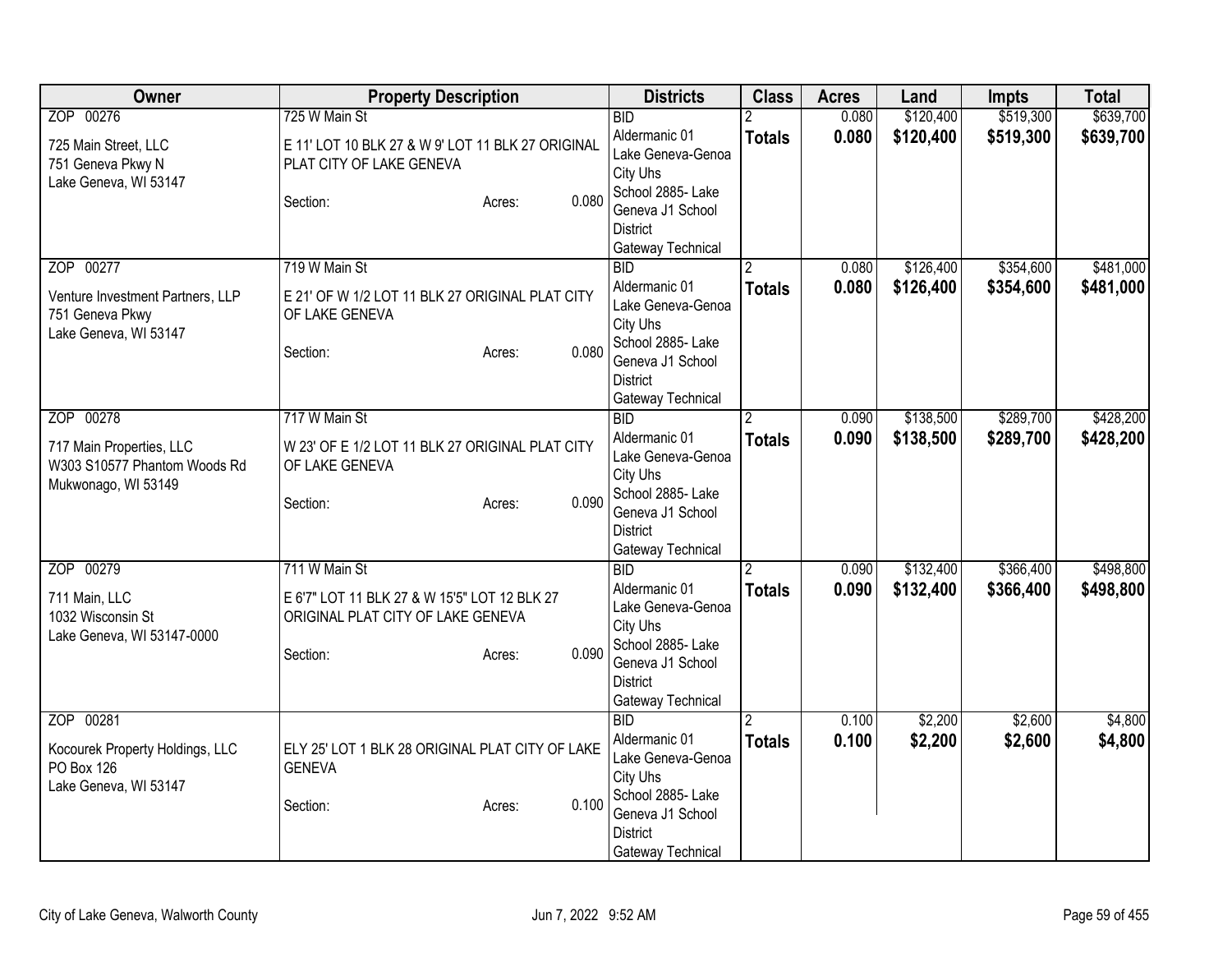| Owner | Property Description | Districts | Class | Acres | Land | Impts | Total |
|---|---|---|---|---|---|---|---|
| ZOP 00276<br><br>725 Main Street, LLC<br>751 Geneva Pkwy N<br>Lake Geneva, WI 53147 | 725 W Main St<br><br>E 11' LOT 10 BLK 27 & W 9' LOT 11 BLK 27 ORIGINAL PLAT CITY OF LAKE GENEVA<br><br>Section: Acres: 0.080 | BID<br>Aldermanic 01<br>Lake Geneva-Genoa City Uhs<br>School 2885- Lake Geneva J1 School District<br>Gateway Technical | 2<br>**Totals** | 0.080<br>**0.080** | $120,400<br>**$120,400** | $519,300<br>**$519,300** | $639,700<br>**$639,700** |
| ZOP 00277<br><br>Venture Investment Partners, LLP<br>751 Geneva Pkwy<br>Lake Geneva, WI 53147 | 719 W Main St<br><br>E 21' OF W 1/2 LOT 11 BLK 27 ORIGINAL PLAT CITY OF LAKE GENEVA<br><br>Section: Acres: 0.080 | BID<br>Aldermanic 01<br>Lake Geneva-Genoa City Uhs<br>School 2885- Lake Geneva J1 School District<br>Gateway Technical | 2<br>**Totals** | 0.080<br>**0.080** | $126,400<br>**$126,400** | $354,600<br>**$354,600** | $481,000<br>**$481,000** |
| ZOP 00278<br><br>717 Main Properties, LLC<br>W303 S10577 Phantom Woods Rd<br>Mukwonago, WI 53149 | 717 W Main St<br><br>W 23' OF E 1/2 LOT 11 BLK 27 ORIGINAL PLAT CITY OF LAKE GENEVA<br><br>Section: Acres: 0.090 | BID<br>Aldermanic 01<br>Lake Geneva-Genoa City Uhs<br>School 2885- Lake Geneva J1 School District<br>Gateway Technical | 2<br>**Totals** | 0.090<br>**0.090** | $138,500<br>**$138,500** | $289,700<br>**$289,700** | $428,200<br>**$428,200** |
| ZOP 00279<br><br>711 Main, LLC<br>1032 Wisconsin St<br>Lake Geneva, WI 53147-0000 | 711 W Main St<br><br>E 6'7" LOT 11 BLK 27 & W 15'5" LOT 12 BLK 27 ORIGINAL PLAT CITY OF LAKE GENEVA<br><br>Section: Acres: 0.090 | BID<br>Aldermanic 01<br>Lake Geneva-Genoa City Uhs<br>School 2885- Lake Geneva J1 School District<br>Gateway Technical | 2<br>**Totals** | 0.090<br>**0.090** | $132,400<br>**$132,400** | $366,400<br>**$366,400** | $498,800<br>**$498,800** |
| ZOP 00281<br><br>Kocourek Property Holdings, LLC<br>PO Box 126<br>Lake Geneva, WI 53147 | ELY 25' LOT 1 BLK 28 ORIGINAL PLAT CITY OF LAKE GENEVA<br><br>Section: Acres: 0.100 | BID<br>Aldermanic 01<br>Lake Geneva-Genoa City Uhs<br>School 2885- Lake Geneva J1 School District<br>Gateway Technical | 2<br>**Totals** | 0.100<br>**0.100** | $2,200<br>**$2,200** | $2,600<br>**$2,600** | $4,800<br>**$4,800** |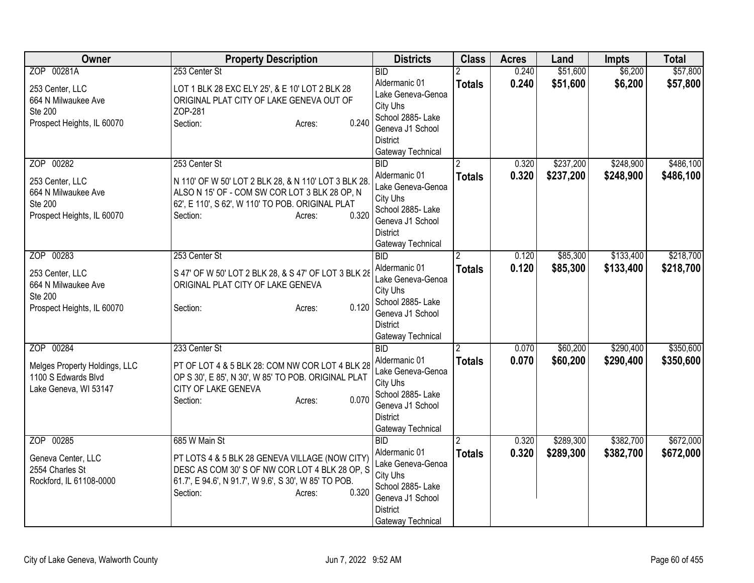| Owner | Property Description | Districts | Class | Acres | Land | Impts | Total |
|---|---|---|---|---|---|---|---|
| ZOP 00281A<br><br>253 Center, LLC<br>664 N Milwaukee Ave<br>Ste 200<br>Prospect Heights, IL 60070 | 253 Center St<br><br>LOT 1 BLK 28 EXC ELY 25', & E 10' LOT 2 BLK 28 ORIGINAL PLAT CITY OF LAKE GENEVA OUT OF ZOP-281<br>Section: Acres: 0.240 | BID<br>Aldermanic 01<br>Lake Geneva-Genoa City Uhs<br>School 2885- Lake Geneva J1 School District<br>Gateway Technical | 2<br>**Totals** | 0.240<br>**0.240** | $51,600<br>**$51,600** | $6,200<br>**$6,200** | $57,800<br>**$57,800** |
| ZOP 00282<br><br>253 Center, LLC<br>664 N Milwaukee Ave<br>Ste 200<br>Prospect Heights, IL 60070 | 253 Center St<br><br>N 110' OF W 50' LOT 2 BLK 28, & N 110' LOT 3 BLK 28. ALSO N 15' OF - COM SW COR LOT 3 BLK 28 OP, N 62', E 110', S 62', W 110' TO POB. ORIGINAL PLAT<br>Section: Acres: 0.320 | BID<br>Aldermanic 01<br>Lake Geneva-Genoa City Uhs<br>School 2885- Lake Geneva J1 School District<br>Gateway Technical | 2<br>**Totals** | 0.320<br>**0.320** | $237,200<br>**$237,200** | $248,900<br>**$248,900** | $486,100<br>**$486,100** |
| ZOP 00283<br><br>253 Center, LLC<br>664 N Milwaukee Ave<br>Ste 200<br>Prospect Heights, IL 60070 | 253 Center St<br><br>S 47' OF W 50' LOT 2 BLK 28, & S 47' OF LOT 3 BLK 28 ORIGINAL PLAT CITY OF LAKE GENEVA<br><br>Section: Acres: 0.120 | BID<br>Aldermanic 01<br>Lake Geneva-Genoa City Uhs<br>School 2885- Lake Geneva J1 School District<br>Gateway Technical | 2<br>**Totals** | 0.120<br>**0.120** | $85,300<br>**$85,300** | $133,400<br>**$133,400** | $218,700<br>**$218,700** |
| ZOP 00284<br><br>Melges Property Holdings, LLC<br>1100 S Edwards Blvd<br>Lake Geneva, WI 53147 | 233 Center St<br><br>PT OF LOT 4 & 5 BLK 28: COM NW COR LOT 4 BLK 28 OP S 30', E 85', N 30', W 85' TO POB. ORIGINAL PLAT CITY OF LAKE GENEVA<br>Section: Acres: 0.070 | BID<br>Aldermanic 01<br>Lake Geneva-Genoa City Uhs<br>School 2885- Lake Geneva J1 School District<br>Gateway Technical | 2<br>**Totals** | 0.070<br>**0.070** | $60,200<br>**$60,200** | $290,400<br>**$290,400** | $350,600<br>**$350,600** |
| ZOP 00285<br><br>Geneva Center, LLC<br>2554 Charles St<br>Rockford, IL 61108-0000 | 685 W Main St<br><br>PT LOTS 4 & 5 BLK 28 GENEVA VILLAGE (NOW CITY) DESC AS COM 30' S OF NW COR LOT 4 BLK 28 OP, S 61.7', E 94.6', N 91.7', W 9.6', S 30', W 85' TO POB.<br>Section: Acres: 0.320 | BID<br>Aldermanic 01<br>Lake Geneva-Genoa City Uhs<br>School 2885- Lake Geneva J1 School District<br>Gateway Technical | 2<br>**Totals** | 0.320<br>**0.320** | $289,300<br>**$289,300** | $382,700<br>**$382,700** | $672,000<br>**$672,000** |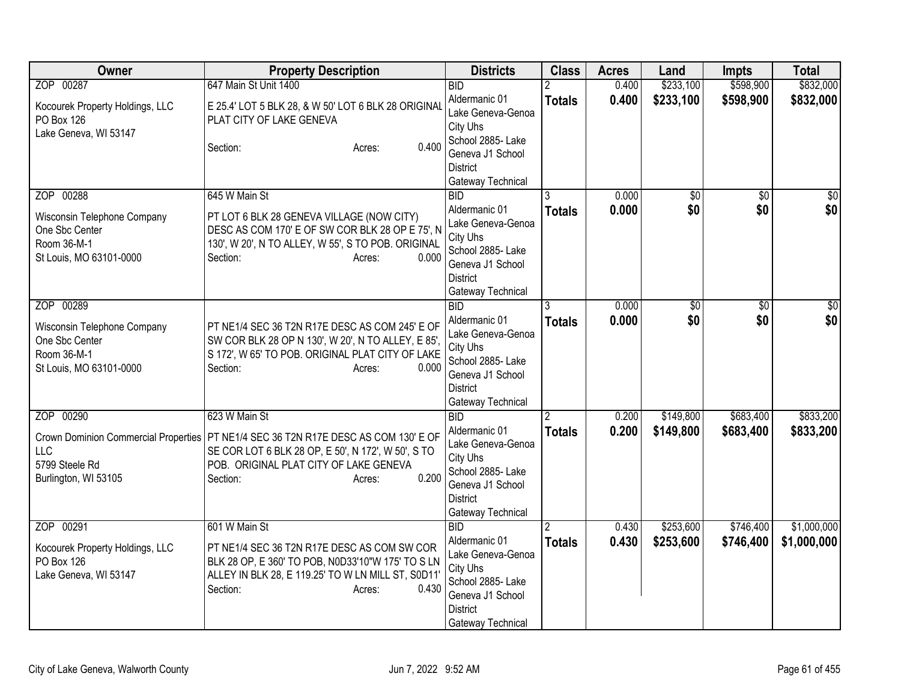| Owner | Property Description | Districts | Class | Acres | Land | Impts | Total |
|---|---|---|---|---|---|---|---|
| ZOP 00287<br><br>Kocourek Property Holdings, LLC<br>PO Box 126<br>Lake Geneva, WI 53147 | 647 Main St Unit 1400<br><br>E 25.4' LOT 5 BLK 28, & W 50' LOT 6 BLK 28 ORIGINAL PLAT CITY OF LAKE GENEVA<br><br>Section: Acres: 0.400 | BID<br>Aldermanic 01<br>Lake Geneva-Genoa City Uhs<br>School 2885- Lake Geneva J1 School District<br>Gateway Technical | 2<br>**Totals** | 0.400<br>**0.400** | $233,100<br>**$233,100** | $598,900<br>**$598,900** | $832,000<br>**$832,000** |
| ZOP 00288<br><br>Wisconsin Telephone Company<br>One Sbc Center<br>Room 36-M-1<br>St Louis, MO 63101-0000 | 645 W Main St<br><br>PT LOT 6 BLK 28 GENEVA VILLAGE (NOW CITY) DESC AS COM 170' E OF SW COR BLK 28 OP E 75', N 130', W 20', N TO ALLEY, W 55', S TO POB. ORIGINAL<br>Section: Acres: 0.000 | BID<br>Aldermanic 01<br>Lake Geneva-Genoa City Uhs<br>School 2885- Lake Geneva J1 School District<br>Gateway Technical | 3<br>**Totals** | 0.000<br>**0.000** | $0<br>**$0** | $0<br>**$0** | $0<br>**$0** |
| ZOP 00289<br><br>Wisconsin Telephone Company<br>One Sbc Center<br>Room 36-M-1<br>St Louis, MO 63101-0000 | PT NE1/4 SEC 36 T2N R17E DESC AS COM 245' E OF SW COR BLK 28 OP N 130', W 20', N TO ALLEY, E 85', S 172', W 65' TO POB. ORIGINAL PLAT CITY OF LAKE<br>Section: Acres: 0.000 | BID<br>Aldermanic 01<br>Lake Geneva-Genoa City Uhs<br>School 2885- Lake Geneva J1 School District<br>Gateway Technical | 3<br>**Totals** | 0.000<br>**0.000** | $0<br>**$0** | $0<br>**$0** | $0<br>**$0** |
| ZOP 00290<br><br>Crown Dominion Commercial Properties LLC<br>5799 Steele Rd<br>Burlington, WI 53105 | 623 W Main St<br><br>PT NE1/4 SEC 36 T2N R17E DESC AS COM 130' E OF SE COR LOT 6 BLK 28 OP, E 50', N 172', W 50', S TO POB. ORIGINAL PLAT CITY OF LAKE GENEVA<br>Section: Acres: 0.200 | BID<br>Aldermanic 01<br>Lake Geneva-Genoa City Uhs<br>School 2885- Lake Geneva J1 School District<br>Gateway Technical | 2<br>**Totals** | 0.200<br>**0.200** | $149,800<br>**$149,800** | $683,400<br>**$683,400** | $833,200<br>**$833,200** |
| ZOP 00291<br><br>Kocourek Property Holdings, LLC<br>PO Box 126<br>Lake Geneva, WI 53147 | 601 W Main St<br><br>PT NE1/4 SEC 36 T2N R17E DESC AS COM SW COR BLK 28 OP, E 360' TO POB, N0D33'10"W 175' TO S LN ALLEY IN BLK 28, E 119.25' TO W LN MILL ST, S0D11'<br>Section: Acres: 0.430 | BID<br>Aldermanic 01<br>Lake Geneva-Genoa City Uhs<br>School 2885- Lake Geneva J1 School District<br>Gateway Technical | 2<br>**Totals** | 0.430<br>**0.430** | $253,600<br>**$253,600** | $746,400<br>**$746,400** | $1,000,000<br>**$1,000,000** |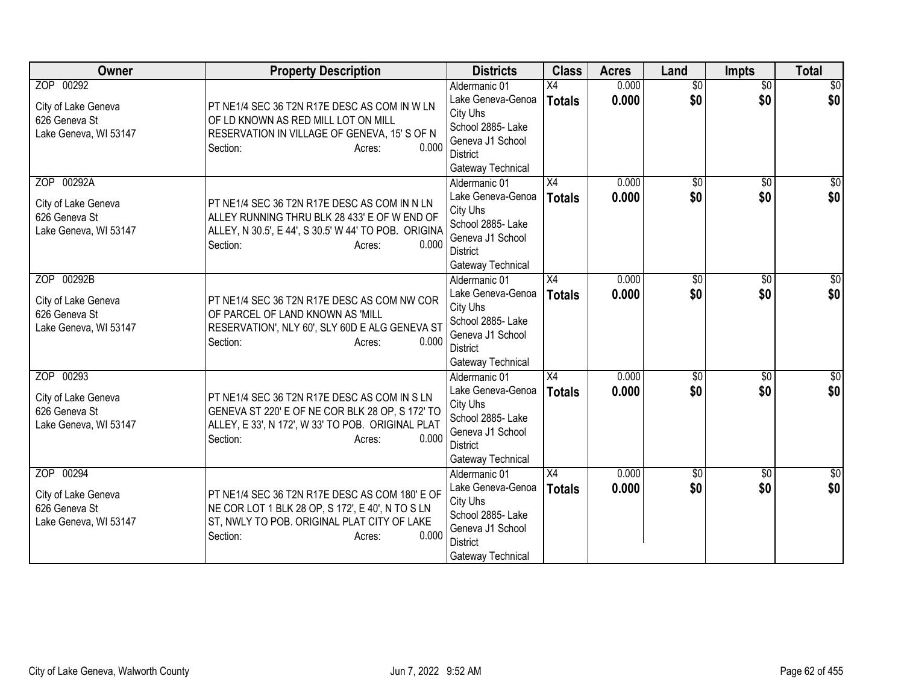| Owner | Property Description | Districts | Class | Acres | Land | Impts | Total |
|---|---|---|---|---|---|---|---|
| ZOP 00292<br>City of Lake Geneva<br>626 Geneva St<br>Lake Geneva, WI 53147 | PT NE1/4 SEC 36 T2N R17E DESC AS COM IN W LN OF LD KNOWN AS RED MILL LOT ON MILL RESERVATION IN VILLAGE OF GENEVA, 15' S OF N<br>Section: Acres: 0.000 | Aldermanic 01<br>Lake Geneva-Genoa City Uhs<br>School 2885- Lake Geneva J1 School District<br>Gateway Technical | X4<br>**Totals** | 0.000<br>**0.000** | $0<br>**$0** | $0<br>**$0** | $0<br>**$0** |
| ZOP 00292A<br>City of Lake Geneva<br>626 Geneva St<br>Lake Geneva, WI 53147 | PT NE1/4 SEC 36 T2N R17E DESC AS COM IN N LN ALLEY RUNNING THRU BLK 28 433' E OF W END OF ALLEY, N 30.5', E 44', S 30.5' W 44' TO POB. ORIGINA<br>Section: Acres: 0.000 | Aldermanic 01<br>Lake Geneva-Genoa City Uhs<br>School 2885- Lake Geneva J1 School District<br>Gateway Technical | X4<br>**Totals** | 0.000<br>**0.000** | $0<br>**$0** | $0<br>**$0** | $0<br>**$0** |
| ZOP 00292B<br>City of Lake Geneva<br>626 Geneva St<br>Lake Geneva, WI 53147 | PT NE1/4 SEC 36 T2N R17E DESC AS COM NW COR OF PARCEL OF LAND KNOWN AS 'MILL RESERVATION', NLY 60', SLY 60D E ALG GENEVA ST<br>Section: Acres: 0.000 | Aldermanic 01<br>Lake Geneva-Genoa City Uhs<br>School 2885- Lake Geneva J1 School District<br>Gateway Technical | X4<br>**Totals** | 0.000<br>**0.000** | $0<br>**$0** | $0<br>**$0** | $0<br>**$0** |
| ZOP 00293<br>City of Lake Geneva<br>626 Geneva St<br>Lake Geneva, WI 53147 | PT NE1/4 SEC 36 T2N R17E DESC AS COM IN S LN GENEVA ST 220' E OF NE COR BLK 28 OP, S 172' TO ALLEY, E 33', N 172', W 33' TO POB. ORIGINAL PLAT<br>Section: Acres: 0.000 | Aldermanic 01<br>Lake Geneva-Genoa City Uhs<br>School 2885- Lake Geneva J1 School District<br>Gateway Technical | X4<br>**Totals** | 0.000<br>**0.000** | $0<br>**$0** | $0<br>**$0** | $0<br>**$0** |
| ZOP 00294<br>City of Lake Geneva<br>626 Geneva St<br>Lake Geneva, WI 53147 | PT NE1/4 SEC 36 T2N R17E DESC AS COM 180' E OF NE COR LOT 1 BLK 28 OP, S 172', E 40', N TO S LN ST, NWLY TO POB. ORIGINAL PLAT CITY OF LAKE<br>Section: Acres: 0.000 | Aldermanic 01<br>Lake Geneva-Genoa City Uhs<br>School 2885- Lake Geneva J1 School District<br>Gateway Technical | X4<br>**Totals** | 0.000<br>**0.000** | $0<br>**$0** | $0<br>**$0** | $0<br>**$0** |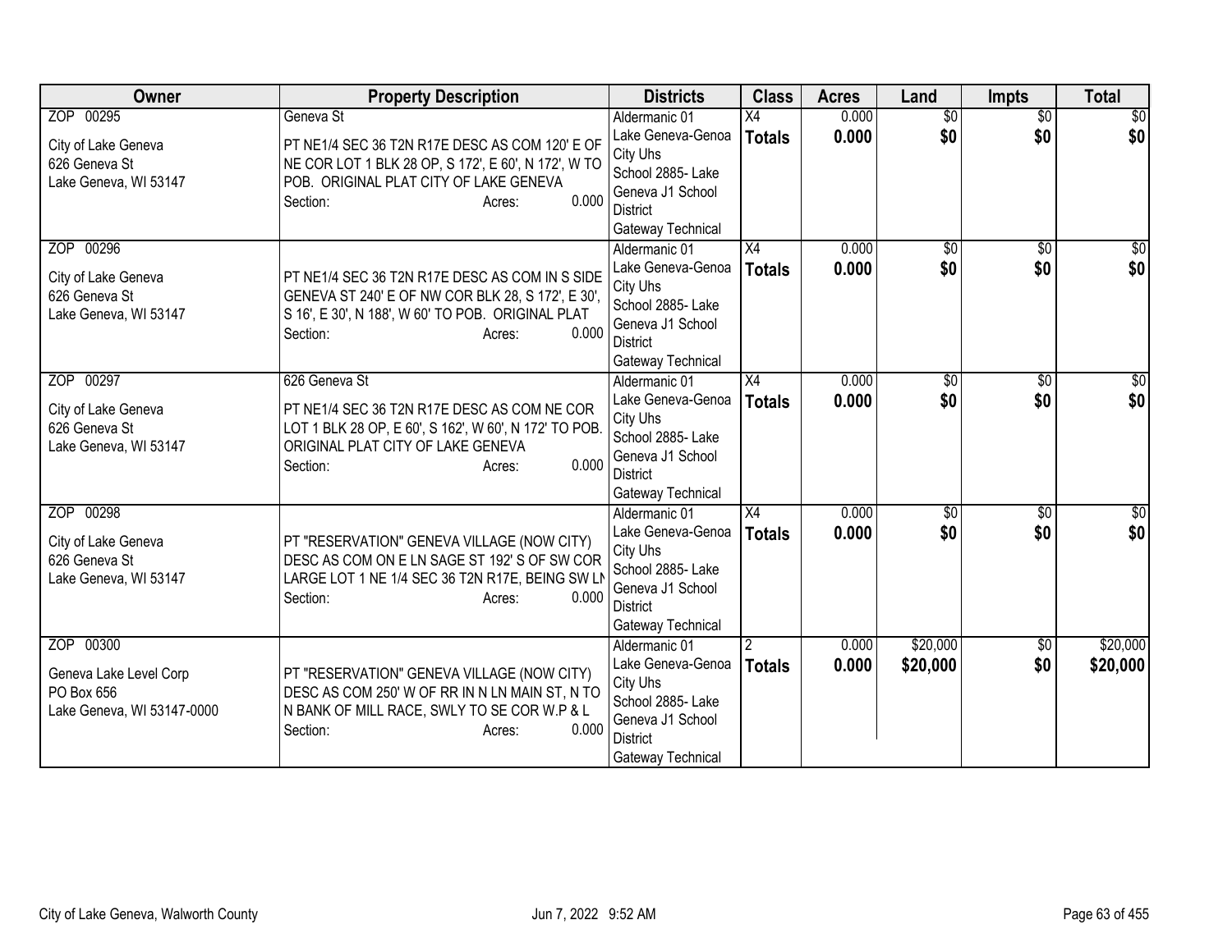| Owner | Property Description | Districts | Class | Acres | Land | Impts | Total |
|---|---|---|---|---|---|---|---|
| ZOP 00295<br><br>City of Lake Geneva<br>626 Geneva St<br>Lake Geneva, WI 53147 | Geneva St<br><br>PT NE1/4 SEC 36 T2N R17E DESC AS COM 120' E OF NE COR LOT 1 BLK 28 OP, S 172', E 60', N 172', W TO POB. ORIGINAL PLAT CITY OF LAKE GENEVA<br>Section: Acres: 0.000 | Aldermanic 01<br>Lake Geneva-Genoa City Uhs<br>School 2885- Lake Geneva J1 School District<br>Gateway Technical | X4<br>**Totals** | 0.000<br>**0.000** | $0<br>**$0** | $0<br>**$0** | $0<br>**$0** |
| ZOP 00296<br><br>City of Lake Geneva<br>626 Geneva St<br>Lake Geneva, WI 53147 | PT NE1/4 SEC 36 T2N R17E DESC AS COM IN S SIDE GENEVA ST 240' E OF NW COR BLK 28, S 172', E 30', S 16', E 30', N 188', W 60' TO POB. ORIGINAL PLAT<br>Section: Acres: 0.000 | Aldermanic 01<br>Lake Geneva-Genoa City Uhs<br>School 2885- Lake Geneva J1 School District<br>Gateway Technical | X4<br>**Totals** | 0.000<br>**0.000** | $0<br>**$0** | $0<br>**$0** | $0<br>**$0** |
| ZOP 00297<br><br>City of Lake Geneva<br>626 Geneva St<br>Lake Geneva, WI 53147 | 626 Geneva St<br><br>PT NE1/4 SEC 36 T2N R17E DESC AS COM NE COR LOT 1 BLK 28 OP, E 60', S 162', W 60', N 172' TO POB. ORIGINAL PLAT CITY OF LAKE GENEVA<br>Section: Acres: 0.000 | Aldermanic 01<br>Lake Geneva-Genoa City Uhs<br>School 2885- Lake Geneva J1 School District<br>Gateway Technical | X4<br>**Totals** | 0.000<br>**0.000** | $0<br>**$0** | $0<br>**$0** | $0<br>**$0** |
| ZOP 00298<br><br>City of Lake Geneva<br>626 Geneva St<br>Lake Geneva, WI 53147 | PT "RESERVATION" GENEVA VILLAGE (NOW CITY) DESC AS COM ON E LN SAGE ST 192' S OF SW COR LARGE LOT 1 NE 1/4 SEC 36 T2N R17E, BEING SW LN<br>Section: Acres: 0.000 | Aldermanic 01<br>Lake Geneva-Genoa City Uhs<br>School 2885- Lake Geneva J1 School District<br>Gateway Technical | X4<br>**Totals** | 0.000<br>**0.000** | $0<br>**$0** | $0<br>**$0** | $0<br>**$0** |
| ZOP 00300<br><br>Geneva Lake Level Corp<br>PO Box 656<br>Lake Geneva, WI 53147-0000 | PT "RESERVATION" GENEVA VILLAGE (NOW CITY) DESC AS COM 250' W OF RR IN N LN MAIN ST, N TO N BANK OF MILL RACE, SWLY TO SE COR W.P & L<br>Section: Acres: 0.000 | Aldermanic 01<br>Lake Geneva-Genoa City Uhs<br>School 2885- Lake Geneva J1 School District<br>Gateway Technical | 2<br>**Totals** | 0.000<br>**0.000** | $20,000<br>**$20,000** | $0<br>**$0** | $20,000<br>**$20,000** |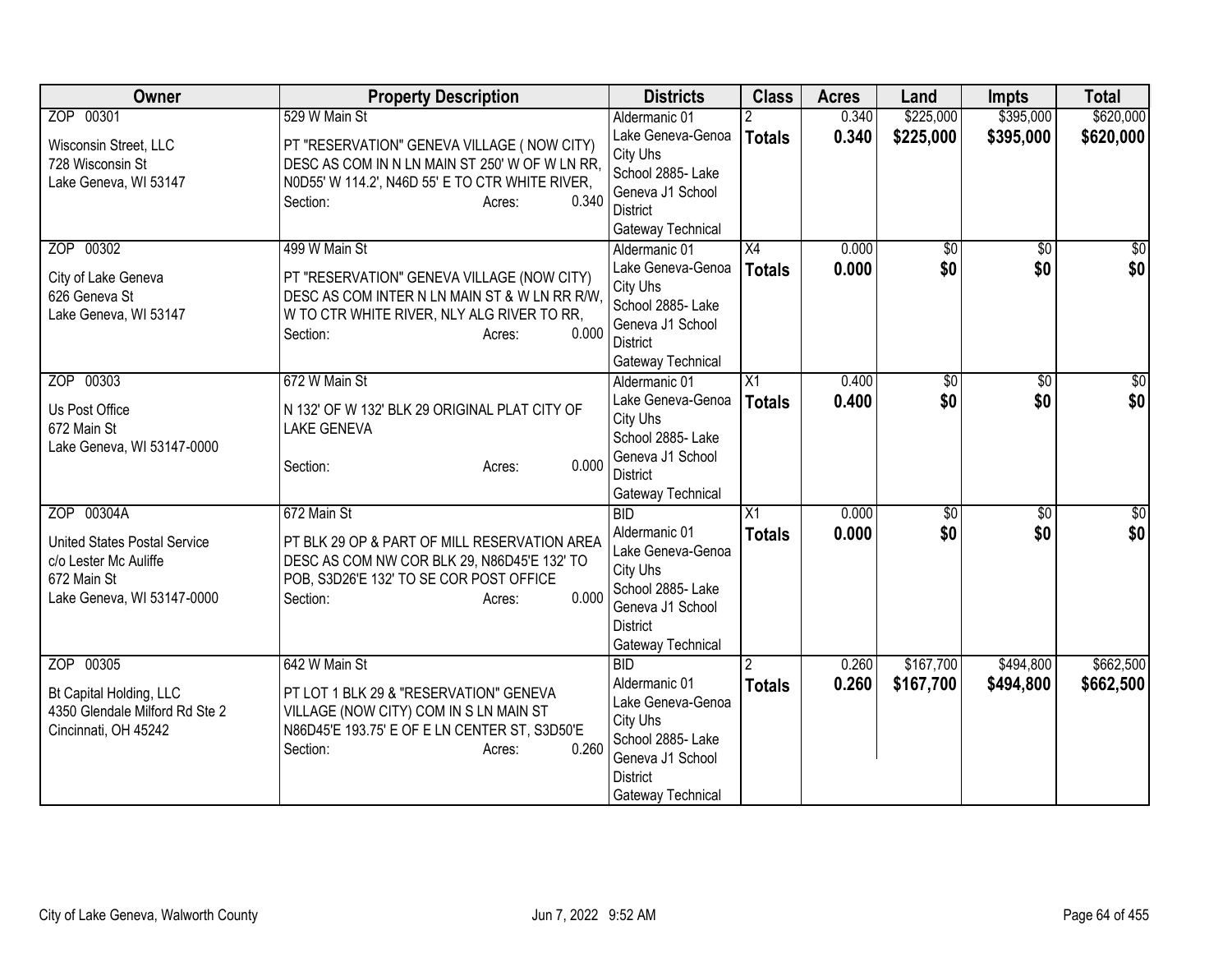| Owner | Property Description | Districts | Class | Acres | Land | Impts | Total |
|---|---|---|---|---|---|---|---|
| ZOP 00301<br><br>Wisconsin Street, LLC<br>728 Wisconsin St<br>Lake Geneva, WI 53147 | 529 W Main St<br><br>PT "RESERVATION" GENEVA VILLAGE ( NOW CITY) DESC AS COM IN N LN MAIN ST 250' W OF W LN RR, N0D55' W 114.2', N46D 55' E TO CTR WHITE RIVER,<br>Section: Acres: 0.340 | Aldermanic 01<br>Lake Geneva-Genoa City Uhs<br>School 2885- Lake Geneva J1 School District<br>Gateway Technical | 2<br>**Totals** | 0.340<br>**0.340** | $225,000<br>**$225,000** | $395,000<br>**$395,000** | $620,000<br>**$620,000** |
| ZOP 00302<br><br>City of Lake Geneva<br>626 Geneva St<br>Lake Geneva, WI 53147 | 499 W Main St<br><br>PT "RESERVATION" GENEVA VILLAGE (NOW CITY) DESC AS COM INTER N LN MAIN ST & W LN RR R/W, W TO CTR WHITE RIVER, NLY ALG RIVER TO RR,<br>Section: Acres: 0.000 | Aldermanic 01<br>Lake Geneva-Genoa City Uhs<br>School 2885- Lake Geneva J1 School District<br>Gateway Technical | X4<br>**Totals** | 0.000<br>**0.000** | $0<br>**$0** | $0<br>**$0** | $0<br>**$0** |
| ZOP 00303<br><br>Us Post Office<br>672 Main St<br>Lake Geneva, WI 53147-0000 | 672 W Main St<br><br>N 132' OF W 132' BLK 29 ORIGINAL PLAT CITY OF LAKE GENEVA<br><br>Section: Acres: 0.000 | Aldermanic 01<br>Lake Geneva-Genoa City Uhs<br>School 2885- Lake Geneva J1 School District<br>Gateway Technical | X1<br>**Totals** | 0.400<br>**0.400** | $0<br>**$0** | $0<br>**$0** | $0<br>**$0** |
| ZOP 00304A<br><br>United States Postal Service<br>c/o Lester Mc Auliffe<br>672 Main St<br>Lake Geneva, WI 53147-0000 | 672 Main St<br><br>PT BLK 29 OP & PART OF MILL RESERVATION AREA DESC AS COM NW COR BLK 29, N86D45'E 132' TO POB, S3D26'E 132' TO SE COR POST OFFICE<br>Section: Acres: 0.000 | BID<br>Aldermanic 01<br>Lake Geneva-Genoa City Uhs<br>School 2885- Lake Geneva J1 School District<br>Gateway Technical | X1<br>**Totals** | 0.000<br>**0.000** | $0<br>**$0** | $0<br>**$0** | $0<br>**$0** |
| ZOP 00305<br><br>Bt Capital Holding, LLC<br>4350 Glendale Milford Rd Ste 2<br>Cincinnati, OH 45242 | 642 W Main St<br><br>PT LOT 1 BLK 29 & "RESERVATION" GENEVA VILLAGE (NOW CITY) COM IN S LN MAIN ST N86D45'E 193.75' E OF E LN CENTER ST, S3D50'E<br>Section: Acres: 0.260 | BID<br>Aldermanic 01<br>Lake Geneva-Genoa City Uhs<br>School 2885- Lake Geneva J1 School District<br>Gateway Technical | 2<br>**Totals** | 0.260<br>**0.260** | $167,700<br>**$167,700** | $494,800<br>**$494,800** | $662,500<br>**$662,500** |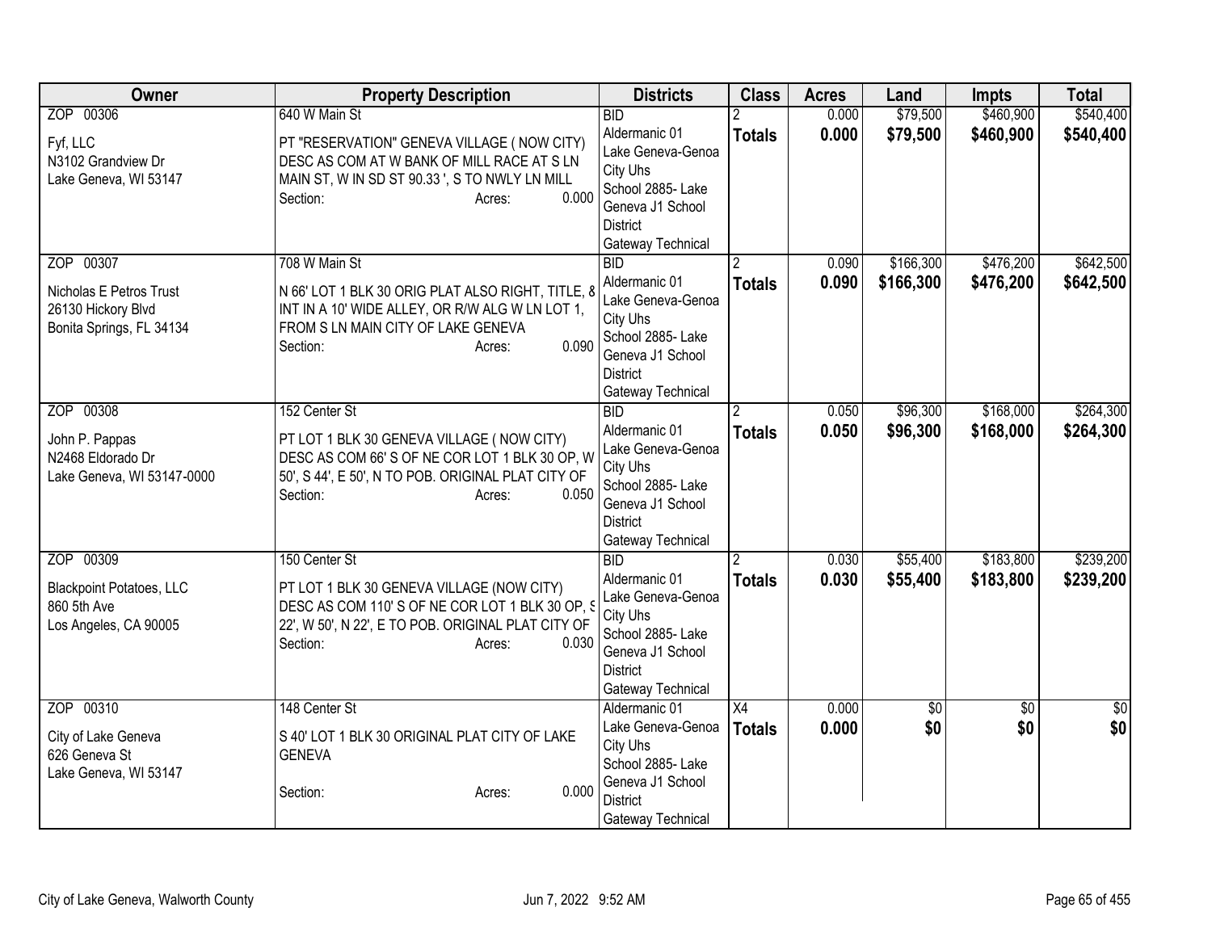| Owner | Property Description | Districts | Class | Acres | Land | Impts | Total |
|---|---|---|---|---|---|---|---|
| ZOP 00306<br>Fyf, LLC<br>N3102 Grandview Dr<br>Lake Geneva, WI 53147 | 640 W Main St<br>PT "RESERVATION" GENEVA VILLAGE ( NOW CITY) DESC AS COM AT W BANK OF MILL RACE AT S LN MAIN ST, W IN SD ST 90.33 ', S TO NWLY LN MILL<br>Section: Acres: 0.000 | BID<br>Aldermanic 01<br>Lake Geneva-Genoa City Uhs<br>School 2885- Lake Geneva J1 School District<br>Gateway Technical | 2<br>**Totals** | 0.000<br>**0.000** | $79,500<br>**$79,500** | $460,900<br>**$460,900** | $540,400<br>**$540,400** |
| ZOP 00307<br>Nicholas E Petros Trust<br>26130 Hickory Blvd<br>Bonita Springs, FL 34134 | 708 W Main St<br>N 66' LOT 1 BLK 30 ORIG PLAT ALSO RIGHT, TITLE, & INT IN A 10' WIDE ALLEY, OR R/W ALG W LN LOT 1, FROM S LN MAIN CITY OF LAKE GENEVA<br>Section: Acres: 0.090 | BID<br>Aldermanic 01<br>Lake Geneva-Genoa City Uhs<br>School 2885- Lake Geneva J1 School District<br>Gateway Technical | 2<br>**Totals** | 0.090<br>**0.090** | $166,300<br>**$166,300** | $476,200<br>**$476,200** | $642,500<br>**$642,500** |
| ZOP 00308<br>John P. Pappas<br>N2468 Eldorado Dr<br>Lake Geneva, WI 53147-0000 | 152 Center St<br>PT LOT 1 BLK 30 GENEVA VILLAGE ( NOW CITY) DESC AS COM 66' S OF NE COR LOT 1 BLK 30 OP, W 50', S 44', E 50', N TO POB. ORIGINAL PLAT CITY OF<br>Section: Acres: 0.050 | BID<br>Aldermanic 01<br>Lake Geneva-Genoa City Uhs<br>School 2885- Lake Geneva J1 School District<br>Gateway Technical | 2<br>**Totals** | 0.050<br>**0.050** | $96,300<br>**$96,300** | $168,000<br>**$168,000** | $264,300<br>**$264,300** |
| ZOP 00309<br>Blackpoint Potatoes, LLC<br>860 5th Ave<br>Los Angeles, CA 90005 | 150 Center St<br>PT LOT 1 BLK 30 GENEVA VILLAGE (NOW CITY) DESC AS COM 110' S OF NE COR LOT 1 BLK 30 OP, S 22', W 50', N 22', E TO POB. ORIGINAL PLAT CITY OF<br>Section: Acres: 0.030 | BID<br>Aldermanic 01<br>Lake Geneva-Genoa City Uhs<br>School 2885- Lake Geneva J1 School District<br>Gateway Technical | 2<br>**Totals** | 0.030<br>**0.030** | $55,400<br>**$55,400** | $183,800<br>**$183,800** | $239,200<br>**$239,200** |
| ZOP 00310<br>City of Lake Geneva<br>626 Geneva St<br>Lake Geneva, WI 53147 | 148 Center St<br>S 40' LOT 1 BLK 30 ORIGINAL PLAT CITY OF LAKE GENEVA<br>Section: Acres: 0.000 | Aldermanic 01<br>Lake Geneva-Genoa City Uhs<br>School 2885- Lake Geneva J1 School District<br>Gateway Technical | X4<br>**Totals** | 0.000<br>**0.000** | $0<br>**$0** | $0<br>**$0** | $0<br>**$0** |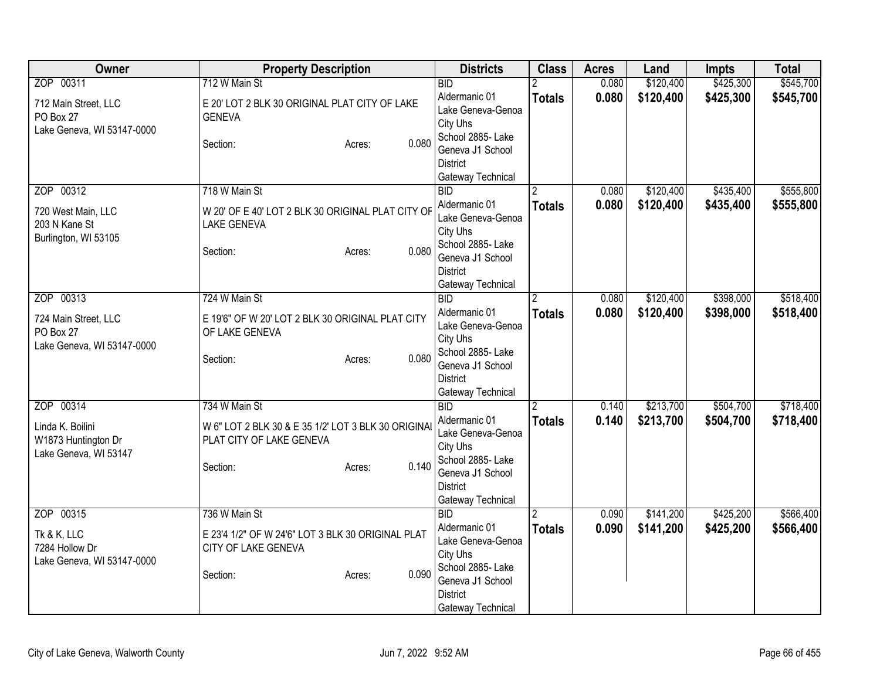| Owner | Property Description | Districts | Class | Acres | Land | Impts | Total |
|---|---|---|---|---|---|---|---|
| ZOP 00311<br><br>712 Main Street, LLC<br>PO Box 27<br>Lake Geneva, WI 53147-0000 | 712 W Main St<br><br>E 20' LOT 2 BLK 30 ORIGINAL PLAT CITY OF LAKE GENEVA<br><br>Section: Acres: 0.080 | BID<br>Aldermanic 01<br>Lake Geneva-Genoa City Uhs<br>School 2885- Lake Geneva J1 School District<br>Gateway Technical | 2<br>**Totals** | 0.080<br>**0.080** | $120,400<br>**$120,400** | $425,300<br>**$425,300** | $545,700<br>**$545,700** |
| ZOP 00312<br><br>720 West Main, LLC<br>203 N Kane St<br>Burlington, WI 53105 | 718 W Main St<br><br>W 20' OF E 40' LOT 2 BLK 30 ORIGINAL PLAT CITY OF LAKE GENEVA<br><br>Section: Acres: 0.080 | BID<br>Aldermanic 01<br>Lake Geneva-Genoa City Uhs<br>School 2885- Lake Geneva J1 School District<br>Gateway Technical | 2<br>**Totals** | 0.080<br>**0.080** | $120,400<br>**$120,400** | $435,400<br>**$435,400** | $555,800<br>**$555,800** |
| ZOP 00313<br><br>724 Main Street, LLC<br>PO Box 27<br>Lake Geneva, WI 53147-0000 | 724 W Main St<br><br>E 19'6" OF W 20' LOT 2 BLK 30 ORIGINAL PLAT CITY OF LAKE GENEVA<br><br>Section: Acres: 0.080 | BID<br>Aldermanic 01<br>Lake Geneva-Genoa City Uhs<br>School 2885- Lake Geneva J1 School District<br>Gateway Technical | 2<br>**Totals** | 0.080<br>**0.080** | $120,400<br>**$120,400** | $398,000<br>**$398,000** | $518,400<br>**$518,400** |
| ZOP 00314<br><br>Linda K. Boilini<br>W1873 Huntington Dr<br>Lake Geneva, WI 53147 | 734 W Main St<br><br>W 6" LOT 2 BLK 30 & E 35 1/2' LOT 3 BLK 30 ORIGINAL PLAT CITY OF LAKE GENEVA<br><br>Section: Acres: 0.140 | BID<br>Aldermanic 01<br>Lake Geneva-Genoa City Uhs<br>School 2885- Lake Geneva J1 School District<br>Gateway Technical | 2<br>**Totals** | 0.140<br>**0.140** | $213,700<br>**$213,700** | $504,700<br>**$504,700** | $718,400<br>**$718,400** |
| ZOP 00315<br><br>Tk & K, LLC<br>7284 Hollow Dr<br>Lake Geneva, WI 53147-0000 | 736 W Main St<br><br>E 23'4 1/2" OF W 24'6" LOT 3 BLK 30 ORIGINAL PLAT CITY OF LAKE GENEVA<br><br>Section: Acres: 0.090 | BID<br>Aldermanic 01<br>Lake Geneva-Genoa City Uhs<br>School 2885- Lake Geneva J1 School District<br>Gateway Technical | 2<br>**Totals** | 0.090<br>**0.090** | $141,200<br>**$141,200** | $425,200<br>**$425,200** | $566,400<br>**$566,400** |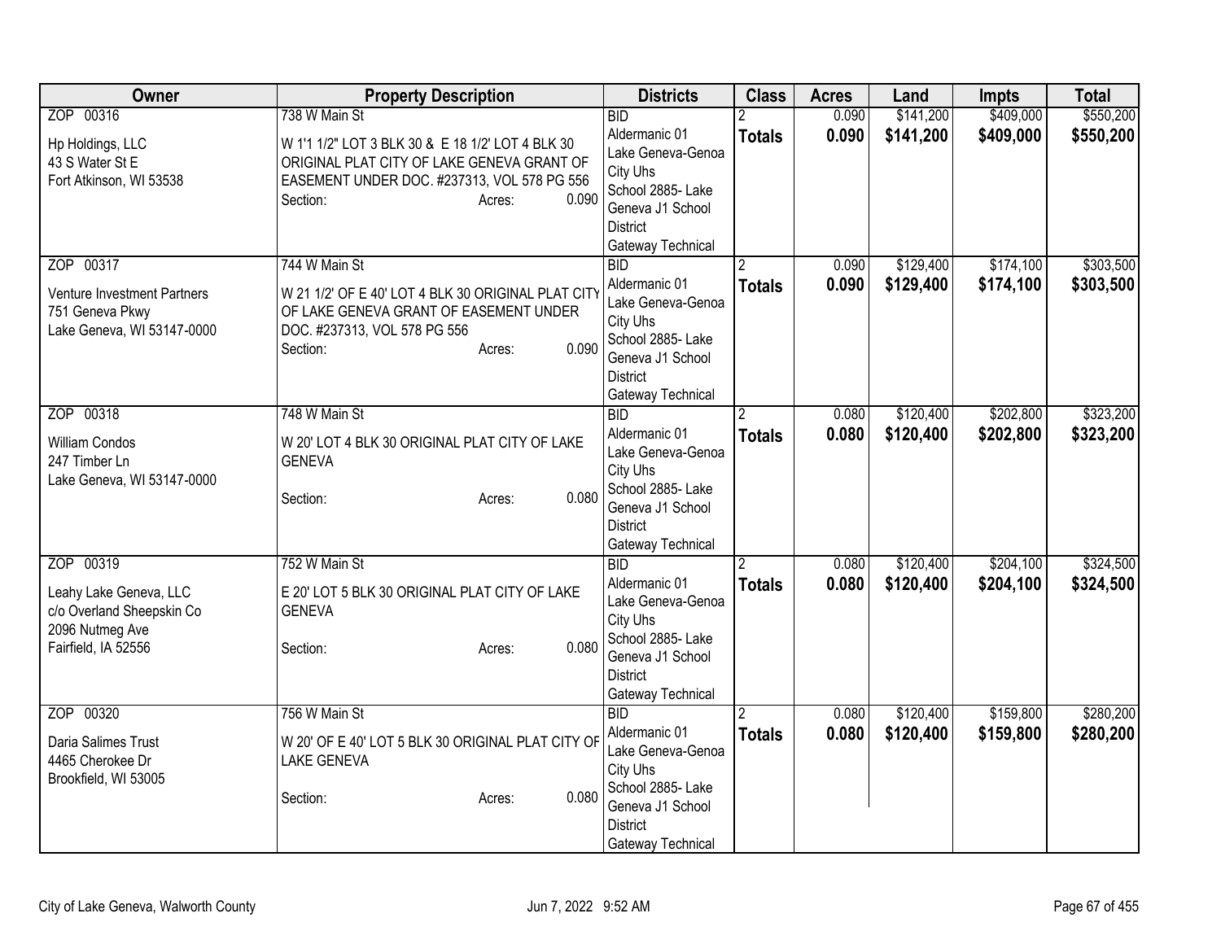| Owner | Property Description | Districts | Class | Acres | Land | Impts | Total |
|---|---|---|---|---|---|---|---|
| ZOP 00316<br>Hp Holdings, LLC<br>43 S Water St E<br>Fort Atkinson, WI 53538 | 738 W Main St<br>W 1'1 1/2" LOT 3 BLK 30 & E 18 1/2' LOT 4 BLK 30 ORIGINAL PLAT CITY OF LAKE GENEVA GRANT OF EASEMENT UNDER DOC. #237313, VOL 578 PG 556<br>Section: Acres: 0.090 | BID<br>Aldermanic 01<br>Lake Geneva-Genoa City Uhs<br>School 2885- Lake Geneva J1 School District<br>Gateway Technical | 2<br>**Totals** | 0.090<br>**0.090** | $141,200<br>**$141,200** | $409,000<br>**$409,000** | $550,200<br>**$550,200** |
| ZOP 00317<br>Venture Investment Partners<br>751 Geneva Pkwy<br>Lake Geneva, WI 53147-0000 | 744 W Main St<br>W 21 1/2' OF E 40' LOT 4 BLK 30 ORIGINAL PLAT CITY OF LAKE GENEVA GRANT OF EASEMENT UNDER DOC. #237313, VOL 578 PG 556<br>Section: Acres: 0.090 | BID<br>Aldermanic 01<br>Lake Geneva-Genoa City Uhs<br>School 2885- Lake Geneva J1 School District<br>Gateway Technical | 2<br>**Totals** | 0.090<br>**0.090** | $129,400<br>**$129,400** | $174,100<br>**$174,100** | $303,500<br>**$303,500** |
| ZOP 00318<br>William Condos<br>247 Timber Ln<br>Lake Geneva, WI 53147-0000 | 748 W Main St<br>W 20' LOT 4 BLK 30 ORIGINAL PLAT CITY OF LAKE GENEVA<br>Section: Acres: 0.080 | BID<br>Aldermanic 01<br>Lake Geneva-Genoa City Uhs<br>School 2885- Lake Geneva J1 School District<br>Gateway Technical | 2<br>**Totals** | 0.080<br>**0.080** | $120,400<br>**$120,400** | $202,800<br>**$202,800** | $323,200<br>**$323,200** |
| ZOP 00319<br>Leahy Lake Geneva, LLC<br>c/o Overland Sheepskin Co<br>2096 Nutmeg Ave<br>Fairfield, IA 52556 | 752 W Main St<br>E 20' LOT 5 BLK 30 ORIGINAL PLAT CITY OF LAKE GENEVA<br>Section: Acres: 0.080 | BID<br>Aldermanic 01<br>Lake Geneva-Genoa City Uhs<br>School 2885- Lake Geneva J1 School District<br>Gateway Technical | 2<br>**Totals** | 0.080<br>**0.080** | $120,400<br>**$120,400** | $204,100<br>**$204,100** | $324,500<br>**$324,500** |
| ZOP 00320<br>Daria Salimes Trust<br>4465 Cherokee Dr<br>Brookfield, WI 53005 | 756 W Main St<br>W 20' OF E 40' LOT 5 BLK 30 ORIGINAL PLAT CITY OF LAKE GENEVA<br>Section: Acres: 0.080 | BID<br>Aldermanic 01<br>Lake Geneva-Genoa City Uhs<br>School 2885- Lake Geneva J1 School District<br>Gateway Technical | 2<br>**Totals** | 0.080<br>**0.080** | $120,400<br>**$120,400** | $159,800<br>**$159,800** | $280,200<br>**$280,200** |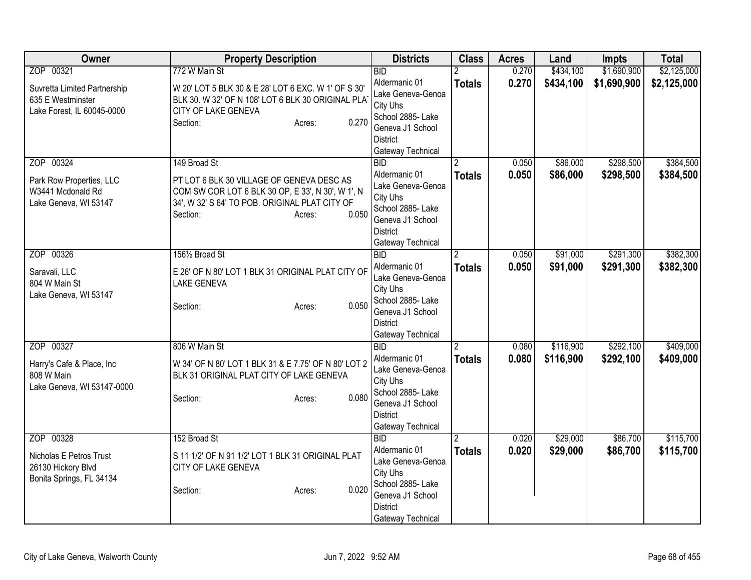| Owner | Property Description | Districts | Class | Acres | Land | Impts | Total |
|---|---|---|---|---|---|---|---|
| ZOP 00321<br>Suvretta Limited Partnership<br>635 E Westminster<br>Lake Forest, IL 60045-0000 | 772 W Main St<br>W 20' LOT 5 BLK 30 & E 28' LOT 6 EXC. W 1' OF S 30' BLK 30. W 32' OF N 108' LOT 6 BLK 30 ORIGINAL PLAT CITY OF LAKE GENEVA<br>Section: Acres: 0.270 | BID<br>Aldermanic 01<br>Lake Geneva-Genoa City Uhs<br>School 2885- Lake Geneva J1 School District<br>Gateway Technical | 2<br>**Totals** | 0.270<br>**0.270** | $434,100<br>**$434,100** | $1,690,900<br>**$1,690,900** | $2,125,000<br>**$2,125,000** |
| ZOP 00324<br>Park Row Properties, LLC<br>W3441 Mcdonald Rd<br>Lake Geneva, WI 53147 | 149 Broad St<br>PT LOT 6 BLK 30 VILLAGE OF GENEVA DESC AS COM SW COR LOT 6 BLK 30 OP, E 33', N 30', W 1', N 34', W 32' S 64' TO POB. ORIGINAL PLAT CITY OF<br>Section: Acres: 0.050 | BID<br>Aldermanic 01<br>Lake Geneva-Genoa City Uhs<br>School 2885- Lake Geneva J1 School District<br>Gateway Technical | 2<br>**Totals** | 0.050<br>**0.050** | $86,000<br>**$86,000** | $298,500<br>**$298,500** | $384,500<br>**$384,500** |
| ZOP 00326<br>Saravali, LLC<br>804 W Main St<br>Lake Geneva, WI 53147 | 156½ Broad St<br>E 26' OF N 80' LOT 1 BLK 31 ORIGINAL PLAT CITY OF LAKE GENEVA<br>Section: Acres: 0.050 | BID<br>Aldermanic 01<br>Lake Geneva-Genoa City Uhs<br>School 2885- Lake Geneva J1 School District<br>Gateway Technical | 2<br>**Totals** | 0.050<br>**0.050** | $91,000<br>**$91,000** | $291,300<br>**$291,300** | $382,300<br>**$382,300** |
| ZOP 00327<br>Harry's Cafe & Place, Inc<br>808 W Main<br>Lake Geneva, WI 53147-0000 | 806 W Main St<br>W 34' OF N 80' LOT 1 BLK 31 & E 7.75' OF N 80' LOT 2 BLK 31 ORIGINAL PLAT CITY OF LAKE GENEVA<br>Section: Acres: 0.080 | BID<br>Aldermanic 01<br>Lake Geneva-Genoa City Uhs<br>School 2885- Lake Geneva J1 School District<br>Gateway Technical | 2<br>**Totals** | 0.080<br>**0.080** | $116,900<br>**$116,900** | $292,100<br>**$292,100** | $409,000<br>**$409,000** |
| ZOP 00328<br>Nicholas E Petros Trust<br>26130 Hickory Blvd<br>Bonita Springs, FL 34134 | 152 Broad St<br>S 11 1/2' OF N 91 1/2' LOT 1 BLK 31 ORIGINAL PLAT CITY OF LAKE GENEVA<br>Section: Acres: 0.020 | BID<br>Aldermanic 01<br>Lake Geneva-Genoa City Uhs<br>School 2885- Lake Geneva J1 School District<br>Gateway Technical | 2<br>**Totals** | 0.020<br>**0.020** | $29,000<br>**$29,000** | $86,700<br>**$86,700** | $115,700<br>**$115,700** |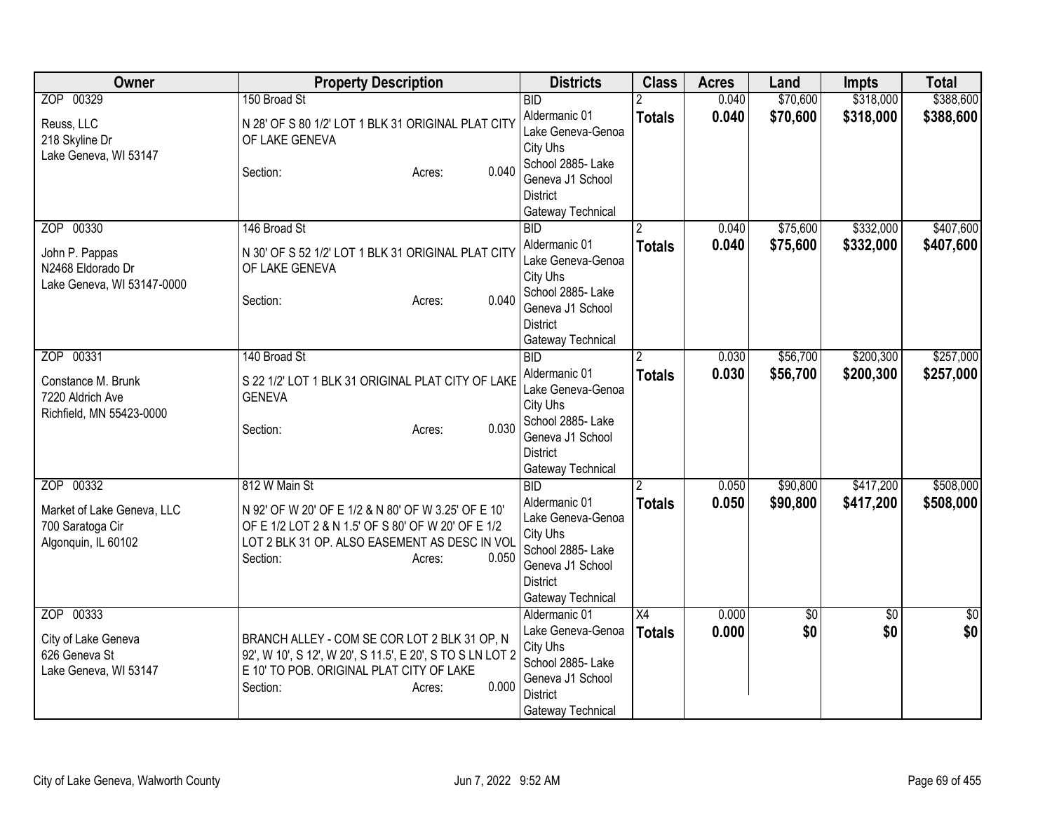| Owner | Property Description | Districts | Class | Acres | Land | Impts | Total |
|---|---|---|---|---|---|---|---|
| ZOP 00329<br><br>Reuss, LLC<br>218 Skyline Dr<br>Lake Geneva, WI 53147 | 150 Broad St<br><br>N 28' OF S 80 1/2' LOT 1 BLK 31 ORIGINAL PLAT CITY OF LAKE GENEVA<br><br>Section: Acres: 0.040 | BID<br>Aldermanic 01<br>Lake Geneva-Genoa City Uhs<br>School 2885- Lake Geneva J1 School District<br>Gateway Technical | 2<br>**Totals** | 0.040<br>**0.040** | $70,600<br>**$70,600** | $318,000<br>**$318,000** | $388,600<br>**$388,600** |
| ZOP 00330<br><br>John P. Pappas<br>N2468 Eldorado Dr<br>Lake Geneva, WI 53147-0000 | 146 Broad St<br><br>N 30' OF S 52 1/2' LOT 1 BLK 31 ORIGINAL PLAT CITY OF LAKE GENEVA<br><br>Section: Acres: 0.040 | BID<br>Aldermanic 01<br>Lake Geneva-Genoa City Uhs<br>School 2885- Lake Geneva J1 School District<br>Gateway Technical | 2<br>**Totals** | 0.040<br>**0.040** | $75,600<br>**$75,600** | $332,000<br>**$332,000** | $407,600<br>**$407,600** |
| ZOP 00331<br><br>Constance M. Brunk<br>7220 Aldrich Ave<br>Richfield, MN 55423-0000 | 140 Broad St<br><br>S 22 1/2' LOT 1 BLK 31 ORIGINAL PLAT CITY OF LAKE GENEVA<br><br>Section: Acres: 0.030 | BID<br>Aldermanic 01<br>Lake Geneva-Genoa City Uhs<br>School 2885- Lake Geneva J1 School District<br>Gateway Technical | 2<br>**Totals** | 0.030<br>**0.030** | $56,700<br>**$56,700** | $200,300<br>**$200,300** | $257,000<br>**$257,000** |
| ZOP 00332<br><br>Market of Lake Geneva, LLC<br>700 Saratoga Cir<br>Algonquin, IL 60102 | 812 W Main St<br><br>N 92' OF W 20' OF E 1/2 & N 80' OF W 3.25' OF E 10' OF E 1/2 LOT 2 & N 1.5' OF S 80' OF W 20' OF E 1/2 LOT 2 BLK 31 OP. ALSO EASEMENT AS DESC IN VOL<br>Section: Acres: 0.050 | BID<br>Aldermanic 01<br>Lake Geneva-Genoa City Uhs<br>School 2885- Lake Geneva J1 School District<br>Gateway Technical | 2<br>**Totals** | 0.050<br>**0.050** | $90,800<br>**$90,800** | $417,200<br>**$417,200** | $508,000<br>**$508,000** |
| ZOP 00333<br><br>City of Lake Geneva<br>626 Geneva St<br>Lake Geneva, WI 53147 | BRANCH ALLEY - COM SE COR LOT 2 BLK 31 OP, N 92', W 10', S 12', W 20', S 11.5', E 20', S TO S LN LOT 2 E 10' TO POB. ORIGINAL PLAT CITY OF LAKE<br>Section: Acres: 0.000 | Aldermanic 01<br>Lake Geneva-Genoa City Uhs<br>School 2885- Lake Geneva J1 School District<br>Gateway Technical | X4<br>**Totals** | 0.000<br>**0.000** | $0<br>**$0** | $0<br>**$0** | $0<br>**$0** |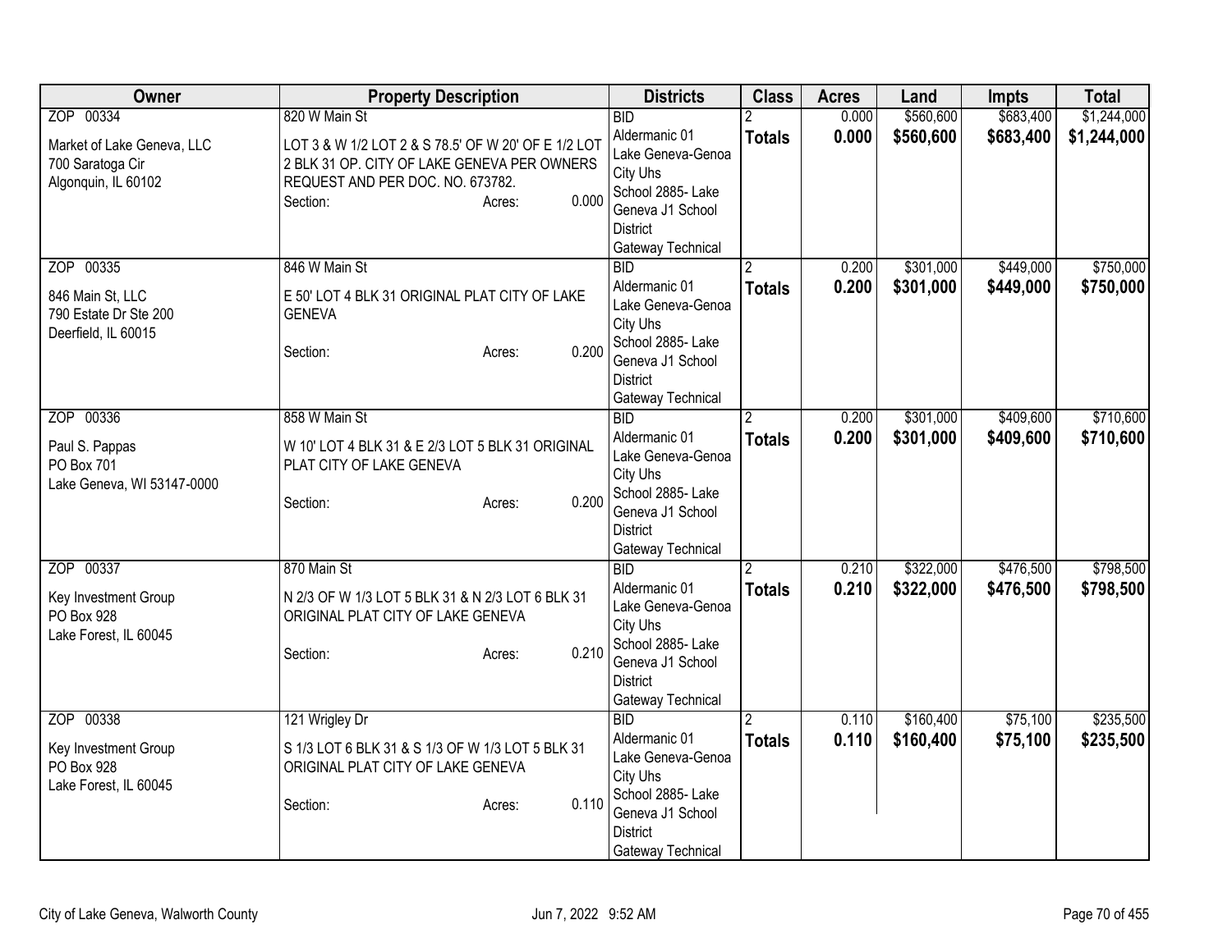| Owner | Property Description | Districts | Class | Acres | Land | Impts | Total |
|---|---|---|---|---|---|---|---|
| ZOP 00334<br>Market of Lake Geneva, LLC<br>700 Saratoga Cir<br>Algonquin, IL 60102 | 820 W Main St<br>LOT 3 & W 1/2 LOT 2 & S 78.5' OF W 20' OF E 1/2 LOT 2 BLK 31 OP. CITY OF LAKE GENEVA PER OWNERS REQUEST AND PER DOC. NO. 673782.<br>Section: Acres: 0.000 | BID<br>Aldermanic 01<br>Lake Geneva-Genoa City Uhs<br>School 2885- Lake Geneva J1 School District<br>Gateway Technical | 2<br>**Totals** | 0.000<br>**0.000** | $560,600<br>**$560,600** | $683,400<br>**$683,400** | $1,244,000<br>**$1,244,000** |
| ZOP 00335<br>846 Main St, LLC<br>790 Estate Dr Ste 200<br>Deerfield, IL 60015 | 846 W Main St<br>E 50' LOT 4 BLK 31 ORIGINAL PLAT CITY OF LAKE GENEVA<br>Section: Acres: 0.200 | BID<br>Aldermanic 01<br>Lake Geneva-Genoa City Uhs<br>School 2885- Lake Geneva J1 School District<br>Gateway Technical | 2<br>**Totals** | 0.200<br>**0.200** | $301,000<br>**$301,000** | $449,000<br>**$449,000** | $750,000<br>**$750,000** |
| ZOP 00336<br>Paul S. Pappas<br>PO Box 701<br>Lake Geneva, WI 53147-0000 | 858 W Main St<br>W 10' LOT 4 BLK 31 & E 2/3 LOT 5 BLK 31 ORIGINAL PLAT CITY OF LAKE GENEVA<br>Section: Acres: 0.200 | BID<br>Aldermanic 01<br>Lake Geneva-Genoa City Uhs<br>School 2885- Lake Geneva J1 School District<br>Gateway Technical | 2<br>**Totals** | 0.200<br>**0.200** | $301,000<br>**$301,000** | $409,600<br>**$409,600** | $710,600<br>**$710,600** |
| ZOP 00337<br>Key Investment Group<br>PO Box 928<br>Lake Forest, IL 60045 | 870 Main St<br>N 2/3 OF W 1/3 LOT 5 BLK 31 & N 2/3 LOT 6 BLK 31 ORIGINAL PLAT CITY OF LAKE GENEVA<br>Section: Acres: 0.210 | BID<br>Aldermanic 01<br>Lake Geneva-Genoa City Uhs<br>School 2885- Lake Geneva J1 School District<br>Gateway Technical | 2<br>**Totals** | 0.210<br>**0.210** | $322,000<br>**$322,000** | $476,500<br>**$476,500** | $798,500<br>**$798,500** |
| ZOP 00338<br>Key Investment Group<br>PO Box 928<br>Lake Forest, IL 60045 | 121 Wrigley Dr<br>S 1/3 LOT 6 BLK 31 & S 1/3 OF W 1/3 LOT 5 BLK 31 ORIGINAL PLAT CITY OF LAKE GENEVA<br>Section: Acres: 0.110 | BID<br>Aldermanic 01<br>Lake Geneva-Genoa City Uhs<br>School 2885- Lake Geneva J1 School District<br>Gateway Technical | 2<br>**Totals** | 0.110<br>**0.110** | $160,400<br>**$160,400** | $75,100<br>**$75,100** | $235,500<br>**$235,500** |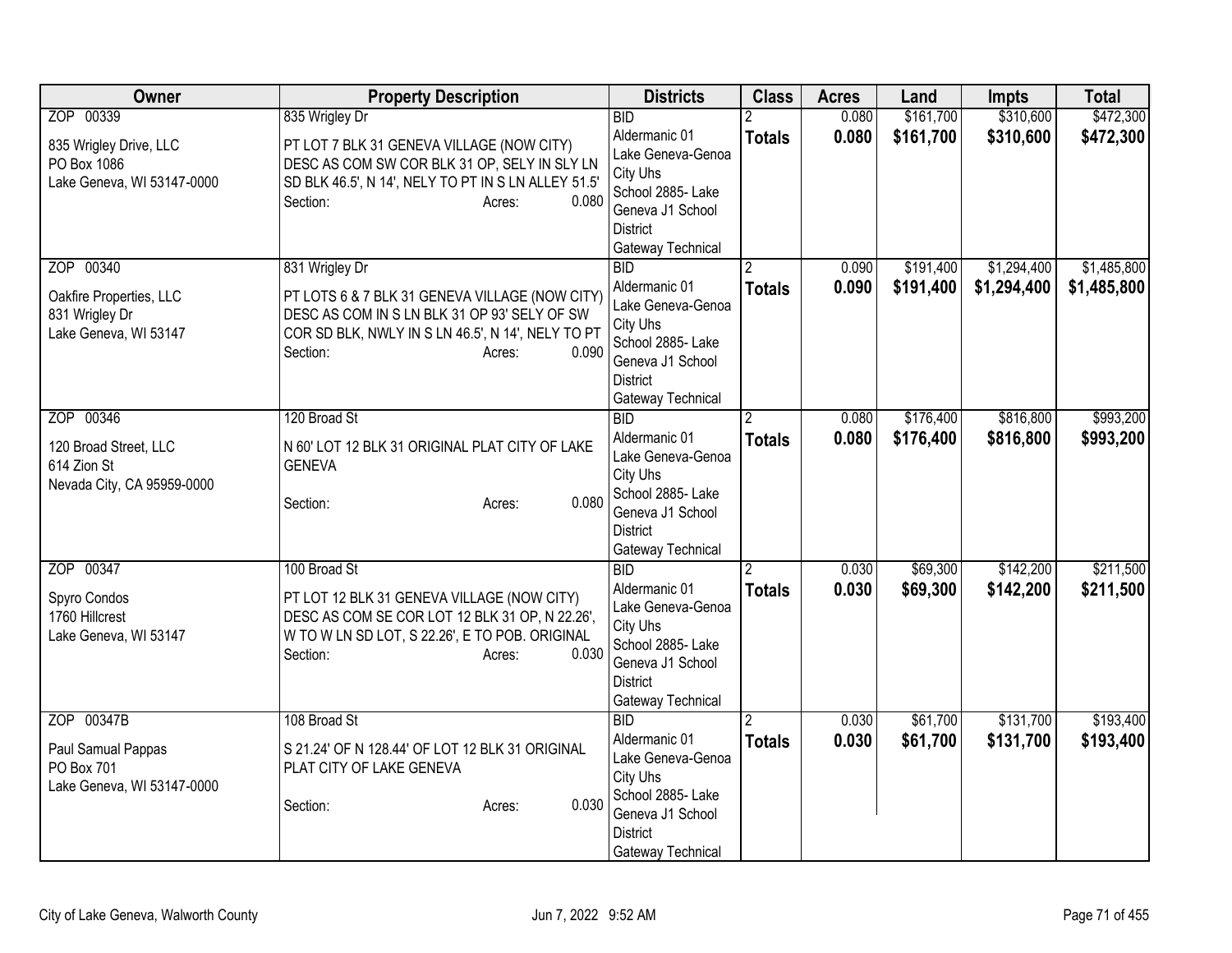| Owner | Property Description | Districts | Class | Acres | Land | Impts | Total |
|---|---|---|---|---|---|---|---|
| ZOP 00339<br><br>835 Wrigley Drive, LLC<br>PO Box 1086<br>Lake Geneva, WI 53147-0000 | 835 Wrigley Dr<br><br>PT LOT 7 BLK 31 GENEVA VILLAGE (NOW CITY) DESC AS COM SW COR BLK 31 OP, SELY IN SLY LN SD BLK 46.5', N 14', NELY TO PT IN S LN ALLEY 51.5'<br>Section: Acres: 0.080 | BID<br>Aldermanic 01<br>Lake Geneva-Genoa City Uhs<br>School 2885- Lake Geneva J1 School District<br>Gateway Technical | 2<br>**Totals** | 0.080<br>**0.080** | $161,700<br>**$161,700** | $310,600<br>**$310,600** | $472,300<br>**$472,300** |
| ZOP 00340<br><br>Oakfire Properties, LLC<br>831 Wrigley Dr<br>Lake Geneva, WI 53147 | 831 Wrigley Dr<br><br>PT LOTS 6 & 7 BLK 31 GENEVA VILLAGE (NOW CITY) DESC AS COM IN S LN BLK 31 OP 93' SELY OF SW COR SD BLK, NWLY IN S LN 46.5', N 14', NELY TO PT<br>Section: Acres: 0.090 | BID<br>Aldermanic 01<br>Lake Geneva-Genoa City Uhs<br>School 2885- Lake Geneva J1 School District<br>Gateway Technical | 2<br>**Totals** | 0.090<br>**0.090** | $191,400<br>**$191,400** | $1,294,400<br>**$1,294,400** | $1,485,800<br>**$1,485,800** |
| ZOP 00346<br><br>120 Broad Street, LLC<br>614 Zion St<br>Nevada City, CA 95959-0000 | 120 Broad St<br><br>N 60' LOT 12 BLK 31 ORIGINAL PLAT CITY OF LAKE GENEVA<br><br>Section: Acres: 0.080 | BID<br>Aldermanic 01<br>Lake Geneva-Genoa City Uhs<br>School 2885- Lake Geneva J1 School District<br>Gateway Technical | 2<br>**Totals** | 0.080<br>**0.080** | $176,400<br>**$176,400** | $816,800<br>**$816,800** | $993,200<br>**$993,200** |
| ZOP 00347<br><br>Spyro Condos<br>1760 Hillcrest<br>Lake Geneva, WI 53147 | 100 Broad St<br><br>PT LOT 12 BLK 31 GENEVA VILLAGE (NOW CITY) DESC AS COM SE COR LOT 12 BLK 31 OP, N 22.26', W TO W LN SD LOT, S 22.26', E TO POB. ORIGINAL<br>Section: Acres: 0.030 | BID<br>Aldermanic 01<br>Lake Geneva-Genoa City Uhs<br>School 2885- Lake Geneva J1 School District<br>Gateway Technical | 2<br>**Totals** | 0.030<br>**0.030** | $69,300<br>**$69,300** | $142,200<br>**$142,200** | $211,500<br>**$211,500** |
| ZOP 00347B<br><br>Paul Samual Pappas<br>PO Box 701<br>Lake Geneva, WI 53147-0000 | 108 Broad St<br><br>S 21.24' OF N 128.44' OF LOT 12 BLK 31 ORIGINAL PLAT CITY OF LAKE GENEVA<br><br>Section: Acres: 0.030 | BID<br>Aldermanic 01<br>Lake Geneva-Genoa City Uhs<br>School 2885- Lake Geneva J1 School District<br>Gateway Technical | 2<br>**Totals** | 0.030<br>**0.030** | $61,700<br>**$61,700** | $131,700<br>**$131,700** | $193,400<br>**$193,400** |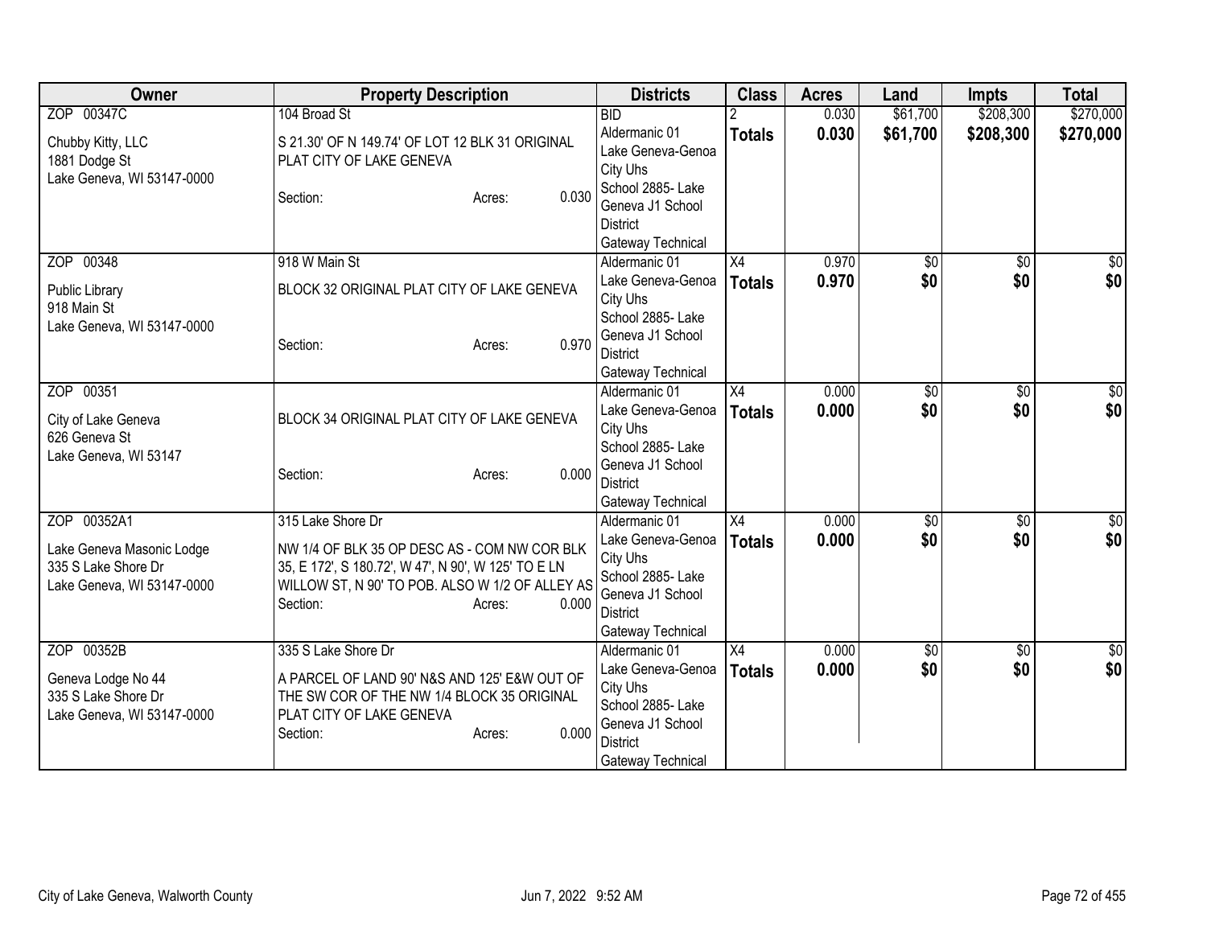| Owner | Property Description | Districts | Class | Acres | Land | Impts | Total |
|---|---|---|---|---|---|---|---|
| ZOP 00347C<br>Chubby Kitty, LLC<br>1881 Dodge St<br>Lake Geneva, WI 53147-0000 | 104 Broad St<br>S 21.30' OF N 149.74' OF LOT 12 BLK 31 ORIGINAL PLAT CITY OF LAKE GENEVA<br>Section: Acres: 0.030 | BID<br>Aldermanic 01<br>Lake Geneva-Genoa City Uhs<br>School 2885- Lake Geneva J1 School District<br>Gateway Technical | 2<br>**Totals** | 0.030<br>**0.030** | $61,700<br>**$61,700** | $208,300<br>**$208,300** | $270,000<br>**$270,000** |
| ZOP 00348<br>Public Library<br>918 Main St<br>Lake Geneva, WI 53147-0000 | 918 W Main St<br>BLOCK 32 ORIGINAL PLAT CITY OF LAKE GENEVA<br>Section: Acres: 0.970 | Aldermanic 01<br>Lake Geneva-Genoa City Uhs<br>School 2885- Lake Geneva J1 School District<br>Gateway Technical | X4<br>**Totals** | 0.970<br>**0.970** | $0<br>**$0** | $0<br>**$0** | $0<br>**$0** |
| ZOP 00351<br>City of Lake Geneva<br>626 Geneva St<br>Lake Geneva, WI 53147 | BLOCK 34 ORIGINAL PLAT CITY OF LAKE GENEVA<br>Section: Acres: 0.000 | Aldermanic 01<br>Lake Geneva-Genoa City Uhs<br>School 2885- Lake Geneva J1 School District<br>Gateway Technical | X4<br>**Totals** | 0.000<br>**0.000** | $0<br>**$0** | $0<br>**$0** | $0<br>**$0** |
| ZOP 00352A1<br>Lake Geneva Masonic Lodge<br>335 S Lake Shore Dr<br>Lake Geneva, WI 53147-0000 | 315 Lake Shore Dr<br>NW 1/4 OF BLK 35 OP DESC AS - COM NW COR BLK 35, E 172', S 180.72', W 47', N 90', W 125' TO E LN WILLOW ST, N 90' TO POB. ALSO W 1/2 OF ALLEY AS<br>Section: Acres: 0.000 | Aldermanic 01<br>Lake Geneva-Genoa City Uhs<br>School 2885- Lake Geneva J1 School District<br>Gateway Technical | X4<br>**Totals** | 0.000<br>**0.000** | $0<br>**$0** | $0<br>**$0** | $0<br>**$0** |
| ZOP 00352B<br>Geneva Lodge No 44<br>335 S Lake Shore Dr<br>Lake Geneva, WI 53147-0000 | 335 S Lake Shore Dr<br>A PARCEL OF LAND 90' N&S AND 125' E&W OUT OF THE SW COR OF THE NW 1/4 BLOCK 35 ORIGINAL PLAT CITY OF LAKE GENEVA<br>Section: Acres: 0.000 | Aldermanic 01<br>Lake Geneva-Genoa City Uhs<br>School 2885- Lake Geneva J1 School District<br>Gateway Technical | X4<br>**Totals** | 0.000<br>**0.000** | $0<br>**$0** | $0<br>**$0** | $0<br>**$0** |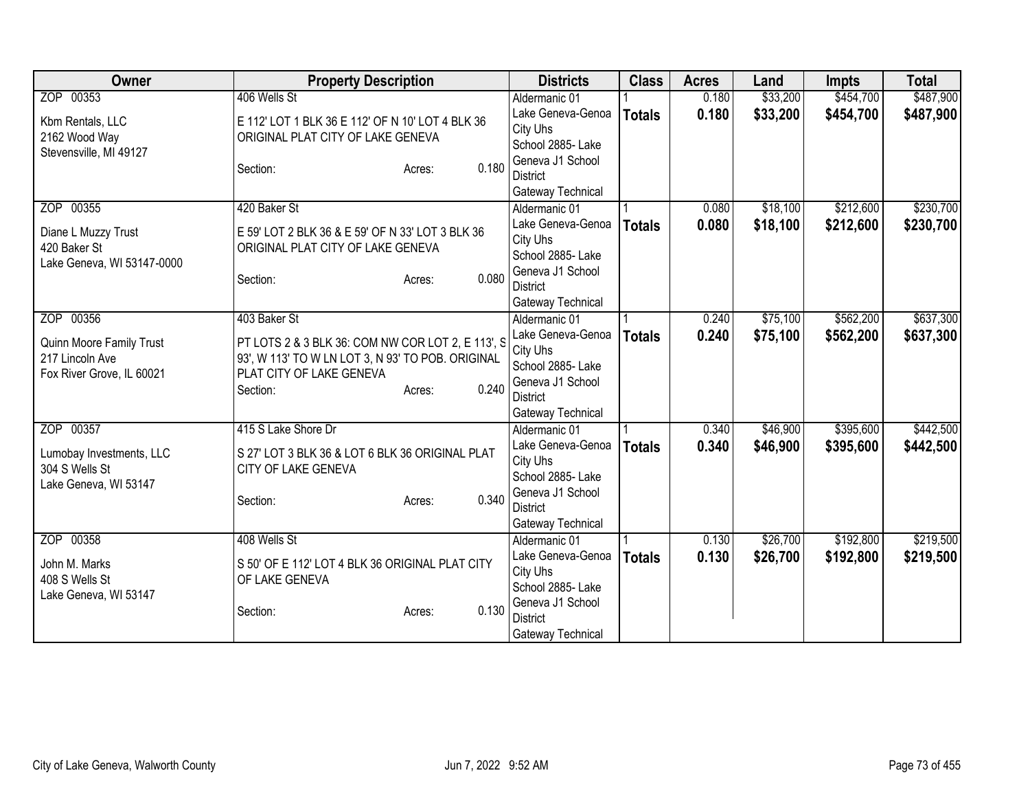| Owner | Property Description | Districts | Class | Acres | Land | Impts | Total |
|---|---|---|---|---|---|---|---|
| ZOP 00353<br>Kbm Rentals, LLC<br>2162 Wood Way<br>Stevensville, MI 49127 | 406 Wells St<br>E 112' LOT 1 BLK 36 E 112' OF N 10' LOT 4 BLK 36 ORIGINAL PLAT CITY OF LAKE GENEVA<br>Section: Acres: 0.180 | Aldermanic 01<br>Lake Geneva-Genoa City Uhs<br>School 2885- Lake Geneva J1 School District<br>Gateway Technical | 1<br>**Totals** | 0.180<br>**0.180** | $33,200<br>**$33,200** | $454,700<br>**$454,700** | $487,900<br>**$487,900** |
| ZOP 00355<br>Diane L Muzzy Trust<br>420 Baker St<br>Lake Geneva, WI 53147-0000 | 420 Baker St<br>E 59' LOT 2 BLK 36 & E 59' OF N 33' LOT 3 BLK 36 ORIGINAL PLAT CITY OF LAKE GENEVA<br>Section: Acres: 0.080 | Aldermanic 01<br>Lake Geneva-Genoa City Uhs<br>School 2885- Lake Geneva J1 School District<br>Gateway Technical | 1<br>**Totals** | 0.080<br>**0.080** | $18,100<br>**$18,100** | $212,600<br>**$212,600** | $230,700<br>**$230,700** |
| ZOP 00356<br>Quinn Moore Family Trust<br>217 Lincoln Ave<br>Fox River Grove, IL 60021 | 403 Baker St<br>PT LOTS 2 & 3 BLK 36: COM NW COR LOT 2, E 113', S 93', W 113' TO W LN LOT 3, N 93' TO POB. ORIGINAL PLAT CITY OF LAKE GENEVA<br>Section: Acres: 0.240 | Aldermanic 01<br>Lake Geneva-Genoa City Uhs<br>School 2885- Lake Geneva J1 School District<br>Gateway Technical | 1<br>**Totals** | 0.240<br>**0.240** | $75,100<br>**$75,100** | $562,200<br>**$562,200** | $637,300<br>**$637,300** |
| ZOP 00357<br>Lumobay Investments, LLC<br>304 S Wells St<br>Lake Geneva, WI 53147 | 415 S Lake Shore Dr<br>S 27' LOT 3 BLK 36 & LOT 6 BLK 36 ORIGINAL PLAT CITY OF LAKE GENEVA<br>Section: Acres: 0.340 | Aldermanic 01<br>Lake Geneva-Genoa City Uhs<br>School 2885- Lake Geneva J1 School District<br>Gateway Technical | 1<br>**Totals** | 0.340<br>**0.340** | $46,900<br>**$46,900** | $395,600<br>**$395,600** | $442,500<br>**$442,500** |
| ZOP 00358<br>John M. Marks<br>408 S Wells St<br>Lake Geneva, WI 53147 | 408 Wells St<br>S 50' OF E 112' LOT 4 BLK 36 ORIGINAL PLAT CITY OF LAKE GENEVA<br>Section: Acres: 0.130 | Aldermanic 01<br>Lake Geneva-Genoa City Uhs<br>School 2885- Lake Geneva J1 School District<br>Gateway Technical | 1<br>**Totals** | 0.130<br>**0.130** | $26,700<br>**$26,700** | $192,800<br>**$192,800** | $219,500<br>**$219,500** |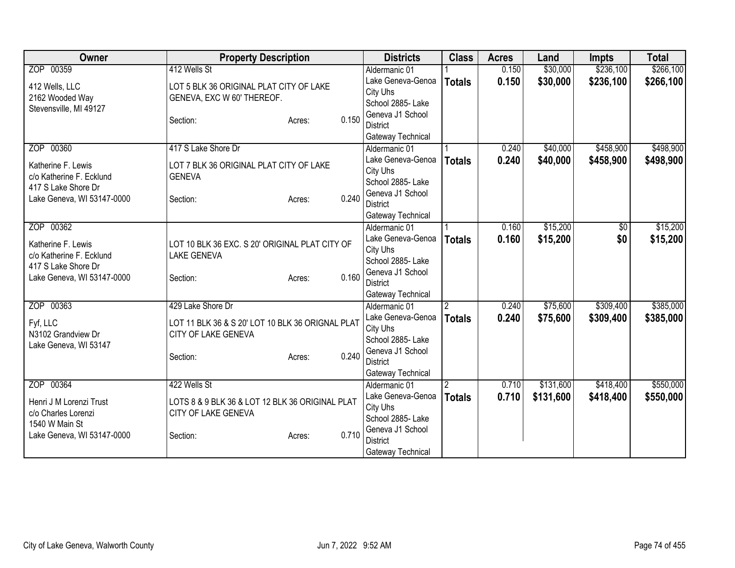| Owner | Property Description | Districts | Class | Acres | Land | Impts | Total |
|---|---|---|---|---|---|---|---|
| ZOP 00359<br>412 Wells, LLC<br>2162 Wooded Way<br>Stevensville, MI 49127 | 412 Wells St<br>LOT 5 BLK 36 ORIGINAL PLAT CITY OF LAKE GENEVA, EXC W 60' THEREOF.<br>Section: Acres: 0.150 | Aldermanic 01<br>Lake Geneva-Genoa City Uhs<br>School 2885- Lake Geneva J1 School District<br>Gateway Technical | 1<br>**Totals** | 0.150<br>**0.150** | $30,000<br>**$30,000** | $236,100<br>**$236,100** | $266,100<br>**$266,100** |
| ZOP 00360<br>Katherine F. Lewis<br>c/o Katherine F. Ecklund<br>417 S Lake Shore Dr<br>Lake Geneva, WI 53147-0000 | 417 S Lake Shore Dr<br>LOT 7 BLK 36 ORIGINAL PLAT CITY OF LAKE GENEVA<br>Section: Acres: 0.240 | Aldermanic 01<br>Lake Geneva-Genoa City Uhs<br>School 2885- Lake Geneva J1 School District<br>Gateway Technical | 1<br>**Totals** | 0.240<br>**0.240** | $40,000<br>**$40,000** | $458,900<br>**$458,900** | $498,900<br>**$498,900** |
| ZOP 00362<br>Katherine F. Lewis<br>c/o Katherine F. Ecklund<br>417 S Lake Shore Dr<br>Lake Geneva, WI 53147-0000 | LOT 10 BLK 36 EXC. S 20' ORIGINAL PLAT CITY OF LAKE GENEVA<br>Section: Acres: 0.160 | Aldermanic 01<br>Lake Geneva-Genoa City Uhs<br>School 2885- Lake Geneva J1 School District<br>Gateway Technical | 1<br>**Totals** | 0.160<br>**0.160** | $15,200<br>**$15,200** | $0<br>**$0** | $15,200<br>**$15,200** |
| ZOP 00363<br>Fyf, LLC<br>N3102 Grandview Dr<br>Lake Geneva, WI 53147 | 429 Lake Shore Dr<br>LOT 11 BLK 36 & S 20' LOT 10 BLK 36 ORIGNAL PLAT CITY OF LAKE GENEVA<br>Section: Acres: 0.240 | Aldermanic 01<br>Lake Geneva-Genoa City Uhs<br>School 2885- Lake Geneva J1 School District<br>Gateway Technical | 2<br>**Totals** | 0.240<br>**0.240** | $75,600<br>**$75,600** | $309,400<br>**$309,400** | $385,000<br>**$385,000** |
| ZOP 00364<br>Henri J M Lorenzi Trust<br>c/o Charles Lorenzi<br>1540 W Main St<br>Lake Geneva, WI 53147-0000 | 422 Wells St<br>LOTS 8 & 9 BLK 36 & LOT 12 BLK 36 ORIGINAL PLAT CITY OF LAKE GENEVA<br>Section: Acres: 0.710 | Aldermanic 01<br>Lake Geneva-Genoa City Uhs<br>School 2885- Lake Geneva J1 School District<br>Gateway Technical | 2<br>**Totals** | 0.710<br>**0.710** | $131,600<br>**$131,600** | $418,400<br>**$418,400** | $550,000<br>**$550,000** |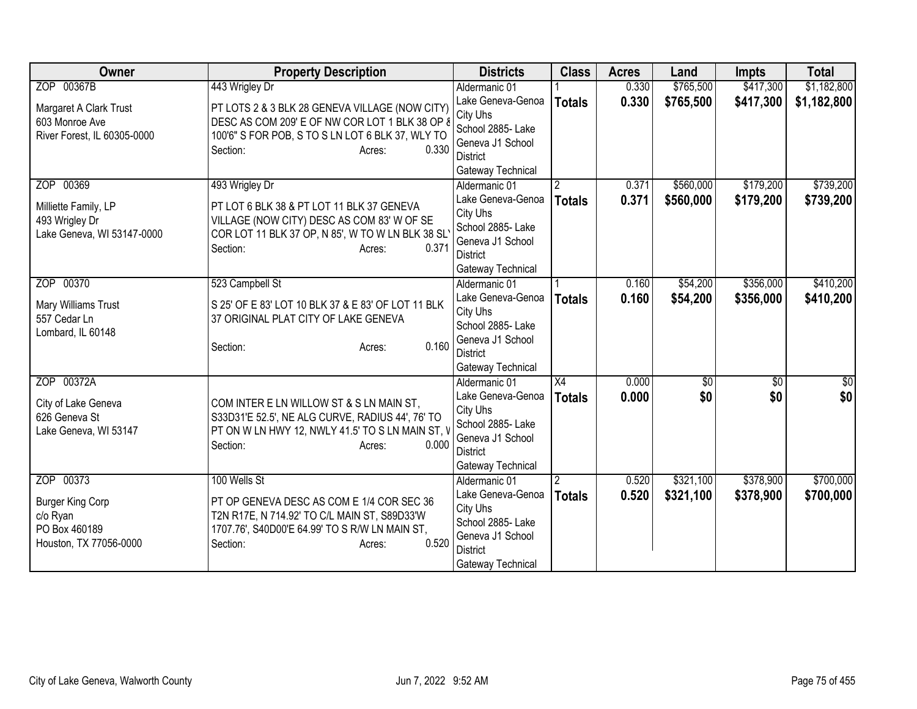| Owner | Property Description | Districts | Class | Acres | Land | Impts | Total |
|---|---|---|---|---|---|---|---|
| ZOP 00367B<br><br>Margaret A Clark Trust<br>603 Monroe Ave<br>River Forest, IL 60305-0000 | 443 Wrigley Dr<br><br>PT LOTS 2 & 3 BLK 28 GENEVA VILLAGE (NOW CITY) DESC AS COM 209' E OF NW COR LOT 1 BLK 38 OP & 100'6" S FOR POB, S TO S LN LOT 6 BLK 37, WLY TO<br>Section: Acres: 0.330 | Aldermanic 01<br>Lake Geneva-Genoa City Uhs<br>School 2885- Lake Geneva J1 School District<br>Gateway Technical | 1<br>**Totals** | 0.330<br>**0.330** | $765,500<br>**$765,500** | $417,300<br>**$417,300** | $1,182,800<br>**$1,182,800** |
| ZOP 00369<br><br>Milliette Family, LP<br>493 Wrigley Dr<br>Lake Geneva, WI 53147-0000 | 493 Wrigley Dr<br><br>PT LOT 6 BLK 38 & PT LOT 11 BLK 37 GENEVA VILLAGE (NOW CITY) DESC AS COM 83' W OF SE COR LOT 11 BLK 37 OP, N 85', W TO W LN BLK 38 SL'<br>Section: Acres: 0.371 | Aldermanic 01<br>Lake Geneva-Genoa City Uhs<br>School 2885- Lake Geneva J1 School District<br>Gateway Technical | 2<br>**Totals** | 0.371<br>**0.371** | $560,000<br>**$560,000** | $179,200<br>**$179,200** | $739,200<br>**$739,200** |
| ZOP 00370<br><br>Mary Williams Trust<br>557 Cedar Ln<br>Lombard, IL 60148 | 523 Campbell St<br><br>S 25' OF E 83' LOT 10 BLK 37 & E 83' OF LOT 11 BLK 37 ORIGINAL PLAT CITY OF LAKE GENEVA<br><br>Section: Acres: 0.160 | Aldermanic 01<br>Lake Geneva-Genoa City Uhs<br>School 2885- Lake Geneva J1 School District<br>Gateway Technical | 1<br>**Totals** | 0.160<br>**0.160** | $54,200<br>**$54,200** | $356,000<br>**$356,000** | $410,200<br>**$410,200** |
| ZOP 00372A<br><br>City of Lake Geneva<br>626 Geneva St<br>Lake Geneva, WI 53147 | COM INTER E LN WILLOW ST & S LN MAIN ST, S33D31'E 52.5', NE ALG CURVE, RADIUS 44', 76' TO PT ON W LN HWY 12, NWLY 41.5' TO S LN MAIN ST, V<br>Section: Acres: 0.000 | Aldermanic 01<br>Lake Geneva-Genoa City Uhs<br>School 2885- Lake Geneva J1 School District<br>Gateway Technical | X4<br>**Totals** | 0.000<br>**0.000** | $0<br>**$0** | $0<br>**$0** | $0<br>**$0** |
| ZOP 00373<br><br>Burger King Corp<br>c/o Ryan<br>PO Box 460189<br>Houston, TX 77056-0000 | 100 Wells St<br><br>PT OP GENEVA DESC AS COM E 1/4 COR SEC 36 T2N R17E, N 714.92' TO C/L MAIN ST, S89D33'W 1707.76', S40D00'E 64.99' TO S R/W LN MAIN ST,<br>Section: Acres: 0.520 | Aldermanic 01<br>Lake Geneva-Genoa City Uhs<br>School 2885- Lake Geneva J1 School District<br>Gateway Technical | 2<br>**Totals** | 0.520<br>**0.520** | $321,100<br>**$321,100** | $378,900<br>**$378,900** | $700,000<br>**$700,000** |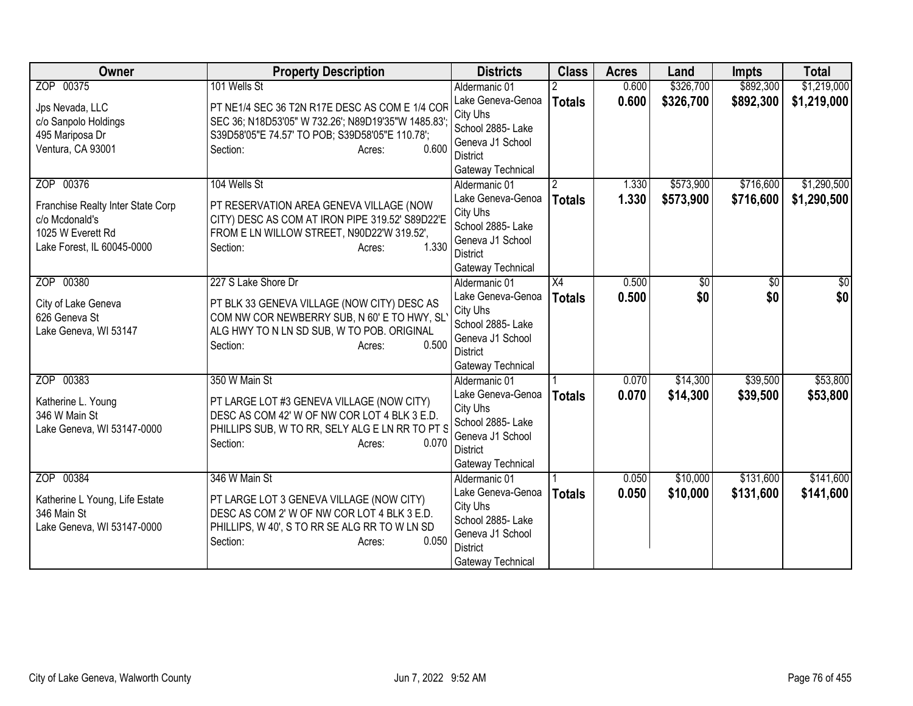| Owner | Property Description | Districts | Class | Acres | Land | Impts | Total |
|---|---|---|---|---|---|---|---|
| ZOP 00375<br><br>Jps Nevada, LLC<br>c/o Sanpolo Holdings<br>495 Mariposa Dr<br>Ventura, CA 93001 | 101 Wells St<br><br>PT NE1/4 SEC 36 T2N R17E DESC AS COM E 1/4 COR SEC 36; N18D53'05" W 732.26'; N89D19'35"W 1485.83'; S39D58'05"E 74.57' TO POB; S39D58'05"E 110.78';<br>Section: Acres: 0.600 | Aldermanic 01<br>Lake Geneva-Genoa City Uhs<br>School 2885- Lake Geneva J1 School District<br>Gateway Technical | 2<br>**Totals** | 0.600<br>**0.600** | $326,700<br>**$326,700** | $892,300<br>**$892,300** | $1,219,000<br>**$1,219,000** |
| ZOP 00376<br><br>Franchise Realty Inter State Corp<br>c/o Mcdonald's<br>1025 W Everett Rd<br>Lake Forest, IL 60045-0000 | 104 Wells St<br><br>PT RESERVATION AREA GENEVA VILLAGE (NOW CITY) DESC AS COM AT IRON PIPE 319.52' S89D22'E FROM E LN WILLOW STREET, N90D22'W 319.52',<br>Section: Acres: 1.330 | Aldermanic 01<br>Lake Geneva-Genoa City Uhs<br>School 2885- Lake Geneva J1 School District<br>Gateway Technical | 2<br>**Totals** | 1.330<br>**1.330** | $573,900<br>**$573,900** | $716,600<br>**$716,600** | $1,290,500<br>**$1,290,500** |
| ZOP 00380<br><br>City of Lake Geneva<br>626 Geneva St<br>Lake Geneva, WI 53147 | 227 S Lake Shore Dr<br><br>PT BLK 33 GENEVA VILLAGE (NOW CITY) DESC AS COM NW COR NEWBERRY SUB, N 60' E TO HWY, SLY ALG HWY TO N LN SD SUB, W TO POB. ORIGINAL<br>Section: Acres: 0.500 | Aldermanic 01<br>Lake Geneva-Genoa City Uhs<br>School 2885- Lake Geneva J1 School District<br>Gateway Technical | X4<br>**Totals** | 0.500<br>**0.500** | $0<br>**$0** | $0<br>**$0** | $0<br>**$0** |
| ZOP 00383<br><br>Katherine L. Young<br>346 W Main St<br>Lake Geneva, WI 53147-0000 | 350 W Main St<br><br>PT LARGE LOT #3 GENEVA VILLAGE (NOW CITY) DESC AS COM 42' W OF NW COR LOT 4 BLK 3 E.D. PHILLIPS SUB, W TO RR, SELY ALG E LN RR TO PT S<br>Section: Acres: 0.070 | Aldermanic 01<br>Lake Geneva-Genoa City Uhs<br>School 2885- Lake Geneva J1 School District<br>Gateway Technical | 1<br>**Totals** | 0.070<br>**0.070** | $14,300<br>**$14,300** | $39,500<br>**$39,500** | $53,800<br>**$53,800** |
| ZOP 00384<br><br>Katherine L Young, Life Estate<br>346 Main St<br>Lake Geneva, WI 53147-0000 | 346 W Main St<br><br>PT LARGE LOT 3 GENEVA VILLAGE (NOW CITY) DESC AS COM 2' W OF NW COR LOT 4 BLK 3 E.D. PHILLIPS, W 40', S TO RR SE ALG RR TO W LN SD<br>Section: Acres: 0.050 | Aldermanic 01<br>Lake Geneva-Genoa City Uhs<br>School 2885- Lake Geneva J1 School District<br>Gateway Technical | 1<br>**Totals** | 0.050<br>**0.050** | $10,000<br>**$10,000** | $131,600<br>**$131,600** | $141,600<br>**$141,600** |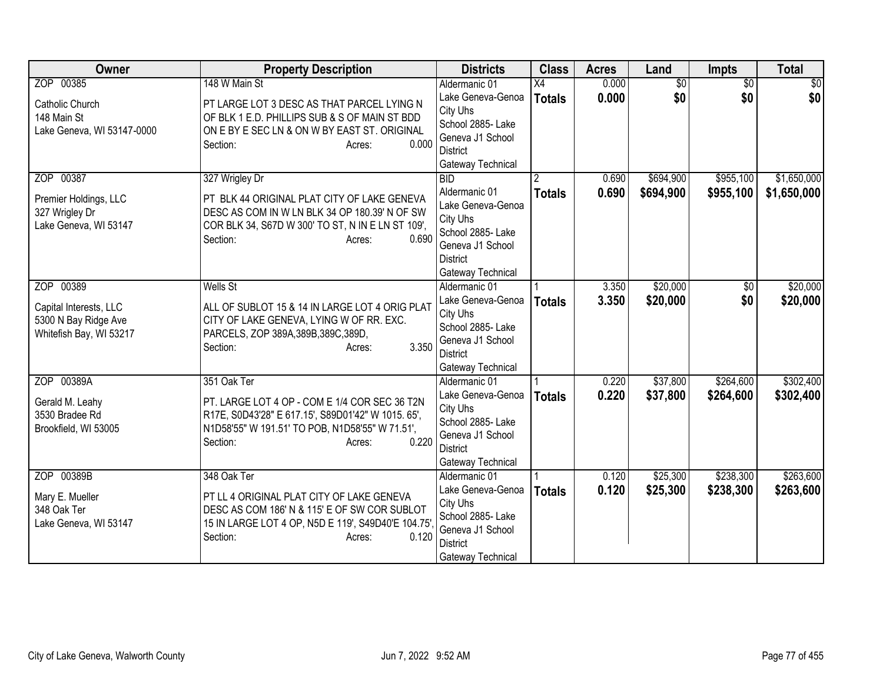| Owner | Property Description | Districts | Class | Acres | Land | Impts | Total |
|---|---|---|---|---|---|---|---|
| ZOP 00385<br><br>Catholic Church<br>148 Main St<br>Lake Geneva, WI 53147-0000 | 148 W Main St<br><br>PT LARGE LOT 3 DESC AS THAT PARCEL LYING N OF BLK 1 E.D. PHILLIPS SUB & S OF MAIN ST BDD ON E BY E SEC LN & ON W BY EAST ST. ORIGINAL<br>Section: Acres: 0.000 | Aldermanic 01<br>Lake Geneva-Genoa City Uhs<br>School 2885- Lake Geneva J1 School District<br>Gateway Technical | X4<br>**Totals** | 0.000<br>**0.000** | $0<br>**$0** | $0<br>**$0** | $0<br>**$0** |
| ZOP 00387<br><br>Premier Holdings, LLC<br>327 Wrigley Dr<br>Lake Geneva, WI 53147 | 327 Wrigley Dr<br><br>PT BLK 44 ORIGINAL PLAT CITY OF LAKE GENEVA DESC AS COM IN W LN BLK 34 OP 180.39' N OF SW COR BLK 34, S67D W 300' TO ST, N IN E LN ST 109',<br>Section: Acres: 0.690 | BID<br>Aldermanic 01<br>Lake Geneva-Genoa City Uhs<br>School 2885- Lake Geneva J1 School District<br>Gateway Technical | 2<br>**Totals** | 0.690<br>**0.690** | $694,900<br>**$694,900** | $955,100<br>**$955,100** | $1,650,000<br>**$1,650,000** |
| ZOP 00389<br><br>Capital Interests, LLC<br>5300 N Bay Ridge Ave<br>Whitefish Bay, WI 53217 | Wells St<br><br>ALL OF SUBLOT 15 & 14 IN LARGE LOT 4 ORIG PLAT CITY OF LAKE GENEVA, LYING W OF RR. EXC. PARCELS, ZOP 389A,389B,389C,389D,<br>Section: Acres: 3.350 | Aldermanic 01<br>Lake Geneva-Genoa City Uhs<br>School 2885- Lake Geneva J1 School District<br>Gateway Technical | 1<br>**Totals** | 3.350<br>**3.350** | $20,000<br>**$20,000** | $0<br>**$0** | $20,000<br>**$20,000** |
| ZOP 00389A<br><br>Gerald M. Leahy<br>3530 Bradee Rd<br>Brookfield, WI 53005 | 351 Oak Ter<br><br>PT. LARGE LOT 4 OP - COM E 1/4 COR SEC 36 T2N R17E, S0D43'28" E 617.15', S89D01'42" W 1015. 65', N1D58'55" W 191.51' TO POB, N1D58'55" W 71.51',<br>Section: Acres: 0.220 | Aldermanic 01<br>Lake Geneva-Genoa City Uhs<br>School 2885- Lake Geneva J1 School District<br>Gateway Technical | 1<br>**Totals** | 0.220<br>**0.220** | $37,800<br>**$37,800** | $264,600<br>**$264,600** | $302,400<br>**$302,400** |
| ZOP 00389B<br><br>Mary E. Mueller<br>348 Oak Ter<br>Lake Geneva, WI 53147 | 348 Oak Ter<br><br>PT LL 4 ORIGINAL PLAT CITY OF LAKE GENEVA DESC AS COM 186' N & 115' E OF SW COR SUBLOT 15 IN LARGE LOT 4 OP, N5D E 119', S49D40'E 104.75',<br>Section: Acres: 0.120 | Aldermanic 01<br>Lake Geneva-Genoa City Uhs<br>School 2885- Lake Geneva J1 School District<br>Gateway Technical | 1<br>**Totals** | 0.120<br>**0.120** | $25,300<br>**$25,300** | $238,300<br>**$238,300** | $263,600<br>**$263,600** |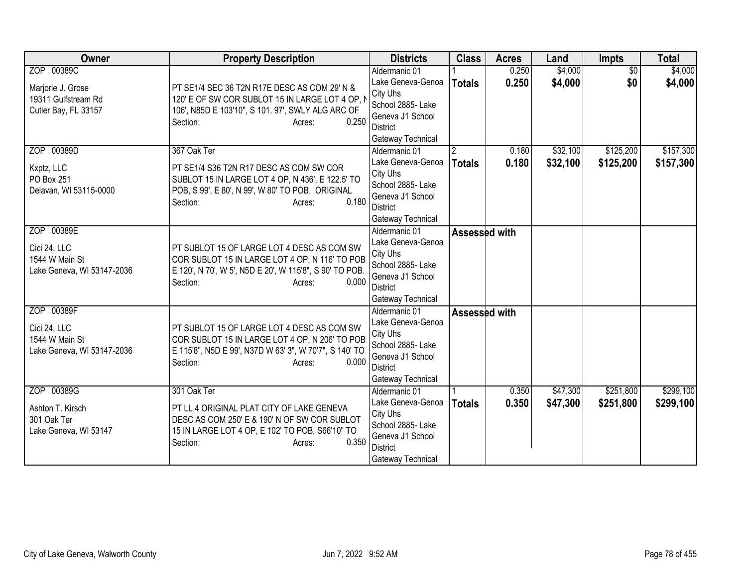| Owner | Property Description | Districts | Class | Acres | Land | Impts | Total |
|---|---|---|---|---|---|---|---|
| ZOP 00389C<br><br>Marjorie J. Grose<br>19311 Gulfstream Rd<br>Cutler Bay, FL 33157 | PT SE1/4 SEC 36 T2N R17E DESC AS COM 29' N & 120' E OF SW COR SUBLOT 15 IN LARGE LOT 4 OP, N 106', N85D E 103'10", S 101. 97', SWLY ALG ARC OF<br>Section: Acres: 0.250 | Aldermanic 01<br>Lake Geneva-Genoa City Uhs<br>School 2885- Lake Geneva J1 School District<br>Gateway Technical | 1<br>**Totals** | 0.250<br>**0.250** | $4,000<br>**$4,000** | $0<br>**$0** | $4,000<br>**$4,000** |
| ZOP 00389D<br><br>Kxptz, LLC<br>PO Box 251<br>Delavan, WI 53115-0000 | 367 Oak Ter<br><br>PT SE1/4 S36 T2N R17 DESC AS COM SW COR SUBLOT 15 IN LARGE LOT 4 OP, N 436', E 122.5' TO POB, S 99', E 80', N 99', W 80' TO POB. ORIGINAL<br>Section: Acres: 0.180 | Aldermanic 01<br>Lake Geneva-Genoa City Uhs<br>School 2885- Lake Geneva J1 School District<br>Gateway Technical | 2<br>**Totals** | 0.180<br>**0.180** | $32,100<br>**$32,100** | $125,200<br>**$125,200** | $157,300<br>**$157,300** |
| ZOP 00389E<br><br>Cici 24, LLC<br>1544 W Main St<br>Lake Geneva, WI 53147-2036 | PT SUBLOT 15 OF LARGE LOT 4 DESC AS COM SW COR SUBLOT 15 IN LARGE LOT 4 OP, N 116' TO POB, E 120', N 70', W 5', N5D E 20', W 115'8", S 90' TO POB.<br>Section: Acres: 0.000 | Aldermanic 01<br>Lake Geneva-Genoa City Uhs<br>School 2885- Lake Geneva J1 School District<br>Gateway Technical | **Assessed with** | | | | |
| ZOP 00389F<br><br>Cici 24, LLC<br>1544 W Main St<br>Lake Geneva, WI 53147-2036 | PT SUBLOT 15 OF LARGE LOT 4 DESC AS COM SW COR SUBLOT 15 IN LARGE LOT 4 OP, N 206' TO POB, E 115'8", N5D E 99', N37D W 63' 3", W 70'7", S 140' TO<br>Section: Acres: 0.000 | Aldermanic 01<br>Lake Geneva-Genoa City Uhs<br>School 2885- Lake Geneva J1 School District<br>Gateway Technical | **Assessed with** | | | | |
| ZOP 00389G<br><br>Ashton T. Kirsch<br>301 Oak Ter<br>Lake Geneva, WI 53147 | 301 Oak Ter<br><br>PT LL 4 ORIGINAL PLAT CITY OF LAKE GENEVA DESC AS COM 250' E & 190' N OF SW COR SUBLOT 15 IN LARGE LOT 4 OP, E 102' TO POB, S66'10" TO<br>Section: Acres: 0.350 | Aldermanic 01<br>Lake Geneva-Genoa City Uhs<br>School 2885- Lake Geneva J1 School District<br>Gateway Technical | 1<br>**Totals** | 0.350<br>**0.350** | $47,300<br>**$47,300** | $251,800<br>**$251,800** | $299,100<br>**$299,100** |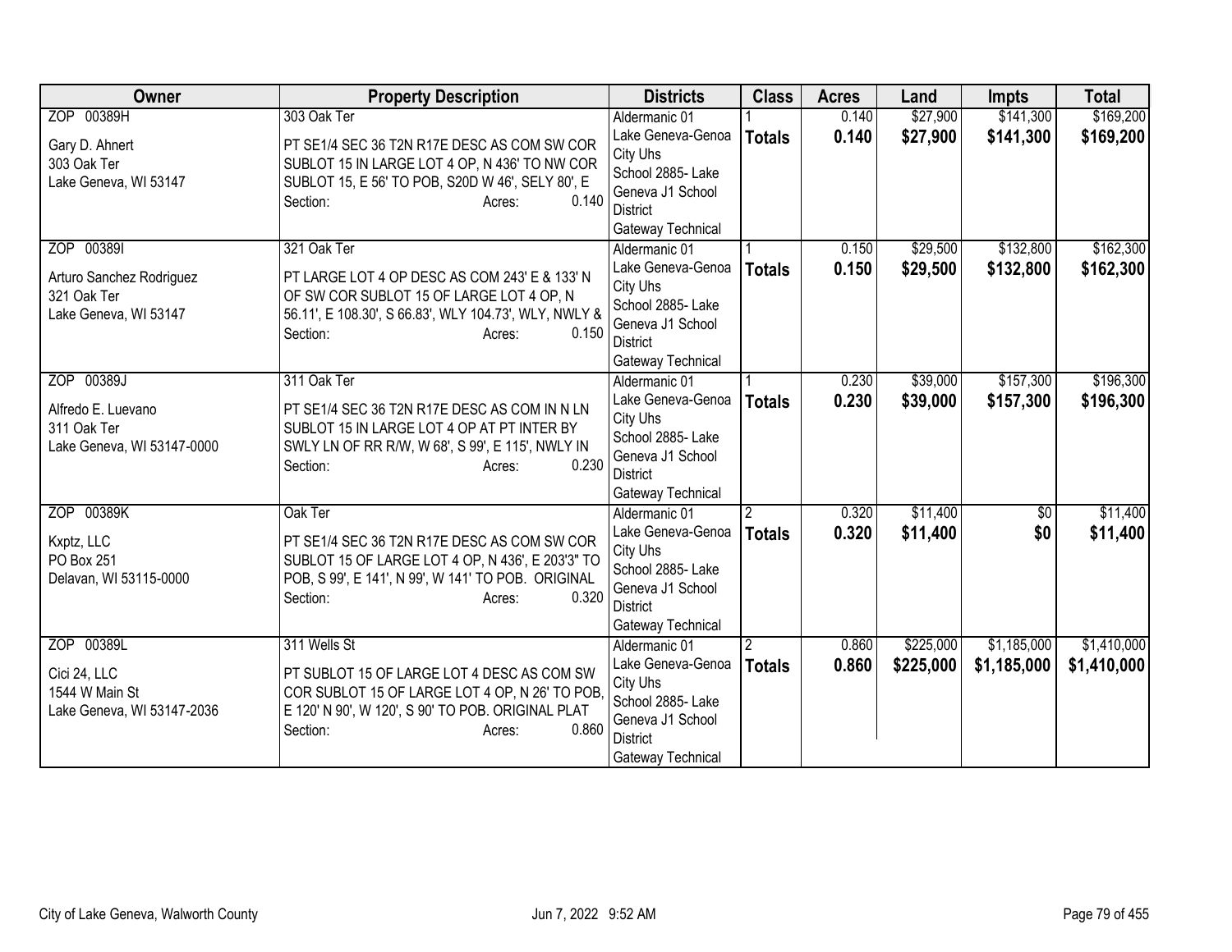| Owner | Property Description | Districts | Class | Acres | Land | Impts | Total |
|---|---|---|---|---|---|---|---|
| ZOP 00389H<br><br>Gary D. Ahnert<br>303 Oak Ter<br>Lake Geneva, WI 53147 | 303 Oak Ter<br><br>PT SE1/4 SEC 36 T2N R17E DESC AS COM SW COR SUBLOT 15 IN LARGE LOT 4 OP, N 436' TO NW COR SUBLOT 15, E 56' TO POB, S20D W 46', SELY 80', E<br>Section: Acres: 0.140 | Aldermanic 01<br>Lake Geneva-Genoa City Uhs<br>School 2885- Lake Geneva J1 School District<br>Gateway Technical | 1<br>**Totals** | 0.140<br>**0.140** | $27,900<br>**$27,900** | $141,300<br>**$141,300** | $169,200<br>**$169,200** |
| ZOP 00389I<br><br>Arturo Sanchez Rodriguez<br>321 Oak Ter<br>Lake Geneva, WI 53147 | 321 Oak Ter<br><br>PT LARGE LOT 4 OP DESC AS COM 243' E & 133' N OF SW COR SUBLOT 15 OF LARGE LOT 4 OP, N 56.11', E 108.30', S 66.83', WLY 104.73', WLY, NWLY &<br>Section: Acres: 0.150 | Aldermanic 01<br>Lake Geneva-Genoa City Uhs<br>School 2885- Lake Geneva J1 School District<br>Gateway Technical | 1<br>**Totals** | 0.150<br>**0.150** | $29,500<br>**$29,500** | $132,800<br>**$132,800** | $162,300<br>**$162,300** |
| ZOP 00389J<br><br>Alfredo E. Luevano<br>311 Oak Ter<br>Lake Geneva, WI 53147-0000 | 311 Oak Ter<br><br>PT SE1/4 SEC 36 T2N R17E DESC AS COM IN N LN SUBLOT 15 IN LARGE LOT 4 OP AT PT INTER BY SWLY LN OF RR R/W, W 68', S 99', E 115', NWLY IN<br>Section: Acres: 0.230 | Aldermanic 01<br>Lake Geneva-Genoa City Uhs<br>School 2885- Lake Geneva J1 School District<br>Gateway Technical | 1<br>**Totals** | 0.230<br>**0.230** | $39,000<br>**$39,000** | $157,300<br>**$157,300** | $196,300<br>**$196,300** |
| ZOP 00389K<br><br>Kxptz, LLC<br>PO Box 251<br>Delavan, WI 53115-0000 | Oak Ter<br><br>PT SE1/4 SEC 36 T2N R17E DESC AS COM SW COR SUBLOT 15 OF LARGE LOT 4 OP, N 436', E 203'3" TO POB, S 99', E 141', N 99', W 141' TO POB. ORIGINAL<br>Section: Acres: 0.320 | Aldermanic 01<br>Lake Geneva-Genoa City Uhs<br>School 2885- Lake Geneva J1 School District<br>Gateway Technical | 2<br>**Totals** | 0.320<br>**0.320** | $11,400<br>**$11,400** | $0<br>**$0** | $11,400<br>**$11,400** |
| ZOP 00389L<br><br>Cici 24, LLC<br>1544 W Main St<br>Lake Geneva, WI 53147-2036 | 311 Wells St<br><br>PT SUBLOT 15 OF LARGE LOT 4 DESC AS COM SW COR SUBLOT 15 OF LARGE LOT 4 OP, N 26' TO POB, E 120' N 90', W 120', S 90' TO POB. ORIGINAL PLAT<br>Section: Acres: 0.860 | Aldermanic 01<br>Lake Geneva-Genoa City Uhs<br>School 2885- Lake Geneva J1 School District<br>Gateway Technical | 2<br>**Totals** | 0.860<br>**0.860** | $225,000<br>**$225,000** | $1,185,000<br>**$1,185,000** | $1,410,000<br>**$1,410,000** |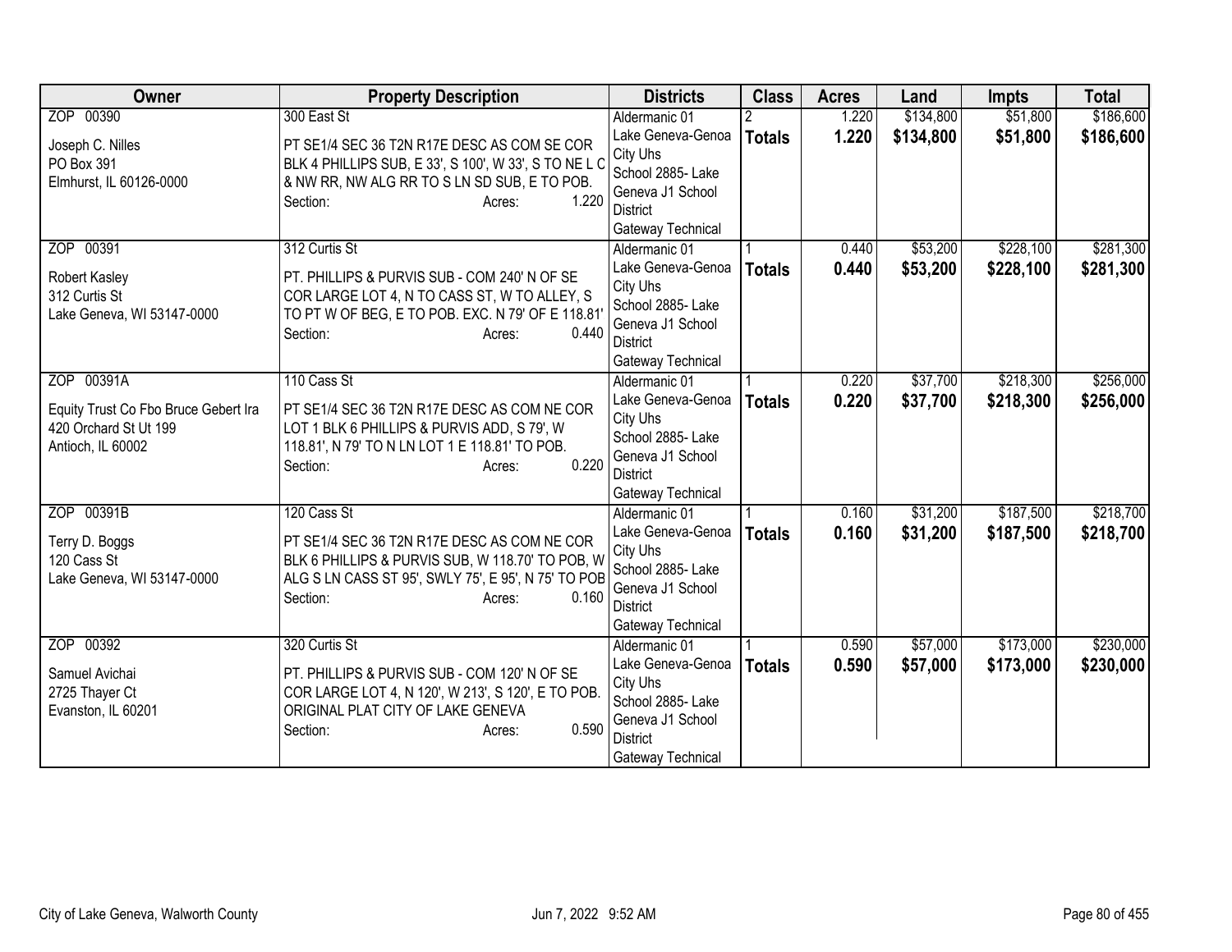| Owner | Property Description | Districts | Class | Acres | Land | Impts | Total |
|---|---|---|---|---|---|---|---|
| ZOP 00390<br><br>Joseph C. Nilles<br>PO Box 391<br>Elmhurst, IL 60126-0000 | 300 East St<br><br>PT SE1/4 SEC 36 T2N R17E DESC AS COM SE COR BLK 4 PHILLIPS SUB, E 33', S 100', W 33', S TO NE L C & NW RR, NW ALG RR TO S LN SD SUB, E TO POB.<br>Section: Acres: 1.220 | Aldermanic 01<br>Lake Geneva-Genoa City Uhs<br>School 2885- Lake Geneva J1 School District<br>Gateway Technical | 2<br>**Totals** | 1.220<br>**1.220** | $134,800<br>**$134,800** | $51,800<br>**$51,800** | $186,600<br>**$186,600** |
| ZOP 00391<br><br>Robert Kasley<br>312 Curtis St<br>Lake Geneva, WI 53147-0000 | 312 Curtis St<br><br>PT. PHILLIPS & PURVIS SUB - COM 240' N OF SE COR LARGE LOT 4, N TO CASS ST, W TO ALLEY, S TO PT W OF BEG, E TO POB. EXC. N 79' OF E 118.81'<br>Section: Acres: 0.440 | Aldermanic 01<br>Lake Geneva-Genoa City Uhs<br>School 2885- Lake Geneva J1 School District<br>Gateway Technical | 1<br>**Totals** | 0.440<br>**0.440** | $53,200<br>**$53,200** | $228,100<br>**$228,100** | $281,300<br>**$281,300** |
| ZOP 00391A<br><br>Equity Trust Co Fbo Bruce Gebert Ira<br>420 Orchard St Ut 199<br>Antioch, IL 60002 | 110 Cass St<br><br>PT SE1/4 SEC 36 T2N R17E DESC AS COM NE COR LOT 1 BLK 6 PHILLIPS & PURVIS ADD, S 79', W 118.81', N 79' TO N LN LOT 1 E 118.81' TO POB.<br>Section: Acres: 0.220 | Aldermanic 01<br>Lake Geneva-Genoa City Uhs<br>School 2885- Lake Geneva J1 School District<br>Gateway Technical | 1<br>**Totals** | 0.220<br>**0.220** | $37,700<br>**$37,700** | $218,300<br>**$218,300** | $256,000<br>**$256,000** |
| ZOP 00391B<br><br>Terry D. Boggs<br>120 Cass St<br>Lake Geneva, WI 53147-0000 | 120 Cass St<br><br>PT SE1/4 SEC 36 T2N R17E DESC AS COM NE COR BLK 6 PHILLIPS & PURVIS SUB, W 118.70' TO POB, W ALG S LN CASS ST 95', SWLY 75', E 95', N 75' TO POB<br>Section: Acres: 0.160 | Aldermanic 01<br>Lake Geneva-Genoa City Uhs<br>School 2885- Lake Geneva J1 School District<br>Gateway Technical | 1<br>**Totals** | 0.160<br>**0.160** | $31,200<br>**$31,200** | $187,500<br>**$187,500** | $218,700<br>**$218,700** |
| ZOP 00392<br><br>Samuel Avichai<br>2725 Thayer Ct<br>Evanston, IL 60201 | 320 Curtis St<br><br>PT. PHILLIPS & PURVIS SUB - COM 120' N OF SE COR LARGE LOT 4, N 120', W 213', S 120', E TO POB. ORIGINAL PLAT CITY OF LAKE GENEVA<br>Section: Acres: 0.590 | Aldermanic 01<br>Lake Geneva-Genoa City Uhs<br>School 2885- Lake Geneva J1 School District<br>Gateway Technical | 1<br>**Totals** | 0.590<br>**0.590** | $57,000<br>**$57,000** | $173,000<br>**$173,000** | $230,000<br>**$230,000** |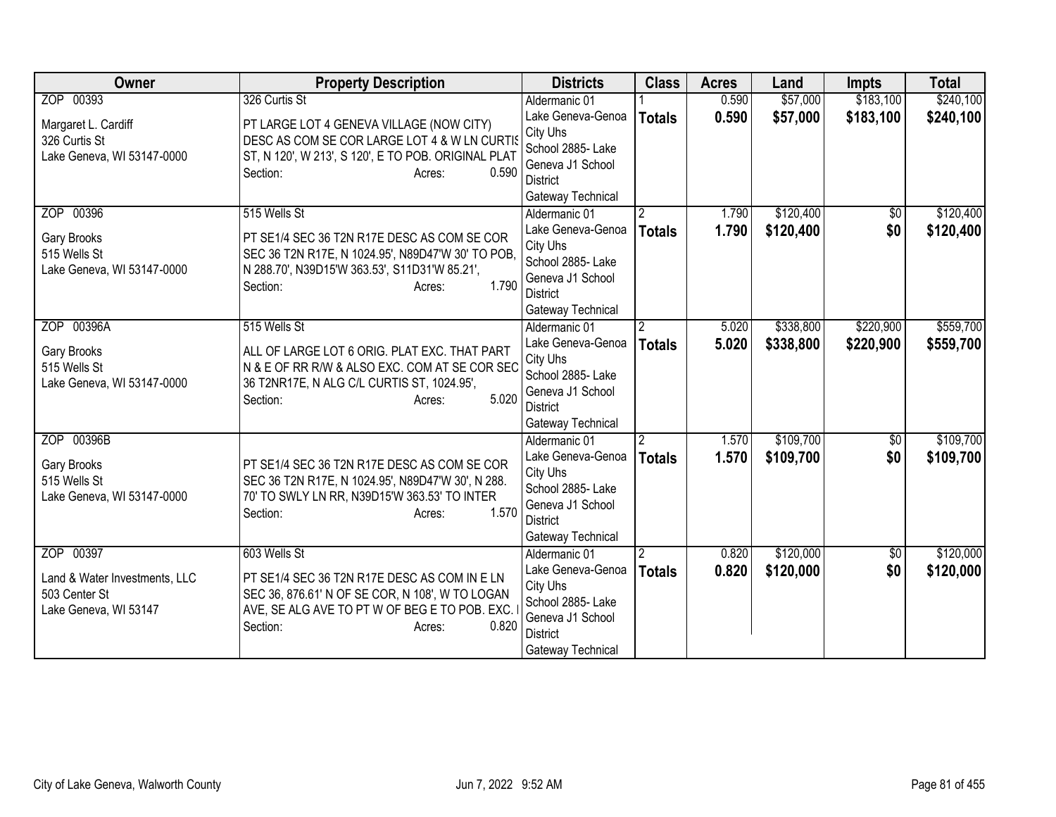| Owner | Property Description | Districts | Class | Acres | Land | Impts | Total |
|---|---|---|---|---|---|---|---|
| ZOP 00393<br><br>Margaret L. Cardiff<br>326 Curtis St<br>Lake Geneva, WI 53147-0000 | 326 Curtis St<br><br>PT LARGE LOT 4 GENEVA VILLAGE (NOW CITY) DESC AS COM SE COR LARGE LOT 4 & W LN CURTIS ST, N 120', W 213', S 120', E TO POB. ORIGINAL PLAT<br>Section: Acres: 0.590 | Aldermanic 01<br>Lake Geneva-Genoa City Uhs<br>School 2885- Lake Geneva J1 School District<br>Gateway Technical | 1<br>**Totals** | 0.590<br>**0.590** | $57,000<br>**$57,000** | $183,100<br>**$183,100** | $240,100<br>**$240,100** |
| ZOP 00396<br><br>Gary Brooks<br>515 Wells St<br>Lake Geneva, WI 53147-0000 | 515 Wells St<br><br>PT SE1/4 SEC 36 T2N R17E DESC AS COM SE COR SEC 36 T2N R17E, N 1024.95', N89D47'W 30' TO POB, N 288.70', N39D15'W 363.53', S11D31'W 85.21',<br>Section: Acres: 1.790 | Aldermanic 01<br>Lake Geneva-Genoa City Uhs<br>School 2885- Lake Geneva J1 School District<br>Gateway Technical | 2<br>**Totals** | 1.790<br>**1.790** | $120,400<br>**$120,400** | $0<br>**$0** | $120,400<br>**$120,400** |
| ZOP 00396A<br><br>Gary Brooks<br>515 Wells St<br>Lake Geneva, WI 53147-0000 | 515 Wells St<br><br>ALL OF LARGE LOT 6 ORIG. PLAT EXC. THAT PART N & E OF RR R/W & ALSO EXC. COM AT SE COR SEC 36 T2NR17E, N ALG C/L CURTIS ST, 1024.95',<br>Section: Acres: 5.020 | Aldermanic 01<br>Lake Geneva-Genoa City Uhs<br>School 2885- Lake Geneva J1 School District<br>Gateway Technical | 2<br>**Totals** | 5.020<br>**5.020** | $338,800<br>**$338,800** | $220,900<br>**$220,900** | $559,700<br>**$559,700** |
| ZOP 00396B<br><br>Gary Brooks<br>515 Wells St<br>Lake Geneva, WI 53147-0000 | PT SE1/4 SEC 36 T2N R17E DESC AS COM SE COR SEC 36 T2N R17E, N 1024.95', N89D47'W 30', N 288. 70' TO SWLY LN RR, N39D15'W 363.53' TO INTER<br>Section: Acres: 1.570 | Aldermanic 01<br>Lake Geneva-Genoa City Uhs<br>School 2885- Lake Geneva J1 School District<br>Gateway Technical | 2<br>**Totals** | 1.570<br>**1.570** | $109,700<br>**$109,700** | $0<br>**$0** | $109,700<br>**$109,700** |
| ZOP 00397<br><br>Land & Water Investments, LLC<br>503 Center St<br>Lake Geneva, WI 53147 | 603 Wells St<br><br>PT SE1/4 SEC 36 T2N R17E DESC AS COM IN E LN SEC 36, 876.61' N OF SE COR, N 108', W TO LOGAN AVE, SE ALG AVE TO PT W OF BEG E TO POB. EXC. I<br>Section: Acres: 0.820 | Aldermanic 01<br>Lake Geneva-Genoa City Uhs<br>School 2885- Lake Geneva J1 School District<br>Gateway Technical | 2<br>**Totals** | 0.820<br>**0.820** | $120,000<br>**$120,000** | $0<br>**$0** | $120,000<br>**$120,000** |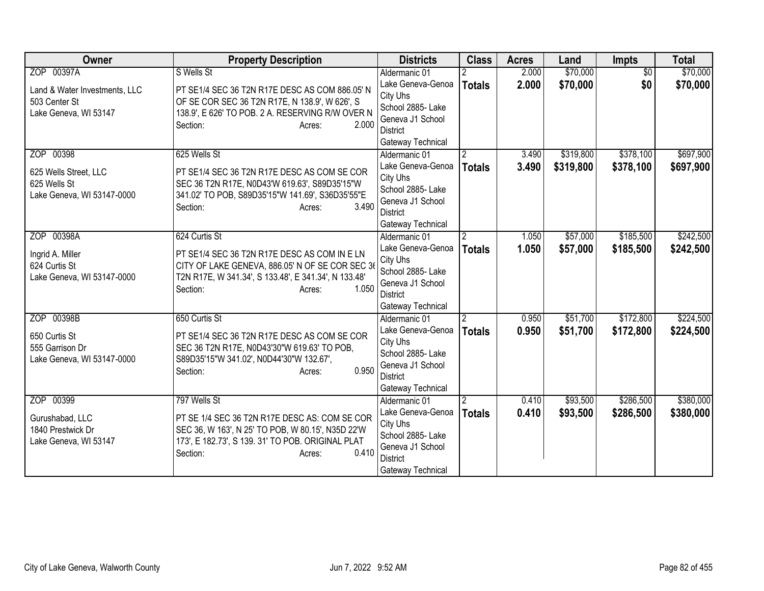| Owner | Property Description | Districts | Class | Acres | Land | Impts | Total |
|---|---|---|---|---|---|---|---|
| ZOP 00397A<br><br>Land & Water Investments, LLC<br>503 Center St<br>Lake Geneva, WI 53147 | S Wells St<br><br>PT SE1/4 SEC 36 T2N R17E DESC AS COM 886.05' N OF SE COR SEC 36 T2N R17E, N 138.9', W 626', S 138.9', E 626' TO POB. 2 A. RESERVING R/W OVER N<br>Section: Acres: 2.000 | Aldermanic 01<br>Lake Geneva-Genoa City Uhs<br>School 2885- Lake Geneva J1 School District<br>Gateway Technical | 2<br>**Totals** | 2.000<br>**2.000** | $70,000<br>**$70,000** | $0<br>**$0** | $70,000<br>**$70,000** |
| ZOP 00398<br><br>625 Wells Street, LLC<br>625 Wells St<br>Lake Geneva, WI 53147-0000 | 625 Wells St<br><br>PT SE1/4 SEC 36 T2N R17E DESC AS COM SE COR SEC 36 T2N R17E, N0D43'W 619.63', S89D35'15"W 341.02' TO POB, S89D35'15"W 141.69', S36D35'55"E<br>Section: Acres: 3.490 | Aldermanic 01<br>Lake Geneva-Genoa City Uhs<br>School 2885- Lake Geneva J1 School District<br>Gateway Technical | 2<br>**Totals** | 3.490<br>**3.490** | $319,800<br>**$319,800** | $378,100<br>**$378,100** | $697,900<br>**$697,900** |
| ZOP 00398A<br><br>Ingrid A. Miller<br>624 Curtis St<br>Lake Geneva, WI 53147-0000 | 624 Curtis St<br><br>PT SE1/4 SEC 36 T2N R17E DESC AS COM IN E LN CITY OF LAKE GENEVA, 886.05' N OF SE COR SEC 36 T2N R17E, W 341.34', S 133.48', E 341.34', N 133.48'<br>Section: Acres: 1.050 | Aldermanic 01<br>Lake Geneva-Genoa City Uhs<br>School 2885- Lake Geneva J1 School District<br>Gateway Technical | 2<br>**Totals** | 1.050<br>**1.050** | $57,000<br>**$57,000** | $185,500<br>**$185,500** | $242,500<br>**$242,500** |
| ZOP 00398B<br><br>650 Curtis St<br>555 Garrison Dr<br>Lake Geneva, WI 53147-0000 | 650 Curtis St<br><br>PT SE1/4 SEC 36 T2N R17E DESC AS COM SE COR SEC 36 T2N R17E, N0D43'30"W 619.63' TO POB, S89D35'15"W 341.02', N0D44'30"W 132.67',<br>Section: Acres: 0.950 | Aldermanic 01<br>Lake Geneva-Genoa City Uhs<br>School 2885- Lake Geneva J1 School District<br>Gateway Technical | 2<br>**Totals** | 0.950<br>**0.950** | $51,700<br>**$51,700** | $172,800<br>**$172,800** | $224,500<br>**$224,500** |
| ZOP 00399<br><br>Gurushabad, LLC<br>1840 Prestwick Dr<br>Lake Geneva, WI 53147 | 797 Wells St<br><br>PT SE 1/4 SEC 36 T2N R17E DESC AS: COM SE COR SEC 36, W 163', N 25' TO POB, W 80.15', N35D 22'W 173', E 182.73', S 139. 31' TO POB. ORIGINAL PLAT<br>Section: Acres: 0.410 | Aldermanic 01<br>Lake Geneva-Genoa City Uhs<br>School 2885- Lake Geneva J1 School District<br>Gateway Technical | 2<br>**Totals** | 0.410<br>**0.410** | $93,500<br>**$93,500** | $286,500<br>**$286,500** | $380,000<br>**$380,000** |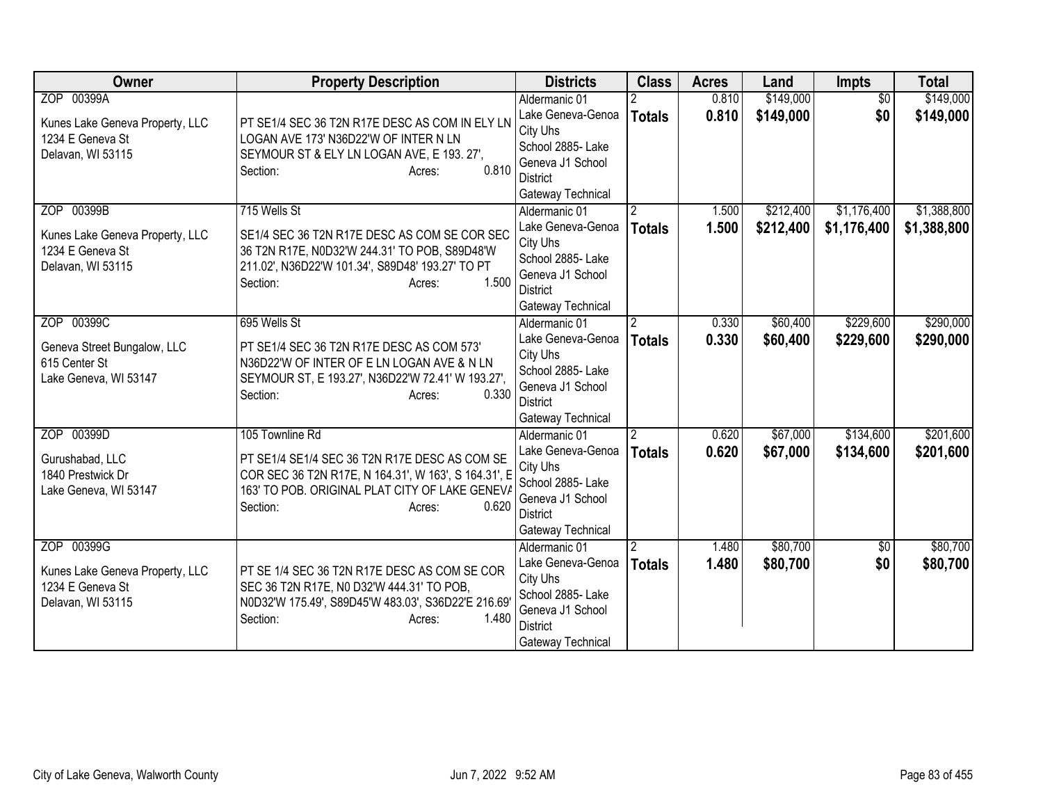| Owner | Property Description | Districts | Class | Acres | Land | Impts | Total |
|---|---|---|---|---|---|---|---|
| ZOP 00399A<br>Kunes Lake Geneva Property, LLC<br>1234 E Geneva St<br>Delavan, WI 53115 | PT SE1/4 SEC 36 T2N R17E DESC AS COM IN ELY LN LOGAN AVE 173' N36D22'W OF INTER N LN SEYMOUR ST & ELY LN LOGAN AVE, E 193. 27',<br>Section: Acres: 0.810 | Aldermanic 01<br>Lake Geneva-Genoa City Uhs<br>School 2885- Lake Geneva J1 School District<br>Gateway Technical | 2<br>**Totals** | 0.810<br>**0.810** | $149,000<br>**$149,000** | $0<br>**$0** | $149,000<br>**$149,000** |
| ZOP 00399B<br>Kunes Lake Geneva Property, LLC<br>1234 E Geneva St<br>Delavan, WI 53115 | 715 Wells St<br>SE1/4 SEC 36 T2N R17E DESC AS COM SE COR SEC 36 T2N R17E, N0D32'W 244.31' TO POB, S89D48'W 211.02', N36D22'W 101.34', S89D48' 193.27' TO PT<br>Section: Acres: 1.500 | Aldermanic 01<br>Lake Geneva-Genoa City Uhs<br>School 2885- Lake Geneva J1 School District<br>Gateway Technical | 2<br>**Totals** | 1.500<br>**1.500** | $212,400<br>**$212,400** | $1,176,400<br>**$1,176,400** | $1,388,800<br>**$1,388,800** |
| ZOP 00399C<br>Geneva Street Bungalow, LLC<br>615 Center St<br>Lake Geneva, WI 53147 | 695 Wells St<br>PT SE1/4 SEC 36 T2N R17E DESC AS COM 573' N36D22'W OF INTER OF E LN LOGAN AVE & N LN SEYMOUR ST, E 193.27', N36D22'W 72.41' W 193.27',<br>Section: Acres: 0.330 | Aldermanic 01<br>Lake Geneva-Genoa City Uhs<br>School 2885- Lake Geneva J1 School District<br>Gateway Technical | 2<br>**Totals** | 0.330<br>**0.330** | $60,400<br>**$60,400** | $229,600<br>**$229,600** | $290,000<br>**$290,000** |
| ZOP 00399D<br>Gurushabad, LLC<br>1840 Prestwick Dr<br>Lake Geneva, WI 53147 | 105 Townline Rd<br>PT SE1/4 SE1/4 SEC 36 T2N R17E DESC AS COM SE COR SEC 36 T2N R17E, N 164.31', W 163', S 164.31', E 163' TO POB. ORIGINAL PLAT CITY OF LAKE GENEVA<br>Section: Acres: 0.620 | Aldermanic 01<br>Lake Geneva-Genoa City Uhs<br>School 2885- Lake Geneva J1 School District<br>Gateway Technical | 2<br>**Totals** | 0.620<br>**0.620** | $67,000<br>**$67,000** | $134,600<br>**$134,600** | $201,600<br>**$201,600** |
| ZOP 00399G<br>Kunes Lake Geneva Property, LLC<br>1234 E Geneva St<br>Delavan, WI 53115 | PT SE 1/4 SEC 36 T2N R17E DESC AS COM SE COR SEC 36 T2N R17E, N0 D32'W 444.31' TO POB, N0D32'W 175.49', S89D45'W 483.03', S36D22'E 216.69'<br>Section: Acres: 1.480 | Aldermanic 01<br>Lake Geneva-Genoa City Uhs<br>School 2885- Lake Geneva J1 School District<br>Gateway Technical | 2<br>**Totals** | 1.480<br>**1.480** | $80,700<br>**$80,700** | $0<br>**$0** | $80,700<br>**$80,700** |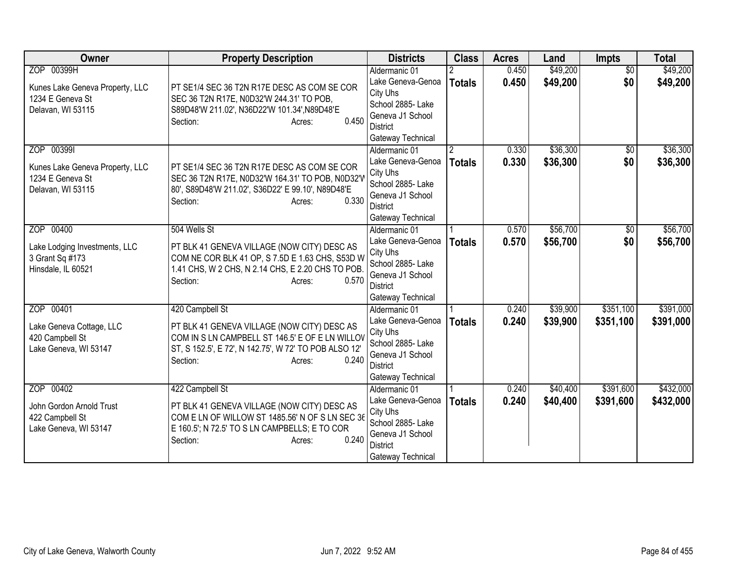| Owner | Property Description | Districts | Class | Acres | Land | Impts | Total |
|---|---|---|---|---|---|---|---|
| ZOP 00399H<br><br>Kunes Lake Geneva Property, LLC<br>1234 E Geneva St<br>Delavan, WI 53115 | PT SE1/4 SEC 36 T2N R17E DESC AS COM SE COR SEC 36 T2N R17E, N0D32'W 244.31' TO POB, S89D48'W 211.02', N36D22'W 101.34',N89D48'E<br>Section: Acres: 0.450 | Aldermanic 01<br>Lake Geneva-Genoa City Uhs<br>School 2885- Lake Geneva J1 School District<br>Gateway Technical | 2<br>**Totals** | 0.450<br>**0.450** | $49,200<br>**$49,200** | $0<br>**$0** | $49,200<br>**$49,200** |
| ZOP 00399I<br><br>Kunes Lake Geneva Property, LLC<br>1234 E Geneva St<br>Delavan, WI 53115 | PT SE1/4 SEC 36 T2N R17E DESC AS COM SE COR SEC 36 T2N R17E, N0D32'W 164.31' TO POB, N0D32'W 80', S89D48'W 211.02', S36D22' E 99.10', N89D48'E<br>Section: Acres: 0.330 | Aldermanic 01<br>Lake Geneva-Genoa City Uhs<br>School 2885- Lake Geneva J1 School District<br>Gateway Technical | 2<br>**Totals** | 0.330<br>**0.330** | $36,300<br>**$36,300** | $0<br>**$0** | $36,300<br>**$36,300** |
| ZOP 00400<br><br>Lake Lodging Investments, LLC<br>3 Grant Sq #173<br>Hinsdale, IL 60521 | 504 Wells St<br><br>PT BLK 41 GENEVA VILLAGE (NOW CITY) DESC AS COM NE COR BLK 41 OP, S 7.5D E 1.63 CHS, S53D W 1.41 CHS, W 2 CHS, N 2.14 CHS, E 2.20 CHS TO POB.<br>Section: Acres: 0.570 | Aldermanic 01<br>Lake Geneva-Genoa City Uhs<br>School 2885- Lake Geneva J1 School District<br>Gateway Technical | 1<br>**Totals** | 0.570<br>**0.570** | $56,700<br>**$56,700** | $0<br>**$0** | $56,700<br>**$56,700** |
| ZOP 00401<br><br>Lake Geneva Cottage, LLC<br>420 Campbell St<br>Lake Geneva, WI 53147 | 420 Campbell St<br><br>PT BLK 41 GENEVA VILLAGE (NOW CITY) DESC AS COM IN S LN CAMPBELL ST 146.5' E OF E LN WILLOW ST, S 152.5', E 72', N 142.75', W 72' TO POB ALSO 12'<br>Section: Acres: 0.240 | Aldermanic 01<br>Lake Geneva-Genoa City Uhs<br>School 2885- Lake Geneva J1 School District<br>Gateway Technical | 1<br>**Totals** | 0.240<br>**0.240** | $39,900<br>**$39,900** | $351,100<br>**$351,100** | $391,000<br>**$391,000** |
| ZOP 00402<br><br>John Gordon Arnold Trust<br>422 Campbell St<br>Lake Geneva, WI 53147 | 422 Campbell St<br><br>PT BLK 41 GENEVA VILLAGE (NOW CITY) DESC AS COM E LN OF WILLOW ST 1485.56' N OF S LN SEC 36 E 160.5'; N 72.5' TO S LN CAMPBELLS; E TO COR<br>Section: Acres: 0.240 | Aldermanic 01<br>Lake Geneva-Genoa City Uhs<br>School 2885- Lake Geneva J1 School District<br>Gateway Technical | 1<br>**Totals** | 0.240<br>**0.240** | $40,400<br>**$40,400** | $391,600<br>**$391,600** | $432,000<br>**$432,000** |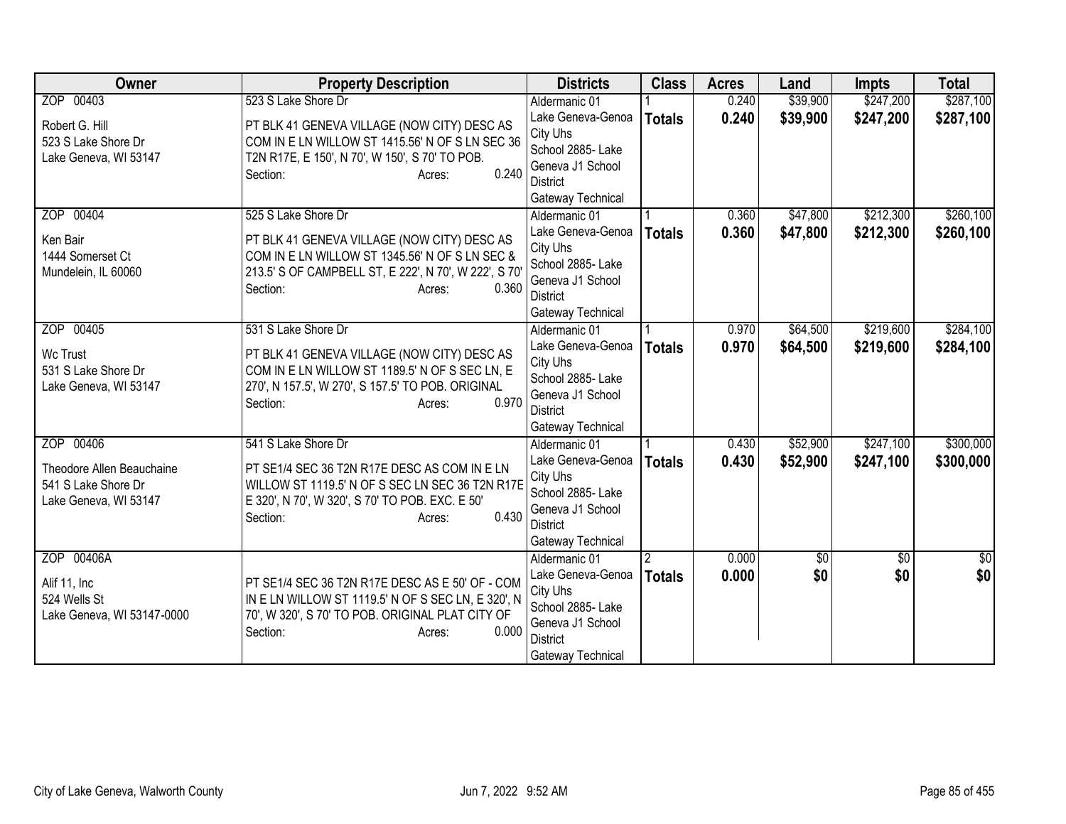| Owner | Property Description | Districts | Class | Acres | Land | Impts | Total |
|---|---|---|---|---|---|---|---|
| ZOP 00403<br><br>Robert G. Hill<br>523 S Lake Shore Dr<br>Lake Geneva, WI 53147 | 523 S Lake Shore Dr<br><br>PT BLK 41 GENEVA VILLAGE (NOW CITY) DESC AS COM IN E LN WILLOW ST 1415.56' N OF S LN SEC 36 T2N R17E, E 150', N 70', W 150', S 70' TO POB.<br>Section: Acres: 0.240 | Aldermanic 01<br>Lake Geneva-Genoa City Uhs<br>School 2885- Lake Geneva J1 School District<br>Gateway Technical | 1<br>**Totals** | 0.240<br>**0.240** | $39,900<br>**$39,900** | $247,200<br>**$247,200** | $287,100<br>**$287,100** |
| ZOP 00404<br><br>Ken Bair<br>1444 Somerset Ct<br>Mundelein, IL 60060 | 525 S Lake Shore Dr<br><br>PT BLK 41 GENEVA VILLAGE (NOW CITY) DESC AS COM IN E LN WILLOW ST 1345.56' N OF S LN SEC & 213.5' S OF CAMPBELL ST, E 222', N 70', W 222', S 70'<br>Section: Acres: 0.360 | Aldermanic 01<br>Lake Geneva-Genoa City Uhs<br>School 2885- Lake Geneva J1 School District<br>Gateway Technical | 1<br>**Totals** | 0.360<br>**0.360** | $47,800<br>**$47,800** | $212,300<br>**$212,300** | $260,100<br>**$260,100** |
| ZOP 00405<br><br>Wc Trust<br>531 S Lake Shore Dr<br>Lake Geneva, WI 53147 | 531 S Lake Shore Dr<br><br>PT BLK 41 GENEVA VILLAGE (NOW CITY) DESC AS COM IN E LN WILLOW ST 1189.5' N OF S SEC LN, E 270', N 157.5', W 270', S 157.5' TO POB. ORIGINAL<br>Section: Acres: 0.970 | Aldermanic 01<br>Lake Geneva-Genoa City Uhs<br>School 2885- Lake Geneva J1 School District<br>Gateway Technical | 1<br>**Totals** | 0.970<br>**0.970** | $64,500<br>**$64,500** | $219,600<br>**$219,600** | $284,100<br>**$284,100** |
| ZOP 00406<br><br>Theodore Allen Beauchaine<br>541 S Lake Shore Dr<br>Lake Geneva, WI 53147 | 541 S Lake Shore Dr<br><br>PT SE1/4 SEC 36 T2N R17E DESC AS COM IN E LN WILLOW ST 1119.5' N OF S SEC LN SEC 36 T2N R17E E 320', N 70', W 320', S 70' TO POB. EXC. E 50'<br>Section: Acres: 0.430 | Aldermanic 01<br>Lake Geneva-Genoa City Uhs<br>School 2885- Lake Geneva J1 School District<br>Gateway Technical | 1<br>**Totals** | 0.430<br>**0.430** | $52,900<br>**$52,900** | $247,100<br>**$247,100** | $300,000<br>**$300,000** |
| ZOP 00406A<br><br>Alif 11, Inc<br>524 Wells St<br>Lake Geneva, WI 53147-0000 | PT SE1/4 SEC 36 T2N R17E DESC AS E 50' OF - COM IN E LN WILLOW ST 1119.5' N OF S SEC LN, E 320', N 70', W 320', S 70' TO POB. ORIGINAL PLAT CITY OF<br>Section: Acres: 0.000 | Aldermanic 01<br>Lake Geneva-Genoa City Uhs<br>School 2885- Lake Geneva J1 School District<br>Gateway Technical | 2<br>**Totals** | 0.000<br>**0.000** | $0<br>**$0** | $0<br>**$0** | $0<br>**$0** |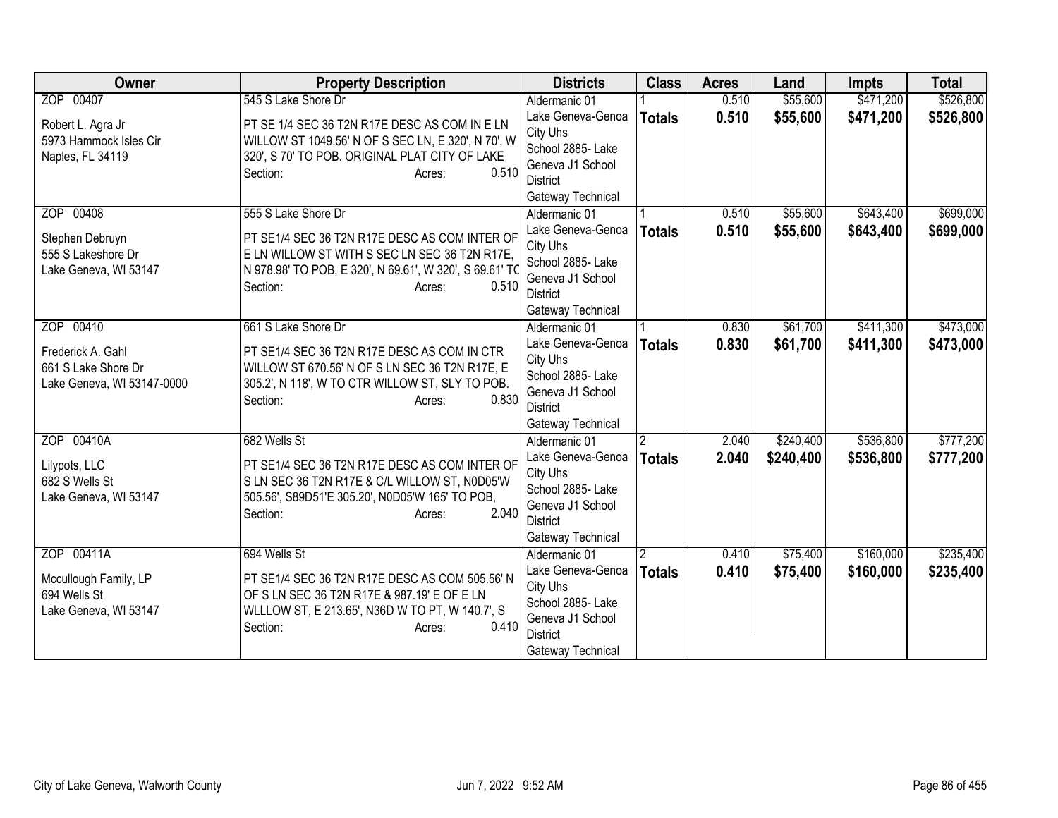| Owner | Property Description | Districts | Class | Acres | Land | Impts | Total |
|---|---|---|---|---|---|---|---|
| ZOP 00407<br><br>Robert L. Agra Jr<br>5973 Hammock Isles Cir<br>Naples, FL 34119 | 545 S Lake Shore Dr<br><br>PT SE 1/4 SEC 36 T2N R17E DESC AS COM IN E LN WILLOW ST 1049.56' N OF S SEC LN, E 320', N 70', W 320', S 70' TO POB. ORIGINAL PLAT CITY OF LAKE<br>Section: Acres: 0.510 | Aldermanic 01<br>Lake Geneva-Genoa City Uhs<br>School 2885- Lake Geneva J1 School District<br>Gateway Technical | 1<br>**Totals** | 0.510<br>**0.510** | \$55,600<br>**\$55,600** | \$471,200<br>**\$471,200** | \$526,800<br>**\$526,800** |
| ZOP 00408<br><br>Stephen Debruyn<br>555 S Lakeshore Dr<br>Lake Geneva, WI 53147 | 555 S Lake Shore Dr<br><br>PT SE1/4 SEC 36 T2N R17E DESC AS COM INTER OF E LN WILLOW ST WITH S SEC LN SEC 36 T2N R17E, N 978.98' TO POB, E 320', N 69.61', W 320', S 69.61' TO<br>Section: Acres: 0.510 | Aldermanic 01<br>Lake Geneva-Genoa City Uhs<br>School 2885- Lake Geneva J1 School District<br>Gateway Technical | 1<br>**Totals** | 0.510<br>**0.510** | \$55,600<br>**\$55,600** | \$643,400<br>**\$643,400** | \$699,000<br>**\$699,000** |
| ZOP 00410<br><br>Frederick A. Gahl<br>661 S Lake Shore Dr<br>Lake Geneva, WI 53147-0000 | 661 S Lake Shore Dr<br><br>PT SE1/4 SEC 36 T2N R17E DESC AS COM IN CTR WILLOW ST 670.56' N OF S LN SEC 36 T2N R17E, E 305.2', N 118', W TO CTR WILLOW ST, SLY TO POB.<br>Section: Acres: 0.830 | Aldermanic 01<br>Lake Geneva-Genoa City Uhs<br>School 2885- Lake Geneva J1 School District<br>Gateway Technical | 1<br>**Totals** | 0.830<br>**0.830** | \$61,700<br>**\$61,700** | \$411,300<br>**\$411,300** | \$473,000<br>**\$473,000** |
| ZOP 00410A<br><br>Lilypots, LLC<br>682 S Wells St<br>Lake Geneva, WI 53147 | 682 Wells St<br><br>PT SE1/4 SEC 36 T2N R17E DESC AS COM INTER OF S LN SEC 36 T2N R17E & C/L WILLOW ST, N0D05'W 505.56', S89D51'E 305.20', N0D05'W 165' TO POB,<br>Section: Acres: 2.040 | Aldermanic 01<br>Lake Geneva-Genoa City Uhs<br>School 2885- Lake Geneva J1 School District<br>Gateway Technical | 2<br>**Totals** | 2.040<br>**2.040** | \$240,400<br>**\$240,400** | \$536,800<br>**\$536,800** | \$777,200<br>**\$777,200** |
| ZOP 00411A<br><br>Mccullough Family, LP<br>694 Wells St<br>Lake Geneva, WI 53147 | 694 Wells St<br><br>PT SE1/4 SEC 36 T2N R17E DESC AS COM 505.56' N OF S LN SEC 36 T2N R17E & 987.19' E OF E LN WLLLOW ST, E 213.65', N36D W TO PT, W 140.7', S<br>Section: Acres: 0.410 | Aldermanic 01<br>Lake Geneva-Genoa City Uhs<br>School 2885- Lake Geneva J1 School District<br>Gateway Technical | 2<br>**Totals** | 0.410<br>**0.410** | \$75,400<br>**\$75,400** | \$160,000<br>**\$160,000** | \$235,400<br>**\$235,400** |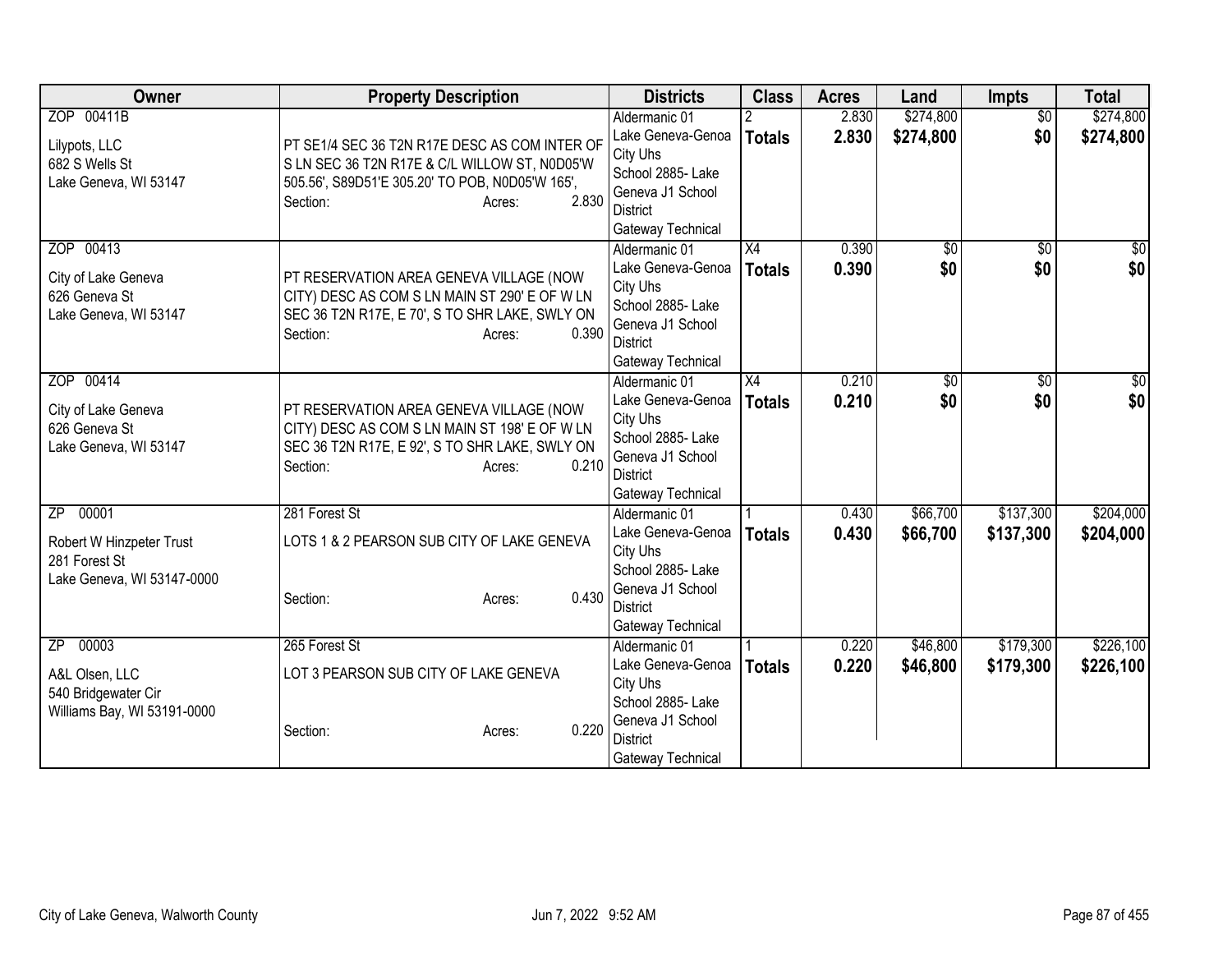| Owner | Property Description | Districts | Class | Acres | Land | Impts | Total |
|---|---|---|---|---|---|---|---|
| ZOP 00411B<br>Lilypots, LLC<br>682 S Wells St<br>Lake Geneva, WI 53147 | PT SE1/4 SEC 36 T2N R17E DESC AS COM INTER OF S LN SEC 36 T2N R17E & C/L WILLOW ST, N0D05'W 505.56', S89D51'E 305.20' TO POB, N0D05'W 165',<br>Section: Acres: 2.830 | Aldermanic 01<br>Lake Geneva-Genoa City Uhs<br>School 2885- Lake Geneva J1 School District<br>Gateway Technical | 2<br>**Totals** | 2.830<br>**2.830** | $274,800<br>**$274,800** | $0<br>**$0** | $274,800<br>**$274,800** |
| ZOP 00413<br>City of Lake Geneva<br>626 Geneva St<br>Lake Geneva, WI 53147 | PT RESERVATION AREA GENEVA VILLAGE (NOW CITY) DESC AS COM S LN MAIN ST 290' E OF W LN SEC 36 T2N R17E, E 70', S TO SHR LAKE, SWLY ON<br>Section: Acres: 0.390 | Aldermanic 01<br>Lake Geneva-Genoa City Uhs<br>School 2885- Lake Geneva J1 School District<br>Gateway Technical | X4<br>**Totals** | 0.390<br>**0.390** | $0<br>**$0** | $0<br>**$0** | $0<br>**$0** |
| ZOP 00414<br>City of Lake Geneva<br>626 Geneva St<br>Lake Geneva, WI 53147 | PT RESERVATION AREA GENEVA VILLAGE (NOW CITY) DESC AS COM S LN MAIN ST 198' E OF W LN SEC 36 T2N R17E, E 92', S TO SHR LAKE, SWLY ON<br>Section: Acres: 0.210 | Aldermanic 01<br>Lake Geneva-Genoa City Uhs<br>School 2885- Lake Geneva J1 School District<br>Gateway Technical | X4<br>**Totals** | 0.210<br>**0.210** | $0<br>**$0** | $0<br>**$0** | $0<br>**$0** |
| ZP 00001<br>Robert W Hinzpeter Trust<br>281 Forest St<br>Lake Geneva, WI 53147-0000 | 281 Forest St<br>LOTS 1 & 2 PEARSON SUB CITY OF LAKE GENEVA<br>Section: Acres: 0.430 | Aldermanic 01<br>Lake Geneva-Genoa City Uhs<br>School 2885- Lake Geneva J1 School District<br>Gateway Technical | 1<br>**Totals** | 0.430<br>**0.430** | $66,700<br>**$66,700** | $137,300<br>**$137,300** | $204,000<br>**$204,000** |
| ZP 00003<br>A&L Olsen, LLC<br>540 Bridgewater Cir<br>Williams Bay, WI 53191-0000 | 265 Forest St<br>LOT 3 PEARSON SUB CITY OF LAKE GENEVA<br>Section: Acres: 0.220 | Aldermanic 01<br>Lake Geneva-Genoa City Uhs<br>School 2885- Lake Geneva J1 School District<br>Gateway Technical | 1<br>**Totals** | 0.220<br>**0.220** | $46,800<br>**$46,800** | $179,300<br>**$179,300** | $226,100<br>**$226,100** |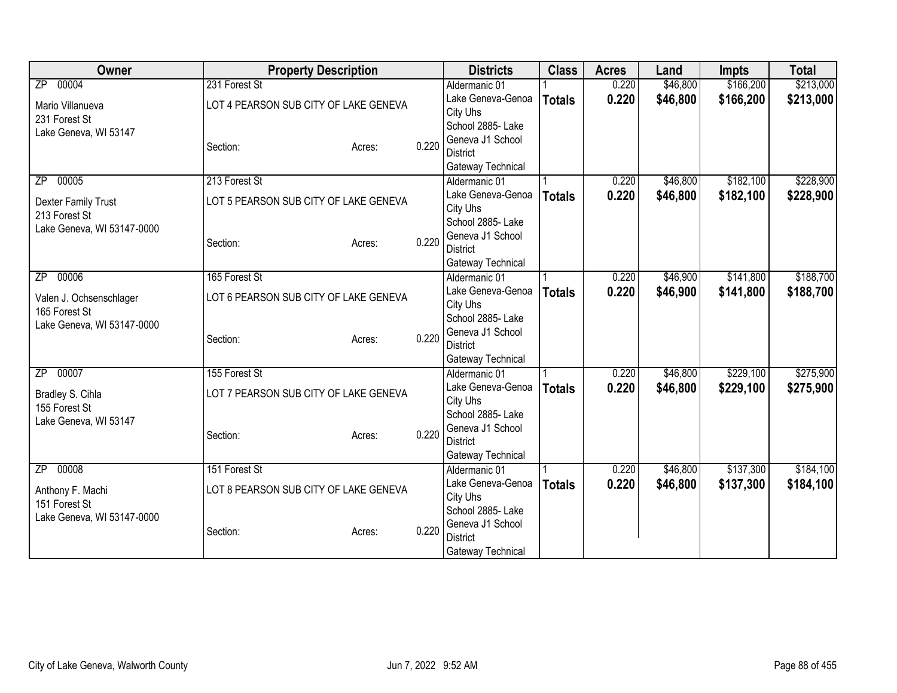| Owner | Property Description | | | Districts | Class | Acres | Land | Impts | Total |
|---|---|---|---|---|---|---|---|---|---|
| ZP 00004 | 231 Forest St | | | Aldermanic 01 | 1 | 0.220 | $46,800 | $166,200 | $213,000 |
| Mario Villanueva<br>231 Forest St<br>Lake Geneva, WI 53147 | LOT 4 PEARSON SUB CITY OF LAKE GENEVA | | | Lake Geneva-Genoa City Uhs | **Totals** | **0.220** | **$46,800** | **$166,200** | **$213,000** |
| | Section: | Acres: | 0.220 | School 2885- Lake Geneva J1 School District<br>Gateway Technical | | | | | |
| ZP 00005 | 213 Forest St | | | Aldermanic 01 | 1 | 0.220 | $46,800 | $182,100 | $228,900 |
| Dexter Family Trust<br>213 Forest St<br>Lake Geneva, WI 53147-0000 | LOT 5 PEARSON SUB CITY OF LAKE GENEVA | | | Lake Geneva-Genoa City Uhs | **Totals** | **0.220** | **$46,800** | **$182,100** | **$228,900** |
| | Section: | Acres: | 0.220 | School 2885- Lake Geneva J1 School District<br>Gateway Technical | | | | | |
| ZP 00006 | 165 Forest St | | | Aldermanic 01 | 1 | 0.220 | $46,900 | $141,800 | $188,700 |
| Valen J. Ochsenschlager<br>165 Forest St<br>Lake Geneva, WI 53147-0000 | LOT 6 PEARSON SUB CITY OF LAKE GENEVA | | | Lake Geneva-Genoa City Uhs | **Totals** | **0.220** | **$46,900** | **$141,800** | **$188,700** |
| | Section: | Acres: | 0.220 | School 2885- Lake Geneva J1 School District<br>Gateway Technical | | | | | |
| ZP 00007 | 155 Forest St | | | Aldermanic 01 | 1 | 0.220 | $46,800 | $229,100 | $275,900 |
| Bradley S. Cihla<br>155 Forest St<br>Lake Geneva, WI 53147 | LOT 7 PEARSON SUB CITY OF LAKE GENEVA | | | Lake Geneva-Genoa City Uhs | **Totals** | **0.220** | **$46,800** | **$229,100** | **$275,900** |
| | Section: | Acres: | 0.220 | School 2885- Lake Geneva J1 School District<br>Gateway Technical | | | | | |
| ZP 00008 | 151 Forest St | | | Aldermanic 01 | 1 | 0.220 | $46,800 | $137,300 | $184,100 |
| Anthony F. Machi<br>151 Forest St<br>Lake Geneva, WI 53147-0000 | LOT 8 PEARSON SUB CITY OF LAKE GENEVA | | | Lake Geneva-Genoa City Uhs | **Totals** | **0.220** | **$46,800** | **$137,300** | **$184,100** |
| | Section: | Acres: | 0.220 | School 2885- Lake Geneva J1 School District<br>Gateway Technical | | | | | |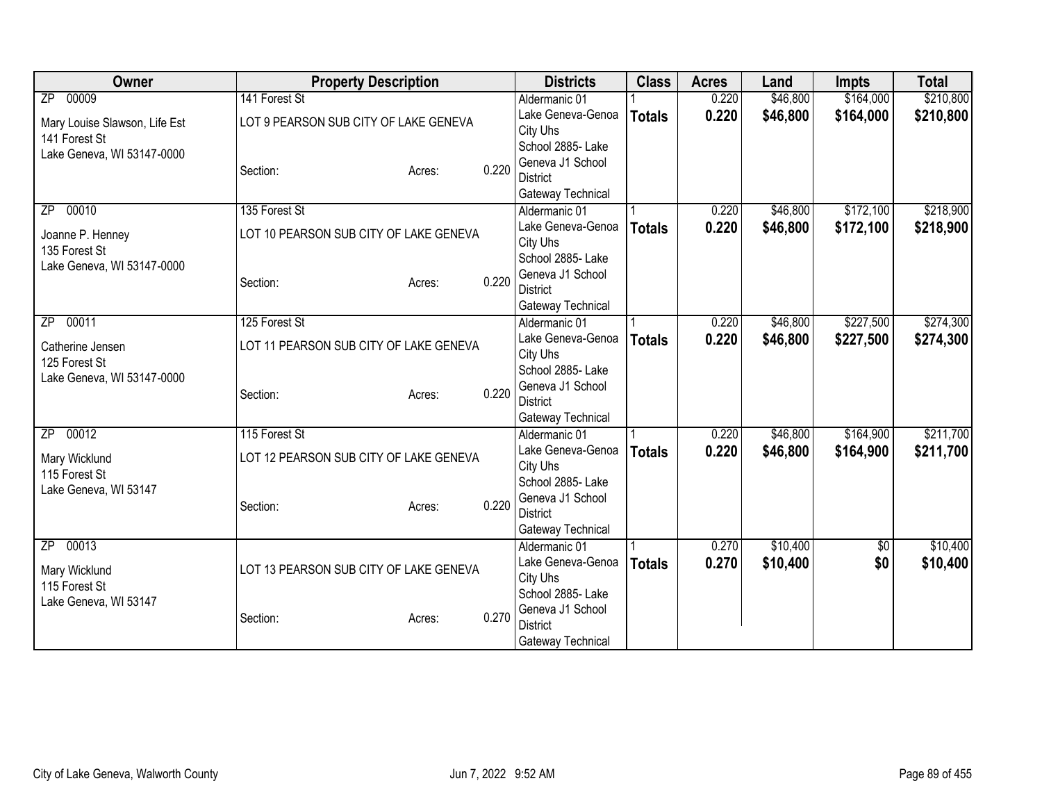| Owner | Property Description | | | Districts | Class | Acres | Land | Impts | Total |
|---|---|---|---|---|---|---|---|---|---|
| ZP 00009 | 141 Forest St | | | Aldermanic 01 | 1 | 0.220 | $46,800 | $164,000 | $210,800 |
| Mary Louise Slawson, Life Est<br>141 Forest St<br>Lake Geneva, WI 53147-0000 | LOT 9 PEARSON SUB CITY OF LAKE GENEVA | | | Lake Geneva-Genoa City Uhs | **Totals** | **0.220** | **$46,800** | **$164,000** | **$210,800** |
| | Section: | Acres: | 0.220 | School 2885- Lake Geneva J1 School District<br>Gateway Technical | | | | | |
| ZP 00010 | 135 Forest St | | | Aldermanic 01 | 1 | 0.220 | $46,800 | $172,100 | $218,900 |
| Joanne P. Henney<br>135 Forest St<br>Lake Geneva, WI 53147-0000 | LOT 10 PEARSON SUB CITY OF LAKE GENEVA | | | Lake Geneva-Genoa City Uhs | **Totals** | **0.220** | **$46,800** | **$172,100** | **$218,900** |
| | Section: | Acres: | 0.220 | School 2885- Lake Geneva J1 School District<br>Gateway Technical | | | | | |
| ZP 00011 | 125 Forest St | | | Aldermanic 01 | 1 | 0.220 | $46,800 | $227,500 | $274,300 |
| Catherine Jensen<br>125 Forest St<br>Lake Geneva, WI 53147-0000 | LOT 11 PEARSON SUB CITY OF LAKE GENEVA | | | Lake Geneva-Genoa City Uhs | **Totals** | **0.220** | **$46,800** | **$227,500** | **$274,300** |
| | Section: | Acres: | 0.220 | School 2885- Lake Geneva J1 School District<br>Gateway Technical | | | | | |
| ZP 00012 | 115 Forest St | | | Aldermanic 01 | 1 | 0.220 | $46,800 | $164,900 | $211,700 |
| Mary Wicklund<br>115 Forest St<br>Lake Geneva, WI 53147 | LOT 12 PEARSON SUB CITY OF LAKE GENEVA | | | Lake Geneva-Genoa City Uhs | **Totals** | **0.220** | **$46,800** | **$164,900** | **$211,700** |
| | Section: | Acres: | 0.220 | School 2885- Lake Geneva J1 School District<br>Gateway Technical | | | | | |
| ZP 00013 | | | | Aldermanic 01 | 1 | 0.270 | $10,400 | $0 | $10,400 |
| Mary Wicklund<br>115 Forest St<br>Lake Geneva, WI 53147 | LOT 13 PEARSON SUB CITY OF LAKE GENEVA | | | Lake Geneva-Genoa City Uhs | **Totals** | **0.270** | **$10,400** | **$0** | **$10,400** |
| | Section: | Acres: | 0.270 | School 2885- Lake Geneva J1 School District<br>Gateway Technical | | | | | |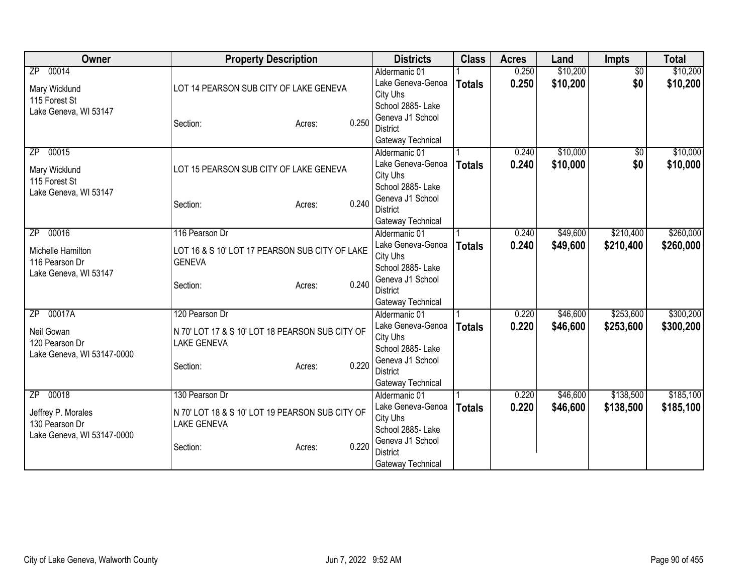| Owner | Property Description | Districts | Class | Acres | Land | Impts | Total |
|---|---|---|---|---|---|---|---|
| ZP 00014<br>Mary Wicklund<br>115 Forest St<br>Lake Geneva, WI 53147 | LOT 14 PEARSON SUB CITY OF LAKE GENEVA<br>Section: Acres: 0.250 | Aldermanic 01<br>Lake Geneva-Genoa City Uhs<br>School 2885- Lake Geneva J1 School District<br>Gateway Technical | 1<br>**Totals** | 0.250<br>**0.250** | $10,200<br>**$10,200** | $0<br>**$0** | $10,200<br>**$10,200** |
| ZP 00015<br>Mary Wicklund<br>115 Forest St<br>Lake Geneva, WI 53147 | LOT 15 PEARSON SUB CITY OF LAKE GENEVA<br>Section: Acres: 0.240 | Aldermanic 01<br>Lake Geneva-Genoa City Uhs<br>School 2885- Lake Geneva J1 School District<br>Gateway Technical | 1<br>**Totals** | 0.240<br>**0.240** | $10,000<br>**$10,000** | $0<br>**$0** | $10,000<br>**$10,000** |
| ZP 00016<br>Michelle Hamilton<br>116 Pearson Dr<br>Lake Geneva, WI 53147 | 116 Pearson Dr<br>LOT 16 & S 10' LOT 17 PEARSON SUB CITY OF LAKE GENEVA<br>Section: Acres: 0.240 | Aldermanic 01<br>Lake Geneva-Genoa City Uhs<br>School 2885- Lake Geneva J1 School District<br>Gateway Technical | 1<br>**Totals** | 0.240<br>**0.240** | $49,600<br>**$49,600** | $210,400<br>**$210,400** | $260,000<br>**$260,000** |
| ZP 00017A<br>Neil Gowan<br>120 Pearson Dr<br>Lake Geneva, WI 53147-0000 | 120 Pearson Dr<br>N 70' LOT 17 & S 10' LOT 18 PEARSON SUB CITY OF LAKE GENEVA<br>Section: Acres: 0.220 | Aldermanic 01<br>Lake Geneva-Genoa City Uhs<br>School 2885- Lake Geneva J1 School District<br>Gateway Technical | 1<br>**Totals** | 0.220<br>**0.220** | $46,600<br>**$46,600** | $253,600<br>**$253,600** | $300,200<br>**$300,200** |
| ZP 00018<br>Jeffrey P. Morales<br>130 Pearson Dr<br>Lake Geneva, WI 53147-0000 | 130 Pearson Dr<br>N 70' LOT 18 & S 10' LOT 19 PEARSON SUB CITY OF LAKE GENEVA<br>Section: Acres: 0.220 | Aldermanic 01<br>Lake Geneva-Genoa City Uhs<br>School 2885- Lake Geneva J1 School District<br>Gateway Technical | 1<br>**Totals** | 0.220<br>**0.220** | $46,600<br>**$46,600** | $138,500<br>**$138,500** | $185,100<br>**$185,100** |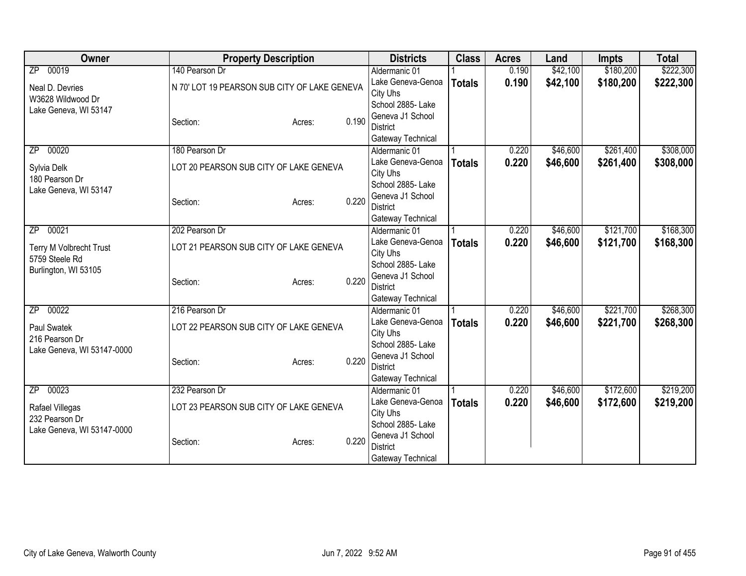| Owner | Property Description | | | Districts | Class | Acres | Land | Impts | Total |
|---|---|---|---|---|---|---|---|---|---|
| ZP 00019<br>Neal D. Devries<br>W3628 Wildwood Dr<br>Lake Geneva, WI 53147 | 140 Pearson Dr<br>N 70' LOT 19 PEARSON SUB CITY OF LAKE GENEVA<br>Section: | Acres: | 0.190 | Aldermanic 01<br>Lake Geneva-Genoa City Uhs<br>School 2885- Lake Geneva J1 School District<br>Gateway Technical | 1<br>**Totals** | 0.190<br>**0.190** | $42,100<br>**$42,100** | $180,200<br>**$180,200** | $222,300<br>**$222,300** |
| ZP 00020<br>Sylvia Delk<br>180 Pearson Dr<br>Lake Geneva, WI 53147 | 180 Pearson Dr<br>LOT 20 PEARSON SUB CITY OF LAKE GENEVA<br>Section: | Acres: | 0.220 | Aldermanic 01<br>Lake Geneva-Genoa City Uhs<br>School 2885- Lake Geneva J1 School District<br>Gateway Technical | 1<br>**Totals** | 0.220<br>**0.220** | $46,600<br>**$46,600** | $261,400<br>**$261,400** | $308,000<br>**$308,000** |
| ZP 00021<br>Terry M Volbrecht Trust<br>5759 Steele Rd<br>Burlington, WI 53105 | 202 Pearson Dr<br>LOT 21 PEARSON SUB CITY OF LAKE GENEVA<br>Section: | Acres: | 0.220 | Aldermanic 01<br>Lake Geneva-Genoa City Uhs<br>School 2885- Lake Geneva J1 School District<br>Gateway Technical | 1<br>**Totals** | 0.220<br>**0.220** | $46,600<br>**$46,600** | $121,700<br>**$121,700** | $168,300<br>**$168,300** |
| ZP 00022<br>Paul Swatek<br>216 Pearson Dr<br>Lake Geneva, WI 53147-0000 | 216 Pearson Dr<br>LOT 22 PEARSON SUB CITY OF LAKE GENEVA<br>Section: | Acres: | 0.220 | Aldermanic 01<br>Lake Geneva-Genoa City Uhs<br>School 2885- Lake Geneva J1 School District<br>Gateway Technical | 1<br>**Totals** | 0.220<br>**0.220** | $46,600<br>**$46,600** | $221,700<br>**$221,700** | $268,300<br>**$268,300** |
| ZP 00023<br>Rafael Villegas<br>232 Pearson Dr<br>Lake Geneva, WI 53147-0000 | 232 Pearson Dr<br>LOT 23 PEARSON SUB CITY OF LAKE GENEVA<br>Section: | Acres: | 0.220 | Aldermanic 01<br>Lake Geneva-Genoa City Uhs<br>School 2885- Lake Geneva J1 School District<br>Gateway Technical | 1<br>**Totals** | 0.220<br>**0.220** | $46,600<br>**$46,600** | $172,600<br>**$172,600** | $219,200<br>**$219,200** |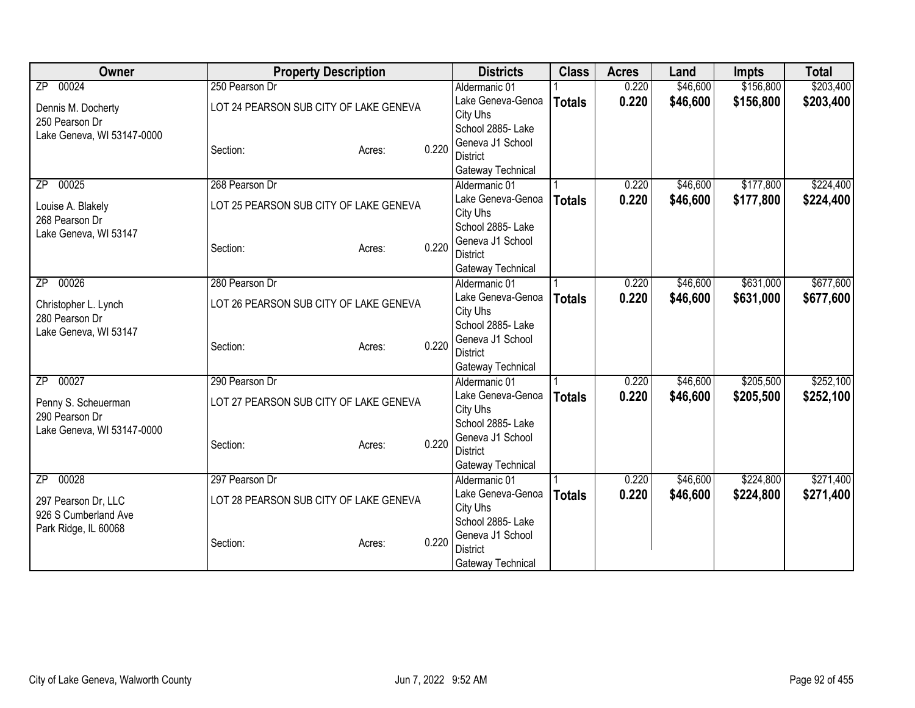| Owner | Property Description | | | Districts | Class | Acres | Land | Impts | Total |
|---|---|---|---|---|---|---|---|---|---|
| ZP 00024 | 250 Pearson Dr | | | Aldermanic 01 | 1 | 0.220 | $46,600 | $156,800 | $203,400 |
| Dennis M. Docherty<br>250 Pearson Dr<br>Lake Geneva, WI 53147-0000 | LOT 24 PEARSON SUB CITY OF LAKE GENEVA | | | Lake Geneva-Genoa City Uhs<br>School 2885- Lake Geneva J1 School District<br>Gateway Technical | **Totals** | **0.220** | **$46,600** | **$156,800** | **$203,400** |
| | Section: | Acres: | 0.220 | | | | | | |
| ZP 00025 | 268 Pearson Dr | | | Aldermanic 01 | 1 | 0.220 | $46,600 | $177,800 | $224,400 |
| Louise A. Blakely<br>268 Pearson Dr<br>Lake Geneva, WI 53147 | LOT 25 PEARSON SUB CITY OF LAKE GENEVA | | | Lake Geneva-Genoa City Uhs<br>School 2885- Lake Geneva J1 School District<br>Gateway Technical | **Totals** | **0.220** | **$46,600** | **$177,800** | **$224,400** |
| | Section: | Acres: | 0.220 | | | | | | |
| ZP 00026 | 280 Pearson Dr | | | Aldermanic 01 | 1 | 0.220 | $46,600 | $631,000 | $677,600 |
| Christopher L. Lynch<br>280 Pearson Dr<br>Lake Geneva, WI 53147 | LOT 26 PEARSON SUB CITY OF LAKE GENEVA | | | Lake Geneva-Genoa City Uhs<br>School 2885- Lake Geneva J1 School District<br>Gateway Technical | **Totals** | **0.220** | **$46,600** | **$631,000** | **$677,600** |
| | Section: | Acres: | 0.220 | | | | | | |
| ZP 00027 | 290 Pearson Dr | | | Aldermanic 01 | 1 | 0.220 | $46,600 | $205,500 | $252,100 |
| Penny S. Scheuerman<br>290 Pearson Dr<br>Lake Geneva, WI 53147-0000 | LOT 27 PEARSON SUB CITY OF LAKE GENEVA | | | Lake Geneva-Genoa City Uhs<br>School 2885- Lake Geneva J1 School District<br>Gateway Technical | **Totals** | **0.220** | **$46,600** | **$205,500** | **$252,100** |
| | Section: | Acres: | 0.220 | | | | | | |
| ZP 00028 | 297 Pearson Dr | | | Aldermanic 01 | 1 | 0.220 | $46,600 | $224,800 | $271,400 |
| 297 Pearson Dr, LLC<br>926 S Cumberland Ave<br>Park Ridge, IL 60068 | LOT 28 PEARSON SUB CITY OF LAKE GENEVA | | | Lake Geneva-Genoa City Uhs<br>School 2885- Lake Geneva J1 School District<br>Gateway Technical | **Totals** | **0.220** | **$46,600** | **$224,800** | **$271,400** |
| | Section: | Acres: | 0.220 | | | | | | |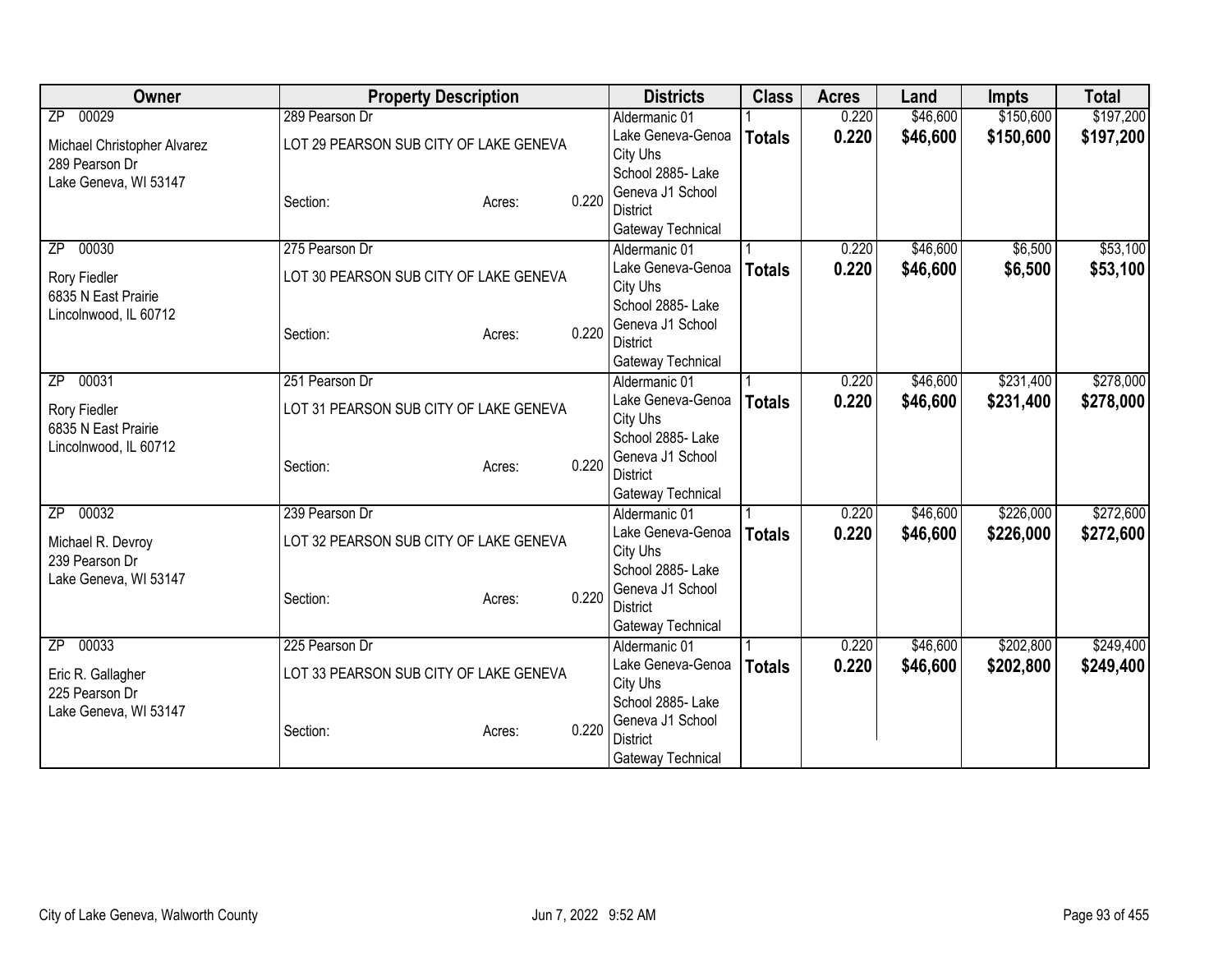| Owner | Property Description | | | Districts | Class | Acres | Land | Impts | Total |
|---|---|---|---|---|---|---|---|---|---|
| ZP 00029 | 289 Pearson Dr | | | Aldermanic 01 | 1 | 0.220 | $46,600 | $150,600 | $197,200 |
| Michael Christopher Alvarez<br>289 Pearson Dr<br>Lake Geneva, WI 53147 | LOT 29 PEARSON SUB CITY OF LAKE GENEVA | | | Lake Geneva-Genoa City Uhs | **Totals** | **0.220** | **$46,600** | **$150,600** | **$197,200** |
| | Section: | Acres: | 0.220 | School 2885- Lake Geneva J1 School District<br>Gateway Technical | | | | | |
| ZP 00030 | 275 Pearson Dr | | | Aldermanic 01 | 1 | 0.220 | $46,600 | $6,500 | $53,100 |
| Rory Fiedler<br>6835 N East Prairie<br>Lincolnwood, IL 60712 | LOT 30 PEARSON SUB CITY OF LAKE GENEVA | | | Lake Geneva-Genoa City Uhs | **Totals** | **0.220** | **$46,600** | **$6,500** | **$53,100** |
| | Section: | Acres: | 0.220 | School 2885- Lake Geneva J1 School District<br>Gateway Technical | | | | | |
| ZP 00031 | 251 Pearson Dr | | | Aldermanic 01 | 1 | 0.220 | $46,600 | $231,400 | $278,000 |
| Rory Fiedler<br>6835 N East Prairie<br>Lincolnwood, IL 60712 | LOT 31 PEARSON SUB CITY OF LAKE GENEVA | | | Lake Geneva-Genoa City Uhs | **Totals** | **0.220** | **$46,600** | **$231,400** | **$278,000** |
| | Section: | Acres: | 0.220 | School 2885- Lake Geneva J1 School District<br>Gateway Technical | | | | | |
| ZP 00032 | 239 Pearson Dr | | | Aldermanic 01 | 1 | 0.220 | $46,600 | $226,000 | $272,600 |
| Michael R. Devroy<br>239 Pearson Dr<br>Lake Geneva, WI 53147 | LOT 32 PEARSON SUB CITY OF LAKE GENEVA | | | Lake Geneva-Genoa City Uhs | **Totals** | **0.220** | **$46,600** | **$226,000** | **$272,600** |
| | Section: | Acres: | 0.220 | School 2885- Lake Geneva J1 School District<br>Gateway Technical | | | | | |
| ZP 00033 | 225 Pearson Dr | | | Aldermanic 01 | 1 | 0.220 | $46,600 | $202,800 | $249,400 |
| Eric R. Gallagher<br>225 Pearson Dr<br>Lake Geneva, WI 53147 | LOT 33 PEARSON SUB CITY OF LAKE GENEVA | | | Lake Geneva-Genoa City Uhs | **Totals** | **0.220** | **$46,600** | **$202,800** | **$249,400** |
| | Section: | Acres: | 0.220 | School 2885- Lake Geneva J1 School District<br>Gateway Technical | | | | | |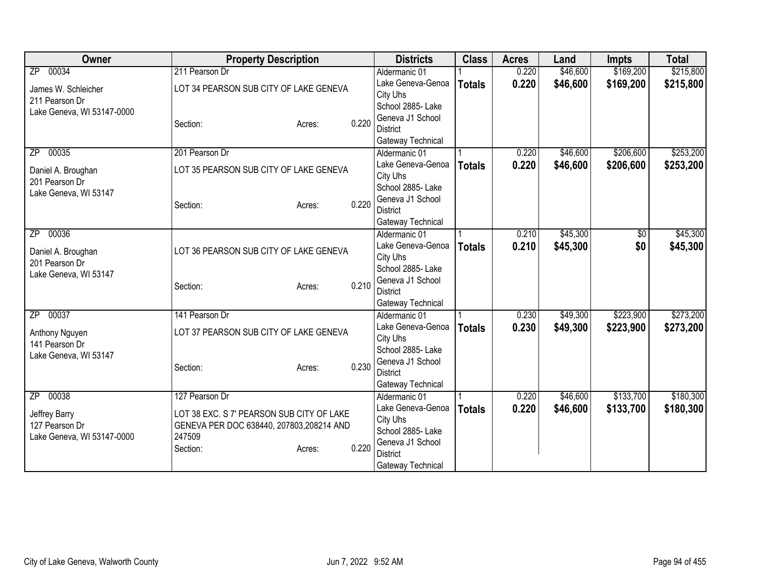| Owner | Property Description | | | Districts | Class | Acres | Land | Impts | Total |
|---|---|---|---|---|---|---|---|---|---|
| ZP 00034<br>James W. Schleicher<br>211 Pearson Dr<br>Lake Geneva, WI 53147-0000 | 211 Pearson Dr<br>LOT 34 PEARSON SUB CITY OF LAKE GENEVA<br>Section: | Acres: | 0.220 | Aldermanic 01<br>Lake Geneva-Genoa City Uhs<br>School 2885- Lake Geneva J1 School District<br>Gateway Technical | 1<br>**Totals** | 0.220<br>**0.220** | $46,600<br>**$46,600** | $169,200<br>**$169,200** | $215,800<br>**$215,800** |
| ZP 00035<br>Daniel A. Broughan<br>201 Pearson Dr<br>Lake Geneva, WI 53147 | 201 Pearson Dr<br>LOT 35 PEARSON SUB CITY OF LAKE GENEVA<br>Section: | Acres: | 0.220 | Aldermanic 01<br>Lake Geneva-Genoa City Uhs<br>School 2885- Lake Geneva J1 School District<br>Gateway Technical | 1<br>**Totals** | 0.220<br>**0.220** | $46,600<br>**$46,600** | $206,600<br>**$206,600** | $253,200<br>**$253,200** |
| ZP 00036<br>Daniel A. Broughan<br>201 Pearson Dr<br>Lake Geneva, WI 53147 | LOT 36 PEARSON SUB CITY OF LAKE GENEVA<br>Section: | Acres: | 0.210 | Aldermanic 01<br>Lake Geneva-Genoa City Uhs<br>School 2885- Lake Geneva J1 School District<br>Gateway Technical | 1<br>**Totals** | 0.210<br>**0.210** | $45,300<br>**$45,300** | $0<br>**$0** | $45,300<br>**$45,300** |
| ZP 00037<br>Anthony Nguyen<br>141 Pearson Dr<br>Lake Geneva, WI 53147 | 141 Pearson Dr<br>LOT 37 PEARSON SUB CITY OF LAKE GENEVA<br>Section: | Acres: | 0.230 | Aldermanic 01<br>Lake Geneva-Genoa City Uhs<br>School 2885- Lake Geneva J1 School District<br>Gateway Technical | 1<br>**Totals** | 0.230<br>**0.230** | $49,300<br>**$49,300** | $223,900<br>**$223,900** | $273,200<br>**$273,200** |
| ZP 00038<br>Jeffrey Barry<br>127 Pearson Dr<br>Lake Geneva, WI 53147-0000 | 127 Pearson Dr<br>LOT 38 EXC. S 7' PEARSON SUB CITY OF LAKE GENEVA PER DOC 638440, 207803,208214 AND 247509<br>Section: | Acres: | 0.220 | Aldermanic 01<br>Lake Geneva-Genoa City Uhs<br>School 2885- Lake Geneva J1 School District<br>Gateway Technical | 1<br>**Totals** | 0.220<br>**0.220** | $46,600<br>**$46,600** | $133,700<br>**$133,700** | $180,300<br>**$180,300** |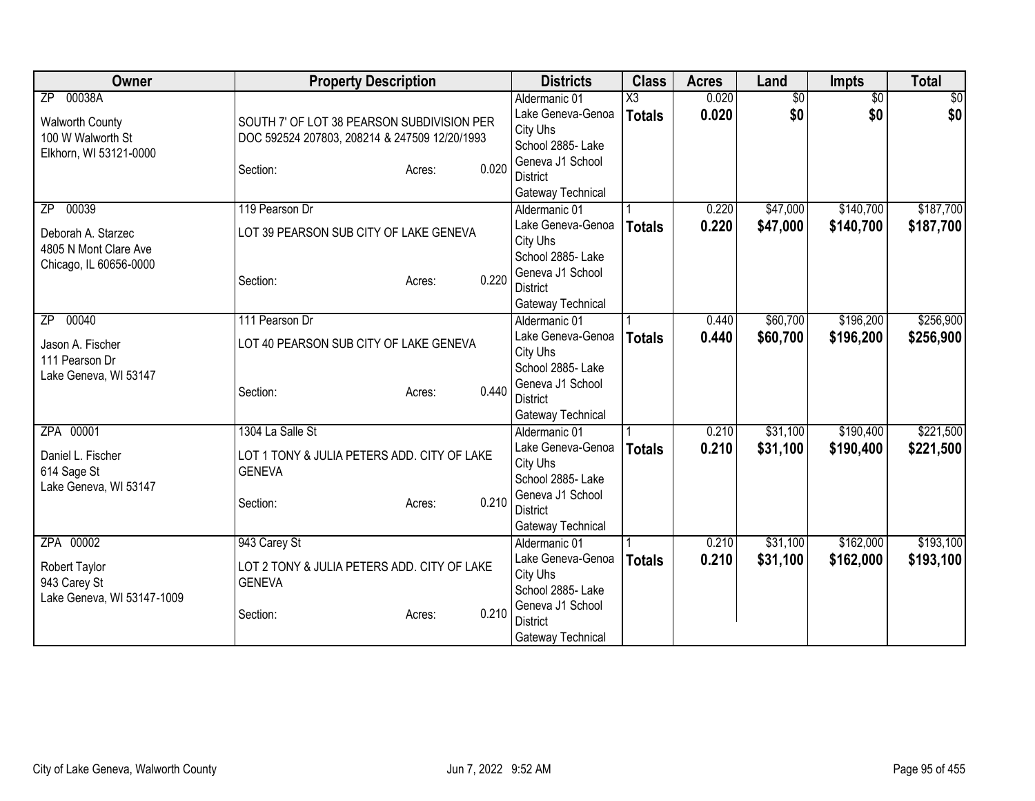| Owner | Property Description | Districts | Class | Acres | Land | Impts | Total |
|---|---|---|---|---|---|---|---|
| ZP 00038A<br>Walworth County<br>100 W Walworth St<br>Elkhorn, WI 53121-0000 | SOUTH 7' OF LOT 38 PEARSON SUBDIVISION PER DOC 592524 207803, 208214 & 247509 12/20/1993<br>Section: Acres: 0.020 | Aldermanic 01<br>Lake Geneva-Genoa City Uhs<br>School 2885- Lake Geneva J1 School District<br>Gateway Technical | X3<br>**Totals** | 0.020<br>**0.020** | $0<br>**$0** | $0<br>**$0** | $0<br>**$0** |
| ZP 00039<br>Deborah A. Starzec<br>4805 N Mont Clare Ave<br>Chicago, IL 60656-0000 | 119 Pearson Dr<br>LOT 39 PEARSON SUB CITY OF LAKE GENEVA<br>Section: Acres: 0.220 | Aldermanic 01<br>Lake Geneva-Genoa City Uhs<br>School 2885- Lake Geneva J1 School District<br>Gateway Technical | 1<br>**Totals** | 0.220<br>**0.220** | $47,000<br>**$47,000** | $140,700<br>**$140,700** | $187,700<br>**$187,700** |
| ZP 00040<br>Jason A. Fischer<br>111 Pearson Dr<br>Lake Geneva, WI 53147 | 111 Pearson Dr<br>LOT 40 PEARSON SUB CITY OF LAKE GENEVA<br>Section: Acres: 0.440 | Aldermanic 01<br>Lake Geneva-Genoa City Uhs<br>School 2885- Lake Geneva J1 School District<br>Gateway Technical | 1<br>**Totals** | 0.440<br>**0.440** | $60,700<br>**$60,700** | $196,200<br>**$196,200** | $256,900<br>**$256,900** |
| ZPA 00001<br>Daniel L. Fischer<br>614 Sage St<br>Lake Geneva, WI 53147 | 1304 La Salle St<br>LOT 1 TONY & JULIA PETERS ADD. CITY OF LAKE GENEVA<br>Section: Acres: 0.210 | Aldermanic 01<br>Lake Geneva-Genoa City Uhs<br>School 2885- Lake Geneva J1 School District<br>Gateway Technical | 1<br>**Totals** | 0.210<br>**0.210** | $31,100<br>**$31,100** | $190,400<br>**$190,400** | $221,500<br>**$221,500** |
| ZPA 00002<br>Robert Taylor<br>943 Carey St<br>Lake Geneva, WI 53147-1009 | 943 Carey St<br>LOT 2 TONY & JULIA PETERS ADD. CITY OF LAKE GENEVA<br>Section: Acres: 0.210 | Aldermanic 01<br>Lake Geneva-Genoa City Uhs<br>School 2885- Lake Geneva J1 School District<br>Gateway Technical | 1<br>**Totals** | 0.210<br>**0.210** | $31,100<br>**$31,100** | $162,000<br>**$162,000** | $193,100<br>**$193,100** |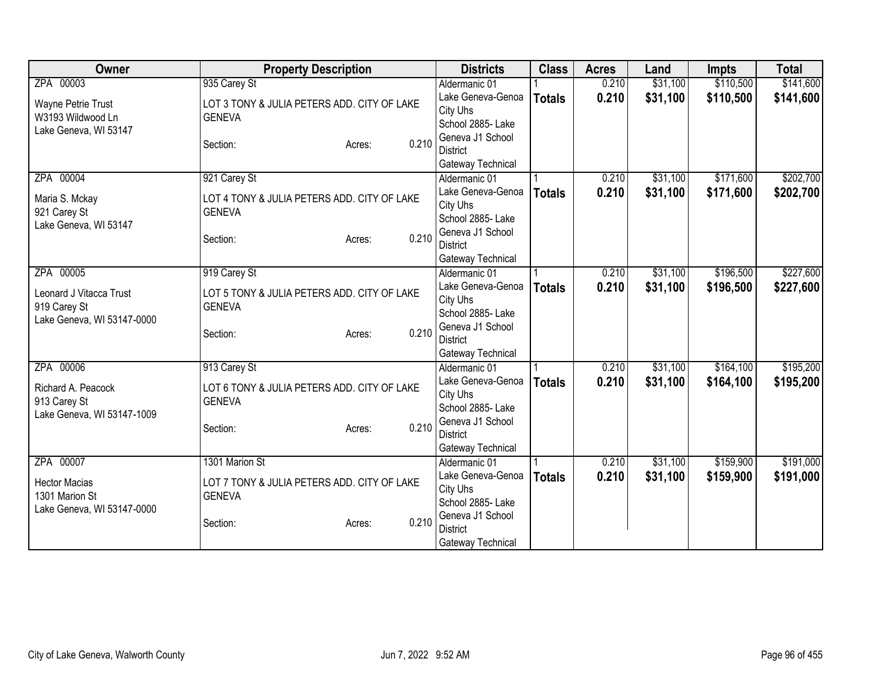| Owner | Property Description | Districts | Class | Acres | Land | Impts | Total |
|---|---|---|---|---|---|---|---|
| ZPA 00003<br>Wayne Petrie Trust<br>W3193 Wildwood Ln<br>Lake Geneva, WI 53147 | 935 Carey St<br>LOT 3 TONY & JULIA PETERS ADD. CITY OF LAKE GENEVA<br>Section: Acres: 0.210 | Aldermanic 01<br>Lake Geneva-Genoa City Uhs<br>School 2885- Lake Geneva J1 School District<br>Gateway Technical | 1<br>**Totals** | 0.210<br>**0.210** | $31,100<br>**$31,100** | $110,500<br>**$110,500** | $141,600<br>**$141,600** |
| ZPA 00004<br>Maria S. Mckay<br>921 Carey St<br>Lake Geneva, WI 53147 | 921 Carey St<br>LOT 4 TONY & JULIA PETERS ADD. CITY OF LAKE GENEVA<br>Section: Acres: 0.210 | Aldermanic 01<br>Lake Geneva-Genoa City Uhs<br>School 2885- Lake Geneva J1 School District<br>Gateway Technical | 1<br>**Totals** | 0.210<br>**0.210** | $31,100<br>**$31,100** | $171,600<br>**$171,600** | $202,700<br>**$202,700** |
| ZPA 00005<br>Leonard J Vitacca Trust<br>919 Carey St<br>Lake Geneva, WI 53147-0000 | 919 Carey St<br>LOT 5 TONY & JULIA PETERS ADD. CITY OF LAKE GENEVA<br>Section: Acres: 0.210 | Aldermanic 01<br>Lake Geneva-Genoa City Uhs<br>School 2885- Lake Geneva J1 School District<br>Gateway Technical | 1<br>**Totals** | 0.210<br>**0.210** | $31,100<br>**$31,100** | $196,500<br>**$196,500** | $227,600<br>**$227,600** |
| ZPA 00006<br>Richard A. Peacock<br>913 Carey St<br>Lake Geneva, WI 53147-1009 | 913 Carey St<br>LOT 6 TONY & JULIA PETERS ADD. CITY OF LAKE GENEVA<br>Section: Acres: 0.210 | Aldermanic 01<br>Lake Geneva-Genoa City Uhs<br>School 2885- Lake Geneva J1 School District<br>Gateway Technical | 1<br>**Totals** | 0.210<br>**0.210** | $31,100<br>**$31,100** | $164,100<br>**$164,100** | $195,200<br>**$195,200** |
| ZPA 00007<br>Hector Macias<br>1301 Marion St<br>Lake Geneva, WI 53147-0000 | 1301 Marion St<br>LOT 7 TONY & JULIA PETERS ADD. CITY OF LAKE GENEVA<br>Section: Acres: 0.210 | Aldermanic 01<br>Lake Geneva-Genoa City Uhs<br>School 2885- Lake Geneva J1 School District<br>Gateway Technical | 1<br>**Totals** | 0.210<br>**0.210** | $31,100<br>**$31,100** | $159,900<br>**$159,900** | $191,000<br>**$191,000** |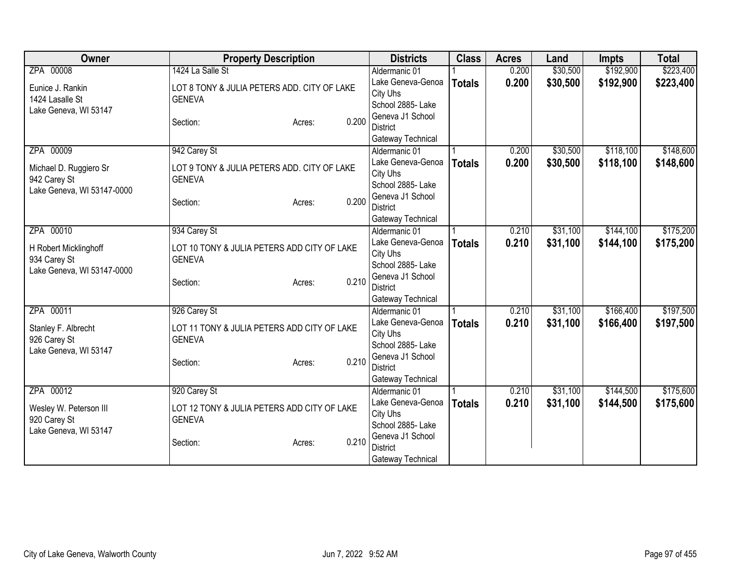| Owner | Property Description | Districts | Class | Acres | Land | Impts | Total |
|---|---|---|---|---|---|---|---|
| ZPA 00008<br>Eunice J. Rankin<br>1424 Lasalle St<br>Lake Geneva, WI 53147 | 1424 La Salle St<br>LOT 8 TONY & JULIA PETERS ADD. CITY OF LAKE GENEVA<br>Section: Acres: 0.200 | Aldermanic 01<br>Lake Geneva-Genoa City Uhs<br>School 2885- Lake Geneva J1 School District<br>Gateway Technical | 1<br>**Totals** | 0.200<br>**0.200** | $30,500<br>**$30,500** | $192,900<br>**$192,900** | $223,400<br>**$223,400** |
| ZPA 00009<br>Michael D. Ruggiero Sr<br>942 Carey St<br>Lake Geneva, WI 53147-0000 | 942 Carey St<br>LOT 9 TONY & JULIA PETERS ADD. CITY OF LAKE GENEVA<br>Section: Acres: 0.200 | Aldermanic 01<br>Lake Geneva-Genoa City Uhs<br>School 2885- Lake Geneva J1 School District<br>Gateway Technical | 1<br>**Totals** | 0.200<br>**0.200** | $30,500<br>**$30,500** | $118,100<br>**$118,100** | $148,600<br>**$148,600** |
| ZPA 00010<br>H Robert Micklinghoff<br>934 Carey St<br>Lake Geneva, WI 53147-0000 | 934 Carey St<br>LOT 10 TONY & JULIA PETERS ADD CITY OF LAKE GENEVA<br>Section: Acres: 0.210 | Aldermanic 01<br>Lake Geneva-Genoa City Uhs<br>School 2885- Lake Geneva J1 School District<br>Gateway Technical | 1<br>**Totals** | 0.210<br>**0.210** | $31,100<br>**$31,100** | $144,100<br>**$144,100** | $175,200<br>**$175,200** |
| ZPA 00011<br>Stanley F. Albrecht<br>926 Carey St<br>Lake Geneva, WI 53147 | 926 Carey St<br>LOT 11 TONY & JULIA PETERS ADD CITY OF LAKE GENEVA<br>Section: Acres: 0.210 | Aldermanic 01<br>Lake Geneva-Genoa City Uhs<br>School 2885- Lake Geneva J1 School District<br>Gateway Technical | 1<br>**Totals** | 0.210<br>**0.210** | $31,100<br>**$31,100** | $166,400<br>**$166,400** | $197,500<br>**$197,500** |
| ZPA 00012<br>Wesley W. Peterson III<br>920 Carey St<br>Lake Geneva, WI 53147 | 920 Carey St<br>LOT 12 TONY & JULIA PETERS ADD CITY OF LAKE GENEVA<br>Section: Acres: 0.210 | Aldermanic 01<br>Lake Geneva-Genoa City Uhs<br>School 2885- Lake Geneva J1 School District<br>Gateway Technical | 1<br>**Totals** | 0.210<br>**0.210** | $31,100<br>**$31,100** | $144,500<br>**$144,500** | $175,600<br>**$175,600** |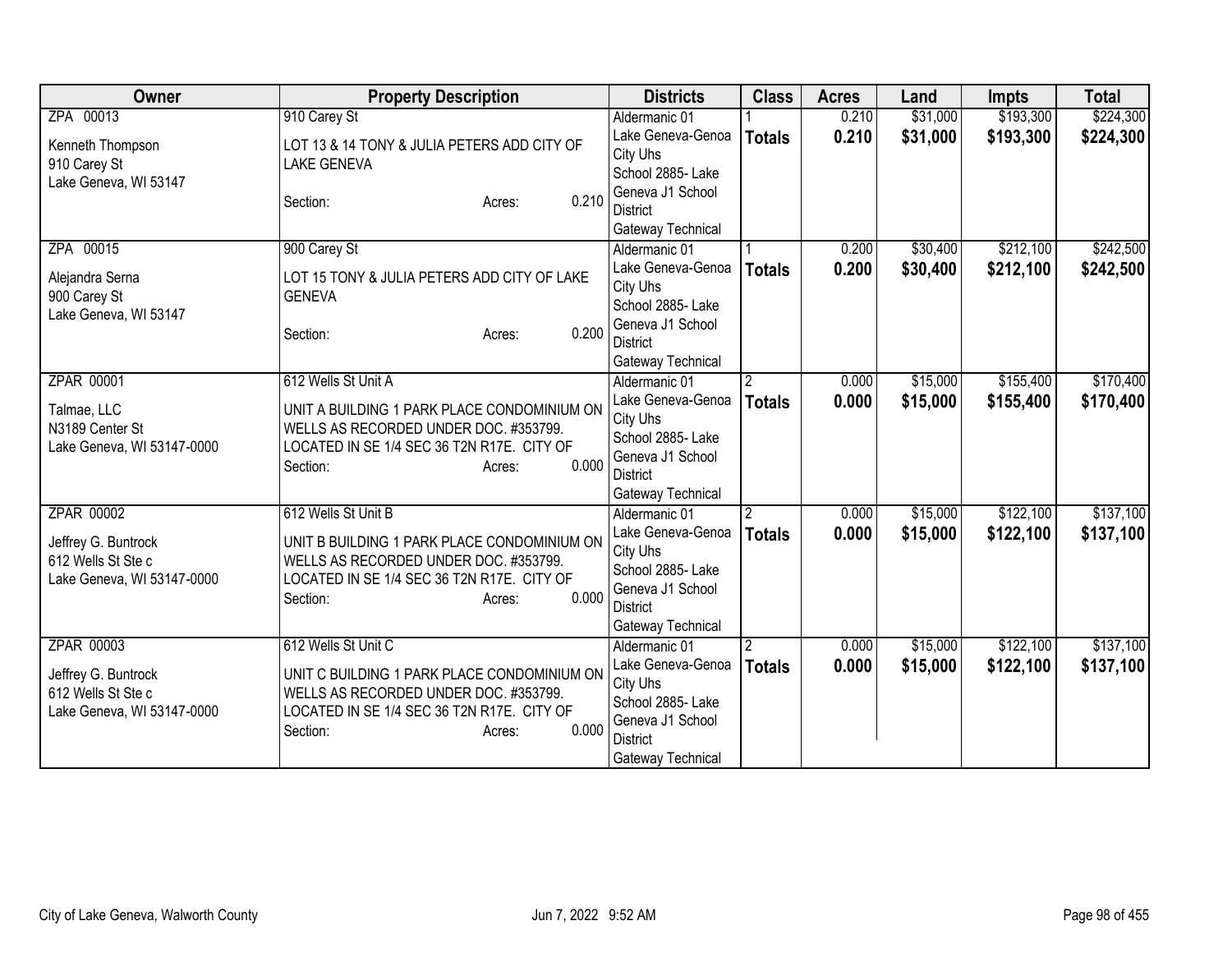| Owner | Property Description | Districts | Class | Acres | Land | Impts | Total |
|---|---|---|---|---|---|---|---|
| ZPA 00013<br><br>Kenneth Thompson<br>910 Carey St<br>Lake Geneva, WI 53147 | 910 Carey St<br><br>LOT 13 & 14 TONY & JULIA PETERS ADD CITY OF LAKE GENEVA<br><br>Section: Acres: 0.210 | Aldermanic 01<br>Lake Geneva-Genoa City Uhs<br>School 2885- Lake Geneva J1 School District<br>Gateway Technical | 1<br>**Totals** | 0.210<br>**0.210** | $31,000<br>**$31,000** | $193,300<br>**$193,300** | $224,300<br>**$224,300** |
| ZPA 00015<br><br>Alejandra Serna<br>900 Carey St<br>Lake Geneva, WI 53147 | 900 Carey St<br><br>LOT 15 TONY & JULIA PETERS ADD CITY OF LAKE GENEVA<br><br>Section: Acres: 0.200 | Aldermanic 01<br>Lake Geneva-Genoa City Uhs<br>School 2885- Lake Geneva J1 School District<br>Gateway Technical | 1<br>**Totals** | 0.200<br>**0.200** | $30,400<br>**$30,400** | $212,100<br>**$212,100** | $242,500<br>**$242,500** |
| ZPAR 00001<br><br>Talmae, LLC<br>N3189 Center St<br>Lake Geneva, WI 53147-0000 | 612 Wells St Unit A<br><br>UNIT A BUILDING 1 PARK PLACE CONDOMINIUM ON WELLS AS RECORDED UNDER DOC. #353799. LOCATED IN SE 1/4 SEC 36 T2N R17E. CITY OF<br>Section: Acres: 0.000 | Aldermanic 01<br>Lake Geneva-Genoa City Uhs<br>School 2885- Lake Geneva J1 School District<br>Gateway Technical | 2<br>**Totals** | 0.000<br>**0.000** | $15,000<br>**$15,000** | $155,400<br>**$155,400** | $170,400<br>**$170,400** |
| ZPAR 00002<br><br>Jeffrey G. Buntrock<br>612 Wells St Ste c<br>Lake Geneva, WI 53147-0000 | 612 Wells St Unit B<br><br>UNIT B BUILDING 1 PARK PLACE CONDOMINIUM ON WELLS AS RECORDED UNDER DOC. #353799. LOCATED IN SE 1/4 SEC 36 T2N R17E. CITY OF<br>Section: Acres: 0.000 | Aldermanic 01<br>Lake Geneva-Genoa City Uhs<br>School 2885- Lake Geneva J1 School District<br>Gateway Technical | 2<br>**Totals** | 0.000<br>**0.000** | $15,000<br>**$15,000** | $122,100<br>**$122,100** | $137,100<br>**$137,100** |
| ZPAR 00003<br><br>Jeffrey G. Buntrock<br>612 Wells St Ste c<br>Lake Geneva, WI 53147-0000 | 612 Wells St Unit C<br><br>UNIT C BUILDING 1 PARK PLACE CONDOMINIUM ON WELLS AS RECORDED UNDER DOC. #353799. LOCATED IN SE 1/4 SEC 36 T2N R17E. CITY OF<br>Section: Acres: 0.000 | Aldermanic 01<br>Lake Geneva-Genoa City Uhs<br>School 2885- Lake Geneva J1 School District<br>Gateway Technical | 2<br>**Totals** | 0.000<br>**0.000** | $15,000<br>**$15,000** | $122,100<br>**$122,100** | $137,100<br>**$137,100** |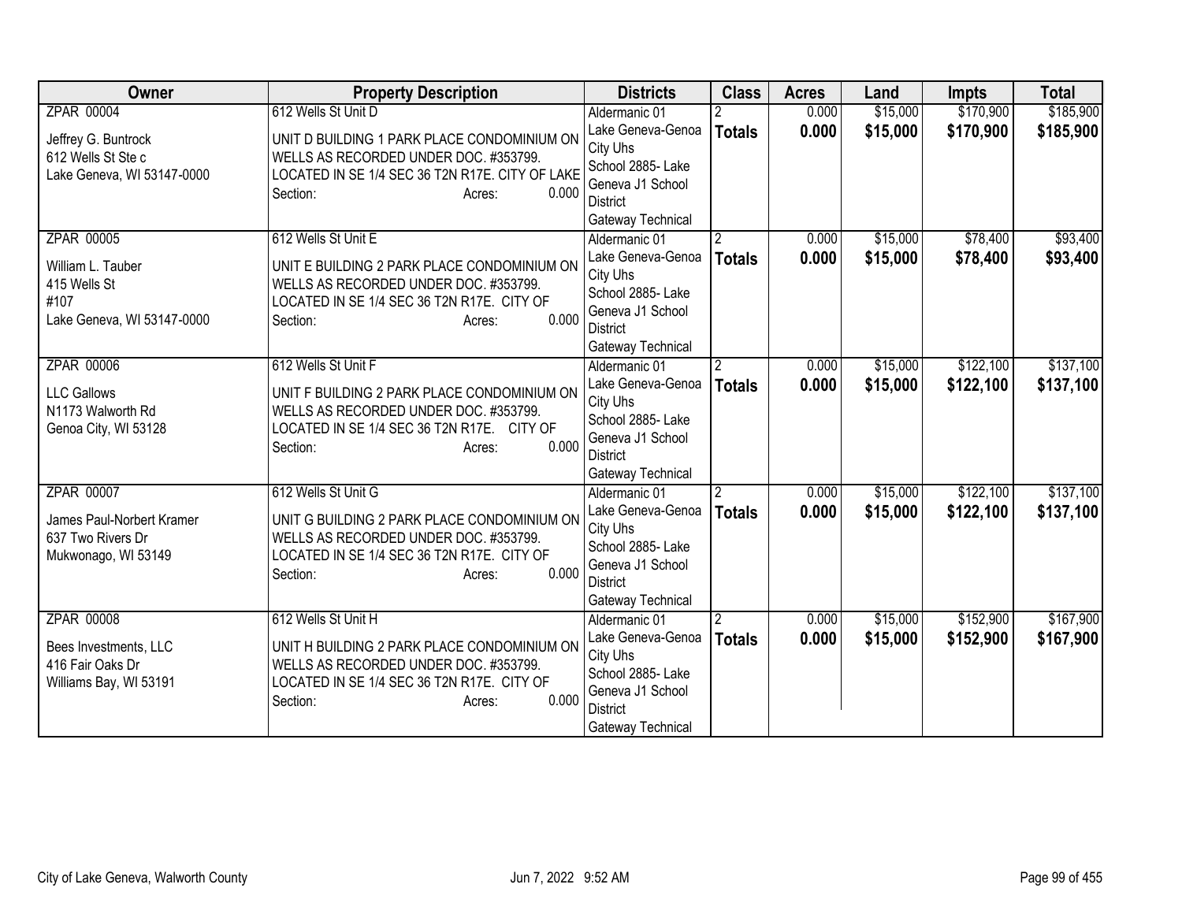| Owner | Property Description | Districts | Class | Acres | Land | Impts | Total |
|---|---|---|---|---|---|---|---|
| ZPAR 00004<br><br>Jeffrey G. Buntrock<br>612 Wells St Ste c<br>Lake Geneva, WI 53147-0000 | 612 Wells St Unit D<br><br>UNIT D BUILDING 1 PARK PLACE CONDOMINIUM ON WELLS AS RECORDED UNDER DOC. #353799. LOCATED IN SE 1/4 SEC 36 T2N R17E. CITY OF LAKE<br>Section: Acres: 0.000 | Aldermanic 01<br>Lake Geneva-Genoa City Uhs<br>School 2885- Lake Geneva J1 School District<br>Gateway Technical | 2<br>**Totals** | 0.000<br>**0.000** | $15,000<br>**$15,000** | $170,900<br>**$170,900** | $185,900<br>**$185,900** |
| ZPAR 00005<br><br>William L. Tauber<br>415 Wells St<br>#107<br>Lake Geneva, WI 53147-0000 | 612 Wells St Unit E<br><br>UNIT E BUILDING 2 PARK PLACE CONDOMINIUM ON WELLS AS RECORDED UNDER DOC. #353799. LOCATED IN SE 1/4 SEC 36 T2N R17E. CITY OF<br>Section: Acres: 0.000 | Aldermanic 01<br>Lake Geneva-Genoa City Uhs<br>School 2885- Lake Geneva J1 School District<br>Gateway Technical | 2<br>**Totals** | 0.000<br>**0.000** | $15,000<br>**$15,000** | $78,400<br>**$78,400** | $93,400<br>**$93,400** |
| ZPAR 00006<br><br>LLC Gallows<br>N1173 Walworth Rd<br>Genoa City, WI 53128 | 612 Wells St Unit F<br><br>UNIT F BUILDING 2 PARK PLACE CONDOMINIUM ON WELLS AS RECORDED UNDER DOC. #353799. LOCATED IN SE 1/4 SEC 36 T2N R17E. CITY OF<br>Section: Acres: 0.000 | Aldermanic 01<br>Lake Geneva-Genoa City Uhs<br>School 2885- Lake Geneva J1 School District<br>Gateway Technical | 2<br>**Totals** | 0.000<br>**0.000** | $15,000<br>**$15,000** | $122,100<br>**$122,100** | $137,100<br>**$137,100** |
| ZPAR 00007<br><br>James Paul-Norbert Kramer<br>637 Two Rivers Dr<br>Mukwonago, WI 53149 | 612 Wells St Unit G<br><br>UNIT G BUILDING 2 PARK PLACE CONDOMINIUM ON WELLS AS RECORDED UNDER DOC. #353799. LOCATED IN SE 1/4 SEC 36 T2N R17E. CITY OF<br>Section: Acres: 0.000 | Aldermanic 01<br>Lake Geneva-Genoa City Uhs<br>School 2885- Lake Geneva J1 School District<br>Gateway Technical | 2<br>**Totals** | 0.000<br>**0.000** | $15,000<br>**$15,000** | $122,100<br>**$122,100** | $137,100<br>**$137,100** |
| ZPAR 00008<br><br>Bees Investments, LLC<br>416 Fair Oaks Dr<br>Williams Bay, WI 53191 | 612 Wells St Unit H<br><br>UNIT H BUILDING 2 PARK PLACE CONDOMINIUM ON WELLS AS RECORDED UNDER DOC. #353799. LOCATED IN SE 1/4 SEC 36 T2N R17E. CITY OF<br>Section: Acres: 0.000 | Aldermanic 01<br>Lake Geneva-Genoa City Uhs<br>School 2885- Lake Geneva J1 School District<br>Gateway Technical | 2<br>**Totals** | 0.000<br>**0.000** | $15,000<br>**$15,000** | $152,900<br>**$152,900** | $167,900<br>**$167,900** |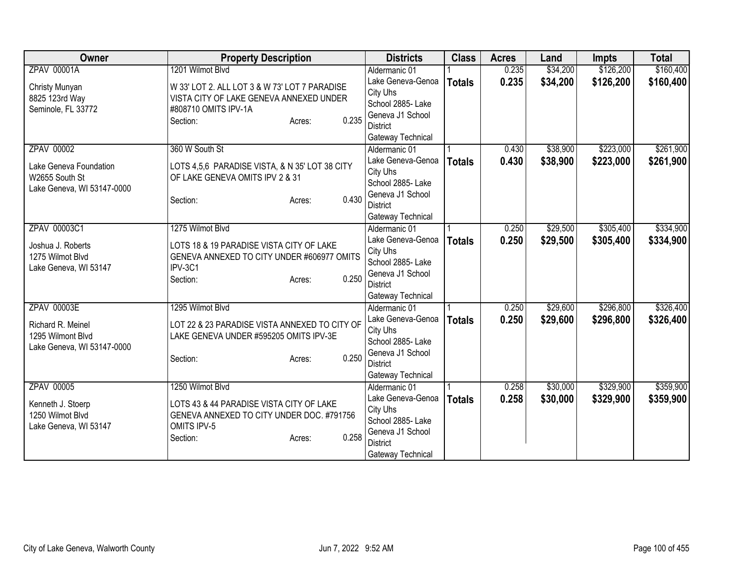| Owner | Property Description | Districts | Class | Acres | Land | Impts | Total |
|---|---|---|---|---|---|---|---|
| ZPAV 00001A<br>Christy Munyan<br>8825 123rd Way<br>Seminole, FL 33772 | 1201 Wilmot Blvd<br>W 33' LOT 2. ALL LOT 3 & W 73' LOT 7 PARADISE VISTA CITY OF LAKE GENEVA ANNEXED UNDER #808710 OMITS IPV-1A<br>Section: Acres: 0.235 | Aldermanic 01<br>Lake Geneva-Genoa City Uhs<br>School 2885- Lake Geneva J1 School District<br>Gateway Technical | 1<br>**Totals** | 0.235<br>**0.235** | $34,200<br>**$34,200** | $126,200<br>**$126,200** | $160,400<br>**$160,400** |
| ZPAV 00002<br>Lake Geneva Foundation<br>W2655 South St<br>Lake Geneva, WI 53147-0000 | 360 W South St<br>LOTS 4,5,6 PARADISE VISTA, & N 35' LOT 38 CITY OF LAKE GENEVA OMITS IPV 2 & 31<br>Section: Acres: 0.430 | Aldermanic 01<br>Lake Geneva-Genoa City Uhs<br>School 2885- Lake Geneva J1 School District<br>Gateway Technical | 1<br>**Totals** | 0.430<br>**0.430** | $38,900<br>**$38,900** | $223,000<br>**$223,000** | $261,900<br>**$261,900** |
| ZPAV 00003C1<br>Joshua J. Roberts<br>1275 Wilmot Blvd<br>Lake Geneva, WI 53147 | 1275 Wilmot Blvd<br>LOTS 18 & 19 PARADISE VISTA CITY OF LAKE GENEVA ANNEXED TO CITY UNDER #606977 OMITS IPV-3C1<br>Section: Acres: 0.250 | Aldermanic 01<br>Lake Geneva-Genoa City Uhs<br>School 2885- Lake Geneva J1 School District<br>Gateway Technical | 1<br>**Totals** | 0.250<br>**0.250** | $29,500<br>**$29,500** | $305,400<br>**$305,400** | $334,900<br>**$334,900** |
| ZPAV 00003E<br>Richard R. Meinel<br>1295 Wilmont Blvd<br>Lake Geneva, WI 53147-0000 | 1295 Wilmot Blvd<br>LOT 22 & 23 PARADISE VISTA ANNEXED TO CITY OF LAKE GENEVA UNDER #595205 OMITS IPV-3E<br>Section: Acres: 0.250 | Aldermanic 01<br>Lake Geneva-Genoa City Uhs<br>School 2885- Lake Geneva J1 School District<br>Gateway Technical | 1<br>**Totals** | 0.250<br>**0.250** | $29,600<br>**$29,600** | $296,800<br>**$296,800** | $326,400<br>**$326,400** |
| ZPAV 00005<br>Kenneth J. Stoerp<br>1250 Wilmot Blvd<br>Lake Geneva, WI 53147 | 1250 Wilmot Blvd<br>LOTS 43 & 44 PARADISE VISTA CITY OF LAKE GENEVA ANNEXED TO CITY UNDER DOC. #791756 OMITS IPV-5<br>Section: Acres: 0.258 | Aldermanic 01<br>Lake Geneva-Genoa City Uhs<br>School 2885- Lake Geneva J1 School District<br>Gateway Technical | 1<br>**Totals** | 0.258<br>**0.258** | $30,000<br>**$30,000** | $329,900<br>**$329,900** | $359,900<br>**$359,900** |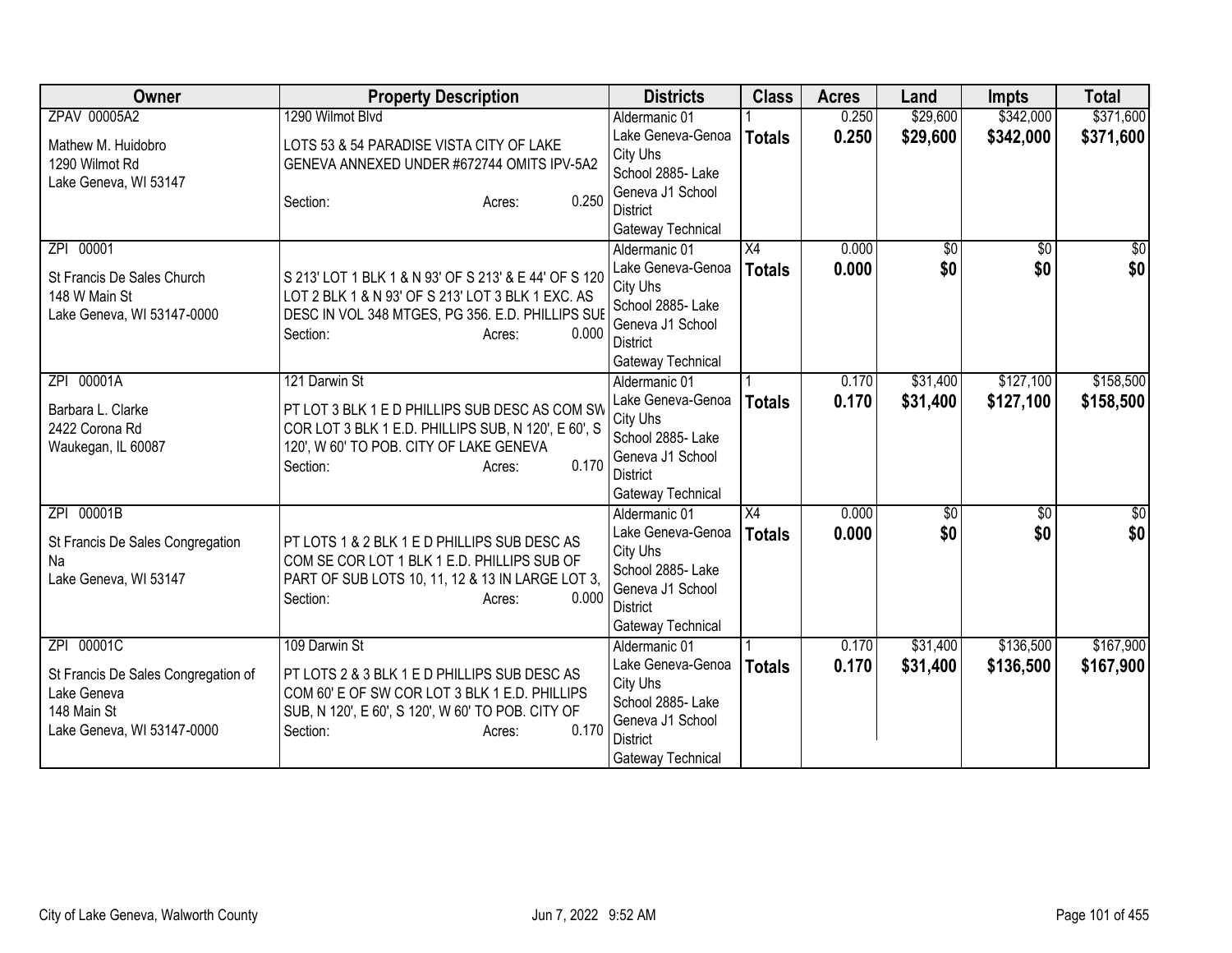| Owner | Property Description | Districts | Class | Acres | Land | Impts | Total |
|---|---|---|---|---|---|---|---|
| ZPAV 00005A2<br><br>Mathew M. Huidobro<br>1290 Wilmot Rd<br>Lake Geneva, WI 53147 | 1290 Wilmot Blvd<br><br>LOTS 53 & 54 PARADISE VISTA CITY OF LAKE GENEVA ANNEXED UNDER #672744 OMITS IPV-5A2<br><br>Section: Acres: 0.250 | Aldermanic 01<br>Lake Geneva-Genoa City Uhs<br>School 2885- Lake Geneva J1 School District<br>Gateway Technical | 1<br>**Totals** | 0.250<br>**0.250** | $29,600<br>**$29,600** | $342,000<br>**$342,000** | $371,600<br>**$371,600** |
| ZPI 00001<br><br>St Francis De Sales Church<br>148 W Main St<br>Lake Geneva, WI 53147-0000 | S 213' LOT 1 BLK 1 & N 93' OF S 213' & E 44' OF S 120 LOT 2 BLK 1 & N 93' OF S 213' LOT 3 BLK 1 EXC. AS DESC IN VOL 348 MTGES, PG 356. E.D. PHILLIPS SUE<br><br>Section: Acres: 0.000 | Aldermanic 01<br>Lake Geneva-Genoa City Uhs<br>School 2885- Lake Geneva J1 School District<br>Gateway Technical | X4<br>**Totals** | 0.000<br>**0.000** | $0<br>**$0** | $0<br>**$0** | $0<br>**$0** |
| ZPI 00001A<br><br>Barbara L. Clarke<br>2422 Corona Rd<br>Waukegan, IL 60087 | 121 Darwin St<br><br>PT LOT 3 BLK 1 E D PHILLIPS SUB DESC AS COM SW COR LOT 3 BLK 1 E.D. PHILLIPS SUB, N 120', E 60', S 120', W 60' TO POB. CITY OF LAKE GENEVA<br><br>Section: Acres: 0.170 | Aldermanic 01<br>Lake Geneva-Genoa City Uhs<br>School 2885- Lake Geneva J1 School District<br>Gateway Technical | 1<br>**Totals** | 0.170<br>**0.170** | $31,400<br>**$31,400** | $127,100<br>**$127,100** | $158,500<br>**$158,500** |
| ZPI 00001B<br><br>St Francis De Sales Congregation<br>Na<br>Lake Geneva, WI 53147 | PT LOTS 1 & 2 BLK 1 E D PHILLIPS SUB DESC AS COM SE COR LOT 1 BLK 1 E.D. PHILLIPS SUB OF PART OF SUB LOTS 10, 11, 12 & 13 IN LARGE LOT 3,<br><br>Section: Acres: 0.000 | Aldermanic 01<br>Lake Geneva-Genoa City Uhs<br>School 2885- Lake Geneva J1 School District<br>Gateway Technical | X4<br>**Totals** | 0.000<br>**0.000** | $0<br>**$0** | $0<br>**$0** | $0<br>**$0** |
| ZPI 00001C<br><br>St Francis De Sales Congregation of Lake Geneva<br>148 Main St<br>Lake Geneva, WI 53147-0000 | 109 Darwin St<br><br>PT LOTS 2 & 3 BLK 1 E D PHILLIPS SUB DESC AS COM 60' E OF SW COR LOT 3 BLK 1 E.D. PHILLIPS SUB, N 120', E 60', S 120', W 60' TO POB. CITY OF<br><br>Section: Acres: 0.170 | Aldermanic 01<br>Lake Geneva-Genoa City Uhs<br>School 2885- Lake Geneva J1 School District<br>Gateway Technical | 1<br>**Totals** | 0.170<br>**0.170** | $31,400<br>**$31,400** | $136,500<br>**$136,500** | $167,900<br>**$167,900** |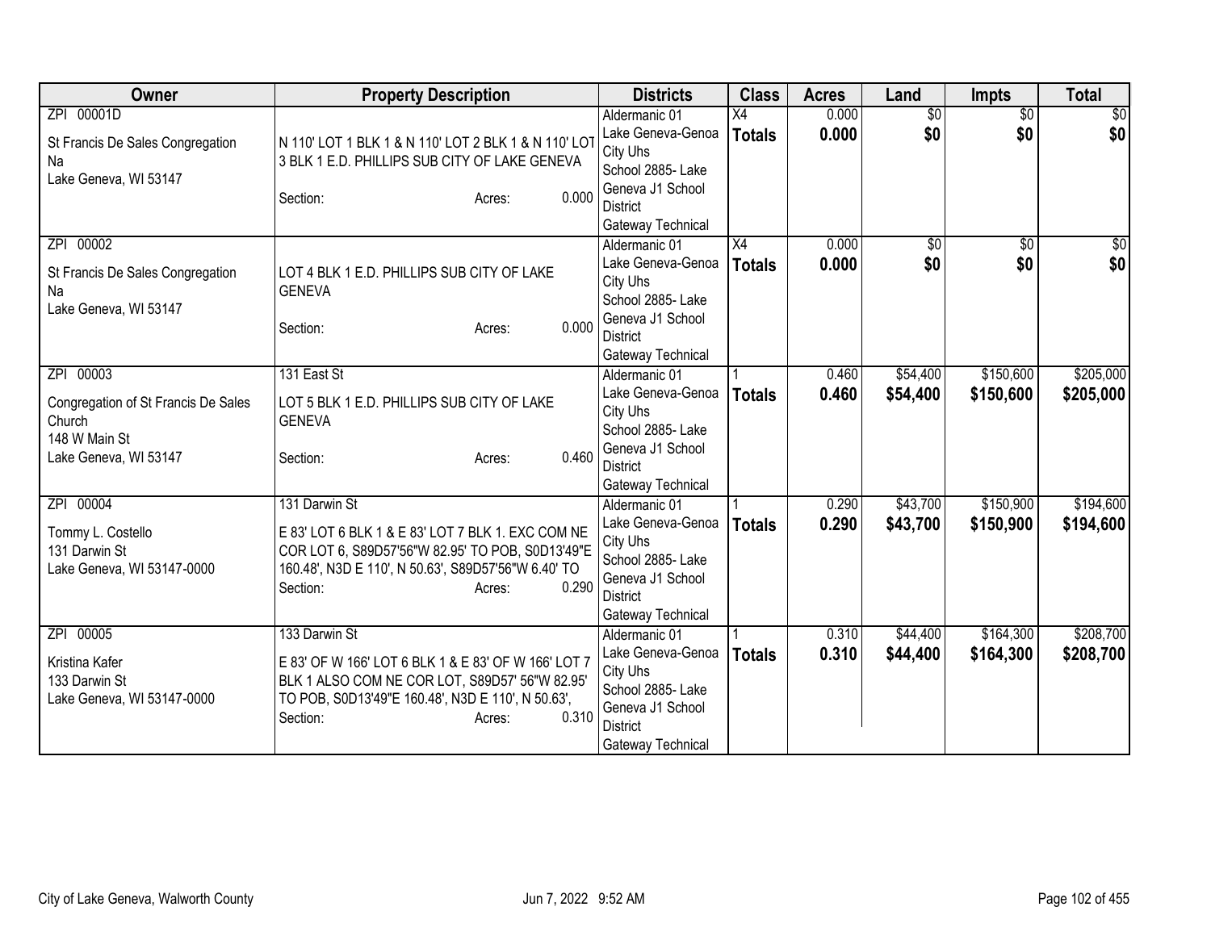| Owner | Property Description | Districts | Class | Acres | Land | Impts | Total |
|---|---|---|---|---|---|---|---|
| ZPI 00001D<br><br>St Francis De Sales Congregation<br>Na<br>Lake Geneva, WI 53147 | N 110' LOT 1 BLK 1 & N 110' LOT 2 BLK 1 & N 110' LOT 3 BLK 1 E.D. PHILLIPS SUB CITY OF LAKE GENEVA<br><br>Section: Acres: 0.000 | Aldermanic 01<br>Lake Geneva-Genoa City Uhs<br>School 2885- Lake Geneva J1 School District<br>Gateway Technical | X4<br>**Totals** | 0.000<br>**0.000** | $0<br>**$0** | $0<br>**$0** | $0<br>**$0** |
| ZPI 00002<br><br>St Francis De Sales Congregation<br>Na<br>Lake Geneva, WI 53147 | LOT 4 BLK 1 E.D. PHILLIPS SUB CITY OF LAKE GENEVA<br><br>Section: Acres: 0.000 | Aldermanic 01<br>Lake Geneva-Genoa City Uhs<br>School 2885- Lake Geneva J1 School District<br>Gateway Technical | X4<br>**Totals** | 0.000<br>**0.000** | $0<br>**$0** | $0<br>**$0** | $0<br>**$0** |
| ZPI 00003<br><br>Congregation of St Francis De Sales Church<br>148 W Main St<br>Lake Geneva, WI 53147 | 131 East St<br><br>LOT 5 BLK 1 E.D. PHILLIPS SUB CITY OF LAKE GENEVA<br><br>Section: Acres: 0.460 | Aldermanic 01<br>Lake Geneva-Genoa City Uhs<br>School 2885- Lake Geneva J1 School District<br>Gateway Technical | 1<br>**Totals** | 0.460<br>**0.460** | $54,400<br>**$54,400** | $150,600<br>**$150,600** | $205,000<br>**$205,000** |
| ZPI 00004<br><br>Tommy L. Costello<br>131 Darwin St<br>Lake Geneva, WI 53147-0000 | 131 Darwin St<br><br>E 83' LOT 6 BLK 1 & E 83' LOT 7 BLK 1. EXC COM NE COR LOT 6, S89D57'56"W 82.95' TO POB, S0D13'49"E 160.48', N3D E 110', N 50.63', S89D57'56"W 6.40' TO<br>Section: Acres: 0.290 | Aldermanic 01<br>Lake Geneva-Genoa City Uhs<br>School 2885- Lake Geneva J1 School District<br>Gateway Technical | 1<br>**Totals** | 0.290<br>**0.290** | $43,700<br>**$43,700** | $150,900<br>**$150,900** | $194,600<br>**$194,600** |
| ZPI 00005<br><br>Kristina Kafer<br>133 Darwin St<br>Lake Geneva, WI 53147-0000 | 133 Darwin St<br><br>E 83' OF W 166' LOT 6 BLK 1 & E 83' OF W 166' LOT 7 BLK 1 ALSO COM NE COR LOT, S89D57' 56"W 82.95' TO POB, S0D13'49"E 160.48', N3D E 110', N 50.63',<br>Section: Acres: 0.310 | Aldermanic 01<br>Lake Geneva-Genoa City Uhs<br>School 2885- Lake Geneva J1 School District<br>Gateway Technical | 1<br>**Totals** | 0.310<br>**0.310** | $44,400<br>**$44,400** | $164,300<br>**$164,300** | $208,700<br>**$208,700** |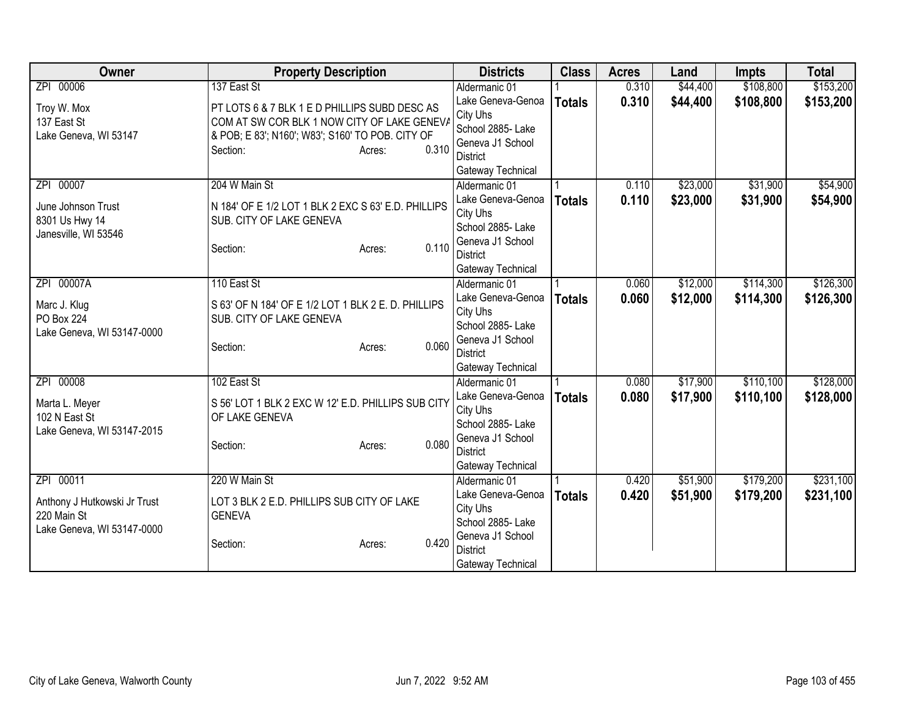| Owner | Property Description | Districts | Class | Acres | Land | Impts | Total |
|---|---|---|---|---|---|---|---|
| ZPI 00006<br>Troy W. Mox<br>137 East St<br>Lake Geneva, WI 53147 | 137 East St<br>PT LOTS 6 & 7 BLK 1 E D PHILLIPS SUBD DESC AS COM AT SW COR BLK 1 NOW CITY OF LAKE GENEVA & POB; E 83'; N160'; W83'; S160' TO POB. CITY OF<br>Section: Acres: 0.310 | Aldermanic 01<br>Lake Geneva-Genoa City Uhs<br>School 2885- Lake Geneva J1 School District<br>Gateway Technical | 1<br>**Totals** | 0.310<br>**0.310** | $44,400<br>**$44,400** | $108,800<br>**$108,800** | $153,200<br>**$153,200** |
| ZPI 00007<br>June Johnson Trust<br>8301 Us Hwy 14<br>Janesville, WI 53546 | 204 W Main St<br>N 184' OF E 1/2 LOT 1 BLK 2 EXC S 63' E.D. PHILLIPS SUB. CITY OF LAKE GENEVA<br>Section: Acres: 0.110 | Aldermanic 01<br>Lake Geneva-Genoa City Uhs<br>School 2885- Lake Geneva J1 School District<br>Gateway Technical | 1<br>**Totals** | 0.110<br>**0.110** | $23,000<br>**$23,000** | $31,900<br>**$31,900** | $54,900<br>**$54,900** |
| ZPI 00007A<br>Marc J. Klug<br>PO Box 224<br>Lake Geneva, WI 53147-0000 | 110 East St<br>S 63' OF N 184' OF E 1/2 LOT 1 BLK 2 E. D. PHILLIPS SUB. CITY OF LAKE GENEVA<br>Section: Acres: 0.060 | Aldermanic 01<br>Lake Geneva-Genoa City Uhs<br>School 2885- Lake Geneva J1 School District<br>Gateway Technical | 1<br>**Totals** | 0.060<br>**0.060** | $12,000<br>**$12,000** | $114,300<br>**$114,300** | $126,300<br>**$126,300** |
| ZPI 00008<br>Marta L. Meyer<br>102 N East St<br>Lake Geneva, WI 53147-2015 | 102 East St<br>S 56' LOT 1 BLK 2 EXC W 12' E.D. PHILLIPS SUB CITY OF LAKE GENEVA<br>Section: Acres: 0.080 | Aldermanic 01<br>Lake Geneva-Genoa City Uhs<br>School 2885- Lake Geneva J1 School District<br>Gateway Technical | 1<br>**Totals** | 0.080<br>**0.080** | $17,900<br>**$17,900** | $110,100<br>**$110,100** | $128,000<br>**$128,000** |
| ZPI 00011<br>Anthony J Hutkowski Jr Trust<br>220 Main St<br>Lake Geneva, WI 53147-0000 | 220 W Main St<br>LOT 3 BLK 2 E.D. PHILLIPS SUB CITY OF LAKE GENEVA<br>Section: Acres: 0.420 | Aldermanic 01<br>Lake Geneva-Genoa City Uhs<br>School 2885- Lake Geneva J1 School District<br>Gateway Technical | 1<br>**Totals** | 0.420<br>**0.420** | $51,900<br>**$51,900** | $179,200<br>**$179,200** | $231,100<br>**$231,100** |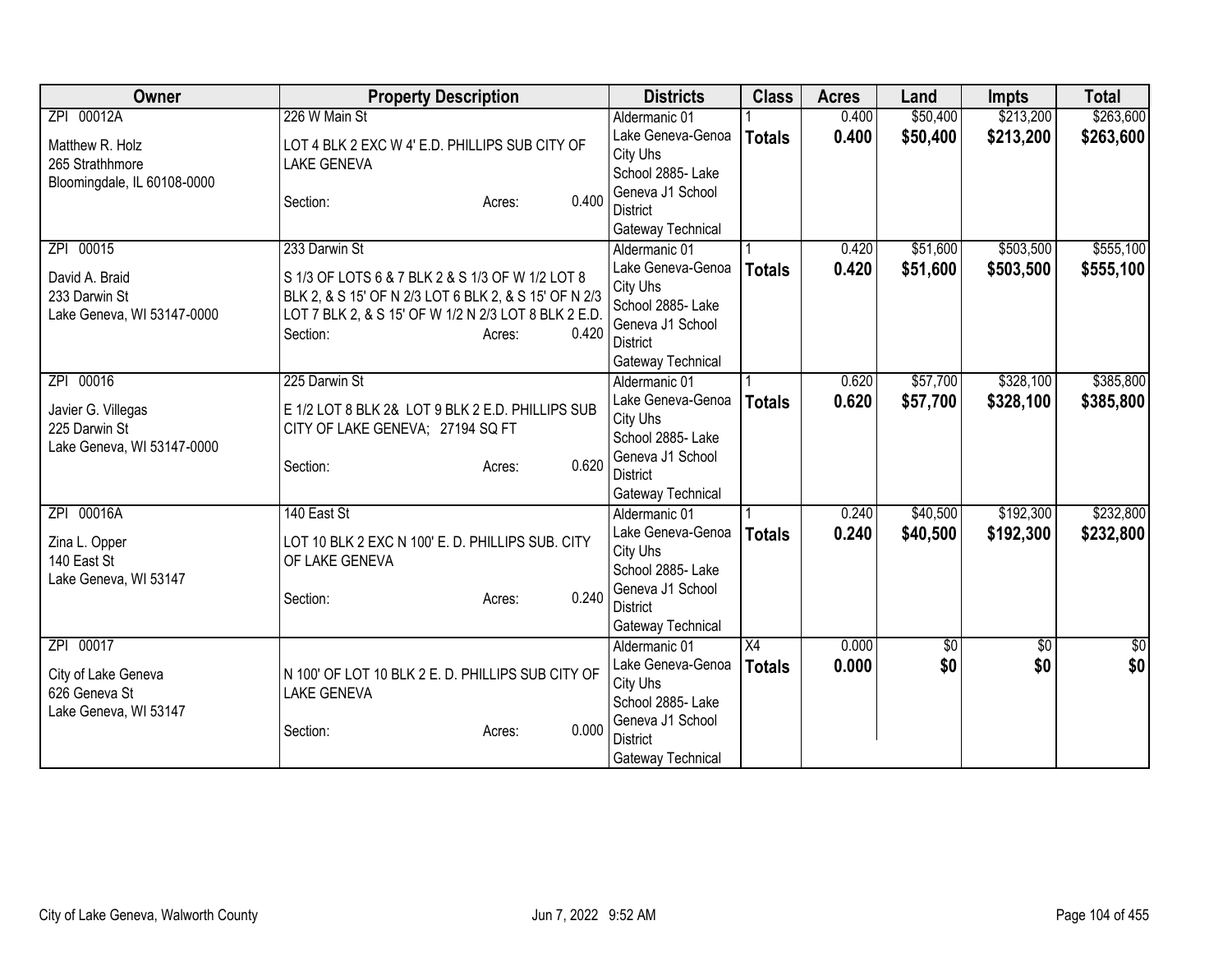| Owner | Property Description | Districts | Class | Acres | Land | Impts | Total |
|---|---|---|---|---|---|---|---|
| ZPI 00012A<br>Matthew R. Holz<br>265 Strathhmore<br>Bloomingdale, IL 60108-0000 | 226 W Main St<br>LOT 4 BLK 2 EXC W 4' E.D. PHILLIPS SUB CITY OF LAKE GENEVA<br>Section: Acres: 0.400 | Aldermanic 01<br>Lake Geneva-Genoa City Uhs<br>School 2885- Lake Geneva J1 School District<br>Gateway Technical | 1<br>**Totals** | 0.400<br>**0.400** | $50,400<br>**$50,400** | $213,200<br>**$213,200** | $263,600<br>**$263,600** |
| ZPI 00015<br>David A. Braid<br>233 Darwin St<br>Lake Geneva, WI 53147-0000 | 233 Darwin St<br>S 1/3 OF LOTS 6 & 7 BLK 2 & S 1/3 OF W 1/2 LOT 8 BLK 2, & S 15' OF N 2/3 LOT 6 BLK 2, & S 15' OF N 2/3 LOT 7 BLK 2, & S 15' OF W 1/2 N 2/3 LOT 8 BLK 2 E.D.<br>Section: Acres: 0.420 | Aldermanic 01<br>Lake Geneva-Genoa City Uhs<br>School 2885- Lake Geneva J1 School District<br>Gateway Technical | 1<br>**Totals** | 0.420<br>**0.420** | $51,600<br>**$51,600** | $503,500<br>**$503,500** | $555,100<br>**$555,100** |
| ZPI 00016<br>Javier G. Villegas<br>225 Darwin St<br>Lake Geneva, WI 53147-0000 | 225 Darwin St<br>E 1/2 LOT 8 BLK 2& LOT 9 BLK 2 E.D. PHILLIPS SUB CITY OF LAKE GENEVA; 27194 SQ FT<br>Section: Acres: 0.620 | Aldermanic 01<br>Lake Geneva-Genoa City Uhs<br>School 2885- Lake Geneva J1 School District<br>Gateway Technical | 1<br>**Totals** | 0.620<br>**0.620** | $57,700<br>**$57,700** | $328,100<br>**$328,100** | $385,800<br>**$385,800** |
| ZPI 00016A<br>Zina L. Opper<br>140 East St<br>Lake Geneva, WI 53147 | 140 East St<br>LOT 10 BLK 2 EXC N 100' E. D. PHILLIPS SUB. CITY OF LAKE GENEVA<br>Section: Acres: 0.240 | Aldermanic 01<br>Lake Geneva-Genoa City Uhs<br>School 2885- Lake Geneva J1 School District<br>Gateway Technical | 1<br>**Totals** | 0.240<br>**0.240** | $40,500<br>**$40,500** | $192,300<br>**$192,300** | $232,800<br>**$232,800** |
| ZPI 00017<br>City of Lake Geneva<br>626 Geneva St<br>Lake Geneva, WI 53147 | N 100' OF LOT 10 BLK 2 E. D. PHILLIPS SUB CITY OF LAKE GENEVA<br>Section: Acres: 0.000 | Aldermanic 01<br>Lake Geneva-Genoa City Uhs<br>School 2885- Lake Geneva J1 School District<br>Gateway Technical | X4<br>**Totals** | 0.000<br>**0.000** | $0<br>**$0** | $0<br>**$0** | $0<br>**$0** |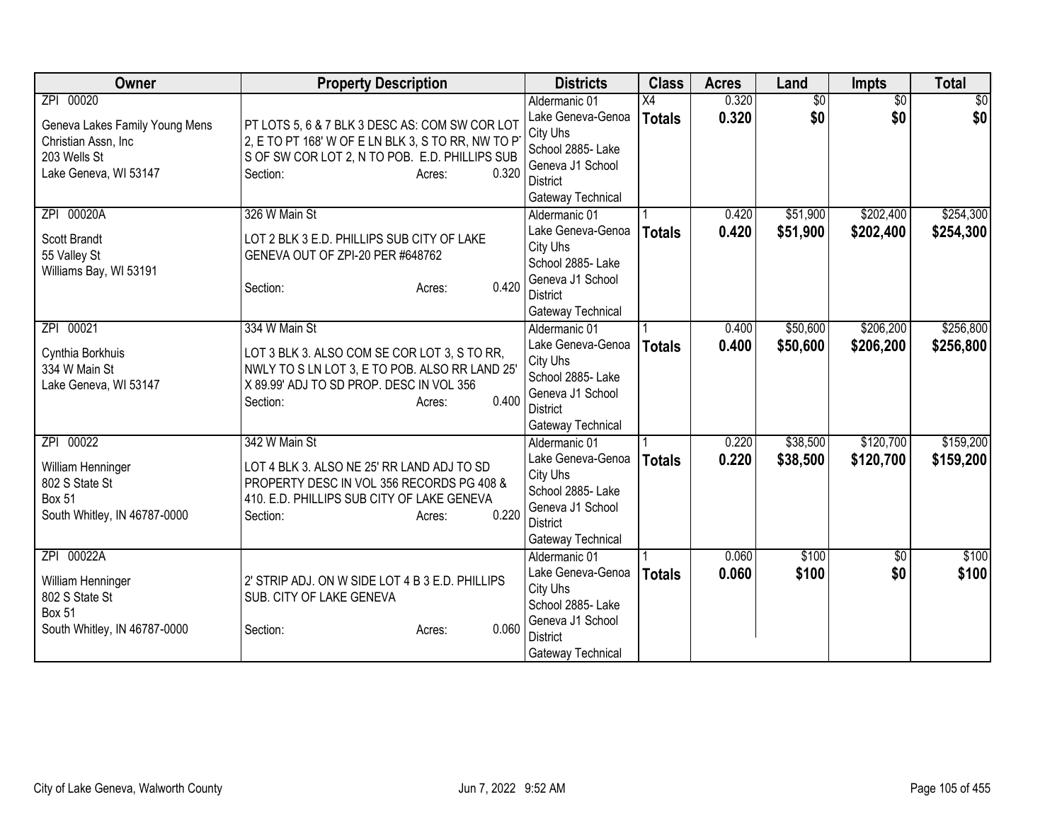| Owner | Property Description | Districts | Class | Acres | Land | Impts | Total |
|---|---|---|---|---|---|---|---|
| ZPI 00020<br>Geneva Lakes Family Young Mens Christian Assn, Inc<br>203 Wells St<br>Lake Geneva, WI 53147 | PT LOTS 5, 6 & 7 BLK 3 DESC AS: COM SW COR LOT 2, E TO PT 168' W OF E LN BLK 3, S TO RR, NW TO PT S OF SW COR LOT 2, N TO POB. E.D. PHILLIPS SUB<br>Section: Acres: 0.320 | Aldermanic 01<br>Lake Geneva-Genoa City Uhs<br>School 2885- Lake Geneva J1 School District<br>Gateway Technical | X4<br>**Totals** | 0.320<br>**0.320** | $0<br>**$0** | $0<br>**$0** | $0<br>**$0** |
| ZPI 00020A<br>Scott Brandt<br>55 Valley St<br>Williams Bay, WI 53191 | 326 W Main St<br>LOT 2 BLK 3 E.D. PHILLIPS SUB CITY OF LAKE GENEVA OUT OF ZPI-20 PER #648762<br>Section: Acres: 0.420 | Aldermanic 01<br>Lake Geneva-Genoa City Uhs<br>School 2885- Lake Geneva J1 School District<br>Gateway Technical | 1<br>**Totals** | 0.420<br>**0.420** | $51,900<br>**$51,900** | $202,400<br>**$202,400** | $254,300<br>**$254,300** |
| ZPI 00021<br>Cynthia Borkhuis<br>334 W Main St<br>Lake Geneva, WI 53147 | 334 W Main St<br>LOT 3 BLK 3. ALSO COM SE COR LOT 3, S TO RR, NWLY TO S LN LOT 3, E TO POB. ALSO RR LAND 25' X 89.99' ADJ TO SD PROP. DESC IN VOL 356<br>Section: Acres: 0.400 | Aldermanic 01<br>Lake Geneva-Genoa City Uhs<br>School 2885- Lake Geneva J1 School District<br>Gateway Technical | 1<br>**Totals** | 0.400<br>**0.400** | $50,600<br>**$50,600** | $206,200<br>**$206,200** | $256,800<br>**$256,800** |
| ZPI 00022<br>William Henninger<br>802 S State St<br>Box 51<br>South Whitley, IN 46787-0000 | 342 W Main St<br>LOT 4 BLK 3. ALSO NE 25' RR LAND ADJ TO SD PROPERTY DESC IN VOL 356 RECORDS PG 408 & 410. E.D. PHILLIPS SUB CITY OF LAKE GENEVA<br>Section: Acres: 0.220 | Aldermanic 01<br>Lake Geneva-Genoa City Uhs<br>School 2885- Lake Geneva J1 School District<br>Gateway Technical | 1<br>**Totals** | 0.220<br>**0.220** | $38,500<br>**$38,500** | $120,700<br>**$120,700** | $159,200<br>**$159,200** |
| ZPI 00022A<br>William Henninger<br>802 S State St<br>Box 51<br>South Whitley, IN 46787-0000 | 2' STRIP ADJ. ON W SIDE LOT 4 B 3 E.D. PHILLIPS SUB. CITY OF LAKE GENEVA<br>Section: Acres: 0.060 | Aldermanic 01<br>Lake Geneva-Genoa City Uhs<br>School 2885- Lake Geneva J1 School District<br>Gateway Technical | 1<br>**Totals** | 0.060<br>**0.060** | $100<br>**$100** | $0<br>**$0** | $100<br>**$100** |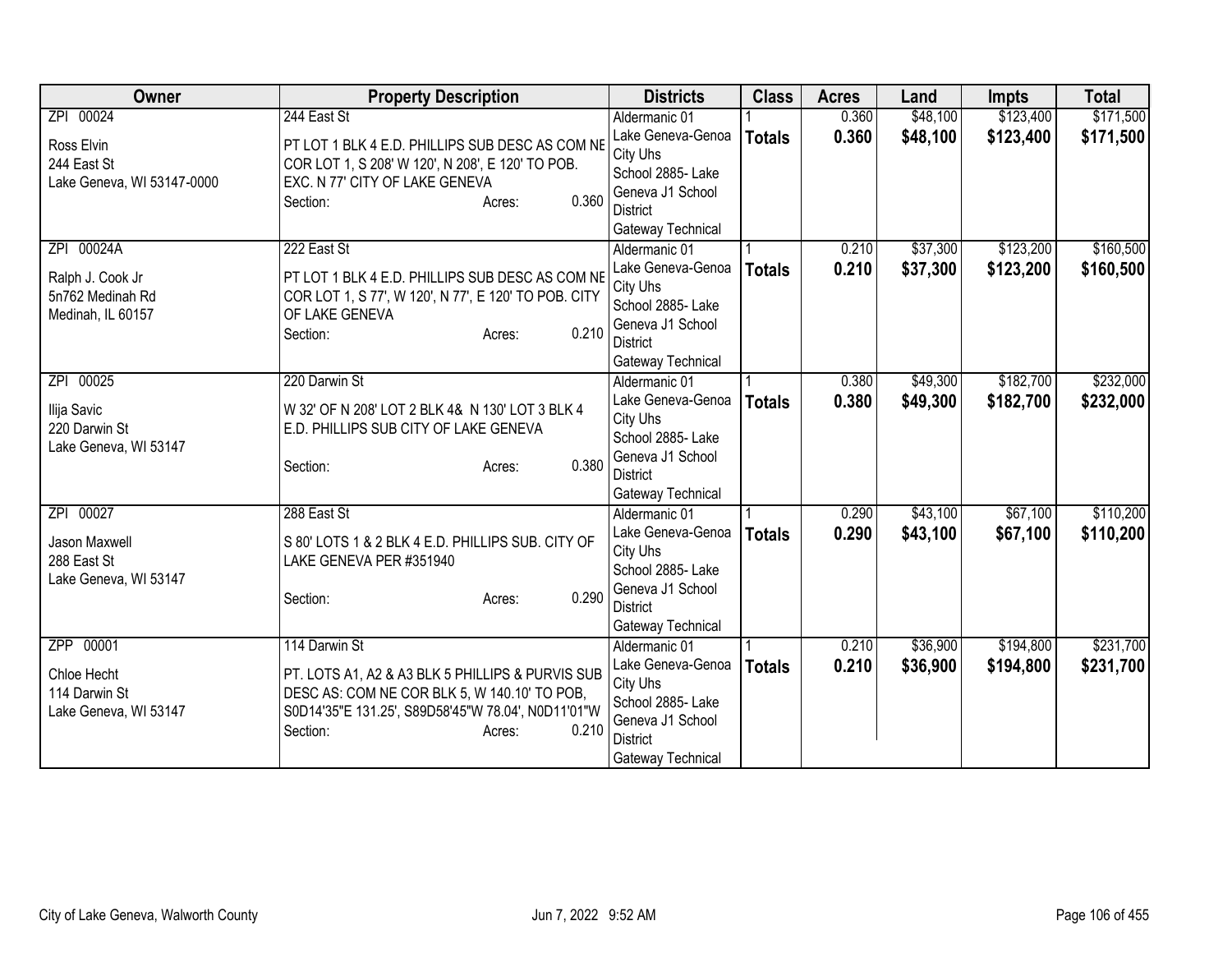| Owner | Property Description | Districts | Class | Acres | Land | Impts | Total |
|---|---|---|---|---|---|---|---|
| ZPI 00024<br>Ross Elvin<br>244 East St<br>Lake Geneva, WI 53147-0000 | 244 East St<br>PT LOT 1 BLK 4 E.D. PHILLIPS SUB DESC AS COM NE COR LOT 1, S 208' W 120', N 208', E 120' TO POB. EXC. N 77' CITY OF LAKE GENEVA<br>Section: Acres: 0.360 | Aldermanic 01<br>Lake Geneva-Genoa City Uhs<br>School 2885- Lake Geneva J1 School District<br>Gateway Technical | 1<br>**Totals** | 0.360<br>**0.360** | $48,100<br>**$48,100** | $123,400<br>**$123,400** | $171,500<br>**$171,500** |
| ZPI 00024A<br>Ralph J. Cook Jr<br>5n762 Medinah Rd<br>Medinah, IL 60157 | 222 East St<br>PT LOT 1 BLK 4 E.D. PHILLIPS SUB DESC AS COM NE COR LOT 1, S 77', W 120', N 77', E 120' TO POB. CITY OF LAKE GENEVA<br>Section: Acres: 0.210 | Aldermanic 01<br>Lake Geneva-Genoa City Uhs<br>School 2885- Lake Geneva J1 School District<br>Gateway Technical | 1<br>**Totals** | 0.210<br>**0.210** | $37,300<br>**$37,300** | $123,200<br>**$123,200** | $160,500<br>**$160,500** |
| ZPI 00025<br>Ilija Savic<br>220 Darwin St<br>Lake Geneva, WI 53147 | 220 Darwin St<br>W 32' OF N 208' LOT 2 BLK 4& N 130' LOT 3 BLK 4 E.D. PHILLIPS SUB CITY OF LAKE GENEVA<br>Section: Acres: 0.380 | Aldermanic 01<br>Lake Geneva-Genoa City Uhs<br>School 2885- Lake Geneva J1 School District<br>Gateway Technical | 1<br>**Totals** | 0.380<br>**0.380** | $49,300<br>**$49,300** | $182,700<br>**$182,700** | $232,000<br>**$232,000** |
| ZPI 00027<br>Jason Maxwell<br>288 East St<br>Lake Geneva, WI 53147 | 288 East St<br>S 80' LOTS 1 & 2 BLK 4 E.D. PHILLIPS SUB. CITY OF LAKE GENEVA PER #351940<br>Section: Acres: 0.290 | Aldermanic 01<br>Lake Geneva-Genoa City Uhs<br>School 2885- Lake Geneva J1 School District<br>Gateway Technical | 1<br>**Totals** | 0.290<br>**0.290** | $43,100<br>**$43,100** | $67,100<br>**$67,100** | $110,200<br>**$110,200** |
| ZPP 00001<br>Chloe Hecht<br>114 Darwin St<br>Lake Geneva, WI 53147 | 114 Darwin St<br>PT. LOTS A1, A2 & A3 BLK 5 PHILLIPS & PURVIS SUB DESC AS: COM NE COR BLK 5, W 140.10' TO POB, S0D14'35"E 131.25', S89D58'45"W 78.04', N0D11'01"W<br>Section: Acres: 0.210 | Aldermanic 01<br>Lake Geneva-Genoa City Uhs<br>School 2885- Lake Geneva J1 School District<br>Gateway Technical | 1<br>**Totals** | 0.210<br>**0.210** | $36,900<br>**$36,900** | $194,800<br>**$194,800** | $231,700<br>**$231,700** |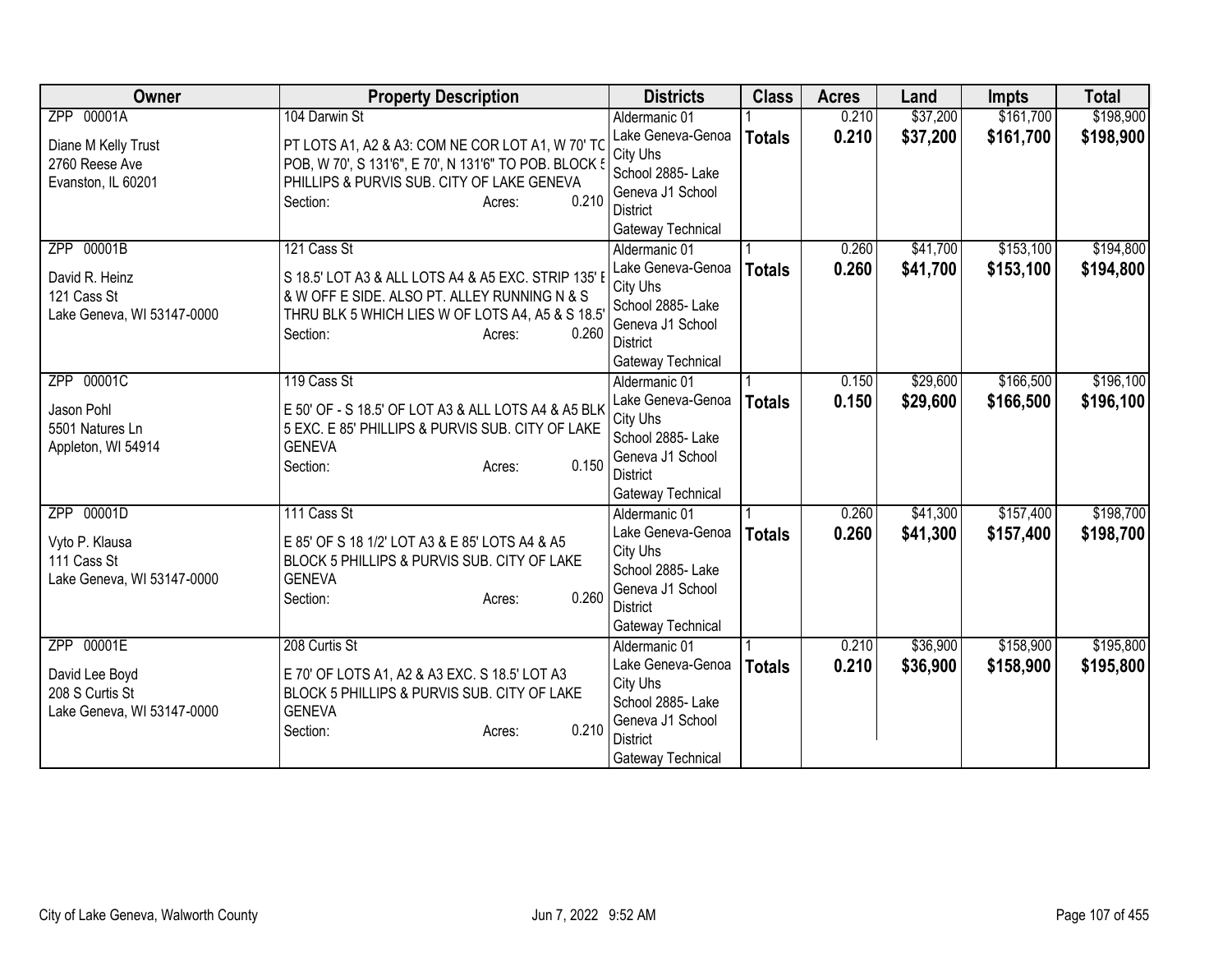| Owner | Property Description | Districts | Class | Acres | Land | Impts | Total |
|---|---|---|---|---|---|---|---|
| ZPP 00001A<br>Diane M Kelly Trust<br>2760 Reese Ave<br>Evanston, IL 60201 | 104 Darwin St<br>PT LOTS A1, A2 & A3: COM NE COR LOT A1, W 70' TO POB, W 70', S 131'6", E 70', N 131'6" TO POB. BLOCK 5 PHILLIPS & PURVIS SUB. CITY OF LAKE GENEVA<br>Section: Acres: 0.210 | Aldermanic 01<br>Lake Geneva-Genoa City Uhs<br>School 2885- Lake Geneva J1 School District<br>Gateway Technical | 1<br>**Totals** | 0.210<br>**0.210** | $37,200<br>**$37,200** | $161,700<br>**$161,700** | $198,900<br>**$198,900** |
| ZPP 00001B<br>David R. Heinz<br>121 Cass St<br>Lake Geneva, WI 53147-0000 | 121 Cass St<br>S 18.5' LOT A3 & ALL LOTS A4 & A5 EXC. STRIP 135' E & W OFF E SIDE. ALSO PT. ALLEY RUNNING N & S THRU BLK 5 WHICH LIES W OF LOTS A4, A5 & S 18.5'<br>Section: Acres: 0.260 | Aldermanic 01<br>Lake Geneva-Genoa City Uhs<br>School 2885- Lake Geneva J1 School District<br>Gateway Technical | 1<br>**Totals** | 0.260<br>**0.260** | $41,700<br>**$41,700** | $153,100<br>**$153,100** | $194,800<br>**$194,800** |
| ZPP 00001C<br>Jason Pohl<br>5501 Natures Ln<br>Appleton, WI 54914 | 119 Cass St<br>E 50' OF - S 18.5' OF LOT A3 & ALL LOTS A4 & A5 BLK 5 EXC. E 85' PHILLIPS & PURVIS SUB. CITY OF LAKE GENEVA<br>Section: Acres: 0.150 | Aldermanic 01<br>Lake Geneva-Genoa City Uhs<br>School 2885- Lake Geneva J1 School District<br>Gateway Technical | 1<br>**Totals** | 0.150<br>**0.150** | $29,600<br>**$29,600** | $166,500<br>**$166,500** | $196,100<br>**$196,100** |
| ZPP 00001D<br>Vyto P. Klausa<br>111 Cass St<br>Lake Geneva, WI 53147-0000 | 111 Cass St<br>E 85' OF S 18 1/2' LOT A3 & E 85' LOTS A4 & A5 BLOCK 5 PHILLIPS & PURVIS SUB. CITY OF LAKE GENEVA<br>Section: Acres: 0.260 | Aldermanic 01<br>Lake Geneva-Genoa City Uhs<br>School 2885- Lake Geneva J1 School District<br>Gateway Technical | 1<br>**Totals** | 0.260<br>**0.260** | $41,300<br>**$41,300** | $157,400<br>**$157,400** | $198,700<br>**$198,700** |
| ZPP 00001E<br>David Lee Boyd<br>208 S Curtis St<br>Lake Geneva, WI 53147-0000 | 208 Curtis St<br>E 70' OF LOTS A1, A2 & A3 EXC. S 18.5' LOT A3 BLOCK 5 PHILLIPS & PURVIS SUB. CITY OF LAKE GENEVA<br>Section: Acres: 0.210 | Aldermanic 01<br>Lake Geneva-Genoa City Uhs<br>School 2885- Lake Geneva J1 School District<br>Gateway Technical | 1<br>**Totals** | 0.210<br>**0.210** | $36,900<br>**$36,900** | $158,900<br>**$158,900** | $195,800<br>**$195,800** |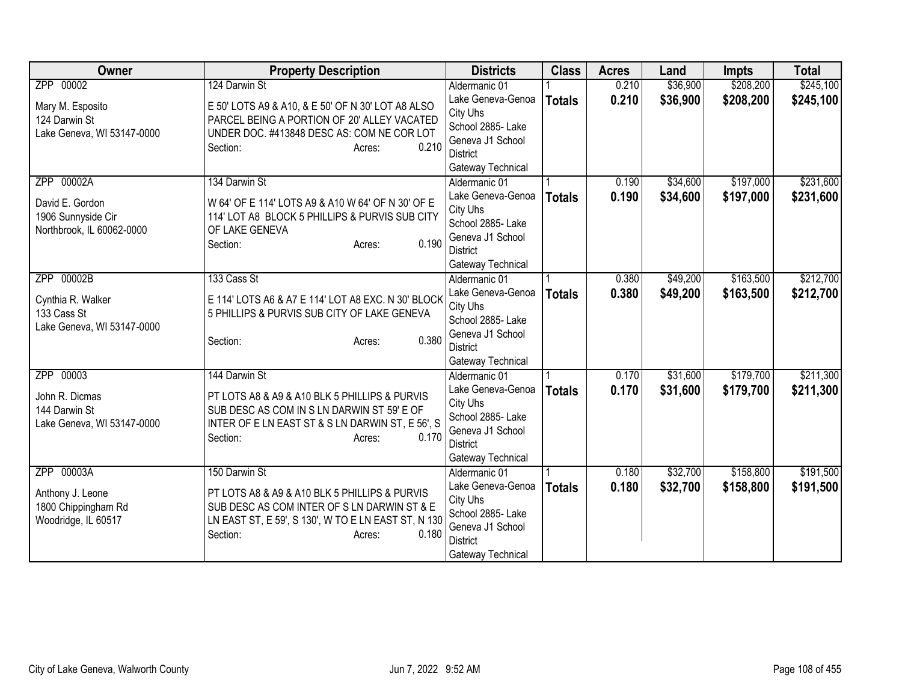| Owner | Property Description | Districts | Class | Acres | Land | Impts | Total |
|---|---|---|---|---|---|---|---|
| ZPP 00002<br><br>Mary M. Esposito<br>124 Darwin St<br>Lake Geneva, WI 53147-0000 | 124 Darwin St<br><br>E 50' LOTS A9 & A10, & E 50' OF N 30' LOT A8 ALSO PARCEL BEING A PORTION OF 20' ALLEY VACATED UNDER DOC. #413848 DESC AS: COM NE COR LOT<br>Section: Acres: 0.210 | Aldermanic 01<br>Lake Geneva-Genoa City Uhs<br>School 2885- Lake Geneva J1 School District<br>Gateway Technical | 1<br>**Totals** | 0.210<br>**0.210** | $36,900<br>**$36,900** | $208,200<br>**$208,200** | $245,100<br>**$245,100** |
| ZPP 00002A<br><br>David E. Gordon<br>1906 Sunnyside Cir<br>Northbrook, IL 60062-0000 | 134 Darwin St<br><br>W 64' OF E 114' LOTS A9 & A10 W 64' OF N 30' OF E 114' LOT A8 BLOCK 5 PHILLIPS & PURVIS SUB CITY OF LAKE GENEVA<br>Section: Acres: 0.190 | Aldermanic 01<br>Lake Geneva-Genoa City Uhs<br>School 2885- Lake Geneva J1 School District<br>Gateway Technical | 1<br>**Totals** | 0.190<br>**0.190** | $34,600<br>**$34,600** | $197,000<br>**$197,000** | $231,600<br>**$231,600** |
| ZPP 00002B<br><br>Cynthia R. Walker<br>133 Cass St<br>Lake Geneva, WI 53147-0000 | 133 Cass St<br><br>E 114' LOTS A6 & A7 E 114' LOT A8 EXC. N 30' BLOCK 5 PHILLIPS & PURVIS SUB CITY OF LAKE GENEVA<br>Section: Acres: 0.380 | Aldermanic 01<br>Lake Geneva-Genoa City Uhs<br>School 2885- Lake Geneva J1 School District<br>Gateway Technical | 1<br>**Totals** | 0.380<br>**0.380** | $49,200<br>**$49,200** | $163,500<br>**$163,500** | $212,700<br>**$212,700** |
| ZPP 00003<br><br>John R. Dicmas<br>144 Darwin St<br>Lake Geneva, WI 53147-0000 | 144 Darwin St<br><br>PT LOTS A8 & A9 & A10 BLK 5 PHILLIPS & PURVIS SUB DESC AS COM IN S LN DARWIN ST 59' E OF INTER OF E LN EAST ST & S LN DARWIN ST, E 56', S<br>Section: Acres: 0.170 | Aldermanic 01<br>Lake Geneva-Genoa City Uhs<br>School 2885- Lake Geneva J1 School District<br>Gateway Technical | 1<br>**Totals** | 0.170<br>**0.170** | $31,600<br>**$31,600** | $179,700<br>**$179,700** | $211,300<br>**$211,300** |
| ZPP 00003A<br><br>Anthony J. Leone<br>1800 Chippingham Rd<br>Woodridge, IL 60517 | 150 Darwin St<br><br>PT LOTS A8 & A9 & A10 BLK 5 PHILLIPS & PURVIS SUB DESC AS COM INTER OF S LN DARWIN ST & E LN EAST ST, E 59', S 130', W TO E LN EAST ST, N 130<br>Section: Acres: 0.180 | Aldermanic 01<br>Lake Geneva-Genoa City Uhs<br>School 2885- Lake Geneva J1 School District<br>Gateway Technical | 1<br>**Totals** | 0.180<br>**0.180** | $32,700<br>**$32,700** | $158,800<br>**$158,800** | $191,500<br>**$191,500** |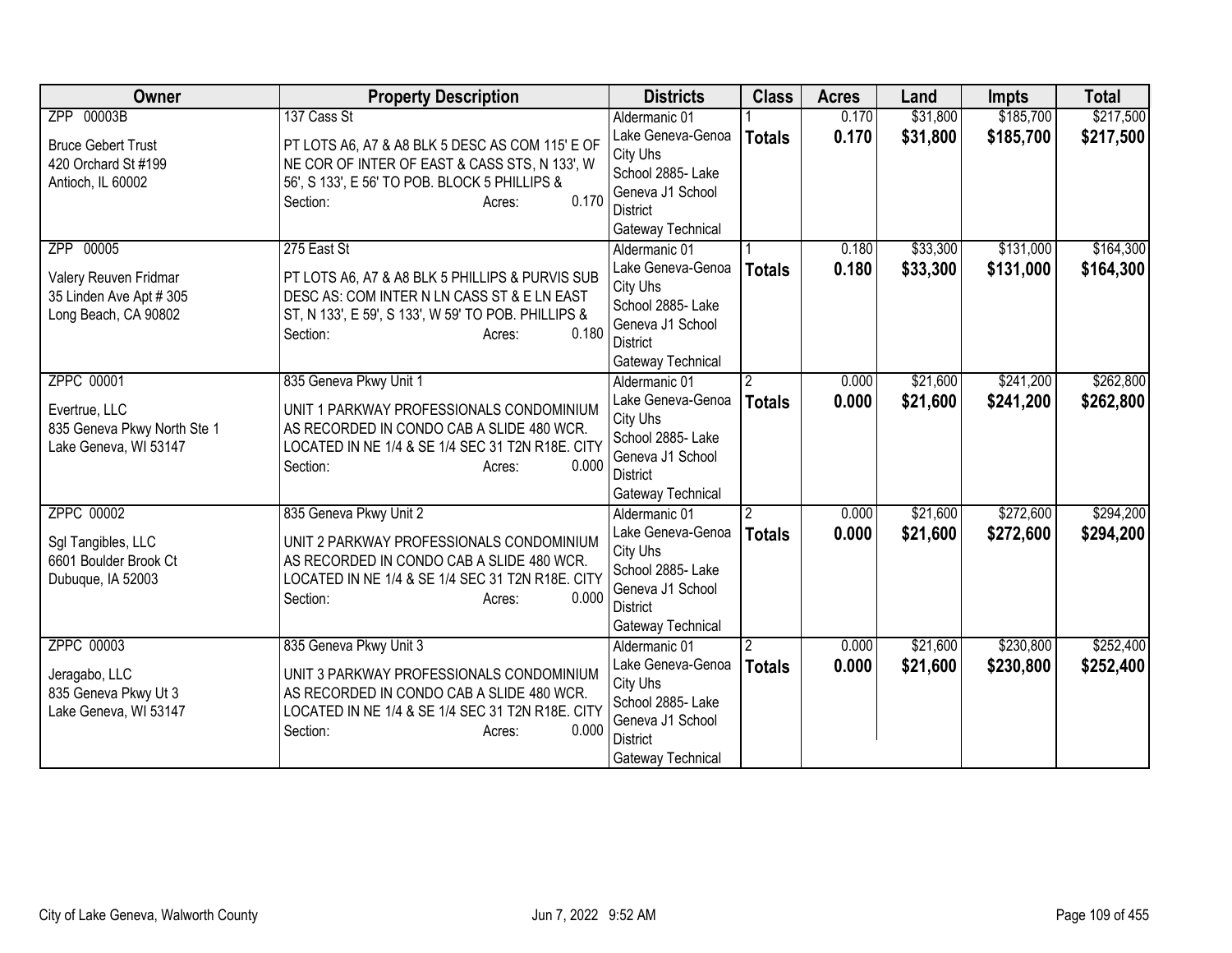| Owner | Property Description | Districts | Class | Acres | Land | Impts | Total |
|---|---|---|---|---|---|---|---|
| ZPP 00003B<br><br>Bruce Gebert Trust<br>420 Orchard St #199<br>Antioch, IL 60002 | 137 Cass St<br><br>PT LOTS A6, A7 & A8 BLK 5 DESC AS COM 115' E OF NE COR OF INTER OF EAST & CASS STS, N 133', W 56', S 133', E 56' TO POB. BLOCK 5 PHILLIPS &<br>Section: Acres: 0.170 | Aldermanic 01<br>Lake Geneva-Genoa City Uhs<br>School 2885- Lake Geneva J1 School District<br>Gateway Technical | 1<br>**Totals** | 0.170<br>**0.170** | $31,800<br>**$31,800** | $185,700<br>**$185,700** | $217,500<br>**$217,500** |
| ZPP 00005<br><br>Valery Reuven Fridmar<br>35 Linden Ave Apt # 305<br>Long Beach, CA 90802 | 275 East St<br><br>PT LOTS A6, A7 & A8 BLK 5 PHILLIPS & PURVIS SUB DESC AS: COM INTER N LN CASS ST & E LN EAST ST, N 133', E 59', S 133', W 59' TO POB. PHILLIPS &<br>Section: Acres: 0.180 | Aldermanic 01<br>Lake Geneva-Genoa City Uhs<br>School 2885- Lake Geneva J1 School District<br>Gateway Technical | 1<br>**Totals** | 0.180<br>**0.180** | $33,300<br>**$33,300** | $131,000<br>**$131,000** | $164,300<br>**$164,300** |
| ZPPC 00001<br><br>Evertrue, LLC<br>835 Geneva Pkwy North Ste 1<br>Lake Geneva, WI 53147 | 835 Geneva Pkwy Unit 1<br><br>UNIT 1 PARKWAY PROFESSIONALS CONDOMINIUM AS RECORDED IN CONDO CAB A SLIDE 480 WCR. LOCATED IN NE 1/4 & SE 1/4 SEC 31 T2N R18E. CITY<br>Section: Acres: 0.000 | Aldermanic 01<br>Lake Geneva-Genoa City Uhs<br>School 2885- Lake Geneva J1 School District<br>Gateway Technical | 2<br>**Totals** | 0.000<br>**0.000** | $21,600<br>**$21,600** | $241,200<br>**$241,200** | $262,800<br>**$262,800** |
| ZPPC 00002<br><br>Sgl Tangibles, LLC<br>6601 Boulder Brook Ct<br>Dubuque, IA 52003 | 835 Geneva Pkwy Unit 2<br><br>UNIT 2 PARKWAY PROFESSIONALS CONDOMINIUM AS RECORDED IN CONDO CAB A SLIDE 480 WCR. LOCATED IN NE 1/4 & SE 1/4 SEC 31 T2N R18E. CITY<br>Section: Acres: 0.000 | Aldermanic 01<br>Lake Geneva-Genoa City Uhs<br>School 2885- Lake Geneva J1 School District<br>Gateway Technical | 2<br>**Totals** | 0.000<br>**0.000** | $21,600<br>**$21,600** | $272,600<br>**$272,600** | $294,200<br>**$294,200** |
| ZPPC 00003<br><br>Jeragabo, LLC<br>835 Geneva Pkwy Ut 3<br>Lake Geneva, WI 53147 | 835 Geneva Pkwy Unit 3<br><br>UNIT 3 PARKWAY PROFESSIONALS CONDOMINIUM AS RECORDED IN CONDO CAB A SLIDE 480 WCR. LOCATED IN NE 1/4 & SE 1/4 SEC 31 T2N R18E. CITY<br>Section: Acres: 0.000 | Aldermanic 01<br>Lake Geneva-Genoa City Uhs<br>School 2885- Lake Geneva J1 School District<br>Gateway Technical | 2<br>**Totals** | 0.000<br>**0.000** | $21,600<br>**$21,600** | $230,800<br>**$230,800** | $252,400<br>**$252,400** |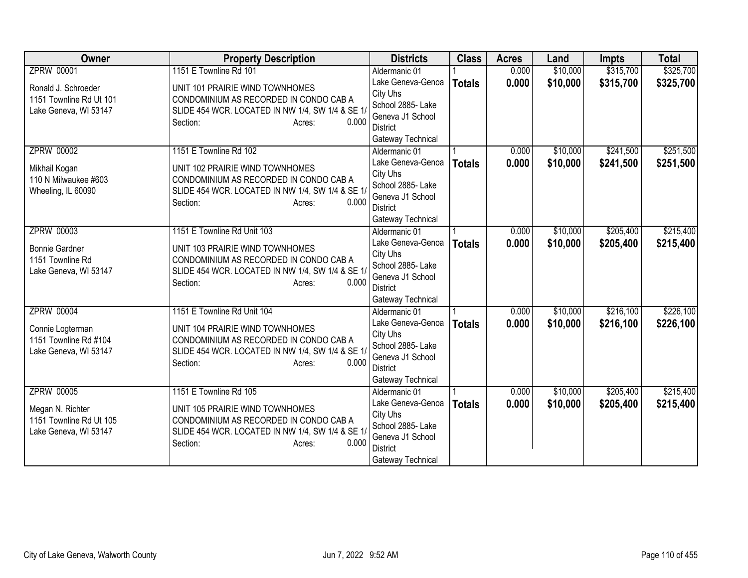| Owner | Property Description | Districts | Class | Acres | Land | Impts | Total |
|---|---|---|---|---|---|---|---|
| ZPRW 00001<br><br>Ronald J. Schroeder<br>1151 Townline Rd Ut 101<br>Lake Geneva, WI 53147 | 1151 E Townline Rd 101<br><br>UNIT 101 PRAIRIE WIND TOWNHOMES CONDOMINIUM AS RECORDED IN CONDO CAB A SLIDE 454 WCR. LOCATED IN NW 1/4, SW 1/4 & SE 1/<br>Section: Acres: 0.000 | Aldermanic 01<br>Lake Geneva-Genoa City Uhs<br>School 2885- Lake Geneva J1 School District<br>Gateway Technical | 1<br>**Totals** | 0.000<br>**0.000** | $10,000<br>**$10,000** | $315,700<br>**$315,700** | $325,700<br>**$325,700** |
| ZPRW 00002<br><br>Mikhail Kogan<br>110 N Milwaukee #603<br>Wheeling, IL 60090 | 1151 E Townline Rd 102<br><br>UNIT 102 PRAIRIE WIND TOWNHOMES CONDOMINIUM AS RECORDED IN CONDO CAB A SLIDE 454 WCR. LOCATED IN NW 1/4, SW 1/4 & SE 1/<br>Section: Acres: 0.000 | Aldermanic 01<br>Lake Geneva-Genoa City Uhs<br>School 2885- Lake Geneva J1 School District<br>Gateway Technical | 1<br>**Totals** | 0.000<br>**0.000** | $10,000<br>**$10,000** | $241,500<br>**$241,500** | $251,500<br>**$251,500** |
| ZPRW 00003<br><br>Bonnie Gardner<br>1151 Townline Rd<br>Lake Geneva, WI 53147 | 1151 E Townline Rd Unit 103<br><br>UNIT 103 PRAIRIE WIND TOWNHOMES CONDOMINIUM AS RECORDED IN CONDO CAB A SLIDE 454 WCR. LOCATED IN NW 1/4, SW 1/4 & SE 1/<br>Section: Acres: 0.000 | Aldermanic 01<br>Lake Geneva-Genoa City Uhs<br>School 2885- Lake Geneva J1 School District<br>Gateway Technical | 1<br>**Totals** | 0.000<br>**0.000** | $10,000<br>**$10,000** | $205,400<br>**$205,400** | $215,400<br>**$215,400** |
| ZPRW 00004<br><br>Connie Logterman<br>1151 Townline Rd #104<br>Lake Geneva, WI 53147 | 1151 E Townline Rd Unit 104<br><br>UNIT 104 PRAIRIE WIND TOWNHOMES CONDOMINIUM AS RECORDED IN CONDO CAB A SLIDE 454 WCR. LOCATED IN NW 1/4, SW 1/4 & SE 1/<br>Section: Acres: 0.000 | Aldermanic 01<br>Lake Geneva-Genoa City Uhs<br>School 2885- Lake Geneva J1 School District<br>Gateway Technical | 1<br>**Totals** | 0.000<br>**0.000** | $10,000<br>**$10,000** | $216,100<br>**$216,100** | $226,100<br>**$226,100** |
| ZPRW 00005<br><br>Megan N. Richter<br>1151 Townline Rd Ut 105<br>Lake Geneva, WI 53147 | 1151 E Townline Rd 105<br><br>UNIT 105 PRAIRIE WIND TOWNHOMES CONDOMINIUM AS RECORDED IN CONDO CAB A SLIDE 454 WCR. LOCATED IN NW 1/4, SW 1/4 & SE 1/<br>Section: Acres: 0.000 | Aldermanic 01<br>Lake Geneva-Genoa City Uhs<br>School 2885- Lake Geneva J1 School District<br>Gateway Technical | 1<br>**Totals** | 0.000<br>**0.000** | $10,000<br>**$10,000** | $205,400<br>**$205,400** | $215,400<br>**$215,400** |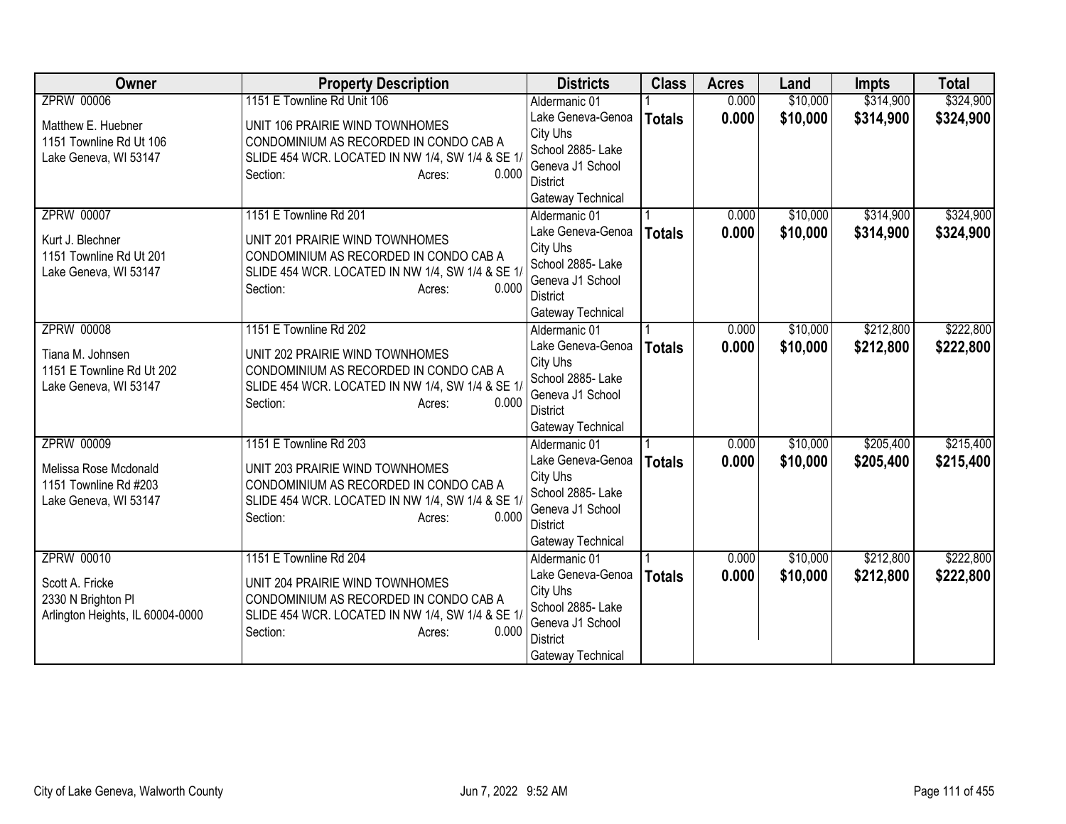| Owner | Property Description | Districts | Class | Acres | Land | Impts | Total |
|---|---|---|---|---|---|---|---|
| ZPRW 00006<br>Matthew E. Huebner<br>1151 Townline Rd Ut 106<br>Lake Geneva, WI 53147 | 1151 E Townline Rd Unit 106<br>UNIT 106 PRAIRIE WIND TOWNHOMES CONDOMINIUM AS RECORDED IN CONDO CAB A SLIDE 454 WCR. LOCATED IN NW 1/4, SW 1/4 & SE 1/<br>Section: Acres: 0.000 | Aldermanic 01<br>Lake Geneva-Genoa City Uhs<br>School 2885- Lake Geneva J1 School District<br>Gateway Technical | 1<br>**Totals** | 0.000<br>**0.000** | $10,000<br>**$10,000** | $314,900<br>**$314,900** | $324,900<br>**$324,900** |
| ZPRW 00007<br>Kurt J. Blechner<br>1151 Townline Rd Ut 201<br>Lake Geneva, WI 53147 | 1151 E Townline Rd 201<br>UNIT 201 PRAIRIE WIND TOWNHOMES CONDOMINIUM AS RECORDED IN CONDO CAB A SLIDE 454 WCR. LOCATED IN NW 1/4, SW 1/4 & SE 1/<br>Section: Acres: 0.000 | Aldermanic 01<br>Lake Geneva-Genoa City Uhs<br>School 2885- Lake Geneva J1 School District<br>Gateway Technical | 1<br>**Totals** | 0.000<br>**0.000** | $10,000<br>**$10,000** | $314,900<br>**$314,900** | $324,900<br>**$324,900** |
| ZPRW 00008<br>Tiana M. Johnsen<br>1151 E Townline Rd Ut 202<br>Lake Geneva, WI 53147 | 1151 E Townline Rd 202<br>UNIT 202 PRAIRIE WIND TOWNHOMES CONDOMINIUM AS RECORDED IN CONDO CAB A SLIDE 454 WCR. LOCATED IN NW 1/4, SW 1/4 & SE 1/<br>Section: Acres: 0.000 | Aldermanic 01<br>Lake Geneva-Genoa City Uhs<br>School 2885- Lake Geneva J1 School District<br>Gateway Technical | 1<br>**Totals** | 0.000<br>**0.000** | $10,000<br>**$10,000** | $212,800<br>**$212,800** | $222,800<br>**$222,800** |
| ZPRW 00009<br>Melissa Rose Mcdonald<br>1151 Townline Rd #203<br>Lake Geneva, WI 53147 | 1151 E Townline Rd 203<br>UNIT 203 PRAIRIE WIND TOWNHOMES CONDOMINIUM AS RECORDED IN CONDO CAB A SLIDE 454 WCR. LOCATED IN NW 1/4, SW 1/4 & SE 1/<br>Section: Acres: 0.000 | Aldermanic 01<br>Lake Geneva-Genoa City Uhs<br>School 2885- Lake Geneva J1 School District<br>Gateway Technical | 1<br>**Totals** | 0.000<br>**0.000** | $10,000<br>**$10,000** | $205,400<br>**$205,400** | $215,400<br>**$215,400** |
| ZPRW 00010<br>Scott A. Fricke<br>2330 N Brighton Pl<br>Arlington Heights, IL 60004-0000 | 1151 E Townline Rd 204<br>UNIT 204 PRAIRIE WIND TOWNHOMES CONDOMINIUM AS RECORDED IN CONDO CAB A SLIDE 454 WCR. LOCATED IN NW 1/4, SW 1/4 & SE 1/<br>Section: Acres: 0.000 | Aldermanic 01<br>Lake Geneva-Genoa City Uhs<br>School 2885- Lake Geneva J1 School District<br>Gateway Technical | 1<br>**Totals** | 0.000<br>**0.000** | $10,000<br>**$10,000** | $212,800<br>**$212,800** | $222,800<br>**$222,800** |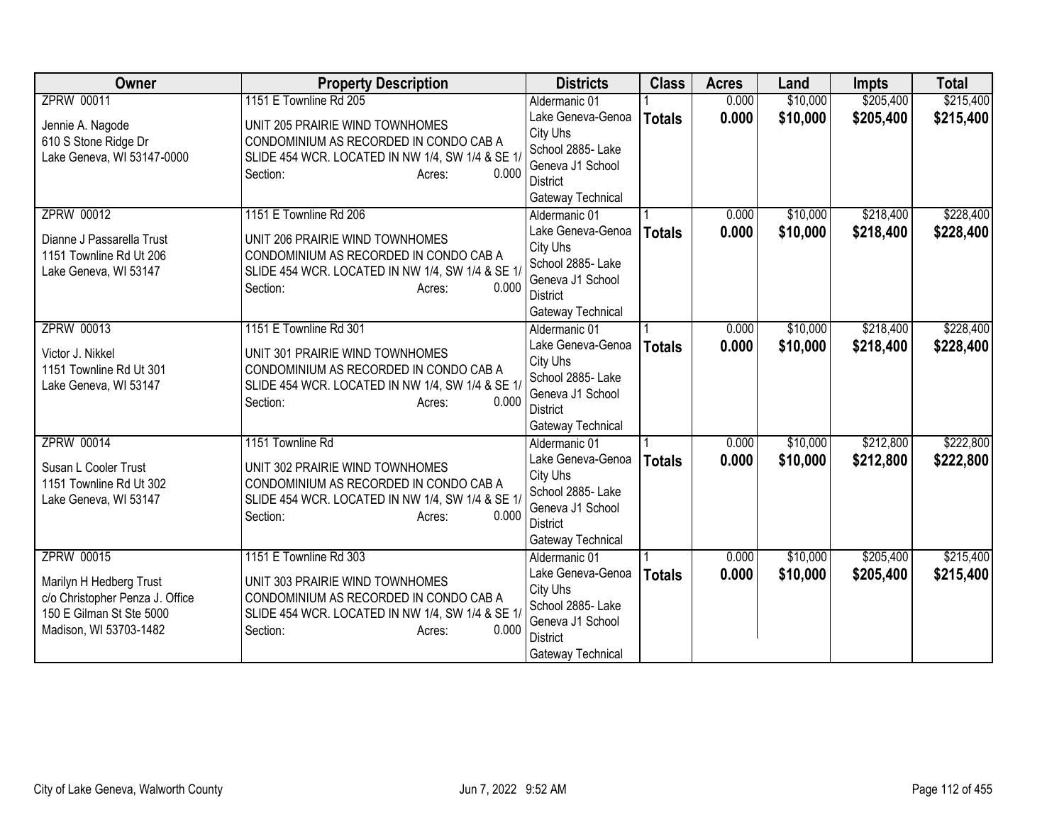| Owner | Property Description | Districts | Class | Acres | Land | Impts | Total |
|---|---|---|---|---|---|---|---|
| ZPRW 00011<br><br>Jennie A. Nagode<br>610 S Stone Ridge Dr<br>Lake Geneva, WI 53147-0000 | 1151 E Townline Rd 205<br><br>UNIT 205 PRAIRIE WIND TOWNHOMES CONDOMINIUM AS RECORDED IN CONDO CAB A SLIDE 454 WCR. LOCATED IN NW 1/4, SW 1/4 & SE 1/<br>Section: Acres: 0.000 | Aldermanic 01<br>Lake Geneva-Genoa City Uhs<br>School 2885- Lake Geneva J1 School District<br>Gateway Technical | 1<br>**Totals** | 0.000<br>**0.000** | $10,000<br>**$10,000** | $205,400<br>**$205,400** | $215,400<br>**$215,400** |
| ZPRW 00012<br><br>Dianne J Passarella Trust<br>1151 Townline Rd Ut 206<br>Lake Geneva, WI 53147 | 1151 E Townline Rd 206<br><br>UNIT 206 PRAIRIE WIND TOWNHOMES CONDOMINIUM AS RECORDED IN CONDO CAB A SLIDE 454 WCR. LOCATED IN NW 1/4, SW 1/4 & SE 1/<br>Section: Acres: 0.000 | Aldermanic 01<br>Lake Geneva-Genoa City Uhs<br>School 2885- Lake Geneva J1 School District<br>Gateway Technical | 1<br>**Totals** | 0.000<br>**0.000** | $10,000<br>**$10,000** | $218,400<br>**$218,400** | $228,400<br>**$228,400** |
| ZPRW 00013<br><br>Victor J. Nikkel<br>1151 Townline Rd Ut 301<br>Lake Geneva, WI 53147 | 1151 E Townline Rd 301<br><br>UNIT 301 PRAIRIE WIND TOWNHOMES CONDOMINIUM AS RECORDED IN CONDO CAB A SLIDE 454 WCR. LOCATED IN NW 1/4, SW 1/4 & SE 1/<br>Section: Acres: 0.000 | Aldermanic 01<br>Lake Geneva-Genoa City Uhs<br>School 2885- Lake Geneva J1 School District<br>Gateway Technical | 1<br>**Totals** | 0.000<br>**0.000** | $10,000<br>**$10,000** | $218,400<br>**$218,400** | $228,400<br>**$228,400** |
| ZPRW 00014<br><br>Susan L Cooler Trust<br>1151 Townline Rd Ut 302<br>Lake Geneva, WI 53147 | 1151 Townline Rd<br><br>UNIT 302 PRAIRIE WIND TOWNHOMES CONDOMINIUM AS RECORDED IN CONDO CAB A SLIDE 454 WCR. LOCATED IN NW 1/4, SW 1/4 & SE 1/<br>Section: Acres: 0.000 | Aldermanic 01<br>Lake Geneva-Genoa City Uhs<br>School 2885- Lake Geneva J1 School District<br>Gateway Technical | 1<br>**Totals** | 0.000<br>**0.000** | $10,000<br>**$10,000** | $212,800<br>**$212,800** | $222,800<br>**$222,800** |
| ZPRW 00015<br><br>Marilyn H Hedberg Trust<br>c/o Christopher Penza J. Office<br>150 E Gilman St Ste 5000<br>Madison, WI 53703-1482 | 1151 E Townline Rd 303<br><br>UNIT 303 PRAIRIE WIND TOWNHOMES CONDOMINIUM AS RECORDED IN CONDO CAB A SLIDE 454 WCR. LOCATED IN NW 1/4, SW 1/4 & SE 1/<br>Section: Acres: 0.000 | Aldermanic 01<br>Lake Geneva-Genoa City Uhs<br>School 2885- Lake Geneva J1 School District<br>Gateway Technical | 1<br>**Totals** | 0.000<br>**0.000** | $10,000<br>**$10,000** | $205,400<br>**$205,400** | $215,400<br>**$215,400** |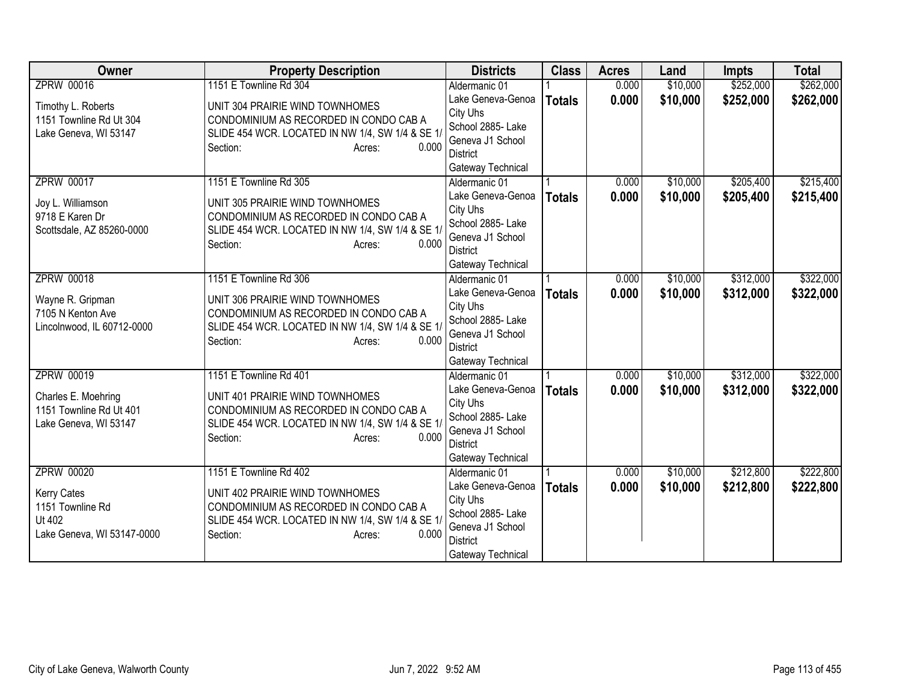| Owner | Property Description | Districts | Class | Acres | Land | Impts | Total |
|---|---|---|---|---|---|---|---|
| ZPRW 00016<br>Timothy L. Roberts<br>1151 Townline Rd Ut 304<br>Lake Geneva, WI 53147 | 1151 E Townline Rd 304<br>UNIT 304 PRAIRIE WIND TOWNHOMES CONDOMINIUM AS RECORDED IN CONDO CAB A SLIDE 454 WCR. LOCATED IN NW 1/4, SW 1/4 & SE 1/<br>Section: Acres: 0.000 | Aldermanic 01<br>Lake Geneva-Genoa City Uhs<br>School 2885- Lake Geneva J1 School District<br>Gateway Technical | 1<br>**Totals** | 0.000<br>**0.000** | $10,000<br>**$10,000** | $252,000<br>**$252,000** | $262,000<br>**$262,000** |
| ZPRW 00017<br>Joy L. Williamson<br>9718 E Karen Dr<br>Scottsdale, AZ 85260-0000 | 1151 E Townline Rd 305<br>UNIT 305 PRAIRIE WIND TOWNHOMES CONDOMINIUM AS RECORDED IN CONDO CAB A SLIDE 454 WCR. LOCATED IN NW 1/4, SW 1/4 & SE 1/<br>Section: Acres: 0.000 | Aldermanic 01<br>Lake Geneva-Genoa City Uhs<br>School 2885- Lake Geneva J1 School District<br>Gateway Technical | 1<br>**Totals** | 0.000<br>**0.000** | $10,000<br>**$10,000** | $205,400<br>**$205,400** | $215,400<br>**$215,400** |
| ZPRW 00018<br>Wayne R. Gripman<br>7105 N Kenton Ave<br>Lincolnwood, IL 60712-0000 | 1151 E Townline Rd 306<br>UNIT 306 PRAIRIE WIND TOWNHOMES CONDOMINIUM AS RECORDED IN CONDO CAB A SLIDE 454 WCR. LOCATED IN NW 1/4, SW 1/4 & SE 1/<br>Section: Acres: 0.000 | Aldermanic 01<br>Lake Geneva-Genoa City Uhs<br>School 2885- Lake Geneva J1 School District<br>Gateway Technical | 1<br>**Totals** | 0.000<br>**0.000** | $10,000<br>**$10,000** | $312,000<br>**$312,000** | $322,000<br>**$322,000** |
| ZPRW 00019<br>Charles E. Moehring<br>1151 Townline Rd Ut 401<br>Lake Geneva, WI 53147 | 1151 E Townline Rd 401<br>UNIT 401 PRAIRIE WIND TOWNHOMES CONDOMINIUM AS RECORDED IN CONDO CAB A SLIDE 454 WCR. LOCATED IN NW 1/4, SW 1/4 & SE 1/<br>Section: Acres: 0.000 | Aldermanic 01<br>Lake Geneva-Genoa City Uhs<br>School 2885- Lake Geneva J1 School District<br>Gateway Technical | 1<br>**Totals** | 0.000<br>**0.000** | $10,000<br>**$10,000** | $312,000<br>**$312,000** | $322,000<br>**$322,000** |
| ZPRW 00020<br>Kerry Cates<br>1151 Townline Rd<br>Ut 402<br>Lake Geneva, WI 53147-0000 | 1151 E Townline Rd 402<br>UNIT 402 PRAIRIE WIND TOWNHOMES CONDOMINIUM AS RECORDED IN CONDO CAB A SLIDE 454 WCR. LOCATED IN NW 1/4, SW 1/4 & SE 1/<br>Section: Acres: 0.000 | Aldermanic 01<br>Lake Geneva-Genoa City Uhs<br>School 2885- Lake Geneva J1 School District<br>Gateway Technical | 1<br>**Totals** | 0.000<br>**0.000** | $10,000<br>**$10,000** | $212,800<br>**$212,800** | $222,800<br>**$222,800** |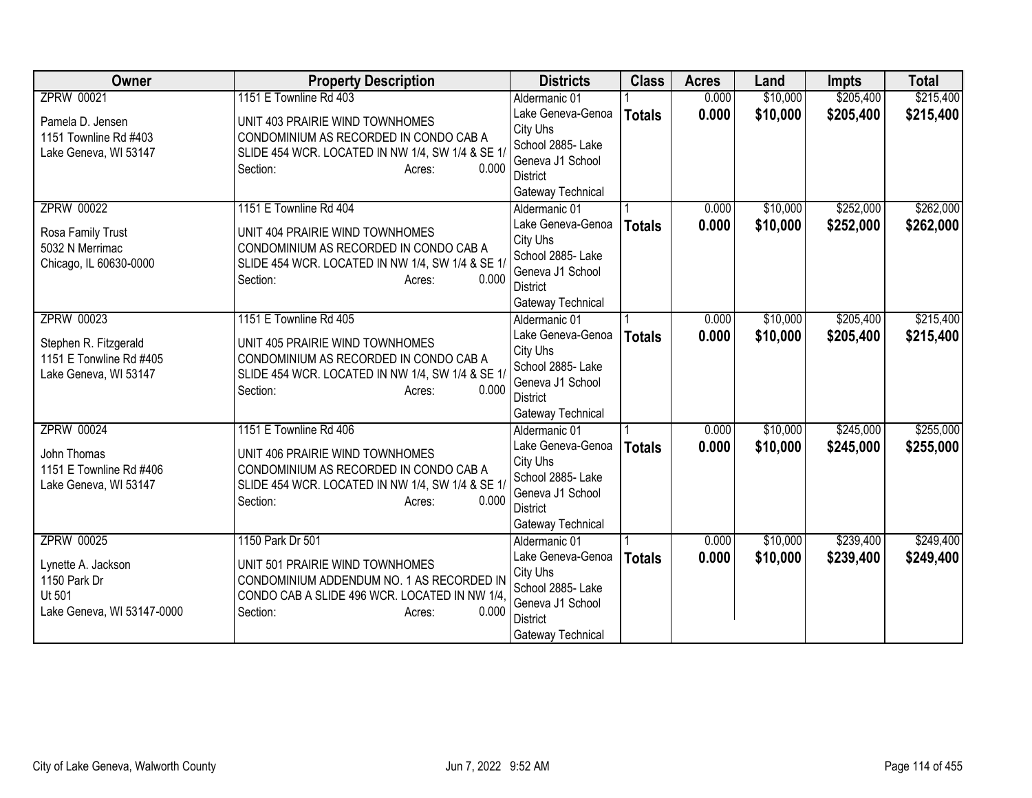| Owner | Property Description | Districts | Class | Acres | Land | Impts | Total |
|---|---|---|---|---|---|---|---|
| ZPRW 00021<br>Pamela D. Jensen<br>1151 Townline Rd #403<br>Lake Geneva, WI 53147 | 1151 E Townline Rd 403<br>UNIT 403 PRAIRIE WIND TOWNHOMES CONDOMINIUM AS RECORDED IN CONDO CAB A SLIDE 454 WCR. LOCATED IN NW 1/4, SW 1/4 & SE 1/<br>Section: Acres: 0.000 | Aldermanic 01<br>Lake Geneva-Genoa City Uhs<br>School 2885- Lake Geneva J1 School District<br>Gateway Technical | 1<br>**Totals** | 0.000<br>**0.000** | $10,000<br>**$10,000** | $205,400<br>**$205,400** | $215,400<br>**$215,400** |
| ZPRW 00022<br>Rosa Family Trust<br>5032 N Merrimac<br>Chicago, IL 60630-0000 | 1151 E Townline Rd 404<br>UNIT 404 PRAIRIE WIND TOWNHOMES CONDOMINIUM AS RECORDED IN CONDO CAB A SLIDE 454 WCR. LOCATED IN NW 1/4, SW 1/4 & SE 1/<br>Section: Acres: 0.000 | Aldermanic 01<br>Lake Geneva-Genoa City Uhs<br>School 2885- Lake Geneva J1 School District<br>Gateway Technical | 1<br>**Totals** | 0.000<br>**0.000** | $10,000<br>**$10,000** | $252,000<br>**$252,000** | $262,000<br>**$262,000** |
| ZPRW 00023<br>Stephen R. Fitzgerald<br>1151 E Tonwline Rd #405<br>Lake Geneva, WI 53147 | 1151 E Townline Rd 405<br>UNIT 405 PRAIRIE WIND TOWNHOMES CONDOMINIUM AS RECORDED IN CONDO CAB A SLIDE 454 WCR. LOCATED IN NW 1/4, SW 1/4 & SE 1/<br>Section: Acres: 0.000 | Aldermanic 01<br>Lake Geneva-Genoa City Uhs<br>School 2885- Lake Geneva J1 School District<br>Gateway Technical | 1<br>**Totals** | 0.000<br>**0.000** | $10,000<br>**$10,000** | $205,400<br>**$205,400** | $215,400<br>**$215,400** |
| ZPRW 00024<br>John Thomas<br>1151 E Townline Rd #406<br>Lake Geneva, WI 53147 | 1151 E Townline Rd 406<br>UNIT 406 PRAIRIE WIND TOWNHOMES CONDOMINIUM AS RECORDED IN CONDO CAB A SLIDE 454 WCR. LOCATED IN NW 1/4, SW 1/4 & SE 1/<br>Section: Acres: 0.000 | Aldermanic 01<br>Lake Geneva-Genoa City Uhs<br>School 2885- Lake Geneva J1 School District<br>Gateway Technical | 1<br>**Totals** | 0.000<br>**0.000** | $10,000<br>**$10,000** | $245,000<br>**$245,000** | $255,000<br>**$255,000** |
| ZPRW 00025<br>Lynette A. Jackson<br>1150 Park Dr<br>Ut 501<br>Lake Geneva, WI 53147-0000 | 1150 Park Dr 501<br>UNIT 501 PRAIRIE WIND TOWNHOMES CONDOMINIUM ADDENDUM NO. 1 AS RECORDED IN CONDO CAB A SLIDE 496 WCR. LOCATED IN NW 1/4,<br>Section: Acres: 0.000 | Aldermanic 01<br>Lake Geneva-Genoa City Uhs<br>School 2885- Lake Geneva J1 School District<br>Gateway Technical | 1<br>**Totals** | 0.000<br>**0.000** | $10,000<br>**$10,000** | $239,400<br>**$239,400** | $249,400<br>**$249,400** |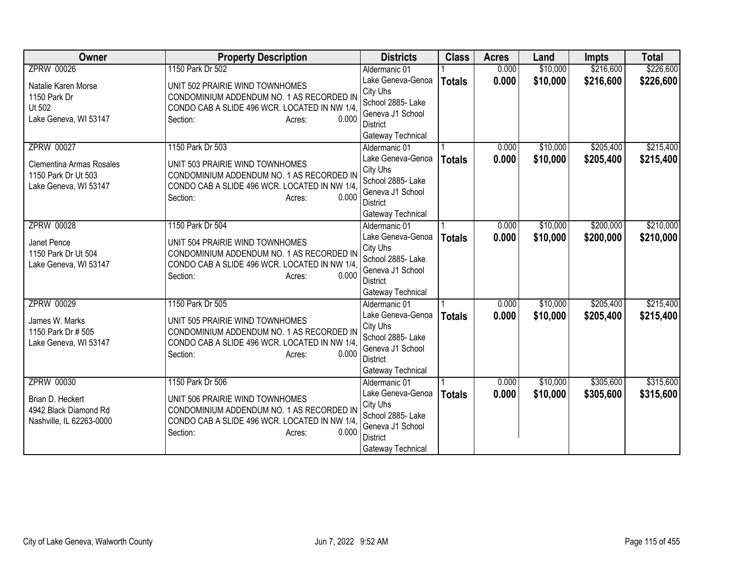| Owner | Property Description | Districts | Class | Acres | Land | Impts | Total |
|---|---|---|---|---|---|---|---|
| ZPRW 00026<br><br>Natalie Karen Morse<br>1150 Park Dr<br>Ut 502<br>Lake Geneva, WI 53147 | 1150 Park Dr 502<br><br>UNIT 502 PRAIRIE WIND TOWNHOMES CONDOMINIUM ADDENDUM NO. 1 AS RECORDED IN CONDO CAB A SLIDE 496 WCR. LOCATED IN NW 1/4,<br>Section: Acres: 0.000 | Aldermanic 01<br>Lake Geneva-Genoa City Uhs<br>School 2885- Lake Geneva J1 School District<br>Gateway Technical | 1<br>**Totals** | 0.000<br>**0.000** | $10,000<br>**$10,000** | $216,600<br>**$216,600** | $226,600<br>**$226,600** |
| ZPRW 00027<br><br>Clementina Armas Rosales<br>1150 Park Dr Ut 503<br>Lake Geneva, WI 53147 | 1150 Park Dr 503<br><br>UNIT 503 PRAIRIE WIND TOWNHOMES CONDOMINIUM ADDENDUM NO. 1 AS RECORDED IN CONDO CAB A SLIDE 496 WCR. LOCATED IN NW 1/4,<br>Section: Acres: 0.000 | Aldermanic 01<br>Lake Geneva-Genoa City Uhs<br>School 2885- Lake Geneva J1 School District<br>Gateway Technical | 1<br>**Totals** | 0.000<br>**0.000** | $10,000<br>**$10,000** | $205,400<br>**$205,400** | $215,400<br>**$215,400** |
| ZPRW 00028<br><br>Janet Pence<br>1150 Park Dr Ut 504<br>Lake Geneva, WI 53147 | 1150 Park Dr 504<br><br>UNIT 504 PRAIRIE WIND TOWNHOMES CONDOMINIUM ADDENDUM NO. 1 AS RECORDED IN CONDO CAB A SLIDE 496 WCR. LOCATED IN NW 1/4,<br>Section: Acres: 0.000 | Aldermanic 01<br>Lake Geneva-Genoa City Uhs<br>School 2885- Lake Geneva J1 School District<br>Gateway Technical | 1<br>**Totals** | 0.000<br>**0.000** | $10,000<br>**$10,000** | $200,000<br>**$200,000** | $210,000<br>**$210,000** |
| ZPRW 00029<br><br>James W. Marks<br>1150 Park Dr # 505<br>Lake Geneva, WI 53147 | 1150 Park Dr 505<br><br>UNIT 505 PRAIRIE WIND TOWNHOMES CONDOMINIUM ADDENDUM NO. 1 AS RECORDED IN CONDO CAB A SLIDE 496 WCR. LOCATED IN NW 1/4,<br>Section: Acres: 0.000 | Aldermanic 01<br>Lake Geneva-Genoa City Uhs<br>School 2885- Lake Geneva J1 School District<br>Gateway Technical | 1<br>**Totals** | 0.000<br>**0.000** | $10,000<br>**$10,000** | $205,400<br>**$205,400** | $215,400<br>**$215,400** |
| ZPRW 00030<br><br>Brian D. Heckert<br>4942 Black Diamond Rd<br>Nashville, IL 62263-0000 | 1150 Park Dr 506<br><br>UNIT 506 PRAIRIE WIND TOWNHOMES CONDOMINIUM ADDENDUM NO. 1 AS RECORDED IN CONDO CAB A SLIDE 496 WCR. LOCATED IN NW 1/4,<br>Section: Acres: 0.000 | Aldermanic 01<br>Lake Geneva-Genoa City Uhs<br>School 2885- Lake Geneva J1 School District<br>Gateway Technical | 1<br>**Totals** | 0.000<br>**0.000** | $10,000<br>**$10,000** | $305,600<br>**$305,600** | $315,600<br>**$315,600** |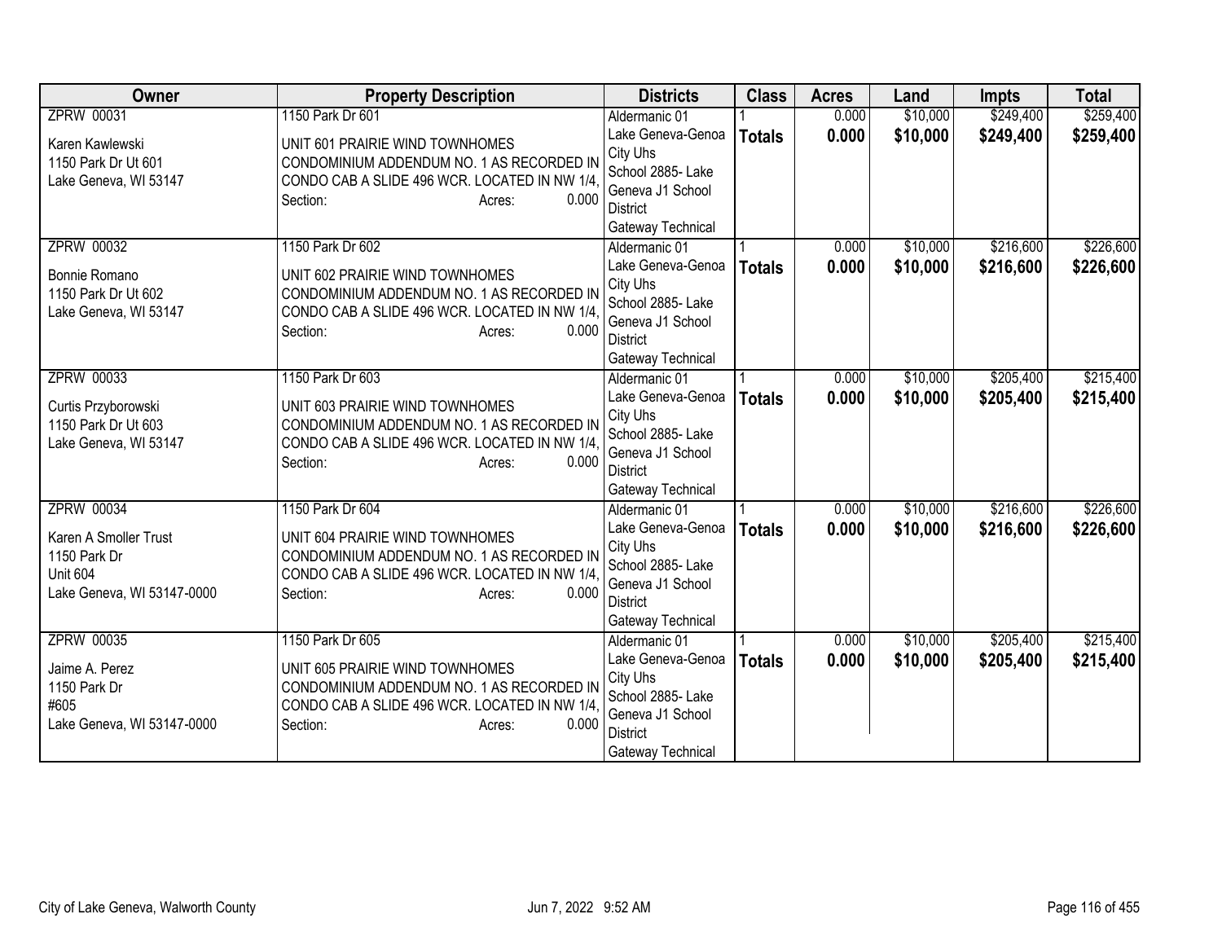| Owner | Property Description | Districts | Class | Acres | Land | Impts | Total |
|---|---|---|---|---|---|---|---|
| ZPRW 00031<br><br>Karen Kawlewski<br>1150 Park Dr Ut 601<br>Lake Geneva, WI 53147 | 1150 Park Dr 601<br><br>UNIT 601 PRAIRIE WIND TOWNHOMES CONDOMINIUM ADDENDUM NO. 1 AS RECORDED IN CONDO CAB A SLIDE 496 WCR. LOCATED IN NW 1/4, Section: Acres: 0.000 | Aldermanic 01<br>Lake Geneva-Genoa City Uhs<br>School 2885- Lake Geneva J1 School District<br>Gateway Technical | 1<br>**Totals** | 0.000<br>**0.000** | $10,000<br>**$10,000** | $249,400<br>**$249,400** | $259,400<br>**$259,400** |
| ZPRW 00032<br><br>Bonnie Romano<br>1150 Park Dr Ut 602<br>Lake Geneva, WI 53147 | 1150 Park Dr 602<br><br>UNIT 602 PRAIRIE WIND TOWNHOMES CONDOMINIUM ADDENDUM NO. 1 AS RECORDED IN CONDO CAB A SLIDE 496 WCR. LOCATED IN NW 1/4, Section: Acres: 0.000 | Aldermanic 01<br>Lake Geneva-Genoa City Uhs<br>School 2885- Lake Geneva J1 School District<br>Gateway Technical | 1<br>**Totals** | 0.000<br>**0.000** | $10,000<br>**$10,000** | $216,600<br>**$216,600** | $226,600<br>**$226,600** |
| ZPRW 00033<br><br>Curtis Przyborowski<br>1150 Park Dr Ut 603<br>Lake Geneva, WI 53147 | 1150 Park Dr 603<br><br>UNIT 603 PRAIRIE WIND TOWNHOMES CONDOMINIUM ADDENDUM NO. 1 AS RECORDED IN CONDO CAB A SLIDE 496 WCR. LOCATED IN NW 1/4, Section: Acres: 0.000 | Aldermanic 01<br>Lake Geneva-Genoa City Uhs<br>School 2885- Lake Geneva J1 School District<br>Gateway Technical | 1<br>**Totals** | 0.000<br>**0.000** | $10,000<br>**$10,000** | $205,400<br>**$205,400** | $215,400<br>**$215,400** |
| ZPRW 00034<br><br>Karen A Smoller Trust<br>1150 Park Dr<br>Unit 604<br>Lake Geneva, WI 53147-0000 | 1150 Park Dr 604<br><br>UNIT 604 PRAIRIE WIND TOWNHOMES CONDOMINIUM ADDENDUM NO. 1 AS RECORDED IN CONDO CAB A SLIDE 496 WCR. LOCATED IN NW 1/4, Section: Acres: 0.000 | Aldermanic 01<br>Lake Geneva-Genoa City Uhs<br>School 2885- Lake Geneva J1 School District<br>Gateway Technical | 1<br>**Totals** | 0.000<br>**0.000** | $10,000<br>**$10,000** | $216,600<br>**$216,600** | $226,600<br>**$226,600** |
| ZPRW 00035<br><br>Jaime A. Perez<br>1150 Park Dr<br>#605<br>Lake Geneva, WI 53147-0000 | 1150 Park Dr 605<br><br>UNIT 605 PRAIRIE WIND TOWNHOMES CONDOMINIUM ADDENDUM NO. 1 AS RECORDED IN CONDO CAB A SLIDE 496 WCR. LOCATED IN NW 1/4, Section: Acres: 0.000 | Aldermanic 01<br>Lake Geneva-Genoa City Uhs<br>School 2885- Lake Geneva J1 School District<br>Gateway Technical | 1<br>**Totals** | 0.000<br>**0.000** | $10,000<br>**$10,000** | $205,400<br>**$205,400** | $215,400<br>**$215,400** |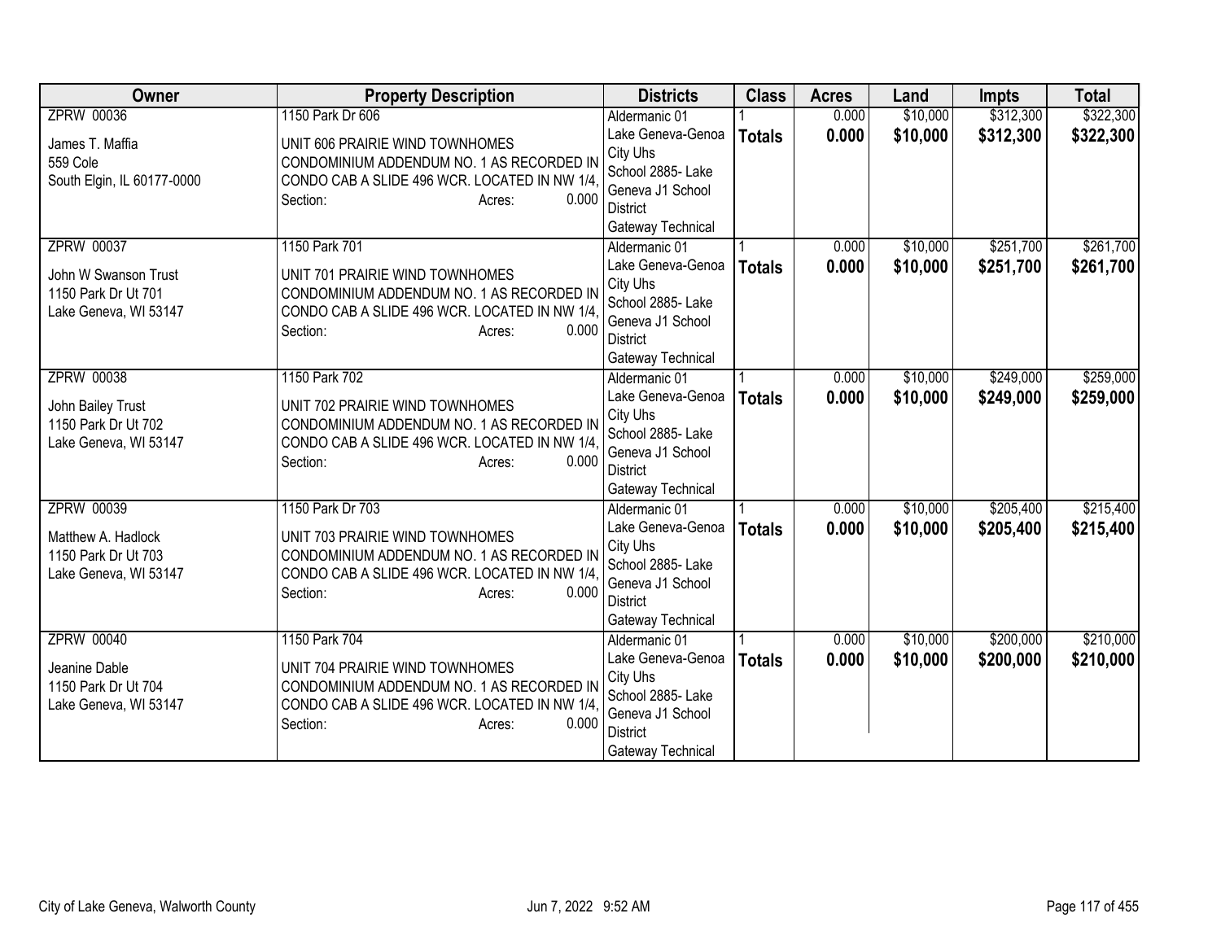| Owner | Property Description | Districts | Class | Acres | Land | Impts | Total |
|---|---|---|---|---|---|---|---|
| ZPRW 00036<br><br>James T. Maffia<br>559 Cole<br>South Elgin, IL 60177-0000 | 1150 Park Dr 606<br><br>UNIT 606 PRAIRIE WIND TOWNHOMES CONDOMINIUM ADDENDUM NO. 1 AS RECORDED IN CONDO CAB A SLIDE 496 WCR. LOCATED IN NW 1/4,<br>Section: Acres: 0.000 | Aldermanic 01<br>Lake Geneva-Genoa City Uhs<br>School 2885- Lake Geneva J1 School District<br>Gateway Technical | 1<br>**Totals** | 0.000<br>**0.000** | $10,000<br>**$10,000** | $312,300<br>**$312,300** | $322,300<br>**$322,300** |
| ZPRW 00037<br><br>John W Swanson Trust<br>1150 Park Dr Ut 701<br>Lake Geneva, WI 53147 | 1150 Park 701<br><br>UNIT 701 PRAIRIE WIND TOWNHOMES CONDOMINIUM ADDENDUM NO. 1 AS RECORDED IN CONDO CAB A SLIDE 496 WCR. LOCATED IN NW 1/4,<br>Section: Acres: 0.000 | Aldermanic 01<br>Lake Geneva-Genoa City Uhs<br>School 2885- Lake Geneva J1 School District<br>Gateway Technical | 1<br>**Totals** | 0.000<br>**0.000** | $10,000<br>**$10,000** | $251,700<br>**$251,700** | $261,700<br>**$261,700** |
| ZPRW 00038<br><br>John Bailey Trust<br>1150 Park Dr Ut 702<br>Lake Geneva, WI 53147 | 1150 Park 702<br><br>UNIT 702 PRAIRIE WIND TOWNHOMES CONDOMINIUM ADDENDUM NO. 1 AS RECORDED IN CONDO CAB A SLIDE 496 WCR. LOCATED IN NW 1/4,<br>Section: Acres: 0.000 | Aldermanic 01<br>Lake Geneva-Genoa City Uhs<br>School 2885- Lake Geneva J1 School District<br>Gateway Technical | 1<br>**Totals** | 0.000<br>**0.000** | $10,000<br>**$10,000** | $249,000<br>**$249,000** | $259,000<br>**$259,000** |
| ZPRW 00039<br><br>Matthew A. Hadlock<br>1150 Park Dr Ut 703<br>Lake Geneva, WI 53147 | 1150 Park Dr 703<br><br>UNIT 703 PRAIRIE WIND TOWNHOMES CONDOMINIUM ADDENDUM NO. 1 AS RECORDED IN CONDO CAB A SLIDE 496 WCR. LOCATED IN NW 1/4,<br>Section: Acres: 0.000 | Aldermanic 01<br>Lake Geneva-Genoa City Uhs<br>School 2885- Lake Geneva J1 School District<br>Gateway Technical | 1<br>**Totals** | 0.000<br>**0.000** | $10,000<br>**$10,000** | $205,400<br>**$205,400** | $215,400<br>**$215,400** |
| ZPRW 00040<br><br>Jeanine Dable<br>1150 Park Dr Ut 704<br>Lake Geneva, WI 53147 | 1150 Park 704<br><br>UNIT 704 PRAIRIE WIND TOWNHOMES CONDOMINIUM ADDENDUM NO. 1 AS RECORDED IN CONDO CAB A SLIDE 496 WCR. LOCATED IN NW 1/4,<br>Section: Acres: 0.000 | Aldermanic 01<br>Lake Geneva-Genoa City Uhs<br>School 2885- Lake Geneva J1 School District<br>Gateway Technical | 1<br>**Totals** | 0.000<br>**0.000** | $10,000<br>**$10,000** | $200,000<br>**$200,000** | $210,000<br>**$210,000** |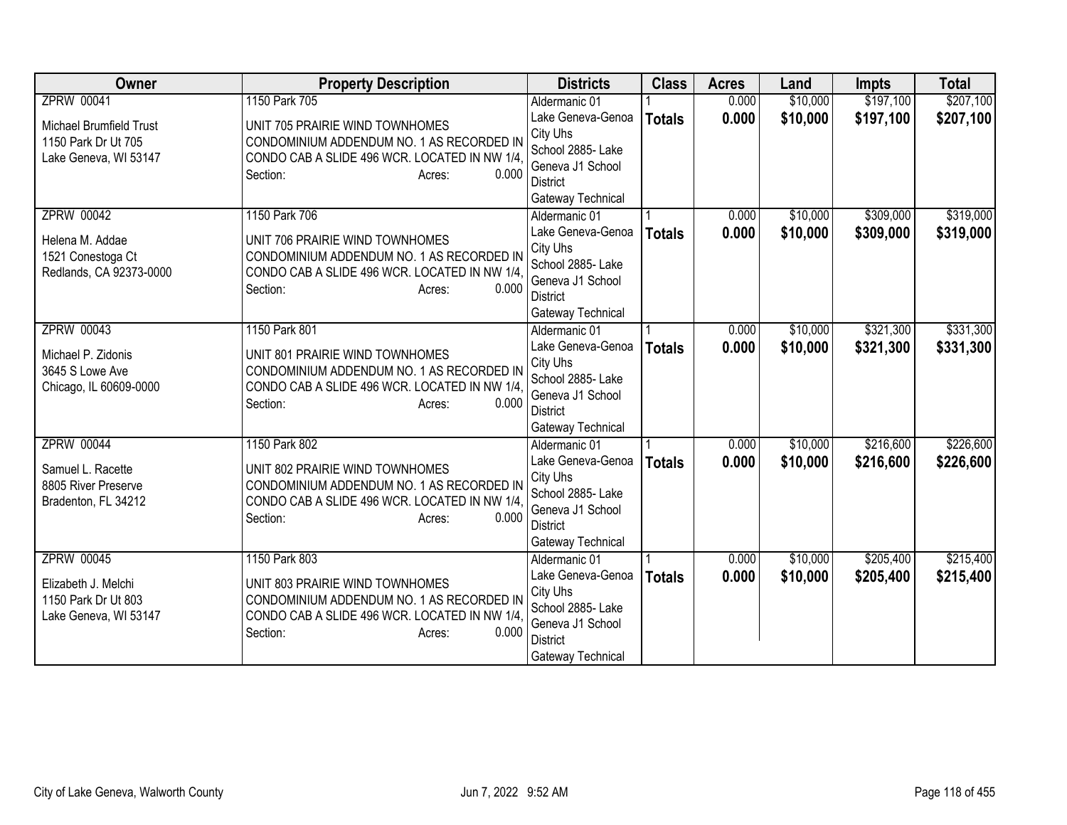| Owner | Property Description | Districts | Class | Acres | Land | Impts | Total |
|---|---|---|---|---|---|---|---|
| ZPRW 00041<br><br>Michael Brumfield Trust<br>1150 Park Dr Ut 705<br>Lake Geneva, WI 53147 | 1150 Park 705<br><br>UNIT 705 PRAIRIE WIND TOWNHOMES CONDOMINIUM ADDENDUM NO. 1 AS RECORDED IN CONDO CAB A SLIDE 496 WCR. LOCATED IN NW 1/4,<br>Section: Acres: 0.000 | Aldermanic 01<br>Lake Geneva-Genoa City Uhs<br>School 2885- Lake Geneva J1 School District<br>Gateway Technical | 1<br>**Totals** | 0.000<br>**0.000** | $10,000<br>**$10,000** | $197,100<br>**$197,100** | $207,100<br>**$207,100** |
| ZPRW 00042<br><br>Helena M. Addae<br>1521 Conestoga Ct<br>Redlands, CA 92373-0000 | 1150 Park 706<br><br>UNIT 706 PRAIRIE WIND TOWNHOMES CONDOMINIUM ADDENDUM NO. 1 AS RECORDED IN CONDO CAB A SLIDE 496 WCR. LOCATED IN NW 1/4,<br>Section: Acres: 0.000 | Aldermanic 01<br>Lake Geneva-Genoa City Uhs<br>School 2885- Lake Geneva J1 School District<br>Gateway Technical | 1<br>**Totals** | 0.000<br>**0.000** | $10,000<br>**$10,000** | $309,000<br>**$309,000** | $319,000<br>**$319,000** |
| ZPRW 00043<br><br>Michael P. Zidonis<br>3645 S Lowe Ave<br>Chicago, IL 60609-0000 | 1150 Park 801<br><br>UNIT 801 PRAIRIE WIND TOWNHOMES CONDOMINIUM ADDENDUM NO. 1 AS RECORDED IN CONDO CAB A SLIDE 496 WCR. LOCATED IN NW 1/4,<br>Section: Acres: 0.000 | Aldermanic 01<br>Lake Geneva-Genoa City Uhs<br>School 2885- Lake Geneva J1 School District<br>Gateway Technical | 1<br>**Totals** | 0.000<br>**0.000** | $10,000<br>**$10,000** | $321,300<br>**$321,300** | $331,300<br>**$331,300** |
| ZPRW 00044<br><br>Samuel L. Racette<br>8805 River Preserve<br>Bradenton, FL 34212 | 1150 Park 802<br><br>UNIT 802 PRAIRIE WIND TOWNHOMES CONDOMINIUM ADDENDUM NO. 1 AS RECORDED IN CONDO CAB A SLIDE 496 WCR. LOCATED IN NW 1/4,<br>Section: Acres: 0.000 | Aldermanic 01<br>Lake Geneva-Genoa City Uhs<br>School 2885- Lake Geneva J1 School District<br>Gateway Technical | 1<br>**Totals** | 0.000<br>**0.000** | $10,000<br>**$10,000** | $216,600<br>**$216,600** | $226,600<br>**$226,600** |
| ZPRW 00045<br><br>Elizabeth J. Melchi<br>1150 Park Dr Ut 803<br>Lake Geneva, WI 53147 | 1150 Park 803<br><br>UNIT 803 PRAIRIE WIND TOWNHOMES CONDOMINIUM ADDENDUM NO. 1 AS RECORDED IN CONDO CAB A SLIDE 496 WCR. LOCATED IN NW 1/4,<br>Section: Acres: 0.000 | Aldermanic 01<br>Lake Geneva-Genoa City Uhs<br>School 2885- Lake Geneva J1 School District<br>Gateway Technical | 1<br>**Totals** | 0.000<br>**0.000** | $10,000<br>**$10,000** | $205,400<br>**$205,400** | $215,400<br>**$215,400** |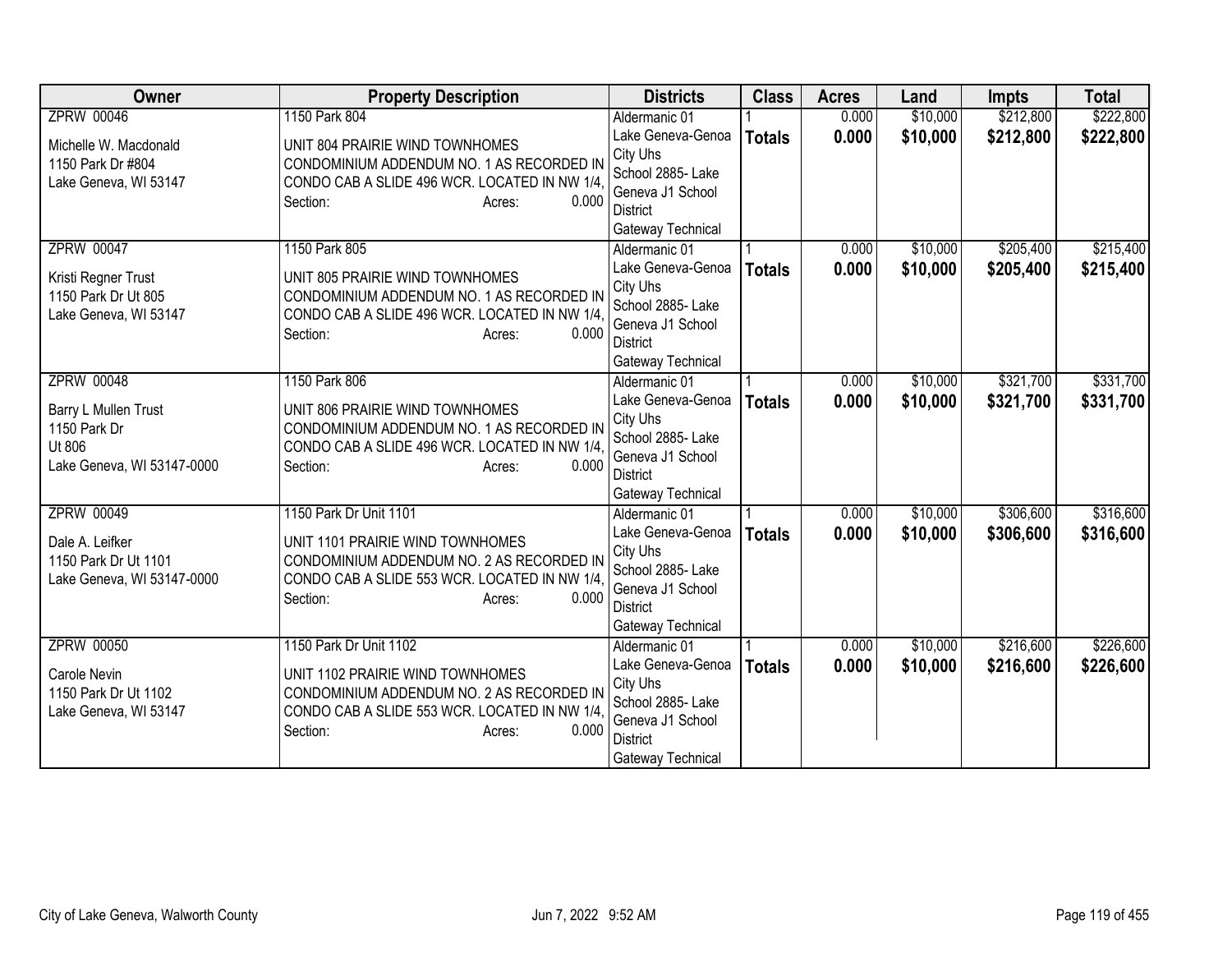| Owner | Property Description | Districts | Class | Acres | Land | Impts | Total |
|---|---|---|---|---|---|---|---|
| ZPRW 00046<br><br>Michelle W. Macdonald<br>1150 Park Dr #804<br>Lake Geneva, WI 53147 | 1150 Park 804<br><br>UNIT 804 PRAIRIE WIND TOWNHOMES CONDOMINIUM ADDENDUM NO. 1 AS RECORDED IN CONDO CAB A SLIDE 496 WCR. LOCATED IN NW 1/4,<br>Section: Acres: 0.000 | Aldermanic 01<br>Lake Geneva-Genoa City Uhs<br>School 2885- Lake Geneva J1 School District<br>Gateway Technical | 1<br>**Totals** | 0.000<br>**0.000** | $10,000<br>**$10,000** | $212,800<br>**$212,800** | $222,800<br>**$222,800** |
| ZPRW 00047<br><br>Kristi Regner Trust<br>1150 Park Dr Ut 805<br>Lake Geneva, WI 53147 | 1150 Park 805<br><br>UNIT 805 PRAIRIE WIND TOWNHOMES CONDOMINIUM ADDENDUM NO. 1 AS RECORDED IN CONDO CAB A SLIDE 496 WCR. LOCATED IN NW 1/4,<br>Section: Acres: 0.000 | Aldermanic 01<br>Lake Geneva-Genoa City Uhs<br>School 2885- Lake Geneva J1 School District<br>Gateway Technical | 1<br>**Totals** | 0.000<br>**0.000** | $10,000<br>**$10,000** | $205,400<br>**$205,400** | $215,400<br>**$215,400** |
| ZPRW 00048<br><br>Barry L Mullen Trust<br>1150 Park Dr<br>Ut 806<br>Lake Geneva, WI 53147-0000 | 1150 Park 806<br><br>UNIT 806 PRAIRIE WIND TOWNHOMES CONDOMINIUM ADDENDUM NO. 1 AS RECORDED IN CONDO CAB A SLIDE 496 WCR. LOCATED IN NW 1/4,<br>Section: Acres: 0.000 | Aldermanic 01<br>Lake Geneva-Genoa City Uhs<br>School 2885- Lake Geneva J1 School District<br>Gateway Technical | 1<br>**Totals** | 0.000<br>**0.000** | $10,000<br>**$10,000** | $321,700<br>**$321,700** | $331,700<br>**$331,700** |
| ZPRW 00049<br><br>Dale A. Leifker<br>1150 Park Dr Ut 1101<br>Lake Geneva, WI 53147-0000 | 1150 Park Dr Unit 1101<br><br>UNIT 1101 PRAIRIE WIND TOWNHOMES CONDOMINIUM ADDENDUM NO. 2 AS RECORDED IN CONDO CAB A SLIDE 553 WCR. LOCATED IN NW 1/4,<br>Section: Acres: 0.000 | Aldermanic 01<br>Lake Geneva-Genoa City Uhs<br>School 2885- Lake Geneva J1 School District<br>Gateway Technical | 1<br>**Totals** | 0.000<br>**0.000** | $10,000<br>**$10,000** | $306,600<br>**$306,600** | $316,600<br>**$316,600** |
| ZPRW 00050<br><br>Carole Nevin<br>1150 Park Dr Ut 1102<br>Lake Geneva, WI 53147 | 1150 Park Dr Unit 1102<br><br>UNIT 1102 PRAIRIE WIND TOWNHOMES CONDOMINIUM ADDENDUM NO. 2 AS RECORDED IN CONDO CAB A SLIDE 553 WCR. LOCATED IN NW 1/4,<br>Section: Acres: 0.000 | Aldermanic 01<br>Lake Geneva-Genoa City Uhs<br>School 2885- Lake Geneva J1 School District<br>Gateway Technical | 1<br>**Totals** | 0.000<br>**0.000** | $10,000<br>**$10,000** | $216,600<br>**$216,600** | $226,600<br>**$226,600** |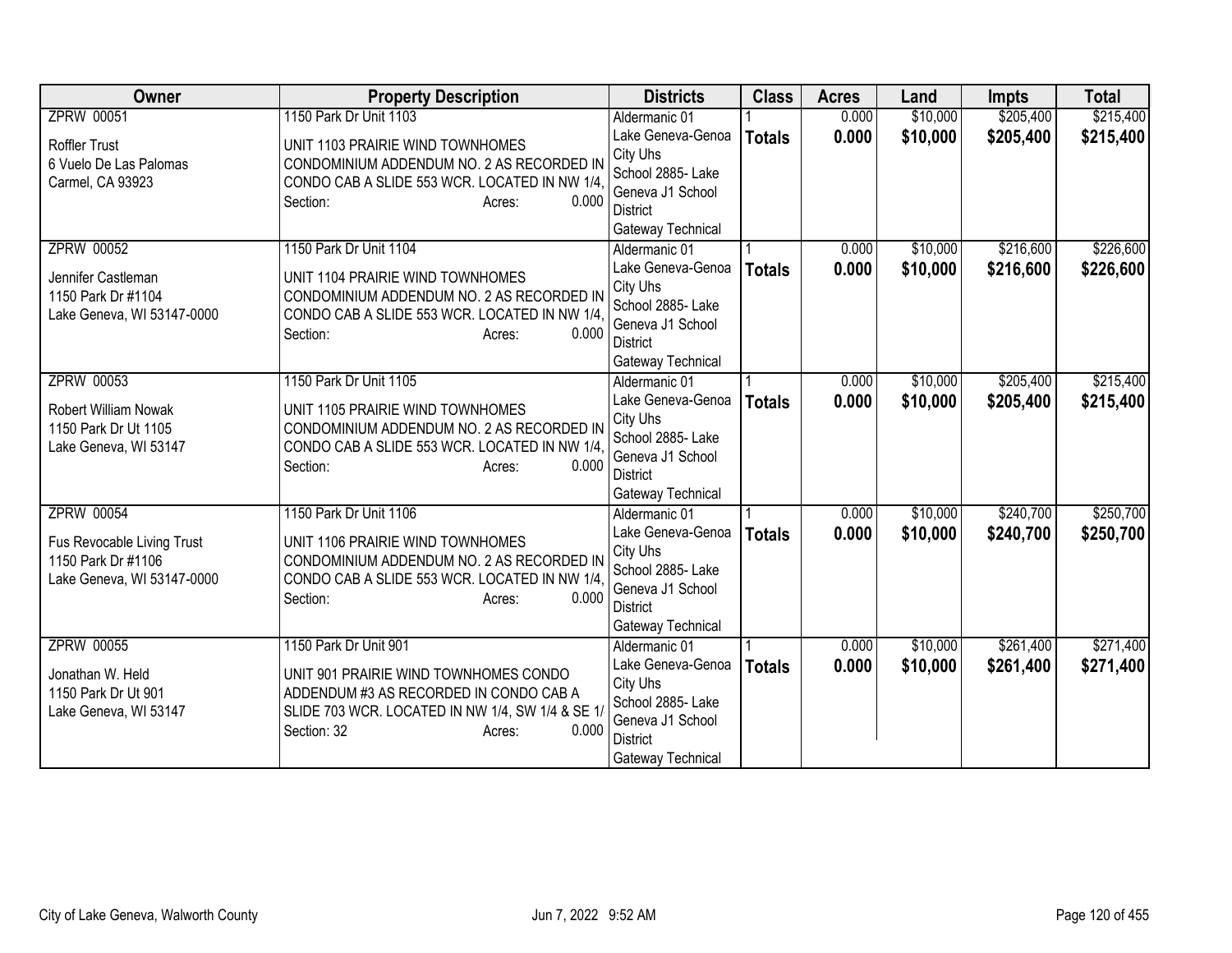| Owner | Property Description | Districts | Class | Acres | Land | Impts | Total |
|---|---|---|---|---|---|---|---|
| ZPRW 00051<br>Roffler Trust<br>6 Vuelo De Las Palomas<br>Carmel, CA 93923 | 1150 Park Dr Unit 1103<br>UNIT 1103 PRAIRIE WIND TOWNHOMES CONDOMINIUM ADDENDUM NO. 2 AS RECORDED IN CONDO CAB A SLIDE 553 WCR. LOCATED IN NW 1/4,<br>Section: Acres: 0.000 | Aldermanic 01<br>Lake Geneva-Genoa City Uhs<br>School 2885- Lake Geneva J1 School District<br>Gateway Technical | 1<br>**Totals** | 0.000<br>**0.000** | $10,000<br>**$10,000** | $205,400<br>**$205,400** | $215,400<br>**$215,400** |
| ZPRW 00052<br>Jennifer Castleman<br>1150 Park Dr #1104<br>Lake Geneva, WI 53147-0000 | 1150 Park Dr Unit 1104<br>UNIT 1104 PRAIRIE WIND TOWNHOMES CONDOMINIUM ADDENDUM NO. 2 AS RECORDED IN CONDO CAB A SLIDE 553 WCR. LOCATED IN NW 1/4,<br>Section: Acres: 0.000 | Aldermanic 01<br>Lake Geneva-Genoa City Uhs<br>School 2885- Lake Geneva J1 School District<br>Gateway Technical | 1<br>**Totals** | 0.000<br>**0.000** | $10,000<br>**$10,000** | $216,600<br>**$216,600** | $226,600<br>**$226,600** |
| ZPRW 00053<br>Robert William Nowak<br>1150 Park Dr Ut 1105<br>Lake Geneva, WI 53147 | 1150 Park Dr Unit 1105<br>UNIT 1105 PRAIRIE WIND TOWNHOMES CONDOMINIUM ADDENDUM NO. 2 AS RECORDED IN CONDO CAB A SLIDE 553 WCR. LOCATED IN NW 1/4,<br>Section: Acres: 0.000 | Aldermanic 01<br>Lake Geneva-Genoa City Uhs<br>School 2885- Lake Geneva J1 School District<br>Gateway Technical | 1<br>**Totals** | 0.000<br>**0.000** | $10,000<br>**$10,000** | $205,400<br>**$205,400** | $215,400<br>**$215,400** |
| ZPRW 00054<br>Fus Revocable Living Trust<br>1150 Park Dr #1106<br>Lake Geneva, WI 53147-0000 | 1150 Park Dr Unit 1106<br>UNIT 1106 PRAIRIE WIND TOWNHOMES CONDOMINIUM ADDENDUM NO. 2 AS RECORDED IN CONDO CAB A SLIDE 553 WCR. LOCATED IN NW 1/4,<br>Section: Acres: 0.000 | Aldermanic 01<br>Lake Geneva-Genoa City Uhs<br>School 2885- Lake Geneva J1 School District<br>Gateway Technical | 1<br>**Totals** | 0.000<br>**0.000** | $10,000<br>**$10,000** | $240,700<br>**$240,700** | $250,700<br>**$250,700** |
| ZPRW 00055<br>Jonathan W. Held<br>1150 Park Dr Ut 901<br>Lake Geneva, WI 53147 | 1150 Park Dr Unit 901<br>UNIT 901 PRAIRIE WIND TOWNHOMES CONDO ADDENDUM #3 AS RECORDED IN CONDO CAB A SLIDE 703 WCR. LOCATED IN NW 1/4, SW 1/4 & SE 1/<br>Section: 32 Acres: 0.000 | Aldermanic 01<br>Lake Geneva-Genoa City Uhs<br>School 2885- Lake Geneva J1 School District<br>Gateway Technical | 1<br>**Totals** | 0.000<br>**0.000** | $10,000<br>**$10,000** | $261,400<br>**$261,400** | $271,400<br>**$271,400** |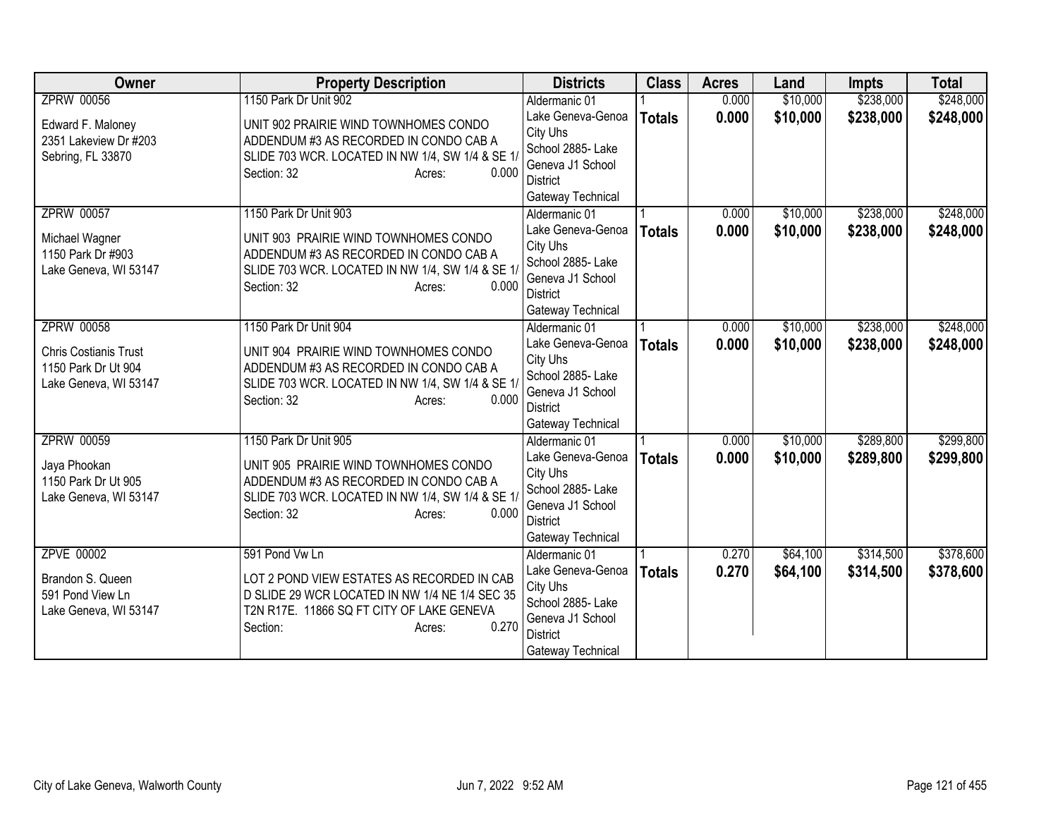| Owner | Property Description | Districts | Class | Acres | Land | Impts | Total |
|---|---|---|---|---|---|---|---|
| ZPRW 00056<br>Edward F. Maloney<br>2351 Lakeview Dr #203<br>Sebring, FL 33870 | 1150 Park Dr Unit 902<br>UNIT 902 PRAIRIE WIND TOWNHOMES CONDO ADDENDUM #3 AS RECORDED IN CONDO CAB A SLIDE 703 WCR. LOCATED IN NW 1/4, SW 1/4 & SE 1/<br>Section: 32 Acres: 0.000 | Aldermanic 01<br>Lake Geneva-Genoa City Uhs<br>School 2885- Lake Geneva J1 School District<br>Gateway Technical | 1<br>**Totals** | 0.000<br>**0.000** | $10,000<br>**$10,000** | $238,000<br>**$238,000** | $248,000<br>**$248,000** |
| ZPRW 00057<br>Michael Wagner<br>1150 Park Dr #903<br>Lake Geneva, WI 53147 | 1150 Park Dr Unit 903<br>UNIT 903 PRAIRIE WIND TOWNHOMES CONDO ADDENDUM #3 AS RECORDED IN CONDO CAB A SLIDE 703 WCR. LOCATED IN NW 1/4, SW 1/4 & SE 1/<br>Section: 32 Acres: 0.000 | Aldermanic 01<br>Lake Geneva-Genoa City Uhs<br>School 2885- Lake Geneva J1 School District<br>Gateway Technical | 1<br>**Totals** | 0.000<br>**0.000** | $10,000<br>**$10,000** | $238,000<br>**$238,000** | $248,000<br>**$248,000** |
| ZPRW 00058<br>Chris Costianis Trust<br>1150 Park Dr Ut 904<br>Lake Geneva, WI 53147 | 1150 Park Dr Unit 904<br>UNIT 904 PRAIRIE WIND TOWNHOMES CONDO ADDENDUM #3 AS RECORDED IN CONDO CAB A SLIDE 703 WCR. LOCATED IN NW 1/4, SW 1/4 & SE 1/<br>Section: 32 Acres: 0.000 | Aldermanic 01<br>Lake Geneva-Genoa City Uhs<br>School 2885- Lake Geneva J1 School District<br>Gateway Technical | 1<br>**Totals** | 0.000<br>**0.000** | $10,000<br>**$10,000** | $238,000<br>**$238,000** | $248,000<br>**$248,000** |
| ZPRW 00059<br>Jaya Phookan<br>1150 Park Dr Ut 905<br>Lake Geneva, WI 53147 | 1150 Park Dr Unit 905<br>UNIT 905 PRAIRIE WIND TOWNHOMES CONDO ADDENDUM #3 AS RECORDED IN CONDO CAB A SLIDE 703 WCR. LOCATED IN NW 1/4, SW 1/4 & SE 1/<br>Section: 32 Acres: 0.000 | Aldermanic 01<br>Lake Geneva-Genoa City Uhs<br>School 2885- Lake Geneva J1 School District<br>Gateway Technical | 1<br>**Totals** | 0.000<br>**0.000** | $10,000<br>**$10,000** | $289,800<br>**$289,800** | $299,800<br>**$299,800** |
| ZPVE 00002<br>Brandon S. Queen<br>591 Pond View Ln<br>Lake Geneva, WI 53147 | 591 Pond Vw Ln<br>LOT 2 POND VIEW ESTATES AS RECORDED IN CAB D SLIDE 29 WCR LOCATED IN NW 1/4 NE 1/4 SEC 35 T2N R17E. 11866 SQ FT CITY OF LAKE GENEVA<br>Section: Acres: 0.270 | Aldermanic 01<br>Lake Geneva-Genoa City Uhs<br>School 2885- Lake Geneva J1 School District<br>Gateway Technical | 1<br>**Totals** | 0.270<br>**0.270** | $64,100<br>**$64,100** | $314,500<br>**$314,500** | $378,600<br>**$378,600** |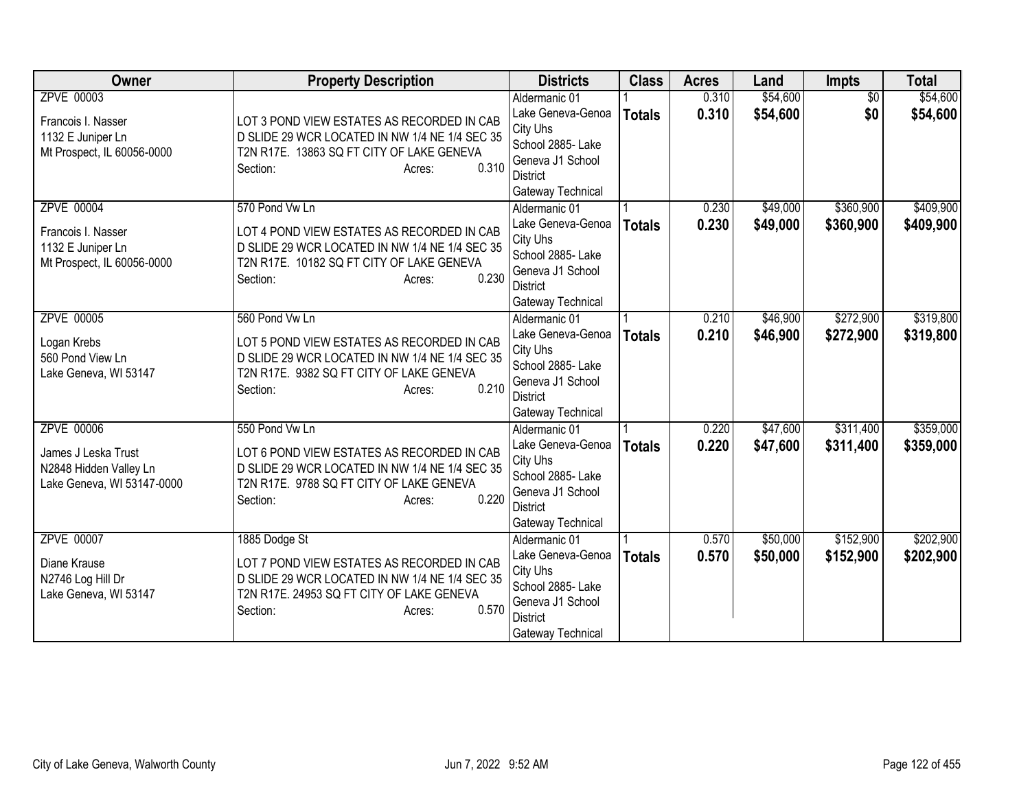| Owner | Property Description | Districts | Class | Acres | Land | Impts | Total |
|---|---|---|---|---|---|---|---|
| ZPVE 00003<br><br>Francois I. Nasser<br>1132 E Juniper Ln<br>Mt Prospect, IL 60056-0000 | LOT 3 POND VIEW ESTATES AS RECORDED IN CAB D SLIDE 29 WCR LOCATED IN NW 1/4 NE 1/4 SEC 35 T2N R17E. 13863 SQ FT CITY OF LAKE GENEVA<br>Section: Acres: 0.310 | Aldermanic 01<br>Lake Geneva-Genoa City Uhs<br>School 2885- Lake Geneva J1 School District<br>Gateway Technical | 1<br>**Totals** | 0.310<br>**0.310** | $54,600<br>**$54,600** | $0<br>**$0** | $54,600<br>**$54,600** |
| ZPVE 00004<br><br>Francois I. Nasser<br>1132 E Juniper Ln<br>Mt Prospect, IL 60056-0000 | 570 Pond Vw Ln<br>LOT 4 POND VIEW ESTATES AS RECORDED IN CAB D SLIDE 29 WCR LOCATED IN NW 1/4 NE 1/4 SEC 35 T2N R17E. 10182 SQ FT CITY OF LAKE GENEVA<br>Section: Acres: 0.230 | Aldermanic 01<br>Lake Geneva-Genoa City Uhs<br>School 2885- Lake Geneva J1 School District<br>Gateway Technical | 1<br>**Totals** | 0.230<br>**0.230** | $49,000<br>**$49,000** | $360,900<br>**$360,900** | $409,900<br>**$409,900** |
| ZPVE 00005<br><br>Logan Krebs<br>560 Pond View Ln<br>Lake Geneva, WI 53147 | 560 Pond Vw Ln<br>LOT 5 POND VIEW ESTATES AS RECORDED IN CAB D SLIDE 29 WCR LOCATED IN NW 1/4 NE 1/4 SEC 35 T2N R17E. 9382 SQ FT CITY OF LAKE GENEVA<br>Section: Acres: 0.210 | Aldermanic 01<br>Lake Geneva-Genoa City Uhs<br>School 2885- Lake Geneva J1 School District<br>Gateway Technical | 1<br>**Totals** | 0.210<br>**0.210** | $46,900<br>**$46,900** | $272,900<br>**$272,900** | $319,800<br>**$319,800** |
| ZPVE 00006<br><br>James J Leska Trust<br>N2848 Hidden Valley Ln<br>Lake Geneva, WI 53147-0000 | 550 Pond Vw Ln<br>LOT 6 POND VIEW ESTATES AS RECORDED IN CAB D SLIDE 29 WCR LOCATED IN NW 1/4 NE 1/4 SEC 35 T2N R17E. 9788 SQ FT CITY OF LAKE GENEVA<br>Section: Acres: 0.220 | Aldermanic 01<br>Lake Geneva-Genoa City Uhs<br>School 2885- Lake Geneva J1 School District<br>Gateway Technical | 1<br>**Totals** | 0.220<br>**0.220** | $47,600<br>**$47,600** | $311,400<br>**$311,400** | $359,000<br>**$359,000** |
| ZPVE 00007<br><br>Diane Krause<br>N2746 Log Hill Dr<br>Lake Geneva, WI 53147 | 1885 Dodge St<br>LOT 7 POND VIEW ESTATES AS RECORDED IN CAB D SLIDE 29 WCR LOCATED IN NW 1/4 NE 1/4 SEC 35 T2N R17E. 24953 SQ FT CITY OF LAKE GENEVA<br>Section: Acres: 0.570 | Aldermanic 01<br>Lake Geneva-Genoa City Uhs<br>School 2885- Lake Geneva J1 School District<br>Gateway Technical | 1<br>**Totals** | 0.570<br>**0.570** | $50,000<br>**$50,000** | $152,900<br>**$152,900** | $202,900<br>**$202,900** |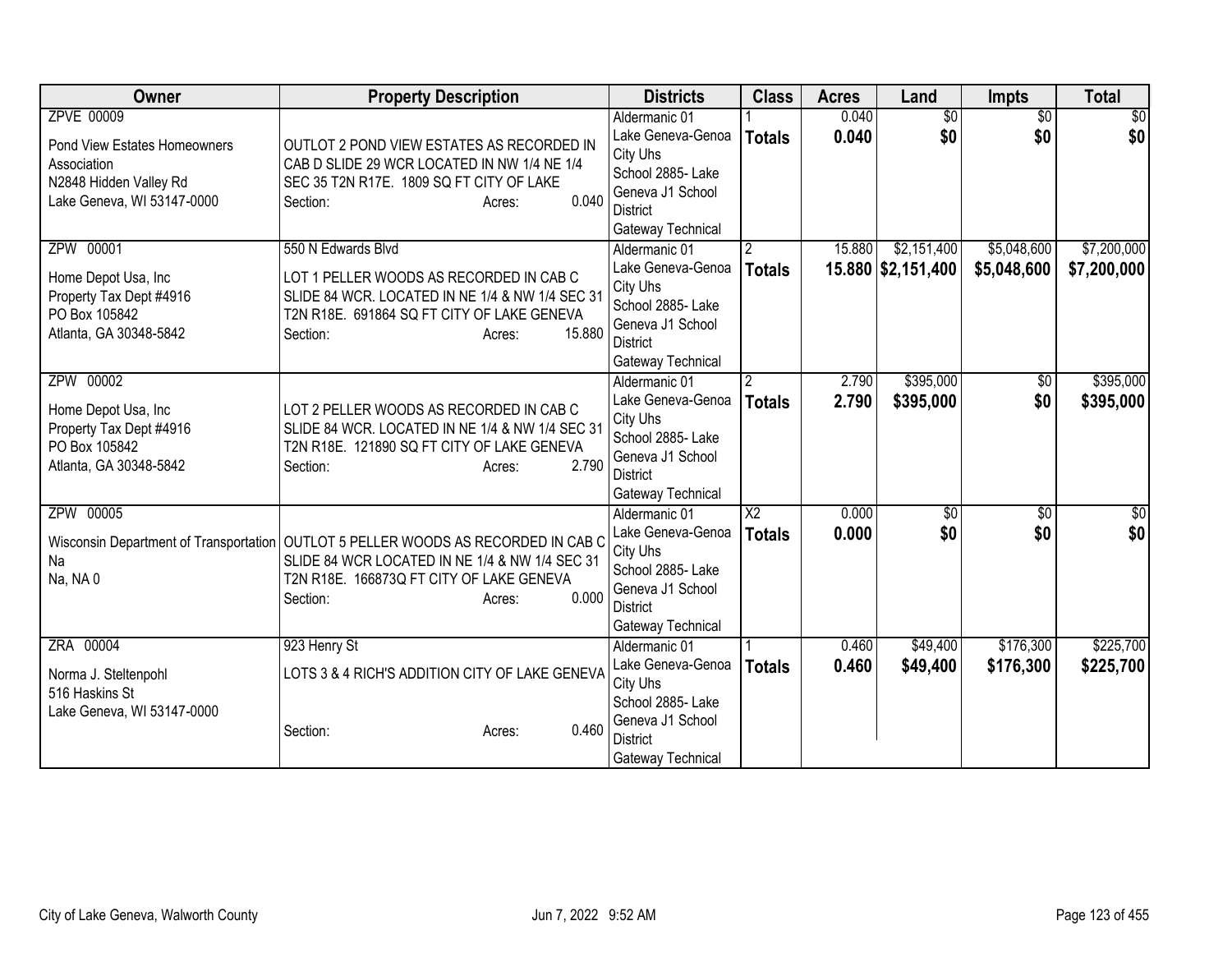| Owner | Property Description | Districts | Class | Acres | Land | Impts | Total |
|---|---|---|---|---|---|---|---|
| ZPVE 00009<br>Pond View Estates Homeowners Association<br>N2848 Hidden Valley Rd<br>Lake Geneva, WI 53147-0000 | OUTLOT 2 POND VIEW ESTATES AS RECORDED IN CAB D SLIDE 29 WCR LOCATED IN NW 1/4 NE 1/4 SEC 35 T2N R17E. 1809 SQ FT CITY OF LAKE<br>Section: Acres: 0.040 | Aldermanic 01<br>Lake Geneva-Genoa City Uhs<br>School 2885- Lake Geneva J1 School District<br>Gateway Technical | 1<br>**Totals** | 0.040<br>**0.040** | $0<br>**$0** | $0<br>**$0** | $0<br>**$0** |
| ZPW 00001<br>Home Depot Usa, Inc<br>Property Tax Dept #4916<br>PO Box 105842<br>Atlanta, GA 30348-5842 | 550 N Edwards Blvd<br>LOT 1 PELLER WOODS AS RECORDED IN CAB C SLIDE 84 WCR. LOCATED IN NE 1/4 & NW 1/4 SEC 31 T2N R18E. 691864 SQ FT CITY OF LAKE GENEVA<br>Section: Acres: 15.880 | Aldermanic 01<br>Lake Geneva-Genoa City Uhs<br>School 2885- Lake Geneva J1 School District<br>Gateway Technical | 2<br>**Totals** | 15.880<br>**15.880** | $2,151,400<br>**$2,151,400** | $5,048,600<br>**$5,048,600** | $7,200,000<br>**$7,200,000** |
| ZPW 00002<br>Home Depot Usa, Inc<br>Property Tax Dept #4916<br>PO Box 105842<br>Atlanta, GA 30348-5842 | LOT 2 PELLER WOODS AS RECORDED IN CAB C SLIDE 84 WCR. LOCATED IN NE 1/4 & NW 1/4 SEC 31 T2N R18E. 121890 SQ FT CITY OF LAKE GENEVA<br>Section: Acres: 2.790 | Aldermanic 01<br>Lake Geneva-Genoa City Uhs<br>School 2885- Lake Geneva J1 School District<br>Gateway Technical | 2<br>**Totals** | 2.790<br>**2.790** | $395,000<br>**$395,000** | $0<br>**$0** | $395,000<br>**$395,000** |
| ZPW 00005<br>Wisconsin Department of Transportation<br>Na<br>Na, NA 0 | OUTLOT 5 PELLER WOODS AS RECORDED IN CAB C SLIDE 84 WCR LOCATED IN NE 1/4 & NW 1/4 SEC 31 T2N R18E. 166873Q FT CITY OF LAKE GENEVA<br>Section: Acres: 0.000 | Aldermanic 01<br>Lake Geneva-Genoa City Uhs<br>School 2885- Lake Geneva J1 School District<br>Gateway Technical | X2<br>**Totals** | 0.000<br>**0.000** | $0<br>**$0** | $0<br>**$0** | $0<br>**$0** |
| ZRA 00004<br>Norma J. Steltenpohl<br>516 Haskins St<br>Lake Geneva, WI 53147-0000 | 923 Henry St<br>LOTS 3 & 4 RICH'S ADDITION CITY OF LAKE GENEVA<br>Section: Acres: 0.460 | Aldermanic 01<br>Lake Geneva-Genoa City Uhs<br>School 2885- Lake Geneva J1 School District<br>Gateway Technical | 1<br>**Totals** | 0.460<br>**0.460** | $49,400<br>**$49,400** | $176,300<br>**$176,300** | $225,700<br>**$225,700** |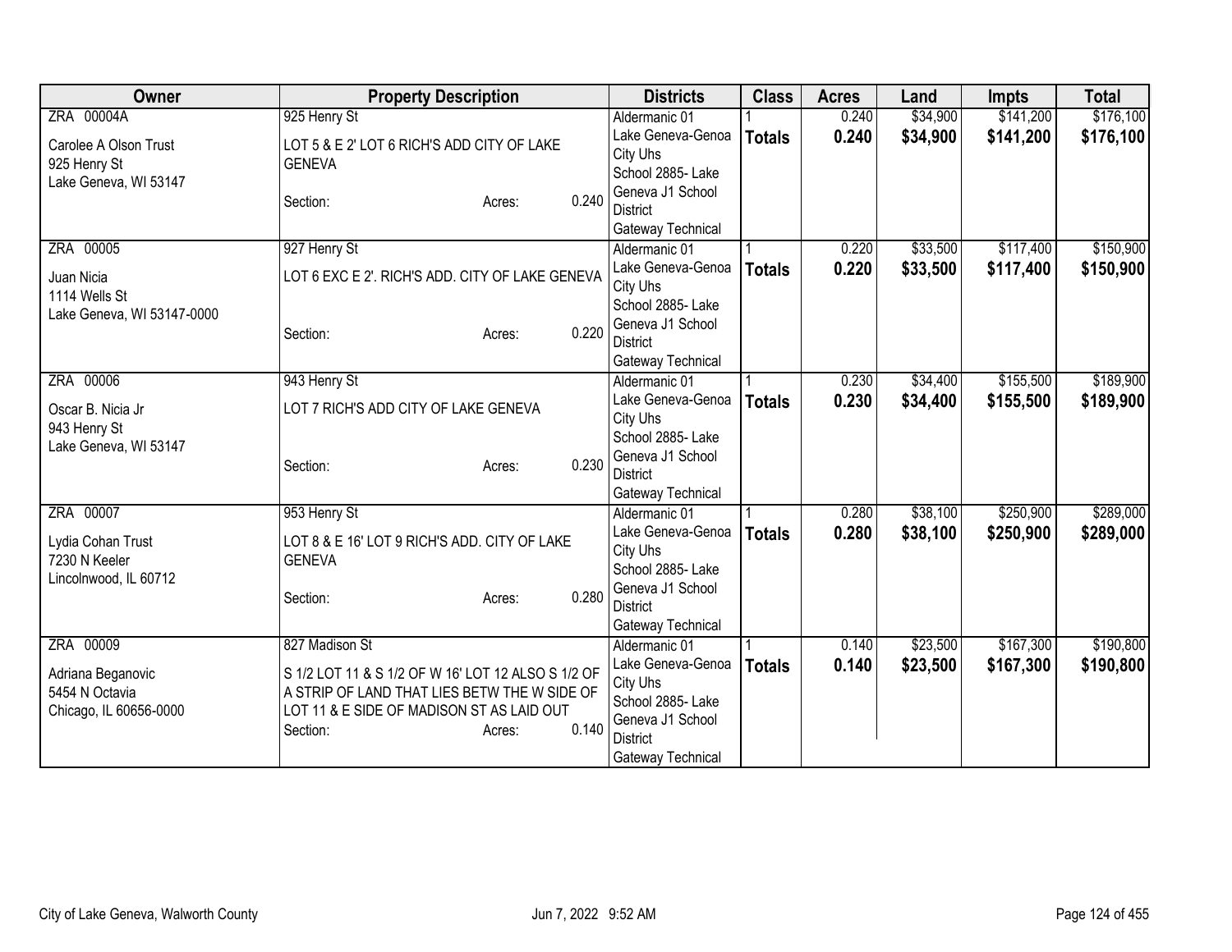| Owner | Property Description | Districts | Class | Acres | Land | Impts | Total |
|---|---|---|---|---|---|---|---|
| ZRA 00004A<br>Carolee A Olson Trust<br>925 Henry St<br>Lake Geneva, WI 53147 | 925 Henry St<br>LOT 5 & E 2' LOT 6 RICH'S ADD CITY OF LAKE GENEVA<br>Section: Acres: 0.240 | Aldermanic 01<br>Lake Geneva-Genoa City Uhs<br>School 2885- Lake Geneva J1 School District<br>Gateway Technical | 1<br>**Totals** | 0.240<br>**0.240** | $34,900<br>**$34,900** | $141,200<br>**$141,200** | $176,100<br>**$176,100** |
| ZRA 00005<br>Juan Nicia<br>1114 Wells St<br>Lake Geneva, WI 53147-0000 | 927 Henry St<br>LOT 6 EXC E 2'. RICH'S ADD. CITY OF LAKE GENEVA<br>Section: Acres: 0.220 | Aldermanic 01<br>Lake Geneva-Genoa City Uhs<br>School 2885- Lake Geneva J1 School District<br>Gateway Technical | 1<br>**Totals** | 0.220<br>**0.220** | $33,500<br>**$33,500** | $117,400<br>**$117,400** | $150,900<br>**$150,900** |
| ZRA 00006<br>Oscar B. Nicia Jr<br>943 Henry St<br>Lake Geneva, WI 53147 | 943 Henry St<br>LOT 7 RICH'S ADD CITY OF LAKE GENEVA<br>Section: Acres: 0.230 | Aldermanic 01<br>Lake Geneva-Genoa City Uhs<br>School 2885- Lake Geneva J1 School District<br>Gateway Technical | 1<br>**Totals** | 0.230<br>**0.230** | $34,400<br>**$34,400** | $155,500<br>**$155,500** | $189,900<br>**$189,900** |
| ZRA 00007<br>Lydia Cohan Trust<br>7230 N Keeler<br>Lincolnwood, IL 60712 | 953 Henry St<br>LOT 8 & E 16' LOT 9 RICH'S ADD. CITY OF LAKE GENEVA<br>Section: Acres: 0.280 | Aldermanic 01<br>Lake Geneva-Genoa City Uhs<br>School 2885- Lake Geneva J1 School District<br>Gateway Technical | 1<br>**Totals** | 0.280<br>**0.280** | $38,100<br>**$38,100** | $250,900<br>**$250,900** | $289,000<br>**$289,000** |
| ZRA 00009<br>Adriana Beganovic<br>5454 N Octavia<br>Chicago, IL 60656-0000 | 827 Madison St<br>S 1/2 LOT 11 & S 1/2 OF W 16' LOT 12 ALSO S 1/2 OF A STRIP OF LAND THAT LIES BETW THE W SIDE OF LOT 11 & E SIDE OF MADISON ST AS LAID OUT<br>Section: Acres: 0.140 | Aldermanic 01<br>Lake Geneva-Genoa City Uhs<br>School 2885- Lake Geneva J1 School District<br>Gateway Technical | 1<br>**Totals** | 0.140<br>**0.140** | $23,500<br>**$23,500** | $167,300<br>**$167,300** | $190,800<br>**$190,800** |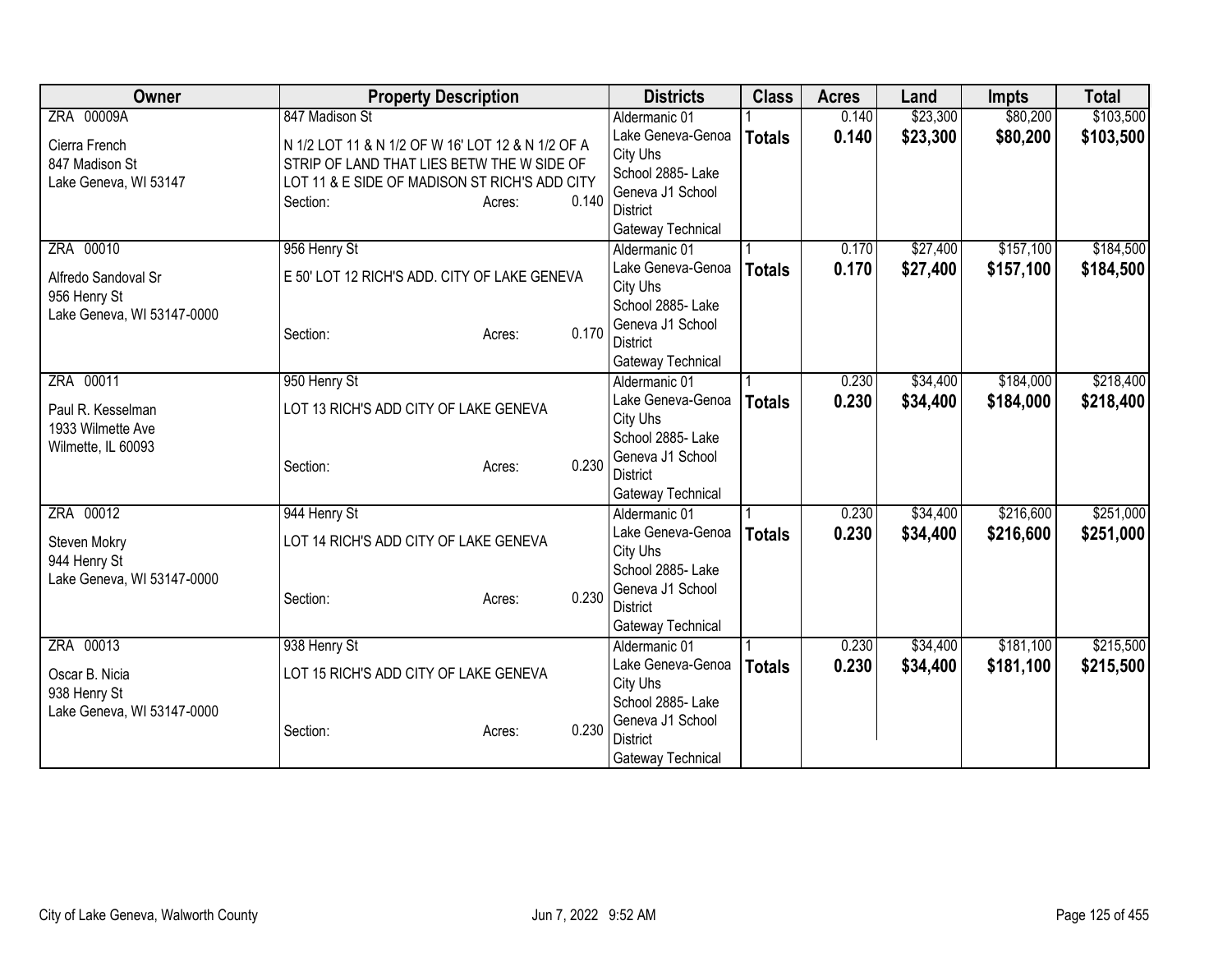| Owner | Property Description | Districts | Class | Acres | Land | Impts | Total |
|---|---|---|---|---|---|---|---|
| ZRA 00009A<br>Cierra French<br>847 Madison St<br>Lake Geneva, WI 53147 | 847 Madison St<br>N 1/2 LOT 11 & N 1/2 OF W 16' LOT 12 & N 1/2 OF A STRIP OF LAND THAT LIES BETW THE W SIDE OF LOT 11 & E SIDE OF MADISON ST RICH'S ADD CITY<br>Section: Acres: 0.140 | Aldermanic 01<br>Lake Geneva-Genoa City Uhs<br>School 2885- Lake Geneva J1 School District<br>Gateway Technical | 1<br>**Totals** | 0.140<br>**0.140** | $23,300<br>**$23,300** | $80,200<br>**$80,200** | $103,500<br>**$103,500** |
| ZRA 00010<br>Alfredo Sandoval Sr<br>956 Henry St<br>Lake Geneva, WI 53147-0000 | 956 Henry St<br>E 50' LOT 12 RICH'S ADD. CITY OF LAKE GENEVA<br>Section: Acres: 0.170 | Aldermanic 01<br>Lake Geneva-Genoa City Uhs<br>School 2885- Lake Geneva J1 School District<br>Gateway Technical | 1<br>**Totals** | 0.170<br>**0.170** | $27,400<br>**$27,400** | $157,100<br>**$157,100** | $184,500<br>**$184,500** |
| ZRA 00011<br>Paul R. Kesselman<br>1933 Wilmette Ave<br>Wilmette, IL 60093 | 950 Henry St<br>LOT 13 RICH'S ADD CITY OF LAKE GENEVA<br>Section: Acres: 0.230 | Aldermanic 01<br>Lake Geneva-Genoa City Uhs<br>School 2885- Lake Geneva J1 School District<br>Gateway Technical | 1<br>**Totals** | 0.230<br>**0.230** | $34,400<br>**$34,400** | $184,000<br>**$184,000** | $218,400<br>**$218,400** |
| ZRA 00012<br>Steven Mokry<br>944 Henry St<br>Lake Geneva, WI 53147-0000 | 944 Henry St<br>LOT 14 RICH'S ADD CITY OF LAKE GENEVA<br>Section: Acres: 0.230 | Aldermanic 01<br>Lake Geneva-Genoa City Uhs<br>School 2885- Lake Geneva J1 School District<br>Gateway Technical | 1<br>**Totals** | 0.230<br>**0.230** | $34,400<br>**$34,400** | $216,600<br>**$216,600** | $251,000<br>**$251,000** |
| ZRA 00013<br>Oscar B. Nicia<br>938 Henry St<br>Lake Geneva, WI 53147-0000 | 938 Henry St<br>LOT 15 RICH'S ADD CITY OF LAKE GENEVA<br>Section: Acres: 0.230 | Aldermanic 01<br>Lake Geneva-Genoa City Uhs<br>School 2885- Lake Geneva J1 School District<br>Gateway Technical | 1<br>**Totals** | 0.230<br>**0.230** | $34,400<br>**$34,400** | $181,100<br>**$181,100** | $215,500<br>**$215,500** |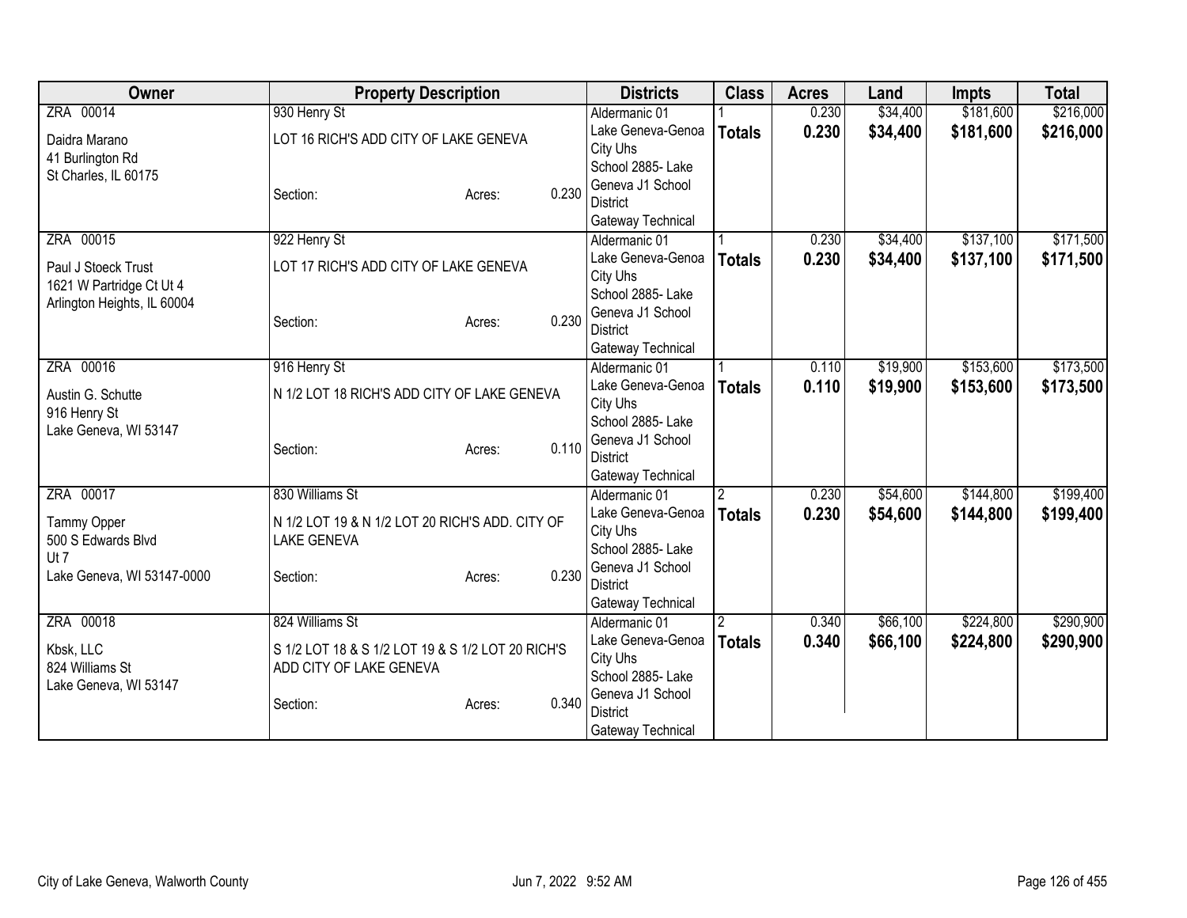| Owner | Property Description | | | | Districts | Class | Acres | Land | Impts | Total |
|---|---|---|---|---|---|---|---|---|---|---|
| ZRA 00014 | 930 Henry St | | | | Aldermanic 01 | 1 | 0.230 | $34,400 | $181,600 | $216,000 |
| Daidra Marano<br>41 Burlington Rd<br>St Charles, IL 60175 | LOT 16 RICH'S ADD CITY OF LAKE GENEVA<br><br>Section: | | Acres: | 0.230 | Lake Geneva-Genoa City Uhs<br>School 2885- Lake Geneva J1 School District<br>Gateway Technical | **Totals** | **0.230** | **$34,400** | **$181,600** | **$216,000** |
| ZRA 00015 | 922 Henry St | | | | Aldermanic 01 | 1 | 0.230 | $34,400 | $137,100 | $171,500 |
| Paul J Stoeck Trust<br>1621 W Partridge Ct Ut 4<br>Arlington Heights, IL 60004 | LOT 17 RICH'S ADD CITY OF LAKE GENEVA<br><br>Section: | | Acres: | 0.230 | Lake Geneva-Genoa City Uhs<br>School 2885- Lake Geneva J1 School District<br>Gateway Technical | **Totals** | **0.230** | **$34,400** | **$137,100** | **$171,500** |
| ZRA 00016 | 916 Henry St | | | | Aldermanic 01 | 1 | 0.110 | $19,900 | $153,600 | $173,500 |
| Austin G. Schutte<br>916 Henry St<br>Lake Geneva, WI 53147 | N 1/2 LOT 18 RICH'S ADD CITY OF LAKE GENEVA<br><br>Section: | | Acres: | 0.110 | Lake Geneva-Genoa City Uhs<br>School 2885- Lake Geneva J1 School District<br>Gateway Technical | **Totals** | **0.110** | **$19,900** | **$153,600** | **$173,500** |
| ZRA 00017 | 830 Williams St | | | | Aldermanic 01 | 2 | 0.230 | $54,600 | $144,800 | $199,400 |
| Tammy Opper<br>500 S Edwards Blvd<br>Ut 7<br>Lake Geneva, WI 53147-0000 | N 1/2 LOT 19 & N 1/2 LOT 20 RICH'S ADD. CITY OF LAKE GENEVA<br><br>Section: | | Acres: | 0.230 | Lake Geneva-Genoa City Uhs<br>School 2885- Lake Geneva J1 School District<br>Gateway Technical | **Totals** | **0.230** | **$54,600** | **$144,800** | **$199,400** |
| ZRA 00018 | 824 Williams St | | | | Aldermanic 01 | 2 | 0.340 | $66,100 | $224,800 | $290,900 |
| Kbsk, LLC<br>824 Williams St<br>Lake Geneva, WI 53147 | S 1/2 LOT 18 & S 1/2 LOT 19 & S 1/2 LOT 20 RICH'S ADD CITY OF LAKE GENEVA<br><br>Section: | | Acres: | 0.340 | Lake Geneva-Genoa City Uhs<br>School 2885- Lake Geneva J1 School District<br>Gateway Technical | **Totals** | **0.340** | **$66,100** | **$224,800** | **$290,900** |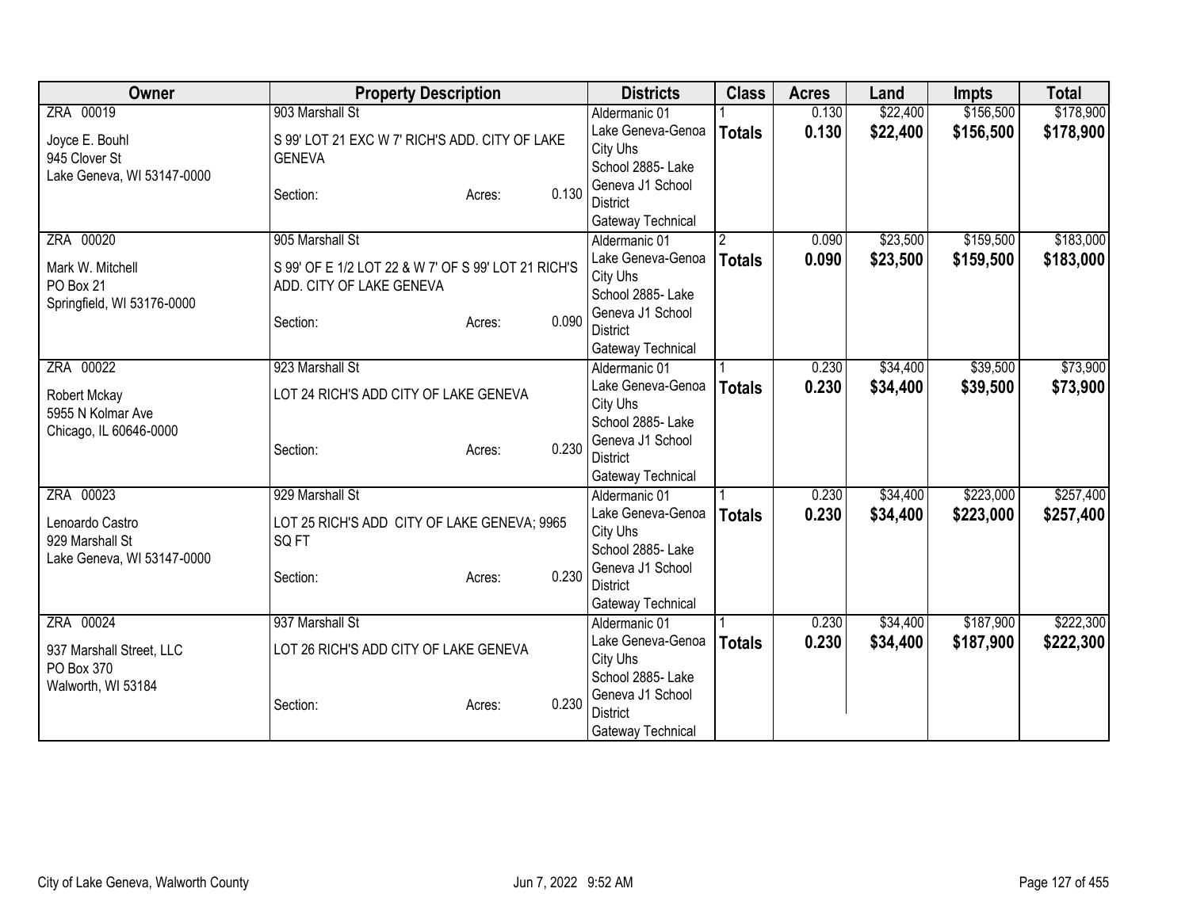| Owner | Property Description | Districts | Class | Acres | Land | Impts | Total |
|---|---|---|---|---|---|---|---|
| ZRA 00019<br>Joyce E. Bouhl<br>945 Clover St<br>Lake Geneva, WI 53147-0000 | 903 Marshall St<br>S 99' LOT 21 EXC W 7' RICH'S ADD. CITY OF LAKE GENEVA<br>Section: Acres: 0.130 | Aldermanic 01<br>Lake Geneva-Genoa City Uhs<br>School 2885- Lake Geneva J1 School District<br>Gateway Technical | 1<br>**Totals** | 0.130<br>**0.130** | $22,400<br>**$22,400** | $156,500<br>**$156,500** | $178,900<br>**$178,900** |
| ZRA 00020<br>Mark W. Mitchell<br>PO Box 21<br>Springfield, WI 53176-0000 | 905 Marshall St<br>S 99' OF E 1/2 LOT 22 & W 7' OF S 99' LOT 21 RICH'S ADD. CITY OF LAKE GENEVA<br>Section: Acres: 0.090 | Aldermanic 01<br>Lake Geneva-Genoa City Uhs<br>School 2885- Lake Geneva J1 School District<br>Gateway Technical | 2<br>**Totals** | 0.090<br>**0.090** | $23,500<br>**$23,500** | $159,500<br>**$159,500** | $183,000<br>**$183,000** |
| ZRA 00022<br>Robert Mckay<br>5955 N Kolmar Ave<br>Chicago, IL 60646-0000 | 923 Marshall St<br>LOT 24 RICH'S ADD CITY OF LAKE GENEVA<br>Section: Acres: 0.230 | Aldermanic 01<br>Lake Geneva-Genoa City Uhs<br>School 2885- Lake Geneva J1 School District<br>Gateway Technical | 1<br>**Totals** | 0.230<br>**0.230** | $34,400<br>**$34,400** | $39,500<br>**$39,500** | $73,900<br>**$73,900** |
| ZRA 00023<br>Lenoardo Castro<br>929 Marshall St<br>Lake Geneva, WI 53147-0000 | 929 Marshall St<br>LOT 25 RICH'S ADD CITY OF LAKE GENEVA; 9965 SQ FT<br>Section: Acres: 0.230 | Aldermanic 01<br>Lake Geneva-Genoa City Uhs<br>School 2885- Lake Geneva J1 School District<br>Gateway Technical | 1<br>**Totals** | 0.230<br>**0.230** | $34,400<br>**$34,400** | $223,000<br>**$223,000** | $257,400<br>**$257,400** |
| ZRA 00024<br>937 Marshall Street, LLC<br>PO Box 370<br>Walworth, WI 53184 | 937 Marshall St<br>LOT 26 RICH'S ADD CITY OF LAKE GENEVA<br>Section: Acres: 0.230 | Aldermanic 01<br>Lake Geneva-Genoa City Uhs<br>School 2885- Lake Geneva J1 School District<br>Gateway Technical | 1<br>**Totals** | 0.230<br>**0.230** | $34,400<br>**$34,400** | $187,900<br>**$187,900** | $222,300<br>**$222,300** |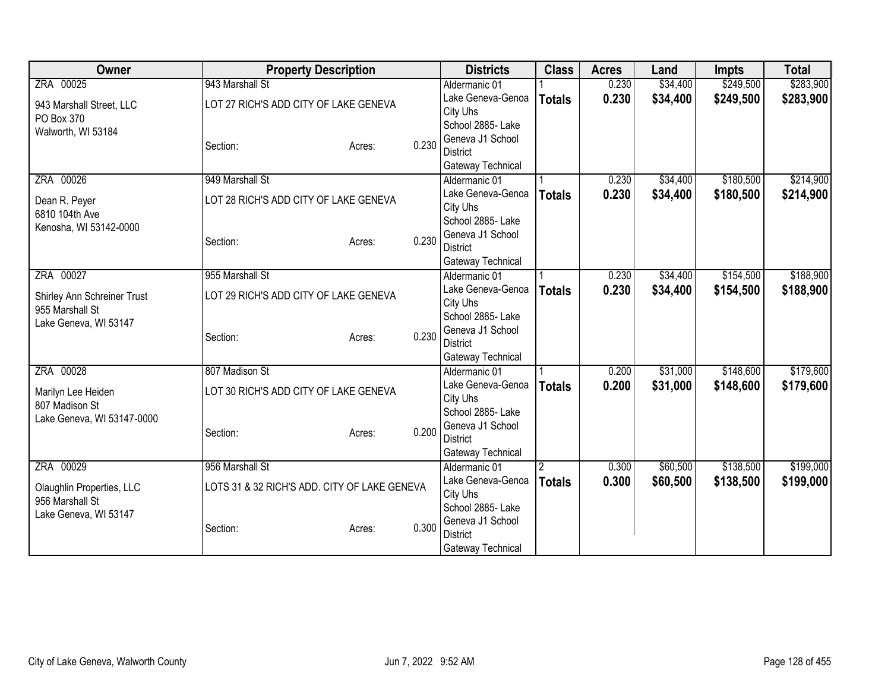| Owner | Property Description | Districts | Class | Acres | Land | Impts | Total |
|---|---|---|---|---|---|---|---|
| ZRA 00025<br><br>943 Marshall Street, LLC<br>PO Box 370<br>Walworth, WI 53184 | 943 Marshall St<br><br>LOT 27 RICH'S ADD CITY OF LAKE GENEVA<br><br>Section: Acres: 0.230 | Aldermanic 01<br>Lake Geneva-Genoa City Uhs<br>School 2885- Lake Geneva J1 School District<br>Gateway Technical | 1<br>**Totals** | 0.230<br>**0.230** | $34,400<br>**$34,400** | $249,500<br>**$249,500** | $283,900<br>**$283,900** |
| ZRA 00026<br><br>Dean R. Peyer<br>6810 104th Ave<br>Kenosha, WI 53142-0000 | 949 Marshall St<br><br>LOT 28 RICH'S ADD CITY OF LAKE GENEVA<br><br>Section: Acres: 0.230 | Aldermanic 01<br>Lake Geneva-Genoa City Uhs<br>School 2885- Lake Geneva J1 School District<br>Gateway Technical | 1<br>**Totals** | 0.230<br>**0.230** | $34,400<br>**$34,400** | $180,500<br>**$180,500** | $214,900<br>**$214,900** |
| ZRA 00027<br><br>Shirley Ann Schreiner Trust<br>955 Marshall St<br>Lake Geneva, WI 53147 | 955 Marshall St<br><br>LOT 29 RICH'S ADD CITY OF LAKE GENEVA<br><br>Section: Acres: 0.230 | Aldermanic 01<br>Lake Geneva-Genoa City Uhs<br>School 2885- Lake Geneva J1 School District<br>Gateway Technical | 1<br>**Totals** | 0.230<br>**0.230** | $34,400<br>**$34,400** | $154,500<br>**$154,500** | $188,900<br>**$188,900** |
| ZRA 00028<br><br>Marilyn Lee Heiden<br>807 Madison St<br>Lake Geneva, WI 53147-0000 | 807 Madison St<br><br>LOT 30 RICH'S ADD CITY OF LAKE GENEVA<br><br>Section: Acres: 0.200 | Aldermanic 01<br>Lake Geneva-Genoa City Uhs<br>School 2885- Lake Geneva J1 School District<br>Gateway Technical | 1<br>**Totals** | 0.200<br>**0.200** | $31,000<br>**$31,000** | $148,600<br>**$148,600** | $179,600<br>**$179,600** |
| ZRA 00029<br><br>Olaughlin Properties, LLC<br>956 Marshall St<br>Lake Geneva, WI 53147 | 956 Marshall St<br><br>LOTS 31 & 32 RICH'S ADD. CITY OF LAKE GENEVA<br><br>Section: Acres: 0.300 | Aldermanic 01<br>Lake Geneva-Genoa City Uhs<br>School 2885- Lake Geneva J1 School District<br>Gateway Technical | 2<br>**Totals** | 0.300<br>**0.300** | $60,500<br>**$60,500** | $138,500<br>**$138,500** | $199,000<br>**$199,000** |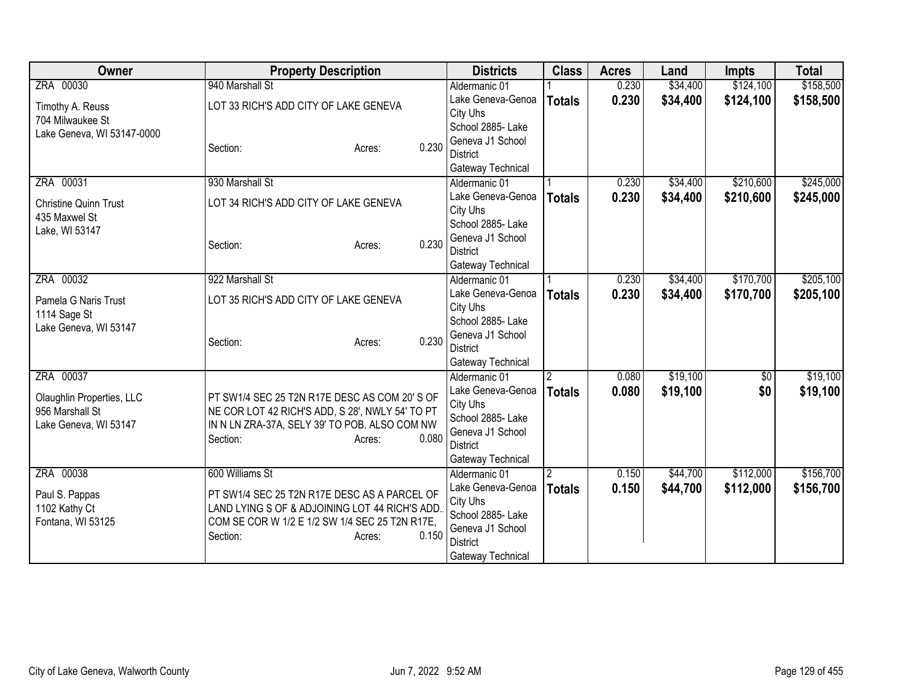| Owner | Property Description | Districts | Class | Acres | Land | Impts | Total |
|---|---|---|---|---|---|---|---|
| ZRA 00030<br>Timothy A. Reuss<br>704 Milwaukee St<br>Lake Geneva, WI 53147-0000 | 940 Marshall St<br>LOT 33 RICH'S ADD CITY OF LAKE GENEVA<br>Section: Acres: 0.230 | Aldermanic 01<br>Lake Geneva-Genoa City Uhs<br>School 2885- Lake Geneva J1 School District<br>Gateway Technical | 1<br>**Totals** | 0.230<br>**0.230** | $34,400<br>**$34,400** | $124,100<br>**$124,100** | $158,500<br>**$158,500** |
| ZRA 00031<br>Christine Quinn Trust<br>435 Maxwel St<br>Lake, WI 53147 | 930 Marshall St<br>LOT 34 RICH'S ADD CITY OF LAKE GENEVA<br>Section: Acres: 0.230 | Aldermanic 01<br>Lake Geneva-Genoa City Uhs<br>School 2885- Lake Geneva J1 School District<br>Gateway Technical | 1<br>**Totals** | 0.230<br>**0.230** | $34,400<br>**$34,400** | $210,600<br>**$210,600** | $245,000<br>**$245,000** |
| ZRA 00032<br>Pamela G Naris Trust<br>1114 Sage St<br>Lake Geneva, WI 53147 | 922 Marshall St<br>LOT 35 RICH'S ADD CITY OF LAKE GENEVA<br>Section: Acres: 0.230 | Aldermanic 01<br>Lake Geneva-Genoa City Uhs<br>School 2885- Lake Geneva J1 School District<br>Gateway Technical | 1<br>**Totals** | 0.230<br>**0.230** | $34,400<br>**$34,400** | $170,700<br>**$170,700** | $205,100<br>**$205,100** |
| ZRA 00037<br>Olaughlin Properties, LLC<br>956 Marshall St<br>Lake Geneva, WI 53147 | PT SW1/4 SEC 25 T2N R17E DESC AS COM 20' S OF NE COR LOT 42 RICH'S ADD, S 28', NWLY 54' TO PT IN N LN ZRA-37A, SELY 39' TO POB. ALSO COM NW<br>Section: Acres: 0.080 | Aldermanic 01<br>Lake Geneva-Genoa City Uhs<br>School 2885- Lake Geneva J1 School District<br>Gateway Technical | 2<br>**Totals** | 0.080<br>**0.080** | $19,100<br>**$19,100** | $0<br>**$0** | $19,100<br>**$19,100** |
| ZRA 00038<br>Paul S. Pappas<br>1102 Kathy Ct<br>Fontana, WI 53125 | 600 Williams St<br>PT SW1/4 SEC 25 T2N R17E DESC AS A PARCEL OF LAND LYING S OF & ADJOINING LOT 44 RICH'S ADD.: COM SE COR W 1/2 E 1/2 SW 1/4 SEC 25 T2N R17E,<br>Section: Acres: 0.150 | Aldermanic 01<br>Lake Geneva-Genoa City Uhs<br>School 2885- Lake Geneva J1 School District<br>Gateway Technical | 2<br>**Totals** | 0.150<br>**0.150** | $44,700<br>**$44,700** | $112,000<br>**$112,000** | $156,700<br>**$156,700** |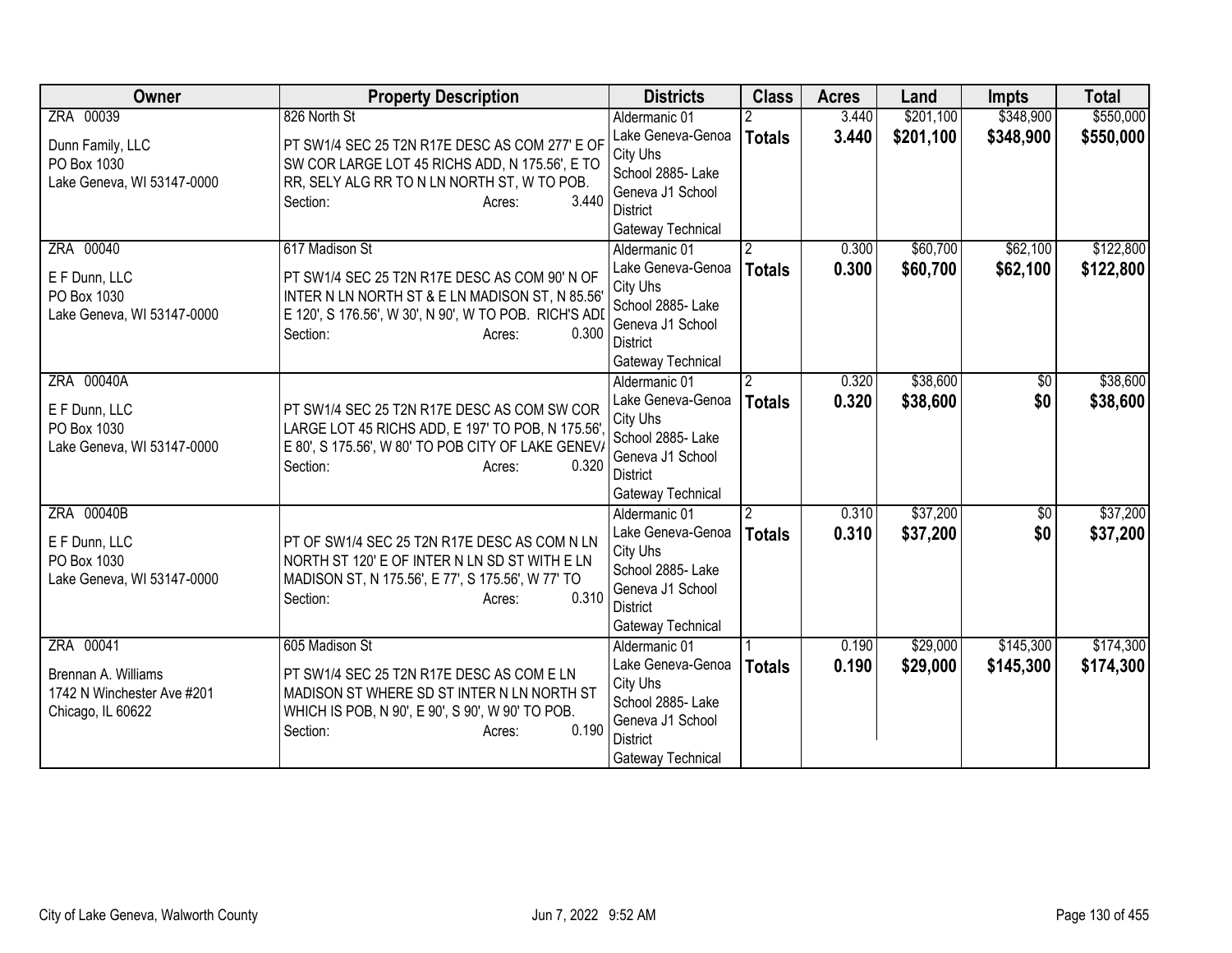| Owner | Property Description | Districts | Class | Acres | Land | Impts | Total |
|---|---|---|---|---|---|---|---|
| ZRA 00039<br><br>Dunn Family, LLC<br>PO Box 1030<br>Lake Geneva, WI 53147-0000 | 826 North St<br><br>PT SW1/4 SEC 25 T2N R17E DESC AS COM 277' E OF SW COR LARGE LOT 45 RICHS ADD, N 175.56', E TO RR, SELY ALG RR TO N LN NORTH ST, W TO POB.<br>Section: Acres: 3.440 | Aldermanic 01<br>Lake Geneva-Genoa City Uhs<br>School 2885- Lake Geneva J1 School District<br>Gateway Technical | 2<br>**Totals** | 3.440<br>**3.440** | $201,100<br>**$201,100** | $348,900<br>**$348,900** | $550,000<br>**$550,000** |
| ZRA 00040<br><br>E F Dunn, LLC<br>PO Box 1030<br>Lake Geneva, WI 53147-0000 | 617 Madison St<br><br>PT SW1/4 SEC 25 T2N R17E DESC AS COM 90' N OF INTER N LN NORTH ST & E LN MADISON ST, N 85.56' E 120', S 176.56', W 30', N 90', W TO POB. RICH'S ADI<br>Section: Acres: 0.300 | Aldermanic 01<br>Lake Geneva-Genoa City Uhs<br>School 2885- Lake Geneva J1 School District<br>Gateway Technical | 2<br>**Totals** | 0.300<br>**0.300** | $60,700<br>**$60,700** | $62,100<br>**$62,100** | $122,800<br>**$122,800** |
| ZRA 00040A<br><br>E F Dunn, LLC<br>PO Box 1030<br>Lake Geneva, WI 53147-0000 | PT SW1/4 SEC 25 T2N R17E DESC AS COM SW COR LARGE LOT 45 RICHS ADD, E 197' TO POB, N 175.56', E 80', S 175.56', W 80' TO POB CITY OF LAKE GENEV/<br>Section: Acres: 0.320 | Aldermanic 01<br>Lake Geneva-Genoa City Uhs<br>School 2885- Lake Geneva J1 School District<br>Gateway Technical | 2<br>**Totals** | 0.320<br>**0.320** | $38,600<br>**$38,600** | $0<br>**$0** | $38,600<br>**$38,600** |
| ZRA 00040B<br><br>E F Dunn, LLC<br>PO Box 1030<br>Lake Geneva, WI 53147-0000 | PT OF SW1/4 SEC 25 T2N R17E DESC AS COM N LN NORTH ST 120' E OF INTER N LN SD ST WITH E LN MADISON ST, N 175.56', E 77', S 175.56', W 77' TO<br>Section: Acres: 0.310 | Aldermanic 01<br>Lake Geneva-Genoa City Uhs<br>School 2885- Lake Geneva J1 School District<br>Gateway Technical | 2<br>**Totals** | 0.310<br>**0.310** | $37,200<br>**$37,200** | $0<br>**$0** | $37,200<br>**$37,200** |
| ZRA 00041<br><br>Brennan A. Williams<br>1742 N Winchester Ave #201<br>Chicago, IL 60622 | 605 Madison St<br><br>PT SW1/4 SEC 25 T2N R17E DESC AS COM E LN MADISON ST WHERE SD ST INTER N LN NORTH ST WHICH IS POB, N 90', E 90', S 90', W 90' TO POB.<br>Section: Acres: 0.190 | Aldermanic 01<br>Lake Geneva-Genoa City Uhs<br>School 2885- Lake Geneva J1 School District<br>Gateway Technical | 1<br>**Totals** | 0.190<br>**0.190** | $29,000<br>**$29,000** | $145,300<br>**$145,300** | $174,300<br>**$174,300** |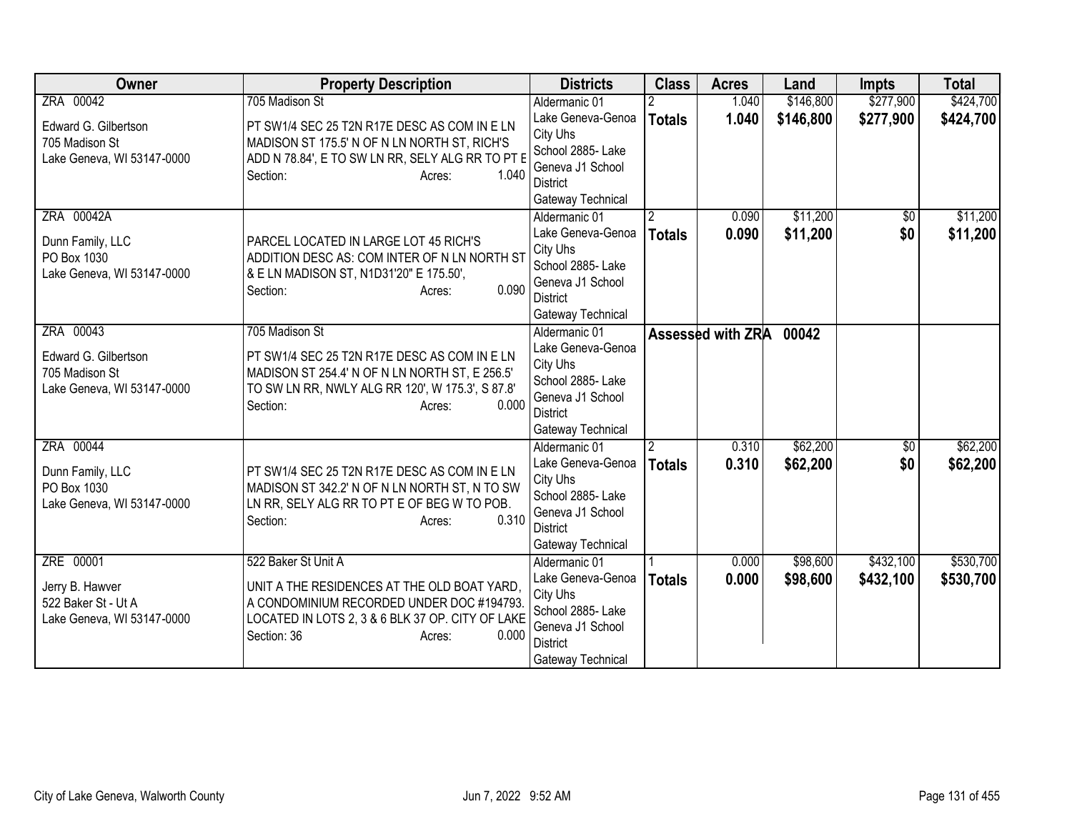| Owner | Property Description | Districts | Class | Acres | Land | Impts | Total |
|---|---|---|---|---|---|---|---|
| ZRA 00042<br>Edward G. Gilbertson<br>705 Madison St<br>Lake Geneva, WI 53147-0000 | 705 Madison St<br>PT SW1/4 SEC 25 T2N R17E DESC AS COM IN E LN MADISON ST 175.5' N OF N LN NORTH ST, RICH'S ADD N 78.84', E TO SW LN RR, SELY ALG RR TO PT E<br>Section: Acres: 1.040 | Aldermanic 01<br>Lake Geneva-Genoa City Uhs<br>School 2885- Lake Geneva J1 School District<br>Gateway Technical | 2<br>**Totals** | 1.040<br>**1.040** | $146,800<br>**$146,800** | $277,900<br>**$277,900** | $424,700<br>**$424,700** |
| ZRA 00042A<br>Dunn Family, LLC<br>PO Box 1030<br>Lake Geneva, WI 53147-0000 | PARCEL LOCATED IN LARGE LOT 45 RICH'S ADDITION DESC AS: COM INTER OF N LN NORTH ST & E LN MADISON ST, N1D31'20" E 175.50',<br>Section: Acres: 0.090 | Aldermanic 01<br>Lake Geneva-Genoa City Uhs<br>School 2885- Lake Geneva J1 School District<br>Gateway Technical | 2<br>**Totals** | 0.090<br>**0.090** | $11,200<br>**$11,200** | $0<br>**$0** | $11,200<br>**$11,200** |
| ZRA 00043<br>Edward G. Gilbertson<br>705 Madison St<br>Lake Geneva, WI 53147-0000 | 705 Madison St<br>PT SW1/4 SEC 25 T2N R17E DESC AS COM IN E LN MADISON ST 254.4' N OF N LN NORTH ST, E 256.5' TO SW LN RR, NWLY ALG RR 120', W 175.3', S 87.8'<br>Section: Acres: 0.000 | Aldermanic 01<br>Lake Geneva-Genoa City Uhs<br>School 2885- Lake Geneva J1 School District<br>Gateway Technical | **Assessed with ZRA 00042** | | | | |
| ZRA 00044<br>Dunn Family, LLC<br>PO Box 1030<br>Lake Geneva, WI 53147-0000 | PT SW1/4 SEC 25 T2N R17E DESC AS COM IN E LN MADISON ST 342.2' N OF N LN NORTH ST, N TO SW LN RR, SELY ALG RR TO PT E OF BEG W TO POB.<br>Section: Acres: 0.310 | Aldermanic 01<br>Lake Geneva-Genoa City Uhs<br>School 2885- Lake Geneva J1 School District<br>Gateway Technical | 2<br>**Totals** | 0.310<br>**0.310** | $62,200<br>**$62,200** | $0<br>**$0** | $62,200<br>**$62,200** |
| ZRE 00001<br>Jerry B. Hawver<br>522 Baker St - Ut A<br>Lake Geneva, WI 53147-0000 | 522 Baker St Unit A<br>UNIT A THE RESIDENCES AT THE OLD BOAT YARD, A CONDOMINIUM RECORDED UNDER DOC #194793. LOCATED IN LOTS 2, 3 & 6 BLK 37 OP. CITY OF LAKE<br>Section: 36 Acres: 0.000 | Aldermanic 01<br>Lake Geneva-Genoa City Uhs<br>School 2885- Lake Geneva J1 School District<br>Gateway Technical | 1<br>**Totals** | 0.000<br>**0.000** | $98,600<br>**$98,600** | $432,100<br>**$432,100** | $530,700<br>**$530,700** |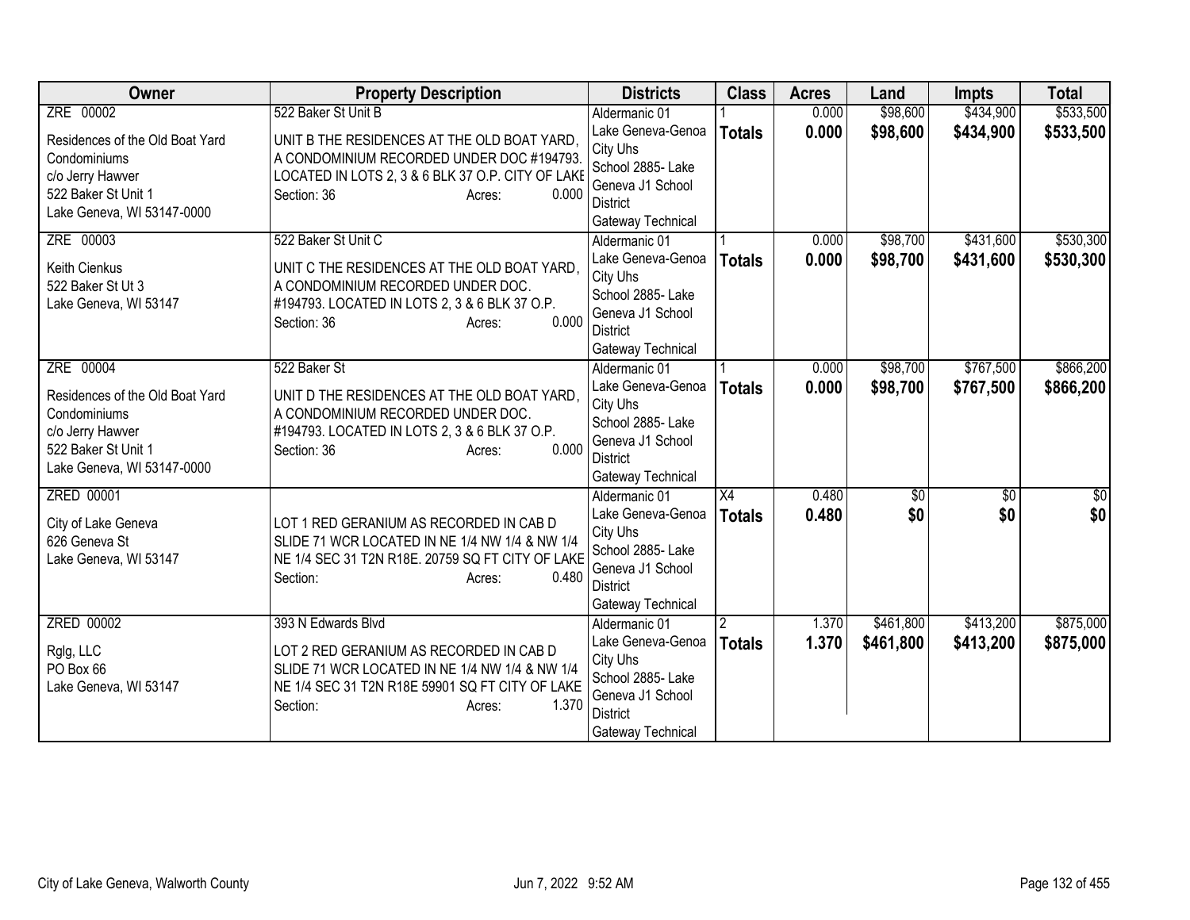| Owner | Property Description | Districts | Class | Acres | Land | Impts | Total |
|---|---|---|---|---|---|---|---|
| ZRE 00002<br>Residences of the Old Boat Yard Condominiums<br>c/o Jerry Hawver<br>522 Baker St Unit 1<br>Lake Geneva, WI 53147-0000 | 522 Baker St Unit B<br>UNIT B THE RESIDENCES AT THE OLD BOAT YARD, A CONDOMINIUM RECORDED UNDER DOC #194793. LOCATED IN LOTS 2, 3 & 6 BLK 37 O.P. CITY OF LAKE<br>Section: 36 Acres: 0.000 | Aldermanic 01<br>Lake Geneva-Genoa City Uhs<br>School 2885- Lake Geneva J1 School District<br>Gateway Technical | 1<br>**Totals** | 0.000<br>**0.000** | $98,600<br>**$98,600** | $434,900<br>**$434,900** | $533,500<br>**$533,500** |
| ZRE 00003<br>Keith Cienkus<br>522 Baker St Ut 3<br>Lake Geneva, WI 53147 | 522 Baker St Unit C<br>UNIT C THE RESIDENCES AT THE OLD BOAT YARD, A CONDOMINIUM RECORDED UNDER DOC. #194793. LOCATED IN LOTS 2, 3 & 6 BLK 37 O.P.<br>Section: 36 Acres: 0.000 | Aldermanic 01<br>Lake Geneva-Genoa City Uhs<br>School 2885- Lake Geneva J1 School District<br>Gateway Technical | 1<br>**Totals** | 0.000<br>**0.000** | $98,700<br>**$98,700** | $431,600<br>**$431,600** | $530,300<br>**$530,300** |
| ZRE 00004<br>Residences of the Old Boat Yard Condominiums<br>c/o Jerry Hawver<br>522 Baker St Unit 1<br>Lake Geneva, WI 53147-0000 | 522 Baker St<br>UNIT D THE RESIDENCES AT THE OLD BOAT YARD, A CONDOMINIUM RECORDED UNDER DOC. #194793. LOCATED IN LOTS 2, 3 & 6 BLK 37 O.P.<br>Section: 36 Acres: 0.000 | Aldermanic 01<br>Lake Geneva-Genoa City Uhs<br>School 2885- Lake Geneva J1 School District<br>Gateway Technical | 1<br>**Totals** | 0.000<br>**0.000** | $98,700<br>**$98,700** | $767,500<br>**$767,500** | $866,200<br>**$866,200** |
| ZRED 00001<br>City of Lake Geneva<br>626 Geneva St<br>Lake Geneva, WI 53147 | LOT 1 RED GERANIUM AS RECORDED IN CAB D SLIDE 71 WCR LOCATED IN NE 1/4 NW 1/4 & NW 1/4 NE 1/4 SEC 31 T2N R18E. 20759 SQ FT CITY OF LAKE<br>Section: Acres: 0.480 | Aldermanic 01<br>Lake Geneva-Genoa City Uhs<br>School 2885- Lake Geneva J1 School District<br>Gateway Technical | X4<br>**Totals** | 0.480<br>**0.480** | $0<br>**$0** | $0<br>**$0** | $0<br>**$0** |
| ZRED 00002<br>Rglg, LLC<br>PO Box 66<br>Lake Geneva, WI 53147 | 393 N Edwards Blvd<br>LOT 2 RED GERANIUM AS RECORDED IN CAB D SLIDE 71 WCR LOCATED IN NE 1/4 NW 1/4 & NW 1/4 NE 1/4 SEC 31 T2N R18E 59901 SQ FT CITY OF LAKE<br>Section: Acres: 1.370 | Aldermanic 01<br>Lake Geneva-Genoa City Uhs<br>School 2885- Lake Geneva J1 School District<br>Gateway Technical | 2<br>**Totals** | 1.370<br>**1.370** | $461,800<br>**$461,800** | $413,200<br>**$413,200** | $875,000<br>**$875,000** |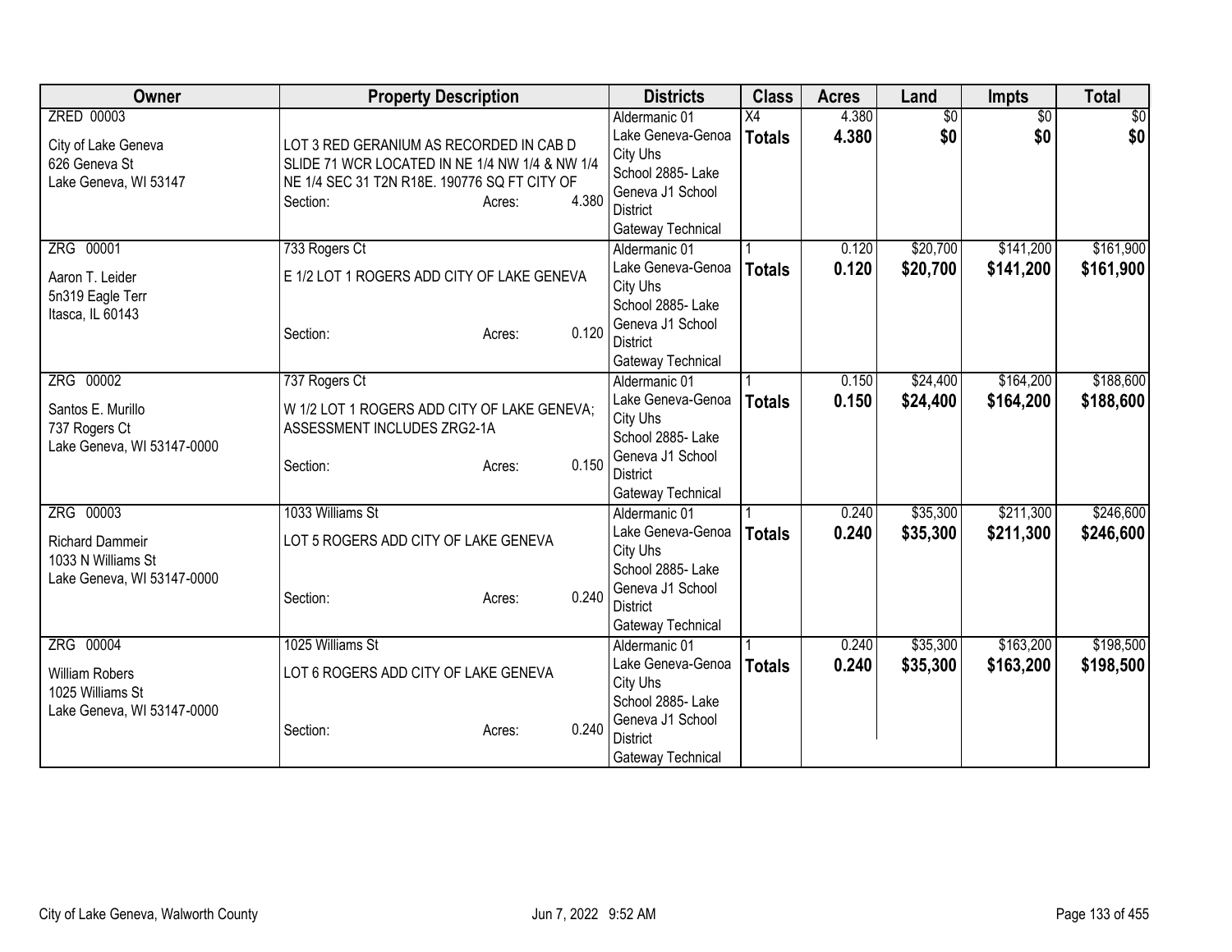| Owner | Property Description | Districts | Class | Acres | Land | Impts | Total |
|---|---|---|---|---|---|---|---|
| ZRED 00003<br><br>City of Lake Geneva<br>626 Geneva St<br>Lake Geneva, WI 53147 | LOT 3 RED GERANIUM AS RECORDED IN CAB D SLIDE 71 WCR LOCATED IN NE 1/4 NW 1/4 & NW 1/4 NE 1/4 SEC 31 T2N R18E. 190776 SQ FT CITY OF<br>Section: Acres: 4.380 | Aldermanic 01<br>Lake Geneva-Genoa City Uhs<br>School 2885- Lake Geneva J1 School District<br>Gateway Technical | X4<br>**Totals** | 4.380<br>**4.380** | $0<br>**$0** | $0<br>**$0** | $0<br>**$0** |
| ZRG 00001<br><br>Aaron T. Leider<br>5n319 Eagle Terr<br>Itasca, IL 60143 | 733 Rogers Ct<br>E 1/2 LOT 1 ROGERS ADD CITY OF LAKE GENEVA<br>Section: Acres: 0.120 | Aldermanic 01<br>Lake Geneva-Genoa City Uhs<br>School 2885- Lake Geneva J1 School District<br>Gateway Technical | 1<br>**Totals** | 0.120<br>**0.120** | $20,700<br>**$20,700** | $141,200<br>**$141,200** | $161,900<br>**$161,900** |
| ZRG 00002<br><br>Santos E. Murillo<br>737 Rogers Ct<br>Lake Geneva, WI 53147-0000 | 737 Rogers Ct<br>W 1/2 LOT 1 ROGERS ADD CITY OF LAKE GENEVA; ASSESSMENT INCLUDES ZRG2-1A<br>Section: Acres: 0.150 | Aldermanic 01<br>Lake Geneva-Genoa City Uhs<br>School 2885- Lake Geneva J1 School District<br>Gateway Technical | 1<br>**Totals** | 0.150<br>**0.150** | $24,400<br>**$24,400** | $164,200<br>**$164,200** | $188,600<br>**$188,600** |
| ZRG 00003<br><br>Richard Dammeir<br>1033 N Williams St<br>Lake Geneva, WI 53147-0000 | 1033 Williams St<br>LOT 5 ROGERS ADD CITY OF LAKE GENEVA<br>Section: Acres: 0.240 | Aldermanic 01<br>Lake Geneva-Genoa City Uhs<br>School 2885- Lake Geneva J1 School District<br>Gateway Technical | 1<br>**Totals** | 0.240<br>**0.240** | $35,300<br>**$35,300** | $211,300<br>**$211,300** | $246,600<br>**$246,600** |
| ZRG 00004<br><br>William Robers<br>1025 Williams St<br>Lake Geneva, WI 53147-0000 | 1025 Williams St<br>LOT 6 ROGERS ADD CITY OF LAKE GENEVA<br>Section: Acres: 0.240 | Aldermanic 01<br>Lake Geneva-Genoa City Uhs<br>School 2885- Lake Geneva J1 School District<br>Gateway Technical | 1<br>**Totals** | 0.240<br>**0.240** | $35,300<br>**$35,300** | $163,200<br>**$163,200** | $198,500<br>**$198,500** |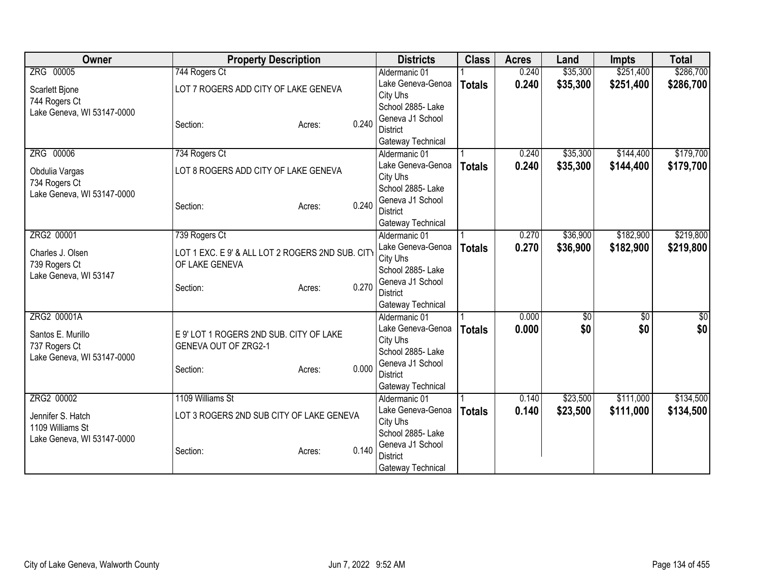| Owner | Property Description | | | Districts | Class | Acres | Land | Impts | Total |
|---|---|---|---|---|---|---|---|---|---|
| ZRG 00005 | 744 Rogers Ct | | | Aldermanic 01 | 1 | 0.240 | $35,300 | $251,400 | $286,700 |
| Scarlett Bjone<br>744 Rogers Ct<br>Lake Geneva, WI 53147-0000 | LOT 7 ROGERS ADD CITY OF LAKE GENEVA | | | Lake Geneva-Genoa City Uhs | **Totals** | **0.240** | **$35,300** | **$251,400** | **$286,700** |
| | Section: | Acres: | 0.240 | School 2885- Lake Geneva J1 School District<br>Gateway Technical | | | | | |
| ZRG 00006 | 734 Rogers Ct | | | Aldermanic 01 | 1 | 0.240 | $35,300 | $144,400 | $179,700 |
| Obdulia Vargas<br>734 Rogers Ct<br>Lake Geneva, WI 53147-0000 | LOT 8 ROGERS ADD CITY OF LAKE GENEVA | | | Lake Geneva-Genoa City Uhs | **Totals** | **0.240** | **$35,300** | **$144,400** | **$179,700** |
| | Section: | Acres: | 0.240 | School 2885- Lake Geneva J1 School District<br>Gateway Technical | | | | | |
| ZRG2 00001 | 739 Rogers Ct | | | Aldermanic 01 | 1 | 0.270 | $36,900 | $182,900 | $219,800 |
| Charles J. Olsen<br>739 Rogers Ct<br>Lake Geneva, WI 53147 | LOT 1 EXC. E 9' & ALL LOT 2 ROGERS 2ND SUB. CITY OF LAKE GENEVA | | | Lake Geneva-Genoa City Uhs | **Totals** | **0.270** | **$36,900** | **$182,900** | **$219,800** |
| | Section: | Acres: | 0.270 | School 2885- Lake Geneva J1 School District<br>Gateway Technical | | | | | |
| ZRG2 00001A | | | | Aldermanic 01 | 1 | 0.000 | $0 | $0 | $0 |
| Santos E. Murillo<br>737 Rogers Ct<br>Lake Geneva, WI 53147-0000 | E 9' LOT 1 ROGERS 2ND SUB. CITY OF LAKE GENEVA OUT OF ZRG2-1 | | | Lake Geneva-Genoa City Uhs | **Totals** | **0.000** | **$0** | **$0** | **$0** |
| | Section: | Acres: | 0.000 | School 2885- Lake Geneva J1 School District<br>Gateway Technical | | | | | |
| ZRG2 00002 | 1109 Williams St | | | Aldermanic 01 | 1 | 0.140 | $23,500 | $111,000 | $134,500 |
| Jennifer S. Hatch<br>1109 Williams St<br>Lake Geneva, WI 53147-0000 | LOT 3 ROGERS 2ND SUB CITY OF LAKE GENEVA | | | Lake Geneva-Genoa City Uhs | **Totals** | **0.140** | **$23,500** | **$111,000** | **$134,500** |
| | Section: | Acres: | 0.140 | School 2885- Lake Geneva J1 School District<br>Gateway Technical | | | | | |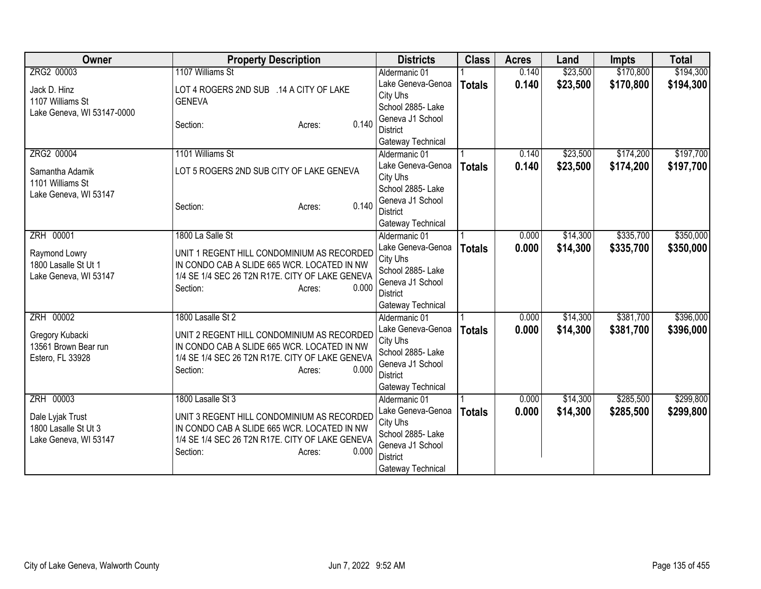| Owner | Property Description | Districts | Class | Acres | Land | Impts | Total |
|---|---|---|---|---|---|---|---|
| ZRG2 00003<br><br>Jack D. Hinz<br>1107 Williams St<br>Lake Geneva, WI 53147-0000 | 1107 Williams St<br><br>LOT 4 ROGERS 2ND SUB .14 A CITY OF LAKE GENEVA<br><br>Section: Acres: 0.140 | Aldermanic 01<br>Lake Geneva-Genoa City Uhs<br>School 2885- Lake Geneva J1 School District<br>Gateway Technical | 1<br>**Totals** | 0.140<br>**0.140** | $23,500<br>**$23,500** | $170,800<br>**$170,800** | $194,300<br>**$194,300** |
| ZRG2 00004<br><br>Samantha Adamik<br>1101 Williams St<br>Lake Geneva, WI 53147 | 1101 Williams St<br><br>LOT 5 ROGERS 2ND SUB CITY OF LAKE GENEVA<br><br>Section: Acres: 0.140 | Aldermanic 01<br>Lake Geneva-Genoa City Uhs<br>School 2885- Lake Geneva J1 School District<br>Gateway Technical | 1<br>**Totals** | 0.140<br>**0.140** | $23,500<br>**$23,500** | $174,200<br>**$174,200** | $197,700<br>**$197,700** |
| ZRH 00001<br><br>Raymond Lowry<br>1800 Lasalle St Ut 1<br>Lake Geneva, WI 53147 | 1800 La Salle St<br><br>UNIT 1 REGENT HILL CONDOMINIUM AS RECORDED IN CONDO CAB A SLIDE 665 WCR. LOCATED IN NW 1/4 SE 1/4 SEC 26 T2N R17E. CITY OF LAKE GENEVA<br>Section: Acres: 0.000 | Aldermanic 01<br>Lake Geneva-Genoa City Uhs<br>School 2885- Lake Geneva J1 School District<br>Gateway Technical | 1<br>**Totals** | 0.000<br>**0.000** | $14,300<br>**$14,300** | $335,700<br>**$335,700** | $350,000<br>**$350,000** |
| ZRH 00002<br><br>Gregory Kubacki<br>13561 Brown Bear run<br>Estero, FL 33928 | 1800 Lasalle St 2<br><br>UNIT 2 REGENT HILL CONDOMINIUM AS RECORDED IN CONDO CAB A SLIDE 665 WCR. LOCATED IN NW 1/4 SE 1/4 SEC 26 T2N R17E. CITY OF LAKE GENEVA<br>Section: Acres: 0.000 | Aldermanic 01<br>Lake Geneva-Genoa City Uhs<br>School 2885- Lake Geneva J1 School District<br>Gateway Technical | 1<br>**Totals** | 0.000<br>**0.000** | $14,300<br>**$14,300** | $381,700<br>**$381,700** | $396,000<br>**$396,000** |
| ZRH 00003<br><br>Dale Lyjak Trust<br>1800 Lasalle St Ut 3<br>Lake Geneva, WI 53147 | 1800 Lasalle St 3<br><br>UNIT 3 REGENT HILL CONDOMINIUM AS RECORDED IN CONDO CAB A SLIDE 665 WCR. LOCATED IN NW 1/4 SE 1/4 SEC 26 T2N R17E. CITY OF LAKE GENEVA<br>Section: Acres: 0.000 | Aldermanic 01<br>Lake Geneva-Genoa City Uhs<br>School 2885- Lake Geneva J1 School District<br>Gateway Technical | 1<br>**Totals** | 0.000<br>**0.000** | $14,300<br>**$14,300** | $285,500<br>**$285,500** | $299,800<br>**$299,800** |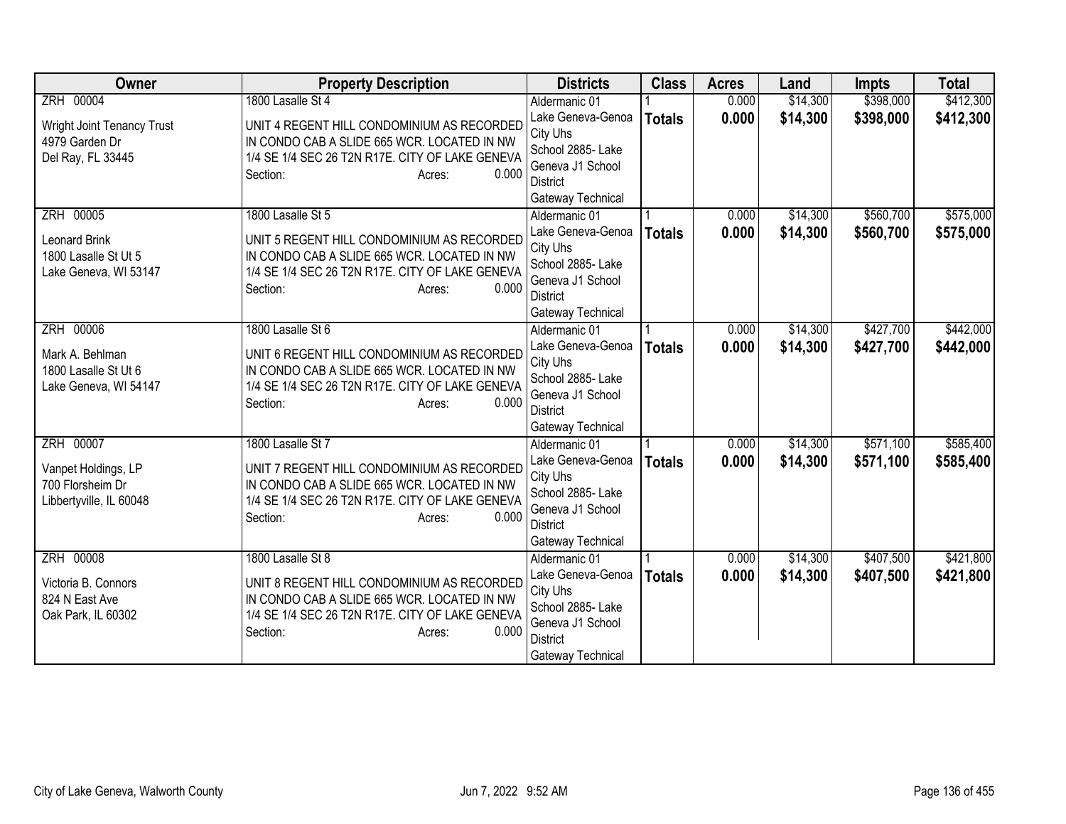| Owner | Property Description | Districts | Class | Acres | Land | Impts | Total |
|---|---|---|---|---|---|---|---|
| ZRH 00004<br><br>Wright Joint Tenancy Trust<br>4979 Garden Dr<br>Del Ray, FL 33445 | 1800 Lasalle St 4<br><br>UNIT 4 REGENT HILL CONDOMINIUM AS RECORDED IN CONDO CAB A SLIDE 665 WCR. LOCATED IN NW 1/4 SE 1/4 SEC 26 T2N R17E. CITY OF LAKE GENEVA<br>Section: Acres: 0.000 | Aldermanic 01<br>Lake Geneva-Genoa City Uhs<br>School 2885- Lake Geneva J1 School District<br>Gateway Technical | 1<br>**Totals** | 0.000<br>**0.000** | $14,300<br>**$14,300** | $398,000<br>**$398,000** | $412,300<br>**$412,300** |
| ZRH 00005<br><br>Leonard Brink<br>1800 Lasalle St Ut 5<br>Lake Geneva, WI 53147 | 1800 Lasalle St 5<br><br>UNIT 5 REGENT HILL CONDOMINIUM AS RECORDED IN CONDO CAB A SLIDE 665 WCR. LOCATED IN NW 1/4 SE 1/4 SEC 26 T2N R17E. CITY OF LAKE GENEVA<br>Section: Acres: 0.000 | Aldermanic 01<br>Lake Geneva-Genoa City Uhs<br>School 2885- Lake Geneva J1 School District<br>Gateway Technical | 1<br>**Totals** | 0.000<br>**0.000** | $14,300<br>**$14,300** | $560,700<br>**$560,700** | $575,000<br>**$575,000** |
| ZRH 00006<br><br>Mark A. Behlman<br>1800 Lasalle St Ut 6<br>Lake Geneva, WI 54147 | 1800 Lasalle St 6<br><br>UNIT 6 REGENT HILL CONDOMINIUM AS RECORDED IN CONDO CAB A SLIDE 665 WCR. LOCATED IN NW 1/4 SE 1/4 SEC 26 T2N R17E. CITY OF LAKE GENEVA<br>Section: Acres: 0.000 | Aldermanic 01<br>Lake Geneva-Genoa City Uhs<br>School 2885- Lake Geneva J1 School District<br>Gateway Technical | 1<br>**Totals** | 0.000<br>**0.000** | $14,300<br>**$14,300** | $427,700<br>**$427,700** | $442,000<br>**$442,000** |
| ZRH 00007<br><br>Vanpet Holdings, LP<br>700 Florsheim Dr<br>Libbertyville, IL 60048 | 1800 Lasalle St 7<br><br>UNIT 7 REGENT HILL CONDOMINIUM AS RECORDED IN CONDO CAB A SLIDE 665 WCR. LOCATED IN NW 1/4 SE 1/4 SEC 26 T2N R17E. CITY OF LAKE GENEVA<br>Section: Acres: 0.000 | Aldermanic 01<br>Lake Geneva-Genoa City Uhs<br>School 2885- Lake Geneva J1 School District<br>Gateway Technical | 1<br>**Totals** | 0.000<br>**0.000** | $14,300<br>**$14,300** | $571,100<br>**$571,100** | $585,400<br>**$585,400** |
| ZRH 00008<br><br>Victoria B. Connors<br>824 N East Ave<br>Oak Park, IL 60302 | 1800 Lasalle St 8<br><br>UNIT 8 REGENT HILL CONDOMINIUM AS RECORDED IN CONDO CAB A SLIDE 665 WCR. LOCATED IN NW 1/4 SE 1/4 SEC 26 T2N R17E. CITY OF LAKE GENEVA<br>Section: Acres: 0.000 | Aldermanic 01<br>Lake Geneva-Genoa City Uhs<br>School 2885- Lake Geneva J1 School District<br>Gateway Technical | 1<br>**Totals** | 0.000<br>**0.000** | $14,300<br>**$14,300** | $407,500<br>**$407,500** | $421,800<br>**$421,800** |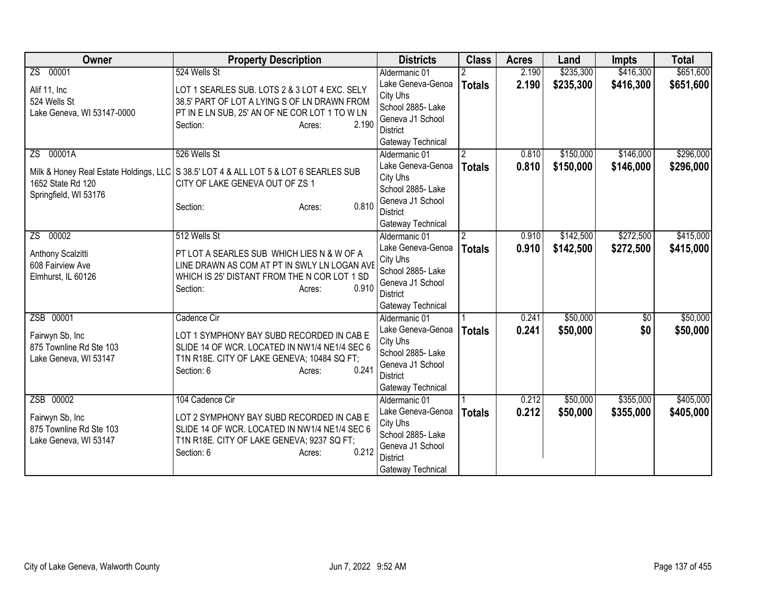| Owner | Property Description | Districts | Class | Acres | Land | Impts | Total |
|---|---|---|---|---|---|---|---|
| ZS 00001<br>Alif 11, Inc<br>524 Wells St<br>Lake Geneva, WI 53147-0000 | 524 Wells St<br>LOT 1 SEARLES SUB. LOTS 2 & 3 LOT 4 EXC. SELY 38.5' PART OF LOT A LYING S OF LN DRAWN FROM PT IN E LN SUB, 25' AN OF NE COR LOT 1 TO W LN<br>Section: Acres: 2.190 | Aldermanic 01<br>Lake Geneva-Genoa City Uhs<br>School 2885- Lake Geneva J1 School District<br>Gateway Technical | 2<br>**Totals** | 2.190<br>**2.190** | $235,300<br>**$235,300** | $416,300<br>**$416,300** | $651,600<br>**$651,600** |
| ZS 00001A<br>Milk & Honey Real Estate Holdings, LLC<br>1652 State Rd 120<br>Springfield, WI 53176 | 526 Wells St<br>S 38.5' LOT 4 & ALL LOT 5 & LOT 6 SEARLES SUB CITY OF LAKE GENEVA OUT OF ZS 1<br>Section: Acres: 0.810 | Aldermanic 01<br>Lake Geneva-Genoa City Uhs<br>School 2885- Lake Geneva J1 School District<br>Gateway Technical | 2<br>**Totals** | 0.810<br>**0.810** | $150,000<br>**$150,000** | $146,000<br>**$146,000** | $296,000<br>**$296,000** |
| ZS 00002<br>Anthony Scalzitti<br>608 Fairview Ave<br>Elmhurst, IL 60126 | 512 Wells St<br>PT LOT A SEARLES SUB WHICH LIES N & W OF A LINE DRAWN AS COM AT PT IN SWLY LN LOGAN AVE WHICH IS 25' DISTANT FROM THE N COR LOT 1 SD<br>Section: Acres: 0.910 | Aldermanic 01<br>Lake Geneva-Genoa City Uhs<br>School 2885- Lake Geneva J1 School District<br>Gateway Technical | 2<br>**Totals** | 0.910<br>**0.910** | $142,500<br>**$142,500** | $272,500<br>**$272,500** | $415,000<br>**$415,000** |
| ZSB 00001<br>Fairwyn Sb, Inc<br>875 Townline Rd Ste 103<br>Lake Geneva, WI 53147 | Cadence Cir<br>LOT 1 SYMPHONY BAY SUBD RECORDED IN CAB E SLIDE 14 OF WCR. LOCATED IN NW1/4 NE1/4 SEC 6 T1N R18E. CITY OF LAKE GENEVA; 10484 SQ FT;<br>Section: 6 Acres: 0.241 | Aldermanic 01<br>Lake Geneva-Genoa City Uhs<br>School 2885- Lake Geneva J1 School District<br>Gateway Technical | 1<br>**Totals** | 0.241<br>**0.241** | $50,000<br>**$50,000** | $0<br>**$0** | $50,000<br>**$50,000** |
| ZSB 00002<br>Fairwyn Sb, Inc<br>875 Townline Rd Ste 103<br>Lake Geneva, WI 53147 | 104 Cadence Cir<br>LOT 2 SYMPHONY BAY SUBD RECORDED IN CAB E SLIDE 14 OF WCR. LOCATED IN NW1/4 NE1/4 SEC 6 T1N R18E. CITY OF LAKE GENEVA; 9237 SQ FT;<br>Section: 6 Acres: 0.212 | Aldermanic 01<br>Lake Geneva-Genoa City Uhs<br>School 2885- Lake Geneva J1 School District<br>Gateway Technical | 1<br>**Totals** | 0.212<br>**0.212** | $50,000<br>**$50,000** | $355,000<br>**$355,000** | $405,000<br>**$405,000** |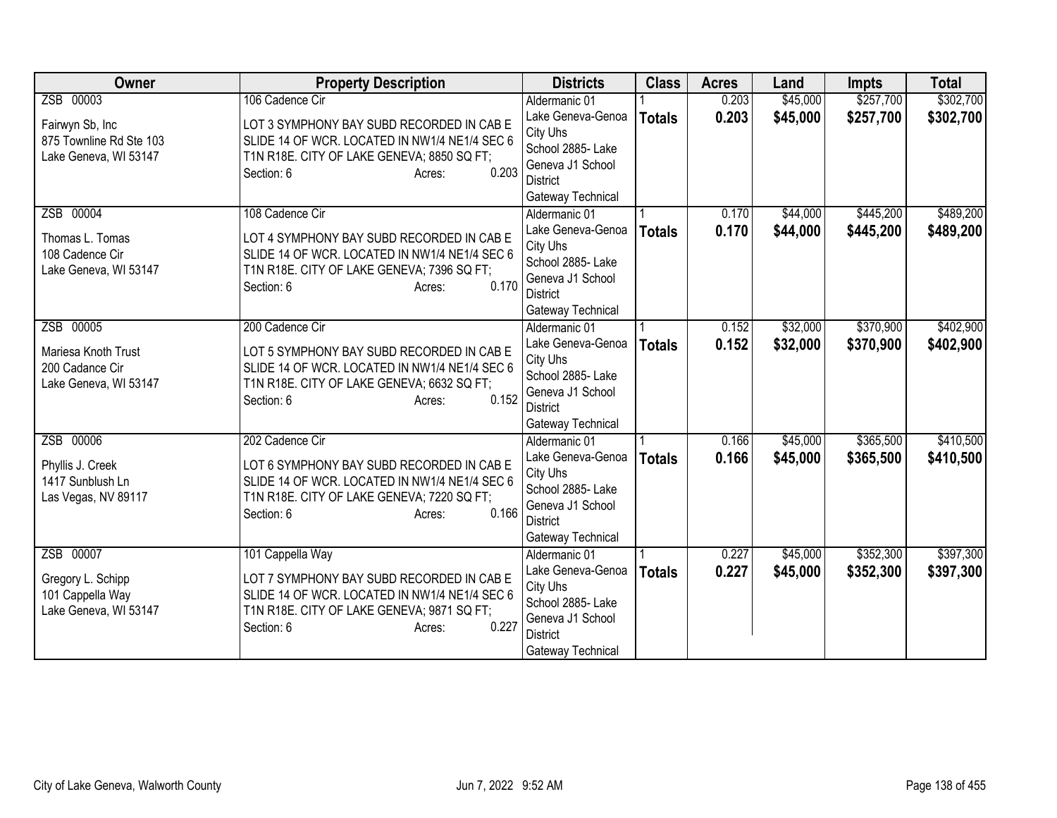| Owner | Property Description | Districts | Class | Acres | Land | Impts | Total |
|---|---|---|---|---|---|---|---|
| ZSB 00003<br><br>Fairwyn Sb, Inc<br>875 Townline Rd Ste 103<br>Lake Geneva, WI 53147 | 106 Cadence Cir<br><br>LOT 3 SYMPHONY BAY SUBD RECORDED IN CAB E SLIDE 14 OF WCR. LOCATED IN NW1/4 NE1/4 SEC 6 T1N R18E. CITY OF LAKE GENEVA; 8850 SQ FT;<br>Section: 6 Acres: 0.203 | Aldermanic 01<br>Lake Geneva-Genoa City Uhs<br>School 2885- Lake Geneva J1 School District<br>Gateway Technical | 1<br>**Totals** | 0.203<br>**0.203** | $45,000<br>**$45,000** | $257,700<br>**$257,700** | $302,700<br>**$302,700** |
| ZSB 00004<br><br>Thomas L. Tomas<br>108 Cadence Cir<br>Lake Geneva, WI 53147 | 108 Cadence Cir<br><br>LOT 4 SYMPHONY BAY SUBD RECORDED IN CAB E SLIDE 14 OF WCR. LOCATED IN NW1/4 NE1/4 SEC 6 T1N R18E. CITY OF LAKE GENEVA; 7396 SQ FT;<br>Section: 6 Acres: 0.170 | Aldermanic 01<br>Lake Geneva-Genoa City Uhs<br>School 2885- Lake Geneva J1 School District<br>Gateway Technical | 1<br>**Totals** | 0.170<br>**0.170** | $44,000<br>**$44,000** | $445,200<br>**$445,200** | $489,200<br>**$489,200** |
| ZSB 00005<br><br>Mariesa Knoth Trust<br>200 Cadance Cir<br>Lake Geneva, WI 53147 | 200 Cadence Cir<br><br>LOT 5 SYMPHONY BAY SUBD RECORDED IN CAB E SLIDE 14 OF WCR. LOCATED IN NW1/4 NE1/4 SEC 6 T1N R18E. CITY OF LAKE GENEVA; 6632 SQ FT;<br>Section: 6 Acres: 0.152 | Aldermanic 01<br>Lake Geneva-Genoa City Uhs<br>School 2885- Lake Geneva J1 School District<br>Gateway Technical | 1<br>**Totals** | 0.152<br>**0.152** | $32,000<br>**$32,000** | $370,900<br>**$370,900** | $402,900<br>**$402,900** |
| ZSB 00006<br><br>Phyllis J. Creek<br>1417 Sunblush Ln<br>Las Vegas, NV 89117 | 202 Cadence Cir<br><br>LOT 6 SYMPHONY BAY SUBD RECORDED IN CAB E SLIDE 14 OF WCR. LOCATED IN NW1/4 NE1/4 SEC 6 T1N R18E. CITY OF LAKE GENEVA; 7220 SQ FT;<br>Section: 6 Acres: 0.166 | Aldermanic 01<br>Lake Geneva-Genoa City Uhs<br>School 2885- Lake Geneva J1 School District<br>Gateway Technical | 1<br>**Totals** | 0.166<br>**0.166** | $45,000<br>**$45,000** | $365,500<br>**$365,500** | $410,500<br>**$410,500** |
| ZSB 00007<br><br>Gregory L. Schipp<br>101 Cappella Way<br>Lake Geneva, WI 53147 | 101 Cappella Way<br><br>LOT 7 SYMPHONY BAY SUBD RECORDED IN CAB E SLIDE 14 OF WCR. LOCATED IN NW1/4 NE1/4 SEC 6 T1N R18E. CITY OF LAKE GENEVA; 9871 SQ FT;<br>Section: 6 Acres: 0.227 | Aldermanic 01<br>Lake Geneva-Genoa City Uhs<br>School 2885- Lake Geneva J1 School District<br>Gateway Technical | 1<br>**Totals** | 0.227<br>**0.227** | $45,000<br>**$45,000** | $352,300<br>**$352,300** | $397,300<br>**$397,300** |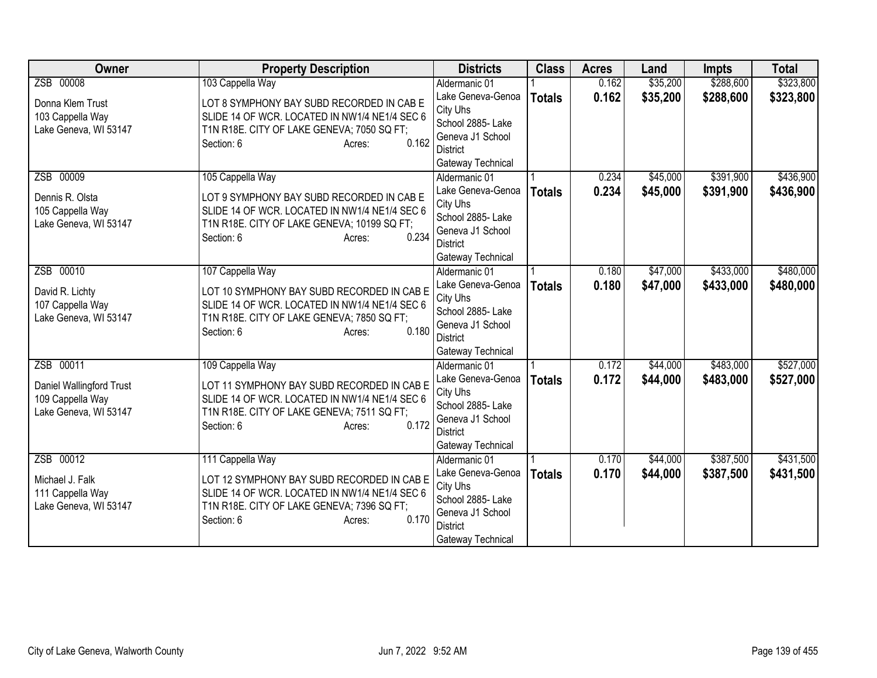| Owner | Property Description | Districts | Class | Acres | Land | Impts | Total |
|---|---|---|---|---|---|---|---|
| ZSB 00008<br>Donna Klem Trust<br>103 Cappella Way<br>Lake Geneva, WI 53147 | 103 Cappella Way<br>LOT 8 SYMPHONY BAY SUBD RECORDED IN CAB E SLIDE 14 OF WCR. LOCATED IN NW1/4 NE1/4 SEC 6 T1N R18E. CITY OF LAKE GENEVA; 7050 SQ FT;<br>Section: 6 Acres: 0.162 | Aldermanic 01<br>Lake Geneva-Genoa City Uhs<br>School 2885- Lake Geneva J1 School District<br>Gateway Technical | 1<br>**Totals** | 0.162<br>**0.162** | $35,200<br>**$35,200** | $288,600<br>**$288,600** | $323,800<br>**$323,800** |
| ZSB 00009<br>Dennis R. Olsta<br>105 Cappella Way<br>Lake Geneva, WI 53147 | 105 Cappella Way<br>LOT 9 SYMPHONY BAY SUBD RECORDED IN CAB E SLIDE 14 OF WCR. LOCATED IN NW1/4 NE1/4 SEC 6 T1N R18E. CITY OF LAKE GENEVA; 10199 SQ FT;<br>Section: 6 Acres: 0.234 | Aldermanic 01<br>Lake Geneva-Genoa City Uhs<br>School 2885- Lake Geneva J1 School District<br>Gateway Technical | 1<br>**Totals** | 0.234<br>**0.234** | $45,000<br>**$45,000** | $391,900<br>**$391,900** | $436,900<br>**$436,900** |
| ZSB 00010<br>David R. Lichty<br>107 Cappella Way<br>Lake Geneva, WI 53147 | 107 Cappella Way<br>LOT 10 SYMPHONY BAY SUBD RECORDED IN CAB E SLIDE 14 OF WCR. LOCATED IN NW1/4 NE1/4 SEC 6 T1N R18E. CITY OF LAKE GENEVA; 7850 SQ FT;<br>Section: 6 Acres: 0.180 | Aldermanic 01<br>Lake Geneva-Genoa City Uhs<br>School 2885- Lake Geneva J1 School District<br>Gateway Technical | 1<br>**Totals** | 0.180<br>**0.180** | $47,000<br>**$47,000** | $433,000<br>**$433,000** | $480,000<br>**$480,000** |
| ZSB 00011<br>Daniel Wallingford Trust<br>109 Cappella Way<br>Lake Geneva, WI 53147 | 109 Cappella Way<br>LOT 11 SYMPHONY BAY SUBD RECORDED IN CAB E SLIDE 14 OF WCR. LOCATED IN NW1/4 NE1/4 SEC 6 T1N R18E. CITY OF LAKE GENEVA; 7511 SQ FT;<br>Section: 6 Acres: 0.172 | Aldermanic 01<br>Lake Geneva-Genoa City Uhs<br>School 2885- Lake Geneva J1 School District<br>Gateway Technical | 1<br>**Totals** | 0.172<br>**0.172** | $44,000<br>**$44,000** | $483,000<br>**$483,000** | $527,000<br>**$527,000** |
| ZSB 00012<br>Michael J. Falk<br>111 Cappella Way<br>Lake Geneva, WI 53147 | 111 Cappella Way<br>LOT 12 SYMPHONY BAY SUBD RECORDED IN CAB E SLIDE 14 OF WCR. LOCATED IN NW1/4 NE1/4 SEC 6 T1N R18E. CITY OF LAKE GENEVA; 7396 SQ FT;<br>Section: 6 Acres: 0.170 | Aldermanic 01<br>Lake Geneva-Genoa City Uhs<br>School 2885- Lake Geneva J1 School District<br>Gateway Technical | 1<br>**Totals** | 0.170<br>**0.170** | $44,000<br>**$44,000** | $387,500<br>**$387,500** | $431,500<br>**$431,500** |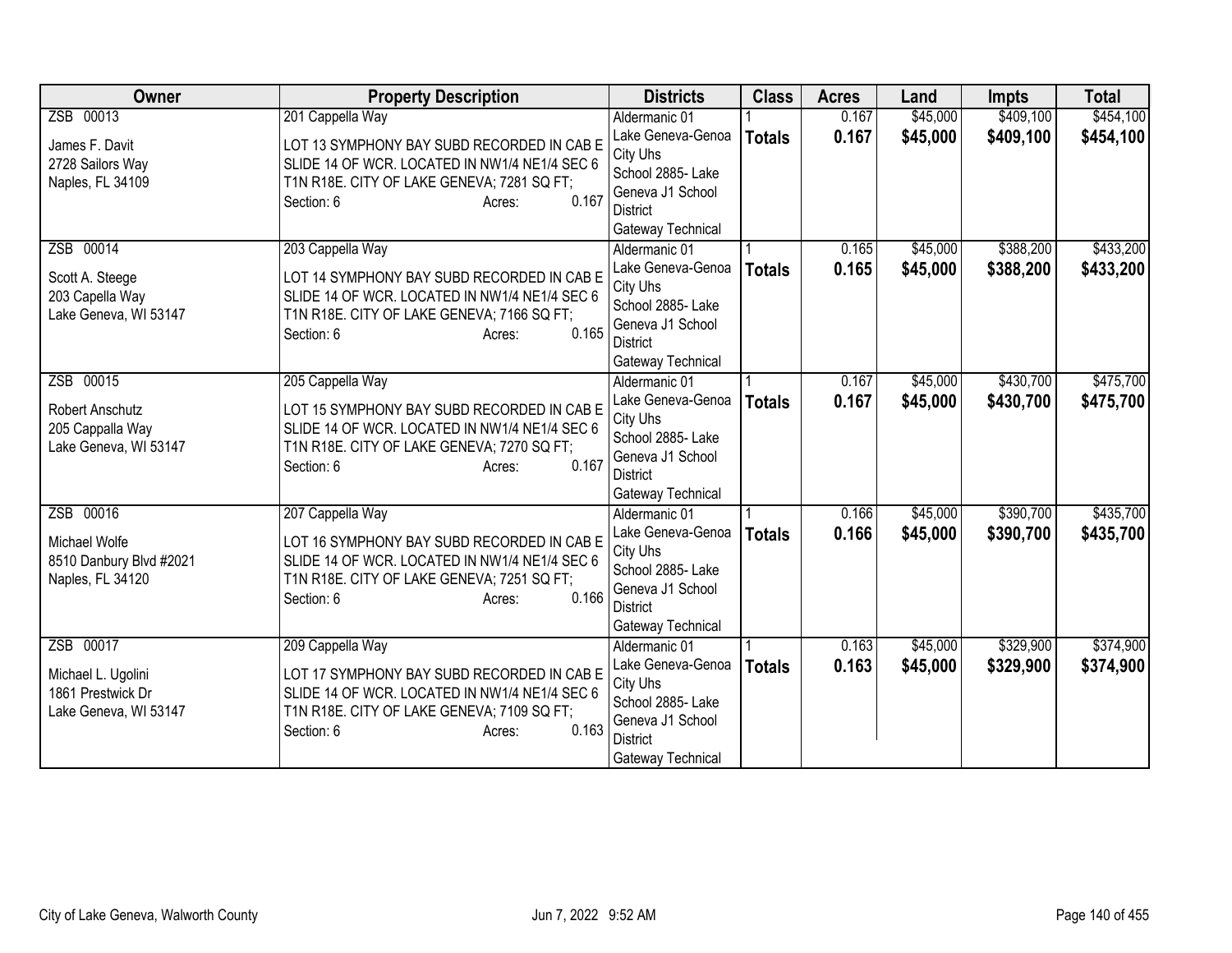| Owner | Property Description | Districts | Class | Acres | Land | Impts | Total |
|---|---|---|---|---|---|---|---|
| ZSB 00013<br><br>James F. Davit<br>2728 Sailors Way<br>Naples, FL 34109 | 201 Cappella Way<br><br>LOT 13 SYMPHONY BAY SUBD RECORDED IN CAB E SLIDE 14 OF WCR. LOCATED IN NW1/4 NE1/4 SEC 6 T1N R18E. CITY OF LAKE GENEVA; 7281 SQ FT;<br>Section: 6 Acres: 0.167 | Aldermanic 01<br>Lake Geneva-Genoa City Uhs<br>School 2885- Lake Geneva J1 School District<br>Gateway Technical | 1<br>**Totals** | 0.167<br>**0.167** | $45,000<br>**$45,000** | $409,100<br>**$409,100** | $454,100<br>**$454,100** |
| ZSB 00014<br><br>Scott A. Steege<br>203 Capella Way<br>Lake Geneva, WI 53147 | 203 Cappella Way<br><br>LOT 14 SYMPHONY BAY SUBD RECORDED IN CAB E SLIDE 14 OF WCR. LOCATED IN NW1/4 NE1/4 SEC 6 T1N R18E. CITY OF LAKE GENEVA; 7166 SQ FT;<br>Section: 6 Acres: 0.165 | Aldermanic 01<br>Lake Geneva-Genoa City Uhs<br>School 2885- Lake Geneva J1 School District<br>Gateway Technical | 1<br>**Totals** | 0.165<br>**0.165** | $45,000<br>**$45,000** | $388,200<br>**$388,200** | $433,200<br>**$433,200** |
| ZSB 00015<br><br>Robert Anschutz<br>205 Cappalla Way<br>Lake Geneva, WI 53147 | 205 Cappella Way<br><br>LOT 15 SYMPHONY BAY SUBD RECORDED IN CAB E SLIDE 14 OF WCR. LOCATED IN NW1/4 NE1/4 SEC 6 T1N R18E. CITY OF LAKE GENEVA; 7270 SQ FT;<br>Section: 6 Acres: 0.167 | Aldermanic 01<br>Lake Geneva-Genoa City Uhs<br>School 2885- Lake Geneva J1 School District<br>Gateway Technical | 1<br>**Totals** | 0.167<br>**0.167** | $45,000<br>**$45,000** | $430,700<br>**$430,700** | $475,700<br>**$475,700** |
| ZSB 00016<br><br>Michael Wolfe<br>8510 Danbury Blvd #2021<br>Naples, FL 34120 | 207 Cappella Way<br><br>LOT 16 SYMPHONY BAY SUBD RECORDED IN CAB E SLIDE 14 OF WCR. LOCATED IN NW1/4 NE1/4 SEC 6 T1N R18E. CITY OF LAKE GENEVA; 7251 SQ FT;<br>Section: 6 Acres: 0.166 | Aldermanic 01<br>Lake Geneva-Genoa City Uhs<br>School 2885- Lake Geneva J1 School District<br>Gateway Technical | 1<br>**Totals** | 0.166<br>**0.166** | $45,000<br>**$45,000** | $390,700<br>**$390,700** | $435,700<br>**$435,700** |
| ZSB 00017<br><br>Michael L. Ugolini<br>1861 Prestwick Dr<br>Lake Geneva, WI 53147 | 209 Cappella Way<br><br>LOT 17 SYMPHONY BAY SUBD RECORDED IN CAB E SLIDE 14 OF WCR. LOCATED IN NW1/4 NE1/4 SEC 6 T1N R18E. CITY OF LAKE GENEVA; 7109 SQ FT;<br>Section: 6 Acres: 0.163 | Aldermanic 01<br>Lake Geneva-Genoa City Uhs<br>School 2885- Lake Geneva J1 School District<br>Gateway Technical | 1<br>**Totals** | 0.163<br>**0.163** | $45,000<br>**$45,000** | $329,900<br>**$329,900** | $374,900<br>**$374,900** |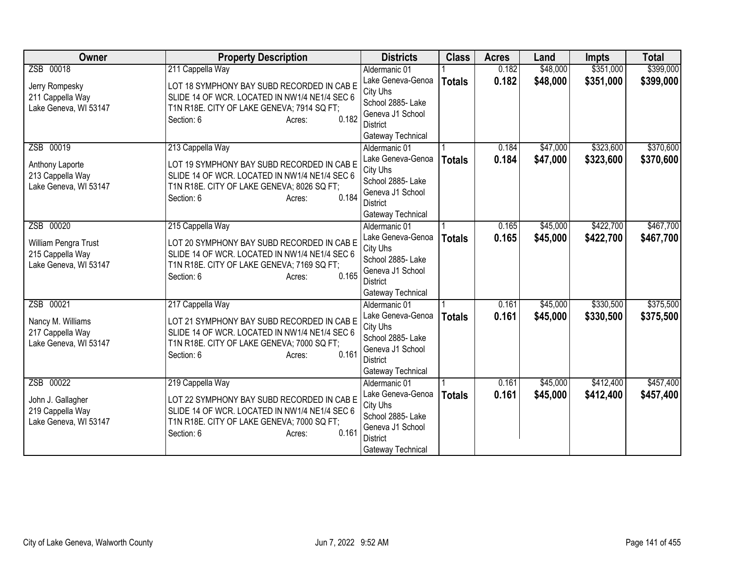| Owner | Property Description | Districts | Class | Acres | Land | Impts | Total |
|---|---|---|---|---|---|---|---|
| ZSB 00018<br><br>Jerry Rompesky<br>211 Cappella Way<br>Lake Geneva, WI 53147 | 211 Cappella Way<br><br>LOT 18 SYMPHONY BAY SUBD RECORDED IN CAB E SLIDE 14 OF WCR. LOCATED IN NW1/4 NE1/4 SEC 6 T1N R18E. CITY OF LAKE GENEVA; 7914 SQ FT;<br>Section: 6 Acres: 0.182 | Aldermanic 01<br>Lake Geneva-Genoa City Uhs<br>School 2885- Lake Geneva J1 School District<br>Gateway Technical | 1<br>**Totals** | 0.182<br>**0.182** | $48,000<br>**$48,000** | $351,000<br>**$351,000** | $399,000<br>**$399,000** |
| ZSB 00019<br><br>Anthony Laporte<br>213 Cappella Way<br>Lake Geneva, WI 53147 | 213 Cappella Way<br><br>LOT 19 SYMPHONY BAY SUBD RECORDED IN CAB E SLIDE 14 OF WCR. LOCATED IN NW1/4 NE1/4 SEC 6 T1N R18E. CITY OF LAKE GENEVA; 8026 SQ FT;<br>Section: 6 Acres: 0.184 | Aldermanic 01<br>Lake Geneva-Genoa City Uhs<br>School 2885- Lake Geneva J1 School District<br>Gateway Technical | 1<br>**Totals** | 0.184<br>**0.184** | $47,000<br>**$47,000** | $323,600<br>**$323,600** | $370,600<br>**$370,600** |
| ZSB 00020<br><br>William Pengra Trust<br>215 Cappella Way<br>Lake Geneva, WI 53147 | 215 Cappella Way<br><br>LOT 20 SYMPHONY BAY SUBD RECORDED IN CAB E SLIDE 14 OF WCR. LOCATED IN NW1/4 NE1/4 SEC 6 T1N R18E. CITY OF LAKE GENEVA; 7169 SQ FT;<br>Section: 6 Acres: 0.165 | Aldermanic 01<br>Lake Geneva-Genoa City Uhs<br>School 2885- Lake Geneva J1 School District<br>Gateway Technical | 1<br>**Totals** | 0.165<br>**0.165** | $45,000<br>**$45,000** | $422,700<br>**$422,700** | $467,700<br>**$467,700** |
| ZSB 00021<br><br>Nancy M. Williams<br>217 Cappella Way<br>Lake Geneva, WI 53147 | 217 Cappella Way<br><br>LOT 21 SYMPHONY BAY SUBD RECORDED IN CAB E SLIDE 14 OF WCR. LOCATED IN NW1/4 NE1/4 SEC 6 T1N R18E. CITY OF LAKE GENEVA; 7000 SQ FT;<br>Section: 6 Acres: 0.161 | Aldermanic 01<br>Lake Geneva-Genoa City Uhs<br>School 2885- Lake Geneva J1 School District<br>Gateway Technical | 1<br>**Totals** | 0.161<br>**0.161** | $45,000<br>**$45,000** | $330,500<br>**$330,500** | $375,500<br>**$375,500** |
| ZSB 00022<br><br>John J. Gallagher<br>219 Cappella Way<br>Lake Geneva, WI 53147 | 219 Cappella Way<br><br>LOT 22 SYMPHONY BAY SUBD RECORDED IN CAB E SLIDE 14 OF WCR. LOCATED IN NW1/4 NE1/4 SEC 6 T1N R18E. CITY OF LAKE GENEVA; 7000 SQ FT;<br>Section: 6 Acres: 0.161 | Aldermanic 01<br>Lake Geneva-Genoa City Uhs<br>School 2885- Lake Geneva J1 School District<br>Gateway Technical | 1<br>**Totals** | 0.161<br>**0.161** | $45,000<br>**$45,000** | $412,400<br>**$412,400** | $457,400<br>**$457,400** |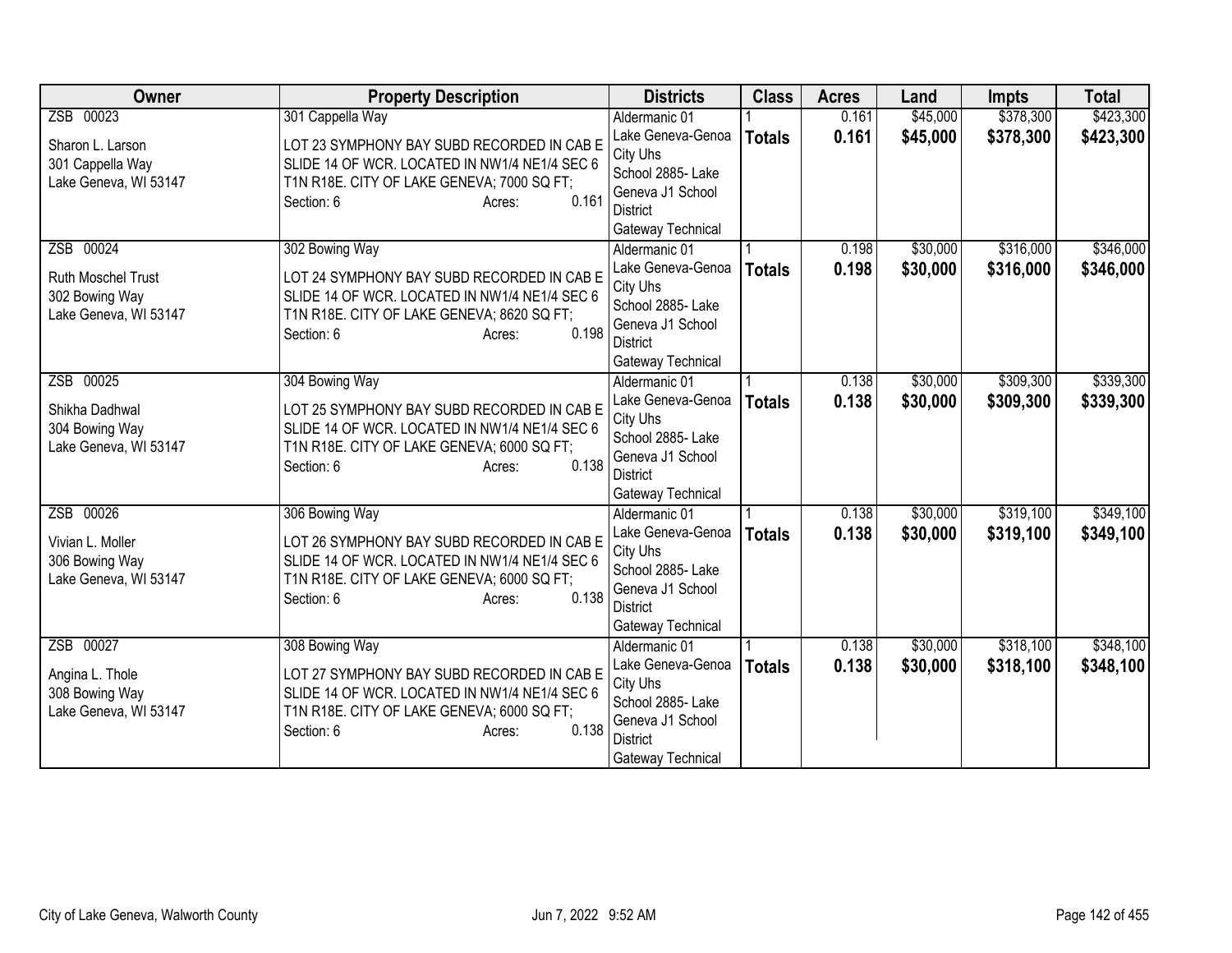| Owner | Property Description | Districts | Class | Acres | Land | Impts | Total |
|---|---|---|---|---|---|---|---|
| ZSB 00023<br><br>Sharon L. Larson<br>301 Cappella Way<br>Lake Geneva, WI 53147 | 301 Cappella Way<br><br>LOT 23 SYMPHONY BAY SUBD RECORDED IN CAB E SLIDE 14 OF WCR. LOCATED IN NW1/4 NE1/4 SEC 6 T1N R18E. CITY OF LAKE GENEVA; 7000 SQ FT;<br>Section: 6 Acres: 0.161 | Aldermanic 01<br>Lake Geneva-Genoa City Uhs<br>School 2885- Lake Geneva J1 School District<br>Gateway Technical | 1<br>**Totals** | 0.161<br>**0.161** | $45,000<br>**$45,000** | $378,300<br>**$378,300** | $423,300<br>**$423,300** |
| ZSB 00024<br><br>Ruth Moschel Trust<br>302 Bowing Way<br>Lake Geneva, WI 53147 | 302 Bowing Way<br><br>LOT 24 SYMPHONY BAY SUBD RECORDED IN CAB E SLIDE 14 OF WCR. LOCATED IN NW1/4 NE1/4 SEC 6 T1N R18E. CITY OF LAKE GENEVA; 8620 SQ FT;<br>Section: 6 Acres: 0.198 | Aldermanic 01<br>Lake Geneva-Genoa City Uhs<br>School 2885- Lake Geneva J1 School District<br>Gateway Technical | 1<br>**Totals** | 0.198<br>**0.198** | $30,000<br>**$30,000** | $316,000<br>**$316,000** | $346,000<br>**$346,000** |
| ZSB 00025<br><br>Shikha Dadhwal<br>304 Bowing Way<br>Lake Geneva, WI 53147 | 304 Bowing Way<br><br>LOT 25 SYMPHONY BAY SUBD RECORDED IN CAB E SLIDE 14 OF WCR. LOCATED IN NW1/4 NE1/4 SEC 6 T1N R18E. CITY OF LAKE GENEVA; 6000 SQ FT;<br>Section: 6 Acres: 0.138 | Aldermanic 01<br>Lake Geneva-Genoa City Uhs<br>School 2885- Lake Geneva J1 School District<br>Gateway Technical | 1<br>**Totals** | 0.138<br>**0.138** | $30,000<br>**$30,000** | $309,300<br>**$309,300** | $339,300<br>**$339,300** |
| ZSB 00026<br><br>Vivian L. Moller<br>306 Bowing Way<br>Lake Geneva, WI 53147 | 306 Bowing Way<br><br>LOT 26 SYMPHONY BAY SUBD RECORDED IN CAB E SLIDE 14 OF WCR. LOCATED IN NW1/4 NE1/4 SEC 6 T1N R18E. CITY OF LAKE GENEVA; 6000 SQ FT;<br>Section: 6 Acres: 0.138 | Aldermanic 01<br>Lake Geneva-Genoa City Uhs<br>School 2885- Lake Geneva J1 School District<br>Gateway Technical | 1<br>**Totals** | 0.138<br>**0.138** | $30,000<br>**$30,000** | $319,100<br>**$319,100** | $349,100<br>**$349,100** |
| ZSB 00027<br><br>Angina L. Thole<br>308 Bowing Way<br>Lake Geneva, WI 53147 | 308 Bowing Way<br><br>LOT 27 SYMPHONY BAY SUBD RECORDED IN CAB E SLIDE 14 OF WCR. LOCATED IN NW1/4 NE1/4 SEC 6 T1N R18E. CITY OF LAKE GENEVA; 6000 SQ FT;<br>Section: 6 Acres: 0.138 | Aldermanic 01<br>Lake Geneva-Genoa City Uhs<br>School 2885- Lake Geneva J1 School District<br>Gateway Technical | 1<br>**Totals** | 0.138<br>**0.138** | $30,000<br>**$30,000** | $318,100<br>**$318,100** | $348,100<br>**$348,100** |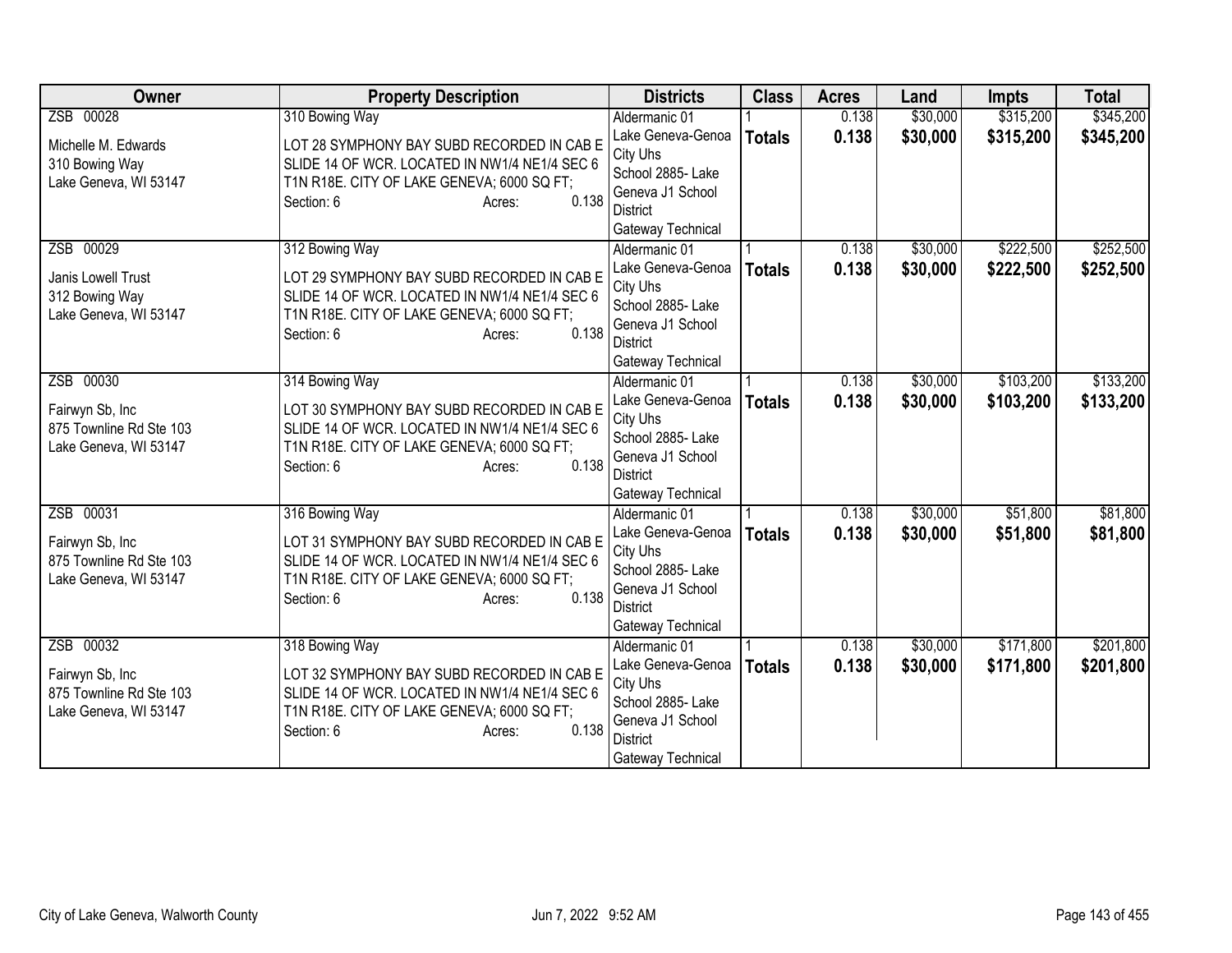| Owner | Property Description | Districts | Class | Acres | Land | Impts | Total |
|---|---|---|---|---|---|---|---|
| ZSB 00028<br><br>Michelle M. Edwards<br>310 Bowing Way<br>Lake Geneva, WI 53147 | 310 Bowing Way<br><br>LOT 28 SYMPHONY BAY SUBD RECORDED IN CAB E SLIDE 14 OF WCR. LOCATED IN NW1/4 NE1/4 SEC 6 T1N R18E. CITY OF LAKE GENEVA; 6000 SQ FT;<br>Section: 6 Acres: 0.138 | Aldermanic 01<br>Lake Geneva-Genoa City Uhs<br>School 2885- Lake Geneva J1 School District<br>Gateway Technical | 1<br>**Totals** | 0.138<br>**0.138** | $30,000<br>**$30,000** | $315,200<br>**$315,200** | $345,200<br>**$345,200** |
| ZSB 00029<br><br>Janis Lowell Trust<br>312 Bowing Way<br>Lake Geneva, WI 53147 | 312 Bowing Way<br><br>LOT 29 SYMPHONY BAY SUBD RECORDED IN CAB E SLIDE 14 OF WCR. LOCATED IN NW1/4 NE1/4 SEC 6 T1N R18E. CITY OF LAKE GENEVA; 6000 SQ FT;<br>Section: 6 Acres: 0.138 | Aldermanic 01<br>Lake Geneva-Genoa City Uhs<br>School 2885- Lake Geneva J1 School District<br>Gateway Technical | 1<br>**Totals** | 0.138<br>**0.138** | $30,000<br>**$30,000** | $222,500<br>**$222,500** | $252,500<br>**$252,500** |
| ZSB 00030<br><br>Fairwyn Sb, Inc<br>875 Townline Rd Ste 103<br>Lake Geneva, WI 53147 | 314 Bowing Way<br><br>LOT 30 SYMPHONY BAY SUBD RECORDED IN CAB E SLIDE 14 OF WCR. LOCATED IN NW1/4 NE1/4 SEC 6 T1N R18E. CITY OF LAKE GENEVA; 6000 SQ FT;<br>Section: 6 Acres: 0.138 | Aldermanic 01<br>Lake Geneva-Genoa City Uhs<br>School 2885- Lake Geneva J1 School District<br>Gateway Technical | 1<br>**Totals** | 0.138<br>**0.138** | $30,000<br>**$30,000** | $103,200<br>**$103,200** | $133,200<br>**$133,200** |
| ZSB 00031<br><br>Fairwyn Sb, Inc<br>875 Townline Rd Ste 103<br>Lake Geneva, WI 53147 | 316 Bowing Way<br><br>LOT 31 SYMPHONY BAY SUBD RECORDED IN CAB E SLIDE 14 OF WCR. LOCATED IN NW1/4 NE1/4 SEC 6 T1N R18E. CITY OF LAKE GENEVA; 6000 SQ FT;<br>Section: 6 Acres: 0.138 | Aldermanic 01<br>Lake Geneva-Genoa City Uhs<br>School 2885- Lake Geneva J1 School District<br>Gateway Technical | 1<br>**Totals** | 0.138<br>**0.138** | $30,000<br>**$30,000** | $51,800<br>**$51,800** | $81,800<br>**$81,800** |
| ZSB 00032<br><br>Fairwyn Sb, Inc<br>875 Townline Rd Ste 103<br>Lake Geneva, WI 53147 | 318 Bowing Way<br><br>LOT 32 SYMPHONY BAY SUBD RECORDED IN CAB E SLIDE 14 OF WCR. LOCATED IN NW1/4 NE1/4 SEC 6 T1N R18E. CITY OF LAKE GENEVA; 6000 SQ FT;<br>Section: 6 Acres: 0.138 | Aldermanic 01<br>Lake Geneva-Genoa City Uhs<br>School 2885- Lake Geneva J1 School District<br>Gateway Technical | 1<br>**Totals** | 0.138<br>**0.138** | $30,000<br>**$30,000** | $171,800<br>**$171,800** | $201,800<br>**$201,800** |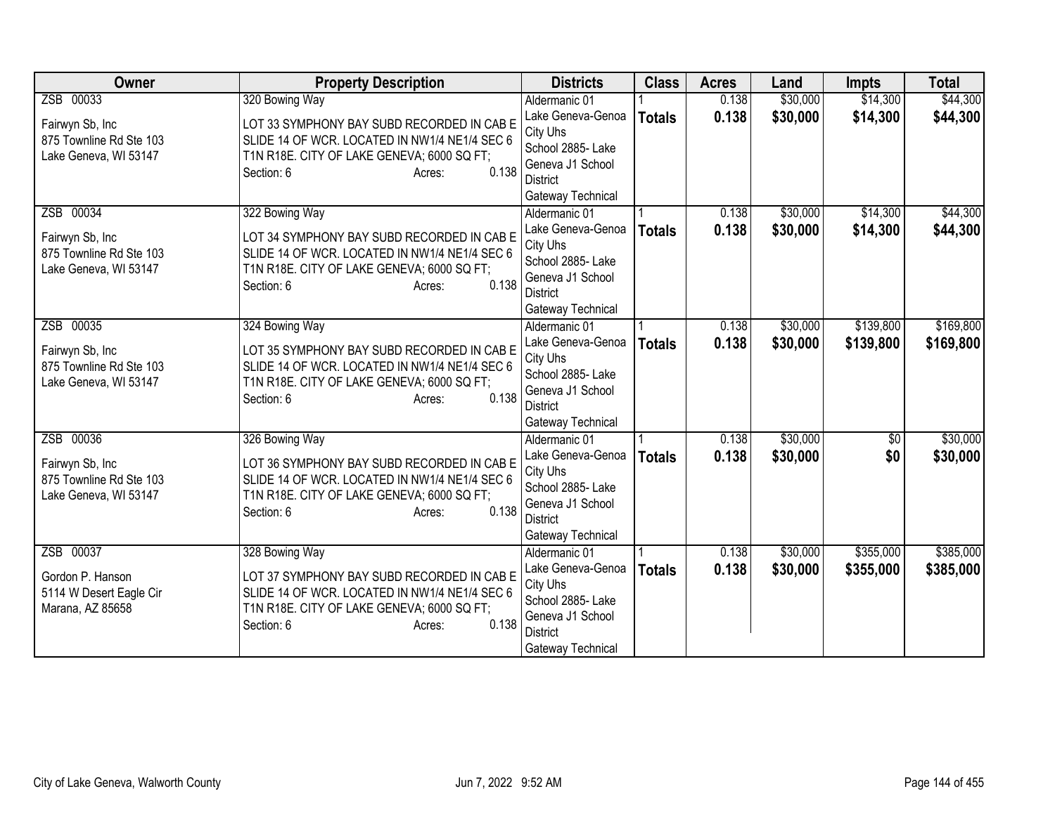| Owner | Property Description | Districts | Class | Acres | Land | Impts | Total |
|---|---|---|---|---|---|---|---|
| ZSB 00033<br><br>Fairwyn Sb, Inc<br>875 Townline Rd Ste 103<br>Lake Geneva, WI 53147 | 320 Bowing Way<br><br>LOT 33 SYMPHONY BAY SUBD RECORDED IN CAB E SLIDE 14 OF WCR. LOCATED IN NW1/4 NE1/4 SEC 6 T1N R18E. CITY OF LAKE GENEVA; 6000 SQ FT;<br>Section: 6 Acres: 0.138 | Aldermanic 01<br>Lake Geneva-Genoa City Uhs<br>School 2885- Lake Geneva J1 School District<br>Gateway Technical | 1<br>**Totals** | 0.138<br>**0.138** | $30,000<br>**$30,000** | $14,300<br>**$14,300** | $44,300<br>**$44,300** |
| ZSB 00034<br><br>Fairwyn Sb, Inc<br>875 Townline Rd Ste 103<br>Lake Geneva, WI 53147 | 322 Bowing Way<br><br>LOT 34 SYMPHONY BAY SUBD RECORDED IN CAB E SLIDE 14 OF WCR. LOCATED IN NW1/4 NE1/4 SEC 6 T1N R18E. CITY OF LAKE GENEVA; 6000 SQ FT;<br>Section: 6 Acres: 0.138 | Aldermanic 01<br>Lake Geneva-Genoa City Uhs<br>School 2885- Lake Geneva J1 School District<br>Gateway Technical | 1<br>**Totals** | 0.138<br>**0.138** | $30,000<br>**$30,000** | $14,300<br>**$14,300** | $44,300<br>**$44,300** |
| ZSB 00035<br><br>Fairwyn Sb, Inc<br>875 Townline Rd Ste 103<br>Lake Geneva, WI 53147 | 324 Bowing Way<br><br>LOT 35 SYMPHONY BAY SUBD RECORDED IN CAB E SLIDE 14 OF WCR. LOCATED IN NW1/4 NE1/4 SEC 6 T1N R18E. CITY OF LAKE GENEVA; 6000 SQ FT;<br>Section: 6 Acres: 0.138 | Aldermanic 01<br>Lake Geneva-Genoa City Uhs<br>School 2885- Lake Geneva J1 School District<br>Gateway Technical | 1<br>**Totals** | 0.138<br>**0.138** | $30,000<br>**$30,000** | $139,800<br>**$139,800** | $169,800<br>**$169,800** |
| ZSB 00036<br><br>Fairwyn Sb, Inc<br>875 Townline Rd Ste 103<br>Lake Geneva, WI 53147 | 326 Bowing Way<br><br>LOT 36 SYMPHONY BAY SUBD RECORDED IN CAB E SLIDE 14 OF WCR. LOCATED IN NW1/4 NE1/4 SEC 6 T1N R18E. CITY OF LAKE GENEVA; 6000 SQ FT;<br>Section: 6 Acres: 0.138 | Aldermanic 01<br>Lake Geneva-Genoa City Uhs<br>School 2885- Lake Geneva J1 School District<br>Gateway Technical | 1<br>**Totals** | 0.138<br>**0.138** | $30,000<br>**$30,000** | $0<br>**$0** | $30,000<br>**$30,000** |
| ZSB 00037<br><br>Gordon P. Hanson<br>5114 W Desert Eagle Cir<br>Marana, AZ 85658 | 328 Bowing Way<br><br>LOT 37 SYMPHONY BAY SUBD RECORDED IN CAB E SLIDE 14 OF WCR. LOCATED IN NW1/4 NE1/4 SEC 6 T1N R18E. CITY OF LAKE GENEVA; 6000 SQ FT;<br>Section: 6 Acres: 0.138 | Aldermanic 01<br>Lake Geneva-Genoa City Uhs<br>School 2885- Lake Geneva J1 School District<br>Gateway Technical | 1<br>**Totals** | 0.138<br>**0.138** | $30,000<br>**$30,000** | $355,000<br>**$355,000** | $385,000<br>**$385,000** |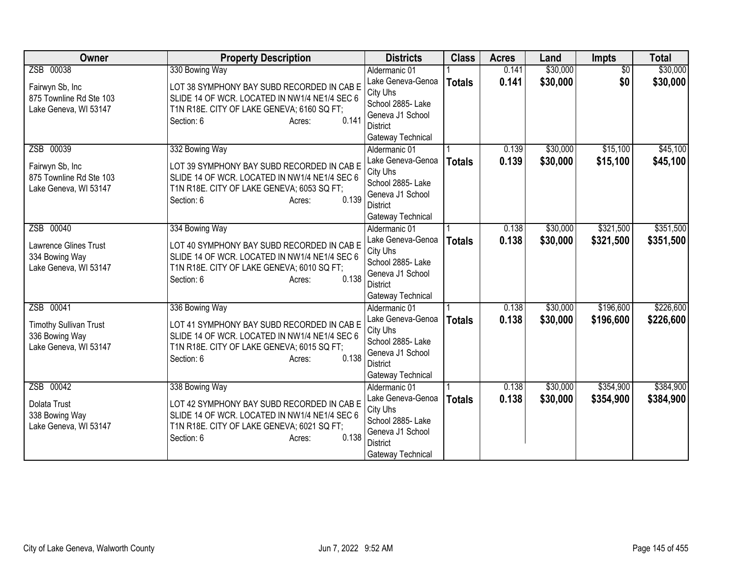| Owner | Property Description | Districts | Class | Acres | Land | Impts | Total |
|---|---|---|---|---|---|---|---|
| ZSB 00038<br><br>Fairwyn Sb, Inc<br>875 Townline Rd Ste 103<br>Lake Geneva, WI 53147 | 330 Bowing Way<br><br>LOT 38 SYMPHONY BAY SUBD RECORDED IN CAB E SLIDE 14 OF WCR. LOCATED IN NW1/4 NE1/4 SEC 6 T1N R18E. CITY OF LAKE GENEVA; 6160 SQ FT;<br>Section: 6 Acres: 0.141 | Aldermanic 01<br>Lake Geneva-Genoa City Uhs<br>School 2885- Lake Geneva J1 School District<br>Gateway Technical | 1<br>**Totals** | 0.141<br>**0.141** | $30,000<br>**$30,000** | $0<br>**$0** | $30,000<br>**$30,000** |
| ZSB 00039<br><br>Fairwyn Sb, Inc<br>875 Townline Rd Ste 103<br>Lake Geneva, WI 53147 | 332 Bowing Way<br><br>LOT 39 SYMPHONY BAY SUBD RECORDED IN CAB E SLIDE 14 OF WCR. LOCATED IN NW1/4 NE1/4 SEC 6 T1N R18E. CITY OF LAKE GENEVA; 6053 SQ FT;<br>Section: 6 Acres: 0.139 | Aldermanic 01<br>Lake Geneva-Genoa City Uhs<br>School 2885- Lake Geneva J1 School District<br>Gateway Technical | 1<br>**Totals** | 0.139<br>**0.139** | $30,000<br>**$30,000** | $15,100<br>**$15,100** | $45,100<br>**$45,100** |
| ZSB 00040<br><br>Lawrence Glines Trust<br>334 Bowing Way<br>Lake Geneva, WI 53147 | 334 Bowing Way<br><br>LOT 40 SYMPHONY BAY SUBD RECORDED IN CAB E SLIDE 14 OF WCR. LOCATED IN NW1/4 NE1/4 SEC 6 T1N R18E. CITY OF LAKE GENEVA; 6010 SQ FT;<br>Section: 6 Acres: 0.138 | Aldermanic 01<br>Lake Geneva-Genoa City Uhs<br>School 2885- Lake Geneva J1 School District<br>Gateway Technical | 1<br>**Totals** | 0.138<br>**0.138** | $30,000<br>**$30,000** | $321,500<br>**$321,500** | $351,500<br>**$351,500** |
| ZSB 00041<br><br>Timothy Sullivan Trust<br>336 Bowing Way<br>Lake Geneva, WI 53147 | 336 Bowing Way<br><br>LOT 41 SYMPHONY BAY SUBD RECORDED IN CAB E SLIDE 14 OF WCR. LOCATED IN NW1/4 NE1/4 SEC 6 T1N R18E. CITY OF LAKE GENEVA; 6015 SQ FT;<br>Section: 6 Acres: 0.138 | Aldermanic 01<br>Lake Geneva-Genoa City Uhs<br>School 2885- Lake Geneva J1 School District<br>Gateway Technical | 1<br>**Totals** | 0.138<br>**0.138** | $30,000<br>**$30,000** | $196,600<br>**$196,600** | $226,600<br>**$226,600** |
| ZSB 00042<br><br>Dolata Trust<br>338 Bowing Way<br>Lake Geneva, WI 53147 | 338 Bowing Way<br><br>LOT 42 SYMPHONY BAY SUBD RECORDED IN CAB E SLIDE 14 OF WCR. LOCATED IN NW1/4 NE1/4 SEC 6 T1N R18E. CITY OF LAKE GENEVA; 6021 SQ FT;<br>Section: 6 Acres: 0.138 | Aldermanic 01<br>Lake Geneva-Genoa City Uhs<br>School 2885- Lake Geneva J1 School District<br>Gateway Technical | 1<br>**Totals** | 0.138<br>**0.138** | $30,000<br>**$30,000** | $354,900<br>**$354,900** | $384,900<br>**$384,900** |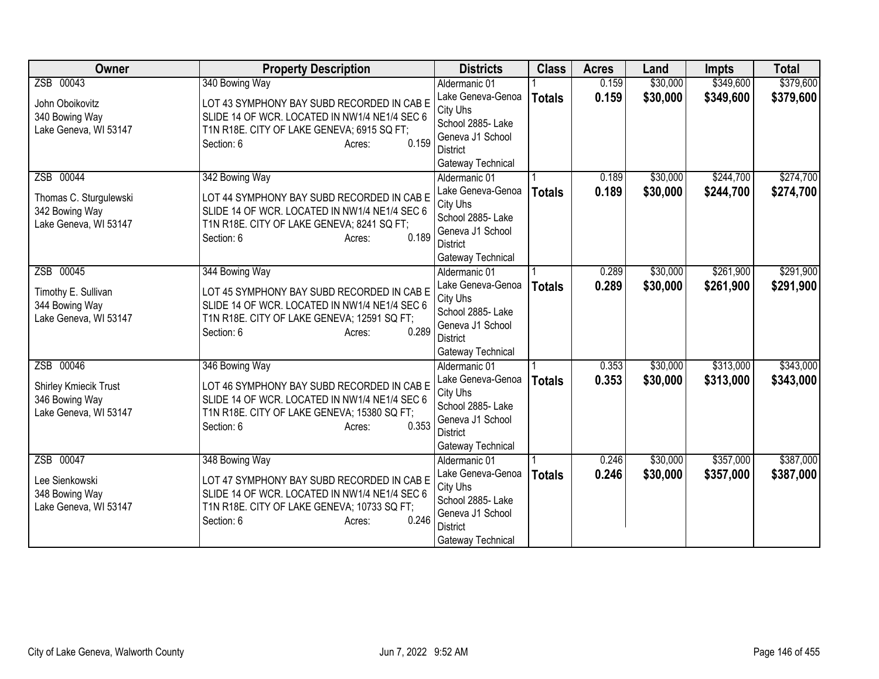| Owner | Property Description | Districts | Class | Acres | Land | Impts | Total |
|---|---|---|---|---|---|---|---|
| ZSB 00043<br>John Oboikovitz<br>340 Bowing Way<br>Lake Geneva, WI 53147 | 340 Bowing Way<br>LOT 43 SYMPHONY BAY SUBD RECORDED IN CAB E SLIDE 14 OF WCR. LOCATED IN NW1/4 NE1/4 SEC 6 T1N R18E. CITY OF LAKE GENEVA; 6915 SQ FT;<br>Section: 6 Acres: 0.159 | Aldermanic 01<br>Lake Geneva-Genoa City Uhs<br>School 2885- Lake Geneva J1 School District<br>Gateway Technical | 1<br>**Totals** | 0.159<br>**0.159** | $30,000<br>**$30,000** | $349,600<br>**$349,600** | $379,600<br>**$379,600** |
| ZSB 00044<br>Thomas C. Sturgulewski<br>342 Bowing Way<br>Lake Geneva, WI 53147 | 342 Bowing Way<br>LOT 44 SYMPHONY BAY SUBD RECORDED IN CAB E SLIDE 14 OF WCR. LOCATED IN NW1/4 NE1/4 SEC 6 T1N R18E. CITY OF LAKE GENEVA; 8241 SQ FT;<br>Section: 6 Acres: 0.189 | Aldermanic 01<br>Lake Geneva-Genoa City Uhs<br>School 2885- Lake Geneva J1 School District<br>Gateway Technical | 1<br>**Totals** | 0.189<br>**0.189** | $30,000<br>**$30,000** | $244,700<br>**$244,700** | $274,700<br>**$274,700** |
| ZSB 00045<br>Timothy E. Sullivan<br>344 Bowing Way<br>Lake Geneva, WI 53147 | 344 Bowing Way<br>LOT 45 SYMPHONY BAY SUBD RECORDED IN CAB E SLIDE 14 OF WCR. LOCATED IN NW1/4 NE1/4 SEC 6 T1N R18E. CITY OF LAKE GENEVA; 12591 SQ FT;<br>Section: 6 Acres: 0.289 | Aldermanic 01<br>Lake Geneva-Genoa City Uhs<br>School 2885- Lake Geneva J1 School District<br>Gateway Technical | 1<br>**Totals** | 0.289<br>**0.289** | $30,000<br>**$30,000** | $261,900<br>**$261,900** | $291,900<br>**$291,900** |
| ZSB 00046<br>Shirley Kmiecik Trust<br>346 Bowing Way<br>Lake Geneva, WI 53147 | 346 Bowing Way<br>LOT 46 SYMPHONY BAY SUBD RECORDED IN CAB E SLIDE 14 OF WCR. LOCATED IN NW1/4 NE1/4 SEC 6 T1N R18E. CITY OF LAKE GENEVA; 15380 SQ FT;<br>Section: 6 Acres: 0.353 | Aldermanic 01<br>Lake Geneva-Genoa City Uhs<br>School 2885- Lake Geneva J1 School District<br>Gateway Technical | 1<br>**Totals** | 0.353<br>**0.353** | $30,000<br>**$30,000** | $313,000<br>**$313,000** | $343,000<br>**$343,000** |
| ZSB 00047<br>Lee Sienkowski<br>348 Bowing Way<br>Lake Geneva, WI 53147 | 348 Bowing Way<br>LOT 47 SYMPHONY BAY SUBD RECORDED IN CAB E SLIDE 14 OF WCR. LOCATED IN NW1/4 NE1/4 SEC 6 T1N R18E. CITY OF LAKE GENEVA; 10733 SQ FT;<br>Section: 6 Acres: 0.246 | Aldermanic 01<br>Lake Geneva-Genoa City Uhs<br>School 2885- Lake Geneva J1 School District<br>Gateway Technical | 1<br>**Totals** | 0.246<br>**0.246** | $30,000<br>**$30,000** | $357,000<br>**$357,000** | $387,000<br>**$387,000** |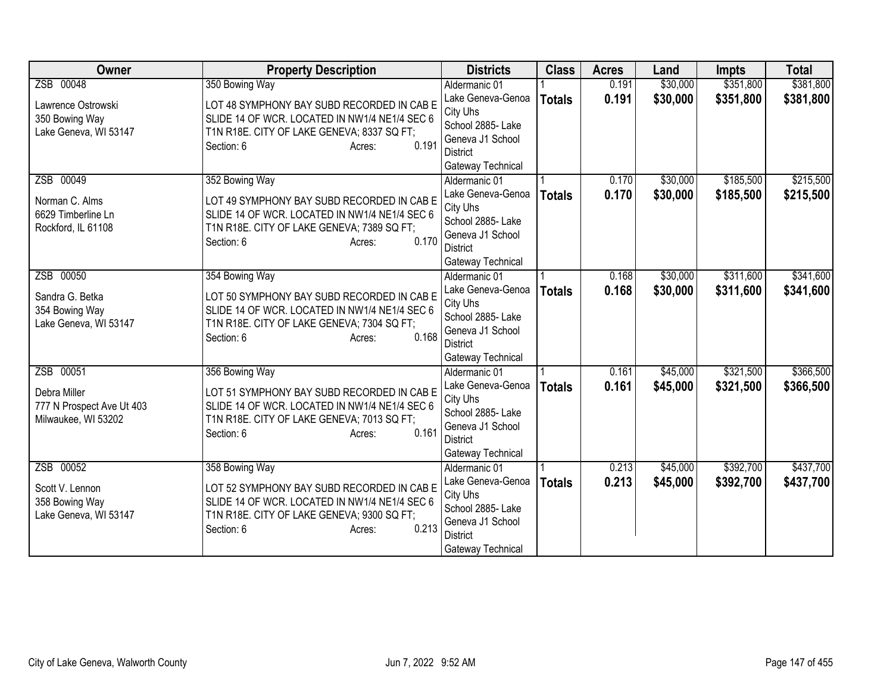| Owner | Property Description | Districts | Class | Acres | Land | Impts | Total |
|---|---|---|---|---|---|---|---|
| ZSB 00048<br>Lawrence Ostrowski<br>350 Bowing Way<br>Lake Geneva, WI 53147 | 350 Bowing Way<br>LOT 48 SYMPHONY BAY SUBD RECORDED IN CAB E SLIDE 14 OF WCR. LOCATED IN NW1/4 NE1/4 SEC 6 T1N R18E. CITY OF LAKE GENEVA; 8337 SQ FT;<br>Section: 6 Acres: 0.191 | Aldermanic 01<br>Lake Geneva-Genoa City Uhs<br>School 2885- Lake Geneva J1 School District<br>Gateway Technical | 1<br>**Totals** | 0.191<br>**0.191** | $30,000<br>**$30,000** | $351,800<br>**$351,800** | $381,800<br>**$381,800** |
| ZSB 00049<br>Norman C. Alms<br>6629 Timberline Ln<br>Rockford, IL 61108 | 352 Bowing Way<br>LOT 49 SYMPHONY BAY SUBD RECORDED IN CAB E SLIDE 14 OF WCR. LOCATED IN NW1/4 NE1/4 SEC 6 T1N R18E. CITY OF LAKE GENEVA; 7389 SQ FT;<br>Section: 6 Acres: 0.170 | Aldermanic 01<br>Lake Geneva-Genoa City Uhs<br>School 2885- Lake Geneva J1 School District<br>Gateway Technical | 1<br>**Totals** | 0.170<br>**0.170** | $30,000<br>**$30,000** | $185,500<br>**$185,500** | $215,500<br>**$215,500** |
| ZSB 00050<br>Sandra G. Betka<br>354 Bowing Way<br>Lake Geneva, WI 53147 | 354 Bowing Way<br>LOT 50 SYMPHONY BAY SUBD RECORDED IN CAB E SLIDE 14 OF WCR. LOCATED IN NW1/4 NE1/4 SEC 6 T1N R18E. CITY OF LAKE GENEVA; 7304 SQ FT;<br>Section: 6 Acres: 0.168 | Aldermanic 01<br>Lake Geneva-Genoa City Uhs<br>School 2885- Lake Geneva J1 School District<br>Gateway Technical | 1<br>**Totals** | 0.168<br>**0.168** | $30,000<br>**$30,000** | $311,600<br>**$311,600** | $341,600<br>**$341,600** |
| ZSB 00051<br>Debra Miller<br>777 N Prospect Ave Ut 403<br>Milwaukee, WI 53202 | 356 Bowing Way<br>LOT 51 SYMPHONY BAY SUBD RECORDED IN CAB E SLIDE 14 OF WCR. LOCATED IN NW1/4 NE1/4 SEC 6 T1N R18E. CITY OF LAKE GENEVA; 7013 SQ FT;<br>Section: 6 Acres: 0.161 | Aldermanic 01<br>Lake Geneva-Genoa City Uhs<br>School 2885- Lake Geneva J1 School District<br>Gateway Technical | 1<br>**Totals** | 0.161<br>**0.161** | $45,000<br>**$45,000** | $321,500<br>**$321,500** | $366,500<br>**$366,500** |
| ZSB 00052<br>Scott V. Lennon<br>358 Bowing Way<br>Lake Geneva, WI 53147 | 358 Bowing Way<br>LOT 52 SYMPHONY BAY SUBD RECORDED IN CAB E SLIDE 14 OF WCR. LOCATED IN NW1/4 NE1/4 SEC 6 T1N R18E. CITY OF LAKE GENEVA; 9300 SQ FT;<br>Section: 6 Acres: 0.213 | Aldermanic 01<br>Lake Geneva-Genoa City Uhs<br>School 2885- Lake Geneva J1 School District<br>Gateway Technical | 1<br>**Totals** | 0.213<br>**0.213** | $45,000<br>**$45,000** | $392,700<br>**$392,700** | $437,700<br>**$437,700** |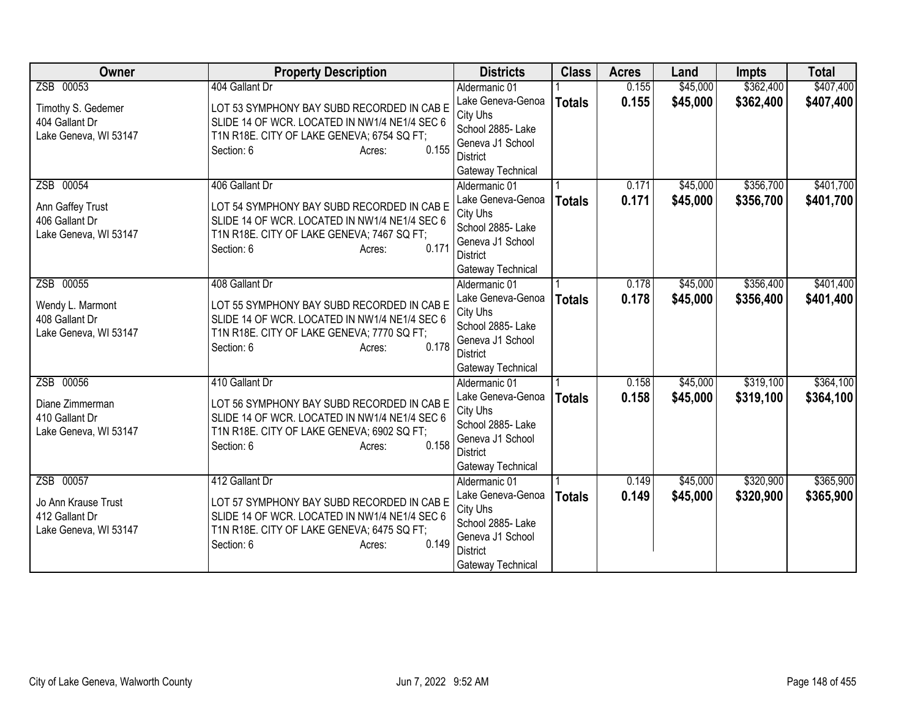| Owner | Property Description | Districts | Class | Acres | Land | Impts | Total |
|---|---|---|---|---|---|---|---|
| ZSB 00053<br><br>Timothy S. Gedemer<br>404 Gallant Dr<br>Lake Geneva, WI 53147 | 404 Gallant Dr<br><br>LOT 53 SYMPHONY BAY SUBD RECORDED IN CAB E SLIDE 14 OF WCR. LOCATED IN NW1/4 NE1/4 SEC 6 T1N R18E. CITY OF LAKE GENEVA; 6754 SQ FT;<br>Section: 6 Acres: 0.155 | Aldermanic 01<br>Lake Geneva-Genoa City Uhs<br>School 2885- Lake Geneva J1 School District<br>Gateway Technical | 1<br>**Totals** | 0.155<br>**0.155** | $45,000<br>**$45,000** | $362,400<br>**$362,400** | $407,400<br>**$407,400** |
| ZSB 00054<br><br>Ann Gaffey Trust<br>406 Gallant Dr<br>Lake Geneva, WI 53147 | 406 Gallant Dr<br><br>LOT 54 SYMPHONY BAY SUBD RECORDED IN CAB E SLIDE 14 OF WCR. LOCATED IN NW1/4 NE1/4 SEC 6 T1N R18E. CITY OF LAKE GENEVA; 7467 SQ FT;<br>Section: 6 Acres: 0.171 | Aldermanic 01<br>Lake Geneva-Genoa City Uhs<br>School 2885- Lake Geneva J1 School District<br>Gateway Technical | 1<br>**Totals** | 0.171<br>**0.171** | $45,000<br>**$45,000** | $356,700<br>**$356,700** | $401,700<br>**$401,700** |
| ZSB 00055<br><br>Wendy L. Marmont<br>408 Gallant Dr<br>Lake Geneva, WI 53147 | 408 Gallant Dr<br><br>LOT 55 SYMPHONY BAY SUBD RECORDED IN CAB E SLIDE 14 OF WCR. LOCATED IN NW1/4 NE1/4 SEC 6 T1N R18E. CITY OF LAKE GENEVA; 7770 SQ FT;<br>Section: 6 Acres: 0.178 | Aldermanic 01<br>Lake Geneva-Genoa City Uhs<br>School 2885- Lake Geneva J1 School District<br>Gateway Technical | 1<br>**Totals** | 0.178<br>**0.178** | $45,000<br>**$45,000** | $356,400<br>**$356,400** | $401,400<br>**$401,400** |
| ZSB 00056<br><br>Diane Zimmerman<br>410 Gallant Dr<br>Lake Geneva, WI 53147 | 410 Gallant Dr<br><br>LOT 56 SYMPHONY BAY SUBD RECORDED IN CAB E SLIDE 14 OF WCR. LOCATED IN NW1/4 NE1/4 SEC 6 T1N R18E. CITY OF LAKE GENEVA; 6902 SQ FT;<br>Section: 6 Acres: 0.158 | Aldermanic 01<br>Lake Geneva-Genoa City Uhs<br>School 2885- Lake Geneva J1 School District<br>Gateway Technical | 1<br>**Totals** | 0.158<br>**0.158** | $45,000<br>**$45,000** | $319,100<br>**$319,100** | $364,100<br>**$364,100** |
| ZSB 00057<br><br>Jo Ann Krause Trust<br>412 Gallant Dr<br>Lake Geneva, WI 53147 | 412 Gallant Dr<br><br>LOT 57 SYMPHONY BAY SUBD RECORDED IN CAB E SLIDE 14 OF WCR. LOCATED IN NW1/4 NE1/4 SEC 6 T1N R18E. CITY OF LAKE GENEVA; 6475 SQ FT;<br>Section: 6 Acres: 0.149 | Aldermanic 01<br>Lake Geneva-Genoa City Uhs<br>School 2885- Lake Geneva J1 School District<br>Gateway Technical | 1<br>**Totals** | 0.149<br>**0.149** | $45,000<br>**$45,000** | $320,900<br>**$320,900** | $365,900<br>**$365,900** |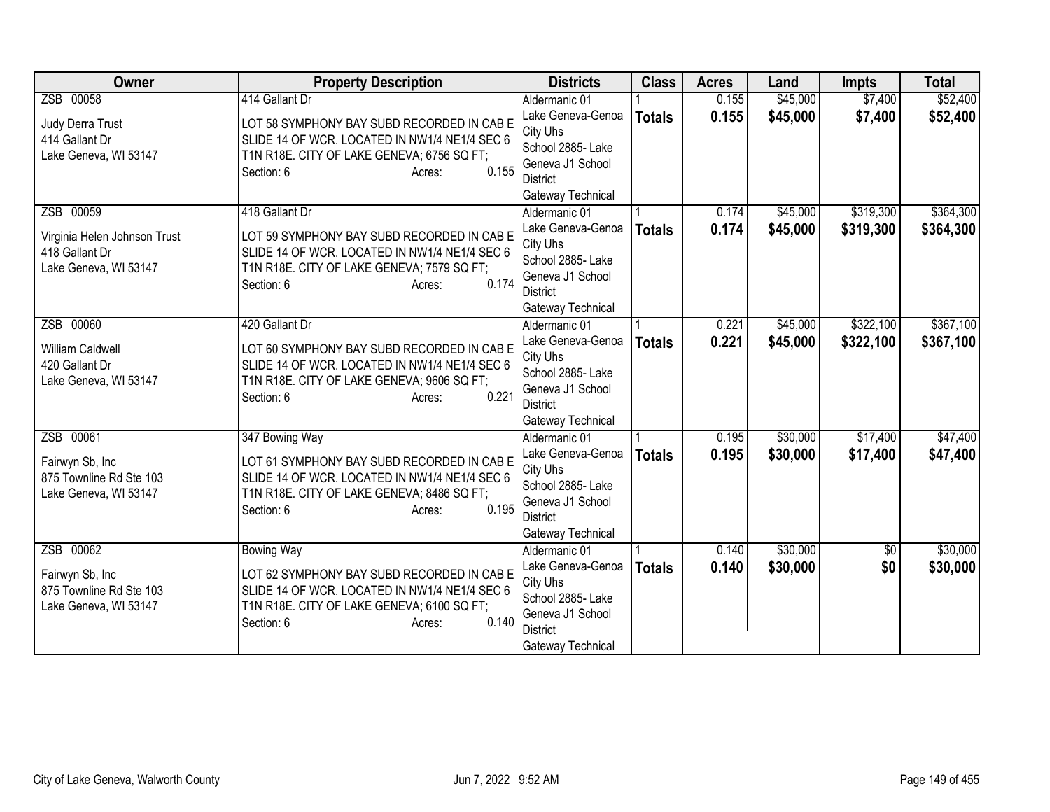| Owner | Property Description | Districts | Class | Acres | Land | Impts | Total |
|---|---|---|---|---|---|---|---|
| ZSB 00058<br><br>Judy Derra Trust<br>414 Gallant Dr<br>Lake Geneva, WI 53147 | 414 Gallant Dr<br><br>LOT 58 SYMPHONY BAY SUBD RECORDED IN CAB E SLIDE 14 OF WCR. LOCATED IN NW1/4 NE1/4 SEC 6 T1N R18E. CITY OF LAKE GENEVA; 6756 SQ FT;<br>Section: 6 Acres: 0.155 | Aldermanic 01<br>Lake Geneva-Genoa City Uhs<br>School 2885- Lake Geneva J1 School District<br>Gateway Technical | 1<br>**Totals** | 0.155<br>**0.155** | $45,000<br>**$45,000** | $7,400<br>**$7,400** | $52,400<br>**$52,400** |
| ZSB 00059<br><br>Virginia Helen Johnson Trust<br>418 Gallant Dr<br>Lake Geneva, WI 53147 | 418 Gallant Dr<br><br>LOT 59 SYMPHONY BAY SUBD RECORDED IN CAB E SLIDE 14 OF WCR. LOCATED IN NW1/4 NE1/4 SEC 6 T1N R18E. CITY OF LAKE GENEVA; 7579 SQ FT;<br>Section: 6 Acres: 0.174 | Aldermanic 01<br>Lake Geneva-Genoa City Uhs<br>School 2885- Lake Geneva J1 School District<br>Gateway Technical | 1<br>**Totals** | 0.174<br>**0.174** | $45,000<br>**$45,000** | $319,300<br>**$319,300** | $364,300<br>**$364,300** |
| ZSB 00060<br><br>William Caldwell<br>420 Gallant Dr<br>Lake Geneva, WI 53147 | 420 Gallant Dr<br><br>LOT 60 SYMPHONY BAY SUBD RECORDED IN CAB E SLIDE 14 OF WCR. LOCATED IN NW1/4 NE1/4 SEC 6 T1N R18E. CITY OF LAKE GENEVA; 9606 SQ FT;<br>Section: 6 Acres: 0.221 | Aldermanic 01<br>Lake Geneva-Genoa City Uhs<br>School 2885- Lake Geneva J1 School District<br>Gateway Technical | 1<br>**Totals** | 0.221<br>**0.221** | $45,000<br>**$45,000** | $322,100<br>**$322,100** | $367,100<br>**$367,100** |
| ZSB 00061<br><br>Fairwyn Sb, Inc<br>875 Townline Rd Ste 103<br>Lake Geneva, WI 53147 | 347 Bowing Way<br><br>LOT 61 SYMPHONY BAY SUBD RECORDED IN CAB E SLIDE 14 OF WCR. LOCATED IN NW1/4 NE1/4 SEC 6 T1N R18E. CITY OF LAKE GENEVA; 8486 SQ FT;<br>Section: 6 Acres: 0.195 | Aldermanic 01<br>Lake Geneva-Genoa City Uhs<br>School 2885- Lake Geneva J1 School District<br>Gateway Technical | 1<br>**Totals** | 0.195<br>**0.195** | $30,000<br>**$30,000** | $17,400<br>**$17,400** | $47,400<br>**$47,400** |
| ZSB 00062<br><br>Fairwyn Sb, Inc<br>875 Townline Rd Ste 103<br>Lake Geneva, WI 53147 | Bowing Way<br><br>LOT 62 SYMPHONY BAY SUBD RECORDED IN CAB E SLIDE 14 OF WCR. LOCATED IN NW1/4 NE1/4 SEC 6 T1N R18E. CITY OF LAKE GENEVA; 6100 SQ FT;<br>Section: 6 Acres: 0.140 | Aldermanic 01<br>Lake Geneva-Genoa City Uhs<br>School 2885- Lake Geneva J1 School District<br>Gateway Technical | 1<br>**Totals** | 0.140<br>**0.140** | $30,000<br>**$30,000** | $0<br>**$0** | $30,000<br>**$30,000** |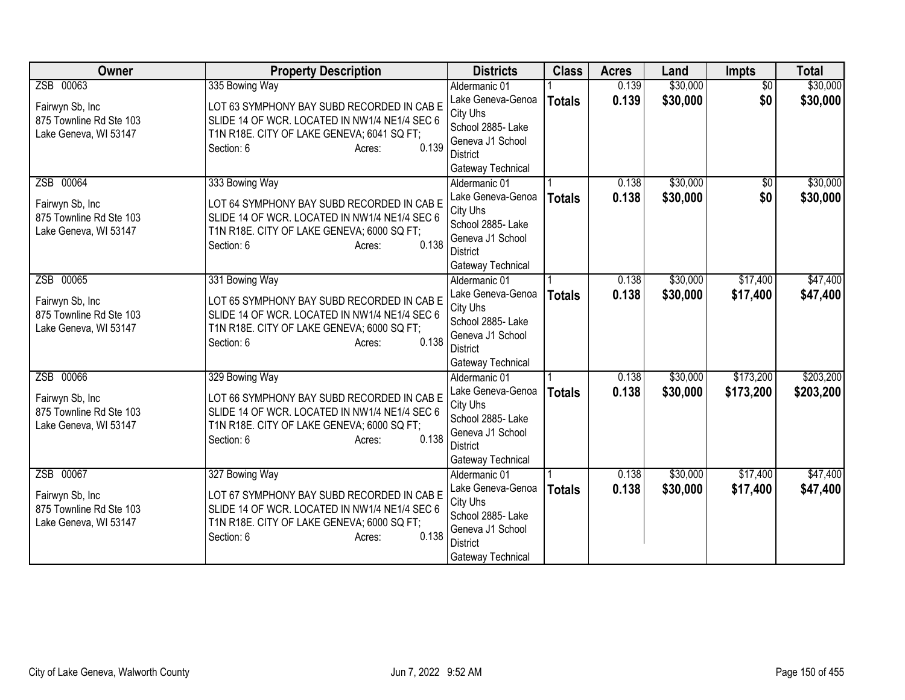| Owner | Property Description | Districts | Class | Acres | Land | Impts | Total |
|---|---|---|---|---|---|---|---|
| ZSB 00063<br><br>Fairwyn Sb, Inc<br>875 Townline Rd Ste 103<br>Lake Geneva, WI 53147 | 335 Bowing Way<br><br>LOT 63 SYMPHONY BAY SUBD RECORDED IN CAB E SLIDE 14 OF WCR. LOCATED IN NW1/4 NE1/4 SEC 6 T1N R18E. CITY OF LAKE GENEVA; 6041 SQ FT;<br>Section: 6 Acres: 0.139 | Aldermanic 01<br>Lake Geneva-Genoa City Uhs<br>School 2885- Lake Geneva J1 School District<br>Gateway Technical | 1<br>**Totals** | 0.139<br>**0.139** | $30,000<br>**$30,000** | $0<br>**$0** | $30,000<br>**$30,000** |
| ZSB 00064<br><br>Fairwyn Sb, Inc<br>875 Townline Rd Ste 103<br>Lake Geneva, WI 53147 | 333 Bowing Way<br><br>LOT 64 SYMPHONY BAY SUBD RECORDED IN CAB E SLIDE 14 OF WCR. LOCATED IN NW1/4 NE1/4 SEC 6 T1N R18E. CITY OF LAKE GENEVA; 6000 SQ FT;<br>Section: 6 Acres: 0.138 | Aldermanic 01<br>Lake Geneva-Genoa City Uhs<br>School 2885- Lake Geneva J1 School District<br>Gateway Technical | 1<br>**Totals** | 0.138<br>**0.138** | $30,000<br>**$30,000** | $0<br>**$0** | $30,000<br>**$30,000** |
| ZSB 00065<br><br>Fairwyn Sb, Inc<br>875 Townline Rd Ste 103<br>Lake Geneva, WI 53147 | 331 Bowing Way<br><br>LOT 65 SYMPHONY BAY SUBD RECORDED IN CAB E SLIDE 14 OF WCR. LOCATED IN NW1/4 NE1/4 SEC 6 T1N R18E. CITY OF LAKE GENEVA; 6000 SQ FT;<br>Section: 6 Acres: 0.138 | Aldermanic 01<br>Lake Geneva-Genoa City Uhs<br>School 2885- Lake Geneva J1 School District<br>Gateway Technical | 1<br>**Totals** | 0.138<br>**0.138** | $30,000<br>**$30,000** | $17,400<br>**$17,400** | $47,400<br>**$47,400** |
| ZSB 00066<br><br>Fairwyn Sb, Inc<br>875 Townline Rd Ste 103<br>Lake Geneva, WI 53147 | 329 Bowing Way<br><br>LOT 66 SYMPHONY BAY SUBD RECORDED IN CAB E SLIDE 14 OF WCR. LOCATED IN NW1/4 NE1/4 SEC 6 T1N R18E. CITY OF LAKE GENEVA; 6000 SQ FT;<br>Section: 6 Acres: 0.138 | Aldermanic 01<br>Lake Geneva-Genoa City Uhs<br>School 2885- Lake Geneva J1 School District<br>Gateway Technical | 1<br>**Totals** | 0.138<br>**0.138** | $30,000<br>**$30,000** | $173,200<br>**$173,200** | $203,200<br>**$203,200** |
| ZSB 00067<br><br>Fairwyn Sb, Inc<br>875 Townline Rd Ste 103<br>Lake Geneva, WI 53147 | 327 Bowing Way<br><br>LOT 67 SYMPHONY BAY SUBD RECORDED IN CAB E SLIDE 14 OF WCR. LOCATED IN NW1/4 NE1/4 SEC 6 T1N R18E. CITY OF LAKE GENEVA; 6000 SQ FT;<br>Section: 6 Acres: 0.138 | Aldermanic 01<br>Lake Geneva-Genoa City Uhs<br>School 2885- Lake Geneva J1 School District<br>Gateway Technical | 1<br>**Totals** | 0.138<br>**0.138** | $30,000<br>**$30,000** | $17,400<br>**$17,400** | $47,400<br>**$47,400** |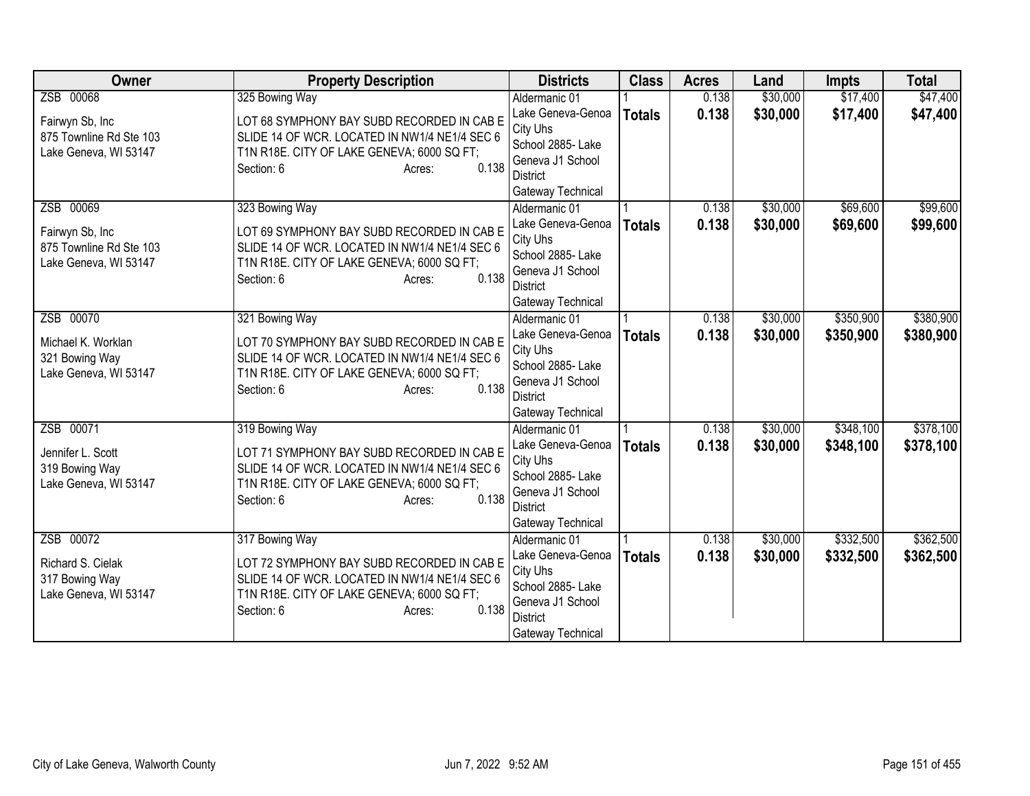| Owner | Property Description | Districts | Class | Acres | Land | Impts | Total |
|---|---|---|---|---|---|---|---|
| ZSB 00068<br><br>Fairwyn Sb, Inc<br>875 Townline Rd Ste 103<br>Lake Geneva, WI 53147 | 325 Bowing Way<br><br>LOT 68 SYMPHONY BAY SUBD RECORDED IN CAB E SLIDE 14 OF WCR. LOCATED IN NW1/4 NE1/4 SEC 6 T1N R18E. CITY OF LAKE GENEVA; 6000 SQ FT;<br>Section: 6 Acres: 0.138 | Aldermanic 01<br>Lake Geneva-Genoa City Uhs<br>School 2885- Lake Geneva J1 School District<br>Gateway Technical | 1<br>**Totals** | 0.138<br>**0.138** | $30,000<br>**$30,000** | $17,400<br>**$17,400** | $47,400<br>**$47,400** |
| ZSB 00069<br><br>Fairwyn Sb, Inc<br>875 Townline Rd Ste 103<br>Lake Geneva, WI 53147 | 323 Bowing Way<br><br>LOT 69 SYMPHONY BAY SUBD RECORDED IN CAB E SLIDE 14 OF WCR. LOCATED IN NW1/4 NE1/4 SEC 6 T1N R18E. CITY OF LAKE GENEVA; 6000 SQ FT;<br>Section: 6 Acres: 0.138 | Aldermanic 01<br>Lake Geneva-Genoa City Uhs<br>School 2885- Lake Geneva J1 School District<br>Gateway Technical | 1<br>**Totals** | 0.138<br>**0.138** | $30,000<br>**$30,000** | $69,600<br>**$69,600** | $99,600<br>**$99,600** |
| ZSB 00070<br><br>Michael K. Worklan<br>321 Bowing Way<br>Lake Geneva, WI 53147 | 321 Bowing Way<br><br>LOT 70 SYMPHONY BAY SUBD RECORDED IN CAB E SLIDE 14 OF WCR. LOCATED IN NW1/4 NE1/4 SEC 6 T1N R18E. CITY OF LAKE GENEVA; 6000 SQ FT;<br>Section: 6 Acres: 0.138 | Aldermanic 01<br>Lake Geneva-Genoa City Uhs<br>School 2885- Lake Geneva J1 School District<br>Gateway Technical | 1<br>**Totals** | 0.138<br>**0.138** | $30,000<br>**$30,000** | $350,900<br>**$350,900** | $380,900<br>**$380,900** |
| ZSB 00071<br><br>Jennifer L. Scott<br>319 Bowing Way<br>Lake Geneva, WI 53147 | 319 Bowing Way<br><br>LOT 71 SYMPHONY BAY SUBD RECORDED IN CAB E SLIDE 14 OF WCR. LOCATED IN NW1/4 NE1/4 SEC 6 T1N R18E. CITY OF LAKE GENEVA; 6000 SQ FT;<br>Section: 6 Acres: 0.138 | Aldermanic 01<br>Lake Geneva-Genoa City Uhs<br>School 2885- Lake Geneva J1 School District<br>Gateway Technical | 1<br>**Totals** | 0.138<br>**0.138** | $30,000<br>**$30,000** | $348,100<br>**$348,100** | $378,100<br>**$378,100** |
| ZSB 00072<br><br>Richard S. Cielak<br>317 Bowing Way<br>Lake Geneva, WI 53147 | 317 Bowing Way<br><br>LOT 72 SYMPHONY BAY SUBD RECORDED IN CAB E SLIDE 14 OF WCR. LOCATED IN NW1/4 NE1/4 SEC 6 T1N R18E. CITY OF LAKE GENEVA; 6000 SQ FT;<br>Section: 6 Acres: 0.138 | Aldermanic 01<br>Lake Geneva-Genoa City Uhs<br>School 2885- Lake Geneva J1 School District<br>Gateway Technical | 1<br>**Totals** | 0.138<br>**0.138** | $30,000<br>**$30,000** | $332,500<br>**$332,500** | $362,500<br>**$362,500** |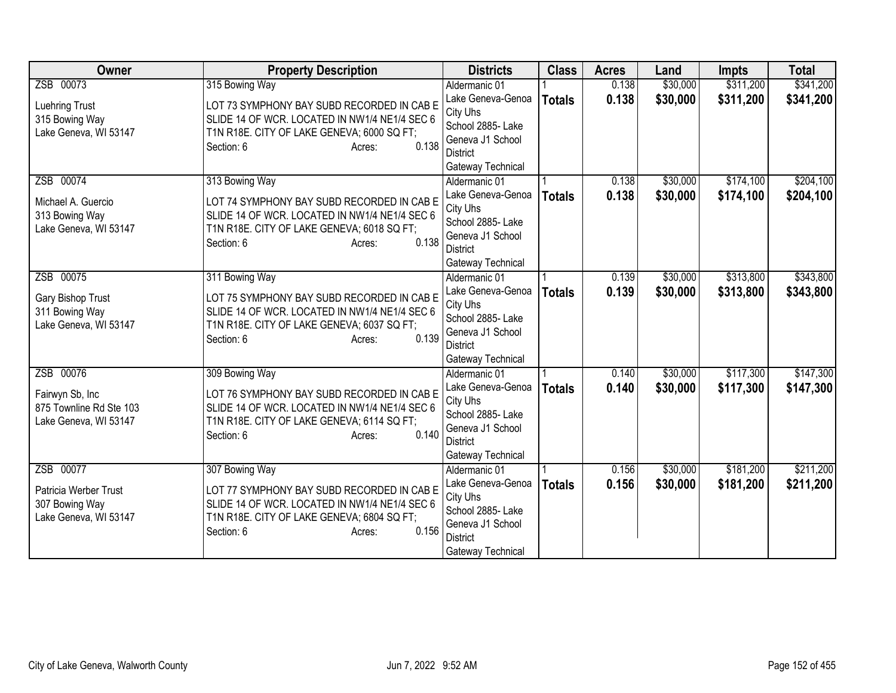| Owner | Property Description | Districts | Class | Acres | Land | Impts | Total |
|---|---|---|---|---|---|---|---|
| ZSB 00073<br><br>Luehring Trust<br>315 Bowing Way<br>Lake Geneva, WI 53147 | 315 Bowing Way<br><br>LOT 73 SYMPHONY BAY SUBD RECORDED IN CAB E SLIDE 14 OF WCR. LOCATED IN NW1/4 NE1/4 SEC 6 T1N R18E. CITY OF LAKE GENEVA; 6000 SQ FT;<br>Section: 6 Acres: 0.138 | Aldermanic 01<br>Lake Geneva-Genoa City Uhs<br>School 2885- Lake Geneva J1 School District<br>Gateway Technical | 1<br>**Totals** | 0.138<br>**0.138** | $30,000<br>**$30,000** | $311,200<br>**$311,200** | $341,200<br>**$341,200** |
| ZSB 00074<br><br>Michael A. Guercio<br>313 Bowing Way<br>Lake Geneva, WI 53147 | 313 Bowing Way<br><br>LOT 74 SYMPHONY BAY SUBD RECORDED IN CAB E SLIDE 14 OF WCR. LOCATED IN NW1/4 NE1/4 SEC 6 T1N R18E. CITY OF LAKE GENEVA; 6018 SQ FT;<br>Section: 6 Acres: 0.138 | Aldermanic 01<br>Lake Geneva-Genoa City Uhs<br>School 2885- Lake Geneva J1 School District<br>Gateway Technical | 1<br>**Totals** | 0.138<br>**0.138** | $30,000<br>**$30,000** | $174,100<br>**$174,100** | $204,100<br>**$204,100** |
| ZSB 00075<br><br>Gary Bishop Trust<br>311 Bowing Way<br>Lake Geneva, WI 53147 | 311 Bowing Way<br><br>LOT 75 SYMPHONY BAY SUBD RECORDED IN CAB E SLIDE 14 OF WCR. LOCATED IN NW1/4 NE1/4 SEC 6 T1N R18E. CITY OF LAKE GENEVA; 6037 SQ FT;<br>Section: 6 Acres: 0.139 | Aldermanic 01<br>Lake Geneva-Genoa City Uhs<br>School 2885- Lake Geneva J1 School District<br>Gateway Technical | 1<br>**Totals** | 0.139<br>**0.139** | $30,000<br>**$30,000** | $313,800<br>**$313,800** | $343,800<br>**$343,800** |
| ZSB 00076<br><br>Fairwyn Sb, Inc<br>875 Townline Rd Ste 103<br>Lake Geneva, WI 53147 | 309 Bowing Way<br><br>LOT 76 SYMPHONY BAY SUBD RECORDED IN CAB E SLIDE 14 OF WCR. LOCATED IN NW1/4 NE1/4 SEC 6 T1N R18E. CITY OF LAKE GENEVA; 6114 SQ FT;<br>Section: 6 Acres: 0.140 | Aldermanic 01<br>Lake Geneva-Genoa City Uhs<br>School 2885- Lake Geneva J1 School District<br>Gateway Technical | 1<br>**Totals** | 0.140<br>**0.140** | $30,000<br>**$30,000** | $117,300<br>**$117,300** | $147,300<br>**$147,300** |
| ZSB 00077<br><br>Patricia Werber Trust<br>307 Bowing Way<br>Lake Geneva, WI 53147 | 307 Bowing Way<br><br>LOT 77 SYMPHONY BAY SUBD RECORDED IN CAB E SLIDE 14 OF WCR. LOCATED IN NW1/4 NE1/4 SEC 6 T1N R18E. CITY OF LAKE GENEVA; 6804 SQ FT;<br>Section: 6 Acres: 0.156 | Aldermanic 01<br>Lake Geneva-Genoa City Uhs<br>School 2885- Lake Geneva J1 School District<br>Gateway Technical | 1<br>**Totals** | 0.156<br>**0.156** | $30,000<br>**$30,000** | $181,200<br>**$181,200** | $211,200<br>**$211,200** |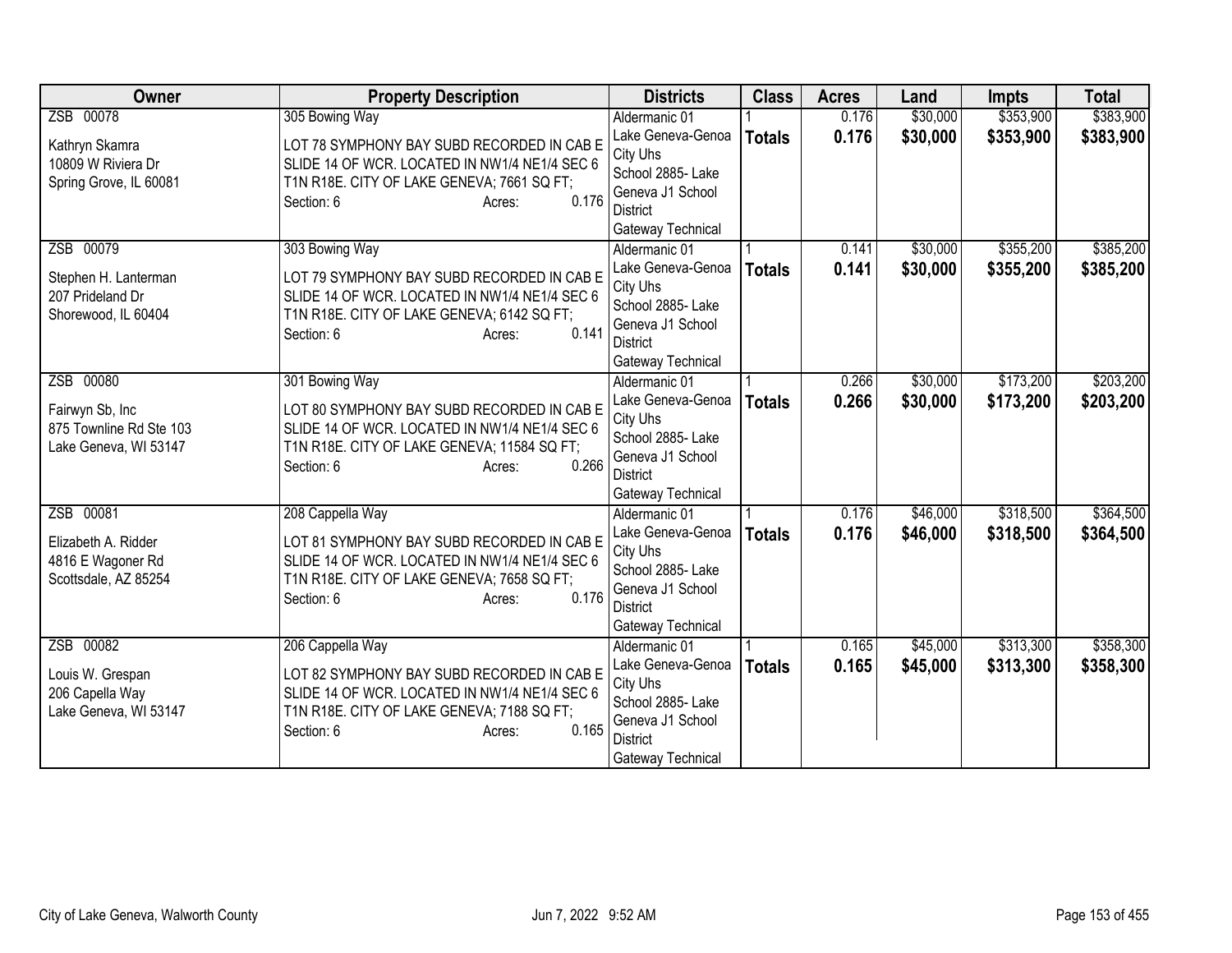| Owner | Property Description | Districts | Class | Acres | Land | Impts | Total |
|---|---|---|---|---|---|---|---|
| ZSB 00078<br><br>Kathryn Skamra<br>10809 W Riviera Dr<br>Spring Grove, IL 60081 | 305 Bowing Way<br><br>LOT 78 SYMPHONY BAY SUBD RECORDED IN CAB E SLIDE 14 OF WCR. LOCATED IN NW1/4 NE1/4 SEC 6 T1N R18E. CITY OF LAKE GENEVA; 7661 SQ FT;<br>Section: 6 Acres: 0.176 | Aldermanic 01<br>Lake Geneva-Genoa City Uhs<br>School 2885- Lake Geneva J1 School District<br>Gateway Technical | 1<br>**Totals** | 0.176<br>**0.176** | $30,000<br>**$30,000** | $353,900<br>**$353,900** | $383,900<br>**$383,900** |
| ZSB 00079<br><br>Stephen H. Lanterman<br>207 Prideland Dr<br>Shorewood, IL 60404 | 303 Bowing Way<br><br>LOT 79 SYMPHONY BAY SUBD RECORDED IN CAB E SLIDE 14 OF WCR. LOCATED IN NW1/4 NE1/4 SEC 6 T1N R18E. CITY OF LAKE GENEVA; 6142 SQ FT;<br>Section: 6 Acres: 0.141 | Aldermanic 01<br>Lake Geneva-Genoa City Uhs<br>School 2885- Lake Geneva J1 School District<br>Gateway Technical | 1<br>**Totals** | 0.141<br>**0.141** | $30,000<br>**$30,000** | $355,200<br>**$355,200** | $385,200<br>**$385,200** |
| ZSB 00080<br><br>Fairwyn Sb, Inc<br>875 Townline Rd Ste 103<br>Lake Geneva, WI 53147 | 301 Bowing Way<br><br>LOT 80 SYMPHONY BAY SUBD RECORDED IN CAB E SLIDE 14 OF WCR. LOCATED IN NW1/4 NE1/4 SEC 6 T1N R18E. CITY OF LAKE GENEVA; 11584 SQ FT;<br>Section: 6 Acres: 0.266 | Aldermanic 01<br>Lake Geneva-Genoa City Uhs<br>School 2885- Lake Geneva J1 School District<br>Gateway Technical | 1<br>**Totals** | 0.266<br>**0.266** | $30,000<br>**$30,000** | $173,200<br>**$173,200** | $203,200<br>**$203,200** |
| ZSB 00081<br><br>Elizabeth A. Ridder<br>4816 E Wagoner Rd<br>Scottsdale, AZ 85254 | 208 Cappella Way<br><br>LOT 81 SYMPHONY BAY SUBD RECORDED IN CAB E SLIDE 14 OF WCR. LOCATED IN NW1/4 NE1/4 SEC 6 T1N R18E. CITY OF LAKE GENEVA; 7658 SQ FT;<br>Section: 6 Acres: 0.176 | Aldermanic 01<br>Lake Geneva-Genoa City Uhs<br>School 2885- Lake Geneva J1 School District<br>Gateway Technical | 1<br>**Totals** | 0.176<br>**0.176** | $46,000<br>**$46,000** | $318,500<br>**$318,500** | $364,500<br>**$364,500** |
| ZSB 00082<br><br>Louis W. Grespan<br>206 Capella Way<br>Lake Geneva, WI 53147 | 206 Cappella Way<br><br>LOT 82 SYMPHONY BAY SUBD RECORDED IN CAB E SLIDE 14 OF WCR. LOCATED IN NW1/4 NE1/4 SEC 6 T1N R18E. CITY OF LAKE GENEVA; 7188 SQ FT;<br>Section: 6 Acres: 0.165 | Aldermanic 01<br>Lake Geneva-Genoa City Uhs<br>School 2885- Lake Geneva J1 School District<br>Gateway Technical | 1<br>**Totals** | 0.165<br>**0.165** | $45,000<br>**$45,000** | $313,300<br>**$313,300** | $358,300<br>**$358,300** |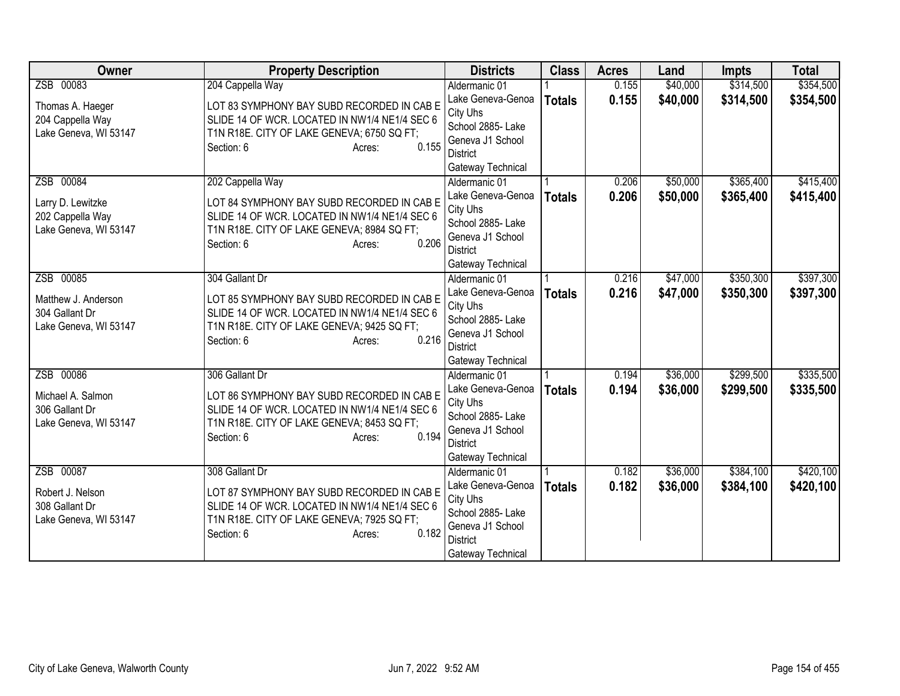| Owner | Property Description | Districts | Class | Acres | Land | Impts | Total |
|---|---|---|---|---|---|---|---|
| ZSB 00083<br><br>Thomas A. Haeger<br>204 Cappella Way<br>Lake Geneva, WI 53147 | 204 Cappella Way<br><br>LOT 83 SYMPHONY BAY SUBD RECORDED IN CAB E SLIDE 14 OF WCR. LOCATED IN NW1/4 NE1/4 SEC 6 T1N R18E. CITY OF LAKE GENEVA; 6750 SQ FT;<br>Section: 6 Acres: 0.155 | Aldermanic 01<br>Lake Geneva-Genoa City Uhs<br>School 2885- Lake Geneva J1 School District<br>Gateway Technical | 1<br>**Totals** | 0.155<br>**0.155** | $40,000<br>**$40,000** | $314,500<br>**$314,500** | $354,500<br>**$354,500** |
| ZSB 00084<br><br>Larry D. Lewitzke<br>202 Cappella Way<br>Lake Geneva, WI 53147 | 202 Cappella Way<br><br>LOT 84 SYMPHONY BAY SUBD RECORDED IN CAB E SLIDE 14 OF WCR. LOCATED IN NW1/4 NE1/4 SEC 6 T1N R18E. CITY OF LAKE GENEVA; 8984 SQ FT;<br>Section: 6 Acres: 0.206 | Aldermanic 01<br>Lake Geneva-Genoa City Uhs<br>School 2885- Lake Geneva J1 School District<br>Gateway Technical | 1<br>**Totals** | 0.206<br>**0.206** | $50,000<br>**$50,000** | $365,400<br>**$365,400** | $415,400<br>**$415,400** |
| ZSB 00085<br><br>Matthew J. Anderson<br>304 Gallant Dr<br>Lake Geneva, WI 53147 | 304 Gallant Dr<br><br>LOT 85 SYMPHONY BAY SUBD RECORDED IN CAB E SLIDE 14 OF WCR. LOCATED IN NW1/4 NE1/4 SEC 6 T1N R18E. CITY OF LAKE GENEVA; 9425 SQ FT;<br>Section: 6 Acres: 0.216 | Aldermanic 01<br>Lake Geneva-Genoa City Uhs<br>School 2885- Lake Geneva J1 School District<br>Gateway Technical | 1<br>**Totals** | 0.216<br>**0.216** | $47,000<br>**$47,000** | $350,300<br>**$350,300** | $397,300<br>**$397,300** |
| ZSB 00086<br><br>Michael A. Salmon<br>306 Gallant Dr<br>Lake Geneva, WI 53147 | 306 Gallant Dr<br><br>LOT 86 SYMPHONY BAY SUBD RECORDED IN CAB E SLIDE 14 OF WCR. LOCATED IN NW1/4 NE1/4 SEC 6 T1N R18E. CITY OF LAKE GENEVA; 8453 SQ FT;<br>Section: 6 Acres: 0.194 | Aldermanic 01<br>Lake Geneva-Genoa City Uhs<br>School 2885- Lake Geneva J1 School District<br>Gateway Technical | 1<br>**Totals** | 0.194<br>**0.194** | $36,000<br>**$36,000** | $299,500<br>**$299,500** | $335,500<br>**$335,500** |
| ZSB 00087<br><br>Robert J. Nelson<br>308 Gallant Dr<br>Lake Geneva, WI 53147 | 308 Gallant Dr<br><br>LOT 87 SYMPHONY BAY SUBD RECORDED IN CAB E SLIDE 14 OF WCR. LOCATED IN NW1/4 NE1/4 SEC 6 T1N R18E. CITY OF LAKE GENEVA; 7925 SQ FT;<br>Section: 6 Acres: 0.182 | Aldermanic 01<br>Lake Geneva-Genoa City Uhs<br>School 2885- Lake Geneva J1 School District<br>Gateway Technical | 1<br>**Totals** | 0.182<br>**0.182** | $36,000<br>**$36,000** | $384,100<br>**$384,100** | $420,100<br>**$420,100** |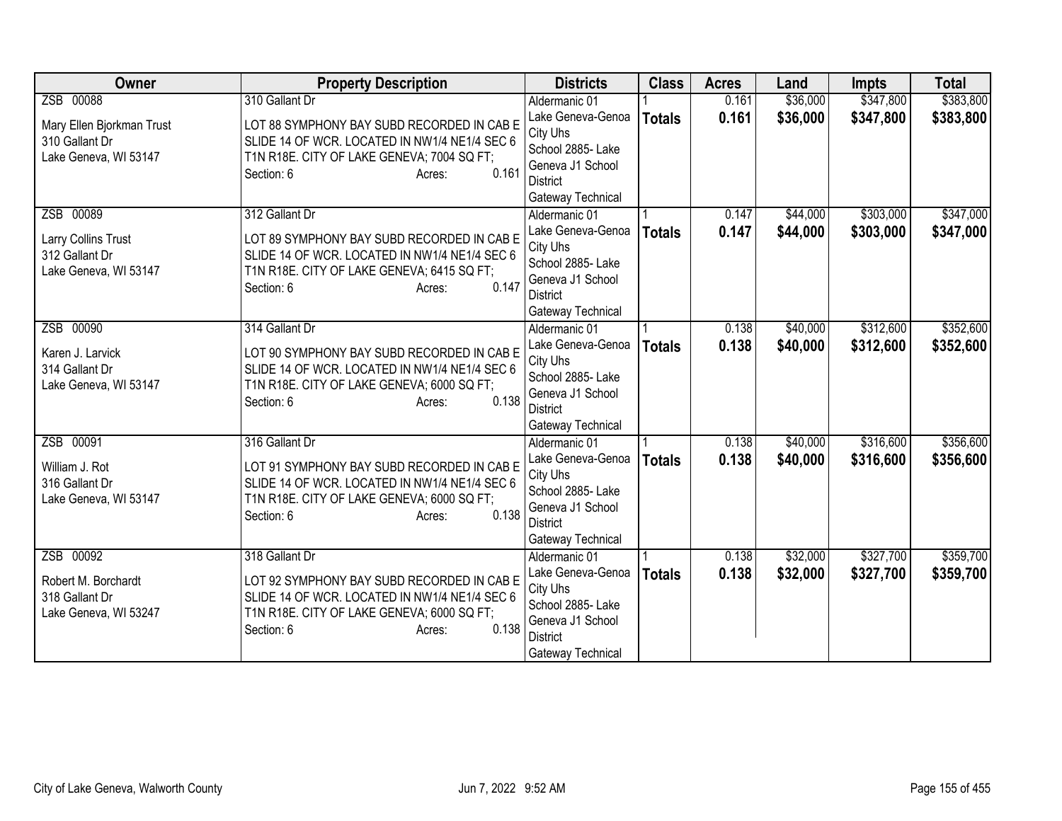| Owner | Property Description | Districts | Class | Acres | Land | Impts | Total |
|---|---|---|---|---|---|---|---|
| ZSB 00088<br>Mary Ellen Bjorkman Trust<br>310 Gallant Dr<br>Lake Geneva, WI 53147 | 310 Gallant Dr<br>LOT 88 SYMPHONY BAY SUBD RECORDED IN CAB E SLIDE 14 OF WCR. LOCATED IN NW1/4 NE1/4 SEC 6 T1N R18E. CITY OF LAKE GENEVA; 7004 SQ FT;<br>Section: 6 Acres: 0.161 | Aldermanic 01<br>Lake Geneva-Genoa City Uhs<br>School 2885- Lake Geneva J1 School District<br>Gateway Technical | 1<br>**Totals** | 0.161<br>**0.161** | $36,000<br>**$36,000** | $347,800<br>**$347,800** | $383,800<br>**$383,800** |
| ZSB 00089<br>Larry Collins Trust<br>312 Gallant Dr<br>Lake Geneva, WI 53147 | 312 Gallant Dr<br>LOT 89 SYMPHONY BAY SUBD RECORDED IN CAB E SLIDE 14 OF WCR. LOCATED IN NW1/4 NE1/4 SEC 6 T1N R18E. CITY OF LAKE GENEVA; 6415 SQ FT;<br>Section: 6 Acres: 0.147 | Aldermanic 01<br>Lake Geneva-Genoa City Uhs<br>School 2885- Lake Geneva J1 School District<br>Gateway Technical | 1<br>**Totals** | 0.147<br>**0.147** | $44,000<br>**$44,000** | $303,000<br>**$303,000** | $347,000<br>**$347,000** |
| ZSB 00090<br>Karen J. Larvick<br>314 Gallant Dr<br>Lake Geneva, WI 53147 | 314 Gallant Dr<br>LOT 90 SYMPHONY BAY SUBD RECORDED IN CAB E SLIDE 14 OF WCR. LOCATED IN NW1/4 NE1/4 SEC 6 T1N R18E. CITY OF LAKE GENEVA; 6000 SQ FT;<br>Section: 6 Acres: 0.138 | Aldermanic 01<br>Lake Geneva-Genoa City Uhs<br>School 2885- Lake Geneva J1 School District<br>Gateway Technical | 1<br>**Totals** | 0.138<br>**0.138** | $40,000<br>**$40,000** | $312,600<br>**$312,600** | $352,600<br>**$352,600** |
| ZSB 00091<br>William J. Rot<br>316 Gallant Dr<br>Lake Geneva, WI 53147 | 316 Gallant Dr<br>LOT 91 SYMPHONY BAY SUBD RECORDED IN CAB E SLIDE 14 OF WCR. LOCATED IN NW1/4 NE1/4 SEC 6 T1N R18E. CITY OF LAKE GENEVA; 6000 SQ FT;<br>Section: 6 Acres: 0.138 | Aldermanic 01<br>Lake Geneva-Genoa City Uhs<br>School 2885- Lake Geneva J1 School District<br>Gateway Technical | 1<br>**Totals** | 0.138<br>**0.138** | $40,000<br>**$40,000** | $316,600<br>**$316,600** | $356,600<br>**$356,600** |
| ZSB 00092<br>Robert M. Borchardt<br>318 Gallant Dr<br>Lake Geneva, WI 53247 | 318 Gallant Dr<br>LOT 92 SYMPHONY BAY SUBD RECORDED IN CAB E SLIDE 14 OF WCR. LOCATED IN NW1/4 NE1/4 SEC 6 T1N R18E. CITY OF LAKE GENEVA; 6000 SQ FT;<br>Section: 6 Acres: 0.138 | Aldermanic 01<br>Lake Geneva-Genoa City Uhs<br>School 2885- Lake Geneva J1 School District<br>Gateway Technical | 1<br>**Totals** | 0.138<br>**0.138** | $32,000<br>**$32,000** | $327,700<br>**$327,700** | $359,700<br>**$359,700** |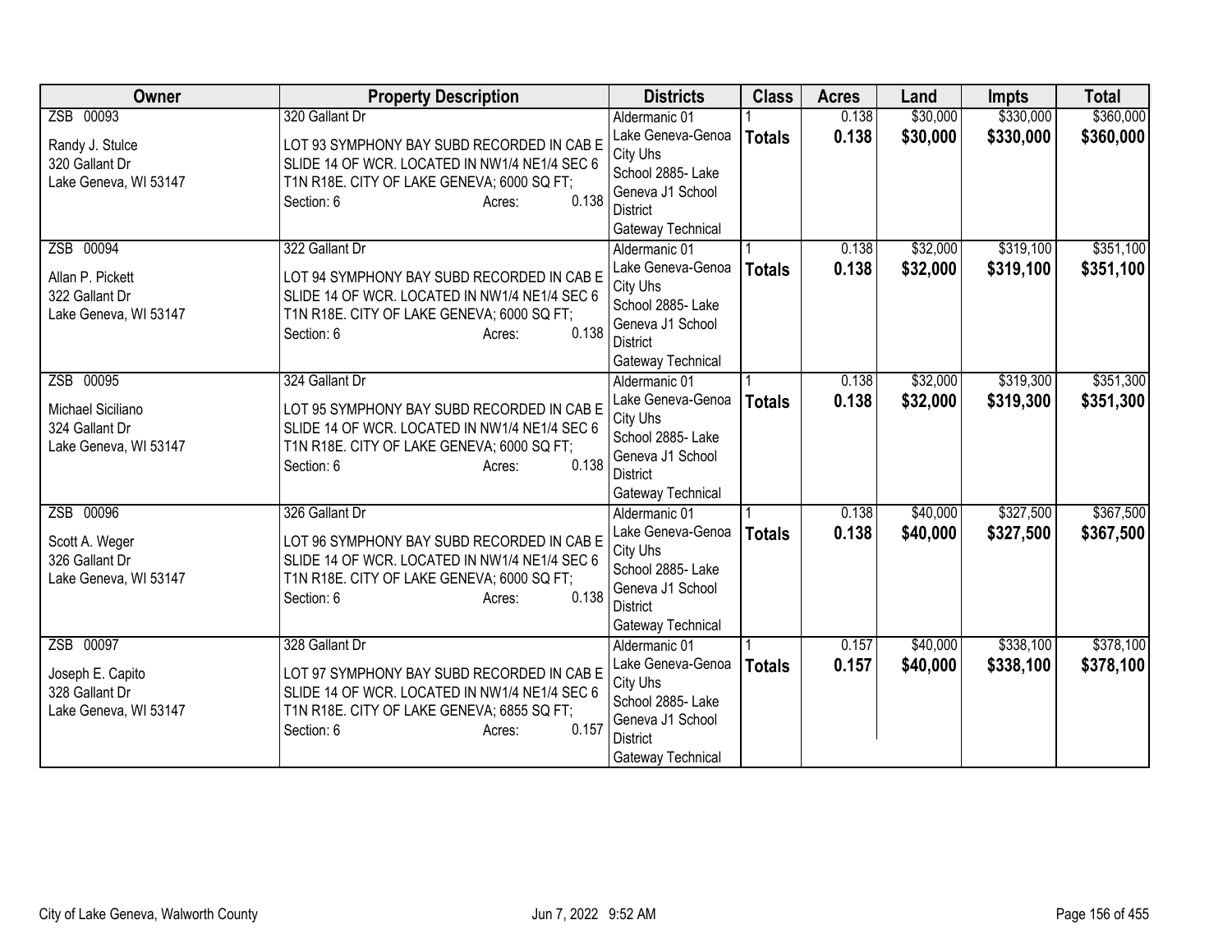| Owner | Property Description | Districts | Class | Acres | Land | Impts | Total |
|---|---|---|---|---|---|---|---|
| ZSB 00093<br>Randy J. Stulce<br>320 Gallant Dr<br>Lake Geneva, WI 53147 | 320 Gallant Dr<br>LOT 93 SYMPHONY BAY SUBD RECORDED IN CAB E SLIDE 14 OF WCR. LOCATED IN NW1/4 NE1/4 SEC 6 T1N R18E. CITY OF LAKE GENEVA; 6000 SQ FT;<br>Section: 6 Acres: 0.138 | Aldermanic 01<br>Lake Geneva-Genoa City Uhs<br>School 2885- Lake Geneva J1 School District<br>Gateway Technical | 1<br>**Totals** | 0.138<br>**0.138** | $30,000<br>**$30,000** | $330,000<br>**$330,000** | $360,000<br>**$360,000** |
| ZSB 00094<br>Allan P. Pickett<br>322 Gallant Dr<br>Lake Geneva, WI 53147 | 322 Gallant Dr<br>LOT 94 SYMPHONY BAY SUBD RECORDED IN CAB E SLIDE 14 OF WCR. LOCATED IN NW1/4 NE1/4 SEC 6 T1N R18E. CITY OF LAKE GENEVA; 6000 SQ FT;<br>Section: 6 Acres: 0.138 | Aldermanic 01<br>Lake Geneva-Genoa City Uhs<br>School 2885- Lake Geneva J1 School District<br>Gateway Technical | 1<br>**Totals** | 0.138<br>**0.138** | $32,000<br>**$32,000** | $319,100<br>**$319,100** | $351,100<br>**$351,100** |
| ZSB 00095<br>Michael Siciliano<br>324 Gallant Dr<br>Lake Geneva, WI 53147 | 324 Gallant Dr<br>LOT 95 SYMPHONY BAY SUBD RECORDED IN CAB E SLIDE 14 OF WCR. LOCATED IN NW1/4 NE1/4 SEC 6 T1N R18E. CITY OF LAKE GENEVA; 6000 SQ FT;<br>Section: 6 Acres: 0.138 | Aldermanic 01<br>Lake Geneva-Genoa City Uhs<br>School 2885- Lake Geneva J1 School District<br>Gateway Technical | 1<br>**Totals** | 0.138<br>**0.138** | $32,000<br>**$32,000** | $319,300<br>**$319,300** | $351,300<br>**$351,300** |
| ZSB 00096<br>Scott A. Weger<br>326 Gallant Dr<br>Lake Geneva, WI 53147 | 326 Gallant Dr<br>LOT 96 SYMPHONY BAY SUBD RECORDED IN CAB E SLIDE 14 OF WCR. LOCATED IN NW1/4 NE1/4 SEC 6 T1N R18E. CITY OF LAKE GENEVA; 6000 SQ FT;<br>Section: 6 Acres: 0.138 | Aldermanic 01<br>Lake Geneva-Genoa City Uhs<br>School 2885- Lake Geneva J1 School District<br>Gateway Technical | 1<br>**Totals** | 0.138<br>**0.138** | $40,000<br>**$40,000** | $327,500<br>**$327,500** | $367,500<br>**$367,500** |
| ZSB 00097<br>Joseph E. Capito<br>328 Gallant Dr<br>Lake Geneva, WI 53147 | 328 Gallant Dr<br>LOT 97 SYMPHONY BAY SUBD RECORDED IN CAB E SLIDE 14 OF WCR. LOCATED IN NW1/4 NE1/4 SEC 6 T1N R18E. CITY OF LAKE GENEVA; 6855 SQ FT;<br>Section: 6 Acres: 0.157 | Aldermanic 01<br>Lake Geneva-Genoa City Uhs<br>School 2885- Lake Geneva J1 School District<br>Gateway Technical | 1<br>**Totals** | 0.157<br>**0.157** | $40,000<br>**$40,000** | $338,100<br>**$338,100** | $378,100<br>**$378,100** |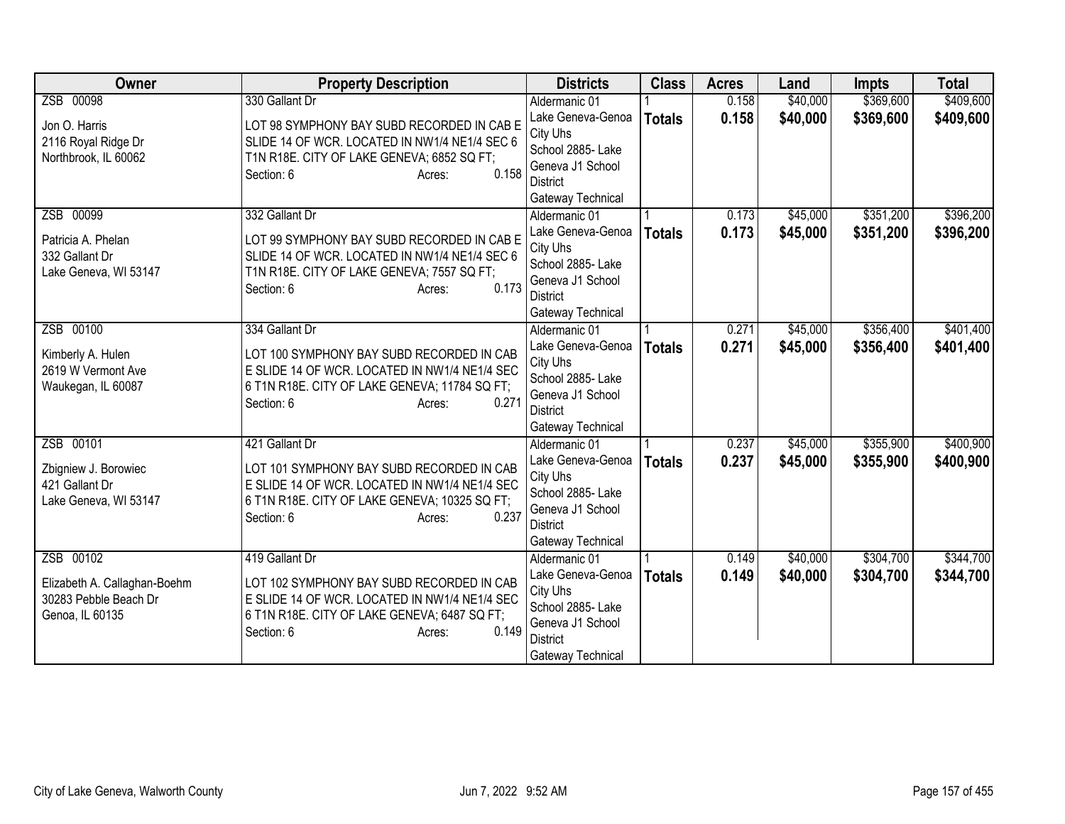| Owner | Property Description | Districts | Class | Acres | Land | Impts | Total |
|---|---|---|---|---|---|---|---|
| ZSB 00098<br><br>Jon O. Harris<br>2116 Royal Ridge Dr<br>Northbrook, IL 60062 | 330 Gallant Dr<br><br>LOT 98 SYMPHONY BAY SUBD RECORDED IN CAB E SLIDE 14 OF WCR. LOCATED IN NW1/4 NE1/4 SEC 6 T1N R18E. CITY OF LAKE GENEVA; 6852 SQ FT;<br>Section: 6 Acres: 0.158 | Aldermanic 01<br>Lake Geneva-Genoa City Uhs<br>School 2885- Lake Geneva J1 School District<br>Gateway Technical | 1<br>**Totals** | 0.158<br>**0.158** | $40,000<br>**$40,000** | $369,600<br>**$369,600** | $409,600<br>**$409,600** |
| ZSB 00099<br><br>Patricia A. Phelan<br>332 Gallant Dr<br>Lake Geneva, WI 53147 | 332 Gallant Dr<br><br>LOT 99 SYMPHONY BAY SUBD RECORDED IN CAB E SLIDE 14 OF WCR. LOCATED IN NW1/4 NE1/4 SEC 6 T1N R18E. CITY OF LAKE GENEVA; 7557 SQ FT;<br>Section: 6 Acres: 0.173 | Aldermanic 01<br>Lake Geneva-Genoa City Uhs<br>School 2885- Lake Geneva J1 School District<br>Gateway Technical | 1<br>**Totals** | 0.173<br>**0.173** | $45,000<br>**$45,000** | $351,200<br>**$351,200** | $396,200<br>**$396,200** |
| ZSB 00100<br><br>Kimberly A. Hulen<br>2619 W Vermont Ave<br>Waukegan, IL 60087 | 334 Gallant Dr<br><br>LOT 100 SYMPHONY BAY SUBD RECORDED IN CAB E SLIDE 14 OF WCR. LOCATED IN NW1/4 NE1/4 SEC 6 T1N R18E. CITY OF LAKE GENEVA; 11784 SQ FT;<br>Section: 6 Acres: 0.271 | Aldermanic 01<br>Lake Geneva-Genoa City Uhs<br>School 2885- Lake Geneva J1 School District<br>Gateway Technical | 1<br>**Totals** | 0.271<br>**0.271** | $45,000<br>**$45,000** | $356,400<br>**$356,400** | $401,400<br>**$401,400** |
| ZSB 00101<br><br>Zbigniew J. Borowiec<br>421 Gallant Dr<br>Lake Geneva, WI 53147 | 421 Gallant Dr<br><br>LOT 101 SYMPHONY BAY SUBD RECORDED IN CAB E SLIDE 14 OF WCR. LOCATED IN NW1/4 NE1/4 SEC 6 T1N R18E. CITY OF LAKE GENEVA; 10325 SQ FT;<br>Section: 6 Acres: 0.237 | Aldermanic 01<br>Lake Geneva-Genoa City Uhs<br>School 2885- Lake Geneva J1 School District<br>Gateway Technical | 1<br>**Totals** | 0.237<br>**0.237** | $45,000<br>**$45,000** | $355,900<br>**$355,900** | $400,900<br>**$400,900** |
| ZSB 00102<br><br>Elizabeth A. Callaghan-Boehm<br>30283 Pebble Beach Dr<br>Genoa, IL 60135 | 419 Gallant Dr<br><br>LOT 102 SYMPHONY BAY SUBD RECORDED IN CAB E SLIDE 14 OF WCR. LOCATED IN NW1/4 NE1/4 SEC 6 T1N R18E. CITY OF LAKE GENEVA; 6487 SQ FT;<br>Section: 6 Acres: 0.149 | Aldermanic 01<br>Lake Geneva-Genoa City Uhs<br>School 2885- Lake Geneva J1 School District<br>Gateway Technical | 1<br>**Totals** | 0.149<br>**0.149** | $40,000<br>**$40,000** | $304,700<br>**$304,700** | $344,700<br>**$344,700** |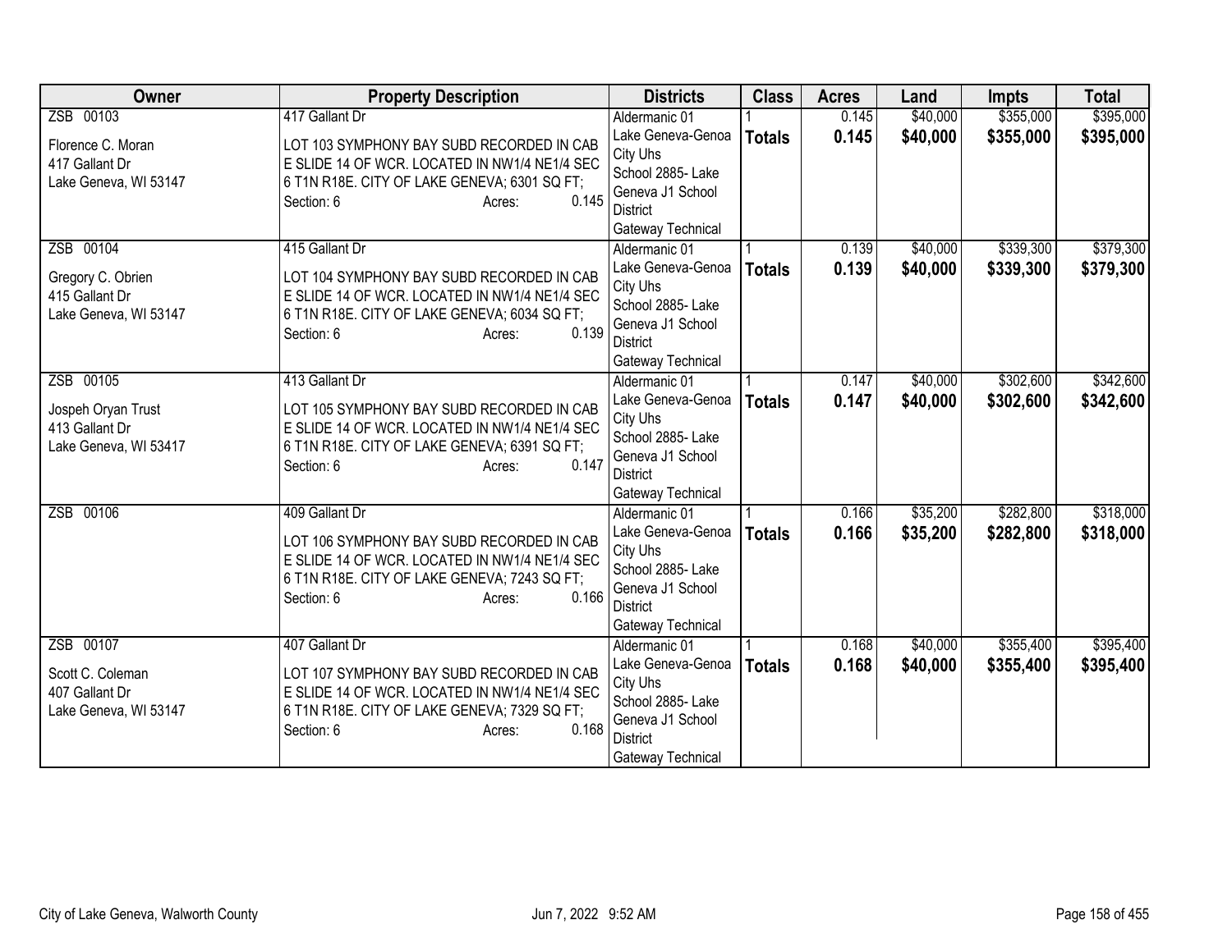| Owner | Property Description | Districts | Class | Acres | Land | Impts | Total |
|---|---|---|---|---|---|---|---|
| ZSB 00103<br><br>Florence C. Moran<br>417 Gallant Dr<br>Lake Geneva, WI 53147 | 417 Gallant Dr<br><br>LOT 103 SYMPHONY BAY SUBD RECORDED IN CAB E SLIDE 14 OF WCR. LOCATED IN NW1/4 NE1/4 SEC 6 T1N R18E. CITY OF LAKE GENEVA; 6301 SQ FT;<br>Section: 6 Acres: 0.145 | Aldermanic 01<br>Lake Geneva-Genoa City Uhs<br>School 2885- Lake Geneva J1 School District<br>Gateway Technical | 1<br>**Totals** | 0.145<br>**0.145** | $40,000<br>**$40,000** | $355,000<br>**$355,000** | $395,000<br>**$395,000** |
| ZSB 00104<br><br>Gregory C. Obrien<br>415 Gallant Dr<br>Lake Geneva, WI 53147 | 415 Gallant Dr<br><br>LOT 104 SYMPHONY BAY SUBD RECORDED IN CAB E SLIDE 14 OF WCR. LOCATED IN NW1/4 NE1/4 SEC 6 T1N R18E. CITY OF LAKE GENEVA; 6034 SQ FT;<br>Section: 6 Acres: 0.139 | Aldermanic 01<br>Lake Geneva-Genoa City Uhs<br>School 2885- Lake Geneva J1 School District<br>Gateway Technical | 1<br>**Totals** | 0.139<br>**0.139** | $40,000<br>**$40,000** | $339,300<br>**$339,300** | $379,300<br>**$379,300** |
| ZSB 00105<br><br>Jospeh Oryan Trust<br>413 Gallant Dr<br>Lake Geneva, WI 53417 | 413 Gallant Dr<br><br>LOT 105 SYMPHONY BAY SUBD RECORDED IN CAB E SLIDE 14 OF WCR. LOCATED IN NW1/4 NE1/4 SEC 6 T1N R18E. CITY OF LAKE GENEVA; 6391 SQ FT;<br>Section: 6 Acres: 0.147 | Aldermanic 01<br>Lake Geneva-Genoa City Uhs<br>School 2885- Lake Geneva J1 School District<br>Gateway Technical | 1<br>**Totals** | 0.147<br>**0.147** | $40,000<br>**$40,000** | $302,600<br>**$302,600** | $342,600<br>**$342,600** |
| ZSB 00106 | 409 Gallant Dr<br><br>LOT 106 SYMPHONY BAY SUBD RECORDED IN CAB E SLIDE 14 OF WCR. LOCATED IN NW1/4 NE1/4 SEC 6 T1N R18E. CITY OF LAKE GENEVA; 7243 SQ FT;<br>Section: 6 Acres: 0.166 | Aldermanic 01<br>Lake Geneva-Genoa City Uhs<br>School 2885- Lake Geneva J1 School District<br>Gateway Technical | 1<br>**Totals** | 0.166<br>**0.166** | $35,200<br>**$35,200** | $282,800<br>**$282,800** | $318,000<br>**$318,000** |
| ZSB 00107<br><br>Scott C. Coleman<br>407 Gallant Dr<br>Lake Geneva, WI 53147 | 407 Gallant Dr<br><br>LOT 107 SYMPHONY BAY SUBD RECORDED IN CAB E SLIDE 14 OF WCR. LOCATED IN NW1/4 NE1/4 SEC 6 T1N R18E. CITY OF LAKE GENEVA; 7329 SQ FT;<br>Section: 6 Acres: 0.168 | Aldermanic 01<br>Lake Geneva-Genoa City Uhs<br>School 2885- Lake Geneva J1 School District<br>Gateway Technical | 1<br>**Totals** | 0.168<br>**0.168** | $40,000<br>**$40,000** | $355,400<br>**$355,400** | $395,400<br>**$395,400** |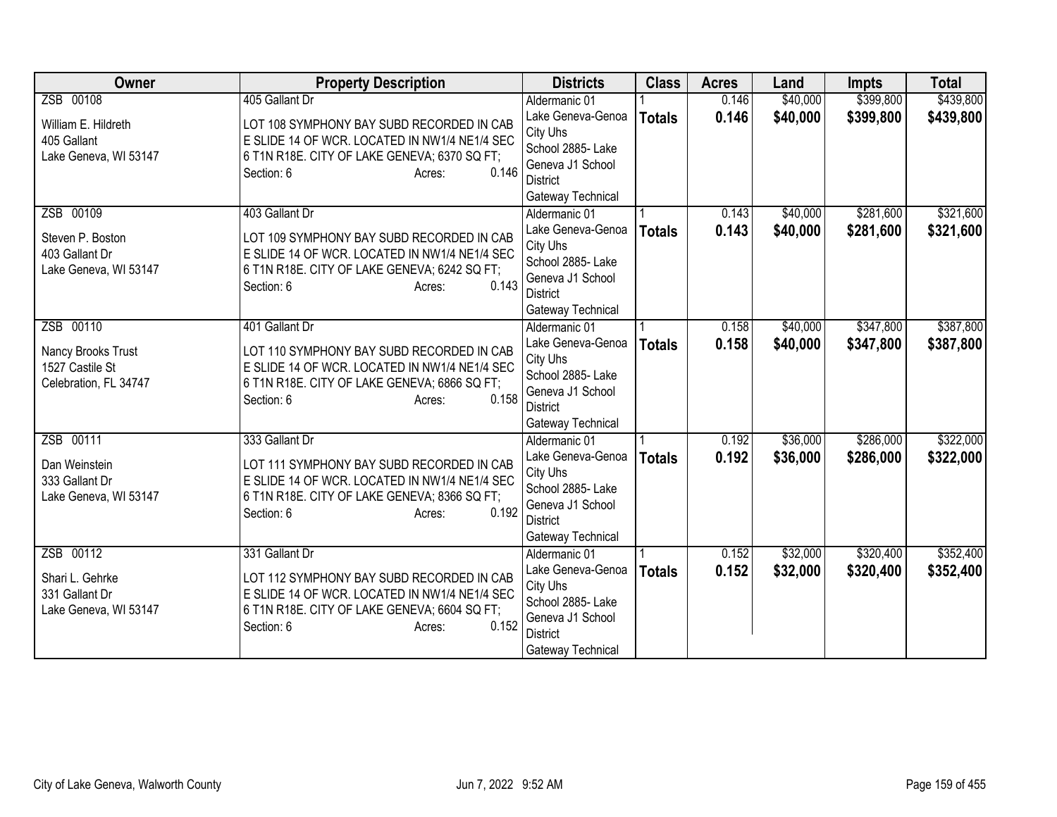| Owner | Property Description | Districts | Class | Acres | Land | Impts | Total |
|---|---|---|---|---|---|---|---|
| ZSB 00108<br><br>William E. Hildreth<br>405 Gallant<br>Lake Geneva, WI 53147 | 405 Gallant Dr<br><br>LOT 108 SYMPHONY BAY SUBD RECORDED IN CAB E SLIDE 14 OF WCR. LOCATED IN NW1/4 NE1/4 SEC 6 T1N R18E. CITY OF LAKE GENEVA; 6370 SQ FT;<br>Section: 6 Acres: 0.146 | Aldermanic 01<br>Lake Geneva-Genoa City Uhs<br>School 2885- Lake Geneva J1 School District<br>Gateway Technical | 1<br>**Totals** | 0.146<br>**0.146** | $40,000<br>**$40,000** | $399,800<br>**$399,800** | $439,800<br>**$439,800** |
| ZSB 00109<br><br>Steven P. Boston<br>403 Gallant Dr<br>Lake Geneva, WI 53147 | 403 Gallant Dr<br><br>LOT 109 SYMPHONY BAY SUBD RECORDED IN CAB E SLIDE 14 OF WCR. LOCATED IN NW1/4 NE1/4 SEC 6 T1N R18E. CITY OF LAKE GENEVA; 6242 SQ FT;<br>Section: 6 Acres: 0.143 | Aldermanic 01<br>Lake Geneva-Genoa City Uhs<br>School 2885- Lake Geneva J1 School District<br>Gateway Technical | 1<br>**Totals** | 0.143<br>**0.143** | $40,000<br>**$40,000** | $281,600<br>**$281,600** | $321,600<br>**$321,600** |
| ZSB 00110<br><br>Nancy Brooks Trust<br>1527 Castile St<br>Celebration, FL 34747 | 401 Gallant Dr<br><br>LOT 110 SYMPHONY BAY SUBD RECORDED IN CAB E SLIDE 14 OF WCR. LOCATED IN NW1/4 NE1/4 SEC 6 T1N R18E. CITY OF LAKE GENEVA; 6866 SQ FT;<br>Section: 6 Acres: 0.158 | Aldermanic 01<br>Lake Geneva-Genoa City Uhs<br>School 2885- Lake Geneva J1 School District<br>Gateway Technical | 1<br>**Totals** | 0.158<br>**0.158** | $40,000<br>**$40,000** | $347,800<br>**$347,800** | $387,800<br>**$387,800** |
| ZSB 00111<br><br>Dan Weinstein<br>333 Gallant Dr<br>Lake Geneva, WI 53147 | 333 Gallant Dr<br><br>LOT 111 SYMPHONY BAY SUBD RECORDED IN CAB E SLIDE 14 OF WCR. LOCATED IN NW1/4 NE1/4 SEC 6 T1N R18E. CITY OF LAKE GENEVA; 8366 SQ FT;<br>Section: 6 Acres: 0.192 | Aldermanic 01<br>Lake Geneva-Genoa City Uhs<br>School 2885- Lake Geneva J1 School District<br>Gateway Technical | 1<br>**Totals** | 0.192<br>**0.192** | $36,000<br>**$36,000** | $286,000<br>**$286,000** | $322,000<br>**$322,000** |
| ZSB 00112<br><br>Shari L. Gehrke<br>331 Gallant Dr<br>Lake Geneva, WI 53147 | 331 Gallant Dr<br><br>LOT 112 SYMPHONY BAY SUBD RECORDED IN CAB E SLIDE 14 OF WCR. LOCATED IN NW1/4 NE1/4 SEC 6 T1N R18E. CITY OF LAKE GENEVA; 6604 SQ FT;<br>Section: 6 Acres: 0.152 | Aldermanic 01<br>Lake Geneva-Genoa City Uhs<br>School 2885- Lake Geneva J1 School District<br>Gateway Technical | 1<br>**Totals** | 0.152<br>**0.152** | $32,000<br>**$32,000** | $320,400<br>**$320,400** | $352,400<br>**$352,400** |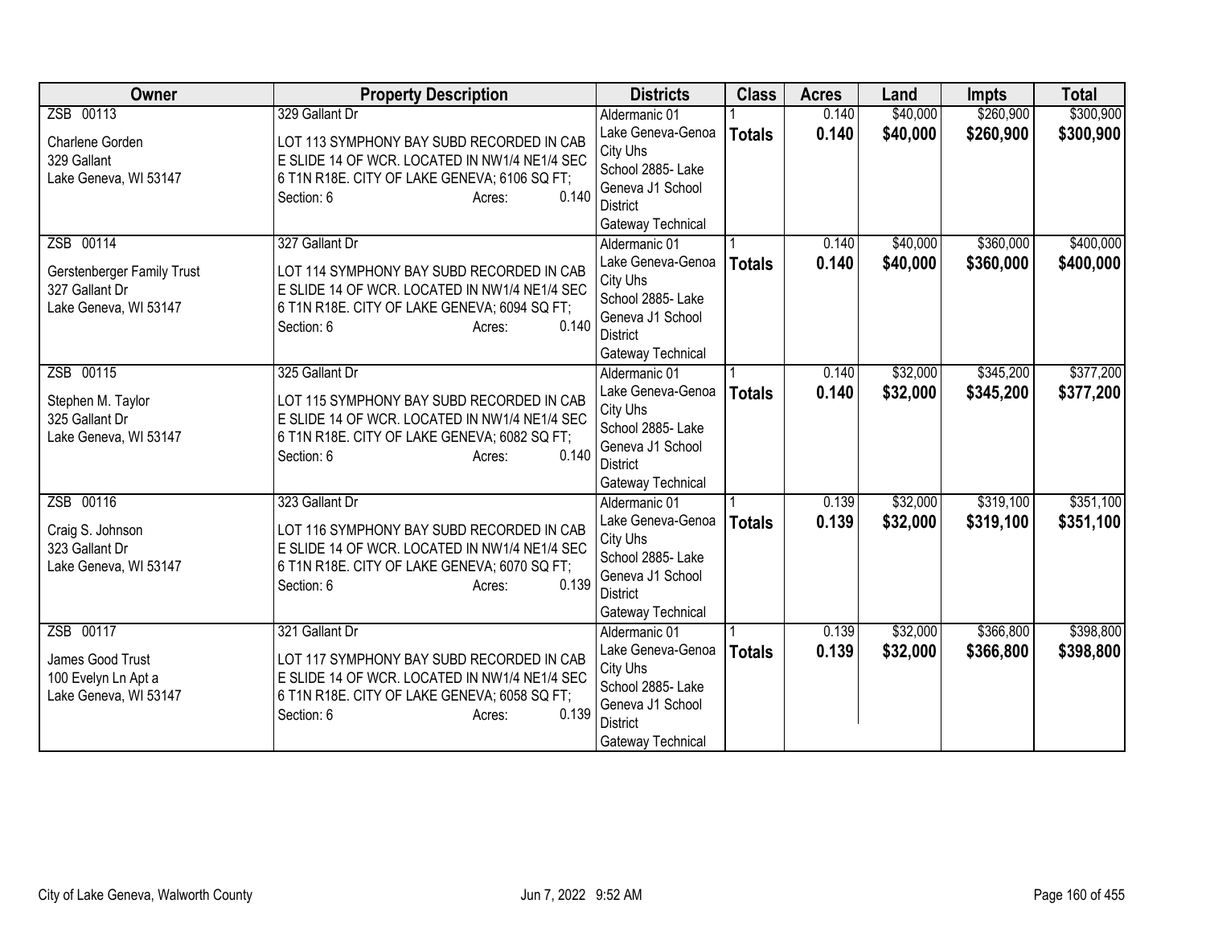| Owner | Property Description | Districts | Class | Acres | Land | Impts | Total |
|---|---|---|---|---|---|---|---|
| ZSB 00113<br><br>Charlene Gorden<br>329 Gallant<br>Lake Geneva, WI 53147 | 329 Gallant Dr<br><br>LOT 113 SYMPHONY BAY SUBD RECORDED IN CAB E SLIDE 14 OF WCR. LOCATED IN NW1/4 NE1/4 SEC 6 T1N R18E. CITY OF LAKE GENEVA; 6106 SQ FT;<br>Section: 6 Acres: 0.140 | Aldermanic 01<br>Lake Geneva-Genoa City Uhs<br>School 2885- Lake Geneva J1 School District<br>Gateway Technical | 1<br>**Totals** | 0.140<br>**0.140** | $40,000<br>**$40,000** | $260,900<br>**$260,900** | $300,900<br>**$300,900** |
| ZSB 00114<br><br>Gerstenberger Family Trust<br>327 Gallant Dr<br>Lake Geneva, WI 53147 | 327 Gallant Dr<br><br>LOT 114 SYMPHONY BAY SUBD RECORDED IN CAB E SLIDE 14 OF WCR. LOCATED IN NW1/4 NE1/4 SEC 6 T1N R18E. CITY OF LAKE GENEVA; 6094 SQ FT;<br>Section: 6 Acres: 0.140 | Aldermanic 01<br>Lake Geneva-Genoa City Uhs<br>School 2885- Lake Geneva J1 School District<br>Gateway Technical | 1<br>**Totals** | 0.140<br>**0.140** | $40,000<br>**$40,000** | $360,000<br>**$360,000** | $400,000<br>**$400,000** |
| ZSB 00115<br><br>Stephen M. Taylor<br>325 Gallant Dr<br>Lake Geneva, WI 53147 | 325 Gallant Dr<br><br>LOT 115 SYMPHONY BAY SUBD RECORDED IN CAB E SLIDE 14 OF WCR. LOCATED IN NW1/4 NE1/4 SEC 6 T1N R18E. CITY OF LAKE GENEVA; 6082 SQ FT;<br>Section: 6 Acres: 0.140 | Aldermanic 01<br>Lake Geneva-Genoa City Uhs<br>School 2885- Lake Geneva J1 School District<br>Gateway Technical | 1<br>**Totals** | 0.140<br>**0.140** | $32,000<br>**$32,000** | $345,200<br>**$345,200** | $377,200<br>**$377,200** |
| ZSB 00116<br><br>Craig S. Johnson<br>323 Gallant Dr<br>Lake Geneva, WI 53147 | 323 Gallant Dr<br><br>LOT 116 SYMPHONY BAY SUBD RECORDED IN CAB E SLIDE 14 OF WCR. LOCATED IN NW1/4 NE1/4 SEC 6 T1N R18E. CITY OF LAKE GENEVA; 6070 SQ FT;<br>Section: 6 Acres: 0.139 | Aldermanic 01<br>Lake Geneva-Genoa City Uhs<br>School 2885- Lake Geneva J1 School District<br>Gateway Technical | 1<br>**Totals** | 0.139<br>**0.139** | $32,000<br>**$32,000** | $319,100<br>**$319,100** | $351,100<br>**$351,100** |
| ZSB 00117<br><br>James Good Trust<br>100 Evelyn Ln Apt a<br>Lake Geneva, WI 53147 | 321 Gallant Dr<br><br>LOT 117 SYMPHONY BAY SUBD RECORDED IN CAB E SLIDE 14 OF WCR. LOCATED IN NW1/4 NE1/4 SEC 6 T1N R18E. CITY OF LAKE GENEVA; 6058 SQ FT;<br>Section: 6 Acres: 0.139 | Aldermanic 01<br>Lake Geneva-Genoa City Uhs<br>School 2885- Lake Geneva J1 School District<br>Gateway Technical | 1<br>**Totals** | 0.139<br>**0.139** | $32,000<br>**$32,000** | $366,800<br>**$366,800** | $398,800<br>**$398,800** |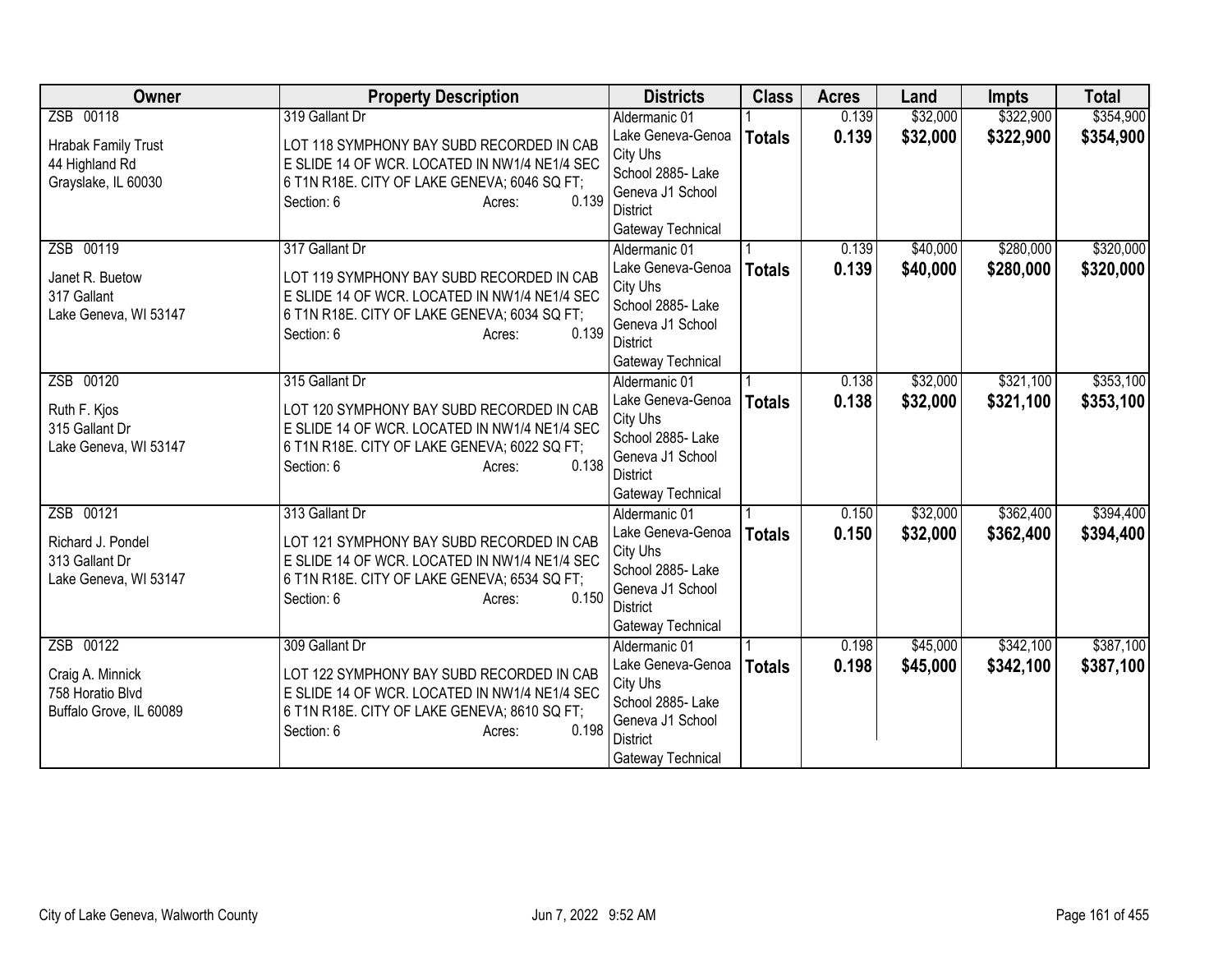| Owner | Property Description | Districts | Class | Acres | Land | Impts | Total |
|---|---|---|---|---|---|---|---|
| ZSB 00118<br>Hrabak Family Trust<br>44 Highland Rd<br>Grayslake, IL 60030 | 319 Gallant Dr<br>LOT 118 SYMPHONY BAY SUBD RECORDED IN CAB E SLIDE 14 OF WCR. LOCATED IN NW1/4 NE1/4 SEC 6 T1N R18E. CITY OF LAKE GENEVA; 6046 SQ FT;<br>Section: 6 Acres: 0.139 | Aldermanic 01<br>Lake Geneva-Genoa City Uhs<br>School 2885- Lake Geneva J1 School District<br>Gateway Technical | 1<br>**Totals** | 0.139<br>**0.139** | $32,000<br>**$32,000** | $322,900<br>**$322,900** | $354,900<br>**$354,900** |
| ZSB 00119<br>Janet R. Buetow<br>317 Gallant<br>Lake Geneva, WI 53147 | 317 Gallant Dr<br>LOT 119 SYMPHONY BAY SUBD RECORDED IN CAB E SLIDE 14 OF WCR. LOCATED IN NW1/4 NE1/4 SEC 6 T1N R18E. CITY OF LAKE GENEVA; 6034 SQ FT;<br>Section: 6 Acres: 0.139 | Aldermanic 01<br>Lake Geneva-Genoa City Uhs<br>School 2885- Lake Geneva J1 School District<br>Gateway Technical | 1<br>**Totals** | 0.139<br>**0.139** | $40,000<br>**$40,000** | $280,000<br>**$280,000** | $320,000<br>**$320,000** |
| ZSB 00120<br>Ruth F. Kjos<br>315 Gallant Dr<br>Lake Geneva, WI 53147 | 315 Gallant Dr<br>LOT 120 SYMPHONY BAY SUBD RECORDED IN CAB E SLIDE 14 OF WCR. LOCATED IN NW1/4 NE1/4 SEC 6 T1N R18E. CITY OF LAKE GENEVA; 6022 SQ FT;<br>Section: 6 Acres: 0.138 | Aldermanic 01<br>Lake Geneva-Genoa City Uhs<br>School 2885- Lake Geneva J1 School District<br>Gateway Technical | 1<br>**Totals** | 0.138<br>**0.138** | $32,000<br>**$32,000** | $321,100<br>**$321,100** | $353,100<br>**$353,100** |
| ZSB 00121<br>Richard J. Pondel<br>313 Gallant Dr<br>Lake Geneva, WI 53147 | 313 Gallant Dr<br>LOT 121 SYMPHONY BAY SUBD RECORDED IN CAB E SLIDE 14 OF WCR. LOCATED IN NW1/4 NE1/4 SEC 6 T1N R18E. CITY OF LAKE GENEVA; 6534 SQ FT;<br>Section: 6 Acres: 0.150 | Aldermanic 01<br>Lake Geneva-Genoa City Uhs<br>School 2885- Lake Geneva J1 School District<br>Gateway Technical | 1<br>**Totals** | 0.150<br>**0.150** | $32,000<br>**$32,000** | $362,400<br>**$362,400** | $394,400<br>**$394,400** |
| ZSB 00122<br>Craig A. Minnick<br>758 Horatio Blvd<br>Buffalo Grove, IL 60089 | 309 Gallant Dr<br>LOT 122 SYMPHONY BAY SUBD RECORDED IN CAB E SLIDE 14 OF WCR. LOCATED IN NW1/4 NE1/4 SEC 6 T1N R18E. CITY OF LAKE GENEVA; 8610 SQ FT;<br>Section: 6 Acres: 0.198 | Aldermanic 01<br>Lake Geneva-Genoa City Uhs<br>School 2885- Lake Geneva J1 School District<br>Gateway Technical | 1<br>**Totals** | 0.198<br>**0.198** | $45,000<br>**$45,000** | $342,100<br>**$342,100** | $387,100<br>**$387,100** |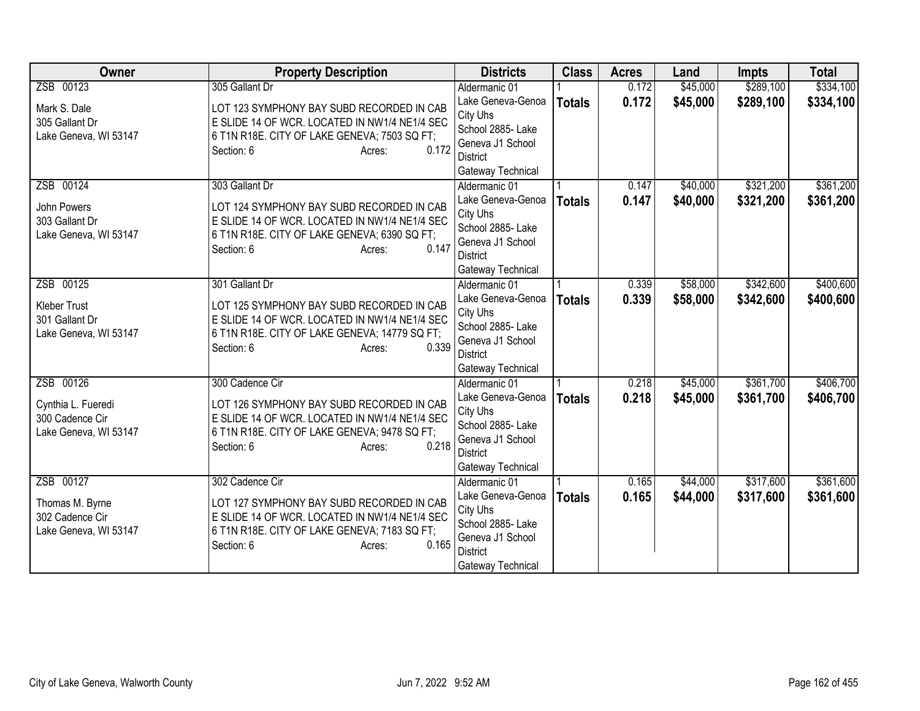| Owner | Property Description | Districts | Class | Acres | Land | Impts | Total |
|---|---|---|---|---|---|---|---|
| ZSB 00123<br><br>Mark S. Dale<br>305 Gallant Dr<br>Lake Geneva, WI 53147 | 305 Gallant Dr<br><br>LOT 123 SYMPHONY BAY SUBD RECORDED IN CAB E SLIDE 14 OF WCR. LOCATED IN NW1/4 NE1/4 SEC 6 T1N R18E. CITY OF LAKE GENEVA; 7503 SQ FT;<br>Section: 6 Acres: 0.172 | Aldermanic 01<br>Lake Geneva-Genoa City Uhs<br>School 2885- Lake Geneva J1 School District<br>Gateway Technical | 1<br>**Totals** | 0.172<br>**0.172** | $45,000<br>**$45,000** | $289,100<br>**$289,100** | $334,100<br>**$334,100** |
| ZSB 00124<br><br>John Powers<br>303 Gallant Dr<br>Lake Geneva, WI 53147 | 303 Gallant Dr<br><br>LOT 124 SYMPHONY BAY SUBD RECORDED IN CAB E SLIDE 14 OF WCR. LOCATED IN NW1/4 NE1/4 SEC 6 T1N R18E. CITY OF LAKE GENEVA; 6390 SQ FT;<br>Section: 6 Acres: 0.147 | Aldermanic 01<br>Lake Geneva-Genoa City Uhs<br>School 2885- Lake Geneva J1 School District<br>Gateway Technical | 1<br>**Totals** | 0.147<br>**0.147** | $40,000<br>**$40,000** | $321,200<br>**$321,200** | $361,200<br>**$361,200** |
| ZSB 00125<br><br>Kleber Trust<br>301 Gallant Dr<br>Lake Geneva, WI 53147 | 301 Gallant Dr<br><br>LOT 125 SYMPHONY BAY SUBD RECORDED IN CAB E SLIDE 14 OF WCR. LOCATED IN NW1/4 NE1/4 SEC 6 T1N R18E. CITY OF LAKE GENEVA; 14779 SQ FT;<br>Section: 6 Acres: 0.339 | Aldermanic 01<br>Lake Geneva-Genoa City Uhs<br>School 2885- Lake Geneva J1 School District<br>Gateway Technical | 1<br>**Totals** | 0.339<br>**0.339** | $58,000<br>**$58,000** | $342,600<br>**$342,600** | $400,600<br>**$400,600** |
| ZSB 00126<br><br>Cynthia L. Fueredi<br>300 Cadence Cir<br>Lake Geneva, WI 53147 | 300 Cadence Cir<br><br>LOT 126 SYMPHONY BAY SUBD RECORDED IN CAB E SLIDE 14 OF WCR. LOCATED IN NW1/4 NE1/4 SEC 6 T1N R18E. CITY OF LAKE GENEVA; 9478 SQ FT;<br>Section: 6 Acres: 0.218 | Aldermanic 01<br>Lake Geneva-Genoa City Uhs<br>School 2885- Lake Geneva J1 School District<br>Gateway Technical | 1<br>**Totals** | 0.218<br>**0.218** | $45,000<br>**$45,000** | $361,700<br>**$361,700** | $406,700<br>**$406,700** |
| ZSB 00127<br><br>Thomas M. Byrne<br>302 Cadence Cir<br>Lake Geneva, WI 53147 | 302 Cadence Cir<br><br>LOT 127 SYMPHONY BAY SUBD RECORDED IN CAB E SLIDE 14 OF WCR. LOCATED IN NW1/4 NE1/4 SEC 6 T1N R18E. CITY OF LAKE GENEVA; 7183 SQ FT;<br>Section: 6 Acres: 0.165 | Aldermanic 01<br>Lake Geneva-Genoa City Uhs<br>School 2885- Lake Geneva J1 School District<br>Gateway Technical | 1<br>**Totals** | 0.165<br>**0.165** | $44,000<br>**$44,000** | $317,600<br>**$317,600** | $361,600<br>**$361,600** |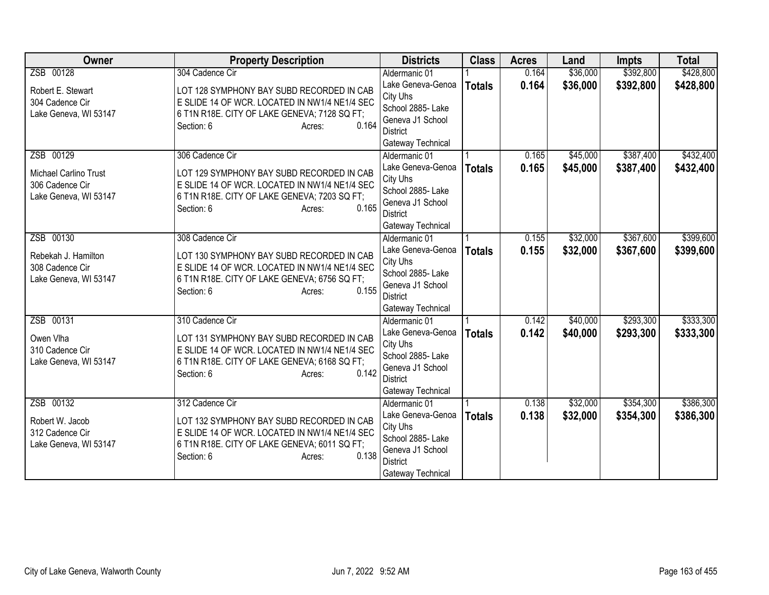| Owner | Property Description | Districts | Class | Acres | Land | Impts | Total |
|---|---|---|---|---|---|---|---|
| ZSB 00128<br><br>Robert E. Stewart<br>304 Cadence Cir<br>Lake Geneva, WI 53147 | 304 Cadence Cir<br><br>LOT 128 SYMPHONY BAY SUBD RECORDED IN CAB E SLIDE 14 OF WCR. LOCATED IN NW1/4 NE1/4 SEC 6 T1N R18E. CITY OF LAKE GENEVA; 7128 SQ FT;<br>Section: 6 Acres: 0.164 | Aldermanic 01<br>Lake Geneva-Genoa City Uhs<br>School 2885- Lake Geneva J1 School District<br>Gateway Technical | 1<br>**Totals** | 0.164<br>**0.164** | $36,000<br>**$36,000** | $392,800<br>**$392,800** | $428,800<br>**$428,800** |
| ZSB 00129<br><br>Michael Carlino Trust<br>306 Cadence Cir<br>Lake Geneva, WI 53147 | 306 Cadence Cir<br><br>LOT 129 SYMPHONY BAY SUBD RECORDED IN CAB E SLIDE 14 OF WCR. LOCATED IN NW1/4 NE1/4 SEC 6 T1N R18E. CITY OF LAKE GENEVA; 7203 SQ FT;<br>Section: 6 Acres: 0.165 | Aldermanic 01<br>Lake Geneva-Genoa City Uhs<br>School 2885- Lake Geneva J1 School District<br>Gateway Technical | 1<br>**Totals** | 0.165<br>**0.165** | $45,000<br>**$45,000** | $387,400<br>**$387,400** | $432,400<br>**$432,400** |
| ZSB 00130<br><br>Rebekah J. Hamilton<br>308 Cadence Cir<br>Lake Geneva, WI 53147 | 308 Cadence Cir<br><br>LOT 130 SYMPHONY BAY SUBD RECORDED IN CAB E SLIDE 14 OF WCR. LOCATED IN NW1/4 NE1/4 SEC 6 T1N R18E. CITY OF LAKE GENEVA; 6756 SQ FT;<br>Section: 6 Acres: 0.155 | Aldermanic 01<br>Lake Geneva-Genoa City Uhs<br>School 2885- Lake Geneva J1 School District<br>Gateway Technical | 1<br>**Totals** | 0.155<br>**0.155** | $32,000<br>**$32,000** | $367,600<br>**$367,600** | $399,600<br>**$399,600** |
| ZSB 00131<br><br>Owen Vlha<br>310 Cadence Cir<br>Lake Geneva, WI 53147 | 310 Cadence Cir<br><br>LOT 131 SYMPHONY BAY SUBD RECORDED IN CAB E SLIDE 14 OF WCR. LOCATED IN NW1/4 NE1/4 SEC 6 T1N R18E. CITY OF LAKE GENEVA; 6168 SQ FT;<br>Section: 6 Acres: 0.142 | Aldermanic 01<br>Lake Geneva-Genoa City Uhs<br>School 2885- Lake Geneva J1 School District<br>Gateway Technical | 1<br>**Totals** | 0.142<br>**0.142** | $40,000<br>**$40,000** | $293,300<br>**$293,300** | $333,300<br>**$333,300** |
| ZSB 00132<br><br>Robert W. Jacob<br>312 Cadence Cir<br>Lake Geneva, WI 53147 | 312 Cadence Cir<br><br>LOT 132 SYMPHONY BAY SUBD RECORDED IN CAB E SLIDE 14 OF WCR. LOCATED IN NW1/4 NE1/4 SEC 6 T1N R18E. CITY OF LAKE GENEVA; 6011 SQ FT;<br>Section: 6 Acres: 0.138 | Aldermanic 01<br>Lake Geneva-Genoa City Uhs<br>School 2885- Lake Geneva J1 School District<br>Gateway Technical | 1<br>**Totals** | 0.138<br>**0.138** | $32,000<br>**$32,000** | $354,300<br>**$354,300** | $386,300<br>**$386,300** |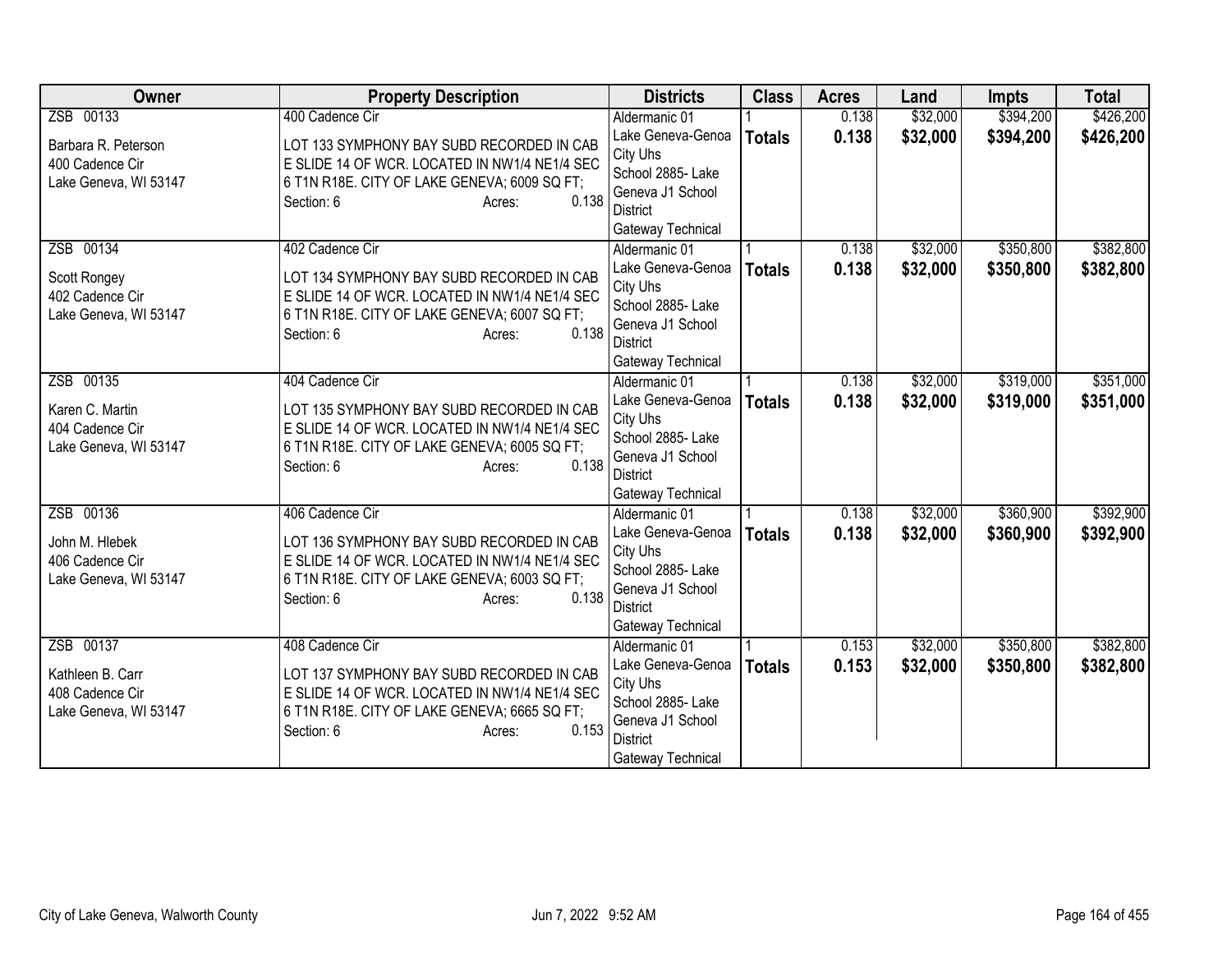| Owner | Property Description | Districts | Class | Acres | Land | Impts | Total |
|---|---|---|---|---|---|---|---|
| ZSB 00133<br><br>Barbara R. Peterson<br>400 Cadence Cir<br>Lake Geneva, WI 53147 | 400 Cadence Cir<br><br>LOT 133 SYMPHONY BAY SUBD RECORDED IN CAB E SLIDE 14 OF WCR. LOCATED IN NW1/4 NE1/4 SEC 6 T1N R18E. CITY OF LAKE GENEVA; 6009 SQ FT;<br>Section: 6 Acres: 0.138 | Aldermanic 01<br>Lake Geneva-Genoa City Uhs<br>School 2885- Lake Geneva J1 School District<br>Gateway Technical | 1<br>**Totals** | 0.138<br>**0.138** | $32,000<br>**$32,000** | $394,200<br>**$394,200** | $426,200<br>**$426,200** |
| ZSB 00134<br><br>Scott Rongey<br>402 Cadence Cir<br>Lake Geneva, WI 53147 | 402 Cadence Cir<br><br>LOT 134 SYMPHONY BAY SUBD RECORDED IN CAB E SLIDE 14 OF WCR. LOCATED IN NW1/4 NE1/4 SEC 6 T1N R18E. CITY OF LAKE GENEVA; 6007 SQ FT;<br>Section: 6 Acres: 0.138 | Aldermanic 01<br>Lake Geneva-Genoa City Uhs<br>School 2885- Lake Geneva J1 School District<br>Gateway Technical | 1<br>**Totals** | 0.138<br>**0.138** | $32,000<br>**$32,000** | $350,800<br>**$350,800** | $382,800<br>**$382,800** |
| ZSB 00135<br><br>Karen C. Martin<br>404 Cadence Cir<br>Lake Geneva, WI 53147 | 404 Cadence Cir<br><br>LOT 135 SYMPHONY BAY SUBD RECORDED IN CAB E SLIDE 14 OF WCR. LOCATED IN NW1/4 NE1/4 SEC 6 T1N R18E. CITY OF LAKE GENEVA; 6005 SQ FT;<br>Section: 6 Acres: 0.138 | Aldermanic 01<br>Lake Geneva-Genoa City Uhs<br>School 2885- Lake Geneva J1 School District<br>Gateway Technical | 1<br>**Totals** | 0.138<br>**0.138** | $32,000<br>**$32,000** | $319,000<br>**$319,000** | $351,000<br>**$351,000** |
| ZSB 00136<br><br>John M. Hlebek<br>406 Cadence Cir<br>Lake Geneva, WI 53147 | 406 Cadence Cir<br><br>LOT 136 SYMPHONY BAY SUBD RECORDED IN CAB E SLIDE 14 OF WCR. LOCATED IN NW1/4 NE1/4 SEC 6 T1N R18E. CITY OF LAKE GENEVA; 6003 SQ FT;<br>Section: 6 Acres: 0.138 | Aldermanic 01<br>Lake Geneva-Genoa City Uhs<br>School 2885- Lake Geneva J1 School District<br>Gateway Technical | 1<br>**Totals** | 0.138<br>**0.138** | $32,000<br>**$32,000** | $360,900<br>**$360,900** | $392,900<br>**$392,900** |
| ZSB 00137<br><br>Kathleen B. Carr<br>408 Cadence Cir<br>Lake Geneva, WI 53147 | 408 Cadence Cir<br><br>LOT 137 SYMPHONY BAY SUBD RECORDED IN CAB E SLIDE 14 OF WCR. LOCATED IN NW1/4 NE1/4 SEC 6 T1N R18E. CITY OF LAKE GENEVA; 6665 SQ FT;<br>Section: 6 Acres: 0.153 | Aldermanic 01<br>Lake Geneva-Genoa City Uhs<br>School 2885- Lake Geneva J1 School District<br>Gateway Technical | 1<br>**Totals** | 0.153<br>**0.153** | $32,000<br>**$32,000** | $350,800<br>**$350,800** | $382,800<br>**$382,800** |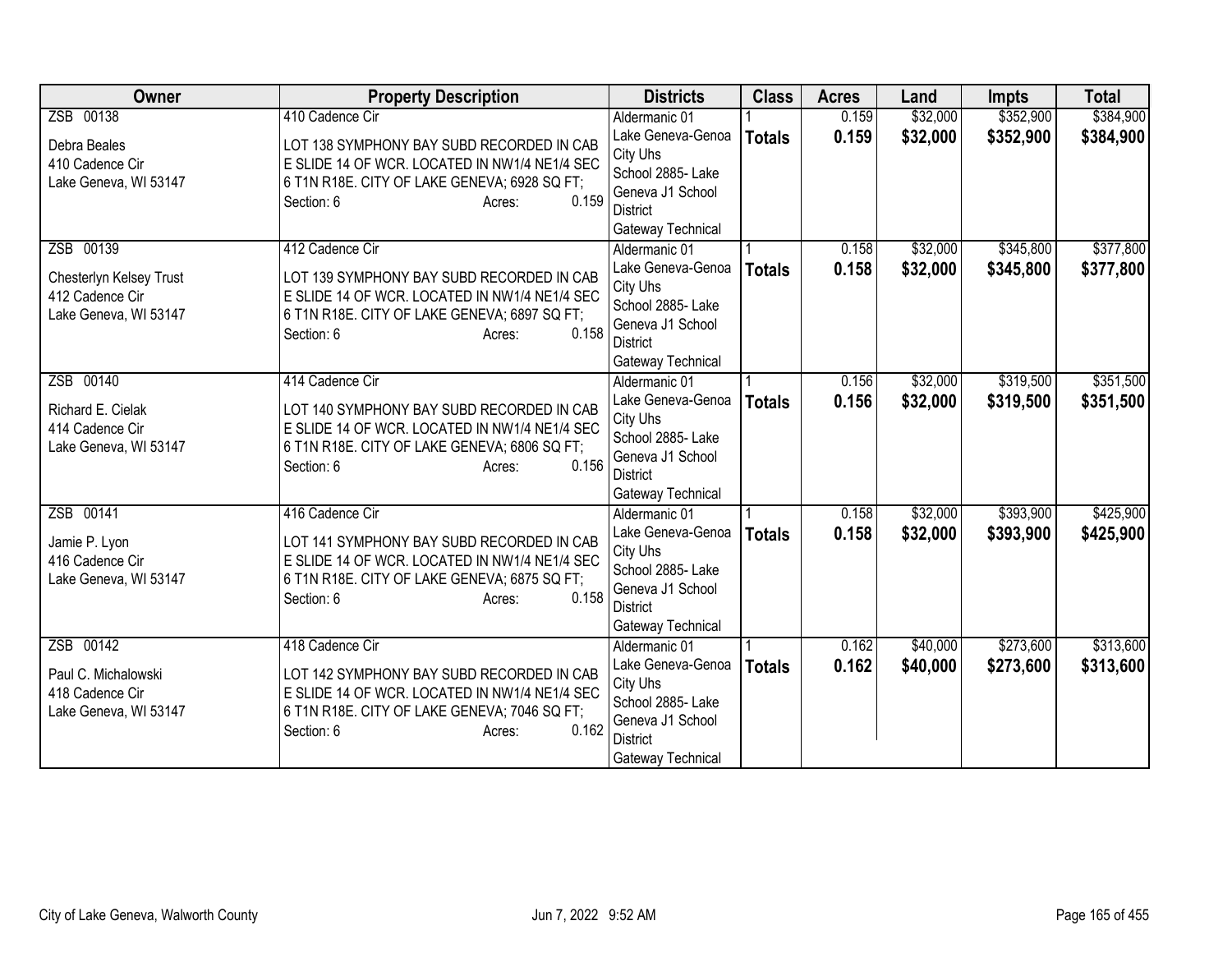| Owner | Property Description | Districts | Class | Acres | Land | Impts | Total |
|---|---|---|---|---|---|---|---|
| ZSB 00138<br><br>Debra Beales<br>410 Cadence Cir<br>Lake Geneva, WI 53147 | 410 Cadence Cir<br><br>LOT 138 SYMPHONY BAY SUBD RECORDED IN CAB E SLIDE 14 OF WCR. LOCATED IN NW1/4 NE1/4 SEC 6 T1N R18E. CITY OF LAKE GENEVA; 6928 SQ FT;<br>Section: 6 Acres: 0.159 | Aldermanic 01<br>Lake Geneva-Genoa City Uhs<br>School 2885- Lake Geneva J1 School District<br>Gateway Technical | 1<br>**Totals** | 0.159<br>**0.159** | $32,000<br>**$32,000** | $352,900<br>**$352,900** | $384,900<br>**$384,900** |
| ZSB 00139<br><br>Chesterlyn Kelsey Trust<br>412 Cadence Cir<br>Lake Geneva, WI 53147 | 412 Cadence Cir<br><br>LOT 139 SYMPHONY BAY SUBD RECORDED IN CAB E SLIDE 14 OF WCR. LOCATED IN NW1/4 NE1/4 SEC 6 T1N R18E. CITY OF LAKE GENEVA; 6897 SQ FT;<br>Section: 6 Acres: 0.158 | Aldermanic 01<br>Lake Geneva-Genoa City Uhs<br>School 2885- Lake Geneva J1 School District<br>Gateway Technical | 1<br>**Totals** | 0.158<br>**0.158** | $32,000<br>**$32,000** | $345,800<br>**$345,800** | $377,800<br>**$377,800** |
| ZSB 00140<br><br>Richard E. Cielak<br>414 Cadence Cir<br>Lake Geneva, WI 53147 | 414 Cadence Cir<br><br>LOT 140 SYMPHONY BAY SUBD RECORDED IN CAB E SLIDE 14 OF WCR. LOCATED IN NW1/4 NE1/4 SEC 6 T1N R18E. CITY OF LAKE GENEVA; 6806 SQ FT;<br>Section: 6 Acres: 0.156 | Aldermanic 01<br>Lake Geneva-Genoa City Uhs<br>School 2885- Lake Geneva J1 School District<br>Gateway Technical | 1<br>**Totals** | 0.156<br>**0.156** | $32,000<br>**$32,000** | $319,500<br>**$319,500** | $351,500<br>**$351,500** |
| ZSB 00141<br><br>Jamie P. Lyon<br>416 Cadence Cir<br>Lake Geneva, WI 53147 | 416 Cadence Cir<br><br>LOT 141 SYMPHONY BAY SUBD RECORDED IN CAB E SLIDE 14 OF WCR. LOCATED IN NW1/4 NE1/4 SEC 6 T1N R18E. CITY OF LAKE GENEVA; 6875 SQ FT;<br>Section: 6 Acres: 0.158 | Aldermanic 01<br>Lake Geneva-Genoa City Uhs<br>School 2885- Lake Geneva J1 School District<br>Gateway Technical | 1<br>**Totals** | 0.158<br>**0.158** | $32,000<br>**$32,000** | $393,900<br>**$393,900** | $425,900<br>**$425,900** |
| ZSB 00142<br><br>Paul C. Michalowski<br>418 Cadence Cir<br>Lake Geneva, WI 53147 | 418 Cadence Cir<br><br>LOT 142 SYMPHONY BAY SUBD RECORDED IN CAB E SLIDE 14 OF WCR. LOCATED IN NW1/4 NE1/4 SEC 6 T1N R18E. CITY OF LAKE GENEVA; 7046 SQ FT;<br>Section: 6 Acres: 0.162 | Aldermanic 01<br>Lake Geneva-Genoa City Uhs<br>School 2885- Lake Geneva J1 School District<br>Gateway Technical | 1<br>**Totals** | 0.162<br>**0.162** | $40,000<br>**$40,000** | $273,600<br>**$273,600** | $313,600<br>**$313,600** |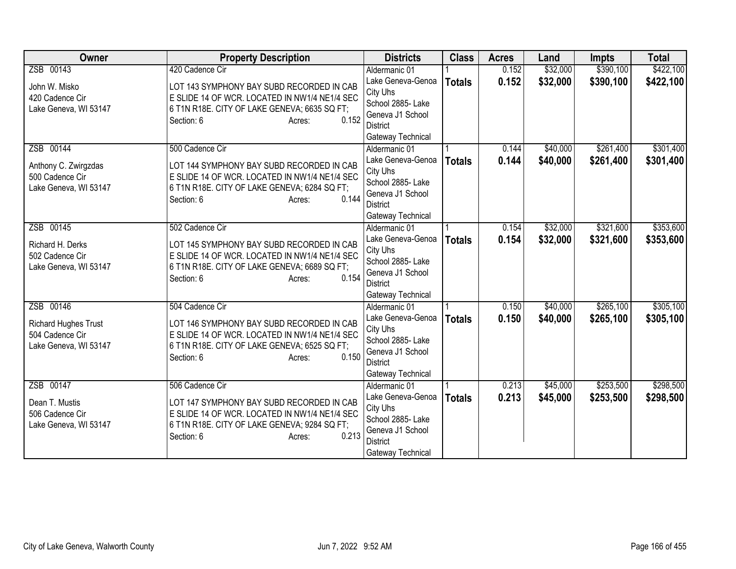| Owner | Property Description | Districts | Class | Acres | Land | Impts | Total |
|---|---|---|---|---|---|---|---|
| ZSB 00143<br>John W. Misko<br>420 Cadence Cir<br>Lake Geneva, WI 53147 | 420 Cadence Cir<br>LOT 143 SYMPHONY BAY SUBD RECORDED IN CAB E SLIDE 14 OF WCR. LOCATED IN NW1/4 NE1/4 SEC 6 T1N R18E. CITY OF LAKE GENEVA; 6635 SQ FT;<br>Section: 6 Acres: 0.152 | Aldermanic 01<br>Lake Geneva-Genoa City Uhs<br>School 2885- Lake Geneva J1 School District<br>Gateway Technical | 1<br>**Totals** | 0.152<br>**0.152** | $32,000<br>**$32,000** | $390,100<br>**$390,100** | $422,100<br>**$422,100** |
| ZSB 00144<br>Anthony C. Zwirgzdas<br>500 Cadence Cir<br>Lake Geneva, WI 53147 | 500 Cadence Cir<br>LOT 144 SYMPHONY BAY SUBD RECORDED IN CAB E SLIDE 14 OF WCR. LOCATED IN NW1/4 NE1/4 SEC 6 T1N R18E. CITY OF LAKE GENEVA; 6284 SQ FT;<br>Section: 6 Acres: 0.144 | Aldermanic 01<br>Lake Geneva-Genoa City Uhs<br>School 2885- Lake Geneva J1 School District<br>Gateway Technical | 1<br>**Totals** | 0.144<br>**0.144** | $40,000<br>**$40,000** | $261,400<br>**$261,400** | $301,400<br>**$301,400** |
| ZSB 00145<br>Richard H. Derks<br>502 Cadence Cir<br>Lake Geneva, WI 53147 | 502 Cadence Cir<br>LOT 145 SYMPHONY BAY SUBD RECORDED IN CAB E SLIDE 14 OF WCR. LOCATED IN NW1/4 NE1/4 SEC 6 T1N R18E. CITY OF LAKE GENEVA; 6689 SQ FT;<br>Section: 6 Acres: 0.154 | Aldermanic 01<br>Lake Geneva-Genoa City Uhs<br>School 2885- Lake Geneva J1 School District<br>Gateway Technical | 1<br>**Totals** | 0.154<br>**0.154** | $32,000<br>**$32,000** | $321,600<br>**$321,600** | $353,600<br>**$353,600** |
| ZSB 00146<br>Richard Hughes Trust<br>504 Cadence Cir<br>Lake Geneva, WI 53147 | 504 Cadence Cir<br>LOT 146 SYMPHONY BAY SUBD RECORDED IN CAB E SLIDE 14 OF WCR. LOCATED IN NW1/4 NE1/4 SEC 6 T1N R18E. CITY OF LAKE GENEVA; 6525 SQ FT;<br>Section: 6 Acres: 0.150 | Aldermanic 01<br>Lake Geneva-Genoa City Uhs<br>School 2885- Lake Geneva J1 School District<br>Gateway Technical | 1<br>**Totals** | 0.150<br>**0.150** | $40,000<br>**$40,000** | $265,100<br>**$265,100** | $305,100<br>**$305,100** |
| ZSB 00147<br>Dean T. Mustis<br>506 Cadence Cir<br>Lake Geneva, WI 53147 | 506 Cadence Cir<br>LOT 147 SYMPHONY BAY SUBD RECORDED IN CAB E SLIDE 14 OF WCR. LOCATED IN NW1/4 NE1/4 SEC 6 T1N R18E. CITY OF LAKE GENEVA; 9284 SQ FT;<br>Section: 6 Acres: 0.213 | Aldermanic 01<br>Lake Geneva-Genoa City Uhs<br>School 2885- Lake Geneva J1 School District<br>Gateway Technical | 1<br>**Totals** | 0.213<br>**0.213** | $45,000<br>**$45,000** | $253,500<br>**$253,500** | $298,500<br>**$298,500** |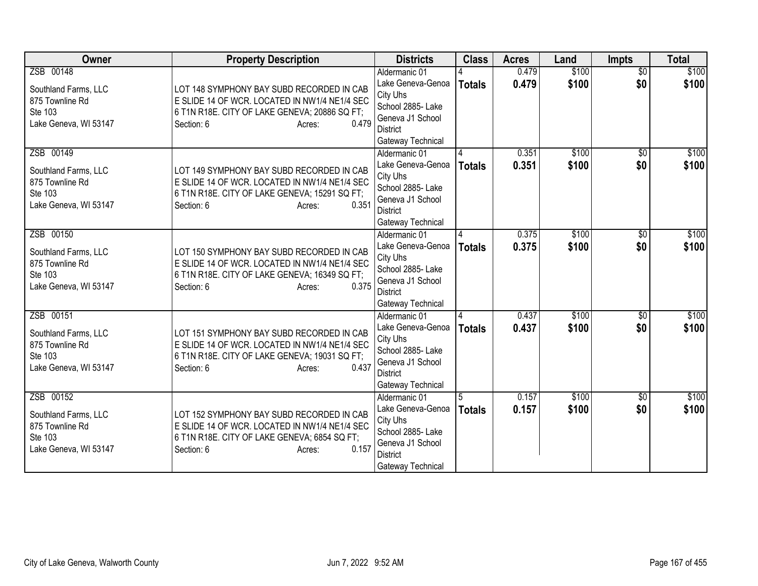| Owner | Property Description | Districts | Class | Acres | Land | Impts | Total |
|---|---|---|---|---|---|---|---|
| ZSB 00148<br><br>Southland Farms, LLC<br>875 Townline Rd<br>Ste 103<br>Lake Geneva, WI 53147 | LOT 148 SYMPHONY BAY SUBD RECORDED IN CAB E SLIDE 14 OF WCR. LOCATED IN NW1/4 NE1/4 SEC 6 T1N R18E. CITY OF LAKE GENEVA; 20886 SQ FT;<br>Section: 6 Acres: 0.479 | Aldermanic 01<br>Lake Geneva-Genoa City Uhs<br>School 2885- Lake Geneva J1 School District<br>Gateway Technical | 4<br>**Totals** | 0.479<br>**0.479** | $100<br>**$100** | $0<br>**$0** | $100<br>**$100** |
| ZSB 00149<br><br>Southland Farms, LLC<br>875 Townline Rd<br>Ste 103<br>Lake Geneva, WI 53147 | LOT 149 SYMPHONY BAY SUBD RECORDED IN CAB E SLIDE 14 OF WCR. LOCATED IN NW1/4 NE1/4 SEC 6 T1N R18E. CITY OF LAKE GENEVA; 15291 SQ FT;<br>Section: 6 Acres: 0.351 | Aldermanic 01<br>Lake Geneva-Genoa City Uhs<br>School 2885- Lake Geneva J1 School District<br>Gateway Technical | 4<br>**Totals** | 0.351<br>**0.351** | $100<br>**$100** | $0<br>**$0** | $100<br>**$100** |
| ZSB 00150<br><br>Southland Farms, LLC<br>875 Townline Rd<br>Ste 103<br>Lake Geneva, WI 53147 | LOT 150 SYMPHONY BAY SUBD RECORDED IN CAB E SLIDE 14 OF WCR. LOCATED IN NW1/4 NE1/4 SEC 6 T1N R18E. CITY OF LAKE GENEVA; 16349 SQ FT;<br>Section: 6 Acres: 0.375 | Aldermanic 01<br>Lake Geneva-Genoa City Uhs<br>School 2885- Lake Geneva J1 School District<br>Gateway Technical | 4<br>**Totals** | 0.375<br>**0.375** | $100<br>**$100** | $0<br>**$0** | $100<br>**$100** |
| ZSB 00151<br><br>Southland Farms, LLC<br>875 Townline Rd<br>Ste 103<br>Lake Geneva, WI 53147 | LOT 151 SYMPHONY BAY SUBD RECORDED IN CAB E SLIDE 14 OF WCR. LOCATED IN NW1/4 NE1/4 SEC 6 T1N R18E. CITY OF LAKE GENEVA; 19031 SQ FT;<br>Section: 6 Acres: 0.437 | Aldermanic 01<br>Lake Geneva-Genoa City Uhs<br>School 2885- Lake Geneva J1 School District<br>Gateway Technical | 4<br>**Totals** | 0.437<br>**0.437** | $100<br>**$100** | $0<br>**$0** | $100<br>**$100** |
| ZSB 00152<br><br>Southland Farms, LLC<br>875 Townline Rd<br>Ste 103<br>Lake Geneva, WI 53147 | LOT 152 SYMPHONY BAY SUBD RECORDED IN CAB E SLIDE 14 OF WCR. LOCATED IN NW1/4 NE1/4 SEC 6 T1N R18E. CITY OF LAKE GENEVA; 6854 SQ FT;<br>Section: 6 Acres: 0.157 | Aldermanic 01<br>Lake Geneva-Genoa City Uhs<br>School 2885- Lake Geneva J1 School District<br>Gateway Technical | 5<br>**Totals** | 0.157<br>**0.157** | $100<br>**$100** | $0<br>**$0** | $100<br>**$100** |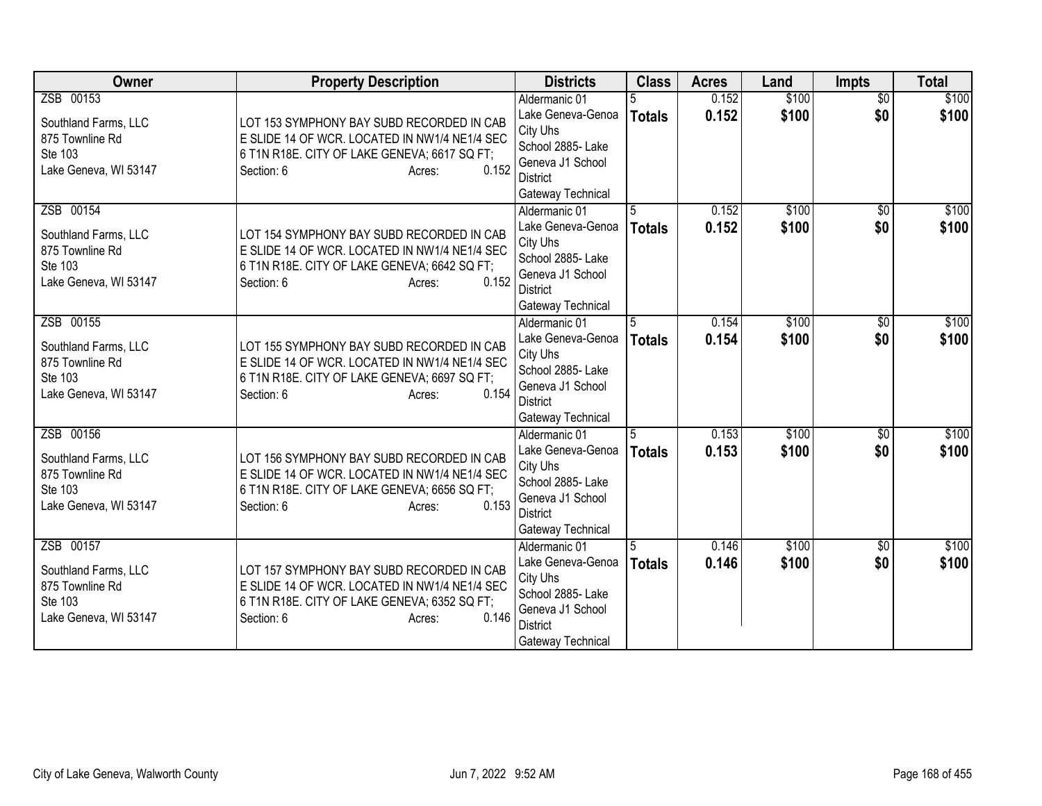| Owner | Property Description | Districts | Class | Acres | Land | Impts | Total |
|---|---|---|---|---|---|---|---|
| ZSB 00153<br><br>Southland Farms, LLC<br>875 Townline Rd<br>Ste 103<br>Lake Geneva, WI 53147 | LOT 153 SYMPHONY BAY SUBD RECORDED IN CAB E SLIDE 14 OF WCR. LOCATED IN NW1/4 NE1/4 SEC 6 T1N R18E. CITY OF LAKE GENEVA; 6617 SQ FT;<br>Section: 6 Acres: 0.152 | Aldermanic 01<br>Lake Geneva-Genoa City Uhs<br>School 2885- Lake Geneva J1 School District<br>Gateway Technical | 5<br>**Totals** | 0.152<br>**0.152** | $100<br>**$100** | $0<br>**$0** | $100<br>**$100** |
| ZSB 00154<br><br>Southland Farms, LLC<br>875 Townline Rd<br>Ste 103<br>Lake Geneva, WI 53147 | LOT 154 SYMPHONY BAY SUBD RECORDED IN CAB E SLIDE 14 OF WCR. LOCATED IN NW1/4 NE1/4 SEC 6 T1N R18E. CITY OF LAKE GENEVA; 6642 SQ FT;<br>Section: 6 Acres: 0.152 | Aldermanic 01<br>Lake Geneva-Genoa City Uhs<br>School 2885- Lake Geneva J1 School District<br>Gateway Technical | 5<br>**Totals** | 0.152<br>**0.152** | $100<br>**$100** | $0<br>**$0** | $100<br>**$100** |
| ZSB 00155<br><br>Southland Farms, LLC<br>875 Townline Rd<br>Ste 103<br>Lake Geneva, WI 53147 | LOT 155 SYMPHONY BAY SUBD RECORDED IN CAB E SLIDE 14 OF WCR. LOCATED IN NW1/4 NE1/4 SEC 6 T1N R18E. CITY OF LAKE GENEVA; 6697 SQ FT;<br>Section: 6 Acres: 0.154 | Aldermanic 01<br>Lake Geneva-Genoa City Uhs<br>School 2885- Lake Geneva J1 School District<br>Gateway Technical | 5<br>**Totals** | 0.154<br>**0.154** | $100<br>**$100** | $0<br>**$0** | $100<br>**$100** |
| ZSB 00156<br><br>Southland Farms, LLC<br>875 Townline Rd<br>Ste 103<br>Lake Geneva, WI 53147 | LOT 156 SYMPHONY BAY SUBD RECORDED IN CAB E SLIDE 14 OF WCR. LOCATED IN NW1/4 NE1/4 SEC 6 T1N R18E. CITY OF LAKE GENEVA; 6656 SQ FT;<br>Section: 6 Acres: 0.153 | Aldermanic 01<br>Lake Geneva-Genoa City Uhs<br>School 2885- Lake Geneva J1 School District<br>Gateway Technical | 5<br>**Totals** | 0.153<br>**0.153** | $100<br>**$100** | $0<br>**$0** | $100<br>**$100** |
| ZSB 00157<br><br>Southland Farms, LLC<br>875 Townline Rd<br>Ste 103<br>Lake Geneva, WI 53147 | LOT 157 SYMPHONY BAY SUBD RECORDED IN CAB E SLIDE 14 OF WCR. LOCATED IN NW1/4 NE1/4 SEC 6 T1N R18E. CITY OF LAKE GENEVA; 6352 SQ FT;<br>Section: 6 Acres: 0.146 | Aldermanic 01<br>Lake Geneva-Genoa City Uhs<br>School 2885- Lake Geneva J1 School District<br>Gateway Technical | 5<br>**Totals** | 0.146<br>**0.146** | $100<br>**$100** | $0<br>**$0** | $100<br>**$100** |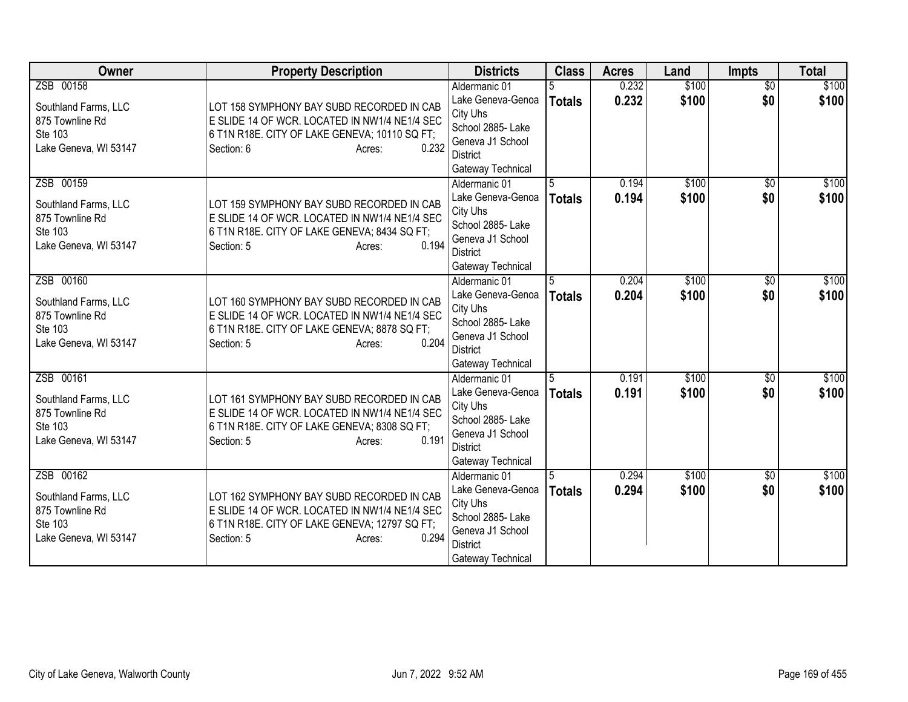| Owner | Property Description | Districts | Class | Acres | Land | Impts | Total |
|---|---|---|---|---|---|---|---|
| ZSB 00158<br><br>Southland Farms, LLC<br>875 Townline Rd<br>Ste 103<br>Lake Geneva, WI 53147 | LOT 158 SYMPHONY BAY SUBD RECORDED IN CAB E SLIDE 14 OF WCR. LOCATED IN NW1/4 NE1/4 SEC 6 T1N R18E. CITY OF LAKE GENEVA; 10110 SQ FT;<br>Section: 6 Acres: 0.232 | Aldermanic 01<br>Lake Geneva-Genoa City Uhs<br>School 2885- Lake Geneva J1 School District<br>Gateway Technical | 5<br>**Totals** | 0.232<br>**0.232** | $100<br>**$100** | $0<br>**$0** | $100<br>**$100** |
| ZSB 00159<br><br>Southland Farms, LLC<br>875 Townline Rd<br>Ste 103<br>Lake Geneva, WI 53147 | LOT 159 SYMPHONY BAY SUBD RECORDED IN CAB E SLIDE 14 OF WCR. LOCATED IN NW1/4 NE1/4 SEC 6 T1N R18E. CITY OF LAKE GENEVA; 8434 SQ FT;<br>Section: 5 Acres: 0.194 | Aldermanic 01<br>Lake Geneva-Genoa City Uhs<br>School 2885- Lake Geneva J1 School District<br>Gateway Technical | 5<br>**Totals** | 0.194<br>**0.194** | $100<br>**$100** | $0<br>**$0** | $100<br>**$100** |
| ZSB 00160<br><br>Southland Farms, LLC<br>875 Townline Rd<br>Ste 103<br>Lake Geneva, WI 53147 | LOT 160 SYMPHONY BAY SUBD RECORDED IN CAB E SLIDE 14 OF WCR. LOCATED IN NW1/4 NE1/4 SEC 6 T1N R18E. CITY OF LAKE GENEVA; 8878 SQ FT;<br>Section: 5 Acres: 0.204 | Aldermanic 01<br>Lake Geneva-Genoa City Uhs<br>School 2885- Lake Geneva J1 School District<br>Gateway Technical | 5<br>**Totals** | 0.204<br>**0.204** | $100<br>**$100** | $0<br>**$0** | $100<br>**$100** |
| ZSB 00161<br><br>Southland Farms, LLC<br>875 Townline Rd<br>Ste 103<br>Lake Geneva, WI 53147 | LOT 161 SYMPHONY BAY SUBD RECORDED IN CAB E SLIDE 14 OF WCR. LOCATED IN NW1/4 NE1/4 SEC 6 T1N R18E. CITY OF LAKE GENEVA; 8308 SQ FT;<br>Section: 5 Acres: 0.191 | Aldermanic 01<br>Lake Geneva-Genoa City Uhs<br>School 2885- Lake Geneva J1 School District<br>Gateway Technical | 5<br>**Totals** | 0.191<br>**0.191** | $100<br>**$100** | $0<br>**$0** | $100<br>**$100** |
| ZSB 00162<br><br>Southland Farms, LLC<br>875 Townline Rd<br>Ste 103<br>Lake Geneva, WI 53147 | LOT 162 SYMPHONY BAY SUBD RECORDED IN CAB E SLIDE 14 OF WCR. LOCATED IN NW1/4 NE1/4 SEC 6 T1N R18E. CITY OF LAKE GENEVA; 12797 SQ FT;<br>Section: 5 Acres: 0.294 | Aldermanic 01<br>Lake Geneva-Genoa City Uhs<br>School 2885- Lake Geneva J1 School District<br>Gateway Technical | 5<br>**Totals** | 0.294<br>**0.294** | $100<br>**$100** | $0<br>**$0** | $100<br>**$100** |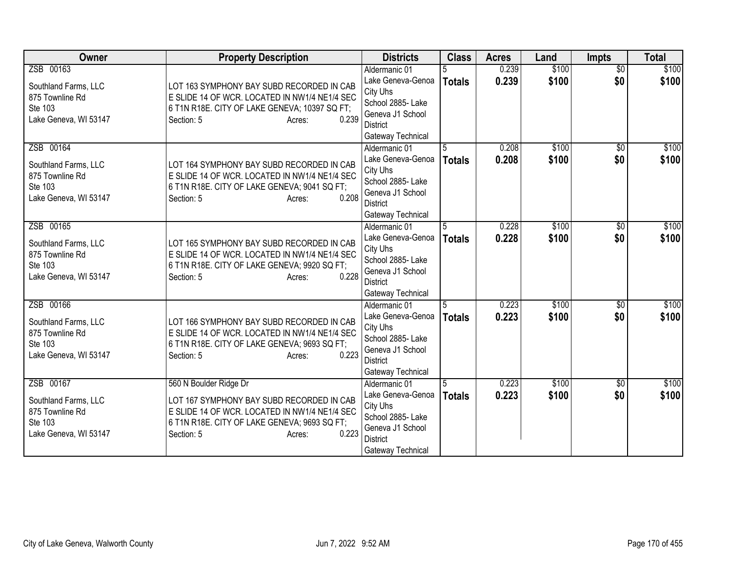| Owner | Property Description | Districts | Class | Acres | Land | Impts | Total |
|---|---|---|---|---|---|---|---|
| ZSB 00163<br><br>Southland Farms, LLC<br>875 Townline Rd<br>Ste 103<br>Lake Geneva, WI 53147 | LOT 163 SYMPHONY BAY SUBD RECORDED IN CAB E SLIDE 14 OF WCR. LOCATED IN NW1/4 NE1/4 SEC 6 T1N R18E. CITY OF LAKE GENEVA; 10397 SQ FT;<br>Section: 5 Acres: 0.239 | Aldermanic 01<br>Lake Geneva-Genoa City Uhs<br>School 2885- Lake Geneva J1 School District<br>Gateway Technical | 5<br>**Totals** | 0.239<br>**0.239** | $100<br>**$100** | $0<br>**$0** | $100<br>**$100** |
| ZSB 00164<br><br>Southland Farms, LLC<br>875 Townline Rd<br>Ste 103<br>Lake Geneva, WI 53147 | LOT 164 SYMPHONY BAY SUBD RECORDED IN CAB E SLIDE 14 OF WCR. LOCATED IN NW1/4 NE1/4 SEC 6 T1N R18E. CITY OF LAKE GENEVA; 9041 SQ FT;<br>Section: 5 Acres: 0.208 | Aldermanic 01<br>Lake Geneva-Genoa City Uhs<br>School 2885- Lake Geneva J1 School District<br>Gateway Technical | 5<br>**Totals** | 0.208<br>**0.208** | $100<br>**$100** | $0<br>**$0** | $100<br>**$100** |
| ZSB 00165<br><br>Southland Farms, LLC<br>875 Townline Rd<br>Ste 103<br>Lake Geneva, WI 53147 | LOT 165 SYMPHONY BAY SUBD RECORDED IN CAB E SLIDE 14 OF WCR. LOCATED IN NW1/4 NE1/4 SEC 6 T1N R18E. CITY OF LAKE GENEVA; 9920 SQ FT;<br>Section: 5 Acres: 0.228 | Aldermanic 01<br>Lake Geneva-Genoa City Uhs<br>School 2885- Lake Geneva J1 School District<br>Gateway Technical | 5<br>**Totals** | 0.228<br>**0.228** | $100<br>**$100** | $0<br>**$0** | $100<br>**$100** |
| ZSB 00166<br><br>Southland Farms, LLC<br>875 Townline Rd<br>Ste 103<br>Lake Geneva, WI 53147 | LOT 166 SYMPHONY BAY SUBD RECORDED IN CAB E SLIDE 14 OF WCR. LOCATED IN NW1/4 NE1/4 SEC 6 T1N R18E. CITY OF LAKE GENEVA; 9693 SQ FT;<br>Section: 5 Acres: 0.223 | Aldermanic 01<br>Lake Geneva-Genoa City Uhs<br>School 2885- Lake Geneva J1 School District<br>Gateway Technical | 5<br>**Totals** | 0.223<br>**0.223** | $100<br>**$100** | $0<br>**$0** | $100<br>**$100** |
| ZSB 00167<br><br>Southland Farms, LLC<br>875 Townline Rd<br>Ste 103<br>Lake Geneva, WI 53147 | 560 N Boulder Ridge Dr<br>LOT 167 SYMPHONY BAY SUBD RECORDED IN CAB E SLIDE 14 OF WCR. LOCATED IN NW1/4 NE1/4 SEC 6 T1N R18E. CITY OF LAKE GENEVA; 9693 SQ FT;<br>Section: 5 Acres: 0.223 | Aldermanic 01<br>Lake Geneva-Genoa City Uhs<br>School 2885- Lake Geneva J1 School District<br>Gateway Technical | 5<br>**Totals** | 0.223<br>**0.223** | $100<br>**$100** | $0<br>**$0** | $100<br>**$100** |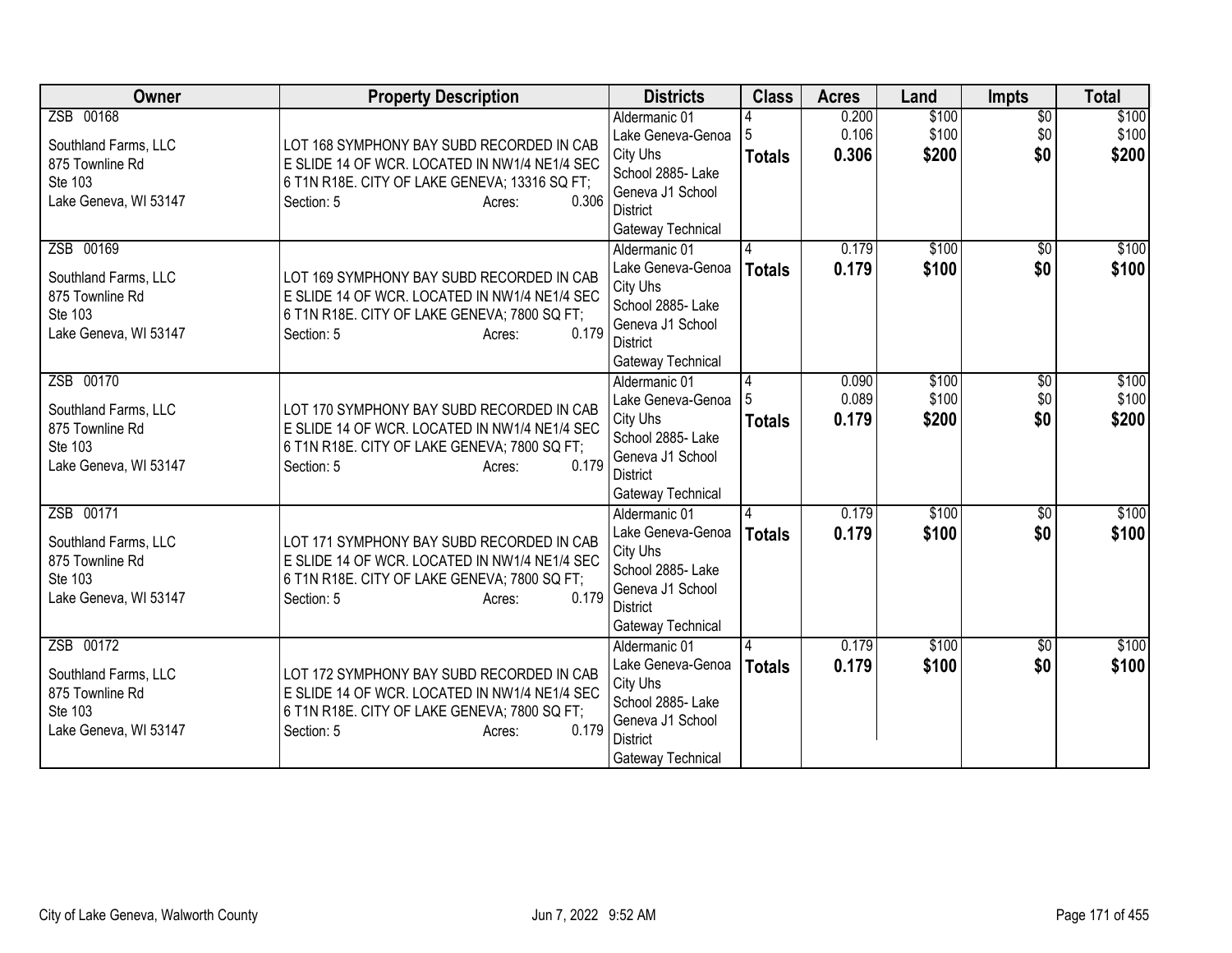| Owner | Property Description | Districts | Class | Acres | Land | Impts | Total |
|---|---|---|---|---|---|---|---|
| ZSB 00168<br><br>Southland Farms, LLC<br>875 Townline Rd<br>Ste 103<br>Lake Geneva, WI 53147 | LOT 168 SYMPHONY BAY SUBD RECORDED IN CAB E SLIDE 14 OF WCR. LOCATED IN NW1/4 NE1/4 SEC 6 T1N R18E. CITY OF LAKE GENEVA; 13316 SQ FT;<br>Section: 5 Acres: 0.306 | Aldermanic 01<br>Lake Geneva-Genoa City Uhs<br>School 2885- Lake Geneva J1 School District<br>Gateway Technical | 4<br>5<br>**Totals** | 0.200<br>0.106<br>**0.306** | $100<br>$100<br>**$200** | $0<br>$0<br>**$0** | $100<br>$100<br>**$200** |
| ZSB 00169<br><br>Southland Farms, LLC<br>875 Townline Rd<br>Ste 103<br>Lake Geneva, WI 53147 | LOT 169 SYMPHONY BAY SUBD RECORDED IN CAB E SLIDE 14 OF WCR. LOCATED IN NW1/4 NE1/4 SEC 6 T1N R18E. CITY OF LAKE GENEVA; 7800 SQ FT;<br>Section: 5 Acres: 0.179 | Aldermanic 01<br>Lake Geneva-Genoa City Uhs<br>School 2885- Lake Geneva J1 School District<br>Gateway Technical | 4<br>**Totals** | 0.179<br>**0.179** | $100<br>**$100** | $0<br>**$0** | $100<br>**$100** |
| ZSB 00170<br><br>Southland Farms, LLC<br>875 Townline Rd<br>Ste 103<br>Lake Geneva, WI 53147 | LOT 170 SYMPHONY BAY SUBD RECORDED IN CAB E SLIDE 14 OF WCR. LOCATED IN NW1/4 NE1/4 SEC 6 T1N R18E. CITY OF LAKE GENEVA; 7800 SQ FT;<br>Section: 5 Acres: 0.179 | Aldermanic 01<br>Lake Geneva-Genoa City Uhs<br>School 2885- Lake Geneva J1 School District<br>Gateway Technical | 4<br>5<br>**Totals** | 0.090<br>0.089<br>**0.179** | $100<br>$100<br>**$200** | $0<br>$0<br>**$0** | $100<br>$100<br>**$200** |
| ZSB 00171<br><br>Southland Farms, LLC<br>875 Townline Rd<br>Ste 103<br>Lake Geneva, WI 53147 | LOT 171 SYMPHONY BAY SUBD RECORDED IN CAB E SLIDE 14 OF WCR. LOCATED IN NW1/4 NE1/4 SEC 6 T1N R18E. CITY OF LAKE GENEVA; 7800 SQ FT;<br>Section: 5 Acres: 0.179 | Aldermanic 01<br>Lake Geneva-Genoa City Uhs<br>School 2885- Lake Geneva J1 School District<br>Gateway Technical | 4<br>**Totals** | 0.179<br>**0.179** | $100<br>**$100** | $0<br>**$0** | $100<br>**$100** |
| ZSB 00172<br><br>Southland Farms, LLC<br>875 Townline Rd<br>Ste 103<br>Lake Geneva, WI 53147 | LOT 172 SYMPHONY BAY SUBD RECORDED IN CAB E SLIDE 14 OF WCR. LOCATED IN NW1/4 NE1/4 SEC 6 T1N R18E. CITY OF LAKE GENEVA; 7800 SQ FT;<br>Section: 5 Acres: 0.179 | Aldermanic 01<br>Lake Geneva-Genoa City Uhs<br>School 2885- Lake Geneva J1 School District<br>Gateway Technical | 4<br>**Totals** | 0.179<br>**0.179** | $100<br>**$100** | $0<br>**$0** | $100<br>**$100** |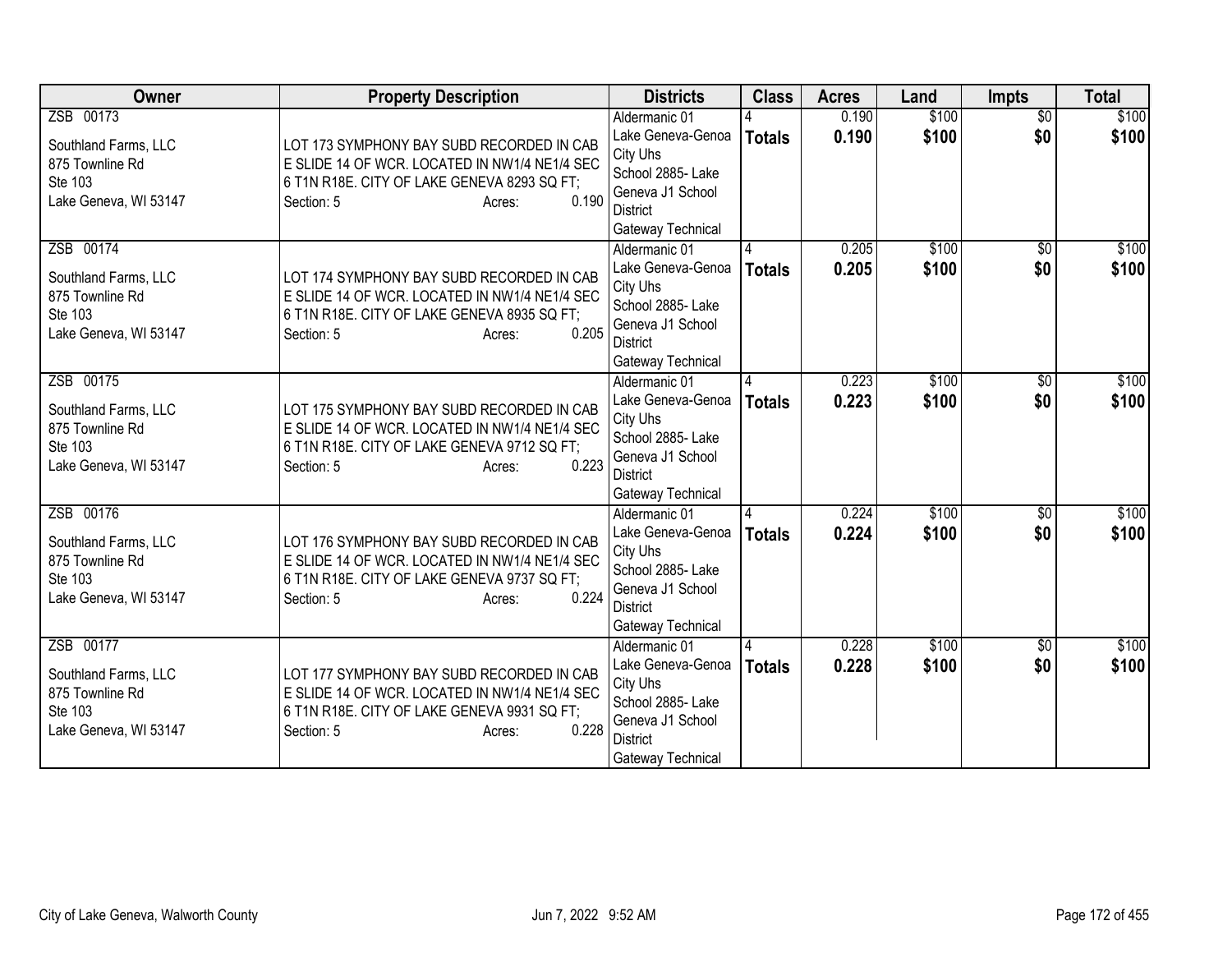| Owner | Property Description | Districts | Class | Acres | Land | Impts | Total |
|---|---|---|---|---|---|---|---|
| ZSB 00173<br><br>Southland Farms, LLC<br>875 Townline Rd<br>Ste 103<br>Lake Geneva, WI 53147 | LOT 173 SYMPHONY BAY SUBD RECORDED IN CAB E SLIDE 14 OF WCR. LOCATED IN NW1/4 NE1/4 SEC 6 T1N R18E. CITY OF LAKE GENEVA 8293 SQ FT;<br>Section: 5 Acres: 0.190 | Aldermanic 01<br>Lake Geneva-Genoa City Uhs<br>School 2885- Lake Geneva J1 School District<br>Gateway Technical | 4<br>**Totals** | 0.190<br>**0.190** | $100<br>**$100** | $0<br>**$0** | $100<br>**$100** |
| ZSB 00174<br><br>Southland Farms, LLC<br>875 Townline Rd<br>Ste 103<br>Lake Geneva, WI 53147 | LOT 174 SYMPHONY BAY SUBD RECORDED IN CAB E SLIDE 14 OF WCR. LOCATED IN NW1/4 NE1/4 SEC 6 T1N R18E. CITY OF LAKE GENEVA 8935 SQ FT;<br>Section: 5 Acres: 0.205 | Aldermanic 01<br>Lake Geneva-Genoa City Uhs<br>School 2885- Lake Geneva J1 School District<br>Gateway Technical | 4<br>**Totals** | 0.205<br>**0.205** | $100<br>**$100** | $0<br>**$0** | $100<br>**$100** |
| ZSB 00175<br><br>Southland Farms, LLC<br>875 Townline Rd<br>Ste 103<br>Lake Geneva, WI 53147 | LOT 175 SYMPHONY BAY SUBD RECORDED IN CAB E SLIDE 14 OF WCR. LOCATED IN NW1/4 NE1/4 SEC 6 T1N R18E. CITY OF LAKE GENEVA 9712 SQ FT;<br>Section: 5 Acres: 0.223 | Aldermanic 01<br>Lake Geneva-Genoa City Uhs<br>School 2885- Lake Geneva J1 School District<br>Gateway Technical | 4<br>**Totals** | 0.223<br>**0.223** | $100<br>**$100** | $0<br>**$0** | $100<br>**$100** |
| ZSB 00176<br><br>Southland Farms, LLC<br>875 Townline Rd<br>Ste 103<br>Lake Geneva, WI 53147 | LOT 176 SYMPHONY BAY SUBD RECORDED IN CAB E SLIDE 14 OF WCR. LOCATED IN NW1/4 NE1/4 SEC 6 T1N R18E. CITY OF LAKE GENEVA 9737 SQ FT;<br>Section: 5 Acres: 0.224 | Aldermanic 01<br>Lake Geneva-Genoa City Uhs<br>School 2885- Lake Geneva J1 School District<br>Gateway Technical | 4<br>**Totals** | 0.224<br>**0.224** | $100<br>**$100** | $0<br>**$0** | $100<br>**$100** |
| ZSB 00177<br><br>Southland Farms, LLC<br>875 Townline Rd<br>Ste 103<br>Lake Geneva, WI 53147 | LOT 177 SYMPHONY BAY SUBD RECORDED IN CAB E SLIDE 14 OF WCR. LOCATED IN NW1/4 NE1/4 SEC 6 T1N R18E. CITY OF LAKE GENEVA 9931 SQ FT;<br>Section: 5 Acres: 0.228 | Aldermanic 01<br>Lake Geneva-Genoa City Uhs<br>School 2885- Lake Geneva J1 School District<br>Gateway Technical | 4<br>**Totals** | 0.228<br>**0.228** | $100<br>**$100** | $0<br>**$0** | $100<br>**$100** |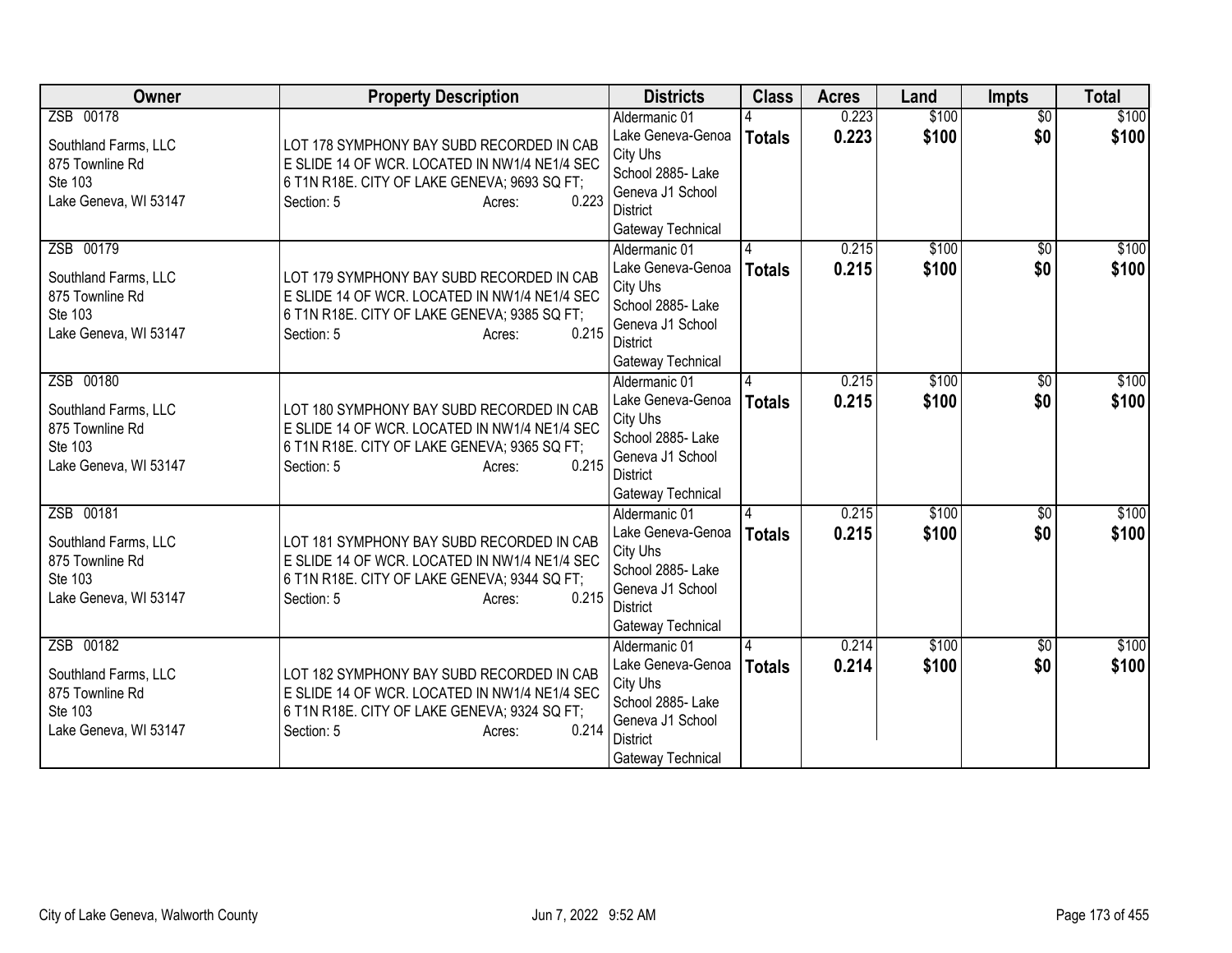| Owner | Property Description | Districts | Class | Acres | Land | Impts | Total |
|---|---|---|---|---|---|---|---|
| ZSB 00178<br><br>Southland Farms, LLC<br>875 Townline Rd<br>Ste 103<br>Lake Geneva, WI 53147 | LOT 178 SYMPHONY BAY SUBD RECORDED IN CAB E SLIDE 14 OF WCR. LOCATED IN NW1/4 NE1/4 SEC 6 T1N R18E. CITY OF LAKE GENEVA; 9693 SQ FT;<br>Section: 5 Acres: 0.223 | Aldermanic 01<br>Lake Geneva-Genoa City Uhs<br>School 2885- Lake Geneva J1 School District<br>Gateway Technical | 4<br>**Totals** | 0.223<br>**0.223** | $100<br>**$100** | $0<br>**$0** | $100<br>**$100** |
| ZSB 00179<br><br>Southland Farms, LLC<br>875 Townline Rd<br>Ste 103<br>Lake Geneva, WI 53147 | LOT 179 SYMPHONY BAY SUBD RECORDED IN CAB E SLIDE 14 OF WCR. LOCATED IN NW1/4 NE1/4 SEC 6 T1N R18E. CITY OF LAKE GENEVA; 9385 SQ FT;<br>Section: 5 Acres: 0.215 | Aldermanic 01<br>Lake Geneva-Genoa City Uhs<br>School 2885- Lake Geneva J1 School District<br>Gateway Technical | 4<br>**Totals** | 0.215<br>**0.215** | $100<br>**$100** | $0<br>**$0** | $100<br>**$100** |
| ZSB 00180<br><br>Southland Farms, LLC<br>875 Townline Rd<br>Ste 103<br>Lake Geneva, WI 53147 | LOT 180 SYMPHONY BAY SUBD RECORDED IN CAB E SLIDE 14 OF WCR. LOCATED IN NW1/4 NE1/4 SEC 6 T1N R18E. CITY OF LAKE GENEVA; 9365 SQ FT;<br>Section: 5 Acres: 0.215 | Aldermanic 01<br>Lake Geneva-Genoa City Uhs<br>School 2885- Lake Geneva J1 School District<br>Gateway Technical | 4<br>**Totals** | 0.215<br>**0.215** | $100<br>**$100** | $0<br>**$0** | $100<br>**$100** |
| ZSB 00181<br><br>Southland Farms, LLC<br>875 Townline Rd<br>Ste 103<br>Lake Geneva, WI 53147 | LOT 181 SYMPHONY BAY SUBD RECORDED IN CAB E SLIDE 14 OF WCR. LOCATED IN NW1/4 NE1/4 SEC 6 T1N R18E. CITY OF LAKE GENEVA; 9344 SQ FT;<br>Section: 5 Acres: 0.215 | Aldermanic 01<br>Lake Geneva-Genoa City Uhs<br>School 2885- Lake Geneva J1 School District<br>Gateway Technical | 4<br>**Totals** | 0.215<br>**0.215** | $100<br>**$100** | $0<br>**$0** | $100<br>**$100** |
| ZSB 00182<br><br>Southland Farms, LLC<br>875 Townline Rd<br>Ste 103<br>Lake Geneva, WI 53147 | LOT 182 SYMPHONY BAY SUBD RECORDED IN CAB E SLIDE 14 OF WCR. LOCATED IN NW1/4 NE1/4 SEC 6 T1N R18E. CITY OF LAKE GENEVA; 9324 SQ FT;<br>Section: 5 Acres: 0.214 | Aldermanic 01<br>Lake Geneva-Genoa City Uhs<br>School 2885- Lake Geneva J1 School District<br>Gateway Technical | 4<br>**Totals** | 0.214<br>**0.214** | $100<br>**$100** | $0<br>**$0** | $100<br>**$100** |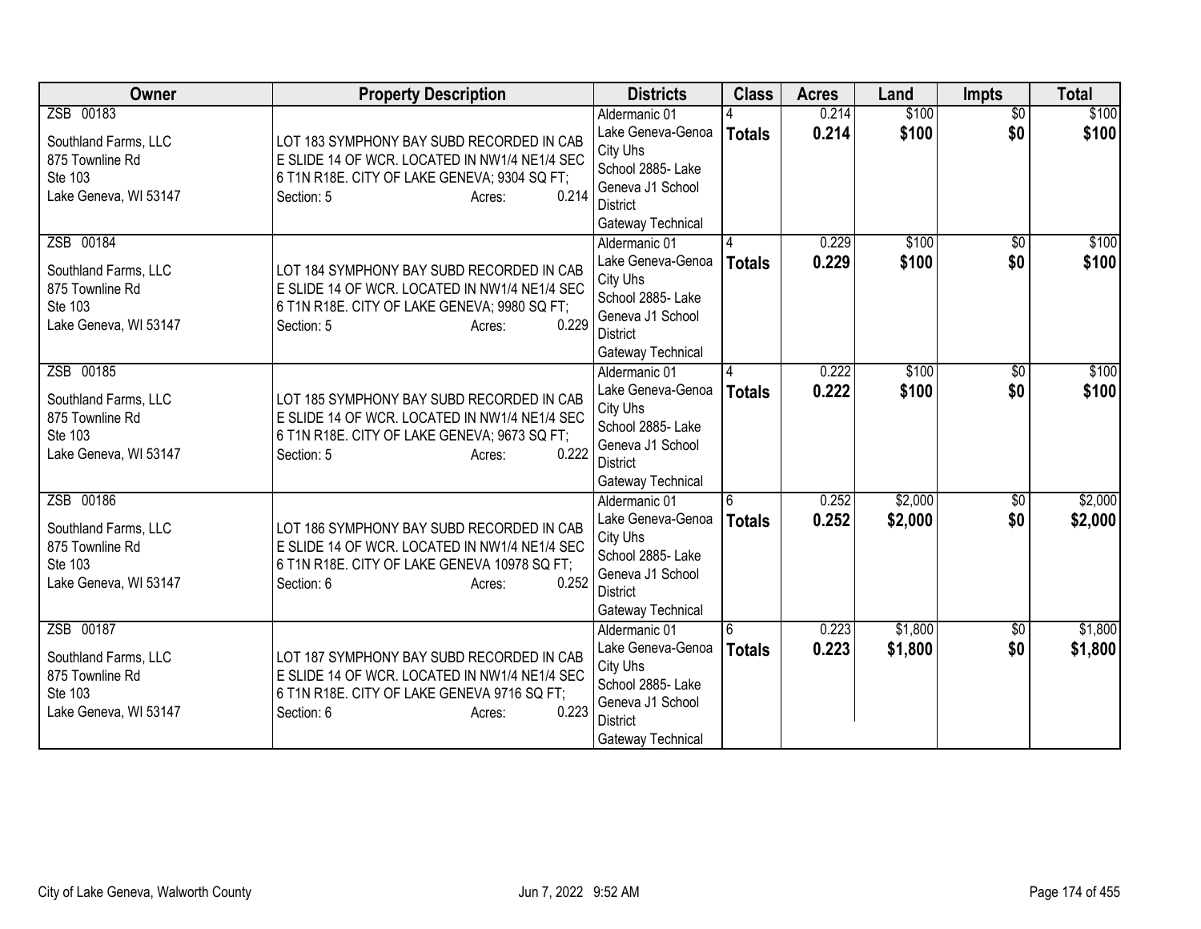| Owner | Property Description | Districts | Class | Acres | Land | Impts | Total |
|---|---|---|---|---|---|---|---|
| ZSB 00183<br><br>Southland Farms, LLC<br>875 Townline Rd<br>Ste 103<br>Lake Geneva, WI 53147 | LOT 183 SYMPHONY BAY SUBD RECORDED IN CAB E SLIDE 14 OF WCR. LOCATED IN NW1/4 NE1/4 SEC 6 T1N R18E. CITY OF LAKE GENEVA; 9304 SQ FT;<br>Section: 5 Acres: 0.214 | Aldermanic 01<br>Lake Geneva-Genoa City Uhs<br>School 2885- Lake Geneva J1 School District<br>Gateway Technical | 4<br>**Totals** | 0.214<br>**0.214** | $100<br>**$100** | $0<br>**$0** | $100<br>**$100** |
| ZSB 00184<br><br>Southland Farms, LLC<br>875 Townline Rd<br>Ste 103<br>Lake Geneva, WI 53147 | LOT 184 SYMPHONY BAY SUBD RECORDED IN CAB E SLIDE 14 OF WCR. LOCATED IN NW1/4 NE1/4 SEC 6 T1N R18E. CITY OF LAKE GENEVA; 9980 SQ FT;<br>Section: 5 Acres: 0.229 | Aldermanic 01<br>Lake Geneva-Genoa City Uhs<br>School 2885- Lake Geneva J1 School District<br>Gateway Technical | 4<br>**Totals** | 0.229<br>**0.229** | $100<br>**$100** | $0<br>**$0** | $100<br>**$100** |
| ZSB 00185<br><br>Southland Farms, LLC<br>875 Townline Rd<br>Ste 103<br>Lake Geneva, WI 53147 | LOT 185 SYMPHONY BAY SUBD RECORDED IN CAB E SLIDE 14 OF WCR. LOCATED IN NW1/4 NE1/4 SEC 6 T1N R18E. CITY OF LAKE GENEVA; 9673 SQ FT;<br>Section: 5 Acres: 0.222 | Aldermanic 01<br>Lake Geneva-Genoa City Uhs<br>School 2885- Lake Geneva J1 School District<br>Gateway Technical | 4<br>**Totals** | 0.222<br>**0.222** | $100<br>**$100** | $0<br>**$0** | $100<br>**$100** |
| ZSB 00186<br><br>Southland Farms, LLC<br>875 Townline Rd<br>Ste 103<br>Lake Geneva, WI 53147 | LOT 186 SYMPHONY BAY SUBD RECORDED IN CAB E SLIDE 14 OF WCR. LOCATED IN NW1/4 NE1/4 SEC 6 T1N R18E. CITY OF LAKE GENEVA 10978 SQ FT;<br>Section: 6 Acres: 0.252 | Aldermanic 01<br>Lake Geneva-Genoa City Uhs<br>School 2885- Lake Geneva J1 School District<br>Gateway Technical | 6<br>**Totals** | 0.252<br>**0.252** | $2,000<br>**$2,000** | $0<br>**$0** | $2,000<br>**$2,000** |
| ZSB 00187<br><br>Southland Farms, LLC<br>875 Townline Rd<br>Ste 103<br>Lake Geneva, WI 53147 | LOT 187 SYMPHONY BAY SUBD RECORDED IN CAB E SLIDE 14 OF WCR. LOCATED IN NW1/4 NE1/4 SEC 6 T1N R18E. CITY OF LAKE GENEVA 9716 SQ FT;<br>Section: 6 Acres: 0.223 | Aldermanic 01<br>Lake Geneva-Genoa City Uhs<br>School 2885- Lake Geneva J1 School District<br>Gateway Technical | 6<br>**Totals** | 0.223<br>**0.223** | $1,800<br>**$1,800** | $0<br>**$0** | $1,800<br>**$1,800** |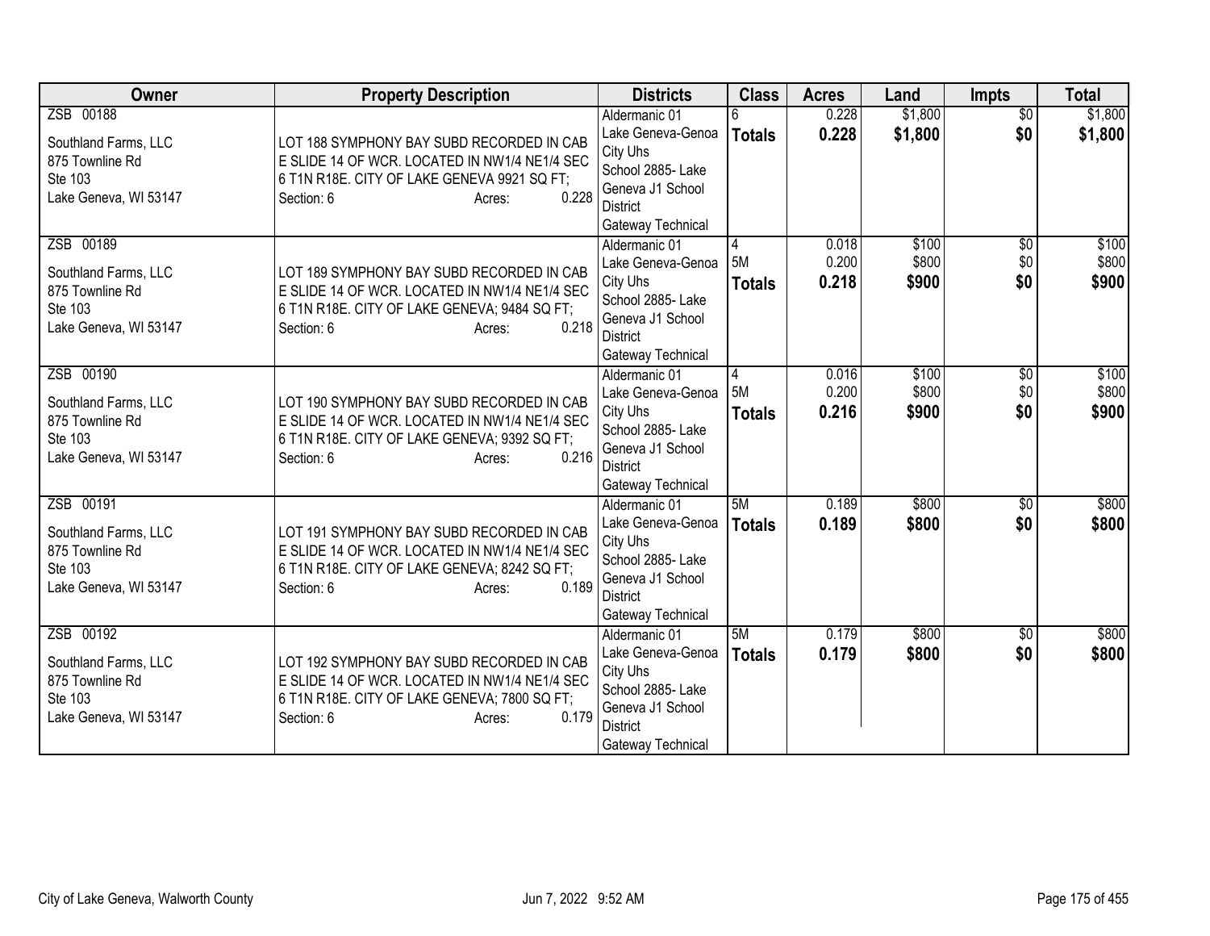| Owner | Property Description | Districts | Class | Acres | Land | Impts | Total |
|---|---|---|---|---|---|---|---|
| ZSB 00188<br><br>Southland Farms, LLC<br>875 Townline Rd<br>Ste 103<br>Lake Geneva, WI 53147 | LOT 188 SYMPHONY BAY SUBD RECORDED IN CAB E SLIDE 14 OF WCR. LOCATED IN NW1/4 NE1/4 SEC 6 T1N R18E. CITY OF LAKE GENEVA 9921 SQ FT;<br>Section: 6 Acres: 0.228 | Aldermanic 01<br>Lake Geneva-Genoa City Uhs<br>School 2885- Lake Geneva J1 School District<br>Gateway Technical | 6<br>**Totals** | 0.228<br>**0.228** | $1,800<br>**$1,800** | $0<br>**$0** | $1,800<br>**$1,800** |
| ZSB 00189<br><br>Southland Farms, LLC<br>875 Townline Rd<br>Ste 103<br>Lake Geneva, WI 53147 | LOT 189 SYMPHONY BAY SUBD RECORDED IN CAB E SLIDE 14 OF WCR. LOCATED IN NW1/4 NE1/4 SEC 6 T1N R18E. CITY OF LAKE GENEVA; 9484 SQ FT;<br>Section: 6 Acres: 0.218 | Aldermanic 01<br>Lake Geneva-Genoa City Uhs<br>School 2885- Lake Geneva J1 School District<br>Gateway Technical | 4<br>5M<br>**Totals** | 0.018<br>0.200<br>**0.218** | $100<br>$800<br>**$900** | $0<br>$0<br>**$0** | $100<br>$800<br>**$900** |
| ZSB 00190<br><br>Southland Farms, LLC<br>875 Townline Rd<br>Ste 103<br>Lake Geneva, WI 53147 | LOT 190 SYMPHONY BAY SUBD RECORDED IN CAB E SLIDE 14 OF WCR. LOCATED IN NW1/4 NE1/4 SEC 6 T1N R18E. CITY OF LAKE GENEVA; 9392 SQ FT;<br>Section: 6 Acres: 0.216 | Aldermanic 01<br>Lake Geneva-Genoa City Uhs<br>School 2885- Lake Geneva J1 School District<br>Gateway Technical | 4<br>5M<br>**Totals** | 0.016<br>0.200<br>**0.216** | $100<br>$800<br>**$900** | $0<br>$0<br>**$0** | $100<br>$800<br>**$900** |
| ZSB 00191<br><br>Southland Farms, LLC<br>875 Townline Rd<br>Ste 103<br>Lake Geneva, WI 53147 | LOT 191 SYMPHONY BAY SUBD RECORDED IN CAB E SLIDE 14 OF WCR. LOCATED IN NW1/4 NE1/4 SEC 6 T1N R18E. CITY OF LAKE GENEVA; 8242 SQ FT;<br>Section: 6 Acres: 0.189 | Aldermanic 01<br>Lake Geneva-Genoa City Uhs<br>School 2885- Lake Geneva J1 School District<br>Gateway Technical | 5M<br>**Totals** | 0.189<br>**0.189** | $800<br>**$800** | $0<br>**$0** | $800<br>**$800** |
| ZSB 00192<br><br>Southland Farms, LLC<br>875 Townline Rd<br>Ste 103<br>Lake Geneva, WI 53147 | LOT 192 SYMPHONY BAY SUBD RECORDED IN CAB E SLIDE 14 OF WCR. LOCATED IN NW1/4 NE1/4 SEC 6 T1N R18E. CITY OF LAKE GENEVA; 7800 SQ FT;<br>Section: 6 Acres: 0.179 | Aldermanic 01<br>Lake Geneva-Genoa City Uhs<br>School 2885- Lake Geneva J1 School District<br>Gateway Technical | 5M<br>**Totals** | 0.179<br>**0.179** | $800<br>**$800** | $0<br>**$0** | $800<br>**$800** |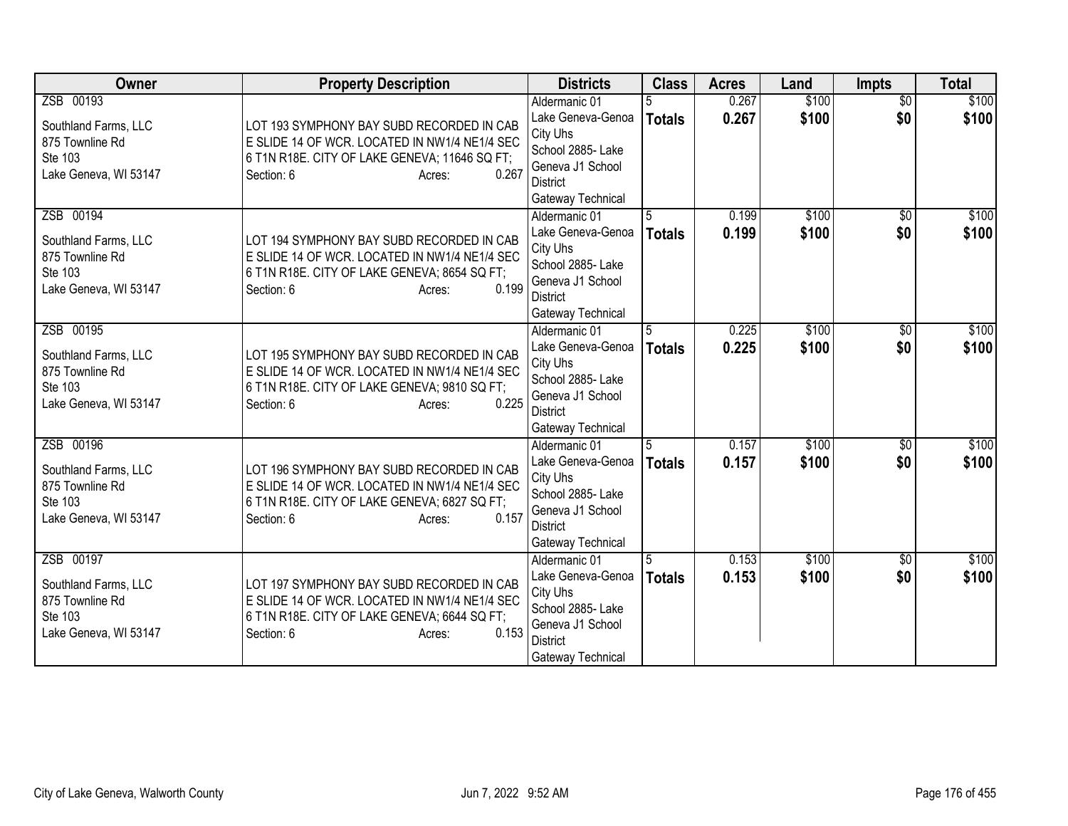| Owner | Property Description | Districts | Class | Acres | Land | Impts | Total |
|---|---|---|---|---|---|---|---|
| ZSB 00193<br><br>Southland Farms, LLC<br>875 Townline Rd<br>Ste 103<br>Lake Geneva, WI 53147 | LOT 193 SYMPHONY BAY SUBD RECORDED IN CAB E SLIDE 14 OF WCR. LOCATED IN NW1/4 NE1/4 SEC 6 T1N R18E. CITY OF LAKE GENEVA; 11646 SQ FT;<br>Section: 6 Acres: 0.267 | Aldermanic 01<br>Lake Geneva-Genoa City Uhs<br>School 2885- Lake Geneva J1 School District<br>Gateway Technical | 5<br>**Totals** | 0.267<br>**0.267** | $100<br>**$100** | $0<br>**$0** | $100<br>**$100** |
| ZSB 00194<br><br>Southland Farms, LLC<br>875 Townline Rd<br>Ste 103<br>Lake Geneva, WI 53147 | LOT 194 SYMPHONY BAY SUBD RECORDED IN CAB E SLIDE 14 OF WCR. LOCATED IN NW1/4 NE1/4 SEC 6 T1N R18E. CITY OF LAKE GENEVA; 8654 SQ FT;<br>Section: 6 Acres: 0.199 | Aldermanic 01<br>Lake Geneva-Genoa City Uhs<br>School 2885- Lake Geneva J1 School District<br>Gateway Technical | 5<br>**Totals** | 0.199<br>**0.199** | $100<br>**$100** | $0<br>**$0** | $100<br>**$100** |
| ZSB 00195<br><br>Southland Farms, LLC<br>875 Townline Rd<br>Ste 103<br>Lake Geneva, WI 53147 | LOT 195 SYMPHONY BAY SUBD RECORDED IN CAB E SLIDE 14 OF WCR. LOCATED IN NW1/4 NE1/4 SEC 6 T1N R18E. CITY OF LAKE GENEVA; 9810 SQ FT;<br>Section: 6 Acres: 0.225 | Aldermanic 01<br>Lake Geneva-Genoa City Uhs<br>School 2885- Lake Geneva J1 School District<br>Gateway Technical | 5<br>**Totals** | 0.225<br>**0.225** | $100<br>**$100** | $0<br>**$0** | $100<br>**$100** |
| ZSB 00196<br><br>Southland Farms, LLC<br>875 Townline Rd<br>Ste 103<br>Lake Geneva, WI 53147 | LOT 196 SYMPHONY BAY SUBD RECORDED IN CAB E SLIDE 14 OF WCR. LOCATED IN NW1/4 NE1/4 SEC 6 T1N R18E. CITY OF LAKE GENEVA; 6827 SQ FT;<br>Section: 6 Acres: 0.157 | Aldermanic 01<br>Lake Geneva-Genoa City Uhs<br>School 2885- Lake Geneva J1 School District<br>Gateway Technical | 5<br>**Totals** | 0.157<br>**0.157** | $100<br>**$100** | $0<br>**$0** | $100<br>**$100** |
| ZSB 00197<br><br>Southland Farms, LLC<br>875 Townline Rd<br>Ste 103<br>Lake Geneva, WI 53147 | LOT 197 SYMPHONY BAY SUBD RECORDED IN CAB E SLIDE 14 OF WCR. LOCATED IN NW1/4 NE1/4 SEC 6 T1N R18E. CITY OF LAKE GENEVA; 6644 SQ FT;<br>Section: 6 Acres: 0.153 | Aldermanic 01<br>Lake Geneva-Genoa City Uhs<br>School 2885- Lake Geneva J1 School District<br>Gateway Technical | 5<br>**Totals** | 0.153<br>**0.153** | $100<br>**$100** | $0<br>**$0** | $100<br>**$100** |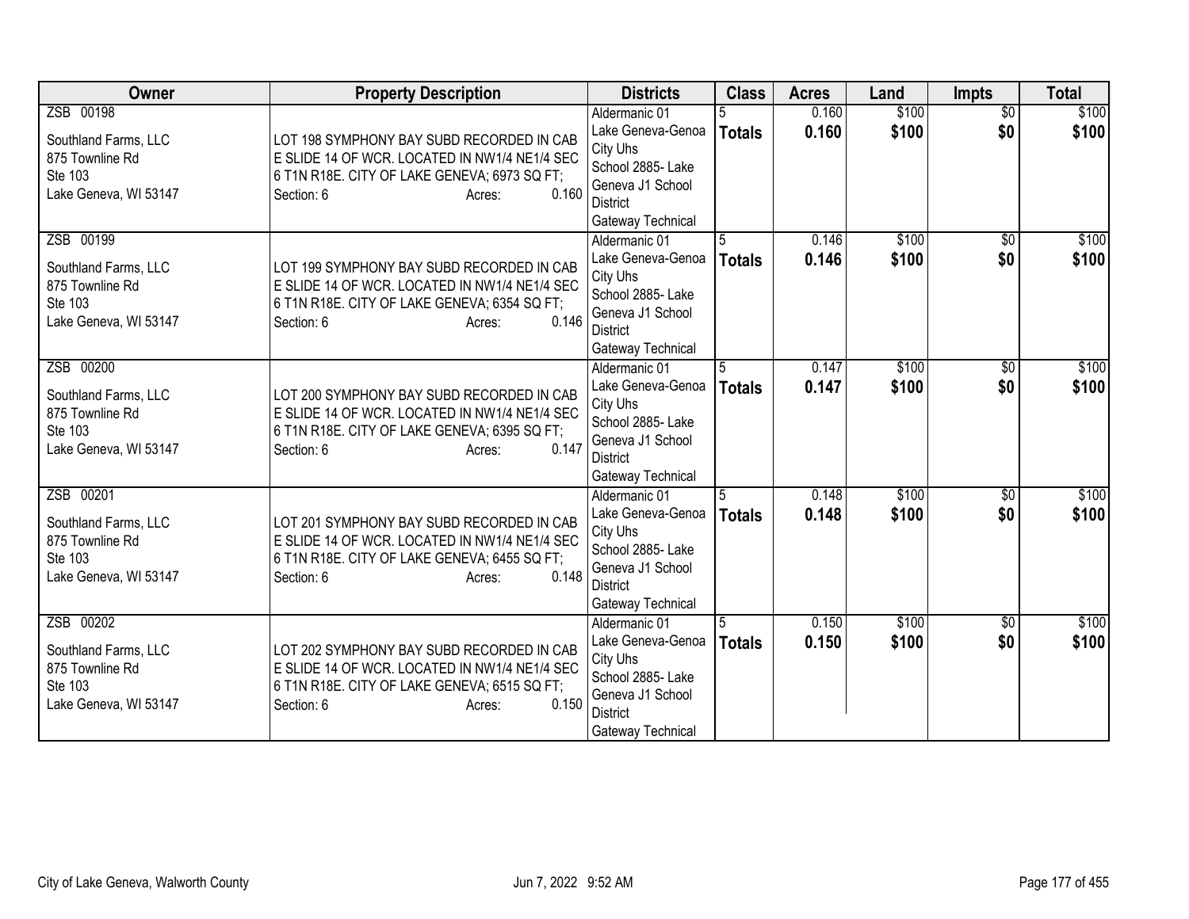| Owner | Property Description | Districts | Class | Acres | Land | Impts | Total |
|---|---|---|---|---|---|---|---|
| ZSB 00198<br><br>Southland Farms, LLC<br>875 Townline Rd<br>Ste 103<br>Lake Geneva, WI 53147 | LOT 198 SYMPHONY BAY SUBD RECORDED IN CAB E SLIDE 14 OF WCR. LOCATED IN NW1/4 NE1/4 SEC 6 T1N R18E. CITY OF LAKE GENEVA; 6973 SQ FT;<br>Section: 6 Acres: 0.160 | Aldermanic 01<br>Lake Geneva-Genoa City Uhs<br>School 2885- Lake Geneva J1 School District<br>Gateway Technical | 5<br>**Totals** | 0.160<br>**0.160** | $100<br>**$100** | $0<br>**$0** | $100<br>**$100** |
| ZSB 00199<br><br>Southland Farms, LLC<br>875 Townline Rd<br>Ste 103<br>Lake Geneva, WI 53147 | LOT 199 SYMPHONY BAY SUBD RECORDED IN CAB E SLIDE 14 OF WCR. LOCATED IN NW1/4 NE1/4 SEC 6 T1N R18E. CITY OF LAKE GENEVA; 6354 SQ FT;<br>Section: 6 Acres: 0.146 | Aldermanic 01<br>Lake Geneva-Genoa City Uhs<br>School 2885- Lake Geneva J1 School District<br>Gateway Technical | 5<br>**Totals** | 0.146<br>**0.146** | $100<br>**$100** | $0<br>**$0** | $100<br>**$100** |
| ZSB 00200<br><br>Southland Farms, LLC<br>875 Townline Rd<br>Ste 103<br>Lake Geneva, WI 53147 | LOT 200 SYMPHONY BAY SUBD RECORDED IN CAB E SLIDE 14 OF WCR. LOCATED IN NW1/4 NE1/4 SEC 6 T1N R18E. CITY OF LAKE GENEVA; 6395 SQ FT;<br>Section: 6 Acres: 0.147 | Aldermanic 01<br>Lake Geneva-Genoa City Uhs<br>School 2885- Lake Geneva J1 School District<br>Gateway Technical | 5<br>**Totals** | 0.147<br>**0.147** | $100<br>**$100** | $0<br>**$0** | $100<br>**$100** |
| ZSB 00201<br><br>Southland Farms, LLC<br>875 Townline Rd<br>Ste 103<br>Lake Geneva, WI 53147 | LOT 201 SYMPHONY BAY SUBD RECORDED IN CAB E SLIDE 14 OF WCR. LOCATED IN NW1/4 NE1/4 SEC 6 T1N R18E. CITY OF LAKE GENEVA; 6455 SQ FT;<br>Section: 6 Acres: 0.148 | Aldermanic 01<br>Lake Geneva-Genoa City Uhs<br>School 2885- Lake Geneva J1 School District<br>Gateway Technical | 5<br>**Totals** | 0.148<br>**0.148** | $100<br>**$100** | $0<br>**$0** | $100<br>**$100** |
| ZSB 00202<br><br>Southland Farms, LLC<br>875 Townline Rd<br>Ste 103<br>Lake Geneva, WI 53147 | LOT 202 SYMPHONY BAY SUBD RECORDED IN CAB E SLIDE 14 OF WCR. LOCATED IN NW1/4 NE1/4 SEC 6 T1N R18E. CITY OF LAKE GENEVA; 6515 SQ FT;<br>Section: 6 Acres: 0.150 | Aldermanic 01<br>Lake Geneva-Genoa City Uhs<br>School 2885- Lake Geneva J1 School District<br>Gateway Technical | 5<br>**Totals** | 0.150<br>**0.150** | $100<br>**$100** | $0<br>**$0** | $100<br>**$100** |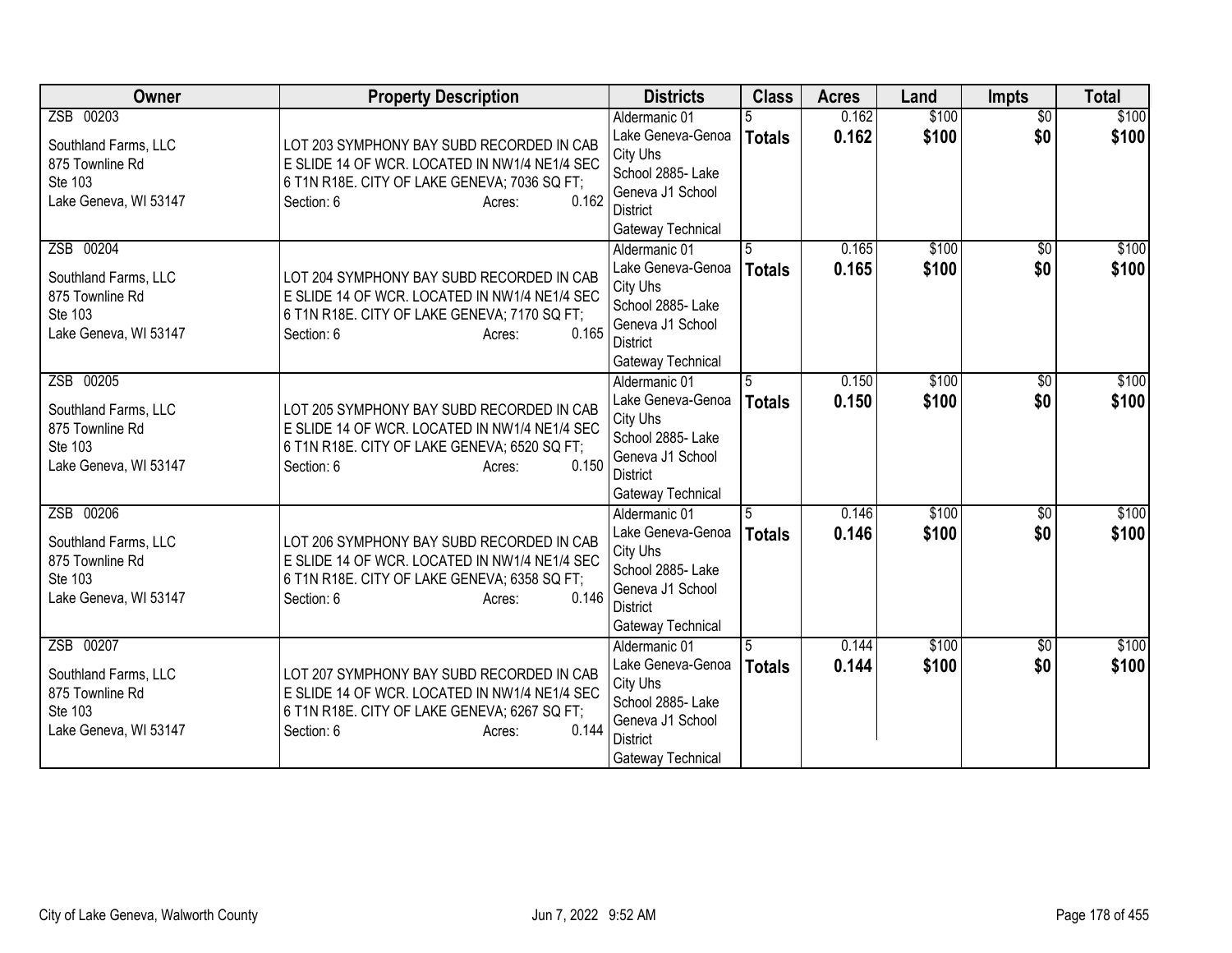| Owner | Property Description | Districts | Class | Acres | Land | Impts | Total |
|---|---|---|---|---|---|---|---|
| ZSB 00203<br><br>Southland Farms, LLC<br>875 Townline Rd<br>Ste 103<br>Lake Geneva, WI 53147 | LOT 203 SYMPHONY BAY SUBD RECORDED IN CAB E SLIDE 14 OF WCR. LOCATED IN NW1/4 NE1/4 SEC 6 T1N R18E. CITY OF LAKE GENEVA; 7036 SQ FT;<br>Section: 6 Acres: 0.162 | Aldermanic 01<br>Lake Geneva-Genoa City Uhs<br>School 2885- Lake Geneva J1 School District<br>Gateway Technical | 5<br>**Totals** | 0.162<br>**0.162** | $100<br>**$100** | $0<br>**$0** | $100<br>**$100** |
| ZSB 00204<br><br>Southland Farms, LLC<br>875 Townline Rd<br>Ste 103<br>Lake Geneva, WI 53147 | LOT 204 SYMPHONY BAY SUBD RECORDED IN CAB E SLIDE 14 OF WCR. LOCATED IN NW1/4 NE1/4 SEC 6 T1N R18E. CITY OF LAKE GENEVA; 7170 SQ FT;<br>Section: 6 Acres: 0.165 | Aldermanic 01<br>Lake Geneva-Genoa City Uhs<br>School 2885- Lake Geneva J1 School District<br>Gateway Technical | 5<br>**Totals** | 0.165<br>**0.165** | $100<br>**$100** | $0<br>**$0** | $100<br>**$100** |
| ZSB 00205<br><br>Southland Farms, LLC<br>875 Townline Rd<br>Ste 103<br>Lake Geneva, WI 53147 | LOT 205 SYMPHONY BAY SUBD RECORDED IN CAB E SLIDE 14 OF WCR. LOCATED IN NW1/4 NE1/4 SEC 6 T1N R18E. CITY OF LAKE GENEVA; 6520 SQ FT;<br>Section: 6 Acres: 0.150 | Aldermanic 01<br>Lake Geneva-Genoa City Uhs<br>School 2885- Lake Geneva J1 School District<br>Gateway Technical | 5<br>**Totals** | 0.150<br>**0.150** | $100<br>**$100** | $0<br>**$0** | $100<br>**$100** |
| ZSB 00206<br><br>Southland Farms, LLC<br>875 Townline Rd<br>Ste 103<br>Lake Geneva, WI 53147 | LOT 206 SYMPHONY BAY SUBD RECORDED IN CAB E SLIDE 14 OF WCR. LOCATED IN NW1/4 NE1/4 SEC 6 T1N R18E. CITY OF LAKE GENEVA; 6358 SQ FT;<br>Section: 6 Acres: 0.146 | Aldermanic 01<br>Lake Geneva-Genoa City Uhs<br>School 2885- Lake Geneva J1 School District<br>Gateway Technical | 5<br>**Totals** | 0.146<br>**0.146** | $100<br>**$100** | $0<br>**$0** | $100<br>**$100** |
| ZSB 00207<br><br>Southland Farms, LLC<br>875 Townline Rd<br>Ste 103<br>Lake Geneva, WI 53147 | LOT 207 SYMPHONY BAY SUBD RECORDED IN CAB E SLIDE 14 OF WCR. LOCATED IN NW1/4 NE1/4 SEC 6 T1N R18E. CITY OF LAKE GENEVA; 6267 SQ FT;<br>Section: 6 Acres: 0.144 | Aldermanic 01<br>Lake Geneva-Genoa City Uhs<br>School 2885- Lake Geneva J1 School District<br>Gateway Technical | 5<br>**Totals** | 0.144<br>**0.144** | $100<br>**$100** | $0<br>**$0** | $100<br>**$100** |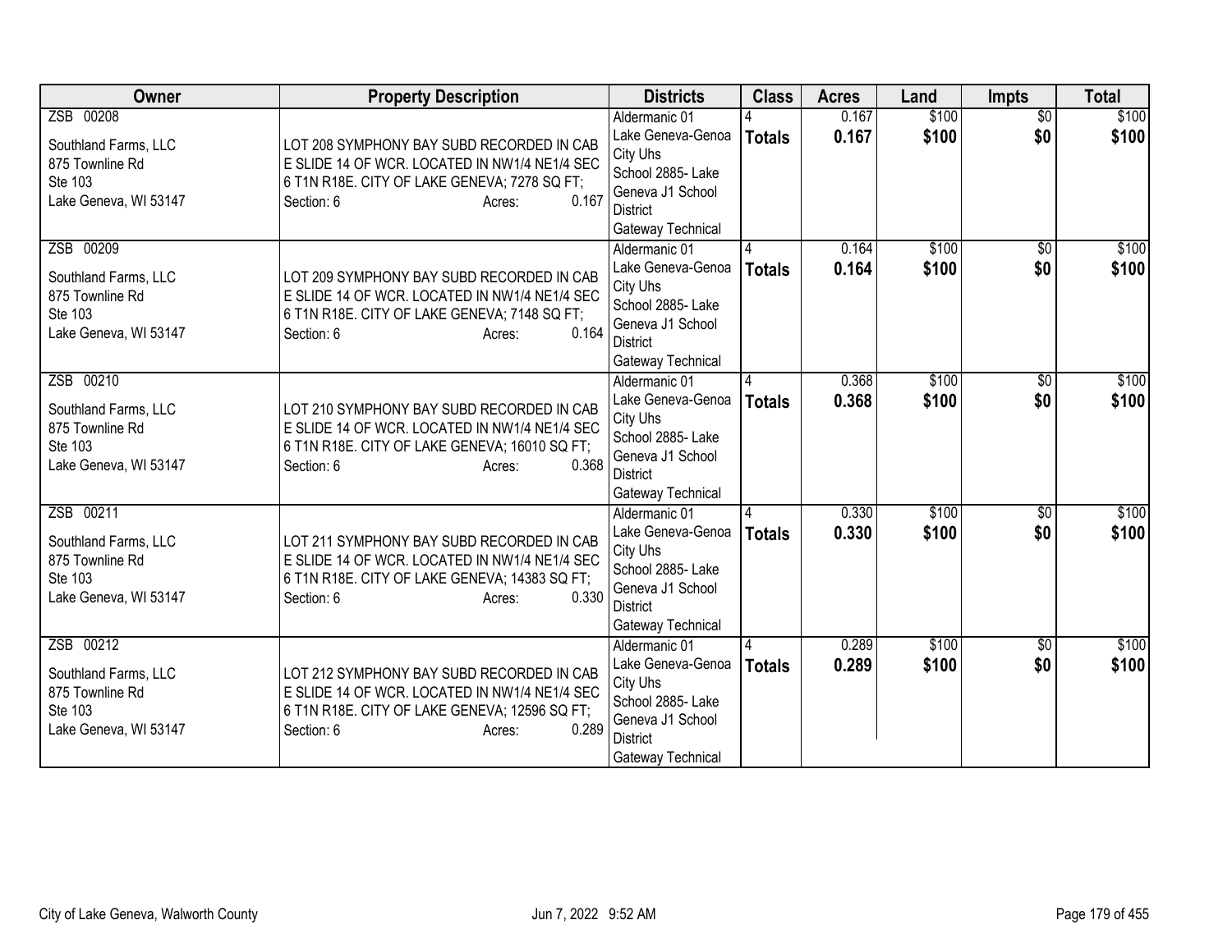| Owner | Property Description | Districts | Class | Acres | Land | Impts | Total |
|---|---|---|---|---|---|---|---|
| ZSB 00208<br><br>Southland Farms, LLC<br>875 Townline Rd<br>Ste 103<br>Lake Geneva, WI 53147 | LOT 208 SYMPHONY BAY SUBD RECORDED IN CAB E SLIDE 14 OF WCR. LOCATED IN NW1/4 NE1/4 SEC 6 T1N R18E. CITY OF LAKE GENEVA; 7278 SQ FT;<br>Section: 6 Acres: 0.167 | Aldermanic 01<br>Lake Geneva-Genoa City Uhs<br>School 2885- Lake Geneva J1 School District<br>Gateway Technical | 4<br>**Totals** | 0.167<br>**0.167** | $100<br>**$100** | $0<br>**$0** | $100<br>**$100** |
| ZSB 00209<br><br>Southland Farms, LLC<br>875 Townline Rd<br>Ste 103<br>Lake Geneva, WI 53147 | LOT 209 SYMPHONY BAY SUBD RECORDED IN CAB E SLIDE 14 OF WCR. LOCATED IN NW1/4 NE1/4 SEC 6 T1N R18E. CITY OF LAKE GENEVA; 7148 SQ FT;<br>Section: 6 Acres: 0.164 | Aldermanic 01<br>Lake Geneva-Genoa City Uhs<br>School 2885- Lake Geneva J1 School District<br>Gateway Technical | 4<br>**Totals** | 0.164<br>**0.164** | $100<br>**$100** | $0<br>**$0** | $100<br>**$100** |
| ZSB 00210<br><br>Southland Farms, LLC<br>875 Townline Rd<br>Ste 103<br>Lake Geneva, WI 53147 | LOT 210 SYMPHONY BAY SUBD RECORDED IN CAB E SLIDE 14 OF WCR. LOCATED IN NW1/4 NE1/4 SEC 6 T1N R18E. CITY OF LAKE GENEVA; 16010 SQ FT;<br>Section: 6 Acres: 0.368 | Aldermanic 01<br>Lake Geneva-Genoa City Uhs<br>School 2885- Lake Geneva J1 School District<br>Gateway Technical | 4<br>**Totals** | 0.368<br>**0.368** | $100<br>**$100** | $0<br>**$0** | $100<br>**$100** |
| ZSB 00211<br><br>Southland Farms, LLC<br>875 Townline Rd<br>Ste 103<br>Lake Geneva, WI 53147 | LOT 211 SYMPHONY BAY SUBD RECORDED IN CAB E SLIDE 14 OF WCR. LOCATED IN NW1/4 NE1/4 SEC 6 T1N R18E. CITY OF LAKE GENEVA; 14383 SQ FT;<br>Section: 6 Acres: 0.330 | Aldermanic 01<br>Lake Geneva-Genoa City Uhs<br>School 2885- Lake Geneva J1 School District<br>Gateway Technical | 4<br>**Totals** | 0.330<br>**0.330** | $100<br>**$100** | $0<br>**$0** | $100<br>**$100** |
| ZSB 00212<br><br>Southland Farms, LLC<br>875 Townline Rd<br>Ste 103<br>Lake Geneva, WI 53147 | LOT 212 SYMPHONY BAY SUBD RECORDED IN CAB E SLIDE 14 OF WCR. LOCATED IN NW1/4 NE1/4 SEC 6 T1N R18E. CITY OF LAKE GENEVA; 12596 SQ FT;<br>Section: 6 Acres: 0.289 | Aldermanic 01<br>Lake Geneva-Genoa City Uhs<br>School 2885- Lake Geneva J1 School District<br>Gateway Technical | 4<br>**Totals** | 0.289<br>**0.289** | $100<br>**$100** | $0<br>**$0** | $100<br>**$100** |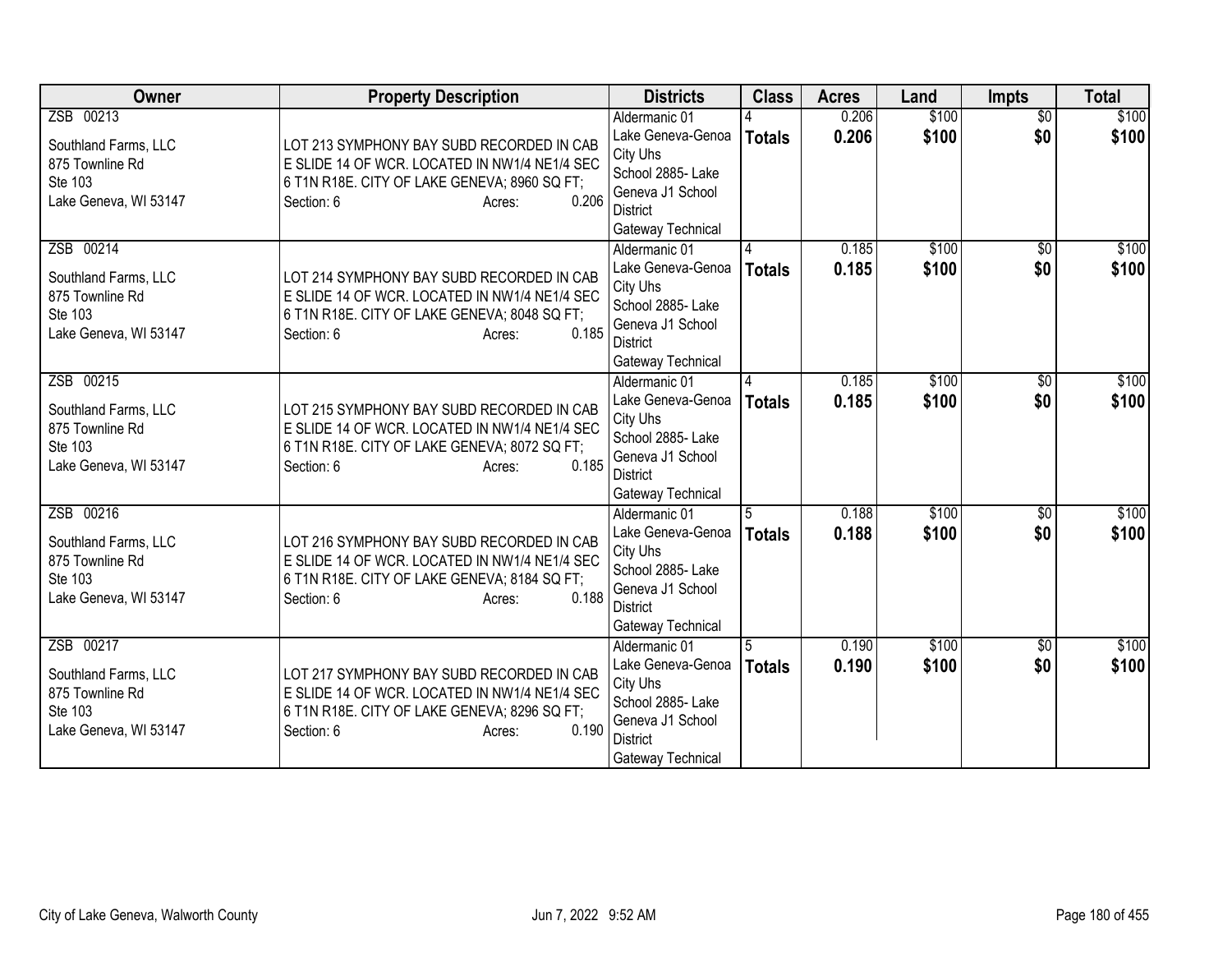| Owner | Property Description | Districts | Class | Acres | Land | Impts | Total |
|---|---|---|---|---|---|---|---|
| ZSB 00213<br><br>Southland Farms, LLC<br>875 Townline Rd<br>Ste 103<br>Lake Geneva, WI 53147 | LOT 213 SYMPHONY BAY SUBD RECORDED IN CAB E SLIDE 14 OF WCR. LOCATED IN NW1/4 NE1/4 SEC 6 T1N R18E. CITY OF LAKE GENEVA; 8960 SQ FT;<br>Section: 6 Acres: 0.206 | Aldermanic 01<br>Lake Geneva-Genoa City Uhs<br>School 2885- Lake Geneva J1 School District<br>Gateway Technical | 4<br>**Totals** | 0.206<br>**0.206** | $100<br>**$100** | $0<br>**$0** | $100<br>**$100** |
| ZSB 00214<br><br>Southland Farms, LLC<br>875 Townline Rd<br>Ste 103<br>Lake Geneva, WI 53147 | LOT 214 SYMPHONY BAY SUBD RECORDED IN CAB E SLIDE 14 OF WCR. LOCATED IN NW1/4 NE1/4 SEC 6 T1N R18E. CITY OF LAKE GENEVA; 8048 SQ FT;<br>Section: 6 Acres: 0.185 | Aldermanic 01<br>Lake Geneva-Genoa City Uhs<br>School 2885- Lake Geneva J1 School District<br>Gateway Technical | 4<br>**Totals** | 0.185<br>**0.185** | $100<br>**$100** | $0<br>**$0** | $100<br>**$100** |
| ZSB 00215<br><br>Southland Farms, LLC<br>875 Townline Rd<br>Ste 103<br>Lake Geneva, WI 53147 | LOT 215 SYMPHONY BAY SUBD RECORDED IN CAB E SLIDE 14 OF WCR. LOCATED IN NW1/4 NE1/4 SEC 6 T1N R18E. CITY OF LAKE GENEVA; 8072 SQ FT;<br>Section: 6 Acres: 0.185 | Aldermanic 01<br>Lake Geneva-Genoa City Uhs<br>School 2885- Lake Geneva J1 School District<br>Gateway Technical | 4<br>**Totals** | 0.185<br>**0.185** | $100<br>**$100** | $0<br>**$0** | $100<br>**$100** |
| ZSB 00216<br><br>Southland Farms, LLC<br>875 Townline Rd<br>Ste 103<br>Lake Geneva, WI 53147 | LOT 216 SYMPHONY BAY SUBD RECORDED IN CAB E SLIDE 14 OF WCR. LOCATED IN NW1/4 NE1/4 SEC 6 T1N R18E. CITY OF LAKE GENEVA; 8184 SQ FT;<br>Section: 6 Acres: 0.188 | Aldermanic 01<br>Lake Geneva-Genoa City Uhs<br>School 2885- Lake Geneva J1 School District<br>Gateway Technical | 5<br>**Totals** | 0.188<br>**0.188** | $100<br>**$100** | $0<br>**$0** | $100<br>**$100** |
| ZSB 00217<br><br>Southland Farms, LLC<br>875 Townline Rd<br>Ste 103<br>Lake Geneva, WI 53147 | LOT 217 SYMPHONY BAY SUBD RECORDED IN CAB E SLIDE 14 OF WCR. LOCATED IN NW1/4 NE1/4 SEC 6 T1N R18E. CITY OF LAKE GENEVA; 8296 SQ FT;<br>Section: 6 Acres: 0.190 | Aldermanic 01<br>Lake Geneva-Genoa City Uhs<br>School 2885- Lake Geneva J1 School District<br>Gateway Technical | 5<br>**Totals** | 0.190<br>**0.190** | $100<br>**$100** | $0<br>**$0** | $100<br>**$100** |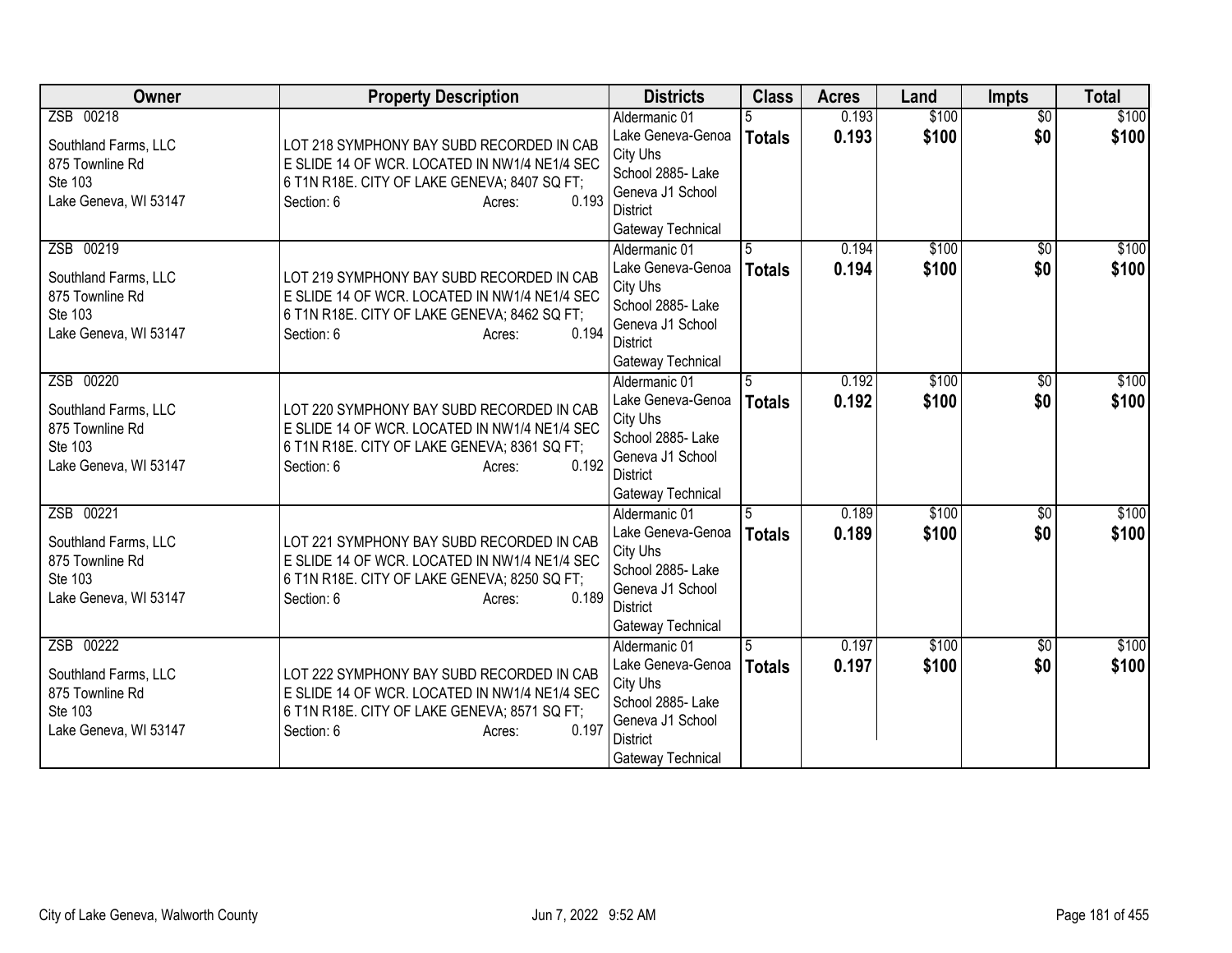| Owner | Property Description | Districts | Class | Acres | Land | Impts | Total |
|---|---|---|---|---|---|---|---|
| ZSB 00218<br><br>Southland Farms, LLC<br>875 Townline Rd<br>Ste 103<br>Lake Geneva, WI 53147 | LOT 218 SYMPHONY BAY SUBD RECORDED IN CAB E SLIDE 14 OF WCR. LOCATED IN NW1/4 NE1/4 SEC 6 T1N R18E. CITY OF LAKE GENEVA; 8407 SQ FT;<br>Section: 6 Acres: 0.193 | Aldermanic 01<br>Lake Geneva-Genoa City Uhs<br>School 2885- Lake Geneva J1 School District<br>Gateway Technical | 5<br>**Totals** | 0.193<br>**0.193** | $100<br>**$100** | $0<br>**$0** | $100<br>**$100** |
| ZSB 00219<br><br>Southland Farms, LLC<br>875 Townline Rd<br>Ste 103<br>Lake Geneva, WI 53147 | LOT 219 SYMPHONY BAY SUBD RECORDED IN CAB E SLIDE 14 OF WCR. LOCATED IN NW1/4 NE1/4 SEC 6 T1N R18E. CITY OF LAKE GENEVA; 8462 SQ FT;<br>Section: 6 Acres: 0.194 | Aldermanic 01<br>Lake Geneva-Genoa City Uhs<br>School 2885- Lake Geneva J1 School District<br>Gateway Technical | 5<br>**Totals** | 0.194<br>**0.194** | $100<br>**$100** | $0<br>**$0** | $100<br>**$100** |
| ZSB 00220<br><br>Southland Farms, LLC<br>875 Townline Rd<br>Ste 103<br>Lake Geneva, WI 53147 | LOT 220 SYMPHONY BAY SUBD RECORDED IN CAB E SLIDE 14 OF WCR. LOCATED IN NW1/4 NE1/4 SEC 6 T1N R18E. CITY OF LAKE GENEVA; 8361 SQ FT;<br>Section: 6 Acres: 0.192 | Aldermanic 01<br>Lake Geneva-Genoa City Uhs<br>School 2885- Lake Geneva J1 School District<br>Gateway Technical | 5<br>**Totals** | 0.192<br>**0.192** | $100<br>**$100** | $0<br>**$0** | $100<br>**$100** |
| ZSB 00221<br><br>Southland Farms, LLC<br>875 Townline Rd<br>Ste 103<br>Lake Geneva, WI 53147 | LOT 221 SYMPHONY BAY SUBD RECORDED IN CAB E SLIDE 14 OF WCR. LOCATED IN NW1/4 NE1/4 SEC 6 T1N R18E. CITY OF LAKE GENEVA; 8250 SQ FT;<br>Section: 6 Acres: 0.189 | Aldermanic 01<br>Lake Geneva-Genoa City Uhs<br>School 2885- Lake Geneva J1 School District<br>Gateway Technical | 5<br>**Totals** | 0.189<br>**0.189** | $100<br>**$100** | $0<br>**$0** | $100<br>**$100** |
| ZSB 00222<br><br>Southland Farms, LLC<br>875 Townline Rd<br>Ste 103<br>Lake Geneva, WI 53147 | LOT 222 SYMPHONY BAY SUBD RECORDED IN CAB E SLIDE 14 OF WCR. LOCATED IN NW1/4 NE1/4 SEC 6 T1N R18E. CITY OF LAKE GENEVA; 8571 SQ FT;<br>Section: 6 Acres: 0.197 | Aldermanic 01<br>Lake Geneva-Genoa City Uhs<br>School 2885- Lake Geneva J1 School District<br>Gateway Technical | 5<br>**Totals** | 0.197<br>**0.197** | $100<br>**$100** | $0<br>**$0** | $100<br>**$100** |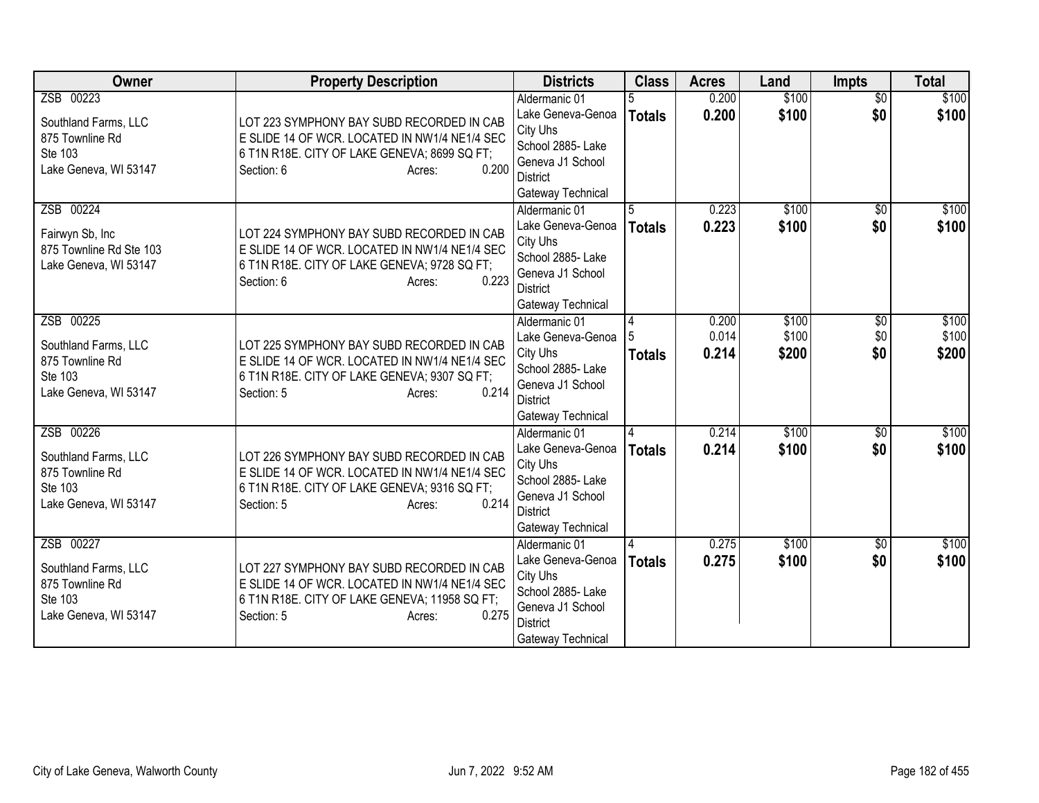| Owner | Property Description | Districts | Class | Acres | Land | Impts | Total |
|---|---|---|---|---|---|---|---|
| ZSB 00223<br><br>Southland Farms, LLC<br>875 Townline Rd<br>Ste 103<br>Lake Geneva, WI 53147 | LOT 223 SYMPHONY BAY SUBD RECORDED IN CAB E SLIDE 14 OF WCR. LOCATED IN NW1/4 NE1/4 SEC 6 T1N R18E. CITY OF LAKE GENEVA; 8699 SQ FT;<br>Section: 6 Acres: 0.200 | Aldermanic 01<br>Lake Geneva-Genoa City Uhs<br>School 2885- Lake Geneva J1 School District<br>Gateway Technical | 5<br>**Totals** | 0.200<br>**0.200** | $100<br>**$100** | $0<br>**$0** | $100<br>**$100** |
| ZSB 00224<br><br>Fairwyn Sb, Inc<br>875 Townline Rd Ste 103<br>Lake Geneva, WI 53147 | LOT 224 SYMPHONY BAY SUBD RECORDED IN CAB E SLIDE 14 OF WCR. LOCATED IN NW1/4 NE1/4 SEC 6 T1N R18E. CITY OF LAKE GENEVA; 9728 SQ FT;<br>Section: 6 Acres: 0.223 | Aldermanic 01<br>Lake Geneva-Genoa City Uhs<br>School 2885- Lake Geneva J1 School District<br>Gateway Technical | 5<br>**Totals** | 0.223<br>**0.223** | $100<br>**$100** | $0<br>**$0** | $100<br>**$100** |
| ZSB 00225<br><br>Southland Farms, LLC<br>875 Townline Rd<br>Ste 103<br>Lake Geneva, WI 53147 | LOT 225 SYMPHONY BAY SUBD RECORDED IN CAB E SLIDE 14 OF WCR. LOCATED IN NW1/4 NE1/4 SEC 6 T1N R18E. CITY OF LAKE GENEVA; 9307 SQ FT;<br>Section: 5 Acres: 0.214 | Aldermanic 01<br>Lake Geneva-Genoa City Uhs<br>School 2885- Lake Geneva J1 School District<br>Gateway Technical | 4<br>5<br>**Totals** | 0.200<br>0.014<br>**0.214** | $100<br>$100<br>**$200** | $0<br>$0<br>**$0** | $100<br>$100<br>**$200** |
| ZSB 00226<br><br>Southland Farms, LLC<br>875 Townline Rd<br>Ste 103<br>Lake Geneva, WI 53147 | LOT 226 SYMPHONY BAY SUBD RECORDED IN CAB E SLIDE 14 OF WCR. LOCATED IN NW1/4 NE1/4 SEC 6 T1N R18E. CITY OF LAKE GENEVA; 9316 SQ FT;<br>Section: 5 Acres: 0.214 | Aldermanic 01<br>Lake Geneva-Genoa City Uhs<br>School 2885- Lake Geneva J1 School District<br>Gateway Technical | 4<br>**Totals** | 0.214<br>**0.214** | $100<br>**$100** | $0<br>**$0** | $100<br>**$100** |
| ZSB 00227<br><br>Southland Farms, LLC<br>875 Townline Rd<br>Ste 103<br>Lake Geneva, WI 53147 | LOT 227 SYMPHONY BAY SUBD RECORDED IN CAB E SLIDE 14 OF WCR. LOCATED IN NW1/4 NE1/4 SEC 6 T1N R18E. CITY OF LAKE GENEVA; 11958 SQ FT;<br>Section: 5 Acres: 0.275 | Aldermanic 01<br>Lake Geneva-Genoa City Uhs<br>School 2885- Lake Geneva J1 School District<br>Gateway Technical | 4<br>**Totals** | 0.275<br>**0.275** | $100<br>**$100** | $0<br>**$0** | $100<br>**$100** |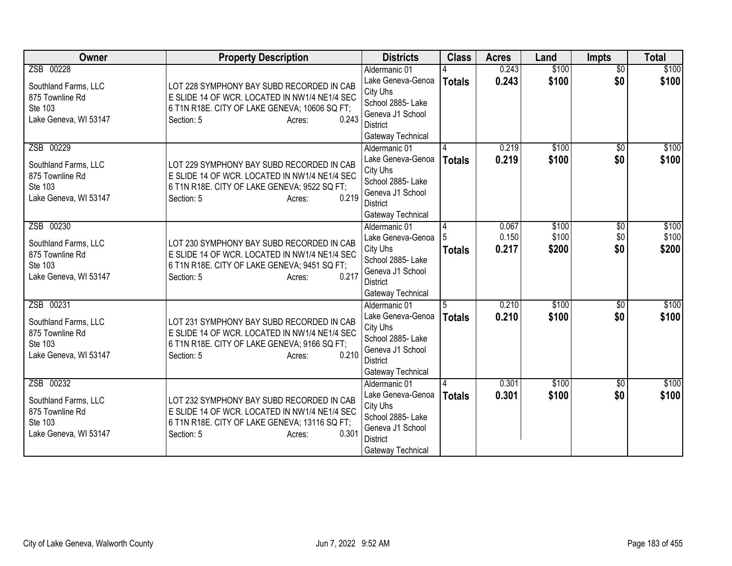| Owner | Property Description | Districts | Class | Acres | Land | Impts | Total |
|---|---|---|---|---|---|---|---|
| ZSB 00228<br><br>Southland Farms, LLC<br>875 Townline Rd<br>Ste 103<br>Lake Geneva, WI 53147 | LOT 228 SYMPHONY BAY SUBD RECORDED IN CAB E SLIDE 14 OF WCR. LOCATED IN NW1/4 NE1/4 SEC 6 T1N R18E. CITY OF LAKE GENEVA; 10606 SQ FT;<br>Section: 5 Acres: 0.243 | Aldermanic 01<br>Lake Geneva-Genoa City Uhs<br>School 2885- Lake Geneva J1 School District<br>Gateway Technical | 4<br>**Totals** | 0.243<br>**0.243** | \$100<br>**\$100** | \$0<br>**\$0** | \$100<br>**\$100** |
| ZSB 00229<br><br>Southland Farms, LLC<br>875 Townline Rd<br>Ste 103<br>Lake Geneva, WI 53147 | LOT 229 SYMPHONY BAY SUBD RECORDED IN CAB E SLIDE 14 OF WCR. LOCATED IN NW1/4 NE1/4 SEC 6 T1N R18E. CITY OF LAKE GENEVA; 9522 SQ FT;<br>Section: 5 Acres: 0.219 | Aldermanic 01<br>Lake Geneva-Genoa City Uhs<br>School 2885- Lake Geneva J1 School District<br>Gateway Technical | 4<br>**Totals** | 0.219<br>**0.219** | \$100<br>**\$100** | \$0<br>**\$0** | \$100<br>**\$100** |
| ZSB 00230<br><br>Southland Farms, LLC<br>875 Townline Rd<br>Ste 103<br>Lake Geneva, WI 53147 | LOT 230 SYMPHONY BAY SUBD RECORDED IN CAB E SLIDE 14 OF WCR. LOCATED IN NW1/4 NE1/4 SEC 6 T1N R18E. CITY OF LAKE GENEVA; 9451 SQ FT;<br>Section: 5 Acres: 0.217 | Aldermanic 01<br>Lake Geneva-Genoa City Uhs<br>School 2885- Lake Geneva J1 School District<br>Gateway Technical | 4<br>5<br>**Totals** | 0.067<br>0.150<br>**0.217** | \$100<br>\$100<br>**\$200** | \$0<br>\$0<br>**\$0** | \$100<br>\$100<br>**\$200** |
| ZSB 00231<br><br>Southland Farms, LLC<br>875 Townline Rd<br>Ste 103<br>Lake Geneva, WI 53147 | LOT 231 SYMPHONY BAY SUBD RECORDED IN CAB E SLIDE 14 OF WCR. LOCATED IN NW1/4 NE1/4 SEC 6 T1N R18E. CITY OF LAKE GENEVA; 9166 SQ FT;<br>Section: 5 Acres: 0.210 | Aldermanic 01<br>Lake Geneva-Genoa City Uhs<br>School 2885- Lake Geneva J1 School District<br>Gateway Technical | 5<br>**Totals** | 0.210<br>**0.210** | \$100<br>**\$100** | \$0<br>**\$0** | \$100<br>**\$100** |
| ZSB 00232<br><br>Southland Farms, LLC<br>875 Townline Rd<br>Ste 103<br>Lake Geneva, WI 53147 | LOT 232 SYMPHONY BAY SUBD RECORDED IN CAB E SLIDE 14 OF WCR. LOCATED IN NW1/4 NE1/4 SEC 6 T1N R18E. CITY OF LAKE GENEVA; 13116 SQ FT;<br>Section: 5 Acres: 0.301 | Aldermanic 01<br>Lake Geneva-Genoa City Uhs<br>School 2885- Lake Geneva J1 School District<br>Gateway Technical | 4<br>**Totals** | 0.301<br>**0.301** | \$100<br>**\$100** | \$0<br>**\$0** | \$100<br>**\$100** |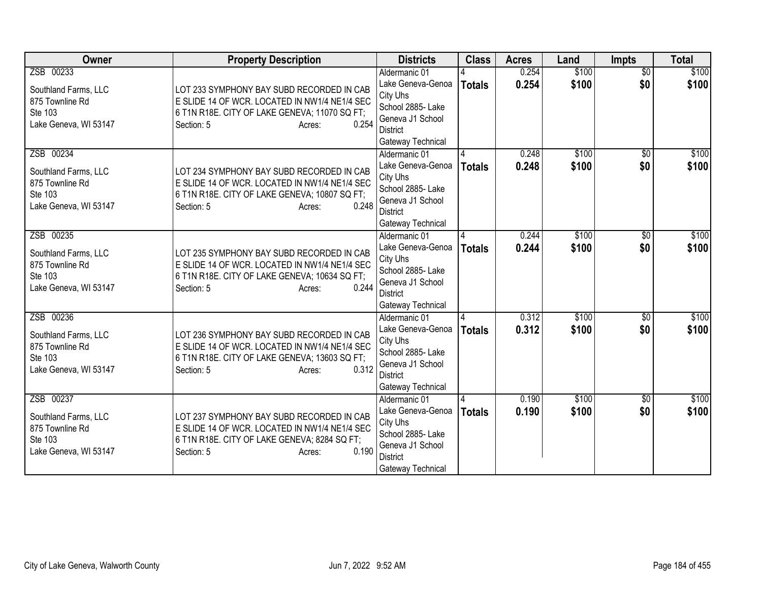| Owner | Property Description | Districts | Class | Acres | Land | Impts | Total |
|---|---|---|---|---|---|---|---|
| ZSB 00233<br><br>Southland Farms, LLC<br>875 Townline Rd<br>Ste 103<br>Lake Geneva, WI 53147 | LOT 233 SYMPHONY BAY SUBD RECORDED IN CAB E SLIDE 14 OF WCR. LOCATED IN NW1/4 NE1/4 SEC 6 T1N R18E. CITY OF LAKE GENEVA; 11070 SQ FT;<br>Section: 5 Acres: 0.254 | Aldermanic 01<br>Lake Geneva-Genoa City Uhs<br>School 2885- Lake Geneva J1 School District<br>Gateway Technical | 4<br>**Totals** | 0.254<br>**0.254** | $100<br>**$100** | $0<br>**$0** | $100<br>**$100** |
| ZSB 00234<br><br>Southland Farms, LLC<br>875 Townline Rd<br>Ste 103<br>Lake Geneva, WI 53147 | LOT 234 SYMPHONY BAY SUBD RECORDED IN CAB E SLIDE 14 OF WCR. LOCATED IN NW1/4 NE1/4 SEC 6 T1N R18E. CITY OF LAKE GENEVA; 10807 SQ FT;<br>Section: 5 Acres: 0.248 | Aldermanic 01<br>Lake Geneva-Genoa City Uhs<br>School 2885- Lake Geneva J1 School District<br>Gateway Technical | 4<br>**Totals** | 0.248<br>**0.248** | $100<br>**$100** | $0<br>**$0** | $100<br>**$100** |
| ZSB 00235<br><br>Southland Farms, LLC<br>875 Townline Rd<br>Ste 103<br>Lake Geneva, WI 53147 | LOT 235 SYMPHONY BAY SUBD RECORDED IN CAB E SLIDE 14 OF WCR. LOCATED IN NW1/4 NE1/4 SEC 6 T1N R18E. CITY OF LAKE GENEVA; 10634 SQ FT;<br>Section: 5 Acres: 0.244 | Aldermanic 01<br>Lake Geneva-Genoa City Uhs<br>School 2885- Lake Geneva J1 School District<br>Gateway Technical | 4<br>**Totals** | 0.244<br>**0.244** | $100<br>**$100** | $0<br>**$0** | $100<br>**$100** |
| ZSB 00236<br><br>Southland Farms, LLC<br>875 Townline Rd<br>Ste 103<br>Lake Geneva, WI 53147 | LOT 236 SYMPHONY BAY SUBD RECORDED IN CAB E SLIDE 14 OF WCR. LOCATED IN NW1/4 NE1/4 SEC 6 T1N R18E. CITY OF LAKE GENEVA; 13603 SQ FT;<br>Section: 5 Acres: 0.312 | Aldermanic 01<br>Lake Geneva-Genoa City Uhs<br>School 2885- Lake Geneva J1 School District<br>Gateway Technical | 4<br>**Totals** | 0.312<br>**0.312** | $100<br>**$100** | $0<br>**$0** | $100<br>**$100** |
| ZSB 00237<br><br>Southland Farms, LLC<br>875 Townline Rd<br>Ste 103<br>Lake Geneva, WI 53147 | LOT 237 SYMPHONY BAY SUBD RECORDED IN CAB E SLIDE 14 OF WCR. LOCATED IN NW1/4 NE1/4 SEC 6 T1N R18E. CITY OF LAKE GENEVA; 8284 SQ FT;<br>Section: 5 Acres: 0.190 | Aldermanic 01<br>Lake Geneva-Genoa City Uhs<br>School 2885- Lake Geneva J1 School District<br>Gateway Technical | 4<br>**Totals** | 0.190<br>**0.190** | $100<br>**$100** | $0<br>**$0** | $100<br>**$100** |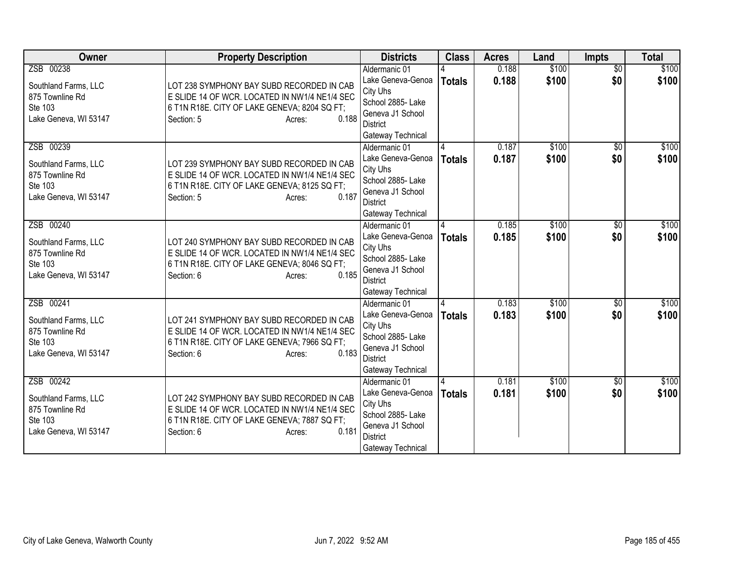| Owner | Property Description | Districts | Class | Acres | Land | Impts | Total |
|---|---|---|---|---|---|---|---|
| ZSB 00238<br><br>Southland Farms, LLC<br>875 Townline Rd<br>Ste 103<br>Lake Geneva, WI 53147 | LOT 238 SYMPHONY BAY SUBD RECORDED IN CAB E SLIDE 14 OF WCR. LOCATED IN NW1/4 NE1/4 SEC 6 T1N R18E. CITY OF LAKE GENEVA; 8204 SQ FT;<br>Section: 5 Acres: 0.188 | Aldermanic 01<br>Lake Geneva-Genoa City Uhs<br>School 2885- Lake Geneva J1 School District<br>Gateway Technical | 4<br>**Totals** | 0.188<br>**0.188** | $100<br>**$100** | $0<br>**$0** | $100<br>**$100** |
| ZSB 00239<br><br>Southland Farms, LLC<br>875 Townline Rd<br>Ste 103<br>Lake Geneva, WI 53147 | LOT 239 SYMPHONY BAY SUBD RECORDED IN CAB E SLIDE 14 OF WCR. LOCATED IN NW1/4 NE1/4 SEC 6 T1N R18E. CITY OF LAKE GENEVA; 8125 SQ FT;<br>Section: 5 Acres: 0.187 | Aldermanic 01<br>Lake Geneva-Genoa City Uhs<br>School 2885- Lake Geneva J1 School District<br>Gateway Technical | 4<br>**Totals** | 0.187<br>**0.187** | $100<br>**$100** | $0<br>**$0** | $100<br>**$100** |
| ZSB 00240<br><br>Southland Farms, LLC<br>875 Townline Rd<br>Ste 103<br>Lake Geneva, WI 53147 | LOT 240 SYMPHONY BAY SUBD RECORDED IN CAB E SLIDE 14 OF WCR. LOCATED IN NW1/4 NE1/4 SEC 6 T1N R18E. CITY OF LAKE GENEVA; 8046 SQ FT;<br>Section: 6 Acres: 0.185 | Aldermanic 01<br>Lake Geneva-Genoa City Uhs<br>School 2885- Lake Geneva J1 School District<br>Gateway Technical | 4<br>**Totals** | 0.185<br>**0.185** | $100<br>**$100** | $0<br>**$0** | $100<br>**$100** |
| ZSB 00241<br><br>Southland Farms, LLC<br>875 Townline Rd<br>Ste 103<br>Lake Geneva, WI 53147 | LOT 241 SYMPHONY BAY SUBD RECORDED IN CAB E SLIDE 14 OF WCR. LOCATED IN NW1/4 NE1/4 SEC 6 T1N R18E. CITY OF LAKE GENEVA; 7966 SQ FT;<br>Section: 6 Acres: 0.183 | Aldermanic 01<br>Lake Geneva-Genoa City Uhs<br>School 2885- Lake Geneva J1 School District<br>Gateway Technical | 4<br>**Totals** | 0.183<br>**0.183** | $100<br>**$100** | $0<br>**$0** | $100<br>**$100** |
| ZSB 00242<br><br>Southland Farms, LLC<br>875 Townline Rd<br>Ste 103<br>Lake Geneva, WI 53147 | LOT 242 SYMPHONY BAY SUBD RECORDED IN CAB E SLIDE 14 OF WCR. LOCATED IN NW1/4 NE1/4 SEC 6 T1N R18E. CITY OF LAKE GENEVA; 7887 SQ FT;<br>Section: 6 Acres: 0.181 | Aldermanic 01<br>Lake Geneva-Genoa City Uhs<br>School 2885- Lake Geneva J1 School District<br>Gateway Technical | 4<br>**Totals** | 0.181<br>**0.181** | $100<br>**$100** | $0<br>**$0** | $100<br>**$100** |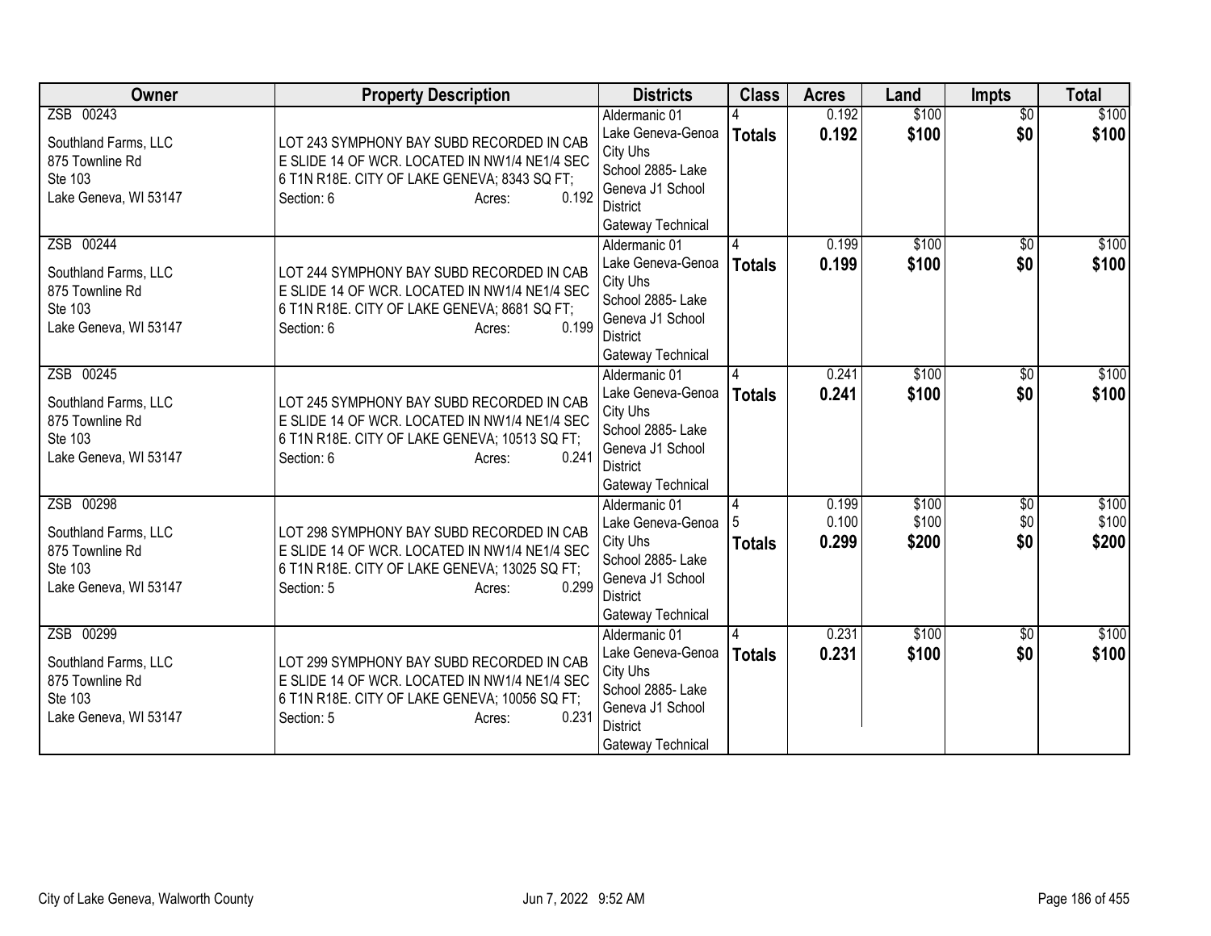| Owner | Property Description | Districts | Class | Acres | Land | Impts | Total |
|---|---|---|---|---|---|---|---|
| ZSB 00243<br><br>Southland Farms, LLC<br>875 Townline Rd<br>Ste 103<br>Lake Geneva, WI 53147 | LOT 243 SYMPHONY BAY SUBD RECORDED IN CAB E SLIDE 14 OF WCR. LOCATED IN NW1/4 NE1/4 SEC 6 T1N R18E. CITY OF LAKE GENEVA; 8343 SQ FT;<br>Section: 6 Acres: 0.192 | Aldermanic 01<br>Lake Geneva-Genoa City Uhs<br>School 2885- Lake Geneva J1 School District<br>Gateway Technical | 4<br>**Totals** | 0.192<br>**0.192** | $100<br>**$100** | $0<br>**$0** | $100<br>**$100** |
| ZSB 00244<br><br>Southland Farms, LLC<br>875 Townline Rd<br>Ste 103<br>Lake Geneva, WI 53147 | LOT 244 SYMPHONY BAY SUBD RECORDED IN CAB E SLIDE 14 OF WCR. LOCATED IN NW1/4 NE1/4 SEC 6 T1N R18E. CITY OF LAKE GENEVA; 8681 SQ FT;<br>Section: 6 Acres: 0.199 | Aldermanic 01<br>Lake Geneva-Genoa City Uhs<br>School 2885- Lake Geneva J1 School District<br>Gateway Technical | 4<br>**Totals** | 0.199<br>**0.199** | $100<br>**$100** | $0<br>**$0** | $100<br>**$100** |
| ZSB 00245<br><br>Southland Farms, LLC<br>875 Townline Rd<br>Ste 103<br>Lake Geneva, WI 53147 | LOT 245 SYMPHONY BAY SUBD RECORDED IN CAB E SLIDE 14 OF WCR. LOCATED IN NW1/4 NE1/4 SEC 6 T1N R18E. CITY OF LAKE GENEVA; 10513 SQ FT;<br>Section: 6 Acres: 0.241 | Aldermanic 01<br>Lake Geneva-Genoa City Uhs<br>School 2885- Lake Geneva J1 School District<br>Gateway Technical | 4<br>**Totals** | 0.241<br>**0.241** | $100<br>**$100** | $0<br>**$0** | $100<br>**$100** |
| ZSB 00298<br><br>Southland Farms, LLC<br>875 Townline Rd<br>Ste 103<br>Lake Geneva, WI 53147 | LOT 298 SYMPHONY BAY SUBD RECORDED IN CAB E SLIDE 14 OF WCR. LOCATED IN NW1/4 NE1/4 SEC 6 T1N R18E. CITY OF LAKE GENEVA; 13025 SQ FT;<br>Section: 5 Acres: 0.299 | Aldermanic 01<br>Lake Geneva-Genoa City Uhs<br>School 2885- Lake Geneva J1 School District<br>Gateway Technical | 4<br>5<br>**Totals** | 0.199<br>0.100<br>**0.299** | $100<br>$100<br>**$200** | $0<br>$0<br>**$0** | $100<br>$100<br>**$200** |
| ZSB 00299<br><br>Southland Farms, LLC<br>875 Townline Rd<br>Ste 103<br>Lake Geneva, WI 53147 | LOT 299 SYMPHONY BAY SUBD RECORDED IN CAB E SLIDE 14 OF WCR. LOCATED IN NW1/4 NE1/4 SEC 6 T1N R18E. CITY OF LAKE GENEVA; 10056 SQ FT;<br>Section: 5 Acres: 0.231 | Aldermanic 01<br>Lake Geneva-Genoa City Uhs<br>School 2885- Lake Geneva J1 School District<br>Gateway Technical | 4<br>**Totals** | 0.231<br>**0.231** | $100<br>**$100** | $0<br>**$0** | $100<br>**$100** |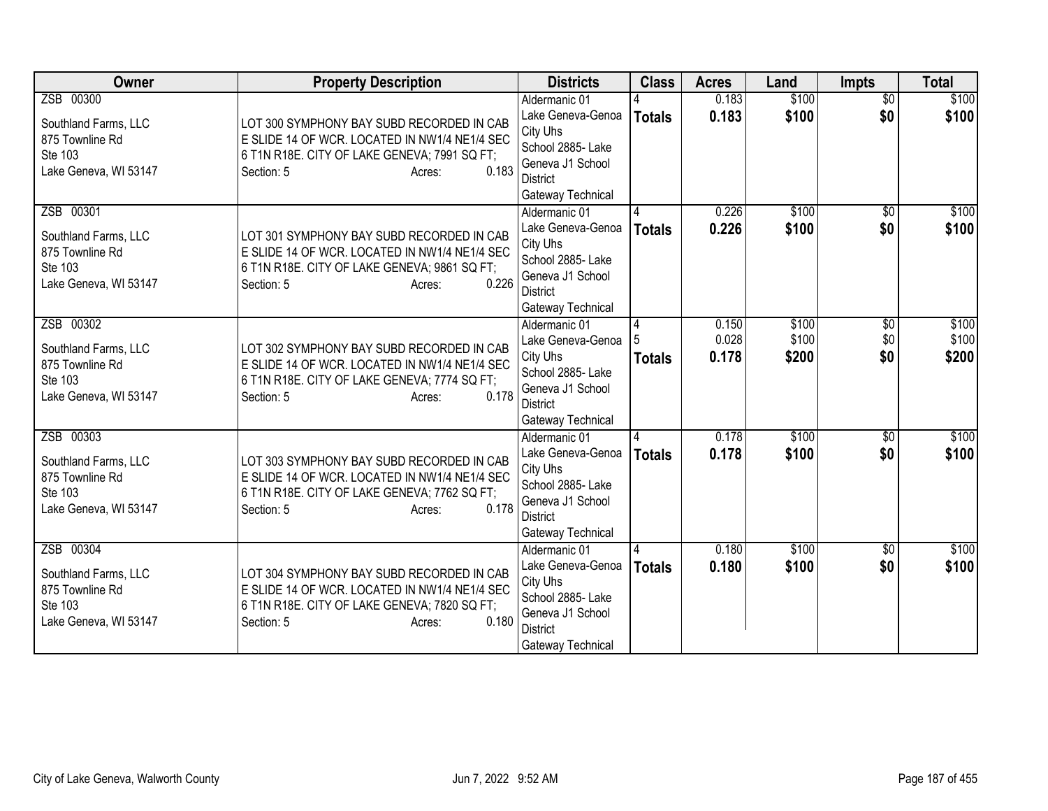| Owner | Property Description | Districts | Class | Acres | Land | Impts | Total |
|---|---|---|---|---|---|---|---|
| ZSB 00300<br><br>Southland Farms, LLC<br>875 Townline Rd<br>Ste 103<br>Lake Geneva, WI 53147 | LOT 300 SYMPHONY BAY SUBD RECORDED IN CAB E SLIDE 14 OF WCR. LOCATED IN NW1/4 NE1/4 SEC 6 T1N R18E. CITY OF LAKE GENEVA; 7991 SQ FT;<br>Section: 5 Acres: 0.183 | Aldermanic 01<br>Lake Geneva-Genoa City Uhs<br>School 2885- Lake Geneva J1 School District<br>Gateway Technical | 4<br>**Totals** | 0.183<br>**0.183** | $100<br>**$100** | $0<br>**$0** | $100<br>**$100** |
| ZSB 00301<br><br>Southland Farms, LLC<br>875 Townline Rd<br>Ste 103<br>Lake Geneva, WI 53147 | LOT 301 SYMPHONY BAY SUBD RECORDED IN CAB E SLIDE 14 OF WCR. LOCATED IN NW1/4 NE1/4 SEC 6 T1N R18E. CITY OF LAKE GENEVA; 9861 SQ FT;<br>Section: 5 Acres: 0.226 | Aldermanic 01<br>Lake Geneva-Genoa City Uhs<br>School 2885- Lake Geneva J1 School District<br>Gateway Technical | 4<br>**Totals** | 0.226<br>**0.226** | $100<br>**$100** | $0<br>**$0** | $100<br>**$100** |
| ZSB 00302<br><br>Southland Farms, LLC<br>875 Townline Rd<br>Ste 103<br>Lake Geneva, WI 53147 | LOT 302 SYMPHONY BAY SUBD RECORDED IN CAB E SLIDE 14 OF WCR. LOCATED IN NW1/4 NE1/4 SEC 6 T1N R18E. CITY OF LAKE GENEVA; 7774 SQ FT;<br>Section: 5 Acres: 0.178 | Aldermanic 01<br>Lake Geneva-Genoa City Uhs<br>School 2885- Lake Geneva J1 School District<br>Gateway Technical | 4<br>5<br>**Totals** | 0.150<br>0.028<br>**0.178** | $100<br>$100<br>**$200** | $0<br>$0<br>**$0** | $100<br>$100<br>**$200** |
| ZSB 00303<br><br>Southland Farms, LLC<br>875 Townline Rd<br>Ste 103<br>Lake Geneva, WI 53147 | LOT 303 SYMPHONY BAY SUBD RECORDED IN CAB E SLIDE 14 OF WCR. LOCATED IN NW1/4 NE1/4 SEC 6 T1N R18E. CITY OF LAKE GENEVA; 7762 SQ FT;<br>Section: 5 Acres: 0.178 | Aldermanic 01<br>Lake Geneva-Genoa City Uhs<br>School 2885- Lake Geneva J1 School District<br>Gateway Technical | 4<br>**Totals** | 0.178<br>**0.178** | $100<br>**$100** | $0<br>**$0** | $100<br>**$100** |
| ZSB 00304<br><br>Southland Farms, LLC<br>875 Townline Rd<br>Ste 103<br>Lake Geneva, WI 53147 | LOT 304 SYMPHONY BAY SUBD RECORDED IN CAB E SLIDE 14 OF WCR. LOCATED IN NW1/4 NE1/4 SEC 6 T1N R18E. CITY OF LAKE GENEVA; 7820 SQ FT;<br>Section: 5 Acres: 0.180 | Aldermanic 01<br>Lake Geneva-Genoa City Uhs<br>School 2885- Lake Geneva J1 School District<br>Gateway Technical | 4<br>**Totals** | 0.180<br>**0.180** | $100<br>**$100** | $0<br>**$0** | $100<br>**$100** |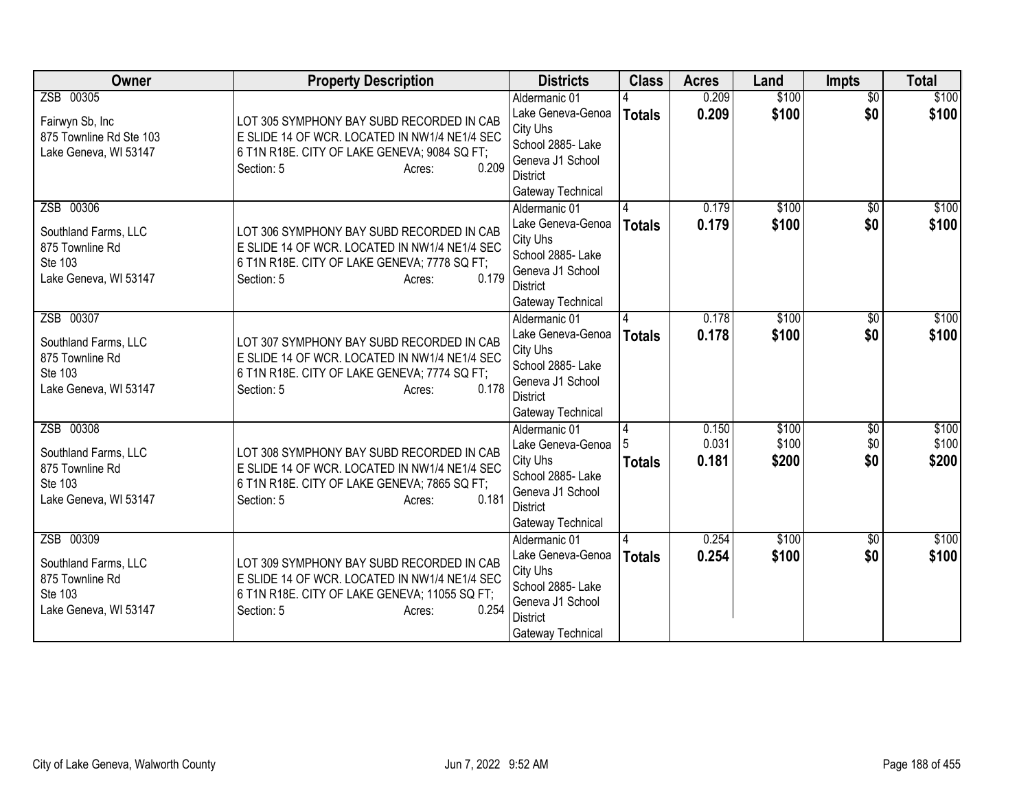| Owner | Property Description | Districts | Class | Acres | Land | Impts | Total |
|---|---|---|---|---|---|---|---|
| ZSB 00305<br><br>Fairwyn Sb, Inc<br>875 Townline Rd Ste 103<br>Lake Geneva, WI 53147 | LOT 305 SYMPHONY BAY SUBD RECORDED IN CAB E SLIDE 14 OF WCR. LOCATED IN NW1/4 NE1/4 SEC 6 T1N R18E. CITY OF LAKE GENEVA; 9084 SQ FT;<br>Section: 5 Acres: 0.209 | Aldermanic 01<br>Lake Geneva-Genoa City Uhs<br>School 2885- Lake Geneva J1 School District<br>Gateway Technical | 4<br>**Totals** | 0.209<br>**0.209** | $100<br>**$100** | $0<br>**$0** | $100<br>**$100** |
| ZSB 00306<br><br>Southland Farms, LLC<br>875 Townline Rd<br>Ste 103<br>Lake Geneva, WI 53147 | LOT 306 SYMPHONY BAY SUBD RECORDED IN CAB E SLIDE 14 OF WCR. LOCATED IN NW1/4 NE1/4 SEC 6 T1N R18E. CITY OF LAKE GENEVA; 7778 SQ FT;<br>Section: 5 Acres: 0.179 | Aldermanic 01<br>Lake Geneva-Genoa City Uhs<br>School 2885- Lake Geneva J1 School District<br>Gateway Technical | 4<br>**Totals** | 0.179<br>**0.179** | $100<br>**$100** | $0<br>**$0** | $100<br>**$100** |
| ZSB 00307<br><br>Southland Farms, LLC<br>875 Townline Rd<br>Ste 103<br>Lake Geneva, WI 53147 | LOT 307 SYMPHONY BAY SUBD RECORDED IN CAB E SLIDE 14 OF WCR. LOCATED IN NW1/4 NE1/4 SEC 6 T1N R18E. CITY OF LAKE GENEVA; 7774 SQ FT;<br>Section: 5 Acres: 0.178 | Aldermanic 01<br>Lake Geneva-Genoa City Uhs<br>School 2885- Lake Geneva J1 School District<br>Gateway Technical | 4<br>**Totals** | 0.178<br>**0.178** | $100<br>**$100** | $0<br>**$0** | $100<br>**$100** |
| ZSB 00308<br><br>Southland Farms, LLC<br>875 Townline Rd<br>Ste 103<br>Lake Geneva, WI 53147 | LOT 308 SYMPHONY BAY SUBD RECORDED IN CAB E SLIDE 14 OF WCR. LOCATED IN NW1/4 NE1/4 SEC 6 T1N R18E. CITY OF LAKE GENEVA; 7865 SQ FT;<br>Section: 5 Acres: 0.181 | Aldermanic 01<br>Lake Geneva-Genoa City Uhs<br>School 2885- Lake Geneva J1 School District<br>Gateway Technical | 4<br>5<br>**Totals** | 0.150<br>0.031<br>**0.181** | $100<br>$100<br>**$200** | $0<br>$0<br>**$0** | $100<br>$100<br>**$200** |
| ZSB 00309<br><br>Southland Farms, LLC<br>875 Townline Rd<br>Ste 103<br>Lake Geneva, WI 53147 | LOT 309 SYMPHONY BAY SUBD RECORDED IN CAB E SLIDE 14 OF WCR. LOCATED IN NW1/4 NE1/4 SEC 6 T1N R18E. CITY OF LAKE GENEVA; 11055 SQ FT;<br>Section: 5 Acres: 0.254 | Aldermanic 01<br>Lake Geneva-Genoa City Uhs<br>School 2885- Lake Geneva J1 School District<br>Gateway Technical | 4<br>**Totals** | 0.254<br>**0.254** | $100<br>**$100** | $0<br>**$0** | $100<br>**$100** |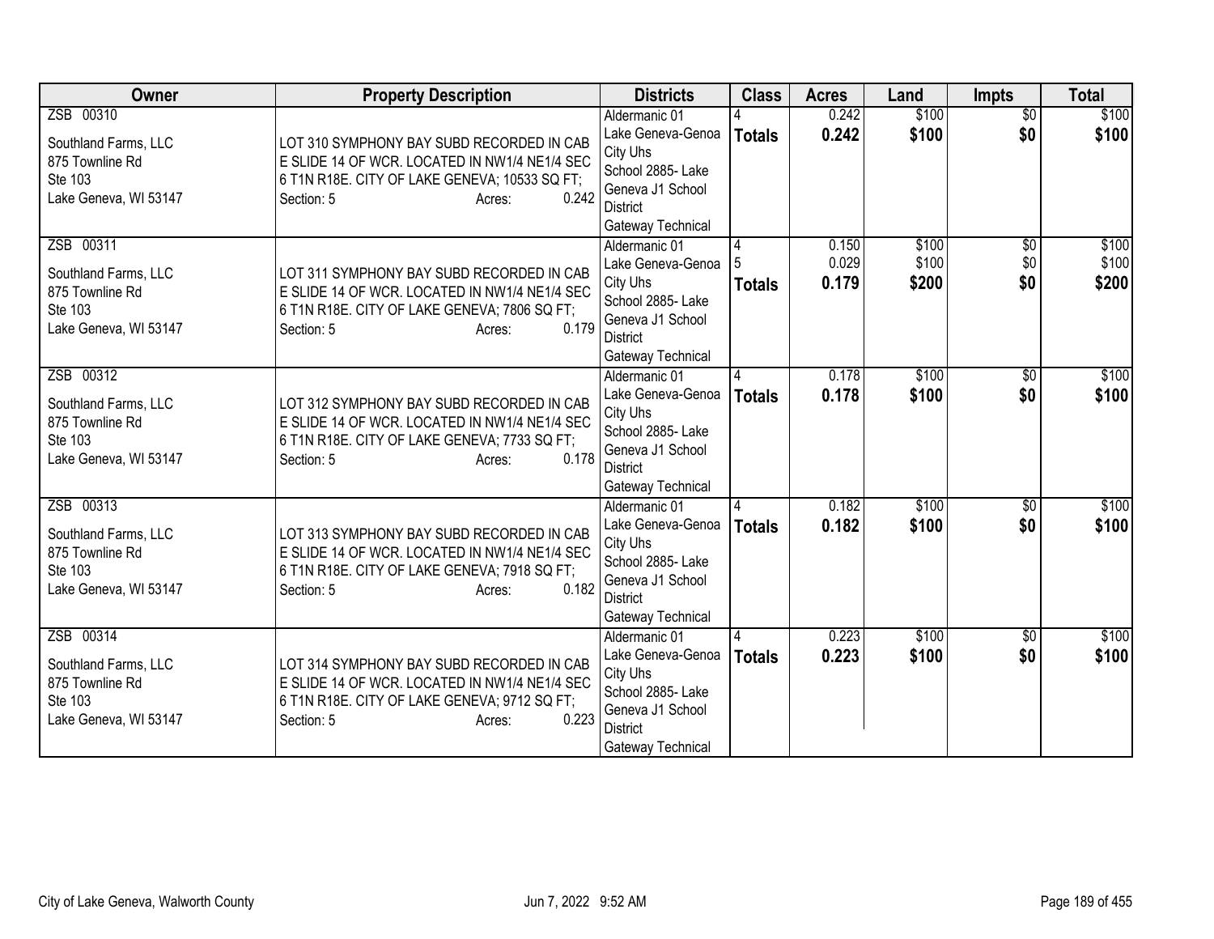| Owner | Property Description | Districts | Class | Acres | Land | Impts | Total |
|---|---|---|---|---|---|---|---|
| ZSB 00310<br><br>Southland Farms, LLC<br>875 Townline Rd<br>Ste 103<br>Lake Geneva, WI 53147 | LOT 310 SYMPHONY BAY SUBD RECORDED IN CAB E SLIDE 14 OF WCR. LOCATED IN NW1/4 NE1/4 SEC 6 T1N R18E. CITY OF LAKE GENEVA; 10533 SQ FT;<br>Section: 5 Acres: 0.242 | Aldermanic 01<br>Lake Geneva-Genoa City Uhs<br>School 2885- Lake Geneva J1 School District<br>Gateway Technical | 4<br>**Totals** | 0.242<br>**0.242** | $100<br>**$100** | $0<br>**$0** | $100<br>**$100** |
| ZSB 00311<br><br>Southland Farms, LLC<br>875 Townline Rd<br>Ste 103<br>Lake Geneva, WI 53147 | LOT 311 SYMPHONY BAY SUBD RECORDED IN CAB E SLIDE 14 OF WCR. LOCATED IN NW1/4 NE1/4 SEC 6 T1N R18E. CITY OF LAKE GENEVA; 7806 SQ FT;<br>Section: 5 Acres: 0.179 | Aldermanic 01<br>Lake Geneva-Genoa City Uhs<br>School 2885- Lake Geneva J1 School District<br>Gateway Technical | 4<br>5<br>**Totals** | 0.150<br>0.029<br>**0.179** | $100<br>$100<br>**$200** | $0<br>$0<br>**$0** | $100<br>$100<br>**$200** |
| ZSB 00312<br><br>Southland Farms, LLC<br>875 Townline Rd<br>Ste 103<br>Lake Geneva, WI 53147 | LOT 312 SYMPHONY BAY SUBD RECORDED IN CAB E SLIDE 14 OF WCR. LOCATED IN NW1/4 NE1/4 SEC 6 T1N R18E. CITY OF LAKE GENEVA; 7733 SQ FT;<br>Section: 5 Acres: 0.178 | Aldermanic 01<br>Lake Geneva-Genoa City Uhs<br>School 2885- Lake Geneva J1 School District<br>Gateway Technical | 4<br>**Totals** | 0.178<br>**0.178** | $100<br>**$100** | $0<br>**$0** | $100<br>**$100** |
| ZSB 00313<br><br>Southland Farms, LLC<br>875 Townline Rd<br>Ste 103<br>Lake Geneva, WI 53147 | LOT 313 SYMPHONY BAY SUBD RECORDED IN CAB E SLIDE 14 OF WCR. LOCATED IN NW1/4 NE1/4 SEC 6 T1N R18E. CITY OF LAKE GENEVA; 7918 SQ FT;<br>Section: 5 Acres: 0.182 | Aldermanic 01<br>Lake Geneva-Genoa City Uhs<br>School 2885- Lake Geneva J1 School District<br>Gateway Technical | 4<br>**Totals** | 0.182<br>**0.182** | $100<br>**$100** | $0<br>**$0** | $100<br>**$100** |
| ZSB 00314<br><br>Southland Farms, LLC<br>875 Townline Rd<br>Ste 103<br>Lake Geneva, WI 53147 | LOT 314 SYMPHONY BAY SUBD RECORDED IN CAB E SLIDE 14 OF WCR. LOCATED IN NW1/4 NE1/4 SEC 6 T1N R18E. CITY OF LAKE GENEVA; 9712 SQ FT;<br>Section: 5 Acres: 0.223 | Aldermanic 01<br>Lake Geneva-Genoa City Uhs<br>School 2885- Lake Geneva J1 School District<br>Gateway Technical | 4<br>**Totals** | 0.223<br>**0.223** | $100<br>**$100** | $0<br>**$0** | $100<br>**$100** |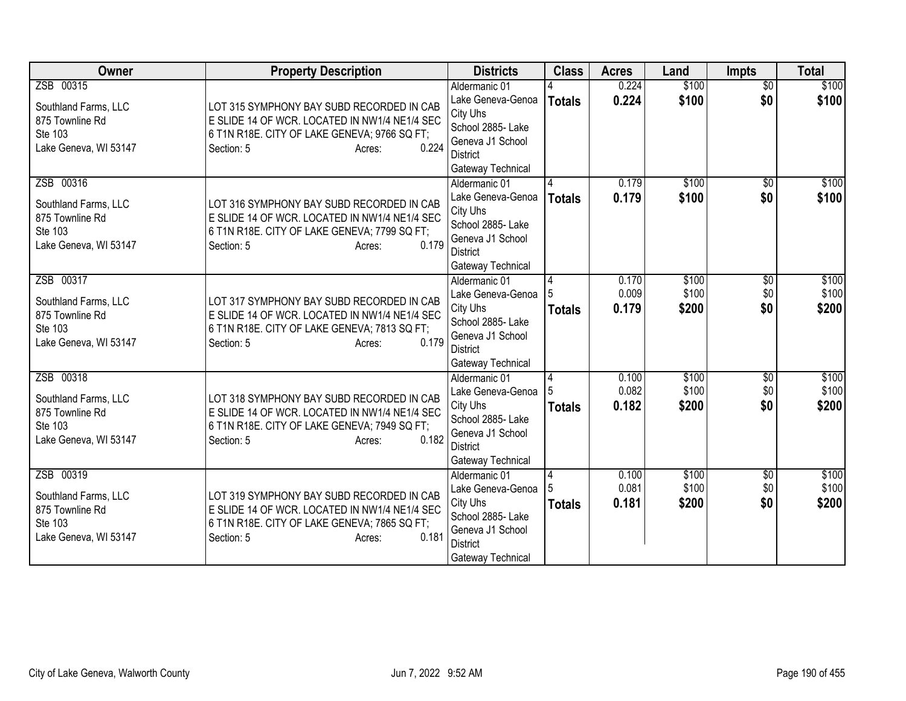| Owner | Property Description | Districts | Class | Acres | Land | Impts | Total |
|---|---|---|---|---|---|---|---|
| ZSB 00315<br><br>Southland Farms, LLC<br>875 Townline Rd<br>Ste 103<br>Lake Geneva, WI 53147 | LOT 315 SYMPHONY BAY SUBD RECORDED IN CAB E SLIDE 14 OF WCR. LOCATED IN NW1/4 NE1/4 SEC 6 T1N R18E. CITY OF LAKE GENEVA; 9766 SQ FT;<br>Section: 5 Acres: 0.224 | Aldermanic 01<br>Lake Geneva-Genoa City Uhs<br>School 2885- Lake Geneva J1 School District<br>Gateway Technical | 4<br>**Totals** | 0.224<br>**0.224** | \$100<br>**\$100** | \$0<br>**\$0** | \$100<br>**\$100** |
| ZSB 00316<br><br>Southland Farms, LLC<br>875 Townline Rd<br>Ste 103<br>Lake Geneva, WI 53147 | LOT 316 SYMPHONY BAY SUBD RECORDED IN CAB E SLIDE 14 OF WCR. LOCATED IN NW1/4 NE1/4 SEC 6 T1N R18E. CITY OF LAKE GENEVA; 7799 SQ FT;<br>Section: 5 Acres: 0.179 | Aldermanic 01<br>Lake Geneva-Genoa City Uhs<br>School 2885- Lake Geneva J1 School District<br>Gateway Technical | 4<br>**Totals** | 0.179<br>**0.179** | \$100<br>**\$100** | \$0<br>**\$0** | \$100<br>**\$100** |
| ZSB 00317<br><br>Southland Farms, LLC<br>875 Townline Rd<br>Ste 103<br>Lake Geneva, WI 53147 | LOT 317 SYMPHONY BAY SUBD RECORDED IN CAB E SLIDE 14 OF WCR. LOCATED IN NW1/4 NE1/4 SEC 6 T1N R18E. CITY OF LAKE GENEVA; 7813 SQ FT;<br>Section: 5 Acres: 0.179 | Aldermanic 01<br>Lake Geneva-Genoa City Uhs<br>School 2885- Lake Geneva J1 School District<br>Gateway Technical | 4<br>5<br>**Totals** | 0.170<br>0.009<br>**0.179** | \$100<br>\$100<br>**\$200** | \$0<br>\$0<br>**\$0** | \$100<br>\$100<br>**\$200** |
| ZSB 00318<br><br>Southland Farms, LLC<br>875 Townline Rd<br>Ste 103<br>Lake Geneva, WI 53147 | LOT 318 SYMPHONY BAY SUBD RECORDED IN CAB E SLIDE 14 OF WCR. LOCATED IN NW1/4 NE1/4 SEC 6 T1N R18E. CITY OF LAKE GENEVA; 7949 SQ FT;<br>Section: 5 Acres: 0.182 | Aldermanic 01<br>Lake Geneva-Genoa City Uhs<br>School 2885- Lake Geneva J1 School District<br>Gateway Technical | 4<br>5<br>**Totals** | 0.100<br>0.082<br>**0.182** | \$100<br>\$100<br>**\$200** | \$0<br>\$0<br>**\$0** | \$100<br>\$100<br>**\$200** |
| ZSB 00319<br><br>Southland Farms, LLC<br>875 Townline Rd<br>Ste 103<br>Lake Geneva, WI 53147 | LOT 319 SYMPHONY BAY SUBD RECORDED IN CAB E SLIDE 14 OF WCR. LOCATED IN NW1/4 NE1/4 SEC 6 T1N R18E. CITY OF LAKE GENEVA; 7865 SQ FT;<br>Section: 5 Acres: 0.181 | Aldermanic 01<br>Lake Geneva-Genoa City Uhs<br>School 2885- Lake Geneva J1 School District<br>Gateway Technical | 4<br>5<br>**Totals** | 0.100<br>0.081<br>**0.181** | \$100<br>\$100<br>**\$200** | \$0<br>\$0<br>**\$0** | \$100<br>\$100<br>**\$200** |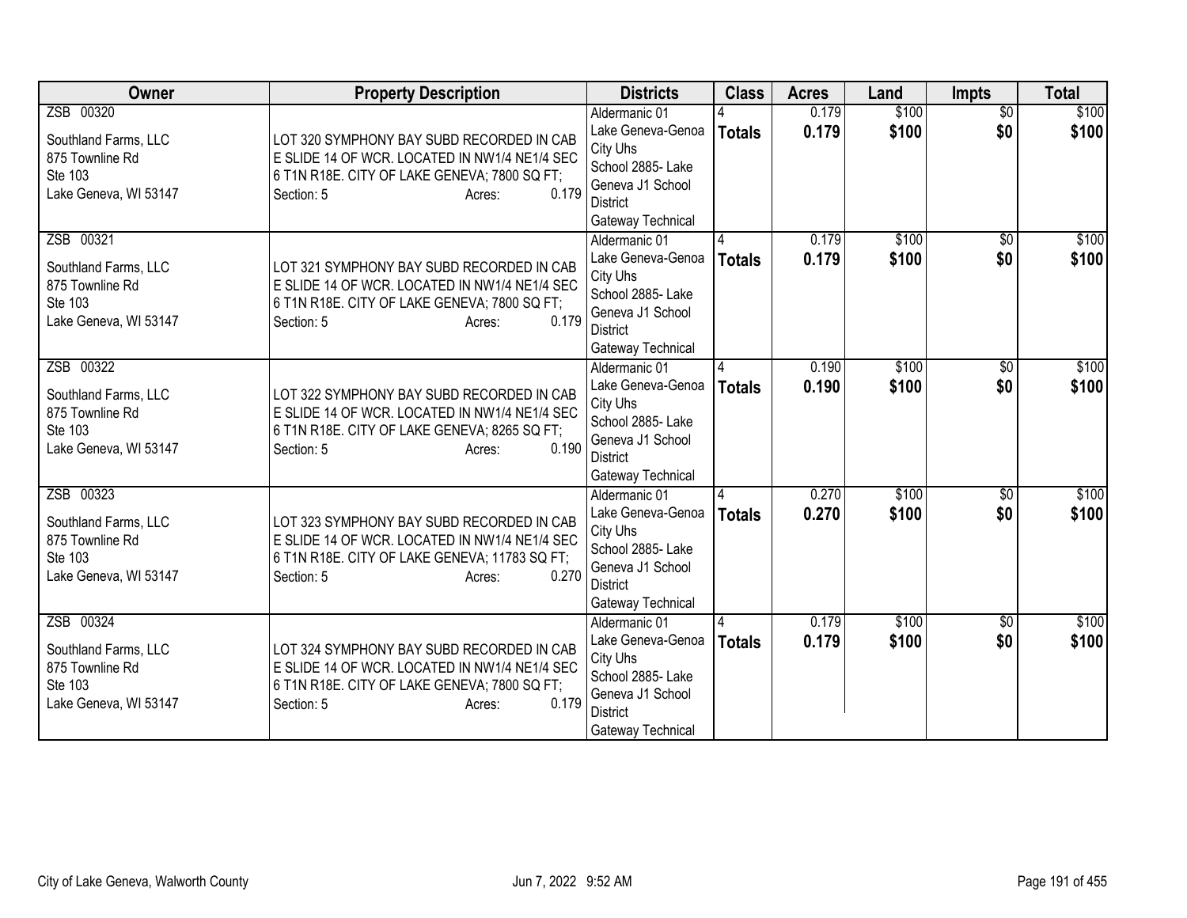| Owner | Property Description | Districts | Class | Acres | Land | Impts | Total |
|---|---|---|---|---|---|---|---|
| ZSB 00320<br><br>Southland Farms, LLC<br>875 Townline Rd<br>Ste 103<br>Lake Geneva, WI 53147 | LOT 320 SYMPHONY BAY SUBD RECORDED IN CAB E SLIDE 14 OF WCR. LOCATED IN NW1/4 NE1/4 SEC 6 T1N R18E. CITY OF LAKE GENEVA; 7800 SQ FT;<br>Section: 5 Acres: 0.179 | Aldermanic 01<br>Lake Geneva-Genoa City Uhs<br>School 2885- Lake Geneva J1 School District<br>Gateway Technical | 4<br>**Totals** | 0.179<br>**0.179** | $100<br>**$100** | $0<br>**$0** | $100<br>**$100** |
| ZSB 00321<br><br>Southland Farms, LLC<br>875 Townline Rd<br>Ste 103<br>Lake Geneva, WI 53147 | LOT 321 SYMPHONY BAY SUBD RECORDED IN CAB E SLIDE 14 OF WCR. LOCATED IN NW1/4 NE1/4 SEC 6 T1N R18E. CITY OF LAKE GENEVA; 7800 SQ FT;<br>Section: 5 Acres: 0.179 | Aldermanic 01<br>Lake Geneva-Genoa City Uhs<br>School 2885- Lake Geneva J1 School District<br>Gateway Technical | 4<br>**Totals** | 0.179<br>**0.179** | $100<br>**$100** | $0<br>**$0** | $100<br>**$100** |
| ZSB 00322<br><br>Southland Farms, LLC<br>875 Townline Rd<br>Ste 103<br>Lake Geneva, WI 53147 | LOT 322 SYMPHONY BAY SUBD RECORDED IN CAB E SLIDE 14 OF WCR. LOCATED IN NW1/4 NE1/4 SEC 6 T1N R18E. CITY OF LAKE GENEVA; 8265 SQ FT;<br>Section: 5 Acres: 0.190 | Aldermanic 01<br>Lake Geneva-Genoa City Uhs<br>School 2885- Lake Geneva J1 School District<br>Gateway Technical | 4<br>**Totals** | 0.190<br>**0.190** | $100<br>**$100** | $0<br>**$0** | $100<br>**$100** |
| ZSB 00323<br><br>Southland Farms, LLC<br>875 Townline Rd<br>Ste 103<br>Lake Geneva, WI 53147 | LOT 323 SYMPHONY BAY SUBD RECORDED IN CAB E SLIDE 14 OF WCR. LOCATED IN NW1/4 NE1/4 SEC 6 T1N R18E. CITY OF LAKE GENEVA; 11783 SQ FT;<br>Section: 5 Acres: 0.270 | Aldermanic 01<br>Lake Geneva-Genoa City Uhs<br>School 2885- Lake Geneva J1 School District<br>Gateway Technical | 4<br>**Totals** | 0.270<br>**0.270** | $100<br>**$100** | $0<br>**$0** | $100<br>**$100** |
| ZSB 00324<br><br>Southland Farms, LLC<br>875 Townline Rd<br>Ste 103<br>Lake Geneva, WI 53147 | LOT 324 SYMPHONY BAY SUBD RECORDED IN CAB E SLIDE 14 OF WCR. LOCATED IN NW1/4 NE1/4 SEC 6 T1N R18E. CITY OF LAKE GENEVA; 7800 SQ FT;<br>Section: 5 Acres: 0.179 | Aldermanic 01<br>Lake Geneva-Genoa City Uhs<br>School 2885- Lake Geneva J1 School District<br>Gateway Technical | 4<br>**Totals** | 0.179<br>**0.179** | $100<br>**$100** | $0<br>**$0** | $100<br>**$100** |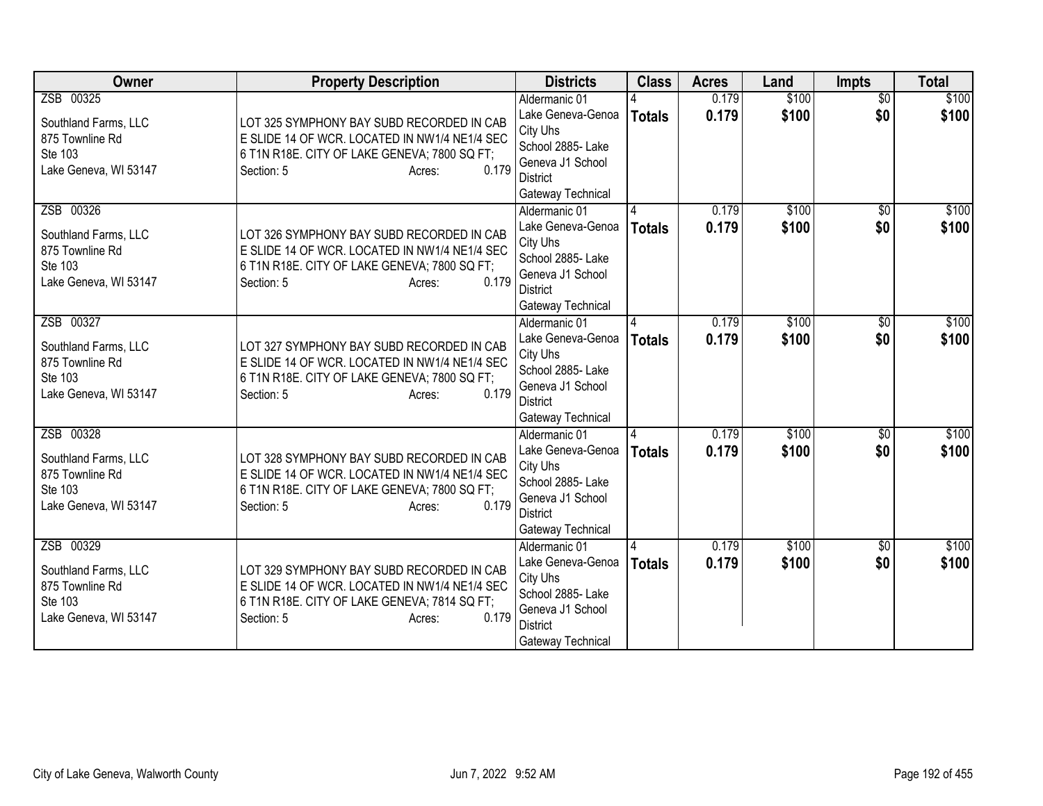| Owner | Property Description | Districts | Class | Acres | Land | Impts | Total |
|---|---|---|---|---|---|---|---|
| ZSB 00325<br><br>Southland Farms, LLC<br>875 Townline Rd<br>Ste 103<br>Lake Geneva, WI 53147 | LOT 325 SYMPHONY BAY SUBD RECORDED IN CAB E SLIDE 14 OF WCR. LOCATED IN NW1/4 NE1/4 SEC 6 T1N R18E. CITY OF LAKE GENEVA; 7800 SQ FT;<br>Section: 5 Acres: 0.179 | Aldermanic 01<br>Lake Geneva-Genoa City Uhs<br>School 2885- Lake Geneva J1 School District<br>Gateway Technical | 4<br>**Totals** | 0.179<br>**0.179** | $100<br>**$100** | $0<br>**$0** | $100<br>**$100** |
| ZSB 00326<br><br>Southland Farms, LLC<br>875 Townline Rd<br>Ste 103<br>Lake Geneva, WI 53147 | LOT 326 SYMPHONY BAY SUBD RECORDED IN CAB E SLIDE 14 OF WCR. LOCATED IN NW1/4 NE1/4 SEC 6 T1N R18E. CITY OF LAKE GENEVA; 7800 SQ FT;<br>Section: 5 Acres: 0.179 | Aldermanic 01<br>Lake Geneva-Genoa City Uhs<br>School 2885- Lake Geneva J1 School District<br>Gateway Technical | 4<br>**Totals** | 0.179<br>**0.179** | $100<br>**$100** | $0<br>**$0** | $100<br>**$100** |
| ZSB 00327<br><br>Southland Farms, LLC<br>875 Townline Rd<br>Ste 103<br>Lake Geneva, WI 53147 | LOT 327 SYMPHONY BAY SUBD RECORDED IN CAB E SLIDE 14 OF WCR. LOCATED IN NW1/4 NE1/4 SEC 6 T1N R18E. CITY OF LAKE GENEVA; 7800 SQ FT;<br>Section: 5 Acres: 0.179 | Aldermanic 01<br>Lake Geneva-Genoa City Uhs<br>School 2885- Lake Geneva J1 School District<br>Gateway Technical | 4<br>**Totals** | 0.179<br>**0.179** | $100<br>**$100** | $0<br>**$0** | $100<br>**$100** |
| ZSB 00328<br><br>Southland Farms, LLC<br>875 Townline Rd<br>Ste 103<br>Lake Geneva, WI 53147 | LOT 328 SYMPHONY BAY SUBD RECORDED IN CAB E SLIDE 14 OF WCR. LOCATED IN NW1/4 NE1/4 SEC 6 T1N R18E. CITY OF LAKE GENEVA; 7800 SQ FT;<br>Section: 5 Acres: 0.179 | Aldermanic 01<br>Lake Geneva-Genoa City Uhs<br>School 2885- Lake Geneva J1 School District<br>Gateway Technical | 4<br>**Totals** | 0.179<br>**0.179** | $100<br>**$100** | $0<br>**$0** | $100<br>**$100** |
| ZSB 00329<br><br>Southland Farms, LLC<br>875 Townline Rd<br>Ste 103<br>Lake Geneva, WI 53147 | LOT 329 SYMPHONY BAY SUBD RECORDED IN CAB E SLIDE 14 OF WCR. LOCATED IN NW1/4 NE1/4 SEC 6 T1N R18E. CITY OF LAKE GENEVA; 7814 SQ FT;<br>Section: 5 Acres: 0.179 | Aldermanic 01<br>Lake Geneva-Genoa City Uhs<br>School 2885- Lake Geneva J1 School District<br>Gateway Technical | 4<br>**Totals** | 0.179<br>**0.179** | $100<br>**$100** | $0<br>**$0** | $100<br>**$100** |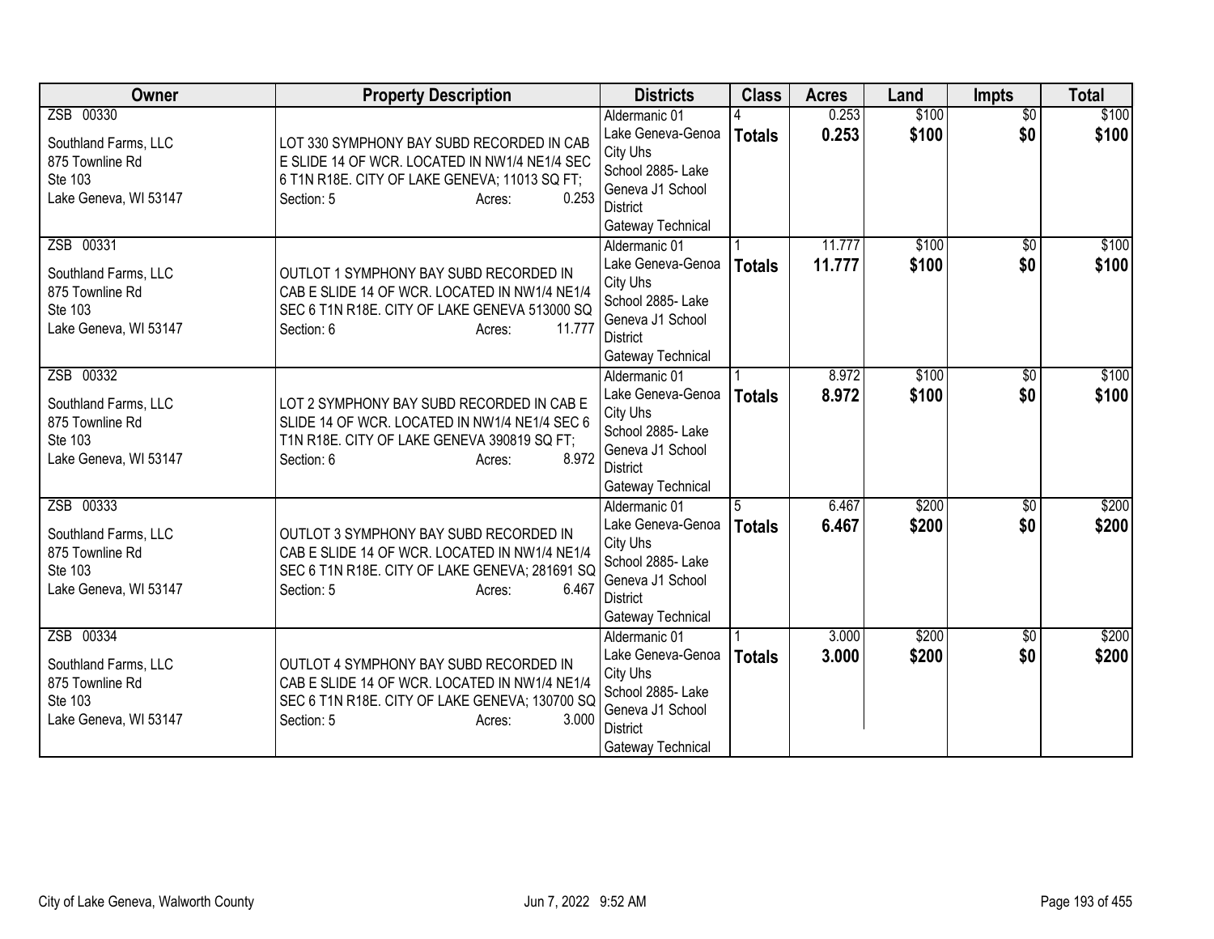| Owner | Property Description | Districts | Class | Acres | Land | Impts | Total |
|---|---|---|---|---|---|---|---|
| ZSB 00330<br><br>Southland Farms, LLC<br>875 Townline Rd<br>Ste 103<br>Lake Geneva, WI 53147 | LOT 330 SYMPHONY BAY SUBD RECORDED IN CAB E SLIDE 14 OF WCR. LOCATED IN NW1/4 NE1/4 SEC 6 T1N R18E. CITY OF LAKE GENEVA; 11013 SQ FT;<br>Section: 5 Acres: 0.253 | Aldermanic 01<br>Lake Geneva-Genoa City Uhs<br>School 2885- Lake Geneva J1 School District<br>Gateway Technical | 4<br>**Totals** | 0.253<br>**0.253** | $100<br>**$100** | $0<br>**$0** | $100<br>**$100** |
| ZSB 00331<br><br>Southland Farms, LLC<br>875 Townline Rd<br>Ste 103<br>Lake Geneva, WI 53147 | OUTLOT 1 SYMPHONY BAY SUBD RECORDED IN CAB E SLIDE 14 OF WCR. LOCATED IN NW1/4 NE1/4 SEC 6 T1N R18E. CITY OF LAKE GENEVA 513000 SQ<br>Section: 6 Acres: 11.777 | Aldermanic 01<br>Lake Geneva-Genoa City Uhs<br>School 2885- Lake Geneva J1 School District<br>Gateway Technical | 1<br>**Totals** | 11.777<br>**11.777** | $100<br>**$100** | $0<br>**$0** | $100<br>**$100** |
| ZSB 00332<br><br>Southland Farms, LLC<br>875 Townline Rd<br>Ste 103<br>Lake Geneva, WI 53147 | LOT 2 SYMPHONY BAY SUBD RECORDED IN CAB E SLIDE 14 OF WCR. LOCATED IN NW1/4 NE1/4 SEC 6 T1N R18E. CITY OF LAKE GENEVA 390819 SQ FT;<br>Section: 6 Acres: 8.972 | Aldermanic 01<br>Lake Geneva-Genoa City Uhs<br>School 2885- Lake Geneva J1 School District<br>Gateway Technical | 1<br>**Totals** | 8.972<br>**8.972** | $100<br>**$100** | $0<br>**$0** | $100<br>**$100** |
| ZSB 00333<br><br>Southland Farms, LLC<br>875 Townline Rd<br>Ste 103<br>Lake Geneva, WI 53147 | OUTLOT 3 SYMPHONY BAY SUBD RECORDED IN CAB E SLIDE 14 OF WCR. LOCATED IN NW1/4 NE1/4 SEC 6 T1N R18E. CITY OF LAKE GENEVA; 281691 SQ<br>Section: 5 Acres: 6.467 | Aldermanic 01<br>Lake Geneva-Genoa City Uhs<br>School 2885- Lake Geneva J1 School District<br>Gateway Technical | 5<br>**Totals** | 6.467<br>**6.467** | $200<br>**$200** | $0<br>**$0** | $200<br>**$200** |
| ZSB 00334<br><br>Southland Farms, LLC<br>875 Townline Rd<br>Ste 103<br>Lake Geneva, WI 53147 | OUTLOT 4 SYMPHONY BAY SUBD RECORDED IN CAB E SLIDE 14 OF WCR. LOCATED IN NW1/4 NE1/4 SEC 6 T1N R18E. CITY OF LAKE GENEVA; 130700 SQ<br>Section: 5 Acres: 3.000 | Aldermanic 01<br>Lake Geneva-Genoa City Uhs<br>School 2885- Lake Geneva J1 School District<br>Gateway Technical | 1<br>**Totals** | 3.000<br>**3.000** | $200<br>**$200** | $0<br>**$0** | $200<br>**$200** |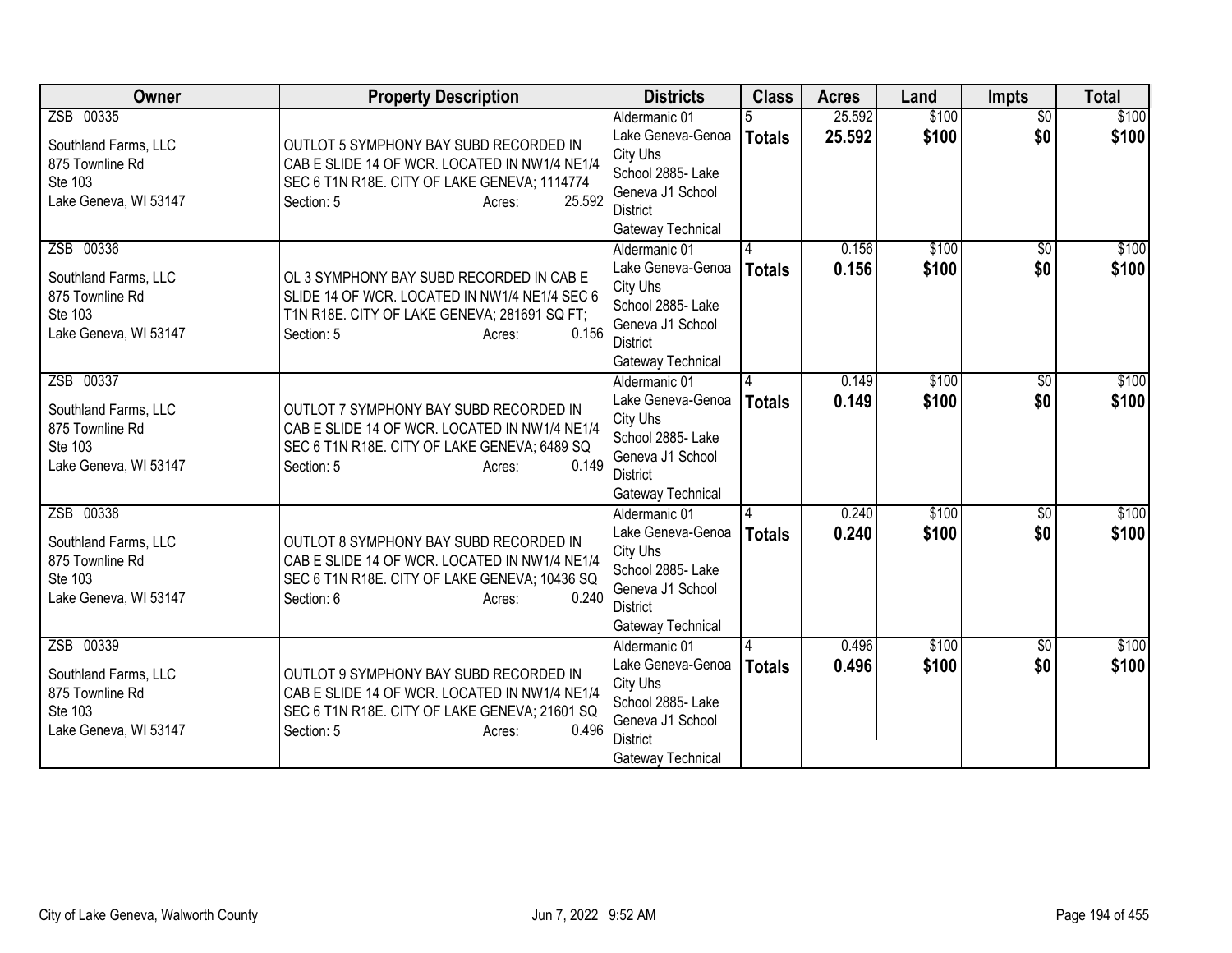| Owner | Property Description | Districts | Class | Acres | Land | Impts | Total |
|---|---|---|---|---|---|---|---|
| ZSB 00335<br><br>Southland Farms, LLC<br>875 Townline Rd<br>Ste 103<br>Lake Geneva, WI 53147 | OUTLOT 5 SYMPHONY BAY SUBD RECORDED IN CAB E SLIDE 14 OF WCR. LOCATED IN NW1/4 NE1/4 SEC 6 T1N R18E. CITY OF LAKE GENEVA; 1114774<br>Section: 5 Acres: 25.592 | Aldermanic 01<br>Lake Geneva-Genoa City Uhs<br>School 2885- Lake Geneva J1 School District<br>Gateway Technical | 5<br>**Totals** | 25.592<br>**25.592** | \$100<br>**\$100** | \$0<br>**\$0** | \$100<br>**\$100** |
| ZSB 00336<br><br>Southland Farms, LLC<br>875 Townline Rd<br>Ste 103<br>Lake Geneva, WI 53147 | OL 3 SYMPHONY BAY SUBD RECORDED IN CAB E SLIDE 14 OF WCR. LOCATED IN NW1/4 NE1/4 SEC 6 T1N R18E. CITY OF LAKE GENEVA; 281691 SQ FT;<br>Section: 5 Acres: 0.156 | Aldermanic 01<br>Lake Geneva-Genoa City Uhs<br>School 2885- Lake Geneva J1 School District<br>Gateway Technical | 4<br>**Totals** | 0.156<br>**0.156** | \$100<br>**\$100** | \$0<br>**\$0** | \$100<br>**\$100** |
| ZSB 00337<br><br>Southland Farms, LLC<br>875 Townline Rd<br>Ste 103<br>Lake Geneva, WI 53147 | OUTLOT 7 SYMPHONY BAY SUBD RECORDED IN CAB E SLIDE 14 OF WCR. LOCATED IN NW1/4 NE1/4 SEC 6 T1N R18E. CITY OF LAKE GENEVA; 6489 SQ<br>Section: 5 Acres: 0.149 | Aldermanic 01<br>Lake Geneva-Genoa City Uhs<br>School 2885- Lake Geneva J1 School District<br>Gateway Technical | 4<br>**Totals** | 0.149<br>**0.149** | \$100<br>**\$100** | \$0<br>**\$0** | \$100<br>**\$100** |
| ZSB 00338<br><br>Southland Farms, LLC<br>875 Townline Rd<br>Ste 103<br>Lake Geneva, WI 53147 | OUTLOT 8 SYMPHONY BAY SUBD RECORDED IN CAB E SLIDE 14 OF WCR. LOCATED IN NW1/4 NE1/4 SEC 6 T1N R18E. CITY OF LAKE GENEVA; 10436 SQ<br>Section: 6 Acres: 0.240 | Aldermanic 01<br>Lake Geneva-Genoa City Uhs<br>School 2885- Lake Geneva J1 School District<br>Gateway Technical | 4<br>**Totals** | 0.240<br>**0.240** | \$100<br>**\$100** | \$0<br>**\$0** | \$100<br>**\$100** |
| ZSB 00339<br><br>Southland Farms, LLC<br>875 Townline Rd<br>Ste 103<br>Lake Geneva, WI 53147 | OUTLOT 9 SYMPHONY BAY SUBD RECORDED IN CAB E SLIDE 14 OF WCR. LOCATED IN NW1/4 NE1/4 SEC 6 T1N R18E. CITY OF LAKE GENEVA; 21601 SQ<br>Section: 5 Acres: 0.496 | Aldermanic 01<br>Lake Geneva-Genoa City Uhs<br>School 2885- Lake Geneva J1 School District<br>Gateway Technical | 4<br>**Totals** | 0.496<br>**0.496** | \$100<br>**\$100** | \$0<br>**\$0** | \$100<br>**\$100** |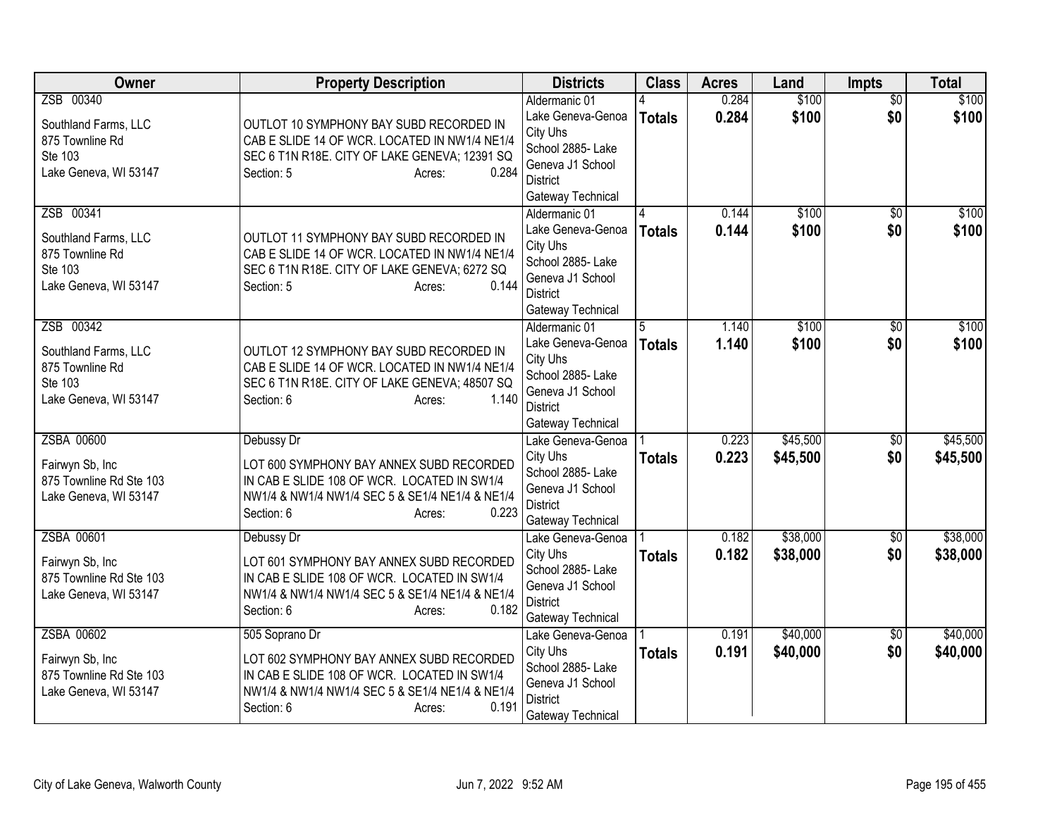| Owner | Property Description | Districts | Class | Acres | Land | Impts | Total |
|---|---|---|---|---|---|---|---|
| ZSB 00340<br><br>Southland Farms, LLC<br>875 Townline Rd<br>Ste 103<br>Lake Geneva, WI 53147 | OUTLOT 10 SYMPHONY BAY SUBD RECORDED IN CAB E SLIDE 14 OF WCR. LOCATED IN NW1/4 NE1/4 SEC 6 T1N R18E. CITY OF LAKE GENEVA; 12391 SQ<br>Section: 5 Acres: 0.284 | Aldermanic 01<br>Lake Geneva-Genoa City Uhs<br>School 2885- Lake Geneva J1 School District<br>Gateway Technical | 4<br>**Totals** | 0.284<br>**0.284** | $100<br>**$100** | $0<br>**$0** | $100<br>**$100** |
| ZSB 00341<br><br>Southland Farms, LLC<br>875 Townline Rd<br>Ste 103<br>Lake Geneva, WI 53147 | OUTLOT 11 SYMPHONY BAY SUBD RECORDED IN CAB E SLIDE 14 OF WCR. LOCATED IN NW1/4 NE1/4 SEC 6 T1N R18E. CITY OF LAKE GENEVA; 6272 SQ<br>Section: 5 Acres: 0.144 | Aldermanic 01<br>Lake Geneva-Genoa City Uhs<br>School 2885- Lake Geneva J1 School District<br>Gateway Technical | 4<br>**Totals** | 0.144<br>**0.144** | $100<br>**$100** | $0<br>**$0** | $100<br>**$100** |
| ZSB 00342<br><br>Southland Farms, LLC<br>875 Townline Rd<br>Ste 103<br>Lake Geneva, WI 53147 | OUTLOT 12 SYMPHONY BAY SUBD RECORDED IN CAB E SLIDE 14 OF WCR. LOCATED IN NW1/4 NE1/4 SEC 6 T1N R18E. CITY OF LAKE GENEVA; 48507 SQ<br>Section: 6 Acres: 1.140 | Aldermanic 01<br>Lake Geneva-Genoa City Uhs<br>School 2885- Lake Geneva J1 School District<br>Gateway Technical | 5<br>**Totals** | 1.140<br>**1.140** | $100<br>**$100** | $0<br>**$0** | $100<br>**$100** |
| ZSBA 00600<br><br>Fairwyn Sb, Inc<br>875 Townline Rd Ste 103<br>Lake Geneva, WI 53147 | Debussy Dr<br><br>LOT 600 SYMPHONY BAY ANNEX SUBD RECORDED IN CAB E SLIDE 108 OF WCR. LOCATED IN SW1/4 NW1/4 & NW1/4 NW1/4 SEC 5 & SE1/4 NE1/4 & NE1/4<br>Section: 6 Acres: 0.223 | Lake Geneva-Genoa City Uhs<br>School 2885- Lake Geneva J1 School District<br>Gateway Technical | 1<br>**Totals** | 0.223<br>**0.223** | $45,500<br>**$45,500** | $0<br>**$0** | $45,500<br>**$45,500** |
| ZSBA 00601<br><br>Fairwyn Sb, Inc<br>875 Townline Rd Ste 103<br>Lake Geneva, WI 53147 | Debussy Dr<br><br>LOT 601 SYMPHONY BAY ANNEX SUBD RECORDED IN CAB E SLIDE 108 OF WCR. LOCATED IN SW1/4 NW1/4 & NW1/4 NW1/4 SEC 5 & SE1/4 NE1/4 & NE1/4<br>Section: 6 Acres: 0.182 | Lake Geneva-Genoa City Uhs<br>School 2885- Lake Geneva J1 School District<br>Gateway Technical | 1<br>**Totals** | 0.182<br>**0.182** | $38,000<br>**$38,000** | $0<br>**$0** | $38,000<br>**$38,000** |
| ZSBA 00602<br><br>Fairwyn Sb, Inc<br>875 Townline Rd Ste 103<br>Lake Geneva, WI 53147 | 505 Soprano Dr<br><br>LOT 602 SYMPHONY BAY ANNEX SUBD RECORDED IN CAB E SLIDE 108 OF WCR. LOCATED IN SW1/4 NW1/4 & NW1/4 NW1/4 SEC 5 & SE1/4 NE1/4 & NE1/4<br>Section: 6 Acres: 0.191 | Lake Geneva-Genoa City Uhs<br>School 2885- Lake Geneva J1 School District<br>Gateway Technical | 1<br>**Totals** | 0.191<br>**0.191** | $40,000<br>**$40,000** | $0<br>**$0** | $40,000<br>**$40,000** |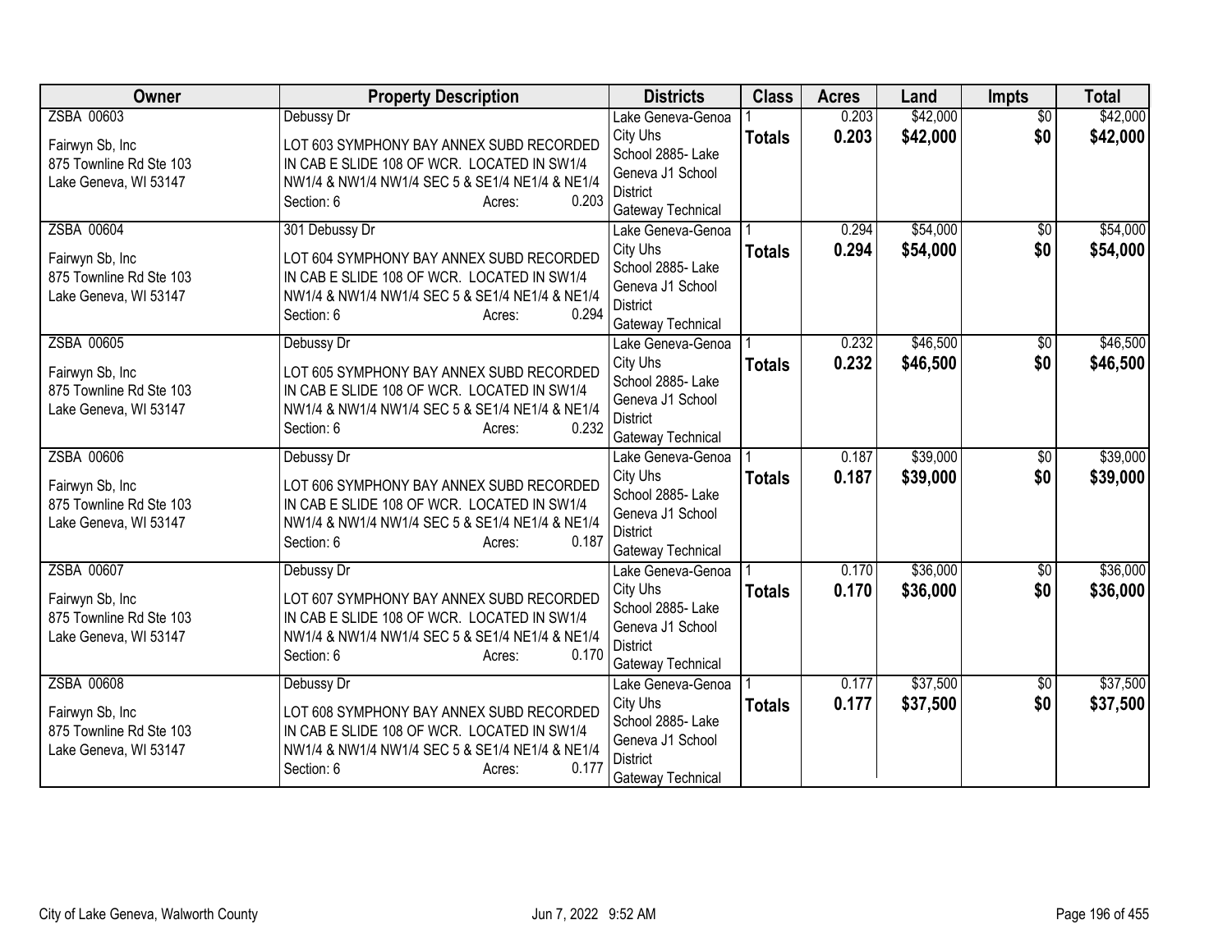| Owner | Property Description | Districts | Class | Acres | Land | Impts | Total |
|---|---|---|---|---|---|---|---|
| ZSBA 00603<br><br>Fairwyn Sb, Inc<br>875 Townline Rd Ste 103<br>Lake Geneva, WI 53147 | Debussy Dr<br><br>LOT 603 SYMPHONY BAY ANNEX SUBD RECORDED IN CAB E SLIDE 108 OF WCR. LOCATED IN SW1/4 NW1/4 & NW1/4 NW1/4 SEC 5 & SE1/4 NE1/4 & NE1/4<br>Section: 6 Acres: 0.203 | Lake Geneva-Genoa City Uhs<br>School 2885- Lake Geneva J1 School District<br>Gateway Technical | 1<br>**Totals** | 0.203<br>**0.203** | $42,000<br>**$42,000** | $0<br>**$0** | $42,000<br>**$42,000** |
| ZSBA 00604<br><br>Fairwyn Sb, Inc<br>875 Townline Rd Ste 103<br>Lake Geneva, WI 53147 | 301 Debussy Dr<br><br>LOT 604 SYMPHONY BAY ANNEX SUBD RECORDED IN CAB E SLIDE 108 OF WCR. LOCATED IN SW1/4 NW1/4 & NW1/4 NW1/4 SEC 5 & SE1/4 NE1/4 & NE1/4<br>Section: 6 Acres: 0.294 | Lake Geneva-Genoa City Uhs<br>School 2885- Lake Geneva J1 School District<br>Gateway Technical | 1<br>**Totals** | 0.294<br>**0.294** | $54,000<br>**$54,000** | $0<br>**$0** | $54,000<br>**$54,000** |
| ZSBA 00605<br><br>Fairwyn Sb, Inc<br>875 Townline Rd Ste 103<br>Lake Geneva, WI 53147 | Debussy Dr<br><br>LOT 605 SYMPHONY BAY ANNEX SUBD RECORDED IN CAB E SLIDE 108 OF WCR. LOCATED IN SW1/4 NW1/4 & NW1/4 NW1/4 SEC 5 & SE1/4 NE1/4 & NE1/4<br>Section: 6 Acres: 0.232 | Lake Geneva-Genoa City Uhs<br>School 2885- Lake Geneva J1 School District<br>Gateway Technical | 1<br>**Totals** | 0.232<br>**0.232** | $46,500<br>**$46,500** | $0<br>**$0** | $46,500<br>**$46,500** |
| ZSBA 00606<br><br>Fairwyn Sb, Inc<br>875 Townline Rd Ste 103<br>Lake Geneva, WI 53147 | Debussy Dr<br><br>LOT 606 SYMPHONY BAY ANNEX SUBD RECORDED IN CAB E SLIDE 108 OF WCR. LOCATED IN SW1/4 NW1/4 & NW1/4 NW1/4 SEC 5 & SE1/4 NE1/4 & NE1/4<br>Section: 6 Acres: 0.187 | Lake Geneva-Genoa City Uhs<br>School 2885- Lake Geneva J1 School District<br>Gateway Technical | 1<br>**Totals** | 0.187<br>**0.187** | $39,000<br>**$39,000** | $0<br>**$0** | $39,000<br>**$39,000** |
| ZSBA 00607<br><br>Fairwyn Sb, Inc<br>875 Townline Rd Ste 103<br>Lake Geneva, WI 53147 | Debussy Dr<br><br>LOT 607 SYMPHONY BAY ANNEX SUBD RECORDED IN CAB E SLIDE 108 OF WCR. LOCATED IN SW1/4 NW1/4 & NW1/4 NW1/4 SEC 5 & SE1/4 NE1/4 & NE1/4<br>Section: 6 Acres: 0.170 | Lake Geneva-Genoa City Uhs<br>School 2885- Lake Geneva J1 School District<br>Gateway Technical | 1<br>**Totals** | 0.170<br>**0.170** | $36,000<br>**$36,000** | $0<br>**$0** | $36,000<br>**$36,000** |
| ZSBA 00608<br><br>Fairwyn Sb, Inc<br>875 Townline Rd Ste 103<br>Lake Geneva, WI 53147 | Debussy Dr<br><br>LOT 608 SYMPHONY BAY ANNEX SUBD RECORDED IN CAB E SLIDE 108 OF WCR. LOCATED IN SW1/4 NW1/4 & NW1/4 NW1/4 SEC 5 & SE1/4 NE1/4 & NE1/4<br>Section: 6 Acres: 0.177 | Lake Geneva-Genoa City Uhs<br>School 2885- Lake Geneva J1 School District<br>Gateway Technical | 1<br>**Totals** | 0.177<br>**0.177** | $37,500<br>**$37,500** | $0<br>**$0** | $37,500<br>**$37,500** |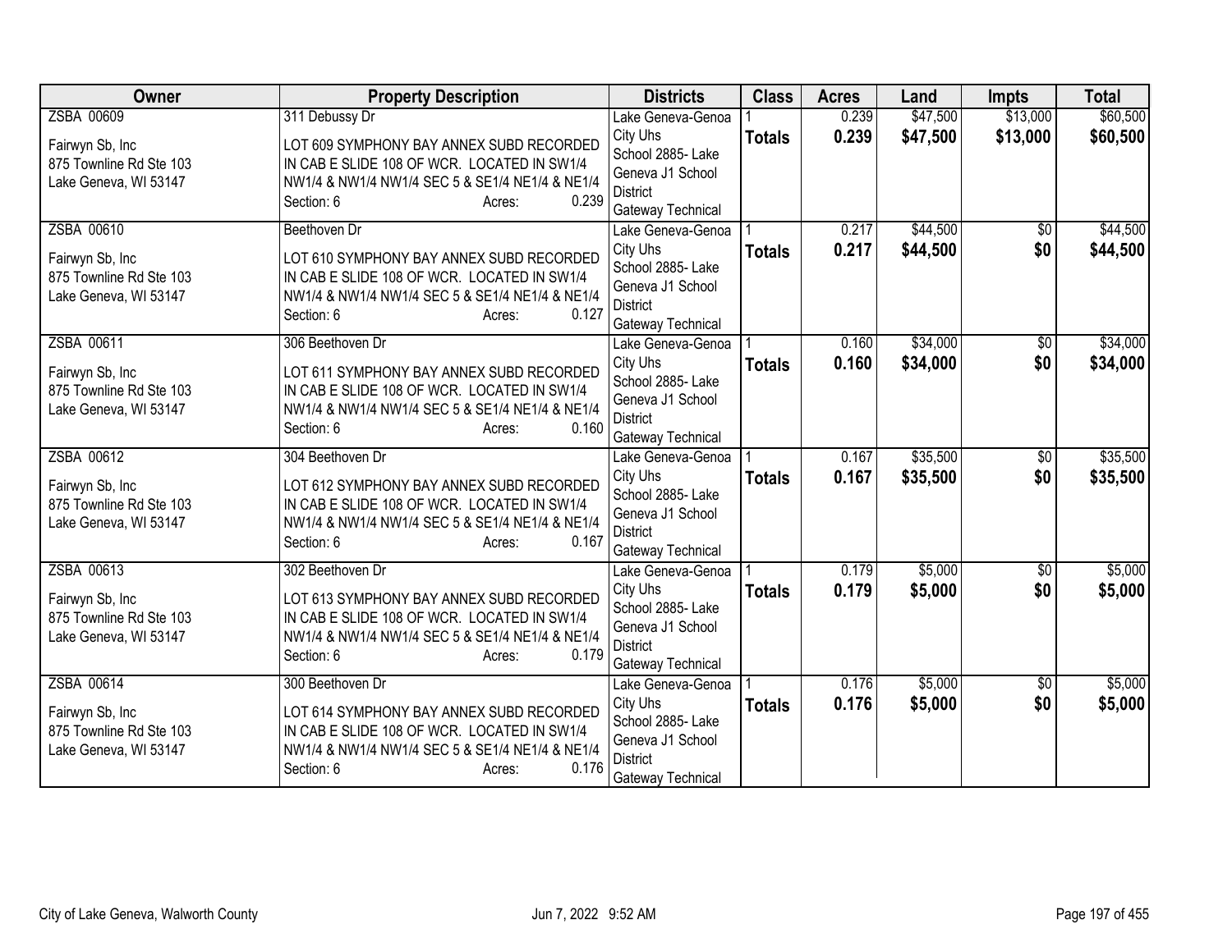| Owner | Property Description | Districts | Class | Acres | Land | Impts | Total |
|---|---|---|---|---|---|---|---|
| ZSBA 00609<br><br>Fairwyn Sb, Inc<br>875 Townline Rd Ste 103<br>Lake Geneva, WI 53147 | 311 Debussy Dr<br><br>LOT 609 SYMPHONY BAY ANNEX SUBD RECORDED IN CAB E SLIDE 108 OF WCR. LOCATED IN SW1/4 NW1/4 & NW1/4 NW1/4 SEC 5 & SE1/4 NE1/4 & NE1/4<br>Section: 6 Acres: 0.239 | Lake Geneva-Genoa City Uhs<br>School 2885- Lake Geneva J1 School District<br>Gateway Technical | 1<br>**Totals** | 0.239<br>**0.239** | $47,500<br>**$47,500** | $13,000<br>**$13,000** | $60,500<br>**$60,500** |
| ZSBA 00610<br><br>Fairwyn Sb, Inc<br>875 Townline Rd Ste 103<br>Lake Geneva, WI 53147 | Beethoven Dr<br><br>LOT 610 SYMPHONY BAY ANNEX SUBD RECORDED IN CAB E SLIDE 108 OF WCR. LOCATED IN SW1/4 NW1/4 & NW1/4 NW1/4 SEC 5 & SE1/4 NE1/4 & NE1/4<br>Section: 6 Acres: 0.127 | Lake Geneva-Genoa City Uhs<br>School 2885- Lake Geneva J1 School District<br>Gateway Technical | 1<br>**Totals** | 0.217<br>**0.217** | $44,500<br>**$44,500** | $0<br>**$0** | $44,500<br>**$44,500** |
| ZSBA 00611<br><br>Fairwyn Sb, Inc<br>875 Townline Rd Ste 103<br>Lake Geneva, WI 53147 | 306 Beethoven Dr<br><br>LOT 611 SYMPHONY BAY ANNEX SUBD RECORDED IN CAB E SLIDE 108 OF WCR. LOCATED IN SW1/4 NW1/4 & NW1/4 NW1/4 SEC 5 & SE1/4 NE1/4 & NE1/4<br>Section: 6 Acres: 0.160 | Lake Geneva-Genoa City Uhs<br>School 2885- Lake Geneva J1 School District<br>Gateway Technical | 1<br>**Totals** | 0.160<br>**0.160** | $34,000<br>**$34,000** | $0<br>**$0** | $34,000<br>**$34,000** |
| ZSBA 00612<br><br>Fairwyn Sb, Inc<br>875 Townline Rd Ste 103<br>Lake Geneva, WI 53147 | 304 Beethoven Dr<br><br>LOT 612 SYMPHONY BAY ANNEX SUBD RECORDED IN CAB E SLIDE 108 OF WCR. LOCATED IN SW1/4 NW1/4 & NW1/4 NW1/4 SEC 5 & SE1/4 NE1/4 & NE1/4<br>Section: 6 Acres: 0.167 | Lake Geneva-Genoa City Uhs<br>School 2885- Lake Geneva J1 School District<br>Gateway Technical | 1<br>**Totals** | 0.167<br>**0.167** | $35,500<br>**$35,500** | $0<br>**$0** | $35,500<br>**$35,500** |
| ZSBA 00613<br><br>Fairwyn Sb, Inc<br>875 Townline Rd Ste 103<br>Lake Geneva, WI 53147 | 302 Beethoven Dr<br><br>LOT 613 SYMPHONY BAY ANNEX SUBD RECORDED IN CAB E SLIDE 108 OF WCR. LOCATED IN SW1/4 NW1/4 & NW1/4 NW1/4 SEC 5 & SE1/4 NE1/4 & NE1/4<br>Section: 6 Acres: 0.179 | Lake Geneva-Genoa City Uhs<br>School 2885- Lake Geneva J1 School District<br>Gateway Technical | 1<br>**Totals** | 0.179<br>**0.179** | $5,000<br>**$5,000** | $0<br>**$0** | $5,000<br>**$5,000** |
| ZSBA 00614<br><br>Fairwyn Sb, Inc<br>875 Townline Rd Ste 103<br>Lake Geneva, WI 53147 | 300 Beethoven Dr<br><br>LOT 614 SYMPHONY BAY ANNEX SUBD RECORDED IN CAB E SLIDE 108 OF WCR. LOCATED IN SW1/4 NW1/4 & NW1/4 NW1/4 SEC 5 & SE1/4 NE1/4 & NE1/4<br>Section: 6 Acres: 0.176 | Lake Geneva-Genoa City Uhs<br>School 2885- Lake Geneva J1 School District<br>Gateway Technical | 1<br>**Totals** | 0.176<br>**0.176** | $5,000<br>**$5,000** | $0<br>**$0** | $5,000<br>**$5,000** |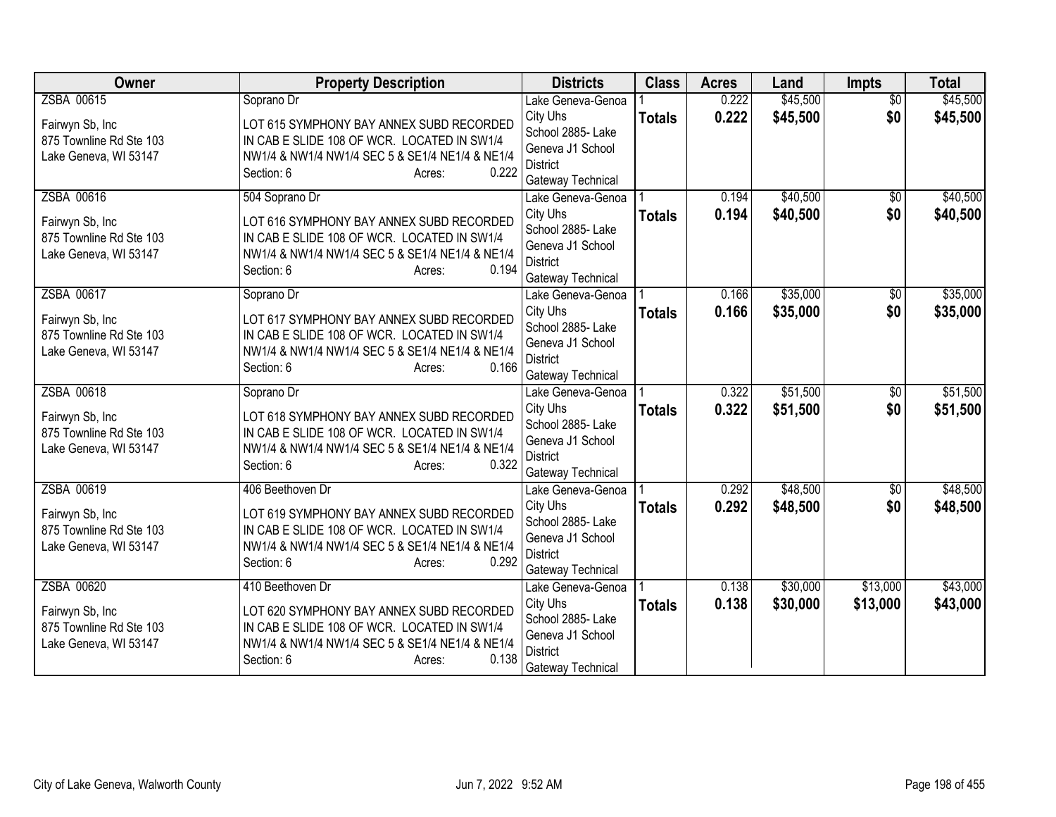| Owner | Property Description | Districts | Class | Acres | Land | Impts | Total |
|---|---|---|---|---|---|---|---|
| ZSBA 00615<br><br>Fairwyn Sb, Inc<br>875 Townline Rd Ste 103<br>Lake Geneva, WI 53147 | Soprano Dr<br><br>LOT 615 SYMPHONY BAY ANNEX SUBD RECORDED IN CAB E SLIDE 108 OF WCR. LOCATED IN SW1/4 NW1/4 & NW1/4 NW1/4 SEC 5 & SE1/4 NE1/4 & NE1/4<br>Section: 6 Acres: 0.222 | Lake Geneva-Genoa City Uhs<br>School 2885- Lake Geneva J1 School District<br>Gateway Technical | 1<br>**Totals** | 0.222<br>**0.222** | $45,500<br>**$45,500** | $0<br>**$0** | $45,500<br>**$45,500** |
| ZSBA 00616<br><br>Fairwyn Sb, Inc<br>875 Townline Rd Ste 103<br>Lake Geneva, WI 53147 | 504 Soprano Dr<br><br>LOT 616 SYMPHONY BAY ANNEX SUBD RECORDED IN CAB E SLIDE 108 OF WCR. LOCATED IN SW1/4 NW1/4 & NW1/4 NW1/4 SEC 5 & SE1/4 NE1/4 & NE1/4<br>Section: 6 Acres: 0.194 | Lake Geneva-Genoa City Uhs<br>School 2885- Lake Geneva J1 School District<br>Gateway Technical | 1<br>**Totals** | 0.194<br>**0.194** | $40,500<br>**$40,500** | $0<br>**$0** | $40,500<br>**$40,500** |
| ZSBA 00617<br><br>Fairwyn Sb, Inc<br>875 Townline Rd Ste 103<br>Lake Geneva, WI 53147 | Soprano Dr<br><br>LOT 617 SYMPHONY BAY ANNEX SUBD RECORDED IN CAB E SLIDE 108 OF WCR. LOCATED IN SW1/4 NW1/4 & NW1/4 NW1/4 SEC 5 & SE1/4 NE1/4 & NE1/4<br>Section: 6 Acres: 0.166 | Lake Geneva-Genoa City Uhs<br>School 2885- Lake Geneva J1 School District<br>Gateway Technical | 1<br>**Totals** | 0.166<br>**0.166** | $35,000<br>**$35,000** | $0<br>**$0** | $35,000<br>**$35,000** |
| ZSBA 00618<br><br>Fairwyn Sb, Inc<br>875 Townline Rd Ste 103<br>Lake Geneva, WI 53147 | Soprano Dr<br><br>LOT 618 SYMPHONY BAY ANNEX SUBD RECORDED IN CAB E SLIDE 108 OF WCR. LOCATED IN SW1/4 NW1/4 & NW1/4 NW1/4 SEC 5 & SE1/4 NE1/4 & NE1/4<br>Section: 6 Acres: 0.322 | Lake Geneva-Genoa City Uhs<br>School 2885- Lake Geneva J1 School District<br>Gateway Technical | 1<br>**Totals** | 0.322<br>**0.322** | $51,500<br>**$51,500** | $0<br>**$0** | $51,500<br>**$51,500** |
| ZSBA 00619<br><br>Fairwyn Sb, Inc<br>875 Townline Rd Ste 103<br>Lake Geneva, WI 53147 | 406 Beethoven Dr<br><br>LOT 619 SYMPHONY BAY ANNEX SUBD RECORDED IN CAB E SLIDE 108 OF WCR. LOCATED IN SW1/4 NW1/4 & NW1/4 NW1/4 SEC 5 & SE1/4 NE1/4 & NE1/4<br>Section: 6 Acres: 0.292 | Lake Geneva-Genoa City Uhs<br>School 2885- Lake Geneva J1 School District<br>Gateway Technical | 1<br>**Totals** | 0.292<br>**0.292** | $48,500<br>**$48,500** | $0<br>**$0** | $48,500<br>**$48,500** |
| ZSBA 00620<br><br>Fairwyn Sb, Inc<br>875 Townline Rd Ste 103<br>Lake Geneva, WI 53147 | 410 Beethoven Dr<br><br>LOT 620 SYMPHONY BAY ANNEX SUBD RECORDED IN CAB E SLIDE 108 OF WCR. LOCATED IN SW1/4 NW1/4 & NW1/4 NW1/4 SEC 5 & SE1/4 NE1/4 & NE1/4<br>Section: 6 Acres: 0.138 | Lake Geneva-Genoa City Uhs<br>School 2885- Lake Geneva J1 School District<br>Gateway Technical | 1<br>**Totals** | 0.138<br>**0.138** | $30,000<br>**$30,000** | $13,000<br>**$13,000** | $43,000<br>**$43,000** |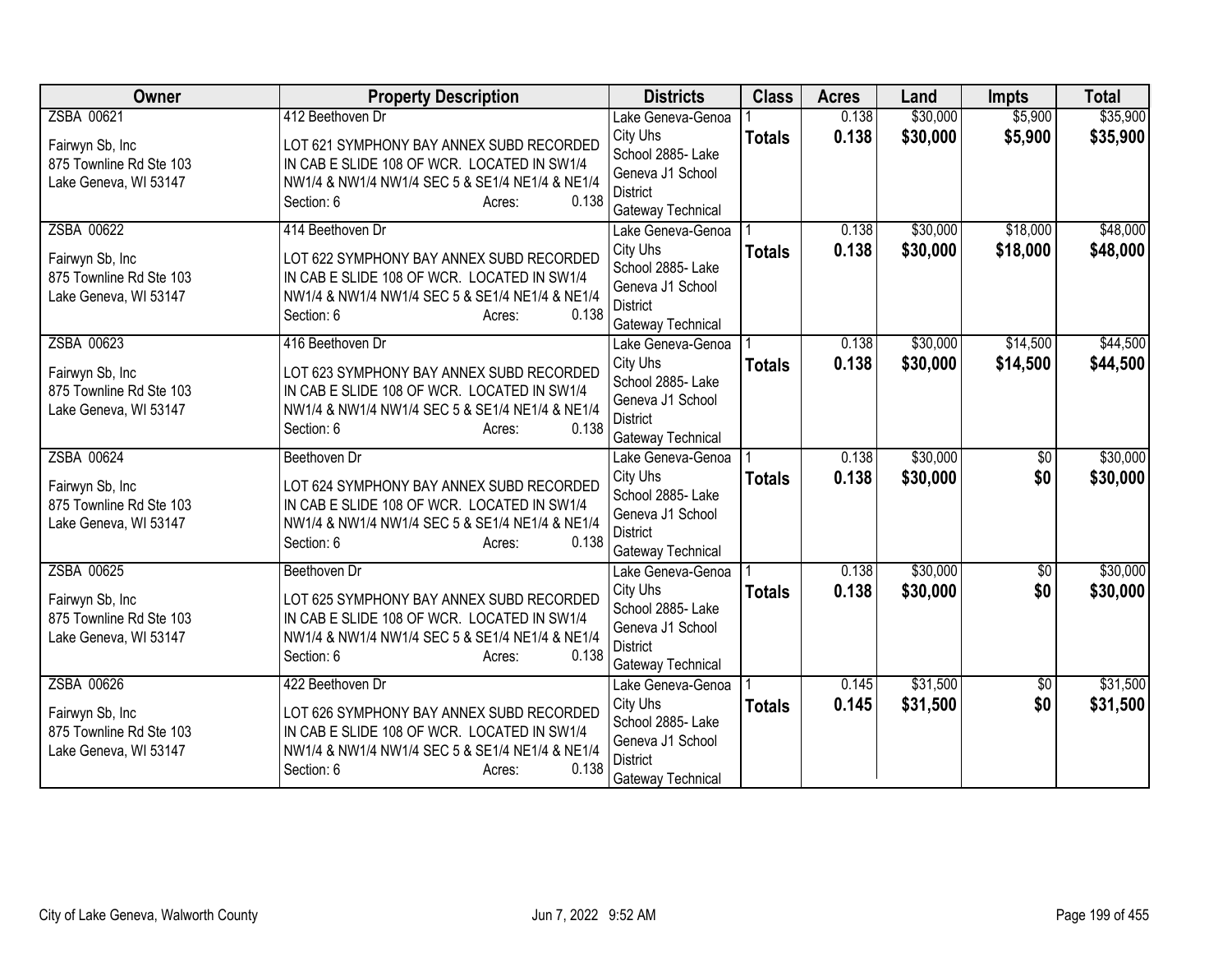| Owner | Property Description | Districts | Class | Acres | Land | Impts | Total |
|---|---|---|---|---|---|---|---|
| ZSBA 00621<br><br>Fairwyn Sb, Inc<br>875 Townline Rd Ste 103<br>Lake Geneva, WI 53147 | 412 Beethoven Dr<br><br>LOT 621 SYMPHONY BAY ANNEX SUBD RECORDED IN CAB E SLIDE 108 OF WCR. LOCATED IN SW1/4 NW1/4 & NW1/4 NW1/4 SEC 5 & SE1/4 NE1/4 & NE1/4<br>Section: 6 Acres: 0.138 | Lake Geneva-Genoa City Uhs School 2885- Lake Geneva J1 School District Gateway Technical | 1<br>**Totals** | 0.138<br>**0.138** | $30,000<br>**$30,000** | $5,900<br>**$5,900** | $35,900<br>**$35,900** |
| ZSBA 00622<br><br>Fairwyn Sb, Inc<br>875 Townline Rd Ste 103<br>Lake Geneva, WI 53147 | 414 Beethoven Dr<br><br>LOT 622 SYMPHONY BAY ANNEX SUBD RECORDED IN CAB E SLIDE 108 OF WCR. LOCATED IN SW1/4 NW1/4 & NW1/4 NW1/4 SEC 5 & SE1/4 NE1/4 & NE1/4<br>Section: 6 Acres: 0.138 | Lake Geneva-Genoa City Uhs School 2885- Lake Geneva J1 School District Gateway Technical | 1<br>**Totals** | 0.138<br>**0.138** | $30,000<br>**$30,000** | $18,000<br>**$18,000** | $48,000<br>**$48,000** |
| ZSBA 00623<br><br>Fairwyn Sb, Inc<br>875 Townline Rd Ste 103<br>Lake Geneva, WI 53147 | 416 Beethoven Dr<br><br>LOT 623 SYMPHONY BAY ANNEX SUBD RECORDED IN CAB E SLIDE 108 OF WCR. LOCATED IN SW1/4 NW1/4 & NW1/4 NW1/4 SEC 5 & SE1/4 NE1/4 & NE1/4<br>Section: 6 Acres: 0.138 | Lake Geneva-Genoa City Uhs School 2885- Lake Geneva J1 School District Gateway Technical | 1<br>**Totals** | 0.138<br>**0.138** | $30,000<br>**$30,000** | $14,500<br>**$14,500** | $44,500<br>**$44,500** |
| ZSBA 00624<br><br>Fairwyn Sb, Inc<br>875 Townline Rd Ste 103<br>Lake Geneva, WI 53147 | Beethoven Dr<br><br>LOT 624 SYMPHONY BAY ANNEX SUBD RECORDED IN CAB E SLIDE 108 OF WCR. LOCATED IN SW1/4 NW1/4 & NW1/4 NW1/4 SEC 5 & SE1/4 NE1/4 & NE1/4<br>Section: 6 Acres: 0.138 | Lake Geneva-Genoa City Uhs School 2885- Lake Geneva J1 School District Gateway Technical | 1<br>**Totals** | 0.138<br>**0.138** | $30,000<br>**$30,000** | $0<br>**$0** | $30,000<br>**$30,000** |
| ZSBA 00625<br><br>Fairwyn Sb, Inc<br>875 Townline Rd Ste 103<br>Lake Geneva, WI 53147 | Beethoven Dr<br><br>LOT 625 SYMPHONY BAY ANNEX SUBD RECORDED IN CAB E SLIDE 108 OF WCR. LOCATED IN SW1/4 NW1/4 & NW1/4 NW1/4 SEC 5 & SE1/4 NE1/4 & NE1/4<br>Section: 6 Acres: 0.138 | Lake Geneva-Genoa City Uhs School 2885- Lake Geneva J1 School District Gateway Technical | 1<br>**Totals** | 0.138<br>**0.138** | $30,000<br>**$30,000** | $0<br>**$0** | $30,000<br>**$30,000** |
| ZSBA 00626<br><br>Fairwyn Sb, Inc<br>875 Townline Rd Ste 103<br>Lake Geneva, WI 53147 | 422 Beethoven Dr<br><br>LOT 626 SYMPHONY BAY ANNEX SUBD RECORDED IN CAB E SLIDE 108 OF WCR. LOCATED IN SW1/4 NW1/4 & NW1/4 NW1/4 SEC 5 & SE1/4 NE1/4 & NE1/4<br>Section: 6 Acres: 0.138 | Lake Geneva-Genoa City Uhs School 2885- Lake Geneva J1 School District Gateway Technical | 1<br>**Totals** | 0.145<br>**0.145** | $31,500<br>**$31,500** | $0<br>**$0** | $31,500<br>**$31,500** |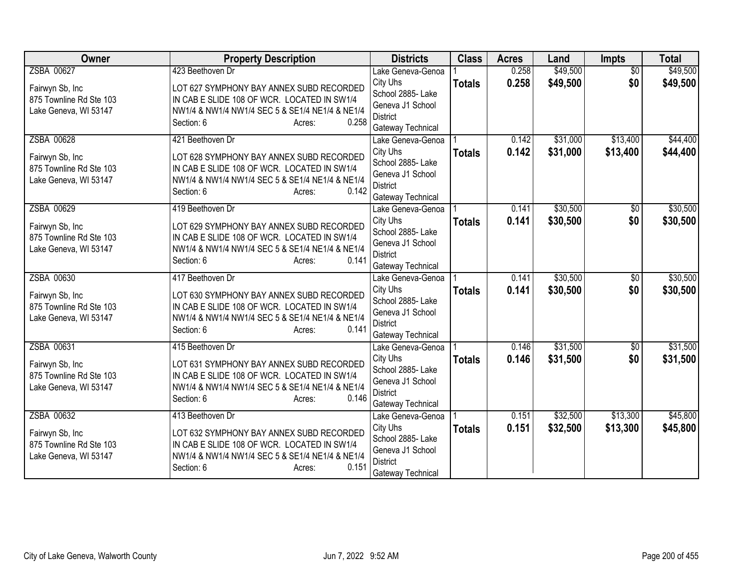| Owner | Property Description | Districts | Class | Acres | Land | Impts | Total |
|---|---|---|---|---|---|---|---|
| ZSBA 00627<br><br>Fairwyn Sb, Inc<br>875 Townline Rd Ste 103<br>Lake Geneva, WI 53147 | 423 Beethoven Dr<br><br>LOT 627 SYMPHONY BAY ANNEX SUBD RECORDED IN CAB E SLIDE 108 OF WCR. LOCATED IN SW1/4 NW1/4 & NW1/4 NW1/4 SEC 5 & SE1/4 NE1/4 & NE1/4<br>Section: 6 Acres: 0.258 | Lake Geneva-Genoa City Uhs<br>School 2885- Lake Geneva J1 School District<br>Gateway Technical | 1<br>**Totals** | 0.258<br>**0.258** | $49,500<br>**$49,500** | $0<br>**$0** | $49,500<br>**$49,500** |
| ZSBA 00628<br><br>Fairwyn Sb, Inc<br>875 Townline Rd Ste 103<br>Lake Geneva, WI 53147 | 421 Beethoven Dr<br><br>LOT 628 SYMPHONY BAY ANNEX SUBD RECORDED IN CAB E SLIDE 108 OF WCR. LOCATED IN SW1/4 NW1/4 & NW1/4 NW1/4 SEC 5 & SE1/4 NE1/4 & NE1/4<br>Section: 6 Acres: 0.142 | Lake Geneva-Genoa City Uhs<br>School 2885- Lake Geneva J1 School District<br>Gateway Technical | 1<br>**Totals** | 0.142<br>**0.142** | $31,000<br>**$31,000** | $13,400<br>**$13,400** | $44,400<br>**$44,400** |
| ZSBA 00629<br><br>Fairwyn Sb, Inc<br>875 Townline Rd Ste 103<br>Lake Geneva, WI 53147 | 419 Beethoven Dr<br><br>LOT 629 SYMPHONY BAY ANNEX SUBD RECORDED IN CAB E SLIDE 108 OF WCR. LOCATED IN SW1/4 NW1/4 & NW1/4 NW1/4 SEC 5 & SE1/4 NE1/4 & NE1/4<br>Section: 6 Acres: 0.141 | Lake Geneva-Genoa City Uhs<br>School 2885- Lake Geneva J1 School District<br>Gateway Technical | 1<br>**Totals** | 0.141<br>**0.141** | $30,500<br>**$30,500** | $0<br>**$0** | $30,500<br>**$30,500** |
| ZSBA 00630<br><br>Fairwyn Sb, Inc<br>875 Townline Rd Ste 103<br>Lake Geneva, WI 53147 | 417 Beethoven Dr<br><br>LOT 630 SYMPHONY BAY ANNEX SUBD RECORDED IN CAB E SLIDE 108 OF WCR. LOCATED IN SW1/4 NW1/4 & NW1/4 NW1/4 SEC 5 & SE1/4 NE1/4 & NE1/4<br>Section: 6 Acres: 0.141 | Lake Geneva-Genoa City Uhs<br>School 2885- Lake Geneva J1 School District<br>Gateway Technical | 1<br>**Totals** | 0.141<br>**0.141** | $30,500<br>**$30,500** | $0<br>**$0** | $30,500<br>**$30,500** |
| ZSBA 00631<br><br>Fairwyn Sb, Inc<br>875 Townline Rd Ste 103<br>Lake Geneva, WI 53147 | 415 Beethoven Dr<br><br>LOT 631 SYMPHONY BAY ANNEX SUBD RECORDED IN CAB E SLIDE 108 OF WCR. LOCATED IN SW1/4 NW1/4 & NW1/4 NW1/4 SEC 5 & SE1/4 NE1/4 & NE1/4<br>Section: 6 Acres: 0.146 | Lake Geneva-Genoa City Uhs<br>School 2885- Lake Geneva J1 School District<br>Gateway Technical | 1<br>**Totals** | 0.146<br>**0.146** | $31,500<br>**$31,500** | $0<br>**$0** | $31,500<br>**$31,500** |
| ZSBA 00632<br><br>Fairwyn Sb, Inc<br>875 Townline Rd Ste 103<br>Lake Geneva, WI 53147 | 413 Beethoven Dr<br><br>LOT 632 SYMPHONY BAY ANNEX SUBD RECORDED IN CAB E SLIDE 108 OF WCR. LOCATED IN SW1/4 NW1/4 & NW1/4 NW1/4 SEC 5 & SE1/4 NE1/4 & NE1/4<br>Section: 6 Acres: 0.151 | Lake Geneva-Genoa City Uhs<br>School 2885- Lake Geneva J1 School District<br>Gateway Technical | 1<br>**Totals** | 0.151<br>**0.151** | $32,500<br>**$32,500** | $13,300<br>**$13,300** | $45,800<br>**$45,800** |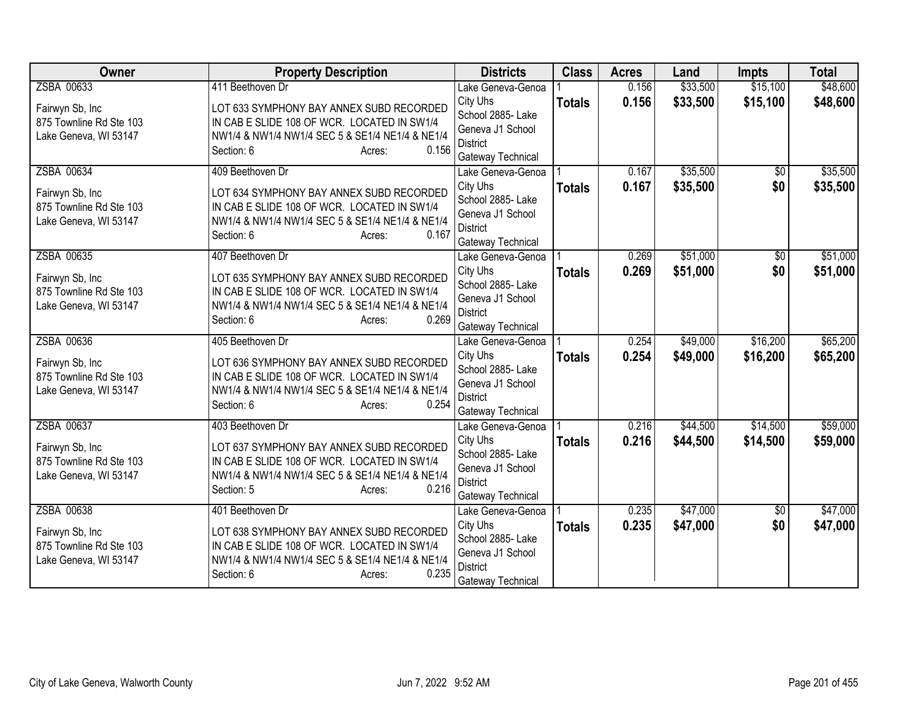| Owner | Property Description | Districts | Class | Acres | Land | Impts | Total |
|---|---|---|---|---|---|---|---|
| ZSBA 00633<br><br>Fairwyn Sb, Inc<br>875 Townline Rd Ste 103<br>Lake Geneva, WI 53147 | 411 Beethoven Dr<br><br>LOT 633 SYMPHONY BAY ANNEX SUBD RECORDED IN CAB E SLIDE 108 OF WCR. LOCATED IN SW1/4 NW1/4 & NW1/4 NW1/4 SEC 5 & SE1/4 NE1/4 & NE1/4<br>Section: 6 Acres: 0.156 | Lake Geneva-Genoa City Uhs School 2885- Lake Geneva J1 School District Gateway Technical | 1<br>**Totals** | 0.156<br>**0.156** | $33,500<br>**$33,500** | $15,100<br>**$15,100** | $48,600<br>**$48,600** |
| ZSBA 00634<br><br>Fairwyn Sb, Inc<br>875 Townline Rd Ste 103<br>Lake Geneva, WI 53147 | 409 Beethoven Dr<br><br>LOT 634 SYMPHONY BAY ANNEX SUBD RECORDED IN CAB E SLIDE 108 OF WCR. LOCATED IN SW1/4 NW1/4 & NW1/4 NW1/4 SEC 5 & SE1/4 NE1/4 & NE1/4<br>Section: 6 Acres: 0.167 | Lake Geneva-Genoa City Uhs School 2885- Lake Geneva J1 School District Gateway Technical | 1<br>**Totals** | 0.167<br>**0.167** | $35,500<br>**$35,500** | $0<br>**$0** | $35,500<br>**$35,500** |
| ZSBA 00635<br><br>Fairwyn Sb, Inc<br>875 Townline Rd Ste 103<br>Lake Geneva, WI 53147 | 407 Beethoven Dr<br><br>LOT 635 SYMPHONY BAY ANNEX SUBD RECORDED IN CAB E SLIDE 108 OF WCR. LOCATED IN SW1/4 NW1/4 & NW1/4 NW1/4 SEC 5 & SE1/4 NE1/4 & NE1/4<br>Section: 6 Acres: 0.269 | Lake Geneva-Genoa City Uhs School 2885- Lake Geneva J1 School District Gateway Technical | 1<br>**Totals** | 0.269<br>**0.269** | $51,000<br>**$51,000** | $0<br>**$0** | $51,000<br>**$51,000** |
| ZSBA 00636<br><br>Fairwyn Sb, Inc<br>875 Townline Rd Ste 103<br>Lake Geneva, WI 53147 | 405 Beethoven Dr<br><br>LOT 636 SYMPHONY BAY ANNEX SUBD RECORDED IN CAB E SLIDE 108 OF WCR. LOCATED IN SW1/4 NW1/4 & NW1/4 NW1/4 SEC 5 & SE1/4 NE1/4 & NE1/4<br>Section: 6 Acres: 0.254 | Lake Geneva-Genoa City Uhs School 2885- Lake Geneva J1 School District Gateway Technical | 1<br>**Totals** | 0.254<br>**0.254** | $49,000<br>**$49,000** | $16,200<br>**$16,200** | $65,200<br>**$65,200** |
| ZSBA 00637<br><br>Fairwyn Sb, Inc<br>875 Townline Rd Ste 103<br>Lake Geneva, WI 53147 | 403 Beethoven Dr<br><br>LOT 637 SYMPHONY BAY ANNEX SUBD RECORDED IN CAB E SLIDE 108 OF WCR. LOCATED IN SW1/4 NW1/4 & NW1/4 NW1/4 SEC 5 & SE1/4 NE1/4 & NE1/4<br>Section: 5 Acres: 0.216 | Lake Geneva-Genoa City Uhs School 2885- Lake Geneva J1 School District Gateway Technical | 1<br>**Totals** | 0.216<br>**0.216** | $44,500<br>**$44,500** | $14,500<br>**$14,500** | $59,000<br>**$59,000** |
| ZSBA 00638<br><br>Fairwyn Sb, Inc<br>875 Townline Rd Ste 103<br>Lake Geneva, WI 53147 | 401 Beethoven Dr<br><br>LOT 638 SYMPHONY BAY ANNEX SUBD RECORDED IN CAB E SLIDE 108 OF WCR. LOCATED IN SW1/4 NW1/4 & NW1/4 NW1/4 SEC 5 & SE1/4 NE1/4 & NE1/4<br>Section: 6 Acres: 0.235 | Lake Geneva-Genoa City Uhs School 2885- Lake Geneva J1 School District Gateway Technical | 1<br>**Totals** | 0.235<br>**0.235** | $47,000<br>**$47,000** | $0<br>**$0** | $47,000<br>**$47,000** |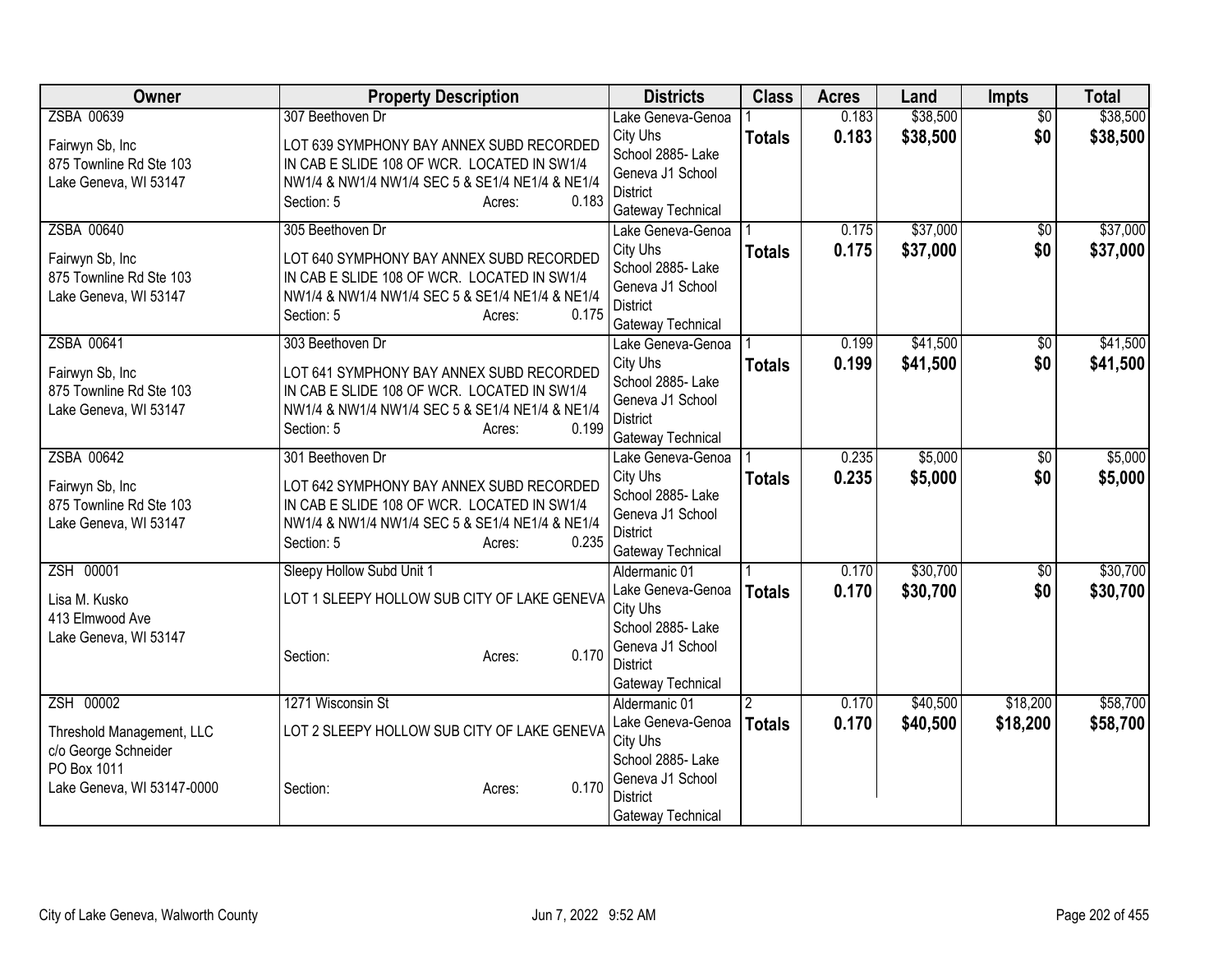| Owner | Property Description | Districts | Class | Acres | Land | Impts | Total |
|---|---|---|---|---|---|---|---|
| ZSBA 00639<br><br>Fairwyn Sb, Inc<br>875 Townline Rd Ste 103<br>Lake Geneva, WI 53147 | 307 Beethoven Dr<br><br>LOT 639 SYMPHONY BAY ANNEX SUBD RECORDED IN CAB E SLIDE 108 OF WCR. LOCATED IN SW1/4 NW1/4 & NW1/4 NW1/4 SEC 5 & SE1/4 NE1/4 & NE1/4<br>Section: 5 Acres: 0.183 | Lake Geneva-Genoa City Uhs<br>School 2885- Lake Geneva J1 School District<br>Gateway Technical | 1<br>**Totals** | 0.183<br>**0.183** | $38,500<br>**$38,500** | $0<br>**$0** | $38,500<br>**$38,500** |
| ZSBA 00640<br><br>Fairwyn Sb, Inc<br>875 Townline Rd Ste 103<br>Lake Geneva, WI 53147 | 305 Beethoven Dr<br><br>LOT 640 SYMPHONY BAY ANNEX SUBD RECORDED IN CAB E SLIDE 108 OF WCR. LOCATED IN SW1/4 NW1/4 & NW1/4 NW1/4 SEC 5 & SE1/4 NE1/4 & NE1/4<br>Section: 5 Acres: 0.175 | Lake Geneva-Genoa City Uhs<br>School 2885- Lake Geneva J1 School District<br>Gateway Technical | 1<br>**Totals** | 0.175<br>**0.175** | $37,000<br>**$37,000** | $0<br>**$0** | $37,000<br>**$37,000** |
| ZSBA 00641<br><br>Fairwyn Sb, Inc<br>875 Townline Rd Ste 103<br>Lake Geneva, WI 53147 | 303 Beethoven Dr<br><br>LOT 641 SYMPHONY BAY ANNEX SUBD RECORDED IN CAB E SLIDE 108 OF WCR. LOCATED IN SW1/4 NW1/4 & NW1/4 NW1/4 SEC 5 & SE1/4 NE1/4 & NE1/4<br>Section: 5 Acres: 0.199 | Lake Geneva-Genoa City Uhs<br>School 2885- Lake Geneva J1 School District<br>Gateway Technical | 1<br>**Totals** | 0.199<br>**0.199** | $41,500<br>**$41,500** | $0<br>**$0** | $41,500<br>**$41,500** |
| ZSBA 00642<br><br>Fairwyn Sb, Inc<br>875 Townline Rd Ste 103<br>Lake Geneva, WI 53147 | 301 Beethoven Dr<br><br>LOT 642 SYMPHONY BAY ANNEX SUBD RECORDED IN CAB E SLIDE 108 OF WCR. LOCATED IN SW1/4 NW1/4 & NW1/4 NW1/4 SEC 5 & SE1/4 NE1/4 & NE1/4<br>Section: 5 Acres: 0.235 | Lake Geneva-Genoa City Uhs<br>School 2885- Lake Geneva J1 School District<br>Gateway Technical | 1<br>**Totals** | 0.235<br>**0.235** | $5,000<br>**$5,000** | $0<br>**$0** | $5,000<br>**$5,000** |
| ZSH 00001<br><br>Lisa M. Kusko<br>413 Elmwood Ave<br>Lake Geneva, WI 53147 | Sleepy Hollow Subd Unit 1<br><br>LOT 1 SLEEPY HOLLOW SUB CITY OF LAKE GENEVA<br><br>Section: Acres: 0.170 | Aldermanic 01<br>Lake Geneva-Genoa City Uhs<br>School 2885- Lake Geneva J1 School District<br>Gateway Technical | 1<br>**Totals** | 0.170<br>**0.170** | $30,700<br>**$30,700** | $0<br>**$0** | $30,700<br>**$30,700** |
| ZSH 00002<br><br>Threshold Management, LLC<br>c/o George Schneider<br>PO Box 1011<br>Lake Geneva, WI 53147-0000 | 1271 Wisconsin St<br><br>LOT 2 SLEEPY HOLLOW SUB CITY OF LAKE GENEVA<br><br>Section: Acres: 0.170 | Aldermanic 01<br>Lake Geneva-Genoa City Uhs<br>School 2885- Lake Geneva J1 School District<br>Gateway Technical | 2<br>**Totals** | 0.170<br>**0.170** | $40,500<br>**$40,500** | $18,200<br>**$18,200** | $58,700<br>**$58,700** |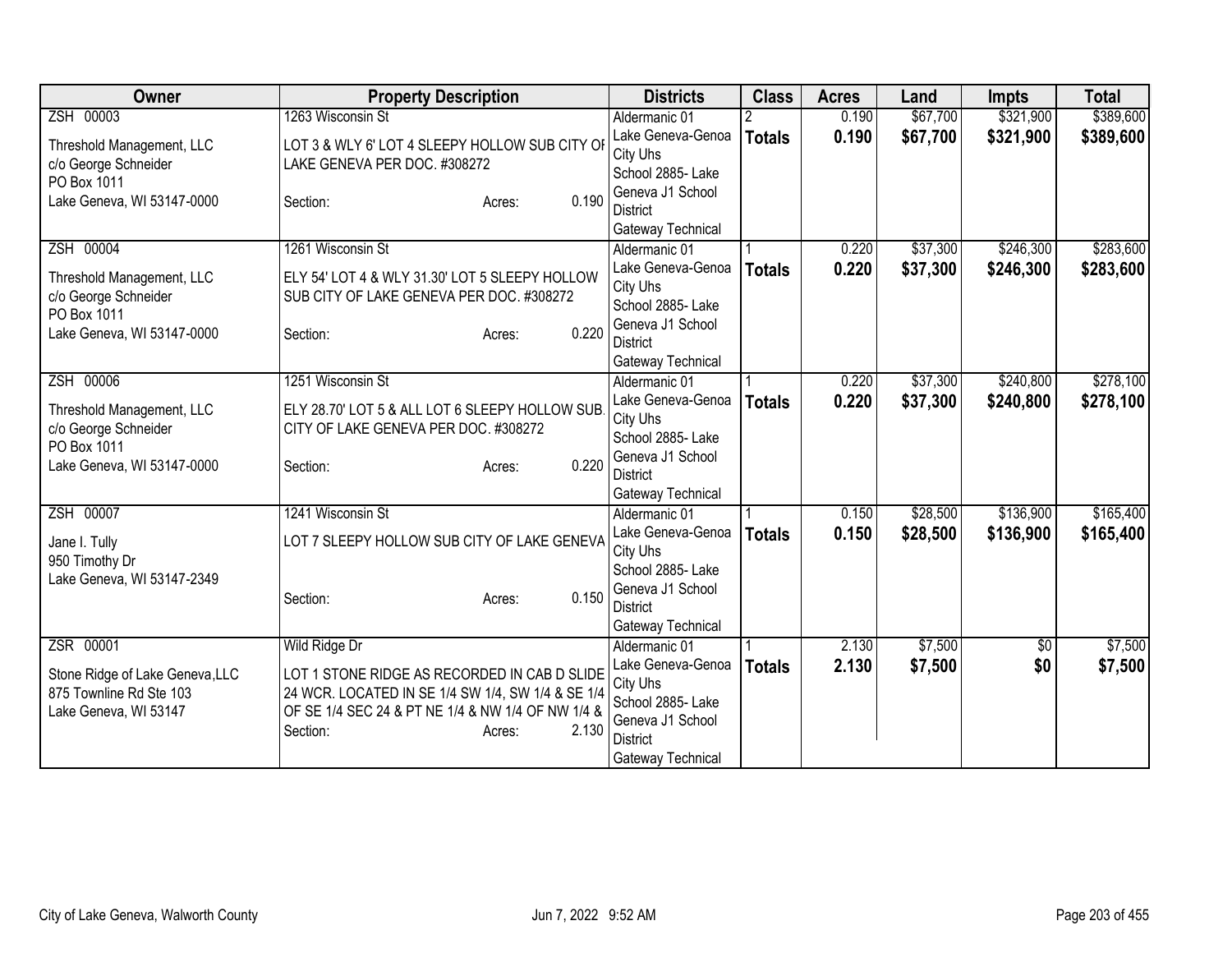| Owner | Property Description | Districts | Class | Acres | Land | Impts | Total |
|---|---|---|---|---|---|---|---|
| ZSH 00003<br>Threshold Management, LLC<br>c/o George Schneider<br>PO Box 1011<br>Lake Geneva, WI 53147-0000 | 1263 Wisconsin St<br>LOT 3 & WLY 6' LOT 4 SLEEPY HOLLOW SUB CITY OF LAKE GENEVA PER DOC. #308272<br>Section: Acres: 0.190 | Aldermanic 01<br>Lake Geneva-Genoa City Uhs<br>School 2885- Lake Geneva J1 School District<br>Gateway Technical | 2<br>**Totals** | 0.190<br>**0.190** | $67,700<br>**$67,700** | $321,900<br>**$321,900** | $389,600<br>**$389,600** |
| ZSH 00004<br>Threshold Management, LLC<br>c/o George Schneider<br>PO Box 1011<br>Lake Geneva, WI 53147-0000 | 1261 Wisconsin St<br>ELY 54' LOT 4 & WLY 31.30' LOT 5 SLEEPY HOLLOW SUB CITY OF LAKE GENEVA PER DOC. #308272<br>Section: Acres: 0.220 | Aldermanic 01<br>Lake Geneva-Genoa City Uhs<br>School 2885- Lake Geneva J1 School District<br>Gateway Technical | 1<br>**Totals** | 0.220<br>**0.220** | $37,300<br>**$37,300** | $246,300<br>**$246,300** | $283,600<br>**$283,600** |
| ZSH 00006<br>Threshold Management, LLC<br>c/o George Schneider<br>PO Box 1011<br>Lake Geneva, WI 53147-0000 | 1251 Wisconsin St<br>ELY 28.70' LOT 5 & ALL LOT 6 SLEEPY HOLLOW SUB. CITY OF LAKE GENEVA PER DOC. #308272<br>Section: Acres: 0.220 | Aldermanic 01<br>Lake Geneva-Genoa City Uhs<br>School 2885- Lake Geneva J1 School District<br>Gateway Technical | 1<br>**Totals** | 0.220<br>**0.220** | $37,300<br>**$37,300** | $240,800<br>**$240,800** | $278,100<br>**$278,100** |
| ZSH 00007<br>Jane I. Tully<br>950 Timothy Dr<br>Lake Geneva, WI 53147-2349 | 1241 Wisconsin St<br>LOT 7 SLEEPY HOLLOW SUB CITY OF LAKE GENEVA<br>Section: Acres: 0.150 | Aldermanic 01<br>Lake Geneva-Genoa City Uhs<br>School 2885- Lake Geneva J1 School District<br>Gateway Technical | 1<br>**Totals** | 0.150<br>**0.150** | $28,500<br>**$28,500** | $136,900<br>**$136,900** | $165,400<br>**$165,400** |
| ZSR 00001<br>Stone Ridge of Lake Geneva,LLC<br>875 Townline Rd Ste 103<br>Lake Geneva, WI 53147 | Wild Ridge Dr<br>LOT 1 STONE RIDGE AS RECORDED IN CAB D SLIDE 24 WCR. LOCATED IN SE 1/4 SW 1/4, SW 1/4 & SE 1/4 OF SE 1/4 SEC 24 & PT NE 1/4 & NW 1/4 OF NW 1/4 &<br>Section: Acres: 2.130 | Aldermanic 01<br>Lake Geneva-Genoa City Uhs<br>School 2885- Lake Geneva J1 School District<br>Gateway Technical | 1<br>**Totals** | 2.130<br>**2.130** | $7,500<br>**$7,500** | $0<br>**$0** | $7,500<br>**$7,500** |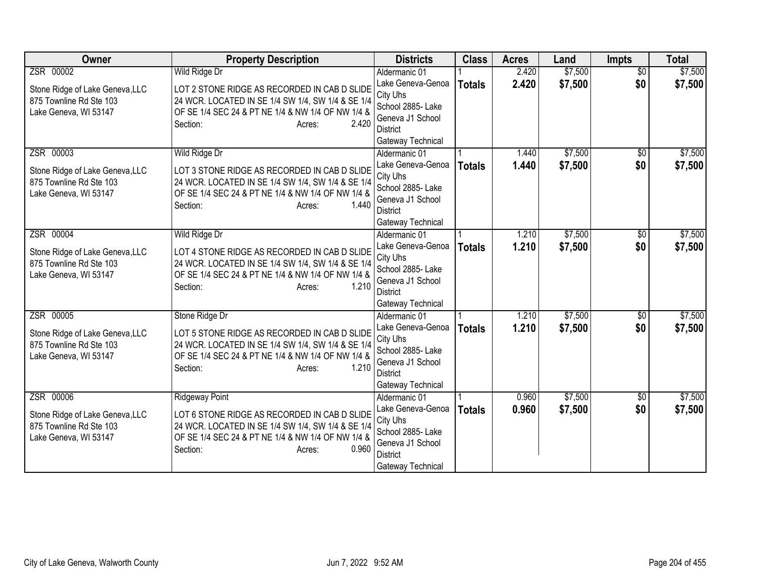| Owner | Property Description | Districts | Class | Acres | Land | Impts | Total |
|---|---|---|---|---|---|---|---|
| ZSR 00002<br>Stone Ridge of Lake Geneva,LLC<br>875 Townline Rd Ste 103<br>Lake Geneva, WI 53147 | Wild Ridge Dr<br>LOT 2 STONE RIDGE AS RECORDED IN CAB D SLIDE 24 WCR. LOCATED IN SE 1/4 SW 1/4, SW 1/4 & SE 1/4 OF SE 1/4 SEC 24 & PT NE 1/4 & NW 1/4 OF NW 1/4 &<br>Section: Acres: 2.420 | Aldermanic 01<br>Lake Geneva-Genoa City Uhs<br>School 2885- Lake Geneva J1 School District<br>Gateway Technical | 1<br>**Totals** | 2.420<br>**2.420** | $7,500<br>**$7,500** | $0<br>**$0** | $7,500<br>**$7,500** |
| ZSR 00003<br>Stone Ridge of Lake Geneva,LLC<br>875 Townline Rd Ste 103<br>Lake Geneva, WI 53147 | Wild Ridge Dr<br>LOT 3 STONE RIDGE AS RECORDED IN CAB D SLIDE 24 WCR. LOCATED IN SE 1/4 SW 1/4, SW 1/4 & SE 1/4 OF SE 1/4 SEC 24 & PT NE 1/4 & NW 1/4 OF NW 1/4 &<br>Section: Acres: 1.440 | Aldermanic 01<br>Lake Geneva-Genoa City Uhs<br>School 2885- Lake Geneva J1 School District<br>Gateway Technical | 1<br>**Totals** | 1.440<br>**1.440** | $7,500<br>**$7,500** | $0<br>**$0** | $7,500<br>**$7,500** |
| ZSR 00004<br>Stone Ridge of Lake Geneva,LLC<br>875 Townline Rd Ste 103<br>Lake Geneva, WI 53147 | Wild Ridge Dr<br>LOT 4 STONE RIDGE AS RECORDED IN CAB D SLIDE 24 WCR. LOCATED IN SE 1/4 SW 1/4, SW 1/4 & SE 1/4 OF SE 1/4 SEC 24 & PT NE 1/4 & NW 1/4 OF NW 1/4 &<br>Section: Acres: 1.210 | Aldermanic 01<br>Lake Geneva-Genoa City Uhs<br>School 2885- Lake Geneva J1 School District<br>Gateway Technical | 1<br>**Totals** | 1.210<br>**1.210** | $7,500<br>**$7,500** | $0<br>**$0** | $7,500<br>**$7,500** |
| ZSR 00005<br>Stone Ridge of Lake Geneva,LLC<br>875 Townline Rd Ste 103<br>Lake Geneva, WI 53147 | Stone Ridge Dr<br>LOT 5 STONE RIDGE AS RECORDED IN CAB D SLIDE 24 WCR. LOCATED IN SE 1/4 SW 1/4, SW 1/4 & SE 1/4 OF SE 1/4 SEC 24 & PT NE 1/4 & NW 1/4 OF NW 1/4 &<br>Section: Acres: 1.210 | Aldermanic 01<br>Lake Geneva-Genoa City Uhs<br>School 2885- Lake Geneva J1 School District<br>Gateway Technical | 1<br>**Totals** | 1.210<br>**1.210** | $7,500<br>**$7,500** | $0<br>**$0** | $7,500<br>**$7,500** |
| ZSR 00006<br>Stone Ridge of Lake Geneva,LLC<br>875 Townline Rd Ste 103<br>Lake Geneva, WI 53147 | Ridgeway Point<br>LOT 6 STONE RIDGE AS RECORDED IN CAB D SLIDE 24 WCR. LOCATED IN SE 1/4 SW 1/4, SW 1/4 & SE 1/4 OF SE 1/4 SEC 24 & PT NE 1/4 & NW 1/4 OF NW 1/4 &<br>Section: Acres: 0.960 | Aldermanic 01<br>Lake Geneva-Genoa City Uhs<br>School 2885- Lake Geneva J1 School District<br>Gateway Technical | 1<br>**Totals** | 0.960<br>**0.960** | $7,500<br>**$7,500** | $0<br>**$0** | $7,500<br>**$7,500** |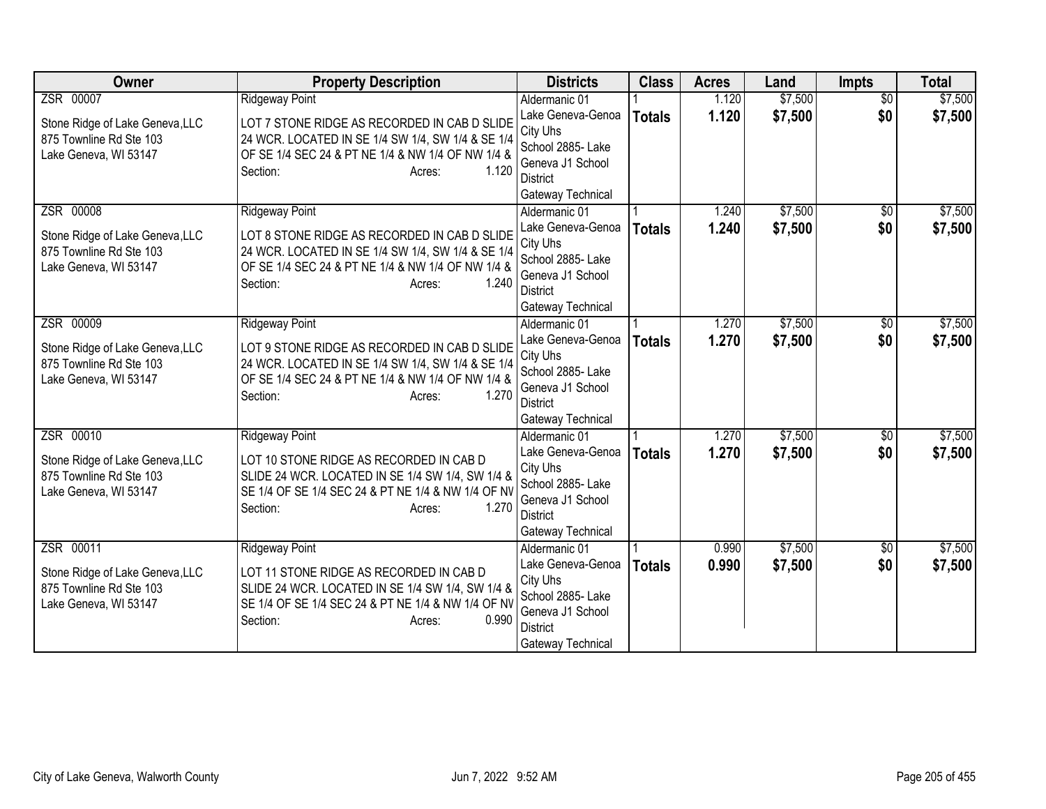| Owner | Property Description | Districts | Class | Acres | Land | Impts | Total |
|---|---|---|---|---|---|---|---|
| ZSR 00007<br>Stone Ridge of Lake Geneva,LLC<br>875 Townline Rd Ste 103<br>Lake Geneva, WI 53147 | Ridgeway Point<br>LOT 7 STONE RIDGE AS RECORDED IN CAB D SLIDE 24 WCR. LOCATED IN SE 1/4 SW 1/4, SW 1/4 & SE 1/4 OF SE 1/4 SEC 24 & PT NE 1/4 & NW 1/4 OF NW 1/4 &<br>Section: Acres: 1.120 | Aldermanic 01<br>Lake Geneva-Genoa City Uhs<br>School 2885- Lake Geneva J1 School District<br>Gateway Technical | 1<br>**Totals** | 1.120<br>**1.120** | $7,500<br>**$7,500** | $0<br>**$0** | $7,500<br>**$7,500** |
| ZSR 00008<br>Stone Ridge of Lake Geneva,LLC<br>875 Townline Rd Ste 103<br>Lake Geneva, WI 53147 | Ridgeway Point<br>LOT 8 STONE RIDGE AS RECORDED IN CAB D SLIDE 24 WCR. LOCATED IN SE 1/4 SW 1/4, SW 1/4 & SE 1/4 OF SE 1/4 SEC 24 & PT NE 1/4 & NW 1/4 OF NW 1/4 &<br>Section: Acres: 1.240 | Aldermanic 01<br>Lake Geneva-Genoa City Uhs<br>School 2885- Lake Geneva J1 School District<br>Gateway Technical | 1<br>**Totals** | 1.240<br>**1.240** | $7,500<br>**$7,500** | $0<br>**$0** | $7,500<br>**$7,500** |
| ZSR 00009<br>Stone Ridge of Lake Geneva,LLC<br>875 Townline Rd Ste 103<br>Lake Geneva, WI 53147 | Ridgeway Point<br>LOT 9 STONE RIDGE AS RECORDED IN CAB D SLIDE 24 WCR. LOCATED IN SE 1/4 SW 1/4, SW 1/4 & SE 1/4 OF SE 1/4 SEC 24 & PT NE 1/4 & NW 1/4 OF NW 1/4 &<br>Section: Acres: 1.270 | Aldermanic 01<br>Lake Geneva-Genoa City Uhs<br>School 2885- Lake Geneva J1 School District<br>Gateway Technical | 1<br>**Totals** | 1.270<br>**1.270** | $7,500<br>**$7,500** | $0<br>**$0** | $7,500<br>**$7,500** |
| ZSR 00010<br>Stone Ridge of Lake Geneva,LLC<br>875 Townline Rd Ste 103<br>Lake Geneva, WI 53147 | Ridgeway Point<br>LOT 10 STONE RIDGE AS RECORDED IN CAB D SLIDE 24 WCR. LOCATED IN SE 1/4 SW 1/4, SW 1/4 & SE 1/4 OF SE 1/4 SEC 24 & PT NE 1/4 & NW 1/4 OF NV<br>Section: Acres: 1.270 | Aldermanic 01<br>Lake Geneva-Genoa City Uhs<br>School 2885- Lake Geneva J1 School District<br>Gateway Technical | 1<br>**Totals** | 1.270<br>**1.270** | $7,500<br>**$7,500** | $0<br>**$0** | $7,500<br>**$7,500** |
| ZSR 00011<br>Stone Ridge of Lake Geneva,LLC<br>875 Townline Rd Ste 103<br>Lake Geneva, WI 53147 | Ridgeway Point<br>LOT 11 STONE RIDGE AS RECORDED IN CAB D SLIDE 24 WCR. LOCATED IN SE 1/4 SW 1/4, SW 1/4 & SE 1/4 OF SE 1/4 SEC 24 & PT NE 1/4 & NW 1/4 OF NV<br>Section: Acres: 0.990 | Aldermanic 01<br>Lake Geneva-Genoa City Uhs<br>School 2885- Lake Geneva J1 School District<br>Gateway Technical | 1<br>**Totals** | 0.990<br>**0.990** | $7,500<br>**$7,500** | $0<br>**$0** | $7,500<br>**$7,500** |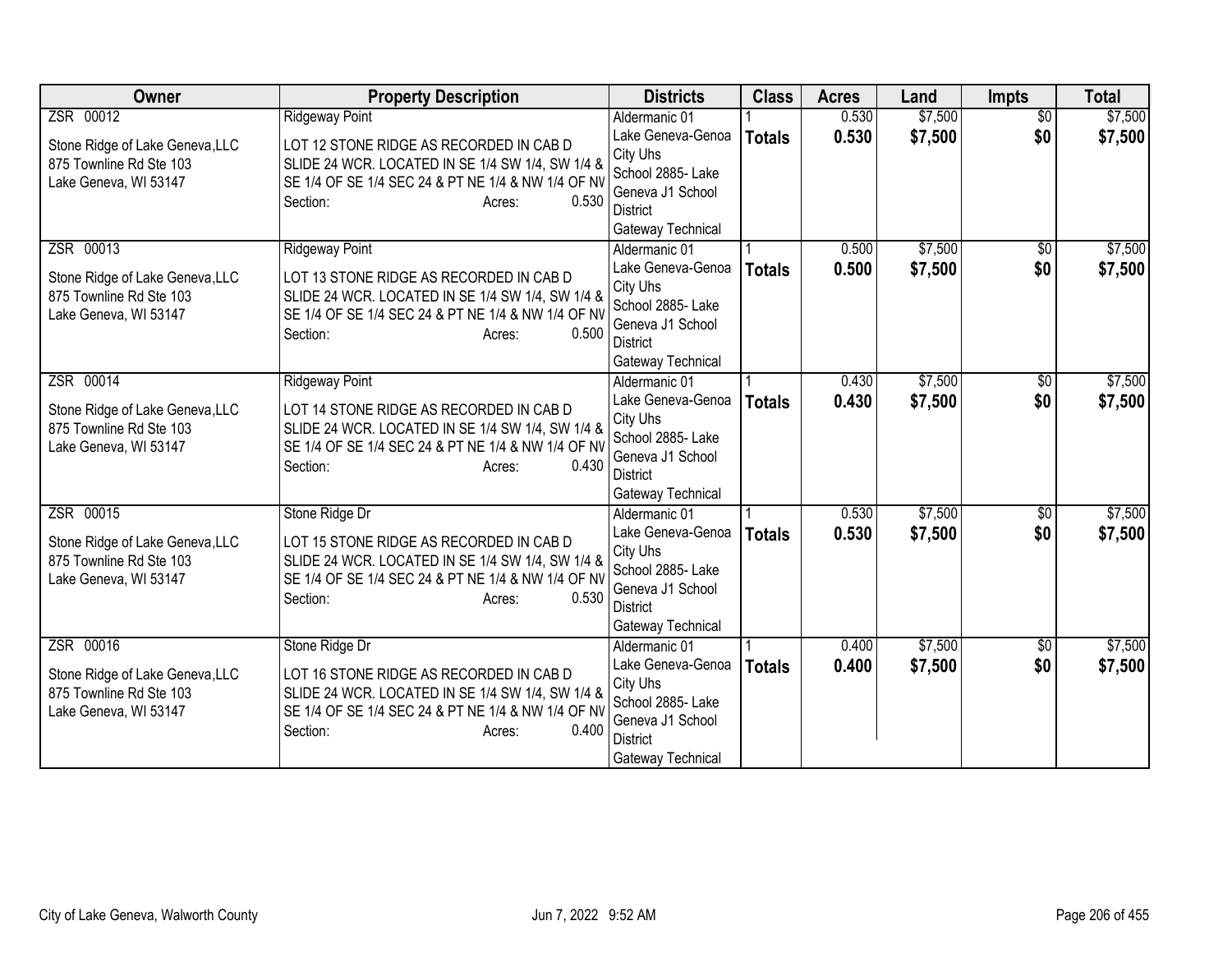| Owner | Property Description | Districts | Class | Acres | Land | Impts | Total |
|---|---|---|---|---|---|---|---|
| ZSR 00012<br><br>Stone Ridge of Lake Geneva,LLC<br>875 Townline Rd Ste 103<br>Lake Geneva, WI 53147 | Ridgeway Point<br><br>LOT 12 STONE RIDGE AS RECORDED IN CAB D SLIDE 24 WCR. LOCATED IN SE 1/4 SW 1/4, SW 1/4 & SE 1/4 OF SE 1/4 SEC 24 & PT NE 1/4 & NW 1/4 OF NV<br>Section: Acres: 0.530 | Aldermanic 01<br>Lake Geneva-Genoa City Uhs<br>School 2885- Lake Geneva J1 School District<br>Gateway Technical | 1<br>**Totals** | 0.530<br>**0.530** | $7,500<br>**$7,500** | $0<br>**$0** | $7,500<br>**$7,500** |
| ZSR 00013<br><br>Stone Ridge of Lake Geneva,LLC<br>875 Townline Rd Ste 103<br>Lake Geneva, WI 53147 | Ridgeway Point<br><br>LOT 13 STONE RIDGE AS RECORDED IN CAB D SLIDE 24 WCR. LOCATED IN SE 1/4 SW 1/4, SW 1/4 & SE 1/4 OF SE 1/4 SEC 24 & PT NE 1/4 & NW 1/4 OF NV<br>Section: Acres: 0.500 | Aldermanic 01<br>Lake Geneva-Genoa City Uhs<br>School 2885- Lake Geneva J1 School District<br>Gateway Technical | 1<br>**Totals** | 0.500<br>**0.500** | $7,500<br>**$7,500** | $0<br>**$0** | $7,500<br>**$7,500** |
| ZSR 00014<br><br>Stone Ridge of Lake Geneva,LLC<br>875 Townline Rd Ste 103<br>Lake Geneva, WI 53147 | Ridgeway Point<br><br>LOT 14 STONE RIDGE AS RECORDED IN CAB D SLIDE 24 WCR. LOCATED IN SE 1/4 SW 1/4, SW 1/4 & SE 1/4 OF SE 1/4 SEC 24 & PT NE 1/4 & NW 1/4 OF NV<br>Section: Acres: 0.430 | Aldermanic 01<br>Lake Geneva-Genoa City Uhs<br>School 2885- Lake Geneva J1 School District<br>Gateway Technical | 1<br>**Totals** | 0.430<br>**0.430** | $7,500<br>**$7,500** | $0<br>**$0** | $7,500<br>**$7,500** |
| ZSR 00015<br><br>Stone Ridge of Lake Geneva,LLC<br>875 Townline Rd Ste 103<br>Lake Geneva, WI 53147 | Stone Ridge Dr<br><br>LOT 15 STONE RIDGE AS RECORDED IN CAB D SLIDE 24 WCR. LOCATED IN SE 1/4 SW 1/4, SW 1/4 & SE 1/4 OF SE 1/4 SEC 24 & PT NE 1/4 & NW 1/4 OF NV<br>Section: Acres: 0.530 | Aldermanic 01<br>Lake Geneva-Genoa City Uhs<br>School 2885- Lake Geneva J1 School District<br>Gateway Technical | 1<br>**Totals** | 0.530<br>**0.530** | $7,500<br>**$7,500** | $0<br>**$0** | $7,500<br>**$7,500** |
| ZSR 00016<br><br>Stone Ridge of Lake Geneva,LLC<br>875 Townline Rd Ste 103<br>Lake Geneva, WI 53147 | Stone Ridge Dr<br><br>LOT 16 STONE RIDGE AS RECORDED IN CAB D SLIDE 24 WCR. LOCATED IN SE 1/4 SW 1/4, SW 1/4 & SE 1/4 OF SE 1/4 SEC 24 & PT NE 1/4 & NW 1/4 OF NV<br>Section: Acres: 0.400 | Aldermanic 01<br>Lake Geneva-Genoa City Uhs<br>School 2885- Lake Geneva J1 School District<br>Gateway Technical | 1<br>**Totals** | 0.400<br>**0.400** | $7,500<br>**$7,500** | $0<br>**$0** | $7,500<br>**$7,500** |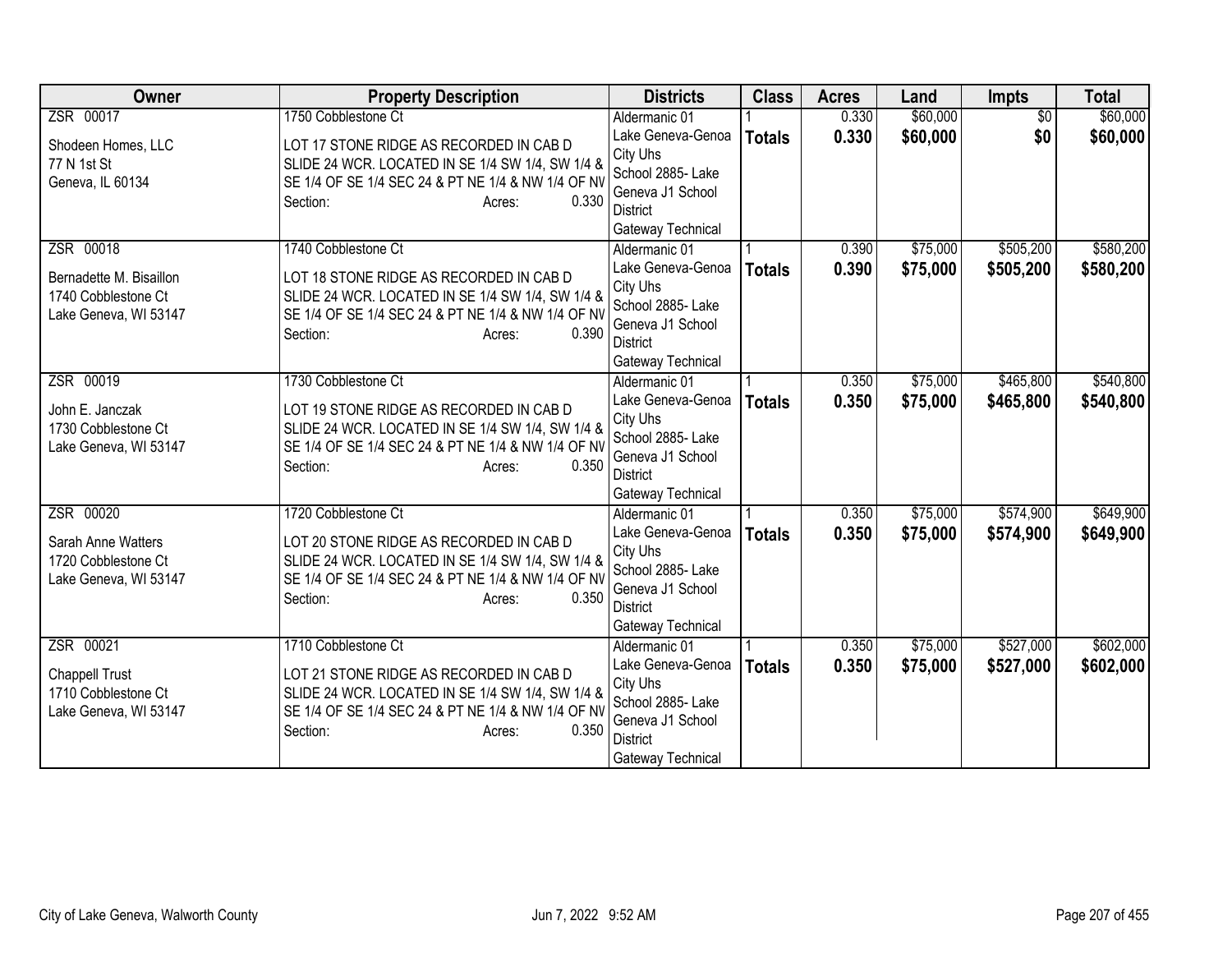| Owner | Property Description | Districts | Class | Acres | Land | Impts | Total |
|---|---|---|---|---|---|---|---|
| ZSR 00017<br><br>Shodeen Homes, LLC<br>77 N 1st St<br>Geneva, IL 60134 | 1750 Cobblestone Ct<br><br>LOT 17 STONE RIDGE AS RECORDED IN CAB D SLIDE 24 WCR. LOCATED IN SE 1/4 SW 1/4, SW 1/4 & SE 1/4 OF SE 1/4 SEC 24 & PT NE 1/4 & NW 1/4 OF NV<br>Section: Acres: 0.330 | Aldermanic 01<br>Lake Geneva-Genoa City Uhs<br>School 2885- Lake Geneva J1 School District<br>Gateway Technical | 1<br>**Totals** | 0.330<br>**0.330** | $60,000<br>**$60,000** | $0<br>**$0** | $60,000<br>**$60,000** |
| ZSR 00018<br><br>Bernadette M. Bisaillon<br>1740 Cobblestone Ct<br>Lake Geneva, WI 53147 | 1740 Cobblestone Ct<br><br>LOT 18 STONE RIDGE AS RECORDED IN CAB D SLIDE 24 WCR. LOCATED IN SE 1/4 SW 1/4, SW 1/4 & SE 1/4 OF SE 1/4 SEC 24 & PT NE 1/4 & NW 1/4 OF NV<br>Section: Acres: 0.390 | Aldermanic 01<br>Lake Geneva-Genoa City Uhs<br>School 2885- Lake Geneva J1 School District<br>Gateway Technical | 1<br>**Totals** | 0.390<br>**0.390** | $75,000<br>**$75,000** | $505,200<br>**$505,200** | $580,200<br>**$580,200** |
| ZSR 00019<br><br>John E. Janczak<br>1730 Cobblestone Ct<br>Lake Geneva, WI 53147 | 1730 Cobblestone Ct<br><br>LOT 19 STONE RIDGE AS RECORDED IN CAB D SLIDE 24 WCR. LOCATED IN SE 1/4 SW 1/4, SW 1/4 & SE 1/4 OF SE 1/4 SEC 24 & PT NE 1/4 & NW 1/4 OF NV<br>Section: Acres: 0.350 | Aldermanic 01<br>Lake Geneva-Genoa City Uhs<br>School 2885- Lake Geneva J1 School District<br>Gateway Technical | 1<br>**Totals** | 0.350<br>**0.350** | $75,000<br>**$75,000** | $465,800<br>**$465,800** | $540,800<br>**$540,800** |
| ZSR 00020<br><br>Sarah Anne Watters<br>1720 Cobblestone Ct<br>Lake Geneva, WI 53147 | 1720 Cobblestone Ct<br><br>LOT 20 STONE RIDGE AS RECORDED IN CAB D SLIDE 24 WCR. LOCATED IN SE 1/4 SW 1/4, SW 1/4 & SE 1/4 OF SE 1/4 SEC 24 & PT NE 1/4 & NW 1/4 OF NV<br>Section: Acres: 0.350 | Aldermanic 01<br>Lake Geneva-Genoa City Uhs<br>School 2885- Lake Geneva J1 School District<br>Gateway Technical | 1<br>**Totals** | 0.350<br>**0.350** | $75,000<br>**$75,000** | $574,900<br>**$574,900** | $649,900<br>**$649,900** |
| ZSR 00021<br><br>Chappell Trust<br>1710 Cobblestone Ct<br>Lake Geneva, WI 53147 | 1710 Cobblestone Ct<br><br>LOT 21 STONE RIDGE AS RECORDED IN CAB D SLIDE 24 WCR. LOCATED IN SE 1/4 SW 1/4, SW 1/4 & SE 1/4 OF SE 1/4 SEC 24 & PT NE 1/4 & NW 1/4 OF NV<br>Section: Acres: 0.350 | Aldermanic 01<br>Lake Geneva-Genoa City Uhs<br>School 2885- Lake Geneva J1 School District<br>Gateway Technical | 1<br>**Totals** | 0.350<br>**0.350** | $75,000<br>**$75,000** | $527,000<br>**$527,000** | $602,000<br>**$602,000** |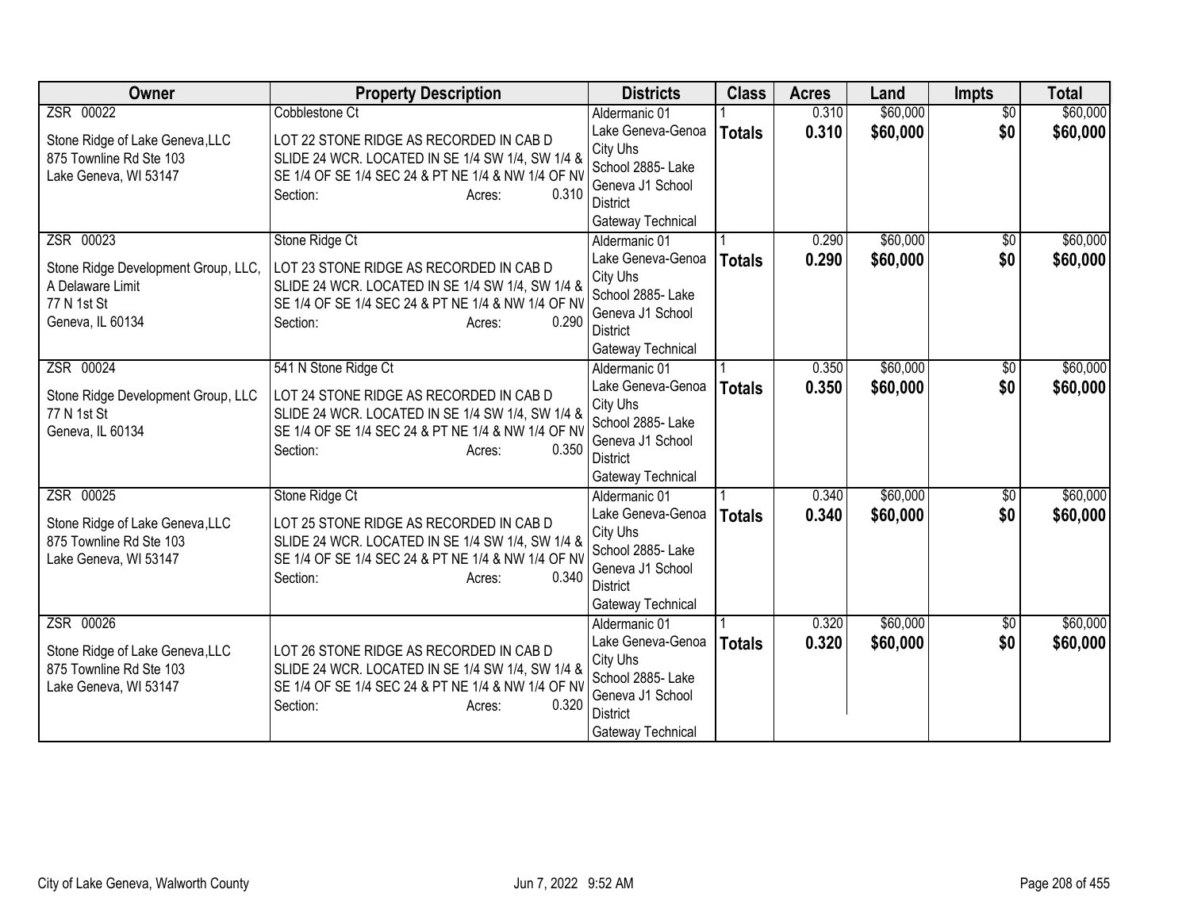| Owner | Property Description | Districts | Class | Acres | Land | Impts | Total |
|---|---|---|---|---|---|---|---|
| ZSR 00022<br>Stone Ridge of Lake Geneva,LLC<br>875 Townline Rd Ste 103<br>Lake Geneva, WI 53147 | Cobblestone Ct<br>LOT 22 STONE RIDGE AS RECORDED IN CAB D SLIDE 24 WCR. LOCATED IN SE 1/4 SW 1/4, SW 1/4 & SE 1/4 OF SE 1/4 SEC 24 & PT NE 1/4 & NW 1/4 OF NV<br>Section: Acres: 0.310 | Aldermanic 01<br>Lake Geneva-Genoa City Uhs<br>School 2885- Lake Geneva J1 School District<br>Gateway Technical | 1<br>**Totals** | 0.310<br>**0.310** | $60,000<br>**$60,000** | $0<br>**$0** | $60,000<br>**$60,000** |
| ZSR 00023<br>Stone Ridge Development Group, LLC, A Delaware Limit<br>77 N 1st St<br>Geneva, IL 60134 | Stone Ridge Ct<br>LOT 23 STONE RIDGE AS RECORDED IN CAB D SLIDE 24 WCR. LOCATED IN SE 1/4 SW 1/4, SW 1/4 & SE 1/4 OF SE 1/4 SEC 24 & PT NE 1/4 & NW 1/4 OF NV<br>Section: Acres: 0.290 | Aldermanic 01<br>Lake Geneva-Genoa City Uhs<br>School 2885- Lake Geneva J1 School District<br>Gateway Technical | 1<br>**Totals** | 0.290<br>**0.290** | $60,000<br>**$60,000** | $0<br>**$0** | $60,000<br>**$60,000** |
| ZSR 00024<br>Stone Ridge Development Group, LLC<br>77 N 1st St<br>Geneva, IL 60134 | 541 N Stone Ridge Ct<br>LOT 24 STONE RIDGE AS RECORDED IN CAB D SLIDE 24 WCR. LOCATED IN SE 1/4 SW 1/4, SW 1/4 & SE 1/4 OF SE 1/4 SEC 24 & PT NE 1/4 & NW 1/4 OF NV<br>Section: Acres: 0.350 | Aldermanic 01<br>Lake Geneva-Genoa City Uhs<br>School 2885- Lake Geneva J1 School District<br>Gateway Technical | 1<br>**Totals** | 0.350<br>**0.350** | $60,000<br>**$60,000** | $0<br>**$0** | $60,000<br>**$60,000** |
| ZSR 00025<br>Stone Ridge of Lake Geneva,LLC<br>875 Townline Rd Ste 103<br>Lake Geneva, WI 53147 | Stone Ridge Ct<br>LOT 25 STONE RIDGE AS RECORDED IN CAB D SLIDE 24 WCR. LOCATED IN SE 1/4 SW 1/4, SW 1/4 & SE 1/4 OF SE 1/4 SEC 24 & PT NE 1/4 & NW 1/4 OF NV<br>Section: Acres: 0.340 | Aldermanic 01<br>Lake Geneva-Genoa City Uhs<br>School 2885- Lake Geneva J1 School District<br>Gateway Technical | 1<br>**Totals** | 0.340<br>**0.340** | $60,000<br>**$60,000** | $0<br>**$0** | $60,000<br>**$60,000** |
| ZSR 00026<br>Stone Ridge of Lake Geneva,LLC<br>875 Townline Rd Ste 103<br>Lake Geneva, WI 53147 | LOT 26 STONE RIDGE AS RECORDED IN CAB D SLIDE 24 WCR. LOCATED IN SE 1/4 SW 1/4, SW 1/4 & SE 1/4 OF SE 1/4 SEC 24 & PT NE 1/4 & NW 1/4 OF NV<br>Section: Acres: 0.320 | Aldermanic 01<br>Lake Geneva-Genoa City Uhs<br>School 2885- Lake Geneva J1 School District<br>Gateway Technical | 1<br>**Totals** | 0.320<br>**0.320** | $60,000<br>**$60,000** | $0<br>**$0** | $60,000<br>**$60,000** |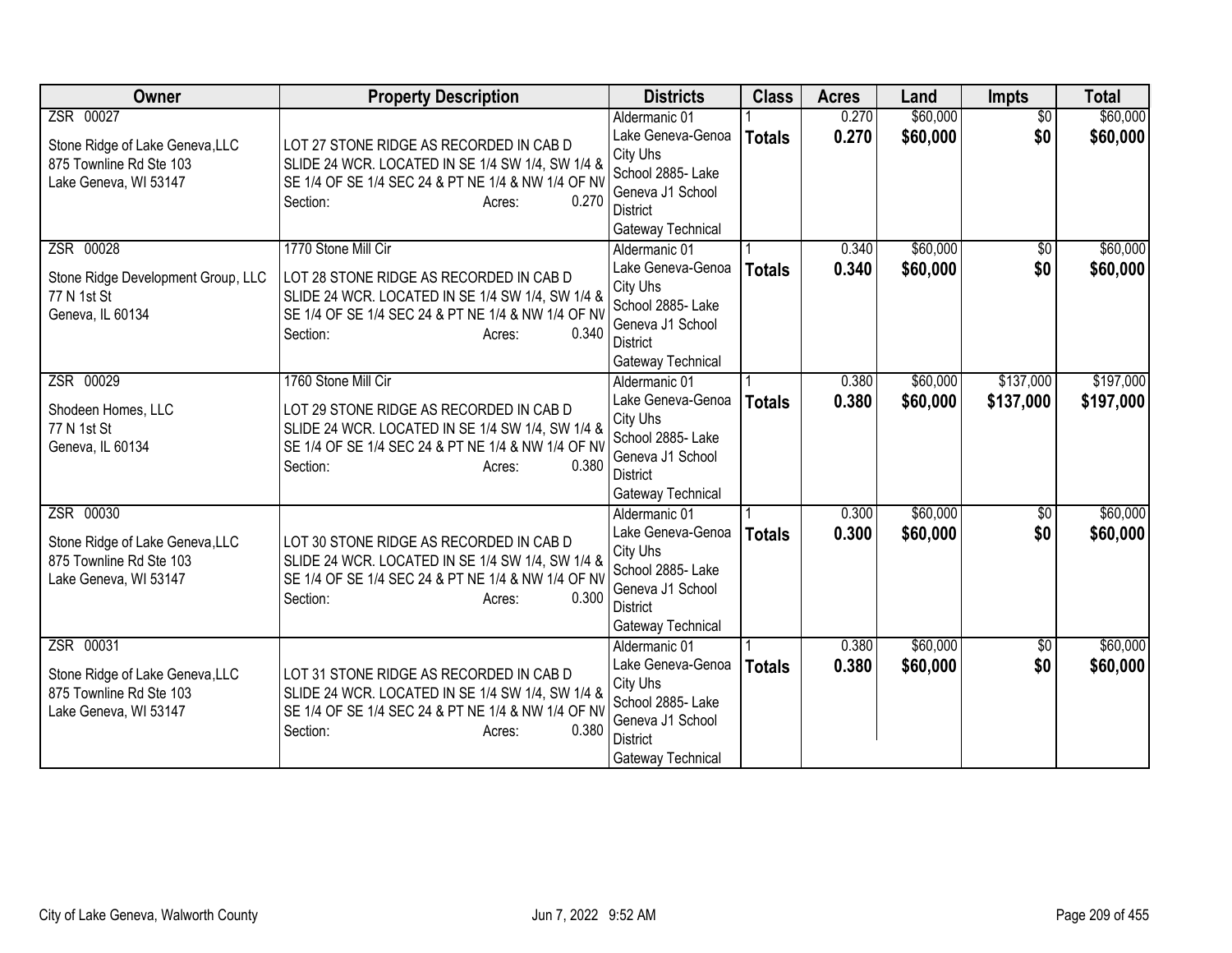| Owner | Property Description | Districts | Class | Acres | Land | Impts | Total |
|---|---|---|---|---|---|---|---|
| ZSR 00027<br><br>Stone Ridge of Lake Geneva,LLC<br>875 Townline Rd Ste 103<br>Lake Geneva, WI 53147 | LOT 27 STONE RIDGE AS RECORDED IN CAB D SLIDE 24 WCR. LOCATED IN SE 1/4 SW 1/4, SW 1/4 & SE 1/4 OF SE 1/4 SEC 24 & PT NE 1/4 & NW 1/4 OF NV<br>Section: Acres: 0.270 | Aldermanic 01<br>Lake Geneva-Genoa City Uhs<br>School 2885- Lake Geneva J1 School District<br>Gateway Technical | 1<br>**Totals** | 0.270<br>**0.270** | $60,000<br>**$60,000** | $0<br>**$0** | $60,000<br>**$60,000** |
| ZSR 00028<br><br>Stone Ridge Development Group, LLC<br>77 N 1st St<br>Geneva, IL 60134 | 1770 Stone Mill Cir<br><br>LOT 28 STONE RIDGE AS RECORDED IN CAB D SLIDE 24 WCR. LOCATED IN SE 1/4 SW 1/4, SW 1/4 & SE 1/4 OF SE 1/4 SEC 24 & PT NE 1/4 & NW 1/4 OF NV<br>Section: Acres: 0.340 | Aldermanic 01<br>Lake Geneva-Genoa City Uhs<br>School 2885- Lake Geneva J1 School District<br>Gateway Technical | 1<br>**Totals** | 0.340<br>**0.340** | $60,000<br>**$60,000** | $0<br>**$0** | $60,000<br>**$60,000** |
| ZSR 00029<br><br>Shodeen Homes, LLC<br>77 N 1st St<br>Geneva, IL 60134 | 1760 Stone Mill Cir<br><br>LOT 29 STONE RIDGE AS RECORDED IN CAB D SLIDE 24 WCR. LOCATED IN SE 1/4 SW 1/4, SW 1/4 & SE 1/4 OF SE 1/4 SEC 24 & PT NE 1/4 & NW 1/4 OF NV<br>Section: Acres: 0.380 | Aldermanic 01<br>Lake Geneva-Genoa City Uhs<br>School 2885- Lake Geneva J1 School District<br>Gateway Technical | 1<br>**Totals** | 0.380<br>**0.380** | $60,000<br>**$60,000** | $137,000<br>**$137,000** | $197,000<br>**$197,000** |
| ZSR 00030<br><br>Stone Ridge of Lake Geneva,LLC<br>875 Townline Rd Ste 103<br>Lake Geneva, WI 53147 | LOT 30 STONE RIDGE AS RECORDED IN CAB D SLIDE 24 WCR. LOCATED IN SE 1/4 SW 1/4, SW 1/4 & SE 1/4 OF SE 1/4 SEC 24 & PT NE 1/4 & NW 1/4 OF NV<br>Section: Acres: 0.300 | Aldermanic 01<br>Lake Geneva-Genoa City Uhs<br>School 2885- Lake Geneva J1 School District<br>Gateway Technical | 1<br>**Totals** | 0.300<br>**0.300** | $60,000<br>**$60,000** | $0<br>**$0** | $60,000<br>**$60,000** |
| ZSR 00031<br><br>Stone Ridge of Lake Geneva,LLC<br>875 Townline Rd Ste 103<br>Lake Geneva, WI 53147 | LOT 31 STONE RIDGE AS RECORDED IN CAB D SLIDE 24 WCR. LOCATED IN SE 1/4 SW 1/4, SW 1/4 & SE 1/4 OF SE 1/4 SEC 24 & PT NE 1/4 & NW 1/4 OF NV<br>Section: Acres: 0.380 | Aldermanic 01<br>Lake Geneva-Genoa City Uhs<br>School 2885- Lake Geneva J1 School District<br>Gateway Technical | 1<br>**Totals** | 0.380<br>**0.380** | $60,000<br>**$60,000** | $0<br>**$0** | $60,000<br>**$60,000** |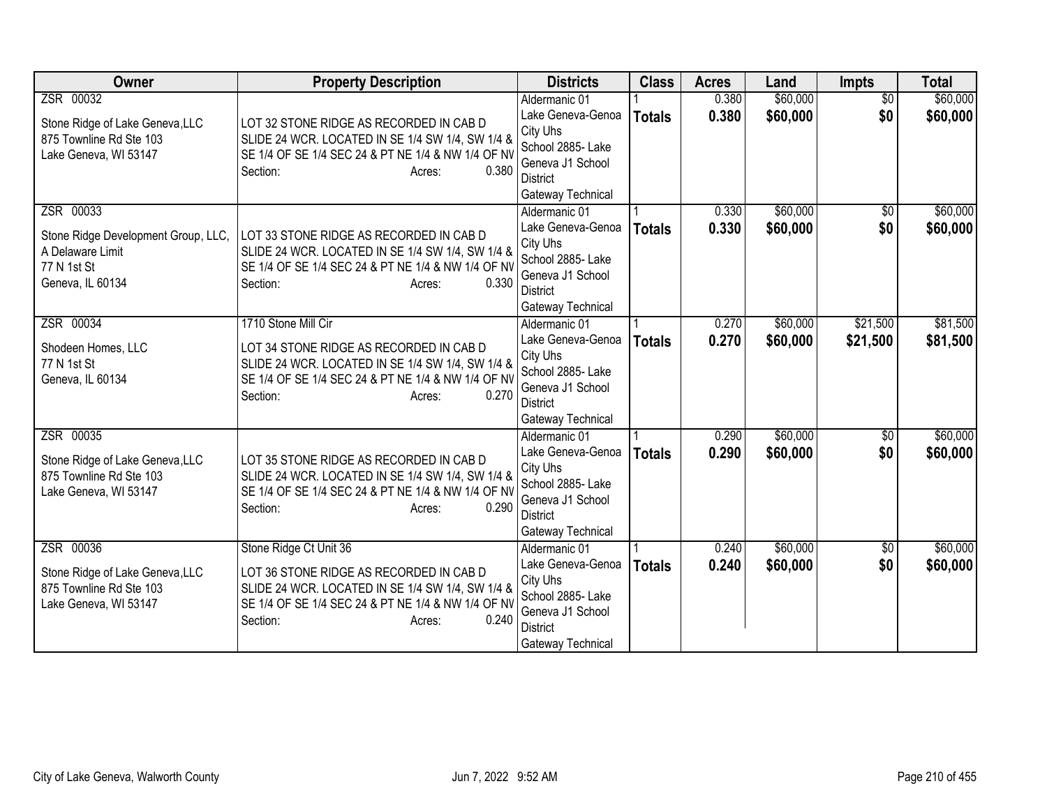| Owner | Property Description | Districts | Class | Acres | Land | Impts | Total |
|---|---|---|---|---|---|---|---|
| ZSR 00032<br><br>Stone Ridge of Lake Geneva,LLC<br>875 Townline Rd Ste 103<br>Lake Geneva, WI 53147 | LOT 32 STONE RIDGE AS RECORDED IN CAB D SLIDE 24 WCR. LOCATED IN SE 1/4 SW 1/4, SW 1/4 & SE 1/4 OF SE 1/4 SEC 24 & PT NE 1/4 & NW 1/4 OF NV<br>Section: Acres: 0.380 | Aldermanic 01<br>Lake Geneva-Genoa City Uhs<br>School 2885- Lake Geneva J1 School District<br>Gateway Technical | 1<br>**Totals** | 0.380<br>**0.380** | $60,000<br>**$60,000** | $0<br>**$0** | $60,000<br>**$60,000** |
| ZSR 00033<br><br>Stone Ridge Development Group, LLC, A Delaware Limit<br>77 N 1st St<br>Geneva, IL 60134 | LOT 33 STONE RIDGE AS RECORDED IN CAB D SLIDE 24 WCR. LOCATED IN SE 1/4 SW 1/4, SW 1/4 & SE 1/4 OF SE 1/4 SEC 24 & PT NE 1/4 & NW 1/4 OF NV<br>Section: Acres: 0.330 | Aldermanic 01<br>Lake Geneva-Genoa City Uhs<br>School 2885- Lake Geneva J1 School District<br>Gateway Technical | 1<br>**Totals** | 0.330<br>**0.330** | $60,000<br>**$60,000** | $0<br>**$0** | $60,000<br>**$60,000** |
| ZSR 00034<br><br>Shodeen Homes, LLC<br>77 N 1st St<br>Geneva, IL 60134 | 1710 Stone Mill Cir<br><br>LOT 34 STONE RIDGE AS RECORDED IN CAB D SLIDE 24 WCR. LOCATED IN SE 1/4 SW 1/4, SW 1/4 & SE 1/4 OF SE 1/4 SEC 24 & PT NE 1/4 & NW 1/4 OF NV<br>Section: Acres: 0.270 | Aldermanic 01<br>Lake Geneva-Genoa City Uhs<br>School 2885- Lake Geneva J1 School District<br>Gateway Technical | 1<br>**Totals** | 0.270<br>**0.270** | $60,000<br>**$60,000** | $21,500<br>**$21,500** | $81,500<br>**$81,500** |
| ZSR 00035<br><br>Stone Ridge of Lake Geneva,LLC<br>875 Townline Rd Ste 103<br>Lake Geneva, WI 53147 | LOT 35 STONE RIDGE AS RECORDED IN CAB D SLIDE 24 WCR. LOCATED IN SE 1/4 SW 1/4, SW 1/4 & SE 1/4 OF SE 1/4 SEC 24 & PT NE 1/4 & NW 1/4 OF NV<br>Section: Acres: 0.290 | Aldermanic 01<br>Lake Geneva-Genoa City Uhs<br>School 2885- Lake Geneva J1 School District<br>Gateway Technical | 1<br>**Totals** | 0.290<br>**0.290** | $60,000<br>**$60,000** | $0<br>**$0** | $60,000<br>**$60,000** |
| ZSR 00036<br><br>Stone Ridge of Lake Geneva,LLC<br>875 Townline Rd Ste 103<br>Lake Geneva, WI 53147 | Stone Ridge Ct Unit 36<br><br>LOT 36 STONE RIDGE AS RECORDED IN CAB D SLIDE 24 WCR. LOCATED IN SE 1/4 SW 1/4, SW 1/4 & SE 1/4 OF SE 1/4 SEC 24 & PT NE 1/4 & NW 1/4 OF NV<br>Section: Acres: 0.240 | Aldermanic 01<br>Lake Geneva-Genoa City Uhs<br>School 2885- Lake Geneva J1 School District<br>Gateway Technical | 1<br>**Totals** | 0.240<br>**0.240** | $60,000<br>**$60,000** | $0<br>**$0** | $60,000<br>**$60,000** |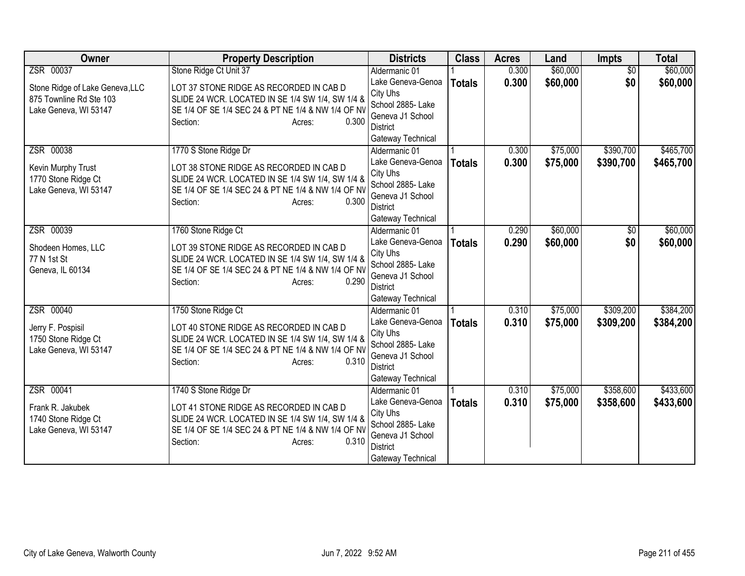| Owner | Property Description | Districts | Class | Acres | Land | Impts | Total |
|---|---|---|---|---|---|---|---|
| ZSR 00037<br><br>Stone Ridge of Lake Geneva,LLC<br>875 Townline Rd Ste 103<br>Lake Geneva, WI 53147 | Stone Ridge Ct Unit 37<br><br>LOT 37 STONE RIDGE AS RECORDED IN CAB D SLIDE 24 WCR. LOCATED IN SE 1/4 SW 1/4, SW 1/4 & SE 1/4 OF SE 1/4 SEC 24 & PT NE 1/4 & NW 1/4 OF NV<br>Section: Acres: 0.300 | Aldermanic 01<br>Lake Geneva-Genoa City Uhs<br>School 2885- Lake Geneva J1 School District<br>Gateway Technical | 1<br>**Totals** | 0.300<br>**0.300** | $60,000<br>**$60,000** | $0<br>**$0** | $60,000<br>**$60,000** |
| ZSR 00038<br><br>Kevin Murphy Trust<br>1770 Stone Ridge Ct<br>Lake Geneva, WI 53147 | 1770 S Stone Ridge Dr<br><br>LOT 38 STONE RIDGE AS RECORDED IN CAB D SLIDE 24 WCR. LOCATED IN SE 1/4 SW 1/4, SW 1/4 & SE 1/4 OF SE 1/4 SEC 24 & PT NE 1/4 & NW 1/4 OF NV<br>Section: Acres: 0.300 | Aldermanic 01<br>Lake Geneva-Genoa City Uhs<br>School 2885- Lake Geneva J1 School District<br>Gateway Technical | 1<br>**Totals** | 0.300<br>**0.300** | $75,000<br>**$75,000** | $390,700<br>**$390,700** | $465,700<br>**$465,700** |
| ZSR 00039<br><br>Shodeen Homes, LLC<br>77 N 1st St<br>Geneva, IL 60134 | 1760 Stone Ridge Ct<br><br>LOT 39 STONE RIDGE AS RECORDED IN CAB D SLIDE 24 WCR. LOCATED IN SE 1/4 SW 1/4, SW 1/4 & SE 1/4 OF SE 1/4 SEC 24 & PT NE 1/4 & NW 1/4 OF NV<br>Section: Acres: 0.290 | Aldermanic 01<br>Lake Geneva-Genoa City Uhs<br>School 2885- Lake Geneva J1 School District<br>Gateway Technical | 1<br>**Totals** | 0.290<br>**0.290** | $60,000<br>**$60,000** | $0<br>**$0** | $60,000<br>**$60,000** |
| ZSR 00040<br><br>Jerry F. Pospisil<br>1750 Stone Ridge Ct<br>Lake Geneva, WI 53147 | 1750 Stone Ridge Ct<br><br>LOT 40 STONE RIDGE AS RECORDED IN CAB D SLIDE 24 WCR. LOCATED IN SE 1/4 SW 1/4, SW 1/4 & SE 1/4 OF SE 1/4 SEC 24 & PT NE 1/4 & NW 1/4 OF NV<br>Section: Acres: 0.310 | Aldermanic 01<br>Lake Geneva-Genoa City Uhs<br>School 2885- Lake Geneva J1 School District<br>Gateway Technical | 1<br>**Totals** | 0.310<br>**0.310** | $75,000<br>**$75,000** | $309,200<br>**$309,200** | $384,200<br>**$384,200** |
| ZSR 00041<br><br>Frank R. Jakubek<br>1740 Stone Ridge Ct<br>Lake Geneva, WI 53147 | 1740 S Stone Ridge Dr<br><br>LOT 41 STONE RIDGE AS RECORDED IN CAB D SLIDE 24 WCR. LOCATED IN SE 1/4 SW 1/4, SW 1/4 & SE 1/4 OF SE 1/4 SEC 24 & PT NE 1/4 & NW 1/4 OF NV<br>Section: Acres: 0.310 | Aldermanic 01<br>Lake Geneva-Genoa City Uhs<br>School 2885- Lake Geneva J1 School District<br>Gateway Technical | 1<br>**Totals** | 0.310<br>**0.310** | $75,000<br>**$75,000** | $358,600<br>**$358,600** | $433,600<br>**$433,600** |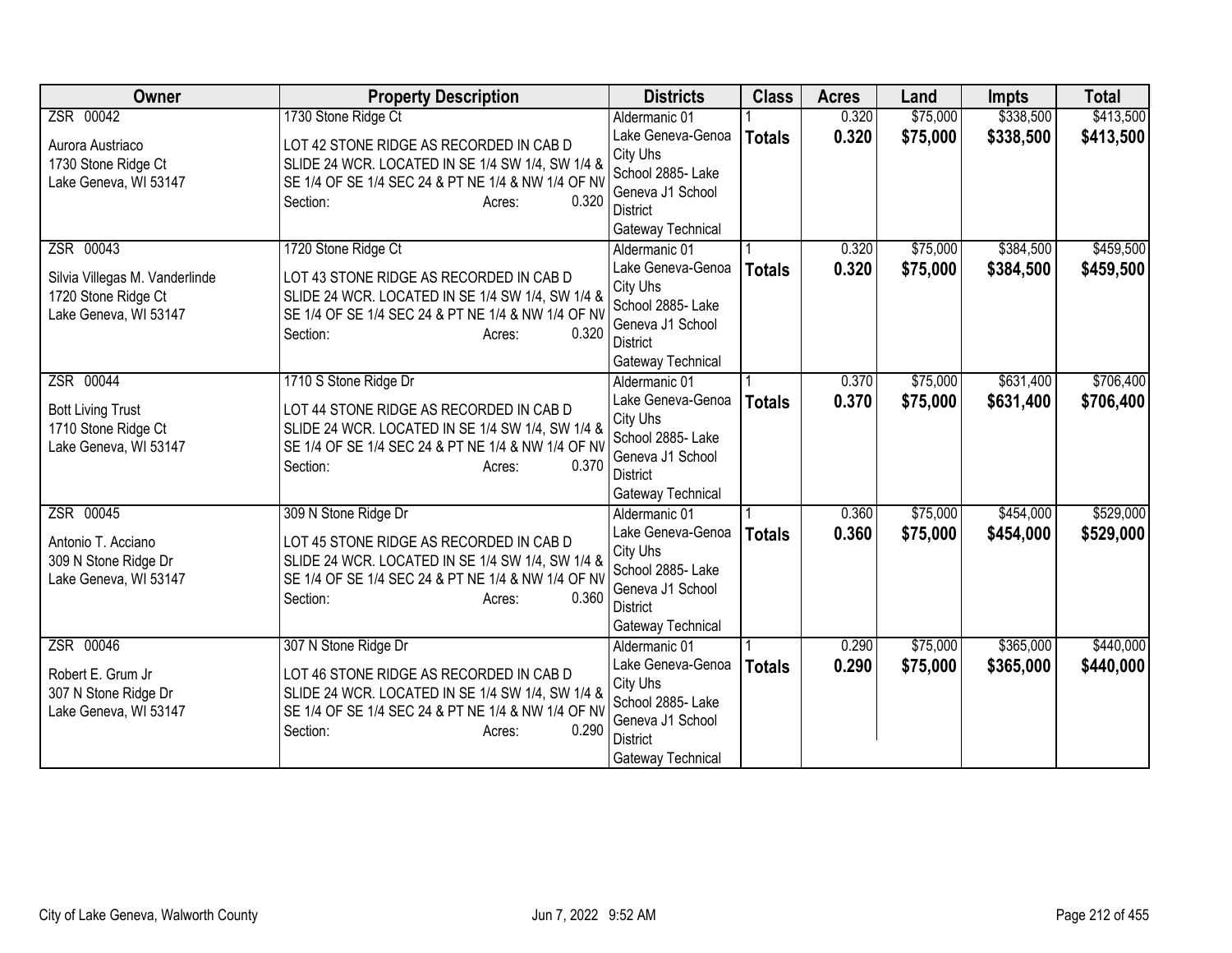| Owner | Property Description | Districts | Class | Acres | Land | Impts | Total |
|---|---|---|---|---|---|---|---|
| ZSR 00042<br><br>Aurora Austriaco<br>1730 Stone Ridge Ct<br>Lake Geneva, WI 53147 | 1730 Stone Ridge Ct<br><br>LOT 42 STONE RIDGE AS RECORDED IN CAB D SLIDE 24 WCR. LOCATED IN SE 1/4 SW 1/4, SW 1/4 & SE 1/4 OF SE 1/4 SEC 24 & PT NE 1/4 & NW 1/4 OF NV<br>Section: Acres: 0.320 | Aldermanic 01<br>Lake Geneva-Genoa City Uhs<br>School 2885- Lake Geneva J1 School District<br>Gateway Technical | 1<br>**Totals** | 0.320<br>**0.320** | $75,000<br>**$75,000** | $338,500<br>**$338,500** | $413,500<br>**$413,500** |
| ZSR 00043<br><br>Silvia Villegas M. Vanderlinde<br>1720 Stone Ridge Ct<br>Lake Geneva, WI 53147 | 1720 Stone Ridge Ct<br><br>LOT 43 STONE RIDGE AS RECORDED IN CAB D SLIDE 24 WCR. LOCATED IN SE 1/4 SW 1/4, SW 1/4 & SE 1/4 OF SE 1/4 SEC 24 & PT NE 1/4 & NW 1/4 OF NV<br>Section: Acres: 0.320 | Aldermanic 01<br>Lake Geneva-Genoa City Uhs<br>School 2885- Lake Geneva J1 School District<br>Gateway Technical | 1<br>**Totals** | 0.320<br>**0.320** | $75,000<br>**$75,000** | $384,500<br>**$384,500** | $459,500<br>**$459,500** |
| ZSR 00044<br><br>Bott Living Trust<br>1710 Stone Ridge Ct<br>Lake Geneva, WI 53147 | 1710 S Stone Ridge Dr<br><br>LOT 44 STONE RIDGE AS RECORDED IN CAB D SLIDE 24 WCR. LOCATED IN SE 1/4 SW 1/4, SW 1/4 & SE 1/4 OF SE 1/4 SEC 24 & PT NE 1/4 & NW 1/4 OF NV<br>Section: Acres: 0.370 | Aldermanic 01<br>Lake Geneva-Genoa City Uhs<br>School 2885- Lake Geneva J1 School District<br>Gateway Technical | 1<br>**Totals** | 0.370<br>**0.370** | $75,000<br>**$75,000** | $631,400<br>**$631,400** | $706,400<br>**$706,400** |
| ZSR 00045<br><br>Antonio T. Acciano<br>309 N Stone Ridge Dr<br>Lake Geneva, WI 53147 | 309 N Stone Ridge Dr<br><br>LOT 45 STONE RIDGE AS RECORDED IN CAB D SLIDE 24 WCR. LOCATED IN SE 1/4 SW 1/4, SW 1/4 & SE 1/4 OF SE 1/4 SEC 24 & PT NE 1/4 & NW 1/4 OF NV<br>Section: Acres: 0.360 | Aldermanic 01<br>Lake Geneva-Genoa City Uhs<br>School 2885- Lake Geneva J1 School District<br>Gateway Technical | 1<br>**Totals** | 0.360<br>**0.360** | $75,000<br>**$75,000** | $454,000<br>**$454,000** | $529,000<br>**$529,000** |
| ZSR 00046<br><br>Robert E. Grum Jr<br>307 N Stone Ridge Dr<br>Lake Geneva, WI 53147 | 307 N Stone Ridge Dr<br><br>LOT 46 STONE RIDGE AS RECORDED IN CAB D SLIDE 24 WCR. LOCATED IN SE 1/4 SW 1/4, SW 1/4 & SE 1/4 OF SE 1/4 SEC 24 & PT NE 1/4 & NW 1/4 OF NV<br>Section: Acres: 0.290 | Aldermanic 01<br>Lake Geneva-Genoa City Uhs<br>School 2885- Lake Geneva J1 School District<br>Gateway Technical | 1<br>**Totals** | 0.290<br>**0.290** | $75,000<br>**$75,000** | $365,000<br>**$365,000** | $440,000<br>**$440,000** |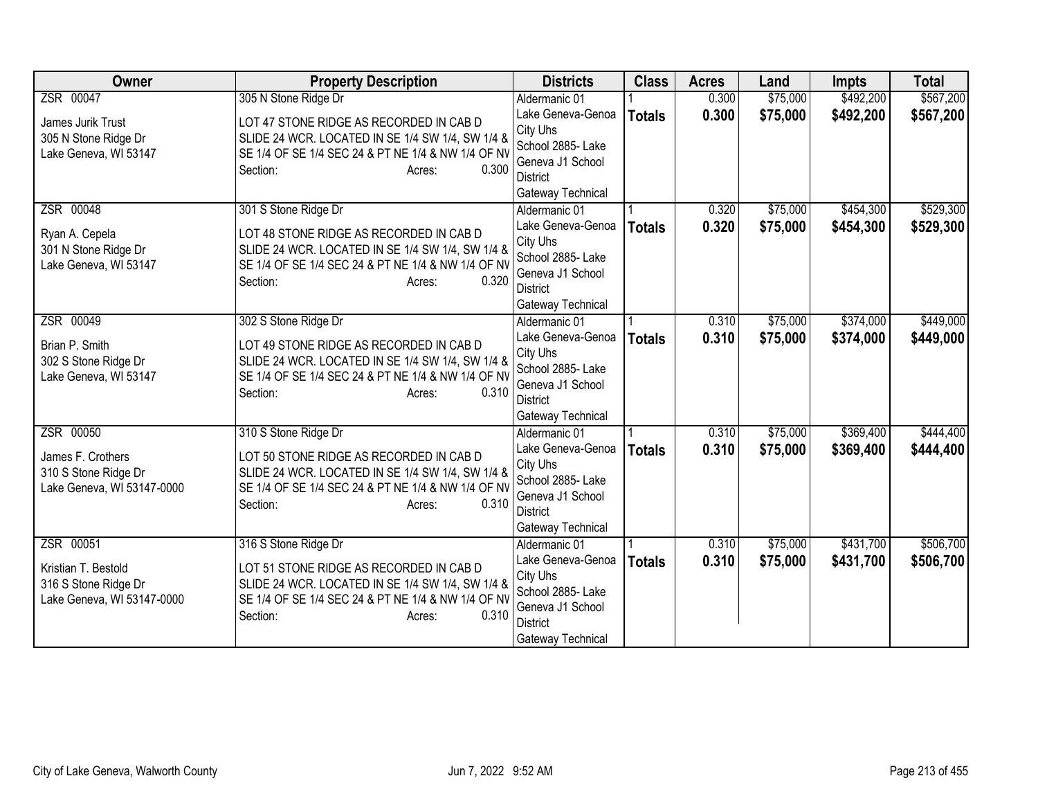| Owner | Property Description | Districts | Class | Acres | Land | Impts | Total |
|---|---|---|---|---|---|---|---|
| ZSR 00047<br>James Jurik Trust<br>305 N Stone Ridge Dr<br>Lake Geneva, WI 53147 | 305 N Stone Ridge Dr<br>LOT 47 STONE RIDGE AS RECORDED IN CAB D SLIDE 24 WCR. LOCATED IN SE 1/4 SW 1/4, SW 1/4 & SE 1/4 OF SE 1/4 SEC 24 & PT NE 1/4 & NW 1/4 OF NV<br>Section: Acres: 0.300 | Aldermanic 01<br>Lake Geneva-Genoa City Uhs<br>School 2885- Lake Geneva J1 School District<br>Gateway Technical | 1<br>**Totals** | 0.300<br>**0.300** | $75,000<br>**$75,000** | $492,200<br>**$492,200** | $567,200<br>**$567,200** |
| ZSR 00048<br>Ryan A. Cepela<br>301 N Stone Ridge Dr<br>Lake Geneva, WI 53147 | 301 S Stone Ridge Dr<br>LOT 48 STONE RIDGE AS RECORDED IN CAB D SLIDE 24 WCR. LOCATED IN SE 1/4 SW 1/4, SW 1/4 & SE 1/4 OF SE 1/4 SEC 24 & PT NE 1/4 & NW 1/4 OF NV<br>Section: Acres: 0.320 | Aldermanic 01<br>Lake Geneva-Genoa City Uhs<br>School 2885- Lake Geneva J1 School District<br>Gateway Technical | 1<br>**Totals** | 0.320<br>**0.320** | $75,000<br>**$75,000** | $454,300<br>**$454,300** | $529,300<br>**$529,300** |
| ZSR 00049<br>Brian P. Smith<br>302 S Stone Ridge Dr<br>Lake Geneva, WI 53147 | 302 S Stone Ridge Dr<br>LOT 49 STONE RIDGE AS RECORDED IN CAB D SLIDE 24 WCR. LOCATED IN SE 1/4 SW 1/4, SW 1/4 & SE 1/4 OF SE 1/4 SEC 24 & PT NE 1/4 & NW 1/4 OF NV<br>Section: Acres: 0.310 | Aldermanic 01<br>Lake Geneva-Genoa City Uhs<br>School 2885- Lake Geneva J1 School District<br>Gateway Technical | 1<br>**Totals** | 0.310<br>**0.310** | $75,000<br>**$75,000** | $374,000<br>**$374,000** | $449,000<br>**$449,000** |
| ZSR 00050<br>James F. Crothers<br>310 S Stone Ridge Dr<br>Lake Geneva, WI 53147-0000 | 310 S Stone Ridge Dr<br>LOT 50 STONE RIDGE AS RECORDED IN CAB D SLIDE 24 WCR. LOCATED IN SE 1/4 SW 1/4, SW 1/4 & SE 1/4 OF SE 1/4 SEC 24 & PT NE 1/4 & NW 1/4 OF NV<br>Section: Acres: 0.310 | Aldermanic 01<br>Lake Geneva-Genoa City Uhs<br>School 2885- Lake Geneva J1 School District<br>Gateway Technical | 1<br>**Totals** | 0.310<br>**0.310** | $75,000<br>**$75,000** | $369,400<br>**$369,400** | $444,400<br>**$444,400** |
| ZSR 00051<br>Kristian T. Bestold<br>316 S Stone Ridge Dr<br>Lake Geneva, WI 53147-0000 | 316 S Stone Ridge Dr<br>LOT 51 STONE RIDGE AS RECORDED IN CAB D SLIDE 24 WCR. LOCATED IN SE 1/4 SW 1/4, SW 1/4 & SE 1/4 OF SE 1/4 SEC 24 & PT NE 1/4 & NW 1/4 OF NV<br>Section: Acres: 0.310 | Aldermanic 01<br>Lake Geneva-Genoa City Uhs<br>School 2885- Lake Geneva J1 School District<br>Gateway Technical | 1<br>**Totals** | 0.310<br>**0.310** | $75,000<br>**$75,000** | $431,700<br>**$431,700** | $506,700<br>**$506,700** |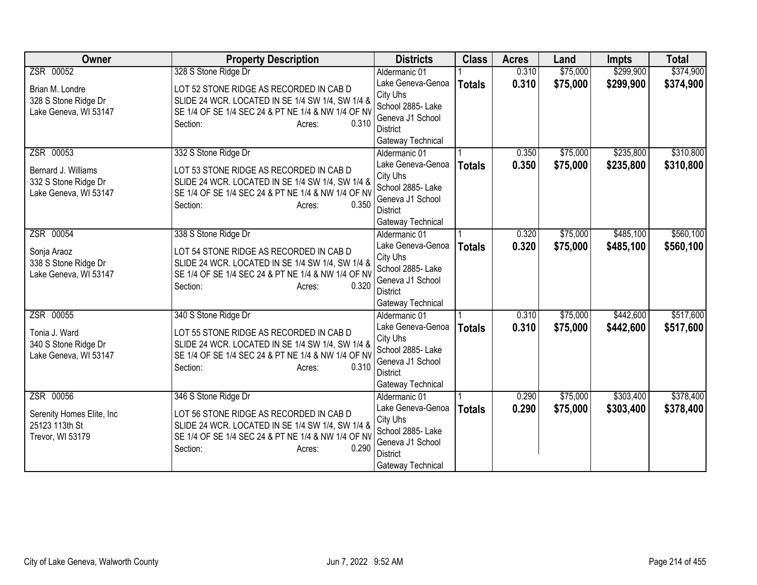| Owner | Property Description | Districts | Class | Acres | Land | Impts | Total |
|---|---|---|---|---|---|---|---|
| ZSR 00052<br><br>Brian M. Londre<br>328 S Stone Ridge Dr<br>Lake Geneva, WI 53147 | 328 S Stone Ridge Dr<br><br>LOT 52 STONE RIDGE AS RECORDED IN CAB D SLIDE 24 WCR. LOCATED IN SE 1/4 SW 1/4, SW 1/4 & SE 1/4 OF SE 1/4 SEC 24 & PT NE 1/4 & NW 1/4 OF NV<br>Section: Acres: 0.310 | Aldermanic 01<br>Lake Geneva-Genoa City Uhs<br>School 2885- Lake Geneva J1 School District<br>Gateway Technical | 1<br>**Totals** | 0.310<br>**0.310** | $75,000<br>**$75,000** | $299,900<br>**$299,900** | $374,900<br>**$374,900** |
| ZSR 00053<br><br>Bernard J. Williams<br>332 S Stone Ridge Dr<br>Lake Geneva, WI 53147 | 332 S Stone Ridge Dr<br><br>LOT 53 STONE RIDGE AS RECORDED IN CAB D SLIDE 24 WCR. LOCATED IN SE 1/4 SW 1/4, SW 1/4 & SE 1/4 OF SE 1/4 SEC 24 & PT NE 1/4 & NW 1/4 OF NV<br>Section: Acres: 0.350 | Aldermanic 01<br>Lake Geneva-Genoa City Uhs<br>School 2885- Lake Geneva J1 School District<br>Gateway Technical | 1<br>**Totals** | 0.350<br>**0.350** | $75,000<br>**$75,000** | $235,800<br>**$235,800** | $310,800<br>**$310,800** |
| ZSR 00054<br><br>Sonja Araoz<br>338 S Stone Ridge Dr<br>Lake Geneva, WI 53147 | 338 S Stone Ridge Dr<br><br>LOT 54 STONE RIDGE AS RECORDED IN CAB D SLIDE 24 WCR. LOCATED IN SE 1/4 SW 1/4, SW 1/4 & SE 1/4 OF SE 1/4 SEC 24 & PT NE 1/4 & NW 1/4 OF NV<br>Section: Acres: 0.320 | Aldermanic 01<br>Lake Geneva-Genoa City Uhs<br>School 2885- Lake Geneva J1 School District<br>Gateway Technical | 1<br>**Totals** | 0.320<br>**0.320** | $75,000<br>**$75,000** | $485,100<br>**$485,100** | $560,100<br>**$560,100** |
| ZSR 00055<br><br>Tonia J. Ward<br>340 S Stone Ridge Dr<br>Lake Geneva, WI 53147 | 340 S Stone Ridge Dr<br><br>LOT 55 STONE RIDGE AS RECORDED IN CAB D SLIDE 24 WCR. LOCATED IN SE 1/4 SW 1/4, SW 1/4 & SE 1/4 OF SE 1/4 SEC 24 & PT NE 1/4 & NW 1/4 OF NV<br>Section: Acres: 0.310 | Aldermanic 01<br>Lake Geneva-Genoa City Uhs<br>School 2885- Lake Geneva J1 School District<br>Gateway Technical | 1<br>**Totals** | 0.310<br>**0.310** | $75,000<br>**$75,000** | $442,600<br>**$442,600** | $517,600<br>**$517,600** |
| ZSR 00056<br><br>Serenity Homes Elite, Inc<br>25123 113th St<br>Trevor, WI 53179 | 346 S Stone Ridge Dr<br><br>LOT 56 STONE RIDGE AS RECORDED IN CAB D SLIDE 24 WCR. LOCATED IN SE 1/4 SW 1/4, SW 1/4 & SE 1/4 OF SE 1/4 SEC 24 & PT NE 1/4 & NW 1/4 OF NV<br>Section: Acres: 0.290 | Aldermanic 01<br>Lake Geneva-Genoa City Uhs<br>School 2885- Lake Geneva J1 School District<br>Gateway Technical | 1<br>**Totals** | 0.290<br>**0.290** | $75,000<br>**$75,000** | $303,400<br>**$303,400** | $378,400<br>**$378,400** |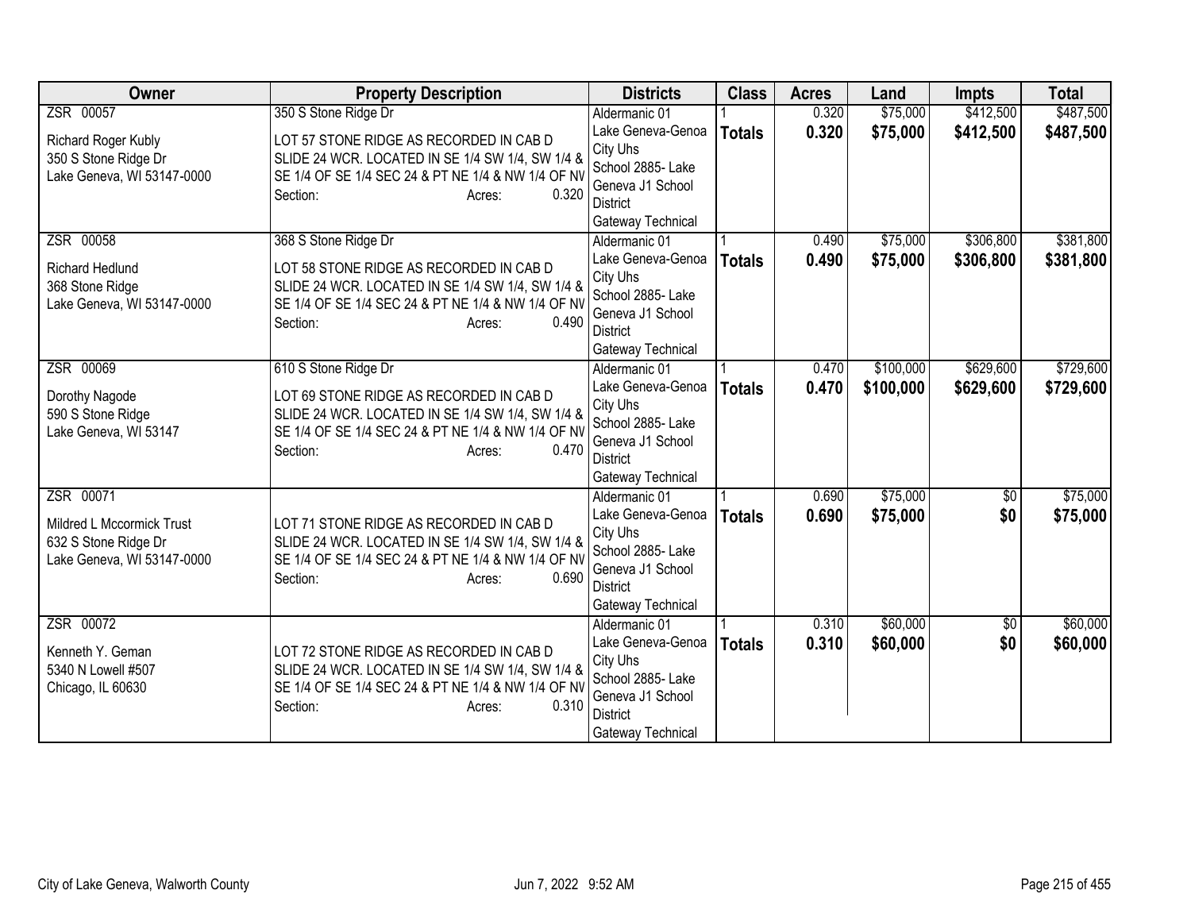| Owner | Property Description | Districts | Class | Acres | Land | Impts | Total |
|---|---|---|---|---|---|---|---|
| ZSR 00057<br><br>Richard Roger Kubly<br>350 S Stone Ridge Dr<br>Lake Geneva, WI 53147-0000 | 350 S Stone Ridge Dr<br><br>LOT 57 STONE RIDGE AS RECORDED IN CAB D SLIDE 24 WCR. LOCATED IN SE 1/4 SW 1/4, SW 1/4 & SE 1/4 OF SE 1/4 SEC 24 & PT NE 1/4 & NW 1/4 OF NV<br>Section: Acres: 0.320 | Aldermanic 01<br>Lake Geneva-Genoa City Uhs<br>School 2885- Lake Geneva J1 School District<br>Gateway Technical | 1<br>**Totals** | 0.320<br>**0.320** | $75,000<br>**$75,000** | $412,500<br>**$412,500** | $487,500<br>**$487,500** |
| ZSR 00058<br><br>Richard Hedlund<br>368 Stone Ridge<br>Lake Geneva, WI 53147-0000 | 368 S Stone Ridge Dr<br><br>LOT 58 STONE RIDGE AS RECORDED IN CAB D SLIDE 24 WCR. LOCATED IN SE 1/4 SW 1/4, SW 1/4 & SE 1/4 OF SE 1/4 SEC 24 & PT NE 1/4 & NW 1/4 OF NV<br>Section: Acres: 0.490 | Aldermanic 01<br>Lake Geneva-Genoa City Uhs<br>School 2885- Lake Geneva J1 School District<br>Gateway Technical | 1<br>**Totals** | 0.490<br>**0.490** | $75,000<br>**$75,000** | $306,800<br>**$306,800** | $381,800<br>**$381,800** |
| ZSR 00069<br><br>Dorothy Nagode<br>590 S Stone Ridge<br>Lake Geneva, WI 53147 | 610 S Stone Ridge Dr<br><br>LOT 69 STONE RIDGE AS RECORDED IN CAB D SLIDE 24 WCR. LOCATED IN SE 1/4 SW 1/4, SW 1/4 & SE 1/4 OF SE 1/4 SEC 24 & PT NE 1/4 & NW 1/4 OF NV<br>Section: Acres: 0.470 | Aldermanic 01<br>Lake Geneva-Genoa City Uhs<br>School 2885- Lake Geneva J1 School District<br>Gateway Technical | 1<br>**Totals** | 0.470<br>**0.470** | $100,000<br>**$100,000** | $629,600<br>**$629,600** | $729,600<br>**$729,600** |
| ZSR 00071<br><br>Mildred L Mccormick Trust<br>632 S Stone Ridge Dr<br>Lake Geneva, WI 53147-0000 | LOT 71 STONE RIDGE AS RECORDED IN CAB D SLIDE 24 WCR. LOCATED IN SE 1/4 SW 1/4, SW 1/4 & SE 1/4 OF SE 1/4 SEC 24 & PT NE 1/4 & NW 1/4 OF NV<br>Section: Acres: 0.690 | Aldermanic 01<br>Lake Geneva-Genoa City Uhs<br>School 2885- Lake Geneva J1 School District<br>Gateway Technical | 1<br>**Totals** | 0.690<br>**0.690** | $75,000<br>**$75,000** | $0<br>**$0** | $75,000<br>**$75,000** |
| ZSR 00072<br><br>Kenneth Y. Geman<br>5340 N Lowell #507<br>Chicago, IL 60630 | LOT 72 STONE RIDGE AS RECORDED IN CAB D SLIDE 24 WCR. LOCATED IN SE 1/4 SW 1/4, SW 1/4 & SE 1/4 OF SE 1/4 SEC 24 & PT NE 1/4 & NW 1/4 OF NV<br>Section: Acres: 0.310 | Aldermanic 01<br>Lake Geneva-Genoa City Uhs<br>School 2885- Lake Geneva J1 School District<br>Gateway Technical | 1<br>**Totals** | 0.310<br>**0.310** | $60,000<br>**$60,000** | $0<br>**$0** | $60,000<br>**$60,000** |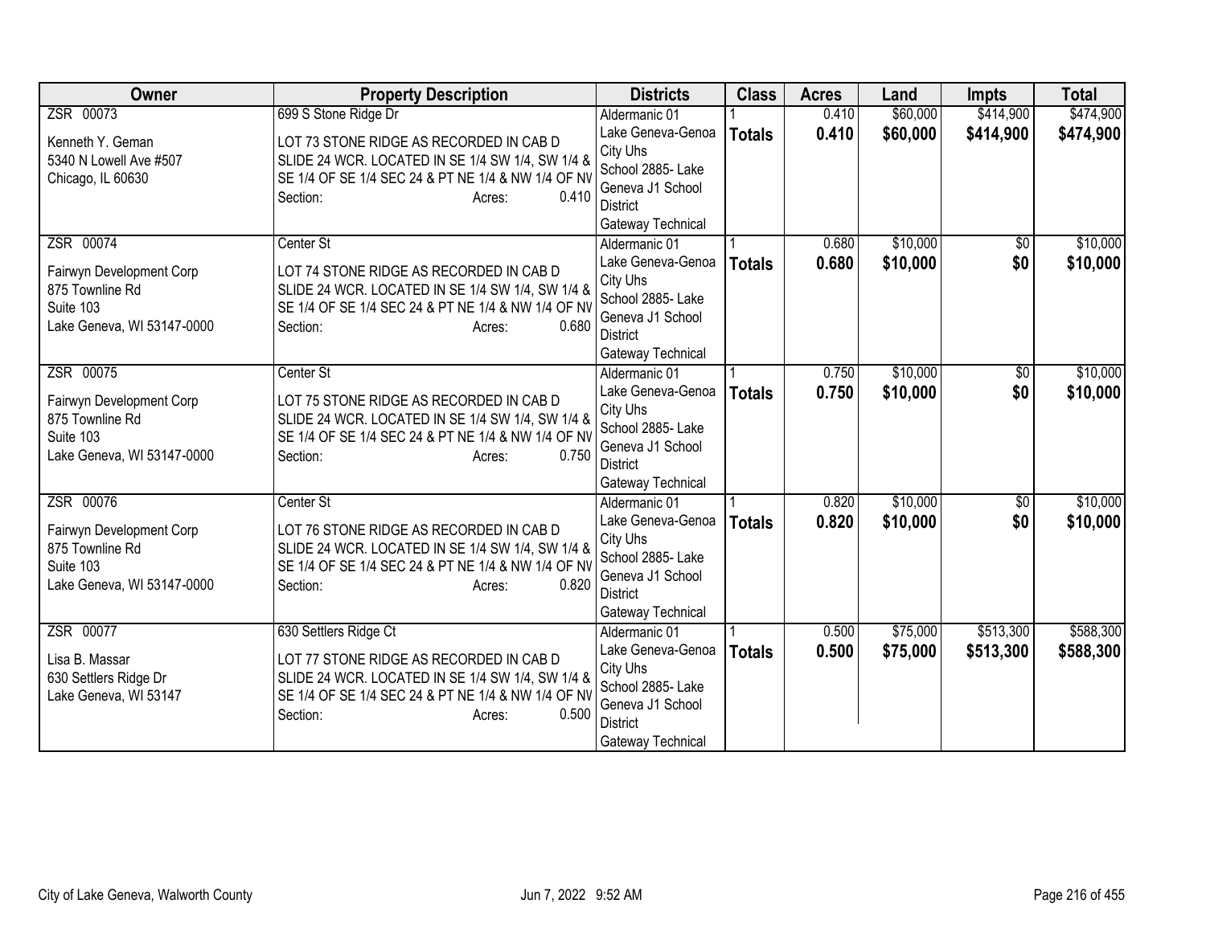| Owner | Property Description | Districts | Class | Acres | Land | Impts | Total |
|---|---|---|---|---|---|---|---|
| ZSR 00073<br>Kenneth Y. Geman<br>5340 N Lowell Ave #507<br>Chicago, IL 60630 | 699 S Stone Ridge Dr<br>LOT 73 STONE RIDGE AS RECORDED IN CAB D SLIDE 24 WCR. LOCATED IN SE 1/4 SW 1/4, SW 1/4 & SE 1/4 OF SE 1/4 SEC 24 & PT NE 1/4 & NW 1/4 OF NV<br>Section: Acres: 0.410 | Aldermanic 01<br>Lake Geneva-Genoa City Uhs<br>School 2885- Lake Geneva J1 School District<br>Gateway Technical | 1<br>**Totals** | 0.410<br>**0.410** | $60,000<br>**$60,000** | $414,900<br>**$414,900** | $474,900<br>**$474,900** |
| ZSR 00074<br>Fairwyn Development Corp<br>875 Townline Rd<br>Suite 103<br>Lake Geneva, WI 53147-0000 | Center St<br>LOT 74 STONE RIDGE AS RECORDED IN CAB D SLIDE 24 WCR. LOCATED IN SE 1/4 SW 1/4, SW 1/4 & SE 1/4 OF SE 1/4 SEC 24 & PT NE 1/4 & NW 1/4 OF NV<br>Section: Acres: 0.680 | Aldermanic 01<br>Lake Geneva-Genoa City Uhs<br>School 2885- Lake Geneva J1 School District<br>Gateway Technical | 1<br>**Totals** | 0.680<br>**0.680** | $10,000<br>**$10,000** | $0<br>**$0** | $10,000<br>**$10,000** |
| ZSR 00075<br>Fairwyn Development Corp<br>875 Townline Rd<br>Suite 103<br>Lake Geneva, WI 53147-0000 | Center St<br>LOT 75 STONE RIDGE AS RECORDED IN CAB D SLIDE 24 WCR. LOCATED IN SE 1/4 SW 1/4, SW 1/4 & SE 1/4 OF SE 1/4 SEC 24 & PT NE 1/4 & NW 1/4 OF NV<br>Section: Acres: 0.750 | Aldermanic 01<br>Lake Geneva-Genoa City Uhs<br>School 2885- Lake Geneva J1 School District<br>Gateway Technical | 1<br>**Totals** | 0.750<br>**0.750** | $10,000<br>**$10,000** | $0<br>**$0** | $10,000<br>**$10,000** |
| ZSR 00076<br>Fairwyn Development Corp<br>875 Townline Rd<br>Suite 103<br>Lake Geneva, WI 53147-0000 | Center St<br>LOT 76 STONE RIDGE AS RECORDED IN CAB D SLIDE 24 WCR. LOCATED IN SE 1/4 SW 1/4, SW 1/4 & SE 1/4 OF SE 1/4 SEC 24 & PT NE 1/4 & NW 1/4 OF NV<br>Section: Acres: 0.820 | Aldermanic 01<br>Lake Geneva-Genoa City Uhs<br>School 2885- Lake Geneva J1 School District<br>Gateway Technical | 1<br>**Totals** | 0.820<br>**0.820** | $10,000<br>**$10,000** | $0<br>**$0** | $10,000<br>**$10,000** |
| ZSR 00077<br>Lisa B. Massar<br>630 Settlers Ridge Dr<br>Lake Geneva, WI 53147 | 630 Settlers Ridge Ct<br>LOT 77 STONE RIDGE AS RECORDED IN CAB D SLIDE 24 WCR. LOCATED IN SE 1/4 SW 1/4, SW 1/4 & SE 1/4 OF SE 1/4 SEC 24 & PT NE 1/4 & NW 1/4 OF NV<br>Section: Acres: 0.500 | Aldermanic 01<br>Lake Geneva-Genoa City Uhs<br>School 2885- Lake Geneva J1 School District<br>Gateway Technical | 1<br>**Totals** | 0.500<br>**0.500** | $75,000<br>**$75,000** | $513,300<br>**$513,300** | $588,300<br>**$588,300** |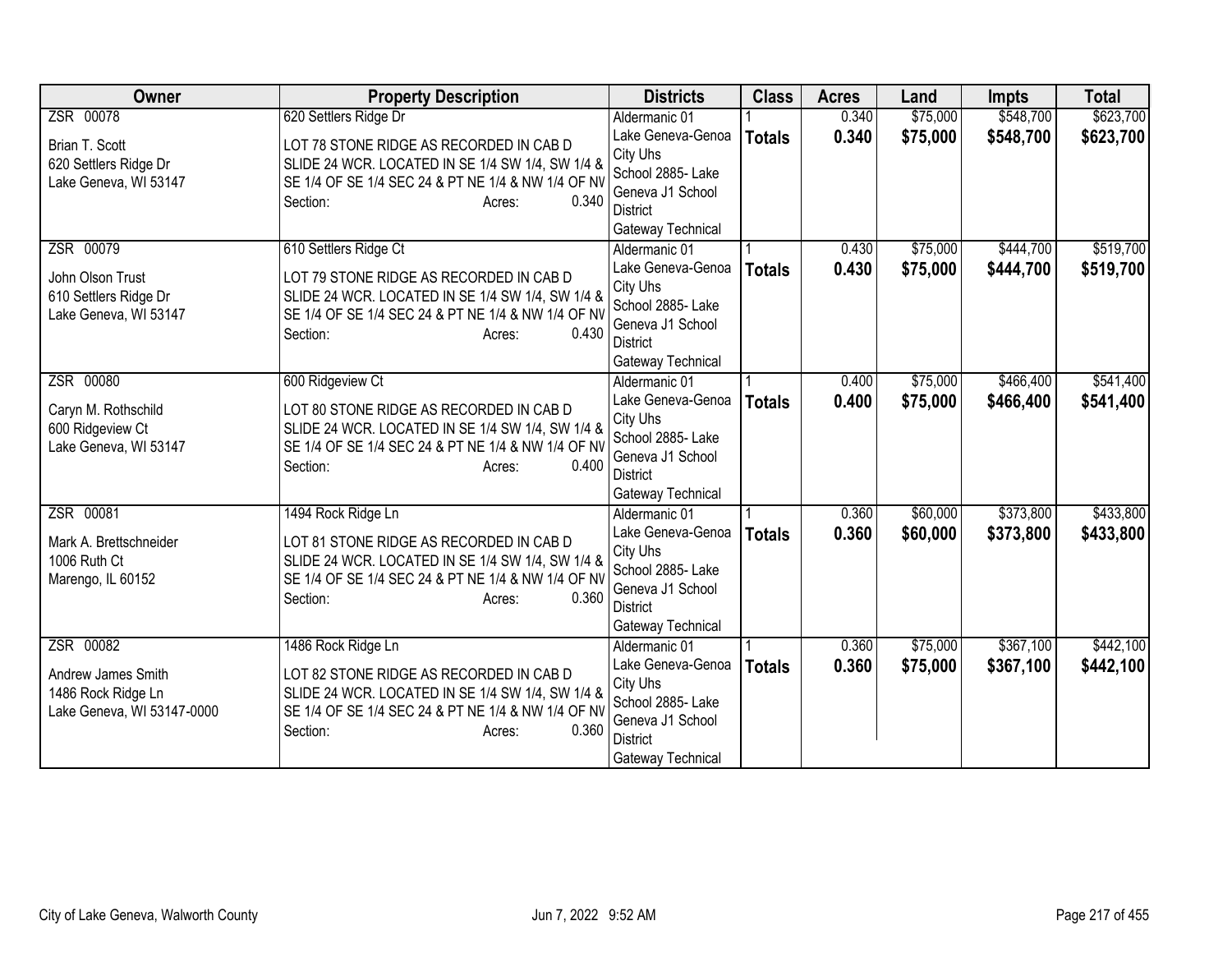| Owner | Property Description | Districts | Class | Acres | Land | Impts | Total |
|---|---|---|---|---|---|---|---|
| ZSR 00078<br>Brian T. Scott<br>620 Settlers Ridge Dr<br>Lake Geneva, WI 53147 | 620 Settlers Ridge Dr<br>LOT 78 STONE RIDGE AS RECORDED IN CAB D SLIDE 24 WCR. LOCATED IN SE 1/4 SW 1/4, SW 1/4 & SE 1/4 OF SE 1/4 SEC 24 & PT NE 1/4 & NW 1/4 OF NV<br>Section: Acres: 0.340 | Aldermanic 01<br>Lake Geneva-Genoa City Uhs<br>School 2885- Lake Geneva J1 School District<br>Gateway Technical | 1<br>**Totals** | 0.340<br>**0.340** | $75,000<br>**$75,000** | $548,700<br>**$548,700** | $623,700<br>**$623,700** |
| ZSR 00079<br>John Olson Trust<br>610 Settlers Ridge Dr<br>Lake Geneva, WI 53147 | 610 Settlers Ridge Ct<br>LOT 79 STONE RIDGE AS RECORDED IN CAB D SLIDE 24 WCR. LOCATED IN SE 1/4 SW 1/4, SW 1/4 & SE 1/4 OF SE 1/4 SEC 24 & PT NE 1/4 & NW 1/4 OF NV<br>Section: Acres: 0.430 | Aldermanic 01<br>Lake Geneva-Genoa City Uhs<br>School 2885- Lake Geneva J1 School District<br>Gateway Technical | 1<br>**Totals** | 0.430<br>**0.430** | $75,000<br>**$75,000** | $444,700<br>**$444,700** | $519,700<br>**$519,700** |
| ZSR 00080<br>Caryn M. Rothschild<br>600 Ridgeview Ct<br>Lake Geneva, WI 53147 | 600 Ridgeview Ct<br>LOT 80 STONE RIDGE AS RECORDED IN CAB D SLIDE 24 WCR. LOCATED IN SE 1/4 SW 1/4, SW 1/4 & SE 1/4 OF SE 1/4 SEC 24 & PT NE 1/4 & NW 1/4 OF NV<br>Section: Acres: 0.400 | Aldermanic 01<br>Lake Geneva-Genoa City Uhs<br>School 2885- Lake Geneva J1 School District<br>Gateway Technical | 1<br>**Totals** | 0.400<br>**0.400** | $75,000<br>**$75,000** | $466,400<br>**$466,400** | $541,400<br>**$541,400** |
| ZSR 00081<br>Mark A. Brettschneider<br>1006 Ruth Ct<br>Marengo, IL 60152 | 1494 Rock Ridge Ln<br>LOT 81 STONE RIDGE AS RECORDED IN CAB D SLIDE 24 WCR. LOCATED IN SE 1/4 SW 1/4, SW 1/4 & SE 1/4 OF SE 1/4 SEC 24 & PT NE 1/4 & NW 1/4 OF NV<br>Section: Acres: 0.360 | Aldermanic 01<br>Lake Geneva-Genoa City Uhs<br>School 2885- Lake Geneva J1 School District<br>Gateway Technical | 1<br>**Totals** | 0.360<br>**0.360** | $60,000<br>**$60,000** | $373,800<br>**$373,800** | $433,800<br>**$433,800** |
| ZSR 00082<br>Andrew James Smith<br>1486 Rock Ridge Ln<br>Lake Geneva, WI 53147-0000 | 1486 Rock Ridge Ln<br>LOT 82 STONE RIDGE AS RECORDED IN CAB D SLIDE 24 WCR. LOCATED IN SE 1/4 SW 1/4, SW 1/4 & SE 1/4 OF SE 1/4 SEC 24 & PT NE 1/4 & NW 1/4 OF NV<br>Section: Acres: 0.360 | Aldermanic 01<br>Lake Geneva-Genoa City Uhs<br>School 2885- Lake Geneva J1 School District<br>Gateway Technical | 1<br>**Totals** | 0.360<br>**0.360** | $75,000<br>**$75,000** | $367,100<br>**$367,100** | $442,100<br>**$442,100** |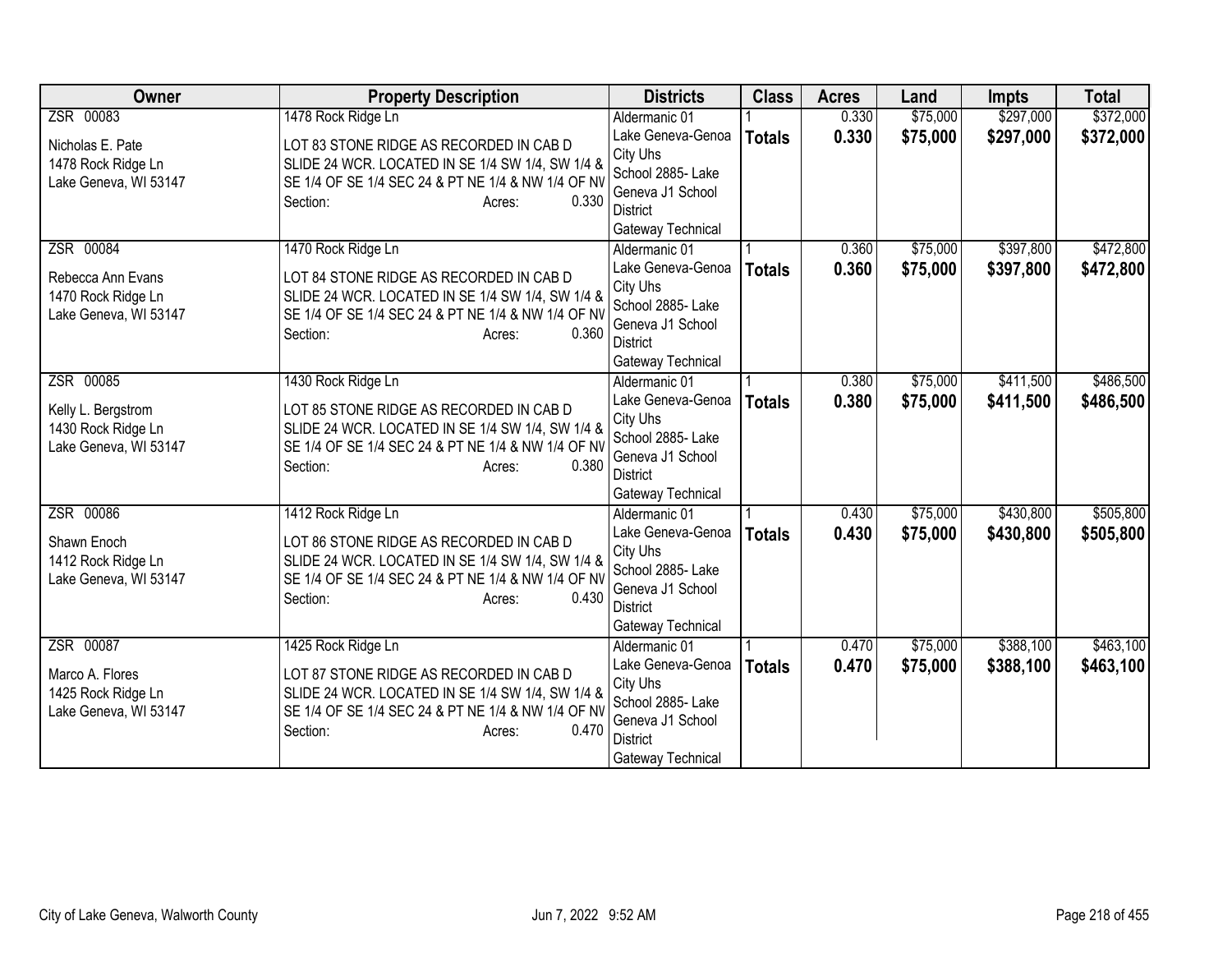| Owner | Property Description | Districts | Class | Acres | Land | Impts | Total |
|---|---|---|---|---|---|---|---|
| ZSR 00083<br><br>Nicholas E. Pate<br>1478 Rock Ridge Ln<br>Lake Geneva, WI 53147 | 1478 Rock Ridge Ln<br><br>LOT 83 STONE RIDGE AS RECORDED IN CAB D SLIDE 24 WCR. LOCATED IN SE 1/4 SW 1/4, SW 1/4 & SE 1/4 OF SE 1/4 SEC 24 & PT NE 1/4 & NW 1/4 OF NV<br>Section: Acres: 0.330 | Aldermanic 01<br>Lake Geneva-Genoa City Uhs<br>School 2885- Lake Geneva J1 School District<br>Gateway Technical | 1<br>**Totals** | 0.330<br>**0.330** | $75,000<br>**$75,000** | $297,000<br>**$297,000** | $372,000<br>**$372,000** |
| ZSR 00084<br><br>Rebecca Ann Evans<br>1470 Rock Ridge Ln<br>Lake Geneva, WI 53147 | 1470 Rock Ridge Ln<br><br>LOT 84 STONE RIDGE AS RECORDED IN CAB D SLIDE 24 WCR. LOCATED IN SE 1/4 SW 1/4, SW 1/4 & SE 1/4 OF SE 1/4 SEC 24 & PT NE 1/4 & NW 1/4 OF NV<br>Section: Acres: 0.360 | Aldermanic 01<br>Lake Geneva-Genoa City Uhs<br>School 2885- Lake Geneva J1 School District<br>Gateway Technical | 1<br>**Totals** | 0.360<br>**0.360** | $75,000<br>**$75,000** | $397,800<br>**$397,800** | $472,800<br>**$472,800** |
| ZSR 00085<br><br>Kelly L. Bergstrom<br>1430 Rock Ridge Ln<br>Lake Geneva, WI 53147 | 1430 Rock Ridge Ln<br><br>LOT 85 STONE RIDGE AS RECORDED IN CAB D SLIDE 24 WCR. LOCATED IN SE 1/4 SW 1/4, SW 1/4 & SE 1/4 OF SE 1/4 SEC 24 & PT NE 1/4 & NW 1/4 OF NV<br>Section: Acres: 0.380 | Aldermanic 01<br>Lake Geneva-Genoa City Uhs<br>School 2885- Lake Geneva J1 School District<br>Gateway Technical | 1<br>**Totals** | 0.380<br>**0.380** | $75,000<br>**$75,000** | $411,500<br>**$411,500** | $486,500<br>**$486,500** |
| ZSR 00086<br><br>Shawn Enoch<br>1412 Rock Ridge Ln<br>Lake Geneva, WI 53147 | 1412 Rock Ridge Ln<br><br>LOT 86 STONE RIDGE AS RECORDED IN CAB D SLIDE 24 WCR. LOCATED IN SE 1/4 SW 1/4, SW 1/4 & SE 1/4 OF SE 1/4 SEC 24 & PT NE 1/4 & NW 1/4 OF NV<br>Section: Acres: 0.430 | Aldermanic 01<br>Lake Geneva-Genoa City Uhs<br>School 2885- Lake Geneva J1 School District<br>Gateway Technical | 1<br>**Totals** | 0.430<br>**0.430** | $75,000<br>**$75,000** | $430,800<br>**$430,800** | $505,800<br>**$505,800** |
| ZSR 00087<br><br>Marco A. Flores<br>1425 Rock Ridge Ln<br>Lake Geneva, WI 53147 | 1425 Rock Ridge Ln<br><br>LOT 87 STONE RIDGE AS RECORDED IN CAB D SLIDE 24 WCR. LOCATED IN SE 1/4 SW 1/4, SW 1/4 & SE 1/4 OF SE 1/4 SEC 24 & PT NE 1/4 & NW 1/4 OF NV<br>Section: Acres: 0.470 | Aldermanic 01<br>Lake Geneva-Genoa City Uhs<br>School 2885- Lake Geneva J1 School District<br>Gateway Technical | 1<br>**Totals** | 0.470<br>**0.470** | $75,000<br>**$75,000** | $388,100<br>**$388,100** | $463,100<br>**$463,100** |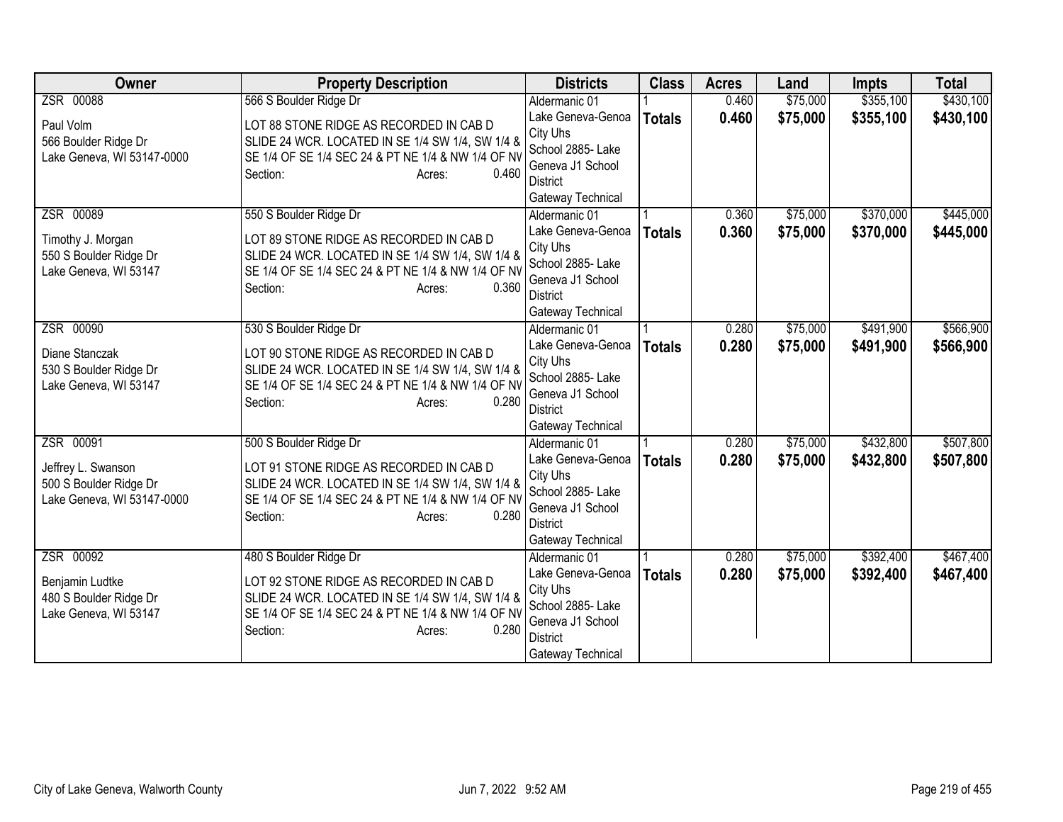| Owner | Property Description | Districts | Class | Acres | Land | Impts | Total |
|---|---|---|---|---|---|---|---|
| ZSR 00088<br><br>Paul Volm<br>566 Boulder Ridge Dr<br>Lake Geneva, WI 53147-0000 | 566 S Boulder Ridge Dr<br><br>LOT 88 STONE RIDGE AS RECORDED IN CAB D SLIDE 24 WCR. LOCATED IN SE 1/4 SW 1/4, SW 1/4 & SE 1/4 OF SE 1/4 SEC 24 & PT NE 1/4 & NW 1/4 OF NV<br>Section: Acres: 0.460 | Aldermanic 01<br>Lake Geneva-Genoa City Uhs<br>School 2885- Lake Geneva J1 School District<br>Gateway Technical | 1<br>**Totals** | 0.460<br>**0.460** | $75,000<br>**$75,000** | $355,100<br>**$355,100** | $430,100<br>**$430,100** |
| ZSR 00089<br><br>Timothy J. Morgan<br>550 S Boulder Ridge Dr<br>Lake Geneva, WI 53147 | 550 S Boulder Ridge Dr<br><br>LOT 89 STONE RIDGE AS RECORDED IN CAB D SLIDE 24 WCR. LOCATED IN SE 1/4 SW 1/4, SW 1/4 & SE 1/4 OF SE 1/4 SEC 24 & PT NE 1/4 & NW 1/4 OF NV<br>Section: Acres: 0.360 | Aldermanic 01<br>Lake Geneva-Genoa City Uhs<br>School 2885- Lake Geneva J1 School District<br>Gateway Technical | 1<br>**Totals** | 0.360<br>**0.360** | $75,000<br>**$75,000** | $370,000<br>**$370,000** | $445,000<br>**$445,000** |
| ZSR 00090<br><br>Diane Stanczak<br>530 S Boulder Ridge Dr<br>Lake Geneva, WI 53147 | 530 S Boulder Ridge Dr<br><br>LOT 90 STONE RIDGE AS RECORDED IN CAB D SLIDE 24 WCR. LOCATED IN SE 1/4 SW 1/4, SW 1/4 & SE 1/4 OF SE 1/4 SEC 24 & PT NE 1/4 & NW 1/4 OF NV<br>Section: Acres: 0.280 | Aldermanic 01<br>Lake Geneva-Genoa City Uhs<br>School 2885- Lake Geneva J1 School District<br>Gateway Technical | 1<br>**Totals** | 0.280<br>**0.280** | $75,000<br>**$75,000** | $491,900<br>**$491,900** | $566,900<br>**$566,900** |
| ZSR 00091<br><br>Jeffrey L. Swanson<br>500 S Boulder Ridge Dr<br>Lake Geneva, WI 53147-0000 | 500 S Boulder Ridge Dr<br><br>LOT 91 STONE RIDGE AS RECORDED IN CAB D SLIDE 24 WCR. LOCATED IN SE 1/4 SW 1/4, SW 1/4 & SE 1/4 OF SE 1/4 SEC 24 & PT NE 1/4 & NW 1/4 OF NV<br>Section: Acres: 0.280 | Aldermanic 01<br>Lake Geneva-Genoa City Uhs<br>School 2885- Lake Geneva J1 School District<br>Gateway Technical | 1<br>**Totals** | 0.280<br>**0.280** | $75,000<br>**$75,000** | $432,800<br>**$432,800** | $507,800<br>**$507,800** |
| ZSR 00092<br><br>Benjamin Ludtke<br>480 S Boulder Ridge Dr<br>Lake Geneva, WI 53147 | 480 S Boulder Ridge Dr<br><br>LOT 92 STONE RIDGE AS RECORDED IN CAB D SLIDE 24 WCR. LOCATED IN SE 1/4 SW 1/4, SW 1/4 & SE 1/4 OF SE 1/4 SEC 24 & PT NE 1/4 & NW 1/4 OF NV<br>Section: Acres: 0.280 | Aldermanic 01<br>Lake Geneva-Genoa City Uhs<br>School 2885- Lake Geneva J1 School District<br>Gateway Technical | 1<br>**Totals** | 0.280<br>**0.280** | $75,000<br>**$75,000** | $392,400<br>**$392,400** | $467,400<br>**$467,400** |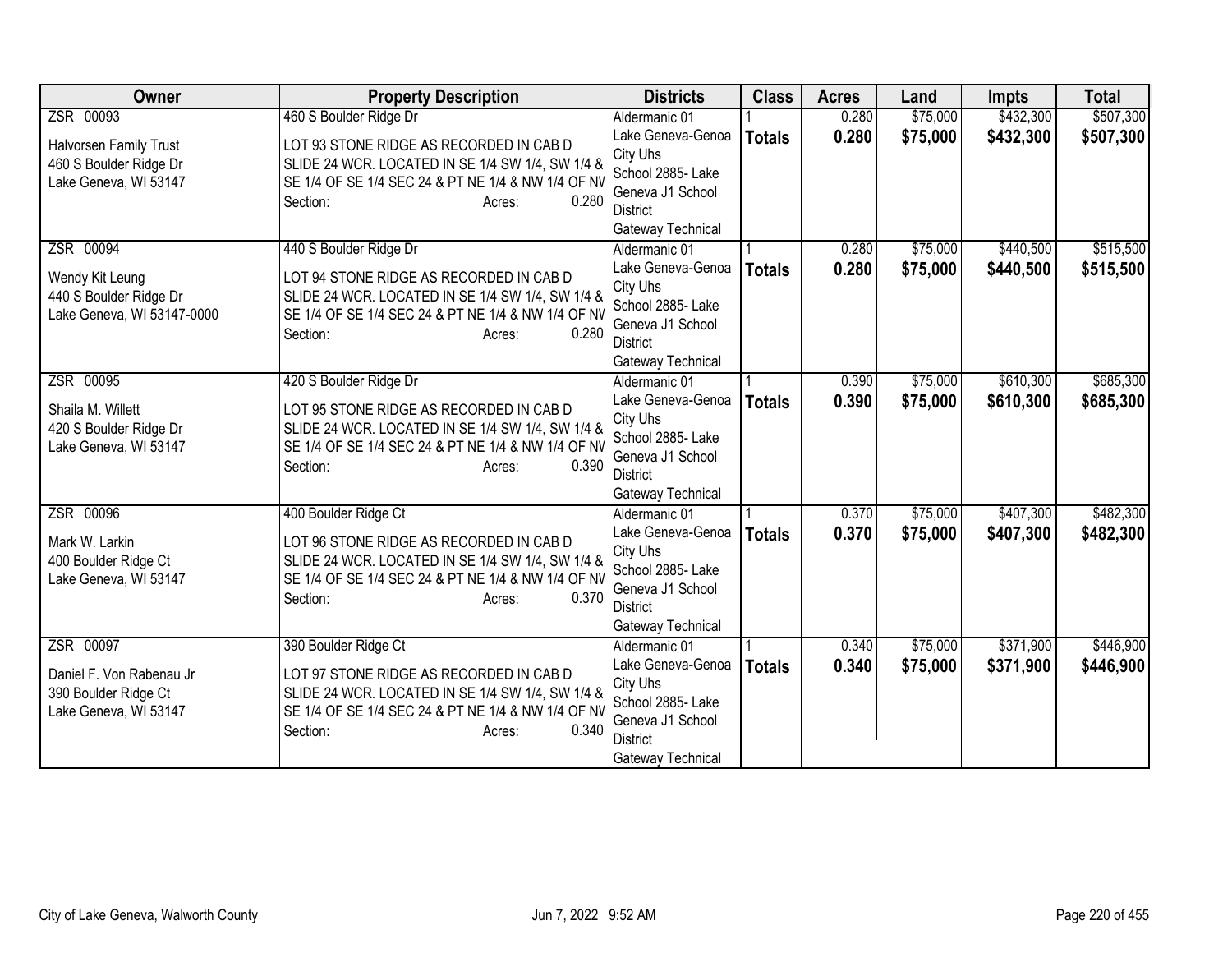| Owner | Property Description | Districts | Class | Acres | Land | Impts | Total |
|---|---|---|---|---|---|---|---|
| ZSR 00093<br><br>Halvorsen Family Trust<br>460 S Boulder Ridge Dr<br>Lake Geneva, WI 53147 | 460 S Boulder Ridge Dr<br><br>LOT 93 STONE RIDGE AS RECORDED IN CAB D SLIDE 24 WCR. LOCATED IN SE 1/4 SW 1/4, SW 1/4 & SE 1/4 OF SE 1/4 SEC 24 & PT NE 1/4 & NW 1/4 OF NV<br>Section: Acres: 0.280 | Aldermanic 01<br>Lake Geneva-Genoa City Uhs<br>School 2885- Lake Geneva J1 School District<br>Gateway Technical | 1<br>**Totals** | 0.280<br>**0.280** | $75,000<br>**$75,000** | $432,300<br>**$432,300** | $507,300<br>**$507,300** |
| ZSR 00094<br><br>Wendy Kit Leung<br>440 S Boulder Ridge Dr<br>Lake Geneva, WI 53147-0000 | 440 S Boulder Ridge Dr<br><br>LOT 94 STONE RIDGE AS RECORDED IN CAB D SLIDE 24 WCR. LOCATED IN SE 1/4 SW 1/4, SW 1/4 & SE 1/4 OF SE 1/4 SEC 24 & PT NE 1/4 & NW 1/4 OF NV<br>Section: Acres: 0.280 | Aldermanic 01<br>Lake Geneva-Genoa City Uhs<br>School 2885- Lake Geneva J1 School District<br>Gateway Technical | 1<br>**Totals** | 0.280<br>**0.280** | $75,000<br>**$75,000** | $440,500<br>**$440,500** | $515,500<br>**$515,500** |
| ZSR 00095<br><br>Shaila M. Willett<br>420 S Boulder Ridge Dr<br>Lake Geneva, WI 53147 | 420 S Boulder Ridge Dr<br><br>LOT 95 STONE RIDGE AS RECORDED IN CAB D SLIDE 24 WCR. LOCATED IN SE 1/4 SW 1/4, SW 1/4 & SE 1/4 OF SE 1/4 SEC 24 & PT NE 1/4 & NW 1/4 OF NV<br>Section: Acres: 0.390 | Aldermanic 01<br>Lake Geneva-Genoa City Uhs<br>School 2885- Lake Geneva J1 School District<br>Gateway Technical | 1<br>**Totals** | 0.390<br>**0.390** | $75,000<br>**$75,000** | $610,300<br>**$610,300** | $685,300<br>**$685,300** |
| ZSR 00096<br><br>Mark W. Larkin<br>400 Boulder Ridge Ct<br>Lake Geneva, WI 53147 | 400 Boulder Ridge Ct<br><br>LOT 96 STONE RIDGE AS RECORDED IN CAB D SLIDE 24 WCR. LOCATED IN SE 1/4 SW 1/4, SW 1/4 & SE 1/4 OF SE 1/4 SEC 24 & PT NE 1/4 & NW 1/4 OF NV<br>Section: Acres: 0.370 | Aldermanic 01<br>Lake Geneva-Genoa City Uhs<br>School 2885- Lake Geneva J1 School District<br>Gateway Technical | 1<br>**Totals** | 0.370<br>**0.370** | $75,000<br>**$75,000** | $407,300<br>**$407,300** | $482,300<br>**$482,300** |
| ZSR 00097<br><br>Daniel F. Von Rabenau Jr<br>390 Boulder Ridge Ct<br>Lake Geneva, WI 53147 | 390 Boulder Ridge Ct<br><br>LOT 97 STONE RIDGE AS RECORDED IN CAB D SLIDE 24 WCR. LOCATED IN SE 1/4 SW 1/4, SW 1/4 & SE 1/4 OF SE 1/4 SEC 24 & PT NE 1/4 & NW 1/4 OF NV<br>Section: Acres: 0.340 | Aldermanic 01<br>Lake Geneva-Genoa City Uhs<br>School 2885- Lake Geneva J1 School District<br>Gateway Technical | 1<br>**Totals** | 0.340<br>**0.340** | $75,000<br>**$75,000** | $371,900<br>**$371,900** | $446,900<br>**$446,900** |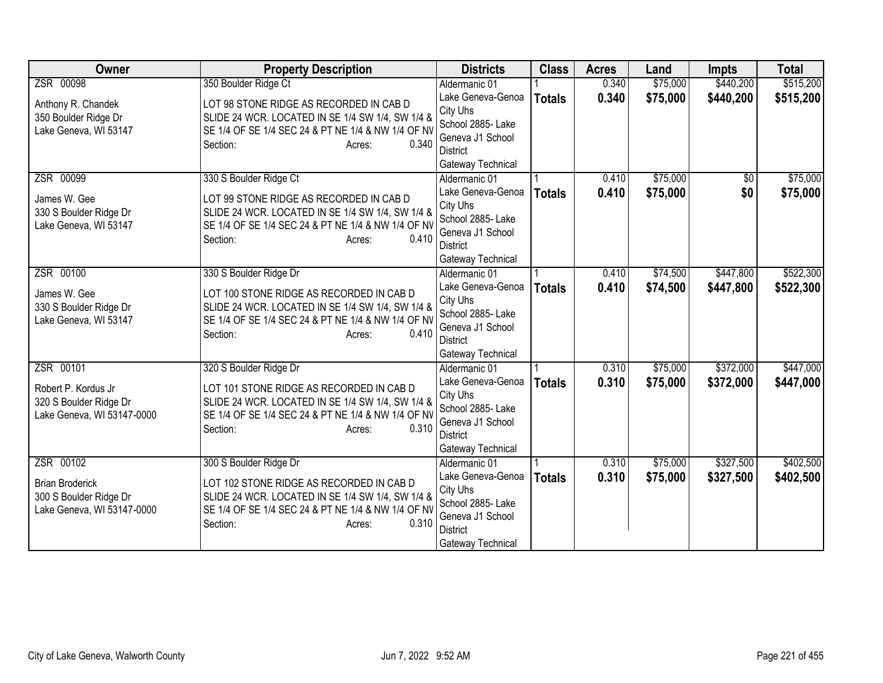| Owner | Property Description | Districts | Class | Acres | Land | Impts | Total |
|---|---|---|---|---|---|---|---|
| ZSR 00098<br><br>Anthony R. Chandek<br>350 Boulder Ridge Dr<br>Lake Geneva, WI 53147 | 350 Boulder Ridge Ct<br><br>LOT 98 STONE RIDGE AS RECORDED IN CAB D SLIDE 24 WCR. LOCATED IN SE 1/4 SW 1/4, SW 1/4 & SE 1/4 OF SE 1/4 SEC 24 & PT NE 1/4 & NW 1/4 OF NV<br>Section: Acres: 0.340 | Aldermanic 01<br>Lake Geneva-Genoa City Uhs<br>School 2885- Lake Geneva J1 School District<br>Gateway Technical | 1<br>**Totals** | 0.340<br>**0.340** | $75,000<br>**$75,000** | $440,200<br>**$440,200** | $515,200<br>**$515,200** |
| ZSR 00099<br><br>James W. Gee<br>330 S Boulder Ridge Dr<br>Lake Geneva, WI 53147 | 330 S Boulder Ridge Ct<br><br>LOT 99 STONE RIDGE AS RECORDED IN CAB D SLIDE 24 WCR. LOCATED IN SE 1/4 SW 1/4, SW 1/4 & SE 1/4 OF SE 1/4 SEC 24 & PT NE 1/4 & NW 1/4 OF NV<br>Section: Acres: 0.410 | Aldermanic 01<br>Lake Geneva-Genoa City Uhs<br>School 2885- Lake Geneva J1 School District<br>Gateway Technical | 1<br>**Totals** | 0.410<br>**0.410** | $75,000<br>**$75,000** | $0<br>**$0** | $75,000<br>**$75,000** |
| ZSR 00100<br><br>James W. Gee<br>330 S Boulder Ridge Dr<br>Lake Geneva, WI 53147 | 330 S Boulder Ridge Dr<br><br>LOT 100 STONE RIDGE AS RECORDED IN CAB D SLIDE 24 WCR. LOCATED IN SE 1/4 SW 1/4, SW 1/4 & SE 1/4 OF SE 1/4 SEC 24 & PT NE 1/4 & NW 1/4 OF NV<br>Section: Acres: 0.410 | Aldermanic 01<br>Lake Geneva-Genoa City Uhs<br>School 2885- Lake Geneva J1 School District<br>Gateway Technical | 1<br>**Totals** | 0.410<br>**0.410** | $74,500<br>**$74,500** | $447,800<br>**$447,800** | $522,300<br>**$522,300** |
| ZSR 00101<br><br>Robert P. Kordus Jr<br>320 S Boulder Ridge Dr<br>Lake Geneva, WI 53147-0000 | 320 S Boulder Ridge Dr<br><br>LOT 101 STONE RIDGE AS RECORDED IN CAB D SLIDE 24 WCR. LOCATED IN SE 1/4 SW 1/4, SW 1/4 & SE 1/4 OF SE 1/4 SEC 24 & PT NE 1/4 & NW 1/4 OF NV<br>Section: Acres: 0.310 | Aldermanic 01<br>Lake Geneva-Genoa City Uhs<br>School 2885- Lake Geneva J1 School District<br>Gateway Technical | 1<br>**Totals** | 0.310<br>**0.310** | $75,000<br>**$75,000** | $372,000<br>**$372,000** | $447,000<br>**$447,000** |
| ZSR 00102<br><br>Brian Broderick<br>300 S Boulder Ridge Dr<br>Lake Geneva, WI 53147-0000 | 300 S Boulder Ridge Dr<br><br>LOT 102 STONE RIDGE AS RECORDED IN CAB D SLIDE 24 WCR. LOCATED IN SE 1/4 SW 1/4, SW 1/4 & SE 1/4 OF SE 1/4 SEC 24 & PT NE 1/4 & NW 1/4 OF NV<br>Section: Acres: 0.310 | Aldermanic 01<br>Lake Geneva-Genoa City Uhs<br>School 2885- Lake Geneva J1 School District<br>Gateway Technical | 1<br>**Totals** | 0.310<br>**0.310** | $75,000<br>**$75,000** | $327,500<br>**$327,500** | $402,500<br>**$402,500** |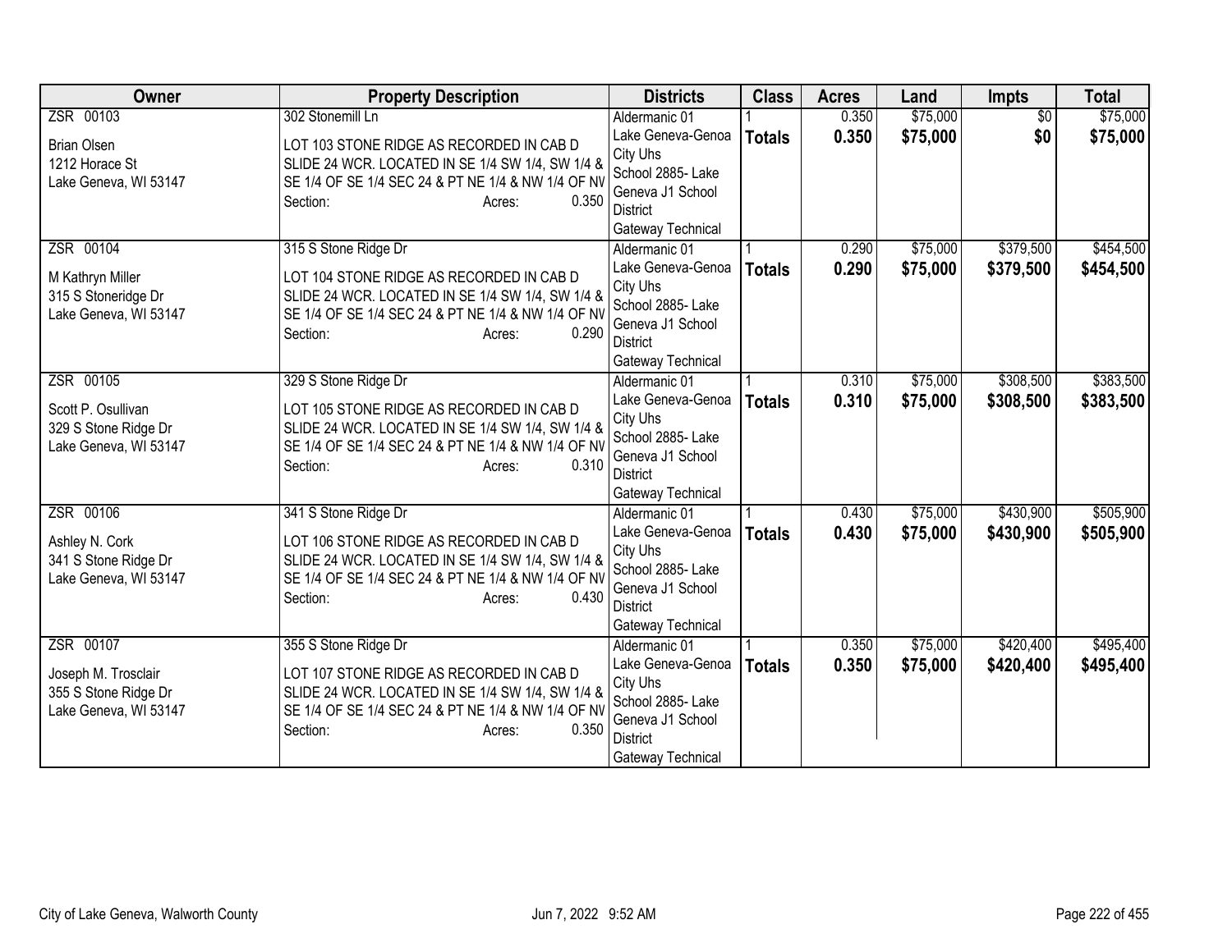| Owner | Property Description | Districts | Class | Acres | Land | Impts | Total |
|---|---|---|---|---|---|---|---|
| ZSR 00103<br><br>Brian Olsen<br>1212 Horace St<br>Lake Geneva, WI 53147 | 302 Stonemill Ln<br><br>LOT 103 STONE RIDGE AS RECORDED IN CAB D SLIDE 24 WCR. LOCATED IN SE 1/4 SW 1/4, SW 1/4 & SE 1/4 OF SE 1/4 SEC 24 & PT NE 1/4 & NW 1/4 OF NV<br>Section: Acres: 0.350 | Aldermanic 01<br>Lake Geneva-Genoa City Uhs<br>School 2885- Lake Geneva J1 School District<br>Gateway Technical | 1<br>**Totals** | 0.350<br>**0.350** | $75,000<br>**$75,000** | $0<br>**$0** | $75,000<br>**$75,000** |
| ZSR 00104<br><br>M Kathryn Miller<br>315 S Stoneridge Dr<br>Lake Geneva, WI 53147 | 315 S Stone Ridge Dr<br><br>LOT 104 STONE RIDGE AS RECORDED IN CAB D SLIDE 24 WCR. LOCATED IN SE 1/4 SW 1/4, SW 1/4 & SE 1/4 OF SE 1/4 SEC 24 & PT NE 1/4 & NW 1/4 OF NV<br>Section: Acres: 0.290 | Aldermanic 01<br>Lake Geneva-Genoa City Uhs<br>School 2885- Lake Geneva J1 School District<br>Gateway Technical | 1<br>**Totals** | 0.290<br>**0.290** | $75,000<br>**$75,000** | $379,500<br>**$379,500** | $454,500<br>**$454,500** |
| ZSR 00105<br><br>Scott P. Osullivan<br>329 S Stone Ridge Dr<br>Lake Geneva, WI 53147 | 329 S Stone Ridge Dr<br><br>LOT 105 STONE RIDGE AS RECORDED IN CAB D SLIDE 24 WCR. LOCATED IN SE 1/4 SW 1/4, SW 1/4 & SE 1/4 OF SE 1/4 SEC 24 & PT NE 1/4 & NW 1/4 OF NV<br>Section: Acres: 0.310 | Aldermanic 01<br>Lake Geneva-Genoa City Uhs<br>School 2885- Lake Geneva J1 School District<br>Gateway Technical | 1<br>**Totals** | 0.310<br>**0.310** | $75,000<br>**$75,000** | $308,500<br>**$308,500** | $383,500<br>**$383,500** |
| ZSR 00106<br><br>Ashley N. Cork<br>341 S Stone Ridge Dr<br>Lake Geneva, WI 53147 | 341 S Stone Ridge Dr<br><br>LOT 106 STONE RIDGE AS RECORDED IN CAB D SLIDE 24 WCR. LOCATED IN SE 1/4 SW 1/4, SW 1/4 & SE 1/4 OF SE 1/4 SEC 24 & PT NE 1/4 & NW 1/4 OF NV<br>Section: Acres: 0.430 | Aldermanic 01<br>Lake Geneva-Genoa City Uhs<br>School 2885- Lake Geneva J1 School District<br>Gateway Technical | 1<br>**Totals** | 0.430<br>**0.430** | $75,000<br>**$75,000** | $430,900<br>**$430,900** | $505,900<br>**$505,900** |
| ZSR 00107<br><br>Joseph M. Trosclair<br>355 S Stone Ridge Dr<br>Lake Geneva, WI 53147 | 355 S Stone Ridge Dr<br><br>LOT 107 STONE RIDGE AS RECORDED IN CAB D SLIDE 24 WCR. LOCATED IN SE 1/4 SW 1/4, SW 1/4 & SE 1/4 OF SE 1/4 SEC 24 & PT NE 1/4 & NW 1/4 OF NV<br>Section: Acres: 0.350 | Aldermanic 01<br>Lake Geneva-Genoa City Uhs<br>School 2885- Lake Geneva J1 School District<br>Gateway Technical | 1<br>**Totals** | 0.350<br>**0.350** | $75,000<br>**$75,000** | $420,400<br>**$420,400** | $495,400<br>**$495,400** |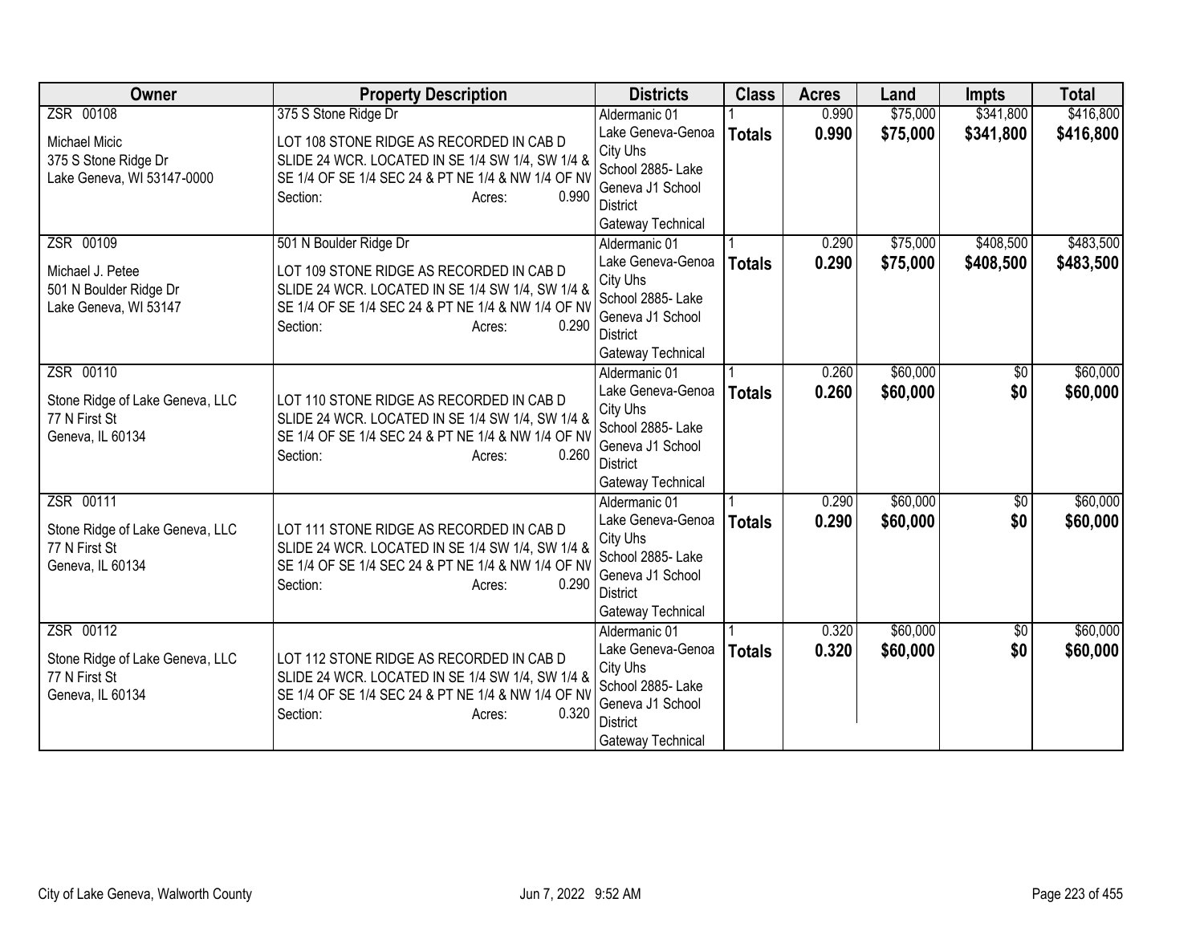| Owner | Property Description | Districts | Class | Acres | Land | Impts | Total |
|---|---|---|---|---|---|---|---|
| ZSR 00108<br><br>Michael Micic<br>375 S Stone Ridge Dr<br>Lake Geneva, WI 53147-0000 | 375 S Stone Ridge Dr<br><br>LOT 108 STONE RIDGE AS RECORDED IN CAB D SLIDE 24 WCR. LOCATED IN SE 1/4 SW 1/4, SW 1/4 & SE 1/4 OF SE 1/4 SEC 24 & PT NE 1/4 & NW 1/4 OF NV<br>Section: Acres: 0.990 | Aldermanic 01<br>Lake Geneva-Genoa City Uhs<br>School 2885- Lake Geneva J1 School District<br>Gateway Technical | 1<br>**Totals** | 0.990<br>**0.990** | $75,000<br>**$75,000** | $341,800<br>**$341,800** | $416,800<br>**$416,800** |
| ZSR 00109<br><br>Michael J. Petee<br>501 N Boulder Ridge Dr<br>Lake Geneva, WI 53147 | 501 N Boulder Ridge Dr<br><br>LOT 109 STONE RIDGE AS RECORDED IN CAB D SLIDE 24 WCR. LOCATED IN SE 1/4 SW 1/4, SW 1/4 & SE 1/4 OF SE 1/4 SEC 24 & PT NE 1/4 & NW 1/4 OF NV<br>Section: Acres: 0.290 | Aldermanic 01<br>Lake Geneva-Genoa City Uhs<br>School 2885- Lake Geneva J1 School District<br>Gateway Technical | 1<br>**Totals** | 0.290<br>**0.290** | $75,000<br>**$75,000** | $408,500<br>**$408,500** | $483,500<br>**$483,500** |
| ZSR 00110<br><br>Stone Ridge of Lake Geneva, LLC<br>77 N First St<br>Geneva, IL 60134 | LOT 110 STONE RIDGE AS RECORDED IN CAB D SLIDE 24 WCR. LOCATED IN SE 1/4 SW 1/4, SW 1/4 & SE 1/4 OF SE 1/4 SEC 24 & PT NE 1/4 & NW 1/4 OF NV<br>Section: Acres: 0.260 | Aldermanic 01<br>Lake Geneva-Genoa City Uhs<br>School 2885- Lake Geneva J1 School District<br>Gateway Technical | 1<br>**Totals** | 0.260<br>**0.260** | $60,000<br>**$60,000** | $0<br>**$0** | $60,000<br>**$60,000** |
| ZSR 00111<br><br>Stone Ridge of Lake Geneva, LLC<br>77 N First St<br>Geneva, IL 60134 | LOT 111 STONE RIDGE AS RECORDED IN CAB D SLIDE 24 WCR. LOCATED IN SE 1/4 SW 1/4, SW 1/4 & SE 1/4 OF SE 1/4 SEC 24 & PT NE 1/4 & NW 1/4 OF NV<br>Section: Acres: 0.290 | Aldermanic 01<br>Lake Geneva-Genoa City Uhs<br>School 2885- Lake Geneva J1 School District<br>Gateway Technical | 1<br>**Totals** | 0.290<br>**0.290** | $60,000<br>**$60,000** | $0<br>**$0** | $60,000<br>**$60,000** |
| ZSR 00112<br><br>Stone Ridge of Lake Geneva, LLC<br>77 N First St<br>Geneva, IL 60134 | LOT 112 STONE RIDGE AS RECORDED IN CAB D SLIDE 24 WCR. LOCATED IN SE 1/4 SW 1/4, SW 1/4 & SE 1/4 OF SE 1/4 SEC 24 & PT NE 1/4 & NW 1/4 OF NV<br>Section: Acres: 0.320 | Aldermanic 01<br>Lake Geneva-Genoa City Uhs<br>School 2885- Lake Geneva J1 School District<br>Gateway Technical | 1<br>**Totals** | 0.320<br>**0.320** | $60,000<br>**$60,000** | $0<br>**$0** | $60,000<br>**$60,000** |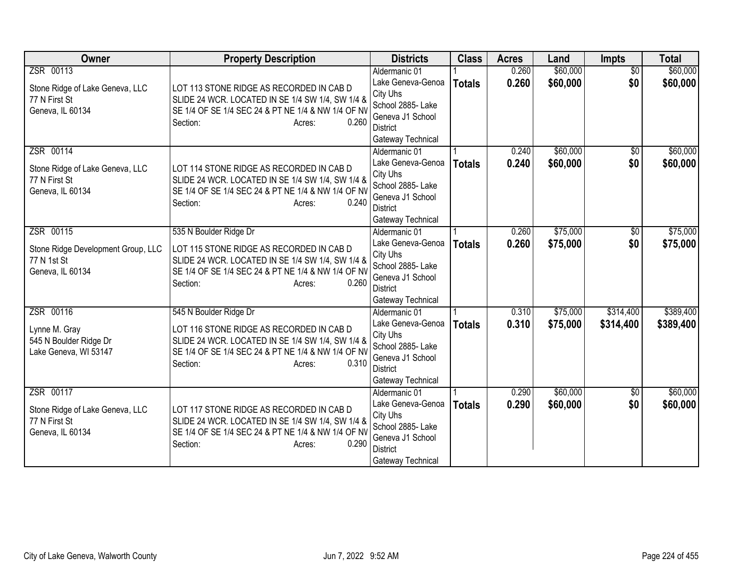| Owner | Property Description | Districts | Class | Acres | Land | Impts | Total |
|---|---|---|---|---|---|---|---|
| ZSR 00113<br><br>Stone Ridge of Lake Geneva, LLC<br>77 N First St<br>Geneva, IL 60134 | LOT 113 STONE RIDGE AS RECORDED IN CAB D SLIDE 24 WCR. LOCATED IN SE 1/4 SW 1/4, SW 1/4 & SE 1/4 OF SE 1/4 SEC 24 & PT NE 1/4 & NW 1/4 OF NV<br>Section: Acres: 0.260 | Aldermanic 01<br>Lake Geneva-Genoa City Uhs<br>School 2885- Lake Geneva J1 School District<br>Gateway Technical | 1<br>**Totals** | 0.260<br>**0.260** | $60,000<br>**$60,000** | $0<br>**$0** | $60,000<br>**$60,000** |
| ZSR 00114<br><br>Stone Ridge of Lake Geneva, LLC<br>77 N First St<br>Geneva, IL 60134 | LOT 114 STONE RIDGE AS RECORDED IN CAB D SLIDE 24 WCR. LOCATED IN SE 1/4 SW 1/4, SW 1/4 & SE 1/4 OF SE 1/4 SEC 24 & PT NE 1/4 & NW 1/4 OF NV<br>Section: Acres: 0.240 | Aldermanic 01<br>Lake Geneva-Genoa City Uhs<br>School 2885- Lake Geneva J1 School District<br>Gateway Technical | 1<br>**Totals** | 0.240<br>**0.240** | $60,000<br>**$60,000** | $0<br>**$0** | $60,000<br>**$60,000** |
| ZSR 00115<br><br>Stone Ridge Development Group, LLC<br>77 N 1st St<br>Geneva, IL 60134 | 535 N Boulder Ridge Dr<br><br>LOT 115 STONE RIDGE AS RECORDED IN CAB D SLIDE 24 WCR. LOCATED IN SE 1/4 SW 1/4, SW 1/4 & SE 1/4 OF SE 1/4 SEC 24 & PT NE 1/4 & NW 1/4 OF NV<br>Section: Acres: 0.260 | Aldermanic 01<br>Lake Geneva-Genoa City Uhs<br>School 2885- Lake Geneva J1 School District<br>Gateway Technical | 1<br>**Totals** | 0.260<br>**0.260** | $75,000<br>**$75,000** | $0<br>**$0** | $75,000<br>**$75,000** |
| ZSR 00116<br><br>Lynne M. Gray<br>545 N Boulder Ridge Dr<br>Lake Geneva, WI 53147 | 545 N Boulder Ridge Dr<br><br>LOT 116 STONE RIDGE AS RECORDED IN CAB D SLIDE 24 WCR. LOCATED IN SE 1/4 SW 1/4, SW 1/4 & SE 1/4 OF SE 1/4 SEC 24 & PT NE 1/4 & NW 1/4 OF NV<br>Section: Acres: 0.310 | Aldermanic 01<br>Lake Geneva-Genoa City Uhs<br>School 2885- Lake Geneva J1 School District<br>Gateway Technical | 1<br>**Totals** | 0.310<br>**0.310** | $75,000<br>**$75,000** | $314,400<br>**$314,400** | $389,400<br>**$389,400** |
| ZSR 00117<br><br>Stone Ridge of Lake Geneva, LLC<br>77 N First St<br>Geneva, IL 60134 | LOT 117 STONE RIDGE AS RECORDED IN CAB D SLIDE 24 WCR. LOCATED IN SE 1/4 SW 1/4, SW 1/4 & SE 1/4 OF SE 1/4 SEC 24 & PT NE 1/4 & NW 1/4 OF NV<br>Section: Acres: 0.290 | Aldermanic 01<br>Lake Geneva-Genoa City Uhs<br>School 2885- Lake Geneva J1 School District<br>Gateway Technical | 1<br>**Totals** | 0.290<br>**0.290** | $60,000<br>**$60,000** | $0<br>**$0** | $60,000<br>**$60,000** |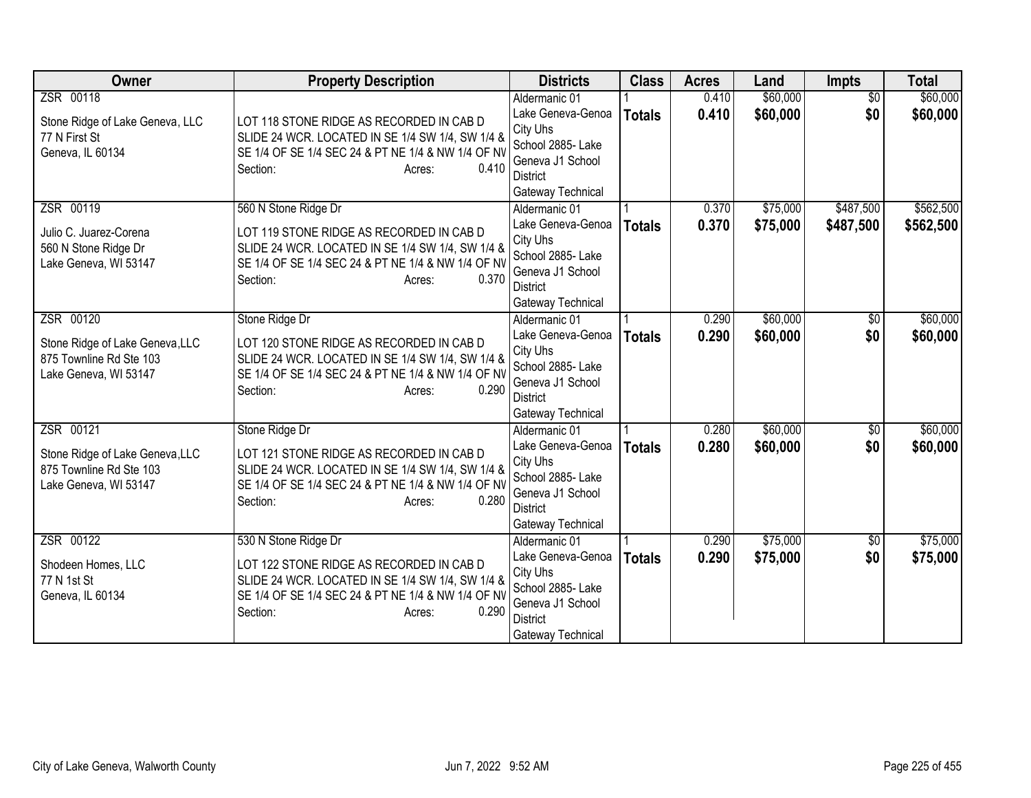| Owner | Property Description | Districts | Class | Acres | Land | Impts | Total |
|---|---|---|---|---|---|---|---|
| ZSR 00118<br><br>Stone Ridge of Lake Geneva, LLC<br>77 N First St<br>Geneva, IL 60134 | LOT 118 STONE RIDGE AS RECORDED IN CAB D SLIDE 24 WCR. LOCATED IN SE 1/4 SW 1/4, SW 1/4 & SE 1/4 OF SE 1/4 SEC 24 & PT NE 1/4 & NW 1/4 OF NV<br>Section: Acres: 0.410 | Aldermanic 01<br>Lake Geneva-Genoa City Uhs<br>School 2885- Lake Geneva J1 School District<br>Gateway Technical | 1<br>**Totals** | 0.410<br>**0.410** | $60,000<br>**$60,000** | $0<br>**$0** | $60,000<br>**$60,000** |
| ZSR 00119<br><br>Julio C. Juarez-Corena<br>560 N Stone Ridge Dr<br>Lake Geneva, WI 53147 | 560 N Stone Ridge Dr<br><br>LOT 119 STONE RIDGE AS RECORDED IN CAB D SLIDE 24 WCR. LOCATED IN SE 1/4 SW 1/4, SW 1/4 & SE 1/4 OF SE 1/4 SEC 24 & PT NE 1/4 & NW 1/4 OF NV<br>Section: Acres: 0.370 | Aldermanic 01<br>Lake Geneva-Genoa City Uhs<br>School 2885- Lake Geneva J1 School District<br>Gateway Technical | 1<br>**Totals** | 0.370<br>**0.370** | $75,000<br>**$75,000** | $487,500<br>**$487,500** | $562,500<br>**$562,500** |
| ZSR 00120<br><br>Stone Ridge of Lake Geneva,LLC<br>875 Townline Rd Ste 103<br>Lake Geneva, WI 53147 | Stone Ridge Dr<br><br>LOT 120 STONE RIDGE AS RECORDED IN CAB D SLIDE 24 WCR. LOCATED IN SE 1/4 SW 1/4, SW 1/4 & SE 1/4 OF SE 1/4 SEC 24 & PT NE 1/4 & NW 1/4 OF NV<br>Section: Acres: 0.290 | Aldermanic 01<br>Lake Geneva-Genoa City Uhs<br>School 2885- Lake Geneva J1 School District<br>Gateway Technical | 1<br>**Totals** | 0.290<br>**0.290** | $60,000<br>**$60,000** | $0<br>**$0** | $60,000<br>**$60,000** |
| ZSR 00121<br><br>Stone Ridge of Lake Geneva,LLC<br>875 Townline Rd Ste 103<br>Lake Geneva, WI 53147 | Stone Ridge Dr<br><br>LOT 121 STONE RIDGE AS RECORDED IN CAB D SLIDE 24 WCR. LOCATED IN SE 1/4 SW 1/4, SW 1/4 & SE 1/4 OF SE 1/4 SEC 24 & PT NE 1/4 & NW 1/4 OF NV<br>Section: Acres: 0.280 | Aldermanic 01<br>Lake Geneva-Genoa City Uhs<br>School 2885- Lake Geneva J1 School District<br>Gateway Technical | 1<br>**Totals** | 0.280<br>**0.280** | $60,000<br>**$60,000** | $0<br>**$0** | $60,000<br>**$60,000** |
| ZSR 00122<br><br>Shodeen Homes, LLC<br>77 N 1st St<br>Geneva, IL 60134 | 530 N Stone Ridge Dr<br><br>LOT 122 STONE RIDGE AS RECORDED IN CAB D SLIDE 24 WCR. LOCATED IN SE 1/4 SW 1/4, SW 1/4 & SE 1/4 OF SE 1/4 SEC 24 & PT NE 1/4 & NW 1/4 OF NV<br>Section: Acres: 0.290 | Aldermanic 01<br>Lake Geneva-Genoa City Uhs<br>School 2885- Lake Geneva J1 School District<br>Gateway Technical | 1<br>**Totals** | 0.290<br>**0.290** | $75,000<br>**$75,000** | $0<br>**$0** | $75,000<br>**$75,000** |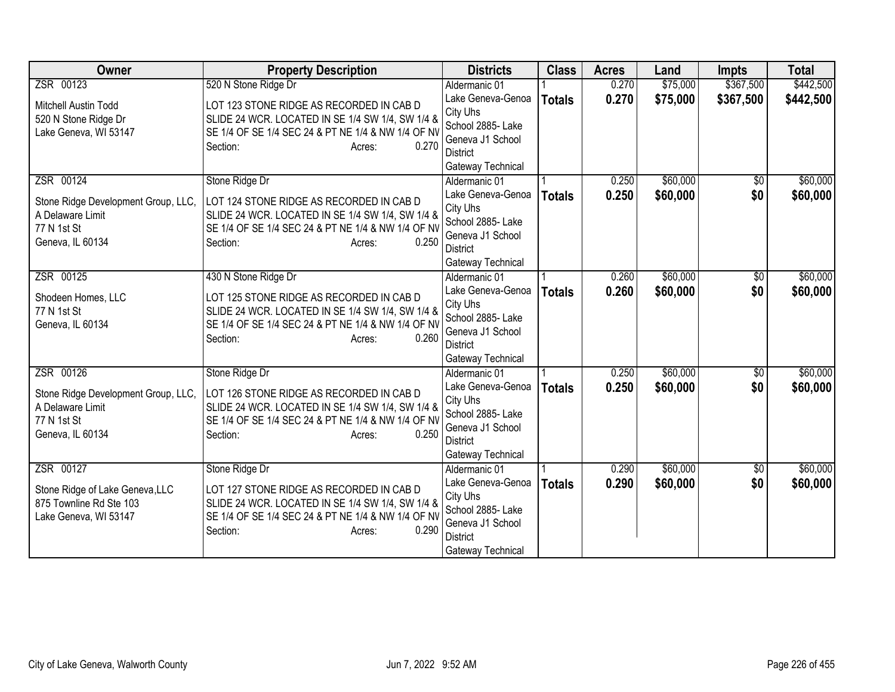| Owner | Property Description | Districts | Class | Acres | Land | Impts | Total |
|---|---|---|---|---|---|---|---|
| ZSR 00123<br><br>Mitchell Austin Todd<br>520 N Stone Ridge Dr<br>Lake Geneva, WI 53147 | 520 N Stone Ridge Dr<br><br>LOT 123 STONE RIDGE AS RECORDED IN CAB D SLIDE 24 WCR. LOCATED IN SE 1/4 SW 1/4, SW 1/4 & SE 1/4 OF SE 1/4 SEC 24 & PT NE 1/4 & NW 1/4 OF NV<br>Section: Acres: 0.270 | Aldermanic 01<br>Lake Geneva-Genoa City Uhs<br>School 2885- Lake Geneva J1 School District<br>Gateway Technical | 1<br>**Totals** | 0.270<br>**0.270** | $75,000<br>**$75,000** | $367,500<br>**$367,500** | $442,500<br>**$442,500** |
| ZSR 00124<br><br>Stone Ridge Development Group, LLC, A Delaware Limit<br>77 N 1st St<br>Geneva, IL 60134 | Stone Ridge Dr<br><br>LOT 124 STONE RIDGE AS RECORDED IN CAB D SLIDE 24 WCR. LOCATED IN SE 1/4 SW 1/4, SW 1/4 & SE 1/4 OF SE 1/4 SEC 24 & PT NE 1/4 & NW 1/4 OF NV<br>Section: Acres: 0.250 | Aldermanic 01<br>Lake Geneva-Genoa City Uhs<br>School 2885- Lake Geneva J1 School District<br>Gateway Technical | 1<br>**Totals** | 0.250<br>**0.250** | $60,000<br>**$60,000** | $0<br>**$0** | $60,000<br>**$60,000** |
| ZSR 00125<br><br>Shodeen Homes, LLC<br>77 N 1st St<br>Geneva, IL 60134 | 430 N Stone Ridge Dr<br><br>LOT 125 STONE RIDGE AS RECORDED IN CAB D SLIDE 24 WCR. LOCATED IN SE 1/4 SW 1/4, SW 1/4 & SE 1/4 OF SE 1/4 SEC 24 & PT NE 1/4 & NW 1/4 OF NV<br>Section: Acres: 0.260 | Aldermanic 01<br>Lake Geneva-Genoa City Uhs<br>School 2885- Lake Geneva J1 School District<br>Gateway Technical | 1<br>**Totals** | 0.260<br>**0.260** | $60,000<br>**$60,000** | $0<br>**$0** | $60,000<br>**$60,000** |
| ZSR 00126<br><br>Stone Ridge Development Group, LLC, A Delaware Limit<br>77 N 1st St<br>Geneva, IL 60134 | Stone Ridge Dr<br><br>LOT 126 STONE RIDGE AS RECORDED IN CAB D SLIDE 24 WCR. LOCATED IN SE 1/4 SW 1/4, SW 1/4 & SE 1/4 OF SE 1/4 SEC 24 & PT NE 1/4 & NW 1/4 OF NV<br>Section: Acres: 0.250 | Aldermanic 01<br>Lake Geneva-Genoa City Uhs<br>School 2885- Lake Geneva J1 School District<br>Gateway Technical | 1<br>**Totals** | 0.250<br>**0.250** | $60,000<br>**$60,000** | $0<br>**$0** | $60,000<br>**$60,000** |
| ZSR 00127<br><br>Stone Ridge of Lake Geneva,LLC<br>875 Townline Rd Ste 103<br>Lake Geneva, WI 53147 | Stone Ridge Dr<br><br>LOT 127 STONE RIDGE AS RECORDED IN CAB D SLIDE 24 WCR. LOCATED IN SE 1/4 SW 1/4, SW 1/4 & SE 1/4 OF SE 1/4 SEC 24 & PT NE 1/4 & NW 1/4 OF NV<br>Section: Acres: 0.290 | Aldermanic 01<br>Lake Geneva-Genoa City Uhs<br>School 2885- Lake Geneva J1 School District<br>Gateway Technical | 1<br>**Totals** | 0.290<br>**0.290** | $60,000<br>**$60,000** | $0<br>**$0** | $60,000<br>**$60,000** |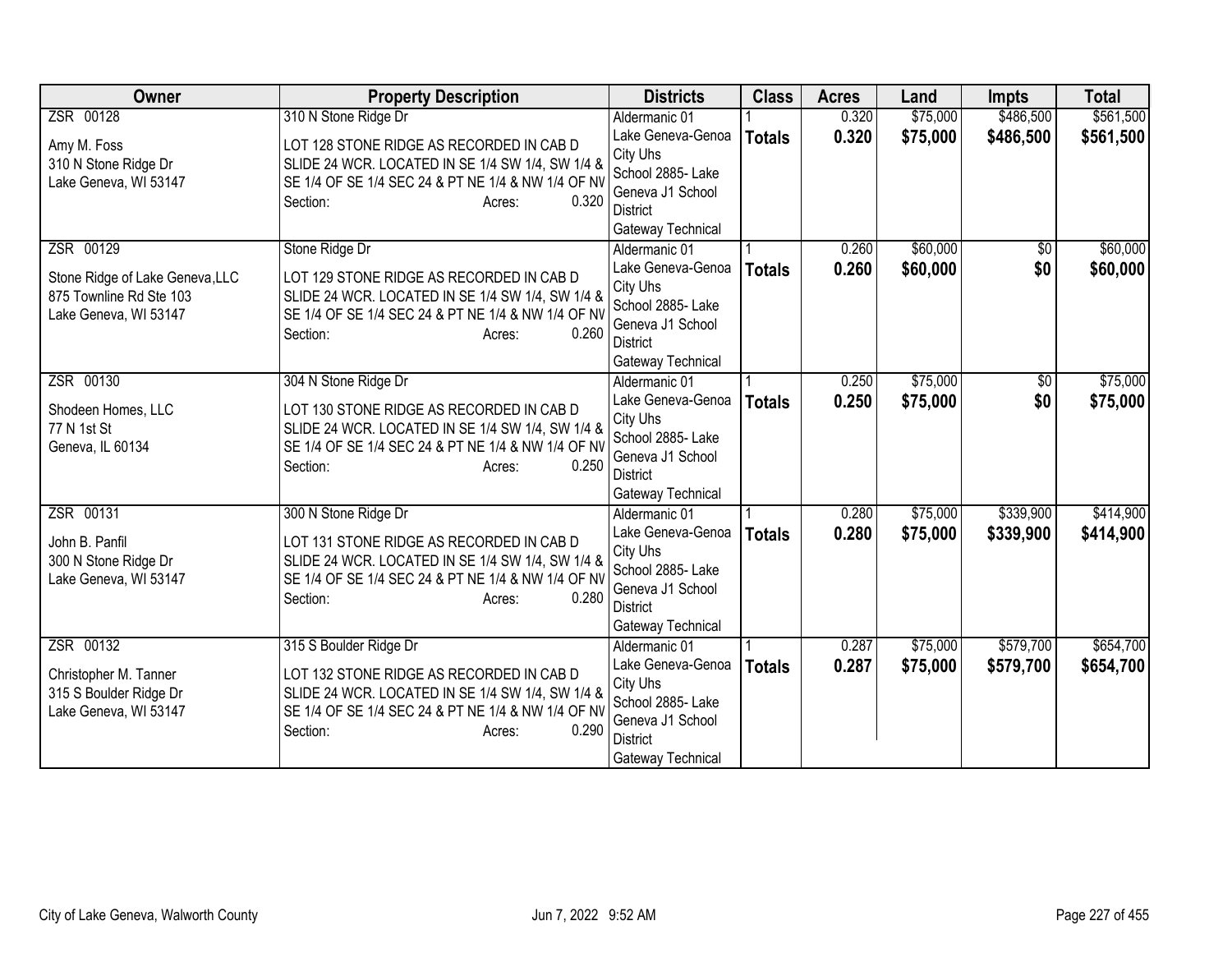| Owner | Property Description | Districts | Class | Acres | Land | Impts | Total |
|---|---|---|---|---|---|---|---|
| ZSR 00128<br><br>Amy M. Foss<br>310 N Stone Ridge Dr<br>Lake Geneva, WI 53147 | 310 N Stone Ridge Dr<br><br>LOT 128 STONE RIDGE AS RECORDED IN CAB D SLIDE 24 WCR. LOCATED IN SE 1/4 SW 1/4, SW 1/4 & SE 1/4 OF SE 1/4 SEC 24 & PT NE 1/4 & NW 1/4 OF NV<br>Section: Acres: 0.320 | Aldermanic 01<br>Lake Geneva-Genoa City Uhs<br>School 2885- Lake Geneva J1 School District<br>Gateway Technical | 1<br>**Totals** | 0.320<br>**0.320** | $75,000<br>**$75,000** | $486,500<br>**$486,500** | $561,500<br>**$561,500** |
| ZSR 00129<br><br>Stone Ridge of Lake Geneva,LLC<br>875 Townline Rd Ste 103<br>Lake Geneva, WI 53147 | Stone Ridge Dr<br><br>LOT 129 STONE RIDGE AS RECORDED IN CAB D SLIDE 24 WCR. LOCATED IN SE 1/4 SW 1/4, SW 1/4 & SE 1/4 OF SE 1/4 SEC 24 & PT NE 1/4 & NW 1/4 OF NV<br>Section: Acres: 0.260 | Aldermanic 01<br>Lake Geneva-Genoa City Uhs<br>School 2885- Lake Geneva J1 School District<br>Gateway Technical | 1<br>**Totals** | 0.260<br>**0.260** | $60,000<br>**$60,000** | $0<br>**$0** | $60,000<br>**$60,000** |
| ZSR 00130<br><br>Shodeen Homes, LLC<br>77 N 1st St<br>Geneva, IL 60134 | 304 N Stone Ridge Dr<br><br>LOT 130 STONE RIDGE AS RECORDED IN CAB D SLIDE 24 WCR. LOCATED IN SE 1/4 SW 1/4, SW 1/4 & SE 1/4 OF SE 1/4 SEC 24 & PT NE 1/4 & NW 1/4 OF NV<br>Section: Acres: 0.250 | Aldermanic 01<br>Lake Geneva-Genoa City Uhs<br>School 2885- Lake Geneva J1 School District<br>Gateway Technical | 1<br>**Totals** | 0.250<br>**0.250** | $75,000<br>**$75,000** | $0<br>**$0** | $75,000<br>**$75,000** |
| ZSR 00131<br><br>John B. Panfil<br>300 N Stone Ridge Dr<br>Lake Geneva, WI 53147 | 300 N Stone Ridge Dr<br><br>LOT 131 STONE RIDGE AS RECORDED IN CAB D SLIDE 24 WCR. LOCATED IN SE 1/4 SW 1/4, SW 1/4 & SE 1/4 OF SE 1/4 SEC 24 & PT NE 1/4 & NW 1/4 OF NV<br>Section: Acres: 0.280 | Aldermanic 01<br>Lake Geneva-Genoa City Uhs<br>School 2885- Lake Geneva J1 School District<br>Gateway Technical | 1<br>**Totals** | 0.280<br>**0.280** | $75,000<br>**$75,000** | $339,900<br>**$339,900** | $414,900<br>**$414,900** |
| ZSR 00132<br><br>Christopher M. Tanner<br>315 S Boulder Ridge Dr<br>Lake Geneva, WI 53147 | 315 S Boulder Ridge Dr<br><br>LOT 132 STONE RIDGE AS RECORDED IN CAB D SLIDE 24 WCR. LOCATED IN SE 1/4 SW 1/4, SW 1/4 & SE 1/4 OF SE 1/4 SEC 24 & PT NE 1/4 & NW 1/4 OF NV<br>Section: Acres: 0.290 | Aldermanic 01<br>Lake Geneva-Genoa City Uhs<br>School 2885- Lake Geneva J1 School District<br>Gateway Technical | 1<br>**Totals** | 0.287<br>**0.287** | $75,000<br>**$75,000** | $579,700<br>**$579,700** | $654,700<br>**$654,700** |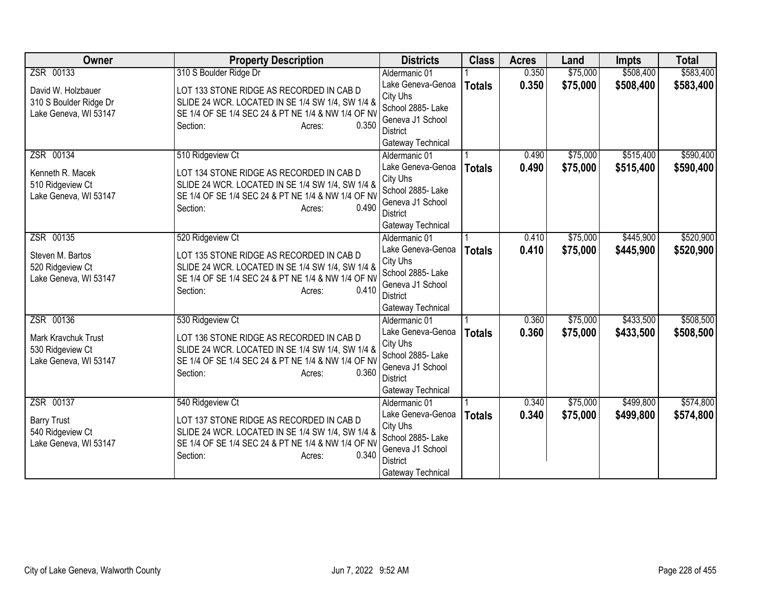| Owner | Property Description | Districts | Class | Acres | Land | Impts | Total |
|---|---|---|---|---|---|---|---|
| ZSR 00133<br><br>David W. Holzbauer<br>310 S Boulder Ridge Dr<br>Lake Geneva, WI 53147 | 310 S Boulder Ridge Dr<br><br>LOT 133 STONE RIDGE AS RECORDED IN CAB D SLIDE 24 WCR. LOCATED IN SE 1/4 SW 1/4, SW 1/4 & SE 1/4 OF SE 1/4 SEC 24 & PT NE 1/4 & NW 1/4 OF NV<br>Section: Acres: 0.350 | Aldermanic 01<br>Lake Geneva-Genoa City Uhs<br>School 2885- Lake Geneva J1 School District<br>Gateway Technical | 1<br>**Totals** | 0.350<br>**0.350** | $75,000<br>**$75,000** | $508,400<br>**$508,400** | $583,400<br>**$583,400** |
| ZSR 00134<br><br>Kenneth R. Macek<br>510 Ridgeview Ct<br>Lake Geneva, WI 53147 | 510 Ridgeview Ct<br><br>LOT 134 STONE RIDGE AS RECORDED IN CAB D SLIDE 24 WCR. LOCATED IN SE 1/4 SW 1/4, SW 1/4 & SE 1/4 OF SE 1/4 SEC 24 & PT NE 1/4 & NW 1/4 OF NV<br>Section: Acres: 0.490 | Aldermanic 01<br>Lake Geneva-Genoa City Uhs<br>School 2885- Lake Geneva J1 School District<br>Gateway Technical | 1<br>**Totals** | 0.490<br>**0.490** | $75,000<br>**$75,000** | $515,400<br>**$515,400** | $590,400<br>**$590,400** |
| ZSR 00135<br><br>Steven M. Bartos<br>520 Ridgeview Ct<br>Lake Geneva, WI 53147 | 520 Ridgeview Ct<br><br>LOT 135 STONE RIDGE AS RECORDED IN CAB D SLIDE 24 WCR. LOCATED IN SE 1/4 SW 1/4, SW 1/4 & SE 1/4 OF SE 1/4 SEC 24 & PT NE 1/4 & NW 1/4 OF NV<br>Section: Acres: 0.410 | Aldermanic 01<br>Lake Geneva-Genoa City Uhs<br>School 2885- Lake Geneva J1 School District<br>Gateway Technical | 1<br>**Totals** | 0.410<br>**0.410** | $75,000<br>**$75,000** | $445,900<br>**$445,900** | $520,900<br>**$520,900** |
| ZSR 00136<br><br>Mark Kravchuk Trust<br>530 Ridgeview Ct<br>Lake Geneva, WI 53147 | 530 Ridgeview Ct<br><br>LOT 136 STONE RIDGE AS RECORDED IN CAB D SLIDE 24 WCR. LOCATED IN SE 1/4 SW 1/4, SW 1/4 & SE 1/4 OF SE 1/4 SEC 24 & PT NE 1/4 & NW 1/4 OF NV<br>Section: Acres: 0.360 | Aldermanic 01<br>Lake Geneva-Genoa City Uhs<br>School 2885- Lake Geneva J1 School District<br>Gateway Technical | 1<br>**Totals** | 0.360<br>**0.360** | $75,000<br>**$75,000** | $433,500<br>**$433,500** | $508,500<br>**$508,500** |
| ZSR 00137<br><br>Barry Trust<br>540 Ridgeview Ct<br>Lake Geneva, WI 53147 | 540 Ridgeview Ct<br><br>LOT 137 STONE RIDGE AS RECORDED IN CAB D SLIDE 24 WCR. LOCATED IN SE 1/4 SW 1/4, SW 1/4 & SE 1/4 OF SE 1/4 SEC 24 & PT NE 1/4 & NW 1/4 OF NV<br>Section: Acres: 0.340 | Aldermanic 01<br>Lake Geneva-Genoa City Uhs<br>School 2885- Lake Geneva J1 School District<br>Gateway Technical | 1<br>**Totals** | 0.340<br>**0.340** | $75,000<br>**$75,000** | $499,800<br>**$499,800** | $574,800<br>**$574,800** |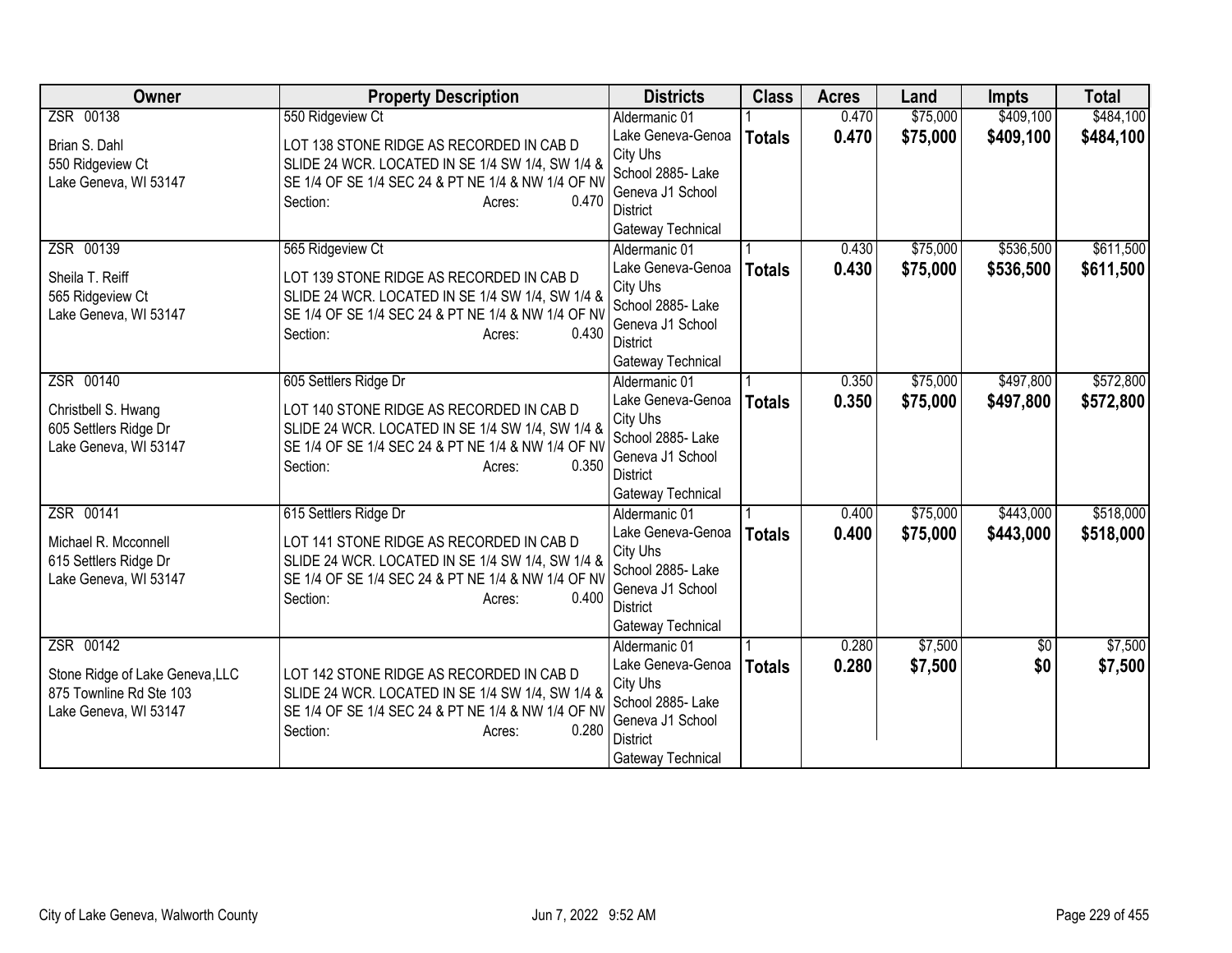| Owner | Property Description | Districts | Class | Acres | Land | Impts | Total |
|---|---|---|---|---|---|---|---|
| ZSR 00138<br><br>Brian S. Dahl<br>550 Ridgeview Ct<br>Lake Geneva, WI 53147 | 550 Ridgeview Ct<br><br>LOT 138 STONE RIDGE AS RECORDED IN CAB D SLIDE 24 WCR. LOCATED IN SE 1/4 SW 1/4, SW 1/4 & SE 1/4 OF SE 1/4 SEC 24 & PT NE 1/4 & NW 1/4 OF NV<br>Section: Acres: 0.470 | Aldermanic 01<br>Lake Geneva-Genoa City Uhs<br>School 2885- Lake Geneva J1 School District<br>Gateway Technical | 1<br>**Totals** | 0.470<br>**0.470** | $75,000<br>**$75,000** | $409,100<br>**$409,100** | $484,100<br>**$484,100** |
| ZSR 00139<br><br>Sheila T. Reiff<br>565 Ridgeview Ct<br>Lake Geneva, WI 53147 | 565 Ridgeview Ct<br><br>LOT 139 STONE RIDGE AS RECORDED IN CAB D SLIDE 24 WCR. LOCATED IN SE 1/4 SW 1/4, SW 1/4 & SE 1/4 OF SE 1/4 SEC 24 & PT NE 1/4 & NW 1/4 OF NV<br>Section: Acres: 0.430 | Aldermanic 01<br>Lake Geneva-Genoa City Uhs<br>School 2885- Lake Geneva J1 School District<br>Gateway Technical | 1<br>**Totals** | 0.430<br>**0.430** | $75,000<br>**$75,000** | $536,500<br>**$536,500** | $611,500<br>**$611,500** |
| ZSR 00140<br><br>Christbell S. Hwang<br>605 Settlers Ridge Dr<br>Lake Geneva, WI 53147 | 605 Settlers Ridge Dr<br><br>LOT 140 STONE RIDGE AS RECORDED IN CAB D SLIDE 24 WCR. LOCATED IN SE 1/4 SW 1/4, SW 1/4 & SE 1/4 OF SE 1/4 SEC 24 & PT NE 1/4 & NW 1/4 OF NV<br>Section: Acres: 0.350 | Aldermanic 01<br>Lake Geneva-Genoa City Uhs<br>School 2885- Lake Geneva J1 School District<br>Gateway Technical | 1<br>**Totals** | 0.350<br>**0.350** | $75,000<br>**$75,000** | $497,800<br>**$497,800** | $572,800<br>**$572,800** |
| ZSR 00141<br><br>Michael R. Mcconnell<br>615 Settlers Ridge Dr<br>Lake Geneva, WI 53147 | 615 Settlers Ridge Dr<br><br>LOT 141 STONE RIDGE AS RECORDED IN CAB D SLIDE 24 WCR. LOCATED IN SE 1/4 SW 1/4, SW 1/4 & SE 1/4 OF SE 1/4 SEC 24 & PT NE 1/4 & NW 1/4 OF NV<br>Section: Acres: 0.400 | Aldermanic 01<br>Lake Geneva-Genoa City Uhs<br>School 2885- Lake Geneva J1 School District<br>Gateway Technical | 1<br>**Totals** | 0.400<br>**0.400** | $75,000<br>**$75,000** | $443,000<br>**$443,000** | $518,000<br>**$518,000** |
| ZSR 00142<br><br>Stone Ridge of Lake Geneva,LLC<br>875 Townline Rd Ste 103<br>Lake Geneva, WI 53147 | LOT 142 STONE RIDGE AS RECORDED IN CAB D SLIDE 24 WCR. LOCATED IN SE 1/4 SW 1/4, SW 1/4 & SE 1/4 OF SE 1/4 SEC 24 & PT NE 1/4 & NW 1/4 OF NV<br>Section: Acres: 0.280 | Aldermanic 01<br>Lake Geneva-Genoa City Uhs<br>School 2885- Lake Geneva J1 School District<br>Gateway Technical | 1<br>**Totals** | 0.280<br>**0.280** | $7,500<br>**$7,500** | $0<br>**$0** | $7,500<br>**$7,500** |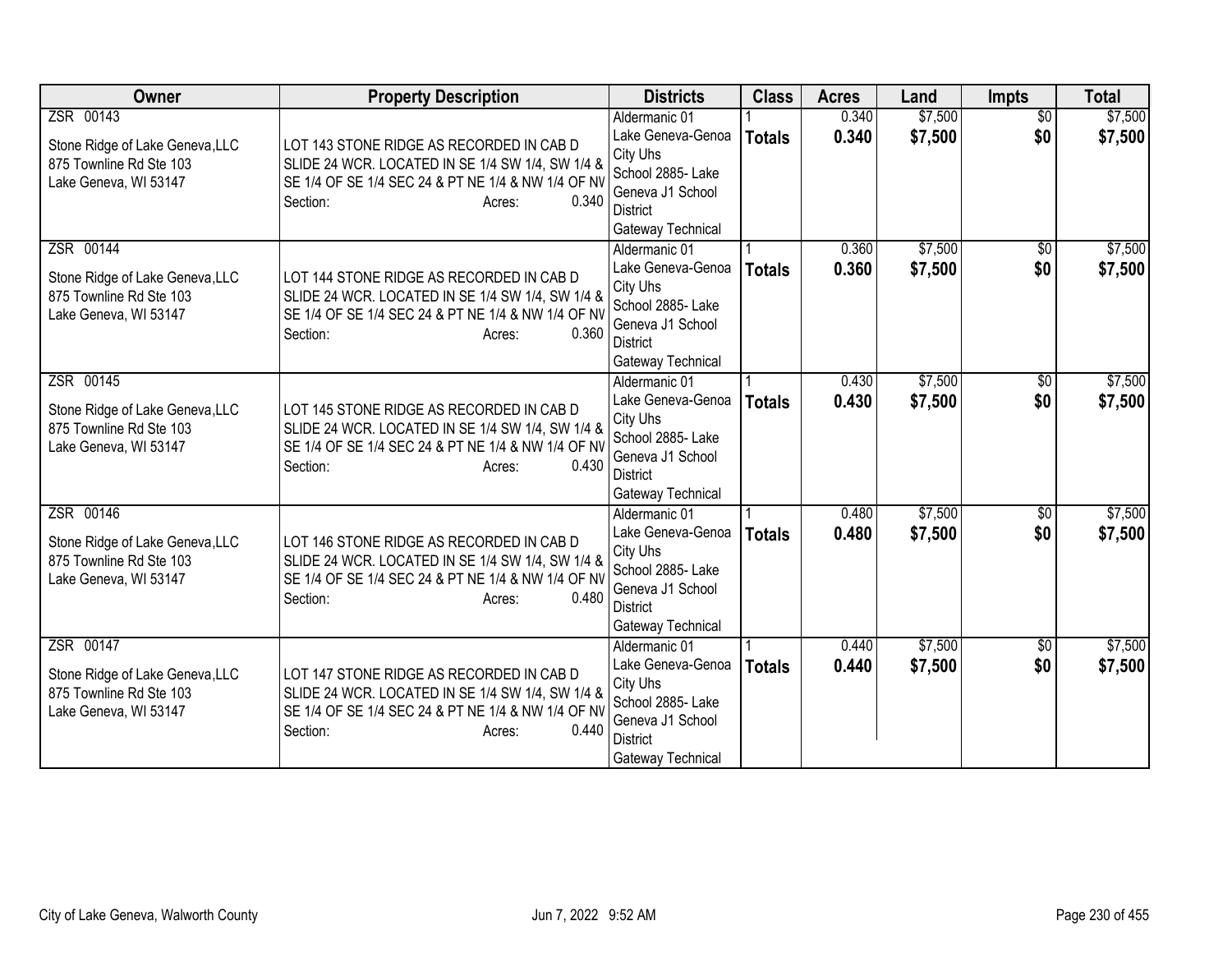| Owner | Property Description | Districts | Class | Acres | Land | Impts | Total |
|---|---|---|---|---|---|---|---|
| ZSR 00143<br>Stone Ridge of Lake Geneva,LLC<br>875 Townline Rd Ste 103<br>Lake Geneva, WI 53147 | LOT 143 STONE RIDGE AS RECORDED IN CAB D SLIDE 24 WCR. LOCATED IN SE 1/4 SW 1/4, SW 1/4 & SE 1/4 OF SE 1/4 SEC 24 & PT NE 1/4 & NW 1/4 OF NV<br>Section: Acres: 0.340 | Aldermanic 01<br>Lake Geneva-Genoa City Uhs<br>School 2885- Lake Geneva J1 School District<br>Gateway Technical | 1<br>**Totals** | 0.340<br>**0.340** | $7,500<br>**$7,500** | $0<br>**$0** | $7,500<br>**$7,500** |
| ZSR 00144<br>Stone Ridge of Lake Geneva,LLC<br>875 Townline Rd Ste 103<br>Lake Geneva, WI 53147 | LOT 144 STONE RIDGE AS RECORDED IN CAB D SLIDE 24 WCR. LOCATED IN SE 1/4 SW 1/4, SW 1/4 & SE 1/4 OF SE 1/4 SEC 24 & PT NE 1/4 & NW 1/4 OF NV<br>Section: Acres: 0.360 | Aldermanic 01<br>Lake Geneva-Genoa City Uhs<br>School 2885- Lake Geneva J1 School District<br>Gateway Technical | 1<br>**Totals** | 0.360<br>**0.360** | $7,500<br>**$7,500** | $0<br>**$0** | $7,500<br>**$7,500** |
| ZSR 00145<br>Stone Ridge of Lake Geneva,LLC<br>875 Townline Rd Ste 103<br>Lake Geneva, WI 53147 | LOT 145 STONE RIDGE AS RECORDED IN CAB D SLIDE 24 WCR. LOCATED IN SE 1/4 SW 1/4, SW 1/4 & SE 1/4 OF SE 1/4 SEC 24 & PT NE 1/4 & NW 1/4 OF NV<br>Section: Acres: 0.430 | Aldermanic 01<br>Lake Geneva-Genoa City Uhs<br>School 2885- Lake Geneva J1 School District<br>Gateway Technical | 1<br>**Totals** | 0.430<br>**0.430** | $7,500<br>**$7,500** | $0<br>**$0** | $7,500<br>**$7,500** |
| ZSR 00146<br>Stone Ridge of Lake Geneva,LLC<br>875 Townline Rd Ste 103<br>Lake Geneva, WI 53147 | LOT 146 STONE RIDGE AS RECORDED IN CAB D SLIDE 24 WCR. LOCATED IN SE 1/4 SW 1/4, SW 1/4 & SE 1/4 OF SE 1/4 SEC 24 & PT NE 1/4 & NW 1/4 OF NV<br>Section: Acres: 0.480 | Aldermanic 01<br>Lake Geneva-Genoa City Uhs<br>School 2885- Lake Geneva J1 School District<br>Gateway Technical | 1<br>**Totals** | 0.480<br>**0.480** | $7,500<br>**$7,500** | $0<br>**$0** | $7,500<br>**$7,500** |
| ZSR 00147<br>Stone Ridge of Lake Geneva,LLC<br>875 Townline Rd Ste 103<br>Lake Geneva, WI 53147 | LOT 147 STONE RIDGE AS RECORDED IN CAB D SLIDE 24 WCR. LOCATED IN SE 1/4 SW 1/4, SW 1/4 & SE 1/4 OF SE 1/4 SEC 24 & PT NE 1/4 & NW 1/4 OF NV<br>Section: Acres: 0.440 | Aldermanic 01<br>Lake Geneva-Genoa City Uhs<br>School 2885- Lake Geneva J1 School District<br>Gateway Technical | 1<br>**Totals** | 0.440<br>**0.440** | $7,500<br>**$7,500** | $0<br>**$0** | $7,500<br>**$7,500** |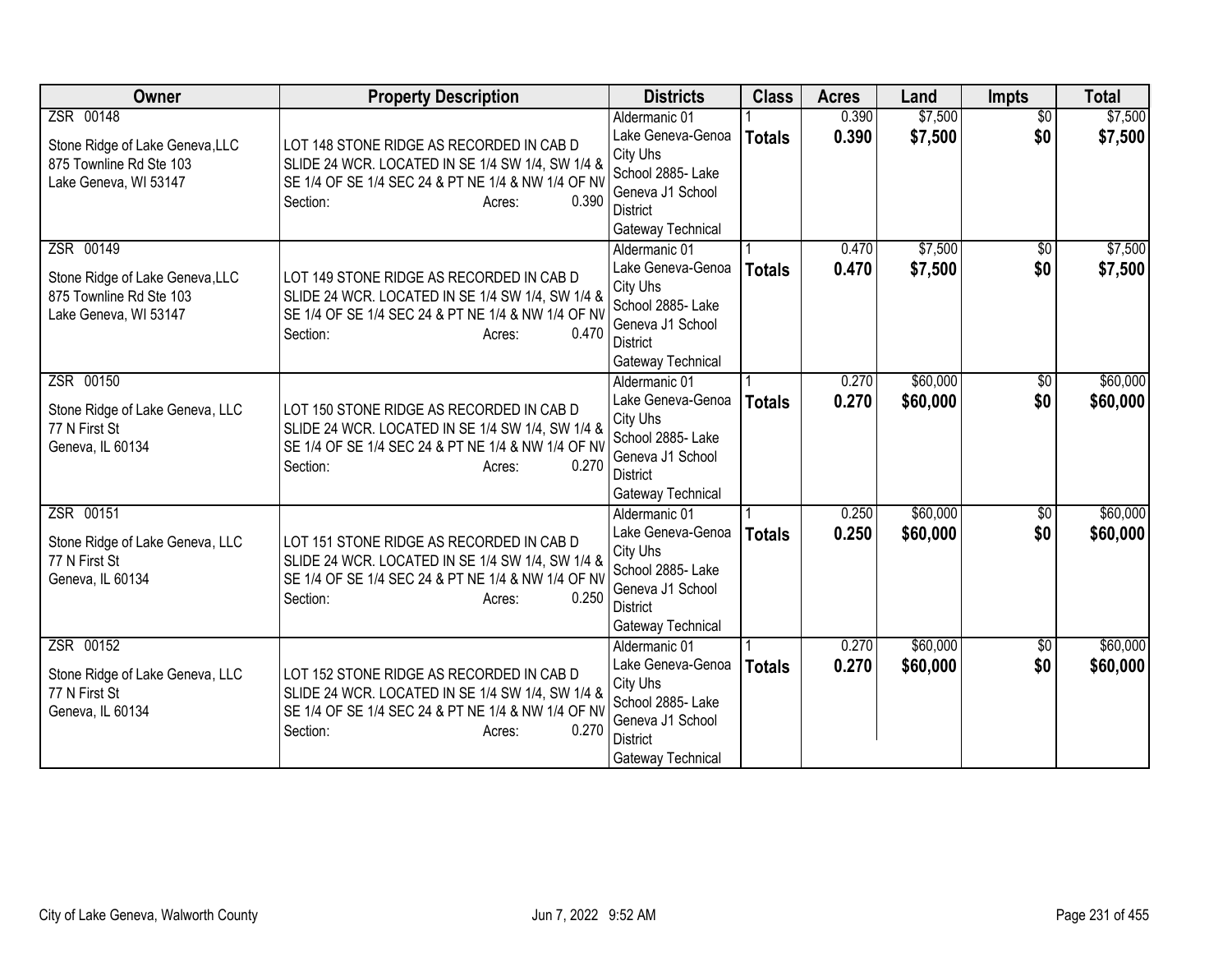| Owner | Property Description | Districts | Class | Acres | Land | Impts | Total |
|---|---|---|---|---|---|---|---|
| ZSR 00148<br><br>Stone Ridge of Lake Geneva,LLC<br>875 Townline Rd Ste 103<br>Lake Geneva, WI 53147 | LOT 148 STONE RIDGE AS RECORDED IN CAB D SLIDE 24 WCR. LOCATED IN SE 1/4 SW 1/4, SW 1/4 & SE 1/4 OF SE 1/4 SEC 24 & PT NE 1/4 & NW 1/4 OF NV<br>Section: Acres: 0.390 | Aldermanic 01<br>Lake Geneva-Genoa City Uhs<br>School 2885- Lake Geneva J1 School District<br>Gateway Technical | 1<br>**Totals** | 0.390<br>**0.390** | $7,500<br>**$7,500** | $0<br>**$0** | $7,500<br>**$7,500** |
| ZSR 00149<br><br>Stone Ridge of Lake Geneva,LLC<br>875 Townline Rd Ste 103<br>Lake Geneva, WI 53147 | LOT 149 STONE RIDGE AS RECORDED IN CAB D SLIDE 24 WCR. LOCATED IN SE 1/4 SW 1/4, SW 1/4 & SE 1/4 OF SE 1/4 SEC 24 & PT NE 1/4 & NW 1/4 OF NV<br>Section: Acres: 0.470 | Aldermanic 01<br>Lake Geneva-Genoa City Uhs<br>School 2885- Lake Geneva J1 School District<br>Gateway Technical | 1<br>**Totals** | 0.470<br>**0.470** | $7,500<br>**$7,500** | $0<br>**$0** | $7,500<br>**$7,500** |
| ZSR 00150<br><br>Stone Ridge of Lake Geneva, LLC<br>77 N First St<br>Geneva, IL 60134 | LOT 150 STONE RIDGE AS RECORDED IN CAB D SLIDE 24 WCR. LOCATED IN SE 1/4 SW 1/4, SW 1/4 & SE 1/4 OF SE 1/4 SEC 24 & PT NE 1/4 & NW 1/4 OF NV<br>Section: Acres: 0.270 | Aldermanic 01<br>Lake Geneva-Genoa City Uhs<br>School 2885- Lake Geneva J1 School District<br>Gateway Technical | 1<br>**Totals** | 0.270<br>**0.270** | $60,000<br>**$60,000** | $0<br>**$0** | $60,000<br>**$60,000** |
| ZSR 00151<br><br>Stone Ridge of Lake Geneva, LLC<br>77 N First St<br>Geneva, IL 60134 | LOT 151 STONE RIDGE AS RECORDED IN CAB D SLIDE 24 WCR. LOCATED IN SE 1/4 SW 1/4, SW 1/4 & SE 1/4 OF SE 1/4 SEC 24 & PT NE 1/4 & NW 1/4 OF NV<br>Section: Acres: 0.250 | Aldermanic 01<br>Lake Geneva-Genoa City Uhs<br>School 2885- Lake Geneva J1 School District<br>Gateway Technical | 1<br>**Totals** | 0.250<br>**0.250** | $60,000<br>**$60,000** | $0<br>**$0** | $60,000<br>**$60,000** |
| ZSR 00152<br><br>Stone Ridge of Lake Geneva, LLC<br>77 N First St<br>Geneva, IL 60134 | LOT 152 STONE RIDGE AS RECORDED IN CAB D SLIDE 24 WCR. LOCATED IN SE 1/4 SW 1/4, SW 1/4 & SE 1/4 OF SE 1/4 SEC 24 & PT NE 1/4 & NW 1/4 OF NV<br>Section: Acres: 0.270 | Aldermanic 01<br>Lake Geneva-Genoa City Uhs<br>School 2885- Lake Geneva J1 School District<br>Gateway Technical | 1<br>**Totals** | 0.270<br>**0.270** | $60,000<br>**$60,000** | $0<br>**$0** | $60,000<br>**$60,000** |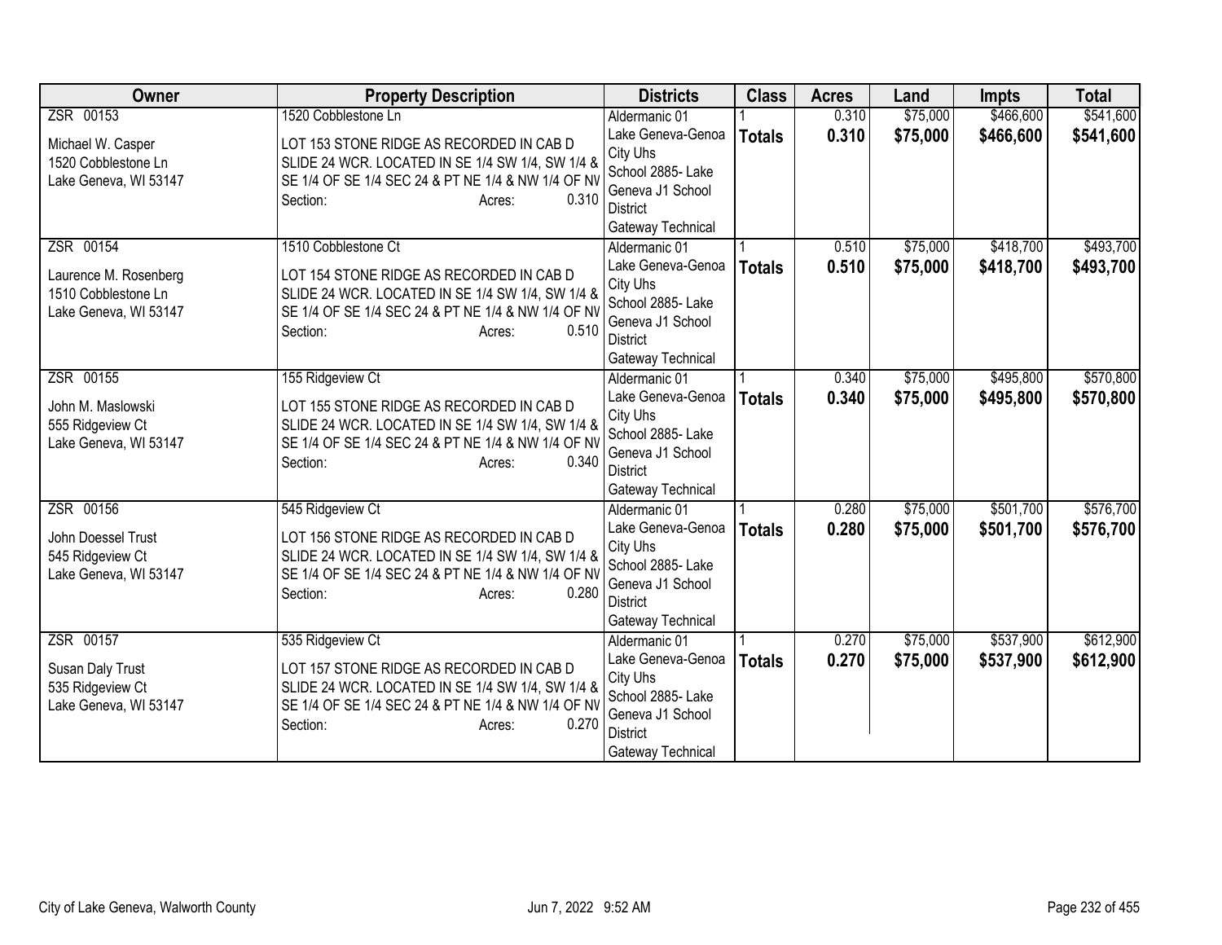| Owner | Property Description | Districts | Class | Acres | Land | Impts | Total |
|---|---|---|---|---|---|---|---|
| ZSR 00153<br><br>Michael W. Casper<br>1520 Cobblestone Ln<br>Lake Geneva, WI 53147 | 1520 Cobblestone Ln<br><br>LOT 153 STONE RIDGE AS RECORDED IN CAB D SLIDE 24 WCR. LOCATED IN SE 1/4 SW 1/4, SW 1/4 & SE 1/4 OF SE 1/4 SEC 24 & PT NE 1/4 & NW 1/4 OF NV<br>Section: Acres: 0.310 | Aldermanic 01<br>Lake Geneva-Genoa City Uhs<br>School 2885- Lake Geneva J1 School District<br>Gateway Technical | 1<br>**Totals** | 0.310<br>**0.310** | $75,000<br>**$75,000** | $466,600<br>**$466,600** | $541,600<br>**$541,600** |
| ZSR 00154<br><br>Laurence M. Rosenberg<br>1510 Cobblestone Ln<br>Lake Geneva, WI 53147 | 1510 Cobblestone Ct<br><br>LOT 154 STONE RIDGE AS RECORDED IN CAB D SLIDE 24 WCR. LOCATED IN SE 1/4 SW 1/4, SW 1/4 & SE 1/4 OF SE 1/4 SEC 24 & PT NE 1/4 & NW 1/4 OF NV<br>Section: Acres: 0.510 | Aldermanic 01<br>Lake Geneva-Genoa City Uhs<br>School 2885- Lake Geneva J1 School District<br>Gateway Technical | 1<br>**Totals** | 0.510<br>**0.510** | $75,000<br>**$75,000** | $418,700<br>**$418,700** | $493,700<br>**$493,700** |
| ZSR 00155<br><br>John M. Maslowski<br>555 Ridgeview Ct<br>Lake Geneva, WI 53147 | 155 Ridgeview Ct<br><br>LOT 155 STONE RIDGE AS RECORDED IN CAB D SLIDE 24 WCR. LOCATED IN SE 1/4 SW 1/4, SW 1/4 & SE 1/4 OF SE 1/4 SEC 24 & PT NE 1/4 & NW 1/4 OF NV<br>Section: Acres: 0.340 | Aldermanic 01<br>Lake Geneva-Genoa City Uhs<br>School 2885- Lake Geneva J1 School District<br>Gateway Technical | 1<br>**Totals** | 0.340<br>**0.340** | $75,000<br>**$75,000** | $495,800<br>**$495,800** | $570,800<br>**$570,800** |
| ZSR 00156<br><br>John Doessel Trust<br>545 Ridgeview Ct<br>Lake Geneva, WI 53147 | 545 Ridgeview Ct<br><br>LOT 156 STONE RIDGE AS RECORDED IN CAB D SLIDE 24 WCR. LOCATED IN SE 1/4 SW 1/4, SW 1/4 & SE 1/4 OF SE 1/4 SEC 24 & PT NE 1/4 & NW 1/4 OF NV<br>Section: Acres: 0.280 | Aldermanic 01<br>Lake Geneva-Genoa City Uhs<br>School 2885- Lake Geneva J1 School District<br>Gateway Technical | 1<br>**Totals** | 0.280<br>**0.280** | $75,000<br>**$75,000** | $501,700<br>**$501,700** | $576,700<br>**$576,700** |
| ZSR 00157<br><br>Susan Daly Trust<br>535 Ridgeview Ct<br>Lake Geneva, WI 53147 | 535 Ridgeview Ct<br><br>LOT 157 STONE RIDGE AS RECORDED IN CAB D SLIDE 24 WCR. LOCATED IN SE 1/4 SW 1/4, SW 1/4 & SE 1/4 OF SE 1/4 SEC 24 & PT NE 1/4 & NW 1/4 OF NV<br>Section: Acres: 0.270 | Aldermanic 01<br>Lake Geneva-Genoa City Uhs<br>School 2885- Lake Geneva J1 School District<br>Gateway Technical | 1<br>**Totals** | 0.270<br>**0.270** | $75,000<br>**$75,000** | $537,900<br>**$537,900** | $612,900<br>**$612,900** |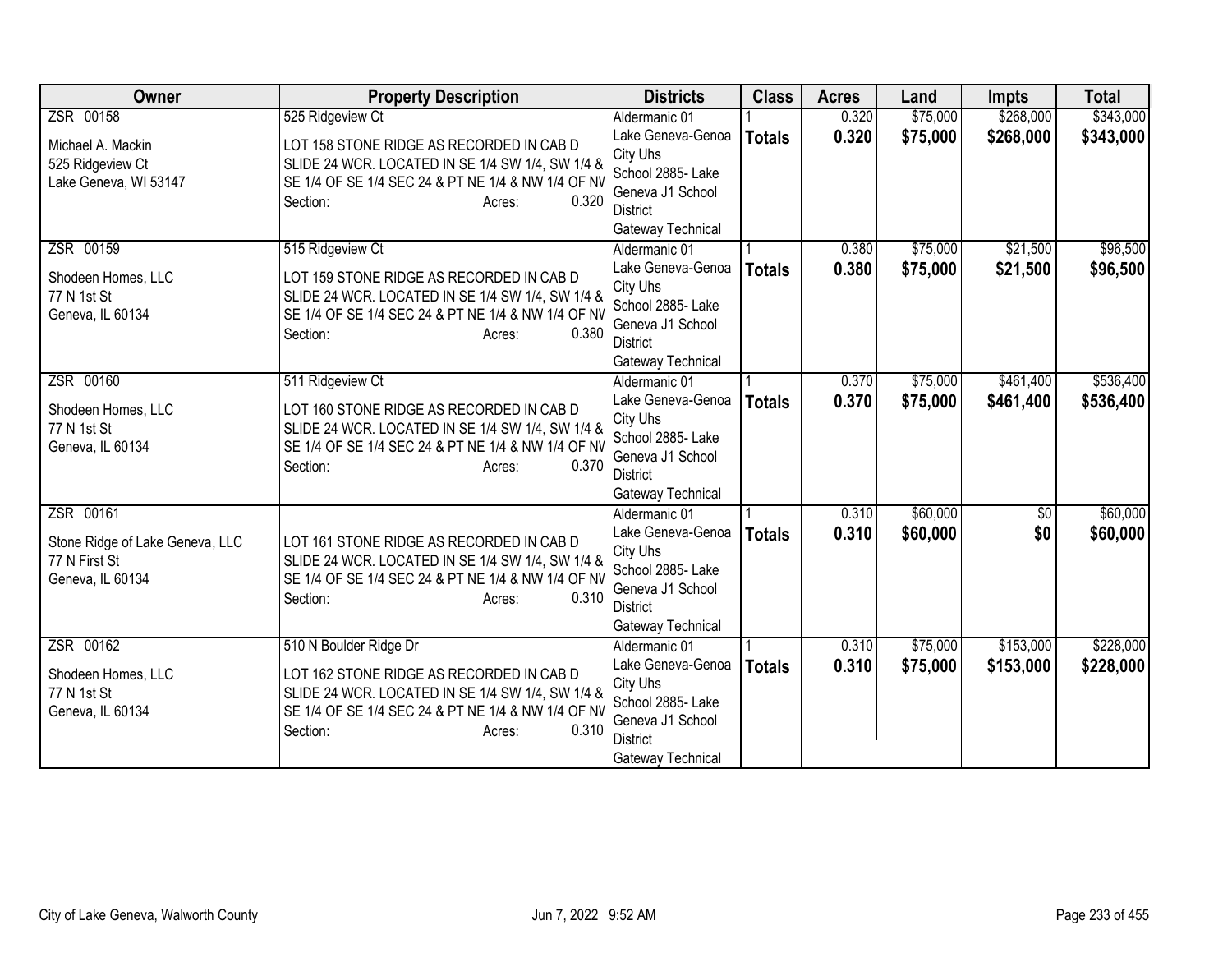| Owner | Property Description | Districts | Class | Acres | Land | Impts | Total |
|---|---|---|---|---|---|---|---|
| ZSR 00158<br><br>Michael A. Mackin<br>525 Ridgeview Ct<br>Lake Geneva, WI 53147 | 525 Ridgeview Ct<br><br>LOT 158 STONE RIDGE AS RECORDED IN CAB D SLIDE 24 WCR. LOCATED IN SE 1/4 SW 1/4, SW 1/4 & SE 1/4 OF SE 1/4 SEC 24 & PT NE 1/4 & NW 1/4 OF NV<br>Section: Acres: 0.320 | Aldermanic 01<br>Lake Geneva-Genoa City Uhs<br>School 2885- Lake Geneva J1 School District<br>Gateway Technical | 1<br>**Totals** | 0.320<br>**0.320** | $75,000<br>**$75,000** | $268,000<br>**$268,000** | $343,000<br>**$343,000** |
| ZSR 00159<br><br>Shodeen Homes, LLC<br>77 N 1st St<br>Geneva, IL 60134 | 515 Ridgeview Ct<br><br>LOT 159 STONE RIDGE AS RECORDED IN CAB D SLIDE 24 WCR. LOCATED IN SE 1/4 SW 1/4, SW 1/4 & SE 1/4 OF SE 1/4 SEC 24 & PT NE 1/4 & NW 1/4 OF NV<br>Section: Acres: 0.380 | Aldermanic 01<br>Lake Geneva-Genoa City Uhs<br>School 2885- Lake Geneva J1 School District<br>Gateway Technical | 1<br>**Totals** | 0.380<br>**0.380** | $75,000<br>**$75,000** | $21,500<br>**$21,500** | $96,500<br>**$96,500** |
| ZSR 00160<br><br>Shodeen Homes, LLC<br>77 N 1st St<br>Geneva, IL 60134 | 511 Ridgeview Ct<br><br>LOT 160 STONE RIDGE AS RECORDED IN CAB D SLIDE 24 WCR. LOCATED IN SE 1/4 SW 1/4, SW 1/4 & SE 1/4 OF SE 1/4 SEC 24 & PT NE 1/4 & NW 1/4 OF NV<br>Section: Acres: 0.370 | Aldermanic 01<br>Lake Geneva-Genoa City Uhs<br>School 2885- Lake Geneva J1 School District<br>Gateway Technical | 1<br>**Totals** | 0.370<br>**0.370** | $75,000<br>**$75,000** | $461,400<br>**$461,400** | $536,400<br>**$536,400** |
| ZSR 00161<br><br>Stone Ridge of Lake Geneva, LLC<br>77 N First St<br>Geneva, IL 60134 | LOT 161 STONE RIDGE AS RECORDED IN CAB D SLIDE 24 WCR. LOCATED IN SE 1/4 SW 1/4, SW 1/4 & SE 1/4 OF SE 1/4 SEC 24 & PT NE 1/4 & NW 1/4 OF NV<br>Section: Acres: 0.310 | Aldermanic 01<br>Lake Geneva-Genoa City Uhs<br>School 2885- Lake Geneva J1 School District<br>Gateway Technical | 1<br>**Totals** | 0.310<br>**0.310** | $60,000<br>**$60,000** | $0<br>**$0** | $60,000<br>**$60,000** |
| ZSR 00162<br><br>Shodeen Homes, LLC<br>77 N 1st St<br>Geneva, IL 60134 | 510 N Boulder Ridge Dr<br><br>LOT 162 STONE RIDGE AS RECORDED IN CAB D SLIDE 24 WCR. LOCATED IN SE 1/4 SW 1/4, SW 1/4 & SE 1/4 OF SE 1/4 SEC 24 & PT NE 1/4 & NW 1/4 OF NV<br>Section: Acres: 0.310 | Aldermanic 01<br>Lake Geneva-Genoa City Uhs<br>School 2885- Lake Geneva J1 School District<br>Gateway Technical | 1<br>**Totals** | 0.310<br>**0.310** | $75,000<br>**$75,000** | $153,000<br>**$153,000** | $228,000<br>**$228,000** |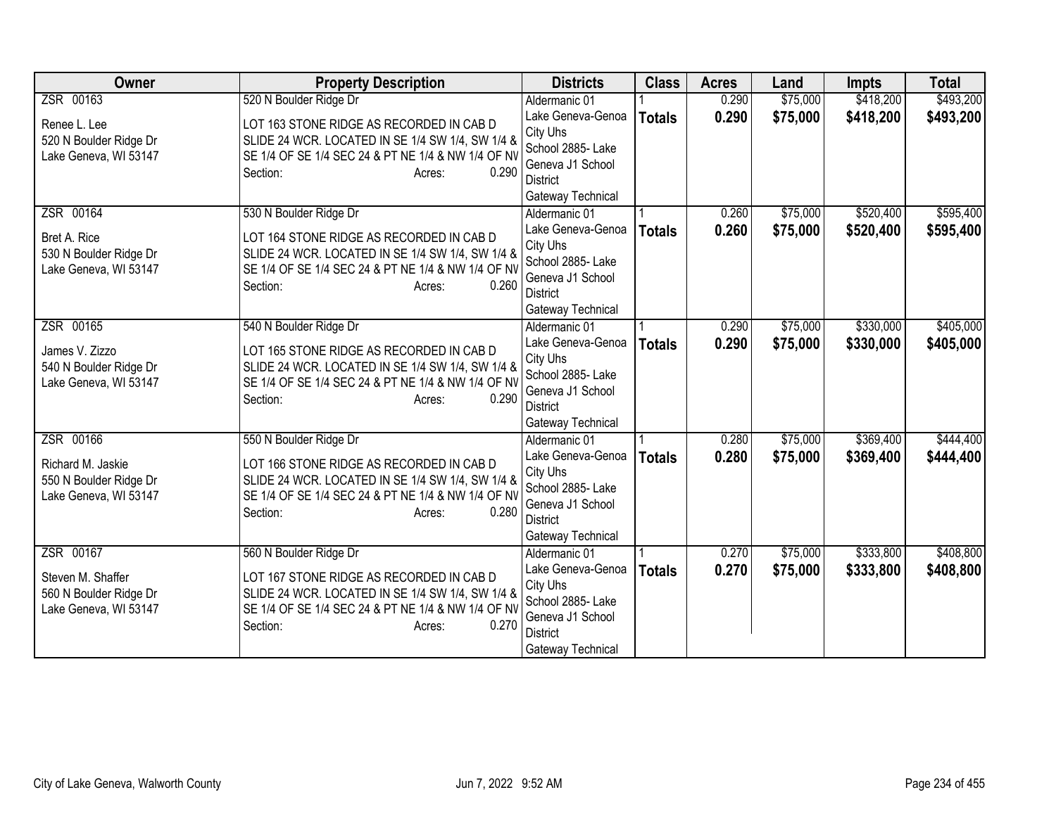| Owner | Property Description | Districts | Class | Acres | Land | Impts | Total |
|---|---|---|---|---|---|---|---|
| ZSR 00163<br><br>Renee L. Lee<br>520 N Boulder Ridge Dr<br>Lake Geneva, WI 53147 | 520 N Boulder Ridge Dr<br><br>LOT 163 STONE RIDGE AS RECORDED IN CAB D SLIDE 24 WCR. LOCATED IN SE 1/4 SW 1/4, SW 1/4 & SE 1/4 OF SE 1/4 SEC 24 & PT NE 1/4 & NW 1/4 OF NV<br>Section: Acres: 0.290 | Aldermanic 01<br>Lake Geneva-Genoa City Uhs<br>School 2885- Lake Geneva J1 School District<br>Gateway Technical | 1<br>**Totals** | 0.290<br>**0.290** | $75,000<br>**$75,000** | $418,200<br>**$418,200** | $493,200<br>**$493,200** |
| ZSR 00164<br><br>Bret A. Rice<br>530 N Boulder Ridge Dr<br>Lake Geneva, WI 53147 | 530 N Boulder Ridge Dr<br><br>LOT 164 STONE RIDGE AS RECORDED IN CAB D SLIDE 24 WCR. LOCATED IN SE 1/4 SW 1/4, SW 1/4 & SE 1/4 OF SE 1/4 SEC 24 & PT NE 1/4 & NW 1/4 OF NV<br>Section: Acres: 0.260 | Aldermanic 01<br>Lake Geneva-Genoa City Uhs<br>School 2885- Lake Geneva J1 School District<br>Gateway Technical | 1<br>**Totals** | 0.260<br>**0.260** | $75,000<br>**$75,000** | $520,400<br>**$520,400** | $595,400<br>**$595,400** |
| ZSR 00165<br><br>James V. Zizzo<br>540 N Boulder Ridge Dr<br>Lake Geneva, WI 53147 | 540 N Boulder Ridge Dr<br><br>LOT 165 STONE RIDGE AS RECORDED IN CAB D SLIDE 24 WCR. LOCATED IN SE 1/4 SW 1/4, SW 1/4 & SE 1/4 OF SE 1/4 SEC 24 & PT NE 1/4 & NW 1/4 OF NV<br>Section: Acres: 0.290 | Aldermanic 01<br>Lake Geneva-Genoa City Uhs<br>School 2885- Lake Geneva J1 School District<br>Gateway Technical | 1<br>**Totals** | 0.290<br>**0.290** | $75,000<br>**$75,000** | $330,000<br>**$330,000** | $405,000<br>**$405,000** |
| ZSR 00166<br><br>Richard M. Jaskie<br>550 N Boulder Ridge Dr<br>Lake Geneva, WI 53147 | 550 N Boulder Ridge Dr<br><br>LOT 166 STONE RIDGE AS RECORDED IN CAB D SLIDE 24 WCR. LOCATED IN SE 1/4 SW 1/4, SW 1/4 & SE 1/4 OF SE 1/4 SEC 24 & PT NE 1/4 & NW 1/4 OF NV<br>Section: Acres: 0.280 | Aldermanic 01<br>Lake Geneva-Genoa City Uhs<br>School 2885- Lake Geneva J1 School District<br>Gateway Technical | 1<br>**Totals** | 0.280<br>**0.280** | $75,000<br>**$75,000** | $369,400<br>**$369,400** | $444,400<br>**$444,400** |
| ZSR 00167<br><br>Steven M. Shaffer<br>560 N Boulder Ridge Dr<br>Lake Geneva, WI 53147 | 560 N Boulder Ridge Dr<br><br>LOT 167 STONE RIDGE AS RECORDED IN CAB D SLIDE 24 WCR. LOCATED IN SE 1/4 SW 1/4, SW 1/4 & SE 1/4 OF SE 1/4 SEC 24 & PT NE 1/4 & NW 1/4 OF NV<br>Section: Acres: 0.270 | Aldermanic 01<br>Lake Geneva-Genoa City Uhs<br>School 2885- Lake Geneva J1 School District<br>Gateway Technical | 1<br>**Totals** | 0.270<br>**0.270** | $75,000<br>**$75,000** | $333,800<br>**$333,800** | $408,800<br>**$408,800** |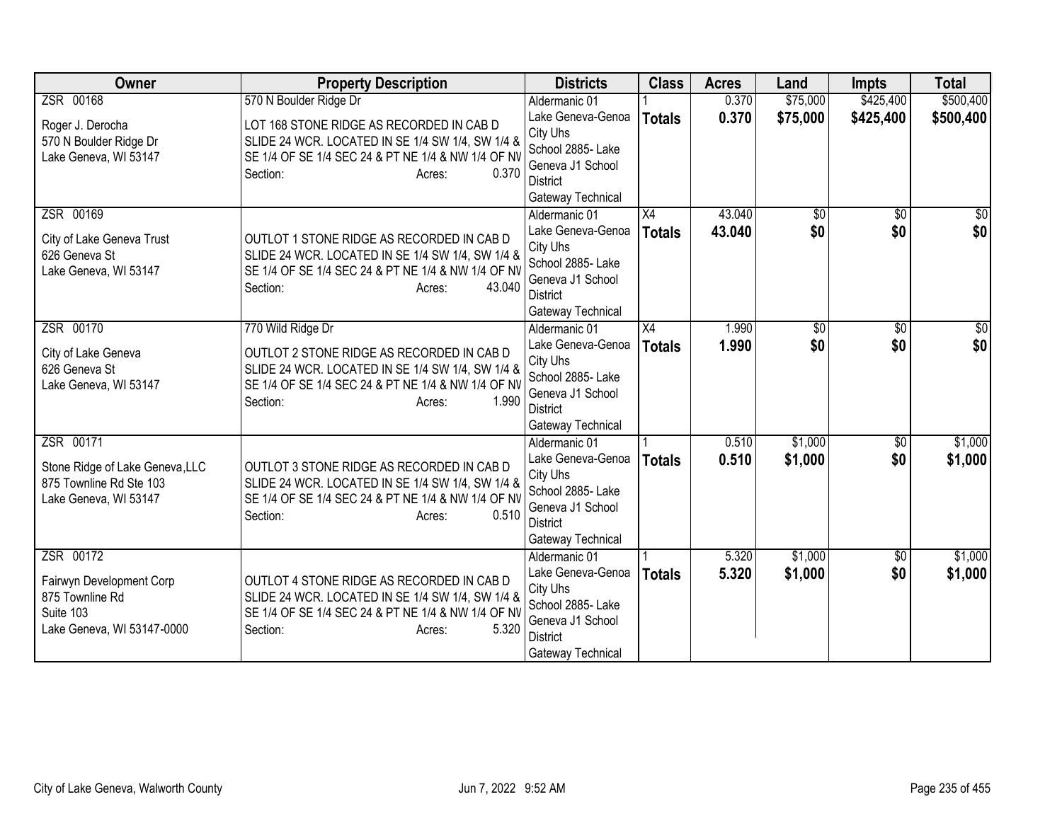| Owner | Property Description | Districts | Class | Acres | Land | Impts | Total |
|---|---|---|---|---|---|---|---|
| ZSR 00168<br><br>Roger J. Derocha<br>570 N Boulder Ridge Dr<br>Lake Geneva, WI 53147 | 570 N Boulder Ridge Dr<br><br>LOT 168 STONE RIDGE AS RECORDED IN CAB D SLIDE 24 WCR. LOCATED IN SE 1/4 SW 1/4, SW 1/4 & SE 1/4 OF SE 1/4 SEC 24 & PT NE 1/4 & NW 1/4 OF NV<br>Section: Acres: 0.370 | Aldermanic 01<br>Lake Geneva-Genoa City Uhs<br>School 2885- Lake Geneva J1 School District<br>Gateway Technical | 1<br>**Totals** | 0.370<br>**0.370** | $75,000<br>**$75,000** | $425,400<br>**$425,400** | $500,400<br>**$500,400** |
| ZSR 00169<br><br>City of Lake Geneva Trust<br>626 Geneva St<br>Lake Geneva, WI 53147 | OUTLOT 1 STONE RIDGE AS RECORDED IN CAB D SLIDE 24 WCR. LOCATED IN SE 1/4 SW 1/4, SW 1/4 & SE 1/4 OF SE 1/4 SEC 24 & PT NE 1/4 & NW 1/4 OF NV<br>Section: Acres: 43.040 | Aldermanic 01<br>Lake Geneva-Genoa City Uhs<br>School 2885- Lake Geneva J1 School District<br>Gateway Technical | X4<br>**Totals** | 43.040<br>**43.040** | $0<br>**$0** | $0<br>**$0** | $0<br>**$0** |
| ZSR 00170<br><br>City of Lake Geneva<br>626 Geneva St<br>Lake Geneva, WI 53147 | 770 Wild Ridge Dr<br><br>OUTLOT 2 STONE RIDGE AS RECORDED IN CAB D SLIDE 24 WCR. LOCATED IN SE 1/4 SW 1/4, SW 1/4 & SE 1/4 OF SE 1/4 SEC 24 & PT NE 1/4 & NW 1/4 OF NV<br>Section: Acres: 1.990 | Aldermanic 01<br>Lake Geneva-Genoa City Uhs<br>School 2885- Lake Geneva J1 School District<br>Gateway Technical | X4<br>**Totals** | 1.990<br>**1.990** | $0<br>**$0** | $0<br>**$0** | $0<br>**$0** |
| ZSR 00171<br><br>Stone Ridge of Lake Geneva,LLC<br>875 Townline Rd Ste 103<br>Lake Geneva, WI 53147 | OUTLOT 3 STONE RIDGE AS RECORDED IN CAB D SLIDE 24 WCR. LOCATED IN SE 1/4 SW 1/4, SW 1/4 & SE 1/4 OF SE 1/4 SEC 24 & PT NE 1/4 & NW 1/4 OF NV<br>Section: Acres: 0.510 | Aldermanic 01<br>Lake Geneva-Genoa City Uhs<br>School 2885- Lake Geneva J1 School District<br>Gateway Technical | 1<br>**Totals** | 0.510<br>**0.510** | $1,000<br>**$1,000** | $0<br>**$0** | $1,000<br>**$1,000** |
| ZSR 00172<br><br>Fairwyn Development Corp<br>875 Townline Rd<br>Suite 103<br>Lake Geneva, WI 53147-0000 | OUTLOT 4 STONE RIDGE AS RECORDED IN CAB D SLIDE 24 WCR. LOCATED IN SE 1/4 SW 1/4, SW 1/4 & SE 1/4 OF SE 1/4 SEC 24 & PT NE 1/4 & NW 1/4 OF NV<br>Section: Acres: 5.320 | Aldermanic 01<br>Lake Geneva-Genoa City Uhs<br>School 2885- Lake Geneva J1 School District<br>Gateway Technical | 1<br>**Totals** | 5.320<br>**5.320** | $1,000<br>**$1,000** | $0<br>**$0** | $1,000<br>**$1,000** |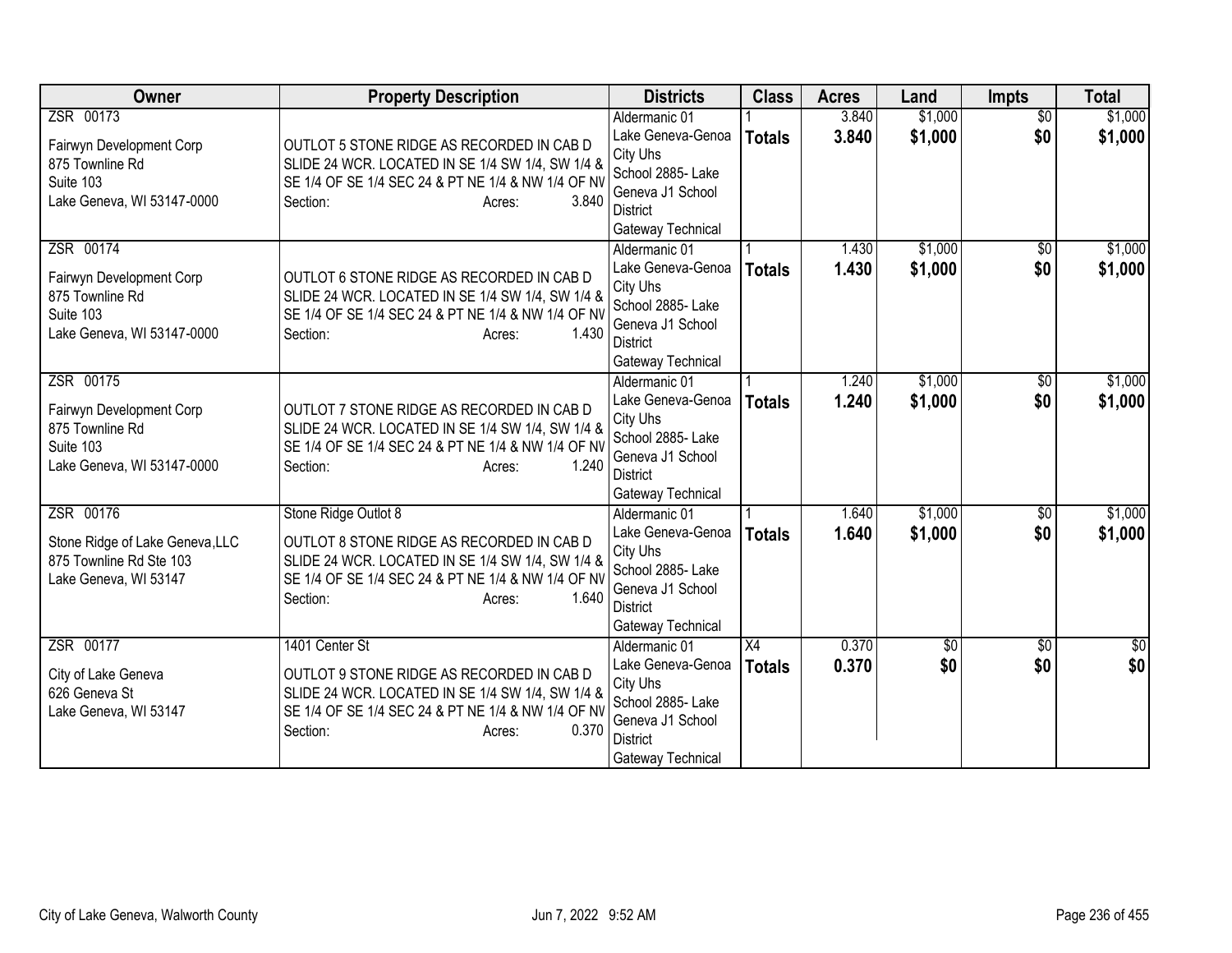| Owner | Property Description | Districts | Class | Acres | Land | Impts | Total |
|---|---|---|---|---|---|---|---|
| ZSR 00173<br><br>Fairwyn Development Corp<br>875 Townline Rd<br>Suite 103<br>Lake Geneva, WI 53147-0000 | OUTLOT 5 STONE RIDGE AS RECORDED IN CAB D SLIDE 24 WCR. LOCATED IN SE 1/4 SW 1/4, SW 1/4 & SE 1/4 OF SE 1/4 SEC 24 & PT NE 1/4 & NW 1/4 OF NV<br>Section: Acres: 3.840 | Aldermanic 01<br>Lake Geneva-Genoa City Uhs<br>School 2885- Lake Geneva J1 School District<br>Gateway Technical | 1<br>**Totals** | 3.840<br>**3.840** | $1,000<br>**$1,000** | $0<br>**$0** | $1,000<br>**$1,000** |
| ZSR 00174<br><br>Fairwyn Development Corp<br>875 Townline Rd<br>Suite 103<br>Lake Geneva, WI 53147-0000 | OUTLOT 6 STONE RIDGE AS RECORDED IN CAB D SLIDE 24 WCR. LOCATED IN SE 1/4 SW 1/4, SW 1/4 & SE 1/4 OF SE 1/4 SEC 24 & PT NE 1/4 & NW 1/4 OF NV<br>Section: Acres: 1.430 | Aldermanic 01<br>Lake Geneva-Genoa City Uhs<br>School 2885- Lake Geneva J1 School District<br>Gateway Technical | 1<br>**Totals** | 1.430<br>**1.430** | $1,000<br>**$1,000** | $0<br>**$0** | $1,000<br>**$1,000** |
| ZSR 00175<br><br>Fairwyn Development Corp<br>875 Townline Rd<br>Suite 103<br>Lake Geneva, WI 53147-0000 | OUTLOT 7 STONE RIDGE AS RECORDED IN CAB D SLIDE 24 WCR. LOCATED IN SE 1/4 SW 1/4, SW 1/4 & SE 1/4 OF SE 1/4 SEC 24 & PT NE 1/4 & NW 1/4 OF NV<br>Section: Acres: 1.240 | Aldermanic 01<br>Lake Geneva-Genoa City Uhs<br>School 2885- Lake Geneva J1 School District<br>Gateway Technical | 1<br>**Totals** | 1.240<br>**1.240** | $1,000<br>**$1,000** | $0<br>**$0** | $1,000<br>**$1,000** |
| ZSR 00176<br><br>Stone Ridge of Lake Geneva,LLC<br>875 Townline Rd Ste 103<br>Lake Geneva, WI 53147 | Stone Ridge Outlot 8<br>OUTLOT 8 STONE RIDGE AS RECORDED IN CAB D SLIDE 24 WCR. LOCATED IN SE 1/4 SW 1/4, SW 1/4 & SE 1/4 OF SE 1/4 SEC 24 & PT NE 1/4 & NW 1/4 OF NV<br>Section: Acres: 1.640 | Aldermanic 01<br>Lake Geneva-Genoa City Uhs<br>School 2885- Lake Geneva J1 School District<br>Gateway Technical | 1<br>**Totals** | 1.640<br>**1.640** | $1,000<br>**$1,000** | $0<br>**$0** | $1,000<br>**$1,000** |
| ZSR 00177<br><br>City of Lake Geneva<br>626 Geneva St<br>Lake Geneva, WI 53147 | 1401 Center St<br>OUTLOT 9 STONE RIDGE AS RECORDED IN CAB D SLIDE 24 WCR. LOCATED IN SE 1/4 SW 1/4, SW 1/4 & SE 1/4 OF SE 1/4 SEC 24 & PT NE 1/4 & NW 1/4 OF NV<br>Section: Acres: 0.370 | Aldermanic 01<br>Lake Geneva-Genoa City Uhs<br>School 2885- Lake Geneva J1 School District<br>Gateway Technical | X4<br>**Totals** | 0.370<br>**0.370** | $0<br>**$0** | $0<br>**$0** | $0<br>**$0** |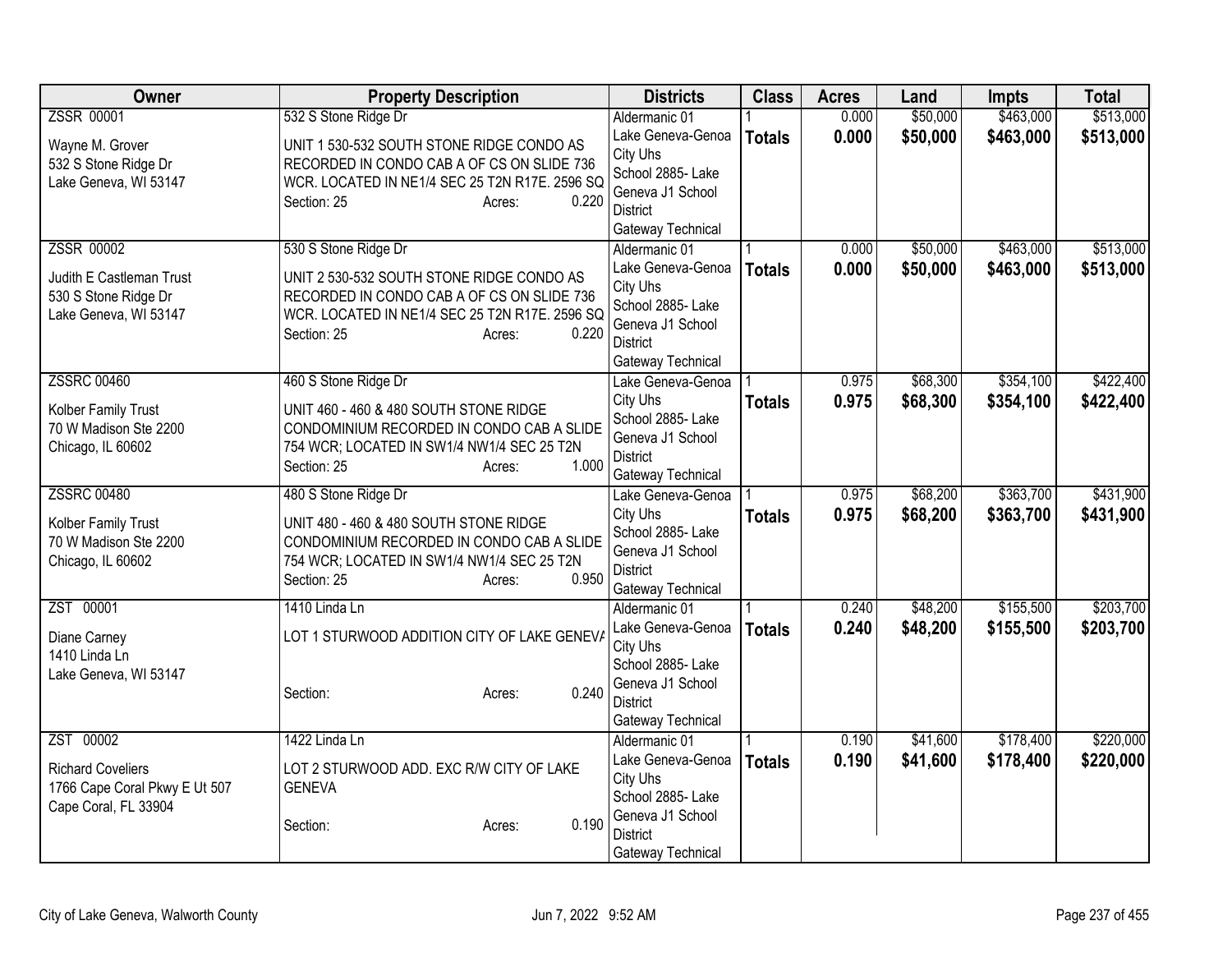| Owner | Property Description | Districts | Class | Acres | Land | Impts | Total |
|---|---|---|---|---|---|---|---|
| ZSSR 00001<br><br>Wayne M. Grover<br>532 S Stone Ridge Dr<br>Lake Geneva, WI 53147 | 532 S Stone Ridge Dr<br><br>UNIT 1 530-532 SOUTH STONE RIDGE CONDO AS RECORDED IN CONDO CAB A OF CS ON SLIDE 736 WCR. LOCATED IN NE1/4 SEC 25 T2N R17E. 2596 SQ<br>Section: 25 Acres: 0.220 | Aldermanic 01<br>Lake Geneva-Genoa City Uhs<br>School 2885- Lake Geneva J1 School District<br>Gateway Technical | 1<br>**Totals** | 0.000<br>**0.000** | $50,000<br>**$50,000** | $463,000<br>**$463,000** | $513,000<br>**$513,000** |
| ZSSR 00002<br><br>Judith E Castleman Trust<br>530 S Stone Ridge Dr<br>Lake Geneva, WI 53147 | 530 S Stone Ridge Dr<br><br>UNIT 2 530-532 SOUTH STONE RIDGE CONDO AS RECORDED IN CONDO CAB A OF CS ON SLIDE 736 WCR. LOCATED IN NE1/4 SEC 25 T2N R17E. 2596 SQ<br>Section: 25 Acres: 0.220 | Aldermanic 01<br>Lake Geneva-Genoa City Uhs<br>School 2885- Lake Geneva J1 School District<br>Gateway Technical | 1<br>**Totals** | 0.000<br>**0.000** | $50,000<br>**$50,000** | $463,000<br>**$463,000** | $513,000<br>**$513,000** |
| ZSSRC 00460<br><br>Kolber Family Trust<br>70 W Madison Ste 2200<br>Chicago, IL 60602 | 460 S Stone Ridge Dr<br><br>UNIT 460 - 460 & 480 SOUTH STONE RIDGE CONDOMINIUM RECORDED IN CONDO CAB A SLIDE 754 WCR; LOCATED IN SW1/4 NW1/4 SEC 25 T2N<br>Section: 25 Acres: 1.000 | Lake Geneva-Genoa City Uhs<br>School 2885- Lake Geneva J1 School District<br>Gateway Technical | 1<br>**Totals** | 0.975<br>**0.975** | $68,300<br>**$68,300** | $354,100<br>**$354,100** | $422,400<br>**$422,400** |
| ZSSRC 00480<br><br>Kolber Family Trust<br>70 W Madison Ste 2200<br>Chicago, IL 60602 | 480 S Stone Ridge Dr<br><br>UNIT 480 - 460 & 480 SOUTH STONE RIDGE CONDOMINIUM RECORDED IN CONDO CAB A SLIDE 754 WCR; LOCATED IN SW1/4 NW1/4 SEC 25 T2N<br>Section: 25 Acres: 0.950 | Lake Geneva-Genoa City Uhs<br>School 2885- Lake Geneva J1 School District<br>Gateway Technical | 1<br>**Totals** | 0.975<br>**0.975** | $68,200<br>**$68,200** | $363,700<br>**$363,700** | $431,900<br>**$431,900** |
| ZST 00001<br><br>Diane Carney<br>1410 Linda Ln<br>Lake Geneva, WI 53147 | 1410 Linda Ln<br><br>LOT 1 STURWOOD ADDITION CITY OF LAKE GENEVA<br>Section: Acres: 0.240 | Aldermanic 01<br>Lake Geneva-Genoa City Uhs<br>School 2885- Lake Geneva J1 School District<br>Gateway Technical | 1<br>**Totals** | 0.240<br>**0.240** | $48,200<br>**$48,200** | $155,500<br>**$155,500** | $203,700<br>**$203,700** |
| ZST 00002<br><br>Richard Coveliers<br>1766 Cape Coral Pkwy E Ut 507<br>Cape Coral, FL 33904 | 1422 Linda Ln<br><br>LOT 2 STURWOOD ADD. EXC R/W CITY OF LAKE GENEVA<br>Section: Acres: 0.190 | Aldermanic 01<br>Lake Geneva-Genoa City Uhs<br>School 2885- Lake Geneva J1 School District<br>Gateway Technical | 1<br>**Totals** | 0.190<br>**0.190** | $41,600<br>**$41,600** | $178,400<br>**$178,400** | $220,000<br>**$220,000** |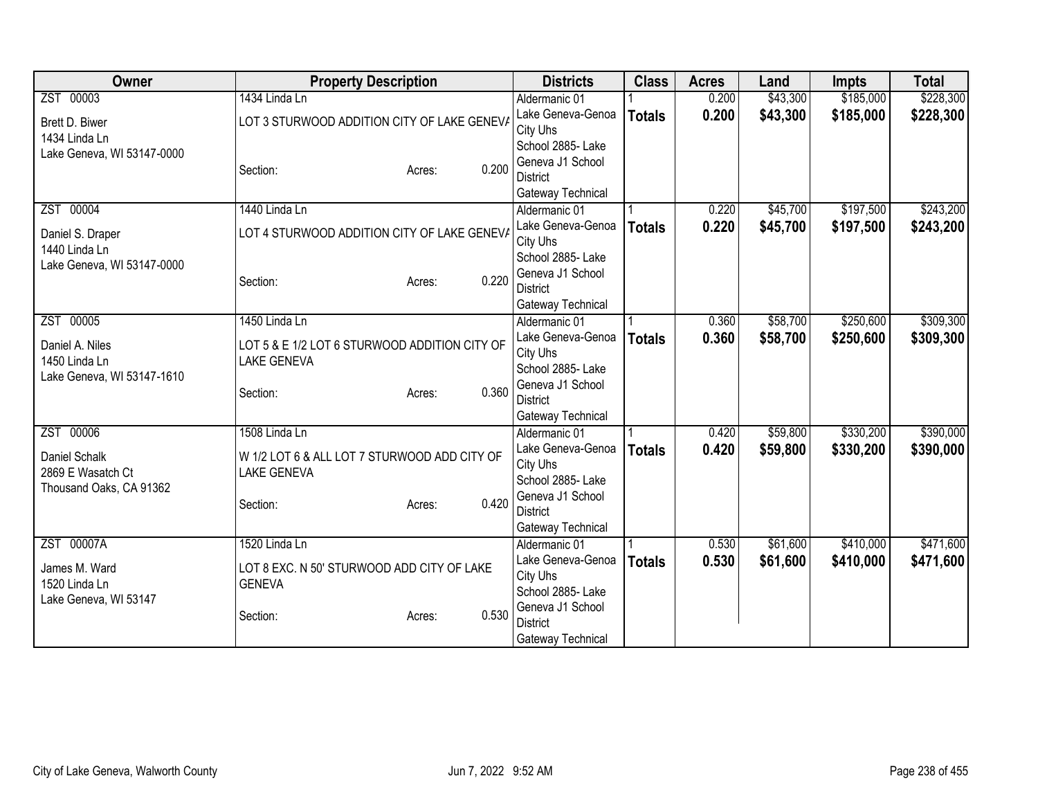| Owner | Property Description | Districts | Class | Acres | Land | Impts | Total |
|---|---|---|---|---|---|---|---|
| ZST 00003<br>Brett D. Biwer<br>1434 Linda Ln<br>Lake Geneva, WI 53147-0000 | 1434 Linda Ln<br>LOT 3 STURWOOD ADDITION CITY OF LAKE GENEVA<br>Section: Acres: 0.200 | Aldermanic 01<br>Lake Geneva-Genoa City Uhs<br>School 2885- Lake Geneva J1 School District<br>Gateway Technical | 1<br>**Totals** | 0.200<br>**0.200** | $43,300<br>**$43,300** | $185,000<br>**$185,000** | $228,300<br>**$228,300** |
| ZST 00004<br>Daniel S. Draper<br>1440 Linda Ln<br>Lake Geneva, WI 53147-0000 | 1440 Linda Ln<br>LOT 4 STURWOOD ADDITION CITY OF LAKE GENEVA<br>Section: Acres: 0.220 | Aldermanic 01<br>Lake Geneva-Genoa City Uhs<br>School 2885- Lake Geneva J1 School District<br>Gateway Technical | 1<br>**Totals** | 0.220<br>**0.220** | $45,700<br>**$45,700** | $197,500<br>**$197,500** | $243,200<br>**$243,200** |
| ZST 00005<br>Daniel A. Niles<br>1450 Linda Ln<br>Lake Geneva, WI 53147-1610 | 1450 Linda Ln<br>LOT 5 & E 1/2 LOT 6 STURWOOD ADDITION CITY OF LAKE GENEVA<br>Section: Acres: 0.360 | Aldermanic 01<br>Lake Geneva-Genoa City Uhs<br>School 2885- Lake Geneva J1 School District<br>Gateway Technical | 1<br>**Totals** | 0.360<br>**0.360** | $58,700<br>**$58,700** | $250,600<br>**$250,600** | $309,300<br>**$309,300** |
| ZST 00006<br>Daniel Schalk<br>2869 E Wasatch Ct<br>Thousand Oaks, CA 91362 | 1508 Linda Ln<br>W 1/2 LOT 6 & ALL LOT 7 STURWOOD ADD CITY OF LAKE GENEVA<br>Section: Acres: 0.420 | Aldermanic 01<br>Lake Geneva-Genoa City Uhs<br>School 2885- Lake Geneva J1 School District<br>Gateway Technical | 1<br>**Totals** | 0.420<br>**0.420** | $59,800<br>**$59,800** | $330,200<br>**$330,200** | $390,000<br>**$390,000** |
| ZST 00007A<br>James M. Ward<br>1520 Linda Ln<br>Lake Geneva, WI 53147 | 1520 Linda Ln<br>LOT 8 EXC. N 50' STURWOOD ADD CITY OF LAKE GENEVA<br>Section: Acres: 0.530 | Aldermanic 01<br>Lake Geneva-Genoa City Uhs<br>School 2885- Lake Geneva J1 School District<br>Gateway Technical | 1<br>**Totals** | 0.530<br>**0.530** | $61,600<br>**$61,600** | $410,000<br>**$410,000** | $471,600<br>**$471,600** |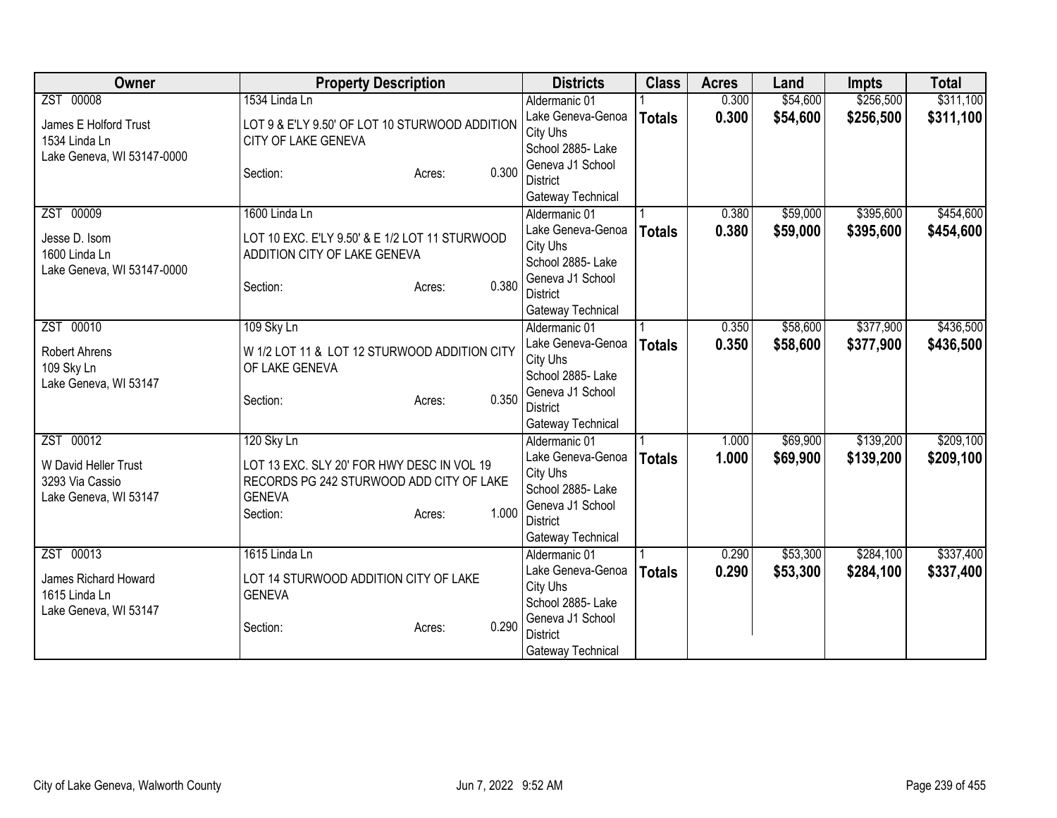| Owner | Property Description | Districts | Class | Acres | Land | Impts | Total |
|---|---|---|---|---|---|---|---|
| ZST 00008<br>James E Holford Trust<br>1534 Linda Ln<br>Lake Geneva, WI 53147-0000 | 1534 Linda Ln<br>LOT 9 & E'LY 9.50' OF LOT 10 STURWOOD ADDITION CITY OF LAKE GENEVA<br>Section: Acres: 0.300 | Aldermanic 01<br>Lake Geneva-Genoa City Uhs<br>School 2885- Lake Geneva J1 School District<br>Gateway Technical | 1<br>**Totals** | 0.300<br>**0.300** | $54,600<br>**$54,600** | $256,500<br>**$256,500** | $311,100<br>**$311,100** |
| ZST 00009<br>Jesse D. Isom<br>1600 Linda Ln<br>Lake Geneva, WI 53147-0000 | 1600 Linda Ln<br>LOT 10 EXC. E'LY 9.50' & E 1/2 LOT 11 STURWOOD ADDITION CITY OF LAKE GENEVA<br>Section: Acres: 0.380 | Aldermanic 01<br>Lake Geneva-Genoa City Uhs<br>School 2885- Lake Geneva J1 School District<br>Gateway Technical | 1<br>**Totals** | 0.380<br>**0.380** | $59,000<br>**$59,000** | $395,600<br>**$395,600** | $454,600<br>**$454,600** |
| ZST 00010<br>Robert Ahrens<br>109 Sky Ln<br>Lake Geneva, WI 53147 | 109 Sky Ln<br>W 1/2 LOT 11 & LOT 12 STURWOOD ADDITION CITY OF LAKE GENEVA<br>Section: Acres: 0.350 | Aldermanic 01<br>Lake Geneva-Genoa City Uhs<br>School 2885- Lake Geneva J1 School District<br>Gateway Technical | 1<br>**Totals** | 0.350<br>**0.350** | $58,600<br>**$58,600** | $377,900<br>**$377,900** | $436,500<br>**$436,500** |
| ZST 00012<br>W David Heller Trust<br>3293 Via Cassio<br>Lake Geneva, WI 53147 | 120 Sky Ln<br>LOT 13 EXC. SLY 20' FOR HWY DESC IN VOL 19 RECORDS PG 242 STURWOOD ADD CITY OF LAKE GENEVA<br>Section: Acres: 1.000 | Aldermanic 01<br>Lake Geneva-Genoa City Uhs<br>School 2885- Lake Geneva J1 School District<br>Gateway Technical | 1<br>**Totals** | 1.000<br>**1.000** | $69,900<br>**$69,900** | $139,200<br>**$139,200** | $209,100<br>**$209,100** |
| ZST 00013<br>James Richard Howard<br>1615 Linda Ln<br>Lake Geneva, WI 53147 | 1615 Linda Ln<br>LOT 14 STURWOOD ADDITION CITY OF LAKE GENEVA<br>Section: Acres: 0.290 | Aldermanic 01<br>Lake Geneva-Genoa City Uhs<br>School 2885- Lake Geneva J1 School District<br>Gateway Technical | 1<br>**Totals** | 0.290<br>**0.290** | $53,300<br>**$53,300** | $284,100<br>**$284,100** | $337,400<br>**$337,400** |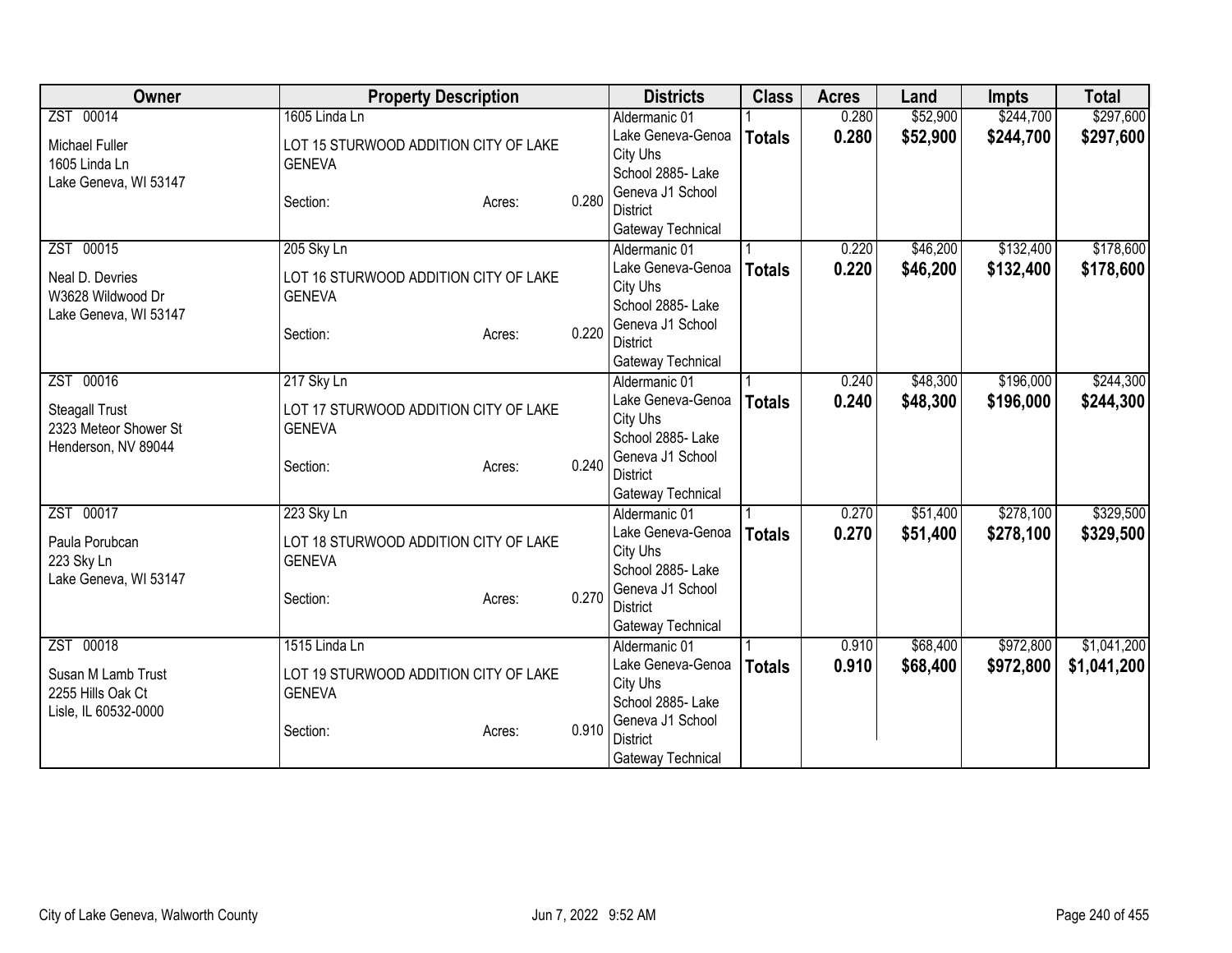| Owner | Property Description | | | Districts | Class | Acres | Land | Impts | Total |
|---|---|---|---|---|---|---|---|---|---|
| ZST 00014<br><br>Michael Fuller<br>1605 Linda Ln<br>Lake Geneva, WI 53147 | 1605 Linda Ln<br><br>LOT 15 STURWOOD ADDITION CITY OF LAKE GENEVA<br><br>Section: | Acres: | 0.280 | Aldermanic 01<br>Lake Geneva-Genoa City Uhs<br>School 2885- Lake Geneva J1 School District<br>Gateway Technical | 1<br>**Totals** | 0.280<br>**0.280** | $52,900<br>**$52,900** | $244,700<br>**$244,700** | $297,600<br>**$297,600** |
| ZST 00015<br><br>Neal D. Devries<br>W3628 Wildwood Dr<br>Lake Geneva, WI 53147 | 205 Sky Ln<br><br>LOT 16 STURWOOD ADDITION CITY OF LAKE GENEVA<br><br>Section: | Acres: | 0.220 | Aldermanic 01<br>Lake Geneva-Genoa City Uhs<br>School 2885- Lake Geneva J1 School District<br>Gateway Technical | 1<br>**Totals** | 0.220<br>**0.220** | $46,200<br>**$46,200** | $132,400<br>**$132,400** | $178,600<br>**$178,600** |
| ZST 00016<br><br>Steagall Trust<br>2323 Meteor Shower St<br>Henderson, NV 89044 | 217 Sky Ln<br><br>LOT 17 STURWOOD ADDITION CITY OF LAKE GENEVA<br><br>Section: | Acres: | 0.240 | Aldermanic 01<br>Lake Geneva-Genoa City Uhs<br>School 2885- Lake Geneva J1 School District<br>Gateway Technical | 1<br>**Totals** | 0.240<br>**0.240** | $48,300<br>**$48,300** | $196,000<br>**$196,000** | $244,300<br>**$244,300** |
| ZST 00017<br><br>Paula Porubcan<br>223 Sky Ln<br>Lake Geneva, WI 53147 | 223 Sky Ln<br><br>LOT 18 STURWOOD ADDITION CITY OF LAKE GENEVA<br><br>Section: | Acres: | 0.270 | Aldermanic 01<br>Lake Geneva-Genoa City Uhs<br>School 2885- Lake Geneva J1 School District<br>Gateway Technical | 1<br>**Totals** | 0.270<br>**0.270** | $51,400<br>**$51,400** | $278,100<br>**$278,100** | $329,500<br>**$329,500** |
| ZST 00018<br><br>Susan M Lamb Trust<br>2255 Hills Oak Ct<br>Lisle, IL 60532-0000 | 1515 Linda Ln<br><br>LOT 19 STURWOOD ADDITION CITY OF LAKE GENEVA<br><br>Section: | Acres: | 0.910 | Aldermanic 01<br>Lake Geneva-Genoa City Uhs<br>School 2885- Lake Geneva J1 School District<br>Gateway Technical | 1<br>**Totals** | 0.910<br>**0.910** | $68,400<br>**$68,400** | $972,800<br>**$972,800** | $1,041,200<br>**$1,041,200** |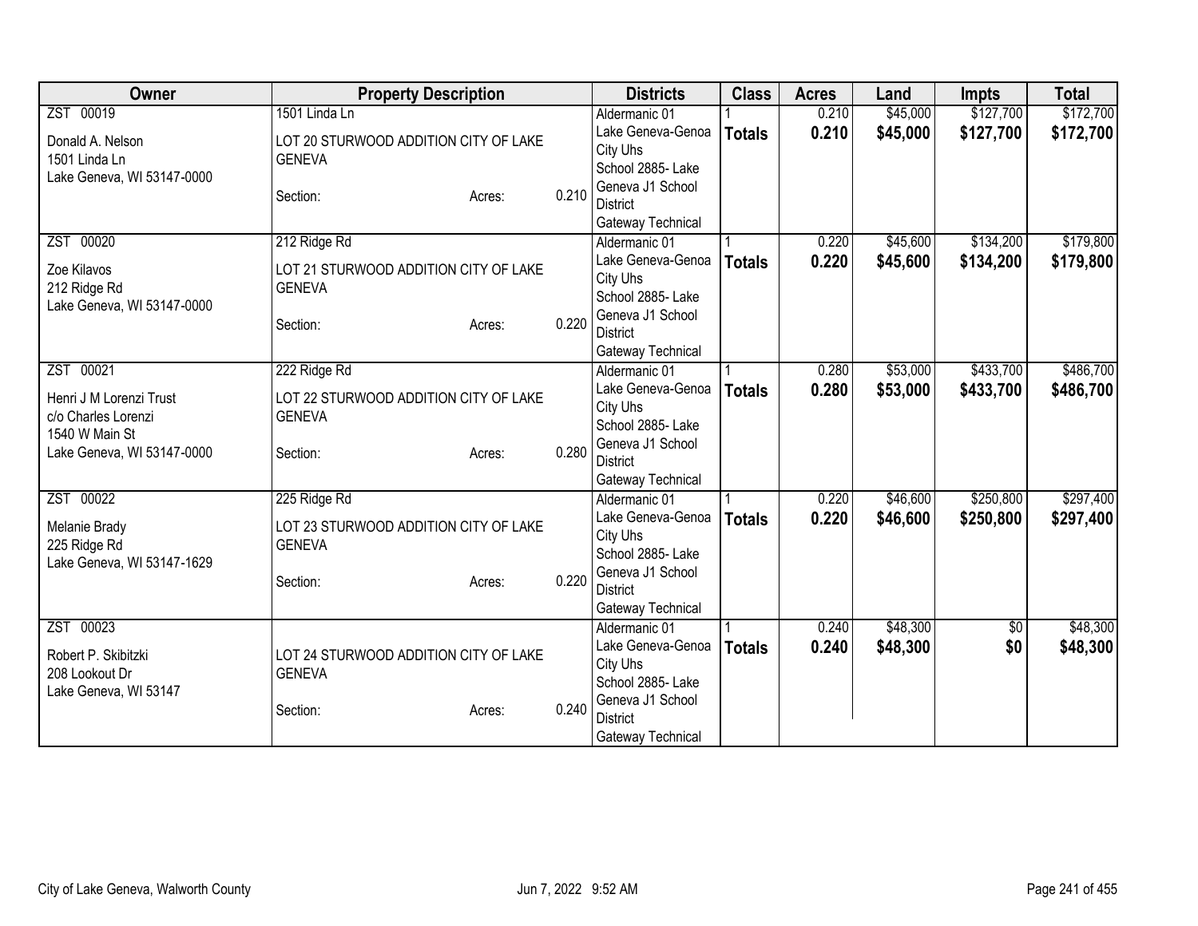| Owner | Property Description | Districts | Class | Acres | Land | Impts | Total |
|---|---|---|---|---|---|---|---|
| ZST 00019<br>Donald A. Nelson<br>1501 Linda Ln<br>Lake Geneva, WI 53147-0000 | 1501 Linda Ln<br>LOT 20 STURWOOD ADDITION CITY OF LAKE GENEVA<br>Section: Acres: 0.210 | Aldermanic 01<br>Lake Geneva-Genoa City Uhs<br>School 2885- Lake Geneva J1 School District<br>Gateway Technical | 1<br>**Totals** | 0.210<br>**0.210** | $45,000<br>**$45,000** | $127,700<br>**$127,700** | $172,700<br>**$172,700** |
| ZST 00020<br>Zoe Kilavos<br>212 Ridge Rd<br>Lake Geneva, WI 53147-0000 | 212 Ridge Rd<br>LOT 21 STURWOOD ADDITION CITY OF LAKE GENEVA<br>Section: Acres: 0.220 | Aldermanic 01<br>Lake Geneva-Genoa City Uhs<br>School 2885- Lake Geneva J1 School District<br>Gateway Technical | 1<br>**Totals** | 0.220<br>**0.220** | $45,600<br>**$45,600** | $134,200<br>**$134,200** | $179,800<br>**$179,800** |
| ZST 00021<br>Henri J M Lorenzi Trust<br>c/o Charles Lorenzi<br>1540 W Main St<br>Lake Geneva, WI 53147-0000 | 222 Ridge Rd<br>LOT 22 STURWOOD ADDITION CITY OF LAKE GENEVA<br>Section: Acres: 0.280 | Aldermanic 01<br>Lake Geneva-Genoa City Uhs<br>School 2885- Lake Geneva J1 School District<br>Gateway Technical | 1<br>**Totals** | 0.280<br>**0.280** | $53,000<br>**$53,000** | $433,700<br>**$433,700** | $486,700<br>**$486,700** |
| ZST 00022<br>Melanie Brady<br>225 Ridge Rd<br>Lake Geneva, WI 53147-1629 | 225 Ridge Rd<br>LOT 23 STURWOOD ADDITION CITY OF LAKE GENEVA<br>Section: Acres: 0.220 | Aldermanic 01<br>Lake Geneva-Genoa City Uhs<br>School 2885- Lake Geneva J1 School District<br>Gateway Technical | 1<br>**Totals** | 0.220<br>**0.220** | $46,600<br>**$46,600** | $250,800<br>**$250,800** | $297,400<br>**$297,400** |
| ZST 00023<br>Robert P. Skibitzki<br>208 Lookout Dr<br>Lake Geneva, WI 53147 | LOT 24 STURWOOD ADDITION CITY OF LAKE GENEVA<br>Section: Acres: 0.240 | Aldermanic 01<br>Lake Geneva-Genoa City Uhs<br>School 2885- Lake Geneva J1 School District<br>Gateway Technical | 1<br>**Totals** | 0.240<br>**0.240** | $48,300<br>**$48,300** | $0<br>**$0** | $48,300<br>**$48,300** |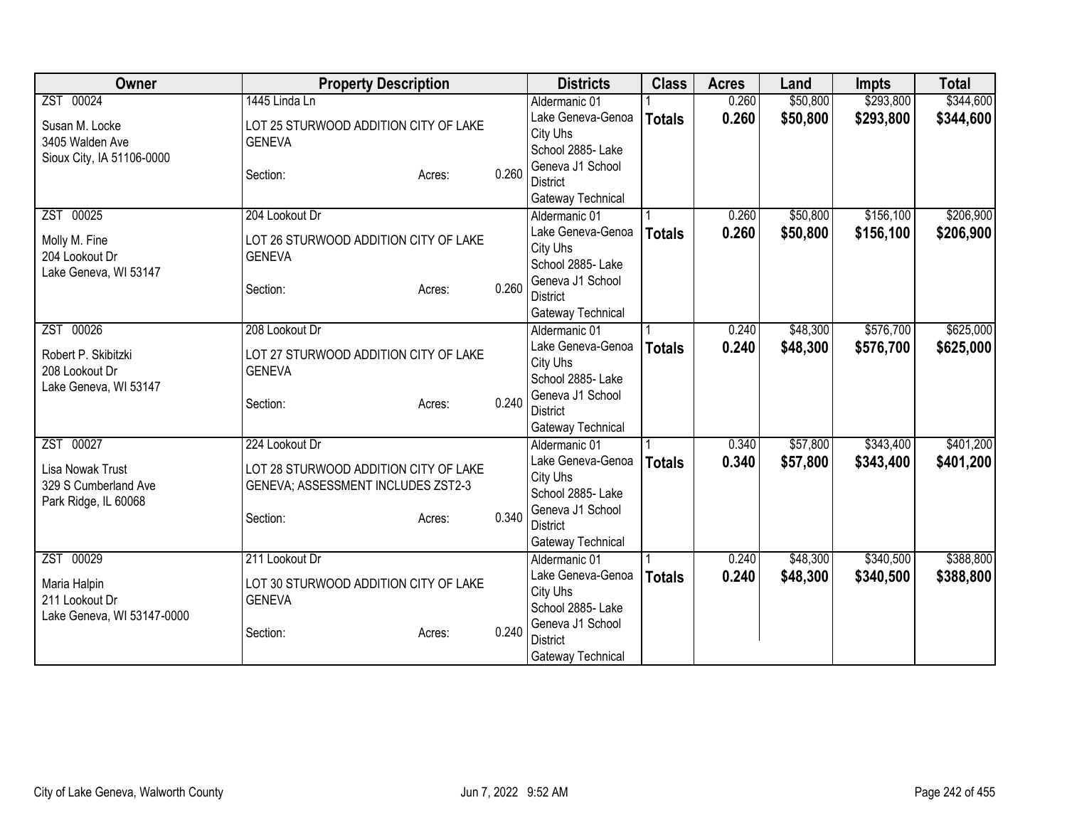| Owner | Property Description | Districts | Class | Acres | Land | Impts | Total |
|---|---|---|---|---|---|---|---|
| ZST 00024<br>Susan M. Locke<br>3405 Walden Ave<br>Sioux City, IA 51106-0000 | 1445 Linda Ln<br>LOT 25 STURWOOD ADDITION CITY OF LAKE GENEVA<br>Section: Acres: 0.260 | Aldermanic 01<br>Lake Geneva-Genoa City Uhs<br>School 2885- Lake Geneva J1 School District<br>Gateway Technical | 1<br>**Totals** | 0.260<br>**0.260** | $50,800<br>**$50,800** | $293,800<br>**$293,800** | $344,600<br>**$344,600** |
| ZST 00025<br>Molly M. Fine<br>204 Lookout Dr<br>Lake Geneva, WI 53147 | 204 Lookout Dr<br>LOT 26 STURWOOD ADDITION CITY OF LAKE GENEVA<br>Section: Acres: 0.260 | Aldermanic 01<br>Lake Geneva-Genoa City Uhs<br>School 2885- Lake Geneva J1 School District<br>Gateway Technical | 1<br>**Totals** | 0.260<br>**0.260** | $50,800<br>**$50,800** | $156,100<br>**$156,100** | $206,900<br>**$206,900** |
| ZST 00026<br>Robert P. Skibitzki<br>208 Lookout Dr<br>Lake Geneva, WI 53147 | 208 Lookout Dr<br>LOT 27 STURWOOD ADDITION CITY OF LAKE GENEVA<br>Section: Acres: 0.240 | Aldermanic 01<br>Lake Geneva-Genoa City Uhs<br>School 2885- Lake Geneva J1 School District<br>Gateway Technical | 1<br>**Totals** | 0.240<br>**0.240** | $48,300<br>**$48,300** | $576,700<br>**$576,700** | $625,000<br>**$625,000** |
| ZST 00027<br>Lisa Nowak Trust<br>329 S Cumberland Ave<br>Park Ridge, IL 60068 | 224 Lookout Dr<br>LOT 28 STURWOOD ADDITION CITY OF LAKE GENEVA; ASSESSMENT INCLUDES ZST2-3<br>Section: Acres: 0.340 | Aldermanic 01<br>Lake Geneva-Genoa City Uhs<br>School 2885- Lake Geneva J1 School District<br>Gateway Technical | 1<br>**Totals** | 0.340<br>**0.340** | $57,800<br>**$57,800** | $343,400<br>**$343,400** | $401,200<br>**$401,200** |
| ZST 00029<br>Maria Halpin<br>211 Lookout Dr<br>Lake Geneva, WI 53147-0000 | 211 Lookout Dr<br>LOT 30 STURWOOD ADDITION CITY OF LAKE GENEVA<br>Section: Acres: 0.240 | Aldermanic 01<br>Lake Geneva-Genoa City Uhs<br>School 2885- Lake Geneva J1 School District<br>Gateway Technical | 1<br>**Totals** | 0.240<br>**0.240** | $48,300<br>**$48,300** | $340,500<br>**$340,500** | $388,800<br>**$388,800** |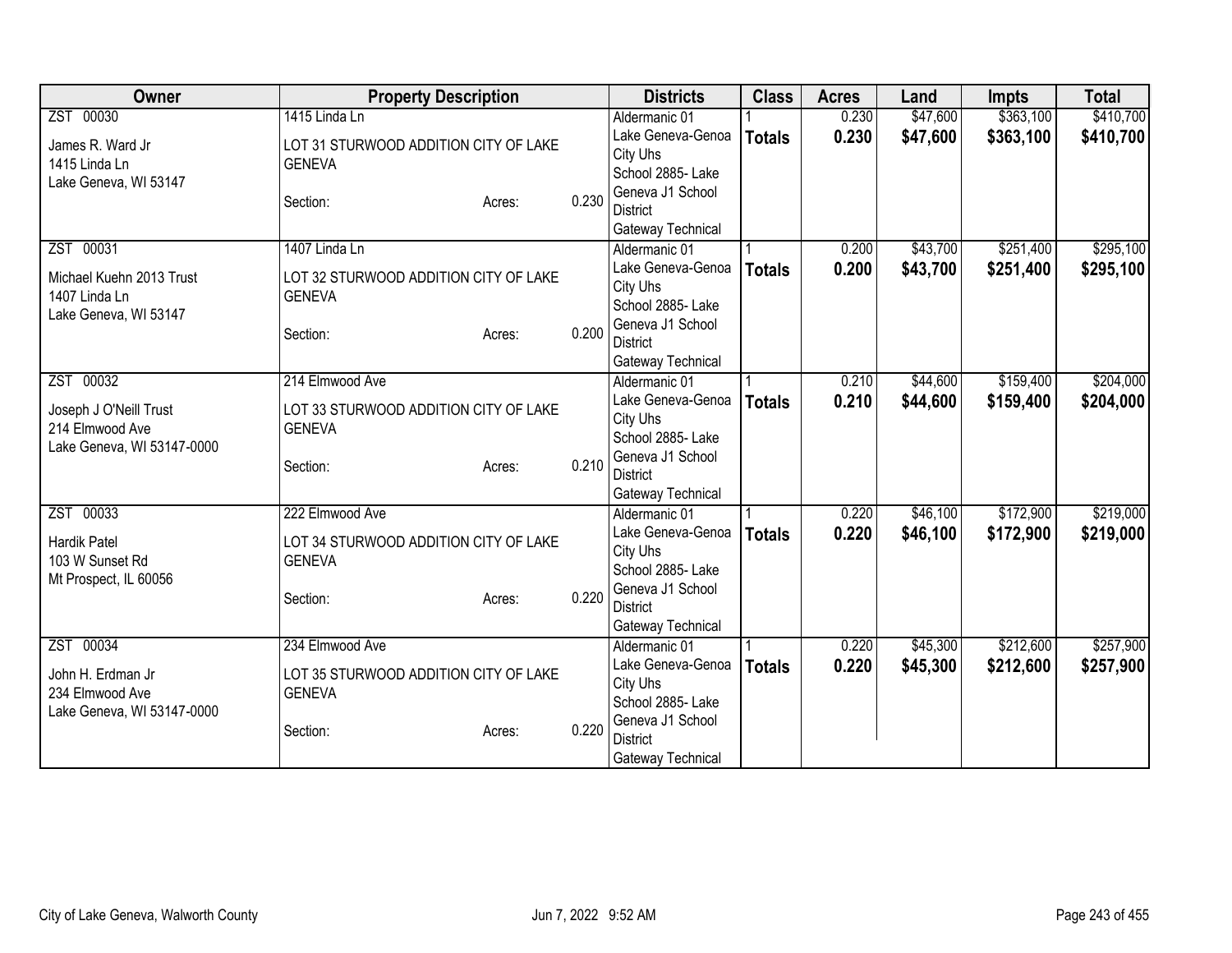| Owner | Property Description | | | Districts | Class | Acres | Land | Impts | Total |
|---|---|---|---|---|---|---|---|---|---|
| ZST 00030<br>James R. Ward Jr<br>1415 Linda Ln<br>Lake Geneva, WI 53147 | 1415 Linda Ln<br>LOT 31 STURWOOD ADDITION CITY OF LAKE GENEVA<br>Section: | Acres: | 0.230 | Aldermanic 01<br>Lake Geneva-Genoa City Uhs<br>School 2885- Lake Geneva J1 School District<br>Gateway Technical | 1<br>**Totals** | 0.230<br>**0.230** | $47,600<br>**$47,600** | $363,100<br>**$363,100** | $410,700<br>**$410,700** |
| ZST 00031<br>Michael Kuehn 2013 Trust<br>1407 Linda Ln<br>Lake Geneva, WI 53147 | 1407 Linda Ln<br>LOT 32 STURWOOD ADDITION CITY OF LAKE GENEVA<br>Section: | Acres: | 0.200 | Aldermanic 01<br>Lake Geneva-Genoa City Uhs<br>School 2885- Lake Geneva J1 School District<br>Gateway Technical | 1<br>**Totals** | 0.200<br>**0.200** | $43,700<br>**$43,700** | $251,400<br>**$251,400** | $295,100<br>**$295,100** |
| ZST 00032<br>Joseph J O'Neill Trust<br>214 Elmwood Ave<br>Lake Geneva, WI 53147-0000 | 214 Elmwood Ave<br>LOT 33 STURWOOD ADDITION CITY OF LAKE GENEVA<br>Section: | Acres: | 0.210 | Aldermanic 01<br>Lake Geneva-Genoa City Uhs<br>School 2885- Lake Geneva J1 School District<br>Gateway Technical | 1<br>**Totals** | 0.210<br>**0.210** | $44,600<br>**$44,600** | $159,400<br>**$159,400** | $204,000<br>**$204,000** |
| ZST 00033<br>Hardik Patel<br>103 W Sunset Rd<br>Mt Prospect, IL 60056 | 222 Elmwood Ave<br>LOT 34 STURWOOD ADDITION CITY OF LAKE GENEVA<br>Section: | Acres: | 0.220 | Aldermanic 01<br>Lake Geneva-Genoa City Uhs<br>School 2885- Lake Geneva J1 School District<br>Gateway Technical | 1<br>**Totals** | 0.220<br>**0.220** | $46,100<br>**$46,100** | $172,900<br>**$172,900** | $219,000<br>**$219,000** |
| ZST 00034<br>John H. Erdman Jr<br>234 Elmwood Ave<br>Lake Geneva, WI 53147-0000 | 234 Elmwood Ave<br>LOT 35 STURWOOD ADDITION CITY OF LAKE GENEVA<br>Section: | Acres: | 0.220 | Aldermanic 01<br>Lake Geneva-Genoa City Uhs<br>School 2885- Lake Geneva J1 School District<br>Gateway Technical | 1<br>**Totals** | 0.220<br>**0.220** | $45,300<br>**$45,300** | $212,600<br>**$212,600** | $257,900<br>**$257,900** |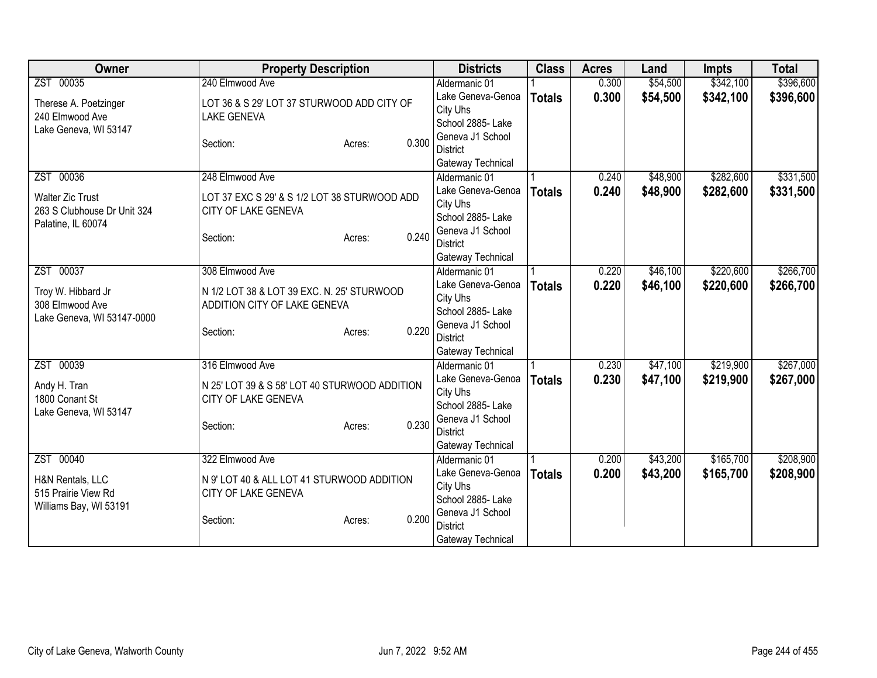| Owner | Property Description | Districts | Class | Acres | Land | Impts | Total |
|---|---|---|---|---|---|---|---|
| ZST 00035<br><br>Therese A. Poetzinger<br>240 Elmwood Ave<br>Lake Geneva, WI 53147 | 240 Elmwood Ave<br><br>LOT 36 & S 29' LOT 37 STURWOOD ADD CITY OF LAKE GENEVA<br><br>Section: Acres: 0.300 | Aldermanic 01<br>Lake Geneva-Genoa City Uhs<br>School 2885- Lake Geneva J1 School District<br>Gateway Technical | 1<br>**Totals** | 0.300<br>**0.300** | $54,500<br>**$54,500** | $342,100<br>**$342,100** | $396,600<br>**$396,600** |
| ZST 00036<br><br>Walter Zic Trust<br>263 S Clubhouse Dr Unit 324<br>Palatine, IL 60074 | 248 Elmwood Ave<br><br>LOT 37 EXC S 29' & S 1/2 LOT 38 STURWOOD ADD CITY OF LAKE GENEVA<br><br>Section: Acres: 0.240 | Aldermanic 01<br>Lake Geneva-Genoa City Uhs<br>School 2885- Lake Geneva J1 School District<br>Gateway Technical | 1<br>**Totals** | 0.240<br>**0.240** | $48,900<br>**$48,900** | $282,600<br>**$282,600** | $331,500<br>**$331,500** |
| ZST 00037<br><br>Troy W. Hibbard Jr<br>308 Elmwood Ave<br>Lake Geneva, WI 53147-0000 | 308 Elmwood Ave<br><br>N 1/2 LOT 38 & LOT 39 EXC. N. 25' STURWOOD ADDITION CITY OF LAKE GENEVA<br><br>Section: Acres: 0.220 | Aldermanic 01<br>Lake Geneva-Genoa City Uhs<br>School 2885- Lake Geneva J1 School District<br>Gateway Technical | 1<br>**Totals** | 0.220<br>**0.220** | $46,100<br>**$46,100** | $220,600<br>**$220,600** | $266,700<br>**$266,700** |
| ZST 00039<br><br>Andy H. Tran<br>1800 Conant St<br>Lake Geneva, WI 53147 | 316 Elmwood Ave<br><br>N 25' LOT 39 & S 58' LOT 40 STURWOOD ADDITION CITY OF LAKE GENEVA<br><br>Section: Acres: 0.230 | Aldermanic 01<br>Lake Geneva-Genoa City Uhs<br>School 2885- Lake Geneva J1 School District<br>Gateway Technical | 1<br>**Totals** | 0.230<br>**0.230** | $47,100<br>**$47,100** | $219,900<br>**$219,900** | $267,000<br>**$267,000** |
| ZST 00040<br><br>H&N Rentals, LLC<br>515 Prairie View Rd<br>Williams Bay, WI 53191 | 322 Elmwood Ave<br><br>N 9' LOT 40 & ALL LOT 41 STURWOOD ADDITION CITY OF LAKE GENEVA<br><br>Section: Acres: 0.200 | Aldermanic 01<br>Lake Geneva-Genoa City Uhs<br>School 2885- Lake Geneva J1 School District<br>Gateway Technical | 1<br>**Totals** | 0.200<br>**0.200** | $43,200<br>**$43,200** | $165,700<br>**$165,700** | $208,900<br>**$208,900** |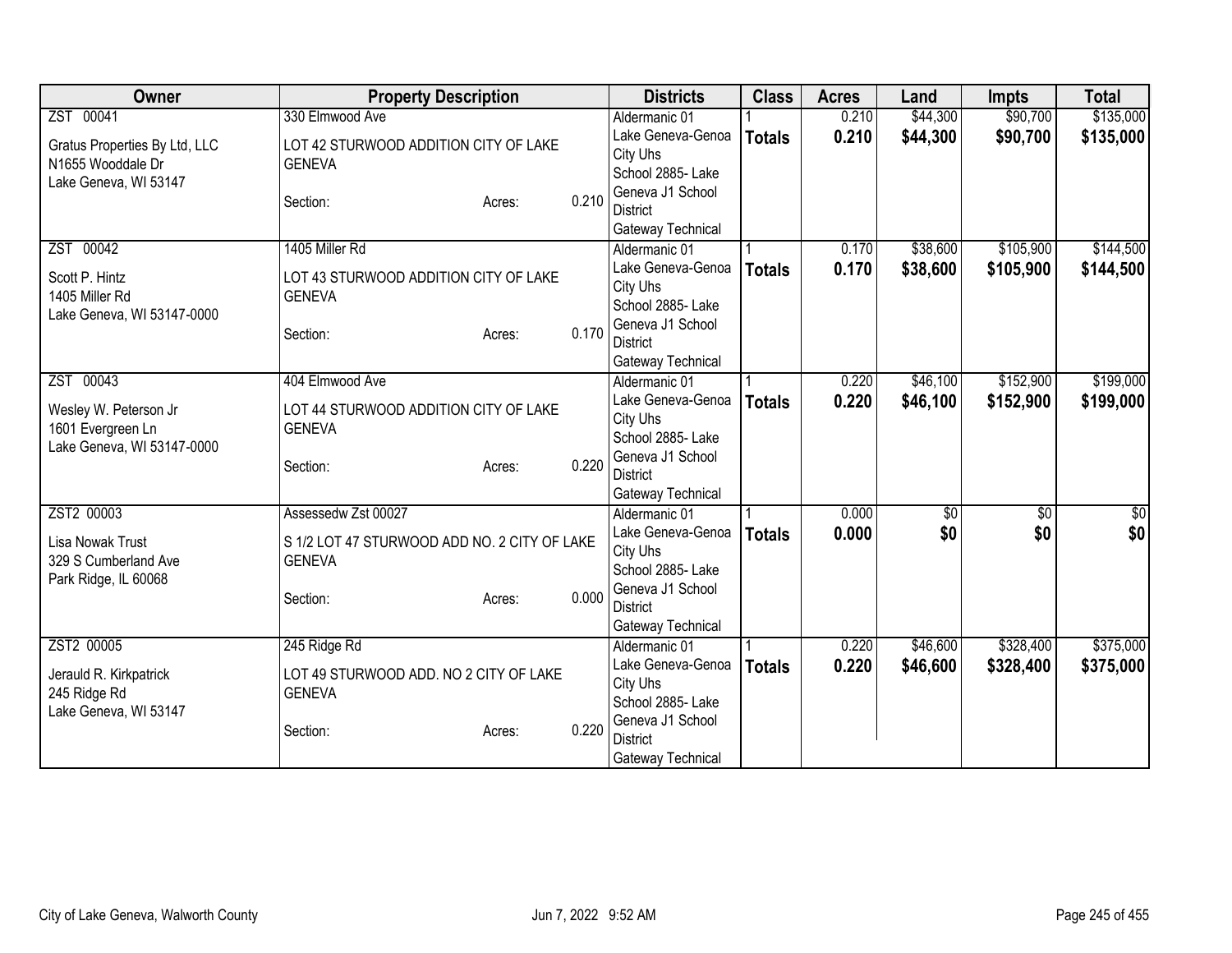| Owner | Property Description | Districts | Class | Acres | Land | Impts | Total |
|---|---|---|---|---|---|---|---|
| ZST 00041<br>Gratus Properties By Ltd, LLC<br>N1655 Wooddale Dr<br>Lake Geneva, WI 53147 | 330 Elmwood Ave<br>LOT 42 STURWOOD ADDITION CITY OF LAKE GENEVA<br>Section: Acres: 0.210 | Aldermanic 01<br>Lake Geneva-Genoa City Uhs<br>School 2885- Lake Geneva J1 School District<br>Gateway Technical | 1<br>**Totals** | 0.210<br>**0.210** | $44,300<br>**$44,300** | $90,700<br>**$90,700** | $135,000<br>**$135,000** |
| ZST 00042<br>Scott P. Hintz<br>1405 Miller Rd<br>Lake Geneva, WI 53147-0000 | 1405 Miller Rd<br>LOT 43 STURWOOD ADDITION CITY OF LAKE GENEVA<br>Section: Acres: 0.170 | Aldermanic 01<br>Lake Geneva-Genoa City Uhs<br>School 2885- Lake Geneva J1 School District<br>Gateway Technical | 1<br>**Totals** | 0.170<br>**0.170** | $38,600<br>**$38,600** | $105,900<br>**$105,900** | $144,500<br>**$144,500** |
| ZST 00043<br>Wesley W. Peterson Jr<br>1601 Evergreen Ln<br>Lake Geneva, WI 53147-0000 | 404 Elmwood Ave<br>LOT 44 STURWOOD ADDITION CITY OF LAKE GENEVA<br>Section: Acres: 0.220 | Aldermanic 01<br>Lake Geneva-Genoa City Uhs<br>School 2885- Lake Geneva J1 School District<br>Gateway Technical | 1<br>**Totals** | 0.220<br>**0.220** | $46,100<br>**$46,100** | $152,900<br>**$152,900** | $199,000<br>**$199,000** |
| ZST2 00003<br>Lisa Nowak Trust<br>329 S Cumberland Ave<br>Park Ridge, IL 60068 | Assessedw Zst 00027<br>S 1/2 LOT 47 STURWOOD ADD NO. 2 CITY OF LAKE GENEVA<br>Section: Acres: 0.000 | Aldermanic 01<br>Lake Geneva-Genoa City Uhs<br>School 2885- Lake Geneva J1 School District<br>Gateway Technical | 1<br>**Totals** | 0.000<br>**0.000** | $0<br>**$0** | $0<br>**$0** | $0<br>**$0** |
| ZST2 00005<br>Jerauld R. Kirkpatrick<br>245 Ridge Rd<br>Lake Geneva, WI 53147 | 245 Ridge Rd<br>LOT 49 STURWOOD ADD. NO 2 CITY OF LAKE GENEVA<br>Section: Acres: 0.220 | Aldermanic 01<br>Lake Geneva-Genoa City Uhs<br>School 2885- Lake Geneva J1 School District<br>Gateway Technical | 1<br>**Totals** | 0.220<br>**0.220** | $46,600<br>**$46,600** | $328,400<br>**$328,400** | $375,000<br>**$375,000** |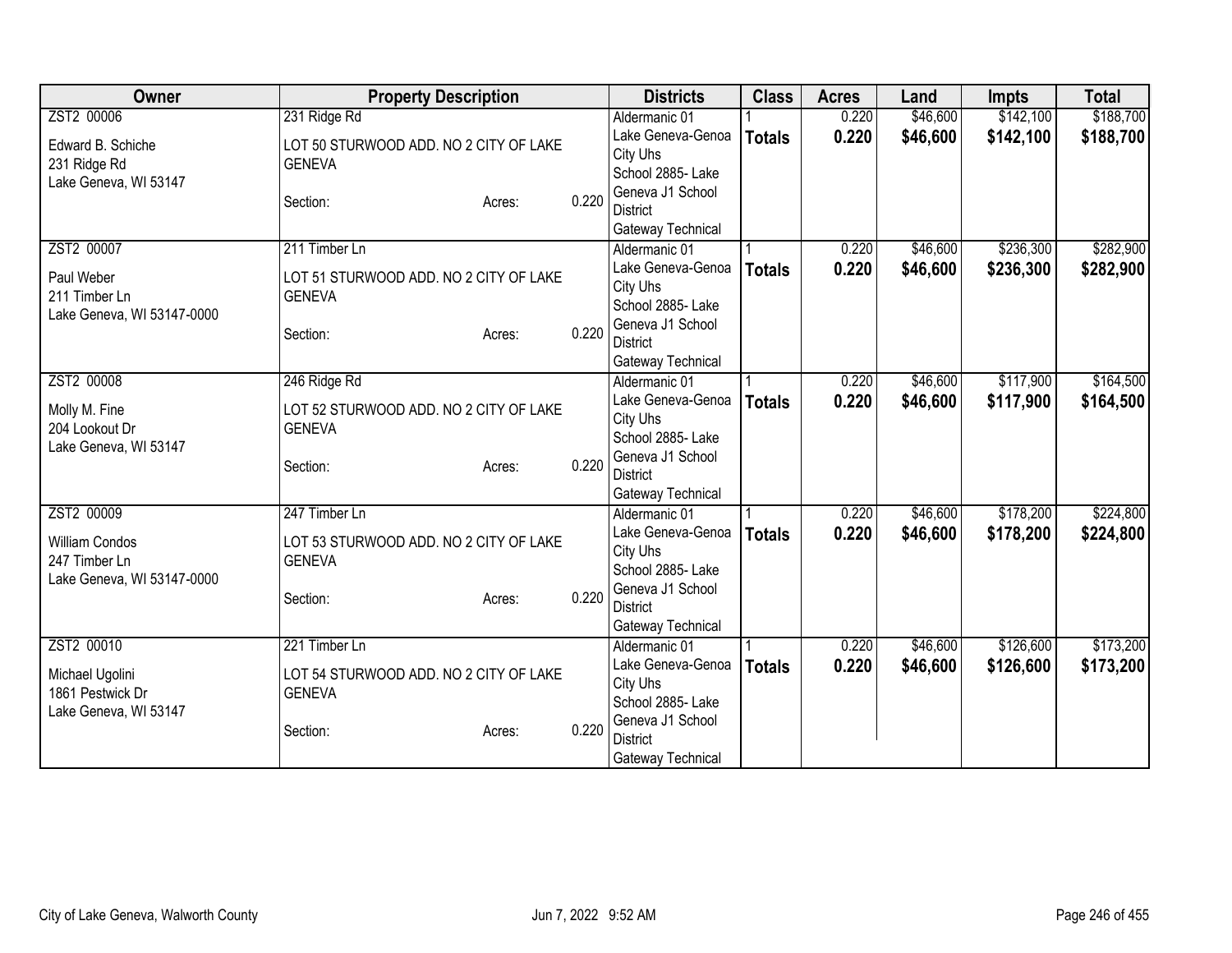| Owner | Property Description | Districts | Class | Acres | Land | Impts | Total |
|---|---|---|---|---|---|---|---|
| ZST2 00006<br>Edward B. Schiche<br>231 Ridge Rd<br>Lake Geneva, WI 53147 | 231 Ridge Rd<br>LOT 50 STURWOOD ADD. NO 2 CITY OF LAKE GENEVA<br>Section: Acres: 0.220 | Aldermanic 01<br>Lake Geneva-Genoa City Uhs<br>School 2885- Lake Geneva J1 School District<br>Gateway Technical | 1<br>**Totals** | 0.220<br>**0.220** | $46,600<br>**$46,600** | $142,100<br>**$142,100** | $188,700<br>**$188,700** |
| ZST2 00007<br>Paul Weber<br>211 Timber Ln<br>Lake Geneva, WI 53147-0000 | 211 Timber Ln<br>LOT 51 STURWOOD ADD. NO 2 CITY OF LAKE GENEVA<br>Section: Acres: 0.220 | Aldermanic 01<br>Lake Geneva-Genoa City Uhs<br>School 2885- Lake Geneva J1 School District<br>Gateway Technical | 1<br>**Totals** | 0.220<br>**0.220** | $46,600<br>**$46,600** | $236,300<br>**$236,300** | $282,900<br>**$282,900** |
| ZST2 00008<br>Molly M. Fine<br>204 Lookout Dr<br>Lake Geneva, WI 53147 | 246 Ridge Rd<br>LOT 52 STURWOOD ADD. NO 2 CITY OF LAKE GENEVA<br>Section: Acres: 0.220 | Aldermanic 01<br>Lake Geneva-Genoa City Uhs<br>School 2885- Lake Geneva J1 School District<br>Gateway Technical | 1<br>**Totals** | 0.220<br>**0.220** | $46,600<br>**$46,600** | $117,900<br>**$117,900** | $164,500<br>**$164,500** |
| ZST2 00009<br>William Condos<br>247 Timber Ln<br>Lake Geneva, WI 53147-0000 | 247 Timber Ln<br>LOT 53 STURWOOD ADD. NO 2 CITY OF LAKE GENEVA<br>Section: Acres: 0.220 | Aldermanic 01<br>Lake Geneva-Genoa City Uhs<br>School 2885- Lake Geneva J1 School District<br>Gateway Technical | 1<br>**Totals** | 0.220<br>**0.220** | $46,600<br>**$46,600** | $178,200<br>**$178,200** | $224,800<br>**$224,800** |
| ZST2 00010<br>Michael Ugolini<br>1861 Pestwick Dr<br>Lake Geneva, WI 53147 | 221 Timber Ln<br>LOT 54 STURWOOD ADD. NO 2 CITY OF LAKE GENEVA<br>Section: Acres: 0.220 | Aldermanic 01<br>Lake Geneva-Genoa City Uhs<br>School 2885- Lake Geneva J1 School District<br>Gateway Technical | 1<br>**Totals** | 0.220<br>**0.220** | $46,600<br>**$46,600** | $126,600<br>**$126,600** | $173,200<br>**$173,200** |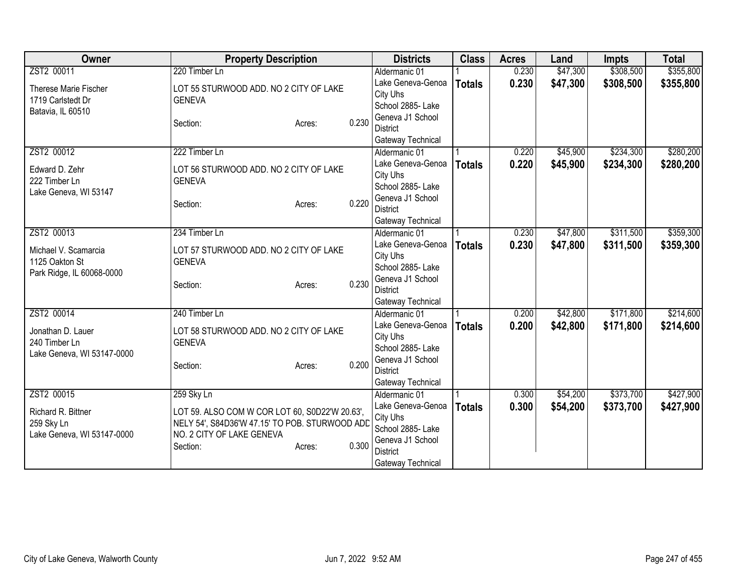| Owner | Property Description | Districts | Class | Acres | Land | Impts | Total |
|---|---|---|---|---|---|---|---|
| ZST2 00011<br><br>Therese Marie Fischer<br>1719 Carlstedt Dr<br>Batavia, IL 60510 | 220 Timber Ln<br><br>LOT 55 STURWOOD ADD. NO 2 CITY OF LAKE GENEVA<br><br>Section: Acres: 0.230 | Aldermanic 01<br>Lake Geneva-Genoa City Uhs<br>School 2885- Lake Geneva J1 School District<br>Gateway Technical | 1<br>**Totals** | 0.230<br>**0.230** | $47,300<br>**$47,300** | $308,500<br>**$308,500** | $355,800<br>**$355,800** |
| ZST2 00012<br><br>Edward D. Zehr<br>222 Timber Ln<br>Lake Geneva, WI 53147 | 222 Timber Ln<br><br>LOT 56 STURWOOD ADD. NO 2 CITY OF LAKE GENEVA<br><br>Section: Acres: 0.220 | Aldermanic 01<br>Lake Geneva-Genoa City Uhs<br>School 2885- Lake Geneva J1 School District<br>Gateway Technical | 1<br>**Totals** | 0.220<br>**0.220** | $45,900<br>**$45,900** | $234,300<br>**$234,300** | $280,200<br>**$280,200** |
| ZST2 00013<br><br>Michael V. Scamarcia<br>1125 Oakton St<br>Park Ridge, IL 60068-0000 | 234 Timber Ln<br><br>LOT 57 STURWOOD ADD. NO 2 CITY OF LAKE GENEVA<br><br>Section: Acres: 0.230 | Aldermanic 01<br>Lake Geneva-Genoa City Uhs<br>School 2885- Lake Geneva J1 School District<br>Gateway Technical | 1<br>**Totals** | 0.230<br>**0.230** | $47,800<br>**$47,800** | $311,500<br>**$311,500** | $359,300<br>**$359,300** |
| ZST2 00014<br><br>Jonathan D. Lauer<br>240 Timber Ln<br>Lake Geneva, WI 53147-0000 | 240 Timber Ln<br><br>LOT 58 STURWOOD ADD. NO 2 CITY OF LAKE GENEVA<br><br>Section: Acres: 0.200 | Aldermanic 01<br>Lake Geneva-Genoa City Uhs<br>School 2885- Lake Geneva J1 School District<br>Gateway Technical | 1<br>**Totals** | 0.200<br>**0.200** | $42,800<br>**$42,800** | $171,800<br>**$171,800** | $214,600<br>**$214,600** |
| ZST2 00015<br><br>Richard R. Bittner<br>259 Sky Ln<br>Lake Geneva, WI 53147-0000 | 259 Sky Ln<br><br>LOT 59. ALSO COM W COR LOT 60, S0D22'W 20.63', NELY 54', S84D36'W 47.15' TO POB. STURWOOD ADD NO. 2 CITY OF LAKE GENEVA<br>Section: Acres: 0.300 | Aldermanic 01<br>Lake Geneva-Genoa City Uhs<br>School 2885- Lake Geneva J1 School District<br>Gateway Technical | 1<br>**Totals** | 0.300<br>**0.300** | $54,200<br>**$54,200** | $373,700<br>**$373,700** | $427,900<br>**$427,900** |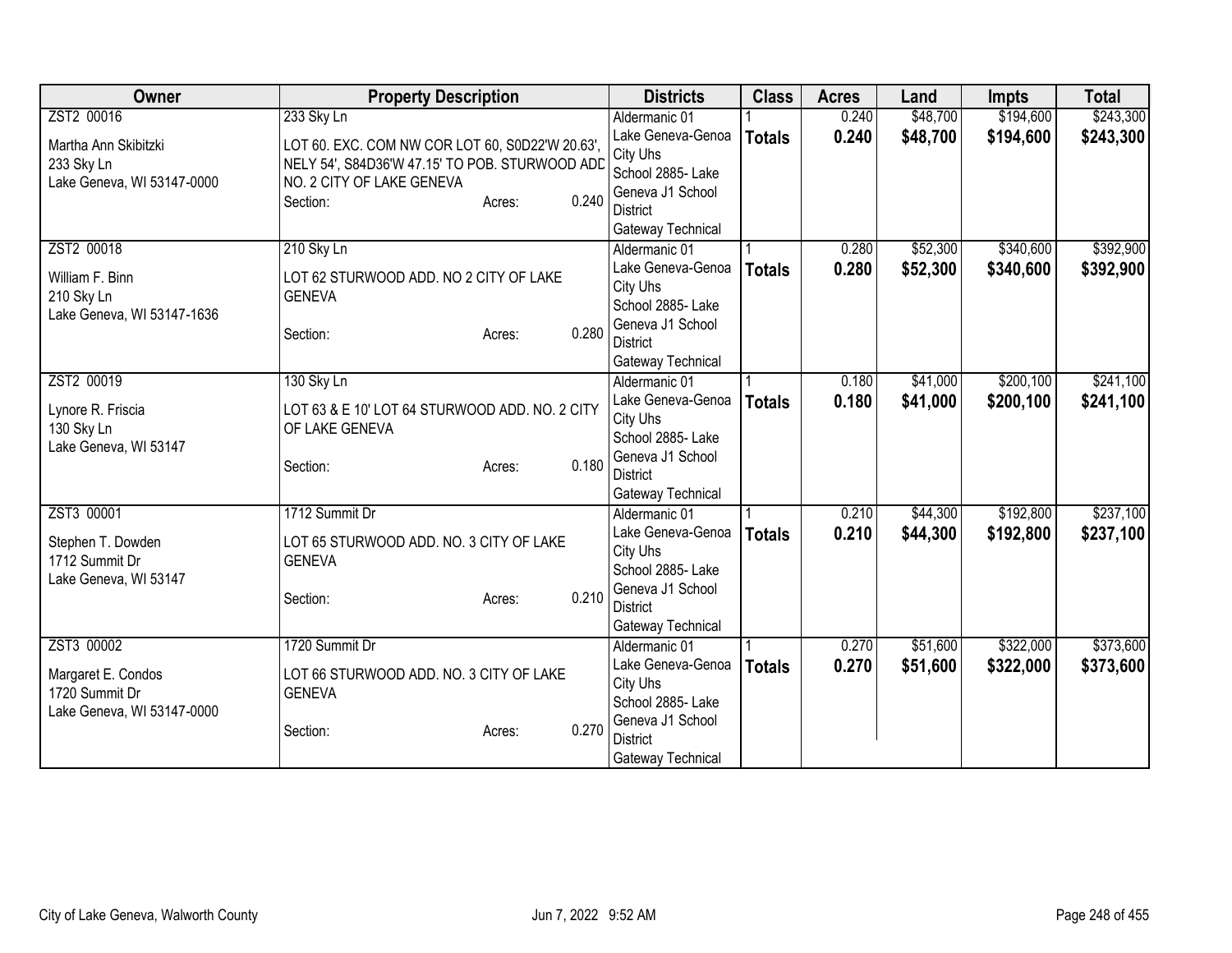| Owner | Property Description | Districts | Class | Acres | Land | Impts | Total |
|---|---|---|---|---|---|---|---|
| ZST2 00016<br>Martha Ann Skibitzki<br>233 Sky Ln<br>Lake Geneva, WI 53147-0000 | 233 Sky Ln<br>LOT 60. EXC. COM NW COR LOT 60, S0D22'W 20.63', NELY 54', S84D36'W 47.15' TO POB. STURWOOD ADD NO. 2 CITY OF LAKE GENEVA<br>Section: Acres: 0.240 | Aldermanic 01<br>Lake Geneva-Genoa City Uhs<br>School 2885- Lake Geneva J1 School District<br>Gateway Technical | 1<br>**Totals** | 0.240<br>**0.240** | $48,700<br>**$48,700** | $194,600<br>**$194,600** | $243,300<br>**$243,300** |
| ZST2 00018<br>William F. Binn<br>210 Sky Ln<br>Lake Geneva, WI 53147-1636 | 210 Sky Ln<br>LOT 62 STURWOOD ADD. NO 2 CITY OF LAKE GENEVA<br>Section: Acres: 0.280 | Aldermanic 01<br>Lake Geneva-Genoa City Uhs<br>School 2885- Lake Geneva J1 School District<br>Gateway Technical | 1<br>**Totals** | 0.280<br>**0.280** | $52,300<br>**$52,300** | $340,600<br>**$340,600** | $392,900<br>**$392,900** |
| ZST2 00019<br>Lynore R. Friscia<br>130 Sky Ln<br>Lake Geneva, WI 53147 | 130 Sky Ln<br>LOT 63 & E 10' LOT 64 STURWOOD ADD. NO. 2 CITY OF LAKE GENEVA<br>Section: Acres: 0.180 | Aldermanic 01<br>Lake Geneva-Genoa City Uhs<br>School 2885- Lake Geneva J1 School District<br>Gateway Technical | 1<br>**Totals** | 0.180<br>**0.180** | $41,000<br>**$41,000** | $200,100<br>**$200,100** | $241,100<br>**$241,100** |
| ZST3 00001<br>Stephen T. Dowden<br>1712 Summit Dr<br>Lake Geneva, WI 53147 | 1712 Summit Dr<br>LOT 65 STURWOOD ADD. NO. 3 CITY OF LAKE GENEVA<br>Section: Acres: 0.210 | Aldermanic 01<br>Lake Geneva-Genoa City Uhs<br>School 2885- Lake Geneva J1 School District<br>Gateway Technical | 1<br>**Totals** | 0.210<br>**0.210** | $44,300<br>**$44,300** | $192,800<br>**$192,800** | $237,100<br>**$237,100** |
| ZST3 00002<br>Margaret E. Condos<br>1720 Summit Dr<br>Lake Geneva, WI 53147-0000 | 1720 Summit Dr<br>LOT 66 STURWOOD ADD. NO. 3 CITY OF LAKE GENEVA<br>Section: Acres: 0.270 | Aldermanic 01<br>Lake Geneva-Genoa City Uhs<br>School 2885- Lake Geneva J1 School District<br>Gateway Technical | 1<br>**Totals** | 0.270<br>**0.270** | $51,600<br>**$51,600** | $322,000<br>**$322,000** | $373,600<br>**$373,600** |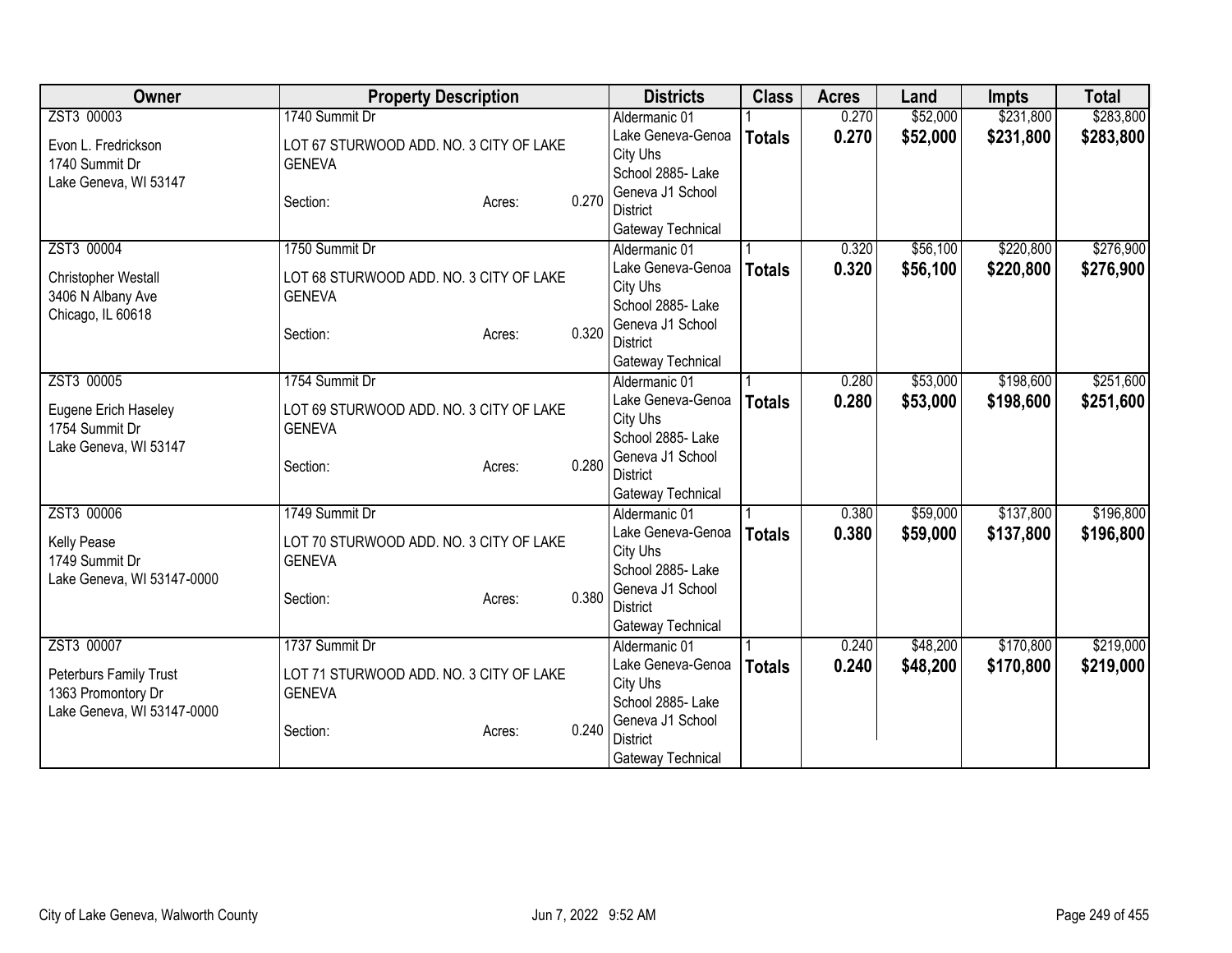| Owner | Property Description | Districts | Class | Acres | Land | Impts | Total |
|---|---|---|---|---|---|---|---|
| ZST3 00003<br>Evon L. Fredrickson<br>1740 Summit Dr<br>Lake Geneva, WI 53147 | 1740 Summit Dr<br>LOT 67 STURWOOD ADD. NO. 3 CITY OF LAKE GENEVA<br>Section: Acres: 0.270 | Aldermanic 01<br>Lake Geneva-Genoa City Uhs<br>School 2885- Lake Geneva J1 School District<br>Gateway Technical | 1<br>**Totals** | 0.270<br>**0.270** | $52,000<br>**$52,000** | $231,800<br>**$231,800** | $283,800<br>**$283,800** |
| ZST3 00004<br>Christopher Westall<br>3406 N Albany Ave<br>Chicago, IL 60618 | 1750 Summit Dr<br>LOT 68 STURWOOD ADD. NO. 3 CITY OF LAKE GENEVA<br>Section: Acres: 0.320 | Aldermanic 01<br>Lake Geneva-Genoa City Uhs<br>School 2885- Lake Geneva J1 School District<br>Gateway Technical | 1<br>**Totals** | 0.320<br>**0.320** | $56,100<br>**$56,100** | $220,800<br>**$220,800** | $276,900<br>**$276,900** |
| ZST3 00005<br>Eugene Erich Haseley<br>1754 Summit Dr<br>Lake Geneva, WI 53147 | 1754 Summit Dr<br>LOT 69 STURWOOD ADD. NO. 3 CITY OF LAKE GENEVA<br>Section: Acres: 0.280 | Aldermanic 01<br>Lake Geneva-Genoa City Uhs<br>School 2885- Lake Geneva J1 School District<br>Gateway Technical | 1<br>**Totals** | 0.280<br>**0.280** | $53,000<br>**$53,000** | $198,600<br>**$198,600** | $251,600<br>**$251,600** |
| ZST3 00006<br>Kelly Pease<br>1749 Summit Dr<br>Lake Geneva, WI 53147-0000 | 1749 Summit Dr<br>LOT 70 STURWOOD ADD. NO. 3 CITY OF LAKE GENEVA<br>Section: Acres: 0.380 | Aldermanic 01<br>Lake Geneva-Genoa City Uhs<br>School 2885- Lake Geneva J1 School District<br>Gateway Technical | 1<br>**Totals** | 0.380<br>**0.380** | $59,000<br>**$59,000** | $137,800<br>**$137,800** | $196,800<br>**$196,800** |
| ZST3 00007<br>Peterburs Family Trust<br>1363 Promontory Dr<br>Lake Geneva, WI 53147-0000 | 1737 Summit Dr<br>LOT 71 STURWOOD ADD. NO. 3 CITY OF LAKE GENEVA<br>Section: Acres: 0.240 | Aldermanic 01<br>Lake Geneva-Genoa City Uhs<br>School 2885- Lake Geneva J1 School District<br>Gateway Technical | 1<br>**Totals** | 0.240<br>**0.240** | $48,200<br>**$48,200** | $170,800<br>**$170,800** | $219,000<br>**$219,000** |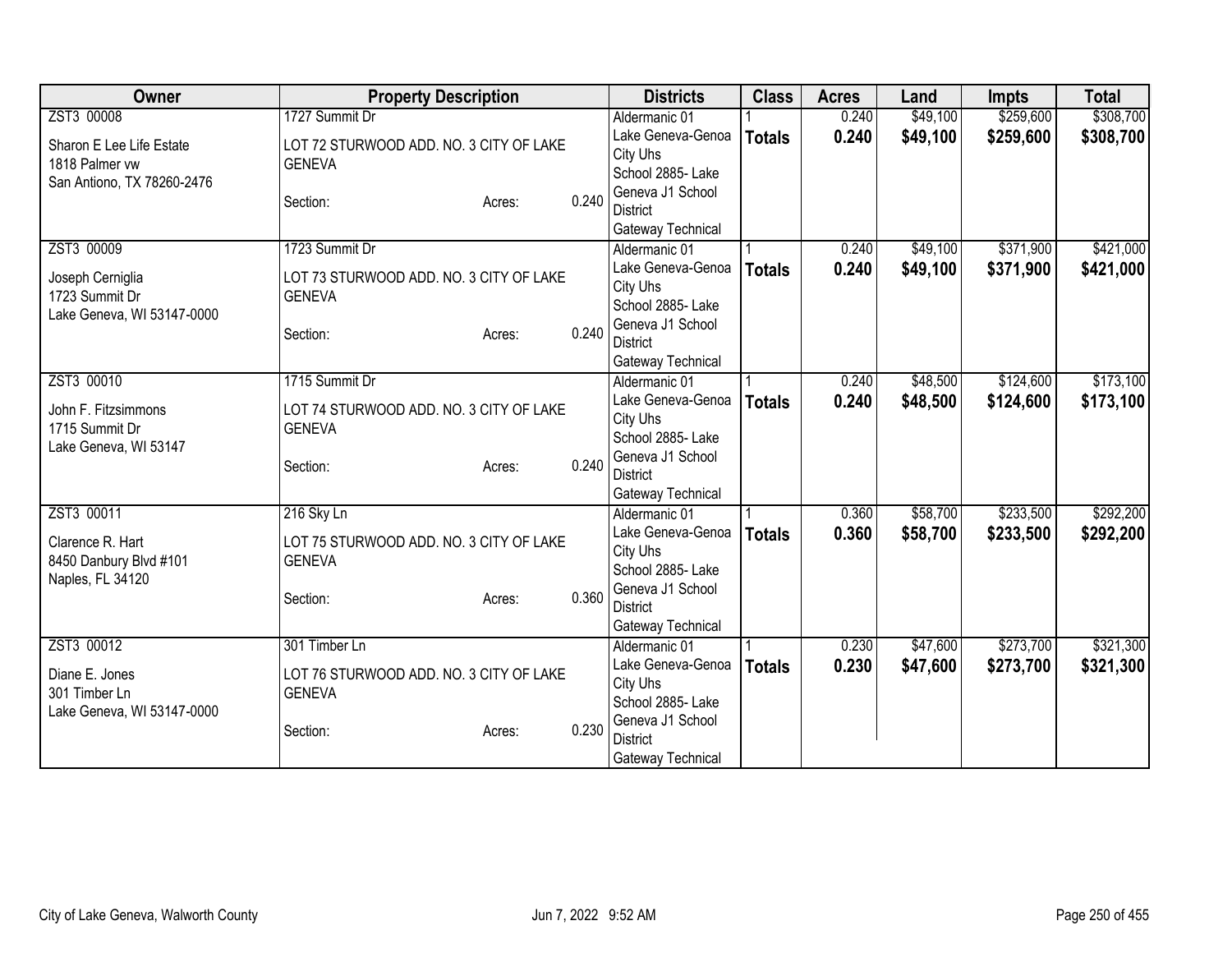| Owner | Property Description | Districts | Class | Acres | Land | Impts | Total |
|---|---|---|---|---|---|---|---|
| ZST3 00008<br><br>Sharon E Lee Life Estate<br>1818 Palmer vw<br>San Antiono, TX 78260-2476 | 1727 Summit Dr<br><br>LOT 72 STURWOOD ADD. NO. 3 CITY OF LAKE GENEVA<br><br>Section: Acres: 0.240 | Aldermanic 01<br>Lake Geneva-Genoa City Uhs<br>School 2885- Lake Geneva J1 School District<br>Gateway Technical | 1<br>**Totals** | 0.240<br>**0.240** | $49,100<br>**$49,100** | $259,600<br>**$259,600** | $308,700<br>**$308,700** |
| ZST3 00009<br><br>Joseph Cerniglia<br>1723 Summit Dr<br>Lake Geneva, WI 53147-0000 | 1723 Summit Dr<br><br>LOT 73 STURWOOD ADD. NO. 3 CITY OF LAKE GENEVA<br><br>Section: Acres: 0.240 | Aldermanic 01<br>Lake Geneva-Genoa City Uhs<br>School 2885- Lake Geneva J1 School District<br>Gateway Technical | 1<br>**Totals** | 0.240<br>**0.240** | $49,100<br>**$49,100** | $371,900<br>**$371,900** | $421,000<br>**$421,000** |
| ZST3 00010<br><br>John F. Fitzsimmons<br>1715 Summit Dr<br>Lake Geneva, WI 53147 | 1715 Summit Dr<br><br>LOT 74 STURWOOD ADD. NO. 3 CITY OF LAKE GENEVA<br><br>Section: Acres: 0.240 | Aldermanic 01<br>Lake Geneva-Genoa City Uhs<br>School 2885- Lake Geneva J1 School District<br>Gateway Technical | 1<br>**Totals** | 0.240<br>**0.240** | $48,500<br>**$48,500** | $124,600<br>**$124,600** | $173,100<br>**$173,100** |
| ZST3 00011<br><br>Clarence R. Hart<br>8450 Danbury Blvd #101<br>Naples, FL 34120 | 216 Sky Ln<br><br>LOT 75 STURWOOD ADD. NO. 3 CITY OF LAKE GENEVA<br><br>Section: Acres: 0.360 | Aldermanic 01<br>Lake Geneva-Genoa City Uhs<br>School 2885- Lake Geneva J1 School District<br>Gateway Technical | 1<br>**Totals** | 0.360<br>**0.360** | $58,700<br>**$58,700** | $233,500<br>**$233,500** | $292,200<br>**$292,200** |
| ZST3 00012<br><br>Diane E. Jones<br>301 Timber Ln<br>Lake Geneva, WI 53147-0000 | 301 Timber Ln<br><br>LOT 76 STURWOOD ADD. NO. 3 CITY OF LAKE GENEVA<br><br>Section: Acres: 0.230 | Aldermanic 01<br>Lake Geneva-Genoa City Uhs<br>School 2885- Lake Geneva J1 School District<br>Gateway Technical | 1<br>**Totals** | 0.230<br>**0.230** | $47,600<br>**$47,600** | $273,700<br>**$273,700** | $321,300<br>**$321,300** |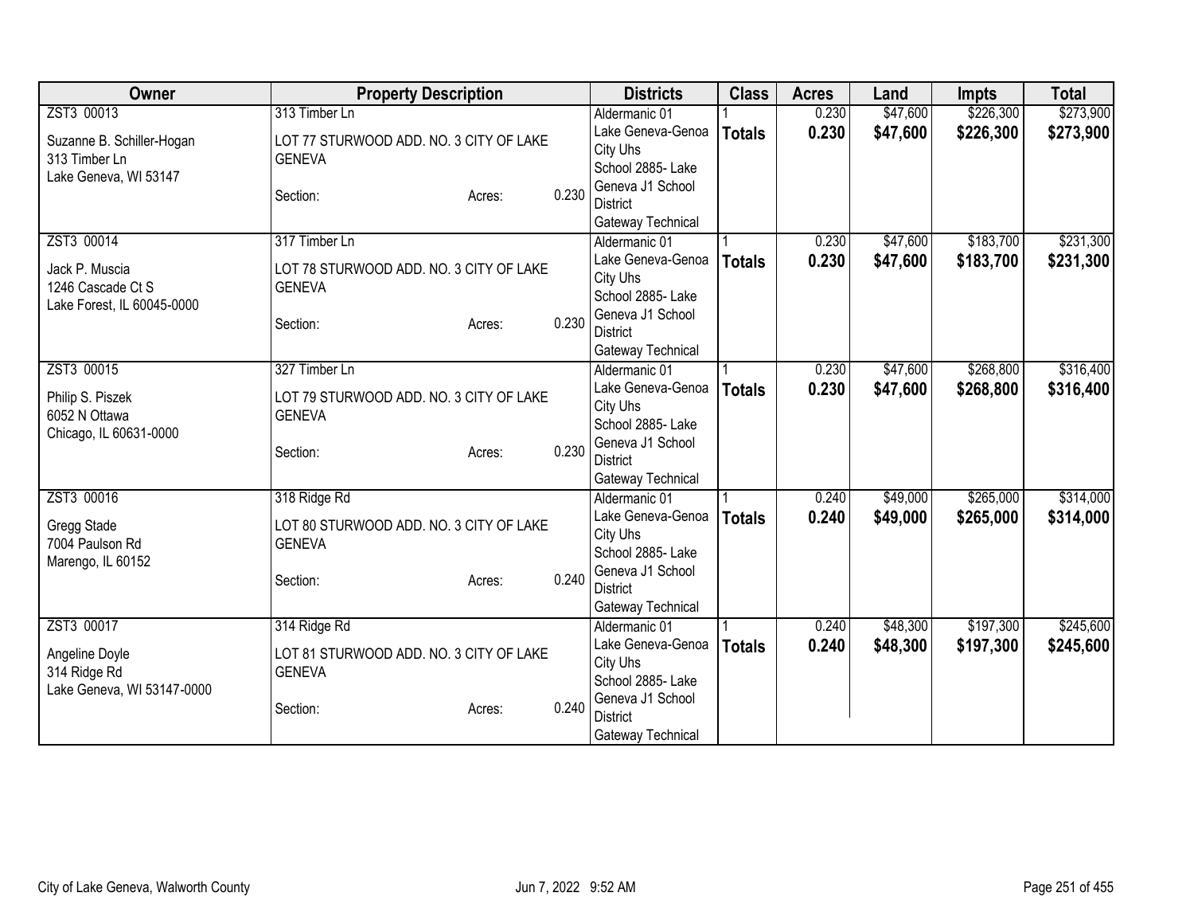| Owner | Property Description | Districts | Class | Acres | Land | Impts | Total |
|---|---|---|---|---|---|---|---|
| ZST3 00013<br>Suzanne B. Schiller-Hogan<br>313 Timber Ln<br>Lake Geneva, WI 53147 | 313 Timber Ln<br>LOT 77 STURWOOD ADD. NO. 3 CITY OF LAKE GENEVA<br>Section: Acres: 0.230 | Aldermanic 01<br>Lake Geneva-Genoa City Uhs<br>School 2885- Lake Geneva J1 School District<br>Gateway Technical | 1<br>**Totals** | 0.230<br>**0.230** | $47,600<br>**$47,600** | $226,300<br>**$226,300** | $273,900<br>**$273,900** |
| ZST3 00014<br>Jack P. Muscia<br>1246 Cascade Ct S<br>Lake Forest, IL 60045-0000 | 317 Timber Ln<br>LOT 78 STURWOOD ADD. NO. 3 CITY OF LAKE GENEVA<br>Section: Acres: 0.230 | Aldermanic 01<br>Lake Geneva-Genoa City Uhs<br>School 2885- Lake Geneva J1 School District<br>Gateway Technical | 1<br>**Totals** | 0.230<br>**0.230** | $47,600<br>**$47,600** | $183,700<br>**$183,700** | $231,300<br>**$231,300** |
| ZST3 00015<br>Philip S. Piszek<br>6052 N Ottawa<br>Chicago, IL 60631-0000 | 327 Timber Ln<br>LOT 79 STURWOOD ADD. NO. 3 CITY OF LAKE GENEVA<br>Section: Acres: 0.230 | Aldermanic 01<br>Lake Geneva-Genoa City Uhs<br>School 2885- Lake Geneva J1 School District<br>Gateway Technical | 1<br>**Totals** | 0.230<br>**0.230** | $47,600<br>**$47,600** | $268,800<br>**$268,800** | $316,400<br>**$316,400** |
| ZST3 00016<br>Gregg Stade<br>7004 Paulson Rd<br>Marengo, IL 60152 | 318 Ridge Rd<br>LOT 80 STURWOOD ADD. NO. 3 CITY OF LAKE GENEVA<br>Section: Acres: 0.240 | Aldermanic 01<br>Lake Geneva-Genoa City Uhs<br>School 2885- Lake Geneva J1 School District<br>Gateway Technical | 1<br>**Totals** | 0.240<br>**0.240** | $49,000<br>**$49,000** | $265,000<br>**$265,000** | $314,000<br>**$314,000** |
| ZST3 00017<br>Angeline Doyle<br>314 Ridge Rd<br>Lake Geneva, WI 53147-0000 | 314 Ridge Rd<br>LOT 81 STURWOOD ADD. NO. 3 CITY OF LAKE GENEVA<br>Section: Acres: 0.240 | Aldermanic 01<br>Lake Geneva-Genoa City Uhs<br>School 2885- Lake Geneva J1 School District<br>Gateway Technical | 1<br>**Totals** | 0.240<br>**0.240** | $48,300<br>**$48,300** | $197,300<br>**$197,300** | $245,600<br>**$245,600** |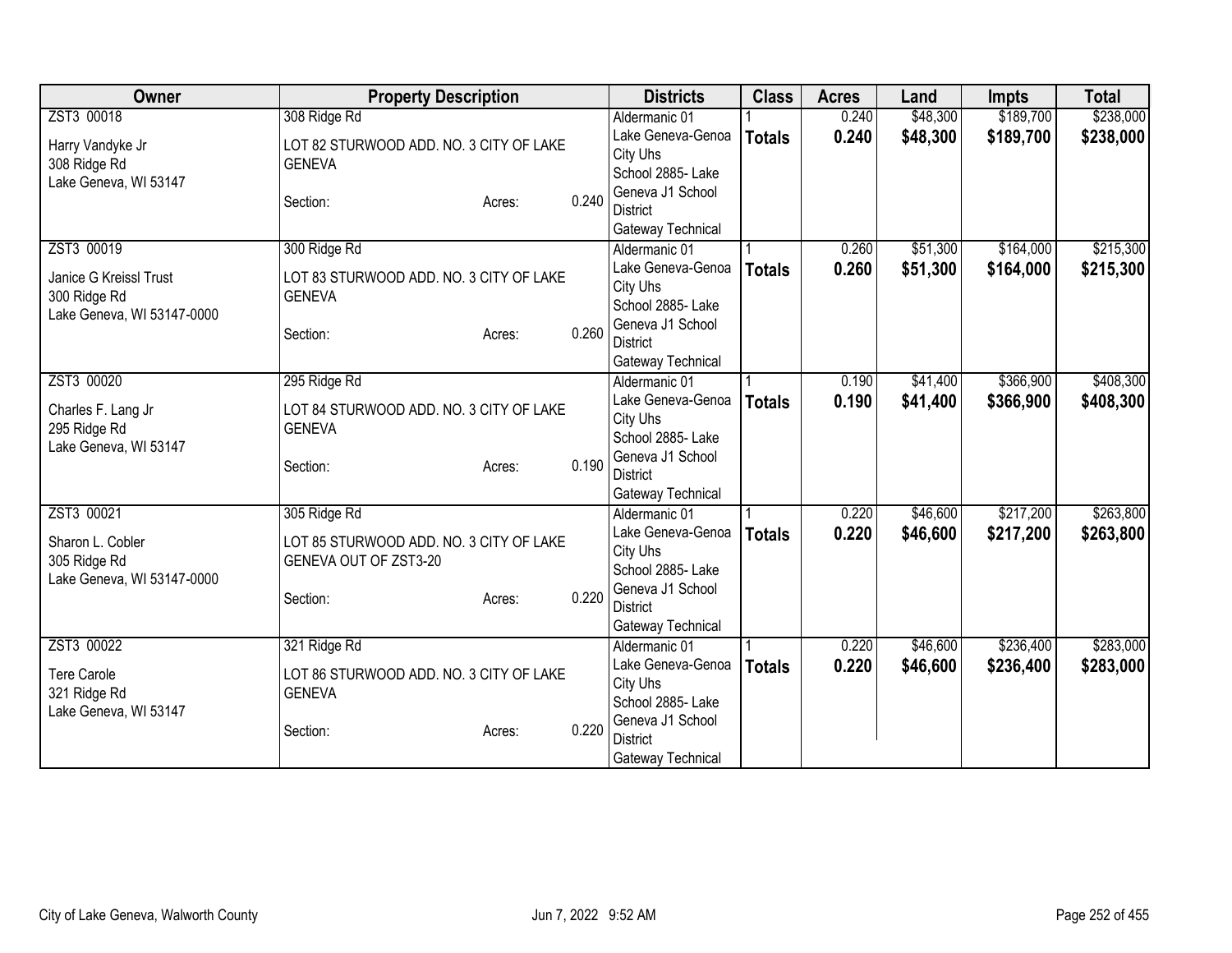| Owner | Property Description | Districts | Class | Acres | Land | Impts | Total |
|---|---|---|---|---|---|---|---|
| ZST3 00018<br><br>Harry Vandyke Jr<br>308 Ridge Rd<br>Lake Geneva, WI 53147 | 308 Ridge Rd<br><br>LOT 82 STURWOOD ADD. NO. 3 CITY OF LAKE GENEVA<br><br>Section: Acres: 0.240 | Aldermanic 01<br>Lake Geneva-Genoa City Uhs<br>School 2885- Lake Geneva J1 School District<br>Gateway Technical | 1<br>**Totals** | 0.240<br>**0.240** | $48,300<br>**$48,300** | $189,700<br>**$189,700** | $238,000<br>**$238,000** |
| ZST3 00019<br><br>Janice G Kreissl Trust<br>300 Ridge Rd<br>Lake Geneva, WI 53147-0000 | 300 Ridge Rd<br><br>LOT 83 STURWOOD ADD. NO. 3 CITY OF LAKE GENEVA<br><br>Section: Acres: 0.260 | Aldermanic 01<br>Lake Geneva-Genoa City Uhs<br>School 2885- Lake Geneva J1 School District<br>Gateway Technical | 1<br>**Totals** | 0.260<br>**0.260** | $51,300<br>**$51,300** | $164,000<br>**$164,000** | $215,300<br>**$215,300** |
| ZST3 00020<br><br>Charles F. Lang Jr<br>295 Ridge Rd<br>Lake Geneva, WI 53147 | 295 Ridge Rd<br><br>LOT 84 STURWOOD ADD. NO. 3 CITY OF LAKE GENEVA<br><br>Section: Acres: 0.190 | Aldermanic 01<br>Lake Geneva-Genoa City Uhs<br>School 2885- Lake Geneva J1 School District<br>Gateway Technical | 1<br>**Totals** | 0.190<br>**0.190** | $41,400<br>**$41,400** | $366,900<br>**$366,900** | $408,300<br>**$408,300** |
| ZST3 00021<br><br>Sharon L. Cobler<br>305 Ridge Rd<br>Lake Geneva, WI 53147-0000 | 305 Ridge Rd<br><br>LOT 85 STURWOOD ADD. NO. 3 CITY OF LAKE GENEVA OUT OF ZST3-20<br><br>Section: Acres: 0.220 | Aldermanic 01<br>Lake Geneva-Genoa City Uhs<br>School 2885- Lake Geneva J1 School District<br>Gateway Technical | 1<br>**Totals** | 0.220<br>**0.220** | $46,600<br>**$46,600** | $217,200<br>**$217,200** | $263,800<br>**$263,800** |
| ZST3 00022<br><br>Tere Carole<br>321 Ridge Rd<br>Lake Geneva, WI 53147 | 321 Ridge Rd<br><br>LOT 86 STURWOOD ADD. NO. 3 CITY OF LAKE GENEVA<br><br>Section: Acres: 0.220 | Aldermanic 01<br>Lake Geneva-Genoa City Uhs<br>School 2885- Lake Geneva J1 School District<br>Gateway Technical | 1<br>**Totals** | 0.220<br>**0.220** | $46,600<br>**$46,600** | $236,400<br>**$236,400** | $283,000<br>**$283,000** |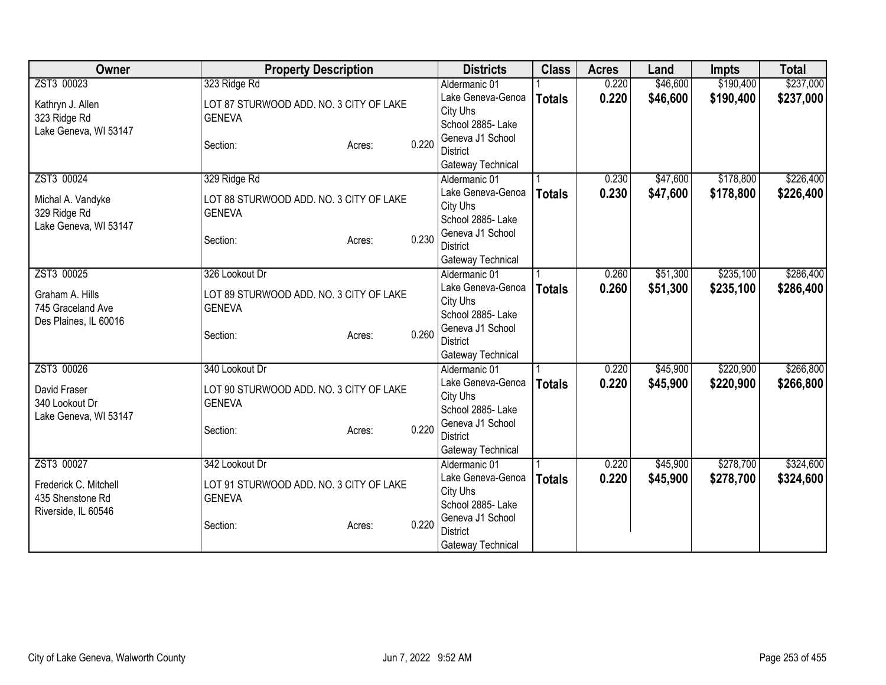| Owner | Property Description | Districts | Class | Acres | Land | Impts | Total |
|---|---|---|---|---|---|---|---|
| ZST3 00023<br><br>Kathryn J. Allen<br>323 Ridge Rd<br>Lake Geneva, WI 53147 | 323 Ridge Rd<br><br>LOT 87 STURWOOD ADD. NO. 3 CITY OF LAKE GENEVA<br><br>Section: Acres: 0.220 | Aldermanic 01<br>Lake Geneva-Genoa City Uhs<br>School 2885- Lake Geneva J1 School District<br>Gateway Technical | 1<br>**Totals** | 0.220<br>**0.220** | $46,600<br>**$46,600** | $190,400<br>**$190,400** | $237,000<br>**$237,000** |
| ZST3 00024<br><br>Michal A. Vandyke<br>329 Ridge Rd<br>Lake Geneva, WI 53147 | 329 Ridge Rd<br><br>LOT 88 STURWOOD ADD. NO. 3 CITY OF LAKE GENEVA<br><br>Section: Acres: 0.230 | Aldermanic 01<br>Lake Geneva-Genoa City Uhs<br>School 2885- Lake Geneva J1 School District<br>Gateway Technical | 1<br>**Totals** | 0.230<br>**0.230** | $47,600<br>**$47,600** | $178,800<br>**$178,800** | $226,400<br>**$226,400** |
| ZST3 00025<br><br>Graham A. Hills<br>745 Graceland Ave<br>Des Plaines, IL 60016 | 326 Lookout Dr<br><br>LOT 89 STURWOOD ADD. NO. 3 CITY OF LAKE GENEVA<br><br>Section: Acres: 0.260 | Aldermanic 01<br>Lake Geneva-Genoa City Uhs<br>School 2885- Lake Geneva J1 School District<br>Gateway Technical | 1<br>**Totals** | 0.260<br>**0.260** | $51,300<br>**$51,300** | $235,100<br>**$235,100** | $286,400<br>**$286,400** |
| ZST3 00026<br><br>David Fraser<br>340 Lookout Dr<br>Lake Geneva, WI 53147 | 340 Lookout Dr<br><br>LOT 90 STURWOOD ADD. NO. 3 CITY OF LAKE GENEVA<br><br>Section: Acres: 0.220 | Aldermanic 01<br>Lake Geneva-Genoa City Uhs<br>School 2885- Lake Geneva J1 School District<br>Gateway Technical | 1<br>**Totals** | 0.220<br>**0.220** | $45,900<br>**$45,900** | $220,900<br>**$220,900** | $266,800<br>**$266,800** |
| ZST3 00027<br><br>Frederick C. Mitchell<br>435 Shenstone Rd<br>Riverside, IL 60546 | 342 Lookout Dr<br><br>LOT 91 STURWOOD ADD. NO. 3 CITY OF LAKE GENEVA<br><br>Section: Acres: 0.220 | Aldermanic 01<br>Lake Geneva-Genoa City Uhs<br>School 2885- Lake Geneva J1 School District<br>Gateway Technical | 1<br>**Totals** | 0.220<br>**0.220** | $45,900<br>**$45,900** | $278,700<br>**$278,700** | $324,600<br>**$324,600** |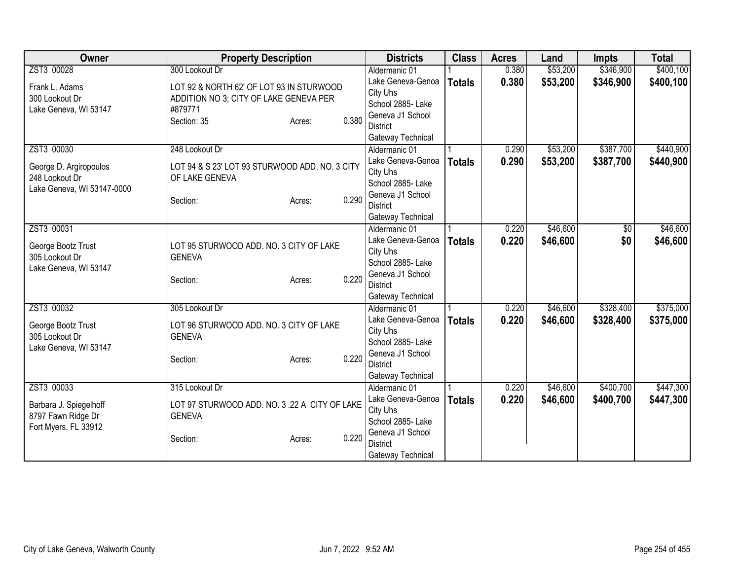| Owner | Property Description | Districts | Class | Acres | Land | Impts | Total |
|---|---|---|---|---|---|---|---|
| ZST3 00028<br>Frank L. Adams<br>300 Lookout Dr<br>Lake Geneva, WI 53147 | 300 Lookout Dr<br>LOT 92 & NORTH 62' OF LOT 93 IN STURWOOD ADDITION NO 3; CITY OF LAKE GENEVA PER #879771<br>Section: 35 Acres: 0.380 | Aldermanic 01<br>Lake Geneva-Genoa City Uhs<br>School 2885- Lake Geneva J1 School District<br>Gateway Technical | 1<br>**Totals** | 0.380<br>**0.380** | $53,200<br>**$53,200** | $346,900<br>**$346,900** | $400,100<br>**$400,100** |
| ZST3 00030<br>George D. Argiropoulos<br>248 Lookout Dr<br>Lake Geneva, WI 53147-0000 | 248 Lookout Dr<br>LOT 94 & S 23' LOT 93 STURWOOD ADD. NO. 3 CITY OF LAKE GENEVA<br>Section: Acres: 0.290 | Aldermanic 01<br>Lake Geneva-Genoa City Uhs<br>School 2885- Lake Geneva J1 School District<br>Gateway Technical | 1<br>**Totals** | 0.290<br>**0.290** | $53,200<br>**$53,200** | $387,700<br>**$387,700** | $440,900<br>**$440,900** |
| ZST3 00031<br>George Bootz Trust<br>305 Lookout Dr<br>Lake Geneva, WI 53147 | LOT 95 STURWOOD ADD. NO. 3 CITY OF LAKE GENEVA<br>Section: Acres: 0.220 | Aldermanic 01<br>Lake Geneva-Genoa City Uhs<br>School 2885- Lake Geneva J1 School District<br>Gateway Technical | 1<br>**Totals** | 0.220<br>**0.220** | $46,600<br>**$46,600** | $0<br>**$0** | $46,600<br>**$46,600** |
| ZST3 00032<br>George Bootz Trust<br>305 Lookout Dr<br>Lake Geneva, WI 53147 | 305 Lookout Dr<br>LOT 96 STURWOOD ADD. NO. 3 CITY OF LAKE GENEVA<br>Section: Acres: 0.220 | Aldermanic 01<br>Lake Geneva-Genoa City Uhs<br>School 2885- Lake Geneva J1 School District<br>Gateway Technical | 1<br>**Totals** | 0.220<br>**0.220** | $46,600<br>**$46,600** | $328,400<br>**$328,400** | $375,000<br>**$375,000** |
| ZST3 00033<br>Barbara J. Spiegelhoff<br>8797 Fawn Ridge Dr<br>Fort Myers, FL 33912 | 315 Lookout Dr<br>LOT 97 STURWOOD ADD. NO. 3 .22 A CITY OF LAKE GENEVA<br>Section: Acres: 0.220 | Aldermanic 01<br>Lake Geneva-Genoa City Uhs<br>School 2885- Lake Geneva J1 School District<br>Gateway Technical | 1<br>**Totals** | 0.220<br>**0.220** | $46,600<br>**$46,600** | $400,700<br>**$400,700** | $447,300<br>**$447,300** |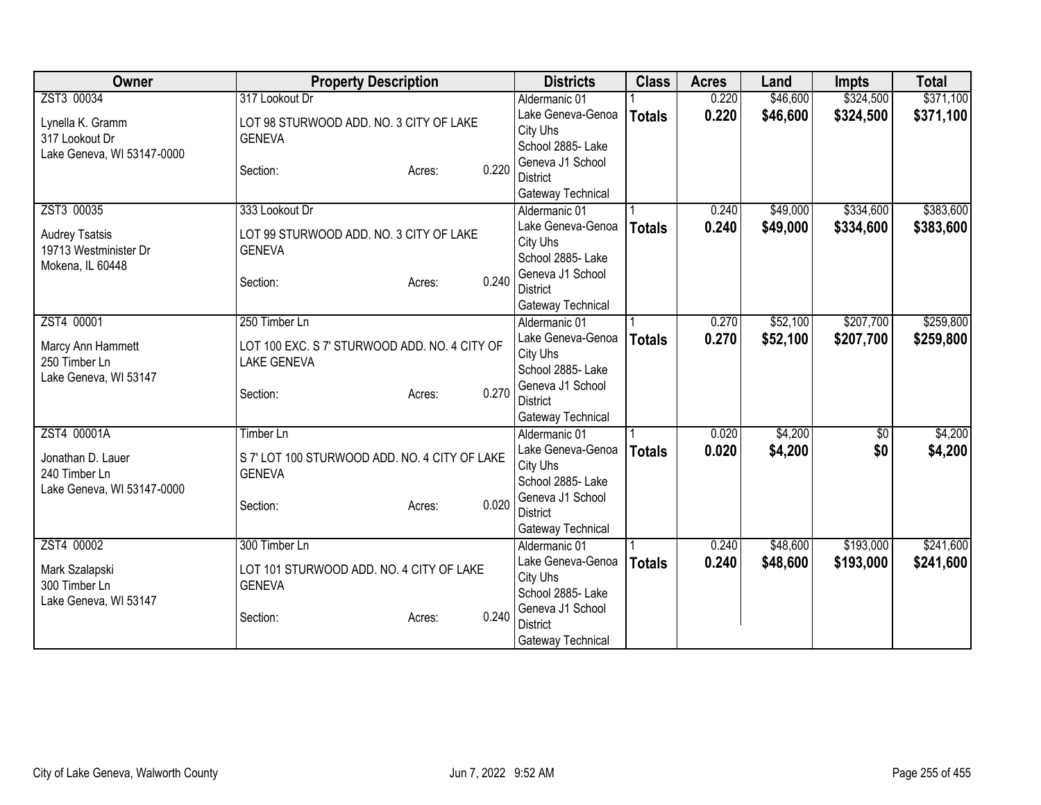| Owner | Property Description | Districts | Class | Acres | Land | Impts | Total |
|---|---|---|---|---|---|---|---|
| ZST3 00034<br><br>Lynella K. Gramm<br>317 Lookout Dr<br>Lake Geneva, WI 53147-0000 | 317 Lookout Dr<br><br>LOT 98 STURWOOD ADD. NO. 3 CITY OF LAKE GENEVA<br><br>Section: Acres: 0.220 | Aldermanic 01<br>Lake Geneva-Genoa City Uhs<br>School 2885- Lake Geneva J1 School District<br>Gateway Technical | 1<br>**Totals** | 0.220<br>**0.220** | $46,600<br>**$46,600** | $324,500<br>**$324,500** | $371,100<br>**$371,100** |
| ZST3 00035<br><br>Audrey Tsatsis<br>19713 Westminister Dr<br>Mokena, IL 60448 | 333 Lookout Dr<br><br>LOT 99 STURWOOD ADD. NO. 3 CITY OF LAKE GENEVA<br><br>Section: Acres: 0.240 | Aldermanic 01<br>Lake Geneva-Genoa City Uhs<br>School 2885- Lake Geneva J1 School District<br>Gateway Technical | 1<br>**Totals** | 0.240<br>**0.240** | $49,000<br>**$49,000** | $334,600<br>**$334,600** | $383,600<br>**$383,600** |
| ZST4 00001<br><br>Marcy Ann Hammett<br>250 Timber Ln<br>Lake Geneva, WI 53147 | 250 Timber Ln<br><br>LOT 100 EXC. S 7' STURWOOD ADD. NO. 4 CITY OF LAKE GENEVA<br><br>Section: Acres: 0.270 | Aldermanic 01<br>Lake Geneva-Genoa City Uhs<br>School 2885- Lake Geneva J1 School District<br>Gateway Technical | 1<br>**Totals** | 0.270<br>**0.270** | $52,100<br>**$52,100** | $207,700<br>**$207,700** | $259,800<br>**$259,800** |
| ZST4 00001A<br><br>Jonathan D. Lauer<br>240 Timber Ln<br>Lake Geneva, WI 53147-0000 | Timber Ln<br><br>S 7' LOT 100 STURWOOD ADD. NO. 4 CITY OF LAKE GENEVA<br><br>Section: Acres: 0.020 | Aldermanic 01<br>Lake Geneva-Genoa City Uhs<br>School 2885- Lake Geneva J1 School District<br>Gateway Technical | 1<br>**Totals** | 0.020<br>**0.020** | $4,200<br>**$4,200** | $0<br>**$0** | $4,200<br>**$4,200** |
| ZST4 00002<br><br>Mark Szalapski<br>300 Timber Ln<br>Lake Geneva, WI 53147 | 300 Timber Ln<br><br>LOT 101 STURWOOD ADD. NO. 4 CITY OF LAKE GENEVA<br><br>Section: Acres: 0.240 | Aldermanic 01<br>Lake Geneva-Genoa City Uhs<br>School 2885- Lake Geneva J1 School District<br>Gateway Technical | 1<br>**Totals** | 0.240<br>**0.240** | $48,600<br>**$48,600** | $193,000<br>**$193,000** | $241,600<br>**$241,600** |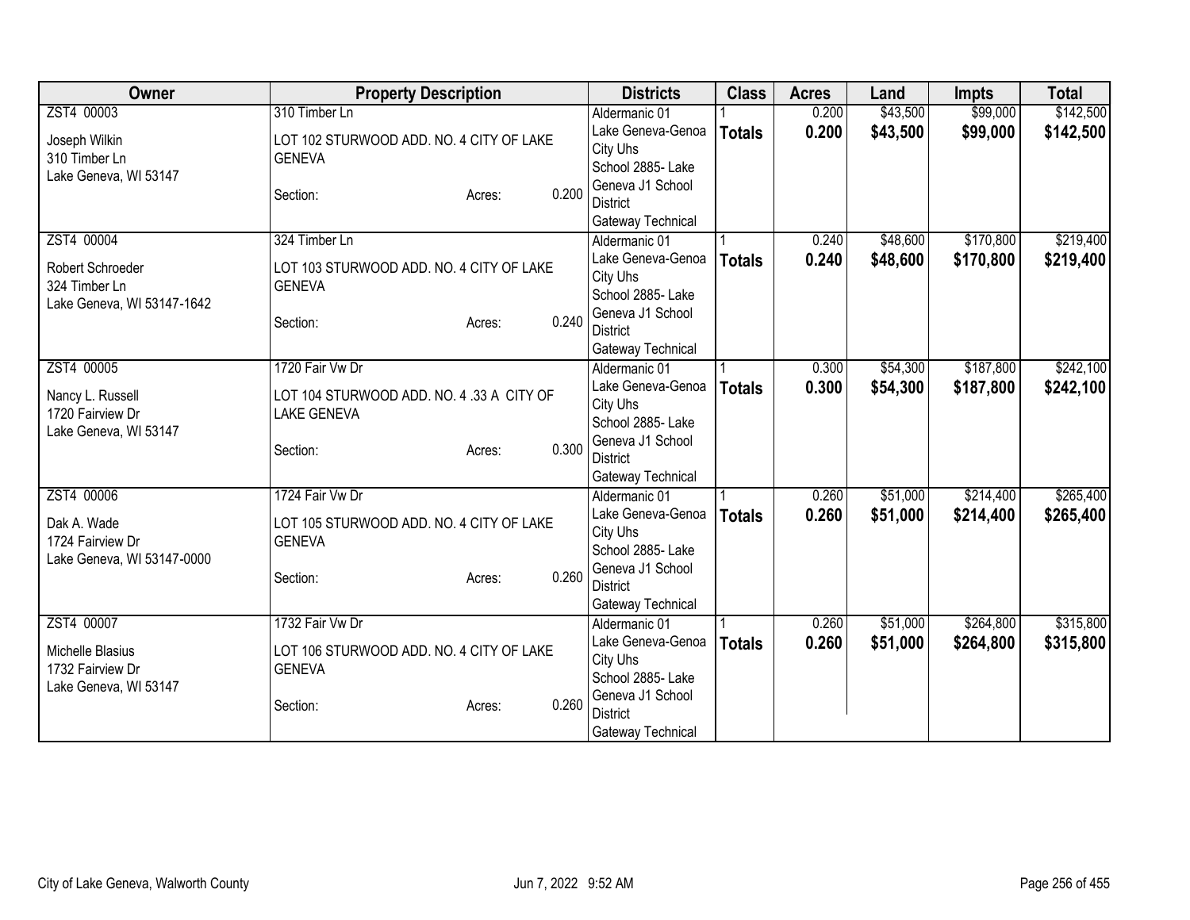| Owner | Property Description | Districts | Class | Acres | Land | Impts | Total |
|---|---|---|---|---|---|---|---|
| ZST4 00003<br><br>Joseph Wilkin<br>310 Timber Ln<br>Lake Geneva, WI 53147 | 310 Timber Ln<br><br>LOT 102 STURWOOD ADD. NO. 4 CITY OF LAKE GENEVA<br><br>Section: Acres: 0.200 | Aldermanic 01<br>Lake Geneva-Genoa City Uhs<br>School 2885- Lake Geneva J1 School District<br>Gateway Technical | 1<br>**Totals** | 0.200<br>**0.200** | $43,500<br>**$43,500** | $99,000<br>**$99,000** | $142,500<br>**$142,500** |
| ZST4 00004<br><br>Robert Schroeder<br>324 Timber Ln<br>Lake Geneva, WI 53147-1642 | 324 Timber Ln<br><br>LOT 103 STURWOOD ADD. NO. 4 CITY OF LAKE GENEVA<br><br>Section: Acres: 0.240 | Aldermanic 01<br>Lake Geneva-Genoa City Uhs<br>School 2885- Lake Geneva J1 School District<br>Gateway Technical | 1<br>**Totals** | 0.240<br>**0.240** | $48,600<br>**$48,600** | $170,800<br>**$170,800** | $219,400<br>**$219,400** |
| ZST4 00005<br><br>Nancy L. Russell<br>1720 Fairview Dr<br>Lake Geneva, WI 53147 | 1720 Fair Vw Dr<br><br>LOT 104 STURWOOD ADD. NO. 4 .33 A CITY OF LAKE GENEVA<br><br>Section: Acres: 0.300 | Aldermanic 01<br>Lake Geneva-Genoa City Uhs<br>School 2885- Lake Geneva J1 School District<br>Gateway Technical | 1<br>**Totals** | 0.300<br>**0.300** | $54,300<br>**$54,300** | $187,800<br>**$187,800** | $242,100<br>**$242,100** |
| ZST4 00006<br><br>Dak A. Wade<br>1724 Fairview Dr<br>Lake Geneva, WI 53147-0000 | 1724 Fair Vw Dr<br><br>LOT 105 STURWOOD ADD. NO. 4 CITY OF LAKE GENEVA<br><br>Section: Acres: 0.260 | Aldermanic 01<br>Lake Geneva-Genoa City Uhs<br>School 2885- Lake Geneva J1 School District<br>Gateway Technical | 1<br>**Totals** | 0.260<br>**0.260** | $51,000<br>**$51,000** | $214,400<br>**$214,400** | $265,400<br>**$265,400** |
| ZST4 00007<br><br>Michelle Blasius<br>1732 Fairview Dr<br>Lake Geneva, WI 53147 | 1732 Fair Vw Dr<br><br>LOT 106 STURWOOD ADD. NO. 4 CITY OF LAKE GENEVA<br><br>Section: Acres: 0.260 | Aldermanic 01<br>Lake Geneva-Genoa City Uhs<br>School 2885- Lake Geneva J1 School District<br>Gateway Technical | 1<br>**Totals** | 0.260<br>**0.260** | $51,000<br>**$51,000** | $264,800<br>**$264,800** | $315,800<br>**$315,800** |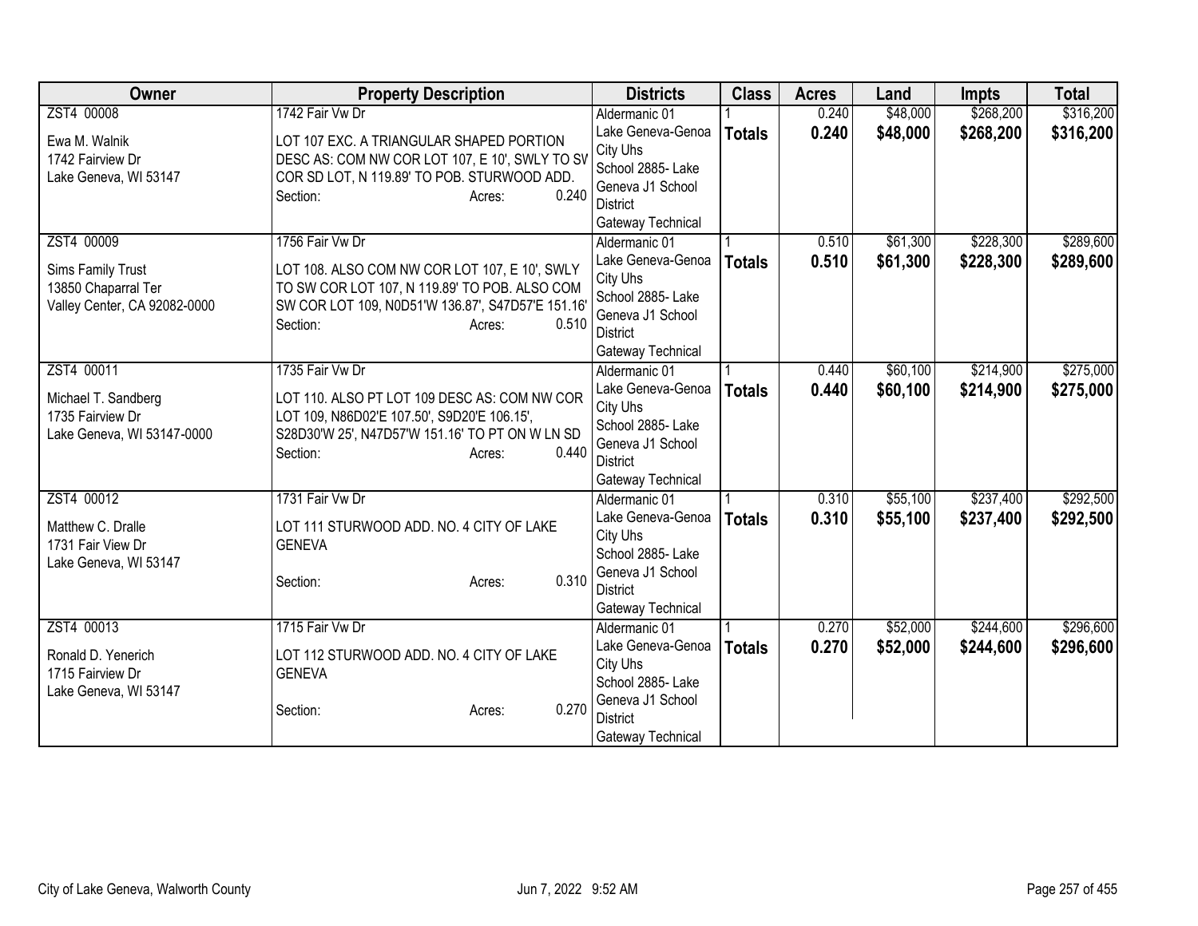| Owner | Property Description | Districts | Class | Acres | Land | Impts | Total |
|---|---|---|---|---|---|---|---|
| ZST4 00008<br><br>Ewa M. Walnik<br>1742 Fairview Dr<br>Lake Geneva, WI 53147 | 1742 Fair Vw Dr<br><br>LOT 107 EXC. A TRIANGULAR SHAPED PORTION DESC AS: COM NW COR LOT 107, E 10', SWLY TO SV COR SD LOT, N 119.89' TO POB. STURWOOD ADD.<br>Section: Acres: 0.240 | Aldermanic 01<br>Lake Geneva-Genoa City Uhs<br>School 2885- Lake Geneva J1 School District<br>Gateway Technical | 1<br>**Totals** | 0.240<br>**0.240** | $48,000<br>**$48,000** | $268,200<br>**$268,200** | $316,200<br>**$316,200** |
| ZST4 00009<br><br>Sims Family Trust<br>13850 Chaparral Ter<br>Valley Center, CA 92082-0000 | 1756 Fair Vw Dr<br><br>LOT 108. ALSO COM NW COR LOT 107, E 10', SWLY TO SW COR LOT 107, N 119.89' TO POB. ALSO COM SW COR LOT 109, N0D51'W 136.87', S47D57'E 151.16'<br>Section: Acres: 0.510 | Aldermanic 01<br>Lake Geneva-Genoa City Uhs<br>School 2885- Lake Geneva J1 School District<br>Gateway Technical | 1<br>**Totals** | 0.510<br>**0.510** | $61,300<br>**$61,300** | $228,300<br>**$228,300** | $289,600<br>**$289,600** |
| ZST4 00011<br><br>Michael T. Sandberg<br>1735 Fairview Dr<br>Lake Geneva, WI 53147-0000 | 1735 Fair Vw Dr<br><br>LOT 110. ALSO PT LOT 109 DESC AS: COM NW COR LOT 109, N86D02'E 107.50', S9D20'E 106.15', S28D30'W 25', N47D57'W 151.16' TO PT ON W LN SD<br>Section: Acres: 0.440 | Aldermanic 01<br>Lake Geneva-Genoa City Uhs<br>School 2885- Lake Geneva J1 School District<br>Gateway Technical | 1<br>**Totals** | 0.440<br>**0.440** | $60,100<br>**$60,100** | $214,900<br>**$214,900** | $275,000<br>**$275,000** |
| ZST4 00012<br><br>Matthew C. Dralle<br>1731 Fair View Dr<br>Lake Geneva, WI 53147 | 1731 Fair Vw Dr<br><br>LOT 111 STURWOOD ADD. NO. 4 CITY OF LAKE GENEVA<br>Section: Acres: 0.310 | Aldermanic 01<br>Lake Geneva-Genoa City Uhs<br>School 2885- Lake Geneva J1 School District<br>Gateway Technical | 1<br>**Totals** | 0.310<br>**0.310** | $55,100<br>**$55,100** | $237,400<br>**$237,400** | $292,500<br>**$292,500** |
| ZST4 00013<br><br>Ronald D. Yenerich<br>1715 Fairview Dr<br>Lake Geneva, WI 53147 | 1715 Fair Vw Dr<br><br>LOT 112 STURWOOD ADD. NO. 4 CITY OF LAKE GENEVA<br>Section: Acres: 0.270 | Aldermanic 01<br>Lake Geneva-Genoa City Uhs<br>School 2885- Lake Geneva J1 School District<br>Gateway Technical | 1<br>**Totals** | 0.270<br>**0.270** | $52,000<br>**$52,000** | $244,600<br>**$244,600** | $296,600<br>**$296,600** |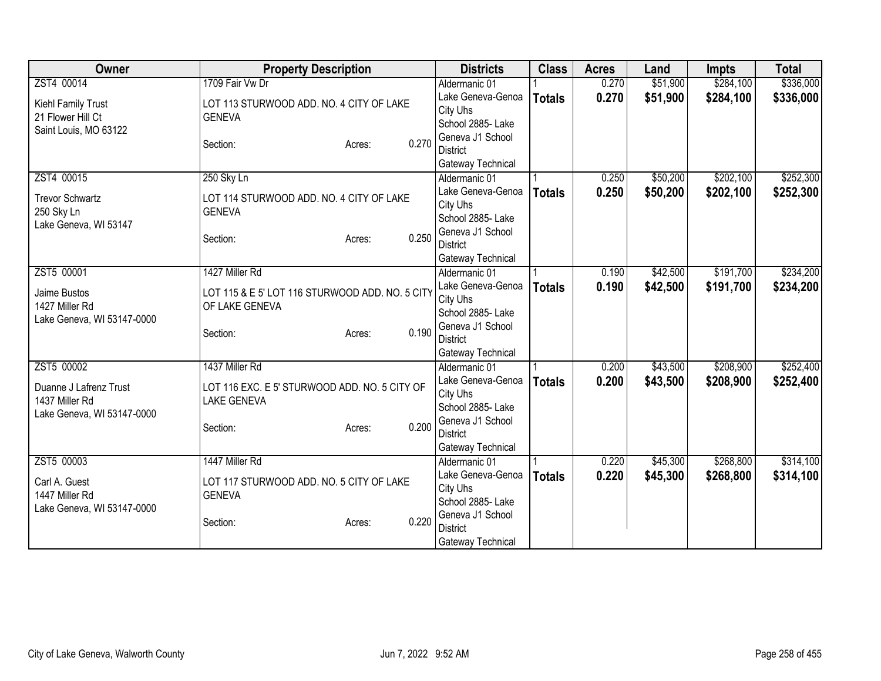| Owner | Property Description | Districts | Class | Acres | Land | Impts | Total |
|---|---|---|---|---|---|---|---|
| ZST4 00014<br>Kiehl Family Trust<br>21 Flower Hill Ct<br>Saint Louis, MO 63122 | 1709 Fair Vw Dr<br>LOT 113 STURWOOD ADD. NO. 4 CITY OF LAKE GENEVA<br>Section: Acres: 0.270 | Aldermanic 01<br>Lake Geneva-Genoa City Uhs<br>School 2885- Lake Geneva J1 School District<br>Gateway Technical | 1<br>**Totals** | 0.270<br>**0.270** | $51,900<br>**$51,900** | $284,100<br>**$284,100** | $336,000<br>**$336,000** |
| ZST4 00015<br>Trevor Schwartz<br>250 Sky Ln<br>Lake Geneva, WI 53147 | 250 Sky Ln<br>LOT 114 STURWOOD ADD. NO. 4 CITY OF LAKE GENEVA<br>Section: Acres: 0.250 | Aldermanic 01<br>Lake Geneva-Genoa City Uhs<br>School 2885- Lake Geneva J1 School District<br>Gateway Technical | 1<br>**Totals** | 0.250<br>**0.250** | $50,200<br>**$50,200** | $202,100<br>**$202,100** | $252,300<br>**$252,300** |
| ZST5 00001<br>Jaime Bustos<br>1427 Miller Rd<br>Lake Geneva, WI 53147-0000 | 1427 Miller Rd<br>LOT 115 & E 5' LOT 116 STURWOOD ADD. NO. 5 CITY OF LAKE GENEVA<br>Section: Acres: 0.190 | Aldermanic 01<br>Lake Geneva-Genoa City Uhs<br>School 2885- Lake Geneva J1 School District<br>Gateway Technical | 1<br>**Totals** | 0.190<br>**0.190** | $42,500<br>**$42,500** | $191,700<br>**$191,700** | $234,200<br>**$234,200** |
| ZST5 00002<br>Duanne J Lafrenz Trust<br>1437 Miller Rd<br>Lake Geneva, WI 53147-0000 | 1437 Miller Rd<br>LOT 116 EXC. E 5' STURWOOD ADD. NO. 5 CITY OF LAKE GENEVA<br>Section: Acres: 0.200 | Aldermanic 01<br>Lake Geneva-Genoa City Uhs<br>School 2885- Lake Geneva J1 School District<br>Gateway Technical | 1<br>**Totals** | 0.200<br>**0.200** | $43,500<br>**$43,500** | $208,900<br>**$208,900** | $252,400<br>**$252,400** |
| ZST5 00003<br>Carl A. Guest<br>1447 Miller Rd<br>Lake Geneva, WI 53147-0000 | 1447 Miller Rd<br>LOT 117 STURWOOD ADD. NO. 5 CITY OF LAKE GENEVA<br>Section: Acres: 0.220 | Aldermanic 01<br>Lake Geneva-Genoa City Uhs<br>School 2885- Lake Geneva J1 School District<br>Gateway Technical | 1<br>**Totals** | 0.220<br>**0.220** | $45,300<br>**$45,300** | $268,800<br>**$268,800** | $314,100<br>**$314,100** |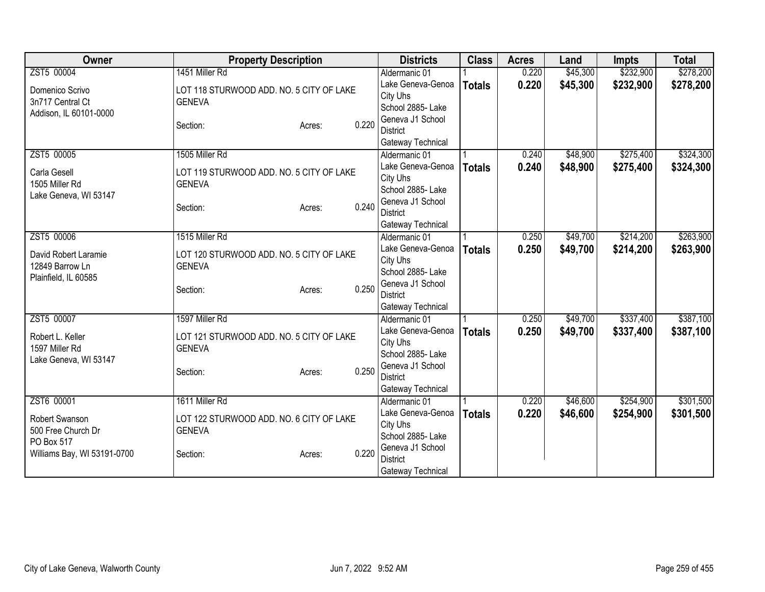| Owner | Property Description | Districts | Class | Acres | Land | Impts | Total |
|---|---|---|---|---|---|---|---|
| ZST5 00004<br>Domenico Scrivo<br>3n717 Central Ct<br>Addison, IL 60101-0000 | 1451 Miller Rd<br>LOT 118 STURWOOD ADD. NO. 5 CITY OF LAKE GENEVA<br>Section: Acres: 0.220 | Aldermanic 01<br>Lake Geneva-Genoa City Uhs<br>School 2885- Lake Geneva J1 School District<br>Gateway Technical | 1<br>**Totals** | 0.220<br>**0.220** | $45,300<br>**$45,300** | $232,900<br>**$232,900** | $278,200<br>**$278,200** |
| ZST5 00005<br>Carla Gesell<br>1505 Miller Rd<br>Lake Geneva, WI 53147 | 1505 Miller Rd<br>LOT 119 STURWOOD ADD. NO. 5 CITY OF LAKE GENEVA<br>Section: Acres: 0.240 | Aldermanic 01<br>Lake Geneva-Genoa City Uhs<br>School 2885- Lake Geneva J1 School District<br>Gateway Technical | 1<br>**Totals** | 0.240<br>**0.240** | $48,900<br>**$48,900** | $275,400<br>**$275,400** | $324,300<br>**$324,300** |
| ZST5 00006<br>David Robert Laramie<br>12849 Barrow Ln<br>Plainfield, IL 60585 | 1515 Miller Rd<br>LOT 120 STURWOOD ADD. NO. 5 CITY OF LAKE GENEVA<br>Section: Acres: 0.250 | Aldermanic 01<br>Lake Geneva-Genoa City Uhs<br>School 2885- Lake Geneva J1 School District<br>Gateway Technical | 1<br>**Totals** | 0.250<br>**0.250** | $49,700<br>**$49,700** | $214,200<br>**$214,200** | $263,900<br>**$263,900** |
| ZST5 00007<br>Robert L. Keller<br>1597 Miller Rd<br>Lake Geneva, WI 53147 | 1597 Miller Rd<br>LOT 121 STURWOOD ADD. NO. 5 CITY OF LAKE GENEVA<br>Section: Acres: 0.250 | Aldermanic 01<br>Lake Geneva-Genoa City Uhs<br>School 2885- Lake Geneva J1 School District<br>Gateway Technical | 1<br>**Totals** | 0.250<br>**0.250** | $49,700<br>**$49,700** | $337,400<br>**$337,400** | $387,100<br>**$387,100** |
| ZST6 00001<br>Robert Swanson<br>500 Free Church Dr<br>PO Box 517<br>Williams Bay, WI 53191-0700 | 1611 Miller Rd<br>LOT 122 STURWOOD ADD. NO. 6 CITY OF LAKE GENEVA<br>Section: Acres: 0.220 | Aldermanic 01<br>Lake Geneva-Genoa City Uhs<br>School 2885- Lake Geneva J1 School District<br>Gateway Technical | 1<br>**Totals** | 0.220<br>**0.220** | $46,600<br>**$46,600** | $254,900<br>**$254,900** | $301,500<br>**$301,500** |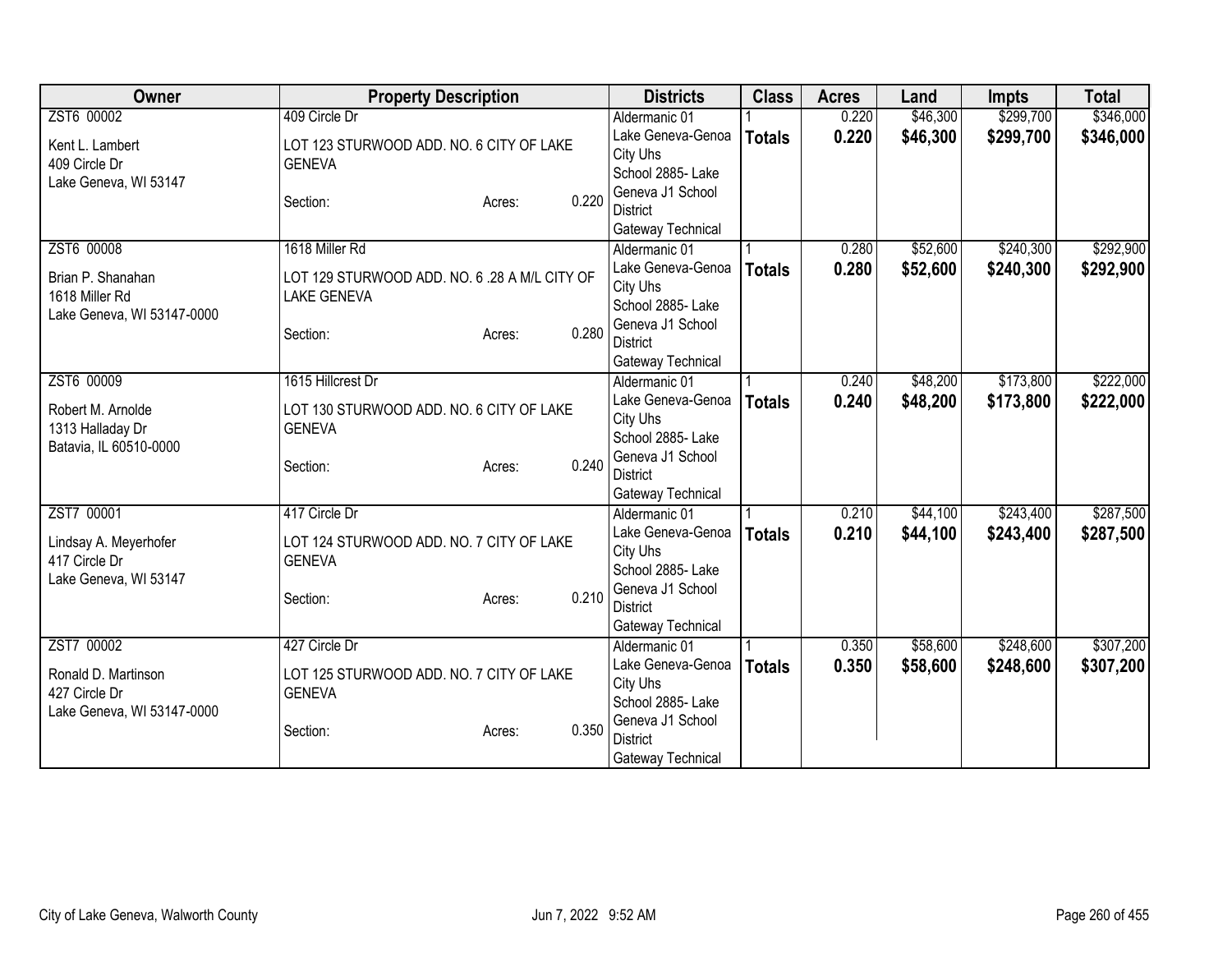| Owner | Property Description | Districts | Class | Acres | Land | Impts | Total |
|---|---|---|---|---|---|---|---|
| ZST6 00002<br>Kent L. Lambert<br>409 Circle Dr<br>Lake Geneva, WI 53147 | 409 Circle Dr<br>LOT 123 STURWOOD ADD. NO. 6 CITY OF LAKE GENEVA<br>Section: Acres: 0.220 | Aldermanic 01<br>Lake Geneva-Genoa City Uhs<br>School 2885- Lake Geneva J1 School District<br>Gateway Technical | 1<br>**Totals** | 0.220<br>**0.220** | $46,300<br>**$46,300** | $299,700<br>**$299,700** | $346,000<br>**$346,000** |
| ZST6 00008<br>Brian P. Shanahan<br>1618 Miller Rd<br>Lake Geneva, WI 53147-0000 | 1618 Miller Rd<br>LOT 129 STURWOOD ADD. NO. 6 .28 A M/L CITY OF LAKE GENEVA<br>Section: Acres: 0.280 | Aldermanic 01<br>Lake Geneva-Genoa City Uhs<br>School 2885- Lake Geneva J1 School District<br>Gateway Technical | 1<br>**Totals** | 0.280<br>**0.280** | $52,600<br>**$52,600** | $240,300<br>**$240,300** | $292,900<br>**$292,900** |
| ZST6 00009<br>Robert M. Arnolde<br>1313 Halladay Dr<br>Batavia, IL 60510-0000 | 1615 Hillcrest Dr<br>LOT 130 STURWOOD ADD. NO. 6 CITY OF LAKE GENEVA<br>Section: Acres: 0.240 | Aldermanic 01<br>Lake Geneva-Genoa City Uhs<br>School 2885- Lake Geneva J1 School District<br>Gateway Technical | 1<br>**Totals** | 0.240<br>**0.240** | $48,200<br>**$48,200** | $173,800<br>**$173,800** | $222,000<br>**$222,000** |
| ZST7 00001<br>Lindsay A. Meyerhofer<br>417 Circle Dr<br>Lake Geneva, WI 53147 | 417 Circle Dr<br>LOT 124 STURWOOD ADD. NO. 7 CITY OF LAKE GENEVA<br>Section: Acres: 0.210 | Aldermanic 01<br>Lake Geneva-Genoa City Uhs<br>School 2885- Lake Geneva J1 School District<br>Gateway Technical | 1<br>**Totals** | 0.210<br>**0.210** | $44,100<br>**$44,100** | $243,400<br>**$243,400** | $287,500<br>**$287,500** |
| ZST7 00002<br>Ronald D. Martinson<br>427 Circle Dr<br>Lake Geneva, WI 53147-0000 | 427 Circle Dr<br>LOT 125 STURWOOD ADD. NO. 7 CITY OF LAKE GENEVA<br>Section: Acres: 0.350 | Aldermanic 01<br>Lake Geneva-Genoa City Uhs<br>School 2885- Lake Geneva J1 School District<br>Gateway Technical | 1<br>**Totals** | 0.350<br>**0.350** | $58,600<br>**$58,600** | $248,600<br>**$248,600** | $307,200<br>**$307,200** |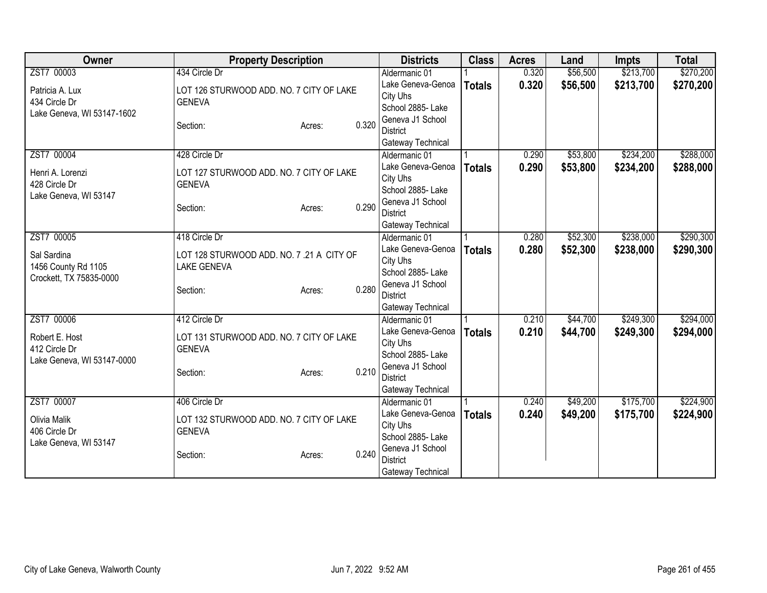| Owner | Property Description | Districts | Class | Acres | Land | Impts | Total |
|---|---|---|---|---|---|---|---|
| ZST7 00003<br><br>Patricia A. Lux<br>434 Circle Dr<br>Lake Geneva, WI 53147-1602 | 434 Circle Dr<br><br>LOT 126 STURWOOD ADD. NO. 7 CITY OF LAKE GENEVA<br><br>Section: Acres: 0.320 | Aldermanic 01<br>Lake Geneva-Genoa City Uhs<br>School 2885- Lake Geneva J1 School District<br>Gateway Technical | 1<br>**Totals** | 0.320<br>**0.320** | $56,500<br>**$56,500** | $213,700<br>**$213,700** | $270,200<br>**$270,200** |
| ZST7 00004<br><br>Henri A. Lorenzi<br>428 Circle Dr<br>Lake Geneva, WI 53147 | 428 Circle Dr<br><br>LOT 127 STURWOOD ADD. NO. 7 CITY OF LAKE GENEVA<br><br>Section: Acres: 0.290 | Aldermanic 01<br>Lake Geneva-Genoa City Uhs<br>School 2885- Lake Geneva J1 School District<br>Gateway Technical | 1<br>**Totals** | 0.290<br>**0.290** | $53,800<br>**$53,800** | $234,200<br>**$234,200** | $288,000<br>**$288,000** |
| ZST7 00005<br><br>Sal Sardina<br>1456 County Rd 1105<br>Crockett, TX 75835-0000 | 418 Circle Dr<br><br>LOT 128 STURWOOD ADD. NO. 7 .21 A CITY OF LAKE GENEVA<br><br>Section: Acres: 0.280 | Aldermanic 01<br>Lake Geneva-Genoa City Uhs<br>School 2885- Lake Geneva J1 School District<br>Gateway Technical | 1<br>**Totals** | 0.280<br>**0.280** | $52,300<br>**$52,300** | $238,000<br>**$238,000** | $290,300<br>**$290,300** |
| ZST7 00006<br><br>Robert E. Host<br>412 Circle Dr<br>Lake Geneva, WI 53147-0000 | 412 Circle Dr<br><br>LOT 131 STURWOOD ADD. NO. 7 CITY OF LAKE GENEVA<br><br>Section: Acres: 0.210 | Aldermanic 01<br>Lake Geneva-Genoa City Uhs<br>School 2885- Lake Geneva J1 School District<br>Gateway Technical | 1<br>**Totals** | 0.210<br>**0.210** | $44,700<br>**$44,700** | $249,300<br>**$249,300** | $294,000<br>**$294,000** |
| ZST7 00007<br><br>Olivia Malik<br>406 Circle Dr<br>Lake Geneva, WI 53147 | 406 Circle Dr<br><br>LOT 132 STURWOOD ADD. NO. 7 CITY OF LAKE GENEVA<br><br>Section: Acres: 0.240 | Aldermanic 01<br>Lake Geneva-Genoa City Uhs<br>School 2885- Lake Geneva J1 School District<br>Gateway Technical | 1<br>**Totals** | 0.240<br>**0.240** | $49,200<br>**$49,200** | $175,700<br>**$175,700** | $224,900<br>**$224,900** |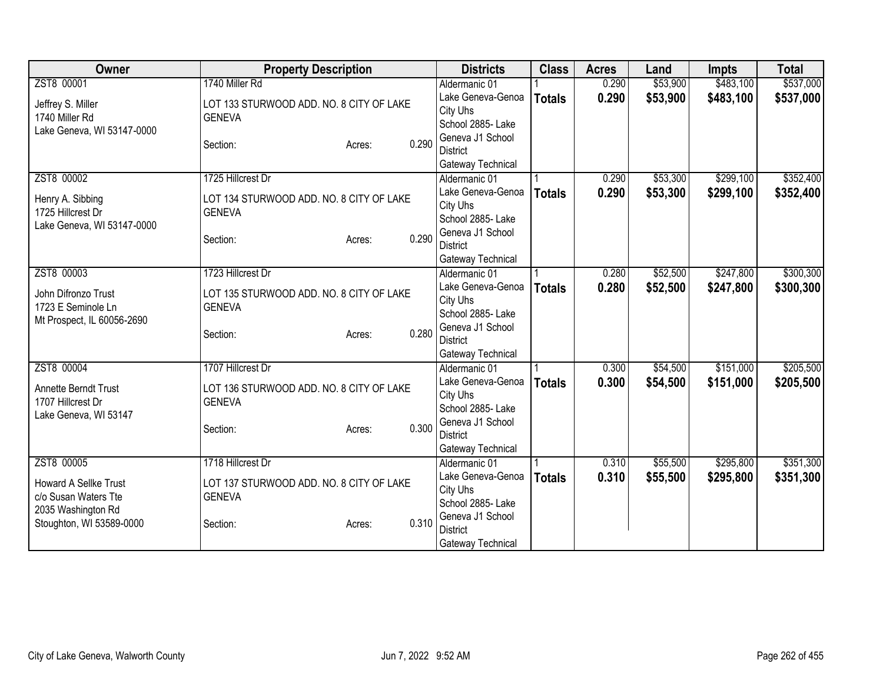| Owner | Property Description | | | Districts | Class | Acres | Land | Impts | Total |
|---|---|---|---|---|---|---|---|---|---|
| ZST8 00001<br><br>Jeffrey S. Miller<br>1740 Miller Rd<br>Lake Geneva, WI 53147-0000 | 1740 Miller Rd<br><br>LOT 133 STURWOOD ADD. NO. 8 CITY OF LAKE GENEVA<br><br>Section: | Acres: | 0.290 | Aldermanic 01<br>Lake Geneva-Genoa City Uhs<br>School 2885- Lake Geneva J1 School District<br>Gateway Technical | 1<br>**Totals** | 0.290<br>**0.290** | $53,900<br>**$53,900** | $483,100<br>**$483,100** | $537,000<br>**$537,000** |
| ZST8 00002<br><br>Henry A. Sibbing<br>1725 Hillcrest Dr<br>Lake Geneva, WI 53147-0000 | 1725 Hillcrest Dr<br><br>LOT 134 STURWOOD ADD. NO. 8 CITY OF LAKE GENEVA<br><br>Section: | Acres: | 0.290 | Aldermanic 01<br>Lake Geneva-Genoa City Uhs<br>School 2885- Lake Geneva J1 School District<br>Gateway Technical | 1<br>**Totals** | 0.290<br>**0.290** | $53,300<br>**$53,300** | $299,100<br>**$299,100** | $352,400<br>**$352,400** |
| ZST8 00003<br><br>John Difronzo Trust<br>1723 E Seminole Ln<br>Mt Prospect, IL 60056-2690 | 1723 Hillcrest Dr<br><br>LOT 135 STURWOOD ADD. NO. 8 CITY OF LAKE GENEVA<br><br>Section: | Acres: | 0.280 | Aldermanic 01<br>Lake Geneva-Genoa City Uhs<br>School 2885- Lake Geneva J1 School District<br>Gateway Technical | 1<br>**Totals** | 0.280<br>**0.280** | $52,500<br>**$52,500** | $247,800<br>**$247,800** | $300,300<br>**$300,300** |
| ZST8 00004<br><br>Annette Berndt Trust<br>1707 Hillcrest Dr<br>Lake Geneva, WI 53147 | 1707 Hillcrest Dr<br><br>LOT 136 STURWOOD ADD. NO. 8 CITY OF LAKE GENEVA<br><br>Section: | Acres: | 0.300 | Aldermanic 01<br>Lake Geneva-Genoa City Uhs<br>School 2885- Lake Geneva J1 School District<br>Gateway Technical | 1<br>**Totals** | 0.300<br>**0.300** | $54,500<br>**$54,500** | $151,000<br>**$151,000** | $205,500<br>**$205,500** |
| ZST8 00005<br><br>Howard A Sellke Trust<br>c/o Susan Waters Tte<br>2035 Washington Rd<br>Stoughton, WI 53589-0000 | 1718 Hillcrest Dr<br><br>LOT 137 STURWOOD ADD. NO. 8 CITY OF LAKE GENEVA<br><br>Section: | Acres: | 0.310 | Aldermanic 01<br>Lake Geneva-Genoa City Uhs<br>School 2885- Lake Geneva J1 School District<br>Gateway Technical | 1<br>**Totals** | 0.310<br>**0.310** | $55,500<br>**$55,500** | $295,800<br>**$295,800** | $351,300<br>**$351,300** |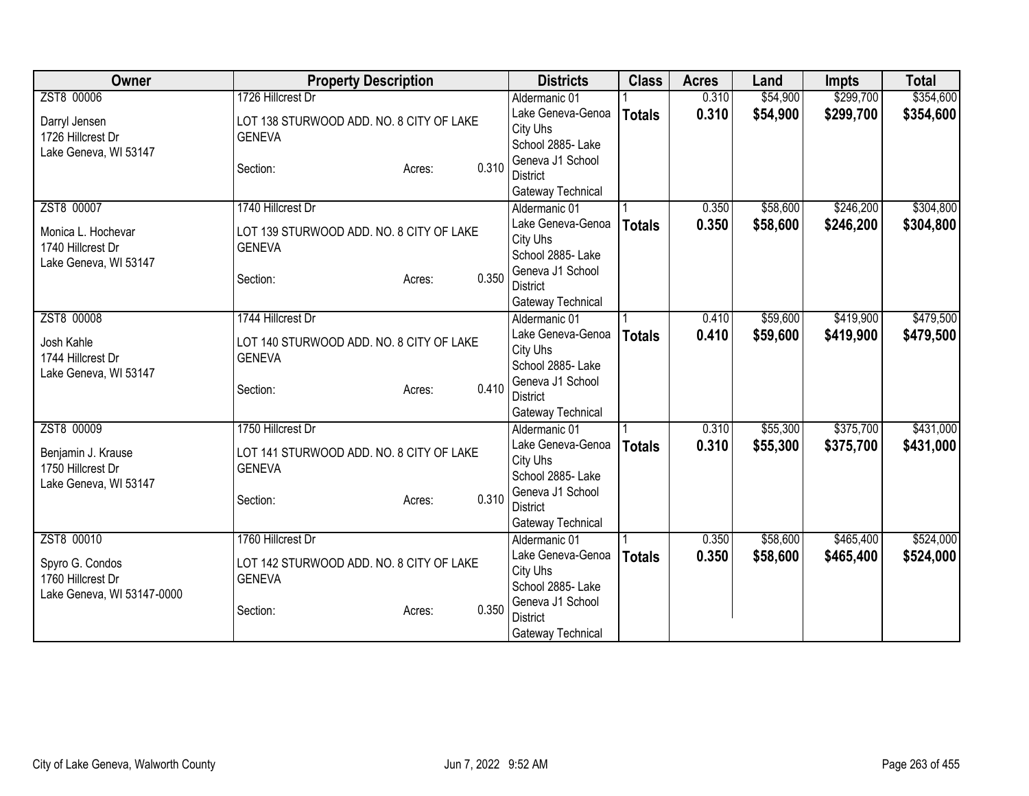| Owner | Property Description | Districts | Class | Acres | Land | Impts | Total |
|---|---|---|---|---|---|---|---|
| ZST8 00006<br><br>Darryl Jensen<br>1726 Hillcrest Dr<br>Lake Geneva, WI 53147 | 1726 Hillcrest Dr<br><br>LOT 138 STURWOOD ADD. NO. 8 CITY OF LAKE GENEVA<br><br>Section: Acres: 0.310 | Aldermanic 01<br>Lake Geneva-Genoa City Uhs<br>School 2885- Lake Geneva J1 School District<br>Gateway Technical | 1<br>**Totals** | 0.310<br>**0.310** | $54,900<br>**$54,900** | $299,700<br>**$299,700** | $354,600<br>**$354,600** |
| ZST8 00007<br><br>Monica L. Hochevar<br>1740 Hillcrest Dr<br>Lake Geneva, WI 53147 | 1740 Hillcrest Dr<br><br>LOT 139 STURWOOD ADD. NO. 8 CITY OF LAKE GENEVA<br><br>Section: Acres: 0.350 | Aldermanic 01<br>Lake Geneva-Genoa City Uhs<br>School 2885- Lake Geneva J1 School District<br>Gateway Technical | 1<br>**Totals** | 0.350<br>**0.350** | $58,600<br>**$58,600** | $246,200<br>**$246,200** | $304,800<br>**$304,800** |
| ZST8 00008<br><br>Josh Kahle<br>1744 Hillcrest Dr<br>Lake Geneva, WI 53147 | 1744 Hillcrest Dr<br><br>LOT 140 STURWOOD ADD. NO. 8 CITY OF LAKE GENEVA<br><br>Section: Acres: 0.410 | Aldermanic 01<br>Lake Geneva-Genoa City Uhs<br>School 2885- Lake Geneva J1 School District<br>Gateway Technical | 1<br>**Totals** | 0.410<br>**0.410** | $59,600<br>**$59,600** | $419,900<br>**$419,900** | $479,500<br>**$479,500** |
| ZST8 00009<br><br>Benjamin J. Krause<br>1750 Hillcrest Dr<br>Lake Geneva, WI 53147 | 1750 Hillcrest Dr<br><br>LOT 141 STURWOOD ADD. NO. 8 CITY OF LAKE GENEVA<br><br>Section: Acres: 0.310 | Aldermanic 01<br>Lake Geneva-Genoa City Uhs<br>School 2885- Lake Geneva J1 School District<br>Gateway Technical | 1<br>**Totals** | 0.310<br>**0.310** | $55,300<br>**$55,300** | $375,700<br>**$375,700** | $431,000<br>**$431,000** |
| ZST8 00010<br><br>Spyro G. Condos<br>1760 Hillcrest Dr<br>Lake Geneva, WI 53147-0000 | 1760 Hillcrest Dr<br><br>LOT 142 STURWOOD ADD. NO. 8 CITY OF LAKE GENEVA<br><br>Section: Acres: 0.350 | Aldermanic 01<br>Lake Geneva-Genoa City Uhs<br>School 2885- Lake Geneva J1 School District<br>Gateway Technical | 1<br>**Totals** | 0.350<br>**0.350** | $58,600<br>**$58,600** | $465,400<br>**$465,400** | $524,000<br>**$524,000** |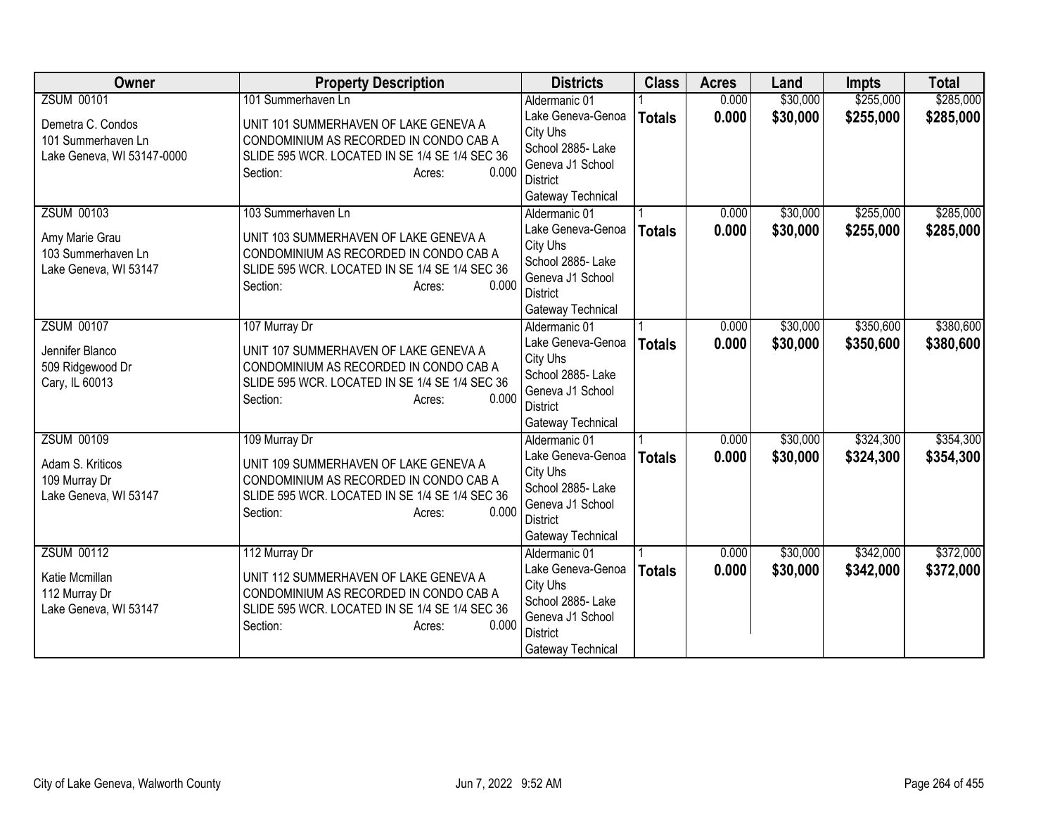| Owner | Property Description | Districts | Class | Acres | Land | Impts | Total |
|---|---|---|---|---|---|---|---|
| ZSUM 00101<br><br>Demetra C. Condos<br>101 Summerhaven Ln<br>Lake Geneva, WI 53147-0000 | 101 Summerhaven Ln<br><br>UNIT 101 SUMMERHAVEN OF LAKE GENEVA A CONDOMINIUM AS RECORDED IN CONDO CAB A SLIDE 595 WCR. LOCATED IN SE 1/4 SE 1/4 SEC 36<br>Section: Acres: 0.000 | Aldermanic 01<br>Lake Geneva-Genoa City Uhs<br>School 2885- Lake Geneva J1 School District<br>Gateway Technical | 1<br>**Totals** | 0.000<br>**0.000** | $30,000<br>**$30,000** | $255,000<br>**$255,000** | $285,000<br>**$285,000** |
| ZSUM 00103<br><br>Amy Marie Grau<br>103 Summerhaven Ln<br>Lake Geneva, WI 53147 | 103 Summerhaven Ln<br><br>UNIT 103 SUMMERHAVEN OF LAKE GENEVA A CONDOMINIUM AS RECORDED IN CONDO CAB A SLIDE 595 WCR. LOCATED IN SE 1/4 SE 1/4 SEC 36<br>Section: Acres: 0.000 | Aldermanic 01<br>Lake Geneva-Genoa City Uhs<br>School 2885- Lake Geneva J1 School District<br>Gateway Technical | 1<br>**Totals** | 0.000<br>**0.000** | $30,000<br>**$30,000** | $255,000<br>**$255,000** | $285,000<br>**$285,000** |
| ZSUM 00107<br><br>Jennifer Blanco<br>509 Ridgewood Dr<br>Cary, IL 60013 | 107 Murray Dr<br><br>UNIT 107 SUMMERHAVEN OF LAKE GENEVA A CONDOMINIUM AS RECORDED IN CONDO CAB A SLIDE 595 WCR. LOCATED IN SE 1/4 SE 1/4 SEC 36<br>Section: Acres: 0.000 | Aldermanic 01<br>Lake Geneva-Genoa City Uhs<br>School 2885- Lake Geneva J1 School District<br>Gateway Technical | 1<br>**Totals** | 0.000<br>**0.000** | $30,000<br>**$30,000** | $350,600<br>**$350,600** | $380,600<br>**$380,600** |
| ZSUM 00109<br><br>Adam S. Kriticos<br>109 Murray Dr<br>Lake Geneva, WI 53147 | 109 Murray Dr<br><br>UNIT 109 SUMMERHAVEN OF LAKE GENEVA A CONDOMINIUM AS RECORDED IN CONDO CAB A SLIDE 595 WCR. LOCATED IN SE 1/4 SE 1/4 SEC 36<br>Section: Acres: 0.000 | Aldermanic 01<br>Lake Geneva-Genoa City Uhs<br>School 2885- Lake Geneva J1 School District<br>Gateway Technical | 1<br>**Totals** | 0.000<br>**0.000** | $30,000<br>**$30,000** | $324,300<br>**$324,300** | $354,300<br>**$354,300** |
| ZSUM 00112<br><br>Katie Mcmillan<br>112 Murray Dr<br>Lake Geneva, WI 53147 | 112 Murray Dr<br><br>UNIT 112 SUMMERHAVEN OF LAKE GENEVA A CONDOMINIUM AS RECORDED IN CONDO CAB A SLIDE 595 WCR. LOCATED IN SE 1/4 SE 1/4 SEC 36<br>Section: Acres: 0.000 | Aldermanic 01<br>Lake Geneva-Genoa City Uhs<br>School 2885- Lake Geneva J1 School District<br>Gateway Technical | 1<br>**Totals** | 0.000<br>**0.000** | $30,000<br>**$30,000** | $342,000<br>**$342,000** | $372,000<br>**$372,000** |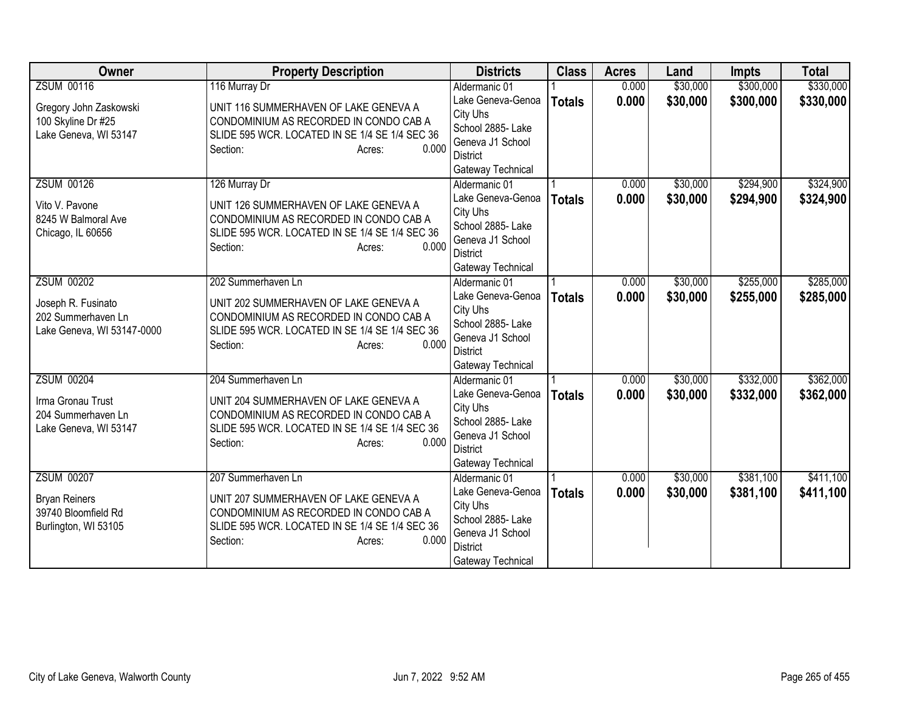| Owner | Property Description | Districts | Class | Acres | Land | Impts | Total |
|---|---|---|---|---|---|---|---|
| ZSUM 00116<br><br>Gregory John Zaskowski<br>100 Skyline Dr #25<br>Lake Geneva, WI 53147 | 116 Murray Dr<br><br>UNIT 116 SUMMERHAVEN OF LAKE GENEVA A CONDOMINIUM AS RECORDED IN CONDO CAB A SLIDE 595 WCR. LOCATED IN SE 1/4 SE 1/4 SEC 36<br>Section: Acres: 0.000 | Aldermanic 01<br>Lake Geneva-Genoa City Uhs<br>School 2885- Lake Geneva J1 School District<br>Gateway Technical | 1<br>**Totals** | 0.000<br>**0.000** | $30,000<br>**$30,000** | $300,000<br>**$300,000** | $330,000<br>**$330,000** |
| ZSUM 00126<br><br>Vito V. Pavone<br>8245 W Balmoral Ave<br>Chicago, IL 60656 | 126 Murray Dr<br><br>UNIT 126 SUMMERHAVEN OF LAKE GENEVA A CONDOMINIUM AS RECORDED IN CONDO CAB A SLIDE 595 WCR. LOCATED IN SE 1/4 SE 1/4 SEC 36<br>Section: Acres: 0.000 | Aldermanic 01<br>Lake Geneva-Genoa City Uhs<br>School 2885- Lake Geneva J1 School District<br>Gateway Technical | 1<br>**Totals** | 0.000<br>**0.000** | $30,000<br>**$30,000** | $294,900<br>**$294,900** | $324,900<br>**$324,900** |
| ZSUM 00202<br><br>Joseph R. Fusinato<br>202 Summerhaven Ln<br>Lake Geneva, WI 53147-0000 | 202 Summerhaven Ln<br><br>UNIT 202 SUMMERHAVEN OF LAKE GENEVA A CONDOMINIUM AS RECORDED IN CONDO CAB A SLIDE 595 WCR. LOCATED IN SE 1/4 SE 1/4 SEC 36<br>Section: Acres: 0.000 | Aldermanic 01<br>Lake Geneva-Genoa City Uhs<br>School 2885- Lake Geneva J1 School District<br>Gateway Technical | 1<br>**Totals** | 0.000<br>**0.000** | $30,000<br>**$30,000** | $255,000<br>**$255,000** | $285,000<br>**$285,000** |
| ZSUM 00204<br><br>Irma Gronau Trust<br>204 Summerhaven Ln<br>Lake Geneva, WI 53147 | 204 Summerhaven Ln<br><br>UNIT 204 SUMMERHAVEN OF LAKE GENEVA A CONDOMINIUM AS RECORDED IN CONDO CAB A SLIDE 595 WCR. LOCATED IN SE 1/4 SE 1/4 SEC 36<br>Section: Acres: 0.000 | Aldermanic 01<br>Lake Geneva-Genoa City Uhs<br>School 2885- Lake Geneva J1 School District<br>Gateway Technical | 1<br>**Totals** | 0.000<br>**0.000** | $30,000<br>**$30,000** | $332,000<br>**$332,000** | $362,000<br>**$362,000** |
| ZSUM 00207<br><br>Bryan Reiners<br>39740 Bloomfield Rd<br>Burlington, WI 53105 | 207 Summerhaven Ln<br><br>UNIT 207 SUMMERHAVEN OF LAKE GENEVA A CONDOMINIUM AS RECORDED IN CONDO CAB A SLIDE 595 WCR. LOCATED IN SE 1/4 SE 1/4 SEC 36<br>Section: Acres: 0.000 | Aldermanic 01<br>Lake Geneva-Genoa City Uhs<br>School 2885- Lake Geneva J1 School District<br>Gateway Technical | 1<br>**Totals** | 0.000<br>**0.000** | $30,000<br>**$30,000** | $381,100<br>**$381,100** | $411,100<br>**$411,100** |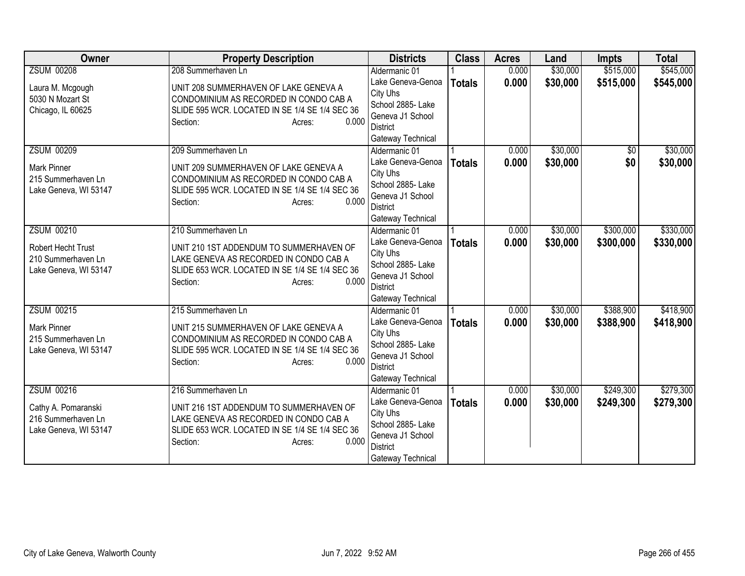| Owner | Property Description | Districts | Class | Acres | Land | Impts | Total |
|---|---|---|---|---|---|---|---|
| ZSUM 00208<br><br>Laura M. Mcgough<br>5030 N Mozart St<br>Chicago, IL 60625 | 208 Summerhaven Ln<br><br>UNIT 208 SUMMERHAVEN OF LAKE GENEVA A CONDOMINIUM AS RECORDED IN CONDO CAB A SLIDE 595 WCR. LOCATED IN SE 1/4 SE 1/4 SEC 36<br>Section: Acres: 0.000 | Aldermanic 01<br>Lake Geneva-Genoa City Uhs<br>School 2885- Lake Geneva J1 School District<br>Gateway Technical | 1<br>**Totals** | 0.000<br>**0.000** | $30,000<br>**$30,000** | $515,000<br>**$515,000** | $545,000<br>**$545,000** |
| ZSUM 00209<br><br>Mark Pinner<br>215 Summerhaven Ln<br>Lake Geneva, WI 53147 | 209 Summerhaven Ln<br><br>UNIT 209 SUMMERHAVEN OF LAKE GENEVA A CONDOMINIUM AS RECORDED IN CONDO CAB A SLIDE 595 WCR. LOCATED IN SE 1/4 SE 1/4 SEC 36<br>Section: Acres: 0.000 | Aldermanic 01<br>Lake Geneva-Genoa City Uhs<br>School 2885- Lake Geneva J1 School District<br>Gateway Technical | 1<br>**Totals** | 0.000<br>**0.000** | $30,000<br>**$30,000** | $0<br>**$0** | $30,000<br>**$30,000** |
| ZSUM 00210<br><br>Robert Hecht Trust<br>210 Summerhaven Ln<br>Lake Geneva, WI 53147 | 210 Summerhaven Ln<br><br>UNIT 210 1ST ADDENDUM TO SUMMERHAVEN OF LAKE GENEVA AS RECORDED IN CONDO CAB A SLIDE 653 WCR. LOCATED IN SE 1/4 SE 1/4 SEC 36<br>Section: Acres: 0.000 | Aldermanic 01<br>Lake Geneva-Genoa City Uhs<br>School 2885- Lake Geneva J1 School District<br>Gateway Technical | 1<br>**Totals** | 0.000<br>**0.000** | $30,000<br>**$30,000** | $300,000<br>**$300,000** | $330,000<br>**$330,000** |
| ZSUM 00215<br><br>Mark Pinner<br>215 Summerhaven Ln<br>Lake Geneva, WI 53147 | 215 Summerhaven Ln<br><br>UNIT 215 SUMMERHAVEN OF LAKE GENEVA A CONDOMINIUM AS RECORDED IN CONDO CAB A SLIDE 595 WCR. LOCATED IN SE 1/4 SE 1/4 SEC 36<br>Section: Acres: 0.000 | Aldermanic 01<br>Lake Geneva-Genoa City Uhs<br>School 2885- Lake Geneva J1 School District<br>Gateway Technical | 1<br>**Totals** | 0.000<br>**0.000** | $30,000<br>**$30,000** | $388,900<br>**$388,900** | $418,900<br>**$418,900** |
| ZSUM 00216<br><br>Cathy A. Pomaranski<br>216 Summerhaven Ln<br>Lake Geneva, WI 53147 | 216 Summerhaven Ln<br><br>UNIT 216 1ST ADDENDUM TO SUMMERHAVEN OF LAKE GENEVA AS RECORDED IN CONDO CAB A SLIDE 653 WCR. LOCATED IN SE 1/4 SE 1/4 SEC 36<br>Section: Acres: 0.000 | Aldermanic 01<br>Lake Geneva-Genoa City Uhs<br>School 2885- Lake Geneva J1 School District<br>Gateway Technical | 1<br>**Totals** | 0.000<br>**0.000** | $30,000<br>**$30,000** | $249,300<br>**$249,300** | $279,300<br>**$279,300** |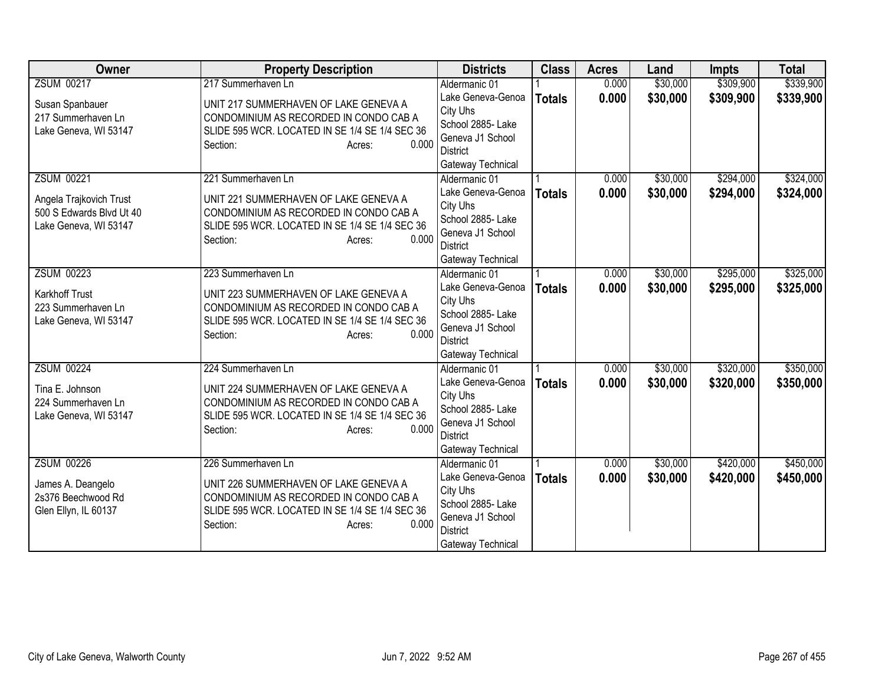| Owner | Property Description | Districts | Class | Acres | Land | Impts | Total |
|---|---|---|---|---|---|---|---|
| ZSUM 00217<br><br>Susan Spanbauer<br>217 Summerhaven Ln<br>Lake Geneva, WI 53147 | 217 Summerhaven Ln<br><br>UNIT 217 SUMMERHAVEN OF LAKE GENEVA A CONDOMINIUM AS RECORDED IN CONDO CAB A SLIDE 595 WCR. LOCATED IN SE 1/4 SE 1/4 SEC 36<br>Section: Acres: 0.000 | Aldermanic 01<br>Lake Geneva-Genoa City Uhs<br>School 2885- Lake Geneva J1 School District<br>Gateway Technical | 1<br>**Totals** | 0.000<br>**0.000** | $30,000<br>**$30,000** | $309,900<br>**$309,900** | $339,900<br>**$339,900** |
| ZSUM 00221<br><br>Angela Trajkovich Trust<br>500 S Edwards Blvd Ut 40<br>Lake Geneva, WI 53147 | 221 Summerhaven Ln<br><br>UNIT 221 SUMMERHAVEN OF LAKE GENEVA A CONDOMINIUM AS RECORDED IN CONDO CAB A SLIDE 595 WCR. LOCATED IN SE 1/4 SE 1/4 SEC 36<br>Section: Acres: 0.000 | Aldermanic 01<br>Lake Geneva-Genoa City Uhs<br>School 2885- Lake Geneva J1 School District<br>Gateway Technical | 1<br>**Totals** | 0.000<br>**0.000** | $30,000<br>**$30,000** | $294,000<br>**$294,000** | $324,000<br>**$324,000** |
| ZSUM 00223<br><br>Karkhoff Trust<br>223 Summerhaven Ln<br>Lake Geneva, WI 53147 | 223 Summerhaven Ln<br><br>UNIT 223 SUMMERHAVEN OF LAKE GENEVA A CONDOMINIUM AS RECORDED IN CONDO CAB A SLIDE 595 WCR. LOCATED IN SE 1/4 SE 1/4 SEC 36<br>Section: Acres: 0.000 | Aldermanic 01<br>Lake Geneva-Genoa City Uhs<br>School 2885- Lake Geneva J1 School District<br>Gateway Technical | 1<br>**Totals** | 0.000<br>**0.000** | $30,000<br>**$30,000** | $295,000<br>**$295,000** | $325,000<br>**$325,000** |
| ZSUM 00224<br><br>Tina E. Johnson<br>224 Summerhaven Ln<br>Lake Geneva, WI 53147 | 224 Summerhaven Ln<br><br>UNIT 224 SUMMERHAVEN OF LAKE GENEVA A CONDOMINIUM AS RECORDED IN CONDO CAB A SLIDE 595 WCR. LOCATED IN SE 1/4 SE 1/4 SEC 36<br>Section: Acres: 0.000 | Aldermanic 01<br>Lake Geneva-Genoa City Uhs<br>School 2885- Lake Geneva J1 School District<br>Gateway Technical | 1<br>**Totals** | 0.000<br>**0.000** | $30,000<br>**$30,000** | $320,000<br>**$320,000** | $350,000<br>**$350,000** |
| ZSUM 00226<br><br>James A. Deangelo<br>2s376 Beechwood Rd<br>Glen Ellyn, IL 60137 | 226 Summerhaven Ln<br><br>UNIT 226 SUMMERHAVEN OF LAKE GENEVA A CONDOMINIUM AS RECORDED IN CONDO CAB A SLIDE 595 WCR. LOCATED IN SE 1/4 SE 1/4 SEC 36<br>Section: Acres: 0.000 | Aldermanic 01<br>Lake Geneva-Genoa City Uhs<br>School 2885- Lake Geneva J1 School District<br>Gateway Technical | 1<br>**Totals** | 0.000<br>**0.000** | $30,000<br>**$30,000** | $420,000<br>**$420,000** | $450,000<br>**$450,000** |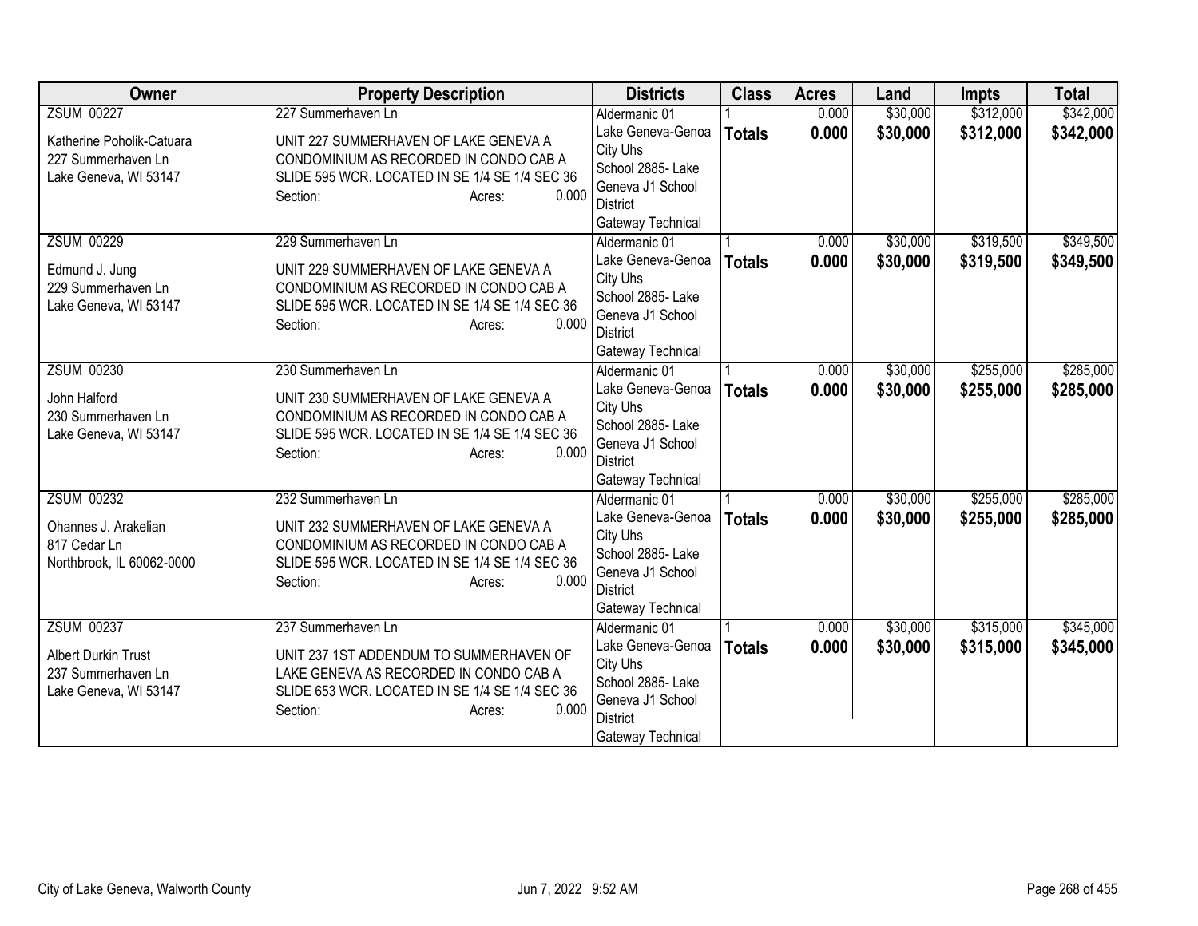| Owner | Property Description | Districts | Class | Acres | Land | Impts | Total |
|---|---|---|---|---|---|---|---|
| ZSUM 00227<br><br>Katherine Poholik-Catuara<br>227 Summerhaven Ln<br>Lake Geneva, WI 53147 | 227 Summerhaven Ln<br><br>UNIT 227 SUMMERHAVEN OF LAKE GENEVA A CONDOMINIUM AS RECORDED IN CONDO CAB A SLIDE 595 WCR. LOCATED IN SE 1/4 SE 1/4 SEC 36<br>Section: Acres: 0.000 | Aldermanic 01<br>Lake Geneva-Genoa City Uhs<br>School 2885- Lake Geneva J1 School District<br>Gateway Technical | 1<br>**Totals** | 0.000<br>**0.000** | $30,000<br>**$30,000** | $312,000<br>**$312,000** | $342,000<br>**$342,000** |
| ZSUM 00229<br><br>Edmund J. Jung<br>229 Summerhaven Ln<br>Lake Geneva, WI 53147 | 229 Summerhaven Ln<br><br>UNIT 229 SUMMERHAVEN OF LAKE GENEVA A CONDOMINIUM AS RECORDED IN CONDO CAB A SLIDE 595 WCR. LOCATED IN SE 1/4 SE 1/4 SEC 36<br>Section: Acres: 0.000 | Aldermanic 01<br>Lake Geneva-Genoa City Uhs<br>School 2885- Lake Geneva J1 School District<br>Gateway Technical | 1<br>**Totals** | 0.000<br>**0.000** | $30,000<br>**$30,000** | $319,500<br>**$319,500** | $349,500<br>**$349,500** |
| ZSUM 00230<br><br>John Halford<br>230 Summerhaven Ln<br>Lake Geneva, WI 53147 | 230 Summerhaven Ln<br><br>UNIT 230 SUMMERHAVEN OF LAKE GENEVA A CONDOMINIUM AS RECORDED IN CONDO CAB A SLIDE 595 WCR. LOCATED IN SE 1/4 SE 1/4 SEC 36<br>Section: Acres: 0.000 | Aldermanic 01<br>Lake Geneva-Genoa City Uhs<br>School 2885- Lake Geneva J1 School District<br>Gateway Technical | 1<br>**Totals** | 0.000<br>**0.000** | $30,000<br>**$30,000** | $255,000<br>**$255,000** | $285,000<br>**$285,000** |
| ZSUM 00232<br><br>Ohannes J. Arakelian<br>817 Cedar Ln<br>Northbrook, IL 60062-0000 | 232 Summerhaven Ln<br><br>UNIT 232 SUMMERHAVEN OF LAKE GENEVA A CONDOMINIUM AS RECORDED IN CONDO CAB A SLIDE 595 WCR. LOCATED IN SE 1/4 SE 1/4 SEC 36<br>Section: Acres: 0.000 | Aldermanic 01<br>Lake Geneva-Genoa City Uhs<br>School 2885- Lake Geneva J1 School District<br>Gateway Technical | 1<br>**Totals** | 0.000<br>**0.000** | $30,000<br>**$30,000** | $255,000<br>**$255,000** | $285,000<br>**$285,000** |
| ZSUM 00237<br><br>Albert Durkin Trust<br>237 Summerhaven Ln<br>Lake Geneva, WI 53147 | 237 Summerhaven Ln<br><br>UNIT 237 1ST ADDENDUM TO SUMMERHAVEN OF LAKE GENEVA AS RECORDED IN CONDO CAB A SLIDE 653 WCR. LOCATED IN SE 1/4 SE 1/4 SEC 36<br>Section: Acres: 0.000 | Aldermanic 01<br>Lake Geneva-Genoa City Uhs<br>School 2885- Lake Geneva J1 School District<br>Gateway Technical | 1<br>**Totals** | 0.000<br>**0.000** | $30,000<br>**$30,000** | $315,000<br>**$315,000** | $345,000<br>**$345,000** |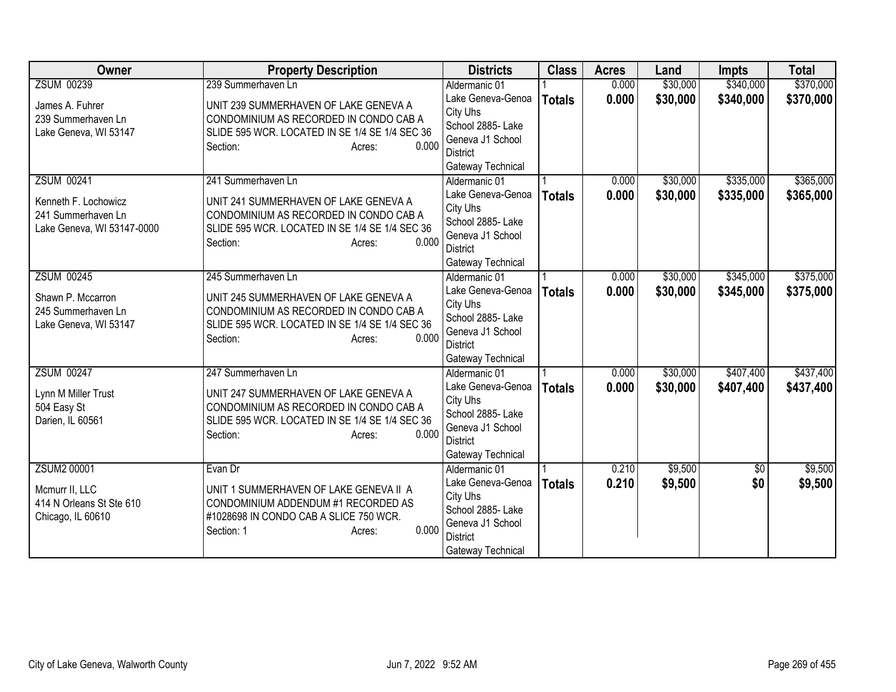| Owner | Property Description | Districts | Class | Acres | Land | Impts | Total |
|---|---|---|---|---|---|---|---|
| ZSUM 00239<br>James A. Fuhrer<br>239 Summerhaven Ln<br>Lake Geneva, WI 53147 | 239 Summerhaven Ln<br>UNIT 239 SUMMERHAVEN OF LAKE GENEVA A CONDOMINIUM AS RECORDED IN CONDO CAB A SLIDE 595 WCR. LOCATED IN SE 1/4 SE 1/4 SEC 36<br>Section: Acres: 0.000 | Aldermanic 01<br>Lake Geneva-Genoa City Uhs<br>School 2885- Lake Geneva J1 School District<br>Gateway Technical | 1<br>**Totals** | 0.000<br>**0.000** | $30,000<br>**$30,000** | $340,000<br>**$340,000** | $370,000<br>**$370,000** |
| ZSUM 00241<br>Kenneth F. Lochowicz<br>241 Summerhaven Ln<br>Lake Geneva, WI 53147-0000 | 241 Summerhaven Ln<br>UNIT 241 SUMMERHAVEN OF LAKE GENEVA A CONDOMINIUM AS RECORDED IN CONDO CAB A SLIDE 595 WCR. LOCATED IN SE 1/4 SE 1/4 SEC 36<br>Section: Acres: 0.000 | Aldermanic 01<br>Lake Geneva-Genoa City Uhs<br>School 2885- Lake Geneva J1 School District<br>Gateway Technical | 1<br>**Totals** | 0.000<br>**0.000** | $30,000<br>**$30,000** | $335,000<br>**$335,000** | $365,000<br>**$365,000** |
| ZSUM 00245<br>Shawn P. Mccarron<br>245 Summerhaven Ln<br>Lake Geneva, WI 53147 | 245 Summerhaven Ln<br>UNIT 245 SUMMERHAVEN OF LAKE GENEVA A CONDOMINIUM AS RECORDED IN CONDO CAB A SLIDE 595 WCR. LOCATED IN SE 1/4 SE 1/4 SEC 36<br>Section: Acres: 0.000 | Aldermanic 01<br>Lake Geneva-Genoa City Uhs<br>School 2885- Lake Geneva J1 School District<br>Gateway Technical | 1<br>**Totals** | 0.000<br>**0.000** | $30,000<br>**$30,000** | $345,000<br>**$345,000** | $375,000<br>**$375,000** |
| ZSUM 00247<br>Lynn M Miller Trust<br>504 Easy St<br>Darien, IL 60561 | 247 Summerhaven Ln<br>UNIT 247 SUMMERHAVEN OF LAKE GENEVA A CONDOMINIUM AS RECORDED IN CONDO CAB A SLIDE 595 WCR. LOCATED IN SE 1/4 SE 1/4 SEC 36<br>Section: Acres: 0.000 | Aldermanic 01<br>Lake Geneva-Genoa City Uhs<br>School 2885- Lake Geneva J1 School District<br>Gateway Technical | 1<br>**Totals** | 0.000<br>**0.000** | $30,000<br>**$30,000** | $407,400<br>**$407,400** | $437,400<br>**$437,400** |
| ZSUM2 00001<br>Mcmurr II, LLC<br>414 N Orleans St Ste 610<br>Chicago, IL 60610 | Evan Dr<br>UNIT 1 SUMMERHAVEN OF LAKE GENEVA II A CONDOMINIUM ADDENDUM #1 RECORDED AS #1028698 IN CONDO CAB A SLICE 750 WCR.<br>Section: 1 Acres: 0.000 | Aldermanic 01<br>Lake Geneva-Genoa City Uhs<br>School 2885- Lake Geneva J1 School District<br>Gateway Technical | 1<br>**Totals** | 0.210<br>**0.210** | $9,500<br>**$9,500** | $0<br>**$0** | $9,500<br>**$9,500** |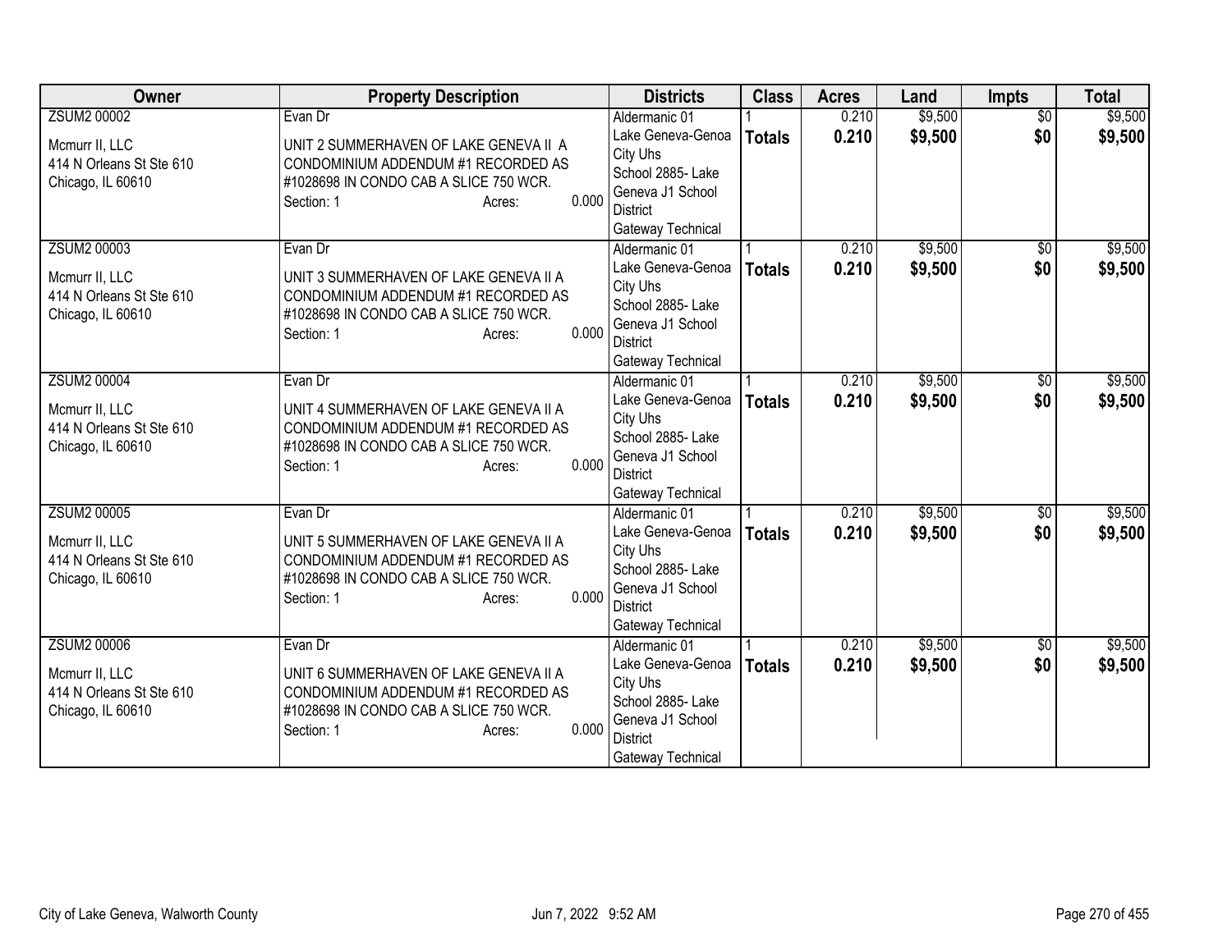| Owner | Property Description | Districts | Class | Acres | Land | Impts | Total |
|---|---|---|---|---|---|---|---|
| ZSUM2 00002<br><br>Mcmurr II, LLC<br>414 N Orleans St Ste 610<br>Chicago, IL 60610 | Evan Dr<br><br>UNIT 2 SUMMERHAVEN OF LAKE GENEVA II A CONDOMINIUM ADDENDUM #1 RECORDED AS #1028698 IN CONDO CAB A SLICE 750 WCR.<br>Section: 1 Acres: 0.000 | Aldermanic 01<br>Lake Geneva-Genoa City Uhs<br>School 2885- Lake Geneva J1 School District<br>Gateway Technical | 1<br>**Totals** | 0.210<br>**0.210** | $9,500<br>**$9,500** | $0<br>**$0** | $9,500<br>**$9,500** |
| ZSUM2 00003<br><br>Mcmurr II, LLC<br>414 N Orleans St Ste 610<br>Chicago, IL 60610 | Evan Dr<br><br>UNIT 3 SUMMERHAVEN OF LAKE GENEVA II A CONDOMINIUM ADDENDUM #1 RECORDED AS #1028698 IN CONDO CAB A SLICE 750 WCR.<br>Section: 1 Acres: 0.000 | Aldermanic 01<br>Lake Geneva-Genoa City Uhs<br>School 2885- Lake Geneva J1 School District<br>Gateway Technical | 1<br>**Totals** | 0.210<br>**0.210** | $9,500<br>**$9,500** | $0<br>**$0** | $9,500<br>**$9,500** |
| ZSUM2 00004<br><br>Mcmurr II, LLC<br>414 N Orleans St Ste 610<br>Chicago, IL 60610 | Evan Dr<br><br>UNIT 4 SUMMERHAVEN OF LAKE GENEVA II A CONDOMINIUM ADDENDUM #1 RECORDED AS #1028698 IN CONDO CAB A SLICE 750 WCR.<br>Section: 1 Acres: 0.000 | Aldermanic 01<br>Lake Geneva-Genoa City Uhs<br>School 2885- Lake Geneva J1 School District<br>Gateway Technical | 1<br>**Totals** | 0.210<br>**0.210** | $9,500<br>**$9,500** | $0<br>**$0** | $9,500<br>**$9,500** |
| ZSUM2 00005<br><br>Mcmurr II, LLC<br>414 N Orleans St Ste 610<br>Chicago, IL 60610 | Evan Dr<br><br>UNIT 5 SUMMERHAVEN OF LAKE GENEVA II A CONDOMINIUM ADDENDUM #1 RECORDED AS #1028698 IN CONDO CAB A SLICE 750 WCR.<br>Section: 1 Acres: 0.000 | Aldermanic 01<br>Lake Geneva-Genoa City Uhs<br>School 2885- Lake Geneva J1 School District<br>Gateway Technical | 1<br>**Totals** | 0.210<br>**0.210** | $9,500<br>**$9,500** | $0<br>**$0** | $9,500<br>**$9,500** |
| ZSUM2 00006<br><br>Mcmurr II, LLC<br>414 N Orleans St Ste 610<br>Chicago, IL 60610 | Evan Dr<br><br>UNIT 6 SUMMERHAVEN OF LAKE GENEVA II A CONDOMINIUM ADDENDUM #1 RECORDED AS #1028698 IN CONDO CAB A SLICE 750 WCR.<br>Section: 1 Acres: 0.000 | Aldermanic 01<br>Lake Geneva-Genoa City Uhs<br>School 2885- Lake Geneva J1 School District<br>Gateway Technical | 1<br>**Totals** | 0.210<br>**0.210** | $9,500<br>**$9,500** | $0<br>**$0** | $9,500<br>**$9,500** |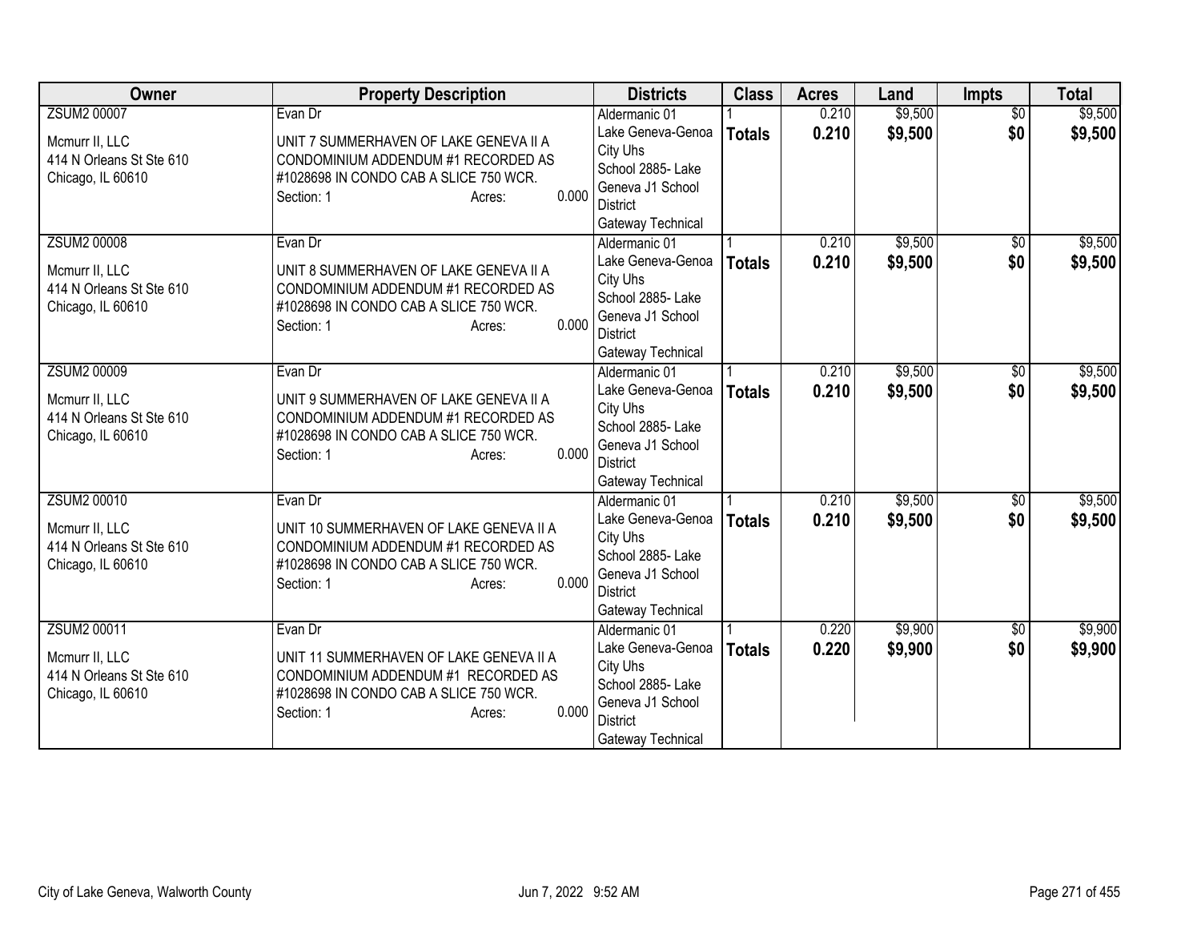| Owner | Property Description | Districts | Class | Acres | Land | Impts | Total |
|---|---|---|---|---|---|---|---|
| ZSUM2 00007<br>Mcmurr II, LLC<br>414 N Orleans St Ste 610<br>Chicago, IL 60610 | Evan Dr<br>UNIT 7 SUMMERHAVEN OF LAKE GENEVA II A CONDOMINIUM ADDENDUM #1 RECORDED AS #1028698 IN CONDO CAB A SLICE 750 WCR.<br>Section: 1 Acres: 0.000 | Aldermanic 01<br>Lake Geneva-Genoa City Uhs<br>School 2885- Lake Geneva J1 School District<br>Gateway Technical | 1<br>**Totals** | 0.210<br>**0.210** | $9,500<br>**$9,500** | $0<br>**$0** | $9,500<br>**$9,500** |
| ZSUM2 00008<br>Mcmurr II, LLC<br>414 N Orleans St Ste 610<br>Chicago, IL 60610 | Evan Dr<br>UNIT 8 SUMMERHAVEN OF LAKE GENEVA II A CONDOMINIUM ADDENDUM #1 RECORDED AS #1028698 IN CONDO CAB A SLICE 750 WCR.<br>Section: 1 Acres: 0.000 | Aldermanic 01<br>Lake Geneva-Genoa City Uhs<br>School 2885- Lake Geneva J1 School District<br>Gateway Technical | 1<br>**Totals** | 0.210<br>**0.210** | $9,500<br>**$9,500** | $0<br>**$0** | $9,500<br>**$9,500** |
| ZSUM2 00009<br>Mcmurr II, LLC<br>414 N Orleans St Ste 610<br>Chicago, IL 60610 | Evan Dr<br>UNIT 9 SUMMERHAVEN OF LAKE GENEVA II A CONDOMINIUM ADDENDUM #1 RECORDED AS #1028698 IN CONDO CAB A SLICE 750 WCR.<br>Section: 1 Acres: 0.000 | Aldermanic 01<br>Lake Geneva-Genoa City Uhs<br>School 2885- Lake Geneva J1 School District<br>Gateway Technical | 1<br>**Totals** | 0.210<br>**0.210** | $9,500<br>**$9,500** | $0<br>**$0** | $9,500<br>**$9,500** |
| ZSUM2 00010<br>Mcmurr II, LLC<br>414 N Orleans St Ste 610<br>Chicago, IL 60610 | Evan Dr<br>UNIT 10 SUMMERHAVEN OF LAKE GENEVA II A CONDOMINIUM ADDENDUM #1 RECORDED AS #1028698 IN CONDO CAB A SLICE 750 WCR.<br>Section: 1 Acres: 0.000 | Aldermanic 01<br>Lake Geneva-Genoa City Uhs<br>School 2885- Lake Geneva J1 School District<br>Gateway Technical | 1<br>**Totals** | 0.210<br>**0.210** | $9,500<br>**$9,500** | $0<br>**$0** | $9,500<br>**$9,500** |
| ZSUM2 00011<br>Mcmurr II, LLC<br>414 N Orleans St Ste 610<br>Chicago, IL 60610 | Evan Dr<br>UNIT 11 SUMMERHAVEN OF LAKE GENEVA II A CONDOMINIUM ADDENDUM #1 RECORDED AS #1028698 IN CONDO CAB A SLICE 750 WCR.<br>Section: 1 Acres: 0.000 | Aldermanic 01<br>Lake Geneva-Genoa City Uhs<br>School 2885- Lake Geneva J1 School District<br>Gateway Technical | 1<br>**Totals** | 0.220<br>**0.220** | $9,900<br>**$9,900** | $0<br>**$0** | $9,900<br>**$9,900** |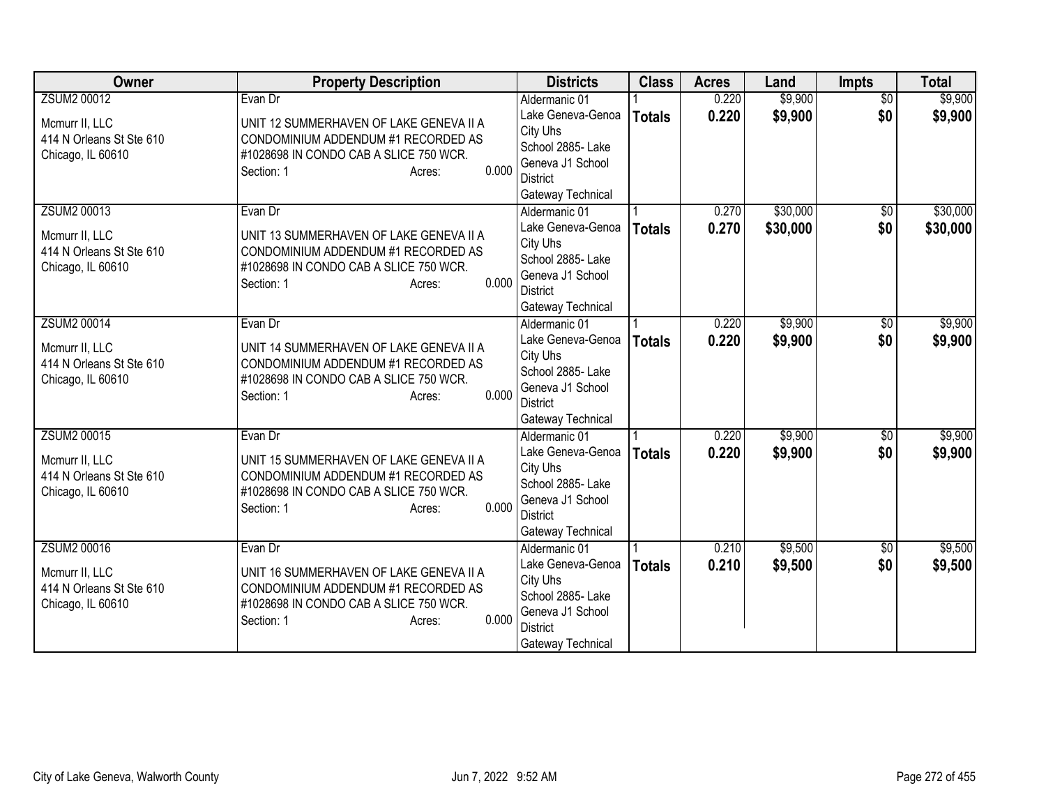| Owner | Property Description | Districts | Class | Acres | Land | Impts | Total |
|---|---|---|---|---|---|---|---|
| ZSUM2 00012<br><br>Mcmurr II, LLC<br>414 N Orleans St Ste 610<br>Chicago, IL 60610 | Evan Dr<br><br>UNIT 12 SUMMERHAVEN OF LAKE GENEVA II A CONDOMINIUM ADDENDUM #1 RECORDED AS #1028698 IN CONDO CAB A SLICE 750 WCR.<br>Section: 1 Acres: 0.000 | Aldermanic 01<br>Lake Geneva-Genoa City Uhs<br>School 2885- Lake Geneva J1 School District<br>Gateway Technical | 1<br>**Totals** | 0.220<br>**0.220** | $9,900<br>**$9,900** | $0<br>**$0** | $9,900<br>**$9,900** |
| ZSUM2 00013<br><br>Mcmurr II, LLC<br>414 N Orleans St Ste 610<br>Chicago, IL 60610 | Evan Dr<br><br>UNIT 13 SUMMERHAVEN OF LAKE GENEVA II A CONDOMINIUM ADDENDUM #1 RECORDED AS #1028698 IN CONDO CAB A SLICE 750 WCR.<br>Section: 1 Acres: 0.000 | Aldermanic 01<br>Lake Geneva-Genoa City Uhs<br>School 2885- Lake Geneva J1 School District<br>Gateway Technical | 1<br>**Totals** | 0.270<br>**0.270** | $30,000<br>**$30,000** | $0<br>**$0** | $30,000<br>**$30,000** |
| ZSUM2 00014<br><br>Mcmurr II, LLC<br>414 N Orleans St Ste 610<br>Chicago, IL 60610 | Evan Dr<br><br>UNIT 14 SUMMERHAVEN OF LAKE GENEVA II A CONDOMINIUM ADDENDUM #1 RECORDED AS #1028698 IN CONDO CAB A SLICE 750 WCR.<br>Section: 1 Acres: 0.000 | Aldermanic 01<br>Lake Geneva-Genoa City Uhs<br>School 2885- Lake Geneva J1 School District<br>Gateway Technical | 1<br>**Totals** | 0.220<br>**0.220** | $9,900<br>**$9,900** | $0<br>**$0** | $9,900<br>**$9,900** |
| ZSUM2 00015<br><br>Mcmurr II, LLC<br>414 N Orleans St Ste 610<br>Chicago, IL 60610 | Evan Dr<br><br>UNIT 15 SUMMERHAVEN OF LAKE GENEVA II A CONDOMINIUM ADDENDUM #1 RECORDED AS #1028698 IN CONDO CAB A SLICE 750 WCR.<br>Section: 1 Acres: 0.000 | Aldermanic 01<br>Lake Geneva-Genoa City Uhs<br>School 2885- Lake Geneva J1 School District<br>Gateway Technical | 1<br>**Totals** | 0.220<br>**0.220** | $9,900<br>**$9,900** | $0<br>**$0** | $9,900<br>**$9,900** |
| ZSUM2 00016<br><br>Mcmurr II, LLC<br>414 N Orleans St Ste 610<br>Chicago, IL 60610 | Evan Dr<br><br>UNIT 16 SUMMERHAVEN OF LAKE GENEVA II A CONDOMINIUM ADDENDUM #1 RECORDED AS #1028698 IN CONDO CAB A SLICE 750 WCR.<br>Section: 1 Acres: 0.000 | Aldermanic 01<br>Lake Geneva-Genoa City Uhs<br>School 2885- Lake Geneva J1 School District<br>Gateway Technical | 1<br>**Totals** | 0.210<br>**0.210** | $9,500<br>**$9,500** | $0<br>**$0** | $9,500<br>**$9,500** |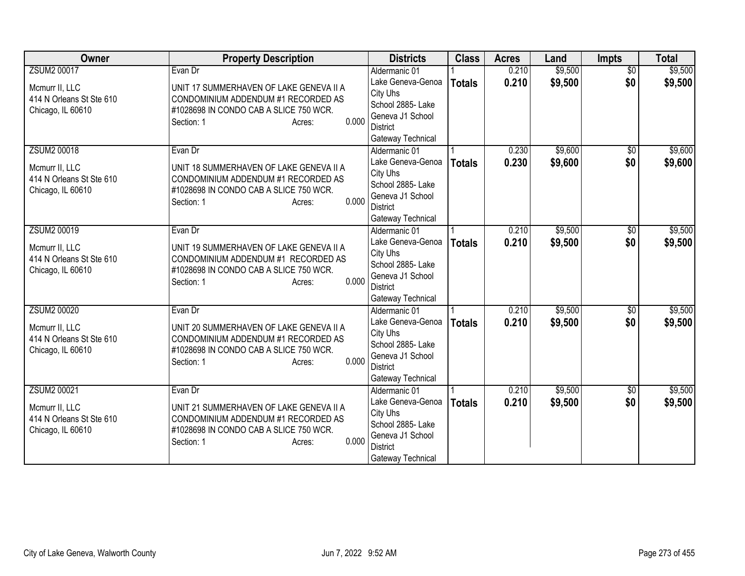| Owner | Property Description | Districts | Class | Acres | Land | Impts | Total |
|---|---|---|---|---|---|---|---|
| ZSUM2 00017<br><br>Mcmurr II, LLC<br>414 N Orleans St Ste 610<br>Chicago, IL 60610 | Evan Dr<br><br>UNIT 17 SUMMERHAVEN OF LAKE GENEVA II A CONDOMINIUM ADDENDUM #1 RECORDED AS #1028698 IN CONDO CAB A SLICE 750 WCR.<br>Section: 1 Acres: 0.000 | Aldermanic 01<br>Lake Geneva-Genoa City Uhs<br>School 2885- Lake Geneva J1 School District<br>Gateway Technical | 1<br>**Totals** | 0.210<br>**0.210** | $9,500<br>**$9,500** | $0<br>**$0** | $9,500<br>**$9,500** |
| ZSUM2 00018<br><br>Mcmurr II, LLC<br>414 N Orleans St Ste 610<br>Chicago, IL 60610 | Evan Dr<br><br>UNIT 18 SUMMERHAVEN OF LAKE GENEVA II A CONDOMINIUM ADDENDUM #1 RECORDED AS #1028698 IN CONDO CAB A SLICE 750 WCR.<br>Section: 1 Acres: 0.000 | Aldermanic 01<br>Lake Geneva-Genoa City Uhs<br>School 2885- Lake Geneva J1 School District<br>Gateway Technical | 1<br>**Totals** | 0.230<br>**0.230** | $9,600<br>**$9,600** | $0<br>**$0** | $9,600<br>**$9,600** |
| ZSUM2 00019<br><br>Mcmurr II, LLC<br>414 N Orleans St Ste 610<br>Chicago, IL 60610 | Evan Dr<br><br>UNIT 19 SUMMERHAVEN OF LAKE GENEVA II A CONDOMINIUM ADDENDUM #1 RECORDED AS #1028698 IN CONDO CAB A SLICE 750 WCR.<br>Section: 1 Acres: 0.000 | Aldermanic 01<br>Lake Geneva-Genoa City Uhs<br>School 2885- Lake Geneva J1 School District<br>Gateway Technical | 1<br>**Totals** | 0.210<br>**0.210** | $9,500<br>**$9,500** | $0<br>**$0** | $9,500<br>**$9,500** |
| ZSUM2 00020<br><br>Mcmurr II, LLC<br>414 N Orleans St Ste 610<br>Chicago, IL 60610 | Evan Dr<br><br>UNIT 20 SUMMERHAVEN OF LAKE GENEVA II A CONDOMINIUM ADDENDUM #1 RECORDED AS #1028698 IN CONDO CAB A SLICE 750 WCR.<br>Section: 1 Acres: 0.000 | Aldermanic 01<br>Lake Geneva-Genoa City Uhs<br>School 2885- Lake Geneva J1 School District<br>Gateway Technical | 1<br>**Totals** | 0.210<br>**0.210** | $9,500<br>**$9,500** | $0<br>**$0** | $9,500<br>**$9,500** |
| ZSUM2 00021<br><br>Mcmurr II, LLC<br>414 N Orleans St Ste 610<br>Chicago, IL 60610 | Evan Dr<br><br>UNIT 21 SUMMERHAVEN OF LAKE GENEVA II A CONDOMINIUM ADDENDUM #1 RECORDED AS #1028698 IN CONDO CAB A SLICE 750 WCR.<br>Section: 1 Acres: 0.000 | Aldermanic 01<br>Lake Geneva-Genoa City Uhs<br>School 2885- Lake Geneva J1 School District<br>Gateway Technical | 1<br>**Totals** | 0.210<br>**0.210** | $9,500<br>**$9,500** | $0<br>**$0** | $9,500<br>**$9,500** |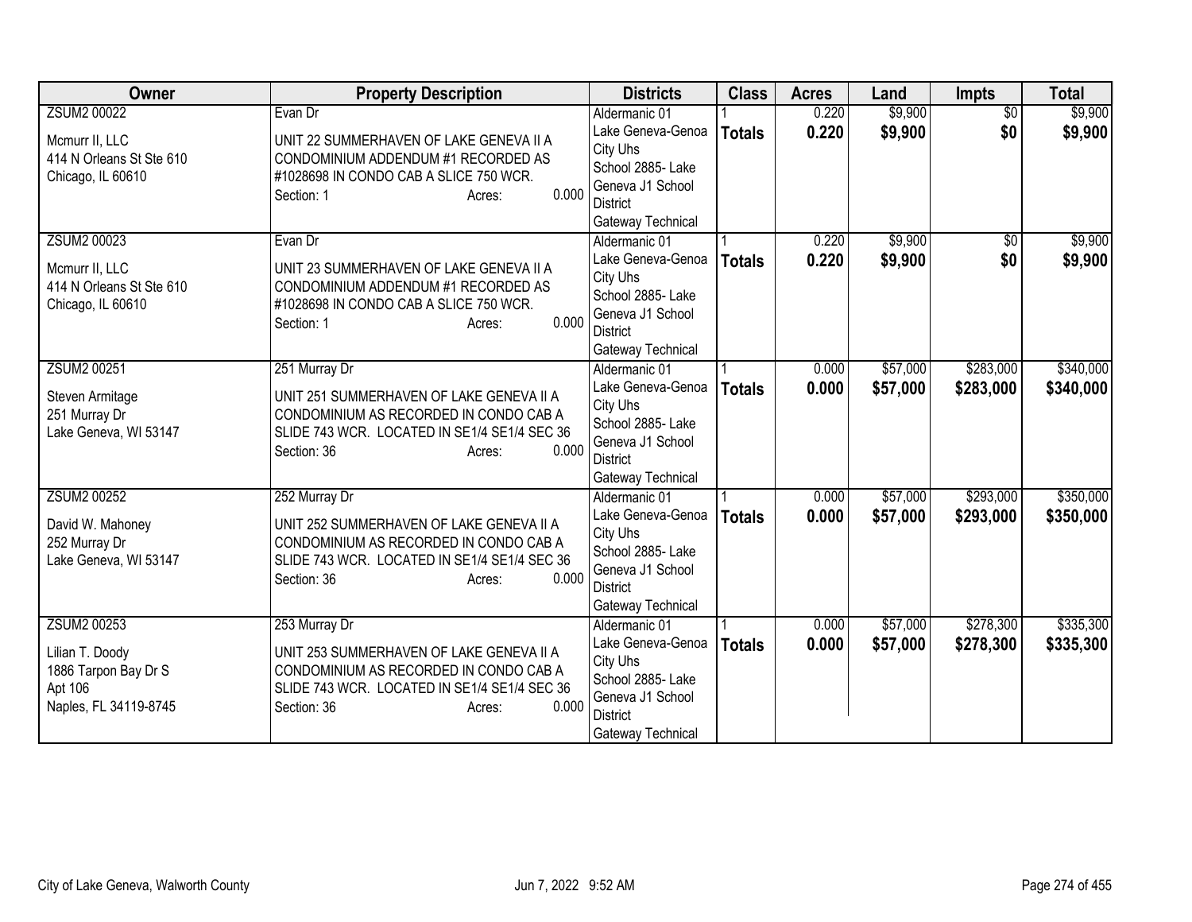| Owner | Property Description | Districts | Class | Acres | Land | Impts | Total |
|---|---|---|---|---|---|---|---|
| ZSUM2 00022<br><br>Mcmurr II, LLC<br>414 N Orleans St Ste 610<br>Chicago, IL 60610 | Evan Dr<br><br>UNIT 22 SUMMERHAVEN OF LAKE GENEVA II A CONDOMINIUM ADDENDUM #1 RECORDED AS #1028698 IN CONDO CAB A SLICE 750 WCR.<br>Section: 1 Acres: 0.000 | Aldermanic 01<br>Lake Geneva-Genoa City Uhs<br>School 2885- Lake Geneva J1 School District<br>Gateway Technical | 1<br>**Totals** | 0.220<br>**0.220** | $9,900<br>**$9,900** | $0<br>**$0** | $9,900<br>**$9,900** |
| ZSUM2 00023<br><br>Mcmurr II, LLC<br>414 N Orleans St Ste 610<br>Chicago, IL 60610 | Evan Dr<br><br>UNIT 23 SUMMERHAVEN OF LAKE GENEVA II A CONDOMINIUM ADDENDUM #1 RECORDED AS #1028698 IN CONDO CAB A SLICE 750 WCR.<br>Section: 1 Acres: 0.000 | Aldermanic 01<br>Lake Geneva-Genoa City Uhs<br>School 2885- Lake Geneva J1 School District<br>Gateway Technical | 1<br>**Totals** | 0.220<br>**0.220** | $9,900<br>**$9,900** | $0<br>**$0** | $9,900<br>**$9,900** |
| ZSUM2 00251<br><br>Steven Armitage<br>251 Murray Dr<br>Lake Geneva, WI 53147 | 251 Murray Dr<br><br>UNIT 251 SUMMERHAVEN OF LAKE GENEVA II A CONDOMINIUM AS RECORDED IN CONDO CAB A SLIDE 743 WCR. LOCATED IN SE1/4 SE1/4 SEC 36<br>Section: 36 Acres: 0.000 | Aldermanic 01<br>Lake Geneva-Genoa City Uhs<br>School 2885- Lake Geneva J1 School District<br>Gateway Technical | 1<br>**Totals** | 0.000<br>**0.000** | $57,000<br>**$57,000** | $283,000<br>**$283,000** | $340,000<br>**$340,000** |
| ZSUM2 00252<br><br>David W. Mahoney<br>252 Murray Dr<br>Lake Geneva, WI 53147 | 252 Murray Dr<br><br>UNIT 252 SUMMERHAVEN OF LAKE GENEVA II A CONDOMINIUM AS RECORDED IN CONDO CAB A SLIDE 743 WCR. LOCATED IN SE1/4 SE1/4 SEC 36<br>Section: 36 Acres: 0.000 | Aldermanic 01<br>Lake Geneva-Genoa City Uhs<br>School 2885- Lake Geneva J1 School District<br>Gateway Technical | 1<br>**Totals** | 0.000<br>**0.000** | $57,000<br>**$57,000** | $293,000<br>**$293,000** | $350,000<br>**$350,000** |
| ZSUM2 00253<br><br>Lilian T. Doody<br>1886 Tarpon Bay Dr S<br>Apt 106<br>Naples, FL 34119-8745 | 253 Murray Dr<br><br>UNIT 253 SUMMERHAVEN OF LAKE GENEVA II A CONDOMINIUM AS RECORDED IN CONDO CAB A SLIDE 743 WCR. LOCATED IN SE1/4 SE1/4 SEC 36<br>Section: 36 Acres: 0.000 | Aldermanic 01<br>Lake Geneva-Genoa City Uhs<br>School 2885- Lake Geneva J1 School District<br>Gateway Technical | 1<br>**Totals** | 0.000<br>**0.000** | $57,000<br>**$57,000** | $278,300<br>**$278,300** | $335,300<br>**$335,300** |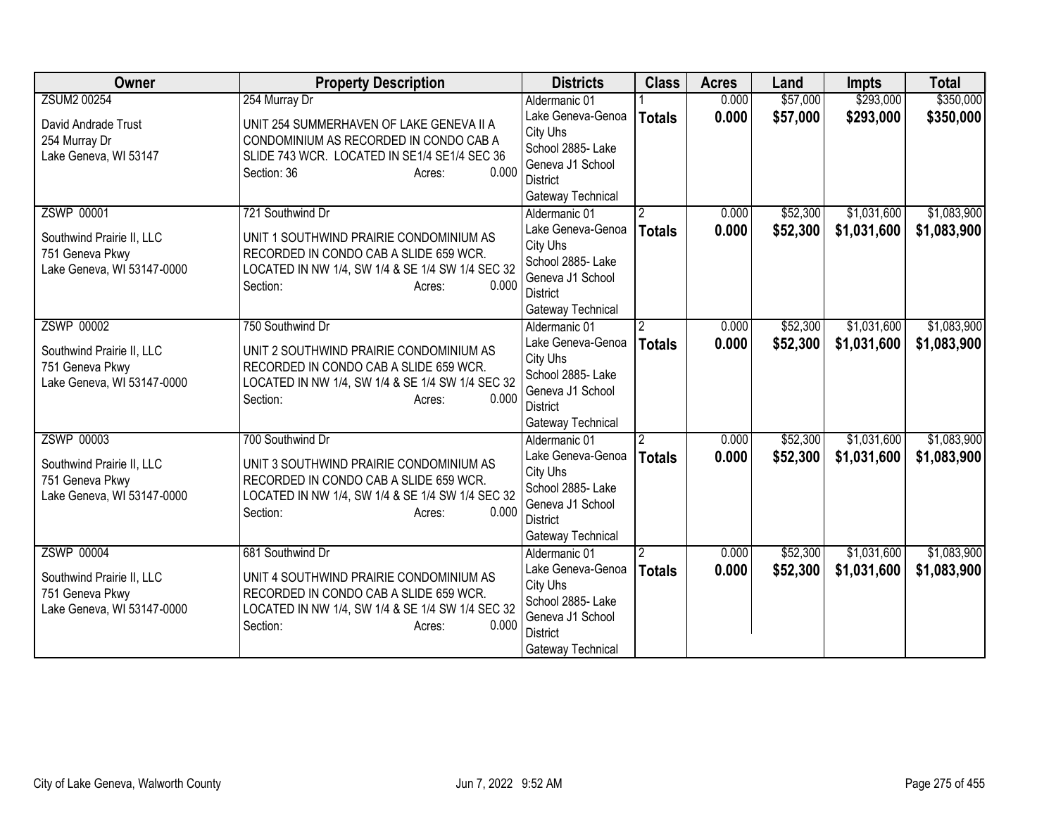| Owner | Property Description | Districts | Class | Acres | Land | Impts | Total |
|---|---|---|---|---|---|---|---|
| ZSUM2 00254<br><br>David Andrade Trust<br>254 Murray Dr<br>Lake Geneva, WI 53147 | 254 Murray Dr<br><br>UNIT 254 SUMMERHAVEN OF LAKE GENEVA II A CONDOMINIUM AS RECORDED IN CONDO CAB A SLIDE 743 WCR. LOCATED IN SE1/4 SE1/4 SEC 36<br>Section: 36 Acres: 0.000 | Aldermanic 01<br>Lake Geneva-Genoa City Uhs<br>School 2885- Lake Geneva J1 School District<br>Gateway Technical | 1<br>**Totals** | 0.000<br>**0.000** | $57,000<br>**$57,000** | $293,000<br>**$293,000** | $350,000<br>**$350,000** |
| ZSWP 00001<br><br>Southwind Prairie II, LLC<br>751 Geneva Pkwy<br>Lake Geneva, WI 53147-0000 | 721 Southwind Dr<br><br>UNIT 1 SOUTHWIND PRAIRIE CONDOMINIUM AS RECORDED IN CONDO CAB A SLIDE 659 WCR. LOCATED IN NW 1/4, SW 1/4 & SE 1/4 SW 1/4 SEC 32<br>Section: Acres: 0.000 | Aldermanic 01<br>Lake Geneva-Genoa City Uhs<br>School 2885- Lake Geneva J1 School District<br>Gateway Technical | 2<br>**Totals** | 0.000<br>**0.000** | $52,300<br>**$52,300** | $1,031,600<br>**$1,031,600** | $1,083,900<br>**$1,083,900** |
| ZSWP 00002<br><br>Southwind Prairie II, LLC<br>751 Geneva Pkwy<br>Lake Geneva, WI 53147-0000 | 750 Southwind Dr<br><br>UNIT 2 SOUTHWIND PRAIRIE CONDOMINIUM AS RECORDED IN CONDO CAB A SLIDE 659 WCR. LOCATED IN NW 1/4, SW 1/4 & SE 1/4 SW 1/4 SEC 32<br>Section: Acres: 0.000 | Aldermanic 01<br>Lake Geneva-Genoa City Uhs<br>School 2885- Lake Geneva J1 School District<br>Gateway Technical | 2<br>**Totals** | 0.000<br>**0.000** | $52,300<br>**$52,300** | $1,031,600<br>**$1,031,600** | $1,083,900<br>**$1,083,900** |
| ZSWP 00003<br><br>Southwind Prairie II, LLC<br>751 Geneva Pkwy<br>Lake Geneva, WI 53147-0000 | 700 Southwind Dr<br><br>UNIT 3 SOUTHWIND PRAIRIE CONDOMINIUM AS RECORDED IN CONDO CAB A SLIDE 659 WCR. LOCATED IN NW 1/4, SW 1/4 & SE 1/4 SW 1/4 SEC 32<br>Section: Acres: 0.000 | Aldermanic 01<br>Lake Geneva-Genoa City Uhs<br>School 2885- Lake Geneva J1 School District<br>Gateway Technical | 2<br>**Totals** | 0.000<br>**0.000** | $52,300<br>**$52,300** | $1,031,600<br>**$1,031,600** | $1,083,900<br>**$1,083,900** |
| ZSWP 00004<br><br>Southwind Prairie II, LLC<br>751 Geneva Pkwy<br>Lake Geneva, WI 53147-0000 | 681 Southwind Dr<br><br>UNIT 4 SOUTHWIND PRAIRIE CONDOMINIUM AS RECORDED IN CONDO CAB A SLIDE 659 WCR. LOCATED IN NW 1/4, SW 1/4 & SE 1/4 SW 1/4 SEC 32<br>Section: Acres: 0.000 | Aldermanic 01<br>Lake Geneva-Genoa City Uhs<br>School 2885- Lake Geneva J1 School District<br>Gateway Technical | 2<br>**Totals** | 0.000<br>**0.000** | $52,300<br>**$52,300** | $1,031,600<br>**$1,031,600** | $1,083,900<br>**$1,083,900** |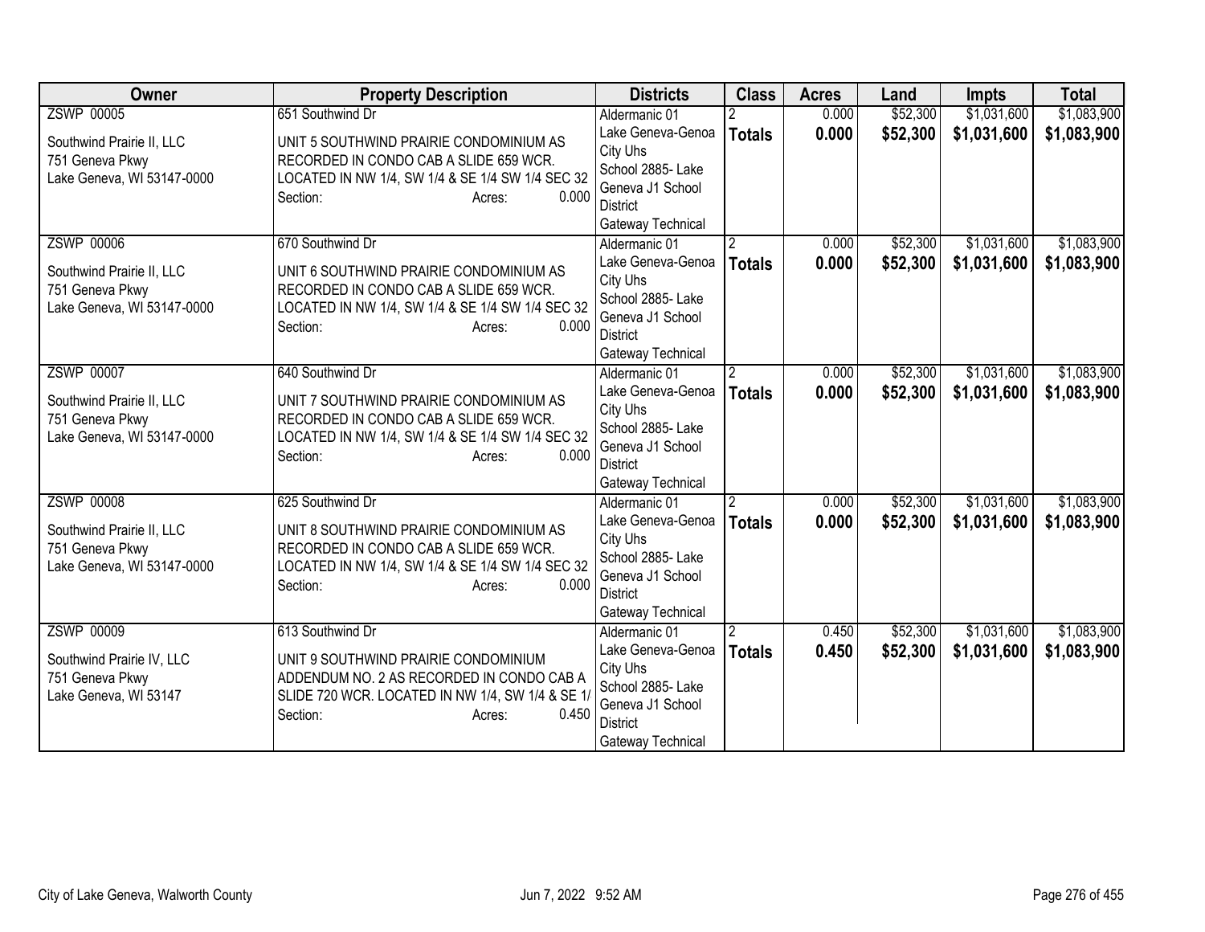| Owner | Property Description | Districts | Class | Acres | Land | Impts | Total |
|---|---|---|---|---|---|---|---|
| ZSWP 00005<br><br>Southwind Prairie II, LLC<br>751 Geneva Pkwy<br>Lake Geneva, WI 53147-0000 | 651 Southwind Dr<br><br>UNIT 5 SOUTHWIND PRAIRIE CONDOMINIUM AS RECORDED IN CONDO CAB A SLIDE 659 WCR. LOCATED IN NW 1/4, SW 1/4 & SE 1/4 SW 1/4 SEC 32<br>Section: Acres: 0.000 | Aldermanic 01<br>Lake Geneva-Genoa City Uhs<br>School 2885- Lake Geneva J1 School District<br>Gateway Technical | 2<br>**Totals** | 0.000<br>**0.000** | $52,300<br>**$52,300** | $1,031,600<br>**$1,031,600** | $1,083,900<br>**$1,083,900** |
| ZSWP 00006<br><br>Southwind Prairie II, LLC<br>751 Geneva Pkwy<br>Lake Geneva, WI 53147-0000 | 670 Southwind Dr<br><br>UNIT 6 SOUTHWIND PRAIRIE CONDOMINIUM AS RECORDED IN CONDO CAB A SLIDE 659 WCR. LOCATED IN NW 1/4, SW 1/4 & SE 1/4 SW 1/4 SEC 32<br>Section: Acres: 0.000 | Aldermanic 01<br>Lake Geneva-Genoa City Uhs<br>School 2885- Lake Geneva J1 School District<br>Gateway Technical | 2<br>**Totals** | 0.000<br>**0.000** | $52,300<br>**$52,300** | $1,031,600<br>**$1,031,600** | $1,083,900<br>**$1,083,900** |
| ZSWP 00007<br><br>Southwind Prairie II, LLC<br>751 Geneva Pkwy<br>Lake Geneva, WI 53147-0000 | 640 Southwind Dr<br><br>UNIT 7 SOUTHWIND PRAIRIE CONDOMINIUM AS RECORDED IN CONDO CAB A SLIDE 659 WCR. LOCATED IN NW 1/4, SW 1/4 & SE 1/4 SW 1/4 SEC 32<br>Section: Acres: 0.000 | Aldermanic 01<br>Lake Geneva-Genoa City Uhs<br>School 2885- Lake Geneva J1 School District<br>Gateway Technical | 2<br>**Totals** | 0.000<br>**0.000** | $52,300<br>**$52,300** | $1,031,600<br>**$1,031,600** | $1,083,900<br>**$1,083,900** |
| ZSWP 00008<br><br>Southwind Prairie II, LLC<br>751 Geneva Pkwy<br>Lake Geneva, WI 53147-0000 | 625 Southwind Dr<br><br>UNIT 8 SOUTHWIND PRAIRIE CONDOMINIUM AS RECORDED IN CONDO CAB A SLIDE 659 WCR. LOCATED IN NW 1/4, SW 1/4 & SE 1/4 SW 1/4 SEC 32<br>Section: Acres: 0.000 | Aldermanic 01<br>Lake Geneva-Genoa City Uhs<br>School 2885- Lake Geneva J1 School District<br>Gateway Technical | 2<br>**Totals** | 0.000<br>**0.000** | $52,300<br>**$52,300** | $1,031,600<br>**$1,031,600** | $1,083,900<br>**$1,083,900** |
| ZSWP 00009<br><br>Southwind Prairie IV, LLC<br>751 Geneva Pkwy<br>Lake Geneva, WI 53147 | 613 Southwind Dr<br><br>UNIT 9 SOUTHWIND PRAIRIE CONDOMINIUM ADDENDUM NO. 2 AS RECORDED IN CONDO CAB A SLIDE 720 WCR. LOCATED IN NW 1/4, SW 1/4 & SE 1/<br>Section: Acres: 0.450 | Aldermanic 01<br>Lake Geneva-Genoa City Uhs<br>School 2885- Lake Geneva J1 School District<br>Gateway Technical | 2<br>**Totals** | 0.450<br>**0.450** | $52,300<br>**$52,300** | $1,031,600<br>**$1,031,600** | $1,083,900<br>**$1,083,900** |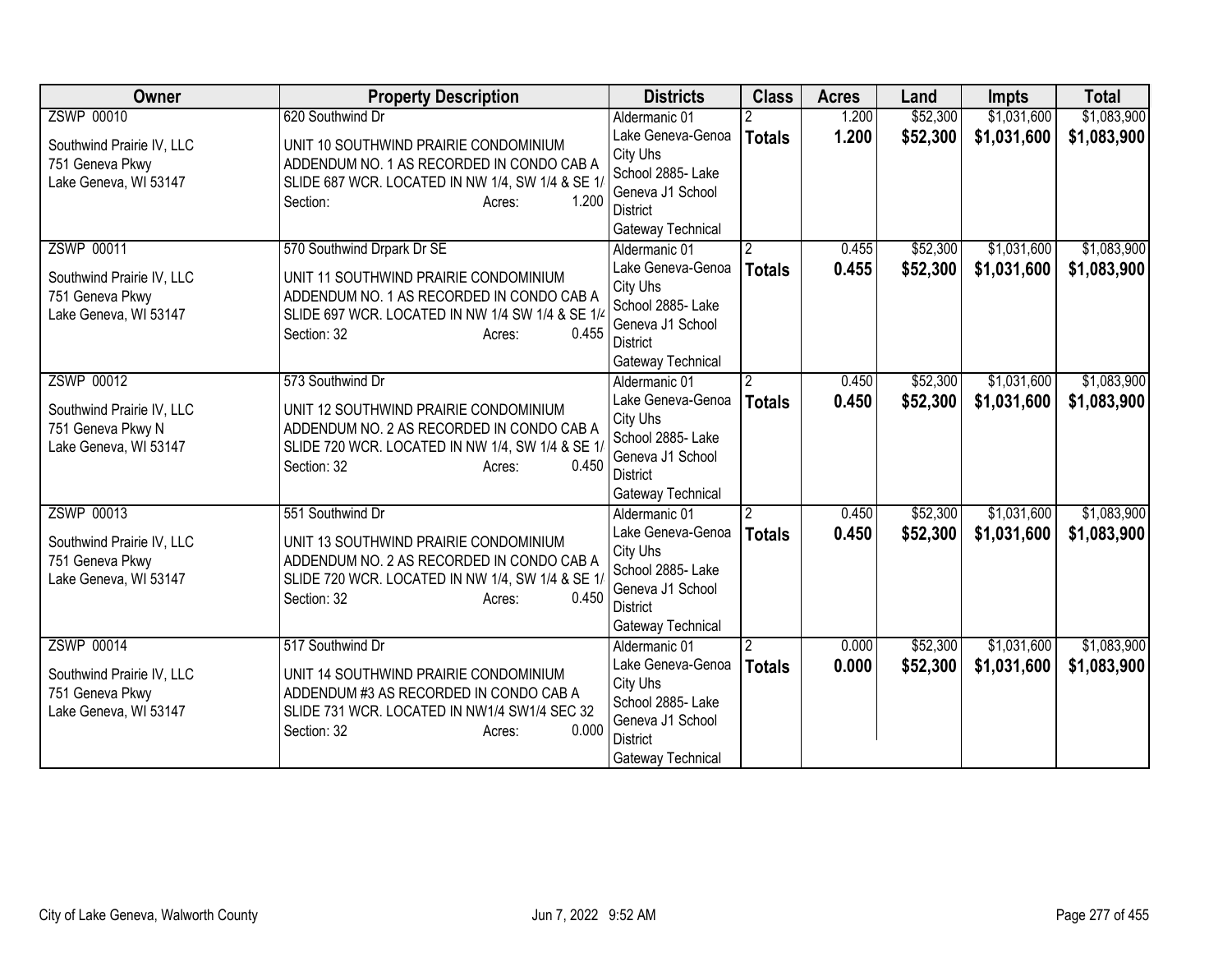| Owner | Property Description | Districts | Class | Acres | Land | Impts | Total |
|---|---|---|---|---|---|---|---|
| ZSWP 00010<br>Southwind Prairie IV, LLC<br>751 Geneva Pkwy<br>Lake Geneva, WI 53147 | 620 Southwind Dr<br>UNIT 10 SOUTHWIND PRAIRIE CONDOMINIUM ADDENDUM NO. 1 AS RECORDED IN CONDO CAB A SLIDE 687 WCR. LOCATED IN NW 1/4, SW 1/4 & SE 1/<br>Section: Acres: 1.200 | Aldermanic 01<br>Lake Geneva-Genoa City Uhs<br>School 2885- Lake Geneva J1 School District<br>Gateway Technical | 2<br>**Totals** | 1.200<br>**1.200** | $52,300<br>**$52,300** | $1,031,600<br>**$1,031,600** | $1,083,900<br>**$1,083,900** |
| ZSWP 00011<br>Southwind Prairie IV, LLC<br>751 Geneva Pkwy<br>Lake Geneva, WI 53147 | 570 Southwind Drpark Dr SE<br>UNIT 11 SOUTHWIND PRAIRIE CONDOMINIUM ADDENDUM NO. 1 AS RECORDED IN CONDO CAB A SLIDE 697 WCR. LOCATED IN NW 1/4 SW 1/4 & SE 1/4<br>Section: 32 Acres: 0.455 | Aldermanic 01<br>Lake Geneva-Genoa City Uhs<br>School 2885- Lake Geneva J1 School District<br>Gateway Technical | 2<br>**Totals** | 0.455<br>**0.455** | $52,300<br>**$52,300** | $1,031,600<br>**$1,031,600** | $1,083,900<br>**$1,083,900** |
| ZSWP 00012<br>Southwind Prairie IV, LLC<br>751 Geneva Pkwy N<br>Lake Geneva, WI 53147 | 573 Southwind Dr<br>UNIT 12 SOUTHWIND PRAIRIE CONDOMINIUM ADDENDUM NO. 2 AS RECORDED IN CONDO CAB A SLIDE 720 WCR. LOCATED IN NW 1/4, SW 1/4 & SE 1/<br>Section: 32 Acres: 0.450 | Aldermanic 01<br>Lake Geneva-Genoa City Uhs<br>School 2885- Lake Geneva J1 School District<br>Gateway Technical | 2<br>**Totals** | 0.450<br>**0.450** | $52,300<br>**$52,300** | $1,031,600<br>**$1,031,600** | $1,083,900<br>**$1,083,900** |
| ZSWP 00013<br>Southwind Prairie IV, LLC<br>751 Geneva Pkwy<br>Lake Geneva, WI 53147 | 551 Southwind Dr<br>UNIT 13 SOUTHWIND PRAIRIE CONDOMINIUM ADDENDUM NO. 2 AS RECORDED IN CONDO CAB A SLIDE 720 WCR. LOCATED IN NW 1/4, SW 1/4 & SE 1/<br>Section: 32 Acres: 0.450 | Aldermanic 01<br>Lake Geneva-Genoa City Uhs<br>School 2885- Lake Geneva J1 School District<br>Gateway Technical | 2<br>**Totals** | 0.450<br>**0.450** | $52,300<br>**$52,300** | $1,031,600<br>**$1,031,600** | $1,083,900<br>**$1,083,900** |
| ZSWP 00014<br>Southwind Prairie IV, LLC<br>751 Geneva Pkwy<br>Lake Geneva, WI 53147 | 517 Southwind Dr<br>UNIT 14 SOUTHWIND PRAIRIE CONDOMINIUM ADDENDUM #3 AS RECORDED IN CONDO CAB A SLIDE 731 WCR. LOCATED IN NW1/4 SW1/4 SEC 32<br>Section: 32 Acres: 0.000 | Aldermanic 01<br>Lake Geneva-Genoa City Uhs<br>School 2885- Lake Geneva J1 School District<br>Gateway Technical | 2<br>**Totals** | 0.000<br>**0.000** | $52,300<br>**$52,300** | $1,031,600<br>**$1,031,600** | $1,083,900<br>**$1,083,900** |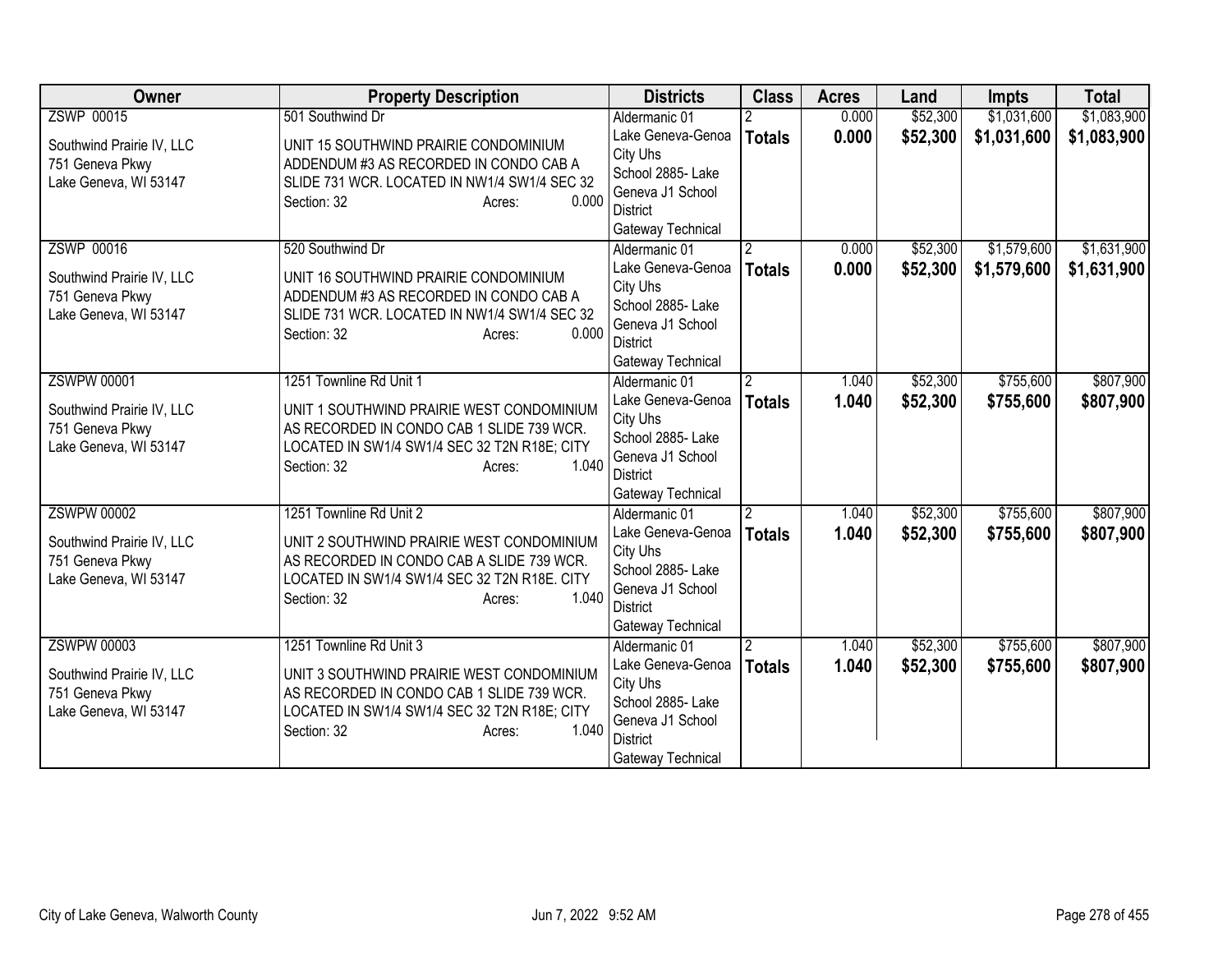| Owner | Property Description | Districts | Class | Acres | Land | Impts | Total |
|---|---|---|---|---|---|---|---|
| ZSWP 00015<br><br>Southwind Prairie IV, LLC<br>751 Geneva Pkwy<br>Lake Geneva, WI 53147 | 501 Southwind Dr<br><br>UNIT 15 SOUTHWIND PRAIRIE CONDOMINIUM ADDENDUM #3 AS RECORDED IN CONDO CAB A SLIDE 731 WCR. LOCATED IN NW1/4 SW1/4 SEC 32<br>Section: 32 Acres: 0.000 | Aldermanic 01<br>Lake Geneva-Genoa City Uhs<br>School 2885- Lake Geneva J1 School District<br>Gateway Technical | 2<br>**Totals** | 0.000<br>**0.000** | $52,300<br>**$52,300** | $1,031,600<br>**$1,031,600** | $1,083,900<br>**$1,083,900** |
| ZSWP 00016<br><br>Southwind Prairie IV, LLC<br>751 Geneva Pkwy<br>Lake Geneva, WI 53147 | 520 Southwind Dr<br><br>UNIT 16 SOUTHWIND PRAIRIE CONDOMINIUM ADDENDUM #3 AS RECORDED IN CONDO CAB A SLIDE 731 WCR. LOCATED IN NW1/4 SW1/4 SEC 32<br>Section: 32 Acres: 0.000 | Aldermanic 01<br>Lake Geneva-Genoa City Uhs<br>School 2885- Lake Geneva J1 School District<br>Gateway Technical | 2<br>**Totals** | 0.000<br>**0.000** | $52,300<br>**$52,300** | $1,579,600<br>**$1,579,600** | $1,631,900<br>**$1,631,900** |
| ZSWPW 00001<br><br>Southwind Prairie IV, LLC<br>751 Geneva Pkwy<br>Lake Geneva, WI 53147 | 1251 Townline Rd Unit 1<br><br>UNIT 1 SOUTHWIND PRAIRIE WEST CONDOMINIUM AS RECORDED IN CONDO CAB 1 SLIDE 739 WCR. LOCATED IN SW1/4 SW1/4 SEC 32 T2N R18E; CITY<br>Section: 32 Acres: 1.040 | Aldermanic 01<br>Lake Geneva-Genoa City Uhs<br>School 2885- Lake Geneva J1 School District<br>Gateway Technical | 2<br>**Totals** | 1.040<br>**1.040** | $52,300<br>**$52,300** | $755,600<br>**$755,600** | $807,900<br>**$807,900** |
| ZSWPW 00002<br><br>Southwind Prairie IV, LLC<br>751 Geneva Pkwy<br>Lake Geneva, WI 53147 | 1251 Townline Rd Unit 2<br><br>UNIT 2 SOUTHWIND PRAIRIE WEST CONDOMINIUM AS RECORDED IN CONDO CAB A SLIDE 739 WCR. LOCATED IN SW1/4 SW1/4 SEC 32 T2N R18E. CITY<br>Section: 32 Acres: 1.040 | Aldermanic 01<br>Lake Geneva-Genoa City Uhs<br>School 2885- Lake Geneva J1 School District<br>Gateway Technical | 2<br>**Totals** | 1.040<br>**1.040** | $52,300<br>**$52,300** | $755,600<br>**$755,600** | $807,900<br>**$807,900** |
| ZSWPW 00003<br><br>Southwind Prairie IV, LLC<br>751 Geneva Pkwy<br>Lake Geneva, WI 53147 | 1251 Townline Rd Unit 3<br><br>UNIT 3 SOUTHWIND PRAIRIE WEST CONDOMINIUM AS RECORDED IN CONDO CAB 1 SLIDE 739 WCR. LOCATED IN SW1/4 SW1/4 SEC 32 T2N R18E; CITY<br>Section: 32 Acres: 1.040 | Aldermanic 01<br>Lake Geneva-Genoa City Uhs<br>School 2885- Lake Geneva J1 School District<br>Gateway Technical | 2<br>**Totals** | 1.040<br>**1.040** | $52,300<br>**$52,300** | $755,600<br>**$755,600** | $807,900<br>**$807,900** |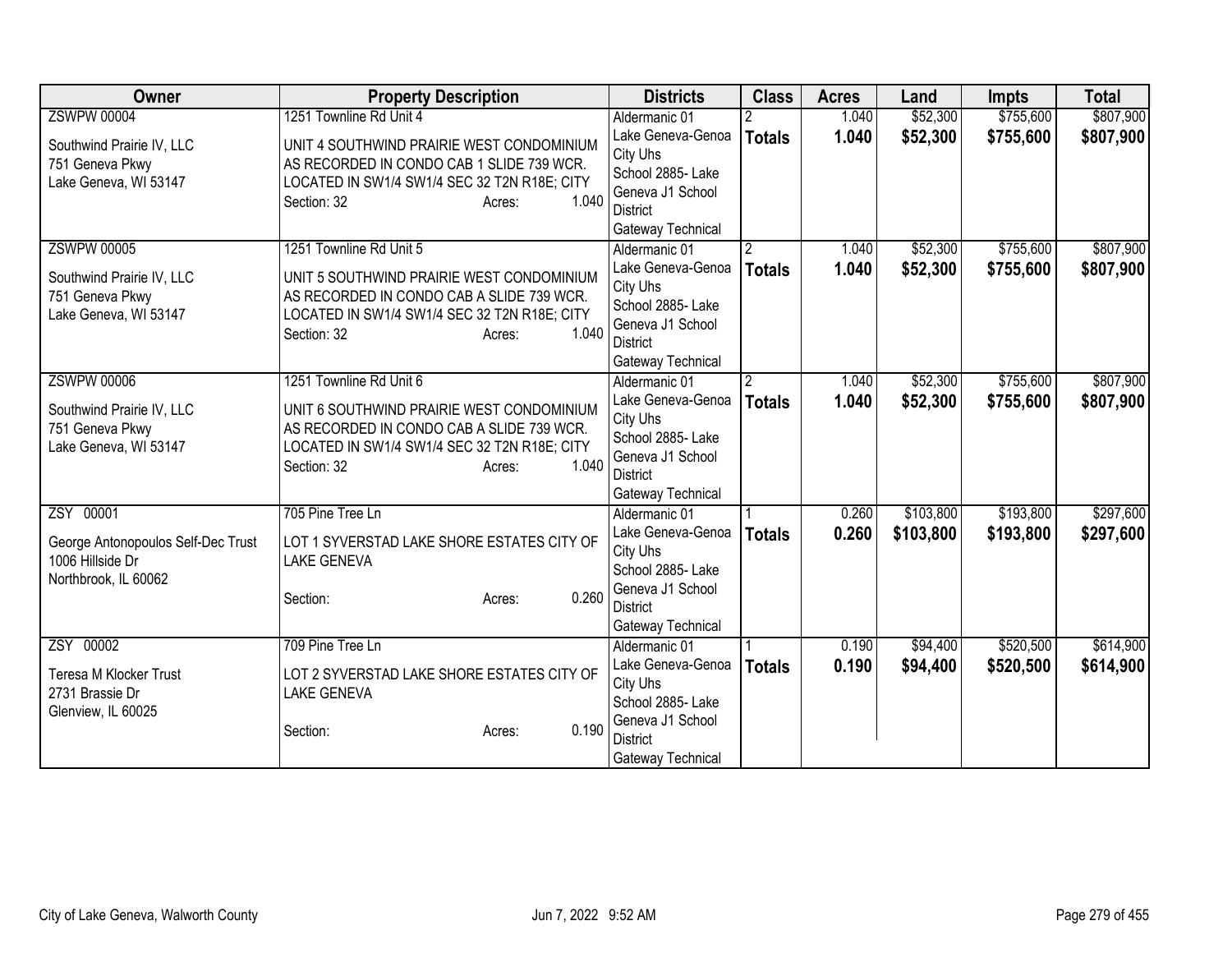| Owner | Property Description | Districts | Class | Acres | Land | Impts | Total |
|---|---|---|---|---|---|---|---|
| ZSWPW 00004<br><br>Southwind Prairie IV, LLC<br>751 Geneva Pkwy<br>Lake Geneva, WI 53147 | 1251 Townline Rd Unit 4<br><br>UNIT 4 SOUTHWIND PRAIRIE WEST CONDOMINIUM AS RECORDED IN CONDO CAB 1 SLIDE 739 WCR. LOCATED IN SW1/4 SW1/4 SEC 32 T2N R18E; CITY<br>Section: 32 Acres: 1.040 | Aldermanic 01<br>Lake Geneva-Genoa City Uhs<br>School 2885- Lake Geneva J1 School District<br>Gateway Technical | 2<br>**Totals** | 1.040<br>**1.040** | $52,300<br>**$52,300** | $755,600<br>**$755,600** | $807,900<br>**$807,900** |
| ZSWPW 00005<br><br>Southwind Prairie IV, LLC<br>751 Geneva Pkwy<br>Lake Geneva, WI 53147 | 1251 Townline Rd Unit 5<br><br>UNIT 5 SOUTHWIND PRAIRIE WEST CONDOMINIUM AS RECORDED IN CONDO CAB A SLIDE 739 WCR. LOCATED IN SW1/4 SW1/4 SEC 32 T2N R18E; CITY<br>Section: 32 Acres: 1.040 | Aldermanic 01<br>Lake Geneva-Genoa City Uhs<br>School 2885- Lake Geneva J1 School District<br>Gateway Technical | 2<br>**Totals** | 1.040<br>**1.040** | $52,300<br>**$52,300** | $755,600<br>**$755,600** | $807,900<br>**$807,900** |
| ZSWPW 00006<br><br>Southwind Prairie IV, LLC<br>751 Geneva Pkwy<br>Lake Geneva, WI 53147 | 1251 Townline Rd Unit 6<br><br>UNIT 6 SOUTHWIND PRAIRIE WEST CONDOMINIUM AS RECORDED IN CONDO CAB A SLIDE 739 WCR. LOCATED IN SW1/4 SW1/4 SEC 32 T2N R18E; CITY<br>Section: 32 Acres: 1.040 | Aldermanic 01<br>Lake Geneva-Genoa City Uhs<br>School 2885- Lake Geneva J1 School District<br>Gateway Technical | 2<br>**Totals** | 1.040<br>**1.040** | $52,300<br>**$52,300** | $755,600<br>**$755,600** | $807,900<br>**$807,900** |
| ZSY 00001<br><br>George Antonopoulos Self-Dec Trust<br>1006 Hillside Dr<br>Northbrook, IL 60062 | 705 Pine Tree Ln<br><br>LOT 1 SYVERSTAD LAKE SHORE ESTATES CITY OF LAKE GENEVA<br><br>Section: Acres: 0.260 | Aldermanic 01<br>Lake Geneva-Genoa City Uhs<br>School 2885- Lake Geneva J1 School District<br>Gateway Technical | 1<br>**Totals** | 0.260<br>**0.260** | $103,800<br>**$103,800** | $193,800<br>**$193,800** | $297,600<br>**$297,600** |
| ZSY 00002<br><br>Teresa M Klocker Trust<br>2731 Brassie Dr<br>Glenview, IL 60025 | 709 Pine Tree Ln<br><br>LOT 2 SYVERSTAD LAKE SHORE ESTATES CITY OF LAKE GENEVA<br><br>Section: Acres: 0.190 | Aldermanic 01<br>Lake Geneva-Genoa City Uhs<br>School 2885- Lake Geneva J1 School District<br>Gateway Technical | 1<br>**Totals** | 0.190<br>**0.190** | $94,400<br>**$94,400** | $520,500<br>**$520,500** | $614,900<br>**$614,900** |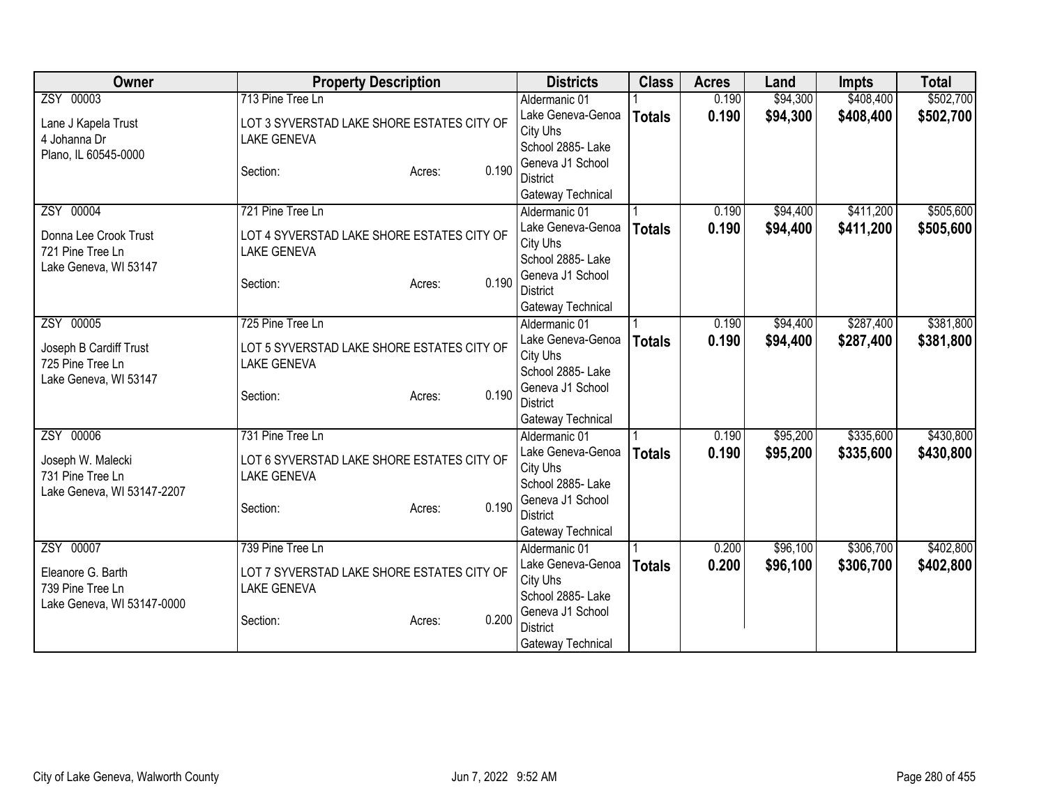| Owner | Property Description | Districts | Class | Acres | Land | Impts | Total |
|---|---|---|---|---|---|---|---|
| ZSY 00003<br>Lane J Kapela Trust<br>4 Johanna Dr<br>Plano, IL 60545-0000 | 713 Pine Tree Ln<br>LOT 3 SYVERSTAD LAKE SHORE ESTATES CITY OF LAKE GENEVA<br>Section: Acres: 0.190 | Aldermanic 01<br>Lake Geneva-Genoa City Uhs<br>School 2885- Lake Geneva J1 School District<br>Gateway Technical | 1<br>**Totals** | 0.190<br>**0.190** | $94,300<br>**$94,300** | $408,400<br>**$408,400** | $502,700<br>**$502,700** |
| ZSY 00004<br>Donna Lee Crook Trust<br>721 Pine Tree Ln<br>Lake Geneva, WI 53147 | 721 Pine Tree Ln<br>LOT 4 SYVERSTAD LAKE SHORE ESTATES CITY OF LAKE GENEVA<br>Section: Acres: 0.190 | Aldermanic 01<br>Lake Geneva-Genoa City Uhs<br>School 2885- Lake Geneva J1 School District<br>Gateway Technical | 1<br>**Totals** | 0.190<br>**0.190** | $94,400<br>**$94,400** | $411,200<br>**$411,200** | $505,600<br>**$505,600** |
| ZSY 00005<br>Joseph B Cardiff Trust<br>725 Pine Tree Ln<br>Lake Geneva, WI 53147 | 725 Pine Tree Ln<br>LOT 5 SYVERSTAD LAKE SHORE ESTATES CITY OF LAKE GENEVA<br>Section: Acres: 0.190 | Aldermanic 01<br>Lake Geneva-Genoa City Uhs<br>School 2885- Lake Geneva J1 School District<br>Gateway Technical | 1<br>**Totals** | 0.190<br>**0.190** | $94,400<br>**$94,400** | $287,400<br>**$287,400** | $381,800<br>**$381,800** |
| ZSY 00006<br>Joseph W. Malecki<br>731 Pine Tree Ln<br>Lake Geneva, WI 53147-2207 | 731 Pine Tree Ln<br>LOT 6 SYVERSTAD LAKE SHORE ESTATES CITY OF LAKE GENEVA<br>Section: Acres: 0.190 | Aldermanic 01<br>Lake Geneva-Genoa City Uhs<br>School 2885- Lake Geneva J1 School District<br>Gateway Technical | 1<br>**Totals** | 0.190<br>**0.190** | $95,200<br>**$95,200** | $335,600<br>**$335,600** | $430,800<br>**$430,800** |
| ZSY 00007<br>Eleanore G. Barth<br>739 Pine Tree Ln<br>Lake Geneva, WI 53147-0000 | 739 Pine Tree Ln<br>LOT 7 SYVERSTAD LAKE SHORE ESTATES CITY OF LAKE GENEVA<br>Section: Acres: 0.200 | Aldermanic 01<br>Lake Geneva-Genoa City Uhs<br>School 2885- Lake Geneva J1 School District<br>Gateway Technical | 1<br>**Totals** | 0.200<br>**0.200** | $96,100<br>**$96,100** | $306,700<br>**$306,700** | $402,800<br>**$402,800** |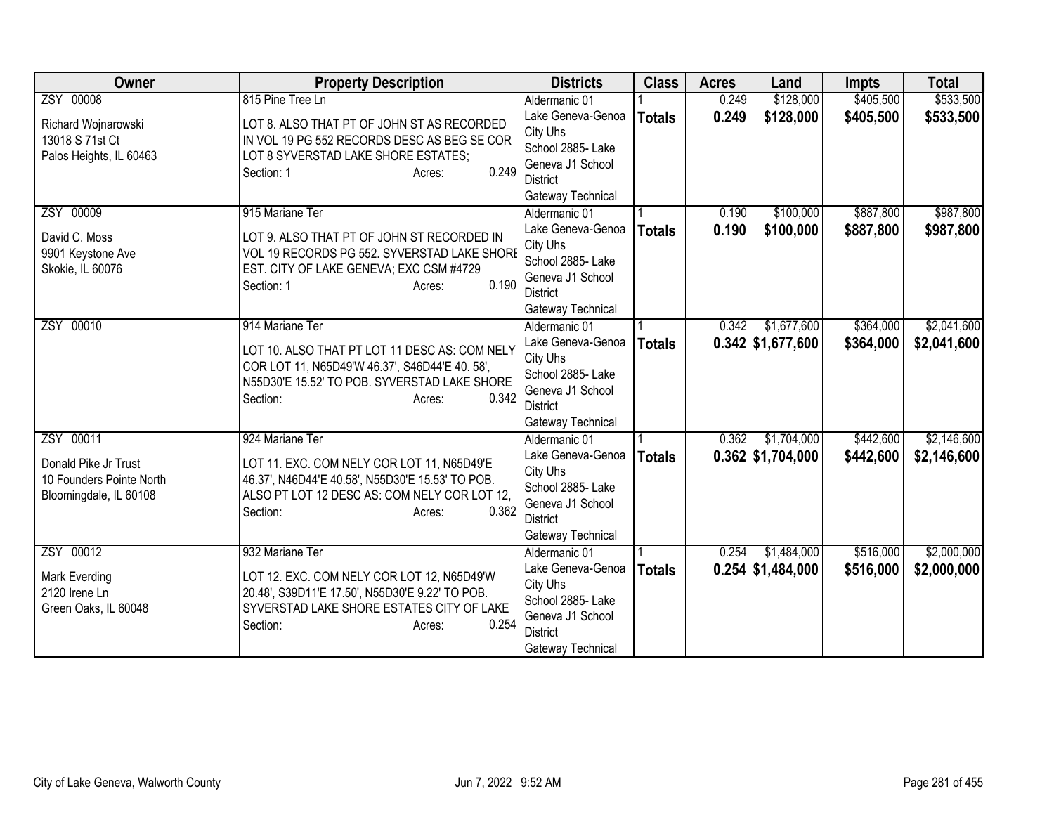| Owner | Property Description | Districts | Class | Acres | Land | Impts | Total |
|---|---|---|---|---|---|---|---|
| ZSY 00008<br><br>Richard Wojnarowski<br>13018 S 71st Ct<br>Palos Heights, IL 60463 | 815 Pine Tree Ln<br><br>LOT 8. ALSO THAT PT OF JOHN ST AS RECORDED IN VOL 19 PG 552 RECORDS DESC AS BEG SE COR LOT 8 SYVERSTAD LAKE SHORE ESTATES;<br>Section: 1 Acres: 0.249 | Aldermanic 01<br>Lake Geneva-Genoa City Uhs<br>School 2885- Lake Geneva J1 School District<br>Gateway Technical | 1<br>**Totals** | 0.249<br>**0.249** | $128,000<br>**$128,000** | $405,500<br>**$405,500** | $533,500<br>**$533,500** |
| ZSY 00009<br><br>David C. Moss<br>9901 Keystone Ave<br>Skokie, IL 60076 | 915 Mariane Ter<br><br>LOT 9. ALSO THAT PT OF JOHN ST RECORDED IN VOL 19 RECORDS PG 552. SYVERSTAD LAKE SHORE EST. CITY OF LAKE GENEVA; EXC CSM #4729<br>Section: 1 Acres: 0.190 | Aldermanic 01<br>Lake Geneva-Genoa City Uhs<br>School 2885- Lake Geneva J1 School District<br>Gateway Technical | 1<br>**Totals** | 0.190<br>**0.190** | $100,000<br>**$100,000** | $887,800<br>**$887,800** | $987,800<br>**$987,800** |
| ZSY 00010 | 914 Mariane Ter<br><br>LOT 10. ALSO THAT PT LOT 11 DESC AS: COM NELY COR LOT 11, N65D49'W 46.37', S46D44'E 40. 58', N55D30'E 15.52' TO POB. SYVERSTAD LAKE SHORE<br>Section: Acres: 0.342 | Aldermanic 01<br>Lake Geneva-Genoa City Uhs<br>School 2885- Lake Geneva J1 School District<br>Gateway Technical | 1<br>**Totals** | 0.342<br>**0.342** | $1,677,600<br>**$1,677,600** | $364,000<br>**$364,000** | $2,041,600<br>**$2,041,600** |
| ZSY 00011<br><br>Donald Pike Jr Trust<br>10 Founders Pointe North<br>Bloomingdale, IL 60108 | 924 Mariane Ter<br><br>LOT 11. EXC. COM NELY COR LOT 11, N65D49'E 46.37', N46D44'E 40.58', N55D30'E 15.53' TO POB. ALSO PT LOT 12 DESC AS: COM NELY COR LOT 12,<br>Section: Acres: 0.362 | Aldermanic 01<br>Lake Geneva-Genoa City Uhs<br>School 2885- Lake Geneva J1 School District<br>Gateway Technical | 1<br>**Totals** | 0.362<br>**0.362** | $1,704,000<br>**$1,704,000** | $442,600<br>**$442,600** | $2,146,600<br>**$2,146,600** |
| ZSY 00012<br><br>Mark Everding<br>2120 Irene Ln<br>Green Oaks, IL 60048 | 932 Mariane Ter<br><br>LOT 12. EXC. COM NELY COR LOT 12, N65D49'W 20.48', S39D11'E 17.50', N55D30'E 9.22' TO POB. SYVERSTAD LAKE SHORE ESTATES CITY OF LAKE<br>Section: Acres: 0.254 | Aldermanic 01<br>Lake Geneva-Genoa City Uhs<br>School 2885- Lake Geneva J1 School District<br>Gateway Technical | 1<br>**Totals** | 0.254<br>**0.254** | $1,484,000<br>**$1,484,000** | $516,000<br>**$516,000** | $2,000,000<br>**$2,000,000** |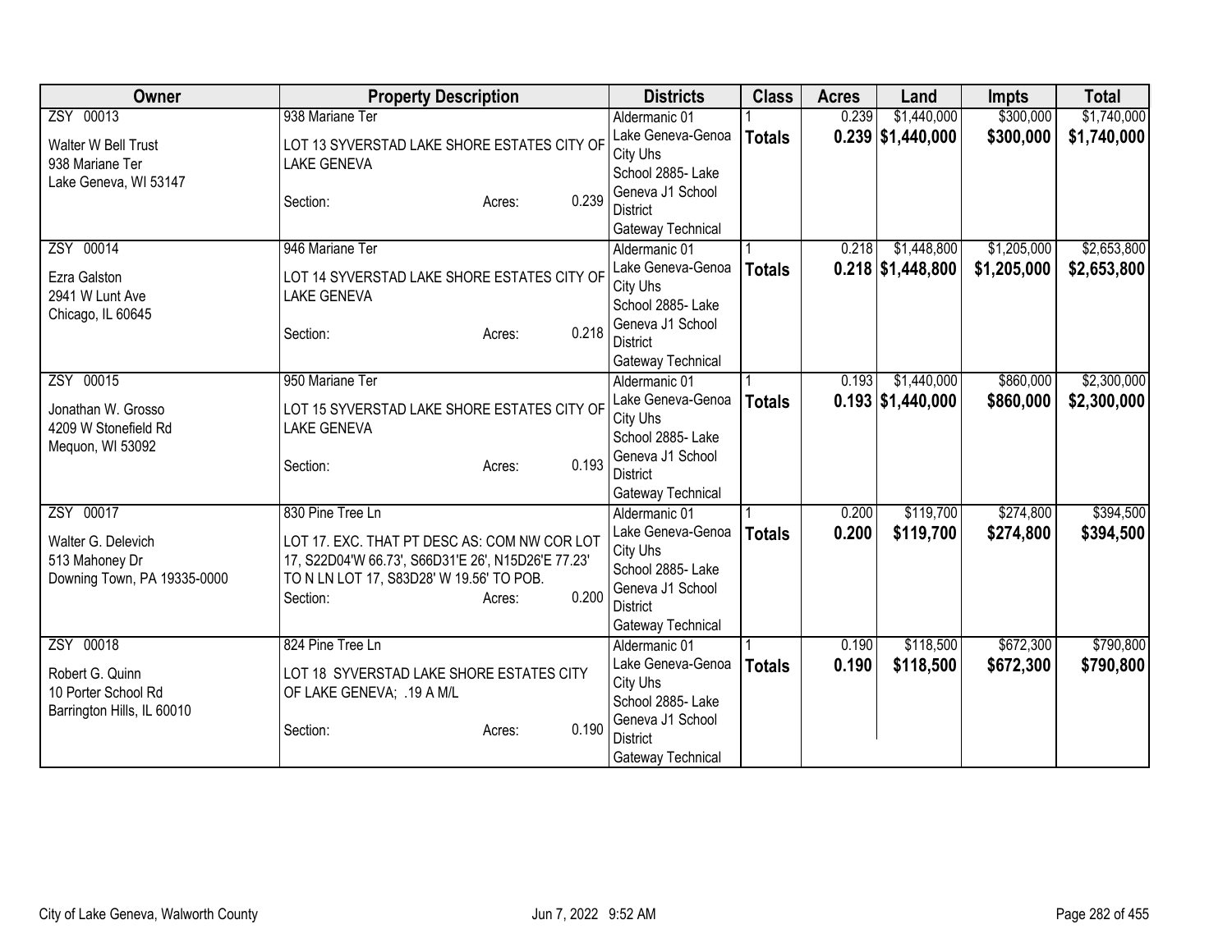| Owner | Property Description | Districts | Class | Acres | Land | Impts | Total |
|---|---|---|---|---|---|---|---|
| ZSY 00013<br>Walter W Bell Trust<br>938 Mariane Ter<br>Lake Geneva, WI 53147 | 938 Mariane Ter<br>LOT 13 SYVERSTAD LAKE SHORE ESTATES CITY OF LAKE GENEVA<br>Section: Acres: 0.239 | Aldermanic 01<br>Lake Geneva-Genoa City Uhs<br>School 2885- Lake Geneva J1 School District<br>Gateway Technical | 1<br>**Totals** | 0.239<br>**0.239** | $1,440,000<br>**$1,440,000** | $300,000<br>**$300,000** | $1,740,000<br>**$1,740,000** |
| ZSY 00014<br>Ezra Galston<br>2941 W Lunt Ave<br>Chicago, IL 60645 | 946 Mariane Ter<br>LOT 14 SYVERSTAD LAKE SHORE ESTATES CITY OF LAKE GENEVA<br>Section: Acres: 0.218 | Aldermanic 01<br>Lake Geneva-Genoa City Uhs<br>School 2885- Lake Geneva J1 School District<br>Gateway Technical | 1<br>**Totals** | 0.218<br>**0.218** | $1,448,800<br>**$1,448,800** | $1,205,000<br>**$1,205,000** | $2,653,800<br>**$2,653,800** |
| ZSY 00015<br>Jonathan W. Grosso<br>4209 W Stonefield Rd<br>Mequon, WI 53092 | 950 Mariane Ter<br>LOT 15 SYVERSTAD LAKE SHORE ESTATES CITY OF LAKE GENEVA<br>Section: Acres: 0.193 | Aldermanic 01<br>Lake Geneva-Genoa City Uhs<br>School 2885- Lake Geneva J1 School District<br>Gateway Technical | 1<br>**Totals** | 0.193<br>**0.193** | $1,440,000<br>**$1,440,000** | $860,000<br>**$860,000** | $2,300,000<br>**$2,300,000** |
| ZSY 00017<br>Walter G. Delevich<br>513 Mahoney Dr<br>Downing Town, PA 19335-0000 | 830 Pine Tree Ln<br>LOT 17. EXC. THAT PT DESC AS: COM NW COR LOT 17, S22D04'W 66.73', S66D31'E 26', N15D26'E 77.23' TO N LN LOT 17, S83D28' W 19.56' TO POB.<br>Section: Acres: 0.200 | Aldermanic 01<br>Lake Geneva-Genoa City Uhs<br>School 2885- Lake Geneva J1 School District<br>Gateway Technical | 1<br>**Totals** | 0.200<br>**0.200** | $119,700<br>**$119,700** | $274,800<br>**$274,800** | $394,500<br>**$394,500** |
| ZSY 00018<br>Robert G. Quinn<br>10 Porter School Rd<br>Barrington Hills, IL 60010 | 824 Pine Tree Ln<br>LOT 18 SYVERSTAD LAKE SHORE ESTATES CITY OF LAKE GENEVA; .19 A M/L<br>Section: Acres: 0.190 | Aldermanic 01<br>Lake Geneva-Genoa City Uhs<br>School 2885- Lake Geneva J1 School District<br>Gateway Technical | 1<br>**Totals** | 0.190<br>**0.190** | $118,500<br>**$118,500** | $672,300<br>**$672,300** | $790,800<br>**$790,800** |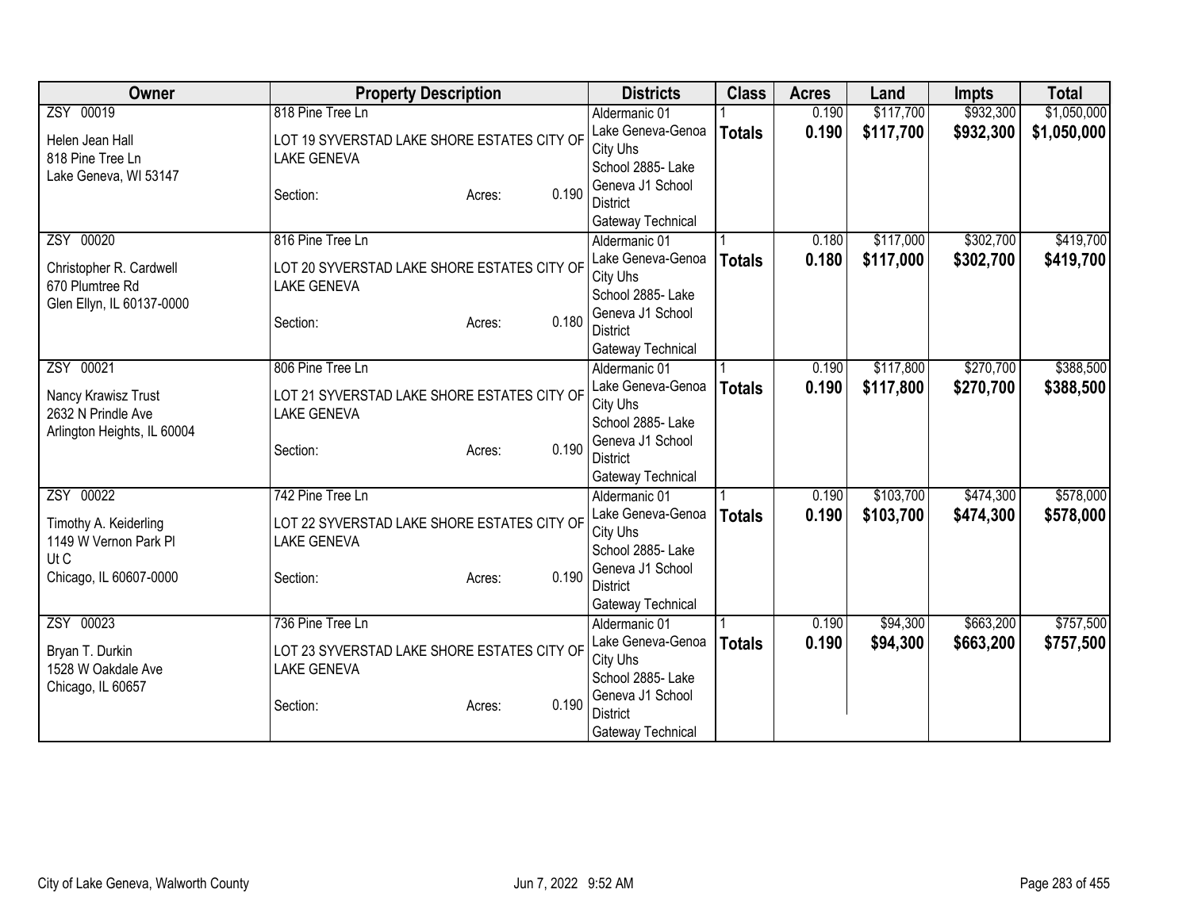| Owner | Property Description | Districts | Class | Acres | Land | Impts | Total |
|---|---|---|---|---|---|---|---|
| ZSY 00019<br>Helen Jean Hall<br>818 Pine Tree Ln<br>Lake Geneva, WI 53147 | 818 Pine Tree Ln<br>LOT 19 SYVERSTAD LAKE SHORE ESTATES CITY OF LAKE GENEVA<br>Section: Acres: 0.190 | Aldermanic 01<br>Lake Geneva-Genoa City Uhs<br>School 2885- Lake Geneva J1 School District<br>Gateway Technical | 1<br>**Totals** | 0.190<br>**0.190** | $117,700<br>**$117,700** | $932,300<br>**$932,300** | $1,050,000<br>**$1,050,000** |
| ZSY 00020<br>Christopher R. Cardwell<br>670 Plumtree Rd<br>Glen Ellyn, IL 60137-0000 | 816 Pine Tree Ln<br>LOT 20 SYVERSTAD LAKE SHORE ESTATES CITY OF LAKE GENEVA<br>Section: Acres: 0.180 | Aldermanic 01<br>Lake Geneva-Genoa City Uhs<br>School 2885- Lake Geneva J1 School District<br>Gateway Technical | 1<br>**Totals** | 0.180<br>**0.180** | $117,000<br>**$117,000** | $302,700<br>**$302,700** | $419,700<br>**$419,700** |
| ZSY 00021<br>Nancy Krawisz Trust<br>2632 N Prindle Ave<br>Arlington Heights, IL 60004 | 806 Pine Tree Ln<br>LOT 21 SYVERSTAD LAKE SHORE ESTATES CITY OF LAKE GENEVA<br>Section: Acres: 0.190 | Aldermanic 01<br>Lake Geneva-Genoa City Uhs<br>School 2885- Lake Geneva J1 School District<br>Gateway Technical | 1<br>**Totals** | 0.190<br>**0.190** | $117,800<br>**$117,800** | $270,700<br>**$270,700** | $388,500<br>**$388,500** |
| ZSY 00022<br>Timothy A. Keiderling<br>1149 W Vernon Park Pl<br>Ut C<br>Chicago, IL 60607-0000 | 742 Pine Tree Ln<br>LOT 22 SYVERSTAD LAKE SHORE ESTATES CITY OF LAKE GENEVA<br>Section: Acres: 0.190 | Aldermanic 01<br>Lake Geneva-Genoa City Uhs<br>School 2885- Lake Geneva J1 School District<br>Gateway Technical | 1<br>**Totals** | 0.190<br>**0.190** | $103,700<br>**$103,700** | $474,300<br>**$474,300** | $578,000<br>**$578,000** |
| ZSY 00023<br>Bryan T. Durkin<br>1528 W Oakdale Ave<br>Chicago, IL 60657 | 736 Pine Tree Ln<br>LOT 23 SYVERSTAD LAKE SHORE ESTATES CITY OF LAKE GENEVA<br>Section: Acres: 0.190 | Aldermanic 01<br>Lake Geneva-Genoa City Uhs<br>School 2885- Lake Geneva J1 School District<br>Gateway Technical | 1<br>**Totals** | 0.190<br>**0.190** | $94,300<br>**$94,300** | $663,200<br>**$663,200** | $757,500<br>**$757,500** |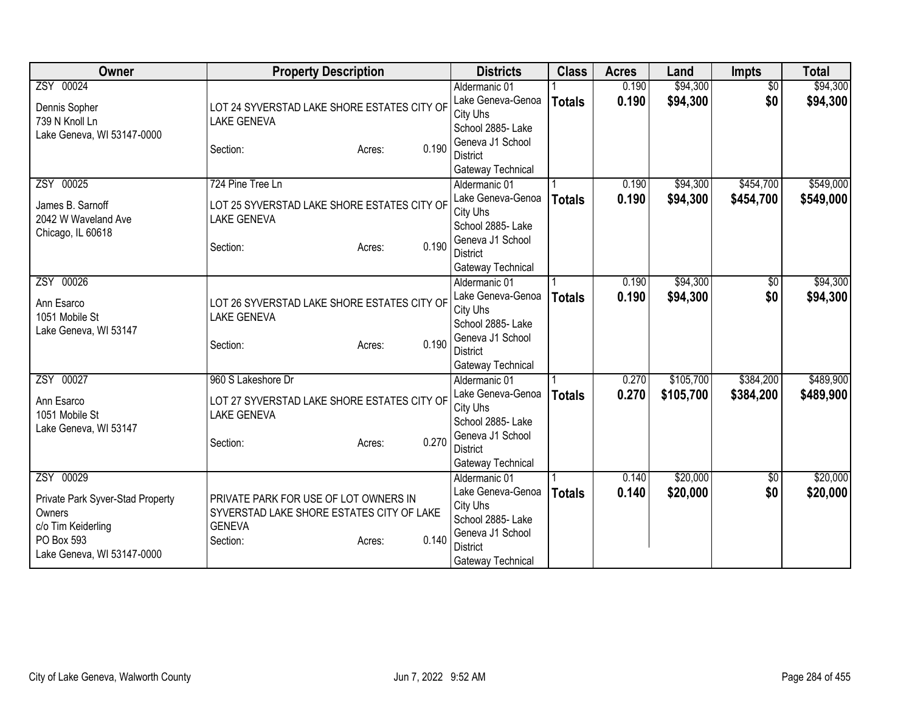| Owner | Property Description | Districts | Class | Acres | Land | Impts | Total |
|---|---|---|---|---|---|---|---|
| ZSY 00024<br>Dennis Sopher<br>739 N Knoll Ln<br>Lake Geneva, WI 53147-0000 | LOT 24 SYVERSTAD LAKE SHORE ESTATES CITY OF LAKE GENEVA<br>Section: Acres: 0.190 | Aldermanic 01<br>Lake Geneva-Genoa City Uhs<br>School 2885- Lake Geneva J1 School District<br>Gateway Technical | 1<br>**Totals** | 0.190<br>**0.190** | $94,300<br>**$94,300** | $0<br>**$0** | $94,300<br>**$94,300** |
| ZSY 00025<br>James B. Sarnoff<br>2042 W Waveland Ave<br>Chicago, IL 60618 | 724 Pine Tree Ln<br>LOT 25 SYVERSTAD LAKE SHORE ESTATES CITY OF LAKE GENEVA<br>Section: Acres: 0.190 | Aldermanic 01<br>Lake Geneva-Genoa City Uhs<br>School 2885- Lake Geneva J1 School District<br>Gateway Technical | 1<br>**Totals** | 0.190<br>**0.190** | $94,300<br>**$94,300** | $454,700<br>**$454,700** | $549,000<br>**$549,000** |
| ZSY 00026<br>Ann Esarco<br>1051 Mobile St<br>Lake Geneva, WI 53147 | LOT 26 SYVERSTAD LAKE SHORE ESTATES CITY OF LAKE GENEVA<br>Section: Acres: 0.190 | Aldermanic 01<br>Lake Geneva-Genoa City Uhs<br>School 2885- Lake Geneva J1 School District<br>Gateway Technical | 1<br>**Totals** | 0.190<br>**0.190** | $94,300<br>**$94,300** | $0<br>**$0** | $94,300<br>**$94,300** |
| ZSY 00027<br>Ann Esarco<br>1051 Mobile St<br>Lake Geneva, WI 53147 | 960 S Lakeshore Dr<br>LOT 27 SYVERSTAD LAKE SHORE ESTATES CITY OF LAKE GENEVA<br>Section: Acres: 0.270 | Aldermanic 01<br>Lake Geneva-Genoa City Uhs<br>School 2885- Lake Geneva J1 School District<br>Gateway Technical | 1<br>**Totals** | 0.270<br>**0.270** | $105,700<br>**$105,700** | $384,200<br>**$384,200** | $489,900<br>**$489,900** |
| ZSY 00029<br>Private Park Syver-Stad Property Owners<br>c/o Tim Keiderling<br>PO Box 593<br>Lake Geneva, WI 53147-0000 | PRIVATE PARK FOR USE OF LOT OWNERS IN SYVERSTAD LAKE SHORE ESTATES CITY OF LAKE GENEVA<br>Section: Acres: 0.140 | Aldermanic 01<br>Lake Geneva-Genoa City Uhs<br>School 2885- Lake Geneva J1 School District<br>Gateway Technical | 1<br>**Totals** | 0.140<br>**0.140** | $20,000<br>**$20,000** | $0<br>**$0** | $20,000<br>**$20,000** |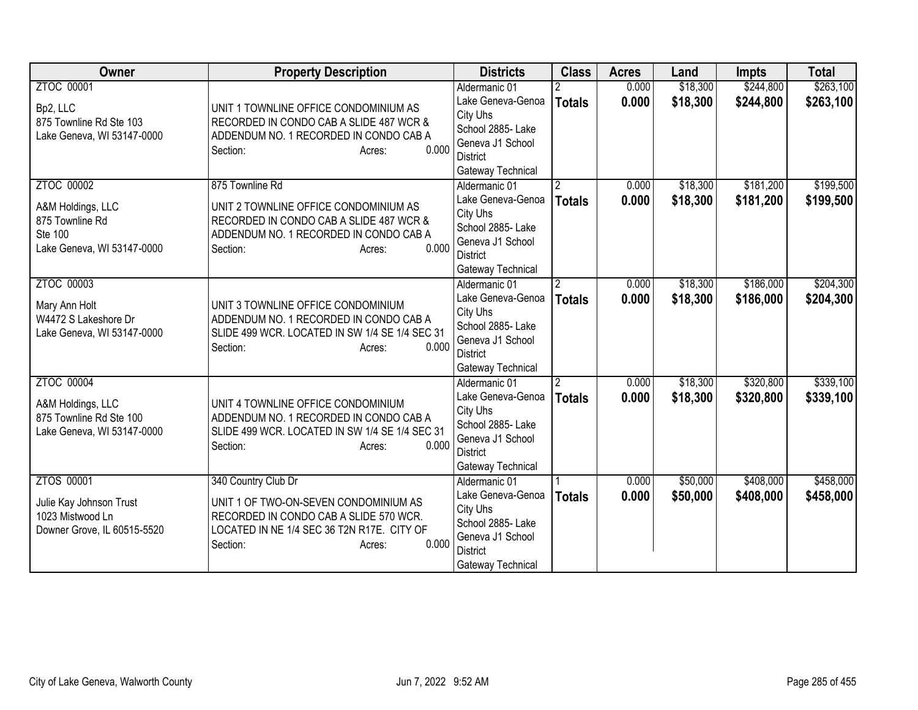| Owner | Property Description | Districts | Class | Acres | Land | Impts | Total |
|---|---|---|---|---|---|---|---|
| ZTOC 00001<br><br>Bp2, LLC<br>875 Townline Rd Ste 103<br>Lake Geneva, WI 53147-0000 | UNIT 1 TOWNLINE OFFICE CONDOMINIUM AS RECORDED IN CONDO CAB A SLIDE 487 WCR & ADDENDUM NO. 1 RECORDED IN CONDO CAB A<br>Section: Acres: 0.000 | Aldermanic 01<br>Lake Geneva-Genoa City Uhs<br>School 2885- Lake Geneva J1 School District<br>Gateway Technical | 2<br>**Totals** | 0.000<br>**0.000** | $18,300<br>**$18,300** | $244,800<br>**$244,800** | $263,100<br>**$263,100** |
| ZTOC 00002<br><br>A&M Holdings, LLC<br>875 Townline Rd<br>Ste 100<br>Lake Geneva, WI 53147-0000 | 875 Townline Rd<br><br>UNIT 2 TOWNLINE OFFICE CONDOMINIUM AS RECORDED IN CONDO CAB A SLIDE 487 WCR & ADDENDUM NO. 1 RECORDED IN CONDO CAB A<br>Section: Acres: 0.000 | Aldermanic 01<br>Lake Geneva-Genoa City Uhs<br>School 2885- Lake Geneva J1 School District<br>Gateway Technical | 2<br>**Totals** | 0.000<br>**0.000** | $18,300<br>**$18,300** | $181,200<br>**$181,200** | $199,500<br>**$199,500** |
| ZTOC 00003<br><br>Mary Ann Holt<br>W4472 S Lakeshore Dr<br>Lake Geneva, WI 53147-0000 | UNIT 3 TOWNLINE OFFICE CONDOMINIUM ADDENDUM NO. 1 RECORDED IN CONDO CAB A SLIDE 499 WCR. LOCATED IN SW 1/4 SE 1/4 SEC 31<br>Section: Acres: 0.000 | Aldermanic 01<br>Lake Geneva-Genoa City Uhs<br>School 2885- Lake Geneva J1 School District<br>Gateway Technical | 2<br>**Totals** | 0.000<br>**0.000** | $18,300<br>**$18,300** | $186,000<br>**$186,000** | $204,300<br>**$204,300** |
| ZTOC 00004<br><br>A&M Holdings, LLC<br>875 Townline Rd Ste 100<br>Lake Geneva, WI 53147-0000 | UNIT 4 TOWNLINE OFFICE CONDOMINIUM ADDENDUM NO. 1 RECORDED IN CONDO CAB A SLIDE 499 WCR. LOCATED IN SW 1/4 SE 1/4 SEC 31<br>Section: Acres: 0.000 | Aldermanic 01<br>Lake Geneva-Genoa City Uhs<br>School 2885- Lake Geneva J1 School District<br>Gateway Technical | 2<br>**Totals** | 0.000<br>**0.000** | $18,300<br>**$18,300** | $320,800<br>**$320,800** | $339,100<br>**$339,100** |
| ZTOS 00001<br><br>Julie Kay Johnson Trust<br>1023 Mistwood Ln<br>Downer Grove, IL 60515-5520 | 340 Country Club Dr<br><br>UNIT 1 OF TWO-ON-SEVEN CONDOMINIUM AS RECORDED IN CONDO CAB A SLIDE 570 WCR. LOCATED IN NE 1/4 SEC 36 T2N R17E. CITY OF<br>Section: Acres: 0.000 | Aldermanic 01<br>Lake Geneva-Genoa City Uhs<br>School 2885- Lake Geneva J1 School District<br>Gateway Technical | 1<br>**Totals** | 0.000<br>**0.000** | $50,000<br>**$50,000** | $408,000<br>**$408,000** | $458,000<br>**$458,000** |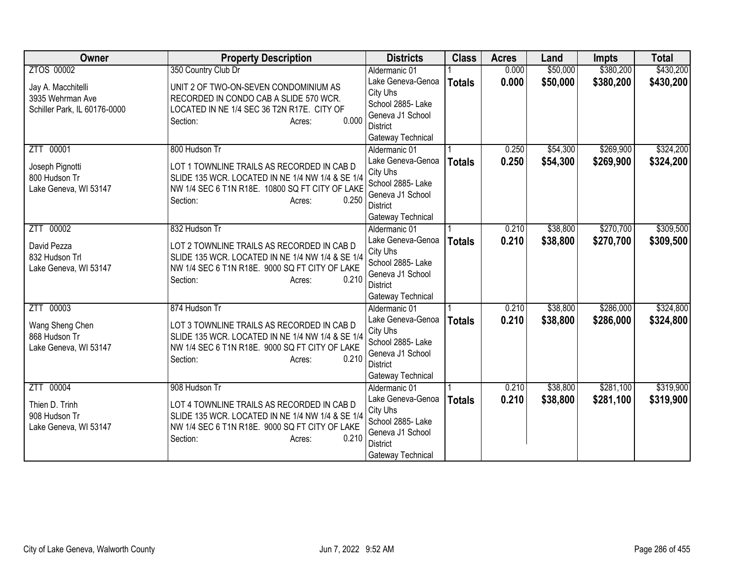| Owner | Property Description | Districts | Class | Acres | Land | Impts | Total |
|---|---|---|---|---|---|---|---|
| ZTOS 00002<br><br>Jay A. Macchitelli<br>3935 Wehrman Ave<br>Schiller Park, IL 60176-0000 | 350 Country Club Dr<br><br>UNIT 2 OF TWO-ON-SEVEN CONDOMINIUM AS RECORDED IN CONDO CAB A SLIDE 570 WCR. LOCATED IN NE 1/4 SEC 36 T2N R17E. CITY OF<br>Section: Acres: 0.000 | Aldermanic 01<br>Lake Geneva-Genoa City Uhs<br>School 2885- Lake Geneva J1 School District<br>Gateway Technical | 1<br>**Totals** | 0.000<br>**0.000** | $50,000<br>**$50,000** | $380,200<br>**$380,200** | $430,200<br>**$430,200** |
| ZTT 00001<br><br>Joseph Pignotti<br>800 Hudson Tr<br>Lake Geneva, WI 53147 | 800 Hudson Tr<br><br>LOT 1 TOWNLINE TRAILS AS RECORDED IN CAB D SLIDE 135 WCR. LOCATED IN NE 1/4 NW 1/4 & SE 1/4 NW 1/4 SEC 6 T1N R18E. 10800 SQ FT CITY OF LAKE<br>Section: Acres: 0.250 | Aldermanic 01<br>Lake Geneva-Genoa City Uhs<br>School 2885- Lake Geneva J1 School District<br>Gateway Technical | 1<br>**Totals** | 0.250<br>**0.250** | $54,300<br>**$54,300** | $269,900<br>**$269,900** | $324,200<br>**$324,200** |
| ZTT 00002<br><br>David Pezza<br>832 Hudson Trl<br>Lake Geneva, WI 53147 | 832 Hudson Tr<br><br>LOT 2 TOWNLINE TRAILS AS RECORDED IN CAB D SLIDE 135 WCR. LOCATED IN NE 1/4 NW 1/4 & SE 1/4 NW 1/4 SEC 6 T1N R18E. 9000 SQ FT CITY OF LAKE<br>Section: Acres: 0.210 | Aldermanic 01<br>Lake Geneva-Genoa City Uhs<br>School 2885- Lake Geneva J1 School District<br>Gateway Technical | 1<br>**Totals** | 0.210<br>**0.210** | $38,800<br>**$38,800** | $270,700<br>**$270,700** | $309,500<br>**$309,500** |
| ZTT 00003<br><br>Wang Sheng Chen<br>868 Hudson Tr<br>Lake Geneva, WI 53147 | 874 Hudson Tr<br><br>LOT 3 TOWNLINE TRAILS AS RECORDED IN CAB D SLIDE 135 WCR. LOCATED IN NE 1/4 NW 1/4 & SE 1/4 NW 1/4 SEC 6 T1N R18E. 9000 SQ FT CITY OF LAKE<br>Section: Acres: 0.210 | Aldermanic 01<br>Lake Geneva-Genoa City Uhs<br>School 2885- Lake Geneva J1 School District<br>Gateway Technical | 1<br>**Totals** | 0.210<br>**0.210** | $38,800<br>**$38,800** | $286,000<br>**$286,000** | $324,800<br>**$324,800** |
| ZTT 00004<br><br>Thien D. Trinh<br>908 Hudson Tr<br>Lake Geneva, WI 53147 | 908 Hudson Tr<br><br>LOT 4 TOWNLINE TRAILS AS RECORDED IN CAB D SLIDE 135 WCR. LOCATED IN NE 1/4 NW 1/4 & SE 1/4 NW 1/4 SEC 6 T1N R18E. 9000 SQ FT CITY OF LAKE<br>Section: Acres: 0.210 | Aldermanic 01<br>Lake Geneva-Genoa City Uhs<br>School 2885- Lake Geneva J1 School District<br>Gateway Technical | 1<br>**Totals** | 0.210<br>**0.210** | $38,800<br>**$38,800** | $281,100<br>**$281,100** | $319,900<br>**$319,900** |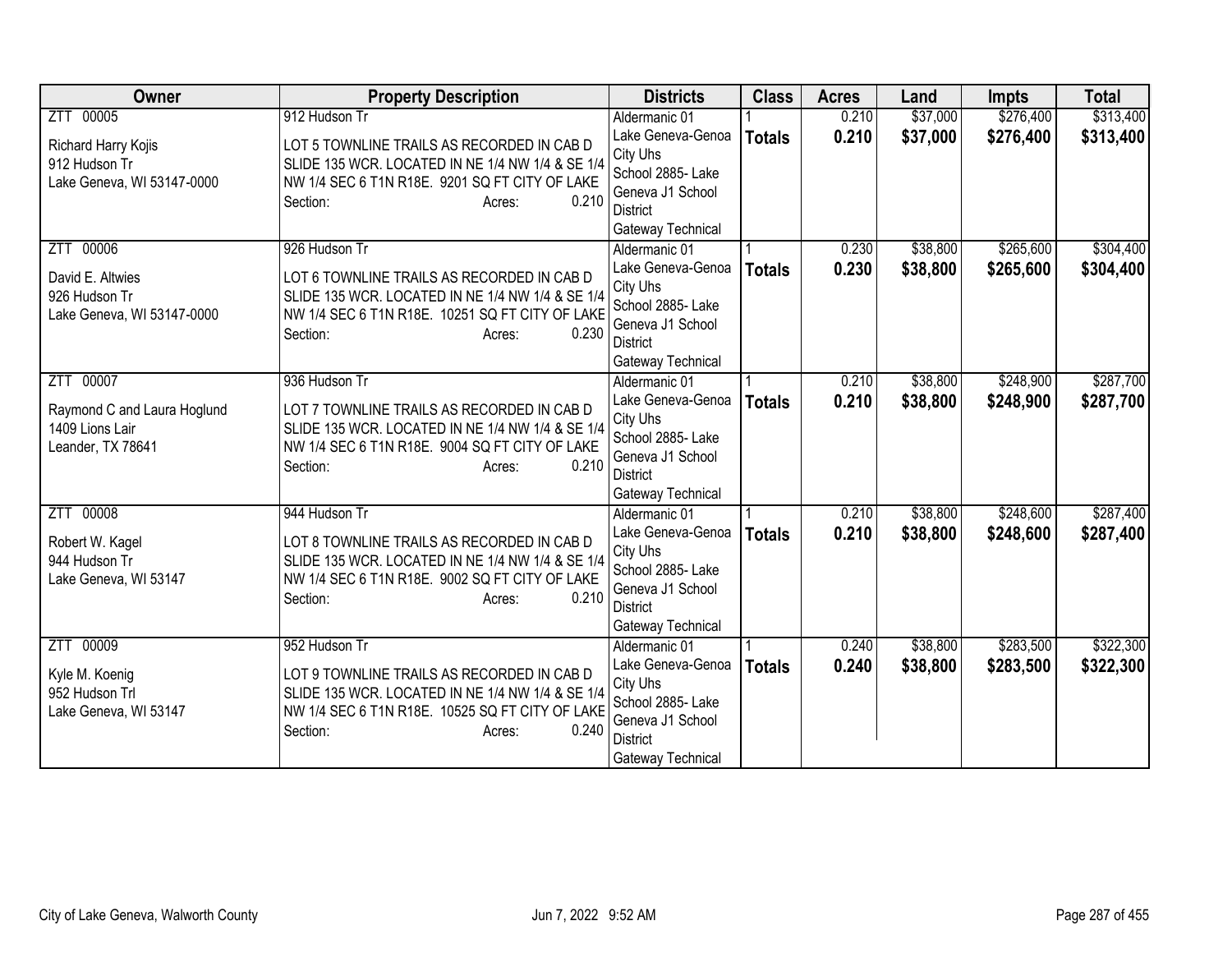| Owner | Property Description | Districts | Class | Acres | Land | Impts | Total |
|---|---|---|---|---|---|---|---|
| ZTT 00005<br><br>Richard Harry Kojis<br>912 Hudson Tr<br>Lake Geneva, WI 53147-0000 | 912 Hudson Tr<br><br>LOT 5 TOWNLINE TRAILS AS RECORDED IN CAB D SLIDE 135 WCR. LOCATED IN NE 1/4 NW 1/4 & SE 1/4 NW 1/4 SEC 6 T1N R18E. 9201 SQ FT CITY OF LAKE<br>Section: Acres: 0.210 | Aldermanic 01<br>Lake Geneva-Genoa City Uhs<br>School 2885- Lake Geneva J1 School District<br>Gateway Technical | 1<br>**Totals** | 0.210<br>**0.210** | $37,000<br>**$37,000** | $276,400<br>**$276,400** | $313,400<br>**$313,400** |
| ZTT 00006<br><br>David E. Altwies<br>926 Hudson Tr<br>Lake Geneva, WI 53147-0000 | 926 Hudson Tr<br><br>LOT 6 TOWNLINE TRAILS AS RECORDED IN CAB D SLIDE 135 WCR. LOCATED IN NE 1/4 NW 1/4 & SE 1/4 NW 1/4 SEC 6 T1N R18E. 10251 SQ FT CITY OF LAKE<br>Section: Acres: 0.230 | Aldermanic 01<br>Lake Geneva-Genoa City Uhs<br>School 2885- Lake Geneva J1 School District<br>Gateway Technical | 1<br>**Totals** | 0.230<br>**0.230** | $38,800<br>**$38,800** | $265,600<br>**$265,600** | $304,400<br>**$304,400** |
| ZTT 00007<br><br>Raymond C and Laura Hoglund<br>1409 Lions Lair<br>Leander, TX 78641 | 936 Hudson Tr<br><br>LOT 7 TOWNLINE TRAILS AS RECORDED IN CAB D SLIDE 135 WCR. LOCATED IN NE 1/4 NW 1/4 & SE 1/4 NW 1/4 SEC 6 T1N R18E. 9004 SQ FT CITY OF LAKE<br>Section: Acres: 0.210 | Aldermanic 01<br>Lake Geneva-Genoa City Uhs<br>School 2885- Lake Geneva J1 School District<br>Gateway Technical | 1<br>**Totals** | 0.210<br>**0.210** | $38,800<br>**$38,800** | $248,900<br>**$248,900** | $287,700<br>**$287,700** |
| ZTT 00008<br><br>Robert W. Kagel<br>944 Hudson Tr<br>Lake Geneva, WI 53147 | 944 Hudson Tr<br><br>LOT 8 TOWNLINE TRAILS AS RECORDED IN CAB D SLIDE 135 WCR. LOCATED IN NE 1/4 NW 1/4 & SE 1/4 NW 1/4 SEC 6 T1N R18E. 9002 SQ FT CITY OF LAKE<br>Section: Acres: 0.210 | Aldermanic 01<br>Lake Geneva-Genoa City Uhs<br>School 2885- Lake Geneva J1 School District<br>Gateway Technical | 1<br>**Totals** | 0.210<br>**0.210** | $38,800<br>**$38,800** | $248,600<br>**$248,600** | $287,400<br>**$287,400** |
| ZTT 00009<br><br>Kyle M. Koenig<br>952 Hudson Trl<br>Lake Geneva, WI 53147 | 952 Hudson Tr<br><br>LOT 9 TOWNLINE TRAILS AS RECORDED IN CAB D SLIDE 135 WCR. LOCATED IN NE 1/4 NW 1/4 & SE 1/4 NW 1/4 SEC 6 T1N R18E. 10525 SQ FT CITY OF LAKE<br>Section: Acres: 0.240 | Aldermanic 01<br>Lake Geneva-Genoa City Uhs<br>School 2885- Lake Geneva J1 School District<br>Gateway Technical | 1<br>**Totals** | 0.240<br>**0.240** | $38,800<br>**$38,800** | $283,500<br>**$283,500** | $322,300<br>**$322,300** |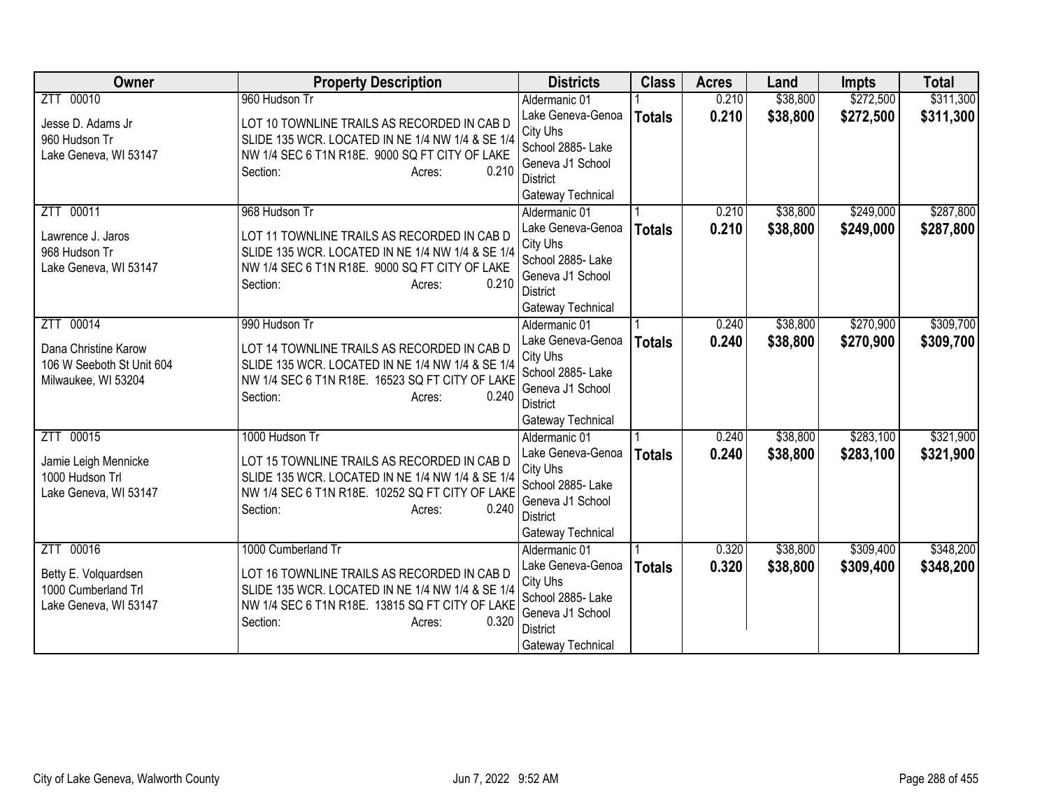| Owner | Property Description | Districts | Class | Acres | Land | Impts | Total |
|---|---|---|---|---|---|---|---|
| ZTT 00010<br><br>Jesse D. Adams Jr<br>960 Hudson Tr<br>Lake Geneva, WI 53147 | 960 Hudson Tr<br><br>LOT 10 TOWNLINE TRAILS AS RECORDED IN CAB D SLIDE 135 WCR. LOCATED IN NE 1/4 NW 1/4 & SE 1/4 NW 1/4 SEC 6 T1N R18E. 9000 SQ FT CITY OF LAKE<br>Section: Acres: 0.210 | Aldermanic 01<br>Lake Geneva-Genoa City Uhs<br>School 2885- Lake Geneva J1 School District<br>Gateway Technical | 1<br>**Totals** | 0.210<br>**0.210** | $38,800<br>**$38,800** | $272,500<br>**$272,500** | $311,300<br>**$311,300** |
| ZTT 00011<br><br>Lawrence J. Jaros<br>968 Hudson Tr<br>Lake Geneva, WI 53147 | 968 Hudson Tr<br><br>LOT 11 TOWNLINE TRAILS AS RECORDED IN CAB D SLIDE 135 WCR. LOCATED IN NE 1/4 NW 1/4 & SE 1/4 NW 1/4 SEC 6 T1N R18E. 9000 SQ FT CITY OF LAKE<br>Section: Acres: 0.210 | Aldermanic 01<br>Lake Geneva-Genoa City Uhs<br>School 2885- Lake Geneva J1 School District<br>Gateway Technical | 1<br>**Totals** | 0.210<br>**0.210** | $38,800<br>**$38,800** | $249,000<br>**$249,000** | $287,800<br>**$287,800** |
| ZTT 00014<br><br>Dana Christine Karow<br>106 W Seeboth St Unit 604<br>Milwaukee, WI 53204 | 990 Hudson Tr<br><br>LOT 14 TOWNLINE TRAILS AS RECORDED IN CAB D SLIDE 135 WCR. LOCATED IN NE 1/4 NW 1/4 & SE 1/4 NW 1/4 SEC 6 T1N R18E. 16523 SQ FT CITY OF LAKE<br>Section: Acres: 0.240 | Aldermanic 01<br>Lake Geneva-Genoa City Uhs<br>School 2885- Lake Geneva J1 School District<br>Gateway Technical | 1<br>**Totals** | 0.240<br>**0.240** | $38,800<br>**$38,800** | $270,900<br>**$270,900** | $309,700<br>**$309,700** |
| ZTT 00015<br><br>Jamie Leigh Mennicke<br>1000 Hudson Trl<br>Lake Geneva, WI 53147 | 1000 Hudson Tr<br><br>LOT 15 TOWNLINE TRAILS AS RECORDED IN CAB D SLIDE 135 WCR. LOCATED IN NE 1/4 NW 1/4 & SE 1/4 NW 1/4 SEC 6 T1N R18E. 10252 SQ FT CITY OF LAKE<br>Section: Acres: 0.240 | Aldermanic 01<br>Lake Geneva-Genoa City Uhs<br>School 2885- Lake Geneva J1 School District<br>Gateway Technical | 1<br>**Totals** | 0.240<br>**0.240** | $38,800<br>**$38,800** | $283,100<br>**$283,100** | $321,900<br>**$321,900** |
| ZTT 00016<br><br>Betty E. Volquardsen<br>1000 Cumberland Trl<br>Lake Geneva, WI 53147 | 1000 Cumberland Tr<br><br>LOT 16 TOWNLINE TRAILS AS RECORDED IN CAB D SLIDE 135 WCR. LOCATED IN NE 1/4 NW 1/4 & SE 1/4 NW 1/4 SEC 6 T1N R18E. 13815 SQ FT CITY OF LAKE<br>Section: Acres: 0.320 | Aldermanic 01<br>Lake Geneva-Genoa City Uhs<br>School 2885- Lake Geneva J1 School District<br>Gateway Technical | 1<br>**Totals** | 0.320<br>**0.320** | $38,800<br>**$38,800** | $309,400<br>**$309,400** | $348,200<br>**$348,200** |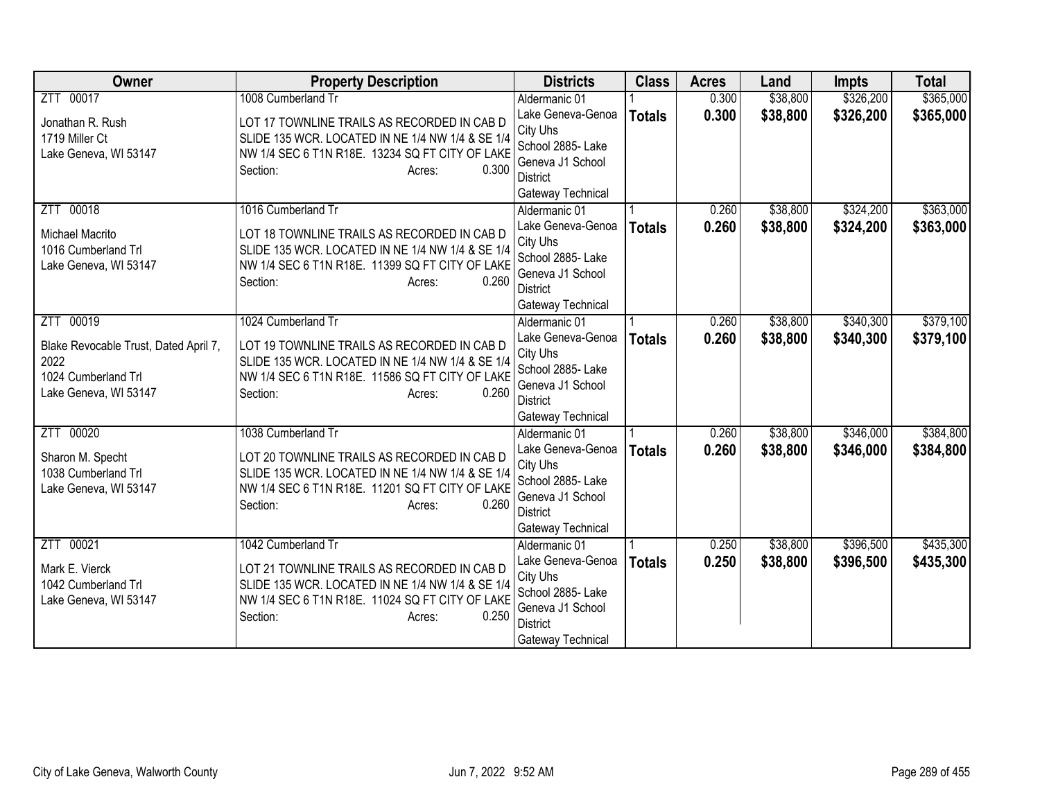| Owner | Property Description | Districts | Class | Acres | Land | Impts | Total |
|---|---|---|---|---|---|---|---|
| ZTT 00017<br>Jonathan R. Rush<br>1719 Miller Ct<br>Lake Geneva, WI 53147 | 1008 Cumberland Tr<br>LOT 17 TOWNLINE TRAILS AS RECORDED IN CAB D SLIDE 135 WCR. LOCATED IN NE 1/4 NW 1/4 & SE 1/4 NW 1/4 SEC 6 T1N R18E. 13234 SQ FT CITY OF LAKE<br>Section: Acres: 0.300 | Aldermanic 01<br>Lake Geneva-Genoa City Uhs<br>School 2885- Lake Geneva J1 School District<br>Gateway Technical | 1<br>**Totals** | 0.300<br>**0.300** | $38,800<br>**$38,800** | $326,200<br>**$326,200** | $365,000<br>**$365,000** |
| ZTT 00018<br>Michael Macrito<br>1016 Cumberland Trl<br>Lake Geneva, WI 53147 | 1016 Cumberland Tr<br>LOT 18 TOWNLINE TRAILS AS RECORDED IN CAB D SLIDE 135 WCR. LOCATED IN NE 1/4 NW 1/4 & SE 1/4 NW 1/4 SEC 6 T1N R18E. 11399 SQ FT CITY OF LAKE<br>Section: Acres: 0.260 | Aldermanic 01<br>Lake Geneva-Genoa City Uhs<br>School 2885- Lake Geneva J1 School District<br>Gateway Technical | 1<br>**Totals** | 0.260<br>**0.260** | $38,800<br>**$38,800** | $324,200<br>**$324,200** | $363,000<br>**$363,000** |
| ZTT 00019<br>Blake Revocable Trust, Dated April 7, 2022<br>1024 Cumberland Trl<br>Lake Geneva, WI 53147 | 1024 Cumberland Tr<br>LOT 19 TOWNLINE TRAILS AS RECORDED IN CAB D SLIDE 135 WCR. LOCATED IN NE 1/4 NW 1/4 & SE 1/4 NW 1/4 SEC 6 T1N R18E. 11586 SQ FT CITY OF LAKE<br>Section: Acres: 0.260 | Aldermanic 01<br>Lake Geneva-Genoa City Uhs<br>School 2885- Lake Geneva J1 School District<br>Gateway Technical | 1<br>**Totals** | 0.260<br>**0.260** | $38,800<br>**$38,800** | $340,300<br>**$340,300** | $379,100<br>**$379,100** |
| ZTT 00020<br>Sharon M. Specht<br>1038 Cumberland Trl<br>Lake Geneva, WI 53147 | 1038 Cumberland Tr<br>LOT 20 TOWNLINE TRAILS AS RECORDED IN CAB D SLIDE 135 WCR. LOCATED IN NE 1/4 NW 1/4 & SE 1/4 NW 1/4 SEC 6 T1N R18E. 11201 SQ FT CITY OF LAKE<br>Section: Acres: 0.260 | Aldermanic 01<br>Lake Geneva-Genoa City Uhs<br>School 2885- Lake Geneva J1 School District<br>Gateway Technical | 1<br>**Totals** | 0.260<br>**0.260** | $38,800<br>**$38,800** | $346,000<br>**$346,000** | $384,800<br>**$384,800** |
| ZTT 00021<br>Mark E. Vierck<br>1042 Cumberland Trl<br>Lake Geneva, WI 53147 | 1042 Cumberland Tr<br>LOT 21 TOWNLINE TRAILS AS RECORDED IN CAB D SLIDE 135 WCR. LOCATED IN NE 1/4 NW 1/4 & SE 1/4 NW 1/4 SEC 6 T1N R18E. 11024 SQ FT CITY OF LAKE<br>Section: Acres: 0.250 | Aldermanic 01<br>Lake Geneva-Genoa City Uhs<br>School 2885- Lake Geneva J1 School District<br>Gateway Technical | 1<br>**Totals** | 0.250<br>**0.250** | $38,800<br>**$38,800** | $396,500<br>**$396,500** | $435,300<br>**$435,300** |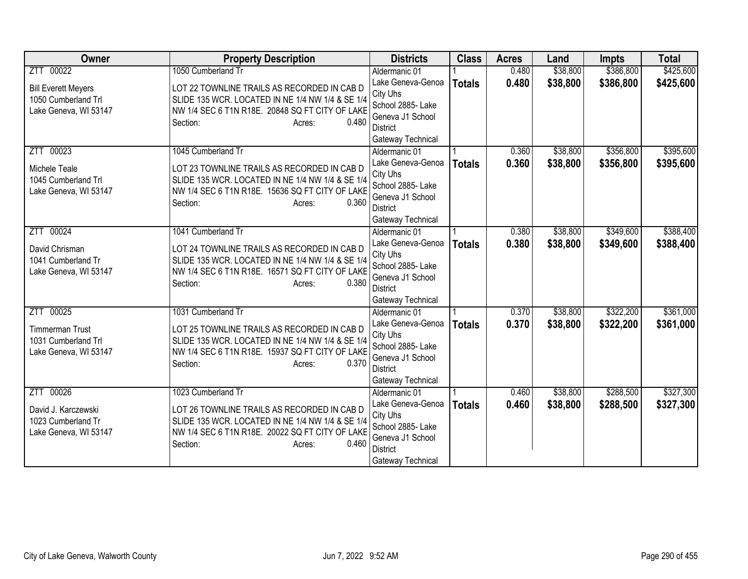| Owner | Property Description | Districts | Class | Acres | Land | Impts | Total |
|---|---|---|---|---|---|---|---|
| ZTT 00022<br>Bill Everett Meyers<br>1050 Cumberland Trl<br>Lake Geneva, WI 53147 | 1050 Cumberland Tr<br>LOT 22 TOWNLINE TRAILS AS RECORDED IN CAB D SLIDE 135 WCR. LOCATED IN NE 1/4 NW 1/4 & SE 1/4 NW 1/4 SEC 6 T1N R18E. 20848 SQ FT CITY OF LAKE<br>Section: Acres: 0.480 | Aldermanic 01<br>Lake Geneva-Genoa City Uhs<br>School 2885- Lake Geneva J1 School District<br>Gateway Technical | 1<br>**Totals** | 0.480<br>**0.480** | $38,800<br>**$38,800** | $386,800<br>**$386,800** | $425,600<br>**$425,600** |
| ZTT 00023<br>Michele Teale<br>1045 Cumberland Trl<br>Lake Geneva, WI 53147 | 1045 Cumberland Tr<br>LOT 23 TOWNLINE TRAILS AS RECORDED IN CAB D SLIDE 135 WCR. LOCATED IN NE 1/4 NW 1/4 & SE 1/4 NW 1/4 SEC 6 T1N R18E. 15636 SQ FT CITY OF LAKE<br>Section: Acres: 0.360 | Aldermanic 01<br>Lake Geneva-Genoa City Uhs<br>School 2885- Lake Geneva J1 School District<br>Gateway Technical | 1<br>**Totals** | 0.360<br>**0.360** | $38,800<br>**$38,800** | $356,800<br>**$356,800** | $395,600<br>**$395,600** |
| ZTT 00024<br>David Chrisman<br>1041 Cumberland Tr<br>Lake Geneva, WI 53147 | 1041 Cumberland Tr<br>LOT 24 TOWNLINE TRAILS AS RECORDED IN CAB D SLIDE 135 WCR. LOCATED IN NE 1/4 NW 1/4 & SE 1/4 NW 1/4 SEC 6 T1N R18E. 16571 SQ FT CITY OF LAKE<br>Section: Acres: 0.380 | Aldermanic 01<br>Lake Geneva-Genoa City Uhs<br>School 2885- Lake Geneva J1 School District<br>Gateway Technical | 1<br>**Totals** | 0.380<br>**0.380** | $38,800<br>**$38,800** | $349,600<br>**$349,600** | $388,400<br>**$388,400** |
| ZTT 00025<br>Timmerman Trust<br>1031 Cumberland Trl<br>Lake Geneva, WI 53147 | 1031 Cumberland Tr<br>LOT 25 TOWNLINE TRAILS AS RECORDED IN CAB D SLIDE 135 WCR. LOCATED IN NE 1/4 NW 1/4 & SE 1/4 NW 1/4 SEC 6 T1N R18E. 15937 SQ FT CITY OF LAKE<br>Section: Acres: 0.370 | Aldermanic 01<br>Lake Geneva-Genoa City Uhs<br>School 2885- Lake Geneva J1 School District<br>Gateway Technical | 1<br>**Totals** | 0.370<br>**0.370** | $38,800<br>**$38,800** | $322,200<br>**$322,200** | $361,000<br>**$361,000** |
| ZTT 00026<br>David J. Karczewski<br>1023 Cumberland Tr<br>Lake Geneva, WI 53147 | 1023 Cumberland Tr<br>LOT 26 TOWNLINE TRAILS AS RECORDED IN CAB D SLIDE 135 WCR. LOCATED IN NE 1/4 NW 1/4 & SE 1/4 NW 1/4 SEC 6 T1N R18E. 20022 SQ FT CITY OF LAKE<br>Section: Acres: 0.460 | Aldermanic 01<br>Lake Geneva-Genoa City Uhs<br>School 2885- Lake Geneva J1 School District<br>Gateway Technical | 1<br>**Totals** | 0.460<br>**0.460** | $38,800<br>**$38,800** | $288,500<br>**$288,500** | $327,300<br>**$327,300** |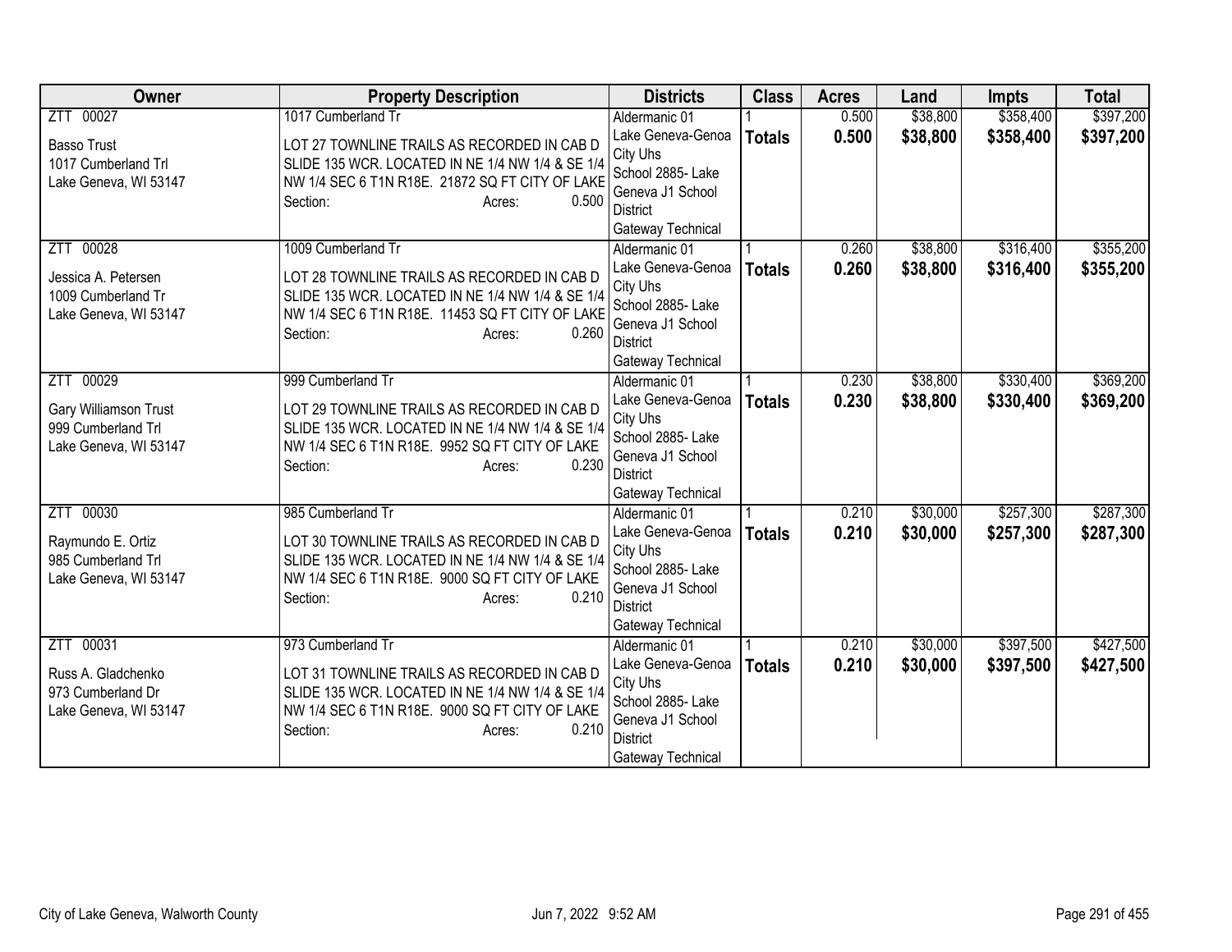| Owner | Property Description | Districts | Class | Acres | Land | Impts | Total |
|---|---|---|---|---|---|---|---|
| ZTT 00027<br><br>Basso Trust<br>1017 Cumberland Trl<br>Lake Geneva, WI 53147 | 1017 Cumberland Tr<br><br>LOT 27 TOWNLINE TRAILS AS RECORDED IN CAB D SLIDE 135 WCR. LOCATED IN NE 1/4 NW 1/4 & SE 1/4 NW 1/4 SEC 6 T1N R18E. 21872 SQ FT CITY OF LAKE<br>Section: Acres: 0.500 | Aldermanic 01<br>Lake Geneva-Genoa City Uhs<br>School 2885- Lake Geneva J1 School District<br>Gateway Technical | 1<br>**Totals** | 0.500<br>**0.500** | $38,800<br>**$38,800** | $358,400<br>**$358,400** | $397,200<br>**$397,200** |
| ZTT 00028<br><br>Jessica A. Petersen<br>1009 Cumberland Tr<br>Lake Geneva, WI 53147 | 1009 Cumberland Tr<br><br>LOT 28 TOWNLINE TRAILS AS RECORDED IN CAB D SLIDE 135 WCR. LOCATED IN NE 1/4 NW 1/4 & SE 1/4 NW 1/4 SEC 6 T1N R18E. 11453 SQ FT CITY OF LAKE<br>Section: Acres: 0.260 | Aldermanic 01<br>Lake Geneva-Genoa City Uhs<br>School 2885- Lake Geneva J1 School District<br>Gateway Technical | 1<br>**Totals** | 0.260<br>**0.260** | $38,800<br>**$38,800** | $316,400<br>**$316,400** | $355,200<br>**$355,200** |
| ZTT 00029<br><br>Gary Williamson Trust<br>999 Cumberland Trl<br>Lake Geneva, WI 53147 | 999 Cumberland Tr<br><br>LOT 29 TOWNLINE TRAILS AS RECORDED IN CAB D SLIDE 135 WCR. LOCATED IN NE 1/4 NW 1/4 & SE 1/4 NW 1/4 SEC 6 T1N R18E. 9952 SQ FT CITY OF LAKE<br>Section: Acres: 0.230 | Aldermanic 01<br>Lake Geneva-Genoa City Uhs<br>School 2885- Lake Geneva J1 School District<br>Gateway Technical | 1<br>**Totals** | 0.230<br>**0.230** | $38,800<br>**$38,800** | $330,400<br>**$330,400** | $369,200<br>**$369,200** |
| ZTT 00030<br><br>Raymundo E. Ortiz<br>985 Cumberland Trl<br>Lake Geneva, WI 53147 | 985 Cumberland Tr<br><br>LOT 30 TOWNLINE TRAILS AS RECORDED IN CAB D SLIDE 135 WCR. LOCATED IN NE 1/4 NW 1/4 & SE 1/4 NW 1/4 SEC 6 T1N R18E. 9000 SQ FT CITY OF LAKE<br>Section: Acres: 0.210 | Aldermanic 01<br>Lake Geneva-Genoa City Uhs<br>School 2885- Lake Geneva J1 School District<br>Gateway Technical | 1<br>**Totals** | 0.210<br>**0.210** | $30,000<br>**$30,000** | $257,300<br>**$257,300** | $287,300<br>**$287,300** |
| ZTT 00031<br><br>Russ A. Gladchenko<br>973 Cumberland Dr<br>Lake Geneva, WI 53147 | 973 Cumberland Tr<br><br>LOT 31 TOWNLINE TRAILS AS RECORDED IN CAB D SLIDE 135 WCR. LOCATED IN NE 1/4 NW 1/4 & SE 1/4 NW 1/4 SEC 6 T1N R18E. 9000 SQ FT CITY OF LAKE<br>Section: Acres: 0.210 | Aldermanic 01<br>Lake Geneva-Genoa City Uhs<br>School 2885- Lake Geneva J1 School District<br>Gateway Technical | 1<br>**Totals** | 0.210<br>**0.210** | $30,000<br>**$30,000** | $397,500<br>**$397,500** | $427,500<br>**$427,500** |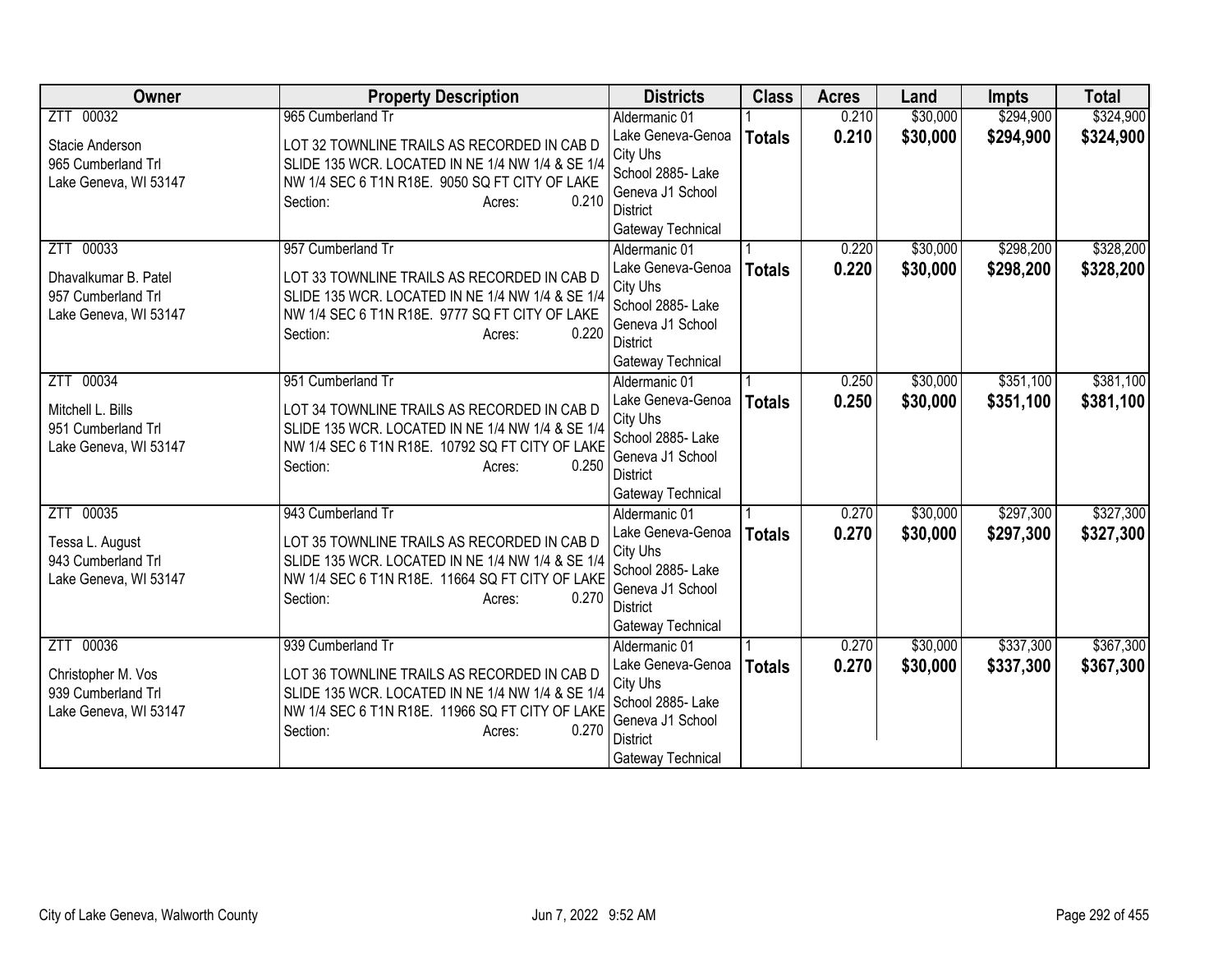| Owner | Property Description | Districts | Class | Acres | Land | Impts | Total |
|---|---|---|---|---|---|---|---|
| ZTT 00032<br><br>Stacie Anderson<br>965 Cumberland Trl<br>Lake Geneva, WI 53147 | 965 Cumberland Tr<br><br>LOT 32 TOWNLINE TRAILS AS RECORDED IN CAB D SLIDE 135 WCR. LOCATED IN NE 1/4 NW 1/4 & SE 1/4 NW 1/4 SEC 6 T1N R18E. 9050 SQ FT CITY OF LAKE<br>Section: Acres: 0.210 | Aldermanic 01<br>Lake Geneva-Genoa City Uhs<br>School 2885- Lake Geneva J1 School District<br>Gateway Technical | 1<br>**Totals** | 0.210<br>**0.210** | $30,000<br>**$30,000** | $294,900<br>**$294,900** | $324,900<br>**$324,900** |
| ZTT 00033<br><br>Dhavalkumar B. Patel<br>957 Cumberland Trl<br>Lake Geneva, WI 53147 | 957 Cumberland Tr<br><br>LOT 33 TOWNLINE TRAILS AS RECORDED IN CAB D SLIDE 135 WCR. LOCATED IN NE 1/4 NW 1/4 & SE 1/4 NW 1/4 SEC 6 T1N R18E. 9777 SQ FT CITY OF LAKE<br>Section: Acres: 0.220 | Aldermanic 01<br>Lake Geneva-Genoa City Uhs<br>School 2885- Lake Geneva J1 School District<br>Gateway Technical | 1<br>**Totals** | 0.220<br>**0.220** | $30,000<br>**$30,000** | $298,200<br>**$298,200** | $328,200<br>**$328,200** |
| ZTT 00034<br><br>Mitchell L. Bills<br>951 Cumberland Trl<br>Lake Geneva, WI 53147 | 951 Cumberland Tr<br><br>LOT 34 TOWNLINE TRAILS AS RECORDED IN CAB D SLIDE 135 WCR. LOCATED IN NE 1/4 NW 1/4 & SE 1/4 NW 1/4 SEC 6 T1N R18E. 10792 SQ FT CITY OF LAKE<br>Section: Acres: 0.250 | Aldermanic 01<br>Lake Geneva-Genoa City Uhs<br>School 2885- Lake Geneva J1 School District<br>Gateway Technical | 1<br>**Totals** | 0.250<br>**0.250** | $30,000<br>**$30,000** | $351,100<br>**$351,100** | $381,100<br>**$381,100** |
| ZTT 00035<br><br>Tessa L. August<br>943 Cumberland Trl<br>Lake Geneva, WI 53147 | 943 Cumberland Tr<br><br>LOT 35 TOWNLINE TRAILS AS RECORDED IN CAB D SLIDE 135 WCR. LOCATED IN NE 1/4 NW 1/4 & SE 1/4 NW 1/4 SEC 6 T1N R18E. 11664 SQ FT CITY OF LAKE<br>Section: Acres: 0.270 | Aldermanic 01<br>Lake Geneva-Genoa City Uhs<br>School 2885- Lake Geneva J1 School District<br>Gateway Technical | 1<br>**Totals** | 0.270<br>**0.270** | $30,000<br>**$30,000** | $297,300<br>**$297,300** | $327,300<br>**$327,300** |
| ZTT 00036<br><br>Christopher M. Vos<br>939 Cumberland Trl<br>Lake Geneva, WI 53147 | 939 Cumberland Tr<br><br>LOT 36 TOWNLINE TRAILS AS RECORDED IN CAB D SLIDE 135 WCR. LOCATED IN NE 1/4 NW 1/4 & SE 1/4 NW 1/4 SEC 6 T1N R18E. 11966 SQ FT CITY OF LAKE<br>Section: Acres: 0.270 | Aldermanic 01<br>Lake Geneva-Genoa City Uhs<br>School 2885- Lake Geneva J1 School District<br>Gateway Technical | 1<br>**Totals** | 0.270<br>**0.270** | $30,000<br>**$30,000** | $337,300<br>**$337,300** | $367,300<br>**$367,300** |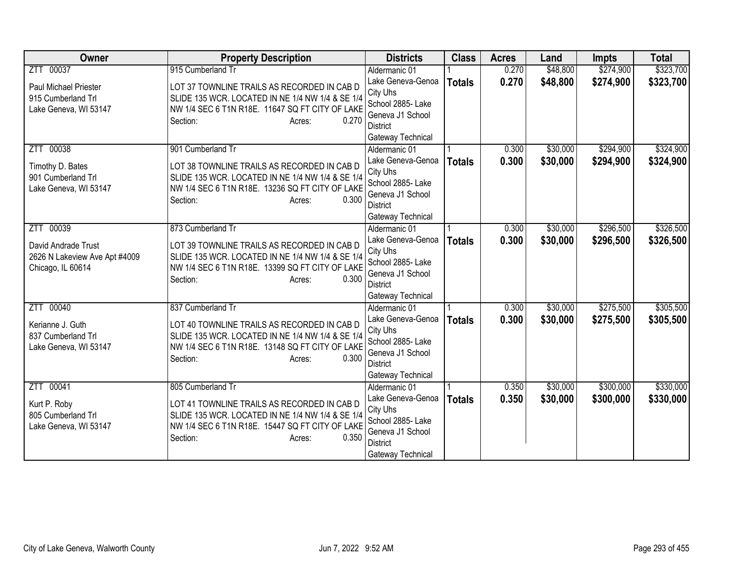| Owner | Property Description | Districts | Class | Acres | Land | Impts | Total |
|---|---|---|---|---|---|---|---|
| ZTT 00037<br>Paul Michael Priester<br>915 Cumberland Trl<br>Lake Geneva, WI 53147 | 915 Cumberland Tr<br>LOT 37 TOWNLINE TRAILS AS RECORDED IN CAB D SLIDE 135 WCR. LOCATED IN NE 1/4 NW 1/4 & SE 1/4 NW 1/4 SEC 6 T1N R18E. 11647 SQ FT CITY OF LAKE<br>Section: Acres: 0.270 | Aldermanic 01<br>Lake Geneva-Genoa City Uhs<br>School 2885- Lake Geneva J1 School District<br>Gateway Technical | 1<br>**Totals** | 0.270<br>**0.270** | $48,800<br>**$48,800** | $274,900<br>**$274,900** | $323,700<br>**$323,700** |
| ZTT 00038<br>Timothy D. Bates<br>901 Cumberland Trl<br>Lake Geneva, WI 53147 | 901 Cumberland Tr<br>LOT 38 TOWNLINE TRAILS AS RECORDED IN CAB D SLIDE 135 WCR. LOCATED IN NE 1/4 NW 1/4 & SE 1/4 NW 1/4 SEC 6 T1N R18E. 13236 SQ FT CITY OF LAKE<br>Section: Acres: 0.300 | Aldermanic 01<br>Lake Geneva-Genoa City Uhs<br>School 2885- Lake Geneva J1 School District<br>Gateway Technical | 1<br>**Totals** | 0.300<br>**0.300** | $30,000<br>**$30,000** | $294,900<br>**$294,900** | $324,900<br>**$324,900** |
| ZTT 00039<br>David Andrade Trust<br>2626 N Lakeview Ave Apt #4009<br>Chicago, IL 60614 | 873 Cumberland Tr<br>LOT 39 TOWNLINE TRAILS AS RECORDED IN CAB D SLIDE 135 WCR. LOCATED IN NE 1/4 NW 1/4 & SE 1/4 NW 1/4 SEC 6 T1N R18E. 13399 SQ FT CITY OF LAKE<br>Section: Acres: 0.300 | Aldermanic 01<br>Lake Geneva-Genoa City Uhs<br>School 2885- Lake Geneva J1 School District<br>Gateway Technical | 1<br>**Totals** | 0.300<br>**0.300** | $30,000<br>**$30,000** | $296,500<br>**$296,500** | $326,500<br>**$326,500** |
| ZTT 00040<br>Kerianne J. Guth<br>837 Cumberland Trl<br>Lake Geneva, WI 53147 | 837 Cumberland Tr<br>LOT 40 TOWNLINE TRAILS AS RECORDED IN CAB D SLIDE 135 WCR. LOCATED IN NE 1/4 NW 1/4 & SE 1/4 NW 1/4 SEC 6 T1N R18E. 13148 SQ FT CITY OF LAKE<br>Section: Acres: 0.300 | Aldermanic 01<br>Lake Geneva-Genoa City Uhs<br>School 2885- Lake Geneva J1 School District<br>Gateway Technical | 1<br>**Totals** | 0.300<br>**0.300** | $30,000<br>**$30,000** | $275,500<br>**$275,500** | $305,500<br>**$305,500** |
| ZTT 00041<br>Kurt P. Roby<br>805 Cumberland Trl<br>Lake Geneva, WI 53147 | 805 Cumberland Tr<br>LOT 41 TOWNLINE TRAILS AS RECORDED IN CAB D SLIDE 135 WCR. LOCATED IN NE 1/4 NW 1/4 & SE 1/4 NW 1/4 SEC 6 T1N R18E. 15447 SQ FT CITY OF LAKE<br>Section: Acres: 0.350 | Aldermanic 01<br>Lake Geneva-Genoa City Uhs<br>School 2885- Lake Geneva J1 School District<br>Gateway Technical | 1<br>**Totals** | 0.350<br>**0.350** | $30,000<br>**$30,000** | $300,000<br>**$300,000** | $330,000<br>**$330,000** |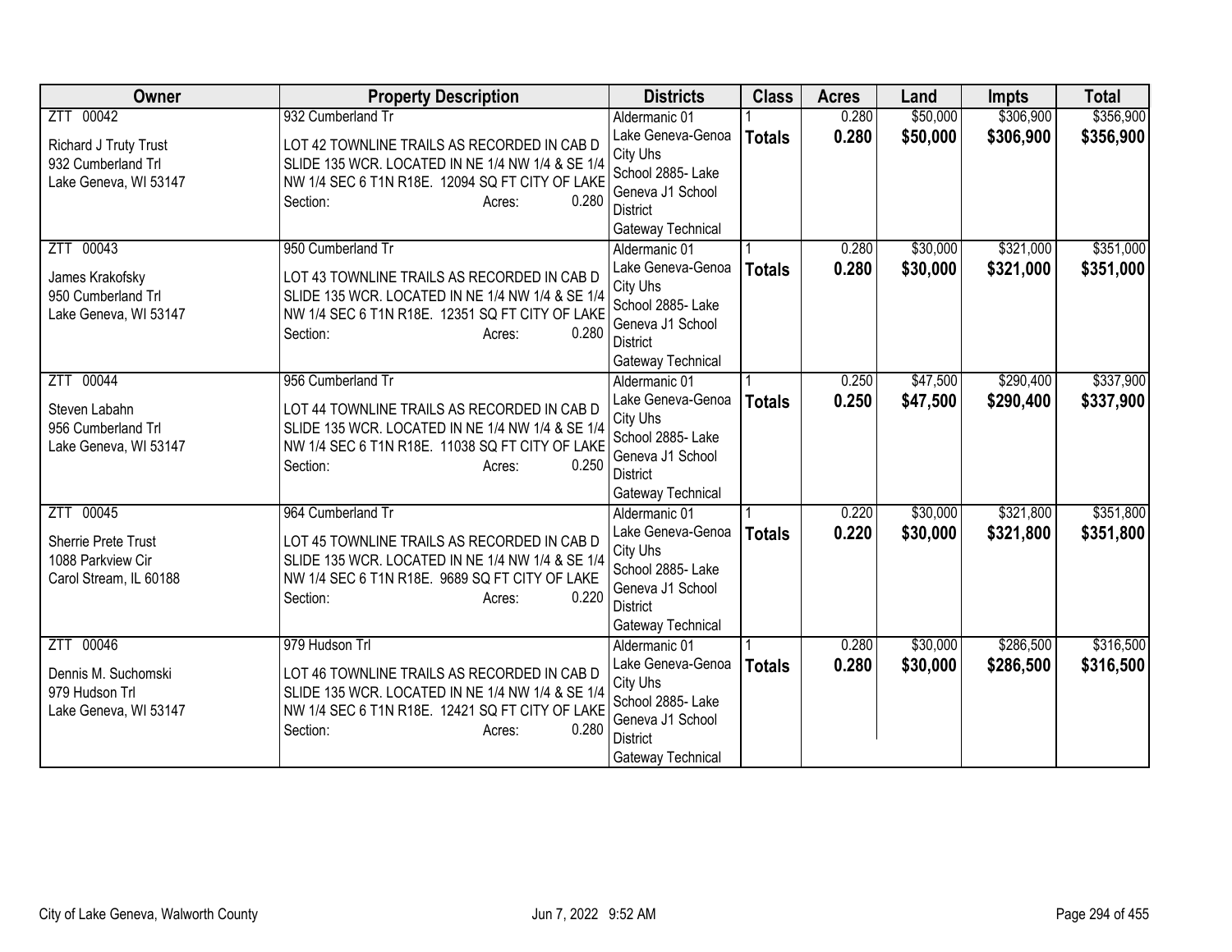| Owner | Property Description | Districts | Class | Acres | Land | Impts | Total |
|---|---|---|---|---|---|---|---|
| ZTT 00042<br>Richard J Truty Trust<br>932 Cumberland Trl<br>Lake Geneva, WI 53147 | 932 Cumberland Tr<br>LOT 42 TOWNLINE TRAILS AS RECORDED IN CAB D SLIDE 135 WCR. LOCATED IN NE 1/4 NW 1/4 & SE 1/4 NW 1/4 SEC 6 T1N R18E. 12094 SQ FT CITY OF LAKE<br>Section: Acres: 0.280 | Aldermanic 01<br>Lake Geneva-Genoa City Uhs<br>School 2885- Lake Geneva J1 School District<br>Gateway Technical | 1<br>**Totals** | 0.280<br>**0.280** | $50,000<br>**$50,000** | $306,900<br>**$306,900** | $356,900<br>**$356,900** |
| ZTT 00043<br>James Krakofsky<br>950 Cumberland Trl<br>Lake Geneva, WI 53147 | 950 Cumberland Tr<br>LOT 43 TOWNLINE TRAILS AS RECORDED IN CAB D SLIDE 135 WCR. LOCATED IN NE 1/4 NW 1/4 & SE 1/4 NW 1/4 SEC 6 T1N R18E. 12351 SQ FT CITY OF LAKE<br>Section: Acres: 0.280 | Aldermanic 01<br>Lake Geneva-Genoa City Uhs<br>School 2885- Lake Geneva J1 School District<br>Gateway Technical | 1<br>**Totals** | 0.280<br>**0.280** | $30,000<br>**$30,000** | $321,000<br>**$321,000** | $351,000<br>**$351,000** |
| ZTT 00044<br>Steven Labahn<br>956 Cumberland Trl<br>Lake Geneva, WI 53147 | 956 Cumberland Tr<br>LOT 44 TOWNLINE TRAILS AS RECORDED IN CAB D SLIDE 135 WCR. LOCATED IN NE 1/4 NW 1/4 & SE 1/4 NW 1/4 SEC 6 T1N R18E. 11038 SQ FT CITY OF LAKE<br>Section: Acres: 0.250 | Aldermanic 01<br>Lake Geneva-Genoa City Uhs<br>School 2885- Lake Geneva J1 School District<br>Gateway Technical | 1<br>**Totals** | 0.250<br>**0.250** | $47,500<br>**$47,500** | $290,400<br>**$290,400** | $337,900<br>**$337,900** |
| ZTT 00045<br>Sherrie Prete Trust<br>1088 Parkview Cir<br>Carol Stream, IL 60188 | 964 Cumberland Tr<br>LOT 45 TOWNLINE TRAILS AS RECORDED IN CAB D SLIDE 135 WCR. LOCATED IN NE 1/4 NW 1/4 & SE 1/4 NW 1/4 SEC 6 T1N R18E. 9689 SQ FT CITY OF LAKE<br>Section: Acres: 0.220 | Aldermanic 01<br>Lake Geneva-Genoa City Uhs<br>School 2885- Lake Geneva J1 School District<br>Gateway Technical | 1<br>**Totals** | 0.220<br>**0.220** | $30,000<br>**$30,000** | $321,800<br>**$321,800** | $351,800<br>**$351,800** |
| ZTT 00046<br>Dennis M. Suchomski<br>979 Hudson Trl<br>Lake Geneva, WI 53147 | 979 Hudson Trl<br>LOT 46 TOWNLINE TRAILS AS RECORDED IN CAB D SLIDE 135 WCR. LOCATED IN NE 1/4 NW 1/4 & SE 1/4 NW 1/4 SEC 6 T1N R18E. 12421 SQ FT CITY OF LAKE<br>Section: Acres: 0.280 | Aldermanic 01<br>Lake Geneva-Genoa City Uhs<br>School 2885- Lake Geneva J1 School District<br>Gateway Technical | 1<br>**Totals** | 0.280<br>**0.280** | $30,000<br>**$30,000** | $286,500<br>**$286,500** | $316,500<br>**$316,500** |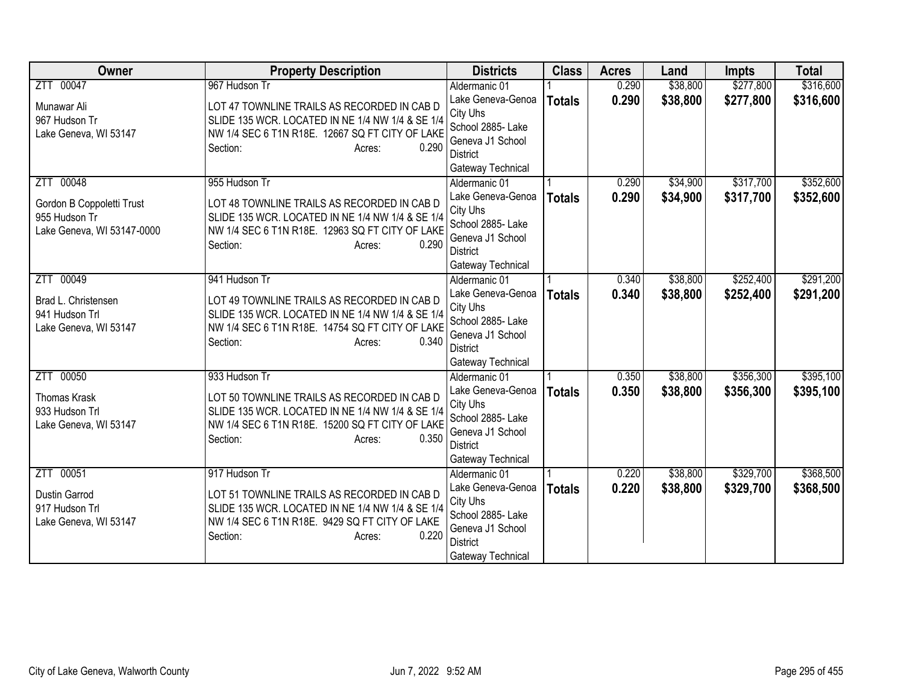| Owner | Property Description | Districts | Class | Acres | Land | Impts | Total |
|---|---|---|---|---|---|---|---|
| ZTT 00047<br>Munawar Ali<br>967 Hudson Tr<br>Lake Geneva, WI 53147 | 967 Hudson Tr<br>LOT 47 TOWNLINE TRAILS AS RECORDED IN CAB D SLIDE 135 WCR. LOCATED IN NE 1/4 NW 1/4 & SE 1/4 NW 1/4 SEC 6 T1N R18E. 12667 SQ FT CITY OF LAKE<br>Section: Acres: 0.290 | Aldermanic 01<br>Lake Geneva-Genoa City Uhs<br>School 2885- Lake Geneva J1 School District<br>Gateway Technical | 1<br>**Totals** | 0.290<br>**0.290** | $38,800<br>**$38,800** | $277,800<br>**$277,800** | $316,600<br>**$316,600** |
| ZTT 00048<br>Gordon B Coppoletti Trust<br>955 Hudson Tr<br>Lake Geneva, WI 53147-0000 | 955 Hudson Tr<br>LOT 48 TOWNLINE TRAILS AS RECORDED IN CAB D SLIDE 135 WCR. LOCATED IN NE 1/4 NW 1/4 & SE 1/4 NW 1/4 SEC 6 T1N R18E. 12963 SQ FT CITY OF LAKE<br>Section: Acres: 0.290 | Aldermanic 01<br>Lake Geneva-Genoa City Uhs<br>School 2885- Lake Geneva J1 School District<br>Gateway Technical | 1<br>**Totals** | 0.290<br>**0.290** | $34,900<br>**$34,900** | $317,700<br>**$317,700** | $352,600<br>**$352,600** |
| ZTT 00049<br>Brad L. Christensen<br>941 Hudson Trl<br>Lake Geneva, WI 53147 | 941 Hudson Tr<br>LOT 49 TOWNLINE TRAILS AS RECORDED IN CAB D SLIDE 135 WCR. LOCATED IN NE 1/4 NW 1/4 & SE 1/4 NW 1/4 SEC 6 T1N R18E. 14754 SQ FT CITY OF LAKE<br>Section: Acres: 0.340 | Aldermanic 01<br>Lake Geneva-Genoa City Uhs<br>School 2885- Lake Geneva J1 School District<br>Gateway Technical | 1<br>**Totals** | 0.340<br>**0.340** | $38,800<br>**$38,800** | $252,400<br>**$252,400** | $291,200<br>**$291,200** |
| ZTT 00050<br>Thomas Krask<br>933 Hudson Trl<br>Lake Geneva, WI 53147 | 933 Hudson Tr<br>LOT 50 TOWNLINE TRAILS AS RECORDED IN CAB D SLIDE 135 WCR. LOCATED IN NE 1/4 NW 1/4 & SE 1/4 NW 1/4 SEC 6 T1N R18E. 15200 SQ FT CITY OF LAKE<br>Section: Acres: 0.350 | Aldermanic 01<br>Lake Geneva-Genoa City Uhs<br>School 2885- Lake Geneva J1 School District<br>Gateway Technical | 1<br>**Totals** | 0.350<br>**0.350** | $38,800<br>**$38,800** | $356,300<br>**$356,300** | $395,100<br>**$395,100** |
| ZTT 00051<br>Dustin Garrod<br>917 Hudson Trl<br>Lake Geneva, WI 53147 | 917 Hudson Tr<br>LOT 51 TOWNLINE TRAILS AS RECORDED IN CAB D SLIDE 135 WCR. LOCATED IN NE 1/4 NW 1/4 & SE 1/4 NW 1/4 SEC 6 T1N R18E. 9429 SQ FT CITY OF LAKE<br>Section: Acres: 0.220 | Aldermanic 01<br>Lake Geneva-Genoa City Uhs<br>School 2885- Lake Geneva J1 School District<br>Gateway Technical | 1<br>**Totals** | 0.220<br>**0.220** | $38,800<br>**$38,800** | $329,700<br>**$329,700** | $368,500<br>**$368,500** |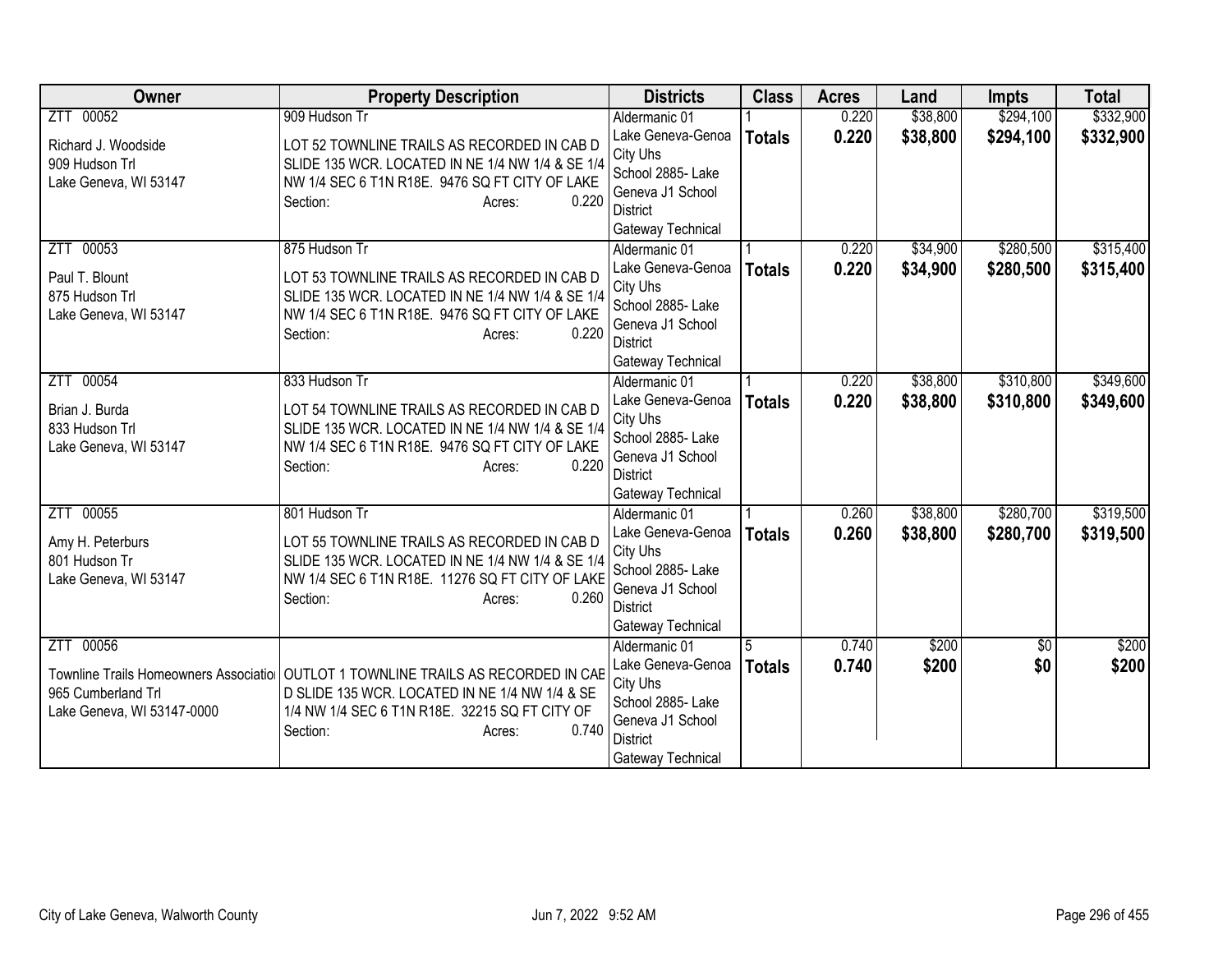| Owner | Property Description | Districts | Class | Acres | Land | Impts | Total |
|---|---|---|---|---|---|---|---|
| ZTT 00052<br>Richard J. Woodside<br>909 Hudson Trl<br>Lake Geneva, WI 53147 | 909 Hudson Tr<br>LOT 52 TOWNLINE TRAILS AS RECORDED IN CAB D SLIDE 135 WCR. LOCATED IN NE 1/4 NW 1/4 & SE 1/4 NW 1/4 SEC 6 T1N R18E. 9476 SQ FT CITY OF LAKE<br>Section: Acres: 0.220 | Aldermanic 01<br>Lake Geneva-Genoa City Uhs<br>School 2885- Lake Geneva J1 School District<br>Gateway Technical | 1<br>**Totals** | 0.220<br>**0.220** | $38,800<br>**$38,800** | $294,100<br>**$294,100** | $332,900<br>**$332,900** |
| ZTT 00053<br>Paul T. Blount<br>875 Hudson Trl<br>Lake Geneva, WI 53147 | 875 Hudson Tr<br>LOT 53 TOWNLINE TRAILS AS RECORDED IN CAB D SLIDE 135 WCR. LOCATED IN NE 1/4 NW 1/4 & SE 1/4 NW 1/4 SEC 6 T1N R18E. 9476 SQ FT CITY OF LAKE<br>Section: Acres: 0.220 | Aldermanic 01<br>Lake Geneva-Genoa City Uhs<br>School 2885- Lake Geneva J1 School District<br>Gateway Technical | 1<br>**Totals** | 0.220<br>**0.220** | $34,900<br>**$34,900** | $280,500<br>**$280,500** | $315,400<br>**$315,400** |
| ZTT 00054<br>Brian J. Burda<br>833 Hudson Trl<br>Lake Geneva, WI 53147 | 833 Hudson Tr<br>LOT 54 TOWNLINE TRAILS AS RECORDED IN CAB D SLIDE 135 WCR. LOCATED IN NE 1/4 NW 1/4 & SE 1/4 NW 1/4 SEC 6 T1N R18E. 9476 SQ FT CITY OF LAKE<br>Section: Acres: 0.220 | Aldermanic 01<br>Lake Geneva-Genoa City Uhs<br>School 2885- Lake Geneva J1 School District<br>Gateway Technical | 1<br>**Totals** | 0.220<br>**0.220** | $38,800<br>**$38,800** | $310,800<br>**$310,800** | $349,600<br>**$349,600** |
| ZTT 00055<br>Amy H. Peterburs<br>801 Hudson Tr<br>Lake Geneva, WI 53147 | 801 Hudson Tr<br>LOT 55 TOWNLINE TRAILS AS RECORDED IN CAB D SLIDE 135 WCR. LOCATED IN NE 1/4 NW 1/4 & SE 1/4 NW 1/4 SEC 6 T1N R18E. 11276 SQ FT CITY OF LAKE<br>Section: Acres: 0.260 | Aldermanic 01<br>Lake Geneva-Genoa City Uhs<br>School 2885- Lake Geneva J1 School District<br>Gateway Technical | 1<br>**Totals** | 0.260<br>**0.260** | $38,800<br>**$38,800** | $280,700<br>**$280,700** | $319,500<br>**$319,500** |
| ZTT 00056<br>Townline Trails Homeowners Associatio<br>965 Cumberland Trl<br>Lake Geneva, WI 53147-0000 | OUTLOT 1 TOWNLINE TRAILS AS RECORDED IN CAB D SLIDE 135 WCR. LOCATED IN NE 1/4 NW 1/4 & SE 1/4 NW 1/4 SEC 6 T1N R18E. 32215 SQ FT CITY OF<br>Section: Acres: 0.740 | Aldermanic 01<br>Lake Geneva-Genoa City Uhs<br>School 2885- Lake Geneva J1 School District<br>Gateway Technical | 5<br>**Totals** | 0.740<br>**0.740** | $200<br>**$200** | $0<br>**$0** | $200<br>**$200** |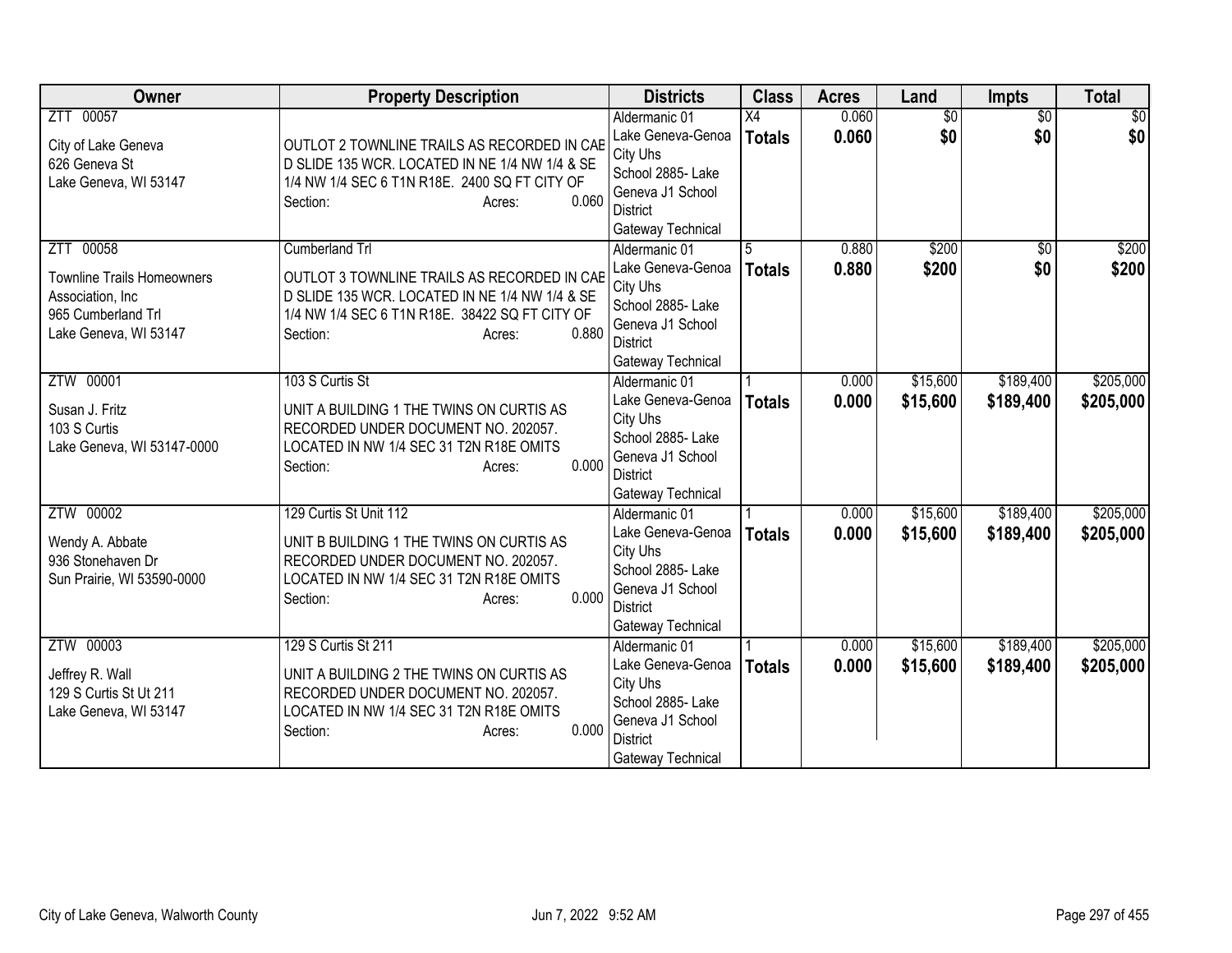| Owner | Property Description | Districts | Class | Acres | Land | Impts | Total |
|---|---|---|---|---|---|---|---|
| ZTT 00057<br><br>City of Lake Geneva<br>626 Geneva St<br>Lake Geneva, WI 53147 | OUTLOT 2 TOWNLINE TRAILS AS RECORDED IN CAB D SLIDE 135 WCR. LOCATED IN NE 1/4 NW 1/4 & SE 1/4 NW 1/4 SEC 6 T1N R18E. 2400 SQ FT CITY OF<br>Section: Acres: 0.060 | Aldermanic 01<br>Lake Geneva-Genoa City Uhs<br>School 2885- Lake Geneva J1 School District<br>Gateway Technical | X4<br>**Totals** | 0.060<br>**0.060** | $0<br>**$0** | $0<br>**$0** | $0<br>**$0** |
| ZTT 00058<br><br>Townline Trails Homeowners Association, Inc<br>965 Cumberland Trl<br>Lake Geneva, WI 53147 | Cumberland Trl<br><br>OUTLOT 3 TOWNLINE TRAILS AS RECORDED IN CAB D SLIDE 135 WCR. LOCATED IN NE 1/4 NW 1/4 & SE 1/4 NW 1/4 SEC 6 T1N R18E. 38422 SQ FT CITY OF<br>Section: Acres: 0.880 | Aldermanic 01<br>Lake Geneva-Genoa City Uhs<br>School 2885- Lake Geneva J1 School District<br>Gateway Technical | 5<br>**Totals** | 0.880<br>**0.880** | $200<br>**$200** | $0<br>**$0** | $200<br>**$200** |
| ZTW 00001<br><br>Susan J. Fritz<br>103 S Curtis<br>Lake Geneva, WI 53147-0000 | 103 S Curtis St<br><br>UNIT A BUILDING 1 THE TWINS ON CURTIS AS RECORDED UNDER DOCUMENT NO. 202057. LOCATED IN NW 1/4 SEC 31 T2N R18E OMITS<br>Section: Acres: 0.000 | Aldermanic 01<br>Lake Geneva-Genoa City Uhs<br>School 2885- Lake Geneva J1 School District<br>Gateway Technical | 1<br>**Totals** | 0.000<br>**0.000** | $15,600<br>**$15,600** | $189,400<br>**$189,400** | $205,000<br>**$205,000** |
| ZTW 00002<br><br>Wendy A. Abbate<br>936 Stonehaven Dr<br>Sun Prairie, WI 53590-0000 | 129 Curtis St Unit 112<br><br>UNIT B BUILDING 1 THE TWINS ON CURTIS AS RECORDED UNDER DOCUMENT NO. 202057. LOCATED IN NW 1/4 SEC 31 T2N R18E OMITS<br>Section: Acres: 0.000 | Aldermanic 01<br>Lake Geneva-Genoa City Uhs<br>School 2885- Lake Geneva J1 School District<br>Gateway Technical | 1<br>**Totals** | 0.000<br>**0.000** | $15,600<br>**$15,600** | $189,400<br>**$189,400** | $205,000<br>**$205,000** |
| ZTW 00003<br><br>Jeffrey R. Wall<br>129 S Curtis St Ut 211<br>Lake Geneva, WI 53147 | 129 S Curtis St 211<br><br>UNIT A BUILDING 2 THE TWINS ON CURTIS AS RECORDED UNDER DOCUMENT NO. 202057. LOCATED IN NW 1/4 SEC 31 T2N R18E OMITS<br>Section: Acres: 0.000 | Aldermanic 01<br>Lake Geneva-Genoa City Uhs<br>School 2885- Lake Geneva J1 School District<br>Gateway Technical | 1<br>**Totals** | 0.000<br>**0.000** | $15,600<br>**$15,600** | $189,400<br>**$189,400** | $205,000<br>**$205,000** |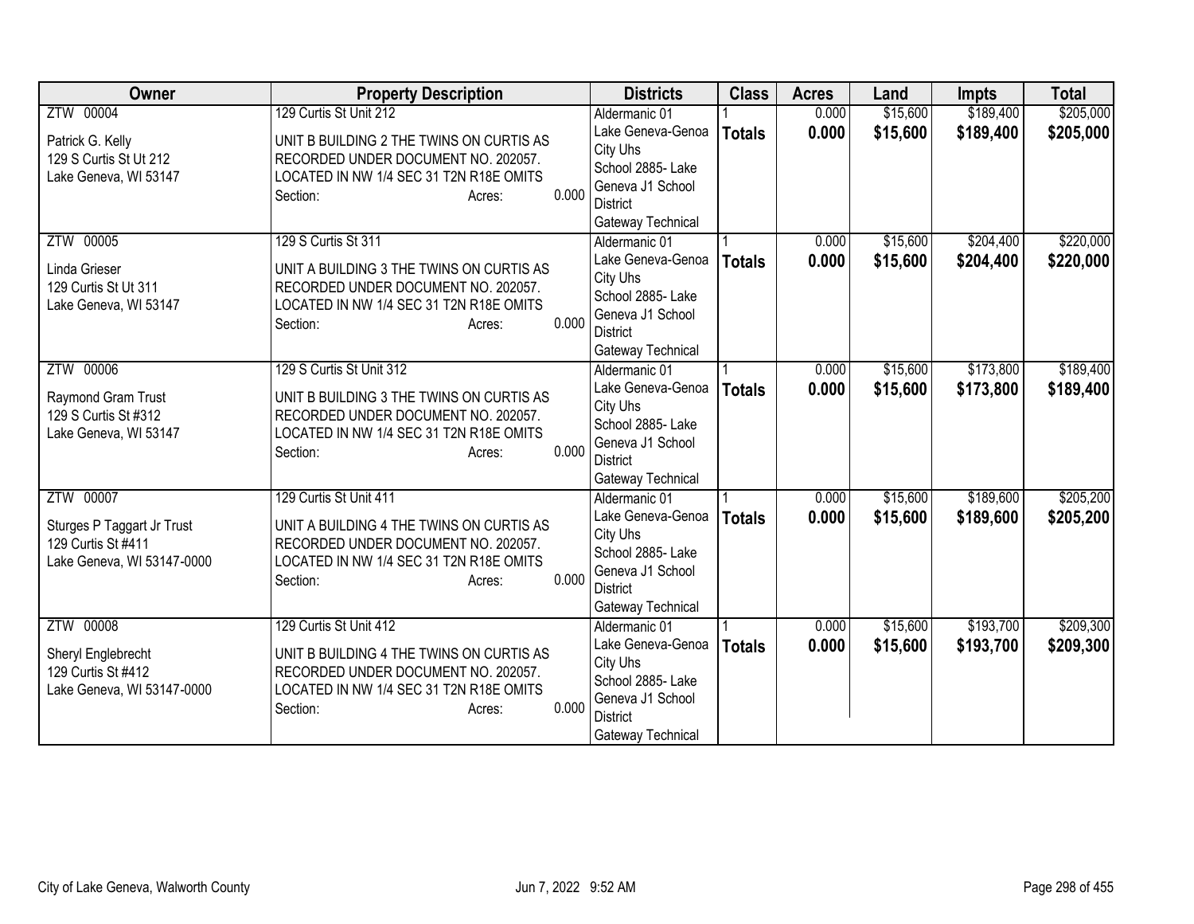| Owner | Property Description | Districts | Class | Acres | Land | Impts | Total |
|---|---|---|---|---|---|---|---|
| ZTW 00004<br><br>Patrick G. Kelly<br>129 S Curtis St Ut 212<br>Lake Geneva, WI 53147 | 129 Curtis St Unit 212<br><br>UNIT B BUILDING 2 THE TWINS ON CURTIS AS RECORDED UNDER DOCUMENT NO. 202057. LOCATED IN NW 1/4 SEC 31 T2N R18E OMITS<br>Section: Acres: 0.000 | Aldermanic 01<br>Lake Geneva-Genoa City Uhs<br>School 2885- Lake Geneva J1 School District<br>Gateway Technical | 1<br>**Totals** | 0.000<br>**0.000** | $15,600<br>**$15,600** | $189,400<br>**$189,400** | $205,000<br>**$205,000** |
| ZTW 00005<br><br>Linda Grieser<br>129 Curtis St Ut 311<br>Lake Geneva, WI 53147 | 129 S Curtis St 311<br><br>UNIT A BUILDING 3 THE TWINS ON CURTIS AS RECORDED UNDER DOCUMENT NO. 202057. LOCATED IN NW 1/4 SEC 31 T2N R18E OMITS<br>Section: Acres: 0.000 | Aldermanic 01<br>Lake Geneva-Genoa City Uhs<br>School 2885- Lake Geneva J1 School District<br>Gateway Technical | 1<br>**Totals** | 0.000<br>**0.000** | $15,600<br>**$15,600** | $204,400<br>**$204,400** | $220,000<br>**$220,000** |
| ZTW 00006<br><br>Raymond Gram Trust<br>129 S Curtis St #312<br>Lake Geneva, WI 53147 | 129 S Curtis St Unit 312<br><br>UNIT B BUILDING 3 THE TWINS ON CURTIS AS RECORDED UNDER DOCUMENT NO. 202057. LOCATED IN NW 1/4 SEC 31 T2N R18E OMITS<br>Section: Acres: 0.000 | Aldermanic 01<br>Lake Geneva-Genoa City Uhs<br>School 2885- Lake Geneva J1 School District<br>Gateway Technical | 1<br>**Totals** | 0.000<br>**0.000** | $15,600<br>**$15,600** | $173,800<br>**$173,800** | $189,400<br>**$189,400** |
| ZTW 00007<br><br>Sturges P Taggart Jr Trust<br>129 Curtis St #411<br>Lake Geneva, WI 53147-0000 | 129 Curtis St Unit 411<br><br>UNIT A BUILDING 4 THE TWINS ON CURTIS AS RECORDED UNDER DOCUMENT NO. 202057. LOCATED IN NW 1/4 SEC 31 T2N R18E OMITS<br>Section: Acres: 0.000 | Aldermanic 01<br>Lake Geneva-Genoa City Uhs<br>School 2885- Lake Geneva J1 School District<br>Gateway Technical | 1<br>**Totals** | 0.000<br>**0.000** | $15,600<br>**$15,600** | $189,600<br>**$189,600** | $205,200<br>**$205,200** |
| ZTW 00008<br><br>Sheryl Englebrecht<br>129 Curtis St #412<br>Lake Geneva, WI 53147-0000 | 129 Curtis St Unit 412<br><br>UNIT B BUILDING 4 THE TWINS ON CURTIS AS RECORDED UNDER DOCUMENT NO. 202057. LOCATED IN NW 1/4 SEC 31 T2N R18E OMITS<br>Section: Acres: 0.000 | Aldermanic 01<br>Lake Geneva-Genoa City Uhs<br>School 2885- Lake Geneva J1 School District<br>Gateway Technical | 1<br>**Totals** | 0.000<br>**0.000** | $15,600<br>**$15,600** | $193,700<br>**$193,700** | $209,300<br>**$209,300** |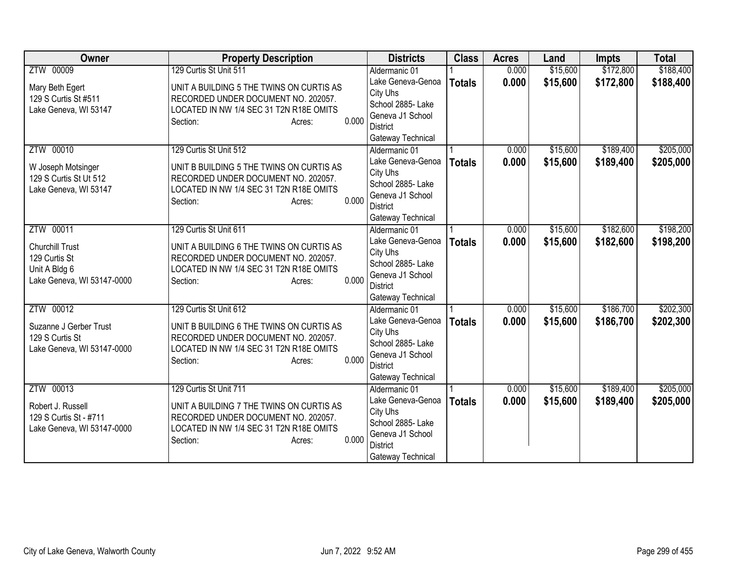| Owner | Property Description | Districts | Class | Acres | Land | Impts | Total |
|---|---|---|---|---|---|---|---|
| ZTW 00009<br><br>Mary Beth Egert<br>129 S Curtis St #511<br>Lake Geneva, WI 53147 | 129 Curtis St Unit 511<br><br>UNIT A BUILDING 5 THE TWINS ON CURTIS AS RECORDED UNDER DOCUMENT NO. 202057. LOCATED IN NW 1/4 SEC 31 T2N R18E OMITS<br>Section: Acres: 0.000 | Aldermanic 01<br>Lake Geneva-Genoa City Uhs<br>School 2885- Lake Geneva J1 School District<br>Gateway Technical | 1<br>**Totals** | 0.000<br>**0.000** | $15,600<br>**$15,600** | $172,800<br>**$172,800** | $188,400<br>**$188,400** |
| ZTW 00010<br><br>W Joseph Motsinger<br>129 S Curtis St Ut 512<br>Lake Geneva, WI 53147 | 129 Curtis St Unit 512<br><br>UNIT B BUILDING 5 THE TWINS ON CURTIS AS RECORDED UNDER DOCUMENT NO. 202057. LOCATED IN NW 1/4 SEC 31 T2N R18E OMITS<br>Section: Acres: 0.000 | Aldermanic 01<br>Lake Geneva-Genoa City Uhs<br>School 2885- Lake Geneva J1 School District<br>Gateway Technical | 1<br>**Totals** | 0.000<br>**0.000** | $15,600<br>**$15,600** | $189,400<br>**$189,400** | $205,000<br>**$205,000** |
| ZTW 00011<br><br>Churchill Trust<br>129 Curtis St<br>Unit A Bldg 6<br>Lake Geneva, WI 53147-0000 | 129 Curtis St Unit 611<br><br>UNIT A BUILDING 6 THE TWINS ON CURTIS AS RECORDED UNDER DOCUMENT NO. 202057. LOCATED IN NW 1/4 SEC 31 T2N R18E OMITS<br>Section: Acres: 0.000 | Aldermanic 01<br>Lake Geneva-Genoa City Uhs<br>School 2885- Lake Geneva J1 School District<br>Gateway Technical | 1<br>**Totals** | 0.000<br>**0.000** | $15,600<br>**$15,600** | $182,600<br>**$182,600** | $198,200<br>**$198,200** |
| ZTW 00012<br><br>Suzanne J Gerber Trust<br>129 S Curtis St<br>Lake Geneva, WI 53147-0000 | 129 Curtis St Unit 612<br><br>UNIT B BUILDING 6 THE TWINS ON CURTIS AS RECORDED UNDER DOCUMENT NO. 202057. LOCATED IN NW 1/4 SEC 31 T2N R18E OMITS<br>Section: Acres: 0.000 | Aldermanic 01<br>Lake Geneva-Genoa City Uhs<br>School 2885- Lake Geneva J1 School District<br>Gateway Technical | 1<br>**Totals** | 0.000<br>**0.000** | $15,600<br>**$15,600** | $186,700<br>**$186,700** | $202,300<br>**$202,300** |
| ZTW 00013<br><br>Robert J. Russell<br>129 S Curtis St - #711<br>Lake Geneva, WI 53147-0000 | 129 Curtis St Unit 711<br><br>UNIT A BUILDING 7 THE TWINS ON CURTIS AS RECORDED UNDER DOCUMENT NO. 202057. LOCATED IN NW 1/4 SEC 31 T2N R18E OMITS<br>Section: Acres: 0.000 | Aldermanic 01<br>Lake Geneva-Genoa City Uhs<br>School 2885- Lake Geneva J1 School District<br>Gateway Technical | 1<br>**Totals** | 0.000<br>**0.000** | $15,600<br>**$15,600** | $189,400<br>**$189,400** | $205,000<br>**$205,000** |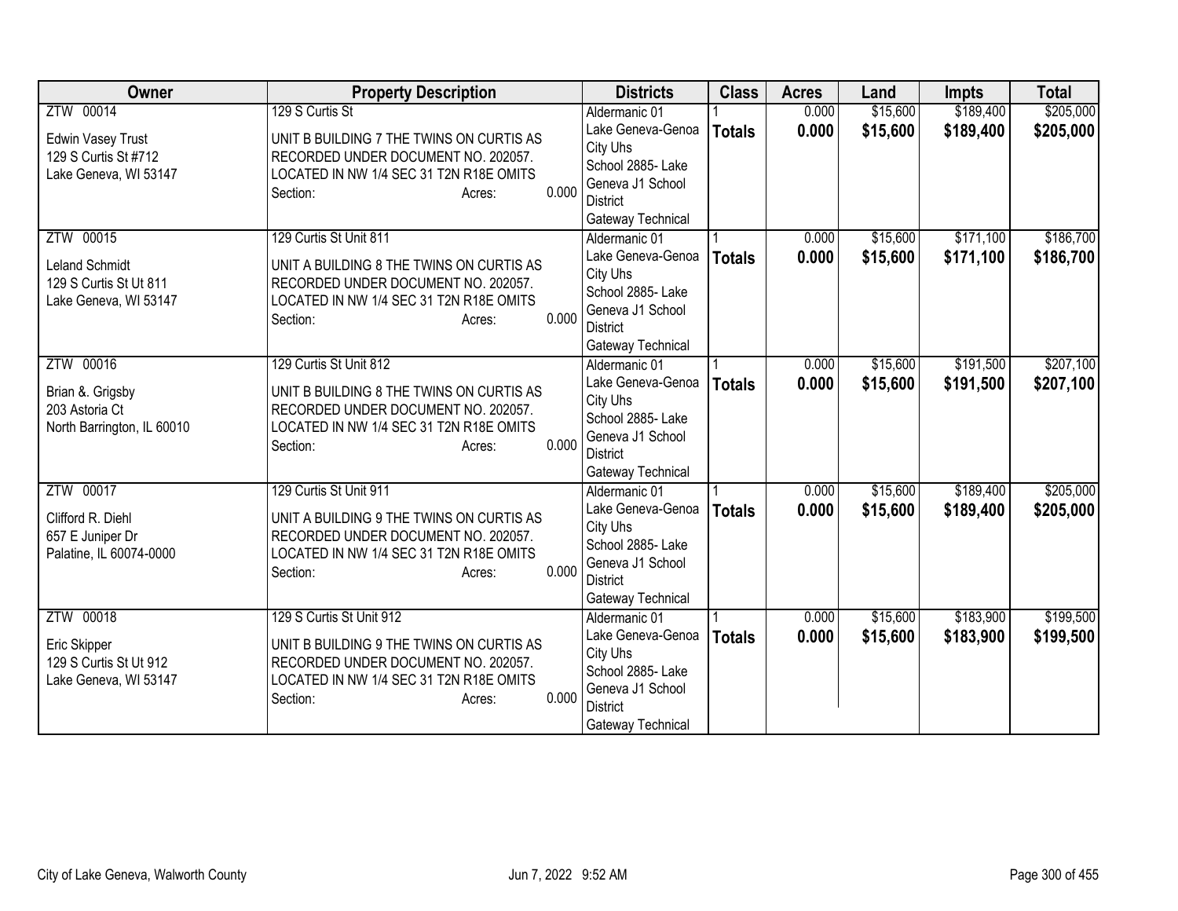| Owner | Property Description | Districts | Class | Acres | Land | Impts | Total |
|---|---|---|---|---|---|---|---|
| ZTW 00014<br>Edwin Vasey Trust<br>129 S Curtis St #712<br>Lake Geneva, WI 53147 | 129 S Curtis St<br>UNIT B BUILDING 7 THE TWINS ON CURTIS AS RECORDED UNDER DOCUMENT NO. 202057. LOCATED IN NW 1/4 SEC 31 T2N R18E OMITS<br>Section: Acres: 0.000 | Aldermanic 01<br>Lake Geneva-Genoa City Uhs<br>School 2885- Lake Geneva J1 School District<br>Gateway Technical | 1<br>**Totals** | 0.000<br>**0.000** | $15,600<br>**$15,600** | $189,400<br>**$189,400** | $205,000<br>**$205,000** |
| ZTW 00015<br>Leland Schmidt<br>129 S Curtis St Ut 811<br>Lake Geneva, WI 53147 | 129 Curtis St Unit 811<br>UNIT A BUILDING 8 THE TWINS ON CURTIS AS RECORDED UNDER DOCUMENT NO. 202057. LOCATED IN NW 1/4 SEC 31 T2N R18E OMITS<br>Section: Acres: 0.000 | Aldermanic 01<br>Lake Geneva-Genoa City Uhs<br>School 2885- Lake Geneva J1 School District<br>Gateway Technical | 1<br>**Totals** | 0.000<br>**0.000** | $15,600<br>**$15,600** | $171,100<br>**$171,100** | $186,700<br>**$186,700** |
| ZTW 00016<br>Brian &. Grigsby<br>203 Astoria Ct<br>North Barrington, IL 60010 | 129 Curtis St Unit 812<br>UNIT B BUILDING 8 THE TWINS ON CURTIS AS RECORDED UNDER DOCUMENT NO. 202057. LOCATED IN NW 1/4 SEC 31 T2N R18E OMITS<br>Section: Acres: 0.000 | Aldermanic 01<br>Lake Geneva-Genoa City Uhs<br>School 2885- Lake Geneva J1 School District<br>Gateway Technical | 1<br>**Totals** | 0.000<br>**0.000** | $15,600<br>**$15,600** | $191,500<br>**$191,500** | $207,100<br>**$207,100** |
| ZTW 00017<br>Clifford R. Diehl<br>657 E Juniper Dr<br>Palatine, IL 60074-0000 | 129 Curtis St Unit 911<br>UNIT A BUILDING 9 THE TWINS ON CURTIS AS RECORDED UNDER DOCUMENT NO. 202057. LOCATED IN NW 1/4 SEC 31 T2N R18E OMITS<br>Section: Acres: 0.000 | Aldermanic 01<br>Lake Geneva-Genoa City Uhs<br>School 2885- Lake Geneva J1 School District<br>Gateway Technical | 1<br>**Totals** | 0.000<br>**0.000** | $15,600<br>**$15,600** | $189,400<br>**$189,400** | $205,000<br>**$205,000** |
| ZTW 00018<br>Eric Skipper<br>129 S Curtis St Ut 912<br>Lake Geneva, WI 53147 | 129 S Curtis St Unit 912<br>UNIT B BUILDING 9 THE TWINS ON CURTIS AS RECORDED UNDER DOCUMENT NO. 202057. LOCATED IN NW 1/4 SEC 31 T2N R18E OMITS<br>Section: Acres: 0.000 | Aldermanic 01<br>Lake Geneva-Genoa City Uhs<br>School 2885- Lake Geneva J1 School District<br>Gateway Technical | 1<br>**Totals** | 0.000<br>**0.000** | $15,600<br>**$15,600** | $183,900<br>**$183,900** | $199,500<br>**$199,500** |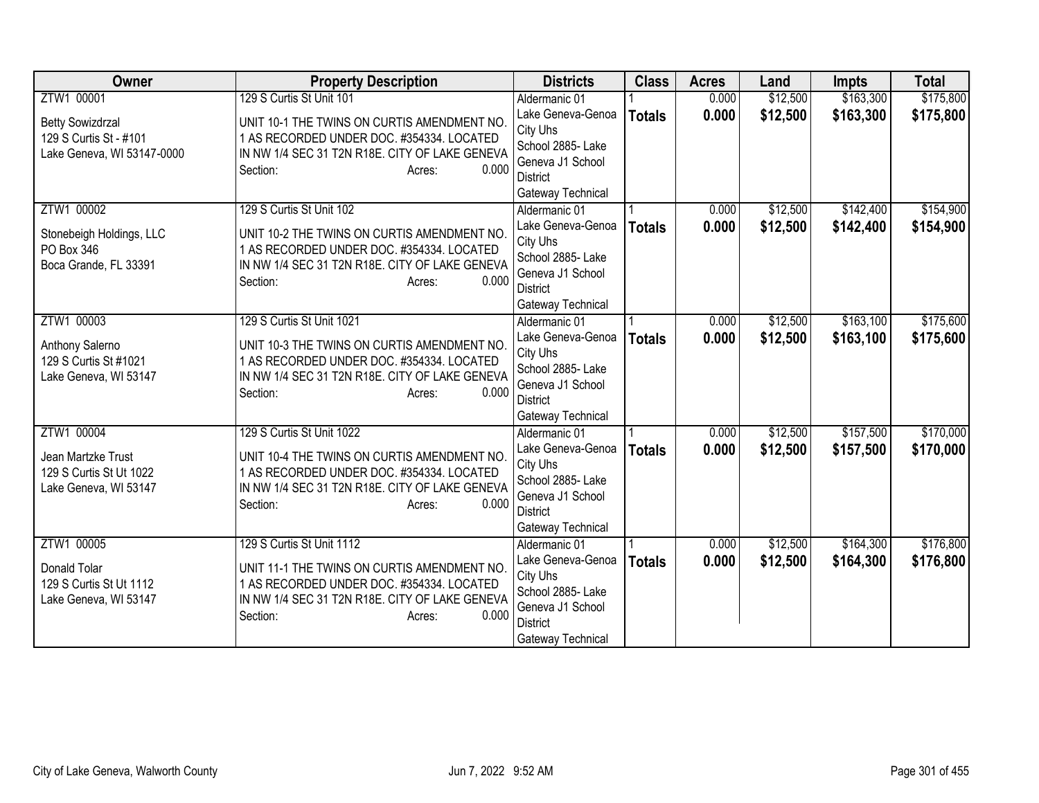| Owner | Property Description | Districts | Class | Acres | Land | Impts | Total |
|---|---|---|---|---|---|---|---|
| ZTW1 00001<br><br>Betty Sowizdrzal<br>129 S Curtis St - #101<br>Lake Geneva, WI 53147-0000 | 129 S Curtis St Unit 101<br><br>UNIT 10-1 THE TWINS ON CURTIS AMENDMENT NO. 1 AS RECORDED UNDER DOC. #354334. LOCATED IN NW 1/4 SEC 31 T2N R18E. CITY OF LAKE GENEVA<br>Section: Acres: 0.000 | Aldermanic 01<br>Lake Geneva-Genoa City Uhs<br>School 2885- Lake Geneva J1 School District<br>Gateway Technical | 1<br>**Totals** | 0.000<br>**0.000** | $12,500<br>**$12,500** | $163,300<br>**$163,300** | $175,800<br>**$175,800** |
| ZTW1 00002<br><br>Stonebeigh Holdings, LLC<br>PO Box 346<br>Boca Grande, FL 33391 | 129 S Curtis St Unit 102<br><br>UNIT 10-2 THE TWINS ON CURTIS AMENDMENT NO. 1 AS RECORDED UNDER DOC. #354334. LOCATED IN NW 1/4 SEC 31 T2N R18E. CITY OF LAKE GENEVA<br>Section: Acres: 0.000 | Aldermanic 01<br>Lake Geneva-Genoa City Uhs<br>School 2885- Lake Geneva J1 School District<br>Gateway Technical | 1<br>**Totals** | 0.000<br>**0.000** | $12,500<br>**$12,500** | $142,400<br>**$142,400** | $154,900<br>**$154,900** |
| ZTW1 00003<br><br>Anthony Salerno<br>129 S Curtis St #1021<br>Lake Geneva, WI 53147 | 129 S Curtis St Unit 1021<br><br>UNIT 10-3 THE TWINS ON CURTIS AMENDMENT NO. 1 AS RECORDED UNDER DOC. #354334. LOCATED IN NW 1/4 SEC 31 T2N R18E. CITY OF LAKE GENEVA<br>Section: Acres: 0.000 | Aldermanic 01<br>Lake Geneva-Genoa City Uhs<br>School 2885- Lake Geneva J1 School District<br>Gateway Technical | 1<br>**Totals** | 0.000<br>**0.000** | $12,500<br>**$12,500** | $163,100<br>**$163,100** | $175,600<br>**$175,600** |
| ZTW1 00004<br><br>Jean Martzke Trust<br>129 S Curtis St Ut 1022<br>Lake Geneva, WI 53147 | 129 S Curtis St Unit 1022<br><br>UNIT 10-4 THE TWINS ON CURTIS AMENDMENT NO. 1 AS RECORDED UNDER DOC. #354334. LOCATED IN NW 1/4 SEC 31 T2N R18E. CITY OF LAKE GENEVA<br>Section: Acres: 0.000 | Aldermanic 01<br>Lake Geneva-Genoa City Uhs<br>School 2885- Lake Geneva J1 School District<br>Gateway Technical | 1<br>**Totals** | 0.000<br>**0.000** | $12,500<br>**$12,500** | $157,500<br>**$157,500** | $170,000<br>**$170,000** |
| ZTW1 00005<br><br>Donald Tolar<br>129 S Curtis St Ut 1112<br>Lake Geneva, WI 53147 | 129 S Curtis St Unit 1112<br><br>UNIT 11-1 THE TWINS ON CURTIS AMENDMENT NO. 1 AS RECORDED UNDER DOC. #354334. LOCATED IN NW 1/4 SEC 31 T2N R18E. CITY OF LAKE GENEVA<br>Section: Acres: 0.000 | Aldermanic 01<br>Lake Geneva-Genoa City Uhs<br>School 2885- Lake Geneva J1 School District<br>Gateway Technical | 1<br>**Totals** | 0.000<br>**0.000** | $12,500<br>**$12,500** | $164,300<br>**$164,300** | $176,800<br>**$176,800** |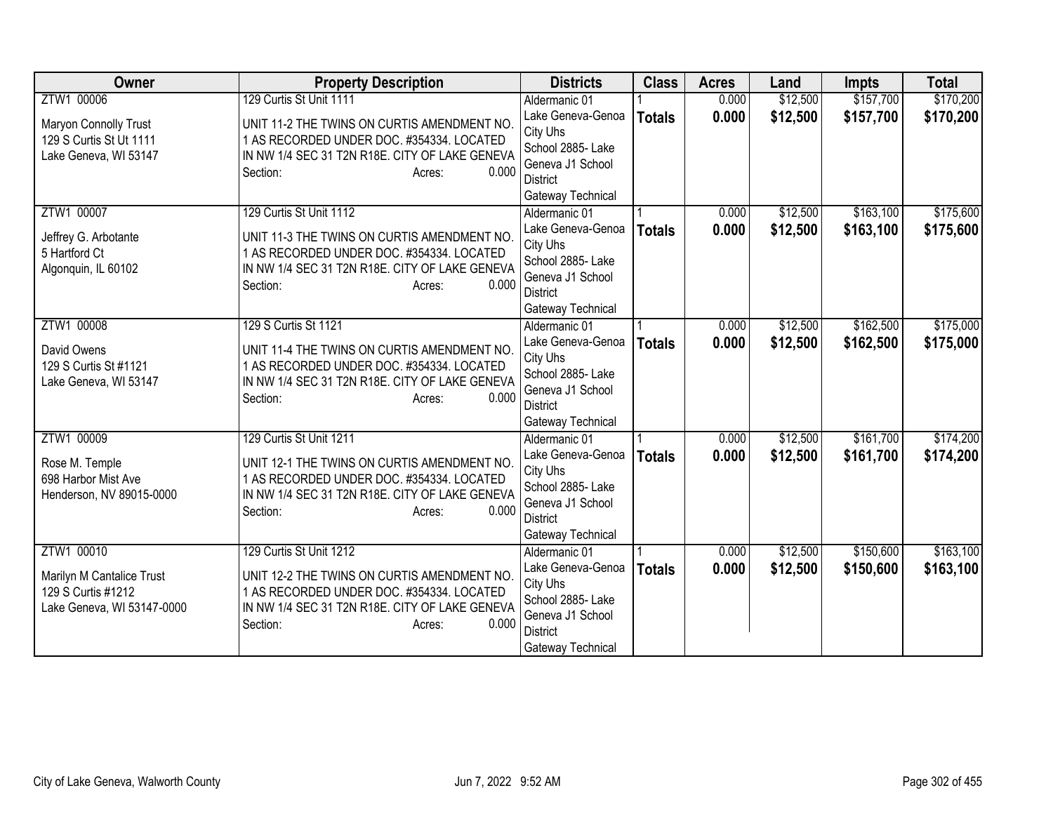| Owner | Property Description | Districts | Class | Acres | Land | Impts | Total |
|---|---|---|---|---|---|---|---|
| ZTW1 00006<br><br>Maryon Connolly Trust<br>129 S Curtis St Ut 1111<br>Lake Geneva, WI 53147 | 129 Curtis St Unit 1111<br><br>UNIT 11-2 THE TWINS ON CURTIS AMENDMENT NO. 1 AS RECORDED UNDER DOC. #354334. LOCATED IN NW 1/4 SEC 31 T2N R18E. CITY OF LAKE GENEVA<br>Section: Acres: 0.000 | Aldermanic 01<br>Lake Geneva-Genoa City Uhs<br>School 2885- Lake Geneva J1 School District<br>Gateway Technical | 1<br>**Totals** | 0.000<br>**0.000** | $12,500<br>**$12,500** | $157,700<br>**$157,700** | $170,200<br>**$170,200** |
| ZTW1 00007<br><br>Jeffrey G. Arbotante<br>5 Hartford Ct<br>Algonquin, IL 60102 | 129 Curtis St Unit 1112<br><br>UNIT 11-3 THE TWINS ON CURTIS AMENDMENT NO. 1 AS RECORDED UNDER DOC. #354334. LOCATED IN NW 1/4 SEC 31 T2N R18E. CITY OF LAKE GENEVA<br>Section: Acres: 0.000 | Aldermanic 01<br>Lake Geneva-Genoa City Uhs<br>School 2885- Lake Geneva J1 School District<br>Gateway Technical | 1<br>**Totals** | 0.000<br>**0.000** | $12,500<br>**$12,500** | $163,100<br>**$163,100** | $175,600<br>**$175,600** |
| ZTW1 00008<br><br>David Owens<br>129 S Curtis St #1121<br>Lake Geneva, WI 53147 | 129 S Curtis St 1121<br><br>UNIT 11-4 THE TWINS ON CURTIS AMENDMENT NO. 1 AS RECORDED UNDER DOC. #354334. LOCATED IN NW 1/4 SEC 31 T2N R18E. CITY OF LAKE GENEVA<br>Section: Acres: 0.000 | Aldermanic 01<br>Lake Geneva-Genoa City Uhs<br>School 2885- Lake Geneva J1 School District<br>Gateway Technical | 1<br>**Totals** | 0.000<br>**0.000** | $12,500<br>**$12,500** | $162,500<br>**$162,500** | $175,000<br>**$175,000** |
| ZTW1 00009<br><br>Rose M. Temple<br>698 Harbor Mist Ave<br>Henderson, NV 89015-0000 | 129 Curtis St Unit 1211<br><br>UNIT 12-1 THE TWINS ON CURTIS AMENDMENT NO. 1 AS RECORDED UNDER DOC. #354334. LOCATED IN NW 1/4 SEC 31 T2N R18E. CITY OF LAKE GENEVA<br>Section: Acres: 0.000 | Aldermanic 01<br>Lake Geneva-Genoa City Uhs<br>School 2885- Lake Geneva J1 School District<br>Gateway Technical | 1<br>**Totals** | 0.000<br>**0.000** | $12,500<br>**$12,500** | $161,700<br>**$161,700** | $174,200<br>**$174,200** |
| ZTW1 00010<br><br>Marilyn M Cantalice Trust<br>129 S Curtis #1212<br>Lake Geneva, WI 53147-0000 | 129 Curtis St Unit 1212<br><br>UNIT 12-2 THE TWINS ON CURTIS AMENDMENT NO. 1 AS RECORDED UNDER DOC. #354334. LOCATED IN NW 1/4 SEC 31 T2N R18E. CITY OF LAKE GENEVA<br>Section: Acres: 0.000 | Aldermanic 01<br>Lake Geneva-Genoa City Uhs<br>School 2885- Lake Geneva J1 School District<br>Gateway Technical | 1<br>**Totals** | 0.000<br>**0.000** | $12,500<br>**$12,500** | $150,600<br>**$150,600** | $163,100<br>**$163,100** |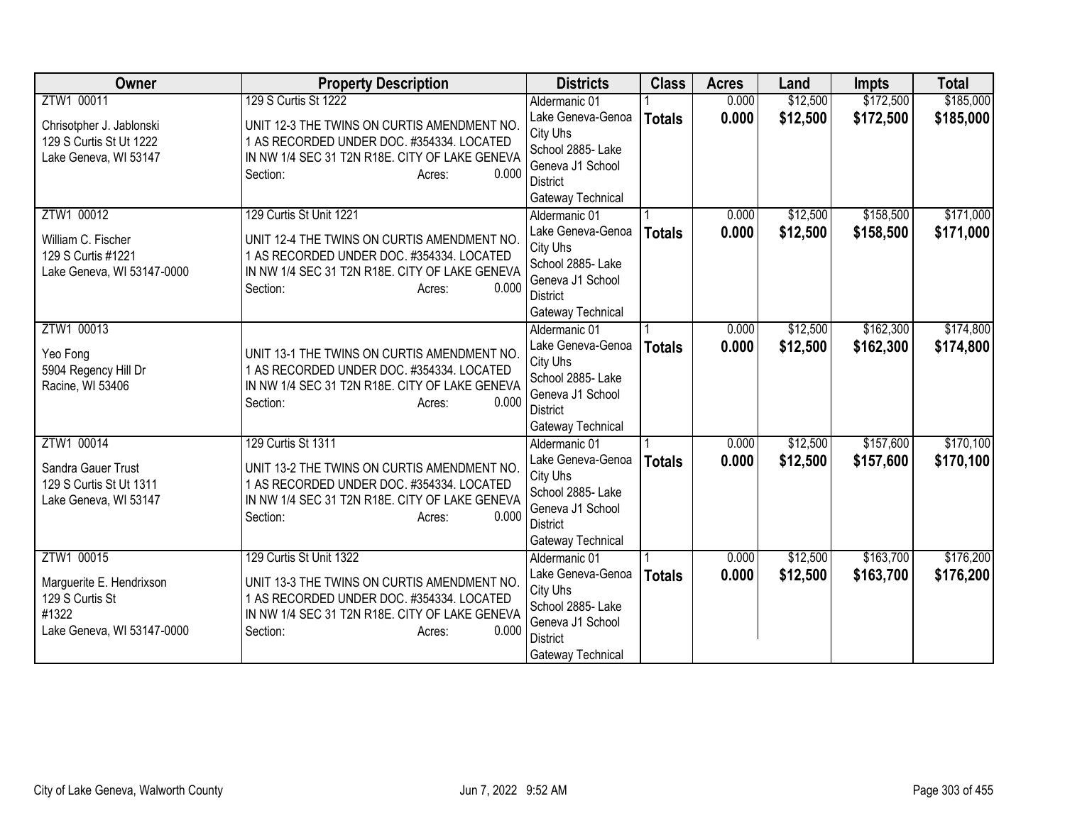| Owner | Property Description | Districts | Class | Acres | Land | Impts | Total |
|---|---|---|---|---|---|---|---|
| ZTW1 00011<br>Chrisotpher J. Jablonski<br>129 S Curtis St Ut 1222<br>Lake Geneva, WI 53147 | 129 S Curtis St 1222<br>UNIT 12-3 THE TWINS ON CURTIS AMENDMENT NO. 1 AS RECORDED UNDER DOC. #354334. LOCATED IN NW 1/4 SEC 31 T2N R18E. CITY OF LAKE GENEVA<br>Section: Acres: 0.000 | Aldermanic 01<br>Lake Geneva-Genoa City Uhs<br>School 2885- Lake Geneva J1 School District<br>Gateway Technical | 1<br>**Totals** | 0.000<br>**0.000** | $12,500<br>**$12,500** | $172,500<br>**$172,500** | $185,000<br>**$185,000** |
| ZTW1 00012<br>William C. Fischer<br>129 S Curtis #1221<br>Lake Geneva, WI 53147-0000 | 129 Curtis St Unit 1221<br>UNIT 12-4 THE TWINS ON CURTIS AMENDMENT NO. 1 AS RECORDED UNDER DOC. #354334. LOCATED IN NW 1/4 SEC 31 T2N R18E. CITY OF LAKE GENEVA<br>Section: Acres: 0.000 | Aldermanic 01<br>Lake Geneva-Genoa City Uhs<br>School 2885- Lake Geneva J1 School District<br>Gateway Technical | 1<br>**Totals** | 0.000<br>**0.000** | $12,500<br>**$12,500** | $158,500<br>**$158,500** | $171,000<br>**$171,000** |
| ZTW1 00013<br>Yeo Fong<br>5904 Regency Hill Dr<br>Racine, WI 53406 | UNIT 13-1 THE TWINS ON CURTIS AMENDMENT NO. 1 AS RECORDED UNDER DOC. #354334. LOCATED IN NW 1/4 SEC 31 T2N R18E. CITY OF LAKE GENEVA<br>Section: Acres: 0.000 | Aldermanic 01<br>Lake Geneva-Genoa City Uhs<br>School 2885- Lake Geneva J1 School District<br>Gateway Technical | 1<br>**Totals** | 0.000<br>**0.000** | $12,500<br>**$12,500** | $162,300<br>**$162,300** | $174,800<br>**$174,800** |
| ZTW1 00014<br>Sandra Gauer Trust<br>129 S Curtis St Ut 1311<br>Lake Geneva, WI 53147 | 129 Curtis St 1311<br>UNIT 13-2 THE TWINS ON CURTIS AMENDMENT NO. 1 AS RECORDED UNDER DOC. #354334. LOCATED IN NW 1/4 SEC 31 T2N R18E. CITY OF LAKE GENEVA<br>Section: Acres: 0.000 | Aldermanic 01<br>Lake Geneva-Genoa City Uhs<br>School 2885- Lake Geneva J1 School District<br>Gateway Technical | 1<br>**Totals** | 0.000<br>**0.000** | $12,500<br>**$12,500** | $157,600<br>**$157,600** | $170,100<br>**$170,100** |
| ZTW1 00015<br>Marguerite E. Hendrixson<br>129 S Curtis St<br>#1322<br>Lake Geneva, WI 53147-0000 | 129 Curtis St Unit 1322<br>UNIT 13-3 THE TWINS ON CURTIS AMENDMENT NO. 1 AS RECORDED UNDER DOC. #354334. LOCATED IN NW 1/4 SEC 31 T2N R18E. CITY OF LAKE GENEVA<br>Section: Acres: 0.000 | Aldermanic 01<br>Lake Geneva-Genoa City Uhs<br>School 2885- Lake Geneva J1 School District<br>Gateway Technical | 1<br>**Totals** | 0.000<br>**0.000** | $12,500<br>**$12,500** | $163,700<br>**$163,700** | $176,200<br>**$176,200** |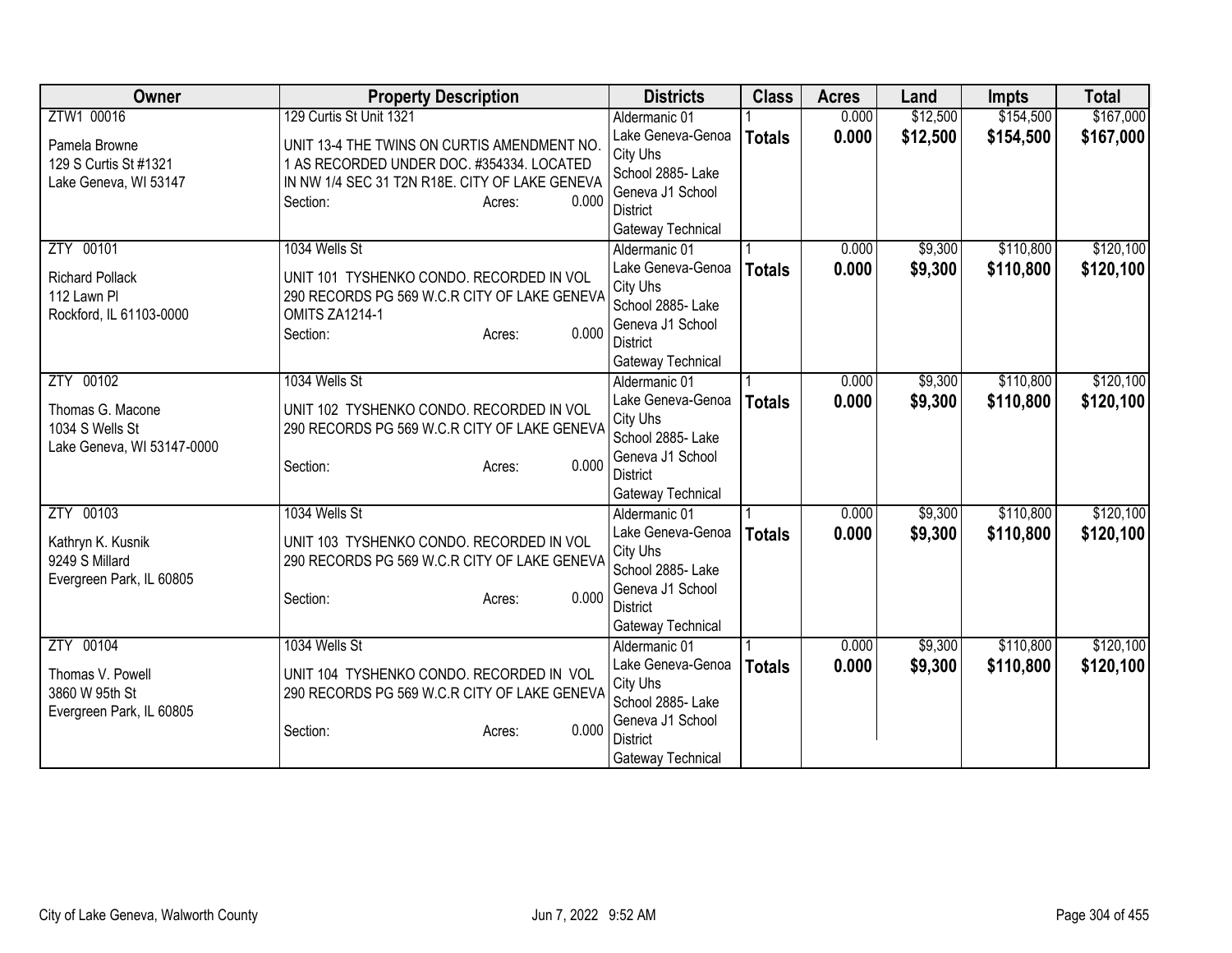| Owner | Property Description | Districts | Class | Acres | Land | Impts | Total |
|---|---|---|---|---|---|---|---|
| ZTW1 00016<br><br>Pamela Browne<br>129 S Curtis St #1321<br>Lake Geneva, WI 53147 | 129 Curtis St Unit 1321<br><br>UNIT 13-4 THE TWINS ON CURTIS AMENDMENT NO. 1 AS RECORDED UNDER DOC. #354334. LOCATED IN NW 1/4 SEC 31 T2N R18E. CITY OF LAKE GENEVA<br>Section: Acres: 0.000 | Aldermanic 01<br>Lake Geneva-Genoa City Uhs<br>School 2885- Lake Geneva J1 School District<br>Gateway Technical | 1<br>**Totals** | 0.000<br>**0.000** | $12,500<br>**$12,500** | $154,500<br>**$154,500** | $167,000<br>**$167,000** |
| ZTY 00101<br><br>Richard Pollack<br>112 Lawn Pl<br>Rockford, IL 61103-0000 | 1034 Wells St<br><br>UNIT 101 TYSHENKO CONDO. RECORDED IN VOL 290 RECORDS PG 569 W.C.R CITY OF LAKE GENEVA OMITS ZA1214-1<br>Section: Acres: 0.000 | Aldermanic 01<br>Lake Geneva-Genoa City Uhs<br>School 2885- Lake Geneva J1 School District<br>Gateway Technical | 1<br>**Totals** | 0.000<br>**0.000** | $9,300<br>**$9,300** | $110,800<br>**$110,800** | $120,100<br>**$120,100** |
| ZTY 00102<br><br>Thomas G. Macone<br>1034 S Wells St<br>Lake Geneva, WI 53147-0000 | 1034 Wells St<br><br>UNIT 102 TYSHENKO CONDO. RECORDED IN VOL 290 RECORDS PG 569 W.C.R CITY OF LAKE GENEVA<br>Section: Acres: 0.000 | Aldermanic 01<br>Lake Geneva-Genoa City Uhs<br>School 2885- Lake Geneva J1 School District<br>Gateway Technical | 1<br>**Totals** | 0.000<br>**0.000** | $9,300<br>**$9,300** | $110,800<br>**$110,800** | $120,100<br>**$120,100** |
| ZTY 00103<br><br>Kathryn K. Kusnik<br>9249 S Millard<br>Evergreen Park, IL 60805 | 1034 Wells St<br><br>UNIT 103 TYSHENKO CONDO. RECORDED IN VOL 290 RECORDS PG 569 W.C.R CITY OF LAKE GENEVA<br>Section: Acres: 0.000 | Aldermanic 01<br>Lake Geneva-Genoa City Uhs<br>School 2885- Lake Geneva J1 School District<br>Gateway Technical | 1<br>**Totals** | 0.000<br>**0.000** | $9,300<br>**$9,300** | $110,800<br>**$110,800** | $120,100<br>**$120,100** |
| ZTY 00104<br><br>Thomas V. Powell<br>3860 W 95th St<br>Evergreen Park, IL 60805 | 1034 Wells St<br><br>UNIT 104 TYSHENKO CONDO. RECORDED IN VOL 290 RECORDS PG 569 W.C.R CITY OF LAKE GENEVA<br>Section: Acres: 0.000 | Aldermanic 01<br>Lake Geneva-Genoa City Uhs<br>School 2885- Lake Geneva J1 School District<br>Gateway Technical | 1<br>**Totals** | 0.000<br>**0.000** | $9,300<br>**$9,300** | $110,800<br>**$110,800** | $120,100<br>**$120,100** |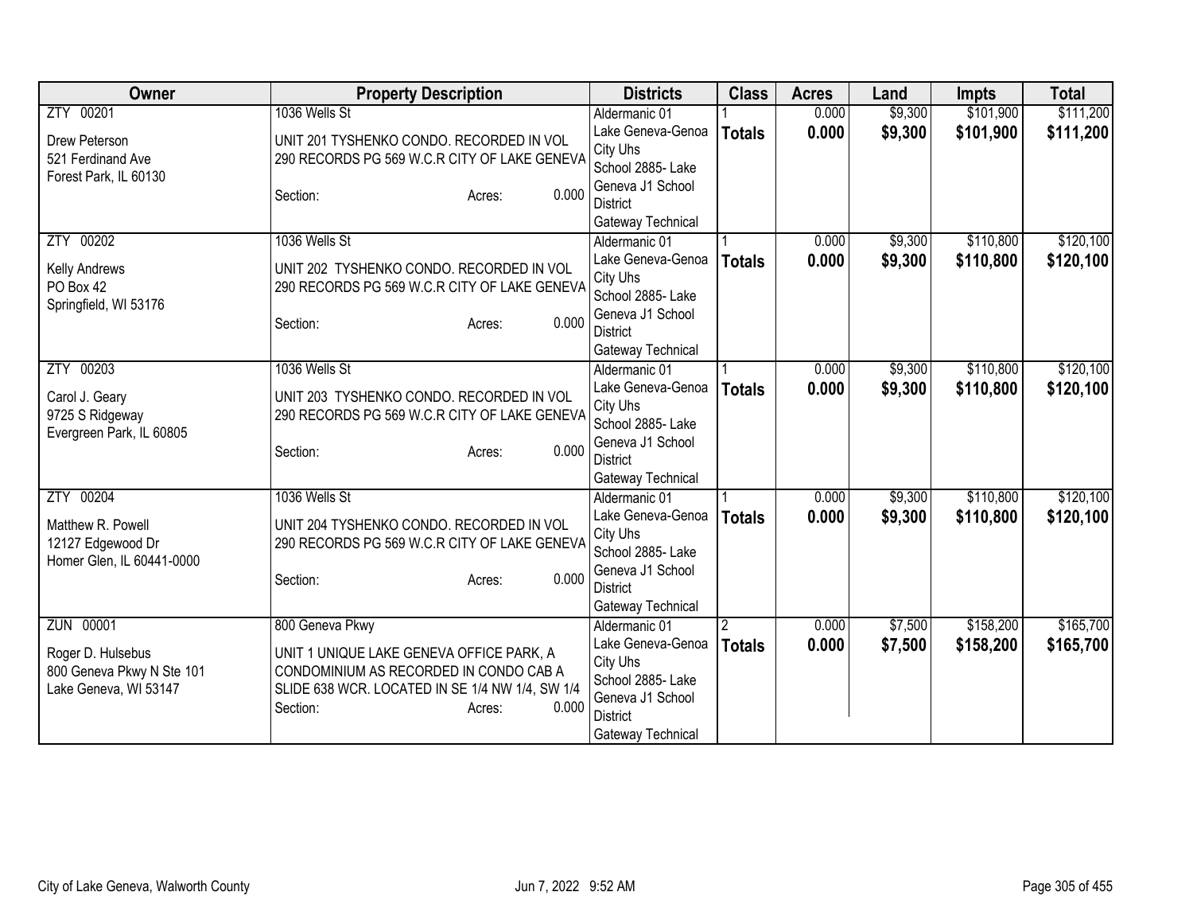| Owner | Property Description | Districts | Class | Acres | Land | Impts | Total |
|---|---|---|---|---|---|---|---|
| ZTY 00201<br><br>Drew Peterson<br>521 Ferdinand Ave<br>Forest Park, IL 60130 | 1036 Wells St<br><br>UNIT 201 TYSHENKO CONDO. RECORDED IN VOL 290 RECORDS PG 569 W.C.R CITY OF LAKE GENEVA<br><br>Section: Acres: 0.000 | Aldermanic 01<br>Lake Geneva-Genoa City Uhs<br>School 2885- Lake Geneva J1 School District<br>Gateway Technical | 1<br>**Totals** | 0.000<br>**0.000** | $9,300<br>**$9,300** | $101,900<br>**$101,900** | $111,200<br>**$111,200** |
| ZTY 00202<br><br>Kelly Andrews<br>PO Box 42<br>Springfield, WI 53176 | 1036 Wells St<br><br>UNIT 202 TYSHENKO CONDO. RECORDED IN VOL 290 RECORDS PG 569 W.C.R CITY OF LAKE GENEVA<br><br>Section: Acres: 0.000 | Aldermanic 01<br>Lake Geneva-Genoa City Uhs<br>School 2885- Lake Geneva J1 School District<br>Gateway Technical | 1<br>**Totals** | 0.000<br>**0.000** | $9,300<br>**$9,300** | $110,800<br>**$110,800** | $120,100<br>**$120,100** |
| ZTY 00203<br><br>Carol J. Geary<br>9725 S Ridgeway<br>Evergreen Park, IL 60805 | 1036 Wells St<br><br>UNIT 203 TYSHENKO CONDO. RECORDED IN VOL 290 RECORDS PG 569 W.C.R CITY OF LAKE GENEVA<br><br>Section: Acres: 0.000 | Aldermanic 01<br>Lake Geneva-Genoa City Uhs<br>School 2885- Lake Geneva J1 School District<br>Gateway Technical | 1<br>**Totals** | 0.000<br>**0.000** | $9,300<br>**$9,300** | $110,800<br>**$110,800** | $120,100<br>**$120,100** |
| ZTY 00204<br><br>Matthew R. Powell<br>12127 Edgewood Dr<br>Homer Glen, IL 60441-0000 | 1036 Wells St<br><br>UNIT 204 TYSHENKO CONDO. RECORDED IN VOL 290 RECORDS PG 569 W.C.R CITY OF LAKE GENEVA<br><br>Section: Acres: 0.000 | Aldermanic 01<br>Lake Geneva-Genoa City Uhs<br>School 2885- Lake Geneva J1 School District<br>Gateway Technical | 1<br>**Totals** | 0.000<br>**0.000** | $9,300<br>**$9,300** | $110,800<br>**$110,800** | $120,100<br>**$120,100** |
| ZUN 00001<br><br>Roger D. Hulsebus<br>800 Geneva Pkwy N Ste 101<br>Lake Geneva, WI 53147 | 800 Geneva Pkwy<br><br>UNIT 1 UNIQUE LAKE GENEVA OFFICE PARK, A CONDOMINIUM AS RECORDED IN CONDO CAB A SLIDE 638 WCR. LOCATED IN SE 1/4 NW 1/4, SW 1/4<br>Section: Acres: 0.000 | Aldermanic 01<br>Lake Geneva-Genoa City Uhs<br>School 2885- Lake Geneva J1 School District<br>Gateway Technical | 2<br>**Totals** | 0.000<br>**0.000** | $7,500<br>**$7,500** | $158,200<br>**$158,200** | $165,700<br>**$165,700** |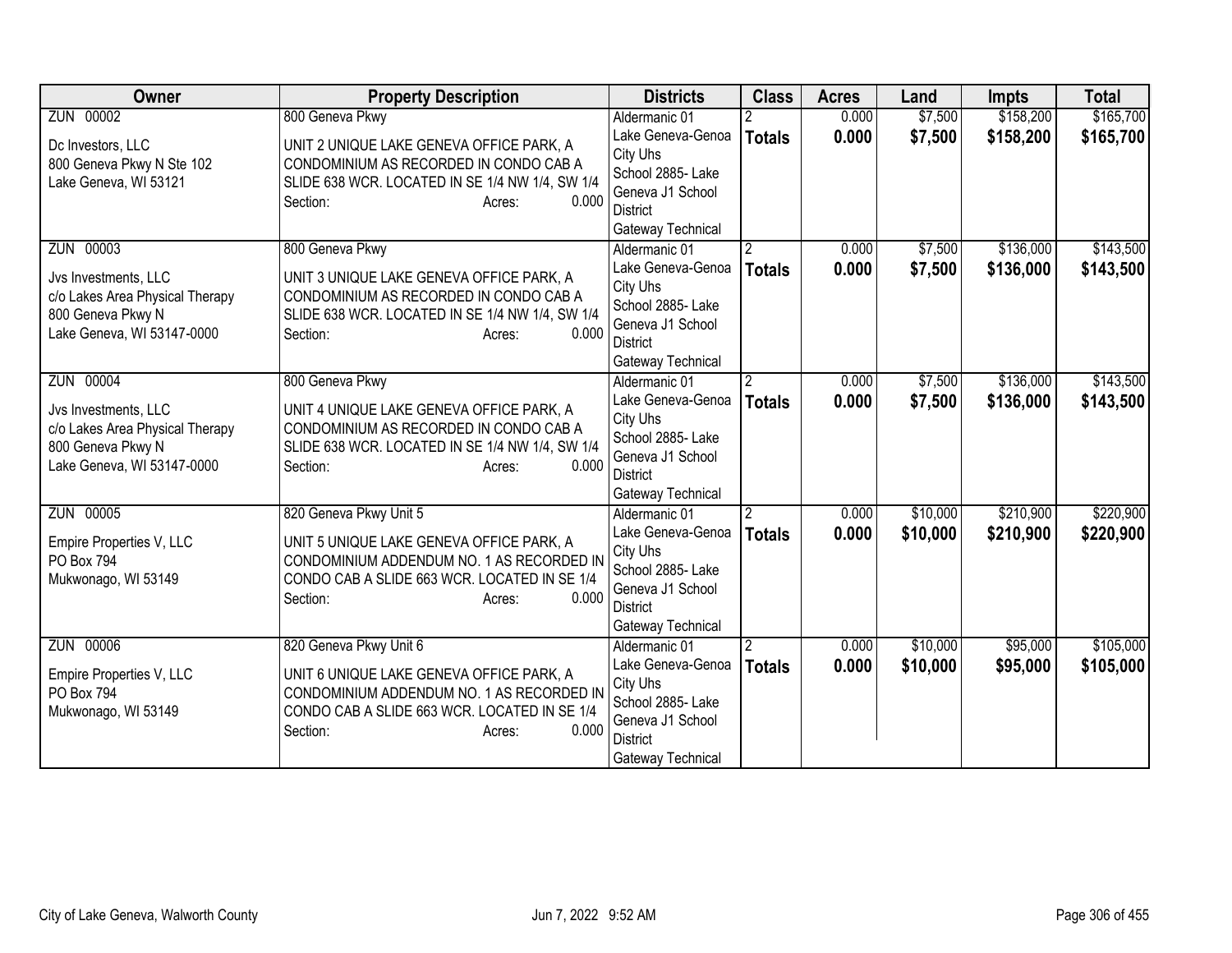| Owner | Property Description | Districts | Class | Acres | Land | Impts | Total |
|---|---|---|---|---|---|---|---|
| ZUN 00002<br>Dc Investors, LLC<br>800 Geneva Pkwy N Ste 102<br>Lake Geneva, WI 53121 | 800 Geneva Pkwy<br>UNIT 2 UNIQUE LAKE GENEVA OFFICE PARK, A CONDOMINIUM AS RECORDED IN CONDO CAB A SLIDE 638 WCR. LOCATED IN SE 1/4 NW 1/4, SW 1/4<br>Section: Acres: 0.000 | Aldermanic 01<br>Lake Geneva-Genoa City Uhs<br>School 2885- Lake Geneva J1 School District<br>Gateway Technical | 2<br>**Totals** | 0.000<br>**0.000** | $7,500<br>**$7,500** | $158,200<br>**$158,200** | $165,700<br>**$165,700** |
| ZUN 00003<br>Jvs Investments, LLC<br>c/o Lakes Area Physical Therapy<br>800 Geneva Pkwy N<br>Lake Geneva, WI 53147-0000 | 800 Geneva Pkwy<br>UNIT 3 UNIQUE LAKE GENEVA OFFICE PARK, A CONDOMINIUM AS RECORDED IN CONDO CAB A SLIDE 638 WCR. LOCATED IN SE 1/4 NW 1/4, SW 1/4<br>Section: Acres: 0.000 | Aldermanic 01<br>Lake Geneva-Genoa City Uhs<br>School 2885- Lake Geneva J1 School District<br>Gateway Technical | 2<br>**Totals** | 0.000<br>**0.000** | $7,500<br>**$7,500** | $136,000<br>**$136,000** | $143,500<br>**$143,500** |
| ZUN 00004<br>Jvs Investments, LLC<br>c/o Lakes Area Physical Therapy<br>800 Geneva Pkwy N<br>Lake Geneva, WI 53147-0000 | 800 Geneva Pkwy<br>UNIT 4 UNIQUE LAKE GENEVA OFFICE PARK, A CONDOMINIUM AS RECORDED IN CONDO CAB A SLIDE 638 WCR. LOCATED IN SE 1/4 NW 1/4, SW 1/4<br>Section: Acres: 0.000 | Aldermanic 01<br>Lake Geneva-Genoa City Uhs<br>School 2885- Lake Geneva J1 School District<br>Gateway Technical | 2<br>**Totals** | 0.000<br>**0.000** | $7,500<br>**$7,500** | $136,000<br>**$136,000** | $143,500<br>**$143,500** |
| ZUN 00005<br>Empire Properties V, LLC<br>PO Box 794<br>Mukwonago, WI 53149 | 820 Geneva Pkwy Unit 5<br>UNIT 5 UNIQUE LAKE GENEVA OFFICE PARK, A CONDOMINIUM ADDENDUM NO. 1 AS RECORDED IN CONDO CAB A SLIDE 663 WCR. LOCATED IN SE 1/4<br>Section: Acres: 0.000 | Aldermanic 01<br>Lake Geneva-Genoa City Uhs<br>School 2885- Lake Geneva J1 School District<br>Gateway Technical | 2<br>**Totals** | 0.000<br>**0.000** | $10,000<br>**$10,000** | $210,900<br>**$210,900** | $220,900<br>**$220,900** |
| ZUN 00006<br>Empire Properties V, LLC<br>PO Box 794<br>Mukwonago, WI 53149 | 820 Geneva Pkwy Unit 6<br>UNIT 6 UNIQUE LAKE GENEVA OFFICE PARK, A CONDOMINIUM ADDENDUM NO. 1 AS RECORDED IN CONDO CAB A SLIDE 663 WCR. LOCATED IN SE 1/4<br>Section: Acres: 0.000 | Aldermanic 01<br>Lake Geneva-Genoa City Uhs<br>School 2885- Lake Geneva J1 School District<br>Gateway Technical | 2<br>**Totals** | 0.000<br>**0.000** | $10,000<br>**$10,000** | $95,000<br>**$95,000** | $105,000<br>**$105,000** |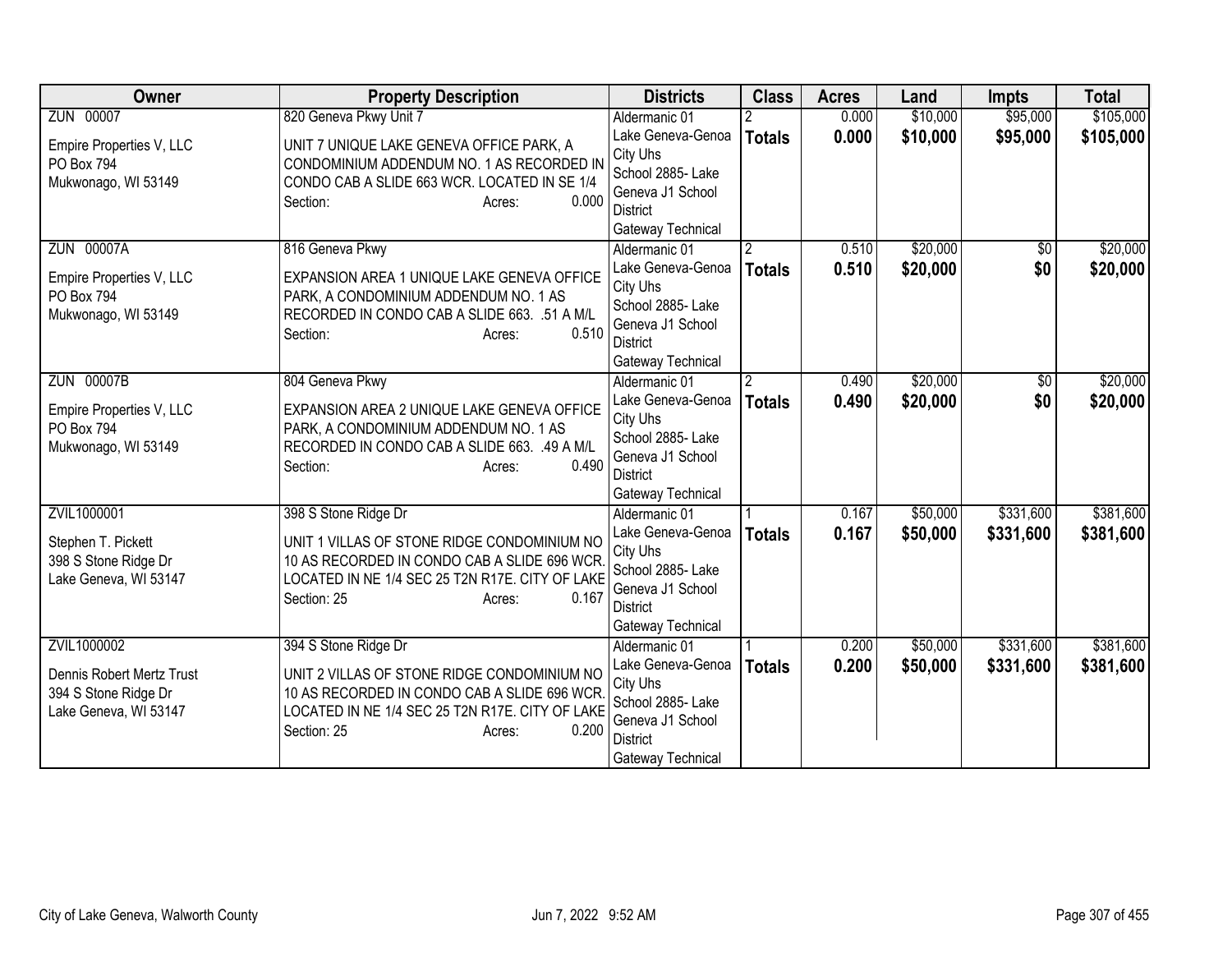| Owner | Property Description | Districts | Class | Acres | Land | Impts | Total |
|---|---|---|---|---|---|---|---|
| ZUN 00007<br><br>Empire Properties V, LLC<br>PO Box 794<br>Mukwonago, WI 53149 | 820 Geneva Pkwy Unit 7<br><br>UNIT 7 UNIQUE LAKE GENEVA OFFICE PARK, A CONDOMINIUM ADDENDUM NO. 1 AS RECORDED IN CONDO CAB A SLIDE 663 WCR. LOCATED IN SE 1/4<br>Section: Acres: 0.000 | Aldermanic 01<br>Lake Geneva-Genoa City Uhs<br>School 2885- Lake Geneva J1 School District<br>Gateway Technical | 2<br>**Totals** | 0.000<br>**0.000** | $10,000<br>**$10,000** | $95,000<br>**$95,000** | $105,000<br>**$105,000** |
| ZUN 00007A<br><br>Empire Properties V, LLC<br>PO Box 794<br>Mukwonago, WI 53149 | 816 Geneva Pkwy<br><br>EXPANSION AREA 1 UNIQUE LAKE GENEVA OFFICE PARK, A CONDOMINIUM ADDENDUM NO. 1 AS RECORDED IN CONDO CAB A SLIDE 663. .51 A M/L<br>Section: Acres: 0.510 | Aldermanic 01<br>Lake Geneva-Genoa City Uhs<br>School 2885- Lake Geneva J1 School District<br>Gateway Technical | 2<br>**Totals** | 0.510<br>**0.510** | $20,000<br>**$20,000** | $0<br>**$0** | $20,000<br>**$20,000** |
| ZUN 00007B<br><br>Empire Properties V, LLC<br>PO Box 794<br>Mukwonago, WI 53149 | 804 Geneva Pkwy<br><br>EXPANSION AREA 2 UNIQUE LAKE GENEVA OFFICE PARK, A CONDOMINIUM ADDENDUM NO. 1 AS RECORDED IN CONDO CAB A SLIDE 663. .49 A M/L<br>Section: Acres: 0.490 | Aldermanic 01<br>Lake Geneva-Genoa City Uhs<br>School 2885- Lake Geneva J1 School District<br>Gateway Technical | 2<br>**Totals** | 0.490<br>**0.490** | $20,000<br>**$20,000** | $0<br>**$0** | $20,000<br>**$20,000** |
| ZVIL1000001<br><br>Stephen T. Pickett<br>398 S Stone Ridge Dr<br>Lake Geneva, WI 53147 | 398 S Stone Ridge Dr<br><br>UNIT 1 VILLAS OF STONE RIDGE CONDOMINIUM NO 10 AS RECORDED IN CONDO CAB A SLIDE 696 WCR. LOCATED IN NE 1/4 SEC 25 T2N R17E. CITY OF LAKE<br>Section: 25 Acres: 0.167 | Aldermanic 01<br>Lake Geneva-Genoa City Uhs<br>School 2885- Lake Geneva J1 School District<br>Gateway Technical | 1<br>**Totals** | 0.167<br>**0.167** | $50,000<br>**$50,000** | $331,600<br>**$331,600** | $381,600<br>**$381,600** |
| ZVIL1000002<br><br>Dennis Robert Mertz Trust<br>394 S Stone Ridge Dr<br>Lake Geneva, WI 53147 | 394 S Stone Ridge Dr<br><br>UNIT 2 VILLAS OF STONE RIDGE CONDOMINIUM NO 10 AS RECORDED IN CONDO CAB A SLIDE 696 WCR. LOCATED IN NE 1/4 SEC 25 T2N R17E. CITY OF LAKE<br>Section: 25 Acres: 0.200 | Aldermanic 01<br>Lake Geneva-Genoa City Uhs<br>School 2885- Lake Geneva J1 School District<br>Gateway Technical | 1<br>**Totals** | 0.200<br>**0.200** | $50,000<br>**$50,000** | $331,600<br>**$331,600** | $381,600<br>**$381,600** |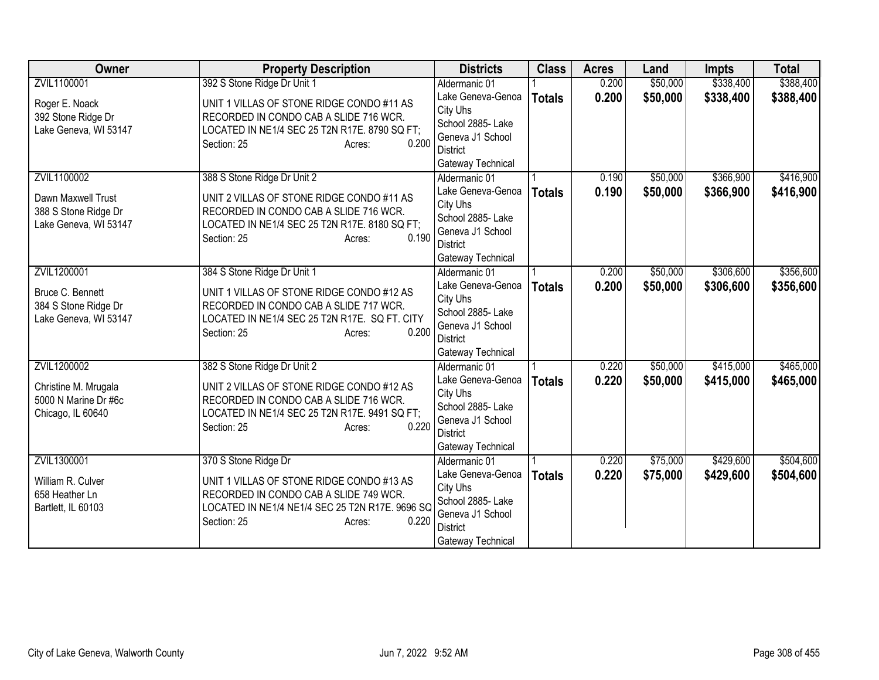| Owner | Property Description | Districts | Class | Acres | Land | Impts | Total |
|---|---|---|---|---|---|---|---|
| ZVIL1100001<br><br>Roger E. Noack<br>392 Stone Ridge Dr<br>Lake Geneva, WI 53147 | 392 S Stone Ridge Dr Unit 1<br><br>UNIT 1 VILLAS OF STONE RIDGE CONDO #11 AS RECORDED IN CONDO CAB A SLIDE 716 WCR. LOCATED IN NE1/4 SEC 25 T2N R17E. 8790 SQ FT;<br>Section: 25 Acres: 0.200 | Aldermanic 01<br>Lake Geneva-Genoa City Uhs<br>School 2885- Lake Geneva J1 School District<br>Gateway Technical | 1<br>**Totals** | 0.200<br>**0.200** | $50,000<br>**$50,000** | $338,400<br>**$338,400** | $388,400<br>**$388,400** |
| ZVIL1100002<br><br>Dawn Maxwell Trust<br>388 S Stone Ridge Dr<br>Lake Geneva, WI 53147 | 388 S Stone Ridge Dr Unit 2<br><br>UNIT 2 VILLAS OF STONE RIDGE CONDO #11 AS RECORDED IN CONDO CAB A SLIDE 716 WCR. LOCATED IN NE1/4 SEC 25 T2N R17E. 8180 SQ FT;<br>Section: 25 Acres: 0.190 | Aldermanic 01<br>Lake Geneva-Genoa City Uhs<br>School 2885- Lake Geneva J1 School District<br>Gateway Technical | 1<br>**Totals** | 0.190<br>**0.190** | $50,000<br>**$50,000** | $366,900<br>**$366,900** | $416,900<br>**$416,900** |
| ZVIL1200001<br><br>Bruce C. Bennett<br>384 S Stone Ridge Dr<br>Lake Geneva, WI 53147 | 384 S Stone Ridge Dr Unit 1<br><br>UNIT 1 VILLAS OF STONE RIDGE CONDO #12 AS RECORDED IN CONDO CAB A SLIDE 717 WCR. LOCATED IN NE1/4 SEC 25 T2N R17E. SQ FT. CITY<br>Section: 25 Acres: 0.200 | Aldermanic 01<br>Lake Geneva-Genoa City Uhs<br>School 2885- Lake Geneva J1 School District<br>Gateway Technical | 1<br>**Totals** | 0.200<br>**0.200** | $50,000<br>**$50,000** | $306,600<br>**$306,600** | $356,600<br>**$356,600** |
| ZVIL1200002<br><br>Christine M. Mrugala<br>5000 N Marine Dr #6c<br>Chicago, IL 60640 | 382 S Stone Ridge Dr Unit 2<br><br>UNIT 2 VILLAS OF STONE RIDGE CONDO #12 AS RECORDED IN CONDO CAB A SLIDE 716 WCR. LOCATED IN NE1/4 SEC 25 T2N R17E. 9491 SQ FT;<br>Section: 25 Acres: 0.220 | Aldermanic 01<br>Lake Geneva-Genoa City Uhs<br>School 2885- Lake Geneva J1 School District<br>Gateway Technical | 1<br>**Totals** | 0.220<br>**0.220** | $50,000<br>**$50,000** | $415,000<br>**$415,000** | $465,000<br>**$465,000** |
| ZVIL1300001<br><br>William R. Culver<br>658 Heather Ln<br>Bartlett, IL 60103 | 370 S Stone Ridge Dr<br><br>UNIT 1 VILLAS OF STONE RIDGE CONDO #13 AS RECORDED IN CONDO CAB A SLIDE 749 WCR. LOCATED IN NE1/4 NE1/4 SEC 25 T2N R17E. 9696 SQ<br>Section: 25 Acres: 0.220 | Aldermanic 01<br>Lake Geneva-Genoa City Uhs<br>School 2885- Lake Geneva J1 School District<br>Gateway Technical | 1<br>**Totals** | 0.220<br>**0.220** | $75,000<br>**$75,000** | $429,600<br>**$429,600** | $504,600<br>**$504,600** |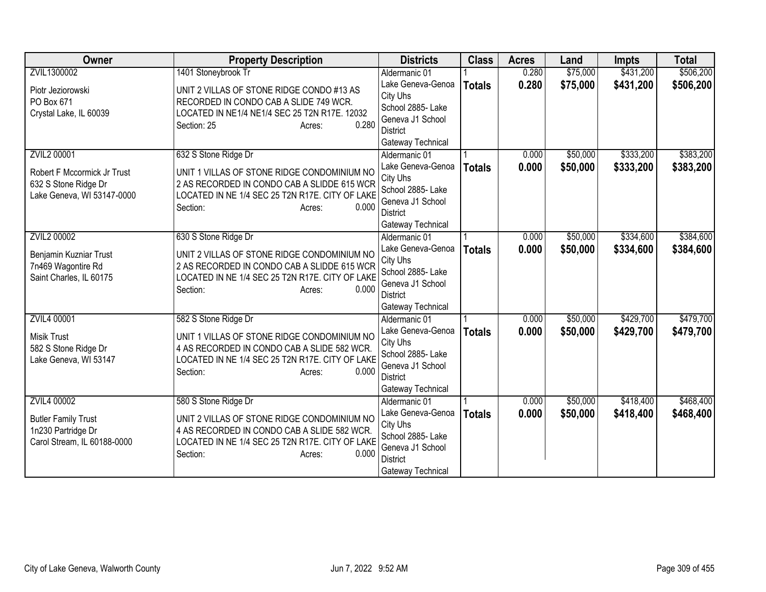| Owner | Property Description | Districts | Class | Acres | Land | Impts | Total |
|---|---|---|---|---|---|---|---|
| ZVIL1300002<br><br>Piotr Jeziorowski<br>PO Box 671<br>Crystal Lake, IL 60039 | 1401 Stoneybrook Tr<br><br>UNIT 2 VILLAS OF STONE RIDGE CONDO #13 AS RECORDED IN CONDO CAB A SLIDE 749 WCR. LOCATED IN NE1/4 NE1/4 SEC 25 T2N R17E. 12032<br>Section: 25 Acres: 0.280 | Aldermanic 01<br>Lake Geneva-Genoa City Uhs<br>School 2885- Lake Geneva J1 School District<br>Gateway Technical | 1<br>**Totals** | 0.280<br>**0.280** | $75,000<br>**$75,000** | $431,200<br>**$431,200** | $506,200<br>**$506,200** |
| ZVIL2 00001<br><br>Robert F Mccormick Jr Trust<br>632 S Stone Ridge Dr<br>Lake Geneva, WI 53147-0000 | 632 S Stone Ridge Dr<br><br>UNIT 1 VILLAS OF STONE RIDGE CONDOMINIUM NO 2 AS RECORDED IN CONDO CAB A SLIDDE 615 WCR LOCATED IN NE 1/4 SEC 25 T2N R17E. CITY OF LAKE<br>Section: Acres: 0.000 | Aldermanic 01<br>Lake Geneva-Genoa City Uhs<br>School 2885- Lake Geneva J1 School District<br>Gateway Technical | 1<br>**Totals** | 0.000<br>**0.000** | $50,000<br>**$50,000** | $333,200<br>**$333,200** | $383,200<br>**$383,200** |
| ZVIL2 00002<br><br>Benjamin Kuzniar Trust<br>7n469 Wagontire Rd<br>Saint Charles, IL 60175 | 630 S Stone Ridge Dr<br><br>UNIT 2 VILLAS OF STONE RIDGE CONDOMINIUM NO 2 AS RECORDED IN CONDO CAB A SLIDDE 615 WCR LOCATED IN NE 1/4 SEC 25 T2N R17E. CITY OF LAKE<br>Section: Acres: 0.000 | Aldermanic 01<br>Lake Geneva-Genoa City Uhs<br>School 2885- Lake Geneva J1 School District<br>Gateway Technical | 1<br>**Totals** | 0.000<br>**0.000** | $50,000<br>**$50,000** | $334,600<br>**$334,600** | $384,600<br>**$384,600** |
| ZVIL4 00001<br><br>Misik Trust<br>582 S Stone Ridge Dr<br>Lake Geneva, WI 53147 | 582 S Stone Ridge Dr<br><br>UNIT 1 VILLAS OF STONE RIDGE CONDOMINIUM NO 4 AS RECORDED IN CONDO CAB A SLIDE 582 WCR. LOCATED IN NE 1/4 SEC 25 T2N R17E. CITY OF LAKE<br>Section: Acres: 0.000 | Aldermanic 01<br>Lake Geneva-Genoa City Uhs<br>School 2885- Lake Geneva J1 School District<br>Gateway Technical | 1<br>**Totals** | 0.000<br>**0.000** | $50,000<br>**$50,000** | $429,700<br>**$429,700** | $479,700<br>**$479,700** |
| ZVIL4 00002<br><br>Butler Family Trust<br>1n230 Partridge Dr<br>Carol Stream, IL 60188-0000 | 580 S Stone Ridge Dr<br><br>UNIT 2 VILLAS OF STONE RIDGE CONDOMINIUM NO 4 AS RECORDED IN CONDO CAB A SLIDE 582 WCR. LOCATED IN NE 1/4 SEC 25 T2N R17E. CITY OF LAKE<br>Section: Acres: 0.000 | Aldermanic 01<br>Lake Geneva-Genoa City Uhs<br>School 2885- Lake Geneva J1 School District<br>Gateway Technical | 1<br>**Totals** | 0.000<br>**0.000** | $50,000<br>**$50,000** | $418,400<br>**$418,400** | $468,400<br>**$468,400** |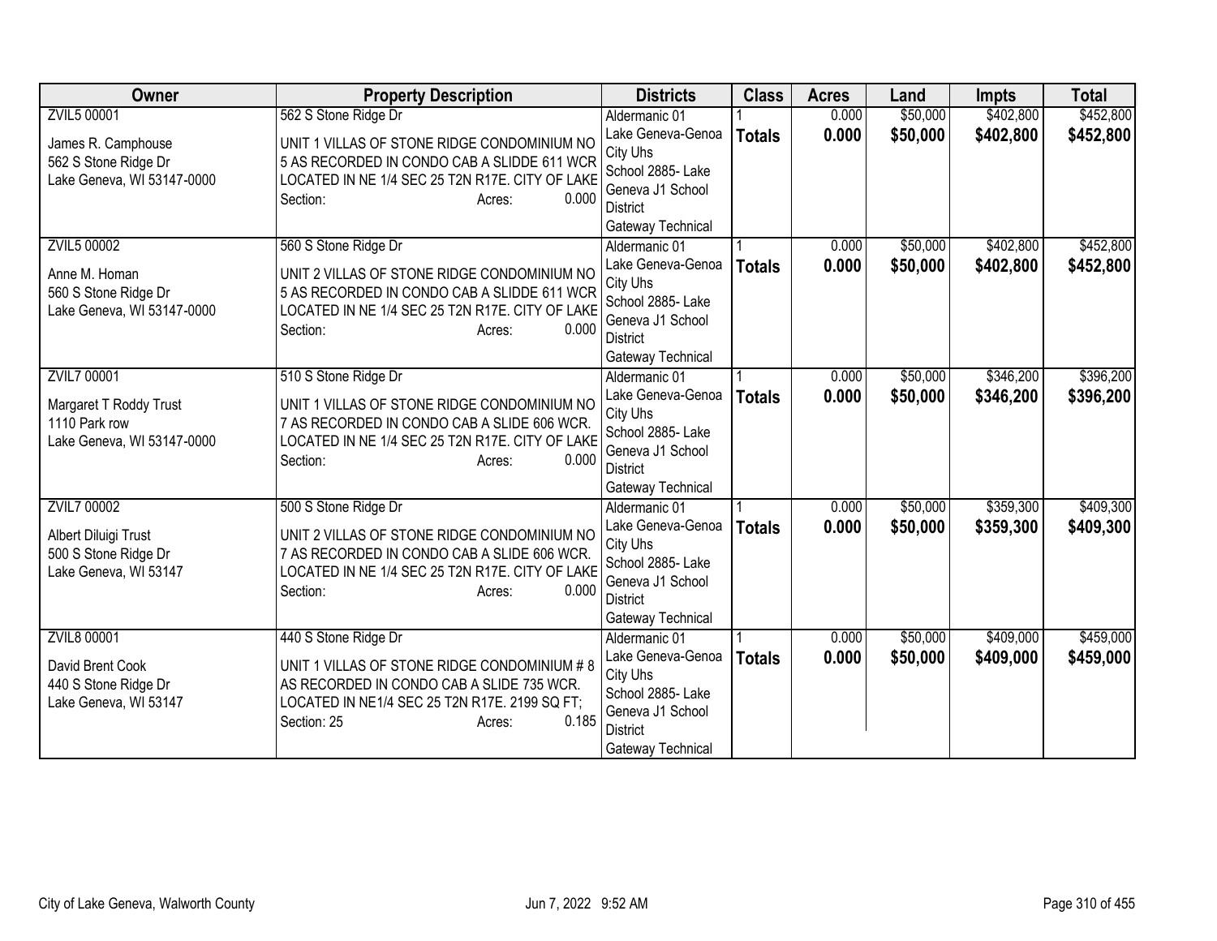| Owner | Property Description | Districts | Class | Acres | Land | Impts | Total |
|---|---|---|---|---|---|---|---|
| ZVIL5 00001<br><br>James R. Camphouse<br>562 S Stone Ridge Dr<br>Lake Geneva, WI 53147-0000 | 562 S Stone Ridge Dr<br><br>UNIT 1 VILLAS OF STONE RIDGE CONDOMINIUM NO 5 AS RECORDED IN CONDO CAB A SLIDDE 611 WCR LOCATED IN NE 1/4 SEC 25 T2N R17E. CITY OF LAKE<br>Section: Acres: 0.000 | Aldermanic 01<br>Lake Geneva-Genoa City Uhs<br>School 2885- Lake Geneva J1 School District<br>Gateway Technical | 1<br>**Totals** | 0.000<br>**0.000** | $50,000<br>**$50,000** | $402,800<br>**$402,800** | $452,800<br>**$452,800** |
| ZVIL5 00002<br><br>Anne M. Homan<br>560 S Stone Ridge Dr<br>Lake Geneva, WI 53147-0000 | 560 S Stone Ridge Dr<br><br>UNIT 2 VILLAS OF STONE RIDGE CONDOMINIUM NO 5 AS RECORDED IN CONDO CAB A SLIDDE 611 WCR LOCATED IN NE 1/4 SEC 25 T2N R17E. CITY OF LAKE<br>Section: Acres: 0.000 | Aldermanic 01<br>Lake Geneva-Genoa City Uhs<br>School 2885- Lake Geneva J1 School District<br>Gateway Technical | 1<br>**Totals** | 0.000<br>**0.000** | $50,000<br>**$50,000** | $402,800<br>**$402,800** | $452,800<br>**$452,800** |
| ZVIL7 00001<br><br>Margaret T Roddy Trust<br>1110 Park row<br>Lake Geneva, WI 53147-0000 | 510 S Stone Ridge Dr<br><br>UNIT 1 VILLAS OF STONE RIDGE CONDOMINIUM NO 7 AS RECORDED IN CONDO CAB A SLIDE 606 WCR. LOCATED IN NE 1/4 SEC 25 T2N R17E. CITY OF LAKE<br>Section: Acres: 0.000 | Aldermanic 01<br>Lake Geneva-Genoa City Uhs<br>School 2885- Lake Geneva J1 School District<br>Gateway Technical | 1<br>**Totals** | 0.000<br>**0.000** | $50,000<br>**$50,000** | $346,200<br>**$346,200** | $396,200<br>**$396,200** |
| ZVIL7 00002<br><br>Albert Diluigi Trust<br>500 S Stone Ridge Dr<br>Lake Geneva, WI 53147 | 500 S Stone Ridge Dr<br><br>UNIT 2 VILLAS OF STONE RIDGE CONDOMINIUM NO 7 AS RECORDED IN CONDO CAB A SLIDE 606 WCR. LOCATED IN NE 1/4 SEC 25 T2N R17E. CITY OF LAKE<br>Section: Acres: 0.000 | Aldermanic 01<br>Lake Geneva-Genoa City Uhs<br>School 2885- Lake Geneva J1 School District<br>Gateway Technical | 1<br>**Totals** | 0.000<br>**0.000** | $50,000<br>**$50,000** | $359,300<br>**$359,300** | $409,300<br>**$409,300** |
| ZVIL8 00001<br><br>David Brent Cook<br>440 S Stone Ridge Dr<br>Lake Geneva, WI 53147 | 440 S Stone Ridge Dr<br><br>UNIT 1 VILLAS OF STONE RIDGE CONDOMINIUM # 8 AS RECORDED IN CONDO CAB A SLIDE 735 WCR. LOCATED IN NE1/4 SEC 25 T2N R17E. 2199 SQ FT;<br>Section: 25 Acres: 0.185 | Aldermanic 01<br>Lake Geneva-Genoa City Uhs<br>School 2885- Lake Geneva J1 School District<br>Gateway Technical | 1<br>**Totals** | 0.000<br>**0.000** | $50,000<br>**$50,000** | $409,000<br>**$409,000** | $459,000<br>**$459,000** |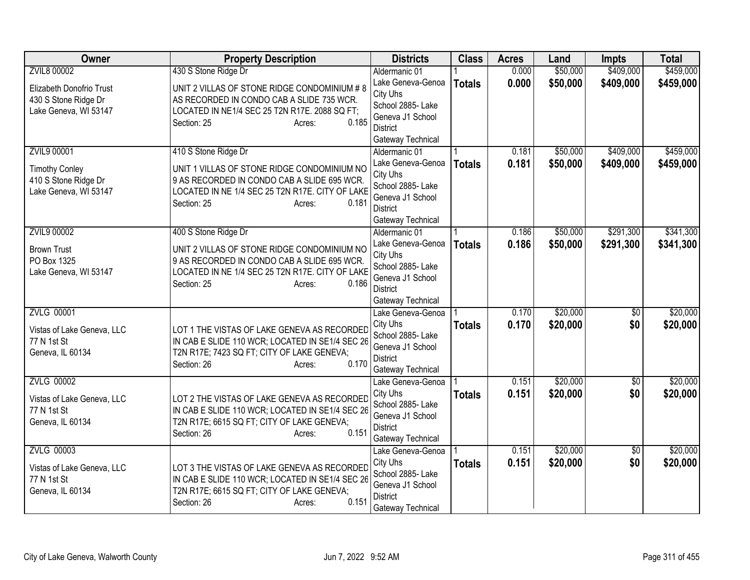| Owner | Property Description | Districts | Class | Acres | Land | Impts | Total |
|---|---|---|---|---|---|---|---|
| ZVIL8 00002<br>Elizabeth Donofrio Trust<br>430 S Stone Ridge Dr<br>Lake Geneva, WI 53147 | 430 S Stone Ridge Dr<br>UNIT 2 VILLAS OF STONE RIDGE CONDOMINIUM # 8 AS RECORDED IN CONDO CAB A SLIDE 735 WCR. LOCATED IN NE1/4 SEC 25 T2N R17E. 2088 SQ FT;<br>Section: 25 Acres: 0.185 | Aldermanic 01<br>Lake Geneva-Genoa City Uhs<br>School 2885- Lake Geneva J1 School District<br>Gateway Technical | 1<br>**Totals** | 0.000<br>**0.000** | $50,000<br>**$50,000** | $409,000<br>**$409,000** | $459,000<br>**$459,000** |
| ZVIL9 00001<br>Timothy Conley<br>410 S Stone Ridge Dr<br>Lake Geneva, WI 53147 | 410 S Stone Ridge Dr<br>UNIT 1 VILLAS OF STONE RIDGE CONDOMINIUM NO 9 AS RECORDED IN CONDO CAB A SLIDE 695 WCR. LOCATED IN NE 1/4 SEC 25 T2N R17E. CITY OF LAKE<br>Section: 25 Acres: 0.181 | Aldermanic 01<br>Lake Geneva-Genoa City Uhs<br>School 2885- Lake Geneva J1 School District<br>Gateway Technical | 1<br>**Totals** | 0.181<br>**0.181** | $50,000<br>**$50,000** | $409,000<br>**$409,000** | $459,000<br>**$459,000** |
| ZVIL9 00002<br>Brown Trust<br>PO Box 1325<br>Lake Geneva, WI 53147 | 400 S Stone Ridge Dr<br>UNIT 2 VILLAS OF STONE RIDGE CONDOMINIUM NO 9 AS RECORDED IN CONDO CAB A SLIDE 695 WCR. LOCATED IN NE 1/4 SEC 25 T2N R17E. CITY OF LAKE<br>Section: 25 Acres: 0.186 | Aldermanic 01<br>Lake Geneva-Genoa City Uhs<br>School 2885- Lake Geneva J1 School District<br>Gateway Technical | 1<br>**Totals** | 0.186<br>**0.186** | $50,000<br>**$50,000** | $291,300<br>**$291,300** | $341,300<br>**$341,300** |
| ZVLG 00001<br>Vistas of Lake Geneva, LLC<br>77 N 1st St<br>Geneva, IL 60134 | LOT 1 THE VISTAS OF LAKE GENEVA AS RECORDED IN CAB E SLIDE 110 WCR; LOCATED IN SE1/4 SEC 26 T2N R17E; 7423 SQ FT; CITY OF LAKE GENEVA;<br>Section: 26 Acres: 0.170 | Lake Geneva-Genoa City Uhs<br>School 2885- Lake Geneva J1 School District<br>Gateway Technical | 1<br>**Totals** | 0.170<br>**0.170** | $20,000<br>**$20,000** | $0<br>**$0** | $20,000<br>**$20,000** |
| ZVLG 00002<br>Vistas of Lake Geneva, LLC<br>77 N 1st St<br>Geneva, IL 60134 | LOT 2 THE VISTAS OF LAKE GENEVA AS RECORDED IN CAB E SLIDE 110 WCR; LOCATED IN SE1/4 SEC 26 T2N R17E; 6615 SQ FT; CITY OF LAKE GENEVA;<br>Section: 26 Acres: 0.151 | Lake Geneva-Genoa City Uhs<br>School 2885- Lake Geneva J1 School District<br>Gateway Technical | 1<br>**Totals** | 0.151<br>**0.151** | $20,000<br>**$20,000** | $0<br>**$0** | $20,000<br>**$20,000** |
| ZVLG 00003<br>Vistas of Lake Geneva, LLC<br>77 N 1st St<br>Geneva, IL 60134 | LOT 3 THE VISTAS OF LAKE GENEVA AS RECORDED IN CAB E SLIDE 110 WCR; LOCATED IN SE1/4 SEC 26 T2N R17E; 6615 SQ FT; CITY OF LAKE GENEVA;<br>Section: 26 Acres: 0.151 | Lake Geneva-Genoa City Uhs<br>School 2885- Lake Geneva J1 School District<br>Gateway Technical | 1<br>**Totals** | 0.151<br>**0.151** | $20,000<br>**$20,000** | $0<br>**$0** | $20,000<br>**$20,000** |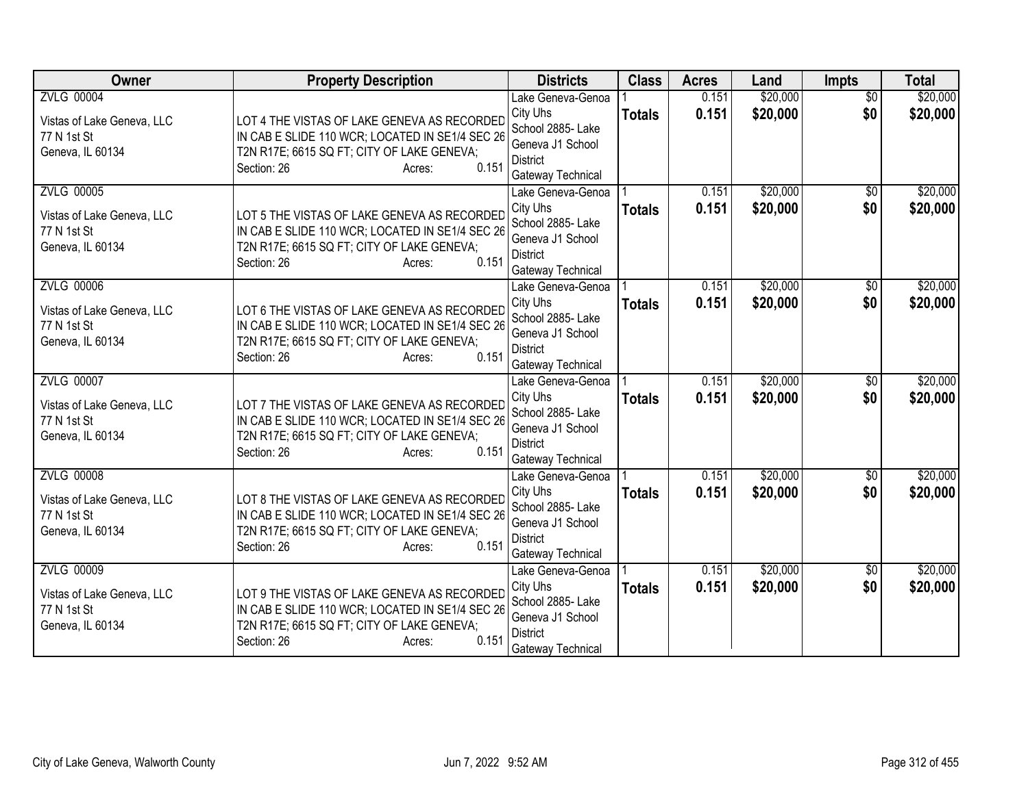| Owner | Property Description | Districts | Class | Acres | Land | Impts | Total |
|---|---|---|---|---|---|---|---|
| ZVLG 00004<br>Vistas of Lake Geneva, LLC<br>77 N 1st St<br>Geneva, IL 60134 | LOT 4 THE VISTAS OF LAKE GENEVA AS RECORDED IN CAB E SLIDE 110 WCR; LOCATED IN SE1/4 SEC 26 T2N R17E; 6615 SQ FT; CITY OF LAKE GENEVA;<br>Section: 26 Acres: 0.151 | Lake Geneva-Genoa City Uhs<br>School 2885- Lake Geneva J1 School District<br>Gateway Technical | 1<br>**Totals** | 0.151<br>**0.151** | $20,000<br>**$20,000** | $0<br>**$0** | $20,000<br>**$20,000** |
| ZVLG 00005<br>Vistas of Lake Geneva, LLC<br>77 N 1st St<br>Geneva, IL 60134 | LOT 5 THE VISTAS OF LAKE GENEVA AS RECORDED IN CAB E SLIDE 110 WCR; LOCATED IN SE1/4 SEC 26 T2N R17E; 6615 SQ FT; CITY OF LAKE GENEVA;<br>Section: 26 Acres: 0.151 | Lake Geneva-Genoa City Uhs<br>School 2885- Lake Geneva J1 School District<br>Gateway Technical | 1<br>**Totals** | 0.151<br>**0.151** | $20,000<br>**$20,000** | $0<br>**$0** | $20,000<br>**$20,000** |
| ZVLG 00006<br>Vistas of Lake Geneva, LLC<br>77 N 1st St<br>Geneva, IL 60134 | LOT 6 THE VISTAS OF LAKE GENEVA AS RECORDED IN CAB E SLIDE 110 WCR; LOCATED IN SE1/4 SEC 26 T2N R17E; 6615 SQ FT; CITY OF LAKE GENEVA;<br>Section: 26 Acres: 0.151 | Lake Geneva-Genoa City Uhs<br>School 2885- Lake Geneva J1 School District<br>Gateway Technical | 1<br>**Totals** | 0.151<br>**0.151** | $20,000<br>**$20,000** | $0<br>**$0** | $20,000<br>**$20,000** |
| ZVLG 00007<br>Vistas of Lake Geneva, LLC<br>77 N 1st St<br>Geneva, IL 60134 | LOT 7 THE VISTAS OF LAKE GENEVA AS RECORDED IN CAB E SLIDE 110 WCR; LOCATED IN SE1/4 SEC 26 T2N R17E; 6615 SQ FT; CITY OF LAKE GENEVA;<br>Section: 26 Acres: 0.151 | Lake Geneva-Genoa City Uhs<br>School 2885- Lake Geneva J1 School District<br>Gateway Technical | 1<br>**Totals** | 0.151<br>**0.151** | $20,000<br>**$20,000** | $0<br>**$0** | $20,000<br>**$20,000** |
| ZVLG 00008<br>Vistas of Lake Geneva, LLC<br>77 N 1st St<br>Geneva, IL 60134 | LOT 8 THE VISTAS OF LAKE GENEVA AS RECORDED IN CAB E SLIDE 110 WCR; LOCATED IN SE1/4 SEC 26 T2N R17E; 6615 SQ FT; CITY OF LAKE GENEVA;<br>Section: 26 Acres: 0.151 | Lake Geneva-Genoa City Uhs<br>School 2885- Lake Geneva J1 School District<br>Gateway Technical | 1<br>**Totals** | 0.151<br>**0.151** | $20,000<br>**$20,000** | $0<br>**$0** | $20,000<br>**$20,000** |
| ZVLG 00009<br>Vistas of Lake Geneva, LLC<br>77 N 1st St<br>Geneva, IL 60134 | LOT 9 THE VISTAS OF LAKE GENEVA AS RECORDED IN CAB E SLIDE 110 WCR; LOCATED IN SE1/4 SEC 26 T2N R17E; 6615 SQ FT; CITY OF LAKE GENEVA;<br>Section: 26 Acres: 0.151 | Lake Geneva-Genoa City Uhs<br>School 2885- Lake Geneva J1 School District<br>Gateway Technical | 1<br>**Totals** | 0.151<br>**0.151** | $20,000<br>**$20,000** | $0<br>**$0** | $20,000<br>**$20,000** |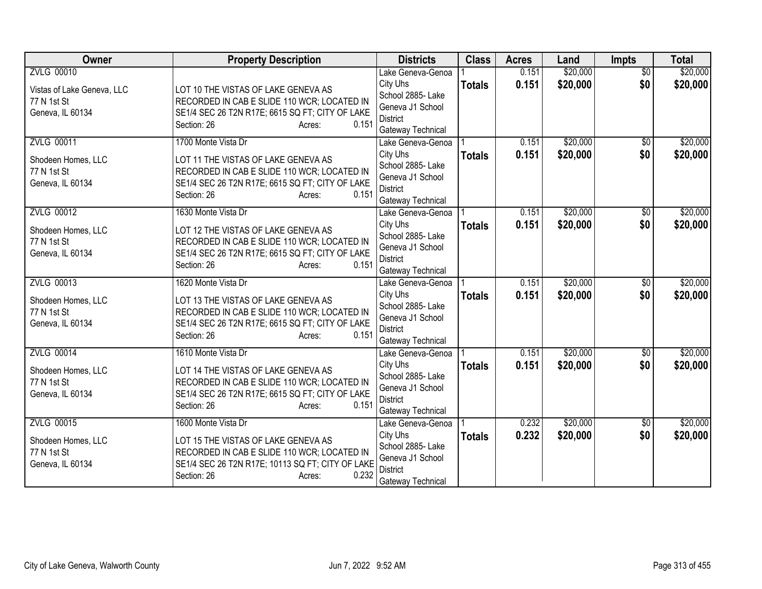| Owner | Property Description | Districts | Class | Acres | Land | Impts | Total |
|---|---|---|---|---|---|---|---|
| ZVLG 00010<br><br>Vistas of Lake Geneva, LLC<br>77 N 1st St<br>Geneva, IL 60134 | LOT 10 THE VISTAS OF LAKE GENEVA AS RECORDED IN CAB E SLIDE 110 WCR; LOCATED IN SE1/4 SEC 26 T2N R17E; 6615 SQ FT; CITY OF LAKE<br>Section: 26 Acres: 0.151 | Lake Geneva-Genoa City Uhs School 2885- Lake Geneva J1 School District Gateway Technical | 1<br>**Totals** | 0.151<br>**0.151** | $20,000<br>**$20,000** | $0<br>**$0** | $20,000<br>**$20,000** |
| ZVLG 00011<br><br>Shodeen Homes, LLC<br>77 N 1st St<br>Geneva, IL 60134 | 1700 Monte Vista Dr<br><br>LOT 11 THE VISTAS OF LAKE GENEVA AS RECORDED IN CAB E SLIDE 110 WCR; LOCATED IN SE1/4 SEC 26 T2N R17E; 6615 SQ FT; CITY OF LAKE<br>Section: 26 Acres: 0.151 | Lake Geneva-Genoa City Uhs School 2885- Lake Geneva J1 School District Gateway Technical | 1<br>**Totals** | 0.151<br>**0.151** | $20,000<br>**$20,000** | $0<br>**$0** | $20,000<br>**$20,000** |
| ZVLG 00012<br><br>Shodeen Homes, LLC<br>77 N 1st St<br>Geneva, IL 60134 | 1630 Monte Vista Dr<br><br>LOT 12 THE VISTAS OF LAKE GENEVA AS RECORDED IN CAB E SLIDE 110 WCR; LOCATED IN SE1/4 SEC 26 T2N R17E; 6615 SQ FT; CITY OF LAKE<br>Section: 26 Acres: 0.151 | Lake Geneva-Genoa City Uhs School 2885- Lake Geneva J1 School District Gateway Technical | 1<br>**Totals** | 0.151<br>**0.151** | $20,000<br>**$20,000** | $0<br>**$0** | $20,000<br>**$20,000** |
| ZVLG 00013<br><br>Shodeen Homes, LLC<br>77 N 1st St<br>Geneva, IL 60134 | 1620 Monte Vista Dr<br><br>LOT 13 THE VISTAS OF LAKE GENEVA AS RECORDED IN CAB E SLIDE 110 WCR; LOCATED IN SE1/4 SEC 26 T2N R17E; 6615 SQ FT; CITY OF LAKE<br>Section: 26 Acres: 0.151 | Lake Geneva-Genoa City Uhs School 2885- Lake Geneva J1 School District Gateway Technical | 1<br>**Totals** | 0.151<br>**0.151** | $20,000<br>**$20,000** | $0<br>**$0** | $20,000<br>**$20,000** |
| ZVLG 00014<br><br>Shodeen Homes, LLC<br>77 N 1st St<br>Geneva, IL 60134 | 1610 Monte Vista Dr<br><br>LOT 14 THE VISTAS OF LAKE GENEVA AS RECORDED IN CAB E SLIDE 110 WCR; LOCATED IN SE1/4 SEC 26 T2N R17E; 6615 SQ FT; CITY OF LAKE<br>Section: 26 Acres: 0.151 | Lake Geneva-Genoa City Uhs School 2885- Lake Geneva J1 School District Gateway Technical | 1<br>**Totals** | 0.151<br>**0.151** | $20,000<br>**$20,000** | $0<br>**$0** | $20,000<br>**$20,000** |
| ZVLG 00015<br><br>Shodeen Homes, LLC<br>77 N 1st St<br>Geneva, IL 60134 | 1600 Monte Vista Dr<br><br>LOT 15 THE VISTAS OF LAKE GENEVA AS RECORDED IN CAB E SLIDE 110 WCR; LOCATED IN SE1/4 SEC 26 T2N R17E; 10113 SQ FT; CITY OF LAKE<br>Section: 26 Acres: 0.232 | Lake Geneva-Genoa City Uhs School 2885- Lake Geneva J1 School District Gateway Technical | 1<br>**Totals** | 0.232<br>**0.232** | $20,000<br>**$20,000** | $0<br>**$0** | $20,000<br>**$20,000** |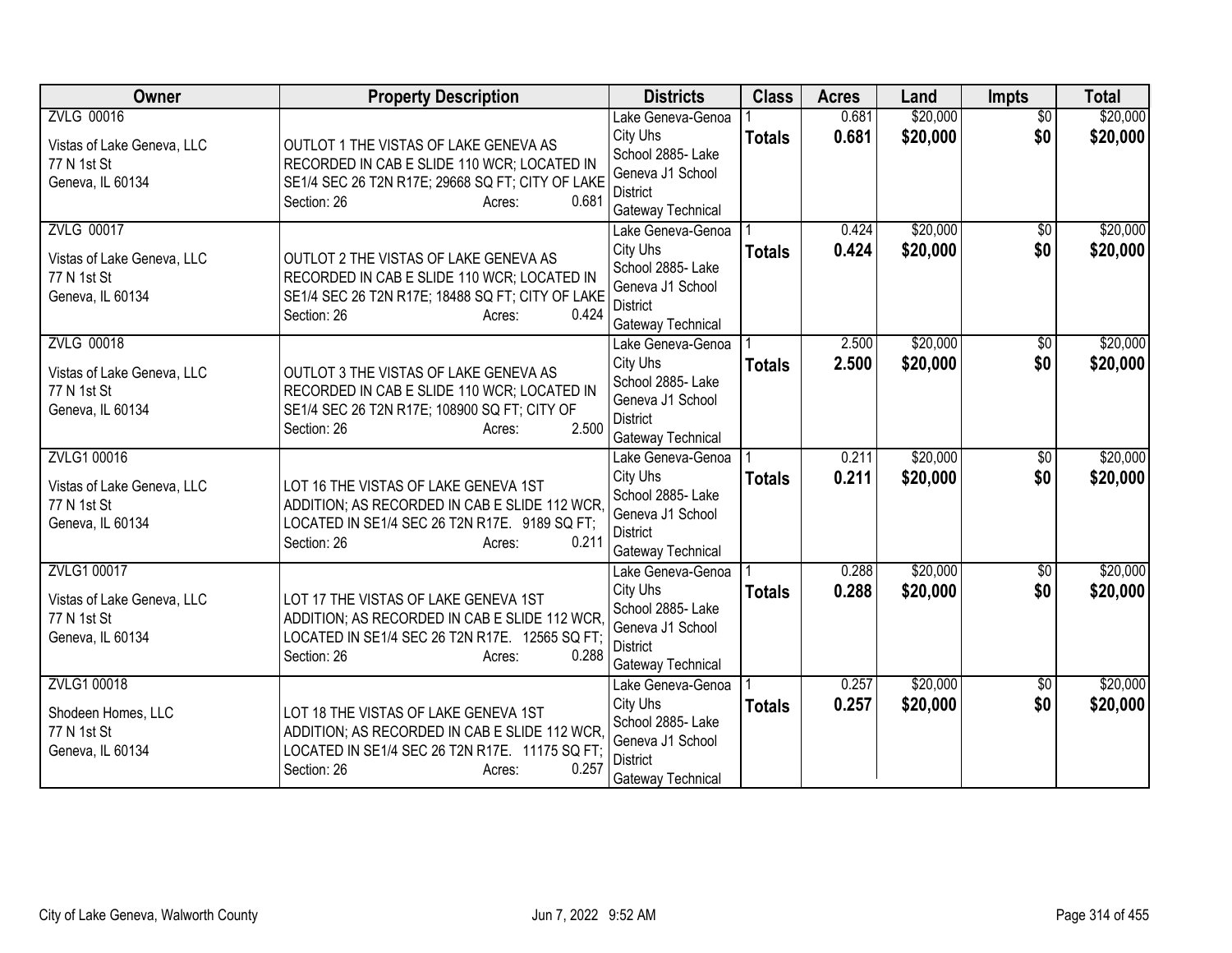| Owner | Property Description | Districts | Class | Acres | Land | Impts | Total |
|---|---|---|---|---|---|---|---|
| ZVLG 00016<br><br>Vistas of Lake Geneva, LLC<br>77 N 1st St<br>Geneva, IL 60134 | OUTLOT 1 THE VISTAS OF LAKE GENEVA AS RECORDED IN CAB E SLIDE 110 WCR; LOCATED IN SE1/4 SEC 26 T2N R17E; 29668 SQ FT; CITY OF LAKE<br>Section: 26 Acres: 0.681 | Lake Geneva-Genoa City Uhs<br>School 2885- Lake Geneva J1 School District<br>Gateway Technical | 1<br>**Totals** | 0.681<br>**0.681** | $20,000<br>**$20,000** | $0<br>**$0** | $20,000<br>**$20,000** |
| ZVLG 00017<br><br>Vistas of Lake Geneva, LLC<br>77 N 1st St<br>Geneva, IL 60134 | OUTLOT 2 THE VISTAS OF LAKE GENEVA AS RECORDED IN CAB E SLIDE 110 WCR; LOCATED IN SE1/4 SEC 26 T2N R17E; 18488 SQ FT; CITY OF LAKE<br>Section: 26 Acres: 0.424 | Lake Geneva-Genoa City Uhs<br>School 2885- Lake Geneva J1 School District<br>Gateway Technical | 1<br>**Totals** | 0.424<br>**0.424** | $20,000<br>**$20,000** | $0<br>**$0** | $20,000<br>**$20,000** |
| ZVLG 00018<br><br>Vistas of Lake Geneva, LLC<br>77 N 1st St<br>Geneva, IL 60134 | OUTLOT 3 THE VISTAS OF LAKE GENEVA AS RECORDED IN CAB E SLIDE 110 WCR; LOCATED IN SE1/4 SEC 26 T2N R17E; 108900 SQ FT; CITY OF<br>Section: 26 Acres: 2.500 | Lake Geneva-Genoa City Uhs<br>School 2885- Lake Geneva J1 School District<br>Gateway Technical | 1<br>**Totals** | 2.500<br>**2.500** | $20,000<br>**$20,000** | $0<br>**$0** | $20,000<br>**$20,000** |
| ZVLG1 00016<br><br>Vistas of Lake Geneva, LLC<br>77 N 1st St<br>Geneva, IL 60134 | LOT 16 THE VISTAS OF LAKE GENEVA 1ST ADDITION; AS RECORDED IN CAB E SLIDE 112 WCR, LOCATED IN SE1/4 SEC 26 T2N R17E. 9189 SQ FT;<br>Section: 26 Acres: 0.211 | Lake Geneva-Genoa City Uhs<br>School 2885- Lake Geneva J1 School District<br>Gateway Technical | 1<br>**Totals** | 0.211<br>**0.211** | $20,000<br>**$20,000** | $0<br>**$0** | $20,000<br>**$20,000** |
| ZVLG1 00017<br><br>Vistas of Lake Geneva, LLC<br>77 N 1st St<br>Geneva, IL 60134 | LOT 17 THE VISTAS OF LAKE GENEVA 1ST ADDITION; AS RECORDED IN CAB E SLIDE 112 WCR, LOCATED IN SE1/4 SEC 26 T2N R17E. 12565 SQ FT;<br>Section: 26 Acres: 0.288 | Lake Geneva-Genoa City Uhs<br>School 2885- Lake Geneva J1 School District<br>Gateway Technical | 1<br>**Totals** | 0.288<br>**0.288** | $20,000<br>**$20,000** | $0<br>**$0** | $20,000<br>**$20,000** |
| ZVLG1 00018<br><br>Shodeen Homes, LLC<br>77 N 1st St<br>Geneva, IL 60134 | LOT 18 THE VISTAS OF LAKE GENEVA 1ST ADDITION; AS RECORDED IN CAB E SLIDE 112 WCR, LOCATED IN SE1/4 SEC 26 T2N R17E. 11175 SQ FT;<br>Section: 26 Acres: 0.257 | Lake Geneva-Genoa City Uhs<br>School 2885- Lake Geneva J1 School District<br>Gateway Technical | 1<br>**Totals** | 0.257<br>**0.257** | $20,000<br>**$20,000** | $0<br>**$0** | $20,000<br>**$20,000** |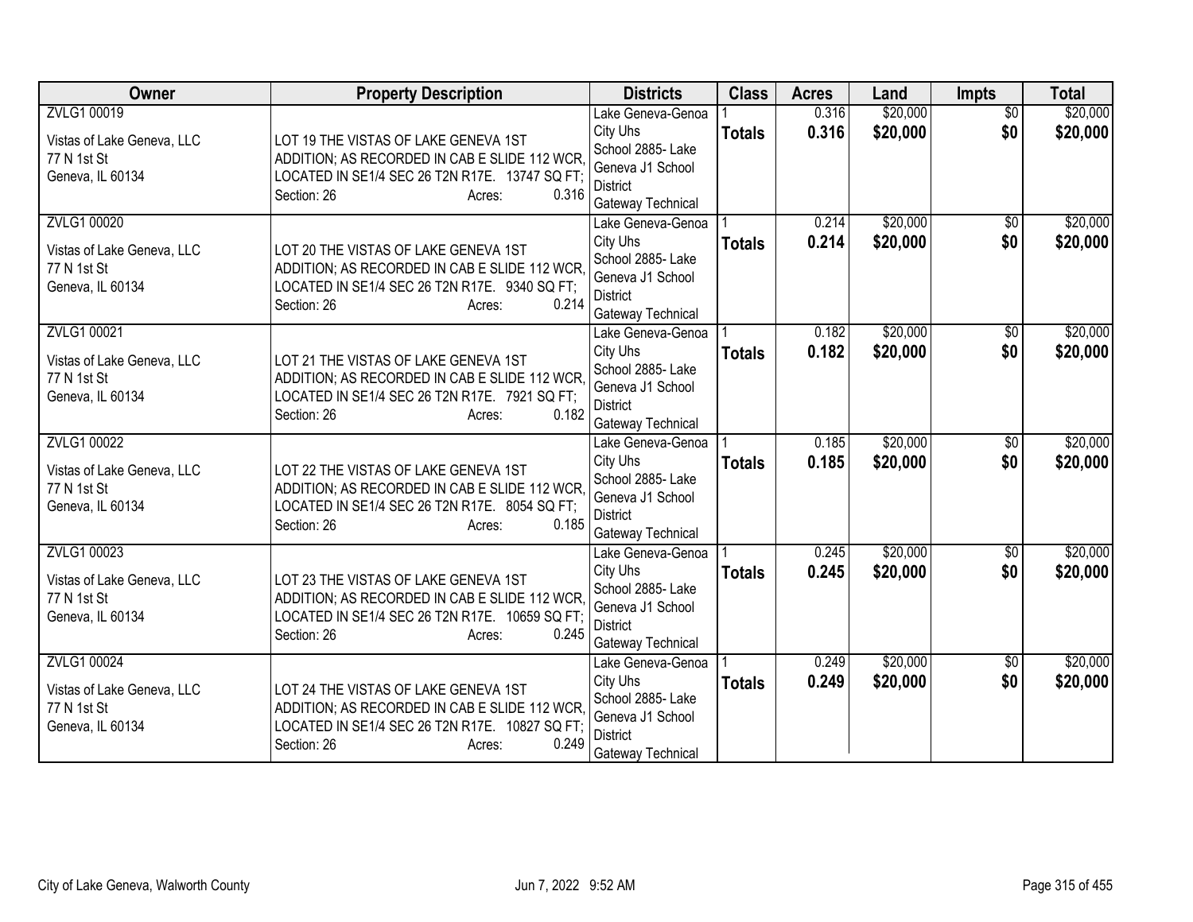| Owner | Property Description | Districts | Class | Acres | Land | Impts | Total |
|---|---|---|---|---|---|---|---|
| ZVLG1 00019<br><br>Vistas of Lake Geneva, LLC<br>77 N 1st St<br>Geneva, IL 60134 | LOT 19 THE VISTAS OF LAKE GENEVA 1ST ADDITION; AS RECORDED IN CAB E SLIDE 112 WCR, LOCATED IN SE1/4 SEC 26 T2N R17E. 13747 SQ FT;<br>Section: 26 Acres: 0.316 | Lake Geneva-Genoa City Uhs<br>School 2885- Lake Geneva J1 School District<br>Gateway Technical | 1<br>**Totals** | 0.316<br>**0.316** | $20,000<br>**$20,000** | $0<br>**$0** | $20,000<br>**$20,000** |
| ZVLG1 00020<br><br>Vistas of Lake Geneva, LLC<br>77 N 1st St<br>Geneva, IL 60134 | LOT 20 THE VISTAS OF LAKE GENEVA 1ST ADDITION; AS RECORDED IN CAB E SLIDE 112 WCR, LOCATED IN SE1/4 SEC 26 T2N R17E. 9340 SQ FT;<br>Section: 26 Acres: 0.214 | Lake Geneva-Genoa City Uhs<br>School 2885- Lake Geneva J1 School District<br>Gateway Technical | 1<br>**Totals** | 0.214<br>**0.214** | $20,000<br>**$20,000** | $0<br>**$0** | $20,000<br>**$20,000** |
| ZVLG1 00021<br><br>Vistas of Lake Geneva, LLC<br>77 N 1st St<br>Geneva, IL 60134 | LOT 21 THE VISTAS OF LAKE GENEVA 1ST ADDITION; AS RECORDED IN CAB E SLIDE 112 WCR, LOCATED IN SE1/4 SEC 26 T2N R17E. 7921 SQ FT;<br>Section: 26 Acres: 0.182 | Lake Geneva-Genoa City Uhs<br>School 2885- Lake Geneva J1 School District<br>Gateway Technical | 1<br>**Totals** | 0.182<br>**0.182** | $20,000<br>**$20,000** | $0<br>**$0** | $20,000<br>**$20,000** |
| ZVLG1 00022<br><br>Vistas of Lake Geneva, LLC<br>77 N 1st St<br>Geneva, IL 60134 | LOT 22 THE VISTAS OF LAKE GENEVA 1ST ADDITION; AS RECORDED IN CAB E SLIDE 112 WCR, LOCATED IN SE1/4 SEC 26 T2N R17E. 8054 SQ FT;<br>Section: 26 Acres: 0.185 | Lake Geneva-Genoa City Uhs<br>School 2885- Lake Geneva J1 School District<br>Gateway Technical | 1<br>**Totals** | 0.185<br>**0.185** | $20,000<br>**$20,000** | $0<br>**$0** | $20,000<br>**$20,000** |
| ZVLG1 00023<br><br>Vistas of Lake Geneva, LLC<br>77 N 1st St<br>Geneva, IL 60134 | LOT 23 THE VISTAS OF LAKE GENEVA 1ST ADDITION; AS RECORDED IN CAB E SLIDE 112 WCR, LOCATED IN SE1/4 SEC 26 T2N R17E. 10659 SQ FT;<br>Section: 26 Acres: 0.245 | Lake Geneva-Genoa City Uhs<br>School 2885- Lake Geneva J1 School District<br>Gateway Technical | 1<br>**Totals** | 0.245<br>**0.245** | $20,000<br>**$20,000** | $0<br>**$0** | $20,000<br>**$20,000** |
| ZVLG1 00024<br><br>Vistas of Lake Geneva, LLC<br>77 N 1st St<br>Geneva, IL 60134 | LOT 24 THE VISTAS OF LAKE GENEVA 1ST ADDITION; AS RECORDED IN CAB E SLIDE 112 WCR, LOCATED IN SE1/4 SEC 26 T2N R17E. 10827 SQ FT;<br>Section: 26 Acres: 0.249 | Lake Geneva-Genoa City Uhs<br>School 2885- Lake Geneva J1 School District<br>Gateway Technical | 1<br>**Totals** | 0.249<br>**0.249** | $20,000<br>**$20,000** | $0<br>**$0** | $20,000<br>**$20,000** |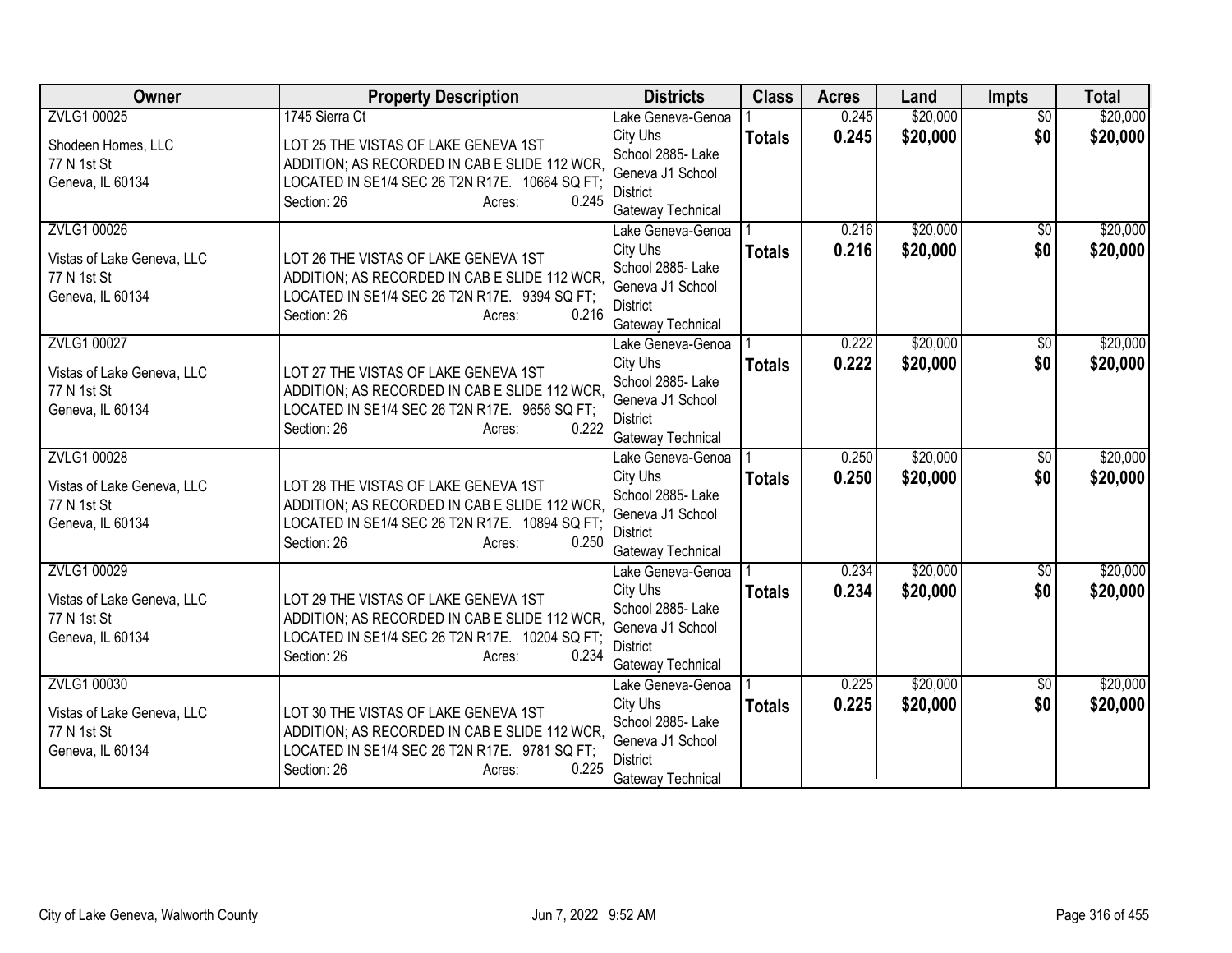| Owner | Property Description | Districts | Class | Acres | Land | Impts | Total |
|---|---|---|---|---|---|---|---|
| ZVLG1 00025<br><br>Shodeen Homes, LLC<br>77 N 1st St<br>Geneva, IL 60134 | 1745 Sierra Ct<br><br>LOT 25 THE VISTAS OF LAKE GENEVA 1ST ADDITION; AS RECORDED IN CAB E SLIDE 112 WCR, LOCATED IN SE1/4 SEC 26 T2N R17E. 10664 SQ FT;<br>Section: 26 Acres: 0.245 | Lake Geneva-Genoa City Uhs<br>School 2885- Lake Geneva J1 School District<br>Gateway Technical | 1<br>**Totals** | 0.245<br>**0.245** | $20,000<br>**$20,000** | $0<br>**$0** | $20,000<br>**$20,000** |
| ZVLG1 00026<br><br>Vistas of Lake Geneva, LLC<br>77 N 1st St<br>Geneva, IL 60134 | LOT 26 THE VISTAS OF LAKE GENEVA 1ST ADDITION; AS RECORDED IN CAB E SLIDE 112 WCR, LOCATED IN SE1/4 SEC 26 T2N R17E. 9394 SQ FT;<br>Section: 26 Acres: 0.216 | Lake Geneva-Genoa City Uhs<br>School 2885- Lake Geneva J1 School District<br>Gateway Technical | 1<br>**Totals** | 0.216<br>**0.216** | $20,000<br>**$20,000** | $0<br>**$0** | $20,000<br>**$20,000** |
| ZVLG1 00027<br><br>Vistas of Lake Geneva, LLC<br>77 N 1st St<br>Geneva, IL 60134 | LOT 27 THE VISTAS OF LAKE GENEVA 1ST ADDITION; AS RECORDED IN CAB E SLIDE 112 WCR, LOCATED IN SE1/4 SEC 26 T2N R17E. 9656 SQ FT;<br>Section: 26 Acres: 0.222 | Lake Geneva-Genoa City Uhs<br>School 2885- Lake Geneva J1 School District<br>Gateway Technical | 1<br>**Totals** | 0.222<br>**0.222** | $20,000<br>**$20,000** | $0<br>**$0** | $20,000<br>**$20,000** |
| ZVLG1 00028<br><br>Vistas of Lake Geneva, LLC<br>77 N 1st St<br>Geneva, IL 60134 | LOT 28 THE VISTAS OF LAKE GENEVA 1ST ADDITION; AS RECORDED IN CAB E SLIDE 112 WCR, LOCATED IN SE1/4 SEC 26 T2N R17E. 10894 SQ FT;<br>Section: 26 Acres: 0.250 | Lake Geneva-Genoa City Uhs<br>School 2885- Lake Geneva J1 School District<br>Gateway Technical | 1<br>**Totals** | 0.250<br>**0.250** | $20,000<br>**$20,000** | $0<br>**$0** | $20,000<br>**$20,000** |
| ZVLG1 00029<br><br>Vistas of Lake Geneva, LLC<br>77 N 1st St<br>Geneva, IL 60134 | LOT 29 THE VISTAS OF LAKE GENEVA 1ST ADDITION; AS RECORDED IN CAB E SLIDE 112 WCR, LOCATED IN SE1/4 SEC 26 T2N R17E. 10204 SQ FT;<br>Section: 26 Acres: 0.234 | Lake Geneva-Genoa City Uhs<br>School 2885- Lake Geneva J1 School District<br>Gateway Technical | 1<br>**Totals** | 0.234<br>**0.234** | $20,000<br>**$20,000** | $0<br>**$0** | $20,000<br>**$20,000** |
| ZVLG1 00030<br><br>Vistas of Lake Geneva, LLC<br>77 N 1st St<br>Geneva, IL 60134 | LOT 30 THE VISTAS OF LAKE GENEVA 1ST ADDITION; AS RECORDED IN CAB E SLIDE 112 WCR, LOCATED IN SE1/4 SEC 26 T2N R17E. 9781 SQ FT;<br>Section: 26 Acres: 0.225 | Lake Geneva-Genoa City Uhs<br>School 2885- Lake Geneva J1 School District<br>Gateway Technical | 1<br>**Totals** | 0.225<br>**0.225** | $20,000<br>**$20,000** | $0<br>**$0** | $20,000<br>**$20,000** |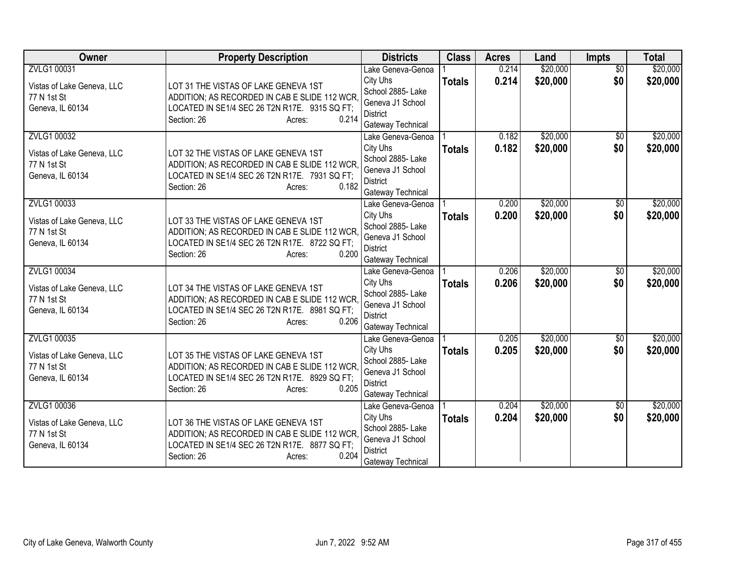| Owner | Property Description | Districts | Class | Acres | Land | Impts | Total |
|---|---|---|---|---|---|---|---|
| ZVLG1 00031<br><br>Vistas of Lake Geneva, LLC<br>77 N 1st St<br>Geneva, IL 60134 | LOT 31 THE VISTAS OF LAKE GENEVA 1ST ADDITION; AS RECORDED IN CAB E SLIDE 112 WCR, LOCATED IN SE1/4 SEC 26 T2N R17E. 9315 SQ FT;<br>Section: 26 Acres: 0.214 | Lake Geneva-Genoa City Uhs School 2885- Lake Geneva J1 School District Gateway Technical | 1<br>**Totals** | 0.214<br>**0.214** | $20,000<br>**$20,000** | $0<br>**$0** | $20,000<br>**$20,000** |
| ZVLG1 00032<br><br>Vistas of Lake Geneva, LLC<br>77 N 1st St<br>Geneva, IL 60134 | LOT 32 THE VISTAS OF LAKE GENEVA 1ST ADDITION; AS RECORDED IN CAB E SLIDE 112 WCR, LOCATED IN SE1/4 SEC 26 T2N R17E. 7931 SQ FT;<br>Section: 26 Acres: 0.182 | Lake Geneva-Genoa City Uhs School 2885- Lake Geneva J1 School District Gateway Technical | 1<br>**Totals** | 0.182<br>**0.182** | $20,000<br>**$20,000** | $0<br>**$0** | $20,000<br>**$20,000** |
| ZVLG1 00033<br><br>Vistas of Lake Geneva, LLC<br>77 N 1st St<br>Geneva, IL 60134 | LOT 33 THE VISTAS OF LAKE GENEVA 1ST ADDITION; AS RECORDED IN CAB E SLIDE 112 WCR, LOCATED IN SE1/4 SEC 26 T2N R17E. 8722 SQ FT;<br>Section: 26 Acres: 0.200 | Lake Geneva-Genoa City Uhs School 2885- Lake Geneva J1 School District Gateway Technical | 1<br>**Totals** | 0.200<br>**0.200** | $20,000<br>**$20,000** | $0<br>**$0** | $20,000<br>**$20,000** |
| ZVLG1 00034<br><br>Vistas of Lake Geneva, LLC<br>77 N 1st St<br>Geneva, IL 60134 | LOT 34 THE VISTAS OF LAKE GENEVA 1ST ADDITION; AS RECORDED IN CAB E SLIDE 112 WCR, LOCATED IN SE1/4 SEC 26 T2N R17E. 8981 SQ FT;<br>Section: 26 Acres: 0.206 | Lake Geneva-Genoa City Uhs School 2885- Lake Geneva J1 School District Gateway Technical | 1<br>**Totals** | 0.206<br>**0.206** | $20,000<br>**$20,000** | $0<br>**$0** | $20,000<br>**$20,000** |
| ZVLG1 00035<br><br>Vistas of Lake Geneva, LLC<br>77 N 1st St<br>Geneva, IL 60134 | LOT 35 THE VISTAS OF LAKE GENEVA 1ST ADDITION; AS RECORDED IN CAB E SLIDE 112 WCR, LOCATED IN SE1/4 SEC 26 T2N R17E. 8929 SQ FT;<br>Section: 26 Acres: 0.205 | Lake Geneva-Genoa City Uhs School 2885- Lake Geneva J1 School District Gateway Technical | 1<br>**Totals** | 0.205<br>**0.205** | $20,000<br>**$20,000** | $0<br>**$0** | $20,000<br>**$20,000** |
| ZVLG1 00036<br><br>Vistas of Lake Geneva, LLC<br>77 N 1st St<br>Geneva, IL 60134 | LOT 36 THE VISTAS OF LAKE GENEVA 1ST ADDITION; AS RECORDED IN CAB E SLIDE 112 WCR, LOCATED IN SE1/4 SEC 26 T2N R17E. 8877 SQ FT;<br>Section: 26 Acres: 0.204 | Lake Geneva-Genoa City Uhs School 2885- Lake Geneva J1 School District Gateway Technical | 1<br>**Totals** | 0.204<br>**0.204** | $20,000<br>**$20,000** | $0<br>**$0** | $20,000<br>**$20,000** |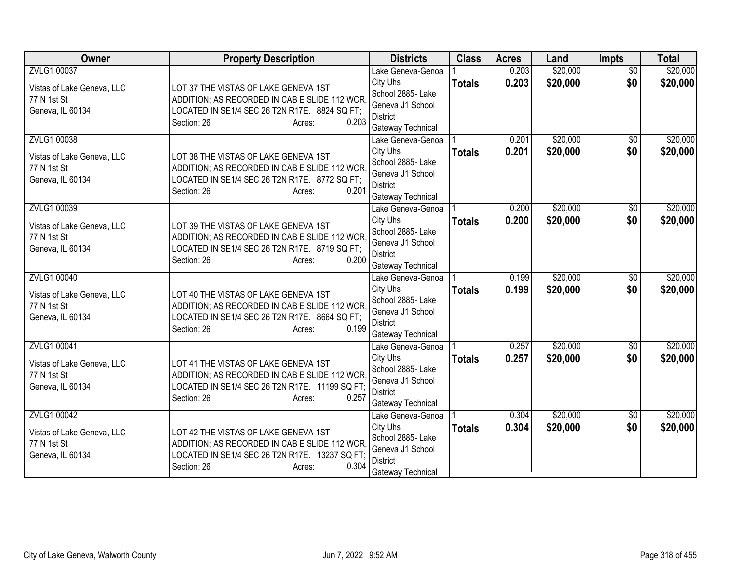| Owner | Property Description | Districts | Class | Acres | Land | Impts | Total |
|---|---|---|---|---|---|---|---|
| ZVLG1 00037<br>Vistas of Lake Geneva, LLC<br>77 N 1st St<br>Geneva, IL 60134 | LOT 37 THE VISTAS OF LAKE GENEVA 1ST ADDITION; AS RECORDED IN CAB E SLIDE 112 WCR, LOCATED IN SE1/4 SEC 26 T2N R17E. 8824 SQ FT;<br>Section: 26 Acres: 0.203 | Lake Geneva-Genoa City Uhs School 2885- Lake Geneva J1 School District Gateway Technical | 1<br>**Totals** | 0.203<br>**0.203** | $20,000<br>**$20,000** | $0<br>**$0** | $20,000<br>**$20,000** |
| ZVLG1 00038<br>Vistas of Lake Geneva, LLC<br>77 N 1st St<br>Geneva, IL 60134 | LOT 38 THE VISTAS OF LAKE GENEVA 1ST ADDITION; AS RECORDED IN CAB E SLIDE 112 WCR, LOCATED IN SE1/4 SEC 26 T2N R17E. 8772 SQ FT;<br>Section: 26 Acres: 0.201 | Lake Geneva-Genoa City Uhs School 2885- Lake Geneva J1 School District Gateway Technical | 1<br>**Totals** | 0.201<br>**0.201** | $20,000<br>**$20,000** | $0<br>**$0** | $20,000<br>**$20,000** |
| ZVLG1 00039<br>Vistas of Lake Geneva, LLC<br>77 N 1st St<br>Geneva, IL 60134 | LOT 39 THE VISTAS OF LAKE GENEVA 1ST ADDITION; AS RECORDED IN CAB E SLIDE 112 WCR, LOCATED IN SE1/4 SEC 26 T2N R17E. 8719 SQ FT;<br>Section: 26 Acres: 0.200 | Lake Geneva-Genoa City Uhs School 2885- Lake Geneva J1 School District Gateway Technical | 1<br>**Totals** | 0.200<br>**0.200** | $20,000<br>**$20,000** | $0<br>**$0** | $20,000<br>**$20,000** |
| ZVLG1 00040<br>Vistas of Lake Geneva, LLC<br>77 N 1st St<br>Geneva, IL 60134 | LOT 40 THE VISTAS OF LAKE GENEVA 1ST ADDITION; AS RECORDED IN CAB E SLIDE 112 WCR, LOCATED IN SE1/4 SEC 26 T2N R17E. 8664 SQ FT;<br>Section: 26 Acres: 0.199 | Lake Geneva-Genoa City Uhs School 2885- Lake Geneva J1 School District Gateway Technical | 1<br>**Totals** | 0.199<br>**0.199** | $20,000<br>**$20,000** | $0<br>**$0** | $20,000<br>**$20,000** |
| ZVLG1 00041<br>Vistas of Lake Geneva, LLC<br>77 N 1st St<br>Geneva, IL 60134 | LOT 41 THE VISTAS OF LAKE GENEVA 1ST ADDITION; AS RECORDED IN CAB E SLIDE 112 WCR, LOCATED IN SE1/4 SEC 26 T2N R17E. 11199 SQ FT;<br>Section: 26 Acres: 0.257 | Lake Geneva-Genoa City Uhs School 2885- Lake Geneva J1 School District Gateway Technical | 1<br>**Totals** | 0.257<br>**0.257** | $20,000<br>**$20,000** | $0<br>**$0** | $20,000<br>**$20,000** |
| ZVLG1 00042<br>Vistas of Lake Geneva, LLC<br>77 N 1st St<br>Geneva, IL 60134 | LOT 42 THE VISTAS OF LAKE GENEVA 1ST ADDITION; AS RECORDED IN CAB E SLIDE 112 WCR, LOCATED IN SE1/4 SEC 26 T2N R17E. 13237 SQ FT;<br>Section: 26 Acres: 0.304 | Lake Geneva-Genoa City Uhs School 2885- Lake Geneva J1 School District Gateway Technical | 1<br>**Totals** | 0.304<br>**0.304** | $20,000<br>**$20,000** | $0<br>**$0** | $20,000<br>**$20,000** |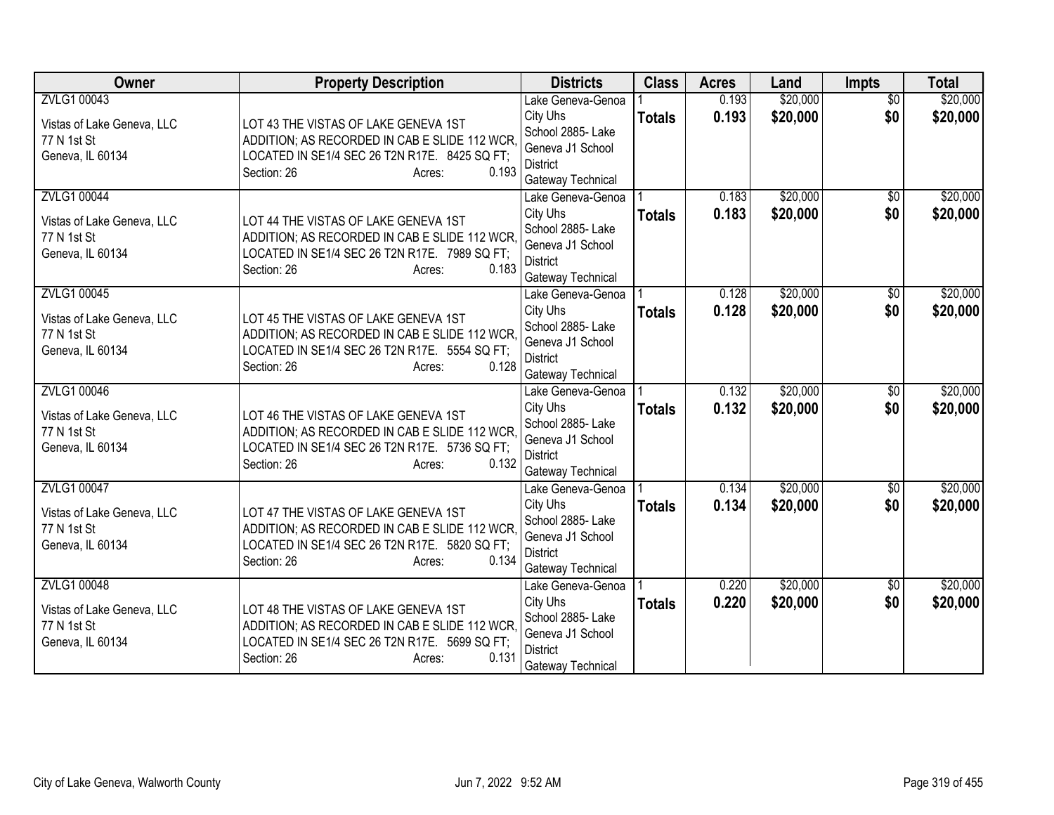| Owner | Property Description | Districts | Class | Acres | Land | Impts | Total |
|---|---|---|---|---|---|---|---|
| ZVLG1 00043<br><br>Vistas of Lake Geneva, LLC<br>77 N 1st St<br>Geneva, IL 60134 | LOT 43 THE VISTAS OF LAKE GENEVA 1ST ADDITION; AS RECORDED IN CAB E SLIDE 112 WCR, LOCATED IN SE1/4 SEC 26 T2N R17E. 8425 SQ FT;<br>Section: 26 Acres: 0.193 | Lake Geneva-Genoa City Uhs School 2885- Lake Geneva J1 School District Gateway Technical | 1<br>**Totals** | 0.193<br>**0.193** | $20,000<br>**$20,000** | $0<br>**$0** | $20,000<br>**$20,000** |
| ZVLG1 00044<br><br>Vistas of Lake Geneva, LLC<br>77 N 1st St<br>Geneva, IL 60134 | LOT 44 THE VISTAS OF LAKE GENEVA 1ST ADDITION; AS RECORDED IN CAB E SLIDE 112 WCR, LOCATED IN SE1/4 SEC 26 T2N R17E. 7989 SQ FT;<br>Section: 26 Acres: 0.183 | Lake Geneva-Genoa City Uhs School 2885- Lake Geneva J1 School District Gateway Technical | 1<br>**Totals** | 0.183<br>**0.183** | $20,000<br>**$20,000** | $0<br>**$0** | $20,000<br>**$20,000** |
| ZVLG1 00045<br><br>Vistas of Lake Geneva, LLC<br>77 N 1st St<br>Geneva, IL 60134 | LOT 45 THE VISTAS OF LAKE GENEVA 1ST ADDITION; AS RECORDED IN CAB E SLIDE 112 WCR, LOCATED IN SE1/4 SEC 26 T2N R17E. 5554 SQ FT;<br>Section: 26 Acres: 0.128 | Lake Geneva-Genoa City Uhs School 2885- Lake Geneva J1 School District Gateway Technical | 1<br>**Totals** | 0.128<br>**0.128** | $20,000<br>**$20,000** | $0<br>**$0** | $20,000<br>**$20,000** |
| ZVLG1 00046<br><br>Vistas of Lake Geneva, LLC<br>77 N 1st St<br>Geneva, IL 60134 | LOT 46 THE VISTAS OF LAKE GENEVA 1ST ADDITION; AS RECORDED IN CAB E SLIDE 112 WCR, LOCATED IN SE1/4 SEC 26 T2N R17E. 5736 SQ FT;<br>Section: 26 Acres: 0.132 | Lake Geneva-Genoa City Uhs School 2885- Lake Geneva J1 School District Gateway Technical | 1<br>**Totals** | 0.132<br>**0.132** | $20,000<br>**$20,000** | $0<br>**$0** | $20,000<br>**$20,000** |
| ZVLG1 00047<br><br>Vistas of Lake Geneva, LLC<br>77 N 1st St<br>Geneva, IL 60134 | LOT 47 THE VISTAS OF LAKE GENEVA 1ST ADDITION; AS RECORDED IN CAB E SLIDE 112 WCR, LOCATED IN SE1/4 SEC 26 T2N R17E. 5820 SQ FT;<br>Section: 26 Acres: 0.134 | Lake Geneva-Genoa City Uhs School 2885- Lake Geneva J1 School District Gateway Technical | 1<br>**Totals** | 0.134<br>**0.134** | $20,000<br>**$20,000** | $0<br>**$0** | $20,000<br>**$20,000** |
| ZVLG1 00048<br><br>Vistas of Lake Geneva, LLC<br>77 N 1st St<br>Geneva, IL 60134 | LOT 48 THE VISTAS OF LAKE GENEVA 1ST ADDITION; AS RECORDED IN CAB E SLIDE 112 WCR, LOCATED IN SE1/4 SEC 26 T2N R17E. 5699 SQ FT;<br>Section: 26 Acres: 0.131 | Lake Geneva-Genoa City Uhs School 2885- Lake Geneva J1 School District Gateway Technical | 1<br>**Totals** | 0.220<br>**0.220** | $20,000<br>**$20,000** | $0<br>**$0** | $20,000<br>**$20,000** |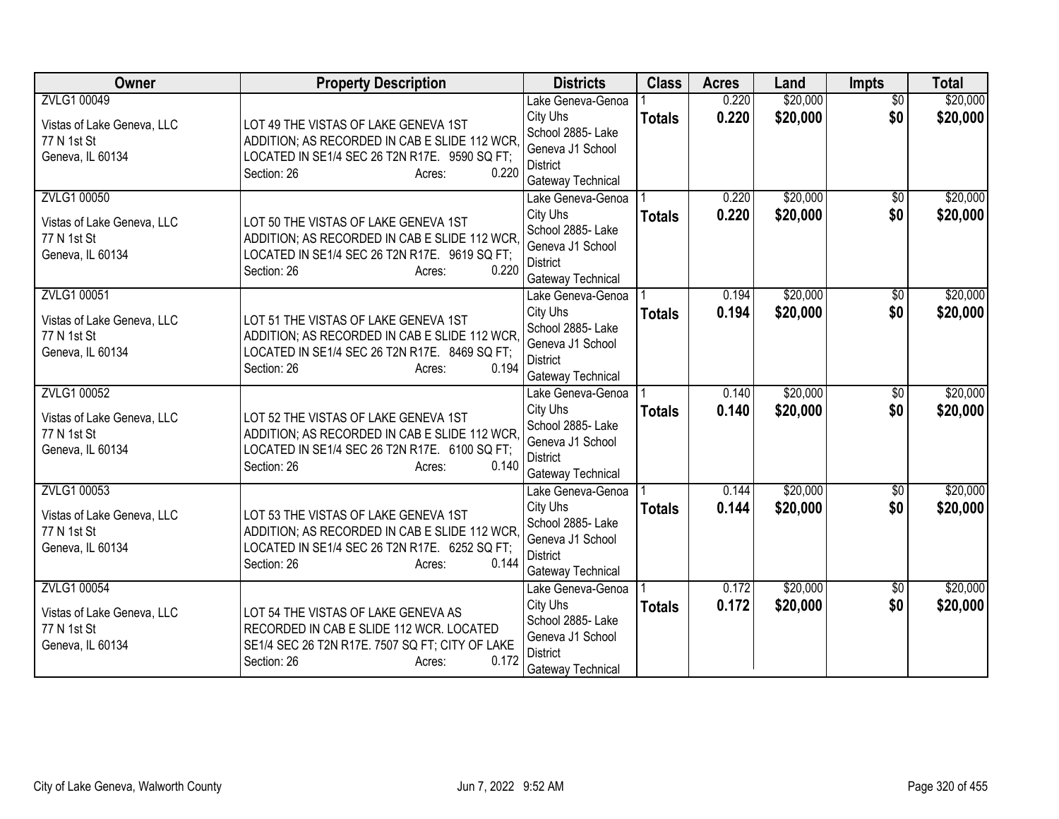| Owner | Property Description | Districts | Class | Acres | Land | Impts | Total |
|---|---|---|---|---|---|---|---|
| ZVLG1 00049<br><br>Vistas of Lake Geneva, LLC<br>77 N 1st St<br>Geneva, IL 60134 | LOT 49 THE VISTAS OF LAKE GENEVA 1ST ADDITION; AS RECORDED IN CAB E SLIDE 112 WCR, LOCATED IN SE1/4 SEC 26 T2N R17E. 9590 SQ FT;<br>Section: 26 Acres: 0.220 | Lake Geneva-Genoa City Uhs<br>School 2885- Lake Geneva J1 School District<br>Gateway Technical | 1<br>**Totals** | 0.220<br>**0.220** | $20,000<br>**$20,000** | $0<br>**$0** | $20,000<br>**$20,000** |
| ZVLG1 00050<br><br>Vistas of Lake Geneva, LLC<br>77 N 1st St<br>Geneva, IL 60134 | LOT 50 THE VISTAS OF LAKE GENEVA 1ST ADDITION; AS RECORDED IN CAB E SLIDE 112 WCR, LOCATED IN SE1/4 SEC 26 T2N R17E. 9619 SQ FT;<br>Section: 26 Acres: 0.220 | Lake Geneva-Genoa City Uhs<br>School 2885- Lake Geneva J1 School District<br>Gateway Technical | 1<br>**Totals** | 0.220<br>**0.220** | $20,000<br>**$20,000** | $0<br>**$0** | $20,000<br>**$20,000** |
| ZVLG1 00051<br><br>Vistas of Lake Geneva, LLC<br>77 N 1st St<br>Geneva, IL 60134 | LOT 51 THE VISTAS OF LAKE GENEVA 1ST ADDITION; AS RECORDED IN CAB E SLIDE 112 WCR, LOCATED IN SE1/4 SEC 26 T2N R17E. 8469 SQ FT;<br>Section: 26 Acres: 0.194 | Lake Geneva-Genoa City Uhs<br>School 2885- Lake Geneva J1 School District<br>Gateway Technical | 1<br>**Totals** | 0.194<br>**0.194** | $20,000<br>**$20,000** | $0<br>**$0** | $20,000<br>**$20,000** |
| ZVLG1 00052<br><br>Vistas of Lake Geneva, LLC<br>77 N 1st St<br>Geneva, IL 60134 | LOT 52 THE VISTAS OF LAKE GENEVA 1ST ADDITION; AS RECORDED IN CAB E SLIDE 112 WCR, LOCATED IN SE1/4 SEC 26 T2N R17E. 6100 SQ FT;<br>Section: 26 Acres: 0.140 | Lake Geneva-Genoa City Uhs<br>School 2885- Lake Geneva J1 School District<br>Gateway Technical | 1<br>**Totals** | 0.140<br>**0.140** | $20,000<br>**$20,000** | $0<br>**$0** | $20,000<br>**$20,000** |
| ZVLG1 00053<br><br>Vistas of Lake Geneva, LLC<br>77 N 1st St<br>Geneva, IL 60134 | LOT 53 THE VISTAS OF LAKE GENEVA 1ST ADDITION; AS RECORDED IN CAB E SLIDE 112 WCR, LOCATED IN SE1/4 SEC 26 T2N R17E. 6252 SQ FT;<br>Section: 26 Acres: 0.144 | Lake Geneva-Genoa City Uhs<br>School 2885- Lake Geneva J1 School District<br>Gateway Technical | 1<br>**Totals** | 0.144<br>**0.144** | $20,000<br>**$20,000** | $0<br>**$0** | $20,000<br>**$20,000** |
| ZVLG1 00054<br><br>Vistas of Lake Geneva, LLC<br>77 N 1st St<br>Geneva, IL 60134 | LOT 54 THE VISTAS OF LAKE GENEVA AS RECORDED IN CAB E SLIDE 112 WCR. LOCATED SE1/4 SEC 26 T2N R17E. 7507 SQ FT; CITY OF LAKE<br>Section: 26 Acres: 0.172 | Lake Geneva-Genoa City Uhs<br>School 2885- Lake Geneva J1 School District<br>Gateway Technical | 1<br>**Totals** | 0.172<br>**0.172** | $20,000<br>**$20,000** | $0<br>**$0** | $20,000<br>**$20,000** |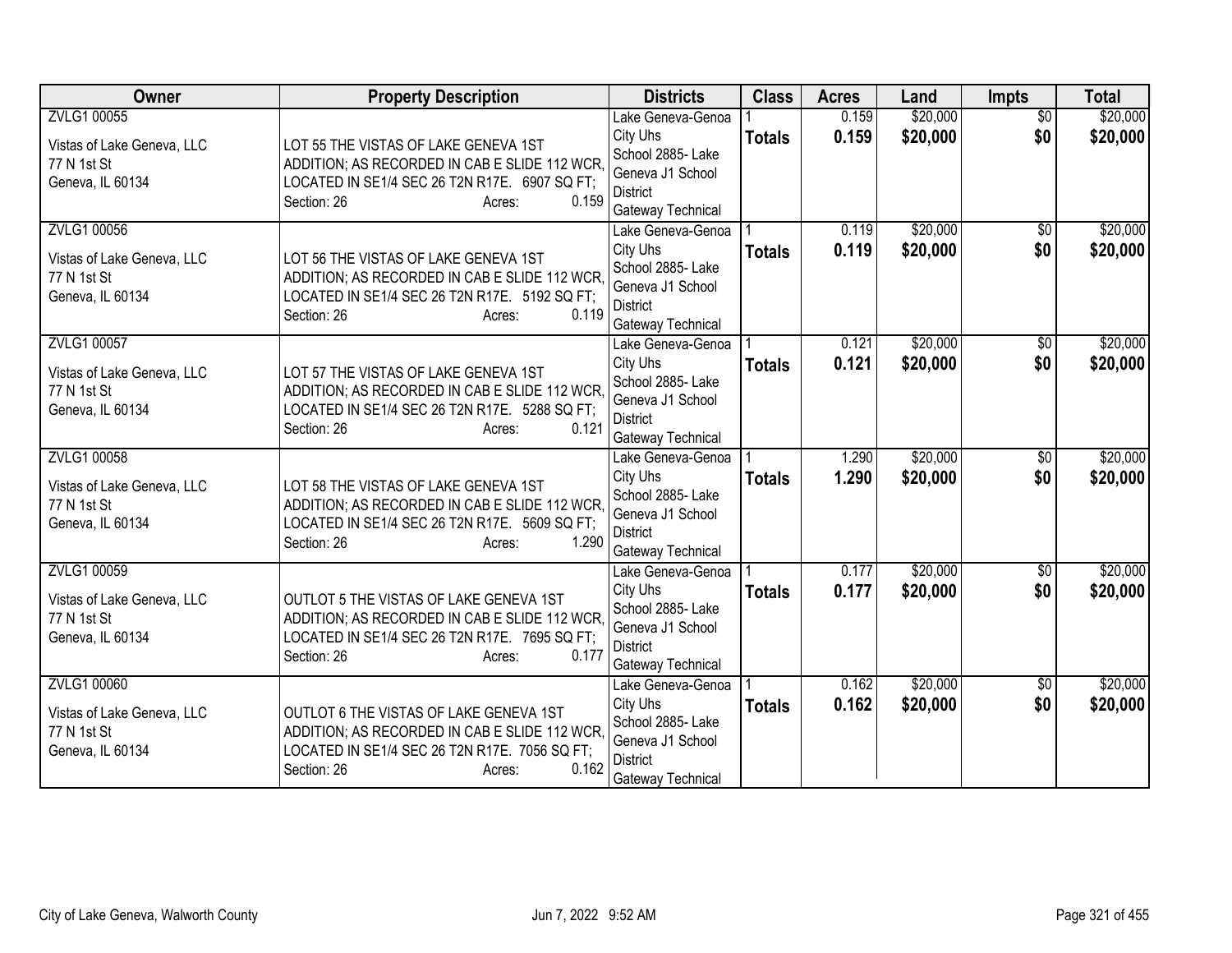| Owner | Property Description | Districts | Class | Acres | Land | Impts | Total |
|---|---|---|---|---|---|---|---|
| ZVLG1 00055<br>Vistas of Lake Geneva, LLC<br>77 N 1st St<br>Geneva, IL 60134 | LOT 55 THE VISTAS OF LAKE GENEVA 1ST ADDITION; AS RECORDED IN CAB E SLIDE 112 WCR, LOCATED IN SE1/4 SEC 26 T2N R17E. 6907 SQ FT;<br>Section: 26 Acres: 0.159 | Lake Geneva-Genoa City Uhs School 2885- Lake Geneva J1 School District Gateway Technical | 1 | 0.159 | $20,000 | $0 | $20,000 |
| | | | **Totals** | **0.159** | **$20,000** | **$0** | **$20,000** |
| ZVLG1 00056<br>Vistas of Lake Geneva, LLC<br>77 N 1st St<br>Geneva, IL 60134 | LOT 56 THE VISTAS OF LAKE GENEVA 1ST ADDITION; AS RECORDED IN CAB E SLIDE 112 WCR, LOCATED IN SE1/4 SEC 26 T2N R17E. 5192 SQ FT;<br>Section: 26 Acres: 0.119 | Lake Geneva-Genoa City Uhs School 2885- Lake Geneva J1 School District Gateway Technical | 1 | 0.119 | $20,000 | $0 | $20,000 |
| | | | **Totals** | **0.119** | **$20,000** | **$0** | **$20,000** |
| ZVLG1 00057<br>Vistas of Lake Geneva, LLC<br>77 N 1st St<br>Geneva, IL 60134 | LOT 57 THE VISTAS OF LAKE GENEVA 1ST ADDITION; AS RECORDED IN CAB E SLIDE 112 WCR, LOCATED IN SE1/4 SEC 26 T2N R17E. 5288 SQ FT;<br>Section: 26 Acres: 0.121 | Lake Geneva-Genoa City Uhs School 2885- Lake Geneva J1 School District Gateway Technical | 1 | 0.121 | $20,000 | $0 | $20,000 |
| | | | **Totals** | **0.121** | **$20,000** | **$0** | **$20,000** |
| ZVLG1 00058<br>Vistas of Lake Geneva, LLC<br>77 N 1st St<br>Geneva, IL 60134 | LOT 58 THE VISTAS OF LAKE GENEVA 1ST ADDITION; AS RECORDED IN CAB E SLIDE 112 WCR, LOCATED IN SE1/4 SEC 26 T2N R17E. 5609 SQ FT;<br>Section: 26 Acres: 1.290 | Lake Geneva-Genoa City Uhs School 2885- Lake Geneva J1 School District Gateway Technical | 1 | 1.290 | $20,000 | $0 | $20,000 |
| | | | **Totals** | **1.290** | **$20,000** | **$0** | **$20,000** |
| ZVLG1 00059<br>Vistas of Lake Geneva, LLC<br>77 N 1st St<br>Geneva, IL 60134 | OUTLOT 5 THE VISTAS OF LAKE GENEVA 1ST ADDITION; AS RECORDED IN CAB E SLIDE 112 WCR, LOCATED IN SE1/4 SEC 26 T2N R17E. 7695 SQ FT;<br>Section: 26 Acres: 0.177 | Lake Geneva-Genoa City Uhs School 2885- Lake Geneva J1 School District Gateway Technical | 1 | 0.177 | $20,000 | $0 | $20,000 |
| | | | **Totals** | **0.177** | **$20,000** | **$0** | **$20,000** |
| ZVLG1 00060<br>Vistas of Lake Geneva, LLC<br>77 N 1st St<br>Geneva, IL 60134 | OUTLOT 6 THE VISTAS OF LAKE GENEVA 1ST ADDITION; AS RECORDED IN CAB E SLIDE 112 WCR, LOCATED IN SE1/4 SEC 26 T2N R17E. 7056 SQ FT;<br>Section: 26 Acres: 0.162 | Lake Geneva-Genoa City Uhs School 2885- Lake Geneva J1 School District Gateway Technical | 1 | 0.162 | $20,000 | $0 | $20,000 |
| | | | **Totals** | **0.162** | **$20,000** | **$0** | **$20,000** |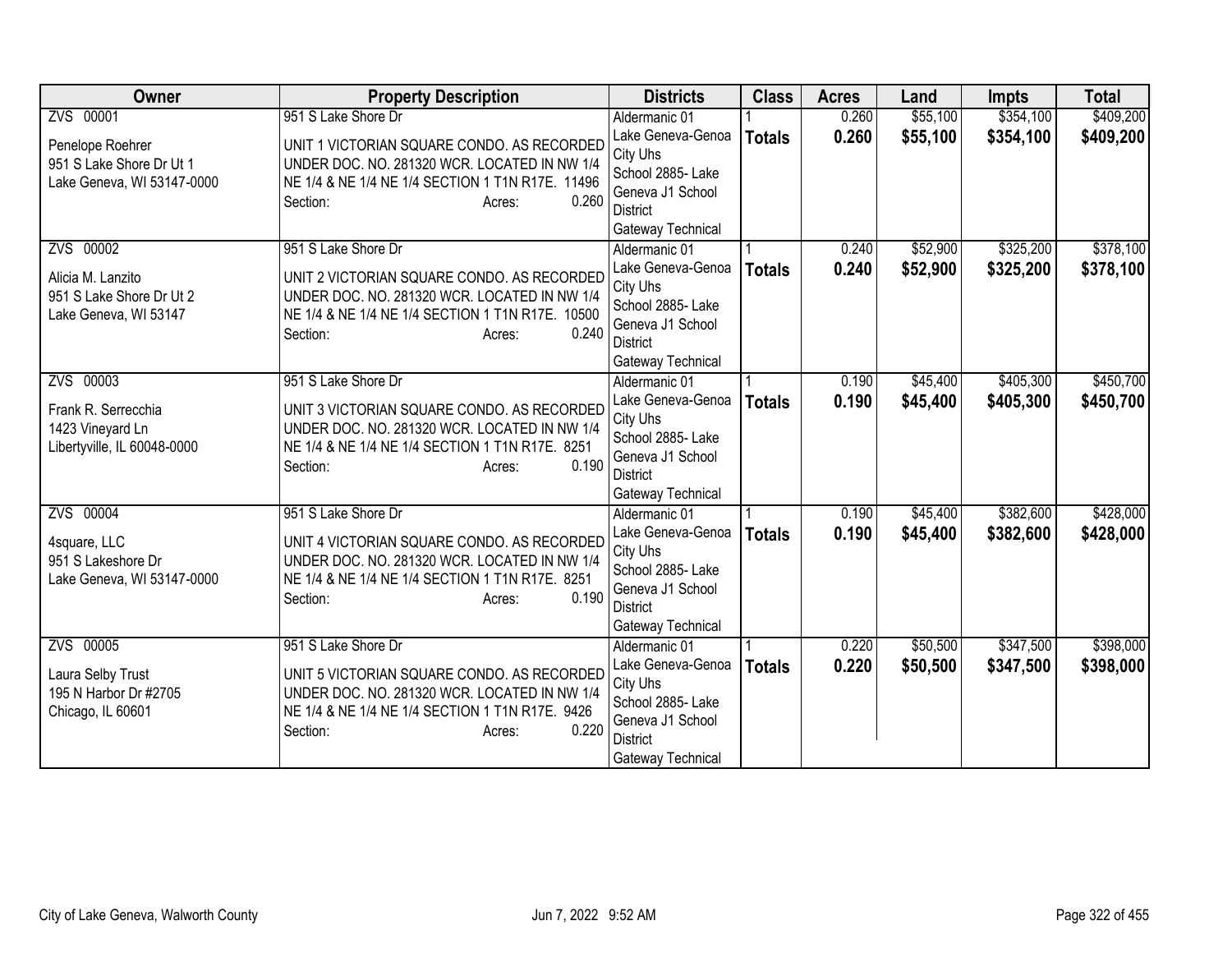| Owner | Property Description | Districts | Class | Acres | Land | Impts | Total |
|---|---|---|---|---|---|---|---|
| ZVS 00001<br><br>Penelope Roehrer<br>951 S Lake Shore Dr Ut 1<br>Lake Geneva, WI 53147-0000 | 951 S Lake Shore Dr<br><br>UNIT 1 VICTORIAN SQUARE CONDO. AS RECORDED UNDER DOC. NO. 281320 WCR. LOCATED IN NW 1/4 NE 1/4 & NE 1/4 NE 1/4 SECTION 1 T1N R17E. 11496<br>Section: Acres: 0.260 | Aldermanic 01<br>Lake Geneva-Genoa City Uhs<br>School 2885- Lake Geneva J1 School District<br>Gateway Technical | 1<br>**Totals** | 0.260<br>**0.260** | $55,100<br>**$55,100** | $354,100<br>**$354,100** | $409,200<br>**$409,200** |
| ZVS 00002<br><br>Alicia M. Lanzito<br>951 S Lake Shore Dr Ut 2<br>Lake Geneva, WI 53147 | 951 S Lake Shore Dr<br><br>UNIT 2 VICTORIAN SQUARE CONDO. AS RECORDED UNDER DOC. NO. 281320 WCR. LOCATED IN NW 1/4 NE 1/4 & NE 1/4 NE 1/4 SECTION 1 T1N R17E. 10500<br>Section: Acres: 0.240 | Aldermanic 01<br>Lake Geneva-Genoa City Uhs<br>School 2885- Lake Geneva J1 School District<br>Gateway Technical | 1<br>**Totals** | 0.240<br>**0.240** | $52,900<br>**$52,900** | $325,200<br>**$325,200** | $378,100<br>**$378,100** |
| ZVS 00003<br><br>Frank R. Serrecchia<br>1423 Vineyard Ln<br>Libertyville, IL 60048-0000 | 951 S Lake Shore Dr<br><br>UNIT 3 VICTORIAN SQUARE CONDO. AS RECORDED UNDER DOC. NO. 281320 WCR. LOCATED IN NW 1/4 NE 1/4 & NE 1/4 NE 1/4 SECTION 1 T1N R17E. 8251<br>Section: Acres: 0.190 | Aldermanic 01<br>Lake Geneva-Genoa City Uhs<br>School 2885- Lake Geneva J1 School District<br>Gateway Technical | 1<br>**Totals** | 0.190<br>**0.190** | $45,400<br>**$45,400** | $405,300<br>**$405,300** | $450,700<br>**$450,700** |
| ZVS 00004<br><br>4square, LLC<br>951 S Lakeshore Dr<br>Lake Geneva, WI 53147-0000 | 951 S Lake Shore Dr<br><br>UNIT 4 VICTORIAN SQUARE CONDO. AS RECORDED UNDER DOC. NO. 281320 WCR. LOCATED IN NW 1/4 NE 1/4 & NE 1/4 NE 1/4 SECTION 1 T1N R17E. 8251<br>Section: Acres: 0.190 | Aldermanic 01<br>Lake Geneva-Genoa City Uhs<br>School 2885- Lake Geneva J1 School District<br>Gateway Technical | 1<br>**Totals** | 0.190<br>**0.190** | $45,400<br>**$45,400** | $382,600<br>**$382,600** | $428,000<br>**$428,000** |
| ZVS 00005<br><br>Laura Selby Trust<br>195 N Harbor Dr #2705<br>Chicago, IL 60601 | 951 S Lake Shore Dr<br><br>UNIT 5 VICTORIAN SQUARE CONDO. AS RECORDED UNDER DOC. NO. 281320 WCR. LOCATED IN NW 1/4 NE 1/4 & NE 1/4 NE 1/4 SECTION 1 T1N R17E. 9426<br>Section: Acres: 0.220 | Aldermanic 01<br>Lake Geneva-Genoa City Uhs<br>School 2885- Lake Geneva J1 School District<br>Gateway Technical | 1<br>**Totals** | 0.220<br>**0.220** | $50,500<br>**$50,500** | $347,500<br>**$347,500** | $398,000<br>**$398,000** |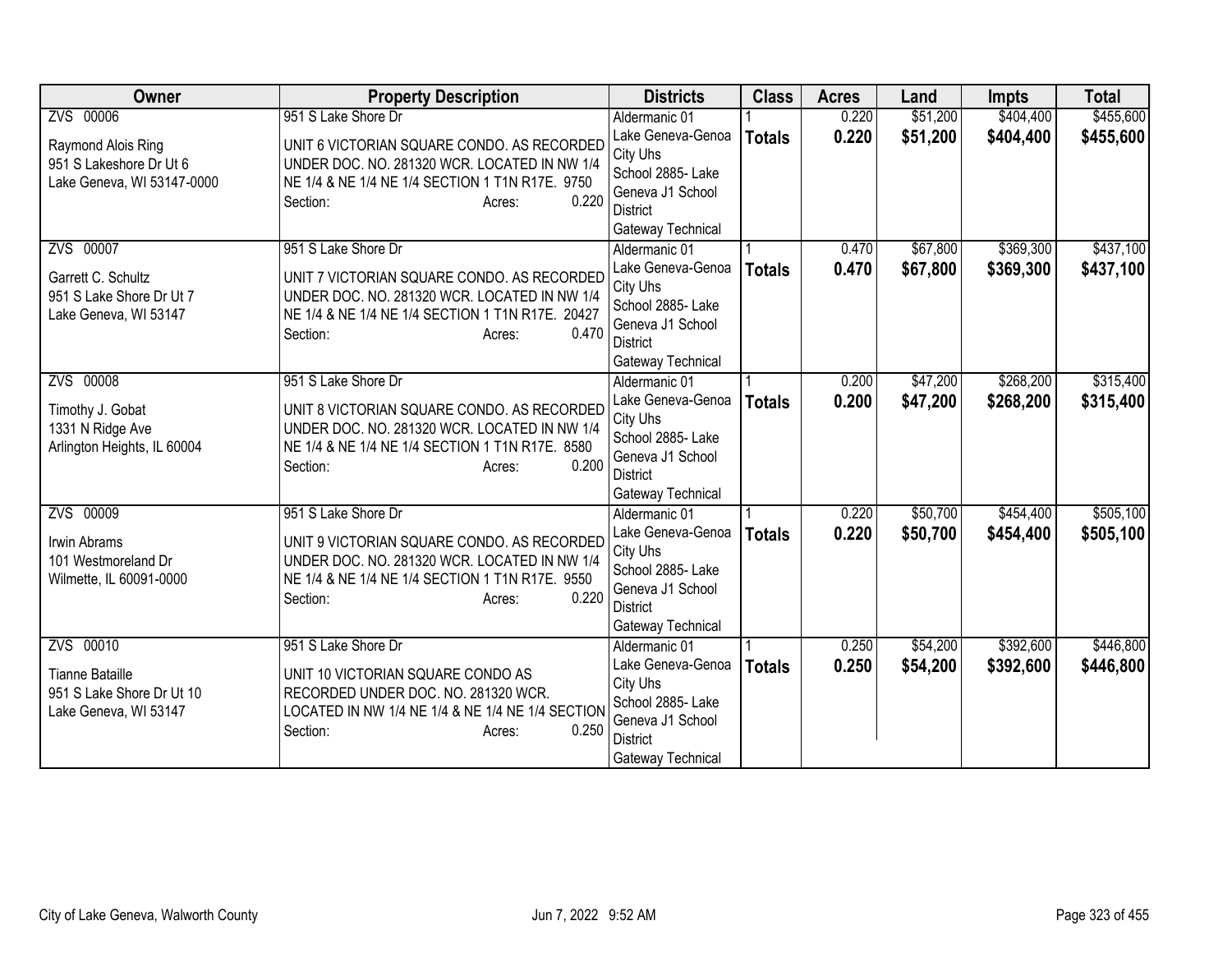| Owner | Property Description | Districts | Class | Acres | Land | Impts | Total |
|---|---|---|---|---|---|---|---|
| ZVS 00006<br><br>Raymond Alois Ring<br>951 S Lakeshore Dr Ut 6<br>Lake Geneva, WI 53147-0000 | 951 S Lake Shore Dr<br><br>UNIT 6 VICTORIAN SQUARE CONDO. AS RECORDED UNDER DOC. NO. 281320 WCR. LOCATED IN NW 1/4 NE 1/4 & NE 1/4 NE 1/4 SECTION 1 T1N R17E. 9750<br>Section: Acres: 0.220 | Aldermanic 01<br>Lake Geneva-Genoa City Uhs<br>School 2885- Lake Geneva J1 School District<br>Gateway Technical | 1<br>**Totals** | 0.220<br>**0.220** | $51,200<br>**$51,200** | $404,400<br>**$404,400** | $455,600<br>**$455,600** |
| ZVS 00007<br><br>Garrett C. Schultz<br>951 S Lake Shore Dr Ut 7<br>Lake Geneva, WI 53147 | 951 S Lake Shore Dr<br><br>UNIT 7 VICTORIAN SQUARE CONDO. AS RECORDED UNDER DOC. NO. 281320 WCR. LOCATED IN NW 1/4 NE 1/4 & NE 1/4 NE 1/4 SECTION 1 T1N R17E. 20427<br>Section: Acres: 0.470 | Aldermanic 01<br>Lake Geneva-Genoa City Uhs<br>School 2885- Lake Geneva J1 School District<br>Gateway Technical | 1<br>**Totals** | 0.470<br>**0.470** | $67,800<br>**$67,800** | $369,300<br>**$369,300** | $437,100<br>**$437,100** |
| ZVS 00008<br><br>Timothy J. Gobat<br>1331 N Ridge Ave<br>Arlington Heights, IL 60004 | 951 S Lake Shore Dr<br><br>UNIT 8 VICTORIAN SQUARE CONDO. AS RECORDED UNDER DOC. NO. 281320 WCR. LOCATED IN NW 1/4 NE 1/4 & NE 1/4 NE 1/4 SECTION 1 T1N R17E. 8580<br>Section: Acres: 0.200 | Aldermanic 01<br>Lake Geneva-Genoa City Uhs<br>School 2885- Lake Geneva J1 School District<br>Gateway Technical | 1<br>**Totals** | 0.200<br>**0.200** | $47,200<br>**$47,200** | $268,200<br>**$268,200** | $315,400<br>**$315,400** |
| ZVS 00009<br><br>Irwin Abrams<br>101 Westmoreland Dr<br>Wilmette, IL 60091-0000 | 951 S Lake Shore Dr<br><br>UNIT 9 VICTORIAN SQUARE CONDO. AS RECORDED UNDER DOC. NO. 281320 WCR. LOCATED IN NW 1/4 NE 1/4 & NE 1/4 NE 1/4 SECTION 1 T1N R17E. 9550<br>Section: Acres: 0.220 | Aldermanic 01<br>Lake Geneva-Genoa City Uhs<br>School 2885- Lake Geneva J1 School District<br>Gateway Technical | 1<br>**Totals** | 0.220<br>**0.220** | $50,700<br>**$50,700** | $454,400<br>**$454,400** | $505,100<br>**$505,100** |
| ZVS 00010<br><br>Tianne Bataille<br>951 S Lake Shore Dr Ut 10<br>Lake Geneva, WI 53147 | 951 S Lake Shore Dr<br><br>UNIT 10 VICTORIAN SQUARE CONDO AS RECORDED UNDER DOC. NO. 281320 WCR. LOCATED IN NW 1/4 NE 1/4 & NE 1/4 NE 1/4 SECTION<br>Section: Acres: 0.250 | Aldermanic 01<br>Lake Geneva-Genoa City Uhs<br>School 2885- Lake Geneva J1 School District<br>Gateway Technical | 1<br>**Totals** | 0.250<br>**0.250** | $54,200<br>**$54,200** | $392,600<br>**$392,600** | $446,800<br>**$446,800** |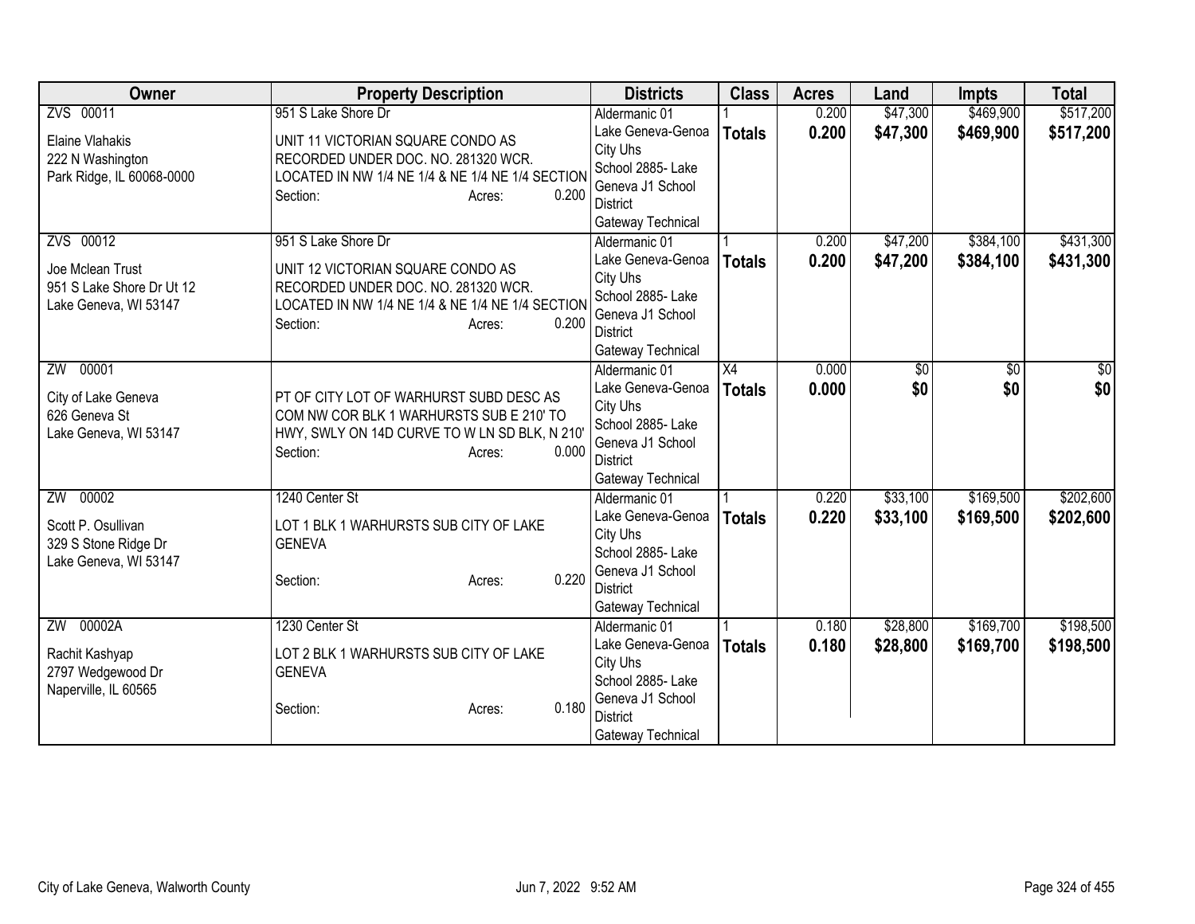| Owner | Property Description | Districts | Class | Acres | Land | Impts | Total |
|---|---|---|---|---|---|---|---|
| ZVS 00011<br>Elaine Vlahakis<br>222 N Washington<br>Park Ridge, IL 60068-0000 | 951 S Lake Shore Dr<br>UNIT 11 VICTORIAN SQUARE CONDO AS RECORDED UNDER DOC. NO. 281320 WCR. LOCATED IN NW 1/4 NE 1/4 & NE 1/4 NE 1/4 SECTION<br>Section: Acres: 0.200 | Aldermanic 01<br>Lake Geneva-Genoa City Uhs<br>School 2885- Lake Geneva J1 School District<br>Gateway Technical | 1<br>**Totals** | 0.200<br>**0.200** | $47,300<br>**$47,300** | $469,900<br>**$469,900** | $517,200<br>**$517,200** |
| ZVS 00012<br>Joe Mclean Trust<br>951 S Lake Shore Dr Ut 12<br>Lake Geneva, WI 53147 | 951 S Lake Shore Dr<br>UNIT 12 VICTORIAN SQUARE CONDO AS RECORDED UNDER DOC. NO. 281320 WCR. LOCATED IN NW 1/4 NE 1/4 & NE 1/4 NE 1/4 SECTION<br>Section: Acres: 0.200 | Aldermanic 01<br>Lake Geneva-Genoa City Uhs<br>School 2885- Lake Geneva J1 School District<br>Gateway Technical | 1<br>**Totals** | 0.200<br>**0.200** | $47,200<br>**$47,200** | $384,100<br>**$384,100** | $431,300<br>**$431,300** |
| ZW 00001<br>City of Lake Geneva<br>626 Geneva St<br>Lake Geneva, WI 53147 | PT OF CITY LOT OF WARHURST SUBD DESC AS COM NW COR BLK 1 WARHURSTS SUB E 210' TO HWY, SWLY ON 14D CURVE TO W LN SD BLK, N 210'<br>Section: Acres: 0.000 | Aldermanic 01<br>Lake Geneva-Genoa City Uhs<br>School 2885- Lake Geneva J1 School District<br>Gateway Technical | X4<br>**Totals** | 0.000<br>**0.000** | $0<br>**$0** | $0<br>**$0** | $0<br>**$0** |
| ZW 00002<br>Scott P. Osullivan<br>329 S Stone Ridge Dr<br>Lake Geneva, WI 53147 | 1240 Center St<br>LOT 1 BLK 1 WARHURSTS SUB CITY OF LAKE GENEVA<br>Section: Acres: 0.220 | Aldermanic 01<br>Lake Geneva-Genoa City Uhs<br>School 2885- Lake Geneva J1 School District<br>Gateway Technical | 1<br>**Totals** | 0.220<br>**0.220** | $33,100<br>**$33,100** | $169,500<br>**$169,500** | $202,600<br>**$202,600** |
| ZW 00002A<br>Rachit Kashyap<br>2797 Wedgewood Dr<br>Naperville, IL 60565 | 1230 Center St<br>LOT 2 BLK 1 WARHURSTS SUB CITY OF LAKE GENEVA<br>Section: Acres: 0.180 | Aldermanic 01<br>Lake Geneva-Genoa City Uhs<br>School 2885- Lake Geneva J1 School District<br>Gateway Technical | 1<br>**Totals** | 0.180<br>**0.180** | $28,800<br>**$28,800** | $169,700<br>**$169,700** | $198,500<br>**$198,500** |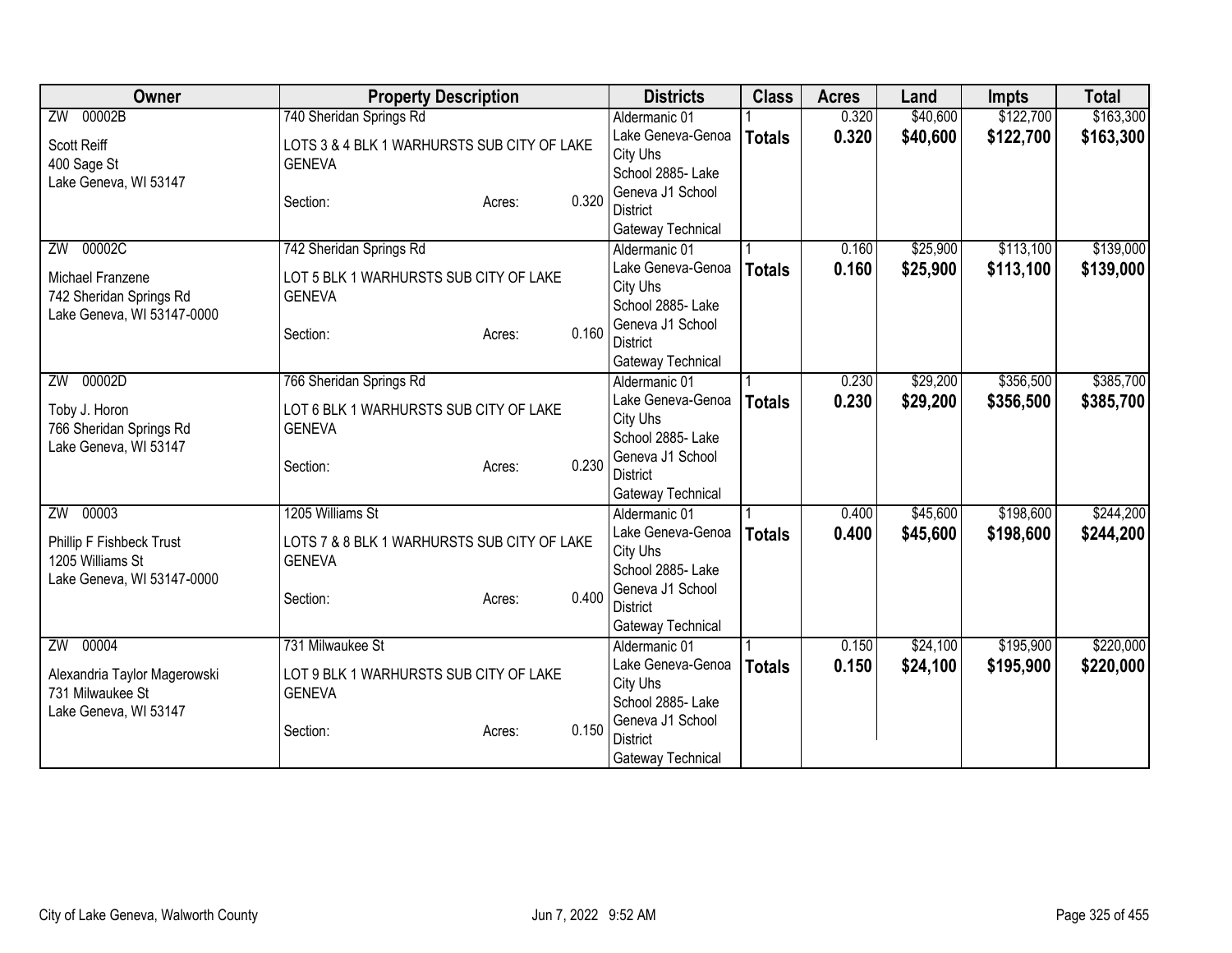| Owner | Property Description | Districts | Class | Acres | Land | Impts | Total |
|---|---|---|---|---|---|---|---|
| ZW 00002B<br>Scott Reiff<br>400 Sage St<br>Lake Geneva, WI 53147 | 740 Sheridan Springs Rd<br>LOTS 3 & 4 BLK 1 WARHURSTS SUB CITY OF LAKE GENEVA<br>Section: Acres: 0.320 | Aldermanic 01<br>Lake Geneva-Genoa City Uhs<br>School 2885- Lake Geneva J1 School District<br>Gateway Technical | 1<br>**Totals** | 0.320<br>**0.320** | $40,600<br>**$40,600** | $122,700<br>**$122,700** | $163,300<br>**$163,300** |
| ZW 00002C<br>Michael Franzene<br>742 Sheridan Springs Rd<br>Lake Geneva, WI 53147-0000 | 742 Sheridan Springs Rd<br>LOT 5 BLK 1 WARHURSTS SUB CITY OF LAKE GENEVA<br>Section: Acres: 0.160 | Aldermanic 01<br>Lake Geneva-Genoa City Uhs<br>School 2885- Lake Geneva J1 School District<br>Gateway Technical | 1<br>**Totals** | 0.160<br>**0.160** | $25,900<br>**$25,900** | $113,100<br>**$113,100** | $139,000<br>**$139,000** |
| ZW 00002D<br>Toby J. Horon<br>766 Sheridan Springs Rd<br>Lake Geneva, WI 53147 | 766 Sheridan Springs Rd<br>LOT 6 BLK 1 WARHURSTS SUB CITY OF LAKE GENEVA<br>Section: Acres: 0.230 | Aldermanic 01<br>Lake Geneva-Genoa City Uhs<br>School 2885- Lake Geneva J1 School District<br>Gateway Technical | 1<br>**Totals** | 0.230<br>**0.230** | $29,200<br>**$29,200** | $356,500<br>**$356,500** | $385,700<br>**$385,700** |
| ZW 00003<br>Phillip F Fishbeck Trust<br>1205 Williams St<br>Lake Geneva, WI 53147-0000 | 1205 Williams St<br>LOTS 7 & 8 BLK 1 WARHURSTS SUB CITY OF LAKE GENEVA<br>Section: Acres: 0.400 | Aldermanic 01<br>Lake Geneva-Genoa City Uhs<br>School 2885- Lake Geneva J1 School District<br>Gateway Technical | 1<br>**Totals** | 0.400<br>**0.400** | $45,600<br>**$45,600** | $198,600<br>**$198,600** | $244,200<br>**$244,200** |
| ZW 00004<br>Alexandria Taylor Magerowski<br>731 Milwaukee St<br>Lake Geneva, WI 53147 | 731 Milwaukee St<br>LOT 9 BLK 1 WARHURSTS SUB CITY OF LAKE GENEVA<br>Section: Acres: 0.150 | Aldermanic 01<br>Lake Geneva-Genoa City Uhs<br>School 2885- Lake Geneva J1 School District<br>Gateway Technical | 1<br>**Totals** | 0.150<br>**0.150** | $24,100<br>**$24,100** | $195,900<br>**$195,900** | $220,000<br>**$220,000** |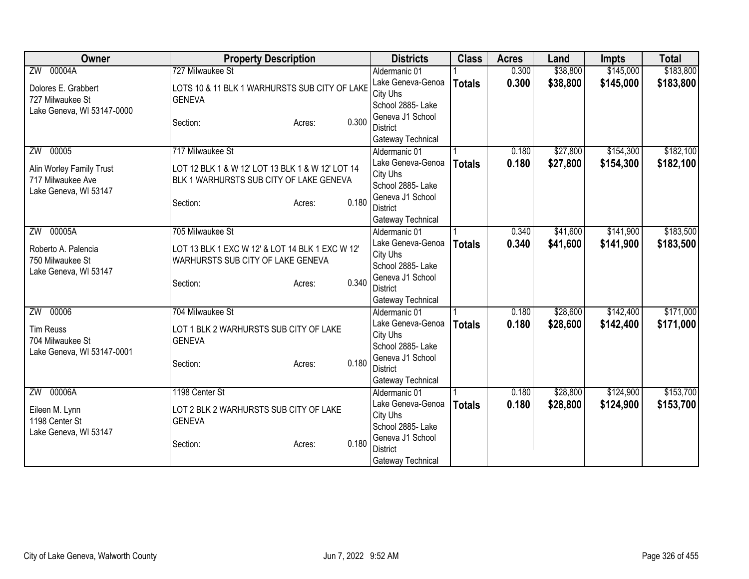| Owner | Property Description | Districts | Class | Acres | Land | Impts | Total |
|---|---|---|---|---|---|---|---|
| ZW 00004A<br>Dolores E. Grabbert<br>727 Milwaukee St<br>Lake Geneva, WI 53147-0000 | 727 Milwaukee St<br>LOTS 10 & 11 BLK 1 WARHURSTS SUB CITY OF LAKE GENEVA<br>Section: Acres: 0.300 | Aldermanic 01<br>Lake Geneva-Genoa City Uhs<br>School 2885- Lake Geneva J1 School District<br>Gateway Technical | 1<br>**Totals** | 0.300<br>**0.300** | $38,800<br>**$38,800** | $145,000<br>**$145,000** | $183,800<br>**$183,800** |
| ZW 00005<br>Alin Worley Family Trust<br>717 Milwaukee Ave<br>Lake Geneva, WI 53147 | 717 Milwaukee St<br>LOT 12 BLK 1 & W 12' LOT 13 BLK 1 & W 12' LOT 14 BLK 1 WARHURSTS SUB CITY OF LAKE GENEVA<br>Section: Acres: 0.180 | Aldermanic 01<br>Lake Geneva-Genoa City Uhs<br>School 2885- Lake Geneva J1 School District<br>Gateway Technical | 1<br>**Totals** | 0.180<br>**0.180** | $27,800<br>**$27,800** | $154,300<br>**$154,300** | $182,100<br>**$182,100** |
| ZW 00005A<br>Roberto A. Palencia<br>750 Milwaukee St<br>Lake Geneva, WI 53147 | 705 Milwaukee St<br>LOT 13 BLK 1 EXC W 12' & LOT 14 BLK 1 EXC W 12' WARHURSTS SUB CITY OF LAKE GENEVA<br>Section: Acres: 0.340 | Aldermanic 01<br>Lake Geneva-Genoa City Uhs<br>School 2885- Lake Geneva J1 School District<br>Gateway Technical | 1<br>**Totals** | 0.340<br>**0.340** | $41,600<br>**$41,600** | $141,900<br>**$141,900** | $183,500<br>**$183,500** |
| ZW 00006<br>Tim Reuss<br>704 Milwaukee St<br>Lake Geneva, WI 53147-0001 | 704 Milwaukee St<br>LOT 1 BLK 2 WARHURSTS SUB CITY OF LAKE GENEVA<br>Section: Acres: 0.180 | Aldermanic 01<br>Lake Geneva-Genoa City Uhs<br>School 2885- Lake Geneva J1 School District<br>Gateway Technical | 1<br>**Totals** | 0.180<br>**0.180** | $28,600<br>**$28,600** | $142,400<br>**$142,400** | $171,000<br>**$171,000** |
| ZW 00006A<br>Eileen M. Lynn<br>1198 Center St<br>Lake Geneva, WI 53147 | 1198 Center St<br>LOT 2 BLK 2 WARHURSTS SUB CITY OF LAKE GENEVA<br>Section: Acres: 0.180 | Aldermanic 01<br>Lake Geneva-Genoa City Uhs<br>School 2885- Lake Geneva J1 School District<br>Gateway Technical | 1<br>**Totals** | 0.180<br>**0.180** | $28,800<br>**$28,800** | $124,900<br>**$124,900** | $153,700<br>**$153,700** |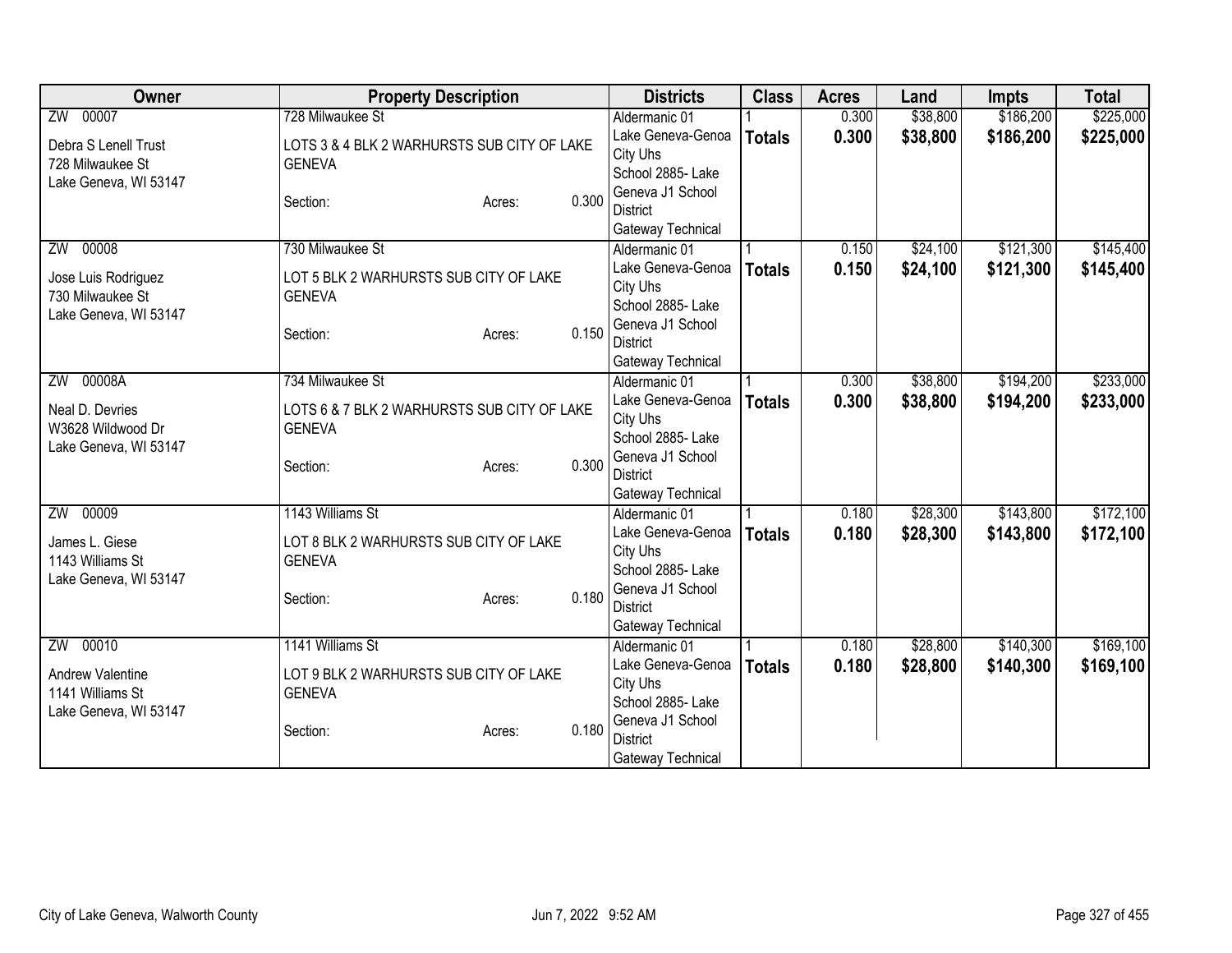| Owner | Property Description | Districts | Class | Acres | Land | Impts | Total |
|---|---|---|---|---|---|---|---|
| ZW 00007<br><br>Debra S Lenell Trust<br>728 Milwaukee St<br>Lake Geneva, WI 53147 | 728 Milwaukee St<br><br>LOTS 3 & 4 BLK 2 WARHURSTS SUB CITY OF LAKE GENEVA<br><br>Section: Acres: 0.300 | Aldermanic 01<br>Lake Geneva-Genoa City Uhs<br>School 2885- Lake Geneva J1 School District<br>Gateway Technical | 1<br>**Totals** | 0.300<br>**0.300** | $38,800<br>**$38,800** | $186,200<br>**$186,200** | $225,000<br>**$225,000** |
| ZW 00008<br><br>Jose Luis Rodriguez<br>730 Milwaukee St<br>Lake Geneva, WI 53147 | 730 Milwaukee St<br><br>LOT 5 BLK 2 WARHURSTS SUB CITY OF LAKE GENEVA<br><br>Section: Acres: 0.150 | Aldermanic 01<br>Lake Geneva-Genoa City Uhs<br>School 2885- Lake Geneva J1 School District<br>Gateway Technical | 1<br>**Totals** | 0.150<br>**0.150** | $24,100<br>**$24,100** | $121,300<br>**$121,300** | $145,400<br>**$145,400** |
| ZW 00008A<br><br>Neal D. Devries<br>W3628 Wildwood Dr<br>Lake Geneva, WI 53147 | 734 Milwaukee St<br><br>LOTS 6 & 7 BLK 2 WARHURSTS SUB CITY OF LAKE GENEVA<br><br>Section: Acres: 0.300 | Aldermanic 01<br>Lake Geneva-Genoa City Uhs<br>School 2885- Lake Geneva J1 School District<br>Gateway Technical | 1<br>**Totals** | 0.300<br>**0.300** | $38,800<br>**$38,800** | $194,200<br>**$194,200** | $233,000<br>**$233,000** |
| ZW 00009<br><br>James L. Giese<br>1143 Williams St<br>Lake Geneva, WI 53147 | 1143 Williams St<br><br>LOT 8 BLK 2 WARHURSTS SUB CITY OF LAKE GENEVA<br><br>Section: Acres: 0.180 | Aldermanic 01<br>Lake Geneva-Genoa City Uhs<br>School 2885- Lake Geneva J1 School District<br>Gateway Technical | 1<br>**Totals** | 0.180<br>**0.180** | $28,300<br>**$28,300** | $143,800<br>**$143,800** | $172,100<br>**$172,100** |
| ZW 00010<br><br>Andrew Valentine<br>1141 Williams St<br>Lake Geneva, WI 53147 | 1141 Williams St<br><br>LOT 9 BLK 2 WARHURSTS SUB CITY OF LAKE GENEVA<br><br>Section: Acres: 0.180 | Aldermanic 01<br>Lake Geneva-Genoa City Uhs<br>School 2885- Lake Geneva J1 School District<br>Gateway Technical | 1<br>**Totals** | 0.180<br>**0.180** | $28,800<br>**$28,800** | $140,300<br>**$140,300** | $169,100<br>**$169,100** |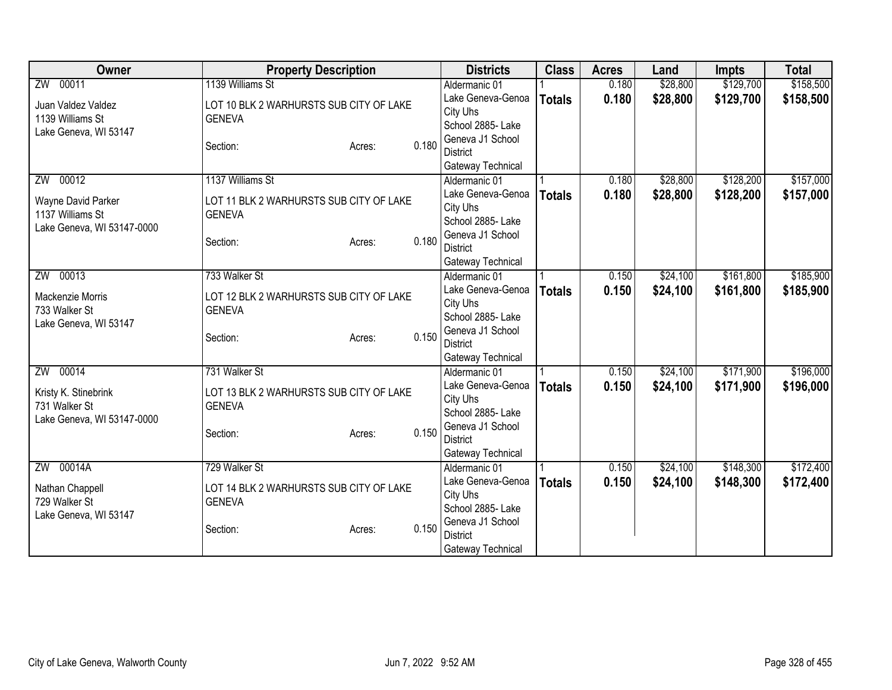| Owner | Property Description | Districts | Class | Acres | Land | Impts | Total |
|---|---|---|---|---|---|---|---|
| ZW 00011<br>Juan Valdez Valdez<br>1139 Williams St<br>Lake Geneva, WI 53147 | 1139 Williams St<br>LOT 10 BLK 2 WARHURSTS SUB CITY OF LAKE GENEVA<br>Section: Acres: 0.180 | Aldermanic 01<br>Lake Geneva-Genoa City Uhs<br>School 2885- Lake Geneva J1 School District<br>Gateway Technical | 1<br>**Totals** | 0.180<br>**0.180** | $28,800<br>**$28,800** | $129,700<br>**$129,700** | $158,500<br>**$158,500** |
| ZW 00012<br>Wayne David Parker<br>1137 Williams St<br>Lake Geneva, WI 53147-0000 | 1137 Williams St<br>LOT 11 BLK 2 WARHURSTS SUB CITY OF LAKE GENEVA<br>Section: Acres: 0.180 | Aldermanic 01<br>Lake Geneva-Genoa City Uhs<br>School 2885- Lake Geneva J1 School District<br>Gateway Technical | 1<br>**Totals** | 0.180<br>**0.180** | $28,800<br>**$28,800** | $128,200<br>**$128,200** | $157,000<br>**$157,000** |
| ZW 00013<br>Mackenzie Morris<br>733 Walker St<br>Lake Geneva, WI 53147 | 733 Walker St<br>LOT 12 BLK 2 WARHURSTS SUB CITY OF LAKE GENEVA<br>Section: Acres: 0.150 | Aldermanic 01<br>Lake Geneva-Genoa City Uhs<br>School 2885- Lake Geneva J1 School District<br>Gateway Technical | 1<br>**Totals** | 0.150<br>**0.150** | $24,100<br>**$24,100** | $161,800<br>**$161,800** | $185,900<br>**$185,900** |
| ZW 00014<br>Kristy K. Stinebrink<br>731 Walker St<br>Lake Geneva, WI 53147-0000 | 731 Walker St<br>LOT 13 BLK 2 WARHURSTS SUB CITY OF LAKE GENEVA<br>Section: Acres: 0.150 | Aldermanic 01<br>Lake Geneva-Genoa City Uhs<br>School 2885- Lake Geneva J1 School District<br>Gateway Technical | 1<br>**Totals** | 0.150<br>**0.150** | $24,100<br>**$24,100** | $171,900<br>**$171,900** | $196,000<br>**$196,000** |
| ZW 00014A<br>Nathan Chappell<br>729 Walker St<br>Lake Geneva, WI 53147 | 729 Walker St<br>LOT 14 BLK 2 WARHURSTS SUB CITY OF LAKE GENEVA<br>Section: Acres: 0.150 | Aldermanic 01<br>Lake Geneva-Genoa City Uhs<br>School 2885- Lake Geneva J1 School District<br>Gateway Technical | 1<br>**Totals** | 0.150<br>**0.150** | $24,100<br>**$24,100** | $148,300<br>**$148,300** | $172,400<br>**$172,400** |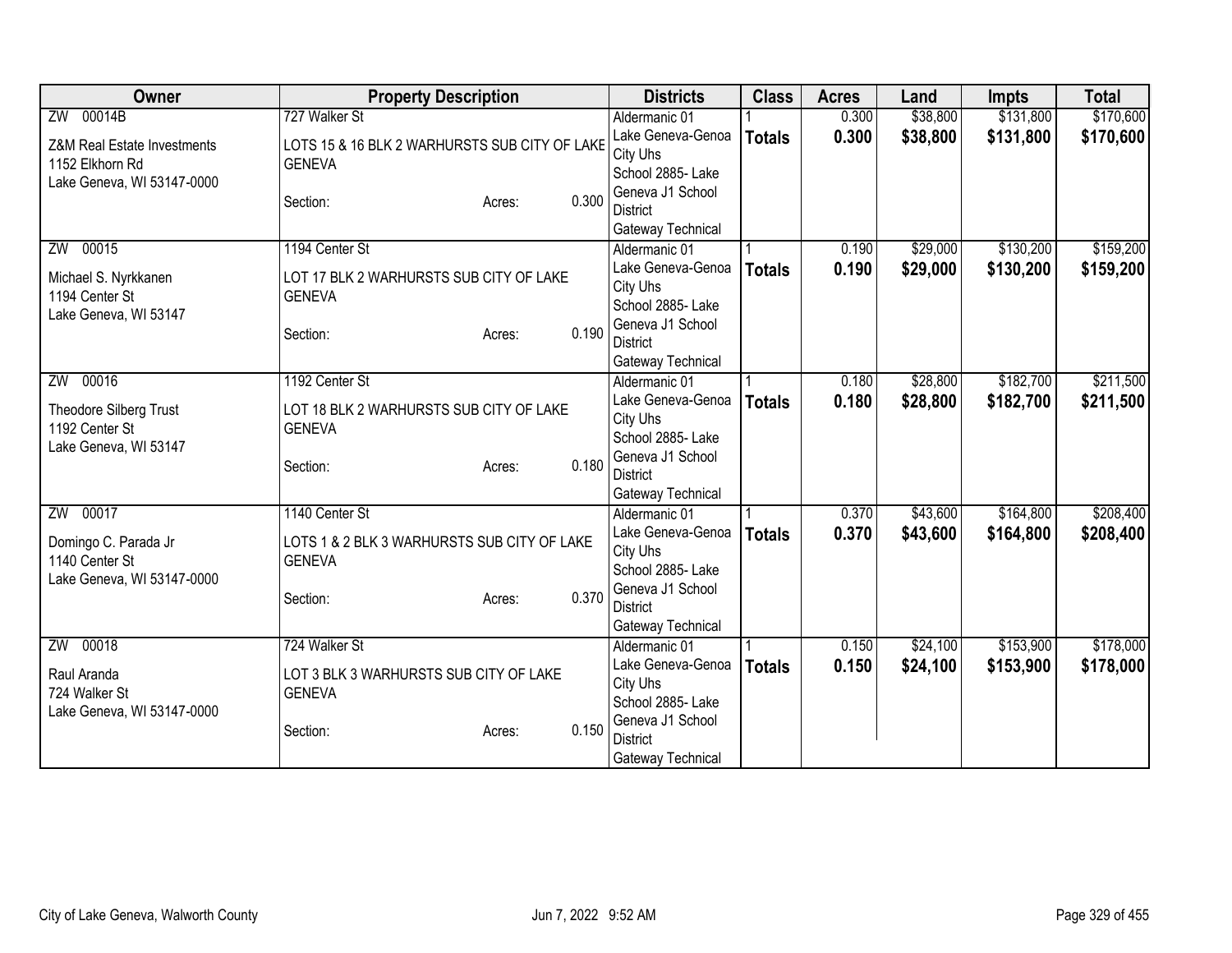| Owner | Property Description | Districts | Class | Acres | Land | Impts | Total |
|---|---|---|---|---|---|---|---|
| ZW 00014B<br>Z&M Real Estate Investments<br>1152 Elkhorn Rd<br>Lake Geneva, WI 53147-0000 | 727 Walker St<br>LOTS 15 & 16 BLK 2 WARHURSTS SUB CITY OF LAKE GENEVA<br>Section: Acres: 0.300 | Aldermanic 01<br>Lake Geneva-Genoa City Uhs<br>School 2885- Lake Geneva J1 School District<br>Gateway Technical | 1<br>**Totals** | 0.300<br>**0.300** | $38,800<br>**$38,800** | $131,800<br>**$131,800** | $170,600<br>**$170,600** |
| ZW 00015<br>Michael S. Nyrkkanen<br>1194 Center St<br>Lake Geneva, WI 53147 | 1194 Center St<br>LOT 17 BLK 2 WARHURSTS SUB CITY OF LAKE GENEVA<br>Section: Acres: 0.190 | Aldermanic 01<br>Lake Geneva-Genoa City Uhs<br>School 2885- Lake Geneva J1 School District<br>Gateway Technical | 1<br>**Totals** | 0.190<br>**0.190** | $29,000<br>**$29,000** | $130,200<br>**$130,200** | $159,200<br>**$159,200** |
| ZW 00016<br>Theodore Silberg Trust<br>1192 Center St<br>Lake Geneva, WI 53147 | 1192 Center St<br>LOT 18 BLK 2 WARHURSTS SUB CITY OF LAKE GENEVA<br>Section: Acres: 0.180 | Aldermanic 01<br>Lake Geneva-Genoa City Uhs<br>School 2885- Lake Geneva J1 School District<br>Gateway Technical | 1<br>**Totals** | 0.180<br>**0.180** | $28,800<br>**$28,800** | $182,700<br>**$182,700** | $211,500<br>**$211,500** |
| ZW 00017<br>Domingo C. Parada Jr<br>1140 Center St<br>Lake Geneva, WI 53147-0000 | 1140 Center St<br>LOTS 1 & 2 BLK 3 WARHURSTS SUB CITY OF LAKE GENEVA<br>Section: Acres: 0.370 | Aldermanic 01<br>Lake Geneva-Genoa City Uhs<br>School 2885- Lake Geneva J1 School District<br>Gateway Technical | 1<br>**Totals** | 0.370<br>**0.370** | $43,600<br>**$43,600** | $164,800<br>**$164,800** | $208,400<br>**$208,400** |
| ZW 00018<br>Raul Aranda<br>724 Walker St<br>Lake Geneva, WI 53147-0000 | 724 Walker St<br>LOT 3 BLK 3 WARHURSTS SUB CITY OF LAKE GENEVA<br>Section: Acres: 0.150 | Aldermanic 01<br>Lake Geneva-Genoa City Uhs<br>School 2885- Lake Geneva J1 School District<br>Gateway Technical | 1<br>**Totals** | 0.150<br>**0.150** | $24,100<br>**$24,100** | $153,900<br>**$153,900** | $178,000<br>**$178,000** |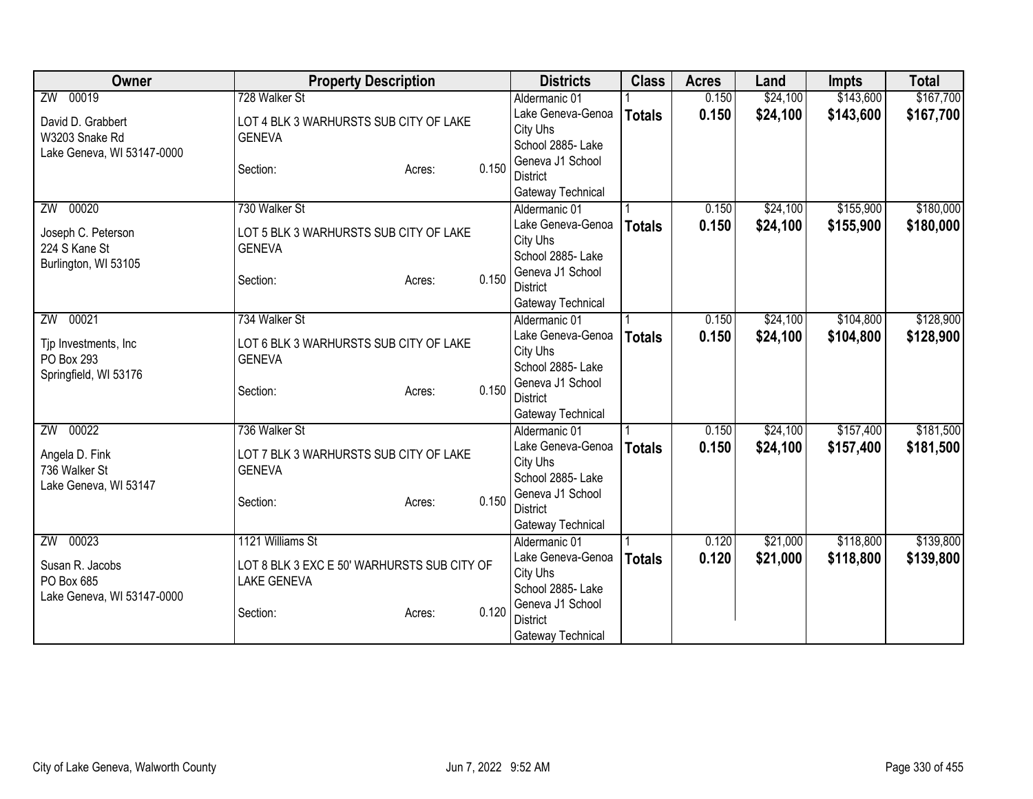| Owner | Property Description | Districts | Class | Acres | Land | Impts | Total |
|---|---|---|---|---|---|---|---|
| ZW 00019<br>David D. Grabbert<br>W3203 Snake Rd<br>Lake Geneva, WI 53147-0000 | 728 Walker St<br>LOT 4 BLK 3 WARHURSTS SUB CITY OF LAKE GENEVA<br>Section: Acres: 0.150 | Aldermanic 01<br>Lake Geneva-Genoa City Uhs<br>School 2885- Lake Geneva J1 School District<br>Gateway Technical | 1<br>**Totals** | 0.150<br>**0.150** | $24,100<br>**$24,100** | $143,600<br>**$143,600** | $167,700<br>**$167,700** |
| ZW 00020<br>Joseph C. Peterson<br>224 S Kane St<br>Burlington, WI 53105 | 730 Walker St<br>LOT 5 BLK 3 WARHURSTS SUB CITY OF LAKE GENEVA<br>Section: Acres: 0.150 | Aldermanic 01<br>Lake Geneva-Genoa City Uhs<br>School 2885- Lake Geneva J1 School District<br>Gateway Technical | 1<br>**Totals** | 0.150<br>**0.150** | $24,100<br>**$24,100** | $155,900<br>**$155,900** | $180,000<br>**$180,000** |
| ZW 00021<br>Tjp Investments, Inc<br>PO Box 293<br>Springfield, WI 53176 | 734 Walker St<br>LOT 6 BLK 3 WARHURSTS SUB CITY OF LAKE GENEVA<br>Section: Acres: 0.150 | Aldermanic 01<br>Lake Geneva-Genoa City Uhs<br>School 2885- Lake Geneva J1 School District<br>Gateway Technical | 1<br>**Totals** | 0.150<br>**0.150** | $24,100<br>**$24,100** | $104,800<br>**$104,800** | $128,900<br>**$128,900** |
| ZW 00022<br>Angela D. Fink<br>736 Walker St<br>Lake Geneva, WI 53147 | 736 Walker St<br>LOT 7 BLK 3 WARHURSTS SUB CITY OF LAKE GENEVA<br>Section: Acres: 0.150 | Aldermanic 01<br>Lake Geneva-Genoa City Uhs<br>School 2885- Lake Geneva J1 School District<br>Gateway Technical | 1<br>**Totals** | 0.150<br>**0.150** | $24,100<br>**$24,100** | $157,400<br>**$157,400** | $181,500<br>**$181,500** |
| ZW 00023<br>Susan R. Jacobs<br>PO Box 685<br>Lake Geneva, WI 53147-0000 | 1121 Williams St<br>LOT 8 BLK 3 EXC E 50' WARHURSTS SUB CITY OF LAKE GENEVA<br>Section: Acres: 0.120 | Aldermanic 01<br>Lake Geneva-Genoa City Uhs<br>School 2885- Lake Geneva J1 School District<br>Gateway Technical | 1<br>**Totals** | 0.120<br>**0.120** | $21,000<br>**$21,000** | $118,800<br>**$118,800** | $139,800<br>**$139,800** |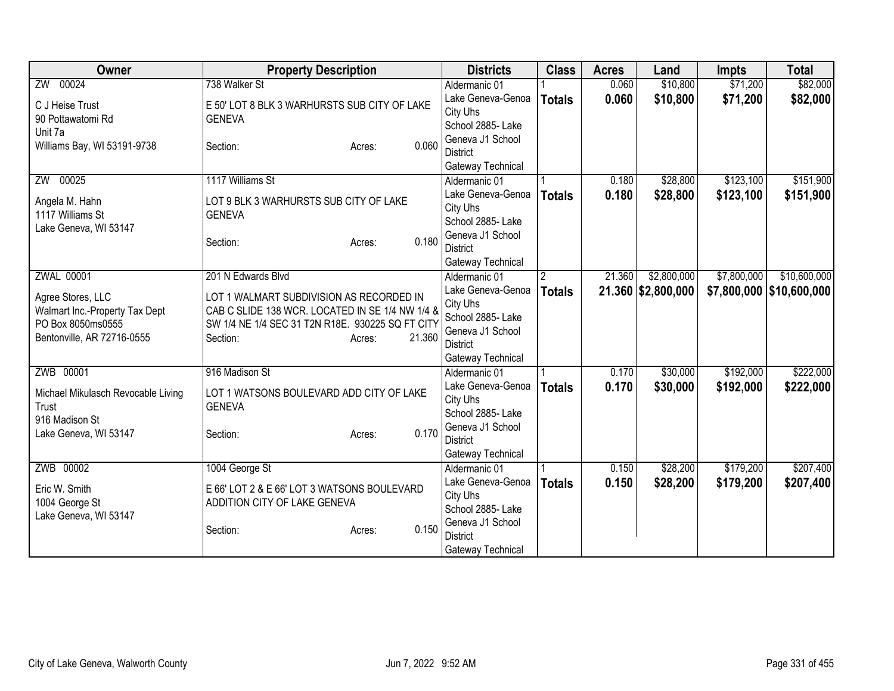| Owner | Property Description | Districts | Class | Acres | Land | Impts | Total |
|---|---|---|---|---|---|---|---|
| ZW 00024<br>C J Heise Trust<br>90 Pottawatomi Rd<br>Unit 7a<br>Williams Bay, WI 53191-9738 | 738 Walker St<br>E 50' LOT 8 BLK 3 WARHURSTS SUB CITY OF LAKE GENEVA<br>Section: Acres: 0.060 | Aldermanic 01<br>Lake Geneva-Genoa City Uhs<br>School 2885- Lake Geneva J1 School District<br>Gateway Technical | 1<br>**Totals** | 0.060<br>**0.060** | $10,800<br>**$10,800** | $71,200<br>**$71,200** | $82,000<br>**$82,000** |
| ZW 00025<br>Angela M. Hahn<br>1117 Williams St<br>Lake Geneva, WI 53147 | 1117 Williams St<br>LOT 9 BLK 3 WARHURSTS SUB CITY OF LAKE GENEVA<br>Section: Acres: 0.180 | Aldermanic 01<br>Lake Geneva-Genoa City Uhs<br>School 2885- Lake Geneva J1 School District<br>Gateway Technical | 1<br>**Totals** | 0.180<br>**0.180** | $28,800<br>**$28,800** | $123,100<br>**$123,100** | $151,900<br>**$151,900** |
| ZWAL 00001<br>Agree Stores, LLC<br>Walmart Inc.-Property Tax Dept<br>PO Box 8050ms0555<br>Bentonville, AR 72716-0555 | 201 N Edwards Blvd<br>LOT 1 WALMART SUBDIVISION AS RECORDED IN CAB C SLIDE 138 WCR. LOCATED IN SE 1/4 NW 1/4 & SW 1/4 NE 1/4 SEC 31 T2N R18E. 930225 SQ FT CITY<br>Section: Acres: 21.360 | Aldermanic 01<br>Lake Geneva-Genoa City Uhs<br>School 2885- Lake Geneva J1 School District<br>Gateway Technical | 2<br>**Totals** | 21.360<br>**21.360** | $2,800,000<br>**$2,800,000** | $7,800,000<br>**$7,800,000** | $10,600,000<br>**$10,600,000** |
| ZWB 00001<br>Michael Mikulasch Revocable Living Trust<br>916 Madison St<br>Lake Geneva, WI 53147 | 916 Madison St<br>LOT 1 WATSONS BOULEVARD ADD CITY OF LAKE GENEVA<br>Section: Acres: 0.170 | Aldermanic 01<br>Lake Geneva-Genoa City Uhs<br>School 2885- Lake Geneva J1 School District<br>Gateway Technical | 1<br>**Totals** | 0.170<br>**0.170** | $30,000<br>**$30,000** | $192,000<br>**$192,000** | $222,000<br>**$222,000** |
| ZWB 00002<br>Eric W. Smith<br>1004 George St<br>Lake Geneva, WI 53147 | 1004 George St<br>E 66' LOT 2 & E 66' LOT 3 WATSONS BOULEVARD ADDITION CITY OF LAKE GENEVA<br>Section: Acres: 0.150 | Aldermanic 01<br>Lake Geneva-Genoa City Uhs<br>School 2885- Lake Geneva J1 School District<br>Gateway Technical | 1<br>**Totals** | 0.150<br>**0.150** | $28,200<br>**$28,200** | $179,200<br>**$179,200** | $207,400<br>**$207,400** |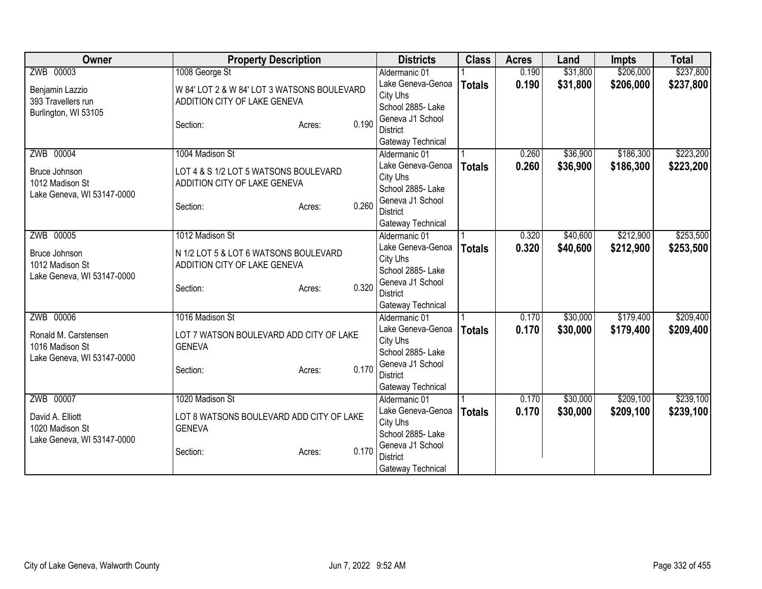| Owner | Property Description | Districts | Class | Acres | Land | Impts | Total |
|---|---|---|---|---|---|---|---|
| ZWB 00003<br>Benjamin Lazzio<br>393 Travellers run<br>Burlington, WI 53105 | 1008 George St<br>W 84' LOT 2 & W 84' LOT 3 WATSONS BOULEVARD ADDITION CITY OF LAKE GENEVA<br>Section: Acres: 0.190 | Aldermanic 01<br>Lake Geneva-Genoa City Uhs<br>School 2885- Lake Geneva J1 School District<br>Gateway Technical | 1<br>**Totals** | 0.190<br>**0.190** | $31,800<br>**$31,800** | $206,000<br>**$206,000** | $237,800<br>**$237,800** |
| ZWB 00004<br>Bruce Johnson<br>1012 Madison St<br>Lake Geneva, WI 53147-0000 | 1004 Madison St<br>LOT 4 & S 1/2 LOT 5 WATSONS BOULEVARD ADDITION CITY OF LAKE GENEVA<br>Section: Acres: 0.260 | Aldermanic 01<br>Lake Geneva-Genoa City Uhs<br>School 2885- Lake Geneva J1 School District<br>Gateway Technical | 1<br>**Totals** | 0.260<br>**0.260** | $36,900<br>**$36,900** | $186,300<br>**$186,300** | $223,200<br>**$223,200** |
| ZWB 00005<br>Bruce Johnson<br>1012 Madison St<br>Lake Geneva, WI 53147-0000 | 1012 Madison St<br>N 1/2 LOT 5 & LOT 6 WATSONS BOULEVARD ADDITION CITY OF LAKE GENEVA<br>Section: Acres: 0.320 | Aldermanic 01<br>Lake Geneva-Genoa City Uhs<br>School 2885- Lake Geneva J1 School District<br>Gateway Technical | 1<br>**Totals** | 0.320<br>**0.320** | $40,600<br>**$40,600** | $212,900<br>**$212,900** | $253,500<br>**$253,500** |
| ZWB 00006<br>Ronald M. Carstensen<br>1016 Madison St<br>Lake Geneva, WI 53147-0000 | 1016 Madison St<br>LOT 7 WATSON BOULEVARD ADD CITY OF LAKE GENEVA<br>Section: Acres: 0.170 | Aldermanic 01<br>Lake Geneva-Genoa City Uhs<br>School 2885- Lake Geneva J1 School District<br>Gateway Technical | 1<br>**Totals** | 0.170<br>**0.170** | $30,000<br>**$30,000** | $179,400<br>**$179,400** | $209,400<br>**$209,400** |
| ZWB 00007<br>David A. Elliott<br>1020 Madison St<br>Lake Geneva, WI 53147-0000 | 1020 Madison St<br>LOT 8 WATSONS BOULEVARD ADD CITY OF LAKE GENEVA<br>Section: Acres: 0.170 | Aldermanic 01<br>Lake Geneva-Genoa City Uhs<br>School 2885- Lake Geneva J1 School District<br>Gateway Technical | 1<br>**Totals** | 0.170<br>**0.170** | $30,000<br>**$30,000** | $209,100<br>**$209,100** | $239,100<br>**$239,100** |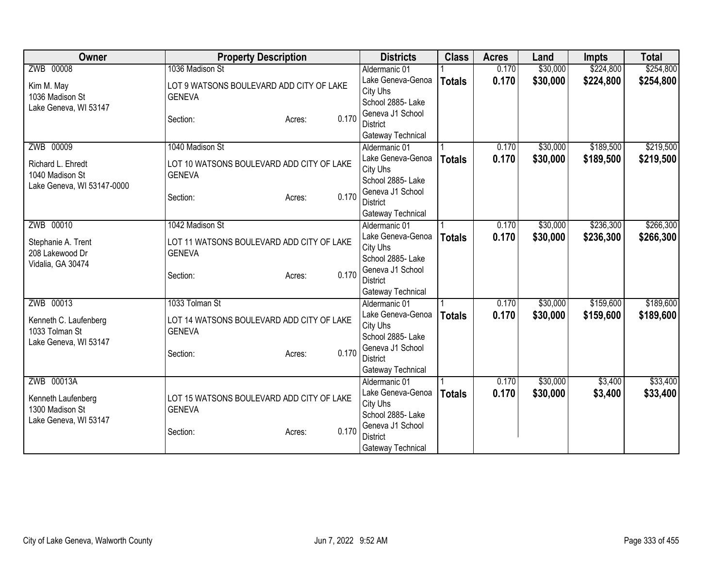| Owner | Property Description | | | Districts | Class | Acres | Land | Impts | Total |
|---|---|---|---|---|---|---|---|---|---|
| ZWB 00008<br><br>Kim M. May<br>1036 Madison St<br>Lake Geneva, WI 53147 | 1036 Madison St<br><br>LOT 9 WATSONS BOULEVARD ADD CITY OF LAKE GENEVA<br><br>Section: | Acres: | 0.170 | Aldermanic 01<br>Lake Geneva-Genoa City Uhs<br>School 2885- Lake Geneva J1 School District<br>Gateway Technical | 1<br>**Totals** | 0.170<br>**0.170** | $30,000<br>**$30,000** | $224,800<br>**$224,800** | $254,800<br>**$254,800** |
| ZWB 00009<br><br>Richard L. Ehredt<br>1040 Madison St<br>Lake Geneva, WI 53147-0000 | 1040 Madison St<br><br>LOT 10 WATSONS BOULEVARD ADD CITY OF LAKE GENEVA<br><br>Section: | Acres: | 0.170 | Aldermanic 01<br>Lake Geneva-Genoa City Uhs<br>School 2885- Lake Geneva J1 School District<br>Gateway Technical | 1<br>**Totals** | 0.170<br>**0.170** | $30,000<br>**$30,000** | $189,500<br>**$189,500** | $219,500<br>**$219,500** |
| ZWB 00010<br><br>Stephanie A. Trent<br>208 Lakewood Dr<br>Vidalia, GA 30474 | 1042 Madison St<br><br>LOT 11 WATSONS BOULEVARD ADD CITY OF LAKE GENEVA<br><br>Section: | Acres: | 0.170 | Aldermanic 01<br>Lake Geneva-Genoa City Uhs<br>School 2885- Lake Geneva J1 School District<br>Gateway Technical | 1<br>**Totals** | 0.170<br>**0.170** | $30,000<br>**$30,000** | $236,300<br>**$236,300** | $266,300<br>**$266,300** |
| ZWB 00013<br><br>Kenneth C. Laufenberg<br>1033 Tolman St<br>Lake Geneva, WI 53147 | 1033 Tolman St<br><br>LOT 14 WATSONS BOULEVARD ADD CITY OF LAKE GENEVA<br><br>Section: | Acres: | 0.170 | Aldermanic 01<br>Lake Geneva-Genoa City Uhs<br>School 2885- Lake Geneva J1 School District<br>Gateway Technical | 1<br>**Totals** | 0.170<br>**0.170** | $30,000<br>**$30,000** | $159,600<br>**$159,600** | $189,600<br>**$189,600** |
| ZWB 00013A<br><br>Kenneth Laufenberg<br>1300 Madison St<br>Lake Geneva, WI 53147 | LOT 15 WATSONS BOULEVARD ADD CITY OF LAKE GENEVA<br><br>Section: | Acres: | 0.170 | Aldermanic 01<br>Lake Geneva-Genoa City Uhs<br>School 2885- Lake Geneva J1 School District<br>Gateway Technical | 1<br>**Totals** | 0.170<br>**0.170** | $30,000<br>**$30,000** | $3,400<br>**$3,400** | $33,400<br>**$33,400** |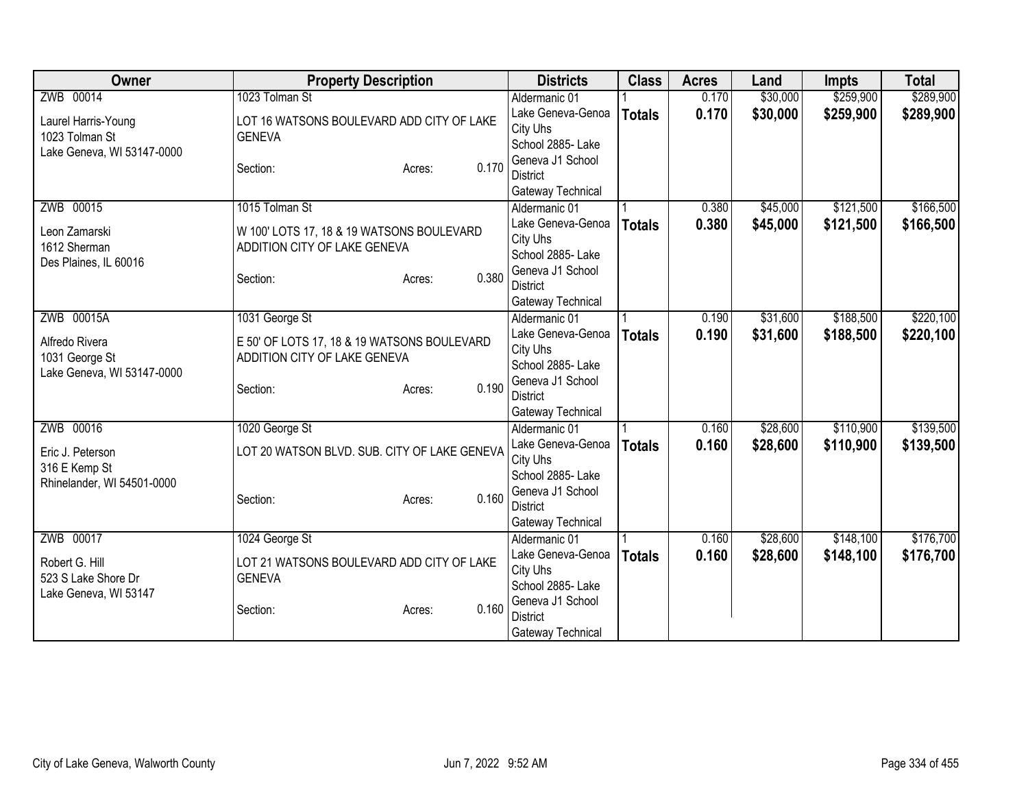| Owner | Property Description | Districts | Class | Acres | Land | Impts | Total |
|---|---|---|---|---|---|---|---|
| ZWB 00014<br><br>Laurel Harris-Young<br>1023 Tolman St<br>Lake Geneva, WI 53147-0000 | 1023 Tolman St<br><br>LOT 16 WATSONS BOULEVARD ADD CITY OF LAKE GENEVA<br><br>Section: Acres: 0.170 | Aldermanic 01<br>Lake Geneva-Genoa City Uhs<br>School 2885- Lake Geneva J1 School District<br>Gateway Technical | 1<br>**Totals** | 0.170<br>**0.170** | $30,000<br>**$30,000** | $259,900<br>**$259,900** | $289,900<br>**$289,900** |
| ZWB 00015<br><br>Leon Zamarski<br>1612 Sherman<br>Des Plaines, IL 60016 | 1015 Tolman St<br><br>W 100' LOTS 17, 18 & 19 WATSONS BOULEVARD ADDITION CITY OF LAKE GENEVA<br><br>Section: Acres: 0.380 | Aldermanic 01<br>Lake Geneva-Genoa City Uhs<br>School 2885- Lake Geneva J1 School District<br>Gateway Technical | 1<br>**Totals** | 0.380<br>**0.380** | $45,000<br>**$45,000** | $121,500<br>**$121,500** | $166,500<br>**$166,500** |
| ZWB 00015A<br><br>Alfredo Rivera<br>1031 George St<br>Lake Geneva, WI 53147-0000 | 1031 George St<br><br>E 50' OF LOTS 17, 18 & 19 WATSONS BOULEVARD ADDITION CITY OF LAKE GENEVA<br><br>Section: Acres: 0.190 | Aldermanic 01<br>Lake Geneva-Genoa City Uhs<br>School 2885- Lake Geneva J1 School District<br>Gateway Technical | 1<br>**Totals** | 0.190<br>**0.190** | $31,600<br>**$31,600** | $188,500<br>**$188,500** | $220,100<br>**$220,100** |
| ZWB 00016<br><br>Eric J. Peterson<br>316 E Kemp St<br>Rhinelander, WI 54501-0000 | 1020 George St<br><br>LOT 20 WATSON BLVD. SUB. CITY OF LAKE GENEVA<br><br>Section: Acres: 0.160 | Aldermanic 01<br>Lake Geneva-Genoa City Uhs<br>School 2885- Lake Geneva J1 School District<br>Gateway Technical | 1<br>**Totals** | 0.160<br>**0.160** | $28,600<br>**$28,600** | $110,900<br>**$110,900** | $139,500<br>**$139,500** |
| ZWB 00017<br><br>Robert G. Hill<br>523 S Lake Shore Dr<br>Lake Geneva, WI 53147 | 1024 George St<br><br>LOT 21 WATSONS BOULEVARD ADD CITY OF LAKE GENEVA<br><br>Section: Acres: 0.160 | Aldermanic 01<br>Lake Geneva-Genoa City Uhs<br>School 2885- Lake Geneva J1 School District<br>Gateway Technical | 1<br>**Totals** | 0.160<br>**0.160** | $28,600<br>**$28,600** | $148,100<br>**$148,100** | $176,700<br>**$176,700** |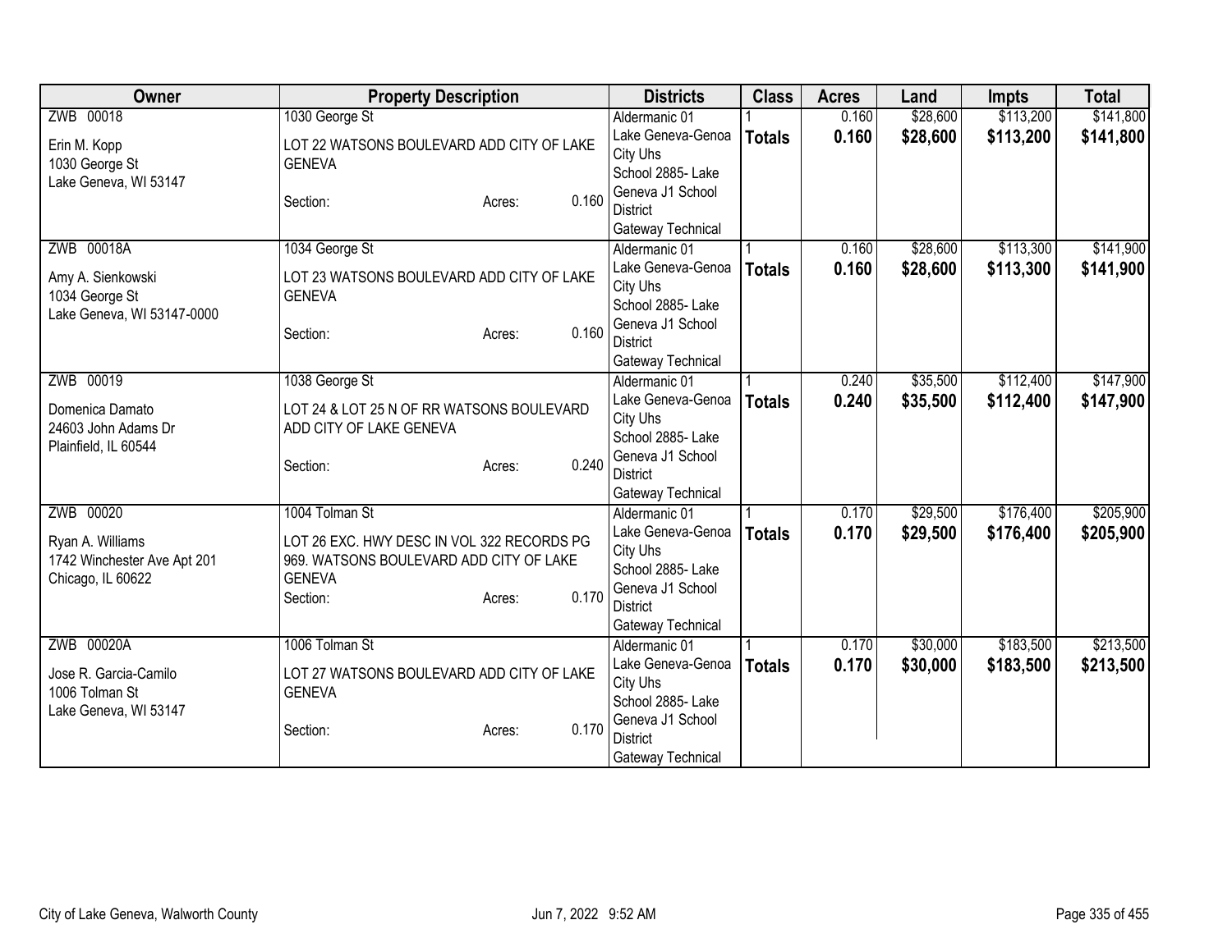| Owner | Property Description | Districts | Class | Acres | Land | Impts | Total |
|---|---|---|---|---|---|---|---|
| ZWB 00018<br>Erin M. Kopp<br>1030 George St<br>Lake Geneva, WI 53147 | 1030 George St<br>LOT 22 WATSONS BOULEVARD ADD CITY OF LAKE GENEVA<br>Section: Acres: 0.160 | Aldermanic 01<br>Lake Geneva-Genoa City Uhs<br>School 2885- Lake Geneva J1 School District<br>Gateway Technical | 1<br>**Totals** | 0.160<br>**0.160** | $28,600<br>**$28,600** | $113,200<br>**$113,200** | $141,800<br>**$141,800** |
| ZWB 00018A<br>Amy A. Sienkowski<br>1034 George St<br>Lake Geneva, WI 53147-0000 | 1034 George St<br>LOT 23 WATSONS BOULEVARD ADD CITY OF LAKE GENEVA<br>Section: Acres: 0.160 | Aldermanic 01<br>Lake Geneva-Genoa City Uhs<br>School 2885- Lake Geneva J1 School District<br>Gateway Technical | 1<br>**Totals** | 0.160<br>**0.160** | $28,600<br>**$28,600** | $113,300<br>**$113,300** | $141,900<br>**$141,900** |
| ZWB 00019<br>Domenica Damato<br>24603 John Adams Dr<br>Plainfield, IL 60544 | 1038 George St<br>LOT 24 & LOT 25 N OF RR WATSONS BOULEVARD ADD CITY OF LAKE GENEVA<br>Section: Acres: 0.240 | Aldermanic 01<br>Lake Geneva-Genoa City Uhs<br>School 2885- Lake Geneva J1 School District<br>Gateway Technical | 1<br>**Totals** | 0.240<br>**0.240** | $35,500<br>**$35,500** | $112,400<br>**$112,400** | $147,900<br>**$147,900** |
| ZWB 00020<br>Ryan A. Williams<br>1742 Winchester Ave Apt 201<br>Chicago, IL 60622 | 1004 Tolman St<br>LOT 26 EXC. HWY DESC IN VOL 322 RECORDS PG 969. WATSONS BOULEVARD ADD CITY OF LAKE GENEVA<br>Section: Acres: 0.170 | Aldermanic 01<br>Lake Geneva-Genoa City Uhs<br>School 2885- Lake Geneva J1 School District<br>Gateway Technical | 1<br>**Totals** | 0.170<br>**0.170** | $29,500<br>**$29,500** | $176,400<br>**$176,400** | $205,900<br>**$205,900** |
| ZWB 00020A<br>Jose R. Garcia-Camilo<br>1006 Tolman St<br>Lake Geneva, WI 53147 | 1006 Tolman St<br>LOT 27 WATSONS BOULEVARD ADD CITY OF LAKE GENEVA<br>Section: Acres: 0.170 | Aldermanic 01<br>Lake Geneva-Genoa City Uhs<br>School 2885- Lake Geneva J1 School District<br>Gateway Technical | 1<br>**Totals** | 0.170<br>**0.170** | $30,000<br>**$30,000** | $183,500<br>**$183,500** | $213,500<br>**$213,500** |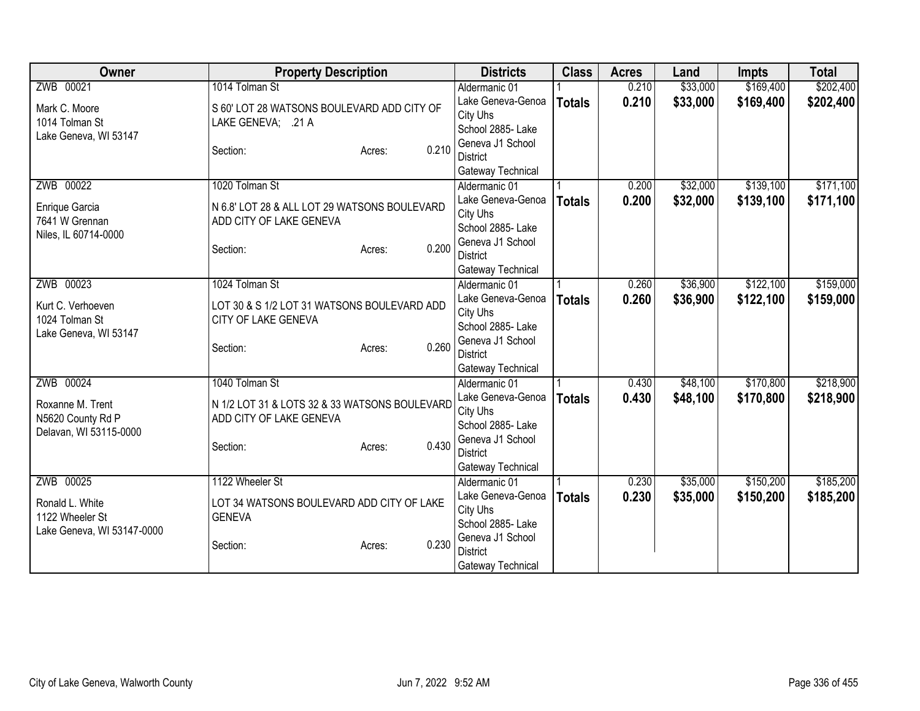| Owner | Property Description | Districts | Class | Acres | Land | Impts | Total |
|---|---|---|---|---|---|---|---|
| ZWB 00021<br>Mark C. Moore<br>1014 Tolman St<br>Lake Geneva, WI 53147 | 1014 Tolman St<br>S 60' LOT 28 WATSONS BOULEVARD ADD CITY OF LAKE GENEVA; .21 A<br>Section: Acres: 0.210 | Aldermanic 01<br>Lake Geneva-Genoa City Uhs<br>School 2885- Lake Geneva J1 School District<br>Gateway Technical | 1<br>**Totals** | 0.210<br>**0.210** | $33,000<br>**$33,000** | $169,400<br>**$169,400** | $202,400<br>**$202,400** |
| ZWB 00022<br>Enrique Garcia<br>7641 W Grennan<br>Niles, IL 60714-0000 | 1020 Tolman St<br>N 6.8' LOT 28 & ALL LOT 29 WATSONS BOULEVARD ADD CITY OF LAKE GENEVA<br>Section: Acres: 0.200 | Aldermanic 01<br>Lake Geneva-Genoa City Uhs<br>School 2885- Lake Geneva J1 School District<br>Gateway Technical | 1<br>**Totals** | 0.200<br>**0.200** | $32,000<br>**$32,000** | $139,100<br>**$139,100** | $171,100<br>**$171,100** |
| ZWB 00023<br>Kurt C. Verhoeven<br>1024 Tolman St<br>Lake Geneva, WI 53147 | 1024 Tolman St<br>LOT 30 & S 1/2 LOT 31 WATSONS BOULEVARD ADD CITY OF LAKE GENEVA<br>Section: Acres: 0.260 | Aldermanic 01<br>Lake Geneva-Genoa City Uhs<br>School 2885- Lake Geneva J1 School District<br>Gateway Technical | 1<br>**Totals** | 0.260<br>**0.260** | $36,900<br>**$36,900** | $122,100<br>**$122,100** | $159,000<br>**$159,000** |
| ZWB 00024<br>Roxanne M. Trent<br>N5620 County Rd P<br>Delavan, WI 53115-0000 | 1040 Tolman St<br>N 1/2 LOT 31 & LOTS 32 & 33 WATSONS BOULEVARD ADD CITY OF LAKE GENEVA<br>Section: Acres: 0.430 | Aldermanic 01<br>Lake Geneva-Genoa City Uhs<br>School 2885- Lake Geneva J1 School District<br>Gateway Technical | 1<br>**Totals** | 0.430<br>**0.430** | $48,100<br>**$48,100** | $170,800<br>**$170,800** | $218,900<br>**$218,900** |
| ZWB 00025<br>Ronald L. White<br>1122 Wheeler St<br>Lake Geneva, WI 53147-0000 | 1122 Wheeler St<br>LOT 34 WATSONS BOULEVARD ADD CITY OF LAKE GENEVA<br>Section: Acres: 0.230 | Aldermanic 01<br>Lake Geneva-Genoa City Uhs<br>School 2885- Lake Geneva J1 School District<br>Gateway Technical | 1<br>**Totals** | 0.230<br>**0.230** | $35,000<br>**$35,000** | $150,200<br>**$150,200** | $185,200<br>**$185,200** |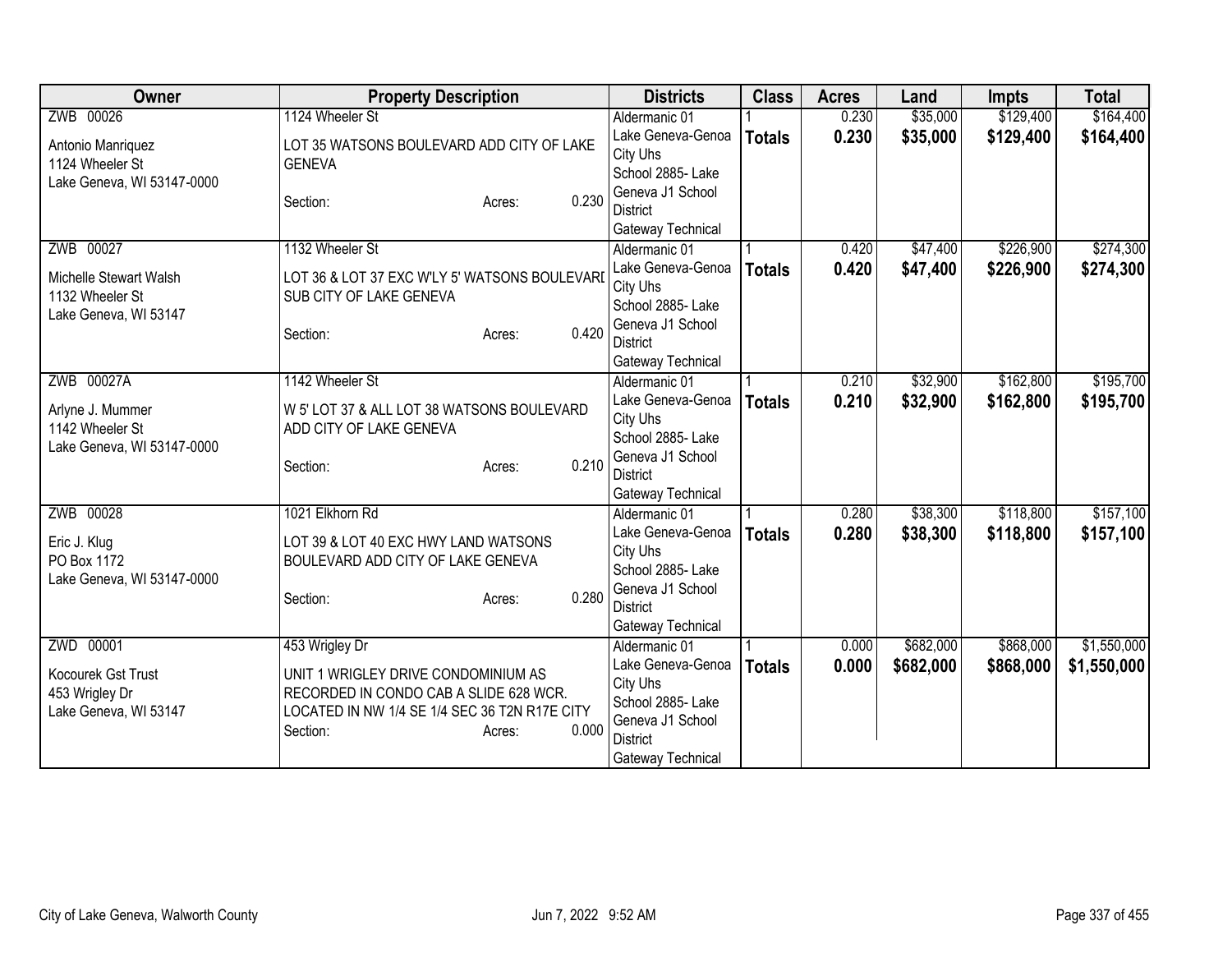| Owner | Property Description | Districts | Class | Acres | Land | Impts | Total |
|---|---|---|---|---|---|---|---|
| ZWB 00026<br><br>Antonio Manriquez<br>1124 Wheeler St<br>Lake Geneva, WI 53147-0000 | 1124 Wheeler St<br><br>LOT 35 WATSONS BOULEVARD ADD CITY OF LAKE GENEVA<br><br>Section: Acres: 0.230 | Aldermanic 01<br>Lake Geneva-Genoa City Uhs<br>School 2885- Lake Geneva J1 School District<br>Gateway Technical | 1<br>**Totals** | 0.230<br>**0.230** | $35,000<br>**$35,000** | $129,400<br>**$129,400** | $164,400<br>**$164,400** |
| ZWB 00027<br><br>Michelle Stewart Walsh<br>1132 Wheeler St<br>Lake Geneva, WI 53147 | 1132 Wheeler St<br><br>LOT 36 & LOT 37 EXC W'LY 5' WATSONS BOULEVARI SUB CITY OF LAKE GENEVA<br><br>Section: Acres: 0.420 | Aldermanic 01<br>Lake Geneva-Genoa City Uhs<br>School 2885- Lake Geneva J1 School District<br>Gateway Technical | 1<br>**Totals** | 0.420<br>**0.420** | $47,400<br>**$47,400** | $226,900<br>**$226,900** | $274,300<br>**$274,300** |
| ZWB 00027A<br><br>Arlyne J. Mummer<br>1142 Wheeler St<br>Lake Geneva, WI 53147-0000 | 1142 Wheeler St<br><br>W 5' LOT 37 & ALL LOT 38 WATSONS BOULEVARD ADD CITY OF LAKE GENEVA<br><br>Section: Acres: 0.210 | Aldermanic 01<br>Lake Geneva-Genoa City Uhs<br>School 2885- Lake Geneva J1 School District<br>Gateway Technical | 1<br>**Totals** | 0.210<br>**0.210** | $32,900<br>**$32,900** | $162,800<br>**$162,800** | $195,700<br>**$195,700** |
| ZWB 00028<br><br>Eric J. Klug<br>PO Box 1172<br>Lake Geneva, WI 53147-0000 | 1021 Elkhorn Rd<br><br>LOT 39 & LOT 40 EXC HWY LAND WATSONS BOULEVARD ADD CITY OF LAKE GENEVA<br><br>Section: Acres: 0.280 | Aldermanic 01<br>Lake Geneva-Genoa City Uhs<br>School 2885- Lake Geneva J1 School District<br>Gateway Technical | 1<br>**Totals** | 0.280<br>**0.280** | $38,300<br>**$38,300** | $118,800<br>**$118,800** | $157,100<br>**$157,100** |
| ZWD 00001<br><br>Kocourek Gst Trust<br>453 Wrigley Dr<br>Lake Geneva, WI 53147 | 453 Wrigley Dr<br><br>UNIT 1 WRIGLEY DRIVE CONDOMINIUM AS RECORDED IN CONDO CAB A SLIDE 628 WCR. LOCATED IN NW 1/4 SE 1/4 SEC 36 T2N R17E CITY<br>Section: Acres: 0.000 | Aldermanic 01<br>Lake Geneva-Genoa City Uhs<br>School 2885- Lake Geneva J1 School District<br>Gateway Technical | 1<br>**Totals** | 0.000<br>**0.000** | $682,000<br>**$682,000** | $868,000<br>**$868,000** | $1,550,000<br>**$1,550,000** |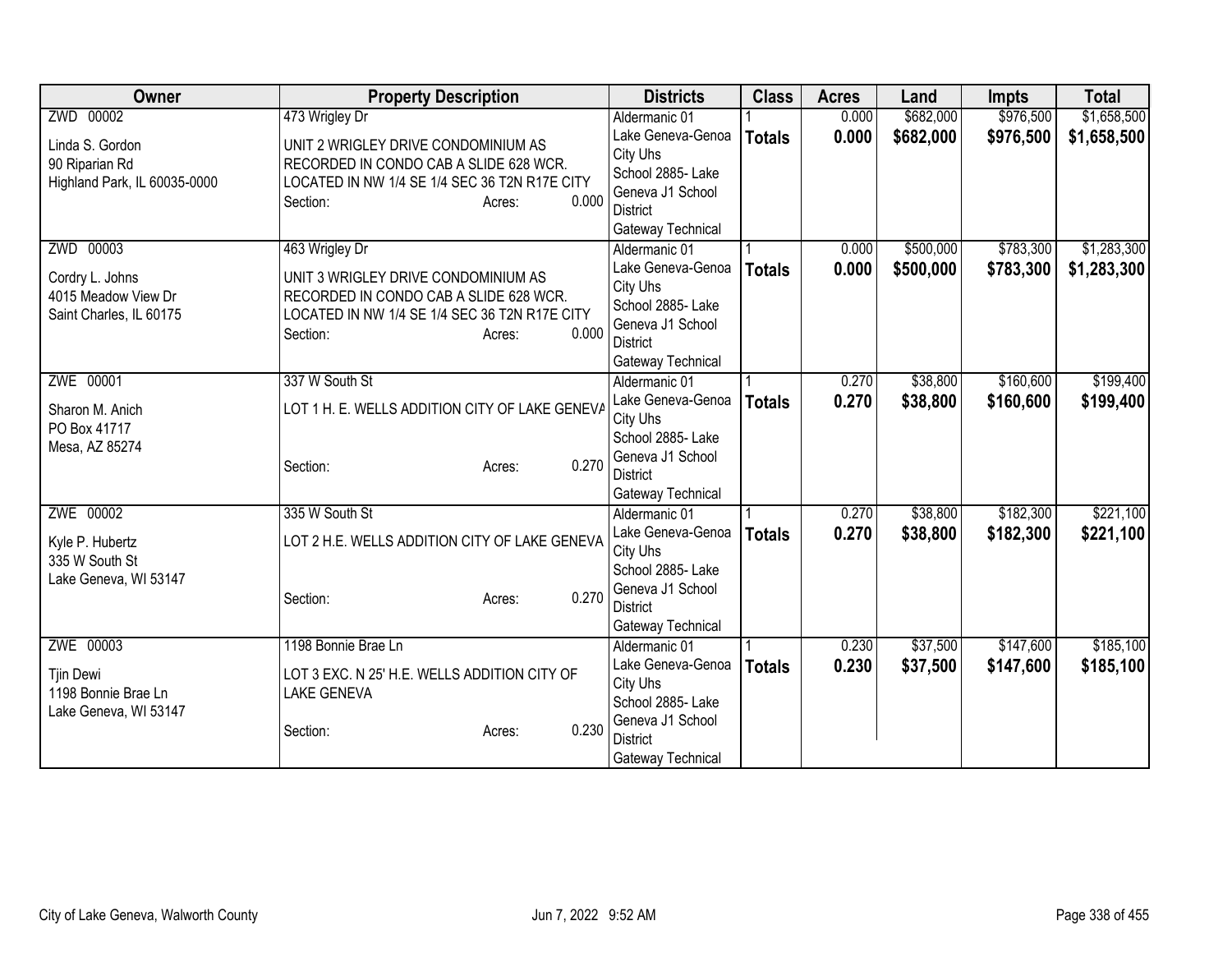| Owner | Property Description | Districts | Class | Acres | Land | Impts | Total |
|---|---|---|---|---|---|---|---|
| ZWD 00002<br>Linda S. Gordon<br>90 Riparian Rd<br>Highland Park, IL 60035-0000 | 473 Wrigley Dr<br>UNIT 2 WRIGLEY DRIVE CONDOMINIUM AS RECORDED IN CONDO CAB A SLIDE 628 WCR. LOCATED IN NW 1/4 SE 1/4 SEC 36 T2N R17E CITY<br>Section: Acres: 0.000 | Aldermanic 01<br>Lake Geneva-Genoa City Uhs<br>School 2885- Lake Geneva J1 School District<br>Gateway Technical | 1<br>**Totals** | 0.000<br>**0.000** | $682,000<br>**$682,000** | $976,500<br>**$976,500** | $1,658,500<br>**$1,658,500** |
| ZWD 00003<br>Cordry L. Johns<br>4015 Meadow View Dr<br>Saint Charles, IL 60175 | 463 Wrigley Dr<br>UNIT 3 WRIGLEY DRIVE CONDOMINIUM AS RECORDED IN CONDO CAB A SLIDE 628 WCR. LOCATED IN NW 1/4 SE 1/4 SEC 36 T2N R17E CITY<br>Section: Acres: 0.000 | Aldermanic 01<br>Lake Geneva-Genoa City Uhs<br>School 2885- Lake Geneva J1 School District<br>Gateway Technical | 1<br>**Totals** | 0.000<br>**0.000** | $500,000<br>**$500,000** | $783,300<br>**$783,300** | $1,283,300<br>**$1,283,300** |
| ZWE 00001<br>Sharon M. Anich<br>PO Box 41717<br>Mesa, AZ 85274 | 337 W South St<br>LOT 1 H. E. WELLS ADDITION CITY OF LAKE GENEVA<br>Section: Acres: 0.270 | Aldermanic 01<br>Lake Geneva-Genoa City Uhs<br>School 2885- Lake Geneva J1 School District<br>Gateway Technical | 1<br>**Totals** | 0.270<br>**0.270** | $38,800<br>**$38,800** | $160,600<br>**$160,600** | $199,400<br>**$199,400** |
| ZWE 00002<br>Kyle P. Hubertz<br>335 W South St<br>Lake Geneva, WI 53147 | 335 W South St<br>LOT 2 H.E. WELLS ADDITION CITY OF LAKE GENEVA<br>Section: Acres: 0.270 | Aldermanic 01<br>Lake Geneva-Genoa City Uhs<br>School 2885- Lake Geneva J1 School District<br>Gateway Technical | 1<br>**Totals** | 0.270<br>**0.270** | $38,800<br>**$38,800** | $182,300<br>**$182,300** | $221,100<br>**$221,100** |
| ZWE 00003<br>Tjin Dewi<br>1198 Bonnie Brae Ln<br>Lake Geneva, WI 53147 | 1198 Bonnie Brae Ln<br>LOT 3 EXC. N 25' H.E. WELLS ADDITION CITY OF LAKE GENEVA<br>Section: Acres: 0.230 | Aldermanic 01<br>Lake Geneva-Genoa City Uhs<br>School 2885- Lake Geneva J1 School District<br>Gateway Technical | 1<br>**Totals** | 0.230<br>**0.230** | $37,500<br>**$37,500** | $147,600<br>**$147,600** | $185,100<br>**$185,100** |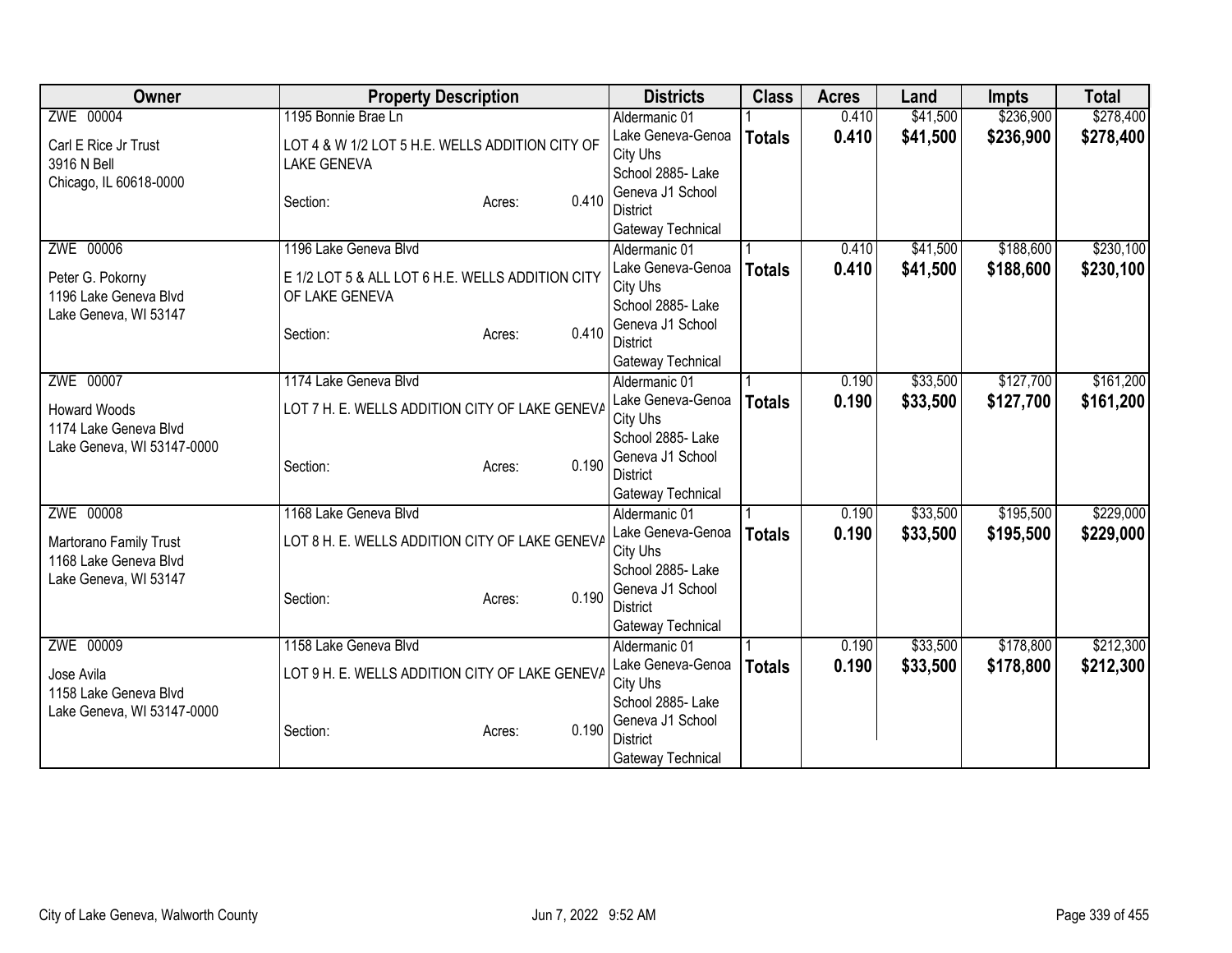| Owner | Property Description | | | Districts | Class | Acres | Land | Impts | Total |
|---|---|---|---|---|---|---|---|---|---|
| ZWE 00004<br>Carl E Rice Jr Trust<br>3916 N Bell<br>Chicago, IL 60618-0000 | 1195 Bonnie Brae Ln<br>LOT 4 & W 1/2 LOT 5 H.E. WELLS ADDITION CITY OF LAKE GENEVA<br>Section: | Acres: | 0.410 | Aldermanic 01<br>Lake Geneva-Genoa City Uhs<br>School 2885- Lake Geneva J1 School District<br>Gateway Technical | 1<br>**Totals** | 0.410<br>**0.410** | $41,500<br>**$41,500** | $236,900<br>**$236,900** | $278,400<br>**$278,400** |
| ZWE 00006<br>Peter G. Pokorny<br>1196 Lake Geneva Blvd<br>Lake Geneva, WI 53147 | 1196 Lake Geneva Blvd<br>E 1/2 LOT 5 & ALL LOT 6 H.E. WELLS ADDITION CITY OF LAKE GENEVA<br>Section: | Acres: | 0.410 | Aldermanic 01<br>Lake Geneva-Genoa City Uhs<br>School 2885- Lake Geneva J1 School District<br>Gateway Technical | 1<br>**Totals** | 0.410<br>**0.410** | $41,500<br>**$41,500** | $188,600<br>**$188,600** | $230,100<br>**$230,100** |
| ZWE 00007<br>Howard Woods<br>1174 Lake Geneva Blvd<br>Lake Geneva, WI 53147-0000 | 1174 Lake Geneva Blvd<br>LOT 7 H. E. WELLS ADDITION CITY OF LAKE GENEVA<br>Section: | Acres: | 0.190 | Aldermanic 01<br>Lake Geneva-Genoa City Uhs<br>School 2885- Lake Geneva J1 School District<br>Gateway Technical | 1<br>**Totals** | 0.190<br>**0.190** | $33,500<br>**$33,500** | $127,700<br>**$127,700** | $161,200<br>**$161,200** |
| ZWE 00008<br>Martorano Family Trust<br>1168 Lake Geneva Blvd<br>Lake Geneva, WI 53147 | 1168 Lake Geneva Blvd<br>LOT 8 H. E. WELLS ADDITION CITY OF LAKE GENEVA<br>Section: | Acres: | 0.190 | Aldermanic 01<br>Lake Geneva-Genoa City Uhs<br>School 2885- Lake Geneva J1 School District<br>Gateway Technical | 1<br>**Totals** | 0.190<br>**0.190** | $33,500<br>**$33,500** | $195,500<br>**$195,500** | $229,000<br>**$229,000** |
| ZWE 00009<br>Jose Avila<br>1158 Lake Geneva Blvd<br>Lake Geneva, WI 53147-0000 | 1158 Lake Geneva Blvd<br>LOT 9 H. E. WELLS ADDITION CITY OF LAKE GENEVA<br>Section: | Acres: | 0.190 | Aldermanic 01<br>Lake Geneva-Genoa City Uhs<br>School 2885- Lake Geneva J1 School District<br>Gateway Technical | 1<br>**Totals** | 0.190<br>**0.190** | $33,500<br>**$33,500** | $178,800<br>**$178,800** | $212,300<br>**$212,300** |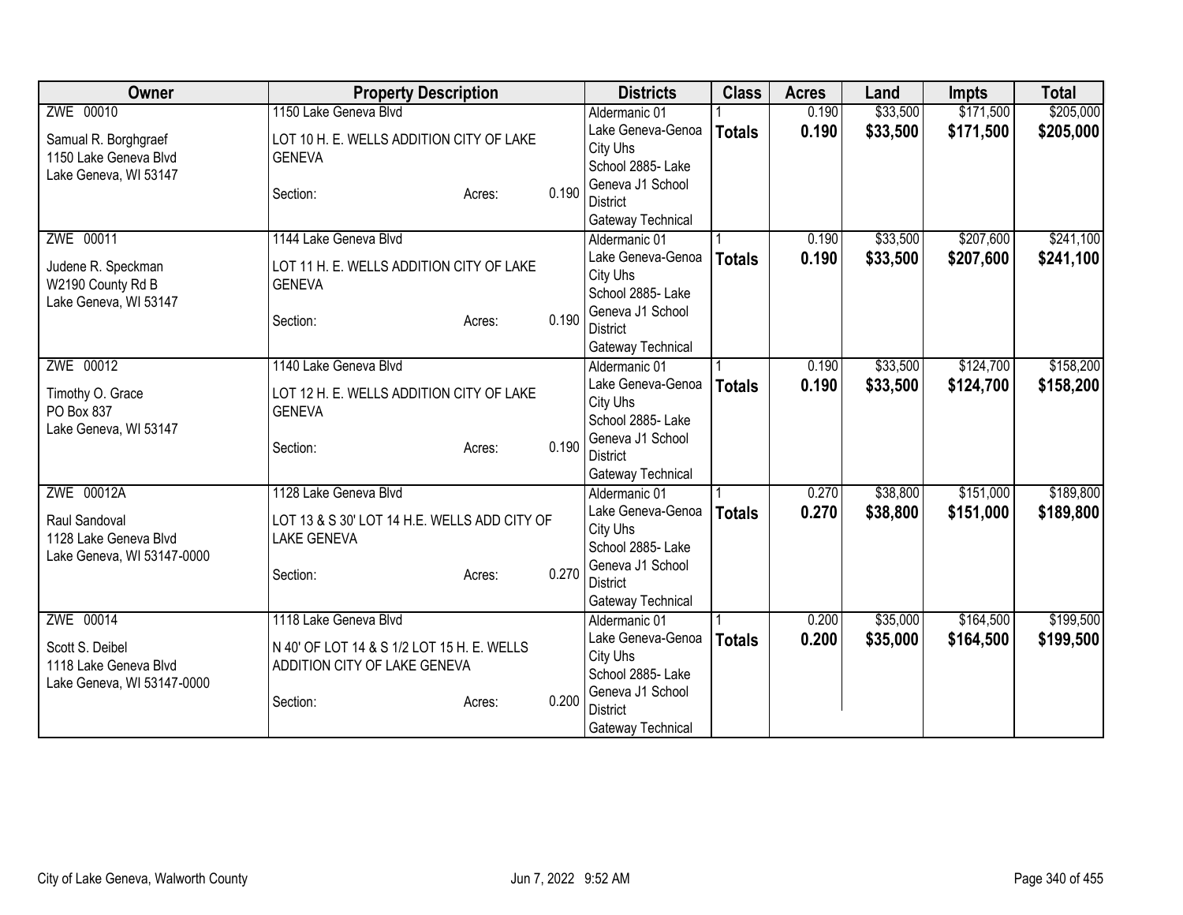| Owner | Property Description | Districts | Class | Acres | Land | Impts | Total |
|---|---|---|---|---|---|---|---|
| ZWE 00010<br><br>Samual R. Borghgraef<br>1150 Lake Geneva Blvd<br>Lake Geneva, WI 53147 | 1150 Lake Geneva Blvd<br><br>LOT 10 H. E. WELLS ADDITION CITY OF LAKE GENEVA<br><br>Section: Acres: 0.190 | Aldermanic 01<br>Lake Geneva-Genoa City Uhs<br>School 2885- Lake Geneva J1 School District<br>Gateway Technical | 1<br>**Totals** | 0.190<br>**0.190** | $33,500<br>**$33,500** | $171,500<br>**$171,500** | $205,000<br>**$205,000** |
| ZWE 00011<br><br>Judene R. Speckman<br>W2190 County Rd B<br>Lake Geneva, WI 53147 | 1144 Lake Geneva Blvd<br><br>LOT 11 H. E. WELLS ADDITION CITY OF LAKE GENEVA<br><br>Section: Acres: 0.190 | Aldermanic 01<br>Lake Geneva-Genoa City Uhs<br>School 2885- Lake Geneva J1 School District<br>Gateway Technical | 1<br>**Totals** | 0.190<br>**0.190** | $33,500<br>**$33,500** | $207,600<br>**$207,600** | $241,100<br>**$241,100** |
| ZWE 00012<br><br>Timothy O. Grace<br>PO Box 837<br>Lake Geneva, WI 53147 | 1140 Lake Geneva Blvd<br><br>LOT 12 H. E. WELLS ADDITION CITY OF LAKE GENEVA<br><br>Section: Acres: 0.190 | Aldermanic 01<br>Lake Geneva-Genoa City Uhs<br>School 2885- Lake Geneva J1 School District<br>Gateway Technical | 1<br>**Totals** | 0.190<br>**0.190** | $33,500<br>**$33,500** | $124,700<br>**$124,700** | $158,200<br>**$158,200** |
| ZWE 00012A<br><br>Raul Sandoval<br>1128 Lake Geneva Blvd<br>Lake Geneva, WI 53147-0000 | 1128 Lake Geneva Blvd<br><br>LOT 13 & S 30' LOT 14 H.E. WELLS ADD CITY OF LAKE GENEVA<br><br>Section: Acres: 0.270 | Aldermanic 01<br>Lake Geneva-Genoa City Uhs<br>School 2885- Lake Geneva J1 School District<br>Gateway Technical | 1<br>**Totals** | 0.270<br>**0.270** | $38,800<br>**$38,800** | $151,000<br>**$151,000** | $189,800<br>**$189,800** |
| ZWE 00014<br><br>Scott S. Deibel<br>1118 Lake Geneva Blvd<br>Lake Geneva, WI 53147-0000 | 1118 Lake Geneva Blvd<br><br>N 40' OF LOT 14 & S 1/2 LOT 15 H. E. WELLS ADDITION CITY OF LAKE GENEVA<br><br>Section: Acres: 0.200 | Aldermanic 01<br>Lake Geneva-Genoa City Uhs<br>School 2885- Lake Geneva J1 School District<br>Gateway Technical | 1<br>**Totals** | 0.200<br>**0.200** | $35,000<br>**$35,000** | $164,500<br>**$164,500** | $199,500<br>**$199,500** |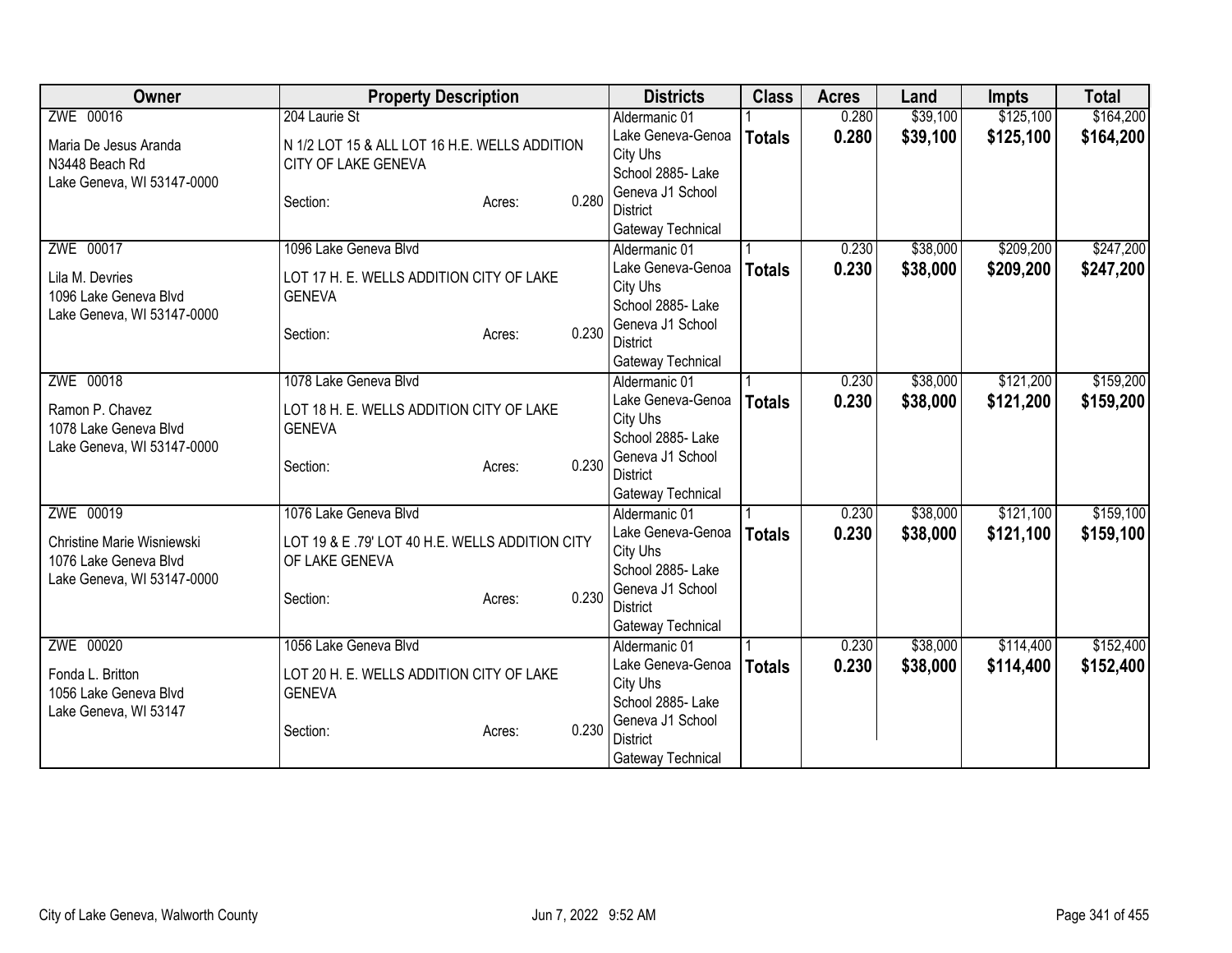| Owner | Property Description | Districts | Class | Acres | Land | Impts | Total |
|---|---|---|---|---|---|---|---|
| ZWE 00016<br>Maria De Jesus Aranda<br>N3448 Beach Rd<br>Lake Geneva, WI 53147-0000 | 204 Laurie St<br>N 1/2 LOT 15 & ALL LOT 16 H.E. WELLS ADDITION CITY OF LAKE GENEVA<br>Section: Acres: 0.280 | Aldermanic 01<br>Lake Geneva-Genoa City Uhs<br>School 2885- Lake Geneva J1 School District<br>Gateway Technical | 1<br>**Totals** | 0.280<br>**0.280** | $39,100<br>**$39,100** | $125,100<br>**$125,100** | $164,200<br>**$164,200** |
| ZWE 00017<br>Lila M. Devries<br>1096 Lake Geneva Blvd<br>Lake Geneva, WI 53147-0000 | 1096 Lake Geneva Blvd<br>LOT 17 H. E. WELLS ADDITION CITY OF LAKE GENEVA<br>Section: Acres: 0.230 | Aldermanic 01<br>Lake Geneva-Genoa City Uhs<br>School 2885- Lake Geneva J1 School District<br>Gateway Technical | 1<br>**Totals** | 0.230<br>**0.230** | $38,000<br>**$38,000** | $209,200<br>**$209,200** | $247,200<br>**$247,200** |
| ZWE 00018<br>Ramon P. Chavez<br>1078 Lake Geneva Blvd<br>Lake Geneva, WI 53147-0000 | 1078 Lake Geneva Blvd<br>LOT 18 H. E. WELLS ADDITION CITY OF LAKE GENEVA<br>Section: Acres: 0.230 | Aldermanic 01<br>Lake Geneva-Genoa City Uhs<br>School 2885- Lake Geneva J1 School District<br>Gateway Technical | 1<br>**Totals** | 0.230<br>**0.230** | $38,000<br>**$38,000** | $121,200<br>**$121,200** | $159,200<br>**$159,200** |
| ZWE 00019<br>Christine Marie Wisniewski<br>1076 Lake Geneva Blvd<br>Lake Geneva, WI 53147-0000 | 1076 Lake Geneva Blvd<br>LOT 19 & E .79' LOT 40 H.E. WELLS ADDITION CITY OF LAKE GENEVA<br>Section: Acres: 0.230 | Aldermanic 01<br>Lake Geneva-Genoa City Uhs<br>School 2885- Lake Geneva J1 School District<br>Gateway Technical | 1<br>**Totals** | 0.230<br>**0.230** | $38,000<br>**$38,000** | $121,100<br>**$121,100** | $159,100<br>**$159,100** |
| ZWE 00020<br>Fonda L. Britton<br>1056 Lake Geneva Blvd<br>Lake Geneva, WI 53147 | 1056 Lake Geneva Blvd<br>LOT 20 H. E. WELLS ADDITION CITY OF LAKE GENEVA<br>Section: Acres: 0.230 | Aldermanic 01<br>Lake Geneva-Genoa City Uhs<br>School 2885- Lake Geneva J1 School District<br>Gateway Technical | 1<br>**Totals** | 0.230<br>**0.230** | $38,000<br>**$38,000** | $114,400<br>**$114,400** | $152,400<br>**$152,400** |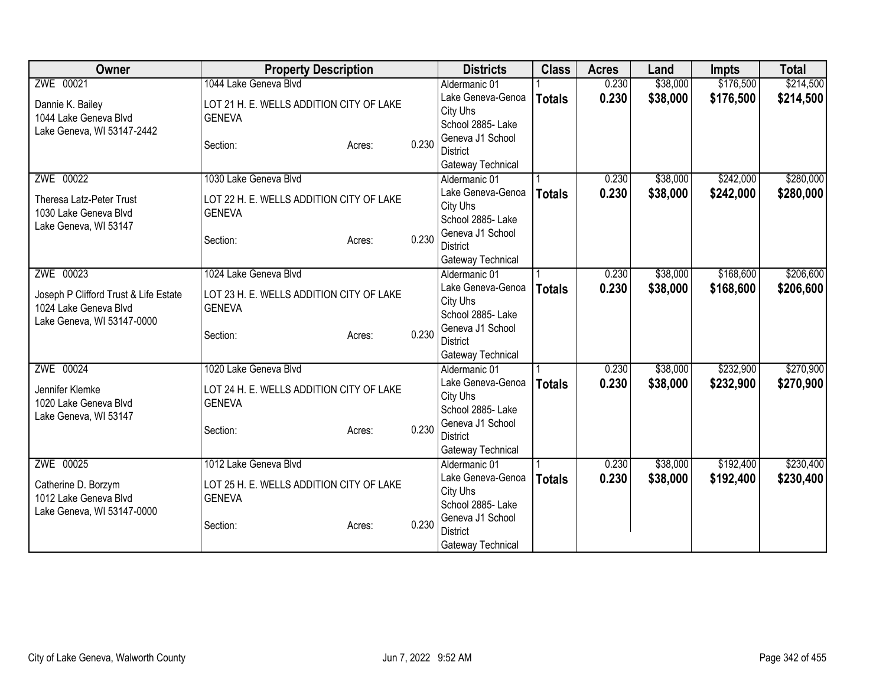| Owner | Property Description | Districts | Class | Acres | Land | Impts | Total |
|---|---|---|---|---|---|---|---|
| ZWE 00021<br>Dannie K. Bailey<br>1044 Lake Geneva Blvd<br>Lake Geneva, WI 53147-2442 | 1044 Lake Geneva Blvd<br>LOT 21 H. E. WELLS ADDITION CITY OF LAKE GENEVA<br>Section: Acres: 0.230 | Aldermanic 01<br>Lake Geneva-Genoa City Uhs<br>School 2885- Lake Geneva J1 School District<br>Gateway Technical | 1<br>**Totals** | 0.230<br>**0.230** | $38,000<br>**$38,000** | $176,500<br>**$176,500** | $214,500<br>**$214,500** |
| ZWE 00022<br>Theresa Latz-Peter Trust<br>1030 Lake Geneva Blvd<br>Lake Geneva, WI 53147 | 1030 Lake Geneva Blvd<br>LOT 22 H. E. WELLS ADDITION CITY OF LAKE GENEVA<br>Section: Acres: 0.230 | Aldermanic 01<br>Lake Geneva-Genoa City Uhs<br>School 2885- Lake Geneva J1 School District<br>Gateway Technical | 1<br>**Totals** | 0.230<br>**0.230** | $38,000<br>**$38,000** | $242,000<br>**$242,000** | $280,000<br>**$280,000** |
| ZWE 00023<br>Joseph P Clifford Trust & Life Estate<br>1024 Lake Geneva Blvd<br>Lake Geneva, WI 53147-0000 | 1024 Lake Geneva Blvd<br>LOT 23 H. E. WELLS ADDITION CITY OF LAKE GENEVA<br>Section: Acres: 0.230 | Aldermanic 01<br>Lake Geneva-Genoa City Uhs<br>School 2885- Lake Geneva J1 School District<br>Gateway Technical | 1<br>**Totals** | 0.230<br>**0.230** | $38,000<br>**$38,000** | $168,600<br>**$168,600** | $206,600<br>**$206,600** |
| ZWE 00024<br>Jennifer Klemke<br>1020 Lake Geneva Blvd<br>Lake Geneva, WI 53147 | 1020 Lake Geneva Blvd<br>LOT 24 H. E. WELLS ADDITION CITY OF LAKE GENEVA<br>Section: Acres: 0.230 | Aldermanic 01<br>Lake Geneva-Genoa City Uhs<br>School 2885- Lake Geneva J1 School District<br>Gateway Technical | 1<br>**Totals** | 0.230<br>**0.230** | $38,000<br>**$38,000** | $232,900<br>**$232,900** | $270,900<br>**$270,900** |
| ZWE 00025<br>Catherine D. Borzym<br>1012 Lake Geneva Blvd<br>Lake Geneva, WI 53147-0000 | 1012 Lake Geneva Blvd<br>LOT 25 H. E. WELLS ADDITION CITY OF LAKE GENEVA<br>Section: Acres: 0.230 | Aldermanic 01<br>Lake Geneva-Genoa City Uhs<br>School 2885- Lake Geneva J1 School District<br>Gateway Technical | 1<br>**Totals** | 0.230<br>**0.230** | $38,000<br>**$38,000** | $192,400<br>**$192,400** | $230,400<br>**$230,400** |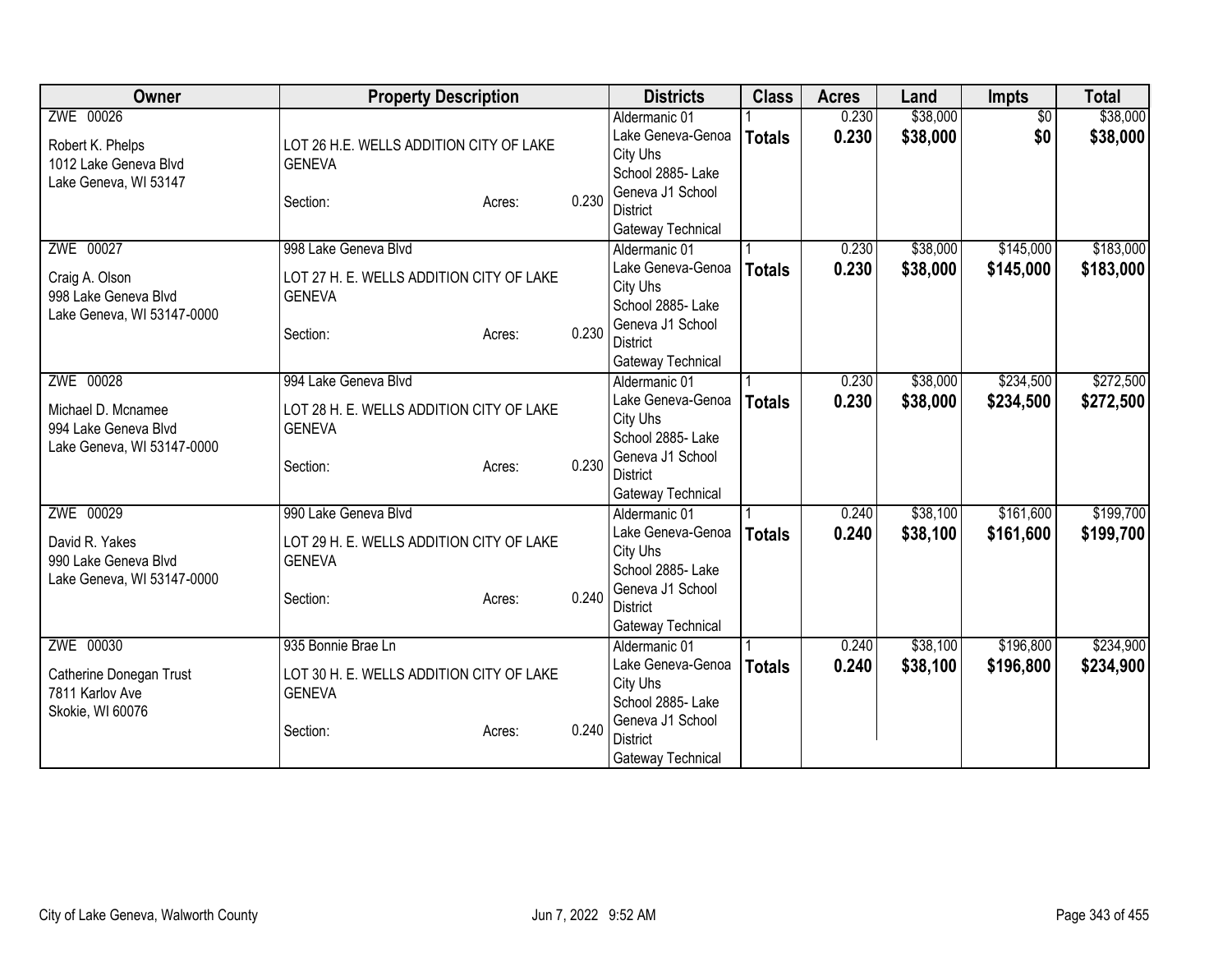| Owner | Property Description | | | Districts | Class | Acres | Land | Impts | Total |
|---|---|---|---|---|---|---|---|---|---|
| ZWE 00026<br><br>Robert K. Phelps<br>1012 Lake Geneva Blvd<br>Lake Geneva, WI 53147 | LOT 26 H.E. WELLS ADDITION CITY OF LAKE GENEVA<br><br>Section: | Acres: | 0.230 | Aldermanic 01<br>Lake Geneva-Genoa City Uhs<br>School 2885- Lake Geneva J1 School District<br>Gateway Technical | 1<br>**Totals** | 0.230<br>**0.230** | $38,000<br>**$38,000** | $0<br>**$0** | $38,000<br>**$38,000** |
| ZWE 00027<br><br>Craig A. Olson<br>998 Lake Geneva Blvd<br>Lake Geneva, WI 53147-0000 | 998 Lake Geneva Blvd<br><br>LOT 27 H. E. WELLS ADDITION CITY OF LAKE GENEVA<br><br>Section: | Acres: | 0.230 | Aldermanic 01<br>Lake Geneva-Genoa City Uhs<br>School 2885- Lake Geneva J1 School District<br>Gateway Technical | 1<br>**Totals** | 0.230<br>**0.230** | $38,000<br>**$38,000** | $145,000<br>**$145,000** | $183,000<br>**$183,000** |
| ZWE 00028<br><br>Michael D. Mcnamee<br>994 Lake Geneva Blvd<br>Lake Geneva, WI 53147-0000 | 994 Lake Geneva Blvd<br><br>LOT 28 H. E. WELLS ADDITION CITY OF LAKE GENEVA<br><br>Section: | Acres: | 0.230 | Aldermanic 01<br>Lake Geneva-Genoa City Uhs<br>School 2885- Lake Geneva J1 School District<br>Gateway Technical | 1<br>**Totals** | 0.230<br>**0.230** | $38,000<br>**$38,000** | $234,500<br>**$234,500** | $272,500<br>**$272,500** |
| ZWE 00029<br><br>David R. Yakes<br>990 Lake Geneva Blvd<br>Lake Geneva, WI 53147-0000 | 990 Lake Geneva Blvd<br><br>LOT 29 H. E. WELLS ADDITION CITY OF LAKE GENEVA<br><br>Section: | Acres: | 0.240 | Aldermanic 01<br>Lake Geneva-Genoa City Uhs<br>School 2885- Lake Geneva J1 School District<br>Gateway Technical | 1<br>**Totals** | 0.240<br>**0.240** | $38,100<br>**$38,100** | $161,600<br>**$161,600** | $199,700<br>**$199,700** |
| ZWE 00030<br><br>Catherine Donegan Trust<br>7811 Karlov Ave<br>Skokie, WI 60076 | 935 Bonnie Brae Ln<br><br>LOT 30 H. E. WELLS ADDITION CITY OF LAKE GENEVA<br><br>Section: | Acres: | 0.240 | Aldermanic 01<br>Lake Geneva-Genoa City Uhs<br>School 2885- Lake Geneva J1 School District<br>Gateway Technical | 1<br>**Totals** | 0.240<br>**0.240** | $38,100<br>**$38,100** | $196,800<br>**$196,800** | $234,900<br>**$234,900** |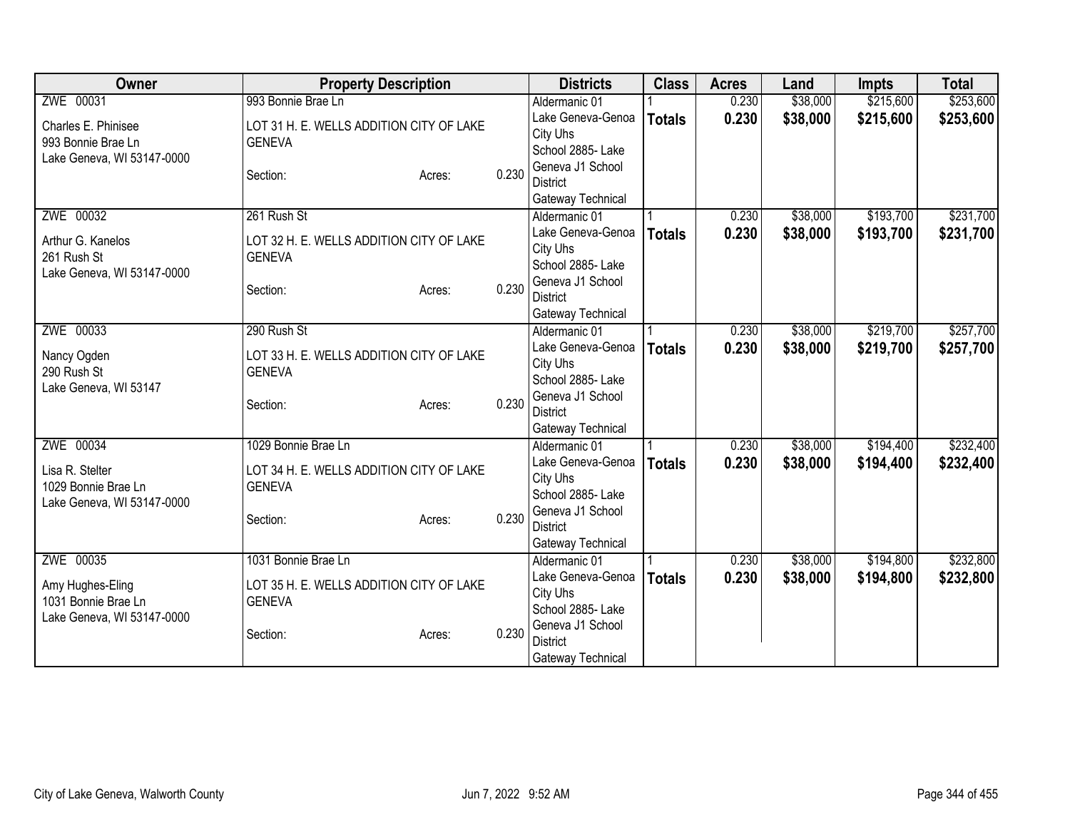| Owner | Property Description | | | Districts | Class | Acres | Land | Impts | Total |
|---|---|---|---|---|---|---|---|---|---|
| ZWE 00031<br>Charles E. Phinisee<br>993 Bonnie Brae Ln<br>Lake Geneva, WI 53147-0000 | 993 Bonnie Brae Ln<br>LOT 31 H. E. WELLS ADDITION CITY OF LAKE GENEVA<br>Section: | Acres: | 0.230 | Aldermanic 01<br>Lake Geneva-Genoa City Uhs<br>School 2885- Lake Geneva J1 School District<br>Gateway Technical | 1<br>**Totals** | 0.230<br>**0.230** | $38,000<br>**$38,000** | $215,600<br>**$215,600** | $253,600<br>**$253,600** |
| ZWE 00032<br>Arthur G. Kanelos<br>261 Rush St<br>Lake Geneva, WI 53147-0000 | 261 Rush St<br>LOT 32 H. E. WELLS ADDITION CITY OF LAKE GENEVA<br>Section: | Acres: | 0.230 | Aldermanic 01<br>Lake Geneva-Genoa City Uhs<br>School 2885- Lake Geneva J1 School District<br>Gateway Technical | 1<br>**Totals** | 0.230<br>**0.230** | $38,000<br>**$38,000** | $193,700<br>**$193,700** | $231,700<br>**$231,700** |
| ZWE 00033<br>Nancy Ogden<br>290 Rush St<br>Lake Geneva, WI 53147 | 290 Rush St<br>LOT 33 H. E. WELLS ADDITION CITY OF LAKE GENEVA<br>Section: | Acres: | 0.230 | Aldermanic 01<br>Lake Geneva-Genoa City Uhs<br>School 2885- Lake Geneva J1 School District<br>Gateway Technical | 1<br>**Totals** | 0.230<br>**0.230** | $38,000<br>**$38,000** | $219,700<br>**$219,700** | $257,700<br>**$257,700** |
| ZWE 00034<br>Lisa R. Stelter<br>1029 Bonnie Brae Ln<br>Lake Geneva, WI 53147-0000 | 1029 Bonnie Brae Ln<br>LOT 34 H. E. WELLS ADDITION CITY OF LAKE GENEVA<br>Section: | Acres: | 0.230 | Aldermanic 01<br>Lake Geneva-Genoa City Uhs<br>School 2885- Lake Geneva J1 School District<br>Gateway Technical | 1<br>**Totals** | 0.230<br>**0.230** | $38,000<br>**$38,000** | $194,400<br>**$194,400** | $232,400<br>**$232,400** |
| ZWE 00035<br>Amy Hughes-Eling<br>1031 Bonnie Brae Ln<br>Lake Geneva, WI 53147-0000 | 1031 Bonnie Brae Ln<br>LOT 35 H. E. WELLS ADDITION CITY OF LAKE GENEVA<br>Section: | Acres: | 0.230 | Aldermanic 01<br>Lake Geneva-Genoa City Uhs<br>School 2885- Lake Geneva J1 School District<br>Gateway Technical | 1<br>**Totals** | 0.230<br>**0.230** | $38,000<br>**$38,000** | $194,800<br>**$194,800** | $232,800<br>**$232,800** |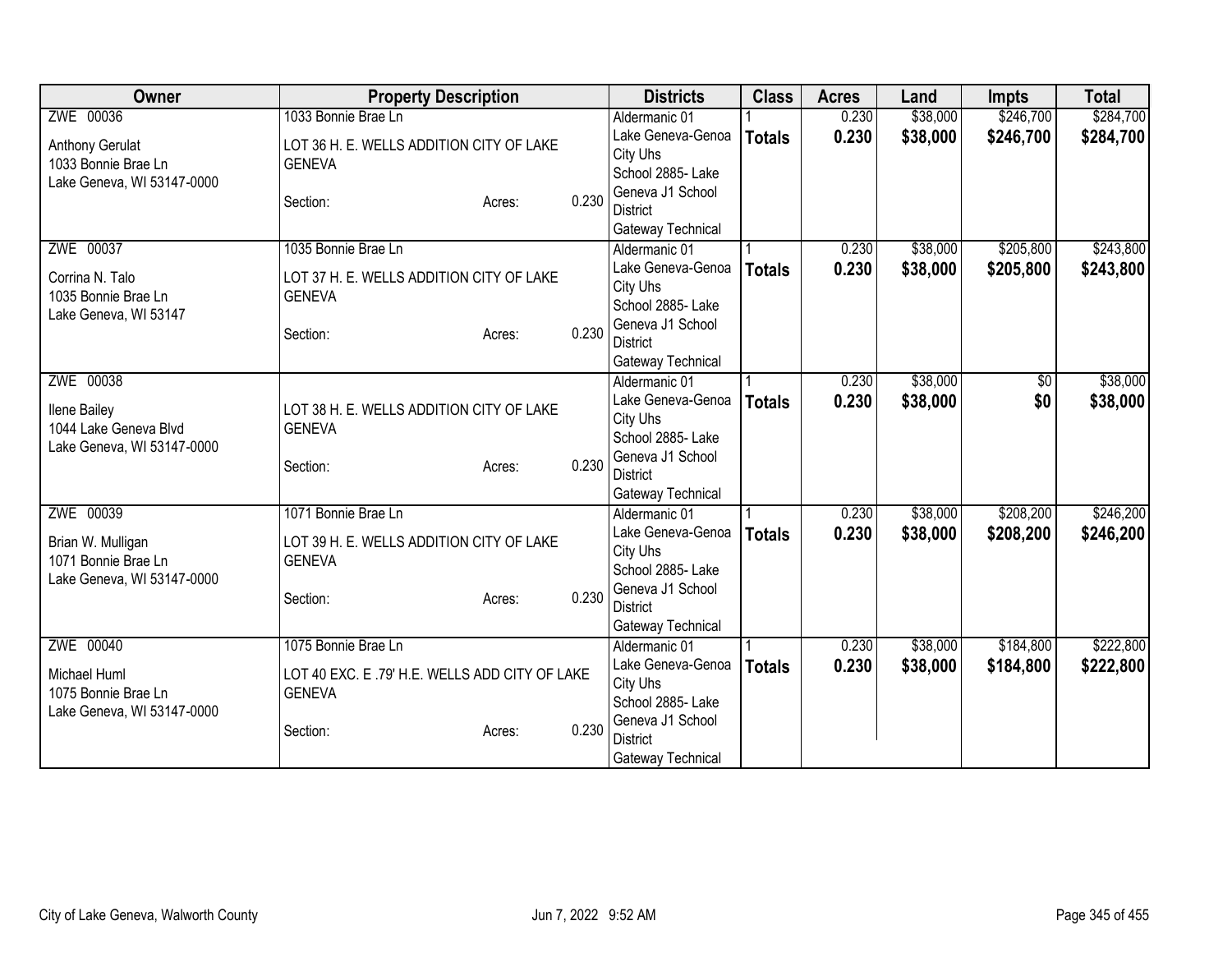| Owner | Property Description | Districts | Class | Acres | Land | Impts | Total |
|---|---|---|---|---|---|---|---|
| ZWE 00036<br><br>Anthony Gerulat<br>1033 Bonnie Brae Ln<br>Lake Geneva, WI 53147-0000 | 1033 Bonnie Brae Ln<br><br>LOT 36 H. E. WELLS ADDITION CITY OF LAKE GENEVA<br><br>Section: Acres: 0.230 | Aldermanic 01<br>Lake Geneva-Genoa City Uhs<br>School 2885- Lake Geneva J1 School District<br>Gateway Technical | 1<br>**Totals** | 0.230<br>**0.230** | $38,000<br>**$38,000** | $246,700<br>**$246,700** | $284,700<br>**$284,700** |
| ZWE 00037<br><br>Corrina N. Talo<br>1035 Bonnie Brae Ln<br>Lake Geneva, WI 53147 | 1035 Bonnie Brae Ln<br><br>LOT 37 H. E. WELLS ADDITION CITY OF LAKE GENEVA<br><br>Section: Acres: 0.230 | Aldermanic 01<br>Lake Geneva-Genoa City Uhs<br>School 2885- Lake Geneva J1 School District<br>Gateway Technical | 1<br>**Totals** | 0.230<br>**0.230** | $38,000<br>**$38,000** | $205,800<br>**$205,800** | $243,800<br>**$243,800** |
| ZWE 00038<br><br>Ilene Bailey<br>1044 Lake Geneva Blvd<br>Lake Geneva, WI 53147-0000 | LOT 38 H. E. WELLS ADDITION CITY OF LAKE GENEVA<br><br>Section: Acres: 0.230 | Aldermanic 01<br>Lake Geneva-Genoa City Uhs<br>School 2885- Lake Geneva J1 School District<br>Gateway Technical | 1<br>**Totals** | 0.230<br>**0.230** | $38,000<br>**$38,000** | $0<br>**$0** | $38,000<br>**$38,000** |
| ZWE 00039<br><br>Brian W. Mulligan<br>1071 Bonnie Brae Ln<br>Lake Geneva, WI 53147-0000 | 1071 Bonnie Brae Ln<br><br>LOT 39 H. E. WELLS ADDITION CITY OF LAKE GENEVA<br><br>Section: Acres: 0.230 | Aldermanic 01<br>Lake Geneva-Genoa City Uhs<br>School 2885- Lake Geneva J1 School District<br>Gateway Technical | 1<br>**Totals** | 0.230<br>**0.230** | $38,000<br>**$38,000** | $208,200<br>**$208,200** | $246,200<br>**$246,200** |
| ZWE 00040<br><br>Michael Huml<br>1075 Bonnie Brae Ln<br>Lake Geneva, WI 53147-0000 | 1075 Bonnie Brae Ln<br><br>LOT 40 EXC. E .79' H.E. WELLS ADD CITY OF LAKE GENEVA<br><br>Section: Acres: 0.230 | Aldermanic 01<br>Lake Geneva-Genoa City Uhs<br>School 2885- Lake Geneva J1 School District<br>Gateway Technical | 1<br>**Totals** | 0.230<br>**0.230** | $38,000<br>**$38,000** | $184,800<br>**$184,800** | $222,800<br>**$222,800** |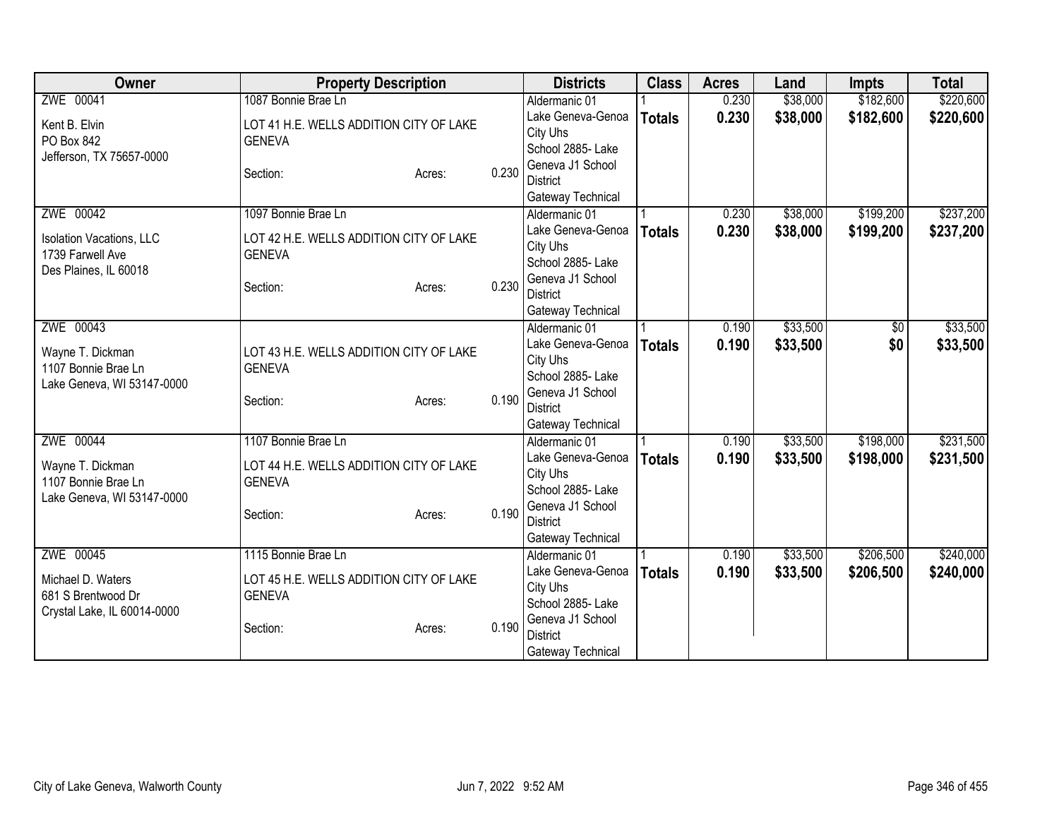| Owner | Property Description | | | Districts | Class | Acres | Land | Impts | Total |
|---|---|---|---|---|---|---|---|---|---|
| ZWE 00041<br>Kent B. Elvin<br>PO Box 842<br>Jefferson, TX 75657-0000 | 1087 Bonnie Brae Ln<br>LOT 41 H.E. WELLS ADDITION CITY OF LAKE GENEVA<br>Section: | Acres: | 0.230 | Aldermanic 01<br>Lake Geneva-Genoa City Uhs<br>School 2885- Lake Geneva J1 School District<br>Gateway Technical | 1<br>**Totals** | 0.230<br>**0.230** | $38,000<br>**$38,000** | $182,600<br>**$182,600** | $220,600<br>**$220,600** |
| ZWE 00042<br>Isolation Vacations, LLC<br>1739 Farwell Ave<br>Des Plaines, IL 60018 | 1097 Bonnie Brae Ln<br>LOT 42 H.E. WELLS ADDITION CITY OF LAKE GENEVA<br>Section: | Acres: | 0.230 | Aldermanic 01<br>Lake Geneva-Genoa City Uhs<br>School 2885- Lake Geneva J1 School District<br>Gateway Technical | 1<br>**Totals** | 0.230<br>**0.230** | $38,000<br>**$38,000** | $199,200<br>**$199,200** | $237,200<br>**$237,200** |
| ZWE 00043<br>Wayne T. Dickman<br>1107 Bonnie Brae Ln<br>Lake Geneva, WI 53147-0000 | LOT 43 H.E. WELLS ADDITION CITY OF LAKE GENEVA<br>Section: | Acres: | 0.190 | Aldermanic 01<br>Lake Geneva-Genoa City Uhs<br>School 2885- Lake Geneva J1 School District<br>Gateway Technical | 1<br>**Totals** | 0.190<br>**0.190** | $33,500<br>**$33,500** | $0<br>**$0** | $33,500<br>**$33,500** |
| ZWE 00044<br>Wayne T. Dickman<br>1107 Bonnie Brae Ln<br>Lake Geneva, WI 53147-0000 | 1107 Bonnie Brae Ln<br>LOT 44 H.E. WELLS ADDITION CITY OF LAKE GENEVA<br>Section: | Acres: | 0.190 | Aldermanic 01<br>Lake Geneva-Genoa City Uhs<br>School 2885- Lake Geneva J1 School District<br>Gateway Technical | 1<br>**Totals** | 0.190<br>**0.190** | $33,500<br>**$33,500** | $198,000<br>**$198,000** | $231,500<br>**$231,500** |
| ZWE 00045<br>Michael D. Waters<br>681 S Brentwood Dr<br>Crystal Lake, IL 60014-0000 | 1115 Bonnie Brae Ln<br>LOT 45 H.E. WELLS ADDITION CITY OF LAKE GENEVA<br>Section: | Acres: | 0.190 | Aldermanic 01<br>Lake Geneva-Genoa City Uhs<br>School 2885- Lake Geneva J1 School District<br>Gateway Technical | 1<br>**Totals** | 0.190<br>**0.190** | $33,500<br>**$33,500** | $206,500<br>**$206,500** | $240,000<br>**$240,000** |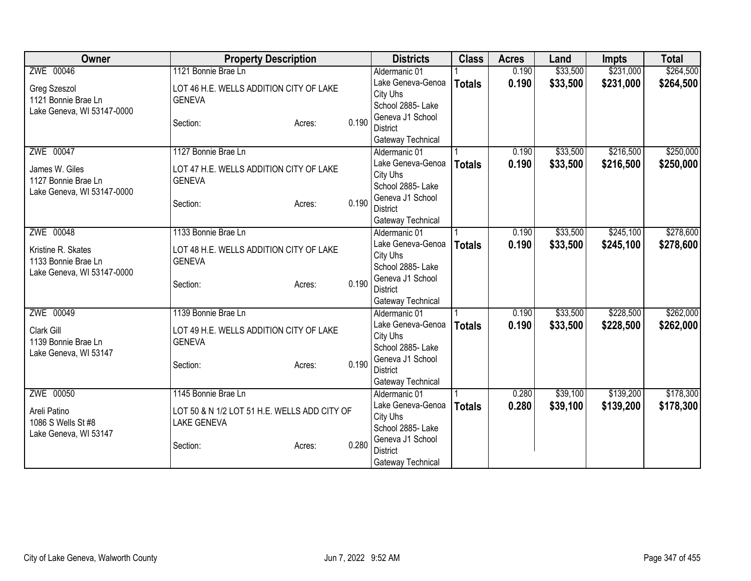| Owner | Property Description | | | Districts | Class | Acres | Land | Impts | Total |
|---|---|---|---|---|---|---|---|---|---|
| ZWE 00046<br><br>Greg Szeszol<br>1121 Bonnie Brae Ln<br>Lake Geneva, WI 53147-0000 | 1121 Bonnie Brae Ln<br><br>LOT 46 H.E. WELLS ADDITION CITY OF LAKE GENEVA<br><br>Section: | Acres: | 0.190 | Aldermanic 01<br>Lake Geneva-Genoa City Uhs<br>School 2885- Lake Geneva J1 School District<br>Gateway Technical | 1<br>**Totals** | 0.190<br>**0.190** | $33,500<br>**$33,500** | $231,000<br>**$231,000** | $264,500<br>**$264,500** |
| ZWE 00047<br><br>James W. Giles<br>1127 Bonnie Brae Ln<br>Lake Geneva, WI 53147-0000 | 1127 Bonnie Brae Ln<br><br>LOT 47 H.E. WELLS ADDITION CITY OF LAKE GENEVA<br><br>Section: | Acres: | 0.190 | Aldermanic 01<br>Lake Geneva-Genoa City Uhs<br>School 2885- Lake Geneva J1 School District<br>Gateway Technical | 1<br>**Totals** | 0.190<br>**0.190** | $33,500<br>**$33,500** | $216,500<br>**$216,500** | $250,000<br>**$250,000** |
| ZWE 00048<br><br>Kristine R. Skates<br>1133 Bonnie Brae Ln<br>Lake Geneva, WI 53147-0000 | 1133 Bonnie Brae Ln<br><br>LOT 48 H.E. WELLS ADDITION CITY OF LAKE GENEVA<br><br>Section: | Acres: | 0.190 | Aldermanic 01<br>Lake Geneva-Genoa City Uhs<br>School 2885- Lake Geneva J1 School District<br>Gateway Technical | 1<br>**Totals** | 0.190<br>**0.190** | $33,500<br>**$33,500** | $245,100<br>**$245,100** | $278,600<br>**$278,600** |
| ZWE 00049<br><br>Clark Gill<br>1139 Bonnie Brae Ln<br>Lake Geneva, WI 53147 | 1139 Bonnie Brae Ln<br><br>LOT 49 H.E. WELLS ADDITION CITY OF LAKE GENEVA<br><br>Section: | Acres: | 0.190 | Aldermanic 01<br>Lake Geneva-Genoa City Uhs<br>School 2885- Lake Geneva J1 School District<br>Gateway Technical | 1<br>**Totals** | 0.190<br>**0.190** | $33,500<br>**$33,500** | $228,500<br>**$228,500** | $262,000<br>**$262,000** |
| ZWE 00050<br><br>Areli Patino<br>1086 S Wells St #8<br>Lake Geneva, WI 53147 | 1145 Bonnie Brae Ln<br><br>LOT 50 & N 1/2 LOT 51 H.E. WELLS ADD CITY OF LAKE GENEVA<br><br>Section: | Acres: | 0.280 | Aldermanic 01<br>Lake Geneva-Genoa City Uhs<br>School 2885- Lake Geneva J1 School District<br>Gateway Technical | 1<br>**Totals** | 0.280<br>**0.280** | $39,100<br>**$39,100** | $139,200<br>**$139,200** | $178,300<br>**$178,300** |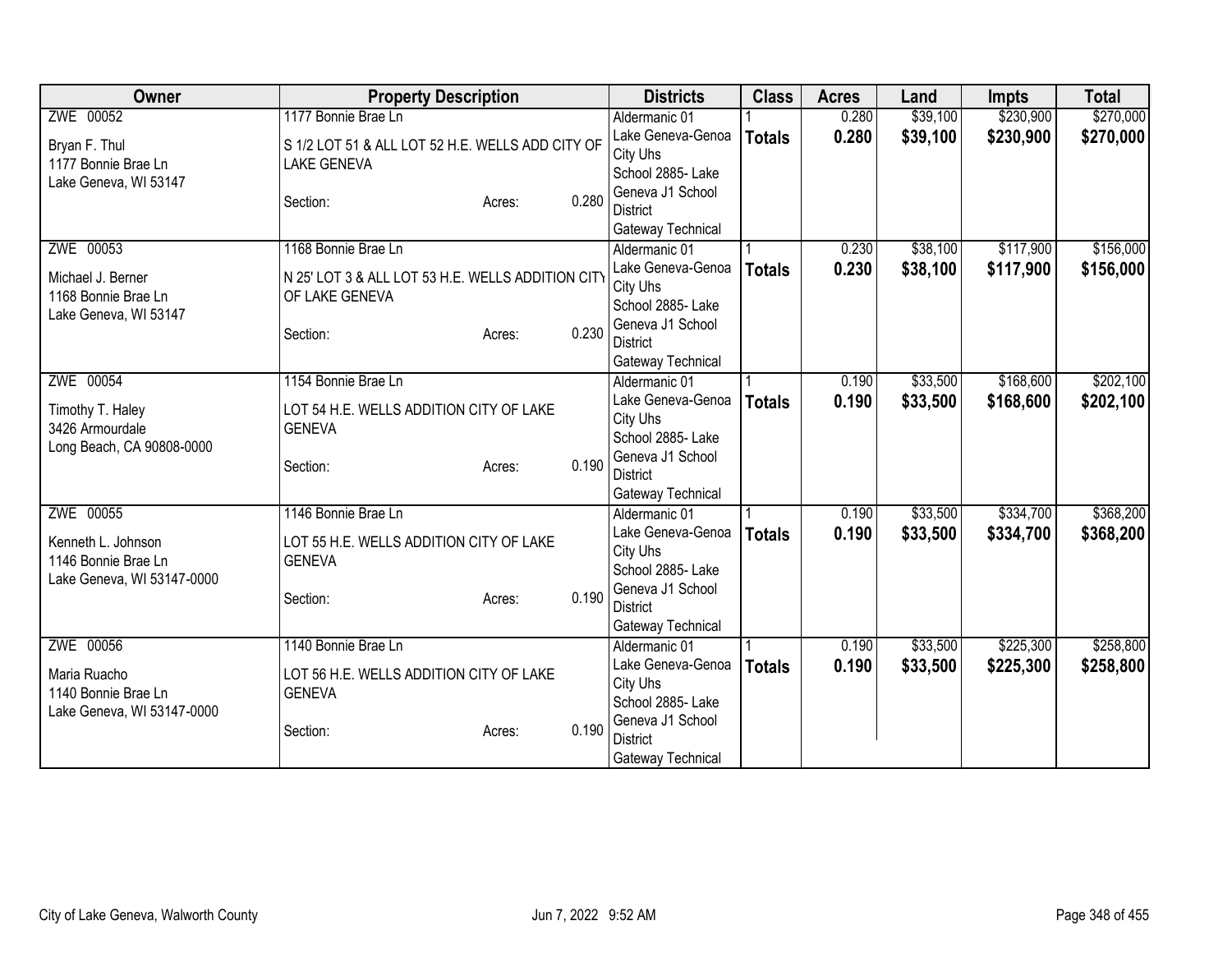| Owner | Property Description | Districts | Class | Acres | Land | Impts | Total |
|---|---|---|---|---|---|---|---|
| ZWE 00052<br><br>Bryan F. Thul<br>1177 Bonnie Brae Ln<br>Lake Geneva, WI 53147 | 1177 Bonnie Brae Ln<br><br>S 1/2 LOT 51 & ALL LOT 52 H.E. WELLS ADD CITY OF LAKE GENEVA<br><br>Section: Acres: 0.280 | Aldermanic 01<br>Lake Geneva-Genoa City Uhs<br>School 2885- Lake Geneva J1 School District<br>Gateway Technical | 1<br>**Totals** | 0.280<br>**0.280** | $39,100<br>**$39,100** | $230,900<br>**$230,900** | $270,000<br>**$270,000** |
| ZWE 00053<br><br>Michael J. Berner<br>1168 Bonnie Brae Ln<br>Lake Geneva, WI 53147 | 1168 Bonnie Brae Ln<br><br>N 25' LOT 3 & ALL LOT 53 H.E. WELLS ADDITION CITY OF LAKE GENEVA<br><br>Section: Acres: 0.230 | Aldermanic 01<br>Lake Geneva-Genoa City Uhs<br>School 2885- Lake Geneva J1 School District<br>Gateway Technical | 1<br>**Totals** | 0.230<br>**0.230** | $38,100<br>**$38,100** | $117,900<br>**$117,900** | $156,000<br>**$156,000** |
| ZWE 00054<br><br>Timothy T. Haley<br>3426 Armourdale<br>Long Beach, CA 90808-0000 | 1154 Bonnie Brae Ln<br><br>LOT 54 H.E. WELLS ADDITION CITY OF LAKE GENEVA<br><br>Section: Acres: 0.190 | Aldermanic 01<br>Lake Geneva-Genoa City Uhs<br>School 2885- Lake Geneva J1 School District<br>Gateway Technical | 1<br>**Totals** | 0.190<br>**0.190** | $33,500<br>**$33,500** | $168,600<br>**$168,600** | $202,100<br>**$202,100** |
| ZWE 00055<br><br>Kenneth L. Johnson<br>1146 Bonnie Brae Ln<br>Lake Geneva, WI 53147-0000 | 1146 Bonnie Brae Ln<br><br>LOT 55 H.E. WELLS ADDITION CITY OF LAKE GENEVA<br><br>Section: Acres: 0.190 | Aldermanic 01<br>Lake Geneva-Genoa City Uhs<br>School 2885- Lake Geneva J1 School District<br>Gateway Technical | 1<br>**Totals** | 0.190<br>**0.190** | $33,500<br>**$33,500** | $334,700<br>**$334,700** | $368,200<br>**$368,200** |
| ZWE 00056<br><br>Maria Ruacho<br>1140 Bonnie Brae Ln<br>Lake Geneva, WI 53147-0000 | 1140 Bonnie Brae Ln<br><br>LOT 56 H.E. WELLS ADDITION CITY OF LAKE GENEVA<br><br>Section: Acres: 0.190 | Aldermanic 01<br>Lake Geneva-Genoa City Uhs<br>School 2885- Lake Geneva J1 School District<br>Gateway Technical | 1<br>**Totals** | 0.190<br>**0.190** | $33,500<br>**$33,500** | $225,300<br>**$225,300** | $258,800<br>**$258,800** |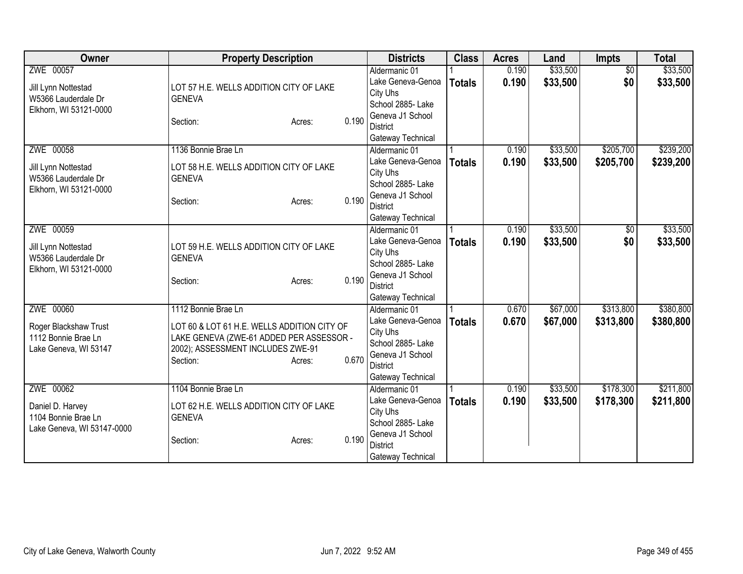| Owner | Property Description | Districts | Class | Acres | Land | Impts | Total |
|---|---|---|---|---|---|---|---|
| ZWE 00057<br>Jill Lynn Nottestad<br>W5366 Lauderdale Dr<br>Elkhorn, WI 53121-0000 | LOT 57 H.E. WELLS ADDITION CITY OF LAKE GENEVA<br>Section: Acres: 0.190 | Aldermanic 01<br>Lake Geneva-Genoa City Uhs<br>School 2885- Lake Geneva J1 School District<br>Gateway Technical | 1<br>**Totals** | 0.190<br>**0.190** | $33,500<br>**$33,500** | $0<br>**$0** | $33,500<br>**$33,500** |
| ZWE 00058<br>Jill Lynn Nottestad<br>W5366 Lauderdale Dr<br>Elkhorn, WI 53121-0000 | 1136 Bonnie Brae Ln<br>LOT 58 H.E. WELLS ADDITION CITY OF LAKE GENEVA<br>Section: Acres: 0.190 | Aldermanic 01<br>Lake Geneva-Genoa City Uhs<br>School 2885- Lake Geneva J1 School District<br>Gateway Technical | 1<br>**Totals** | 0.190<br>**0.190** | $33,500<br>**$33,500** | $205,700<br>**$205,700** | $239,200<br>**$239,200** |
| ZWE 00059<br>Jill Lynn Nottestad<br>W5366 Lauderdale Dr<br>Elkhorn, WI 53121-0000 | LOT 59 H.E. WELLS ADDITION CITY OF LAKE GENEVA<br>Section: Acres: 0.190 | Aldermanic 01<br>Lake Geneva-Genoa City Uhs<br>School 2885- Lake Geneva J1 School District<br>Gateway Technical | 1<br>**Totals** | 0.190<br>**0.190** | $33,500<br>**$33,500** | $0<br>**$0** | $33,500<br>**$33,500** |
| ZWE 00060<br>Roger Blackshaw Trust<br>1112 Bonnie Brae Ln<br>Lake Geneva, WI 53147 | 1112 Bonnie Brae Ln<br>LOT 60 & LOT 61 H.E. WELLS ADDITION CITY OF LAKE GENEVA (ZWE-61 ADDED PER ASSESSOR - 2002); ASSESSMENT INCLUDES ZWE-91<br>Section: Acres: 0.670 | Aldermanic 01<br>Lake Geneva-Genoa City Uhs<br>School 2885- Lake Geneva J1 School District<br>Gateway Technical | 1<br>**Totals** | 0.670<br>**0.670** | $67,000<br>**$67,000** | $313,800<br>**$313,800** | $380,800<br>**$380,800** |
| ZWE 00062<br>Daniel D. Harvey<br>1104 Bonnie Brae Ln<br>Lake Geneva, WI 53147-0000 | 1104 Bonnie Brae Ln<br>LOT 62 H.E. WELLS ADDITION CITY OF LAKE GENEVA<br>Section: Acres: 0.190 | Aldermanic 01<br>Lake Geneva-Genoa City Uhs<br>School 2885- Lake Geneva J1 School District<br>Gateway Technical | 1<br>**Totals** | 0.190<br>**0.190** | $33,500<br>**$33,500** | $178,300<br>**$178,300** | $211,800<br>**$211,800** |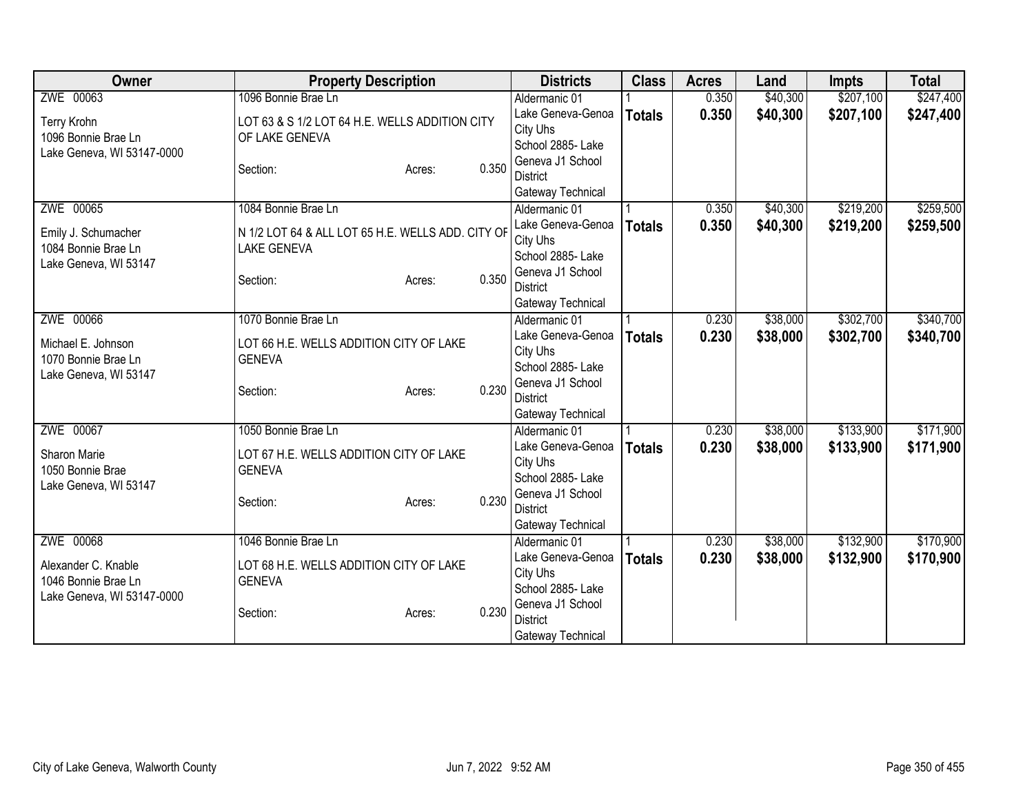| Owner | Property Description | Districts | Class | Acres | Land | Impts | Total |
|---|---|---|---|---|---|---|---|
| ZWE 00063<br>Terry Krohn<br>1096 Bonnie Brae Ln<br>Lake Geneva, WI 53147-0000 | 1096 Bonnie Brae Ln<br>LOT 63 & S 1/2 LOT 64 H.E. WELLS ADDITION CITY OF LAKE GENEVA<br>Section: Acres: 0.350 | Aldermanic 01<br>Lake Geneva-Genoa City Uhs<br>School 2885- Lake Geneva J1 School District<br>Gateway Technical | 1<br>**Totals** | 0.350<br>**0.350** | $40,300<br>**$40,300** | $207,100<br>**$207,100** | $247,400<br>**$247,400** |
| ZWE 00065<br>Emily J. Schumacher<br>1084 Bonnie Brae Ln<br>Lake Geneva, WI 53147 | 1084 Bonnie Brae Ln<br>N 1/2 LOT 64 & ALL LOT 65 H.E. WELLS ADD. CITY OF LAKE GENEVA<br>Section: Acres: 0.350 | Aldermanic 01<br>Lake Geneva-Genoa City Uhs<br>School 2885- Lake Geneva J1 School District<br>Gateway Technical | 1<br>**Totals** | 0.350<br>**0.350** | $40,300<br>**$40,300** | $219,200<br>**$219,200** | $259,500<br>**$259,500** |
| ZWE 00066<br>Michael E. Johnson<br>1070 Bonnie Brae Ln<br>Lake Geneva, WI 53147 | 1070 Bonnie Brae Ln<br>LOT 66 H.E. WELLS ADDITION CITY OF LAKE GENEVA<br>Section: Acres: 0.230 | Aldermanic 01<br>Lake Geneva-Genoa City Uhs<br>School 2885- Lake Geneva J1 School District<br>Gateway Technical | 1<br>**Totals** | 0.230<br>**0.230** | $38,000<br>**$38,000** | $302,700<br>**$302,700** | $340,700<br>**$340,700** |
| ZWE 00067<br>Sharon Marie<br>1050 Bonnie Brae<br>Lake Geneva, WI 53147 | 1050 Bonnie Brae Ln<br>LOT 67 H.E. WELLS ADDITION CITY OF LAKE GENEVA<br>Section: Acres: 0.230 | Aldermanic 01<br>Lake Geneva-Genoa City Uhs<br>School 2885- Lake Geneva J1 School District<br>Gateway Technical | 1<br>**Totals** | 0.230<br>**0.230** | $38,000<br>**$38,000** | $133,900<br>**$133,900** | $171,900<br>**$171,900** |
| ZWE 00068<br>Alexander C. Knable<br>1046 Bonnie Brae Ln<br>Lake Geneva, WI 53147-0000 | 1046 Bonnie Brae Ln<br>LOT 68 H.E. WELLS ADDITION CITY OF LAKE GENEVA<br>Section: Acres: 0.230 | Aldermanic 01<br>Lake Geneva-Genoa City Uhs<br>School 2885- Lake Geneva J1 School District<br>Gateway Technical | 1<br>**Totals** | 0.230<br>**0.230** | $38,000<br>**$38,000** | $132,900<br>**$132,900** | $170,900<br>**$170,900** |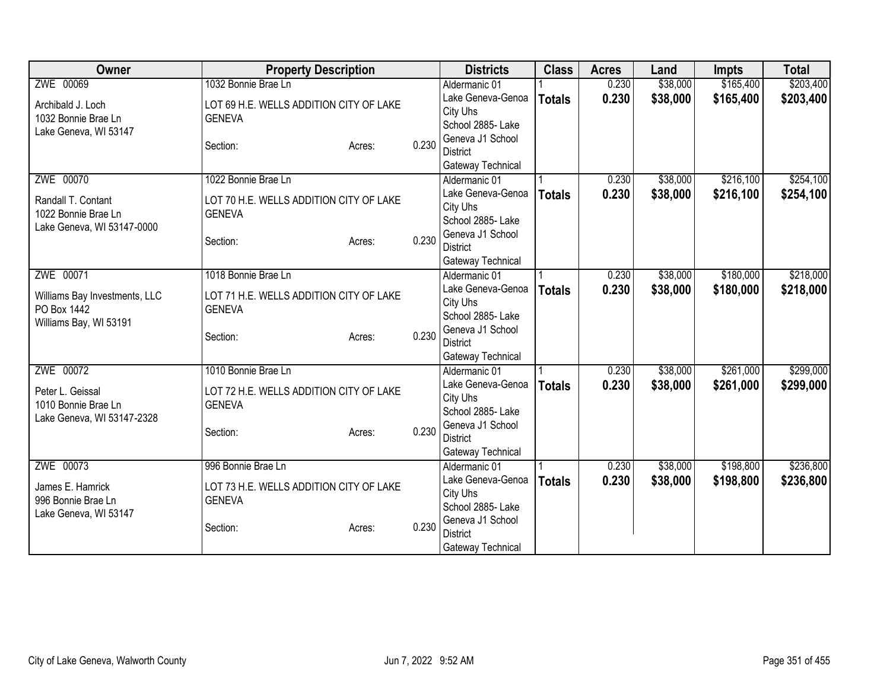| Owner | Property Description | | | Districts | Class | Acres | Land | Impts | Total |
|---|---|---|---|---|---|---|---|---|---|
| ZWE 00069<br><br>Archibald J. Loch<br>1032 Bonnie Brae Ln<br>Lake Geneva, WI 53147 | 1032 Bonnie Brae Ln<br><br>LOT 69 H.E. WELLS ADDITION CITY OF LAKE GENEVA<br><br>Section: | Acres: | 0.230 | Aldermanic 01<br>Lake Geneva-Genoa City Uhs<br>School 2885- Lake Geneva J1 School District<br>Gateway Technical | 1<br>**Totals** | 0.230<br>**0.230** | $38,000<br>**$38,000** | $165,400<br>**$165,400** | $203,400<br>**$203,400** |
| ZWE 00070<br><br>Randall T. Contant<br>1022 Bonnie Brae Ln<br>Lake Geneva, WI 53147-0000 | 1022 Bonnie Brae Ln<br><br>LOT 70 H.E. WELLS ADDITION CITY OF LAKE GENEVA<br><br>Section: | Acres: | 0.230 | Aldermanic 01<br>Lake Geneva-Genoa City Uhs<br>School 2885- Lake Geneva J1 School District<br>Gateway Technical | 1<br>**Totals** | 0.230<br>**0.230** | $38,000<br>**$38,000** | $216,100<br>**$216,100** | $254,100<br>**$254,100** |
| ZWE 00071<br><br>Williams Bay Investments, LLC<br>PO Box 1442<br>Williams Bay, WI 53191 | 1018 Bonnie Brae Ln<br><br>LOT 71 H.E. WELLS ADDITION CITY OF LAKE GENEVA<br><br>Section: | Acres: | 0.230 | Aldermanic 01<br>Lake Geneva-Genoa City Uhs<br>School 2885- Lake Geneva J1 School District<br>Gateway Technical | 1<br>**Totals** | 0.230<br>**0.230** | $38,000<br>**$38,000** | $180,000<br>**$180,000** | $218,000<br>**$218,000** |
| ZWE 00072<br><br>Peter L. Geissal<br>1010 Bonnie Brae Ln<br>Lake Geneva, WI 53147-2328 | 1010 Bonnie Brae Ln<br><br>LOT 72 H.E. WELLS ADDITION CITY OF LAKE GENEVA<br><br>Section: | Acres: | 0.230 | Aldermanic 01<br>Lake Geneva-Genoa City Uhs<br>School 2885- Lake Geneva J1 School District<br>Gateway Technical | 1<br>**Totals** | 0.230<br>**0.230** | $38,000<br>**$38,000** | $261,000<br>**$261,000** | $299,000<br>**$299,000** |
| ZWE 00073<br><br>James E. Hamrick<br>996 Bonnie Brae Ln<br>Lake Geneva, WI 53147 | 996 Bonnie Brae Ln<br><br>LOT 73 H.E. WELLS ADDITION CITY OF LAKE GENEVA<br><br>Section: | Acres: | 0.230 | Aldermanic 01<br>Lake Geneva-Genoa City Uhs<br>School 2885- Lake Geneva J1 School District<br>Gateway Technical | 1<br>**Totals** | 0.230<br>**0.230** | $38,000<br>**$38,000** | $198,800<br>**$198,800** | $236,800<br>**$236,800** |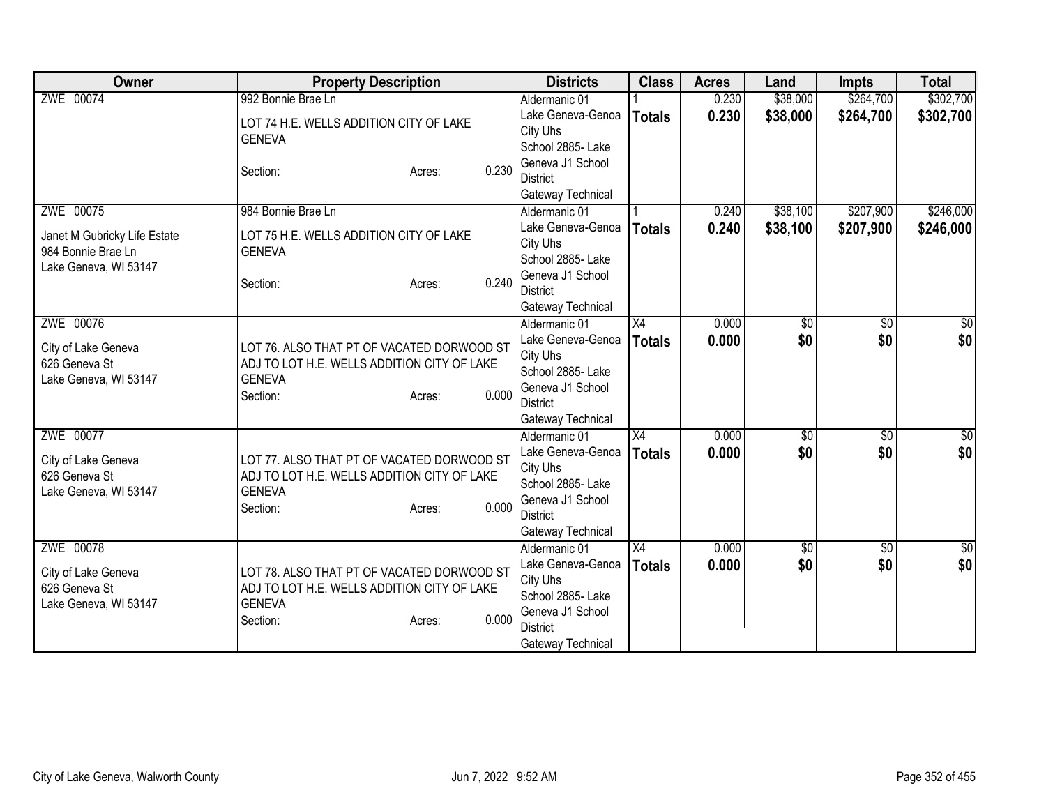| Owner | Property Description | Districts | Class | Acres | Land | Impts | Total |
|---|---|---|---|---|---|---|---|
| ZWE 00074 | 992 Bonnie Brae Ln<br>LOT 74 H.E. WELLS ADDITION CITY OF LAKE GENEVA<br>Section: Acres: 0.230 | Aldermanic 01<br>Lake Geneva-Genoa City Uhs<br>School 2885- Lake Geneva J1 School District<br>Gateway Technical | 1<br>**Totals** | 0.230<br>**0.230** | $38,000<br>**$38,000** | $264,700<br>**$264,700** | $302,700<br>**$302,700** |
| ZWE 00075<br>Janet M Gubricky Life Estate<br>984 Bonnie Brae Ln<br>Lake Geneva, WI 53147 | 984 Bonnie Brae Ln<br>LOT 75 H.E. WELLS ADDITION CITY OF LAKE GENEVA<br>Section: Acres: 0.240 | Aldermanic 01<br>Lake Geneva-Genoa City Uhs<br>School 2885- Lake Geneva J1 School District<br>Gateway Technical | 1<br>**Totals** | 0.240<br>**0.240** | $38,100<br>**$38,100** | $207,900<br>**$207,900** | $246,000<br>**$246,000** |
| ZWE 00076<br>City of Lake Geneva<br>626 Geneva St<br>Lake Geneva, WI 53147 | LOT 76. ALSO THAT PT OF VACATED DORWOOD ST ADJ TO LOT H.E. WELLS ADDITION CITY OF LAKE GENEVA<br>Section: Acres: 0.000 | Aldermanic 01<br>Lake Geneva-Genoa City Uhs<br>School 2885- Lake Geneva J1 School District<br>Gateway Technical | X4<br>**Totals** | 0.000<br>**0.000** | $0<br>**$0** | $0<br>**$0** | $0<br>**$0** |
| ZWE 00077<br>City of Lake Geneva<br>626 Geneva St<br>Lake Geneva, WI 53147 | LOT 77. ALSO THAT PT OF VACATED DORWOOD ST ADJ TO LOT H.E. WELLS ADDITION CITY OF LAKE GENEVA<br>Section: Acres: 0.000 | Aldermanic 01<br>Lake Geneva-Genoa City Uhs<br>School 2885- Lake Geneva J1 School District<br>Gateway Technical | X4<br>**Totals** | 0.000<br>**0.000** | $0<br>**$0** | $0<br>**$0** | $0<br>**$0** |
| ZWE 00078<br>City of Lake Geneva<br>626 Geneva St<br>Lake Geneva, WI 53147 | LOT 78. ALSO THAT PT OF VACATED DORWOOD ST ADJ TO LOT H.E. WELLS ADDITION CITY OF LAKE GENEVA<br>Section: Acres: 0.000 | Aldermanic 01<br>Lake Geneva-Genoa City Uhs<br>School 2885- Lake Geneva J1 School District<br>Gateway Technical | X4<br>**Totals** | 0.000<br>**0.000** | $0<br>**$0** | $0<br>**$0** | $0<br>**$0** |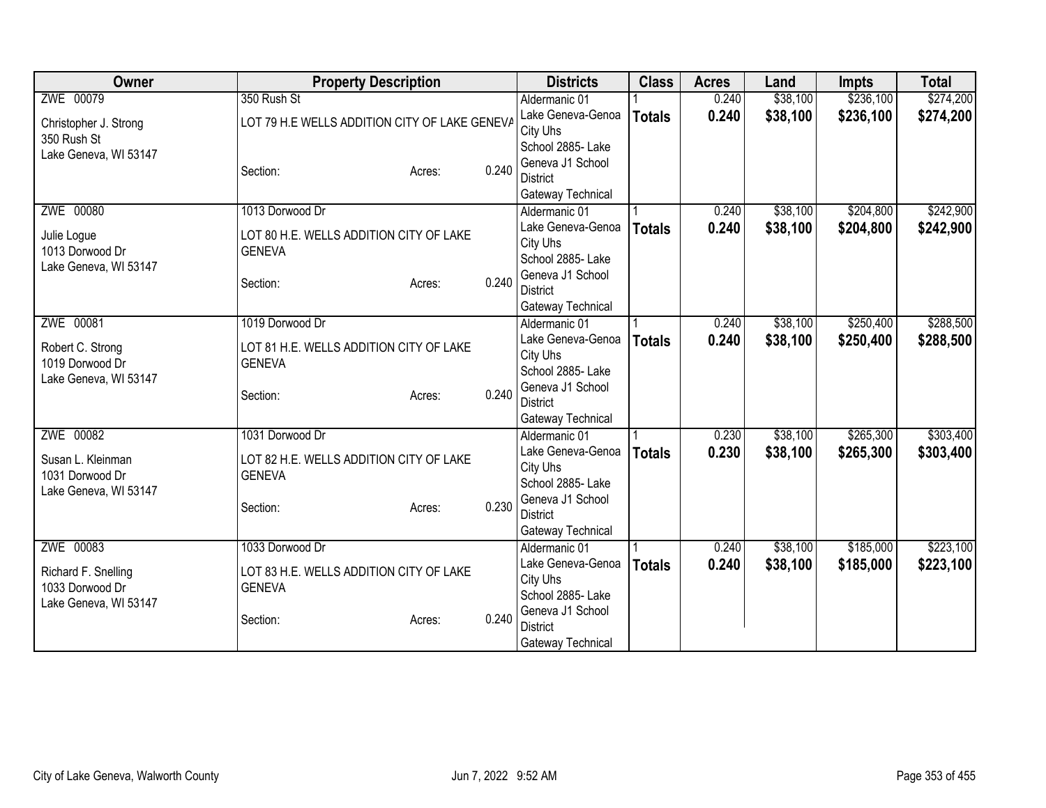| Owner | Property Description | | | Districts | Class | Acres | Land | Impts | Total |
|---|---|---|---|---|---|---|---|---|---|
| ZWE 00079<br><br>Christopher J. Strong<br>350 Rush St<br>Lake Geneva, WI 53147 | 350 Rush St<br><br>LOT 79 H.E WELLS ADDITION CITY OF LAKE GENEVA<br><br>Section: | <br><br><br><br>Acres: | <br><br><br><br>0.240 | Aldermanic 01<br>Lake Geneva-Genoa City Uhs<br>School 2885- Lake Geneva J1 School District<br>Gateway Technical | 1<br>**Totals** | 0.240<br>**0.240** | $38,100<br>**$38,100** | $236,100<br>**$236,100** | $274,200<br>**$274,200** |
| ZWE 00080<br><br>Julie Logue<br>1013 Dorwood Dr<br>Lake Geneva, WI 53147 | 1013 Dorwood Dr<br><br>LOT 80 H.E. WELLS ADDITION CITY OF LAKE GENEVA<br><br>Section: | <br><br><br><br>Acres: | <br><br><br><br>0.240 | Aldermanic 01<br>Lake Geneva-Genoa City Uhs<br>School 2885- Lake Geneva J1 School District<br>Gateway Technical | 1<br>**Totals** | 0.240<br>**0.240** | $38,100<br>**$38,100** | $204,800<br>**$204,800** | $242,900<br>**$242,900** |
| ZWE 00081<br><br>Robert C. Strong<br>1019 Dorwood Dr<br>Lake Geneva, WI 53147 | 1019 Dorwood Dr<br><br>LOT 81 H.E. WELLS ADDITION CITY OF LAKE GENEVA<br><br>Section: | <br><br><br><br>Acres: | <br><br><br><br>0.240 | Aldermanic 01<br>Lake Geneva-Genoa City Uhs<br>School 2885- Lake Geneva J1 School District<br>Gateway Technical | 1<br>**Totals** | 0.240<br>**0.240** | $38,100<br>**$38,100** | $250,400<br>**$250,400** | $288,500<br>**$288,500** |
| ZWE 00082<br><br>Susan L. Kleinman<br>1031 Dorwood Dr<br>Lake Geneva, WI 53147 | 1031 Dorwood Dr<br><br>LOT 82 H.E. WELLS ADDITION CITY OF LAKE GENEVA<br><br>Section: | <br><br><br><br>Acres: | <br><br><br><br>0.230 | Aldermanic 01<br>Lake Geneva-Genoa City Uhs<br>School 2885- Lake Geneva J1 School District<br>Gateway Technical | 1<br>**Totals** | 0.230<br>**0.230** | $38,100<br>**$38,100** | $265,300<br>**$265,300** | $303,400<br>**$303,400** |
| ZWE 00083<br><br>Richard F. Snelling<br>1033 Dorwood Dr<br>Lake Geneva, WI 53147 | 1033 Dorwood Dr<br><br>LOT 83 H.E. WELLS ADDITION CITY OF LAKE GENEVA<br><br>Section: | <br><br><br><br>Acres: | <br><br><br><br>0.240 | Aldermanic 01<br>Lake Geneva-Genoa City Uhs<br>School 2885- Lake Geneva J1 School District<br>Gateway Technical | 1<br>**Totals** | 0.240<br>**0.240** | $38,100<br>**$38,100** | $185,000<br>**$185,000** | $223,100<br>**$223,100** |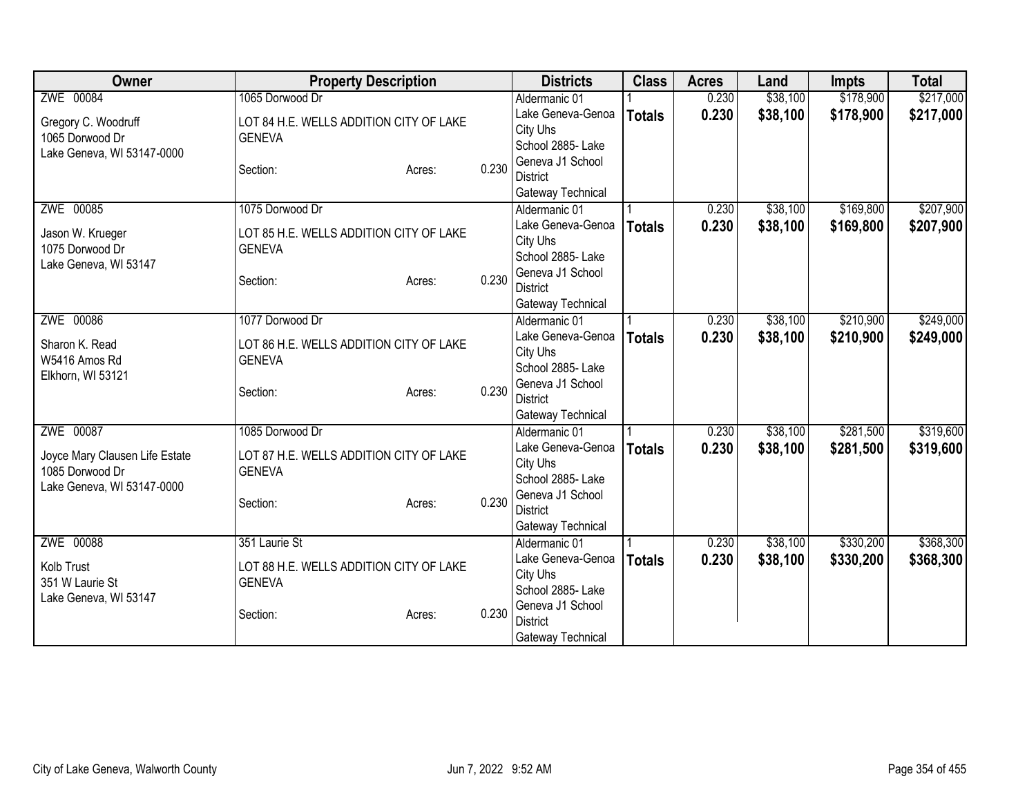| Owner | Property Description | | | Districts | Class | Acres | Land | Impts | Total |
|---|---|---|---|---|---|---|---|---|---|
| ZWE 00084<br><br>Gregory C. Woodruff<br>1065 Dorwood Dr<br>Lake Geneva, WI 53147-0000 | 1065 Dorwood Dr<br><br>LOT 84 H.E. WELLS ADDITION CITY OF LAKE GENEVA<br><br>Section: | Acres: | 0.230 | Aldermanic 01<br>Lake Geneva-Genoa City Uhs<br>School 2885- Lake Geneva J1 School District<br>Gateway Technical | 1<br>**Totals** | 0.230<br>**0.230** | $38,100<br>**$38,100** | $178,900<br>**$178,900** | $217,000<br>**$217,000** |
| ZWE 00085<br><br>Jason W. Krueger<br>1075 Dorwood Dr<br>Lake Geneva, WI 53147 | 1075 Dorwood Dr<br><br>LOT 85 H.E. WELLS ADDITION CITY OF LAKE GENEVA<br><br>Section: | Acres: | 0.230 | Aldermanic 01<br>Lake Geneva-Genoa City Uhs<br>School 2885- Lake Geneva J1 School District<br>Gateway Technical | 1<br>**Totals** | 0.230<br>**0.230** | $38,100<br>**$38,100** | $169,800<br>**$169,800** | $207,900<br>**$207,900** |
| ZWE 00086<br><br>Sharon K. Read<br>W5416 Amos Rd<br>Elkhorn, WI 53121 | 1077 Dorwood Dr<br><br>LOT 86 H.E. WELLS ADDITION CITY OF LAKE GENEVA<br><br>Section: | Acres: | 0.230 | Aldermanic 01<br>Lake Geneva-Genoa City Uhs<br>School 2885- Lake Geneva J1 School District<br>Gateway Technical | 1<br>**Totals** | 0.230<br>**0.230** | $38,100<br>**$38,100** | $210,900<br>**$210,900** | $249,000<br>**$249,000** |
| ZWE 00087<br><br>Joyce Mary Clausen Life Estate<br>1085 Dorwood Dr<br>Lake Geneva, WI 53147-0000 | 1085 Dorwood Dr<br><br>LOT 87 H.E. WELLS ADDITION CITY OF LAKE GENEVA<br><br>Section: | Acres: | 0.230 | Aldermanic 01<br>Lake Geneva-Genoa City Uhs<br>School 2885- Lake Geneva J1 School District<br>Gateway Technical | 1<br>**Totals** | 0.230<br>**0.230** | $38,100<br>**$38,100** | $281,500<br>**$281,500** | $319,600<br>**$319,600** |
| ZWE 00088<br><br>Kolb Trust<br>351 W Laurie St<br>Lake Geneva, WI 53147 | 351 Laurie St<br><br>LOT 88 H.E. WELLS ADDITION CITY OF LAKE GENEVA<br><br>Section: | Acres: | 0.230 | Aldermanic 01<br>Lake Geneva-Genoa City Uhs<br>School 2885- Lake Geneva J1 School District<br>Gateway Technical | 1<br>**Totals** | 0.230<br>**0.230** | $38,100<br>**$38,100** | $330,200<br>**$330,200** | $368,300<br>**$368,300** |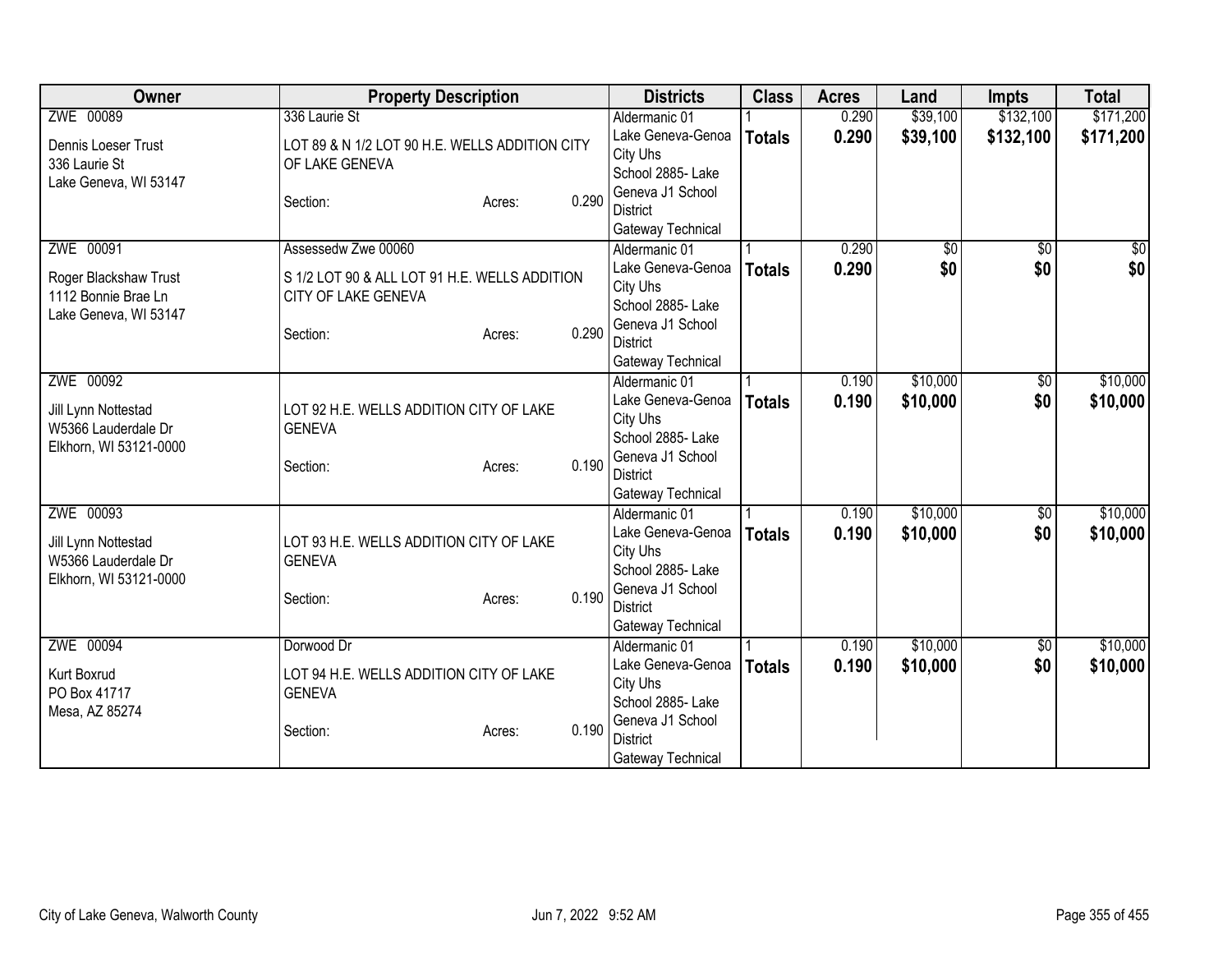| Owner | Property Description | Districts | Class | Acres | Land | Impts | Total |
|---|---|---|---|---|---|---|---|
| ZWE 00089<br>Dennis Loeser Trust<br>336 Laurie St<br>Lake Geneva, WI 53147 | 336 Laurie St<br>LOT 89 & N 1/2 LOT 90 H.E. WELLS ADDITION CITY OF LAKE GENEVA<br>Section: Acres: 0.290 | Aldermanic 01<br>Lake Geneva-Genoa City Uhs<br>School 2885- Lake Geneva J1 School District<br>Gateway Technical | 1<br>**Totals** | 0.290<br>**0.290** | $39,100<br>**$39,100** | $132,100<br>**$132,100** | $171,200<br>**$171,200** |
| ZWE 00091<br>Roger Blackshaw Trust<br>1112 Bonnie Brae Ln<br>Lake Geneva, WI 53147 | Assessedw Zwe 00060<br>S 1/2 LOT 90 & ALL LOT 91 H.E. WELLS ADDITION CITY OF LAKE GENEVA<br>Section: Acres: 0.290 | Aldermanic 01<br>Lake Geneva-Genoa City Uhs<br>School 2885- Lake Geneva J1 School District<br>Gateway Technical | 1<br>**Totals** | 0.290<br>**0.290** | $0<br>**$0** | $0<br>**$0** | $0<br>**$0** |
| ZWE 00092<br>Jill Lynn Nottestad<br>W5366 Lauderdale Dr<br>Elkhorn, WI 53121-0000 | LOT 92 H.E. WELLS ADDITION CITY OF LAKE GENEVA<br>Section: Acres: 0.190 | Aldermanic 01<br>Lake Geneva-Genoa City Uhs<br>School 2885- Lake Geneva J1 School District<br>Gateway Technical | 1<br>**Totals** | 0.190<br>**0.190** | $10,000<br>**$10,000** | $0<br>**$0** | $10,000<br>**$10,000** |
| ZWE 00093<br>Jill Lynn Nottestad<br>W5366 Lauderdale Dr<br>Elkhorn, WI 53121-0000 | LOT 93 H.E. WELLS ADDITION CITY OF LAKE GENEVA<br>Section: Acres: 0.190 | Aldermanic 01<br>Lake Geneva-Genoa City Uhs<br>School 2885- Lake Geneva J1 School District<br>Gateway Technical | 1<br>**Totals** | 0.190<br>**0.190** | $10,000<br>**$10,000** | $0<br>**$0** | $10,000<br>**$10,000** |
| ZWE 00094<br>Kurt Boxrud<br>PO Box 41717<br>Mesa, AZ 85274 | Dorwood Dr<br>LOT 94 H.E. WELLS ADDITION CITY OF LAKE GENEVA<br>Section: Acres: 0.190 | Aldermanic 01<br>Lake Geneva-Genoa City Uhs<br>School 2885- Lake Geneva J1 School District<br>Gateway Technical | 1<br>**Totals** | 0.190<br>**0.190** | $10,000<br>**$10,000** | $0<br>**$0** | $10,000<br>**$10,000** |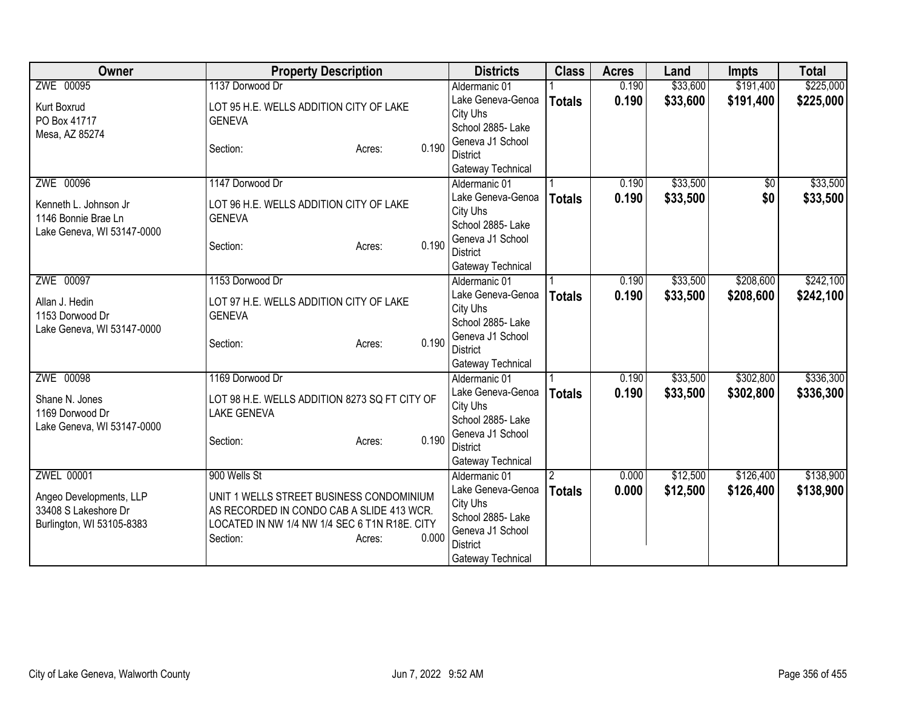| Owner | Property Description | Districts | Class | Acres | Land | Impts | Total |
|---|---|---|---|---|---|---|---|
| ZWE 00095<br><br>Kurt Boxrud<br>PO Box 41717<br>Mesa, AZ 85274 | 1137 Dorwood Dr<br><br>LOT 95 H.E. WELLS ADDITION CITY OF LAKE GENEVA<br><br>Section: Acres: 0.190 | Aldermanic 01<br>Lake Geneva-Genoa City Uhs<br>School 2885- Lake Geneva J1 School District<br>Gateway Technical | 1<br>**Totals** | 0.190<br>**0.190** | $33,600<br>**$33,600** | $191,400<br>**$191,400** | $225,000<br>**$225,000** |
| ZWE 00096<br><br>Kenneth L. Johnson Jr<br>1146 Bonnie Brae Ln<br>Lake Geneva, WI 53147-0000 | 1147 Dorwood Dr<br><br>LOT 96 H.E. WELLS ADDITION CITY OF LAKE GENEVA<br><br>Section: Acres: 0.190 | Aldermanic 01<br>Lake Geneva-Genoa City Uhs<br>School 2885- Lake Geneva J1 School District<br>Gateway Technical | 1<br>**Totals** | 0.190<br>**0.190** | $33,500<br>**$33,500** | $0<br>**$0** | $33,500<br>**$33,500** |
| ZWE 00097<br><br>Allan J. Hedin<br>1153 Dorwood Dr<br>Lake Geneva, WI 53147-0000 | 1153 Dorwood Dr<br><br>LOT 97 H.E. WELLS ADDITION CITY OF LAKE GENEVA<br><br>Section: Acres: 0.190 | Aldermanic 01<br>Lake Geneva-Genoa City Uhs<br>School 2885- Lake Geneva J1 School District<br>Gateway Technical | 1<br>**Totals** | 0.190<br>**0.190** | $33,500<br>**$33,500** | $208,600<br>**$208,600** | $242,100<br>**$242,100** |
| ZWE 00098<br><br>Shane N. Jones<br>1169 Dorwood Dr<br>Lake Geneva, WI 53147-0000 | 1169 Dorwood Dr<br><br>LOT 98 H.E. WELLS ADDITION 8273 SQ FT CITY OF LAKE GENEVA<br><br>Section: Acres: 0.190 | Aldermanic 01<br>Lake Geneva-Genoa City Uhs<br>School 2885- Lake Geneva J1 School District<br>Gateway Technical | 1<br>**Totals** | 0.190<br>**0.190** | $33,500<br>**$33,500** | $302,800<br>**$302,800** | $336,300<br>**$336,300** |
| ZWEL 00001<br><br>Angeo Developments, LLP<br>33408 S Lakeshore Dr<br>Burlington, WI 53105-8383 | 900 Wells St<br><br>UNIT 1 WELLS STREET BUSINESS CONDOMINIUM AS RECORDED IN CONDO CAB A SLIDE 413 WCR. LOCATED IN NW 1/4 NW 1/4 SEC 6 T1N R18E. CITY<br>Section: Acres: 0.000 | Aldermanic 01<br>Lake Geneva-Genoa City Uhs<br>School 2885- Lake Geneva J1 School District<br>Gateway Technical | 2<br>**Totals** | 0.000<br>**0.000** | $12,500<br>**$12,500** | $126,400<br>**$126,400** | $138,900<br>**$138,900** |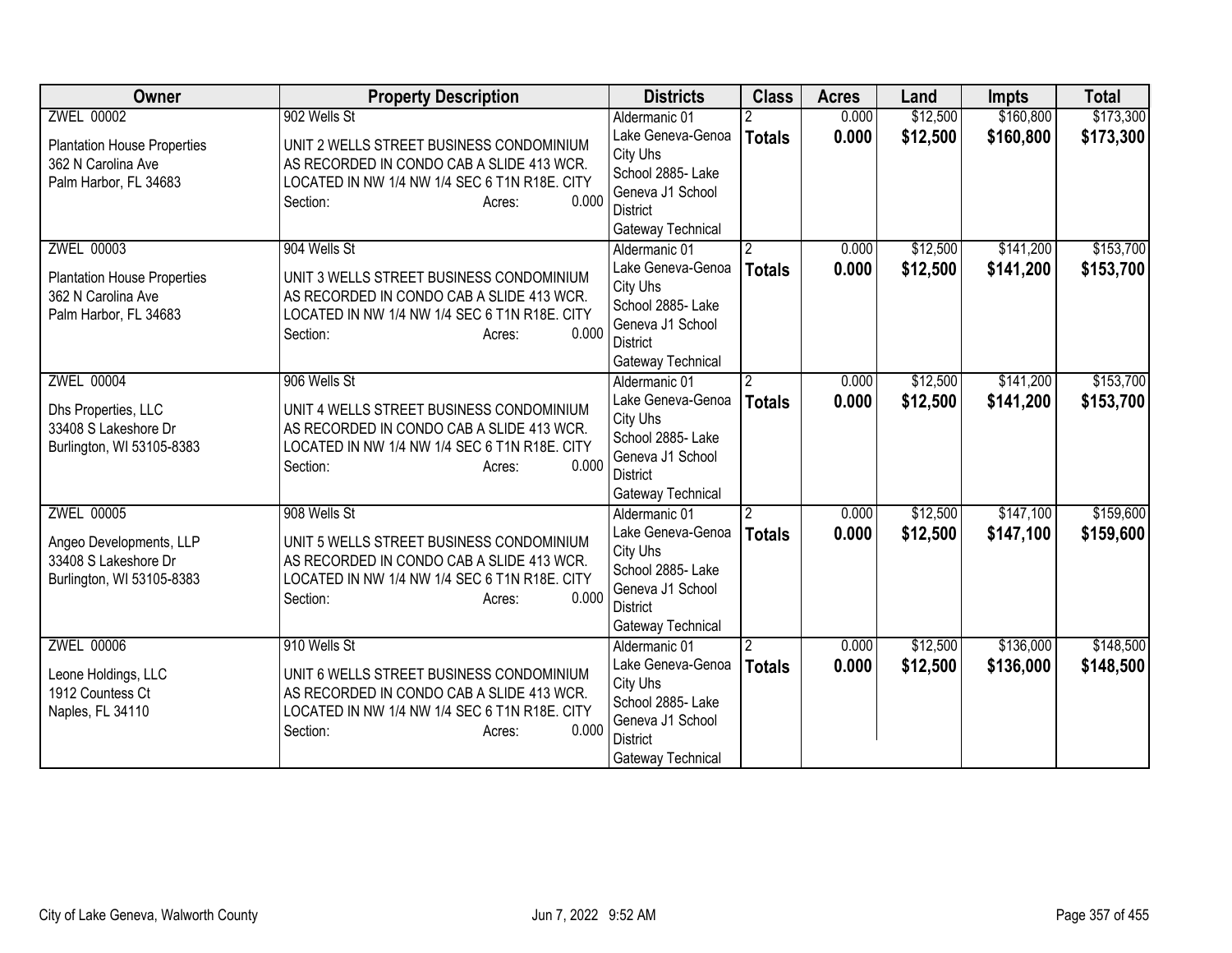| Owner | Property Description | Districts | Class | Acres | Land | Impts | Total |
|---|---|---|---|---|---|---|---|
| ZWEL 00002<br><br>Plantation House Properties<br>362 N Carolina Ave<br>Palm Harbor, FL 34683 | 902 Wells St<br><br>UNIT 2 WELLS STREET BUSINESS CONDOMINIUM AS RECORDED IN CONDO CAB A SLIDE 413 WCR. LOCATED IN NW 1/4 NW 1/4 SEC 6 T1N R18E. CITY<br>Section: Acres: 0.000 | Aldermanic 01<br>Lake Geneva-Genoa City Uhs<br>School 2885- Lake Geneva J1 School District<br>Gateway Technical | 2<br>**Totals** | 0.000<br>**0.000** | $12,500<br>**$12,500** | $160,800<br>**$160,800** | $173,300<br>**$173,300** |
| ZWEL 00003<br><br>Plantation House Properties<br>362 N Carolina Ave<br>Palm Harbor, FL 34683 | 904 Wells St<br><br>UNIT 3 WELLS STREET BUSINESS CONDOMINIUM AS RECORDED IN CONDO CAB A SLIDE 413 WCR. LOCATED IN NW 1/4 NW 1/4 SEC 6 T1N R18E. CITY<br>Section: Acres: 0.000 | Aldermanic 01<br>Lake Geneva-Genoa City Uhs<br>School 2885- Lake Geneva J1 School District<br>Gateway Technical | 2<br>**Totals** | 0.000<br>**0.000** | $12,500<br>**$12,500** | $141,200<br>**$141,200** | $153,700<br>**$153,700** |
| ZWEL 00004<br><br>Dhs Properties, LLC<br>33408 S Lakeshore Dr<br>Burlington, WI 53105-8383 | 906 Wells St<br><br>UNIT 4 WELLS STREET BUSINESS CONDOMINIUM AS RECORDED IN CONDO CAB A SLIDE 413 WCR. LOCATED IN NW 1/4 NW 1/4 SEC 6 T1N R18E. CITY<br>Section: Acres: 0.000 | Aldermanic 01<br>Lake Geneva-Genoa City Uhs<br>School 2885- Lake Geneva J1 School District<br>Gateway Technical | 2<br>**Totals** | 0.000<br>**0.000** | $12,500<br>**$12,500** | $141,200<br>**$141,200** | $153,700<br>**$153,700** |
| ZWEL 00005<br><br>Angeo Developments, LLP<br>33408 S Lakeshore Dr<br>Burlington, WI 53105-8383 | 908 Wells St<br><br>UNIT 5 WELLS STREET BUSINESS CONDOMINIUM AS RECORDED IN CONDO CAB A SLIDE 413 WCR. LOCATED IN NW 1/4 NW 1/4 SEC 6 T1N R18E. CITY<br>Section: Acres: 0.000 | Aldermanic 01<br>Lake Geneva-Genoa City Uhs<br>School 2885- Lake Geneva J1 School District<br>Gateway Technical | 2<br>**Totals** | 0.000<br>**0.000** | $12,500<br>**$12,500** | $147,100<br>**$147,100** | $159,600<br>**$159,600** |
| ZWEL 00006<br><br>Leone Holdings, LLC<br>1912 Countess Ct<br>Naples, FL 34110 | 910 Wells St<br><br>UNIT 6 WELLS STREET BUSINESS CONDOMINIUM AS RECORDED IN CONDO CAB A SLIDE 413 WCR. LOCATED IN NW 1/4 NW 1/4 SEC 6 T1N R18E. CITY<br>Section: Acres: 0.000 | Aldermanic 01<br>Lake Geneva-Genoa City Uhs<br>School 2885- Lake Geneva J1 School District<br>Gateway Technical | 2<br>**Totals** | 0.000<br>**0.000** | $12,500<br>**$12,500** | $136,000<br>**$136,000** | $148,500<br>**$148,500** |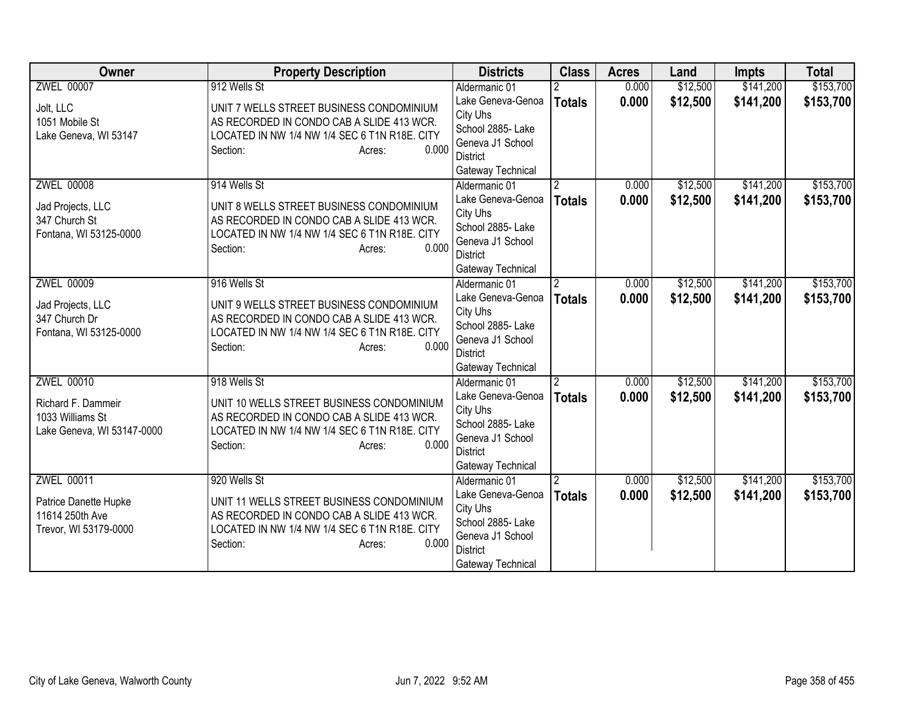| Owner | Property Description | Districts | Class | Acres | Land | Impts | Total |
|---|---|---|---|---|---|---|---|
| ZWEL 00007<br><br>Jolt, LLC<br>1051 Mobile St<br>Lake Geneva, WI 53147 | 912 Wells St<br><br>UNIT 7 WELLS STREET BUSINESS CONDOMINIUM AS RECORDED IN CONDO CAB A SLIDE 413 WCR. LOCATED IN NW 1/4 NW 1/4 SEC 6 T1N R18E. CITY<br>Section: Acres: 0.000 | Aldermanic 01<br>Lake Geneva-Genoa City Uhs<br>School 2885- Lake Geneva J1 School District<br>Gateway Technical | 2<br>**Totals** | 0.000<br>**0.000** | $12,500<br>**$12,500** | $141,200<br>**$141,200** | $153,700<br>**$153,700** |
| ZWEL 00008<br><br>Jad Projects, LLC<br>347 Church St<br>Fontana, WI 53125-0000 | 914 Wells St<br><br>UNIT 8 WELLS STREET BUSINESS CONDOMINIUM AS RECORDED IN CONDO CAB A SLIDE 413 WCR. LOCATED IN NW 1/4 NW 1/4 SEC 6 T1N R18E. CITY<br>Section: Acres: 0.000 | Aldermanic 01<br>Lake Geneva-Genoa City Uhs<br>School 2885- Lake Geneva J1 School District<br>Gateway Technical | 2<br>**Totals** | 0.000<br>**0.000** | $12,500<br>**$12,500** | $141,200<br>**$141,200** | $153,700<br>**$153,700** |
| ZWEL 00009<br><br>Jad Projects, LLC<br>347 Church Dr<br>Fontana, WI 53125-0000 | 916 Wells St<br><br>UNIT 9 WELLS STREET BUSINESS CONDOMINIUM AS RECORDED IN CONDO CAB A SLIDE 413 WCR. LOCATED IN NW 1/4 NW 1/4 SEC 6 T1N R18E. CITY<br>Section: Acres: 0.000 | Aldermanic 01<br>Lake Geneva-Genoa City Uhs<br>School 2885- Lake Geneva J1 School District<br>Gateway Technical | 2<br>**Totals** | 0.000<br>**0.000** | $12,500<br>**$12,500** | $141,200<br>**$141,200** | $153,700<br>**$153,700** |
| ZWEL 00010<br><br>Richard F. Dammeir<br>1033 Williams St<br>Lake Geneva, WI 53147-0000 | 918 Wells St<br><br>UNIT 10 WELLS STREET BUSINESS CONDOMINIUM AS RECORDED IN CONDO CAB A SLIDE 413 WCR. LOCATED IN NW 1/4 NW 1/4 SEC 6 T1N R18E. CITY<br>Section: Acres: 0.000 | Aldermanic 01<br>Lake Geneva-Genoa City Uhs<br>School 2885- Lake Geneva J1 School District<br>Gateway Technical | 2<br>**Totals** | 0.000<br>**0.000** | $12,500<br>**$12,500** | $141,200<br>**$141,200** | $153,700<br>**$153,700** |
| ZWEL 00011<br><br>Patrice Danette Hupke<br>11614 250th Ave<br>Trevor, WI 53179-0000 | 920 Wells St<br><br>UNIT 11 WELLS STREET BUSINESS CONDOMINIUM AS RECORDED IN CONDO CAB A SLIDE 413 WCR. LOCATED IN NW 1/4 NW 1/4 SEC 6 T1N R18E. CITY<br>Section: Acres: 0.000 | Aldermanic 01<br>Lake Geneva-Genoa City Uhs<br>School 2885- Lake Geneva J1 School District<br>Gateway Technical | 2<br>**Totals** | 0.000<br>**0.000** | $12,500<br>**$12,500** | $141,200<br>**$141,200** | $153,700<br>**$153,700** |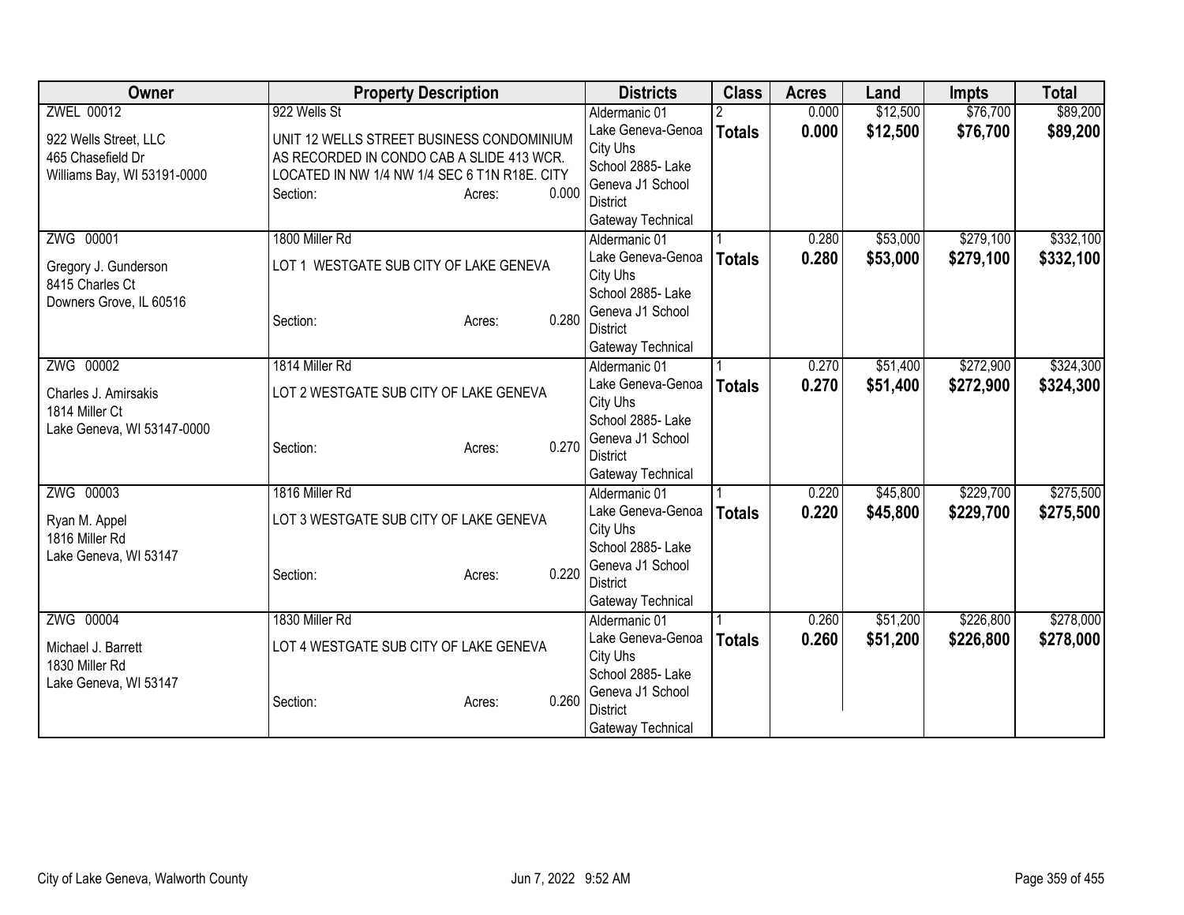| Owner | Property Description | Districts | Class | Acres | Land | Impts | Total |
|---|---|---|---|---|---|---|---|
| ZWEL 00012<br>922 Wells Street, LLC<br>465 Chasefield Dr<br>Williams Bay, WI 53191-0000 | 922 Wells St<br>UNIT 12 WELLS STREET BUSINESS CONDOMINIUM AS RECORDED IN CONDO CAB A SLIDE 413 WCR. LOCATED IN NW 1/4 NW 1/4 SEC 6 T1N R18E. CITY<br>Section: Acres: 0.000 | Aldermanic 01<br>Lake Geneva-Genoa City Uhs<br>School 2885- Lake Geneva J1 School District<br>Gateway Technical | 2<br>**Totals** | 0.000<br>**0.000** | $12,500<br>**$12,500** | $76,700<br>**$76,700** | $89,200<br>**$89,200** |
| ZWG 00001<br>Gregory J. Gunderson<br>8415 Charles Ct<br>Downers Grove, IL 60516 | 1800 Miller Rd<br>LOT 1 WESTGATE SUB CITY OF LAKE GENEVA<br>Section: Acres: 0.280 | Aldermanic 01<br>Lake Geneva-Genoa City Uhs<br>School 2885- Lake Geneva J1 School District<br>Gateway Technical | 1<br>**Totals** | 0.280<br>**0.280** | $53,000<br>**$53,000** | $279,100<br>**$279,100** | $332,100<br>**$332,100** |
| ZWG 00002<br>Charles J. Amirsakis<br>1814 Miller Ct<br>Lake Geneva, WI 53147-0000 | 1814 Miller Rd<br>LOT 2 WESTGATE SUB CITY OF LAKE GENEVA<br>Section: Acres: 0.270 | Aldermanic 01<br>Lake Geneva-Genoa City Uhs<br>School 2885- Lake Geneva J1 School District<br>Gateway Technical | 1<br>**Totals** | 0.270<br>**0.270** | $51,400<br>**$51,400** | $272,900<br>**$272,900** | $324,300<br>**$324,300** |
| ZWG 00003<br>Ryan M. Appel<br>1816 Miller Rd<br>Lake Geneva, WI 53147 | 1816 Miller Rd<br>LOT 3 WESTGATE SUB CITY OF LAKE GENEVA<br>Section: Acres: 0.220 | Aldermanic 01<br>Lake Geneva-Genoa City Uhs<br>School 2885- Lake Geneva J1 School District<br>Gateway Technical | 1<br>**Totals** | 0.220<br>**0.220** | $45,800<br>**$45,800** | $229,700<br>**$229,700** | $275,500<br>**$275,500** |
| ZWG 00004<br>Michael J. Barrett<br>1830 Miller Rd<br>Lake Geneva, WI 53147 | 1830 Miller Rd<br>LOT 4 WESTGATE SUB CITY OF LAKE GENEVA<br>Section: Acres: 0.260 | Aldermanic 01<br>Lake Geneva-Genoa City Uhs<br>School 2885- Lake Geneva J1 School District<br>Gateway Technical | 1<br>**Totals** | 0.260<br>**0.260** | $51,200<br>**$51,200** | $226,800<br>**$226,800** | $278,000<br>**$278,000** |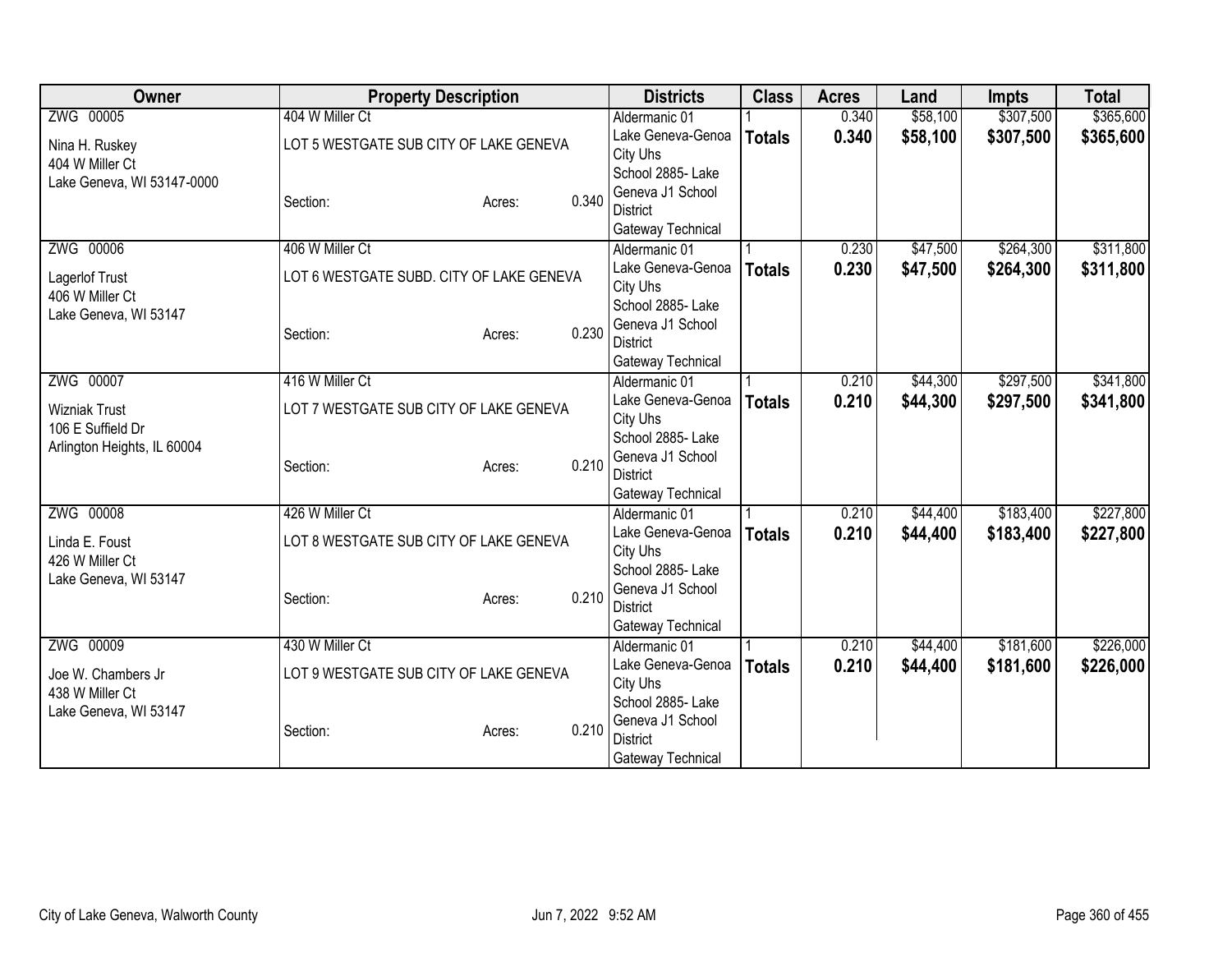| Owner | Property Description | | | Districts | Class | Acres | Land | Impts | Total |
|---|---|---|---|---|---|---|---|---|---|
| ZWG 00005 | 404 W Miller Ct | | | Aldermanic 01 | 1 | 0.340 | $58,100 | $307,500 | $365,600 |
| Nina H. Ruskey<br>404 W Miller Ct<br>Lake Geneva, WI 53147-0000 | LOT 5 WESTGATE SUB CITY OF LAKE GENEVA | | | Lake Geneva-Genoa City Uhs | **Totals** | **0.340** | **$58,100** | **$307,500** | **$365,600** |
| | Section: | Acres: | 0.340 | School 2885- Lake Geneva J1 School District<br>Gateway Technical | | | | | |
| ZWG 00006 | 406 W Miller Ct | | | Aldermanic 01 | 1 | 0.230 | $47,500 | $264,300 | $311,800 |
| Lagerlof Trust<br>406 W Miller Ct<br>Lake Geneva, WI 53147 | LOT 6 WESTGATE SUBD. CITY OF LAKE GENEVA | | | Lake Geneva-Genoa City Uhs | **Totals** | **0.230** | **$47,500** | **$264,300** | **$311,800** |
| | Section: | Acres: | 0.230 | School 2885- Lake Geneva J1 School District<br>Gateway Technical | | | | | |
| ZWG 00007 | 416 W Miller Ct | | | Aldermanic 01 | 1 | 0.210 | $44,300 | $297,500 | $341,800 |
| Wizniak Trust<br>106 E Suffield Dr<br>Arlington Heights, IL 60004 | LOT 7 WESTGATE SUB CITY OF LAKE GENEVA | | | Lake Geneva-Genoa City Uhs | **Totals** | **0.210** | **$44,300** | **$297,500** | **$341,800** |
| | Section: | Acres: | 0.210 | School 2885- Lake Geneva J1 School District<br>Gateway Technical | | | | | |
| ZWG 00008 | 426 W Miller Ct | | | Aldermanic 01 | 1 | 0.210 | $44,400 | $183,400 | $227,800 |
| Linda E. Foust<br>426 W Miller Ct<br>Lake Geneva, WI 53147 | LOT 8 WESTGATE SUB CITY OF LAKE GENEVA | | | Lake Geneva-Genoa City Uhs | **Totals** | **0.210** | **$44,400** | **$183,400** | **$227,800** |
| | Section: | Acres: | 0.210 | School 2885- Lake Geneva J1 School District<br>Gateway Technical | | | | | |
| ZWG 00009 | 430 W Miller Ct | | | Aldermanic 01 | 1 | 0.210 | $44,400 | $181,600 | $226,000 |
| Joe W. Chambers Jr<br>438 W Miller Ct<br>Lake Geneva, WI 53147 | LOT 9 WESTGATE SUB CITY OF LAKE GENEVA | | | Lake Geneva-Genoa City Uhs | **Totals** | **0.210** | **$44,400** | **$181,600** | **$226,000** |
| | Section: | Acres: | 0.210 | School 2885- Lake Geneva J1 School District<br>Gateway Technical | | | | | |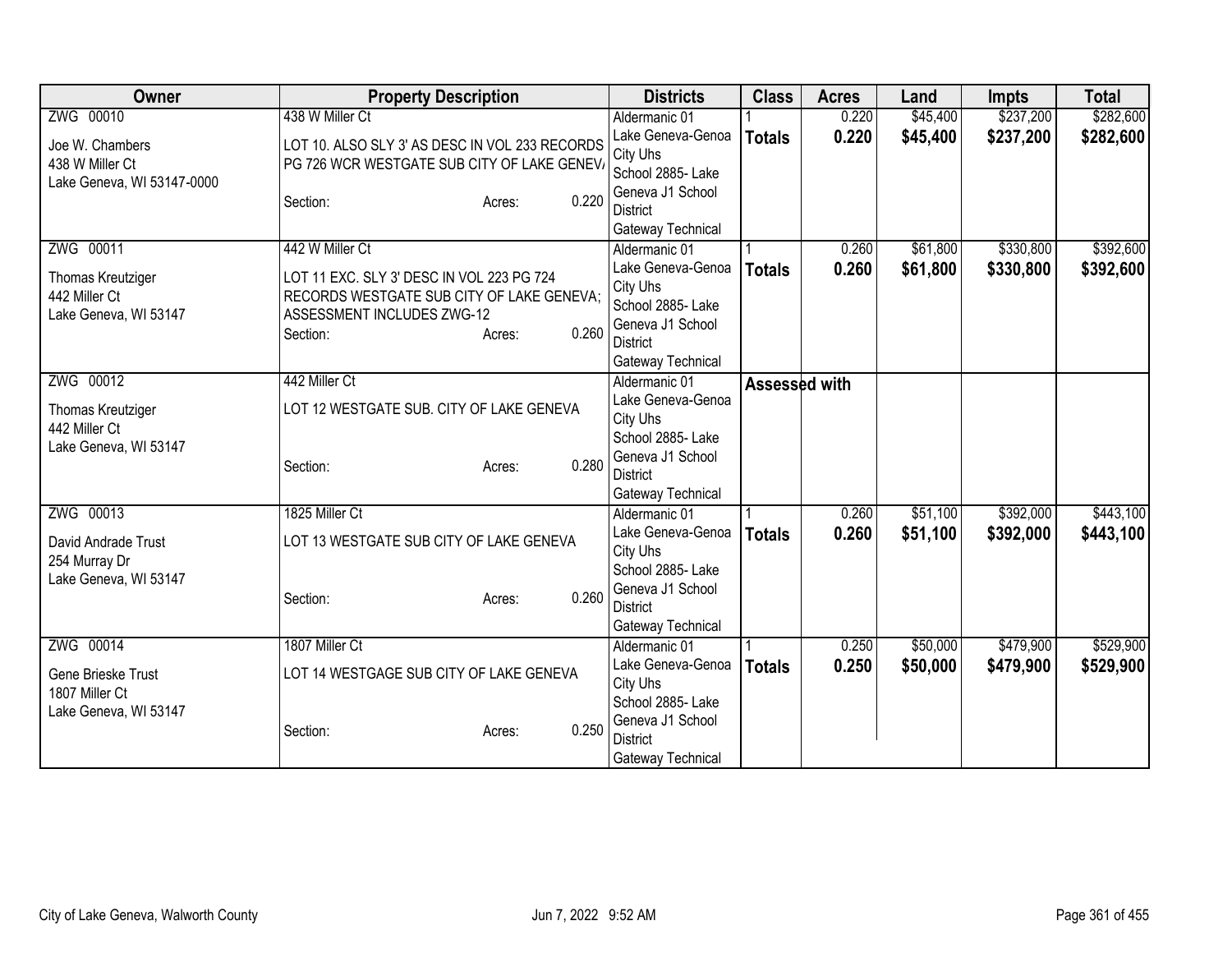| Owner | Property Description | Districts | Class | Acres | Land | Impts | Total |
|---|---|---|---|---|---|---|---|
| ZWG 00010<br><br>Joe W. Chambers<br>438 W Miller Ct<br>Lake Geneva, WI 53147-0000 | 438 W Miller Ct<br><br>LOT 10. ALSO SLY 3' AS DESC IN VOL 233 RECORDS PG 726 WCR WESTGATE SUB CITY OF LAKE GENEV/<br><br>Section: Acres: 0.220 | Aldermanic 01<br>Lake Geneva-Genoa City Uhs<br>School 2885- Lake Geneva J1 School District<br>Gateway Technical | 1<br>**Totals** | 0.220<br>**0.220** | $45,400<br>**$45,400** | $237,200<br>**$237,200** | $282,600<br>**$282,600** |
| ZWG 00011<br><br>Thomas Kreutziger<br>442 Miller Ct<br>Lake Geneva, WI 53147 | 442 W Miller Ct<br><br>LOT 11 EXC. SLY 3' DESC IN VOL 223 PG 724 RECORDS WESTGATE SUB CITY OF LAKE GENEVA; ASSESSMENT INCLUDES ZWG-12<br>Section: Acres: 0.260 | Aldermanic 01<br>Lake Geneva-Genoa City Uhs<br>School 2885- Lake Geneva J1 School District<br>Gateway Technical | 1<br>**Totals** | 0.260<br>**0.260** | $61,800<br>**$61,800** | $330,800<br>**$330,800** | $392,600<br>**$392,600** |
| ZWG 00012<br><br>Thomas Kreutziger<br>442 Miller Ct<br>Lake Geneva, WI 53147 | 442 Miller Ct<br><br>LOT 12 WESTGATE SUB. CITY OF LAKE GENEVA<br><br>Section: Acres: 0.280 | Aldermanic 01<br>Lake Geneva-Genoa City Uhs<br>School 2885- Lake Geneva J1 School District<br>Gateway Technical | **Assessed with** | | | | |
| ZWG 00013<br><br>David Andrade Trust<br>254 Murray Dr<br>Lake Geneva, WI 53147 | 1825 Miller Ct<br><br>LOT 13 WESTGATE SUB CITY OF LAKE GENEVA<br><br>Section: Acres: 0.260 | Aldermanic 01<br>Lake Geneva-Genoa City Uhs<br>School 2885- Lake Geneva J1 School District<br>Gateway Technical | 1<br>**Totals** | 0.260<br>**0.260** | $51,100<br>**$51,100** | $392,000<br>**$392,000** | $443,100<br>**$443,100** |
| ZWG 00014<br><br>Gene Brieske Trust<br>1807 Miller Ct<br>Lake Geneva, WI 53147 | 1807 Miller Ct<br><br>LOT 14 WESTGAGE SUB CITY OF LAKE GENEVA<br><br>Section: Acres: 0.250 | Aldermanic 01<br>Lake Geneva-Genoa City Uhs<br>School 2885- Lake Geneva J1 School District<br>Gateway Technical | 1<br>**Totals** | 0.250<br>**0.250** | $50,000<br>**$50,000** | $479,900<br>**$479,900** | $529,900<br>**$529,900** |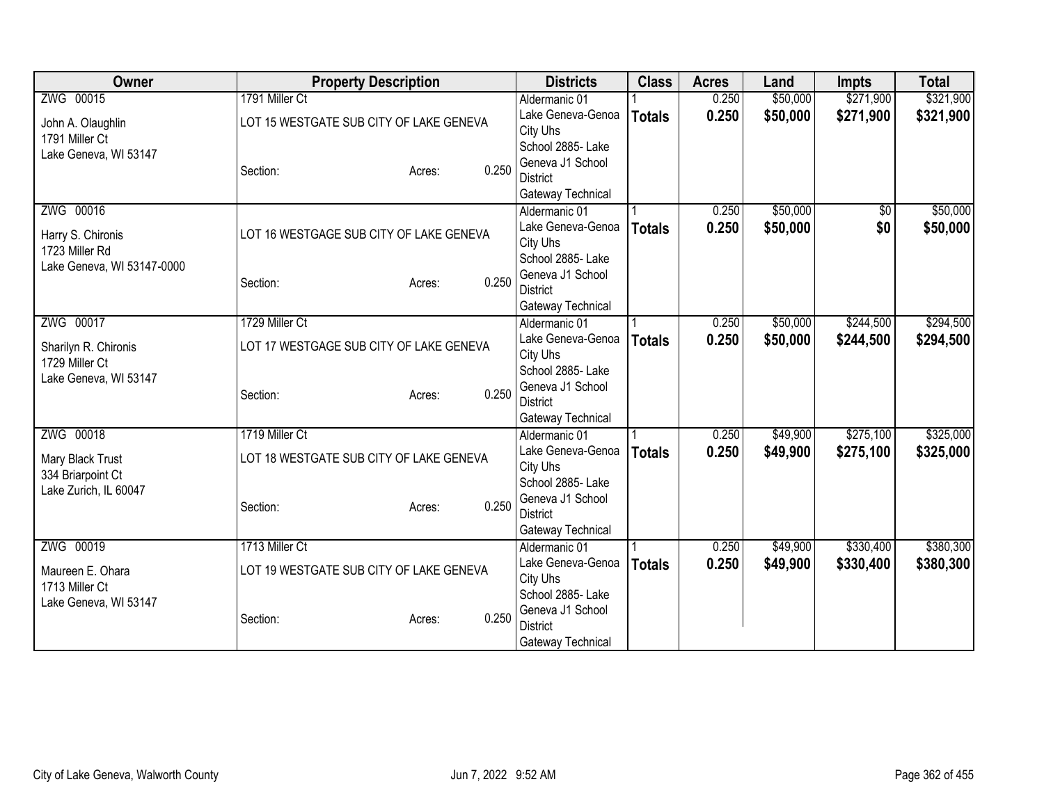| Owner | Property Description | | | Districts | Class | Acres | Land | Impts | Total |
|---|---|---|---|---|---|---|---|---|---|
| ZWG 00015<br><br>John A. Olaughlin<br>1791 Miller Ct<br>Lake Geneva, WI 53147 | 1791 Miller Ct<br><br>LOT 15 WESTGATE SUB CITY OF LAKE GENEVA<br><br>Section: | Acres: | 0.250 | Aldermanic 01<br>Lake Geneva-Genoa City Uhs<br>School 2885- Lake Geneva J1 School District<br>Gateway Technical | 1<br>**Totals** | 0.250<br>**0.250** | $50,000<br>**$50,000** | $271,900<br>**$271,900** | $321,900<br>**$321,900** |
| ZWG 00016<br><br>Harry S. Chironis<br>1723 Miller Rd<br>Lake Geneva, WI 53147-0000 | LOT 16 WESTGAGE SUB CITY OF LAKE GENEVA<br><br>Section: | Acres: | 0.250 | Aldermanic 01<br>Lake Geneva-Genoa City Uhs<br>School 2885- Lake Geneva J1 School District<br>Gateway Technical | 1<br>**Totals** | 0.250<br>**0.250** | $50,000<br>**$50,000** | $0<br>**$0** | $50,000<br>**$50,000** |
| ZWG 00017<br><br>Sharilyn R. Chironis<br>1729 Miller Ct<br>Lake Geneva, WI 53147 | 1729 Miller Ct<br><br>LOT 17 WESTGAGE SUB CITY OF LAKE GENEVA<br><br>Section: | Acres: | 0.250 | Aldermanic 01<br>Lake Geneva-Genoa City Uhs<br>School 2885- Lake Geneva J1 School District<br>Gateway Technical | 1<br>**Totals** | 0.250<br>**0.250** | $50,000<br>**$50,000** | $244,500<br>**$244,500** | $294,500<br>**$294,500** |
| ZWG 00018<br><br>Mary Black Trust<br>334 Briarpoint Ct<br>Lake Zurich, IL 60047 | 1719 Miller Ct<br><br>LOT 18 WESTGATE SUB CITY OF LAKE GENEVA<br><br>Section: | Acres: | 0.250 | Aldermanic 01<br>Lake Geneva-Genoa City Uhs<br>School 2885- Lake Geneva J1 School District<br>Gateway Technical | 1<br>**Totals** | 0.250<br>**0.250** | $49,900<br>**$49,900** | $275,100<br>**$275,100** | $325,000<br>**$325,000** |
| ZWG 00019<br><br>Maureen E. Ohara<br>1713 Miller Ct<br>Lake Geneva, WI 53147 | 1713 Miller Ct<br><br>LOT 19 WESTGATE SUB CITY OF LAKE GENEVA<br><br>Section: | Acres: | 0.250 | Aldermanic 01<br>Lake Geneva-Genoa City Uhs<br>School 2885- Lake Geneva J1 School District<br>Gateway Technical | 1<br>**Totals** | 0.250<br>**0.250** | $49,900<br>**$49,900** | $330,400<br>**$330,400** | $380,300<br>**$380,300** |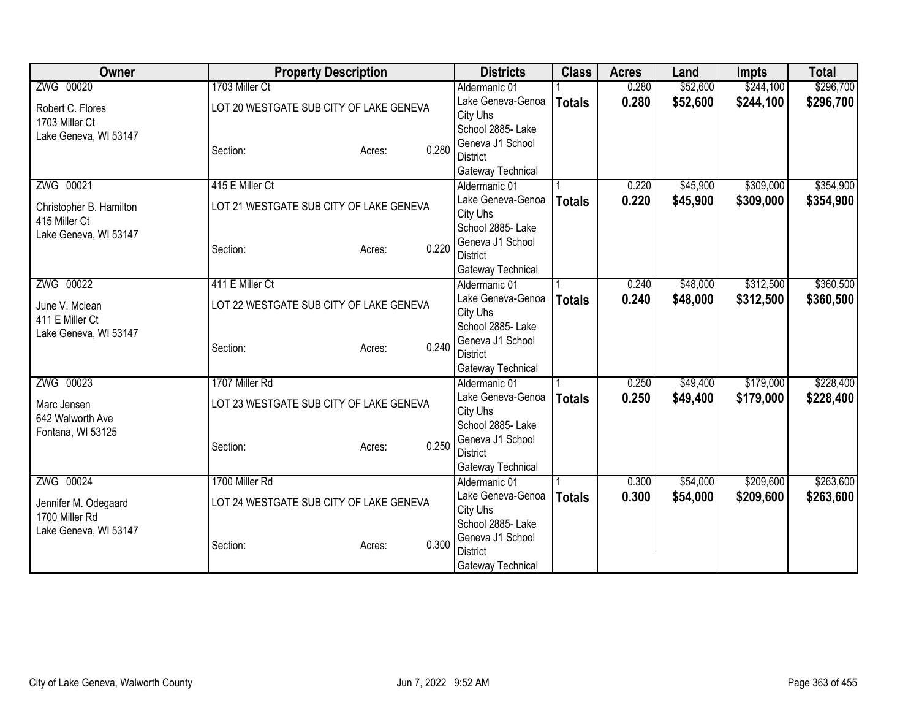| Owner | Property Description | | | Districts | Class | Acres | Land | Impts | Total |
|---|---|---|---|---|---|---|---|---|---|
| ZWG 00020 | 1703 Miller Ct | | | Aldermanic 01 | 1 | 0.280 | $52,600 | $244,100 | $296,700 |
| Robert C. Flores<br>1703 Miller Ct<br>Lake Geneva, WI 53147 | LOT 20 WESTGATE SUB CITY OF LAKE GENEVA | | | Lake Geneva-Genoa City Uhs | **Totals** | **0.280** | **$52,600** | **$244,100** | **$296,700** |
| | Section: | Acres: | 0.280 | School 2885- Lake Geneva J1 School District | | | | | |
| | | | | Gateway Technical | | | | | |
| ZWG 00021 | 415 E Miller Ct | | | Aldermanic 01 | 1 | 0.220 | $45,900 | $309,000 | $354,900 |
| Christopher B. Hamilton<br>415 Miller Ct<br>Lake Geneva, WI 53147 | LOT 21 WESTGATE SUB CITY OF LAKE GENEVA | | | Lake Geneva-Genoa City Uhs | **Totals** | **0.220** | **$45,900** | **$309,000** | **$354,900** |
| | Section: | Acres: | 0.220 | School 2885- Lake Geneva J1 School District | | | | | |
| | | | | Gateway Technical | | | | | |
| ZWG 00022 | 411 E Miller Ct | | | Aldermanic 01 | 1 | 0.240 | $48,000 | $312,500 | $360,500 |
| June V. Mclean<br>411 E Miller Ct<br>Lake Geneva, WI 53147 | LOT 22 WESTGATE SUB CITY OF LAKE GENEVA | | | Lake Geneva-Genoa City Uhs | **Totals** | **0.240** | **$48,000** | **$312,500** | **$360,500** |
| | Section: | Acres: | 0.240 | School 2885- Lake Geneva J1 School District | | | | | |
| | | | | Gateway Technical | | | | | |
| ZWG 00023 | 1707 Miller Rd | | | Aldermanic 01 | 1 | 0.250 | $49,400 | $179,000 | $228,400 |
| Marc Jensen<br>642 Walworth Ave<br>Fontana, WI 53125 | LOT 23 WESTGATE SUB CITY OF LAKE GENEVA | | | Lake Geneva-Genoa City Uhs | **Totals** | **0.250** | **$49,400** | **$179,000** | **$228,400** |
| | Section: | Acres: | 0.250 | School 2885- Lake Geneva J1 School District | | | | | |
| | | | | Gateway Technical | | | | | |
| ZWG 00024 | 1700 Miller Rd | | | Aldermanic 01 | 1 | 0.300 | $54,000 | $209,600 | $263,600 |
| Jennifer M. Odegaard<br>1700 Miller Rd<br>Lake Geneva, WI 53147 | LOT 24 WESTGATE SUB CITY OF LAKE GENEVA | | | Lake Geneva-Genoa City Uhs | **Totals** | **0.300** | **$54,000** | **$209,600** | **$263,600** |
| | Section: | Acres: | 0.300 | School 2885- Lake Geneva J1 School District | | | | | |
| | | | | Gateway Technical | | | | | |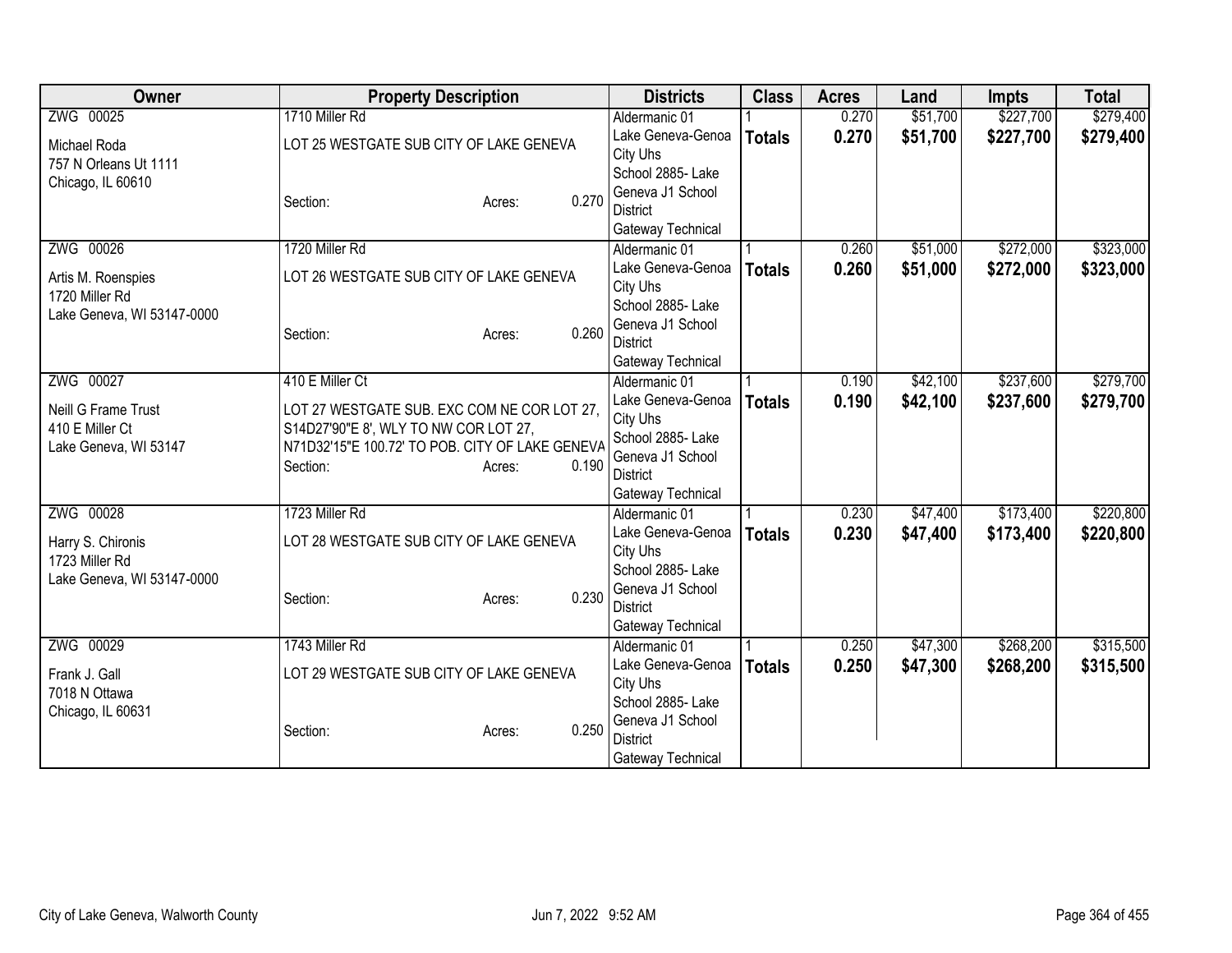| Owner | Property Description | Districts | Class | Acres | Land | Impts | Total |
|---|---|---|---|---|---|---|---|
| ZWG 00025<br><br>Michael Roda<br>757 N Orleans Ut 1111<br>Chicago, IL 60610 | 1710 Miller Rd<br><br>LOT 25 WESTGATE SUB CITY OF LAKE GENEVA<br><br>Section: Acres: 0.270 | Aldermanic 01<br>Lake Geneva-Genoa City Uhs<br>School 2885- Lake Geneva J1 School District<br>Gateway Technical | 1<br>**Totals** | 0.270<br>**0.270** | $51,700<br>**$51,700** | $227,700<br>**$227,700** | $279,400<br>**$279,400** |
| ZWG 00026<br><br>Artis M. Roenspies<br>1720 Miller Rd<br>Lake Geneva, WI 53147-0000 | 1720 Miller Rd<br><br>LOT 26 WESTGATE SUB CITY OF LAKE GENEVA<br><br>Section: Acres: 0.260 | Aldermanic 01<br>Lake Geneva-Genoa City Uhs<br>School 2885- Lake Geneva J1 School District<br>Gateway Technical | 1<br>**Totals** | 0.260<br>**0.260** | $51,000<br>**$51,000** | $272,000<br>**$272,000** | $323,000<br>**$323,000** |
| ZWG 00027<br><br>Neill G Frame Trust<br>410 E Miller Ct<br>Lake Geneva, WI 53147 | 410 E Miller Ct<br><br>LOT 27 WESTGATE SUB. EXC COM NE COR LOT 27, S14D27'90"E 8', WLY TO NW COR LOT 27, N71D32'15"E 100.72' TO POB. CITY OF LAKE GENEVA<br>Section: Acres: 0.190 | Aldermanic 01<br>Lake Geneva-Genoa City Uhs<br>School 2885- Lake Geneva J1 School District<br>Gateway Technical | 1<br>**Totals** | 0.190<br>**0.190** | $42,100<br>**$42,100** | $237,600<br>**$237,600** | $279,700<br>**$279,700** |
| ZWG 00028<br><br>Harry S. Chironis<br>1723 Miller Rd<br>Lake Geneva, WI 53147-0000 | 1723 Miller Rd<br><br>LOT 28 WESTGATE SUB CITY OF LAKE GENEVA<br><br>Section: Acres: 0.230 | Aldermanic 01<br>Lake Geneva-Genoa City Uhs<br>School 2885- Lake Geneva J1 School District<br>Gateway Technical | 1<br>**Totals** | 0.230<br>**0.230** | $47,400<br>**$47,400** | $173,400<br>**$173,400** | $220,800<br>**$220,800** |
| ZWG 00029<br><br>Frank J. Gall<br>7018 N Ottawa<br>Chicago, IL 60631 | 1743 Miller Rd<br><br>LOT 29 WESTGATE SUB CITY OF LAKE GENEVA<br><br>Section: Acres: 0.250 | Aldermanic 01<br>Lake Geneva-Genoa City Uhs<br>School 2885- Lake Geneva J1 School District<br>Gateway Technical | 1<br>**Totals** | 0.250<br>**0.250** | $47,300<br>**$47,300** | $268,200<br>**$268,200** | $315,500<br>**$315,500** |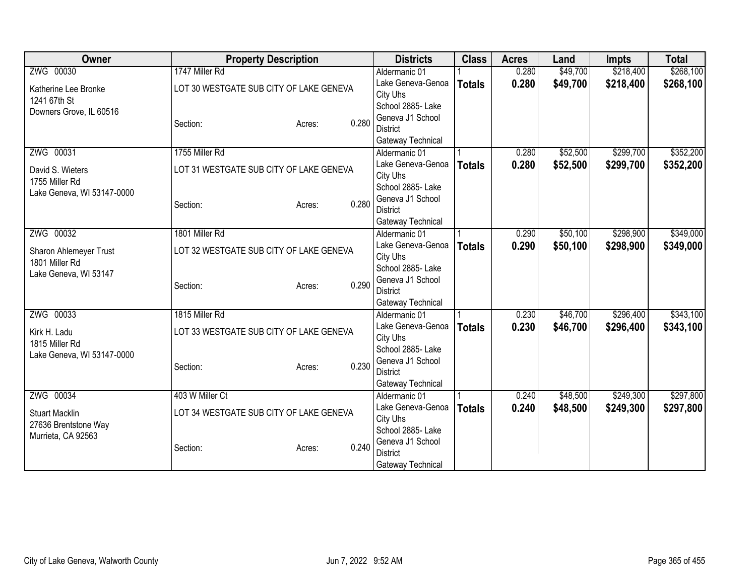| Owner | Property Description | | | Districts | Class | Acres | Land | Impts | Total |
|---|---|---|---|---|---|---|---|---|---|
| ZWG 00030 | 1747 Miller Rd | | | Aldermanic 01 | 1 | 0.280 | $49,700 | $218,400 | $268,100 |
| Katherine Lee Bronke<br>1241 67th St<br>Downers Grove, IL 60516 | LOT 30 WESTGATE SUB CITY OF LAKE GENEVA | | | Lake Geneva-Genoa City Uhs | **Totals** | **0.280** | **$49,700** | **$218,400** | **$268,100** |
| | Section: | Acres: | 0.280 | School 2885- Lake Geneva J1 School District<br>Gateway Technical | | | | | |
| ZWG 00031 | 1755 Miller Rd | | | Aldermanic 01 | 1 | 0.280 | $52,500 | $299,700 | $352,200 |
| David S. Wieters<br>1755 Miller Rd<br>Lake Geneva, WI 53147-0000 | LOT 31 WESTGATE SUB CITY OF LAKE GENEVA | | | Lake Geneva-Genoa City Uhs | **Totals** | **0.280** | **$52,500** | **$299,700** | **$352,200** |
| | Section: | Acres: | 0.280 | School 2885- Lake Geneva J1 School District<br>Gateway Technical | | | | | |
| ZWG 00032 | 1801 Miller Rd | | | Aldermanic 01 | 1 | 0.290 | $50,100 | $298,900 | $349,000 |
| Sharon Ahlemeyer Trust<br>1801 Miller Rd<br>Lake Geneva, WI 53147 | LOT 32 WESTGATE SUB CITY OF LAKE GENEVA | | | Lake Geneva-Genoa City Uhs | **Totals** | **0.290** | **$50,100** | **$298,900** | **$349,000** |
| | Section: | Acres: | 0.290 | School 2885- Lake Geneva J1 School District<br>Gateway Technical | | | | | |
| ZWG 00033 | 1815 Miller Rd | | | Aldermanic 01 | 1 | 0.230 | $46,700 | $296,400 | $343,100 |
| Kirk H. Ladu<br>1815 Miller Rd<br>Lake Geneva, WI 53147-0000 | LOT 33 WESTGATE SUB CITY OF LAKE GENEVA | | | Lake Geneva-Genoa City Uhs | **Totals** | **0.230** | **$46,700** | **$296,400** | **$343,100** |
| | Section: | Acres: | 0.230 | School 2885- Lake Geneva J1 School District<br>Gateway Technical | | | | | |
| ZWG 00034 | 403 W Miller Ct | | | Aldermanic 01 | 1 | 0.240 | $48,500 | $249,300 | $297,800 |
| Stuart Macklin<br>27636 Brentstone Way<br>Murrieta, CA 92563 | LOT 34 WESTGATE SUB CITY OF LAKE GENEVA | | | Lake Geneva-Genoa City Uhs | **Totals** | **0.240** | **$48,500** | **$249,300** | **$297,800** |
| | Section: | Acres: | 0.240 | School 2885- Lake Geneva J1 School District<br>Gateway Technical | | | | | |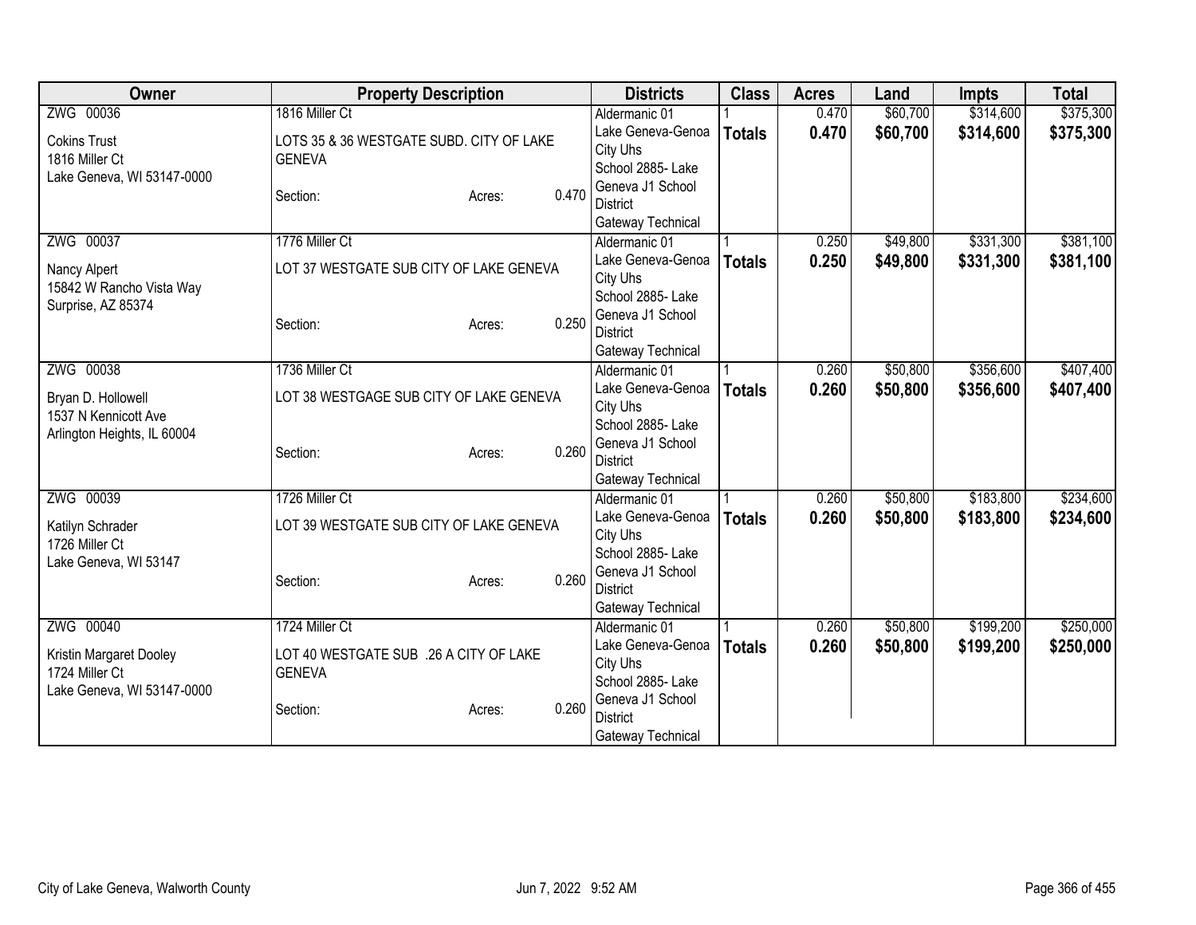| Owner | Property Description | Districts | Class | Acres | Land | Impts | Total |
|---|---|---|---|---|---|---|---|
| ZWG 00036<br>Cokins Trust<br>1816 Miller Ct<br>Lake Geneva, WI 53147-0000 | 1816 Miller Ct<br>LOTS 35 & 36 WESTGATE SUBD. CITY OF LAKE GENEVA<br>Section: Acres: 0.470 | Aldermanic 01<br>Lake Geneva-Genoa City Uhs<br>School 2885- Lake Geneva J1 School District<br>Gateway Technical | 1<br>**Totals** | 0.470<br>**0.470** | $60,700<br>**$60,700** | $314,600<br>**$314,600** | $375,300<br>**$375,300** |
| ZWG 00037<br>Nancy Alpert<br>15842 W Rancho Vista Way<br>Surprise, AZ 85374 | 1776 Miller Ct<br>LOT 37 WESTGATE SUB CITY OF LAKE GENEVA<br>Section: Acres: 0.250 | Aldermanic 01<br>Lake Geneva-Genoa City Uhs<br>School 2885- Lake Geneva J1 School District<br>Gateway Technical | 1<br>**Totals** | 0.250<br>**0.250** | $49,800<br>**$49,800** | $331,300<br>**$331,300** | $381,100<br>**$381,100** |
| ZWG 00038<br>Bryan D. Hollowell<br>1537 N Kennicott Ave<br>Arlington Heights, IL 60004 | 1736 Miller Ct<br>LOT 38 WESTGAGE SUB CITY OF LAKE GENEVA<br>Section: Acres: 0.260 | Aldermanic 01<br>Lake Geneva-Genoa City Uhs<br>School 2885- Lake Geneva J1 School District<br>Gateway Technical | 1<br>**Totals** | 0.260<br>**0.260** | $50,800<br>**$50,800** | $356,600<br>**$356,600** | $407,400<br>**$407,400** |
| ZWG 00039<br>Katilyn Schrader<br>1726 Miller Ct<br>Lake Geneva, WI 53147 | 1726 Miller Ct<br>LOT 39 WESTGATE SUB CITY OF LAKE GENEVA<br>Section: Acres: 0.260 | Aldermanic 01<br>Lake Geneva-Genoa City Uhs<br>School 2885- Lake Geneva J1 School District<br>Gateway Technical | 1<br>**Totals** | 0.260<br>**0.260** | $50,800<br>**$50,800** | $183,800<br>**$183,800** | $234,600<br>**$234,600** |
| ZWG 00040<br>Kristin Margaret Dooley<br>1724 Miller Ct<br>Lake Geneva, WI 53147-0000 | 1724 Miller Ct<br>LOT 40 WESTGATE SUB .26 A CITY OF LAKE GENEVA<br>Section: Acres: 0.260 | Aldermanic 01<br>Lake Geneva-Genoa City Uhs<br>School 2885- Lake Geneva J1 School District<br>Gateway Technical | 1<br>**Totals** | 0.260<br>**0.260** | $50,800<br>**$50,800** | $199,200<br>**$199,200** | $250,000<br>**$250,000** |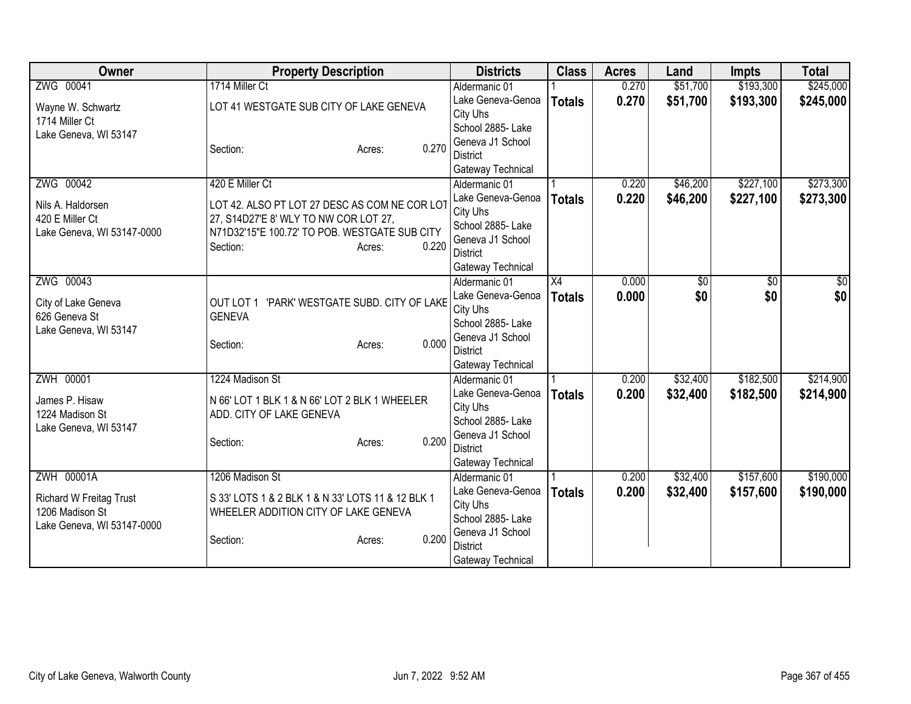| Owner | Property Description | Districts | Class | Acres | Land | Impts | Total |
|---|---|---|---|---|---|---|---|
| ZWG 00041<br>Wayne W. Schwartz<br>1714 Miller Ct<br>Lake Geneva, WI 53147 | 1714 Miller Ct<br>LOT 41 WESTGATE SUB CITY OF LAKE GENEVA<br>Section: Acres: 0.270 | Aldermanic 01<br>Lake Geneva-Genoa City Uhs<br>School 2885- Lake Geneva J1 School District<br>Gateway Technical | 1<br>**Totals** | 0.270<br>**0.270** | $51,700<br>**$51,700** | $193,300<br>**$193,300** | $245,000<br>**$245,000** |
| ZWG 00042<br>Nils A. Haldorsen<br>420 E Miller Ct<br>Lake Geneva, WI 53147-0000 | 420 E Miller Ct<br>LOT 42. ALSO PT LOT 27 DESC AS COM NE COR LOT 27, S14D27'E 8' WLY TO NW COR LOT 27, N71D32'15"E 100.72' TO POB. WESTGATE SUB CITY<br>Section: Acres: 0.220 | Aldermanic 01<br>Lake Geneva-Genoa City Uhs<br>School 2885- Lake Geneva J1 School District<br>Gateway Technical | 1<br>**Totals** | 0.220<br>**0.220** | $46,200<br>**$46,200** | $227,100<br>**$227,100** | $273,300<br>**$273,300** |
| ZWG 00043<br>City of Lake Geneva<br>626 Geneva St<br>Lake Geneva, WI 53147 | OUT LOT 1 'PARK' WESTGATE SUBD. CITY OF LAKE GENEVA<br>Section: Acres: 0.000 | Aldermanic 01<br>Lake Geneva-Genoa City Uhs<br>School 2885- Lake Geneva J1 School District<br>Gateway Technical | X4<br>**Totals** | 0.000<br>**0.000** | $0<br>**$0** | $0<br>**$0** | $0<br>**$0** |
| ZWH 00001<br>James P. Hisaw<br>1224 Madison St<br>Lake Geneva, WI 53147 | 1224 Madison St<br>N 66' LOT 1 BLK 1 & N 66' LOT 2 BLK 1 WHEELER ADD. CITY OF LAKE GENEVA<br>Section: Acres: 0.200 | Aldermanic 01<br>Lake Geneva-Genoa City Uhs<br>School 2885- Lake Geneva J1 School District<br>Gateway Technical | 1<br>**Totals** | 0.200<br>**0.200** | $32,400<br>**$32,400** | $182,500<br>**$182,500** | $214,900<br>**$214,900** |
| ZWH 00001A<br>Richard W Freitag Trust<br>1206 Madison St<br>Lake Geneva, WI 53147-0000 | 1206 Madison St<br>S 33' LOTS 1 & 2 BLK 1 & N 33' LOTS 11 & 12 BLK 1 WHEELER ADDITION CITY OF LAKE GENEVA<br>Section: Acres: 0.200 | Aldermanic 01<br>Lake Geneva-Genoa City Uhs<br>School 2885- Lake Geneva J1 School District<br>Gateway Technical | 1<br>**Totals** | 0.200<br>**0.200** | $32,400<br>**$32,400** | $157,600<br>**$157,600** | $190,000<br>**$190,000** |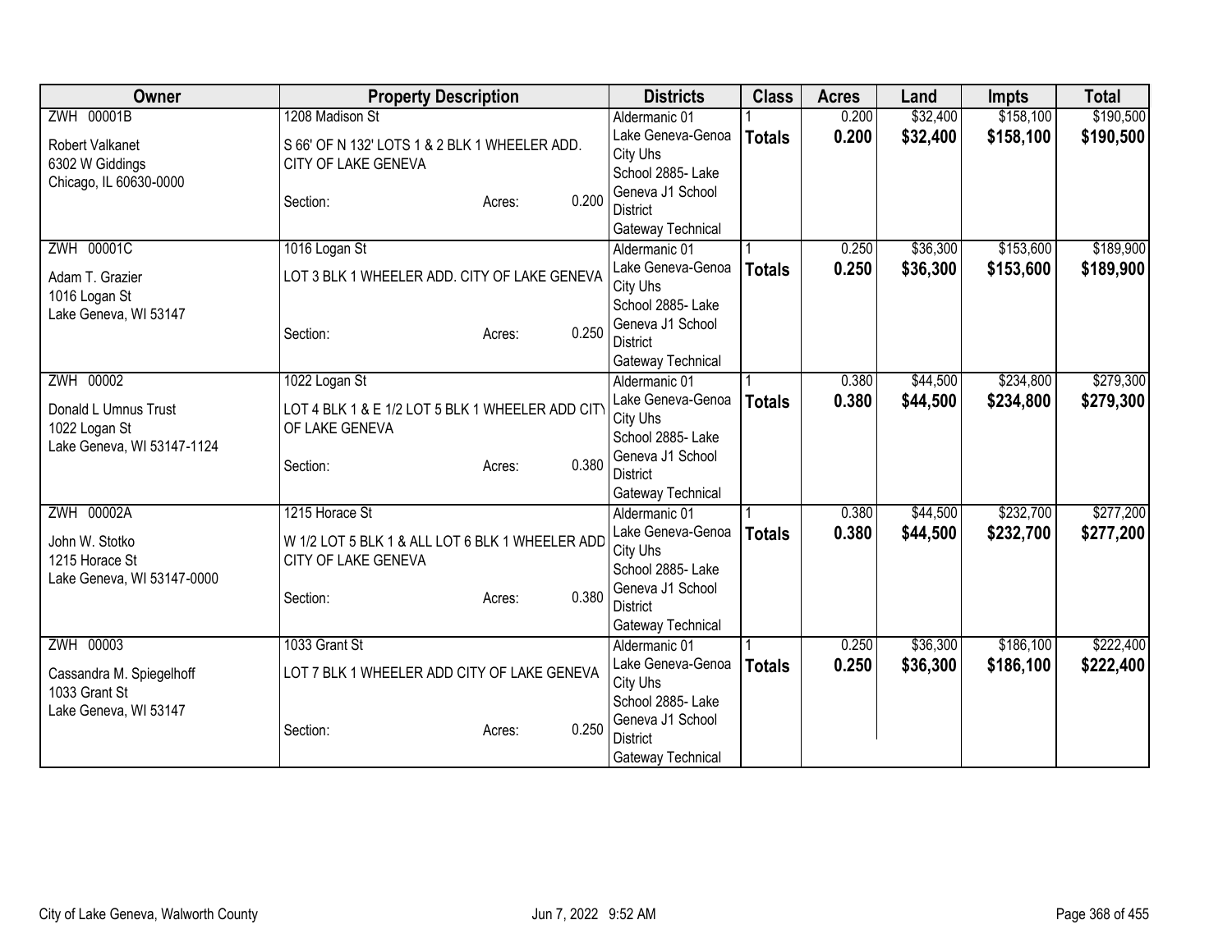| Owner | Property Description | Districts | Class | Acres | Land | Impts | Total |
|---|---|---|---|---|---|---|---|
| ZWH 00001B<br>Robert Valkanet<br>6302 W Giddings<br>Chicago, IL 60630-0000 | 1208 Madison St<br>S 66' OF N 132' LOTS 1 & 2 BLK 1 WHEELER ADD. CITY OF LAKE GENEVA<br>Section: Acres: 0.200 | Aldermanic 01<br>Lake Geneva-Genoa City Uhs<br>School 2885- Lake Geneva J1 School District<br>Gateway Technical | 1<br>**Totals** | 0.200<br>**0.200** | $32,400<br>**$32,400** | $158,100<br>**$158,100** | $190,500<br>**$190,500** |
| ZWH 00001C<br>Adam T. Grazier<br>1016 Logan St<br>Lake Geneva, WI 53147 | 1016 Logan St<br>LOT 3 BLK 1 WHEELER ADD. CITY OF LAKE GENEVA<br>Section: Acres: 0.250 | Aldermanic 01<br>Lake Geneva-Genoa City Uhs<br>School 2885- Lake Geneva J1 School District<br>Gateway Technical | 1<br>**Totals** | 0.250<br>**0.250** | $36,300<br>**$36,300** | $153,600<br>**$153,600** | $189,900<br>**$189,900** |
| ZWH 00002<br>Donald L Umnus Trust<br>1022 Logan St<br>Lake Geneva, WI 53147-1124 | 1022 Logan St<br>LOT 4 BLK 1 & E 1/2 LOT 5 BLK 1 WHEELER ADD CITY OF LAKE GENEVA<br>Section: Acres: 0.380 | Aldermanic 01<br>Lake Geneva-Genoa City Uhs<br>School 2885- Lake Geneva J1 School District<br>Gateway Technical | 1<br>**Totals** | 0.380<br>**0.380** | $44,500<br>**$44,500** | $234,800<br>**$234,800** | $279,300<br>**$279,300** |
| ZWH 00002A<br>John W. Stotko<br>1215 Horace St<br>Lake Geneva, WI 53147-0000 | 1215 Horace St<br>W 1/2 LOT 5 BLK 1 & ALL LOT 6 BLK 1 WHEELER ADD CITY OF LAKE GENEVA<br>Section: Acres: 0.380 | Aldermanic 01<br>Lake Geneva-Genoa City Uhs<br>School 2885- Lake Geneva J1 School District<br>Gateway Technical | 1<br>**Totals** | 0.380<br>**0.380** | $44,500<br>**$44,500** | $232,700<br>**$232,700** | $277,200<br>**$277,200** |
| ZWH 00003<br>Cassandra M. Spiegelhoff<br>1033 Grant St<br>Lake Geneva, WI 53147 | 1033 Grant St<br>LOT 7 BLK 1 WHEELER ADD CITY OF LAKE GENEVA<br>Section: Acres: 0.250 | Aldermanic 01<br>Lake Geneva-Genoa City Uhs<br>School 2885- Lake Geneva J1 School District<br>Gateway Technical | 1<br>**Totals** | 0.250<br>**0.250** | $36,300<br>**$36,300** | $186,100<br>**$186,100** | $222,400<br>**$222,400** |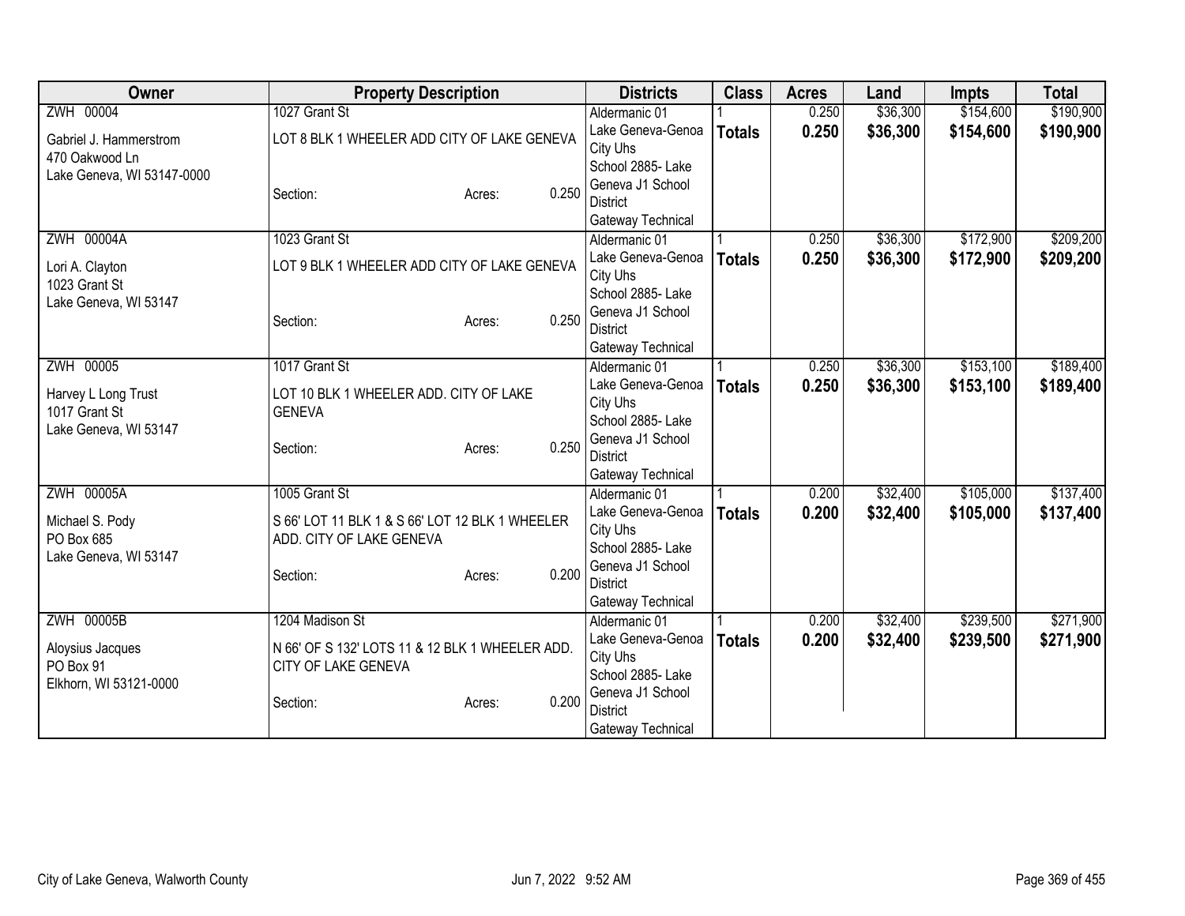| Owner | Property Description | Districts | Class | Acres | Land | Impts | Total |
|---|---|---|---|---|---|---|---|
| ZWH 00004<br>Gabriel J. Hammerstrom<br>470 Oakwood Ln<br>Lake Geneva, WI 53147-0000 | 1027 Grant St<br>LOT 8 BLK 1 WHEELER ADD CITY OF LAKE GENEVA<br>Section: Acres: 0.250 | Aldermanic 01<br>Lake Geneva-Genoa City Uhs<br>School 2885- Lake Geneva J1 School District<br>Gateway Technical | 1<br>**Totals** | 0.250<br>**0.250** | $36,300<br>**$36,300** | $154,600<br>**$154,600** | $190,900<br>**$190,900** |
| ZWH 00004A<br>Lori A. Clayton<br>1023 Grant St<br>Lake Geneva, WI 53147 | 1023 Grant St<br>LOT 9 BLK 1 WHEELER ADD CITY OF LAKE GENEVA<br>Section: Acres: 0.250 | Aldermanic 01<br>Lake Geneva-Genoa City Uhs<br>School 2885- Lake Geneva J1 School District<br>Gateway Technical | 1<br>**Totals** | 0.250<br>**0.250** | $36,300<br>**$36,300** | $172,900<br>**$172,900** | $209,200<br>**$209,200** |
| ZWH 00005<br>Harvey L Long Trust<br>1017 Grant St<br>Lake Geneva, WI 53147 | 1017 Grant St<br>LOT 10 BLK 1 WHEELER ADD. CITY OF LAKE GENEVA<br>Section: Acres: 0.250 | Aldermanic 01<br>Lake Geneva-Genoa City Uhs<br>School 2885- Lake Geneva J1 School District<br>Gateway Technical | 1<br>**Totals** | 0.250<br>**0.250** | $36,300<br>**$36,300** | $153,100<br>**$153,100** | $189,400<br>**$189,400** |
| ZWH 00005A<br>Michael S. Pody<br>PO Box 685<br>Lake Geneva, WI 53147 | 1005 Grant St<br>S 66' LOT 11 BLK 1 & S 66' LOT 12 BLK 1 WHEELER ADD. CITY OF LAKE GENEVA<br>Section: Acres: 0.200 | Aldermanic 01<br>Lake Geneva-Genoa City Uhs<br>School 2885- Lake Geneva J1 School District<br>Gateway Technical | 1<br>**Totals** | 0.200<br>**0.200** | $32,400<br>**$32,400** | $105,000<br>**$105,000** | $137,400<br>**$137,400** |
| ZWH 00005B<br>Aloysius Jacques<br>PO Box 91<br>Elkhorn, WI 53121-0000 | 1204 Madison St<br>N 66' OF S 132' LOTS 11 & 12 BLK 1 WHEELER ADD. CITY OF LAKE GENEVA<br>Section: Acres: 0.200 | Aldermanic 01<br>Lake Geneva-Genoa City Uhs<br>School 2885- Lake Geneva J1 School District<br>Gateway Technical | 1<br>**Totals** | 0.200<br>**0.200** | $32,400<br>**$32,400** | $239,500<br>**$239,500** | $271,900<br>**$271,900** |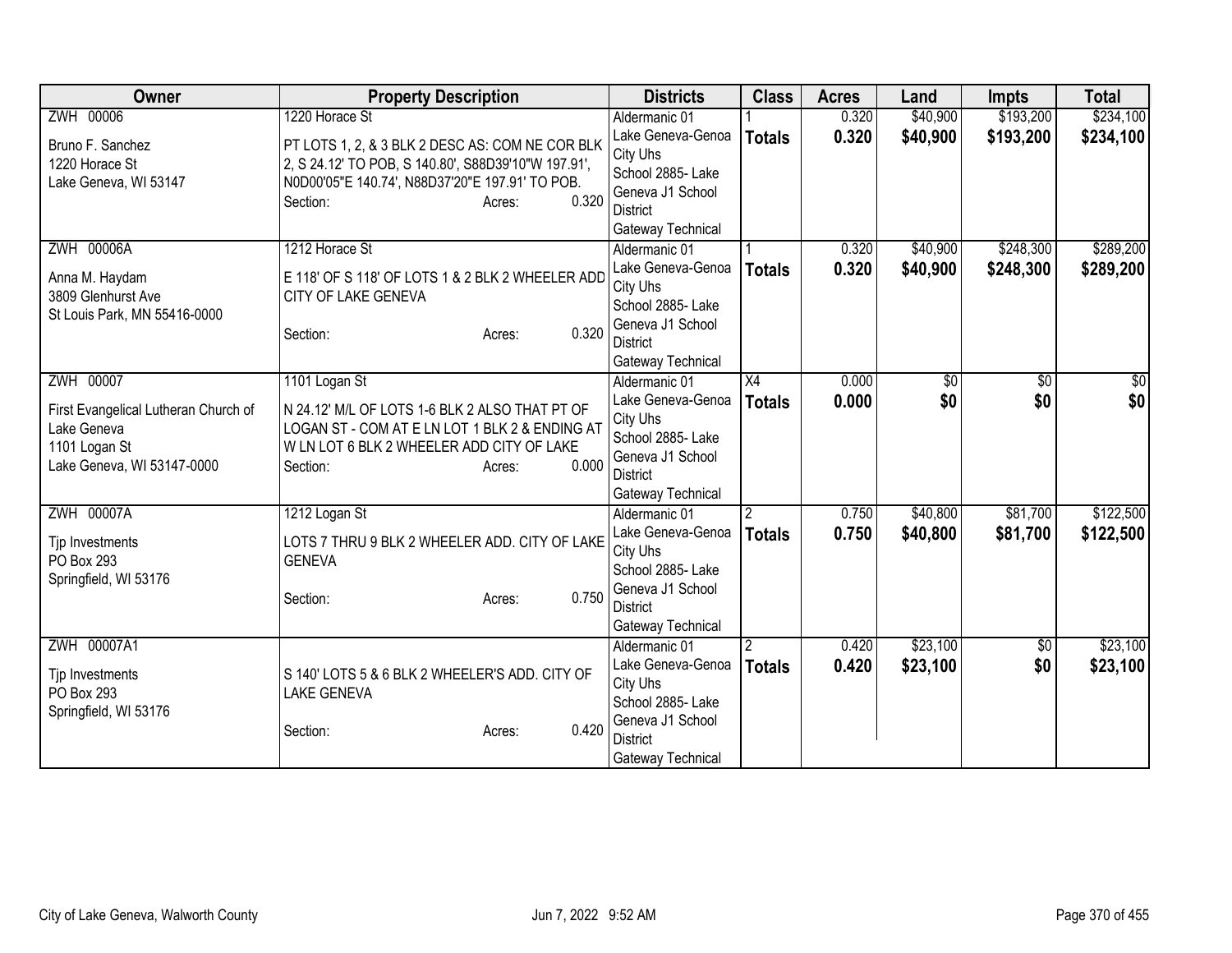| Owner | Property Description | Districts | Class | Acres | Land | Impts | Total |
|---|---|---|---|---|---|---|---|
| ZWH 00006<br>Bruno F. Sanchez<br>1220 Horace St<br>Lake Geneva, WI 53147 | 1220 Horace St<br>PT LOTS 1, 2, & 3 BLK 2 DESC AS: COM NE COR BLK 2, S 24.12' TO POB, S 140.80', S88D39'10"W 197.91', N0D00'05"E 140.74', N88D37'20"E 197.91' TO POB.<br>Section: Acres: 0.320 | Aldermanic 01<br>Lake Geneva-Genoa City Uhs<br>School 2885- Lake Geneva J1 School District<br>Gateway Technical | 1<br>**Totals** | 0.320<br>**0.320** | $40,900<br>**$40,900** | $193,200<br>**$193,200** | $234,100<br>**$234,100** |
| ZWH 00006A<br>Anna M. Haydam<br>3809 Glenhurst Ave<br>St Louis Park, MN 55416-0000 | 1212 Horace St<br>E 118' OF S 118' OF LOTS 1 & 2 BLK 2 WHEELER ADD CITY OF LAKE GENEVA<br>Section: Acres: 0.320 | Aldermanic 01<br>Lake Geneva-Genoa City Uhs<br>School 2885- Lake Geneva J1 School District<br>Gateway Technical | 1<br>**Totals** | 0.320<br>**0.320** | $40,900<br>**$40,900** | $248,300<br>**$248,300** | $289,200<br>**$289,200** |
| ZWH 00007<br>First Evangelical Lutheran Church of Lake Geneva<br>1101 Logan St<br>Lake Geneva, WI 53147-0000 | 1101 Logan St<br>N 24.12' M/L OF LOTS 1-6 BLK 2 ALSO THAT PT OF LOGAN ST - COM AT E LN LOT 1 BLK 2 & ENDING AT W LN LOT 6 BLK 2 WHEELER ADD CITY OF LAKE<br>Section: Acres: 0.000 | Aldermanic 01<br>Lake Geneva-Genoa City Uhs<br>School 2885- Lake Geneva J1 School District<br>Gateway Technical | X4<br>**Totals** | 0.000<br>**0.000** | $0<br>**$0** | $0<br>**$0** | $0<br>**$0** |
| ZWH 00007A<br>Tjp Investments<br>PO Box 293<br>Springfield, WI 53176 | 1212 Logan St<br>LOTS 7 THRU 9 BLK 2 WHEELER ADD. CITY OF LAKE GENEVA<br>Section: Acres: 0.750 | Aldermanic 01<br>Lake Geneva-Genoa City Uhs<br>School 2885- Lake Geneva J1 School District<br>Gateway Technical | 2<br>**Totals** | 0.750<br>**0.750** | $40,800<br>**$40,800** | $81,700<br>**$81,700** | $122,500<br>**$122,500** |
| ZWH 00007A1<br>Tjp Investments<br>PO Box 293<br>Springfield, WI 53176 | S 140' LOTS 5 & 6 BLK 2 WHEELER'S ADD. CITY OF LAKE GENEVA<br>Section: Acres: 0.420 | Aldermanic 01<br>Lake Geneva-Genoa City Uhs<br>School 2885- Lake Geneva J1 School District<br>Gateway Technical | 2<br>**Totals** | 0.420<br>**0.420** | $23,100<br>**$23,100** | $0<br>**$0** | $23,100<br>**$23,100** |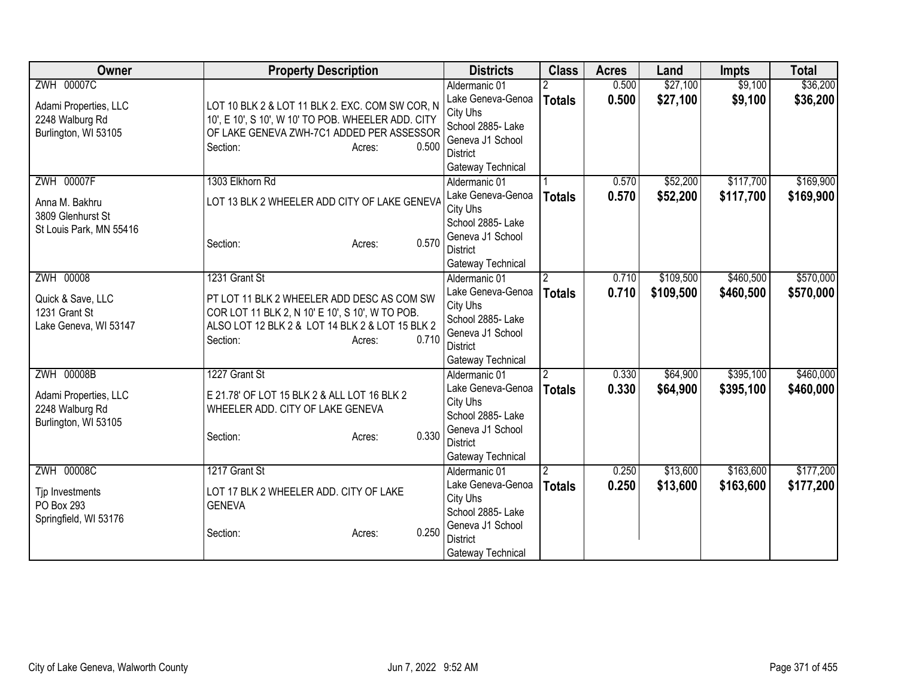| Owner | Property Description | Districts | Class | Acres | Land | Impts | Total |
|---|---|---|---|---|---|---|---|
| ZWH 00007C<br>Adami Properties, LLC<br>2248 Walburg Rd<br>Burlington, WI 53105 | LOT 10 BLK 2 & LOT 11 BLK 2. EXC. COM SW COR, N 10', E 10', S 10', W 10' TO POB. WHEELER ADD. CITY OF LAKE GENEVA ZWH-7C1 ADDED PER ASSESSOR<br>Section: Acres: 0.500 | Aldermanic 01<br>Lake Geneva-Genoa City Uhs<br>School 2885- Lake Geneva J1 School District<br>Gateway Technical | 2<br>**Totals** | 0.500<br>**0.500** | $27,100<br>**$27,100** | $9,100<br>**$9,100** | $36,200<br>**$36,200** |
| ZWH 00007F<br>Anna M. Bakhru<br>3809 Glenhurst St<br>St Louis Park, MN 55416 | 1303 Elkhorn Rd<br>LOT 13 BLK 2 WHEELER ADD CITY OF LAKE GENEVA<br>Section: Acres: 0.570 | Aldermanic 01<br>Lake Geneva-Genoa City Uhs<br>School 2885- Lake Geneva J1 School District<br>Gateway Technical | 1<br>**Totals** | 0.570<br>**0.570** | $52,200<br>**$52,200** | $117,700<br>**$117,700** | $169,900<br>**$169,900** |
| ZWH 00008<br>Quick & Save, LLC<br>1231 Grant St<br>Lake Geneva, WI 53147 | 1231 Grant St<br>PT LOT 11 BLK 2 WHEELER ADD DESC AS COM SW COR LOT 11 BLK 2, N 10' E 10', S 10', W TO POB. ALSO LOT 12 BLK 2 & LOT 14 BLK 2 & LOT 15 BLK 2<br>Section: Acres: 0.710 | Aldermanic 01<br>Lake Geneva-Genoa City Uhs<br>School 2885- Lake Geneva J1 School District<br>Gateway Technical | 2<br>**Totals** | 0.710<br>**0.710** | $109,500<br>**$109,500** | $460,500<br>**$460,500** | $570,000<br>**$570,000** |
| ZWH 00008B<br>Adami Properties, LLC<br>2248 Walburg Rd<br>Burlington, WI 53105 | 1227 Grant St<br>E 21.78' OF LOT 15 BLK 2 & ALL LOT 16 BLK 2 WHEELER ADD. CITY OF LAKE GENEVA<br>Section: Acres: 0.330 | Aldermanic 01<br>Lake Geneva-Genoa City Uhs<br>School 2885- Lake Geneva J1 School District<br>Gateway Technical | 2<br>**Totals** | 0.330<br>**0.330** | $64,900<br>**$64,900** | $395,100<br>**$395,100** | $460,000<br>**$460,000** |
| ZWH 00008C<br>Tjp Investments<br>PO Box 293<br>Springfield, WI 53176 | 1217 Grant St<br>LOT 17 BLK 2 WHEELER ADD. CITY OF LAKE GENEVA<br>Section: Acres: 0.250 | Aldermanic 01<br>Lake Geneva-Genoa City Uhs<br>School 2885- Lake Geneva J1 School District<br>Gateway Technical | 2<br>**Totals** | 0.250<br>**0.250** | $13,600<br>**$13,600** | $163,600<br>**$163,600** | $177,200<br>**$177,200** |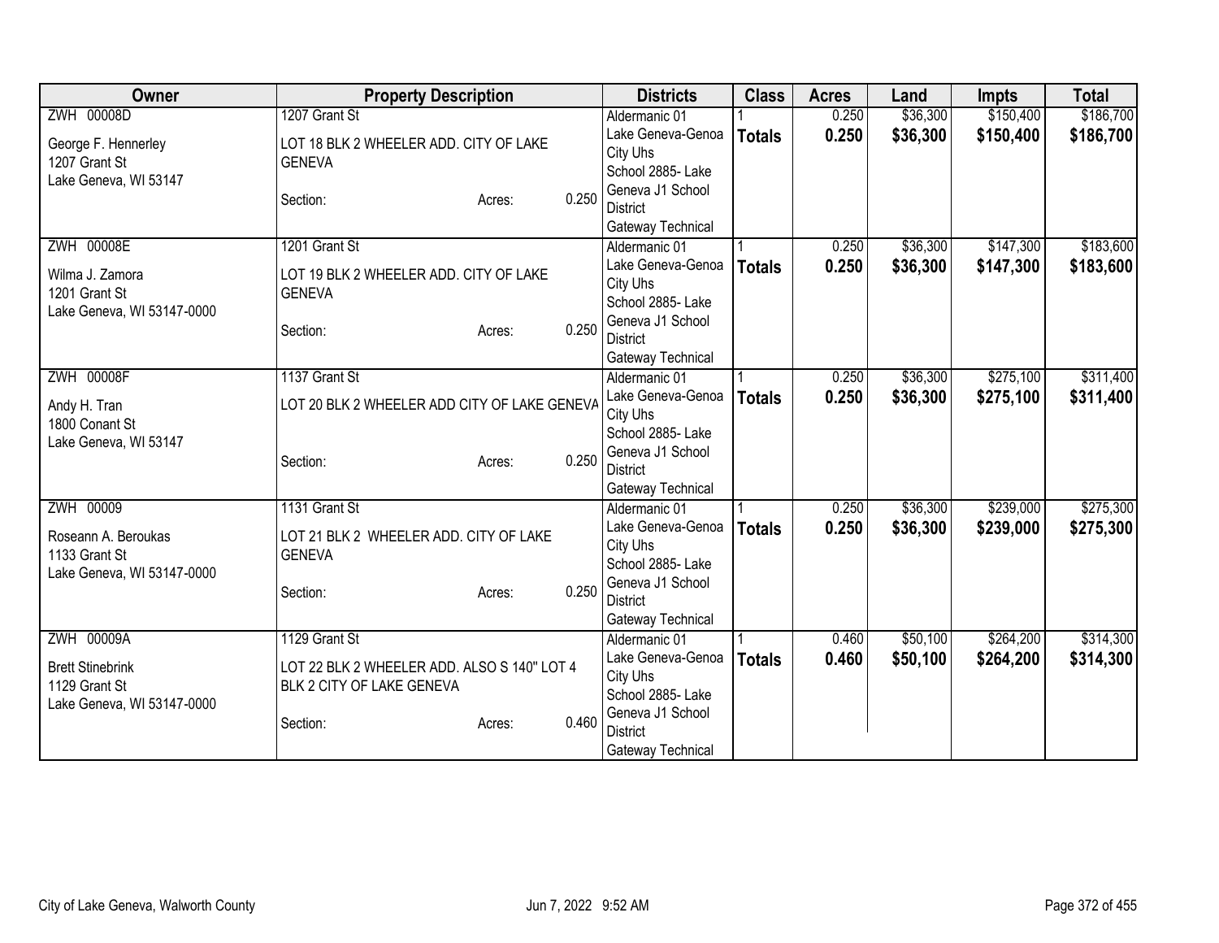| Owner | Property Description | | | Districts | Class | Acres | Land | Impts | Total |
|---|---|---|---|---|---|---|---|---|---|
| ZWH 00008D<br><br>George F. Hennerley<br>1207 Grant St<br>Lake Geneva, WI 53147 | 1207 Grant St<br><br>LOT 18 BLK 2 WHEELER ADD. CITY OF LAKE GENEVA<br><br>Section: | Acres: | 0.250 | Aldermanic 01<br>Lake Geneva-Genoa City Uhs<br>School 2885- Lake Geneva J1 School District<br>Gateway Technical | 1<br>**Totals** | 0.250<br>**0.250** | $36,300<br>**$36,300** | $150,400<br>**$150,400** | $186,700<br>**$186,700** |
| ZWH 00008E<br><br>Wilma J. Zamora<br>1201 Grant St<br>Lake Geneva, WI 53147-0000 | 1201 Grant St<br><br>LOT 19 BLK 2 WHEELER ADD. CITY OF LAKE GENEVA<br><br>Section: | Acres: | 0.250 | Aldermanic 01<br>Lake Geneva-Genoa City Uhs<br>School 2885- Lake Geneva J1 School District<br>Gateway Technical | 1<br>**Totals** | 0.250<br>**0.250** | $36,300<br>**$36,300** | $147,300<br>**$147,300** | $183,600<br>**$183,600** |
| ZWH 00008F<br><br>Andy H. Tran<br>1800 Conant St<br>Lake Geneva, WI 53147 | 1137 Grant St<br><br>LOT 20 BLK 2 WHEELER ADD CITY OF LAKE GENEVA<br><br>Section: | Acres: | 0.250 | Aldermanic 01<br>Lake Geneva-Genoa City Uhs<br>School 2885- Lake Geneva J1 School District<br>Gateway Technical | 1<br>**Totals** | 0.250<br>**0.250** | $36,300<br>**$36,300** | $275,100<br>**$275,100** | $311,400<br>**$311,400** |
| ZWH 00009<br><br>Roseann A. Beroukas<br>1133 Grant St<br>Lake Geneva, WI 53147-0000 | 1131 Grant St<br><br>LOT 21 BLK 2 WHEELER ADD. CITY OF LAKE GENEVA<br><br>Section: | Acres: | 0.250 | Aldermanic 01<br>Lake Geneva-Genoa City Uhs<br>School 2885- Lake Geneva J1 School District<br>Gateway Technical | 1<br>**Totals** | 0.250<br>**0.250** | $36,300<br>**$36,300** | $239,000<br>**$239,000** | $275,300<br>**$275,300** |
| ZWH 00009A<br><br>Brett Stinebrink<br>1129 Grant St<br>Lake Geneva, WI 53147-0000 | 1129 Grant St<br><br>LOT 22 BLK 2 WHEELER ADD. ALSO S 140" LOT 4 BLK 2 CITY OF LAKE GENEVA<br><br>Section: | Acres: | 0.460 | Aldermanic 01<br>Lake Geneva-Genoa City Uhs<br>School 2885- Lake Geneva J1 School District<br>Gateway Technical | 1<br>**Totals** | 0.460<br>**0.460** | $50,100<br>**$50,100** | $264,200<br>**$264,200** | $314,300<br>**$314,300** |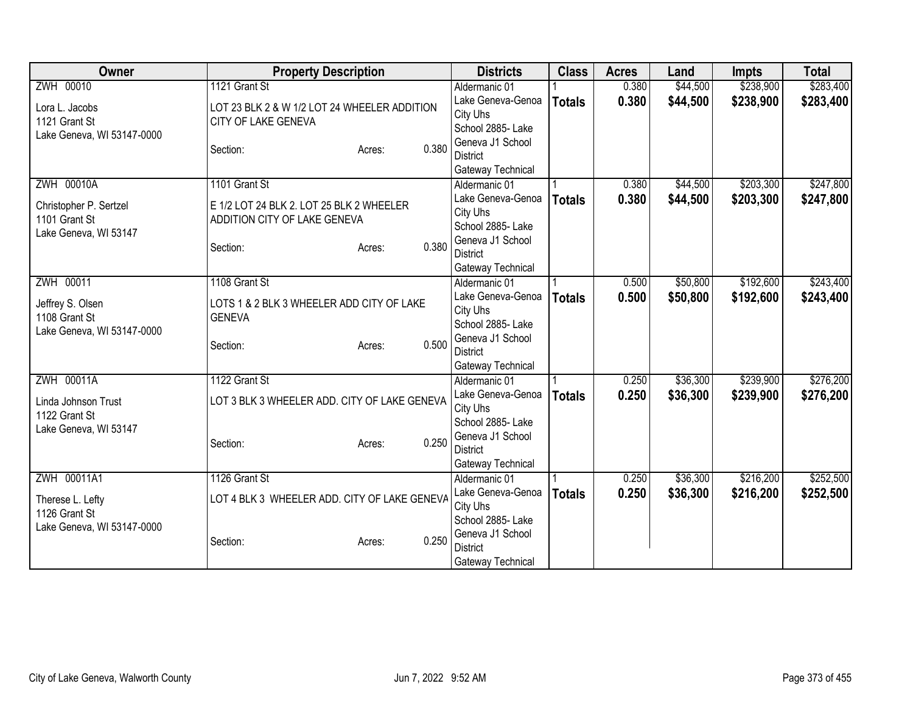| Owner | Property Description | Districts | Class | Acres | Land | Impts | Total |
|---|---|---|---|---|---|---|---|
| ZWH 00010<br>Lora L. Jacobs<br>1121 Grant St<br>Lake Geneva, WI 53147-0000 | 1121 Grant St<br>LOT 23 BLK 2 & W 1/2 LOT 24 WHEELER ADDITION CITY OF LAKE GENEVA<br>Section: Acres: 0.380 | Aldermanic 01<br>Lake Geneva-Genoa City Uhs<br>School 2885- Lake Geneva J1 School District<br>Gateway Technical | 1<br>**Totals** | 0.380<br>**0.380** | $44,500<br>**$44,500** | $238,900<br>**$238,900** | $283,400<br>**$283,400** |
| ZWH 00010A<br>Christopher P. Sertzel<br>1101 Grant St<br>Lake Geneva, WI 53147 | 1101 Grant St<br>E 1/2 LOT 24 BLK 2. LOT 25 BLK 2 WHEELER ADDITION CITY OF LAKE GENEVA<br>Section: Acres: 0.380 | Aldermanic 01<br>Lake Geneva-Genoa City Uhs<br>School 2885- Lake Geneva J1 School District<br>Gateway Technical | 1<br>**Totals** | 0.380<br>**0.380** | $44,500<br>**$44,500** | $203,300<br>**$203,300** | $247,800<br>**$247,800** |
| ZWH 00011<br>Jeffrey S. Olsen<br>1108 Grant St<br>Lake Geneva, WI 53147-0000 | 1108 Grant St<br>LOTS 1 & 2 BLK 3 WHEELER ADD CITY OF LAKE GENEVA<br>Section: Acres: 0.500 | Aldermanic 01<br>Lake Geneva-Genoa City Uhs<br>School 2885- Lake Geneva J1 School District<br>Gateway Technical | 1<br>**Totals** | 0.500<br>**0.500** | $50,800<br>**$50,800** | $192,600<br>**$192,600** | $243,400<br>**$243,400** |
| ZWH 00011A<br>Linda Johnson Trust<br>1122 Grant St<br>Lake Geneva, WI 53147 | 1122 Grant St<br>LOT 3 BLK 3 WHEELER ADD. CITY OF LAKE GENEVA<br>Section: Acres: 0.250 | Aldermanic 01<br>Lake Geneva-Genoa City Uhs<br>School 2885- Lake Geneva J1 School District<br>Gateway Technical | 1<br>**Totals** | 0.250<br>**0.250** | $36,300<br>**$36,300** | $239,900<br>**$239,900** | $276,200<br>**$276,200** |
| ZWH 00011A1<br>Therese L. Lefty<br>1126 Grant St<br>Lake Geneva, WI 53147-0000 | 1126 Grant St<br>LOT 4 BLK 3 WHEELER ADD. CITY OF LAKE GENEVA<br>Section: Acres: 0.250 | Aldermanic 01<br>Lake Geneva-Genoa City Uhs<br>School 2885- Lake Geneva J1 School District<br>Gateway Technical | 1<br>**Totals** | 0.250<br>**0.250** | $36,300<br>**$36,300** | $216,200<br>**$216,200** | $252,500<br>**$252,500** |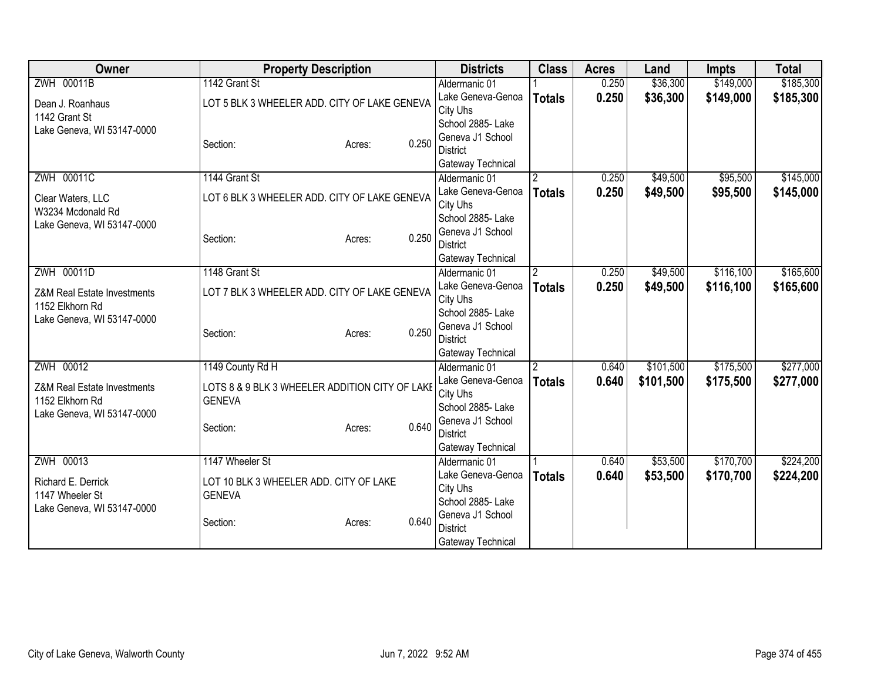| Owner | Property Description | | | Districts | Class | Acres | Land | Impts | Total |
|---|---|---|---|---|---|---|---|---|---|
| ZWH 00011B | 1142 Grant St | | | Aldermanic 01 | 1 | 0.250 | $36,300 | $149,000 | $185,300 |
| Dean J. Roanhaus<br>1142 Grant St<br>Lake Geneva, WI 53147-0000 | LOT 5 BLK 3 WHEELER ADD. CITY OF LAKE GENEVA | | | Lake Geneva-Genoa City Uhs<br>School 2885- Lake Geneva J1 School District<br>Gateway Technical | **Totals** | **0.250** | **$36,300** | **$149,000** | **$185,300** |
| | Section: | Acres: | 0.250 | | | | | | |
| ZWH 00011C | 1144 Grant St | | | Aldermanic 01 | 2 | 0.250 | $49,500 | $95,500 | $145,000 |
| Clear Waters, LLC<br>W3234 Mcdonald Rd<br>Lake Geneva, WI 53147-0000 | LOT 6 BLK 3 WHEELER ADD. CITY OF LAKE GENEVA | | | Lake Geneva-Genoa City Uhs<br>School 2885- Lake Geneva J1 School District<br>Gateway Technical | **Totals** | **0.250** | **$49,500** | **$95,500** | **$145,000** |
| | Section: | Acres: | 0.250 | | | | | | |
| ZWH 00011D | 1148 Grant St | | | Aldermanic 01 | 2 | 0.250 | $49,500 | $116,100 | $165,600 |
| Z&M Real Estate Investments<br>1152 Elkhorn Rd<br>Lake Geneva, WI 53147-0000 | LOT 7 BLK 3 WHEELER ADD. CITY OF LAKE GENEVA | | | Lake Geneva-Genoa City Uhs<br>School 2885- Lake Geneva J1 School District<br>Gateway Technical | **Totals** | **0.250** | **$49,500** | **$116,100** | **$165,600** |
| | Section: | Acres: | 0.250 | | | | | | |
| ZWH 00012 | 1149 County Rd H | | | Aldermanic 01 | 2 | 0.640 | $101,500 | $175,500 | $277,000 |
| Z&M Real Estate Investments<br>1152 Elkhorn Rd<br>Lake Geneva, WI 53147-0000 | LOTS 8 & 9 BLK 3 WHEELER ADDITION CITY OF LAKE GENEVA | | | Lake Geneva-Genoa City Uhs<br>School 2885- Lake Geneva J1 School District<br>Gateway Technical | **Totals** | **0.640** | **$101,500** | **$175,500** | **$277,000** |
| | Section: | Acres: | 0.640 | | | | | | |
| ZWH 00013 | 1147 Wheeler St | | | Aldermanic 01 | 1 | 0.640 | $53,500 | $170,700 | $224,200 |
| Richard E. Derrick<br>1147 Wheeler St<br>Lake Geneva, WI 53147-0000 | LOT 10 BLK 3 WHEELER ADD. CITY OF LAKE GENEVA | | | Lake Geneva-Genoa City Uhs<br>School 2885- Lake Geneva J1 School District<br>Gateway Technical | **Totals** | **0.640** | **$53,500** | **$170,700** | **$224,200** |
| | Section: | Acres: | 0.640 | | | | | | |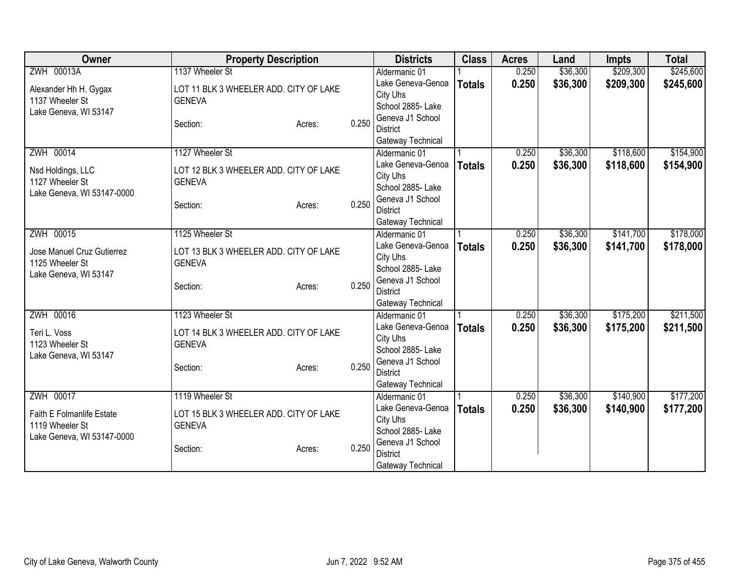| Owner | Property Description | | | Districts | Class | Acres | Land | Impts | Total |
|---|---|---|---|---|---|---|---|---|---|
| ZWH 00013A<br><br>Alexander Hh H. Gygax<br>1137 Wheeler St<br>Lake Geneva, WI 53147 | 1137 Wheeler St<br><br>LOT 11 BLK 3 WHEELER ADD. CITY OF LAKE GENEVA<br><br>Section: | Acres: | 0.250 | Aldermanic 01<br>Lake Geneva-Genoa City Uhs<br>School 2885- Lake Geneva J1 School District<br>Gateway Technical | 1<br>**Totals** | 0.250<br>**0.250** | $36,300<br>**$36,300** | $209,300<br>**$209,300** | $245,600<br>**$245,600** |
| ZWH 00014<br><br>Nsd Holdings, LLC<br>1127 Wheeler St<br>Lake Geneva, WI 53147-0000 | 1127 Wheeler St<br><br>LOT 12 BLK 3 WHEELER ADD. CITY OF LAKE GENEVA<br><br>Section: | Acres: | 0.250 | Aldermanic 01<br>Lake Geneva-Genoa City Uhs<br>School 2885- Lake Geneva J1 School District<br>Gateway Technical | 1<br>**Totals** | 0.250<br>**0.250** | $36,300<br>**$36,300** | $118,600<br>**$118,600** | $154,900<br>**$154,900** |
| ZWH 00015<br><br>Jose Manuel Cruz Gutierrez<br>1125 Wheeler St<br>Lake Geneva, WI 53147 | 1125 Wheeler St<br><br>LOT 13 BLK 3 WHEELER ADD. CITY OF LAKE GENEVA<br><br>Section: | Acres: | 0.250 | Aldermanic 01<br>Lake Geneva-Genoa City Uhs<br>School 2885- Lake Geneva J1 School District<br>Gateway Technical | 1<br>**Totals** | 0.250<br>**0.250** | $36,300<br>**$36,300** | $141,700<br>**$141,700** | $178,000<br>**$178,000** |
| ZWH 00016<br><br>Teri L. Voss<br>1123 Wheeler St<br>Lake Geneva, WI 53147 | 1123 Wheeler St<br><br>LOT 14 BLK 3 WHEELER ADD. CITY OF LAKE GENEVA<br><br>Section: | Acres: | 0.250 | Aldermanic 01<br>Lake Geneva-Genoa City Uhs<br>School 2885- Lake Geneva J1 School District<br>Gateway Technical | 1<br>**Totals** | 0.250<br>**0.250** | $36,300<br>**$36,300** | $175,200<br>**$175,200** | $211,500<br>**$211,500** |
| ZWH 00017<br><br>Faith E Folmanlife Estate<br>1119 Wheeler St<br>Lake Geneva, WI 53147-0000 | 1119 Wheeler St<br><br>LOT 15 BLK 3 WHEELER ADD. CITY OF LAKE GENEVA<br><br>Section: | Acres: | 0.250 | Aldermanic 01<br>Lake Geneva-Genoa City Uhs<br>School 2885- Lake Geneva J1 School District<br>Gateway Technical | 1<br>**Totals** | 0.250<br>**0.250** | $36,300<br>**$36,300** | $140,900<br>**$140,900** | $177,200<br>**$177,200** |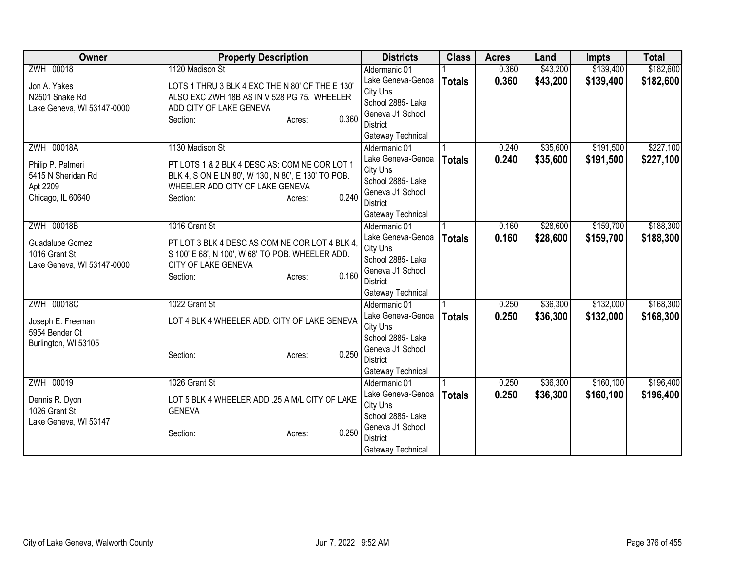| Owner | Property Description | Districts | Class | Acres | Land | Impts | Total |
|---|---|---|---|---|---|---|---|
| ZWH 00018<br>Jon A. Yakes<br>N2501 Snake Rd<br>Lake Geneva, WI 53147-0000 | 1120 Madison St<br>LOTS 1 THRU 3 BLK 4 EXC THE N 80' OF THE E 130' ALSO EXC ZWH 18B AS IN V 528 PG 75. WHEELER ADD CITY OF LAKE GENEVA<br>Section: Acres: 0.360 | Aldermanic 01<br>Lake Geneva-Genoa City Uhs<br>School 2885- Lake Geneva J1 School District<br>Gateway Technical | 1<br>**Totals** | 0.360<br>**0.360** | $43,200<br>**$43,200** | $139,400<br>**$139,400** | $182,600<br>**$182,600** |
| ZWH 00018A<br>Philip P. Palmeri<br>5415 N Sheridan Rd<br>Apt 2209<br>Chicago, IL 60640 | 1130 Madison St<br>PT LOTS 1 & 2 BLK 4 DESC AS: COM NE COR LOT 1 BLK 4, S ON E LN 80', W 130', N 80', E 130' TO POB. WHEELER ADD CITY OF LAKE GENEVA<br>Section: Acres: 0.240 | Aldermanic 01<br>Lake Geneva-Genoa City Uhs<br>School 2885- Lake Geneva J1 School District<br>Gateway Technical | 1<br>**Totals** | 0.240<br>**0.240** | $35,600<br>**$35,600** | $191,500<br>**$191,500** | $227,100<br>**$227,100** |
| ZWH 00018B<br>Guadalupe Gomez<br>1016 Grant St<br>Lake Geneva, WI 53147-0000 | 1016 Grant St<br>PT LOT 3 BLK 4 DESC AS COM NE COR LOT 4 BLK 4, S 100' E 68', N 100', W 68' TO POB. WHEELER ADD. CITY OF LAKE GENEVA<br>Section: Acres: 0.160 | Aldermanic 01<br>Lake Geneva-Genoa City Uhs<br>School 2885- Lake Geneva J1 School District<br>Gateway Technical | 1<br>**Totals** | 0.160<br>**0.160** | $28,600<br>**$28,600** | $159,700<br>**$159,700** | $188,300<br>**$188,300** |
| ZWH 00018C<br>Joseph E. Freeman<br>5954 Bender Ct<br>Burlington, WI 53105 | 1022 Grant St<br>LOT 4 BLK 4 WHEELER ADD. CITY OF LAKE GENEVA<br>Section: Acres: 0.250 | Aldermanic 01<br>Lake Geneva-Genoa City Uhs<br>School 2885- Lake Geneva J1 School District<br>Gateway Technical | 1<br>**Totals** | 0.250<br>**0.250** | $36,300<br>**$36,300** | $132,000<br>**$132,000** | $168,300<br>**$168,300** |
| ZWH 00019<br>Dennis R. Dyon<br>1026 Grant St<br>Lake Geneva, WI 53147 | 1026 Grant St<br>LOT 5 BLK 4 WHEELER ADD .25 A M/L CITY OF LAKE GENEVA<br>Section: Acres: 0.250 | Aldermanic 01<br>Lake Geneva-Genoa City Uhs<br>School 2885- Lake Geneva J1 School District<br>Gateway Technical | 1<br>**Totals** | 0.250<br>**0.250** | $36,300<br>**$36,300** | $160,100<br>**$160,100** | $196,400<br>**$196,400** |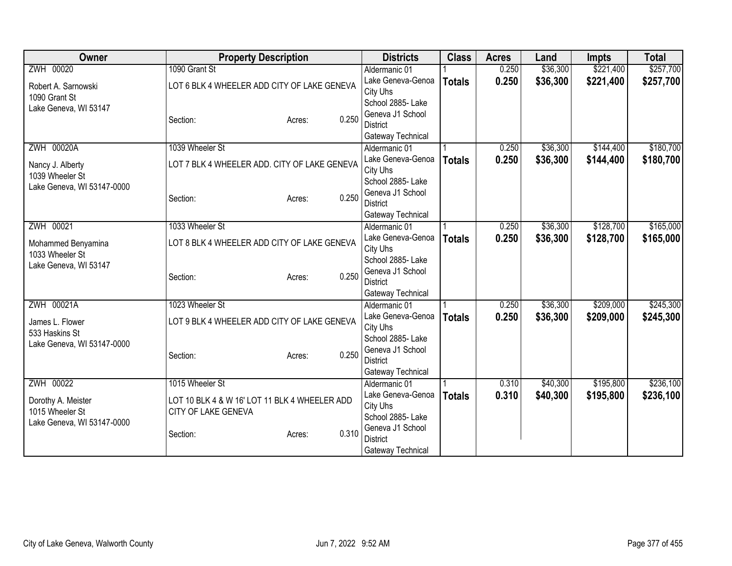| Owner | Property Description | Districts | Class | Acres | Land | Impts | Total |
|---|---|---|---|---|---|---|---|
| ZWH 00020<br>Robert A. Sarnowski<br>1090 Grant St<br>Lake Geneva, WI 53147 | 1090 Grant St<br>LOT 6 BLK 4 WHEELER ADD CITY OF LAKE GENEVA<br>Section: Acres: 0.250 | Aldermanic 01<br>Lake Geneva-Genoa City Uhs<br>School 2885- Lake Geneva J1 School District<br>Gateway Technical | 1<br>**Totals** | 0.250<br>**0.250** | $36,300<br>**$36,300** | $221,400<br>**$221,400** | $257,700<br>**$257,700** |
| ZWH 00020A<br>Nancy J. Alberty<br>1039 Wheeler St<br>Lake Geneva, WI 53147-0000 | 1039 Wheeler St<br>LOT 7 BLK 4 WHEELER ADD. CITY OF LAKE GENEVA<br>Section: Acres: 0.250 | Aldermanic 01<br>Lake Geneva-Genoa City Uhs<br>School 2885- Lake Geneva J1 School District<br>Gateway Technical | 1<br>**Totals** | 0.250<br>**0.250** | $36,300<br>**$36,300** | $144,400<br>**$144,400** | $180,700<br>**$180,700** |
| ZWH 00021<br>Mohammed Benyamina<br>1033 Wheeler St<br>Lake Geneva, WI 53147 | 1033 Wheeler St<br>LOT 8 BLK 4 WHEELER ADD CITY OF LAKE GENEVA<br>Section: Acres: 0.250 | Aldermanic 01<br>Lake Geneva-Genoa City Uhs<br>School 2885- Lake Geneva J1 School District<br>Gateway Technical | 1<br>**Totals** | 0.250<br>**0.250** | $36,300<br>**$36,300** | $128,700<br>**$128,700** | $165,000<br>**$165,000** |
| ZWH 00021A<br>James L. Flower<br>533 Haskins St<br>Lake Geneva, WI 53147-0000 | 1023 Wheeler St<br>LOT 9 BLK 4 WHEELER ADD CITY OF LAKE GENEVA<br>Section: Acres: 0.250 | Aldermanic 01<br>Lake Geneva-Genoa City Uhs<br>School 2885- Lake Geneva J1 School District<br>Gateway Technical | 1<br>**Totals** | 0.250<br>**0.250** | $36,300<br>**$36,300** | $209,000<br>**$209,000** | $245,300<br>**$245,300** |
| ZWH 00022<br>Dorothy A. Meister<br>1015 Wheeler St<br>Lake Geneva, WI 53147-0000 | 1015 Wheeler St<br>LOT 10 BLK 4 & W 16' LOT 11 BLK 4 WHEELER ADD CITY OF LAKE GENEVA<br>Section: Acres: 0.310 | Aldermanic 01<br>Lake Geneva-Genoa City Uhs<br>School 2885- Lake Geneva J1 School District<br>Gateway Technical | 1<br>**Totals** | 0.310<br>**0.310** | $40,300<br>**$40,300** | $195,800<br>**$195,800** | $236,100<br>**$236,100** |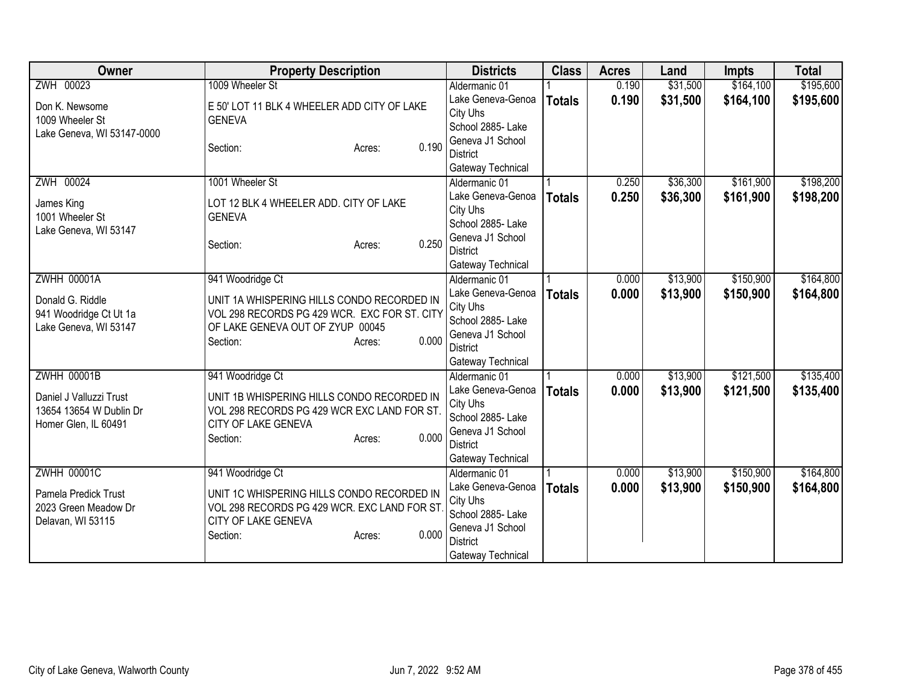| Owner | Property Description | Districts | Class | Acres | Land | Impts | Total |
|---|---|---|---|---|---|---|---|
| ZWH 00023<br><br>Don K. Newsome<br>1009 Wheeler St<br>Lake Geneva, WI 53147-0000 | 1009 Wheeler St<br><br>E 50' LOT 11 BLK 4 WHEELER ADD CITY OF LAKE GENEVA<br><br>Section: Acres: 0.190 | Aldermanic 01<br>Lake Geneva-Genoa City Uhs<br>School 2885- Lake Geneva J1 School District<br>Gateway Technical | 1<br>**Totals** | 0.190<br>**0.190** | $31,500<br>**$31,500** | $164,100<br>**$164,100** | $195,600<br>**$195,600** |
| ZWH 00024<br><br>James King<br>1001 Wheeler St<br>Lake Geneva, WI 53147 | 1001 Wheeler St<br><br>LOT 12 BLK 4 WHEELER ADD. CITY OF LAKE GENEVA<br><br>Section: Acres: 0.250 | Aldermanic 01<br>Lake Geneva-Genoa City Uhs<br>School 2885- Lake Geneva J1 School District<br>Gateway Technical | 1<br>**Totals** | 0.250<br>**0.250** | $36,300<br>**$36,300** | $161,900<br>**$161,900** | $198,200<br>**$198,200** |
| ZWHH 00001A<br><br>Donald G. Riddle<br>941 Woodridge Ct Ut 1a<br>Lake Geneva, WI 53147 | 941 Woodridge Ct<br><br>UNIT 1A WHISPERING HILLS CONDO RECORDED IN VOL 298 RECORDS PG 429 WCR. EXC FOR ST. CITY OF LAKE GENEVA OUT OF ZYUP 00045<br>Section: Acres: 0.000 | Aldermanic 01<br>Lake Geneva-Genoa City Uhs<br>School 2885- Lake Geneva J1 School District<br>Gateway Technical | 1<br>**Totals** | 0.000<br>**0.000** | $13,900<br>**$13,900** | $150,900<br>**$150,900** | $164,800<br>**$164,800** |
| ZWHH 00001B<br><br>Daniel J Valluzzi Trust<br>13654 13654 W Dublin Dr<br>Homer Glen, IL 60491 | 941 Woodridge Ct<br><br>UNIT 1B WHISPERING HILLS CONDO RECORDED IN VOL 298 RECORDS PG 429 WCR EXC LAND FOR ST. CITY OF LAKE GENEVA<br>Section: Acres: 0.000 | Aldermanic 01<br>Lake Geneva-Genoa City Uhs<br>School 2885- Lake Geneva J1 School District<br>Gateway Technical | 1<br>**Totals** | 0.000<br>**0.000** | $13,900<br>**$13,900** | $121,500<br>**$121,500** | $135,400<br>**$135,400** |
| ZWHH 00001C<br><br>Pamela Predick Trust<br>2023 Green Meadow Dr<br>Delavan, WI 53115 | 941 Woodridge Ct<br><br>UNIT 1C WHISPERING HILLS CONDO RECORDED IN VOL 298 RECORDS PG 429 WCR. EXC LAND FOR ST. CITY OF LAKE GENEVA<br>Section: Acres: 0.000 | Aldermanic 01<br>Lake Geneva-Genoa City Uhs<br>School 2885- Lake Geneva J1 School District<br>Gateway Technical | 1<br>**Totals** | 0.000<br>**0.000** | $13,900<br>**$13,900** | $150,900<br>**$150,900** | $164,800<br>**$164,800** |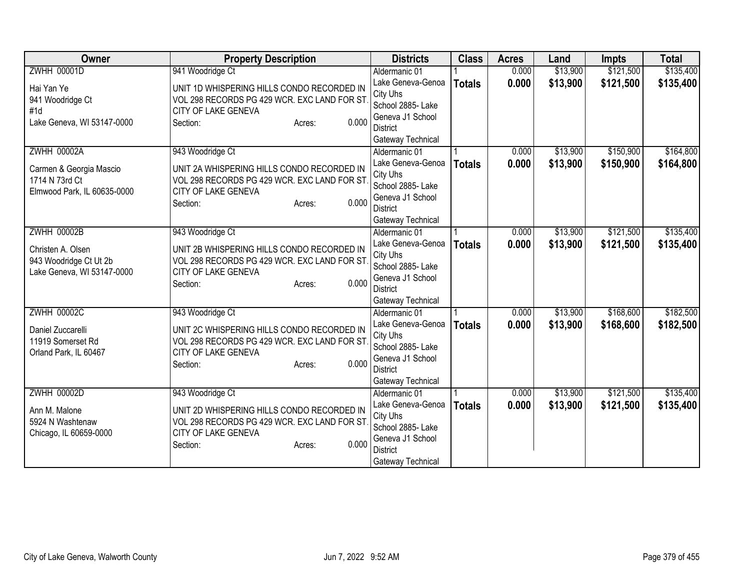| Owner | Property Description | Districts | Class | Acres | Land | Impts | Total |
|---|---|---|---|---|---|---|---|
| ZWHH 00001D<br><br>Hai Yan Ye<br>941 Woodridge Ct<br>#1d<br>Lake Geneva, WI 53147-0000 | 941 Woodridge Ct<br><br>UNIT 1D WHISPERING HILLS CONDO RECORDED IN VOL 298 RECORDS PG 429 WCR. EXC LAND FOR ST. CITY OF LAKE GENEVA<br>Section: Acres: 0.000 | Aldermanic 01<br>Lake Geneva-Genoa City Uhs<br>School 2885- Lake Geneva J1 School District<br>Gateway Technical | 1<br>**Totals** | 0.000<br>**0.000** | $13,900<br>**$13,900** | $121,500<br>**$121,500** | $135,400<br>**$135,400** |
| ZWHH 00002A<br><br>Carmen & Georgia Mascio<br>1714 N 73rd Ct<br>Elmwood Park, IL 60635-0000 | 943 Woodridge Ct<br><br>UNIT 2A WHISPERING HILLS CONDO RECORDED IN VOL 298 RECORDS PG 429 WCR. EXC LAND FOR ST. CITY OF LAKE GENEVA<br>Section: Acres: 0.000 | Aldermanic 01<br>Lake Geneva-Genoa City Uhs<br>School 2885- Lake Geneva J1 School District<br>Gateway Technical | 1<br>**Totals** | 0.000<br>**0.000** | $13,900<br>**$13,900** | $150,900<br>**$150,900** | $164,800<br>**$164,800** |
| ZWHH 00002B<br><br>Christen A. Olsen<br>943 Woodridge Ct Ut 2b<br>Lake Geneva, WI 53147-0000 | 943 Woodridge Ct<br><br>UNIT 2B WHISPERING HILLS CONDO RECORDED IN VOL 298 RECORDS PG 429 WCR. EXC LAND FOR ST. CITY OF LAKE GENEVA<br>Section: Acres: 0.000 | Aldermanic 01<br>Lake Geneva-Genoa City Uhs<br>School 2885- Lake Geneva J1 School District<br>Gateway Technical | 1<br>**Totals** | 0.000<br>**0.000** | $13,900<br>**$13,900** | $121,500<br>**$121,500** | $135,400<br>**$135,400** |
| ZWHH 00002C<br><br>Daniel Zuccarelli<br>11919 Somerset Rd<br>Orland Park, IL 60467 | 943 Woodridge Ct<br><br>UNIT 2C WHISPERING HILLS CONDO RECORDED IN VOL 298 RECORDS PG 429 WCR. EXC LAND FOR ST. CITY OF LAKE GENEVA<br>Section: Acres: 0.000 | Aldermanic 01<br>Lake Geneva-Genoa City Uhs<br>School 2885- Lake Geneva J1 School District<br>Gateway Technical | 1<br>**Totals** | 0.000<br>**0.000** | $13,900<br>**$13,900** | $168,600<br>**$168,600** | $182,500<br>**$182,500** |
| ZWHH 00002D<br><br>Ann M. Malone<br>5924 N Washtenaw<br>Chicago, IL 60659-0000 | 943 Woodridge Ct<br><br>UNIT 2D WHISPERING HILLS CONDO RECORDED IN VOL 298 RECORDS PG 429 WCR. EXC LAND FOR ST. CITY OF LAKE GENEVA<br>Section: Acres: 0.000 | Aldermanic 01<br>Lake Geneva-Genoa City Uhs<br>School 2885- Lake Geneva J1 School District<br>Gateway Technical | 1<br>**Totals** | 0.000<br>**0.000** | $13,900<br>**$13,900** | $121,500<br>**$121,500** | $135,400<br>**$135,400** |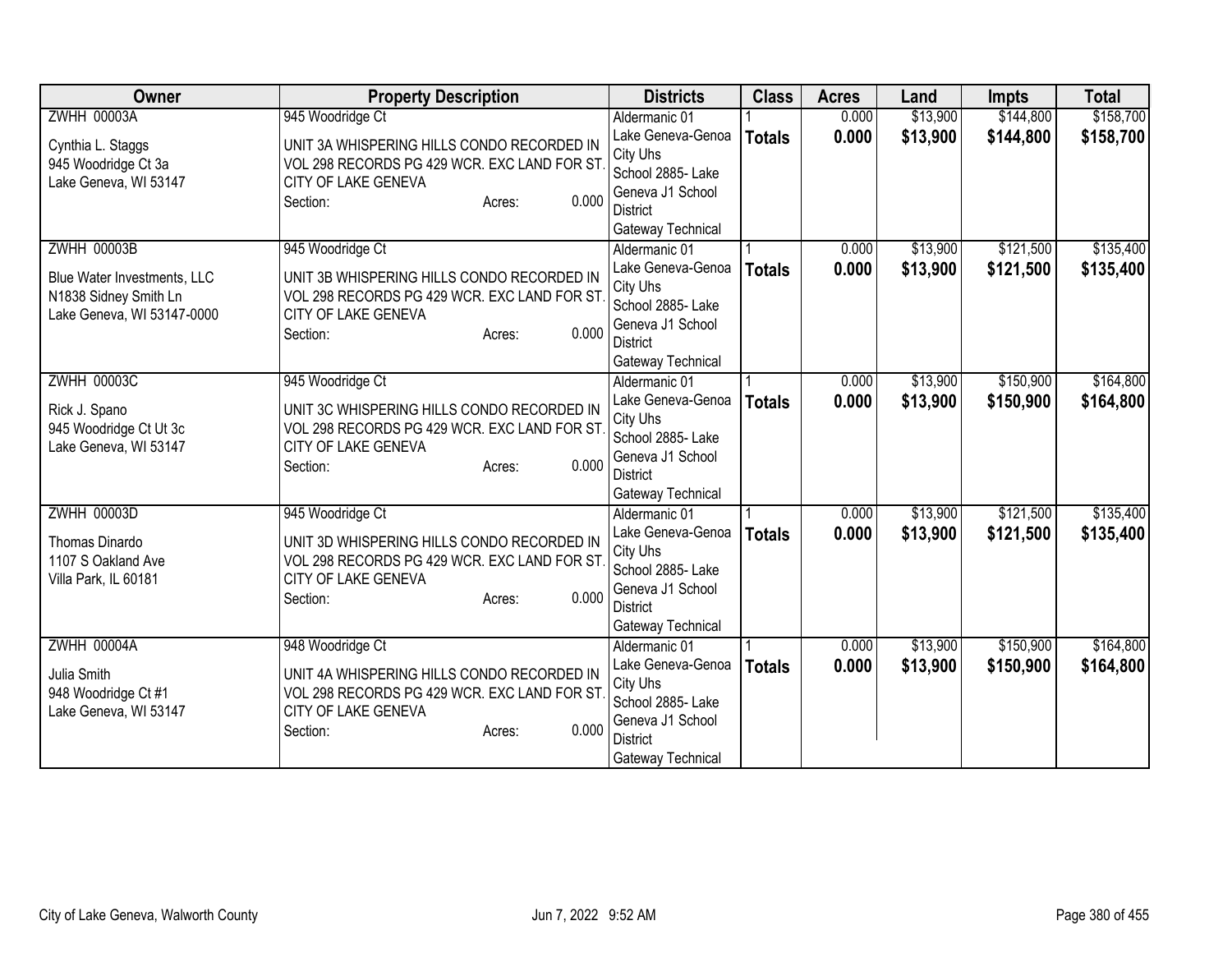| Owner | Property Description | Districts | Class | Acres | Land | Impts | Total |
|---|---|---|---|---|---|---|---|
| ZWHH 00003A<br><br>Cynthia L. Staggs<br>945 Woodridge Ct 3a<br>Lake Geneva, WI 53147 | 945 Woodridge Ct<br><br>UNIT 3A WHISPERING HILLS CONDO RECORDED IN VOL 298 RECORDS PG 429 WCR. EXC LAND FOR ST. CITY OF LAKE GENEVA<br>Section: Acres: 0.000 | Aldermanic 01<br>Lake Geneva-Genoa City Uhs<br>School 2885- Lake Geneva J1 School District<br>Gateway Technical | 1<br>**Totals** | 0.000<br>**0.000** | $13,900<br>**$13,900** | $144,800<br>**$144,800** | $158,700<br>**$158,700** |
| ZWHH 00003B<br><br>Blue Water Investments, LLC<br>N1838 Sidney Smith Ln<br>Lake Geneva, WI 53147-0000 | 945 Woodridge Ct<br><br>UNIT 3B WHISPERING HILLS CONDO RECORDED IN VOL 298 RECORDS PG 429 WCR. EXC LAND FOR ST. CITY OF LAKE GENEVA<br>Section: Acres: 0.000 | Aldermanic 01<br>Lake Geneva-Genoa City Uhs<br>School 2885- Lake Geneva J1 School District<br>Gateway Technical | 1<br>**Totals** | 0.000<br>**0.000** | $13,900<br>**$13,900** | $121,500<br>**$121,500** | $135,400<br>**$135,400** |
| ZWHH 00003C<br><br>Rick J. Spano<br>945 Woodridge Ct Ut 3c<br>Lake Geneva, WI 53147 | 945 Woodridge Ct<br><br>UNIT 3C WHISPERING HILLS CONDO RECORDED IN VOL 298 RECORDS PG 429 WCR. EXC LAND FOR ST. CITY OF LAKE GENEVA<br>Section: Acres: 0.000 | Aldermanic 01<br>Lake Geneva-Genoa City Uhs<br>School 2885- Lake Geneva J1 School District<br>Gateway Technical | 1<br>**Totals** | 0.000<br>**0.000** | $13,900<br>**$13,900** | $150,900<br>**$150,900** | $164,800<br>**$164,800** |
| ZWHH 00003D<br><br>Thomas Dinardo<br>1107 S Oakland Ave<br>Villa Park, IL 60181 | 945 Woodridge Ct<br><br>UNIT 3D WHISPERING HILLS CONDO RECORDED IN VOL 298 RECORDS PG 429 WCR. EXC LAND FOR ST. CITY OF LAKE GENEVA<br>Section: Acres: 0.000 | Aldermanic 01<br>Lake Geneva-Genoa City Uhs<br>School 2885- Lake Geneva J1 School District<br>Gateway Technical | 1<br>**Totals** | 0.000<br>**0.000** | $13,900<br>**$13,900** | $121,500<br>**$121,500** | $135,400<br>**$135,400** |
| ZWHH 00004A<br><br>Julia Smith<br>948 Woodridge Ct #1<br>Lake Geneva, WI 53147 | 948 Woodridge Ct<br><br>UNIT 4A WHISPERING HILLS CONDO RECORDED IN VOL 298 RECORDS PG 429 WCR. EXC LAND FOR ST. CITY OF LAKE GENEVA<br>Section: Acres: 0.000 | Aldermanic 01<br>Lake Geneva-Genoa City Uhs<br>School 2885- Lake Geneva J1 School District<br>Gateway Technical | 1<br>**Totals** | 0.000<br>**0.000** | $13,900<br>**$13,900** | $150,900<br>**$150,900** | $164,800<br>**$164,800** |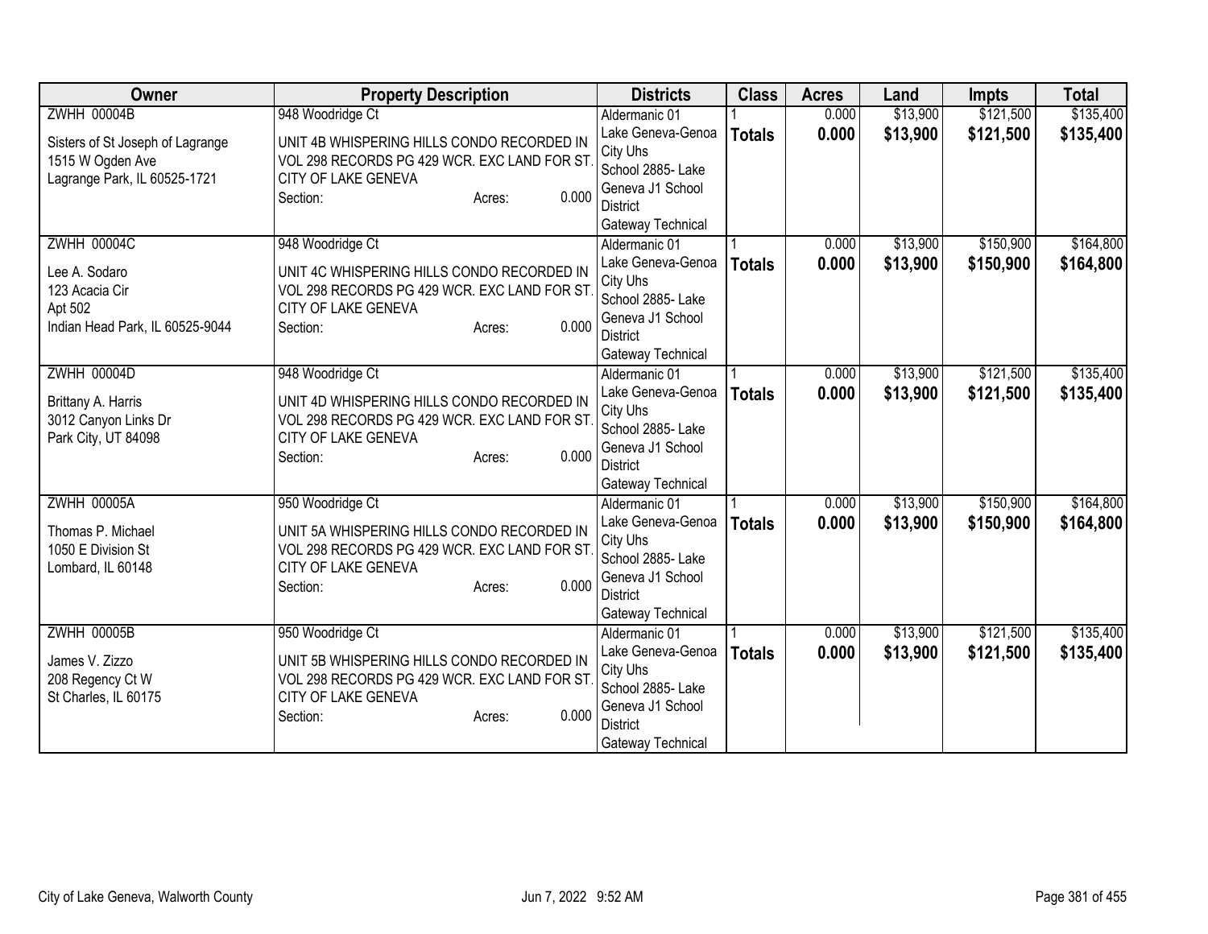| Owner | Property Description | Districts | Class | Acres | Land | Impts | Total |
|---|---|---|---|---|---|---|---|
| ZWHH 00004B<br><br>Sisters of St Joseph of Lagrange<br>1515 W Ogden Ave<br>Lagrange Park, IL 60525-1721 | 948 Woodridge Ct<br><br>UNIT 4B WHISPERING HILLS CONDO RECORDED IN VOL 298 RECORDS PG 429 WCR. EXC LAND FOR ST. CITY OF LAKE GENEVA<br>Section: Acres: 0.000 | Aldermanic 01<br>Lake Geneva-Genoa City Uhs<br>School 2885- Lake Geneva J1 School District<br>Gateway Technical | 1<br>**Totals** | 0.000<br>**0.000** | $13,900<br>**$13,900** | $121,500<br>**$121,500** | $135,400<br>**$135,400** |
| ZWHH 00004C<br><br>Lee A. Sodaro<br>123 Acacia Cir<br>Apt 502<br>Indian Head Park, IL 60525-9044 | 948 Woodridge Ct<br><br>UNIT 4C WHISPERING HILLS CONDO RECORDED IN VOL 298 RECORDS PG 429 WCR. EXC LAND FOR ST. CITY OF LAKE GENEVA<br>Section: Acres: 0.000 | Aldermanic 01<br>Lake Geneva-Genoa City Uhs<br>School 2885- Lake Geneva J1 School District<br>Gateway Technical | 1<br>**Totals** | 0.000<br>**0.000** | $13,900<br>**$13,900** | $150,900<br>**$150,900** | $164,800<br>**$164,800** |
| ZWHH 00004D<br><br>Brittany A. Harris<br>3012 Canyon Links Dr<br>Park City, UT 84098 | 948 Woodridge Ct<br><br>UNIT 4D WHISPERING HILLS CONDO RECORDED IN VOL 298 RECORDS PG 429 WCR. EXC LAND FOR ST. CITY OF LAKE GENEVA<br>Section: Acres: 0.000 | Aldermanic 01<br>Lake Geneva-Genoa City Uhs<br>School 2885- Lake Geneva J1 School District<br>Gateway Technical | 1<br>**Totals** | 0.000<br>**0.000** | $13,900<br>**$13,900** | $121,500<br>**$121,500** | $135,400<br>**$135,400** |
| ZWHH 00005A<br><br>Thomas P. Michael<br>1050 E Division St<br>Lombard, IL 60148 | 950 Woodridge Ct<br><br>UNIT 5A WHISPERING HILLS CONDO RECORDED IN VOL 298 RECORDS PG 429 WCR. EXC LAND FOR ST. CITY OF LAKE GENEVA<br>Section: Acres: 0.000 | Aldermanic 01<br>Lake Geneva-Genoa City Uhs<br>School 2885- Lake Geneva J1 School District<br>Gateway Technical | 1<br>**Totals** | 0.000<br>**0.000** | $13,900<br>**$13,900** | $150,900<br>**$150,900** | $164,800<br>**$164,800** |
| ZWHH 00005B<br><br>James V. Zizzo<br>208 Regency Ct W<br>St Charles, IL 60175 | 950 Woodridge Ct<br><br>UNIT 5B WHISPERING HILLS CONDO RECORDED IN VOL 298 RECORDS PG 429 WCR. EXC LAND FOR ST. CITY OF LAKE GENEVA<br>Section: Acres: 0.000 | Aldermanic 01<br>Lake Geneva-Genoa City Uhs<br>School 2885- Lake Geneva J1 School District<br>Gateway Technical | 1<br>**Totals** | 0.000<br>**0.000** | $13,900<br>**$13,900** | $121,500<br>**$121,500** | $135,400<br>**$135,400** |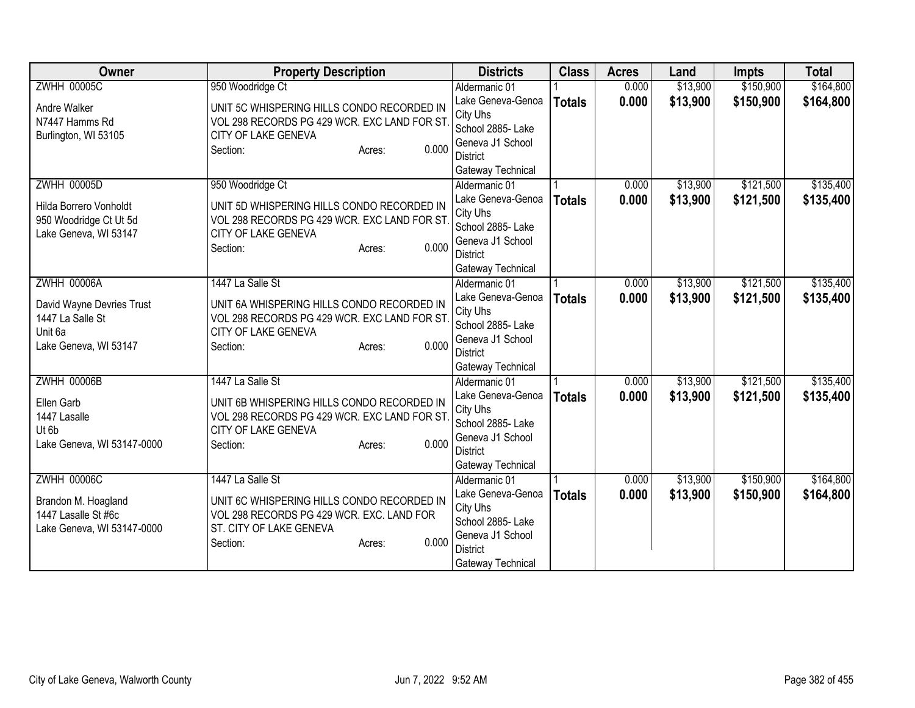| Owner | Property Description | Districts | Class | Acres | Land | Impts | Total |
|---|---|---|---|---|---|---|---|
| ZWHH 00005C<br><br>Andre Walker<br>N7447 Hamms Rd<br>Burlington, WI 53105 | 950 Woodridge Ct<br><br>UNIT 5C WHISPERING HILLS CONDO RECORDED IN VOL 298 RECORDS PG 429 WCR. EXC LAND FOR ST. CITY OF LAKE GENEVA<br>Section: Acres: 0.000 | Aldermanic 01<br>Lake Geneva-Genoa City Uhs<br>School 2885- Lake Geneva J1 School District<br>Gateway Technical | 1<br>**Totals** | 0.000<br>**0.000** | $13,900<br>**$13,900** | $150,900<br>**$150,900** | $164,800<br>**$164,800** |
| ZWHH 00005D<br><br>Hilda Borrero Vonholdt<br>950 Woodridge Ct Ut 5d<br>Lake Geneva, WI 53147 | 950 Woodridge Ct<br><br>UNIT 5D WHISPERING HILLS CONDO RECORDED IN VOL 298 RECORDS PG 429 WCR. EXC LAND FOR ST. CITY OF LAKE GENEVA<br>Section: Acres: 0.000 | Aldermanic 01<br>Lake Geneva-Genoa City Uhs<br>School 2885- Lake Geneva J1 School District<br>Gateway Technical | 1<br>**Totals** | 0.000<br>**0.000** | $13,900<br>**$13,900** | $121,500<br>**$121,500** | $135,400<br>**$135,400** |
| ZWHH 00006A<br><br>David Wayne Devries Trust<br>1447 La Salle St<br>Unit 6a<br>Lake Geneva, WI 53147 | 1447 La Salle St<br><br>UNIT 6A WHISPERING HILLS CONDO RECORDED IN VOL 298 RECORDS PG 429 WCR. EXC LAND FOR ST. CITY OF LAKE GENEVA<br>Section: Acres: 0.000 | Aldermanic 01<br>Lake Geneva-Genoa City Uhs<br>School 2885- Lake Geneva J1 School District<br>Gateway Technical | 1<br>**Totals** | 0.000<br>**0.000** | $13,900<br>**$13,900** | $121,500<br>**$121,500** | $135,400<br>**$135,400** |
| ZWHH 00006B<br><br>Ellen Garb<br>1447 Lasalle<br>Ut 6b<br>Lake Geneva, WI 53147-0000 | 1447 La Salle St<br><br>UNIT 6B WHISPERING HILLS CONDO RECORDED IN VOL 298 RECORDS PG 429 WCR. EXC LAND FOR ST. CITY OF LAKE GENEVA<br>Section: Acres: 0.000 | Aldermanic 01<br>Lake Geneva-Genoa City Uhs<br>School 2885- Lake Geneva J1 School District<br>Gateway Technical | 1<br>**Totals** | 0.000<br>**0.000** | $13,900<br>**$13,900** | $121,500<br>**$121,500** | $135,400<br>**$135,400** |
| ZWHH 00006C<br><br>Brandon M. Hoagland<br>1447 Lasalle St #6c<br>Lake Geneva, WI 53147-0000 | 1447 La Salle St<br><br>UNIT 6C WHISPERING HILLS CONDO RECORDED IN VOL 298 RECORDS PG 429 WCR. EXC. LAND FOR ST. CITY OF LAKE GENEVA<br>Section: Acres: 0.000 | Aldermanic 01<br>Lake Geneva-Genoa City Uhs<br>School 2885- Lake Geneva J1 School District<br>Gateway Technical | 1<br>**Totals** | 0.000<br>**0.000** | $13,900<br>**$13,900** | $150,900<br>**$150,900** | $164,800<br>**$164,800** |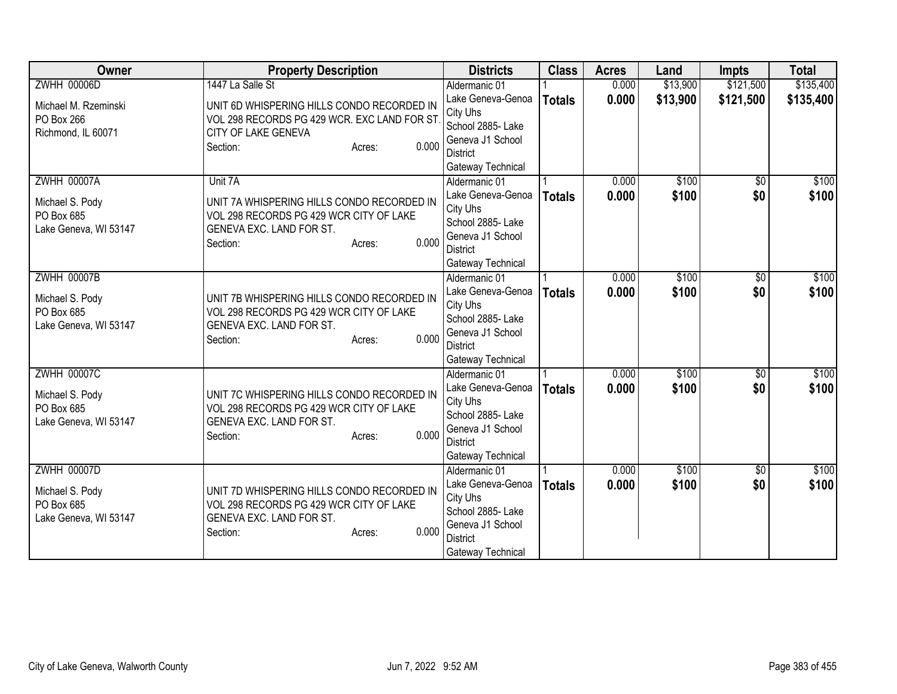| Owner | Property Description | Districts | Class | Acres | Land | Impts | Total |
|---|---|---|---|---|---|---|---|
| ZWHH 00006D<br><br>Michael M. Rzeminski<br>PO Box 266<br>Richmond, IL 60071 | 1447 La Salle St<br><br>UNIT 6D WHISPERING HILLS CONDO RECORDED IN VOL 298 RECORDS PG 429 WCR. EXC LAND FOR ST. CITY OF LAKE GENEVA<br>Section: Acres: 0.000 | Aldermanic 01<br>Lake Geneva-Genoa City Uhs<br>School 2885- Lake Geneva J1 School District<br>Gateway Technical | 1<br>**Totals** | 0.000<br>**0.000** | $13,900<br>**$13,900** | $121,500<br>**$121,500** | $135,400<br>**$135,400** |
| ZWHH 00007A<br><br>Michael S. Pody<br>PO Box 685<br>Lake Geneva, WI 53147 | Unit 7A<br><br>UNIT 7A WHISPERING HILLS CONDO RECORDED IN VOL 298 RECORDS PG 429 WCR CITY OF LAKE GENEVA EXC. LAND FOR ST.<br>Section: Acres: 0.000 | Aldermanic 01<br>Lake Geneva-Genoa City Uhs<br>School 2885- Lake Geneva J1 School District<br>Gateway Technical | 1<br>**Totals** | 0.000<br>**0.000** | $100<br>**$100** | $0<br>**$0** | $100<br>**$100** |
| ZWHH 00007B<br><br>Michael S. Pody<br>PO Box 685<br>Lake Geneva, WI 53147 | UNIT 7B WHISPERING HILLS CONDO RECORDED IN VOL 298 RECORDS PG 429 WCR CITY OF LAKE GENEVA EXC. LAND FOR ST.<br>Section: Acres: 0.000 | Aldermanic 01<br>Lake Geneva-Genoa City Uhs<br>School 2885- Lake Geneva J1 School District<br>Gateway Technical | 1<br>**Totals** | 0.000<br>**0.000** | $100<br>**$100** | $0<br>**$0** | $100<br>**$100** |
| ZWHH 00007C<br><br>Michael S. Pody<br>PO Box 685<br>Lake Geneva, WI 53147 | UNIT 7C WHISPERING HILLS CONDO RECORDED IN VOL 298 RECORDS PG 429 WCR CITY OF LAKE GENEVA EXC. LAND FOR ST.<br>Section: Acres: 0.000 | Aldermanic 01<br>Lake Geneva-Genoa City Uhs<br>School 2885- Lake Geneva J1 School District<br>Gateway Technical | 1<br>**Totals** | 0.000<br>**0.000** | $100<br>**$100** | $0<br>**$0** | $100<br>**$100** |
| ZWHH 00007D<br><br>Michael S. Pody<br>PO Box 685<br>Lake Geneva, WI 53147 | UNIT 7D WHISPERING HILLS CONDO RECORDED IN VOL 298 RECORDS PG 429 WCR CITY OF LAKE GENEVA EXC. LAND FOR ST.<br>Section: Acres: 0.000 | Aldermanic 01<br>Lake Geneva-Genoa City Uhs<br>School 2885- Lake Geneva J1 School District<br>Gateway Technical | 1<br>**Totals** | 0.000<br>**0.000** | $100<br>**$100** | $0<br>**$0** | $100<br>**$100** |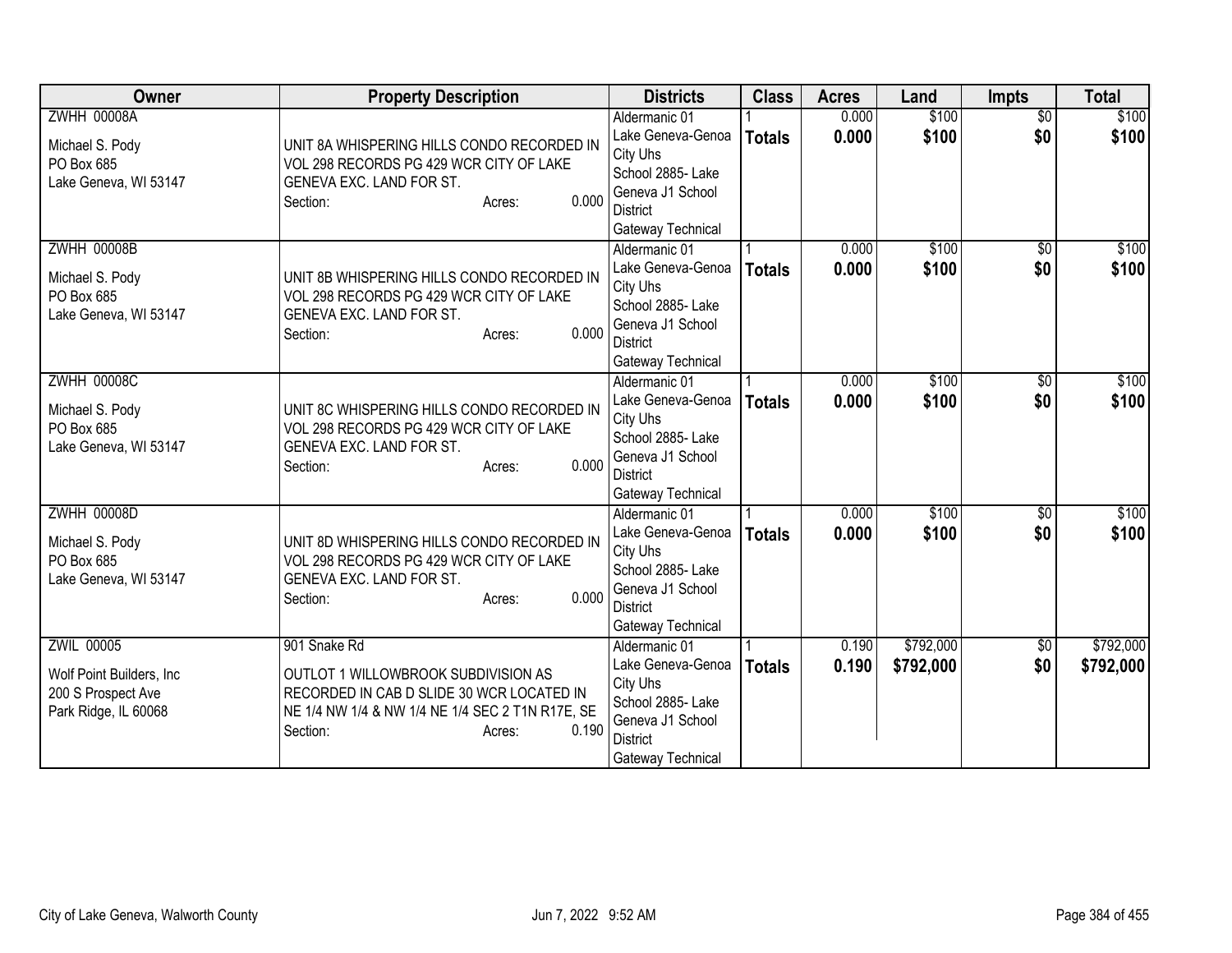| Owner | Property Description | Districts | Class | Acres | Land | Impts | Total |
|---|---|---|---|---|---|---|---|
| ZWHH 00008A<br><br>Michael S. Pody<br>PO Box 685<br>Lake Geneva, WI 53147 | UNIT 8A WHISPERING HILLS CONDO RECORDED IN VOL 298 RECORDS PG 429 WCR CITY OF LAKE GENEVA EXC. LAND FOR ST.<br>Section: Acres: 0.000 | Aldermanic 01<br>Lake Geneva-Genoa City Uhs<br>School 2885- Lake Geneva J1 School District<br>Gateway Technical | 1<br>**Totals** | 0.000<br>**0.000** | \$100<br>**\$100** | \$0<br>**\$0** | \$100<br>**\$100** |
| ZWHH 00008B<br><br>Michael S. Pody<br>PO Box 685<br>Lake Geneva, WI 53147 | UNIT 8B WHISPERING HILLS CONDO RECORDED IN VOL 298 RECORDS PG 429 WCR CITY OF LAKE GENEVA EXC. LAND FOR ST.<br>Section: Acres: 0.000 | Aldermanic 01<br>Lake Geneva-Genoa City Uhs<br>School 2885- Lake Geneva J1 School District<br>Gateway Technical | 1<br>**Totals** | 0.000<br>**0.000** | \$100<br>**\$100** | \$0<br>**\$0** | \$100<br>**\$100** |
| ZWHH 00008C<br><br>Michael S. Pody<br>PO Box 685<br>Lake Geneva, WI 53147 | UNIT 8C WHISPERING HILLS CONDO RECORDED IN VOL 298 RECORDS PG 429 WCR CITY OF LAKE GENEVA EXC. LAND FOR ST.<br>Section: Acres: 0.000 | Aldermanic 01<br>Lake Geneva-Genoa City Uhs<br>School 2885- Lake Geneva J1 School District<br>Gateway Technical | 1<br>**Totals** | 0.000<br>**0.000** | \$100<br>**\$100** | \$0<br>**\$0** | \$100<br>**\$100** |
| ZWHH 00008D<br><br>Michael S. Pody<br>PO Box 685<br>Lake Geneva, WI 53147 | UNIT 8D WHISPERING HILLS CONDO RECORDED IN VOL 298 RECORDS PG 429 WCR CITY OF LAKE GENEVA EXC. LAND FOR ST.<br>Section: Acres: 0.000 | Aldermanic 01<br>Lake Geneva-Genoa City Uhs<br>School 2885- Lake Geneva J1 School District<br>Gateway Technical | 1<br>**Totals** | 0.000<br>**0.000** | \$100<br>**\$100** | \$0<br>**\$0** | \$100<br>**\$100** |
| ZWIL 00005<br><br>Wolf Point Builders, Inc<br>200 S Prospect Ave<br>Park Ridge, IL 60068 | 901 Snake Rd<br><br>OUTLOT 1 WILLOWBROOK SUBDIVISION AS RECORDED IN CAB D SLIDE 30 WCR LOCATED IN NE 1/4 NW 1/4 & NW 1/4 NE 1/4 SEC 2 T1N R17E, SE<br>Section: Acres: 0.190 | Aldermanic 01<br>Lake Geneva-Genoa City Uhs<br>School 2885- Lake Geneva J1 School District<br>Gateway Technical | 1<br>**Totals** | 0.190<br>**0.190** | \$792,000<br>**\$792,000** | \$0<br>**\$0** | \$792,000<br>**\$792,000** |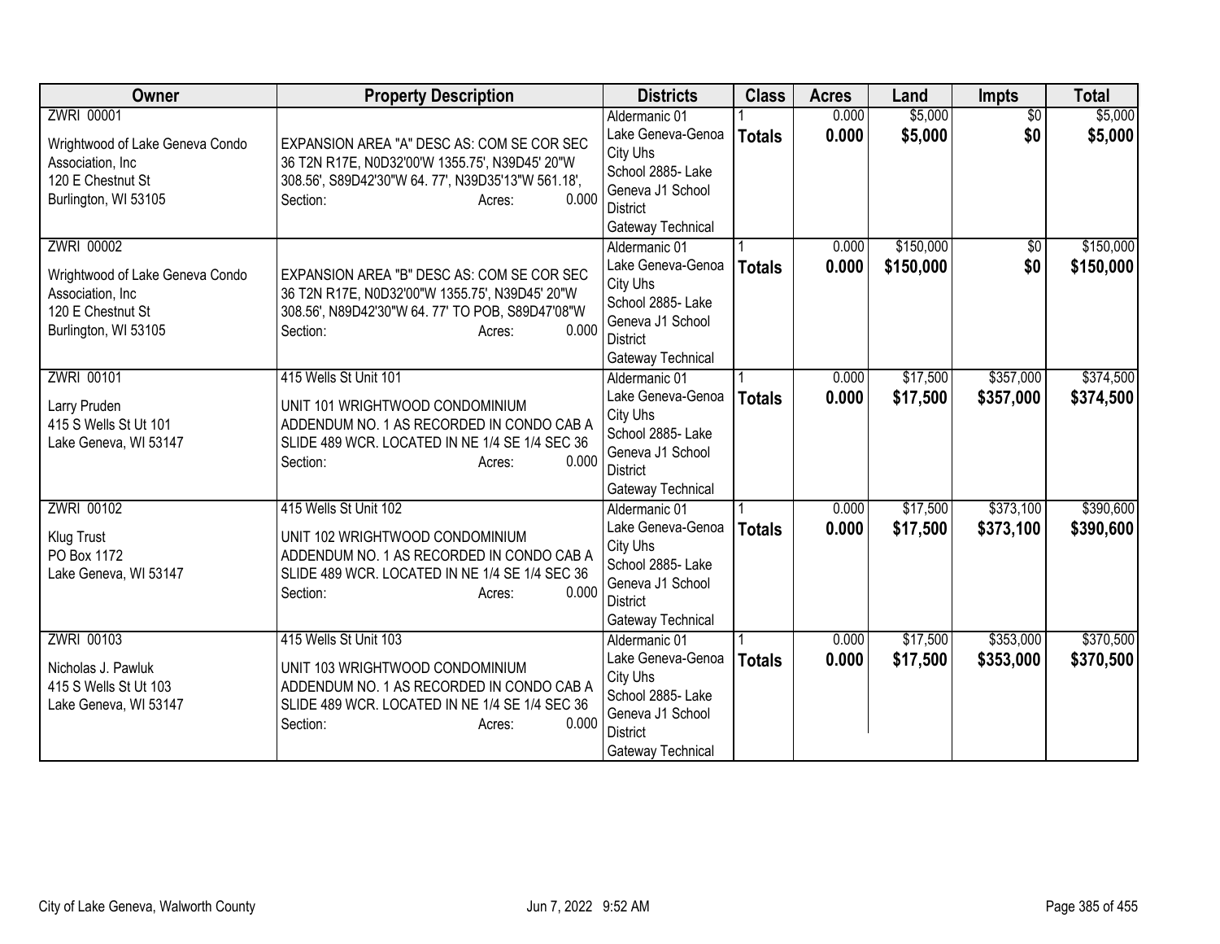| Owner | Property Description | Districts | Class | Acres | Land | Impts | Total |
|---|---|---|---|---|---|---|---|
| ZWRI 00001<br><br>Wrightwood of Lake Geneva Condo Association, Inc<br>120 E Chestnut St<br>Burlington, WI 53105 | EXPANSION AREA "A" DESC AS: COM SE COR SEC 36 T2N R17E, N0D32'00'W 1355.75', N39D45' 20"W 308.56', S89D42'30"W 64. 77', N39D35'13"W 561.18',<br>Section: Acres: 0.000 | Aldermanic 01<br>Lake Geneva-Genoa City Uhs<br>School 2885- Lake Geneva J1 School District<br>Gateway Technical | 1<br>**Totals** | 0.000<br>**0.000** | $5,000<br>**$5,000** | $0<br>**$0** | $5,000<br>**$5,000** |
| ZWRI 00002<br><br>Wrightwood of Lake Geneva Condo Association, Inc<br>120 E Chestnut St<br>Burlington, WI 53105 | EXPANSION AREA "B" DESC AS: COM SE COR SEC 36 T2N R17E, N0D32'00"W 1355.75', N39D45' 20"W 308.56', N89D42'30"W 64. 77' TO POB, S89D47'08"W<br>Section: Acres: 0.000 | Aldermanic 01<br>Lake Geneva-Genoa City Uhs<br>School 2885- Lake Geneva J1 School District<br>Gateway Technical | 1<br>**Totals** | 0.000<br>**0.000** | $150,000<br>**$150,000** | $0<br>**$0** | $150,000<br>**$150,000** |
| ZWRI 00101<br><br>Larry Pruden<br>415 S Wells St Ut 101<br>Lake Geneva, WI 53147 | 415 Wells St Unit 101<br><br>UNIT 101 WRIGHTWOOD CONDOMINIUM ADDENDUM NO. 1 AS RECORDED IN CONDO CAB A SLIDE 489 WCR. LOCATED IN NE 1/4 SE 1/4 SEC 36<br>Section: Acres: 0.000 | Aldermanic 01<br>Lake Geneva-Genoa City Uhs<br>School 2885- Lake Geneva J1 School District<br>Gateway Technical | 1<br>**Totals** | 0.000<br>**0.000** | $17,500<br>**$17,500** | $357,000<br>**$357,000** | $374,500<br>**$374,500** |
| ZWRI 00102<br><br>Klug Trust<br>PO Box 1172<br>Lake Geneva, WI 53147 | 415 Wells St Unit 102<br><br>UNIT 102 WRIGHTWOOD CONDOMINIUM ADDENDUM NO. 1 AS RECORDED IN CONDO CAB A SLIDE 489 WCR. LOCATED IN NE 1/4 SE 1/4 SEC 36<br>Section: Acres: 0.000 | Aldermanic 01<br>Lake Geneva-Genoa City Uhs<br>School 2885- Lake Geneva J1 School District<br>Gateway Technical | 1<br>**Totals** | 0.000<br>**0.000** | $17,500<br>**$17,500** | $373,100<br>**$373,100** | $390,600<br>**$390,600** |
| ZWRI 00103<br><br>Nicholas J. Pawluk<br>415 S Wells St Ut 103<br>Lake Geneva, WI 53147 | 415 Wells St Unit 103<br><br>UNIT 103 WRIGHTWOOD CONDOMINIUM ADDENDUM NO. 1 AS RECORDED IN CONDO CAB A SLIDE 489 WCR. LOCATED IN NE 1/4 SE 1/4 SEC 36<br>Section: Acres: 0.000 | Aldermanic 01<br>Lake Geneva-Genoa City Uhs<br>School 2885- Lake Geneva J1 School District<br>Gateway Technical | 1<br>**Totals** | 0.000<br>**0.000** | $17,500<br>**$17,500** | $353,000<br>**$353,000** | $370,500<br>**$370,500** |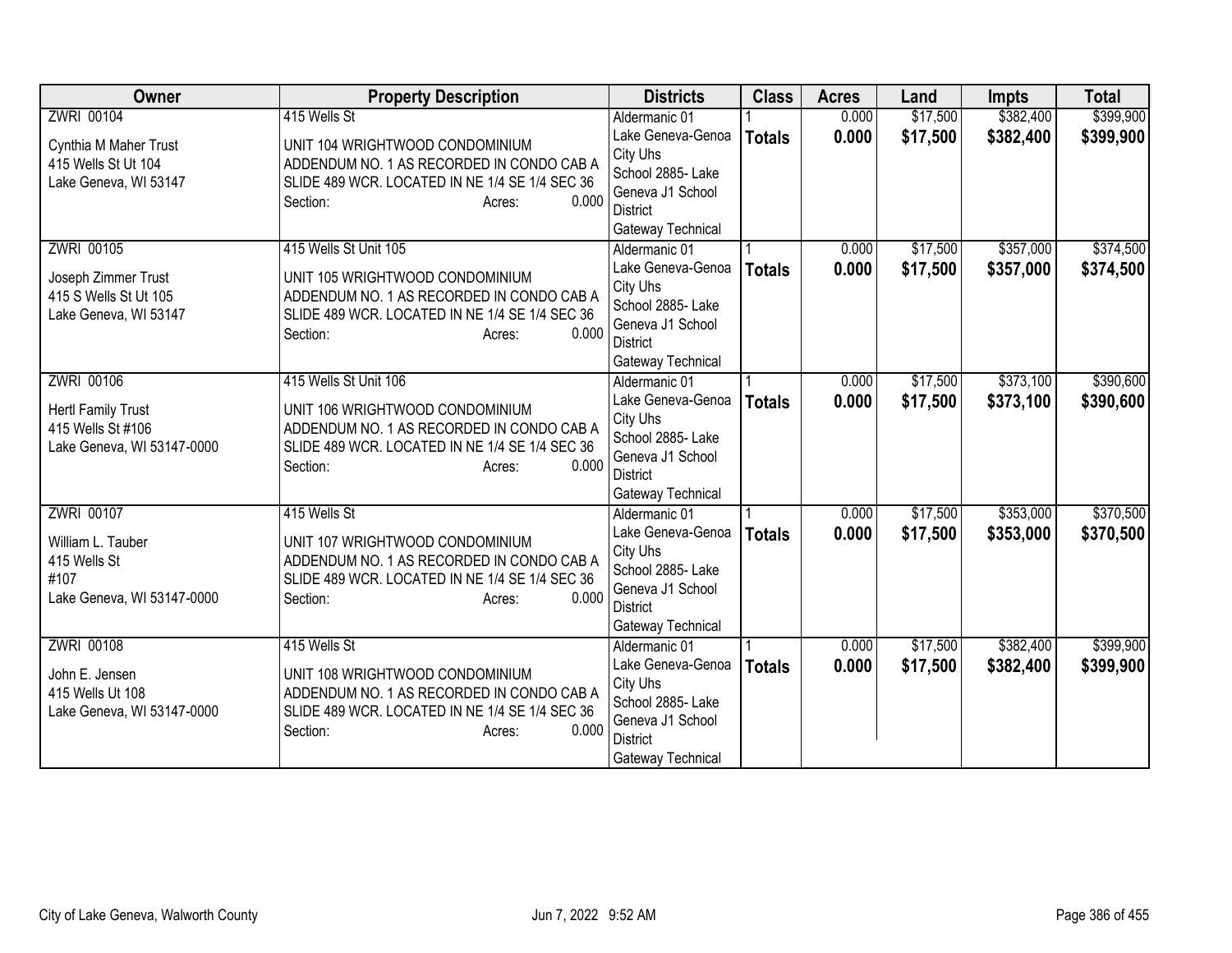| Owner | Property Description | Districts | Class | Acres | Land | Impts | Total |
|---|---|---|---|---|---|---|---|
| ZWRI 00104<br><br>Cynthia M Maher Trust<br>415 Wells St Ut 104<br>Lake Geneva, WI 53147 | 415 Wells St<br><br>UNIT 104 WRIGHTWOOD CONDOMINIUM ADDENDUM NO. 1 AS RECORDED IN CONDO CAB A SLIDE 489 WCR. LOCATED IN NE 1/4 SE 1/4 SEC 36<br>Section: Acres: 0.000 | Aldermanic 01<br>Lake Geneva-Genoa City Uhs<br>School 2885- Lake Geneva J1 School District<br>Gateway Technical | 1<br>**Totals** | 0.000<br>**0.000** | $17,500<br>**$17,500** | $382,400<br>**$382,400** | $399,900<br>**$399,900** |
| ZWRI 00105<br><br>Joseph Zimmer Trust<br>415 S Wells St Ut 105<br>Lake Geneva, WI 53147 | 415 Wells St Unit 105<br><br>UNIT 105 WRIGHTWOOD CONDOMINIUM ADDENDUM NO. 1 AS RECORDED IN CONDO CAB A SLIDE 489 WCR. LOCATED IN NE 1/4 SE 1/4 SEC 36<br>Section: Acres: 0.000 | Aldermanic 01<br>Lake Geneva-Genoa City Uhs<br>School 2885- Lake Geneva J1 School District<br>Gateway Technical | 1<br>**Totals** | 0.000<br>**0.000** | $17,500<br>**$17,500** | $357,000<br>**$357,000** | $374,500<br>**$374,500** |
| ZWRI 00106<br><br>Hertl Family Trust<br>415 Wells St #106<br>Lake Geneva, WI 53147-0000 | 415 Wells St Unit 106<br><br>UNIT 106 WRIGHTWOOD CONDOMINIUM ADDENDUM NO. 1 AS RECORDED IN CONDO CAB A SLIDE 489 WCR. LOCATED IN NE 1/4 SE 1/4 SEC 36<br>Section: Acres: 0.000 | Aldermanic 01<br>Lake Geneva-Genoa City Uhs<br>School 2885- Lake Geneva J1 School District<br>Gateway Technical | 1<br>**Totals** | 0.000<br>**0.000** | $17,500<br>**$17,500** | $373,100<br>**$373,100** | $390,600<br>**$390,600** |
| ZWRI 00107<br><br>William L. Tauber<br>415 Wells St<br>#107<br>Lake Geneva, WI 53147-0000 | 415 Wells St<br><br>UNIT 107 WRIGHTWOOD CONDOMINIUM ADDENDUM NO. 1 AS RECORDED IN CONDO CAB A SLIDE 489 WCR. LOCATED IN NE 1/4 SE 1/4 SEC 36<br>Section: Acres: 0.000 | Aldermanic 01<br>Lake Geneva-Genoa City Uhs<br>School 2885- Lake Geneva J1 School District<br>Gateway Technical | 1<br>**Totals** | 0.000<br>**0.000** | $17,500<br>**$17,500** | $353,000<br>**$353,000** | $370,500<br>**$370,500** |
| ZWRI 00108<br><br>John E. Jensen<br>415 Wells Ut 108<br>Lake Geneva, WI 53147-0000 | 415 Wells St<br><br>UNIT 108 WRIGHTWOOD CONDOMINIUM ADDENDUM NO. 1 AS RECORDED IN CONDO CAB A SLIDE 489 WCR. LOCATED IN NE 1/4 SE 1/4 SEC 36<br>Section: Acres: 0.000 | Aldermanic 01<br>Lake Geneva-Genoa City Uhs<br>School 2885- Lake Geneva J1 School District<br>Gateway Technical | 1<br>**Totals** | 0.000<br>**0.000** | $17,500<br>**$17,500** | $382,400<br>**$382,400** | $399,900<br>**$399,900** |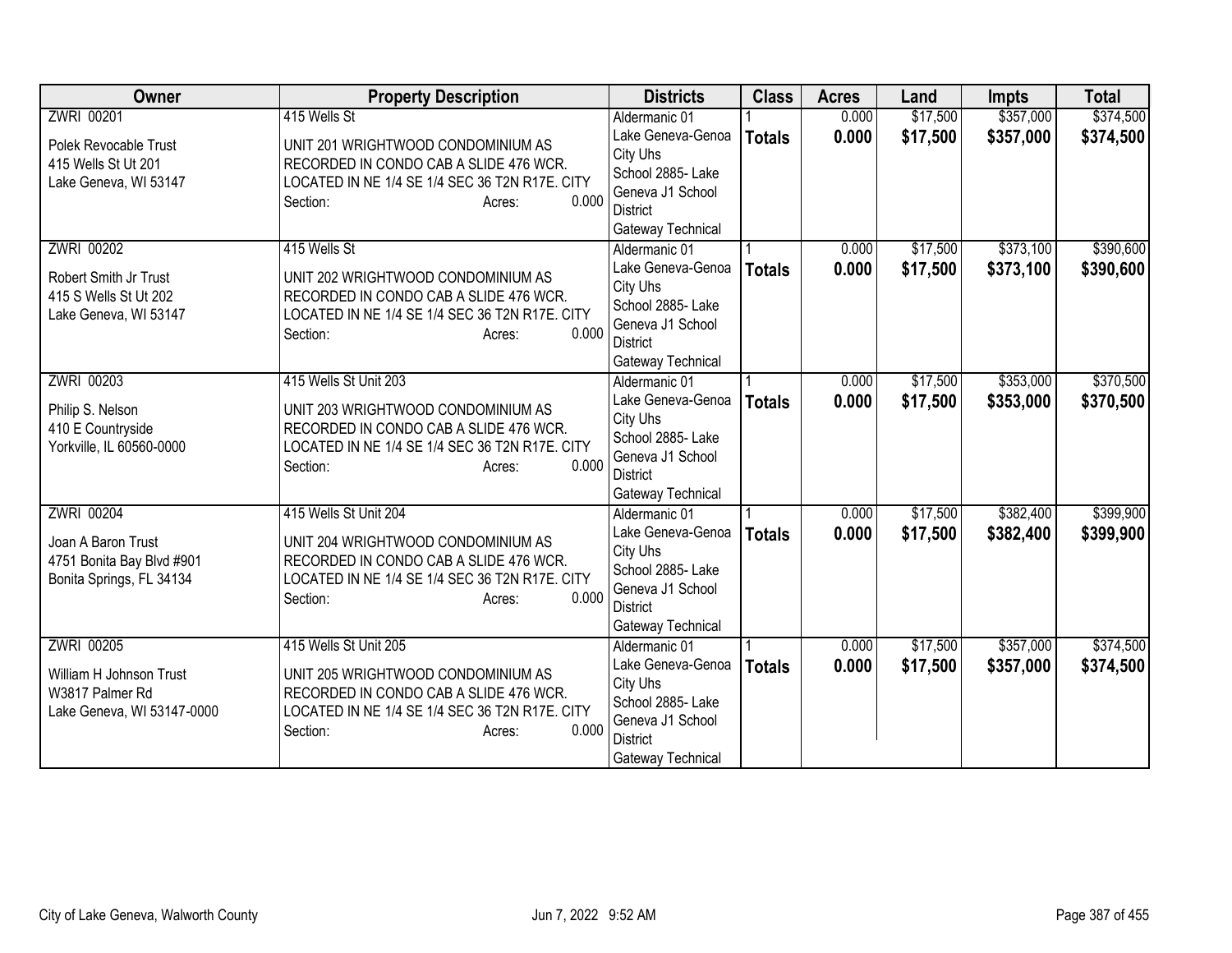| Owner | Property Description | Districts | Class | Acres | Land | Impts | Total |
|---|---|---|---|---|---|---|---|
| ZWRI 00201<br>Polek Revocable Trust<br>415 Wells St Ut 201<br>Lake Geneva, WI 53147 | 415 Wells St<br>UNIT 201 WRIGHTWOOD CONDOMINIUM AS RECORDED IN CONDO CAB A SLIDE 476 WCR. LOCATED IN NE 1/4 SE 1/4 SEC 36 T2N R17E. CITY<br>Section: Acres: 0.000 | Aldermanic 01<br>Lake Geneva-Genoa City Uhs<br>School 2885- Lake Geneva J1 School District<br>Gateway Technical | 1<br>**Totals** | 0.000<br>**0.000** | $17,500<br>**$17,500** | $357,000<br>**$357,000** | $374,500<br>**$374,500** |
| ZWRI 00202<br>Robert Smith Jr Trust<br>415 S Wells St Ut 202<br>Lake Geneva, WI 53147 | 415 Wells St<br>UNIT 202 WRIGHTWOOD CONDOMINIUM AS RECORDED IN CONDO CAB A SLIDE 476 WCR. LOCATED IN NE 1/4 SE 1/4 SEC 36 T2N R17E. CITY<br>Section: Acres: 0.000 | Aldermanic 01<br>Lake Geneva-Genoa City Uhs<br>School 2885- Lake Geneva J1 School District<br>Gateway Technical | 1<br>**Totals** | 0.000<br>**0.000** | $17,500<br>**$17,500** | $373,100<br>**$373,100** | $390,600<br>**$390,600** |
| ZWRI 00203<br>Philip S. Nelson<br>410 E Countryside<br>Yorkville, IL 60560-0000 | 415 Wells St Unit 203<br>UNIT 203 WRIGHTWOOD CONDOMINIUM AS RECORDED IN CONDO CAB A SLIDE 476 WCR. LOCATED IN NE 1/4 SE 1/4 SEC 36 T2N R17E. CITY<br>Section: Acres: 0.000 | Aldermanic 01<br>Lake Geneva-Genoa City Uhs<br>School 2885- Lake Geneva J1 School District<br>Gateway Technical | 1<br>**Totals** | 0.000<br>**0.000** | $17,500<br>**$17,500** | $353,000<br>**$353,000** | $370,500<br>**$370,500** |
| ZWRI 00204<br>Joan A Baron Trust<br>4751 Bonita Bay Blvd #901<br>Bonita Springs, FL 34134 | 415 Wells St Unit 204<br>UNIT 204 WRIGHTWOOD CONDOMINIUM AS RECORDED IN CONDO CAB A SLIDE 476 WCR. LOCATED IN NE 1/4 SE 1/4 SEC 36 T2N R17E. CITY<br>Section: Acres: 0.000 | Aldermanic 01<br>Lake Geneva-Genoa City Uhs<br>School 2885- Lake Geneva J1 School District<br>Gateway Technical | 1<br>**Totals** | 0.000<br>**0.000** | $17,500<br>**$17,500** | $382,400<br>**$382,400** | $399,900<br>**$399,900** |
| ZWRI 00205<br>William H Johnson Trust<br>W3817 Palmer Rd<br>Lake Geneva, WI 53147-0000 | 415 Wells St Unit 205<br>UNIT 205 WRIGHTWOOD CONDOMINIUM AS RECORDED IN CONDO CAB A SLIDE 476 WCR. LOCATED IN NE 1/4 SE 1/4 SEC 36 T2N R17E. CITY<br>Section: Acres: 0.000 | Aldermanic 01<br>Lake Geneva-Genoa City Uhs<br>School 2885- Lake Geneva J1 School District<br>Gateway Technical | 1<br>**Totals** | 0.000<br>**0.000** | $17,500<br>**$17,500** | $357,000<br>**$357,000** | $374,500<br>**$374,500** |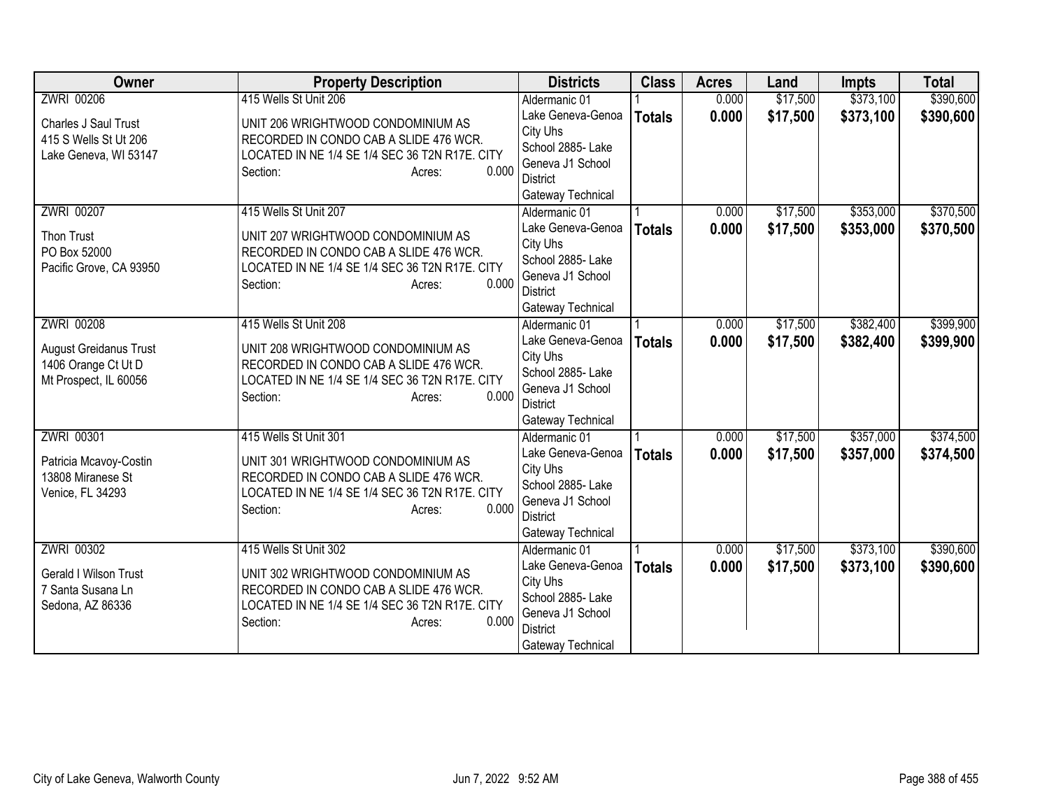| Owner | Property Description | Districts | Class | Acres | Land | Impts | Total |
|---|---|---|---|---|---|---|---|
| ZWRI 00206<br>Charles J Saul Trust<br>415 S Wells St Ut 206<br>Lake Geneva, WI 53147 | 415 Wells St Unit 206<br>UNIT 206 WRIGHTWOOD CONDOMINIUM AS RECORDED IN CONDO CAB A SLIDE 476 WCR. LOCATED IN NE 1/4 SE 1/4 SEC 36 T2N R17E. CITY<br>Section: Acres: 0.000 | Aldermanic 01<br>Lake Geneva-Genoa City Uhs<br>School 2885- Lake Geneva J1 School District<br>Gateway Technical | 1<br>**Totals** | 0.000<br>**0.000** | $17,500<br>**$17,500** | $373,100<br>**$373,100** | $390,600<br>**$390,600** |
| ZWRI 00207<br>Thon Trust<br>PO Box 52000<br>Pacific Grove, CA 93950 | 415 Wells St Unit 207<br>UNIT 207 WRIGHTWOOD CONDOMINIUM AS RECORDED IN CONDO CAB A SLIDE 476 WCR. LOCATED IN NE 1/4 SE 1/4 SEC 36 T2N R17E. CITY<br>Section: Acres: 0.000 | Aldermanic 01<br>Lake Geneva-Genoa City Uhs<br>School 2885- Lake Geneva J1 School District<br>Gateway Technical | 1<br>**Totals** | 0.000<br>**0.000** | $17,500<br>**$17,500** | $353,000<br>**$353,000** | $370,500<br>**$370,500** |
| ZWRI 00208<br>August Greidanus Trust<br>1406 Orange Ct Ut D<br>Mt Prospect, IL 60056 | 415 Wells St Unit 208<br>UNIT 208 WRIGHTWOOD CONDOMINIUM AS RECORDED IN CONDO CAB A SLIDE 476 WCR. LOCATED IN NE 1/4 SE 1/4 SEC 36 T2N R17E. CITY<br>Section: Acres: 0.000 | Aldermanic 01<br>Lake Geneva-Genoa City Uhs<br>School 2885- Lake Geneva J1 School District<br>Gateway Technical | 1<br>**Totals** | 0.000<br>**0.000** | $17,500<br>**$17,500** | $382,400<br>**$382,400** | $399,900<br>**$399,900** |
| ZWRI 00301<br>Patricia Mcavoy-Costin<br>13808 Miranese St<br>Venice, FL 34293 | 415 Wells St Unit 301<br>UNIT 301 WRIGHTWOOD CONDOMINIUM AS RECORDED IN CONDO CAB A SLIDE 476 WCR. LOCATED IN NE 1/4 SE 1/4 SEC 36 T2N R17E. CITY<br>Section: Acres: 0.000 | Aldermanic 01<br>Lake Geneva-Genoa City Uhs<br>School 2885- Lake Geneva J1 School District<br>Gateway Technical | 1<br>**Totals** | 0.000<br>**0.000** | $17,500<br>**$17,500** | $357,000<br>**$357,000** | $374,500<br>**$374,500** |
| ZWRI 00302<br>Gerald I Wilson Trust<br>7 Santa Susana Ln<br>Sedona, AZ 86336 | 415 Wells St Unit 302<br>UNIT 302 WRIGHTWOOD CONDOMINIUM AS RECORDED IN CONDO CAB A SLIDE 476 WCR. LOCATED IN NE 1/4 SE 1/4 SEC 36 T2N R17E. CITY<br>Section: Acres: 0.000 | Aldermanic 01<br>Lake Geneva-Genoa City Uhs<br>School 2885- Lake Geneva J1 School District<br>Gateway Technical | 1<br>**Totals** | 0.000<br>**0.000** | $17,500<br>**$17,500** | $373,100<br>**$373,100** | $390,600<br>**$390,600** |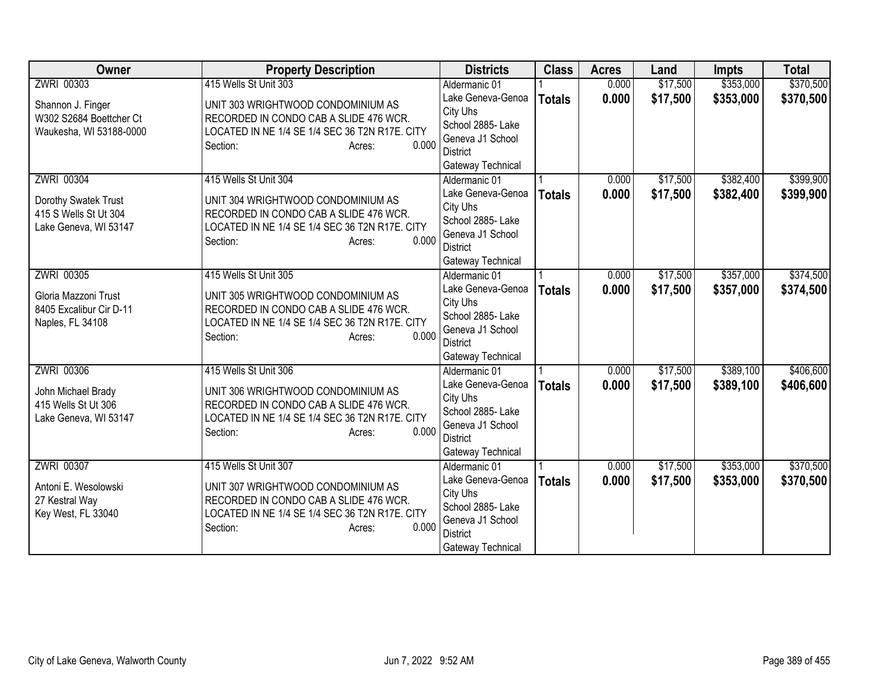| Owner | Property Description | Districts | Class | Acres | Land | Impts | Total |
|---|---|---|---|---|---|---|---|
| ZWRI 00303<br><br>Shannon J. Finger<br>W302 S2684 Boettcher Ct<br>Waukesha, WI 53188-0000 | 415 Wells St Unit 303<br><br>UNIT 303 WRIGHTWOOD CONDOMINIUM AS RECORDED IN CONDO CAB A SLIDE 476 WCR. LOCATED IN NE 1/4 SE 1/4 SEC 36 T2N R17E. CITY<br>Section: Acres: 0.000 | Aldermanic 01<br>Lake Geneva-Genoa City Uhs<br>School 2885- Lake Geneva J1 School District<br>Gateway Technical | 1<br>**Totals** | 0.000<br>**0.000** | $17,500<br>**$17,500** | $353,000<br>**$353,000** | $370,500<br>**$370,500** |
| ZWRI 00304<br><br>Dorothy Swatek Trust<br>415 S Wells St Ut 304<br>Lake Geneva, WI 53147 | 415 Wells St Unit 304<br><br>UNIT 304 WRIGHTWOOD CONDOMINIUM AS RECORDED IN CONDO CAB A SLIDE 476 WCR. LOCATED IN NE 1/4 SE 1/4 SEC 36 T2N R17E. CITY<br>Section: Acres: 0.000 | Aldermanic 01<br>Lake Geneva-Genoa City Uhs<br>School 2885- Lake Geneva J1 School District<br>Gateway Technical | 1<br>**Totals** | 0.000<br>**0.000** | $17,500<br>**$17,500** | $382,400<br>**$382,400** | $399,900<br>**$399,900** |
| ZWRI 00305<br><br>Gloria Mazzoni Trust<br>8405 Excalibur Cir D-11<br>Naples, FL 34108 | 415 Wells St Unit 305<br><br>UNIT 305 WRIGHTWOOD CONDOMINIUM AS RECORDED IN CONDO CAB A SLIDE 476 WCR. LOCATED IN NE 1/4 SE 1/4 SEC 36 T2N R17E. CITY<br>Section: Acres: 0.000 | Aldermanic 01<br>Lake Geneva-Genoa City Uhs<br>School 2885- Lake Geneva J1 School District<br>Gateway Technical | 1<br>**Totals** | 0.000<br>**0.000** | $17,500<br>**$17,500** | $357,000<br>**$357,000** | $374,500<br>**$374,500** |
| ZWRI 00306<br><br>John Michael Brady<br>415 Wells St Ut 306<br>Lake Geneva, WI 53147 | 415 Wells St Unit 306<br><br>UNIT 306 WRIGHTWOOD CONDOMINIUM AS RECORDED IN CONDO CAB A SLIDE 476 WCR. LOCATED IN NE 1/4 SE 1/4 SEC 36 T2N R17E. CITY<br>Section: Acres: 0.000 | Aldermanic 01<br>Lake Geneva-Genoa City Uhs<br>School 2885- Lake Geneva J1 School District<br>Gateway Technical | 1<br>**Totals** | 0.000<br>**0.000** | $17,500<br>**$17,500** | $389,100<br>**$389,100** | $406,600<br>**$406,600** |
| ZWRI 00307<br><br>Antoni E. Wesolowski<br>27 Kestral Way<br>Key West, FL 33040 | 415 Wells St Unit 307<br><br>UNIT 307 WRIGHTWOOD CONDOMINIUM AS RECORDED IN CONDO CAB A SLIDE 476 WCR. LOCATED IN NE 1/4 SE 1/4 SEC 36 T2N R17E. CITY<br>Section: Acres: 0.000 | Aldermanic 01<br>Lake Geneva-Genoa City Uhs<br>School 2885- Lake Geneva J1 School District<br>Gateway Technical | 1<br>**Totals** | 0.000<br>**0.000** | $17,500<br>**$17,500** | $353,000<br>**$353,000** | $370,500<br>**$370,500** |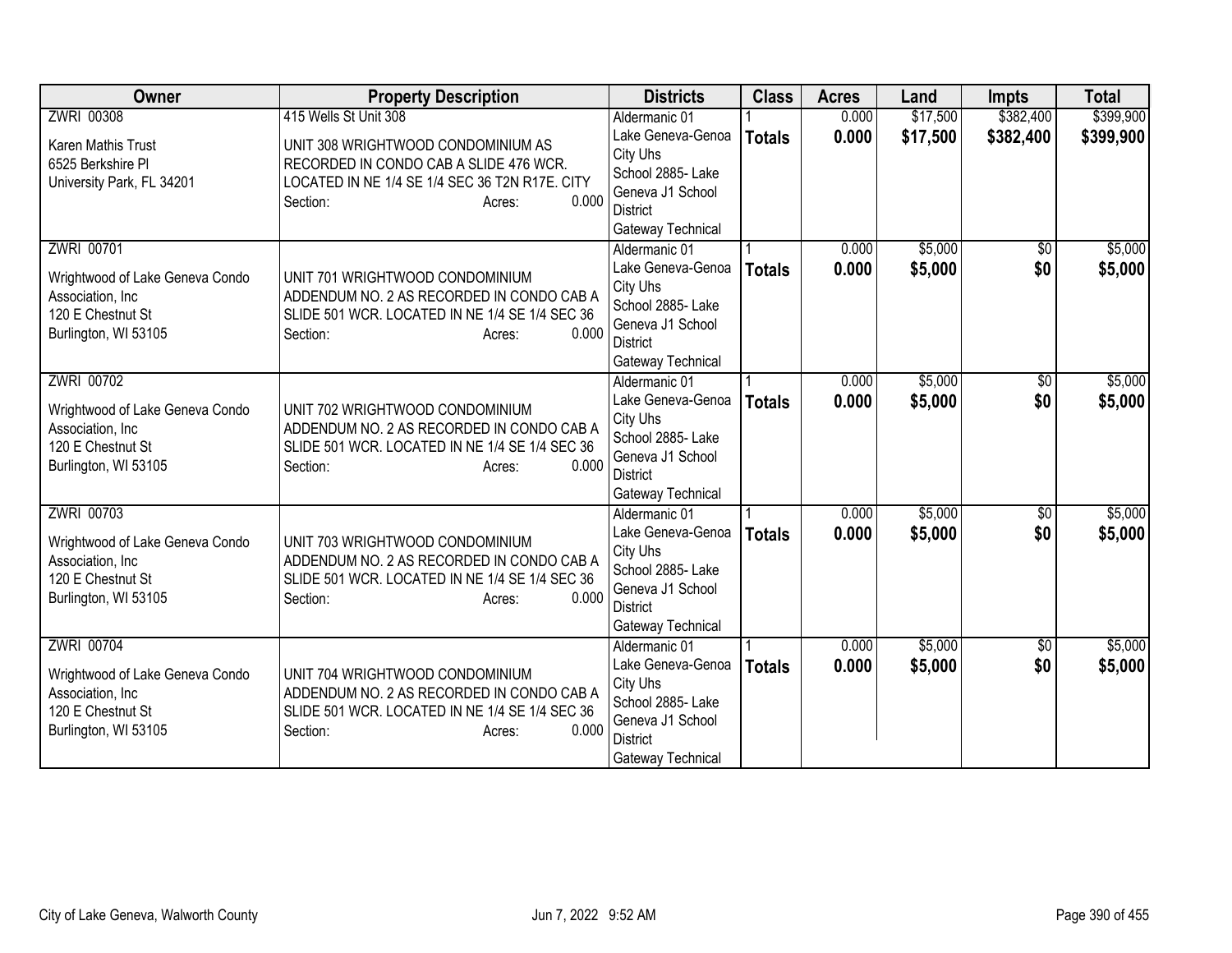| Owner | Property Description | Districts | Class | Acres | Land | Impts | Total |
|---|---|---|---|---|---|---|---|
| ZWRI 00308<br>Karen Mathis Trust<br>6525 Berkshire Pl<br>University Park, FL 34201 | 415 Wells St Unit 308<br>UNIT 308 WRIGHTWOOD CONDOMINIUM AS RECORDED IN CONDO CAB A SLIDE 476 WCR. LOCATED IN NE 1/4 SE 1/4 SEC 36 T2N R17E. CITY<br>Section: Acres: 0.000 | Aldermanic 01<br>Lake Geneva-Genoa City Uhs<br>School 2885- Lake Geneva J1 School District<br>Gateway Technical | 1<br>**Totals** | 0.000<br>**0.000** | $17,500<br>**$17,500** | $382,400<br>**$382,400** | $399,900<br>**$399,900** |
| ZWRI 00701<br>Wrightwood of Lake Geneva Condo Association, Inc<br>120 E Chestnut St<br>Burlington, WI 53105 | UNIT 701 WRIGHTWOOD CONDOMINIUM ADDENDUM NO. 2 AS RECORDED IN CONDO CAB A SLIDE 501 WCR. LOCATED IN NE 1/4 SE 1/4 SEC 36<br>Section: Acres: 0.000 | Aldermanic 01<br>Lake Geneva-Genoa City Uhs<br>School 2885- Lake Geneva J1 School District<br>Gateway Technical | 1<br>**Totals** | 0.000<br>**0.000** | $5,000<br>**$5,000** | $0<br>**$0** | $5,000<br>**$5,000** |
| ZWRI 00702<br>Wrightwood of Lake Geneva Condo Association, Inc<br>120 E Chestnut St<br>Burlington, WI 53105 | UNIT 702 WRIGHTWOOD CONDOMINIUM ADDENDUM NO. 2 AS RECORDED IN CONDO CAB A SLIDE 501 WCR. LOCATED IN NE 1/4 SE 1/4 SEC 36<br>Section: Acres: 0.000 | Aldermanic 01<br>Lake Geneva-Genoa City Uhs<br>School 2885- Lake Geneva J1 School District<br>Gateway Technical | 1<br>**Totals** | 0.000<br>**0.000** | $5,000<br>**$5,000** | $0<br>**$0** | $5,000<br>**$5,000** |
| ZWRI 00703<br>Wrightwood of Lake Geneva Condo Association, Inc<br>120 E Chestnut St<br>Burlington, WI 53105 | UNIT 703 WRIGHTWOOD CONDOMINIUM ADDENDUM NO. 2 AS RECORDED IN CONDO CAB A SLIDE 501 WCR. LOCATED IN NE 1/4 SE 1/4 SEC 36<br>Section: Acres: 0.000 | Aldermanic 01<br>Lake Geneva-Genoa City Uhs<br>School 2885- Lake Geneva J1 School District<br>Gateway Technical | 1<br>**Totals** | 0.000<br>**0.000** | $5,000<br>**$5,000** | $0<br>**$0** | $5,000<br>**$5,000** |
| ZWRI 00704<br>Wrightwood of Lake Geneva Condo Association, Inc<br>120 E Chestnut St<br>Burlington, WI 53105 | UNIT 704 WRIGHTWOOD CONDOMINIUM ADDENDUM NO. 2 AS RECORDED IN CONDO CAB A SLIDE 501 WCR. LOCATED IN NE 1/4 SE 1/4 SEC 36<br>Section: Acres: 0.000 | Aldermanic 01<br>Lake Geneva-Genoa City Uhs<br>School 2885- Lake Geneva J1 School District<br>Gateway Technical | 1<br>**Totals** | 0.000<br>**0.000** | $5,000<br>**$5,000** | $0<br>**$0** | $5,000<br>**$5,000** |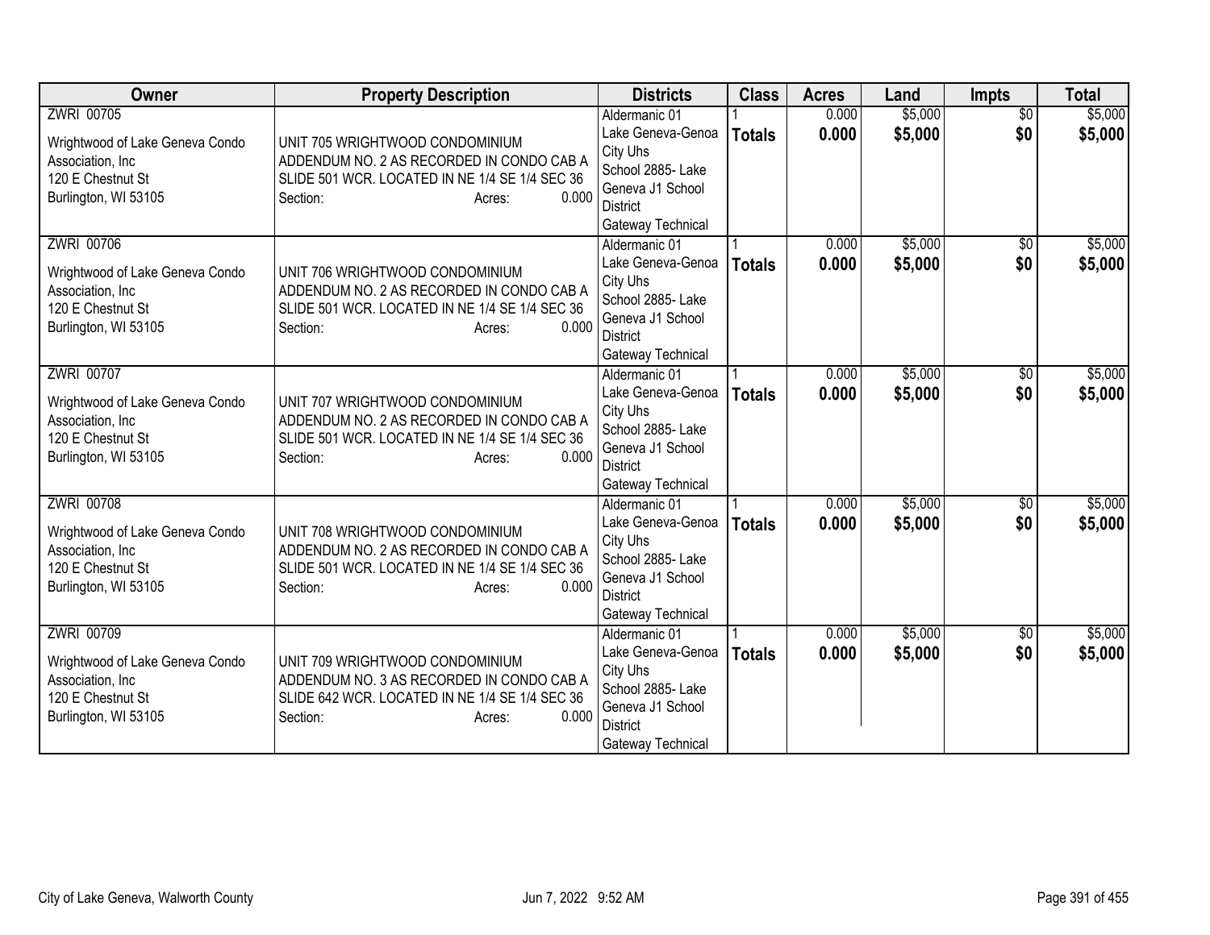| Owner | Property Description | Districts | Class | Acres | Land | Impts | Total |
|---|---|---|---|---|---|---|---|
| ZWRI 00705<br>Wrightwood of Lake Geneva Condo Association, Inc<br>120 E Chestnut St<br>Burlington, WI 53105 | UNIT 705 WRIGHTWOOD CONDOMINIUM ADDENDUM NO. 2 AS RECORDED IN CONDO CAB A SLIDE 501 WCR. LOCATED IN NE 1/4 SE 1/4 SEC 36<br>Section: Acres: 0.000 | Aldermanic 01<br>Lake Geneva-Genoa City Uhs<br>School 2885- Lake Geneva J1 School District<br>Gateway Technical | 1<br>**Totals** | 0.000<br>**0.000** | $5,000<br>**$5,000** | $0<br>**$0** | $5,000<br>**$5,000** |
| ZWRI 00706<br>Wrightwood of Lake Geneva Condo Association, Inc<br>120 E Chestnut St<br>Burlington, WI 53105 | UNIT 706 WRIGHTWOOD CONDOMINIUM ADDENDUM NO. 2 AS RECORDED IN CONDO CAB A SLIDE 501 WCR. LOCATED IN NE 1/4 SE 1/4 SEC 36<br>Section: Acres: 0.000 | Aldermanic 01<br>Lake Geneva-Genoa City Uhs<br>School 2885- Lake Geneva J1 School District<br>Gateway Technical | 1<br>**Totals** | 0.000<br>**0.000** | $5,000<br>**$5,000** | $0<br>**$0** | $5,000<br>**$5,000** |
| ZWRI 00707<br>Wrightwood of Lake Geneva Condo Association, Inc<br>120 E Chestnut St<br>Burlington, WI 53105 | UNIT 707 WRIGHTWOOD CONDOMINIUM ADDENDUM NO. 2 AS RECORDED IN CONDO CAB A SLIDE 501 WCR. LOCATED IN NE 1/4 SE 1/4 SEC 36<br>Section: Acres: 0.000 | Aldermanic 01<br>Lake Geneva-Genoa City Uhs<br>School 2885- Lake Geneva J1 School District<br>Gateway Technical | 1<br>**Totals** | 0.000<br>**0.000** | $5,000<br>**$5,000** | $0<br>**$0** | $5,000<br>**$5,000** |
| ZWRI 00708<br>Wrightwood of Lake Geneva Condo Association, Inc<br>120 E Chestnut St<br>Burlington, WI 53105 | UNIT 708 WRIGHTWOOD CONDOMINIUM ADDENDUM NO. 2 AS RECORDED IN CONDO CAB A SLIDE 501 WCR. LOCATED IN NE 1/4 SE 1/4 SEC 36<br>Section: Acres: 0.000 | Aldermanic 01<br>Lake Geneva-Genoa City Uhs<br>School 2885- Lake Geneva J1 School District<br>Gateway Technical | 1<br>**Totals** | 0.000<br>**0.000** | $5,000<br>**$5,000** | $0<br>**$0** | $5,000<br>**$5,000** |
| ZWRI 00709<br>Wrightwood of Lake Geneva Condo Association, Inc<br>120 E Chestnut St<br>Burlington, WI 53105 | UNIT 709 WRIGHTWOOD CONDOMINIUM ADDENDUM NO. 3 AS RECORDED IN CONDO CAB A SLIDE 642 WCR. LOCATED IN NE 1/4 SE 1/4 SEC 36<br>Section: Acres: 0.000 | Aldermanic 01<br>Lake Geneva-Genoa City Uhs<br>School 2885- Lake Geneva J1 School District<br>Gateway Technical | 1<br>**Totals** | 0.000<br>**0.000** | $5,000<br>**$5,000** | $0<br>**$0** | $5,000<br>**$5,000** |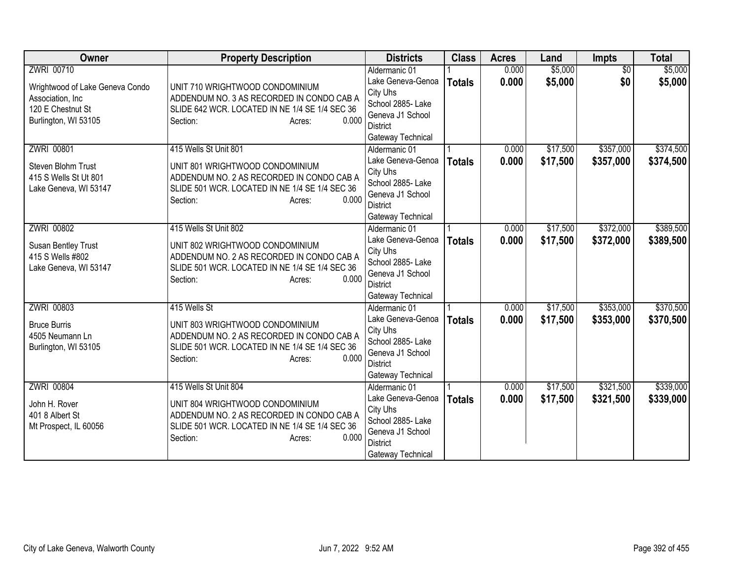| Owner | Property Description | Districts | Class | Acres | Land | Impts | Total |
|---|---|---|---|---|---|---|---|
| ZWRI 00710<br><br>Wrightwood of Lake Geneva Condo Association, Inc<br>120 E Chestnut St<br>Burlington, WI 53105 | UNIT 710 WRIGHTWOOD CONDOMINIUM ADDENDUM NO. 3 AS RECORDED IN CONDO CAB A SLIDE 642 WCR. LOCATED IN NE 1/4 SE 1/4 SEC 36<br>Section: Acres: 0.000 | Aldermanic 01<br>Lake Geneva-Genoa City Uhs<br>School 2885- Lake Geneva J1 School District<br>Gateway Technical | 1<br>**Totals** | 0.000<br>**0.000** | $5,000<br>**$5,000** | $0<br>**$0** | $5,000<br>**$5,000** |
| ZWRI 00801<br><br>Steven Blohm Trust<br>415 S Wells St Ut 801<br>Lake Geneva, WI 53147 | 415 Wells St Unit 801<br><br>UNIT 801 WRIGHTWOOD CONDOMINIUM ADDENDUM NO. 2 AS RECORDED IN CONDO CAB A SLIDE 501 WCR. LOCATED IN NE 1/4 SE 1/4 SEC 36<br>Section: Acres: 0.000 | Aldermanic 01<br>Lake Geneva-Genoa City Uhs<br>School 2885- Lake Geneva J1 School District<br>Gateway Technical | 1<br>**Totals** | 0.000<br>**0.000** | $17,500<br>**$17,500** | $357,000<br>**$357,000** | $374,500<br>**$374,500** |
| ZWRI 00802<br><br>Susan Bentley Trust<br>415 S Wells #802<br>Lake Geneva, WI 53147 | 415 Wells St Unit 802<br><br>UNIT 802 WRIGHTWOOD CONDOMINIUM ADDENDUM NO. 2 AS RECORDED IN CONDO CAB A SLIDE 501 WCR. LOCATED IN NE 1/4 SE 1/4 SEC 36<br>Section: Acres: 0.000 | Aldermanic 01<br>Lake Geneva-Genoa City Uhs<br>School 2885- Lake Geneva J1 School District<br>Gateway Technical | 1<br>**Totals** | 0.000<br>**0.000** | $17,500<br>**$17,500** | $372,000<br>**$372,000** | $389,500<br>**$389,500** |
| ZWRI 00803<br><br>Bruce Burris<br>4505 Neumann Ln<br>Burlington, WI 53105 | 415 Wells St<br><br>UNIT 803 WRIGHTWOOD CONDOMINIUM ADDENDUM NO. 2 AS RECORDED IN CONDO CAB A SLIDE 501 WCR. LOCATED IN NE 1/4 SE 1/4 SEC 36<br>Section: Acres: 0.000 | Aldermanic 01<br>Lake Geneva-Genoa City Uhs<br>School 2885- Lake Geneva J1 School District<br>Gateway Technical | 1<br>**Totals** | 0.000<br>**0.000** | $17,500<br>**$17,500** | $353,000<br>**$353,000** | $370,500<br>**$370,500** |
| ZWRI 00804<br><br>John H. Rover<br>401 8 Albert St<br>Mt Prospect, IL 60056 | 415 Wells St Unit 804<br><br>UNIT 804 WRIGHTWOOD CONDOMINIUM ADDENDUM NO. 2 AS RECORDED IN CONDO CAB A SLIDE 501 WCR. LOCATED IN NE 1/4 SE 1/4 SEC 36<br>Section: Acres: 0.000 | Aldermanic 01<br>Lake Geneva-Genoa City Uhs<br>School 2885- Lake Geneva J1 School District<br>Gateway Technical | 1<br>**Totals** | 0.000<br>**0.000** | $17,500<br>**$17,500** | $321,500<br>**$321,500** | $339,000<br>**$339,000** |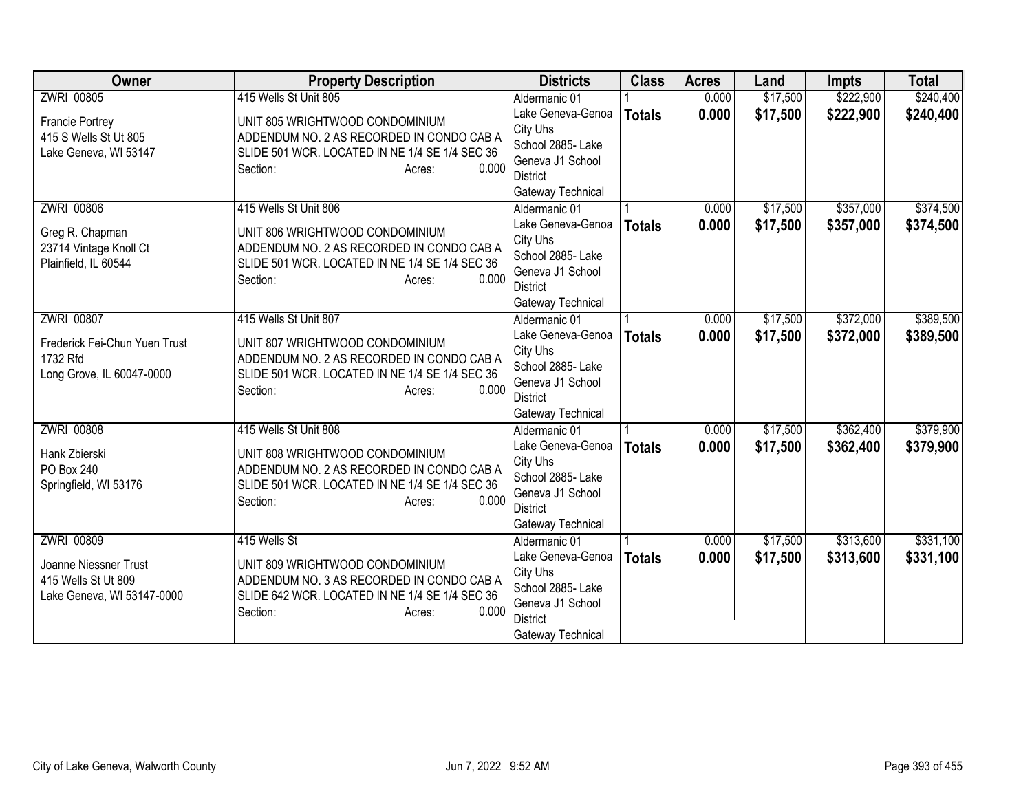| Owner | Property Description | Districts | Class | Acres | Land | Impts | Total |
|---|---|---|---|---|---|---|---|
| ZWRI 00805<br><br>Francie Portrey<br>415 S Wells St Ut 805<br>Lake Geneva, WI 53147 | 415 Wells St Unit 805<br><br>UNIT 805 WRIGHTWOOD CONDOMINIUM ADDENDUM NO. 2 AS RECORDED IN CONDO CAB A SLIDE 501 WCR. LOCATED IN NE 1/4 SE 1/4 SEC 36<br>Section: Acres: 0.000 | Aldermanic 01<br>Lake Geneva-Genoa City Uhs<br>School 2885- Lake Geneva J1 School District<br>Gateway Technical | 1<br>**Totals** | 0.000<br>**0.000** | $17,500<br>**$17,500** | $222,900<br>**$222,900** | $240,400<br>**$240,400** |
| ZWRI 00806<br><br>Greg R. Chapman<br>23714 Vintage Knoll Ct<br>Plainfield, IL 60544 | 415 Wells St Unit 806<br><br>UNIT 806 WRIGHTWOOD CONDOMINIUM ADDENDUM NO. 2 AS RECORDED IN CONDO CAB A SLIDE 501 WCR. LOCATED IN NE 1/4 SE 1/4 SEC 36<br>Section: Acres: 0.000 | Aldermanic 01<br>Lake Geneva-Genoa City Uhs<br>School 2885- Lake Geneva J1 School District<br>Gateway Technical | 1<br>**Totals** | 0.000<br>**0.000** | $17,500<br>**$17,500** | $357,000<br>**$357,000** | $374,500<br>**$374,500** |
| ZWRI 00807<br><br>Frederick Fei-Chun Yuen Trust<br>1732 Rfd<br>Long Grove, IL 60047-0000 | 415 Wells St Unit 807<br><br>UNIT 807 WRIGHTWOOD CONDOMINIUM ADDENDUM NO. 2 AS RECORDED IN CONDO CAB A SLIDE 501 WCR. LOCATED IN NE 1/4 SE 1/4 SEC 36<br>Section: Acres: 0.000 | Aldermanic 01<br>Lake Geneva-Genoa City Uhs<br>School 2885- Lake Geneva J1 School District<br>Gateway Technical | 1<br>**Totals** | 0.000<br>**0.000** | $17,500<br>**$17,500** | $372,000<br>**$372,000** | $389,500<br>**$389,500** |
| ZWRI 00808<br><br>Hank Zbierski<br>PO Box 240<br>Springfield, WI 53176 | 415 Wells St Unit 808<br><br>UNIT 808 WRIGHTWOOD CONDOMINIUM ADDENDUM NO. 2 AS RECORDED IN CONDO CAB A SLIDE 501 WCR. LOCATED IN NE 1/4 SE 1/4 SEC 36<br>Section: Acres: 0.000 | Aldermanic 01<br>Lake Geneva-Genoa City Uhs<br>School 2885- Lake Geneva J1 School District<br>Gateway Technical | 1<br>**Totals** | 0.000<br>**0.000** | $17,500<br>**$17,500** | $362,400<br>**$362,400** | $379,900<br>**$379,900** |
| ZWRI 00809<br><br>Joanne Niessner Trust<br>415 Wells St Ut 809<br>Lake Geneva, WI 53147-0000 | 415 Wells St<br><br>UNIT 809 WRIGHTWOOD CONDOMINIUM ADDENDUM NO. 3 AS RECORDED IN CONDO CAB A SLIDE 642 WCR. LOCATED IN NE 1/4 SE 1/4 SEC 36<br>Section: Acres: 0.000 | Aldermanic 01<br>Lake Geneva-Genoa City Uhs<br>School 2885- Lake Geneva J1 School District<br>Gateway Technical | 1<br>**Totals** | 0.000<br>**0.000** | $17,500<br>**$17,500** | $313,600<br>**$313,600** | $331,100<br>**$331,100** |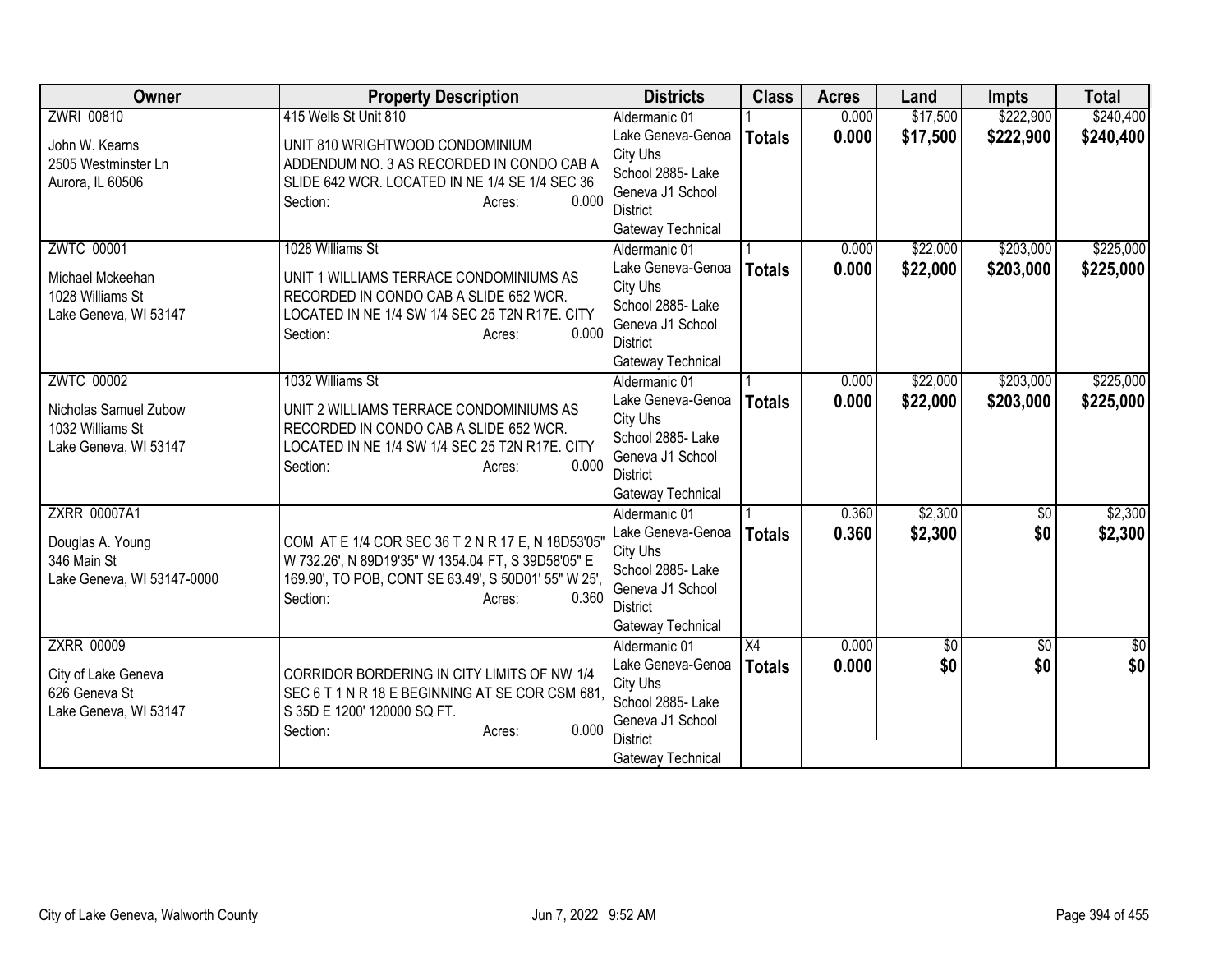| Owner | Property Description | Districts | Class | Acres | Land | Impts | Total |
|---|---|---|---|---|---|---|---|
| ZWRI 00810<br>John W. Kearns<br>2505 Westminster Ln<br>Aurora, IL 60506 | 415 Wells St Unit 810<br>UNIT 810 WRIGHTWOOD CONDOMINIUM ADDENDUM NO. 3 AS RECORDED IN CONDO CAB A SLIDE 642 WCR. LOCATED IN NE 1/4 SE 1/4 SEC 36<br>Section: Acres: 0.000 | Aldermanic 01<br>Lake Geneva-Genoa City Uhs<br>School 2885- Lake Geneva J1 School District<br>Gateway Technical | 1<br>**Totals** | 0.000<br>**0.000** | $17,500<br>**$17,500** | $222,900<br>**$222,900** | $240,400<br>**$240,400** |
| ZWTC 00001<br>Michael Mckeehan<br>1028 Williams St<br>Lake Geneva, WI 53147 | 1028 Williams St<br>UNIT 1 WILLIAMS TERRACE CONDOMINIUMS AS RECORDED IN CONDO CAB A SLIDE 652 WCR. LOCATED IN NE 1/4 SW 1/4 SEC 25 T2N R17E. CITY<br>Section: Acres: 0.000 | Aldermanic 01<br>Lake Geneva-Genoa City Uhs<br>School 2885- Lake Geneva J1 School District<br>Gateway Technical | 1<br>**Totals** | 0.000<br>**0.000** | $22,000<br>**$22,000** | $203,000<br>**$203,000** | $225,000<br>**$225,000** |
| ZWTC 00002<br>Nicholas Samuel Zubow<br>1032 Williams St<br>Lake Geneva, WI 53147 | 1032 Williams St<br>UNIT 2 WILLIAMS TERRACE CONDOMINIUMS AS RECORDED IN CONDO CAB A SLIDE 652 WCR. LOCATED IN NE 1/4 SW 1/4 SEC 25 T2N R17E. CITY<br>Section: Acres: 0.000 | Aldermanic 01<br>Lake Geneva-Genoa City Uhs<br>School 2885- Lake Geneva J1 School District<br>Gateway Technical | 1<br>**Totals** | 0.000<br>**0.000** | $22,000<br>**$22,000** | $203,000<br>**$203,000** | $225,000<br>**$225,000** |
| ZXRR 00007A1<br>Douglas A. Young<br>346 Main St<br>Lake Geneva, WI 53147-0000 | COM AT E 1/4 COR SEC 36 T 2 N R 17 E, N 18D53'05" W 732.26', N 89D19'35" W 1354.04 FT, S 39D58'05" E 169.90', TO POB, CONT SE 63.49', S 50D01' 55" W 25',<br>Section: Acres: 0.360 | Aldermanic 01<br>Lake Geneva-Genoa City Uhs<br>School 2885- Lake Geneva J1 School District<br>Gateway Technical | 1<br>**Totals** | 0.360<br>**0.360** | $2,300<br>**$2,300** | $0<br>**$0** | $2,300<br>**$2,300** |
| ZXRR 00009<br>City of Lake Geneva<br>626 Geneva St<br>Lake Geneva, WI 53147 | CORRIDOR BORDERING IN CITY LIMITS OF NW 1/4 SEC 6 T 1 N R 18 E BEGINNING AT SE COR CSM 681, S 35D E 1200' 120000 SQ FT.<br>Section: Acres: 0.000 | Aldermanic 01<br>Lake Geneva-Genoa City Uhs<br>School 2885- Lake Geneva J1 School District<br>Gateway Technical | X4<br>**Totals** | 0.000<br>**0.000** | $0<br>**$0** | $0<br>**$0** | $0<br>**$0** |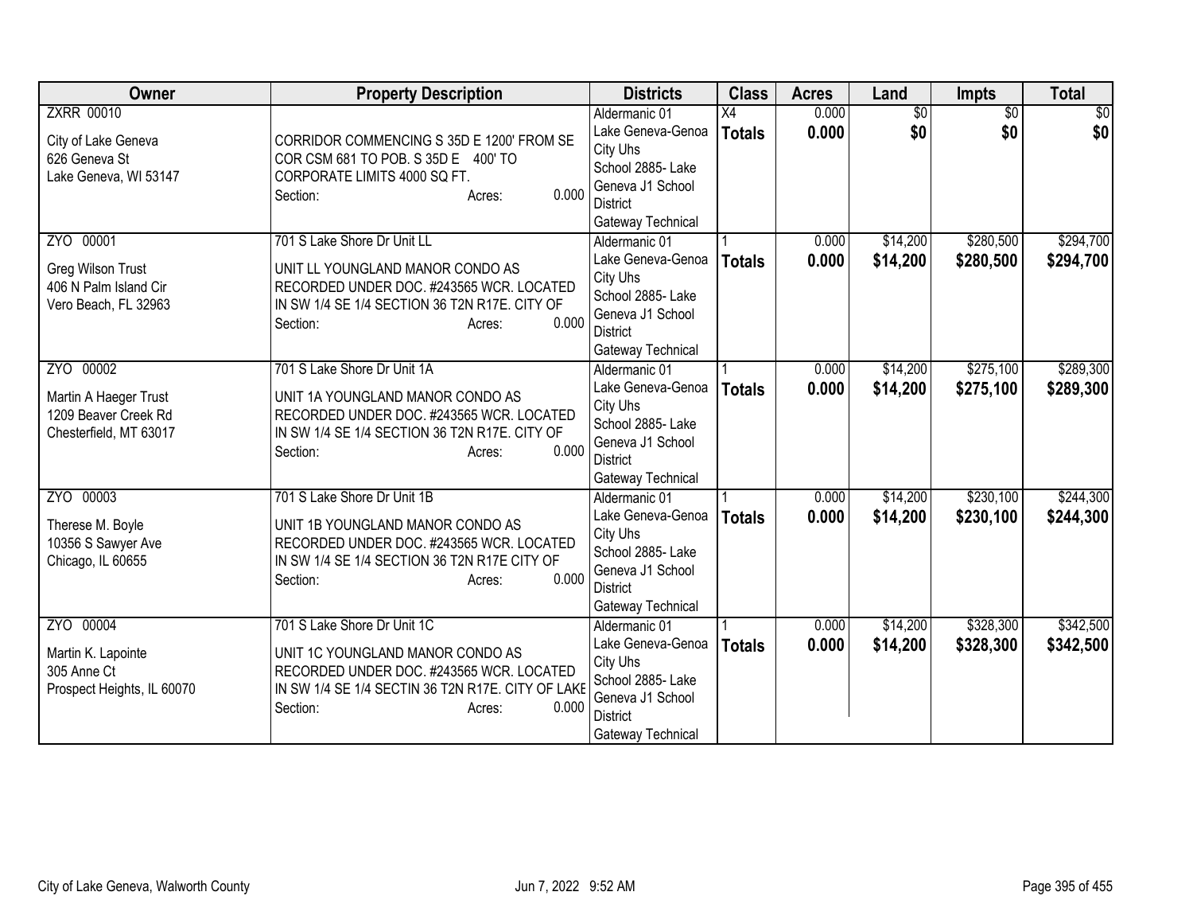| Owner | Property Description | Districts | Class | Acres | Land | Impts | Total |
|---|---|---|---|---|---|---|---|
| ZXRR 00010<br><br>City of Lake Geneva<br>626 Geneva St<br>Lake Geneva, WI 53147 | CORRIDOR COMMENCING S 35D E 1200' FROM SE COR CSM 681 TO POB. S 35D E 400' TO CORPORATE LIMITS 4000 SQ FT.<br>Section: Acres: 0.000 | Aldermanic 01<br>Lake Geneva-Genoa City Uhs<br>School 2885- Lake Geneva J1 School District<br>Gateway Technical | X4<br>**Totals** | 0.000<br>**0.000** | $0<br>**$0** | $0<br>**$0** | $0<br>**$0** |
| ZYO 00001<br><br>Greg Wilson Trust<br>406 N Palm Island Cir<br>Vero Beach, FL 32963 | 701 S Lake Shore Dr Unit LL<br><br>UNIT LL YOUNGLAND MANOR CONDO AS RECORDED UNDER DOC. #243565 WCR. LOCATED IN SW 1/4 SE 1/4 SECTION 36 T2N R17E. CITY OF<br>Section: Acres: 0.000 | Aldermanic 01<br>Lake Geneva-Genoa City Uhs<br>School 2885- Lake Geneva J1 School District<br>Gateway Technical | 1<br>**Totals** | 0.000<br>**0.000** | $14,200<br>**$14,200** | $280,500<br>**$280,500** | $294,700<br>**$294,700** |
| ZYO 00002<br><br>Martin A Haeger Trust<br>1209 Beaver Creek Rd<br>Chesterfield, MT 63017 | 701 S Lake Shore Dr Unit 1A<br><br>UNIT 1A YOUNGLAND MANOR CONDO AS RECORDED UNDER DOC. #243565 WCR. LOCATED IN SW 1/4 SE 1/4 SECTION 36 T2N R17E. CITY OF<br>Section: Acres: 0.000 | Aldermanic 01<br>Lake Geneva-Genoa City Uhs<br>School 2885- Lake Geneva J1 School District<br>Gateway Technical | 1<br>**Totals** | 0.000<br>**0.000** | $14,200<br>**$14,200** | $275,100<br>**$275,100** | $289,300<br>**$289,300** |
| ZYO 00003<br><br>Therese M. Boyle<br>10356 S Sawyer Ave<br>Chicago, IL 60655 | 701 S Lake Shore Dr Unit 1B<br><br>UNIT 1B YOUNGLAND MANOR CONDO AS RECORDED UNDER DOC. #243565 WCR. LOCATED IN SW 1/4 SE 1/4 SECTION 36 T2N R17E CITY OF<br>Section: Acres: 0.000 | Aldermanic 01<br>Lake Geneva-Genoa City Uhs<br>School 2885- Lake Geneva J1 School District<br>Gateway Technical | 1<br>**Totals** | 0.000<br>**0.000** | $14,200<br>**$14,200** | $230,100<br>**$230,100** | $244,300<br>**$244,300** |
| ZYO 00004<br><br>Martin K. Lapointe<br>305 Anne Ct<br>Prospect Heights, IL 60070 | 701 S Lake Shore Dr Unit 1C<br><br>UNIT 1C YOUNGLAND MANOR CONDO AS RECORDED UNDER DOC. #243565 WCR. LOCATED IN SW 1/4 SE 1/4 SECTIN 36 T2N R17E. CITY OF LAKE<br>Section: Acres: 0.000 | Aldermanic 01<br>Lake Geneva-Genoa City Uhs<br>School 2885- Lake Geneva J1 School District<br>Gateway Technical | 1<br>**Totals** | 0.000<br>**0.000** | $14,200<br>**$14,200** | $328,300<br>**$328,300** | $342,500<br>**$342,500** |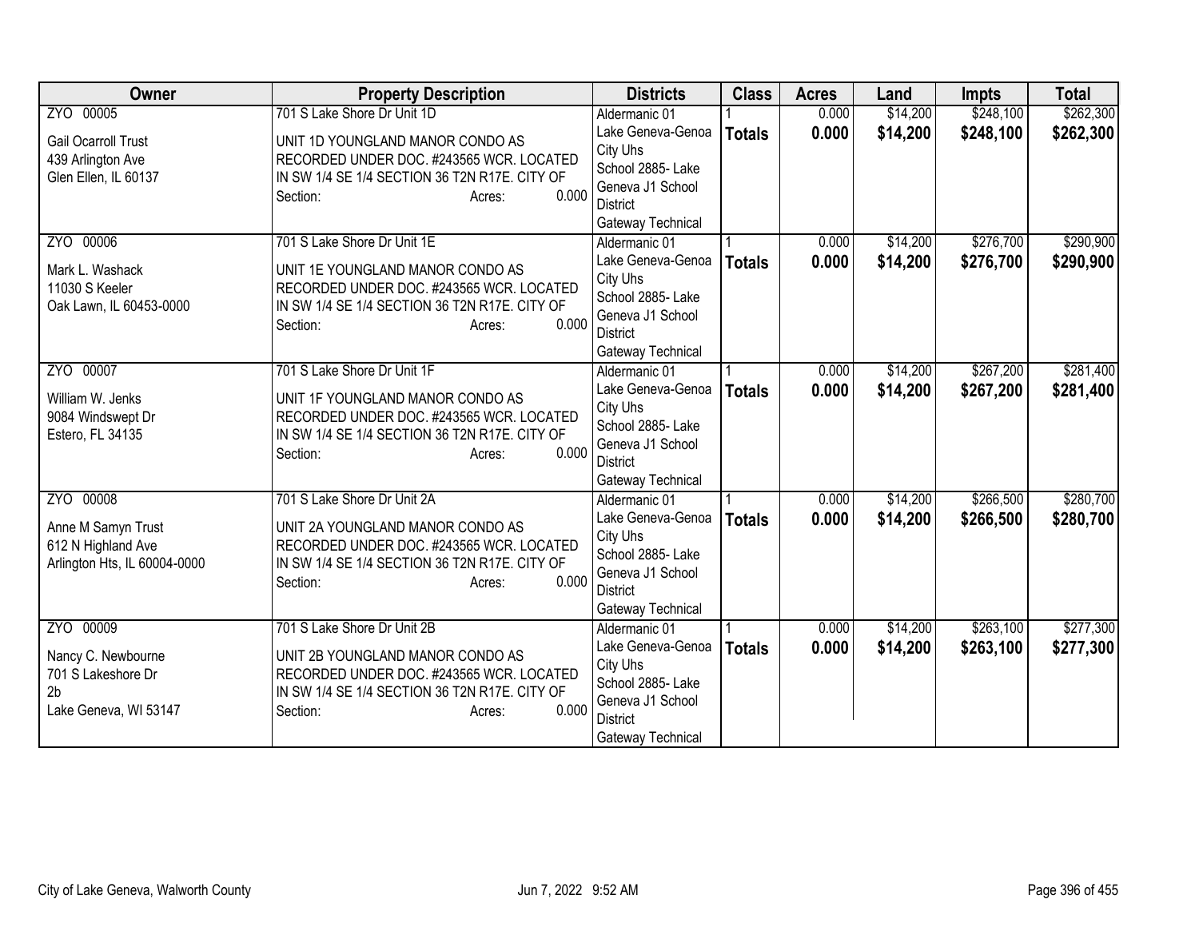| Owner | Property Description | Districts | Class | Acres | Land | Impts | Total |
|---|---|---|---|---|---|---|---|
| ZYO 00005<br><br>Gail Ocarroll Trust<br>439 Arlington Ave<br>Glen Ellen, IL 60137 | 701 S Lake Shore Dr Unit 1D<br><br>UNIT 1D YOUNGLAND MANOR CONDO AS RECORDED UNDER DOC. #243565 WCR. LOCATED IN SW 1/4 SE 1/4 SECTION 36 T2N R17E. CITY OF<br>Section: Acres: 0.000 | Aldermanic 01<br>Lake Geneva-Genoa City Uhs<br>School 2885- Lake Geneva J1 School District<br>Gateway Technical | 1<br>**Totals** | 0.000<br>**0.000** | $14,200<br>**$14,200** | $248,100<br>**$248,100** | $262,300<br>**$262,300** |
| ZYO 00006<br><br>Mark L. Washack<br>11030 S Keeler<br>Oak Lawn, IL 60453-0000 | 701 S Lake Shore Dr Unit 1E<br><br>UNIT 1E YOUNGLAND MANOR CONDO AS RECORDED UNDER DOC. #243565 WCR. LOCATED IN SW 1/4 SE 1/4 SECTION 36 T2N R17E. CITY OF<br>Section: Acres: 0.000 | Aldermanic 01<br>Lake Geneva-Genoa City Uhs<br>School 2885- Lake Geneva J1 School District<br>Gateway Technical | 1<br>**Totals** | 0.000<br>**0.000** | $14,200<br>**$14,200** | $276,700<br>**$276,700** | $290,900<br>**$290,900** |
| ZYO 00007<br><br>William W. Jenks<br>9084 Windswept Dr<br>Estero, FL 34135 | 701 S Lake Shore Dr Unit 1F<br><br>UNIT 1F YOUNGLAND MANOR CONDO AS RECORDED UNDER DOC. #243565 WCR. LOCATED IN SW 1/4 SE 1/4 SECTION 36 T2N R17E. CITY OF<br>Section: Acres: 0.000 | Aldermanic 01<br>Lake Geneva-Genoa City Uhs<br>School 2885- Lake Geneva J1 School District<br>Gateway Technical | 1<br>**Totals** | 0.000<br>**0.000** | $14,200<br>**$14,200** | $267,200<br>**$267,200** | $281,400<br>**$281,400** |
| ZYO 00008<br><br>Anne M Samyn Trust<br>612 N Highland Ave<br>Arlington Hts, IL 60004-0000 | 701 S Lake Shore Dr Unit 2A<br><br>UNIT 2A YOUNGLAND MANOR CONDO AS RECORDED UNDER DOC. #243565 WCR. LOCATED IN SW 1/4 SE 1/4 SECTION 36 T2N R17E. CITY OF<br>Section: Acres: 0.000 | Aldermanic 01<br>Lake Geneva-Genoa City Uhs<br>School 2885- Lake Geneva J1 School District<br>Gateway Technical | 1<br>**Totals** | 0.000<br>**0.000** | $14,200<br>**$14,200** | $266,500<br>**$266,500** | $280,700<br>**$280,700** |
| ZYO 00009<br><br>Nancy C. Newbourne<br>701 S Lakeshore Dr<br>2b<br>Lake Geneva, WI 53147 | 701 S Lake Shore Dr Unit 2B<br><br>UNIT 2B YOUNGLAND MANOR CONDO AS RECORDED UNDER DOC. #243565 WCR. LOCATED IN SW 1/4 SE 1/4 SECTION 36 T2N R17E. CITY OF<br>Section: Acres: 0.000 | Aldermanic 01<br>Lake Geneva-Genoa City Uhs<br>School 2885- Lake Geneva J1 School District<br>Gateway Technical | 1<br>**Totals** | 0.000<br>**0.000** | $14,200<br>**$14,200** | $263,100<br>**$263,100** | $277,300<br>**$277,300** |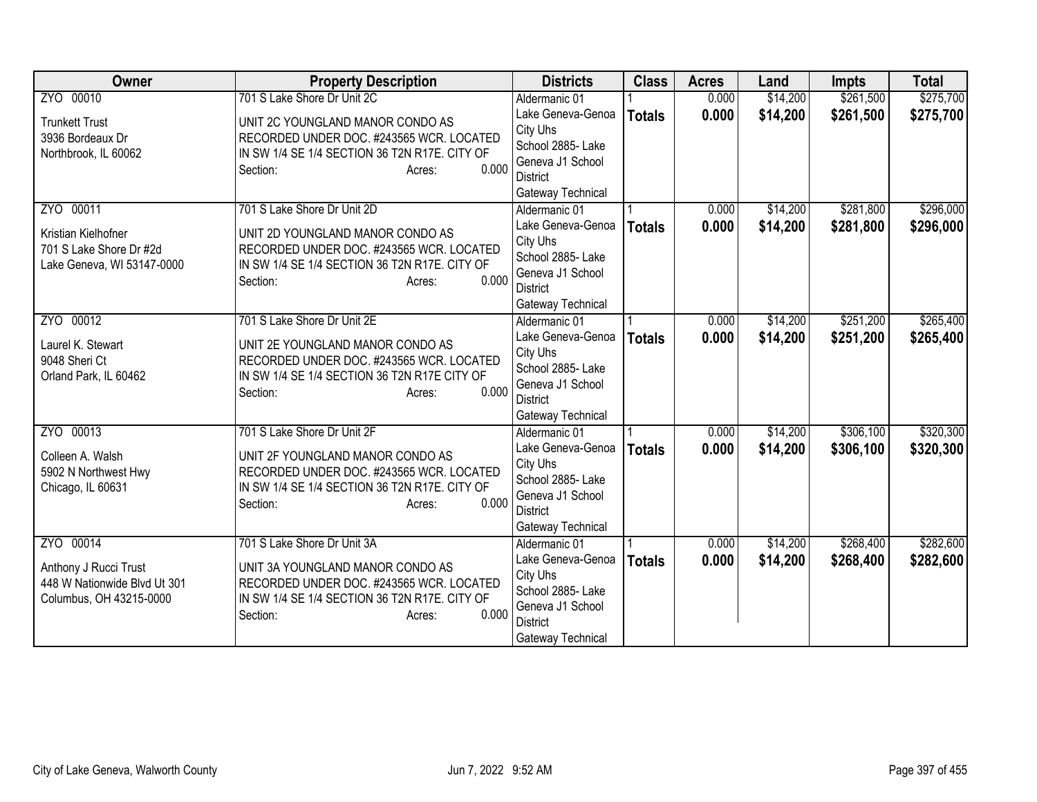| Owner | Property Description | Districts | Class | Acres | Land | Impts | Total |
|---|---|---|---|---|---|---|---|
| ZYO 00010<br><br>Trunkett Trust<br>3936 Bordeaux Dr<br>Northbrook, IL 60062 | 701 S Lake Shore Dr Unit 2C<br><br>UNIT 2C YOUNGLAND MANOR CONDO AS RECORDED UNDER DOC. #243565 WCR. LOCATED IN SW 1/4 SE 1/4 SECTION 36 T2N R17E. CITY OF<br>Section: Acres: 0.000 | Aldermanic 01<br>Lake Geneva-Genoa City Uhs<br>School 2885- Lake Geneva J1 School District<br>Gateway Technical | 1<br>**Totals** | 0.000<br>**0.000** | $14,200<br>**$14,200** | $261,500<br>**$261,500** | $275,700<br>**$275,700** |
| ZYO 00011<br><br>Kristian Kielhofner<br>701 S Lake Shore Dr #2d<br>Lake Geneva, WI 53147-0000 | 701 S Lake Shore Dr Unit 2D<br><br>UNIT 2D YOUNGLAND MANOR CONDO AS RECORDED UNDER DOC. #243565 WCR. LOCATED IN SW 1/4 SE 1/4 SECTION 36 T2N R17E. CITY OF<br>Section: Acres: 0.000 | Aldermanic 01<br>Lake Geneva-Genoa City Uhs<br>School 2885- Lake Geneva J1 School District<br>Gateway Technical | 1<br>**Totals** | 0.000<br>**0.000** | $14,200<br>**$14,200** | $281,800<br>**$281,800** | $296,000<br>**$296,000** |
| ZYO 00012<br><br>Laurel K. Stewart<br>9048 Sheri Ct<br>Orland Park, IL 60462 | 701 S Lake Shore Dr Unit 2E<br><br>UNIT 2E YOUNGLAND MANOR CONDO AS RECORDED UNDER DOC. #243565 WCR. LOCATED IN SW 1/4 SE 1/4 SECTION 36 T2N R17E CITY OF<br>Section: Acres: 0.000 | Aldermanic 01<br>Lake Geneva-Genoa City Uhs<br>School 2885- Lake Geneva J1 School District<br>Gateway Technical | 1<br>**Totals** | 0.000<br>**0.000** | $14,200<br>**$14,200** | $251,200<br>**$251,200** | $265,400<br>**$265,400** |
| ZYO 00013<br><br>Colleen A. Walsh<br>5902 N Northwest Hwy<br>Chicago, IL 60631 | 701 S Lake Shore Dr Unit 2F<br><br>UNIT 2F YOUNGLAND MANOR CONDO AS RECORDED UNDER DOC. #243565 WCR. LOCATED IN SW 1/4 SE 1/4 SECTION 36 T2N R17E. CITY OF<br>Section: Acres: 0.000 | Aldermanic 01<br>Lake Geneva-Genoa City Uhs<br>School 2885- Lake Geneva J1 School District<br>Gateway Technical | 1<br>**Totals** | 0.000<br>**0.000** | $14,200<br>**$14,200** | $306,100<br>**$306,100** | $320,300<br>**$320,300** |
| ZYO 00014<br><br>Anthony J Rucci Trust<br>448 W Nationwide Blvd Ut 301<br>Columbus, OH 43215-0000 | 701 S Lake Shore Dr Unit 3A<br><br>UNIT 3A YOUNGLAND MANOR CONDO AS RECORDED UNDER DOC. #243565 WCR. LOCATED IN SW 1/4 SE 1/4 SECTION 36 T2N R17E. CITY OF<br>Section: Acres: 0.000 | Aldermanic 01<br>Lake Geneva-Genoa City Uhs<br>School 2885- Lake Geneva J1 School District<br>Gateway Technical | 1<br>**Totals** | 0.000<br>**0.000** | $14,200<br>**$14,200** | $268,400<br>**$268,400** | $282,600<br>**$282,600** |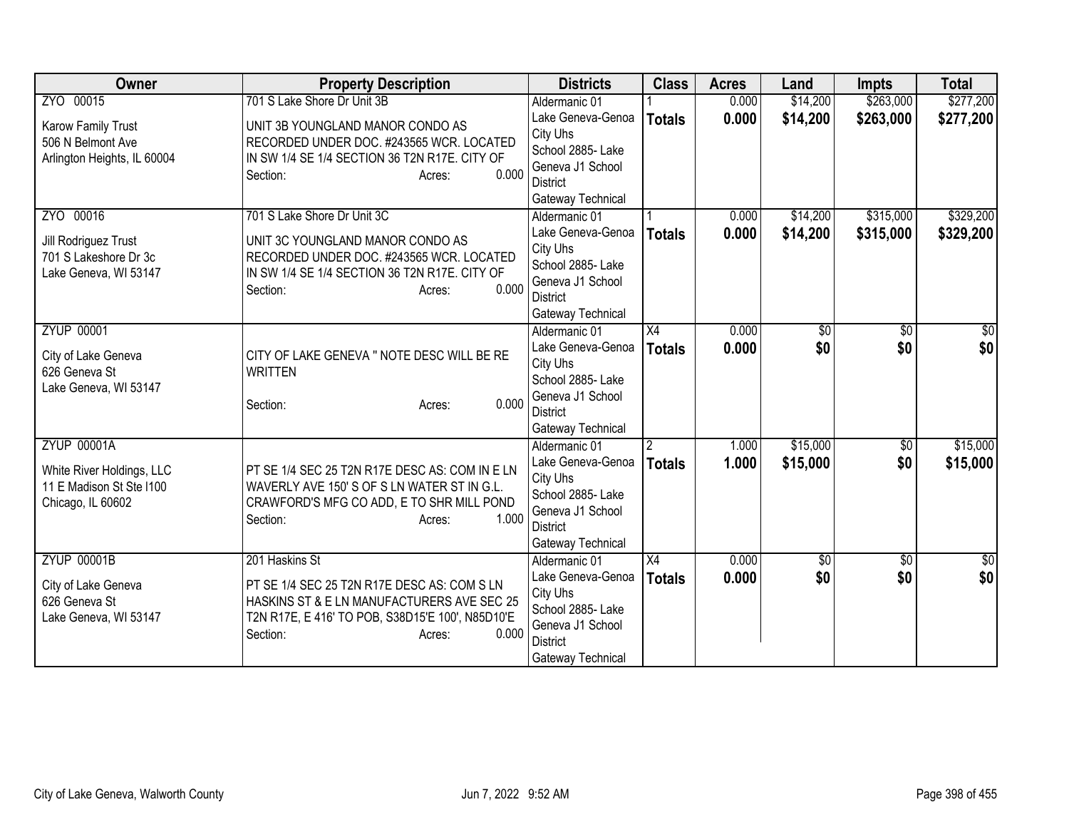| Owner | Property Description | Districts | Class | Acres | Land | Impts | Total |
|---|---|---|---|---|---|---|---|
| ZYO 00015<br>Karow Family Trust<br>506 N Belmont Ave<br>Arlington Heights, IL 60004 | 701 S Lake Shore Dr Unit 3B<br>UNIT 3B YOUNGLAND MANOR CONDO AS RECORDED UNDER DOC. #243565 WCR. LOCATED IN SW 1/4 SE 1/4 SECTION 36 T2N R17E. CITY OF<br>Section: Acres: 0.000 | Aldermanic 01<br>Lake Geneva-Genoa City Uhs<br>School 2885- Lake Geneva J1 School District<br>Gateway Technical | 1<br>**Totals** | 0.000<br>**0.000** | $14,200<br>**$14,200** | $263,000<br>**$263,000** | $277,200<br>**$277,200** |
| ZYO 00016<br>Jill Rodriguez Trust<br>701 S Lakeshore Dr 3c<br>Lake Geneva, WI 53147 | 701 S Lake Shore Dr Unit 3C<br>UNIT 3C YOUNGLAND MANOR CONDO AS RECORDED UNDER DOC. #243565 WCR. LOCATED IN SW 1/4 SE 1/4 SECTION 36 T2N R17E. CITY OF<br>Section: Acres: 0.000 | Aldermanic 01<br>Lake Geneva-Genoa City Uhs<br>School 2885- Lake Geneva J1 School District<br>Gateway Technical | 1<br>**Totals** | 0.000<br>**0.000** | $14,200<br>**$14,200** | $315,000<br>**$315,000** | $329,200<br>**$329,200** |
| ZYUP 00001<br>City of Lake Geneva<br>626 Geneva St<br>Lake Geneva, WI 53147 | CITY OF LAKE GENEVA " NOTE DESC WILL BE RE WRITTEN<br>Section: Acres: 0.000 | Aldermanic 01<br>Lake Geneva-Genoa City Uhs<br>School 2885- Lake Geneva J1 School District<br>Gateway Technical | X4<br>**Totals** | 0.000<br>**0.000** | $0<br>**$0** | $0<br>**$0** | $0<br>**$0** |
| ZYUP 00001A<br>White River Holdings, LLC<br>11 E Madison St Ste I100<br>Chicago, IL 60602 | PT SE 1/4 SEC 25 T2N R17E DESC AS: COM IN E LN WAVERLY AVE 150' S OF S LN WATER ST IN G.L. CRAWFORD'S MFG CO ADD, E TO SHR MILL POND<br>Section: Acres: 1.000 | Aldermanic 01<br>Lake Geneva-Genoa City Uhs<br>School 2885- Lake Geneva J1 School District<br>Gateway Technical | 2<br>**Totals** | 1.000<br>**1.000** | $15,000<br>**$15,000** | $0<br>**$0** | $15,000<br>**$15,000** |
| ZYUP 00001B<br>City of Lake Geneva<br>626 Geneva St<br>Lake Geneva, WI 53147 | 201 Haskins St<br>PT SE 1/4 SEC 25 T2N R17E DESC AS: COM S LN HASKINS ST & E LN MANUFACTURERS AVE SEC 25 T2N R17E, E 416' TO POB, S38D15'E 100', N85D10'E<br>Section: Acres: 0.000 | Aldermanic 01<br>Lake Geneva-Genoa City Uhs<br>School 2885- Lake Geneva J1 School District<br>Gateway Technical | X4<br>**Totals** | 0.000<br>**0.000** | $0<br>**$0** | $0<br>**$0** | $0<br>**$0** |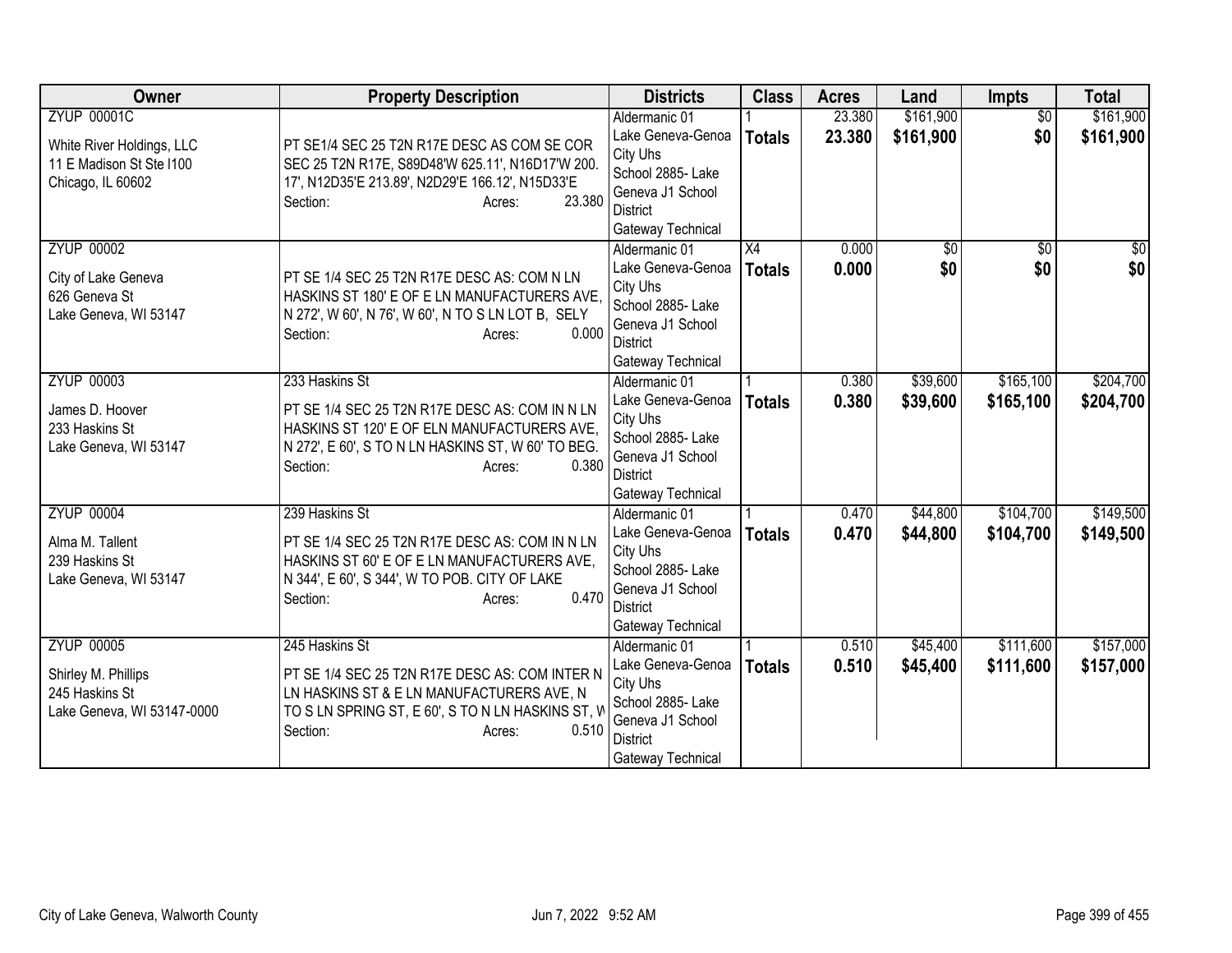| Owner | Property Description | Districts | Class | Acres | Land | Impts | Total |
|---|---|---|---|---|---|---|---|
| ZYUP 00001C<br><br>White River Holdings, LLC<br>11 E Madison St Ste I100<br>Chicago, IL 60602 | PT SE1/4 SEC 25 T2N R17E DESC AS COM SE COR SEC 25 T2N R17E, S89D48'W 625.11', N16D17'W 200.17', N12D35'E 213.89', N2D29'E 166.12', N15D33'E<br>Section: Acres: 23.380 | Aldermanic 01<br>Lake Geneva-Genoa City Uhs<br>School 2885- Lake Geneva J1 School District<br>Gateway Technical | 1<br>**Totals** | 23.380<br>**23.380** | $161,900<br>**$161,900** | $0<br>**$0** | $161,900<br>**$161,900** |
| ZYUP 00002<br><br>City of Lake Geneva<br>626 Geneva St<br>Lake Geneva, WI 53147 | PT SE 1/4 SEC 25 T2N R17E DESC AS: COM N LN HASKINS ST 180' E OF E LN MANUFACTURERS AVE, N 272', W 60', N 76', W 60', N TO S LN LOT B, SELY<br>Section: Acres: 0.000 | Aldermanic 01<br>Lake Geneva-Genoa City Uhs<br>School 2885- Lake Geneva J1 School District<br>Gateway Technical | X4<br>**Totals** | 0.000<br>**0.000** | $0<br>**$0** | $0<br>**$0** | $0<br>**$0** |
| ZYUP 00003<br><br>James D. Hoover<br>233 Haskins St<br>Lake Geneva, WI 53147 | 233 Haskins St<br>PT SE 1/4 SEC 25 T2N R17E DESC AS: COM IN N LN HASKINS ST 120' E OF ELN MANUFACTURERS AVE, N 272', E 60', S TO N LN HASKINS ST, W 60' TO BEG.<br>Section: Acres: 0.380 | Aldermanic 01<br>Lake Geneva-Genoa City Uhs<br>School 2885- Lake Geneva J1 School District<br>Gateway Technical | 1<br>**Totals** | 0.380<br>**0.380** | $39,600<br>**$39,600** | $165,100<br>**$165,100** | $204,700<br>**$204,700** |
| ZYUP 00004<br><br>Alma M. Tallent<br>239 Haskins St<br>Lake Geneva, WI 53147 | 239 Haskins St<br>PT SE 1/4 SEC 25 T2N R17E DESC AS: COM IN N LN HASKINS ST 60' E OF E LN MANUFACTURERS AVE, N 344', E 60', S 344', W TO POB. CITY OF LAKE<br>Section: Acres: 0.470 | Aldermanic 01<br>Lake Geneva-Genoa City Uhs<br>School 2885- Lake Geneva J1 School District<br>Gateway Technical | 1<br>**Totals** | 0.470<br>**0.470** | $44,800<br>**$44,800** | $104,700<br>**$104,700** | $149,500<br>**$149,500** |
| ZYUP 00005<br><br>Shirley M. Phillips<br>245 Haskins St<br>Lake Geneva, WI 53147-0000 | 245 Haskins St<br>PT SE 1/4 SEC 25 T2N R17E DESC AS: COM INTER N LN HASKINS ST & E LN MANUFACTURERS AVE, N TO S LN SPRING ST, E 60', S TO N LN HASKINS ST, W<br>Section: Acres: 0.510 | Aldermanic 01<br>Lake Geneva-Genoa City Uhs<br>School 2885- Lake Geneva J1 School District<br>Gateway Technical | 1<br>**Totals** | 0.510<br>**0.510** | $45,400<br>**$45,400** | $111,600<br>**$111,600** | $157,000<br>**$157,000** |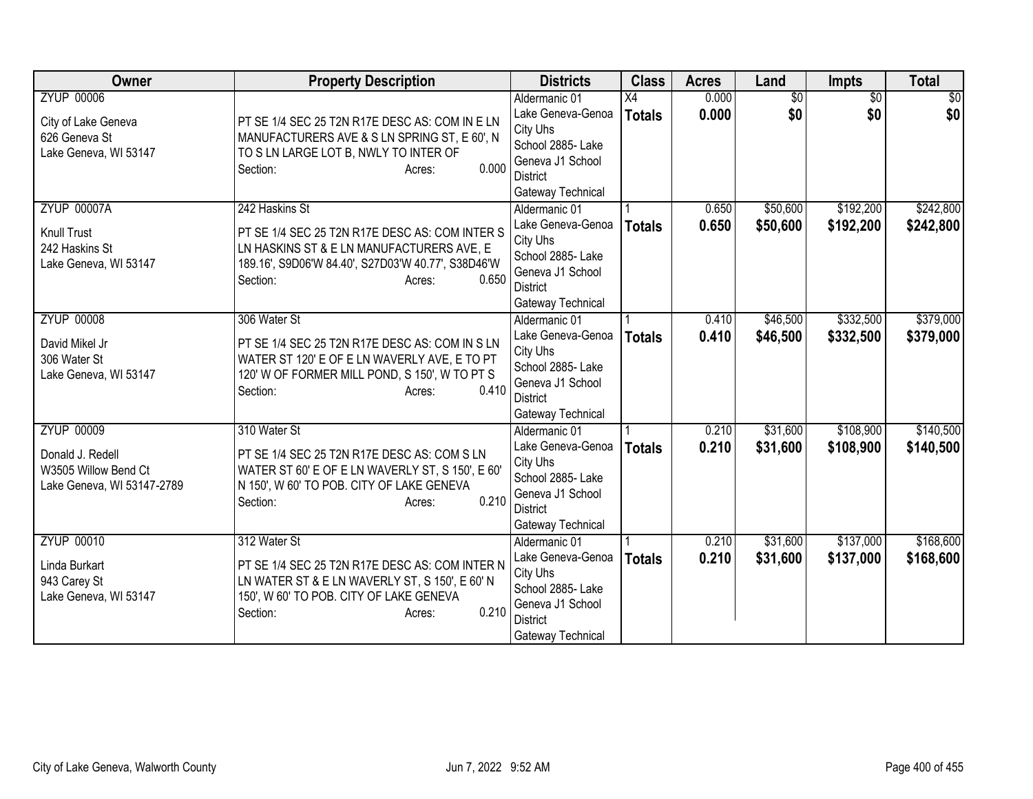| Owner | Property Description | Districts | Class | Acres | Land | Impts | Total |
|---|---|---|---|---|---|---|---|
| ZYUP 00006<br><br>City of Lake Geneva<br>626 Geneva St<br>Lake Geneva, WI 53147 | PT SE 1/4 SEC 25 T2N R17E DESC AS: COM IN E LN MANUFACTURERS AVE & S LN SPRING ST, E 60', N TO S LN LARGE LOT B, NWLY TO INTER OF<br>Section: Acres: 0.000 | Aldermanic 01<br>Lake Geneva-Genoa City Uhs<br>School 2885- Lake Geneva J1 School District<br>Gateway Technical | X4<br>**Totals** | 0.000<br>**0.000** | $0<br>**$0** | $0<br>**$0** | $0<br>**$0** |
| ZYUP 00007A<br><br>Knull Trust<br>242 Haskins St<br>Lake Geneva, WI 53147 | 242 Haskins St<br><br>PT SE 1/4 SEC 25 T2N R17E DESC AS: COM INTER S LN HASKINS ST & E LN MANUFACTURERS AVE, E 189.16', S9D06'W 84.40', S27D03'W 40.77', S38D46'W<br>Section: Acres: 0.650 | Aldermanic 01<br>Lake Geneva-Genoa City Uhs<br>School 2885- Lake Geneva J1 School District<br>Gateway Technical | 1<br>**Totals** | 0.650<br>**0.650** | $50,600<br>**$50,600** | $192,200<br>**$192,200** | $242,800<br>**$242,800** |
| ZYUP 00008<br><br>David Mikel Jr<br>306 Water St<br>Lake Geneva, WI 53147 | 306 Water St<br><br>PT SE 1/4 SEC 25 T2N R17E DESC AS: COM IN S LN WATER ST 120' E OF E LN WAVERLY AVE, E TO PT 120' W OF FORMER MILL POND, S 150', W TO PT S<br>Section: Acres: 0.410 | Aldermanic 01<br>Lake Geneva-Genoa City Uhs<br>School 2885- Lake Geneva J1 School District<br>Gateway Technical | 1<br>**Totals** | 0.410<br>**0.410** | $46,500<br>**$46,500** | $332,500<br>**$332,500** | $379,000<br>**$379,000** |
| ZYUP 00009<br><br>Donald J. Redell<br>W3505 Willow Bend Ct<br>Lake Geneva, WI 53147-2789 | 310 Water St<br><br>PT SE 1/4 SEC 25 T2N R17E DESC AS: COM S LN WATER ST 60' E OF E LN WAVERLY ST, S 150', E 60' N 150', W 60' TO POB. CITY OF LAKE GENEVA<br>Section: Acres: 0.210 | Aldermanic 01<br>Lake Geneva-Genoa City Uhs<br>School 2885- Lake Geneva J1 School District<br>Gateway Technical | 1<br>**Totals** | 0.210<br>**0.210** | $31,600<br>**$31,600** | $108,900<br>**$108,900** | $140,500<br>**$140,500** |
| ZYUP 00010<br><br>Linda Burkart<br>943 Carey St<br>Lake Geneva, WI 53147 | 312 Water St<br><br>PT SE 1/4 SEC 25 T2N R17E DESC AS: COM INTER N LN WATER ST & E LN WAVERLY ST, S 150', E 60' N 150', W 60' TO POB. CITY OF LAKE GENEVA<br>Section: Acres: 0.210 | Aldermanic 01<br>Lake Geneva-Genoa City Uhs<br>School 2885- Lake Geneva J1 School District<br>Gateway Technical | 1<br>**Totals** | 0.210<br>**0.210** | $31,600<br>**$31,600** | $137,000<br>**$137,000** | $168,600<br>**$168,600** |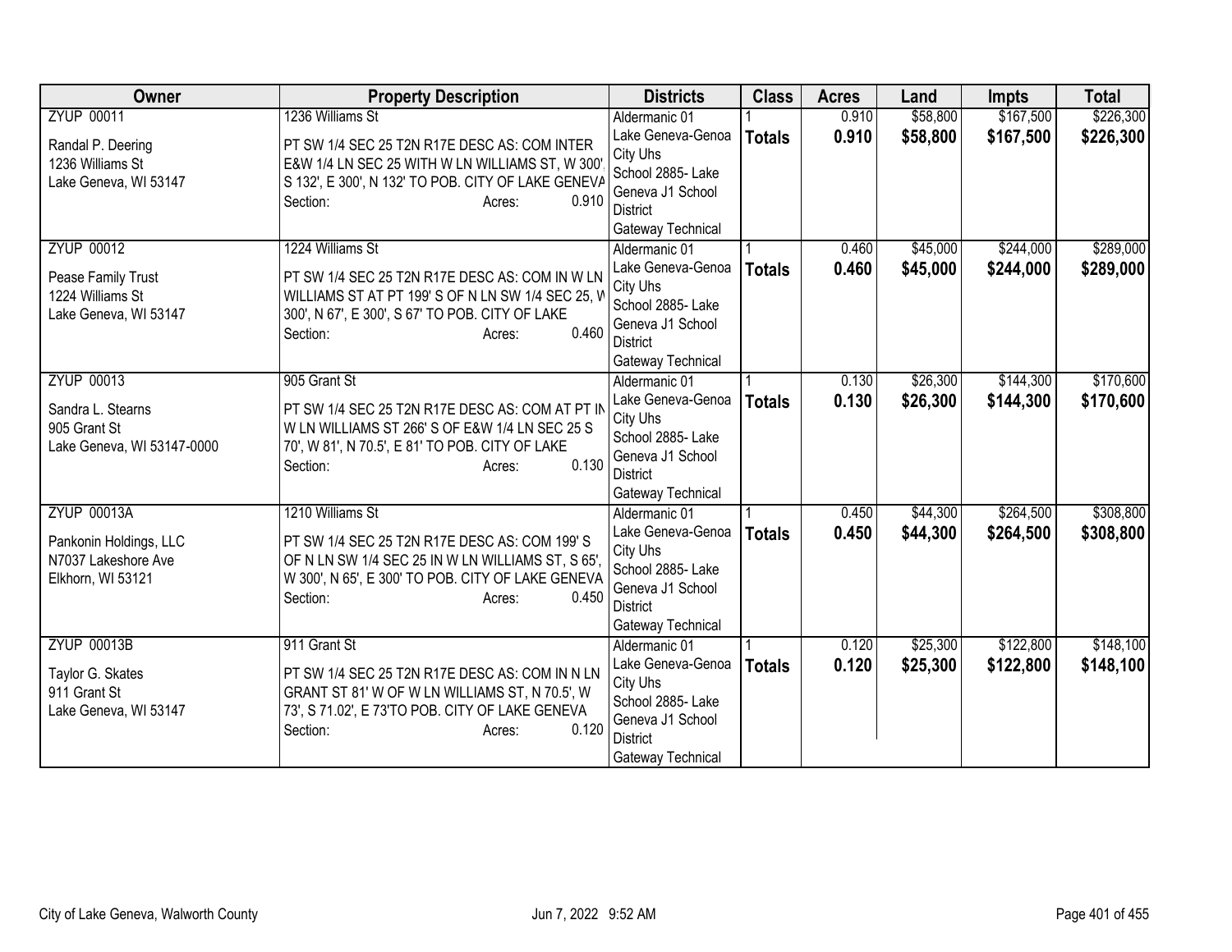| Owner | Property Description | Districts | Class | Acres | Land | Impts | Total |
|---|---|---|---|---|---|---|---|
| ZYUP 00011<br><br>Randal P. Deering<br>1236 Williams St<br>Lake Geneva, WI 53147 | 1236 Williams St<br><br>PT SW 1/4 SEC 25 T2N R17E DESC AS: COM INTER E&W 1/4 LN SEC 25 WITH W LN WILLIAMS ST, W 300', S 132', E 300', N 132' TO POB. CITY OF LAKE GENEVA<br>Section: Acres: 0.910 | Aldermanic 01<br>Lake Geneva-Genoa City Uhs<br>School 2885- Lake Geneva J1 School District<br>Gateway Technical | 1<br>**Totals** | 0.910<br>**0.910** | $58,800<br>**$58,800** | $167,500<br>**$167,500** | $226,300<br>**$226,300** |
| ZYUP 00012<br><br>Pease Family Trust<br>1224 Williams St<br>Lake Geneva, WI 53147 | 1224 Williams St<br><br>PT SW 1/4 SEC 25 T2N R17E DESC AS: COM IN W LN WILLIAMS ST AT PT 199' S OF N LN SW 1/4 SEC 25, W 300', N 67', E 300', S 67' TO POB. CITY OF LAKE<br>Section: Acres: 0.460 | Aldermanic 01<br>Lake Geneva-Genoa City Uhs<br>School 2885- Lake Geneva J1 School District<br>Gateway Technical | 1<br>**Totals** | 0.460<br>**0.460** | $45,000<br>**$45,000** | $244,000<br>**$244,000** | $289,000<br>**$289,000** |
| ZYUP 00013<br><br>Sandra L. Stearns<br>905 Grant St<br>Lake Geneva, WI 53147-0000 | 905 Grant St<br><br>PT SW 1/4 SEC 25 T2N R17E DESC AS: COM AT PT IN W LN WILLIAMS ST 266' S OF E&W 1/4 LN SEC 25 S 70', W 81', N 70.5', E 81' TO POB. CITY OF LAKE<br>Section: Acres: 0.130 | Aldermanic 01<br>Lake Geneva-Genoa City Uhs<br>School 2885- Lake Geneva J1 School District<br>Gateway Technical | 1<br>**Totals** | 0.130<br>**0.130** | $26,300<br>**$26,300** | $144,300<br>**$144,300** | $170,600<br>**$170,600** |
| ZYUP 00013A<br><br>Pankonin Holdings, LLC<br>N7037 Lakeshore Ave<br>Elkhorn, WI 53121 | 1210 Williams St<br><br>PT SW 1/4 SEC 25 T2N R17E DESC AS: COM 199' S OF N LN SW 1/4 SEC 25 IN W LN WILLIAMS ST, S 65', W 300', N 65', E 300' TO POB. CITY OF LAKE GENEVA<br>Section: Acres: 0.450 | Aldermanic 01<br>Lake Geneva-Genoa City Uhs<br>School 2885- Lake Geneva J1 School District<br>Gateway Technical | 1<br>**Totals** | 0.450<br>**0.450** | $44,300<br>**$44,300** | $264,500<br>**$264,500** | $308,800<br>**$308,800** |
| ZYUP 00013B<br><br>Taylor G. Skates<br>911 Grant St<br>Lake Geneva, WI 53147 | 911 Grant St<br><br>PT SW 1/4 SEC 25 T2N R17E DESC AS: COM IN N LN GRANT ST 81' W OF W LN WILLIAMS ST, N 70.5', W 73', S 71.02', E 73'TO POB. CITY OF LAKE GENEVA<br>Section: Acres: 0.120 | Aldermanic 01<br>Lake Geneva-Genoa City Uhs<br>School 2885- Lake Geneva J1 School District<br>Gateway Technical | 1<br>**Totals** | 0.120<br>**0.120** | $25,300<br>**$25,300** | $122,800<br>**$122,800** | $148,100<br>**$148,100** |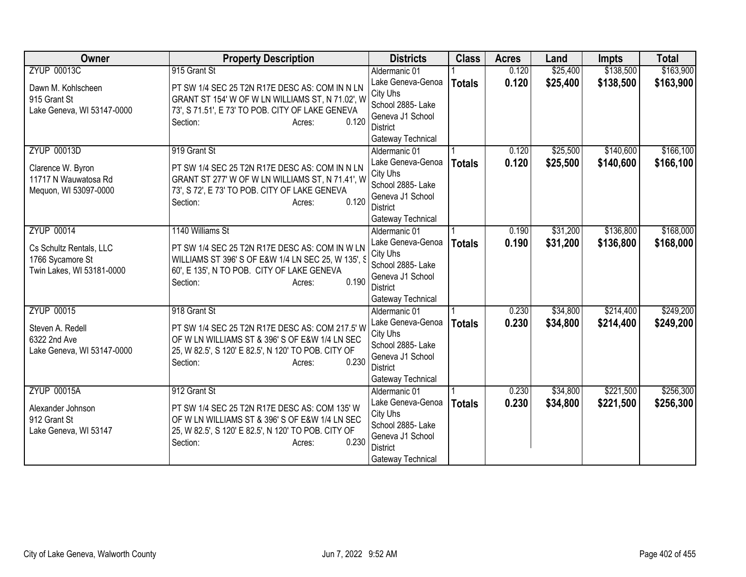| Owner | Property Description | Districts | Class | Acres | Land | Impts | Total |
|---|---|---|---|---|---|---|---|
| ZYUP 00013C<br><br>Dawn M. Kohlscheen<br>915 Grant St<br>Lake Geneva, WI 53147-0000 | 915 Grant St<br><br>PT SW 1/4 SEC 25 T2N R17E DESC AS: COM IN N LN GRANT ST 154' W OF W LN WILLIAMS ST, N 71.02', W 73', S 71.51', E 73' TO POB. CITY OF LAKE GENEVA<br>Section: Acres: 0.120 | Aldermanic 01<br>Lake Geneva-Genoa City Uhs<br>School 2885- Lake Geneva J1 School District<br>Gateway Technical | 1<br>**Totals** | 0.120<br>**0.120** | $25,400<br>**$25,400** | $138,500<br>**$138,500** | $163,900<br>**$163,900** |
| ZYUP 00013D<br><br>Clarence W. Byron<br>11717 N Wauwatosa Rd<br>Mequon, WI 53097-0000 | 919 Grant St<br><br>PT SW 1/4 SEC 25 T2N R17E DESC AS: COM IN N LN GRANT ST 277' W OF W LN WILLIAMS ST, N 71.41', W 73', S 72', E 73' TO POB. CITY OF LAKE GENEVA<br>Section: Acres: 0.120 | Aldermanic 01<br>Lake Geneva-Genoa City Uhs<br>School 2885- Lake Geneva J1 School District<br>Gateway Technical | 1<br>**Totals** | 0.120<br>**0.120** | $25,500<br>**$25,500** | $140,600<br>**$140,600** | $166,100<br>**$166,100** |
| ZYUP 00014<br><br>Cs Schultz Rentals, LLC<br>1766 Sycamore St<br>Twin Lakes, WI 53181-0000 | 1140 Williams St<br><br>PT SW 1/4 SEC 25 T2N R17E DESC AS: COM IN W LN WILLIAMS ST 396' S OF E&W 1/4 LN SEC 25, W 135', S 60', E 135', N TO POB. CITY OF LAKE GENEVA<br>Section: Acres: 0.190 | Aldermanic 01<br>Lake Geneva-Genoa City Uhs<br>School 2885- Lake Geneva J1 School District<br>Gateway Technical | 1<br>**Totals** | 0.190<br>**0.190** | $31,200<br>**$31,200** | $136,800<br>**$136,800** | $168,000<br>**$168,000** |
| ZYUP 00015<br><br>Steven A. Redell<br>6322 2nd Ave<br>Lake Geneva, WI 53147-0000 | 918 Grant St<br><br>PT SW 1/4 SEC 25 T2N R17E DESC AS: COM 217.5' W OF W LN WILLIAMS ST & 396' S OF E&W 1/4 LN SEC 25, W 82.5', S 120' E 82.5', N 120' TO POB. CITY OF<br>Section: Acres: 0.230 | Aldermanic 01<br>Lake Geneva-Genoa City Uhs<br>School 2885- Lake Geneva J1 School District<br>Gateway Technical | 1<br>**Totals** | 0.230<br>**0.230** | $34,800<br>**$34,800** | $214,400<br>**$214,400** | $249,200<br>**$249,200** |
| ZYUP 00015A<br><br>Alexander Johnson<br>912 Grant St<br>Lake Geneva, WI 53147 | 912 Grant St<br><br>PT SW 1/4 SEC 25 T2N R17E DESC AS: COM 135' W OF W LN WILLIAMS ST & 396' S OF E&W 1/4 LN SEC 25, W 82.5', S 120' E 82.5', N 120' TO POB. CITY OF<br>Section: Acres: 0.230 | Aldermanic 01<br>Lake Geneva-Genoa City Uhs<br>School 2885- Lake Geneva J1 School District<br>Gateway Technical | 1<br>**Totals** | 0.230<br>**0.230** | $34,800<br>**$34,800** | $221,500<br>**$221,500** | $256,300<br>**$256,300** |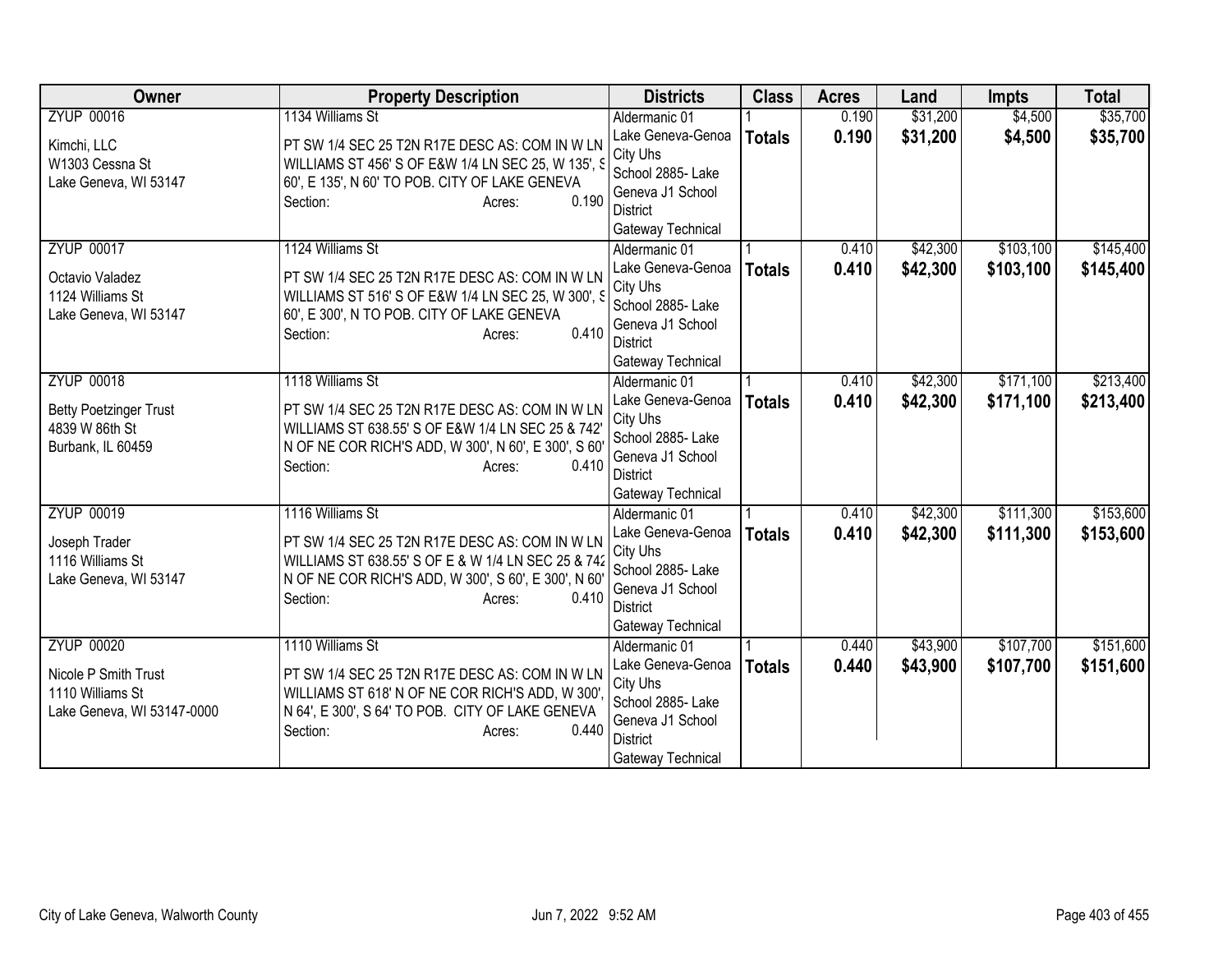| Owner | Property Description | Districts | Class | Acres | Land | Impts | Total |
|---|---|---|---|---|---|---|---|
| ZYUP 00016<br><br>Kimchi, LLC<br>W1303 Cessna St<br>Lake Geneva, WI 53147 | 1134 Williams St<br><br>PT SW 1/4 SEC 25 T2N R17E DESC AS: COM IN W LN WILLIAMS ST 456' S OF E&W 1/4 LN SEC 25, W 135', S 60', E 135', N 60' TO POB. CITY OF LAKE GENEVA<br>Section: Acres: 0.190 | Aldermanic 01<br>Lake Geneva-Genoa City Uhs<br>School 2885- Lake Geneva J1 School District<br>Gateway Technical | 1<br>**Totals** | 0.190<br>**0.190** | $31,200<br>**$31,200** | $4,500<br>**$4,500** | $35,700<br>**$35,700** |
| ZYUP 00017<br><br>Octavio Valadez<br>1124 Williams St<br>Lake Geneva, WI 53147 | 1124 Williams St<br><br>PT SW 1/4 SEC 25 T2N R17E DESC AS: COM IN W LN WILLIAMS ST 516' S OF E&W 1/4 LN SEC 25, W 300', S 60', E 300', N TO POB. CITY OF LAKE GENEVA<br>Section: Acres: 0.410 | Aldermanic 01<br>Lake Geneva-Genoa City Uhs<br>School 2885- Lake Geneva J1 School District<br>Gateway Technical | 1<br>**Totals** | 0.410<br>**0.410** | $42,300<br>**$42,300** | $103,100<br>**$103,100** | $145,400<br>**$145,400** |
| ZYUP 00018<br><br>Betty Poetzinger Trust<br>4839 W 86th St<br>Burbank, IL 60459 | 1118 Williams St<br><br>PT SW 1/4 SEC 25 T2N R17E DESC AS: COM IN W LN WILLIAMS ST 638.55' S OF E&W 1/4 LN SEC 25 & 742' N OF NE COR RICH'S ADD, W 300', N 60', E 300', S 60'<br>Section: Acres: 0.410 | Aldermanic 01<br>Lake Geneva-Genoa City Uhs<br>School 2885- Lake Geneva J1 School District<br>Gateway Technical | 1<br>**Totals** | 0.410<br>**0.410** | $42,300<br>**$42,300** | $171,100<br>**$171,100** | $213,400<br>**$213,400** |
| ZYUP 00019<br><br>Joseph Trader<br>1116 Williams St<br>Lake Geneva, WI 53147 | 1116 Williams St<br><br>PT SW 1/4 SEC 25 T2N R17E DESC AS: COM IN W LN WILLIAMS ST 638.55' S OF E & W 1/4 LN SEC 25 & 742 N OF NE COR RICH'S ADD, W 300', S 60', E 300', N 60'<br>Section: Acres: 0.410 | Aldermanic 01<br>Lake Geneva-Genoa City Uhs<br>School 2885- Lake Geneva J1 School District<br>Gateway Technical | 1<br>**Totals** | 0.410<br>**0.410** | $42,300<br>**$42,300** | $111,300<br>**$111,300** | $153,600<br>**$153,600** |
| ZYUP 00020<br><br>Nicole P Smith Trust<br>1110 Williams St<br>Lake Geneva, WI 53147-0000 | 1110 Williams St<br><br>PT SW 1/4 SEC 25 T2N R17E DESC AS: COM IN W LN WILLIAMS ST 618' N OF NE COR RICH'S ADD, W 300', N 64', E 300', S 64' TO POB. CITY OF LAKE GENEVA<br>Section: Acres: 0.440 | Aldermanic 01<br>Lake Geneva-Genoa City Uhs<br>School 2885- Lake Geneva J1 School District<br>Gateway Technical | 1<br>**Totals** | 0.440<br>**0.440** | $43,900<br>**$43,900** | $107,700<br>**$107,700** | $151,600<br>**$151,600** |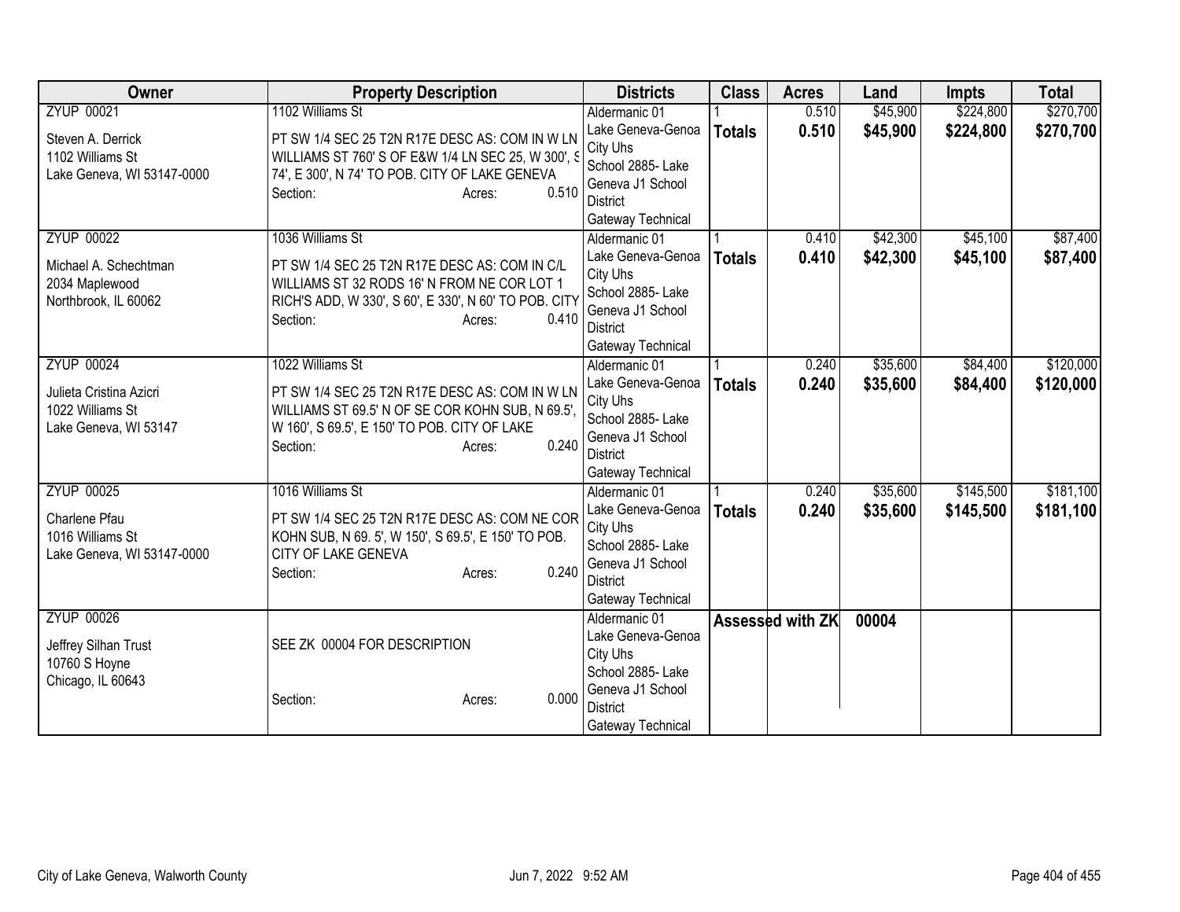| Owner | Property Description | Districts | Class | Acres | Land | Impts | Total |
|---|---|---|---|---|---|---|---|
| ZYUP 00021<br><br>Steven A. Derrick<br>1102 Williams St<br>Lake Geneva, WI 53147-0000 | 1102 Williams St<br><br>PT SW 1/4 SEC 25 T2N R17E DESC AS: COM IN W LN WILLIAMS ST 760' S OF E&W 1/4 LN SEC 25, W 300', S 74', E 300', N 74' TO POB. CITY OF LAKE GENEVA<br>Section: Acres: 0.510 | Aldermanic 01<br>Lake Geneva-Genoa City Uhs<br>School 2885- Lake Geneva J1 School District<br>Gateway Technical | 1<br>**Totals** | 0.510<br>**0.510** | $45,900<br>**$45,900** | $224,800<br>**$224,800** | $270,700<br>**$270,700** |
| ZYUP 00022<br><br>Michael A. Schechtman<br>2034 Maplewood<br>Northbrook, IL 60062 | 1036 Williams St<br><br>PT SW 1/4 SEC 25 T2N R17E DESC AS: COM IN C/L WILLIAMS ST 32 RODS 16' N FROM NE COR LOT 1 RICH'S ADD, W 330', S 60', E 330', N 60' TO POB. CITY<br>Section: Acres: 0.410 | Aldermanic 01<br>Lake Geneva-Genoa City Uhs<br>School 2885- Lake Geneva J1 School District<br>Gateway Technical | 1<br>**Totals** | 0.410<br>**0.410** | $42,300<br>**$42,300** | $45,100<br>**$45,100** | $87,400<br>**$87,400** |
| ZYUP 00024<br><br>Julieta Cristina Azicri<br>1022 Williams St<br>Lake Geneva, WI 53147 | 1022 Williams St<br><br>PT SW 1/4 SEC 25 T2N R17E DESC AS: COM IN W LN WILLIAMS ST 69.5' N OF SE COR KOHN SUB, N 69.5', W 160', S 69.5', E 150' TO POB. CITY OF LAKE<br>Section: Acres: 0.240 | Aldermanic 01<br>Lake Geneva-Genoa City Uhs<br>School 2885- Lake Geneva J1 School District<br>Gateway Technical | 1<br>**Totals** | 0.240<br>**0.240** | $35,600<br>**$35,600** | $84,400<br>**$84,400** | $120,000<br>**$120,000** |
| ZYUP 00025<br><br>Charlene Pfau<br>1016 Williams St<br>Lake Geneva, WI 53147-0000 | 1016 Williams St<br><br>PT SW 1/4 SEC 25 T2N R17E DESC AS: COM NE COR KOHN SUB, N 69. 5', W 150', S 69.5', E 150' TO POB. CITY OF LAKE GENEVA<br>Section: Acres: 0.240 | Aldermanic 01<br>Lake Geneva-Genoa City Uhs<br>School 2885- Lake Geneva J1 School District<br>Gateway Technical | 1<br>**Totals** | 0.240<br>**0.240** | $35,600<br>**$35,600** | $145,500<br>**$145,500** | $181,100<br>**$181,100** |
| ZYUP 00026<br><br>Jeffrey Silhan Trust<br>10760 S Hoyne<br>Chicago, IL 60643 | SEE ZK 00004 FOR DESCRIPTION<br><br>Section: Acres: 0.000 | Aldermanic 01<br>Lake Geneva-Genoa City Uhs<br>School 2885- Lake Geneva J1 School District<br>Gateway Technical | **Assessed with ZK** | | 00004 | | |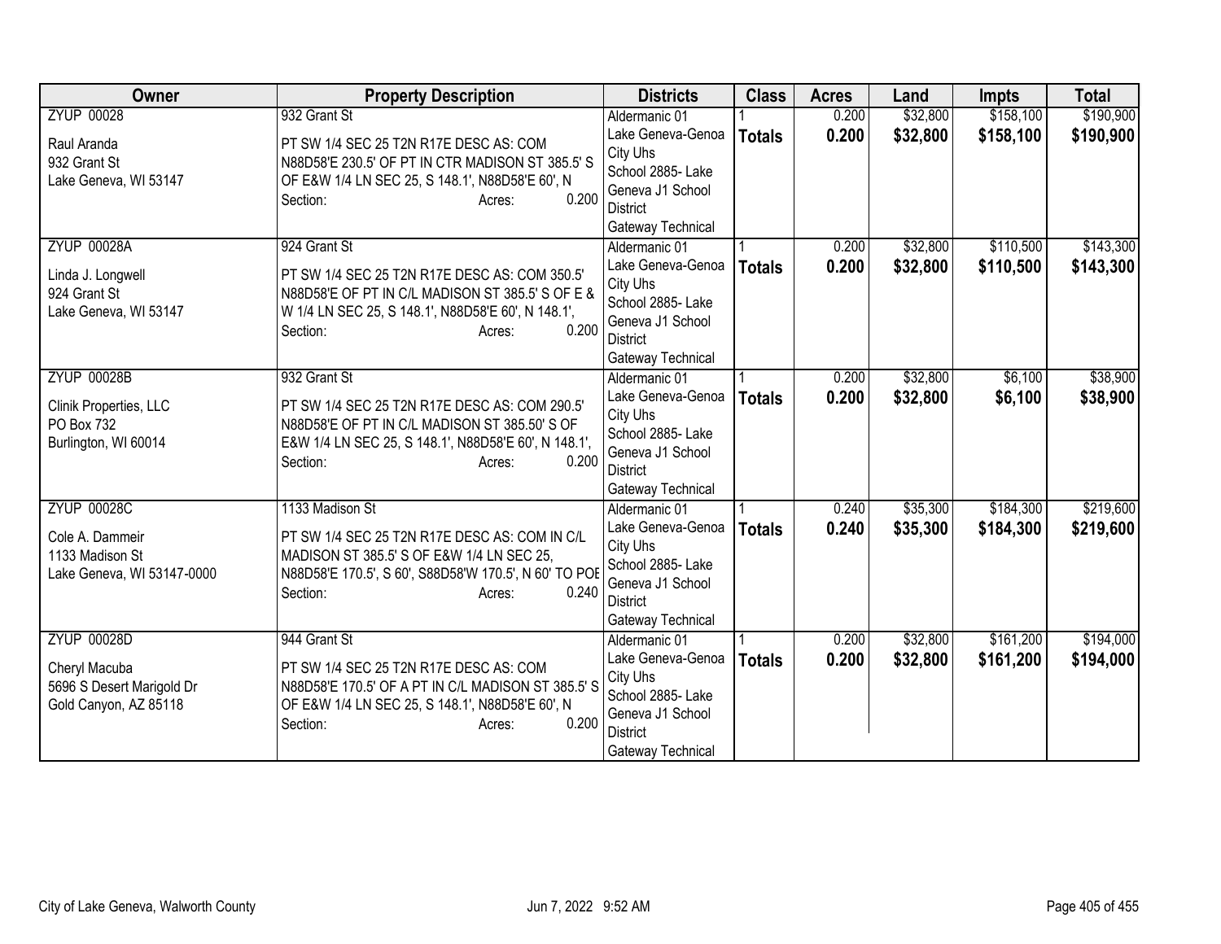| Owner | Property Description | Districts | Class | Acres | Land | Impts | Total |
|---|---|---|---|---|---|---|---|
| ZYUP 00028<br>Raul Aranda<br>932 Grant St<br>Lake Geneva, WI 53147 | 932 Grant St<br>PT SW 1/4 SEC 25 T2N R17E DESC AS: COM N88D58'E 230.5' OF PT IN CTR MADISON ST 385.5' S OF E&W 1/4 LN SEC 25, S 148.1', N88D58'E 60', N<br>Section: Acres: 0.200 | Aldermanic 01<br>Lake Geneva-Genoa City Uhs<br>School 2885- Lake Geneva J1 School District<br>Gateway Technical | 1<br>**Totals** | 0.200<br>**0.200** | $32,800<br>**$32,800** | $158,100<br>**$158,100** | $190,900<br>**$190,900** |
| ZYUP 00028A<br>Linda J. Longwell<br>924 Grant St<br>Lake Geneva, WI 53147 | 924 Grant St<br>PT SW 1/4 SEC 25 T2N R17E DESC AS: COM 350.5' N88D58'E OF PT IN C/L MADISON ST 385.5' S OF E & W 1/4 LN SEC 25, S 148.1', N88D58'E 60', N 148.1',<br>Section: Acres: 0.200 | Aldermanic 01<br>Lake Geneva-Genoa City Uhs<br>School 2885- Lake Geneva J1 School District<br>Gateway Technical | 1<br>**Totals** | 0.200<br>**0.200** | $32,800<br>**$32,800** | $110,500<br>**$110,500** | $143,300<br>**$143,300** |
| ZYUP 00028B<br>Clinik Properties, LLC<br>PO Box 732<br>Burlington, WI 60014 | 932 Grant St<br>PT SW 1/4 SEC 25 T2N R17E DESC AS: COM 290.5' N88D58'E OF PT IN C/L MADISON ST 385.50' S OF E&W 1/4 LN SEC 25, S 148.1', N88D58'E 60', N 148.1',<br>Section: Acres: 0.200 | Aldermanic 01<br>Lake Geneva-Genoa City Uhs<br>School 2885- Lake Geneva J1 School District<br>Gateway Technical | 1<br>**Totals** | 0.200<br>**0.200** | $32,800<br>**$32,800** | $6,100<br>**$6,100** | $38,900<br>**$38,900** |
| ZYUP 00028C<br>Cole A. Dammeir<br>1133 Madison St<br>Lake Geneva, WI 53147-0000 | 1133 Madison St<br>PT SW 1/4 SEC 25 T2N R17E DESC AS: COM IN C/L MADISON ST 385.5' S OF E&W 1/4 LN SEC 25, N88D58'E 170.5', S 60', S88D58'W 170.5', N 60' TO POE<br>Section: Acres: 0.240 | Aldermanic 01<br>Lake Geneva-Genoa City Uhs<br>School 2885- Lake Geneva J1 School District<br>Gateway Technical | 1<br>**Totals** | 0.240<br>**0.240** | $35,300<br>**$35,300** | $184,300<br>**$184,300** | $219,600<br>**$219,600** |
| ZYUP 00028D<br>Cheryl Macuba<br>5696 S Desert Marigold Dr<br>Gold Canyon, AZ 85118 | 944 Grant St<br>PT SW 1/4 SEC 25 T2N R17E DESC AS: COM N88D58'E 170.5' OF A PT IN C/L MADISON ST 385.5' S OF E&W 1/4 LN SEC 25, S 148.1', N88D58'E 60', N<br>Section: Acres: 0.200 | Aldermanic 01<br>Lake Geneva-Genoa City Uhs<br>School 2885- Lake Geneva J1 School District<br>Gateway Technical | 1<br>**Totals** | 0.200<br>**0.200** | $32,800<br>**$32,800** | $161,200<br>**$161,200** | $194,000<br>**$194,000** |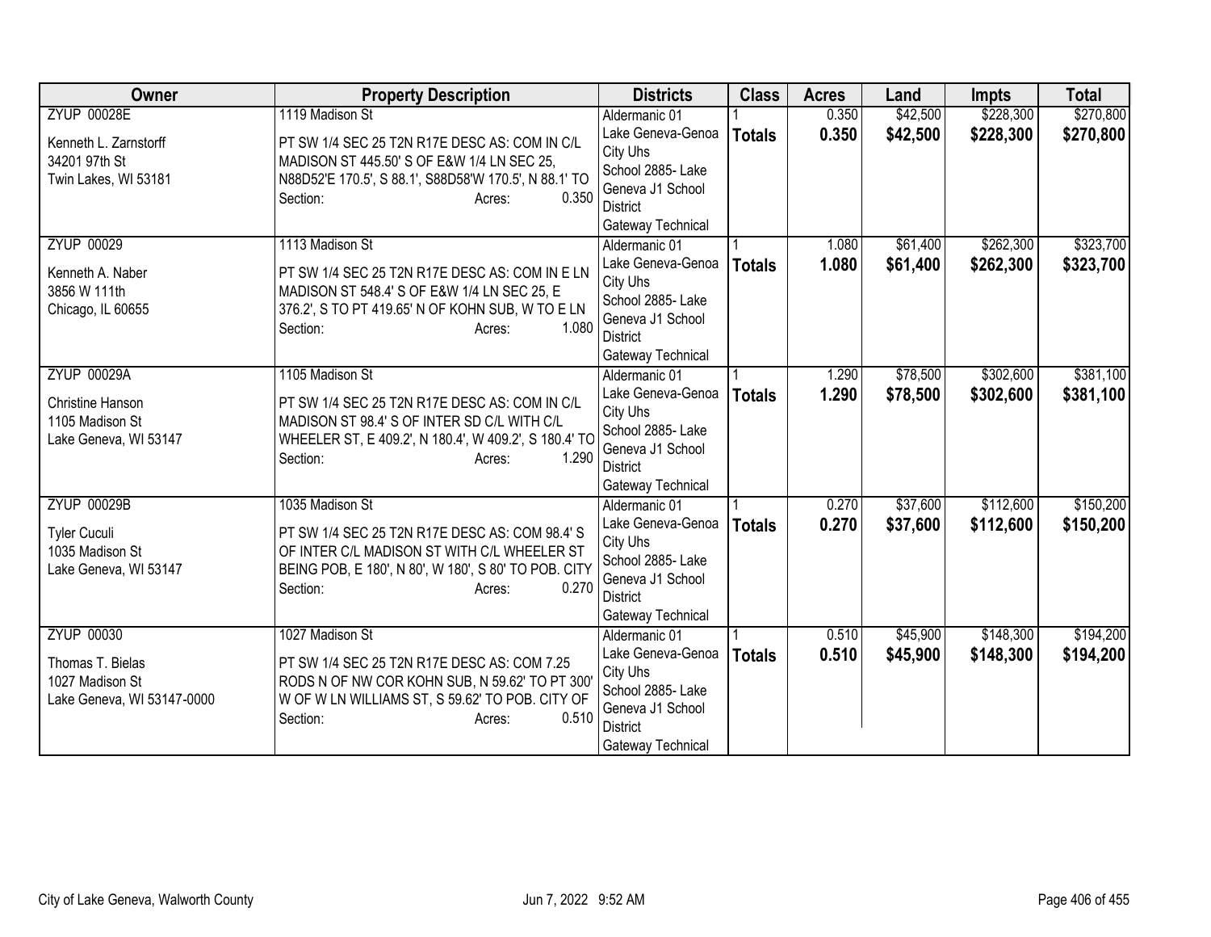| Owner | Property Description | Districts | Class | Acres | Land | Impts | Total |
|---|---|---|---|---|---|---|---|
| ZYUP 00028E<br><br>Kenneth L. Zarnstorff<br>34201 97th St<br>Twin Lakes, WI 53181 | 1119 Madison St<br><br>PT SW 1/4 SEC 25 T2N R17E DESC AS: COM IN C/L MADISON ST 445.50' S OF E&W 1/4 LN SEC 25, N88D52'E 170.5', S 88.1', S88D58'W 170.5', N 88.1' TO<br>Section: Acres: 0.350 | Aldermanic 01<br>Lake Geneva-Genoa City Uhs<br>School 2885- Lake Geneva J1 School District<br>Gateway Technical | 1<br>**Totals** | 0.350<br>**0.350** | $42,500<br>**$42,500** | $228,300<br>**$228,300** | $270,800<br>**$270,800** |
| ZYUP 00029<br><br>Kenneth A. Naber<br>3856 W 111th<br>Chicago, IL 60655 | 1113 Madison St<br><br>PT SW 1/4 SEC 25 T2N R17E DESC AS: COM IN E LN MADISON ST 548.4' S OF E&W 1/4 LN SEC 25, E 376.2', S TO PT 419.65' N OF KOHN SUB, W TO E LN<br>Section: Acres: 1.080 | Aldermanic 01<br>Lake Geneva-Genoa City Uhs<br>School 2885- Lake Geneva J1 School District<br>Gateway Technical | 1<br>**Totals** | 1.080<br>**1.080** | $61,400<br>**$61,400** | $262,300<br>**$262,300** | $323,700<br>**$323,700** |
| ZYUP 00029A<br><br>Christine Hanson<br>1105 Madison St<br>Lake Geneva, WI 53147 | 1105 Madison St<br><br>PT SW 1/4 SEC 25 T2N R17E DESC AS: COM IN C/L MADISON ST 98.4' S OF INTER SD C/L WITH C/L WHEELER ST, E 409.2', N 180.4', W 409.2', S 180.4' TO<br>Section: Acres: 1.290 | Aldermanic 01<br>Lake Geneva-Genoa City Uhs<br>School 2885- Lake Geneva J1 School District<br>Gateway Technical | 1<br>**Totals** | 1.290<br>**1.290** | $78,500<br>**$78,500** | $302,600<br>**$302,600** | $381,100<br>**$381,100** |
| ZYUP 00029B<br><br>Tyler Cuculi<br>1035 Madison St<br>Lake Geneva, WI 53147 | 1035 Madison St<br><br>PT SW 1/4 SEC 25 T2N R17E DESC AS: COM 98.4' S OF INTER C/L MADISON ST WITH C/L WHEELER ST BEING POB, E 180', N 80', W 180', S 80' TO POB. CITY<br>Section: Acres: 0.270 | Aldermanic 01<br>Lake Geneva-Genoa City Uhs<br>School 2885- Lake Geneva J1 School District<br>Gateway Technical | 1<br>**Totals** | 0.270<br>**0.270** | $37,600<br>**$37,600** | $112,600<br>**$112,600** | $150,200<br>**$150,200** |
| ZYUP 00030<br><br>Thomas T. Bielas<br>1027 Madison St<br>Lake Geneva, WI 53147-0000 | 1027 Madison St<br><br>PT SW 1/4 SEC 25 T2N R17E DESC AS: COM 7.25 RODS N OF NW COR KOHN SUB, N 59.62' TO PT 300' W OF W LN WILLIAMS ST, S 59.62' TO POB. CITY OF<br>Section: Acres: 0.510 | Aldermanic 01<br>Lake Geneva-Genoa City Uhs<br>School 2885- Lake Geneva J1 School District<br>Gateway Technical | 1<br>**Totals** | 0.510<br>**0.510** | $45,900<br>**$45,900** | $148,300<br>**$148,300** | $194,200<br>**$194,200** |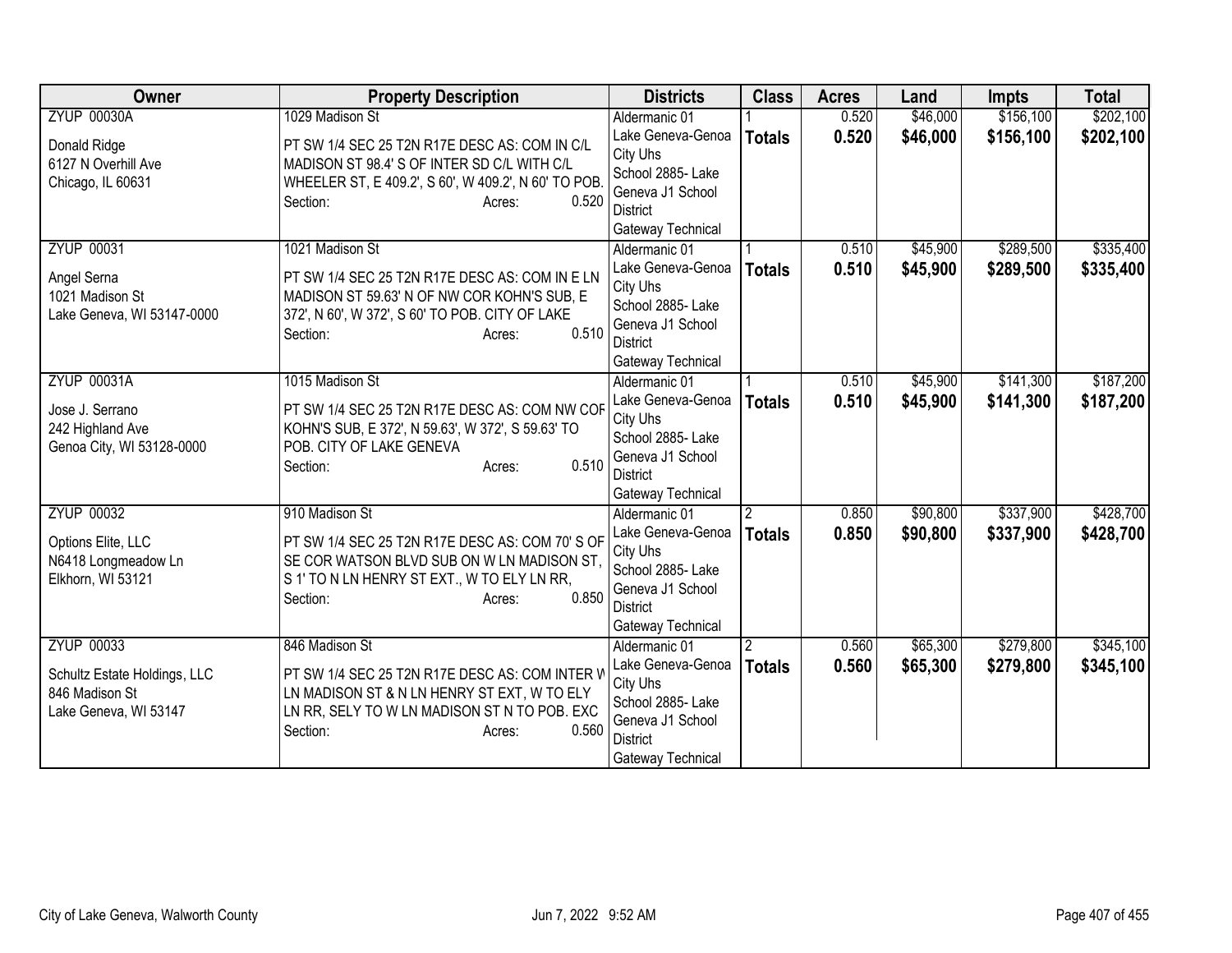| Owner | Property Description | Districts | Class | Acres | Land | Impts | Total |
|---|---|---|---|---|---|---|---|
| ZYUP 00030A<br>Donald Ridge<br>6127 N Overhill Ave<br>Chicago, IL 60631 | 1029 Madison St<br>PT SW 1/4 SEC 25 T2N R17E DESC AS: COM IN C/L MADISON ST 98.4' S OF INTER SD C/L WITH C/L WHEELER ST, E 409.2', S 60', W 409.2', N 60' TO POB.<br>Section: Acres: 0.520 | Aldermanic 01<br>Lake Geneva-Genoa City Uhs<br>School 2885- Lake Geneva J1 School District<br>Gateway Technical | 1<br>**Totals** | 0.520<br>**0.520** | $46,000<br>**$46,000** | $156,100<br>**$156,100** | $202,100<br>**$202,100** |
| ZYUP 00031<br>Angel Serna<br>1021 Madison St<br>Lake Geneva, WI 53147-0000 | 1021 Madison St<br>PT SW 1/4 SEC 25 T2N R17E DESC AS: COM IN E LN MADISON ST 59.63' N OF NW COR KOHN'S SUB, E 372', N 60', W 372', S 60' TO POB. CITY OF LAKE<br>Section: Acres: 0.510 | Aldermanic 01<br>Lake Geneva-Genoa City Uhs<br>School 2885- Lake Geneva J1 School District<br>Gateway Technical | 1<br>**Totals** | 0.510<br>**0.510** | $45,900<br>**$45,900** | $289,500<br>**$289,500** | $335,400<br>**$335,400** |
| ZYUP 00031A<br>Jose J. Serrano<br>242 Highland Ave<br>Genoa City, WI 53128-0000 | 1015 Madison St<br>PT SW 1/4 SEC 25 T2N R17E DESC AS: COM NW COR KOHN'S SUB, E 372', N 59.63', W 372', S 59.63' TO POB. CITY OF LAKE GENEVA<br>Section: Acres: 0.510 | Aldermanic 01<br>Lake Geneva-Genoa City Uhs<br>School 2885- Lake Geneva J1 School District<br>Gateway Technical | 1<br>**Totals** | 0.510<br>**0.510** | $45,900<br>**$45,900** | $141,300<br>**$141,300** | $187,200<br>**$187,200** |
| ZYUP 00032<br>Options Elite, LLC<br>N6418 Longmeadow Ln<br>Elkhorn, WI 53121 | 910 Madison St<br>PT SW 1/4 SEC 25 T2N R17E DESC AS: COM 70' S OF SE COR WATSON BLVD SUB ON W LN MADISON ST, S 1' TO N LN HENRY ST EXT., W TO ELY LN RR,<br>Section: Acres: 0.850 | Aldermanic 01<br>Lake Geneva-Genoa City Uhs<br>School 2885- Lake Geneva J1 School District<br>Gateway Technical | 2<br>**Totals** | 0.850<br>**0.850** | $90,800<br>**$90,800** | $337,900<br>**$337,900** | $428,700<br>**$428,700** |
| ZYUP 00033<br>Schultz Estate Holdings, LLC<br>846 Madison St<br>Lake Geneva, WI 53147 | 846 Madison St<br>PT SW 1/4 SEC 25 T2N R17E DESC AS: COM INTER W LN MADISON ST & N LN HENRY ST EXT, W TO ELY LN RR, SELY TO W LN MADISON ST N TO POB. EXC<br>Section: Acres: 0.560 | Aldermanic 01<br>Lake Geneva-Genoa City Uhs<br>School 2885- Lake Geneva J1 School District<br>Gateway Technical | 2<br>**Totals** | 0.560<br>**0.560** | $65,300<br>**$65,300** | $279,800<br>**$279,800** | $345,100<br>**$345,100** |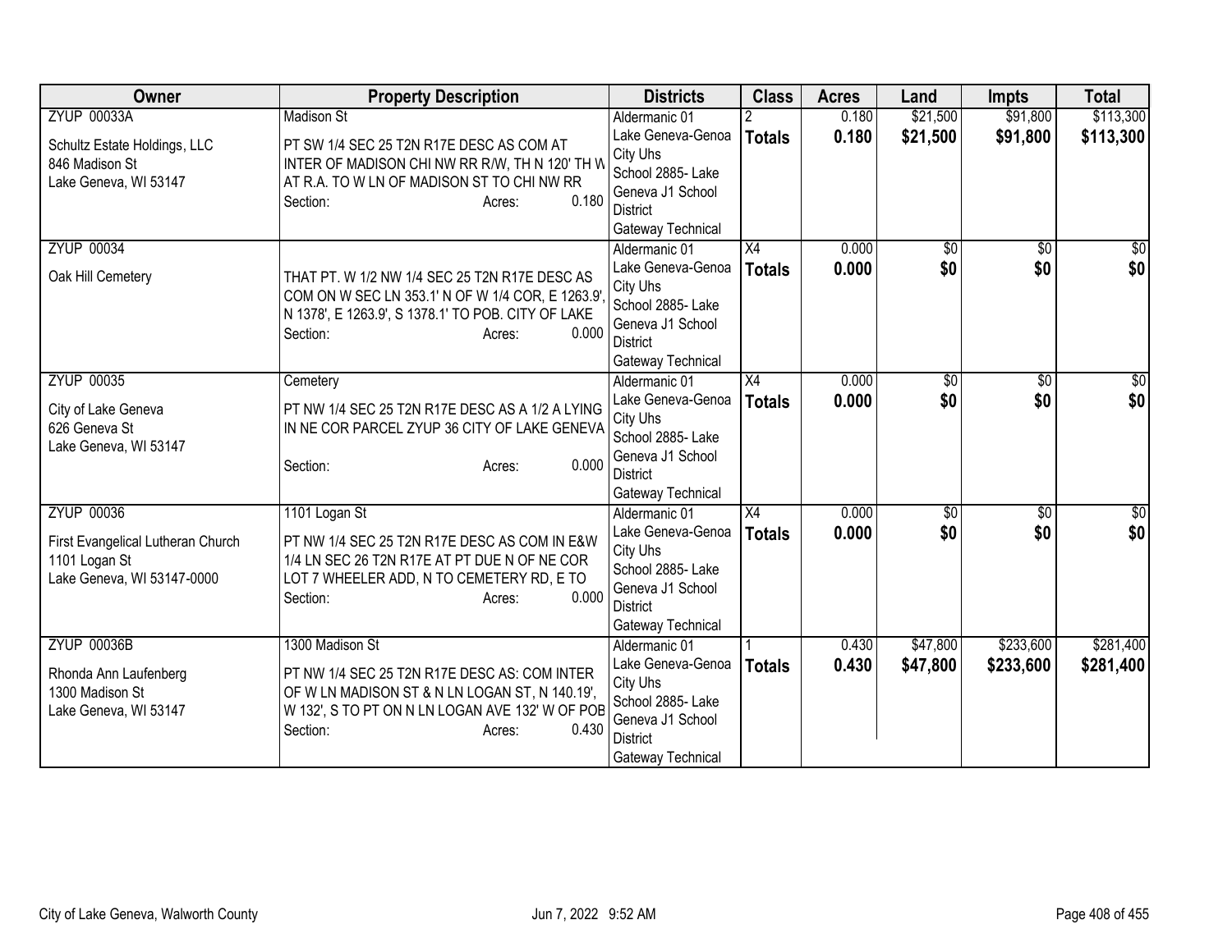| Owner | Property Description | Districts | Class | Acres | Land | Impts | Total |
|---|---|---|---|---|---|---|---|
| ZYUP 00033A<br><br>Schultz Estate Holdings, LLC<br>846 Madison St<br>Lake Geneva, WI 53147 | Madison St<br><br>PT SW 1/4 SEC 25 T2N R17E DESC AS COM AT INTER OF MADISON CHI NW RR R/W, TH N 120' TH W AT R.A. TO W LN OF MADISON ST TO CHI NW RR<br>Section: Acres: 0.180 | Aldermanic 01<br>Lake Geneva-Genoa City Uhs<br>School 2885- Lake Geneva J1 School District<br>Gateway Technical | 2<br>**Totals** | 0.180<br>**0.180** | $21,500<br>**$21,500** | $91,800<br>**$91,800** | $113,300<br>**$113,300** |
| ZYUP 00034<br><br>Oak Hill Cemetery | THAT PT. W 1/2 NW 1/4 SEC 25 T2N R17E DESC AS COM ON W SEC LN 353.1' N OF W 1/4 COR, E 1263.9', N 1378', E 1263.9', S 1378.1' TO POB. CITY OF LAKE<br>Section: Acres: 0.000 | Aldermanic 01<br>Lake Geneva-Genoa City Uhs<br>School 2885- Lake Geneva J1 School District<br>Gateway Technical | X4<br>**Totals** | 0.000<br>**0.000** | $0<br>**$0** | $0<br>**$0** | $0<br>**$0** |
| ZYUP 00035<br><br>City of Lake Geneva<br>626 Geneva St<br>Lake Geneva, WI 53147 | Cemetery<br><br>PT NW 1/4 SEC 25 T2N R17E DESC AS A 1/2 A LYING IN NE COR PARCEL ZYUP 36 CITY OF LAKE GENEVA<br>Section: Acres: 0.000 | Aldermanic 01<br>Lake Geneva-Genoa City Uhs<br>School 2885- Lake Geneva J1 School District<br>Gateway Technical | X4<br>**Totals** | 0.000<br>**0.000** | $0<br>**$0** | $0<br>**$0** | $0<br>**$0** |
| ZYUP 00036<br><br>First Evangelical Lutheran Church<br>1101 Logan St<br>Lake Geneva, WI 53147-0000 | 1101 Logan St<br><br>PT NW 1/4 SEC 25 T2N R17E DESC AS COM IN E&W 1/4 LN SEC 26 T2N R17E AT PT DUE N OF NE COR LOT 7 WHEELER ADD, N TO CEMETERY RD, E TO<br>Section: Acres: 0.000 | Aldermanic 01<br>Lake Geneva-Genoa City Uhs<br>School 2885- Lake Geneva J1 School District<br>Gateway Technical | X4<br>**Totals** | 0.000<br>**0.000** | $0<br>**$0** | $0<br>**$0** | $0<br>**$0** |
| ZYUP 00036B<br><br>Rhonda Ann Laufenberg<br>1300 Madison St<br>Lake Geneva, WI 53147 | 1300 Madison St<br><br>PT NW 1/4 SEC 25 T2N R17E DESC AS: COM INTER OF W LN MADISON ST & N LN LOGAN ST, N 140.19', W 132', S TO PT ON N LN LOGAN AVE 132' W OF POB<br>Section: Acres: 0.430 | Aldermanic 01<br>Lake Geneva-Genoa City Uhs<br>School 2885- Lake Geneva J1 School District<br>Gateway Technical | 1<br>**Totals** | 0.430<br>**0.430** | $47,800<br>**$47,800** | $233,600<br>**$233,600** | $281,400<br>**$281,400** |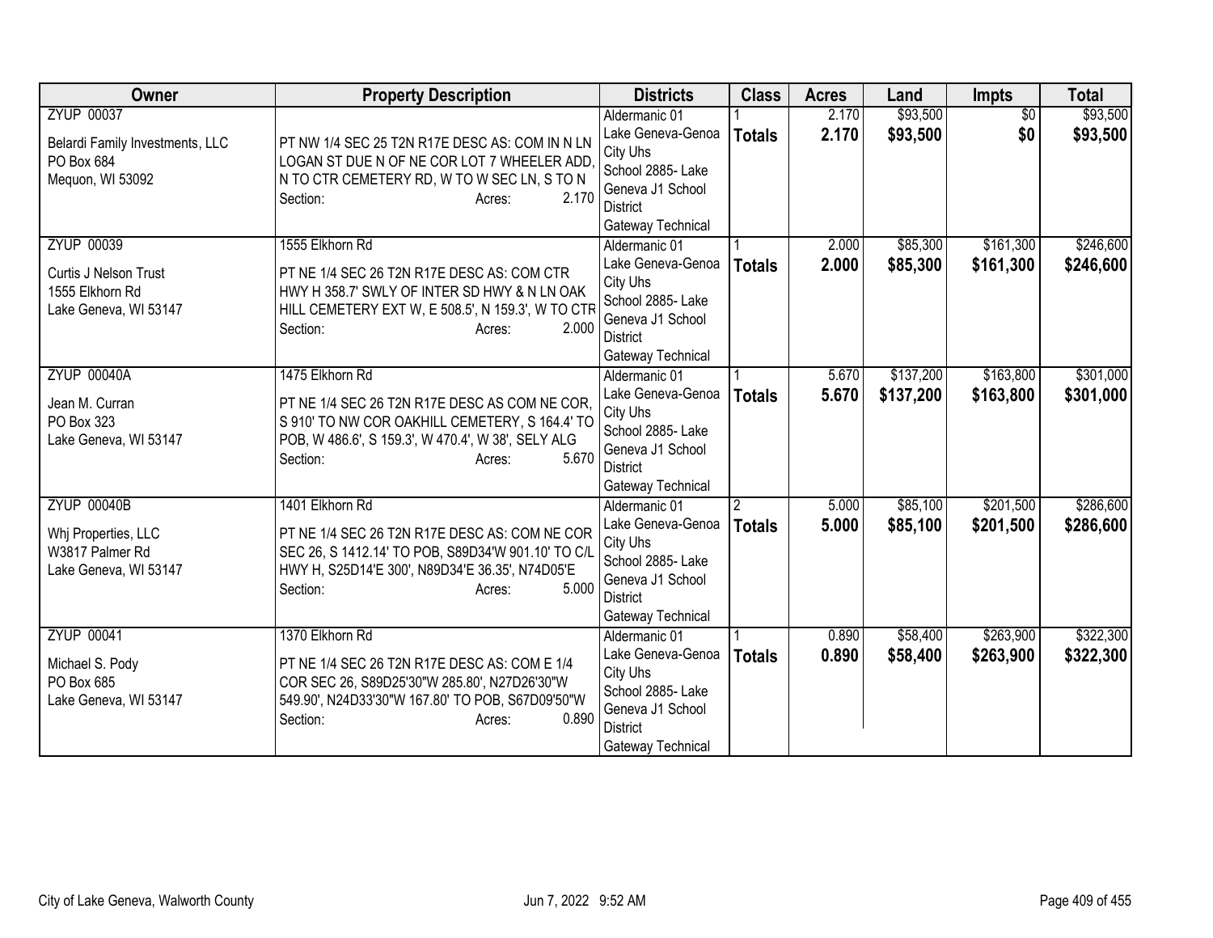| Owner | Property Description | Districts | Class | Acres | Land | Impts | Total |
|---|---|---|---|---|---|---|---|
| ZYUP 00037<br>Belardi Family Investments, LLC<br>PO Box 684<br>Mequon, WI 53092 | PT NW 1/4 SEC 25 T2N R17E DESC AS: COM IN N LN LOGAN ST DUE N OF NE COR LOT 7 WHEELER ADD, N TO CTR CEMETERY RD, W TO W SEC LN, S TO N<br>Section: Acres: 2.170 | Aldermanic 01<br>Lake Geneva-Genoa City Uhs<br>School 2885- Lake Geneva J1 School District<br>Gateway Technical | 1<br>**Totals** | 2.170<br>**2.170** | $93,500<br>**$93,500** | $0<br>**$0** | $93,500<br>**$93,500** |
| ZYUP 00039<br>Curtis J Nelson Trust<br>1555 Elkhorn Rd<br>Lake Geneva, WI 53147 | 1555 Elkhorn Rd<br>PT NE 1/4 SEC 26 T2N R17E DESC AS: COM CTR HWY H 358.7' SWLY OF INTER SD HWY & N LN OAK HILL CEMETERY EXT W, E 508.5', N 159.3', W TO CTR<br>Section: Acres: 2.000 | Aldermanic 01<br>Lake Geneva-Genoa City Uhs<br>School 2885- Lake Geneva J1 School District<br>Gateway Technical | 1<br>**Totals** | 2.000<br>**2.000** | $85,300<br>**$85,300** | $161,300<br>**$161,300** | $246,600<br>**$246,600** |
| ZYUP 00040A<br>Jean M. Curran<br>PO Box 323<br>Lake Geneva, WI 53147 | 1475 Elkhorn Rd<br>PT NE 1/4 SEC 26 T2N R17E DESC AS COM NE COR, S 910' TO NW COR OAKHILL CEMETERY, S 164.4' TO POB, W 486.6', S 159.3', W 470.4', W 38', SELY ALG<br>Section: Acres: 5.670 | Aldermanic 01<br>Lake Geneva-Genoa City Uhs<br>School 2885- Lake Geneva J1 School District<br>Gateway Technical | 1<br>**Totals** | 5.670<br>**5.670** | $137,200<br>**$137,200** | $163,800<br>**$163,800** | $301,000<br>**$301,000** |
| ZYUP 00040B<br>Whj Properties, LLC<br>W3817 Palmer Rd<br>Lake Geneva, WI 53147 | 1401 Elkhorn Rd<br>PT NE 1/4 SEC 26 T2N R17E DESC AS: COM NE COR SEC 26, S 1412.14' TO POB, S89D34'W 901.10' TO C/L HWY H, S25D14'E 300', N89D34'E 36.35', N74D05'E<br>Section: Acres: 5.000 | Aldermanic 01<br>Lake Geneva-Genoa City Uhs<br>School 2885- Lake Geneva J1 School District<br>Gateway Technical | 2<br>**Totals** | 5.000<br>**5.000** | $85,100<br>**$85,100** | $201,500<br>**$201,500** | $286,600<br>**$286,600** |
| ZYUP 00041<br>Michael S. Pody<br>PO Box 685<br>Lake Geneva, WI 53147 | 1370 Elkhorn Rd<br>PT NE 1/4 SEC 26 T2N R17E DESC AS: COM E 1/4 COR SEC 26, S89D25'30"W 285.80', N27D26'30"W 549.90', N24D33'30"W 167.80' TO POB, S67D09'50"W<br>Section: Acres: 0.890 | Aldermanic 01<br>Lake Geneva-Genoa City Uhs<br>School 2885- Lake Geneva J1 School District<br>Gateway Technical | 1<br>**Totals** | 0.890<br>**0.890** | $58,400<br>**$58,400** | $263,900<br>**$263,900** | $322,300<br>**$322,300** |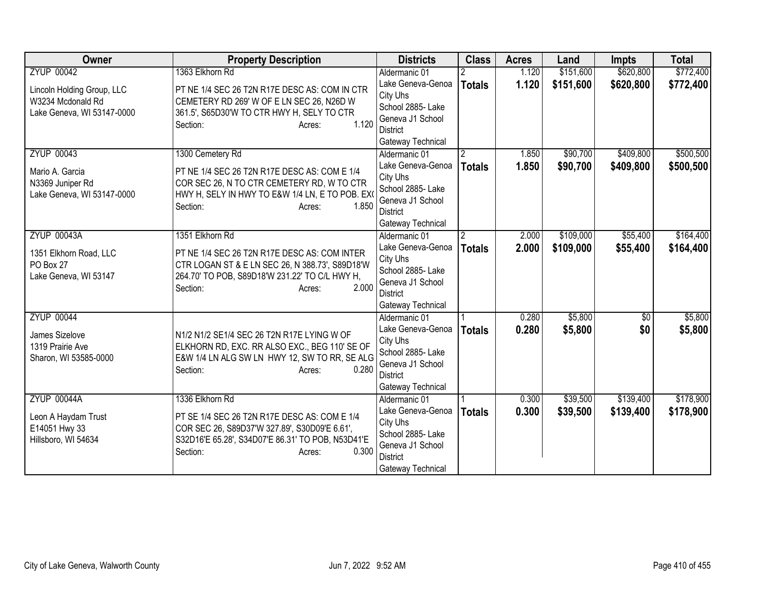| Owner | Property Description | Districts | Class | Acres | Land | Impts | Total |
|---|---|---|---|---|---|---|---|
| ZYUP 00042<br><br>Lincoln Holding Group, LLC<br>W3234 Mcdonald Rd<br>Lake Geneva, WI 53147-0000 | 1363 Elkhorn Rd<br><br>PT NE 1/4 SEC 26 T2N R17E DESC AS: COM IN CTR CEMETERY RD 269' W OF E LN SEC 26, N26D W 361.5', S65D30'W TO CTR HWY H, SELY TO CTR<br>Section: Acres: 1.120 | Aldermanic 01<br>Lake Geneva-Genoa City Uhs<br>School 2885- Lake Geneva J1 School District<br>Gateway Technical | 2<br>**Totals** | 1.120<br>**1.120** | \$151,600<br>**\$151,600** | \$620,800<br>**\$620,800** | \$772,400<br>**\$772,400** |
| ZYUP 00043<br><br>Mario A. Garcia<br>N3369 Juniper Rd<br>Lake Geneva, WI 53147-0000 | 1300 Cemetery Rd<br><br>PT NE 1/4 SEC 26 T2N R17E DESC AS: COM E 1/4 COR SEC 26, N TO CTR CEMETERY RD, W TO CTR HWY H, SELY IN HWY TO E&W 1/4 LN, E TO POB. EX(<br>Section: Acres: 1.850 | Aldermanic 01<br>Lake Geneva-Genoa City Uhs<br>School 2885- Lake Geneva J1 School District<br>Gateway Technical | 2<br>**Totals** | 1.850<br>**1.850** | \$90,700<br>**\$90,700** | \$409,800<br>**\$409,800** | \$500,500<br>**\$500,500** |
| ZYUP 00043A<br><br>1351 Elkhorn Road, LLC<br>PO Box 27<br>Lake Geneva, WI 53147 | 1351 Elkhorn Rd<br><br>PT NE 1/4 SEC 26 T2N R17E DESC AS: COM INTER CTR LOGAN ST & E LN SEC 26, N 388.73', S89D18'W 264.70' TO POB, S89D18'W 231.22' TO C/L HWY H,<br>Section: Acres: 2.000 | Aldermanic 01<br>Lake Geneva-Genoa City Uhs<br>School 2885- Lake Geneva J1 School District<br>Gateway Technical | 2<br>**Totals** | 2.000<br>**2.000** | \$109,000<br>**\$109,000** | \$55,400<br>**\$55,400** | \$164,400<br>**\$164,400** |
| ZYUP 00044<br><br>James Sizelove<br>1319 Prairie Ave<br>Sharon, WI 53585-0000 | N1/2 N1/2 SE1/4 SEC 26 T2N R17E LYING W OF ELKHORN RD, EXC. RR ALSO EXC., BEG 110' SE OF E&W 1/4 LN ALG SW LN HWY 12, SW TO RR, SE ALG<br>Section: Acres: 0.280 | Aldermanic 01<br>Lake Geneva-Genoa City Uhs<br>School 2885- Lake Geneva J1 School District<br>Gateway Technical | 1<br>**Totals** | 0.280<br>**0.280** | \$5,800<br>**\$5,800** | \$0<br>**\$0** | \$5,800<br>**\$5,800** |
| ZYUP 00044A<br><br>Leon A Haydam Trust<br>E14051 Hwy 33<br>Hillsboro, WI 54634 | 1336 Elkhorn Rd<br><br>PT SE 1/4 SEC 26 T2N R17E DESC AS: COM E 1/4 COR SEC 26, S89D37'W 327.89', S30D09'E 6.61', S32D16'E 65.28', S34D07'E 86.31' TO POB, N53D41'E<br>Section: Acres: 0.300 | Aldermanic 01<br>Lake Geneva-Genoa City Uhs<br>School 2885- Lake Geneva J1 School District<br>Gateway Technical | 1<br>**Totals** | 0.300<br>**0.300** | \$39,500<br>**\$39,500** | \$139,400<br>**\$139,400** | \$178,900<br>**\$178,900** |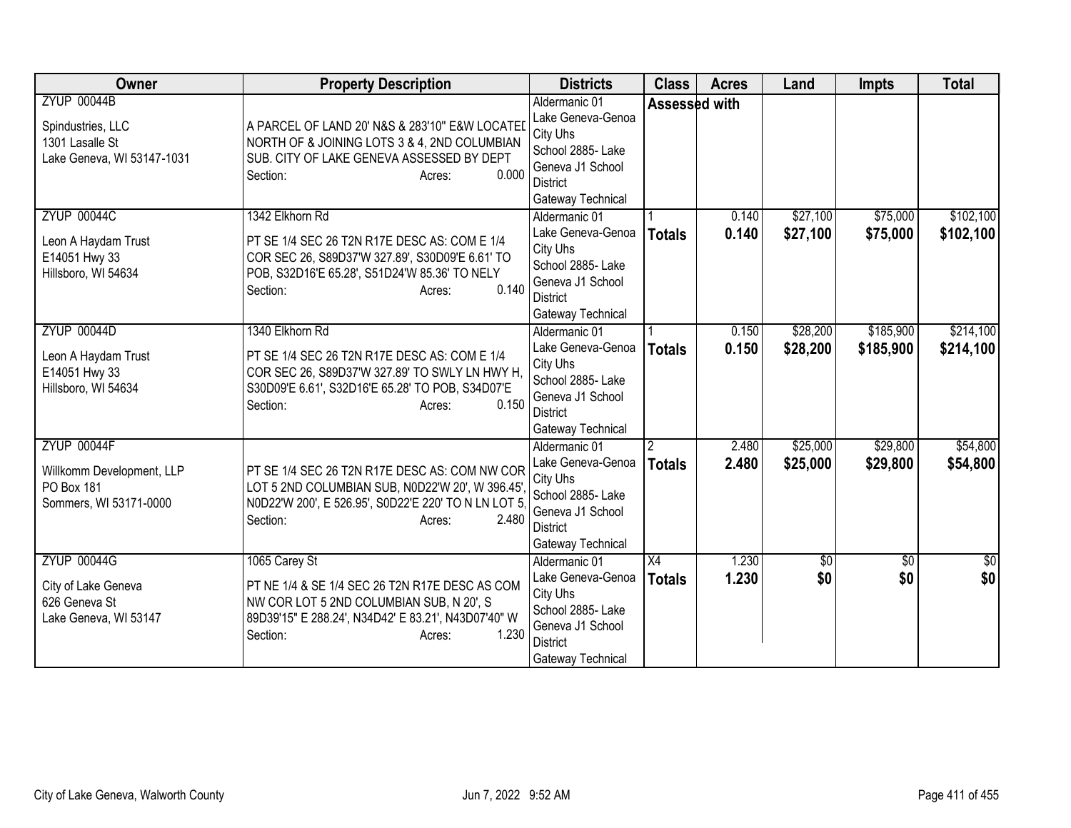| Owner | Property Description | Districts | Class | Acres | Land | Impts | Total |
|---|---|---|---|---|---|---|---|
| ZYUP 00044B<br><br>Spindustries, LLC<br>1301 Lasalle St<br>Lake Geneva, WI 53147-1031 | A PARCEL OF LAND 20' N&S & 283'10" E&W LOCATED NORTH OF & JOINING LOTS 3 & 4, 2ND COLUMBIAN SUB. CITY OF LAKE GENEVA ASSESSED BY DEPT<br>Section: Acres: 0.000 | Aldermanic 01<br>Lake Geneva-Genoa City Uhs<br>School 2885- Lake Geneva J1 School District<br>Gateway Technical | Assessed with | | | | |
| ZYUP 00044C<br><br>Leon A Haydam Trust<br>E14051 Hwy 33<br>Hillsboro, WI 54634 | 1342 Elkhorn Rd<br><br>PT SE 1/4 SEC 26 T2N R17E DESC AS: COM E 1/4 COR SEC 26, S89D37'W 327.89', S30D09'E 6.61' TO POB, S32D16'E 65.28', S51D24'W 85.36' TO NELY<br>Section: Acres: 0.140 | Aldermanic 01<br>Lake Geneva-Genoa City Uhs<br>School 2885- Lake Geneva J1 School District<br>Gateway Technical | 1<br>**Totals** | 0.140<br>**0.140** | $27,100<br>**$27,100** | $75,000<br>**$75,000** | $102,100<br>**$102,100** |
| ZYUP 00044D<br><br>Leon A Haydam Trust<br>E14051 Hwy 33<br>Hillsboro, WI 54634 | 1340 Elkhorn Rd<br><br>PT SE 1/4 SEC 26 T2N R17E DESC AS: COM E 1/4 COR SEC 26, S89D37'W 327.89' TO SWLY LN HWY H, S30D09'E 6.61', S32D16'E 65.28' TO POB, S34D07'E<br>Section: Acres: 0.150 | Aldermanic 01<br>Lake Geneva-Genoa City Uhs<br>School 2885- Lake Geneva J1 School District<br>Gateway Technical | 1<br>**Totals** | 0.150<br>**0.150** | $28,200<br>**$28,200** | $185,900<br>**$185,900** | $214,100<br>**$214,100** |
| ZYUP 00044F<br><br>Willkomm Development, LLP<br>PO Box 181<br>Sommers, WI 53171-0000 | PT SE 1/4 SEC 26 T2N R17E DESC AS: COM NW COR LOT 5 2ND COLUMBIAN SUB, N0D22'W 20', W 396.45', N0D22'W 200', E 526.95', S0D22'E 220' TO N LN LOT 5,<br>Section: Acres: 2.480 | Aldermanic 01<br>Lake Geneva-Genoa City Uhs<br>School 2885- Lake Geneva J1 School District<br>Gateway Technical | 2<br>**Totals** | 2.480<br>**2.480** | $25,000<br>**$25,000** | $29,800<br>**$29,800** | $54,800<br>**$54,800** |
| ZYUP 00044G<br><br>City of Lake Geneva<br>626 Geneva St<br>Lake Geneva, WI 53147 | 1065 Carey St<br><br>PT NE 1/4 & SE 1/4 SEC 26 T2N R17E DESC AS COM NW COR LOT 5 2ND COLUMBIAN SUB, N 20', S 89D39'15" E 288.24', N34D42' E 83.21', N43D07'40" W<br>Section: Acres: 1.230 | Aldermanic 01<br>Lake Geneva-Genoa City Uhs<br>School 2885- Lake Geneva J1 School District<br>Gateway Technical | X4<br>**Totals** | 1.230<br>**1.230** | $0<br>**$0** | $0<br>**$0** | $0<br>**$0** |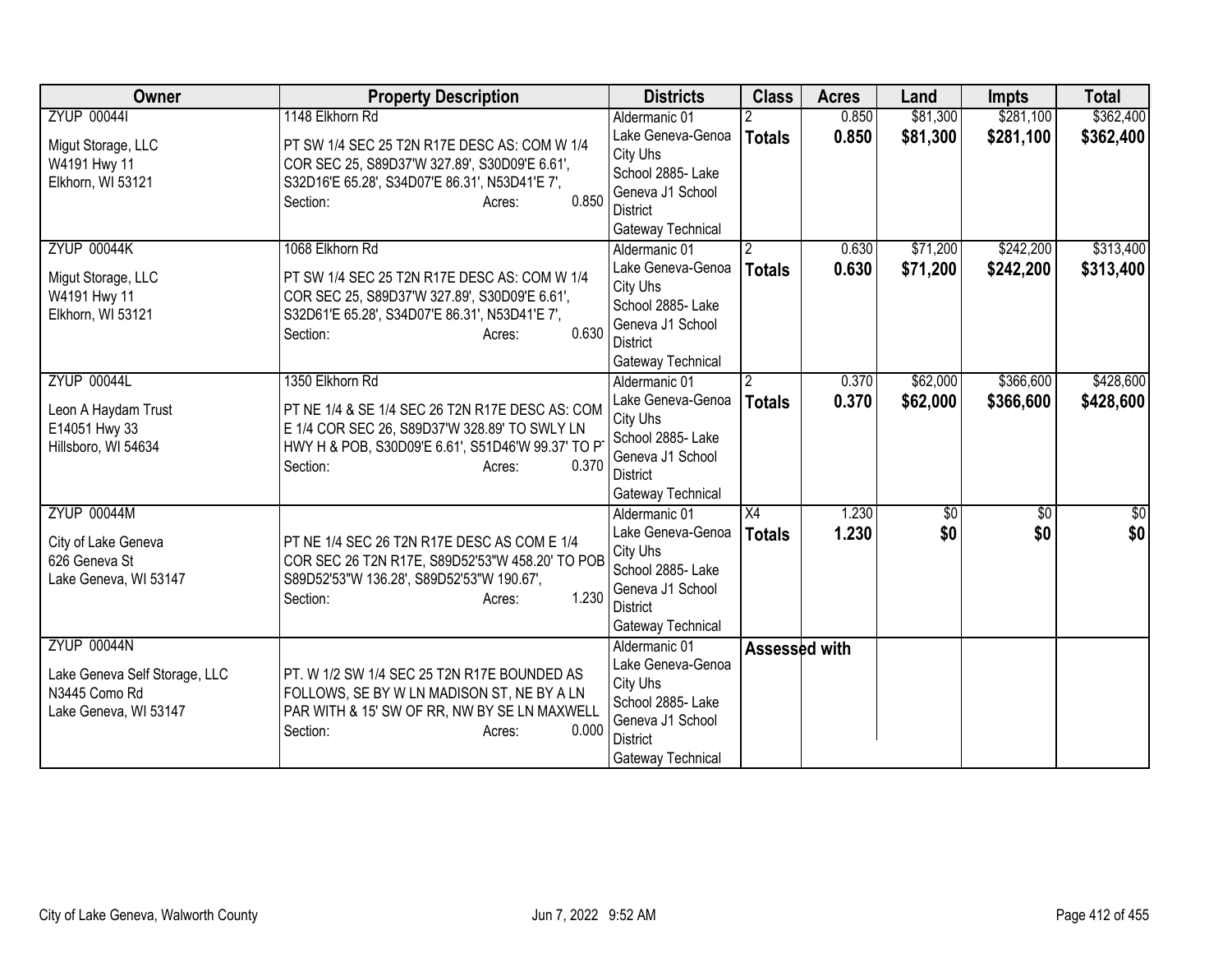| Owner | Property Description | Districts | Class | Acres | Land | Impts | Total |
|---|---|---|---|---|---|---|---|
| ZYUP 00044I<br>Migut Storage, LLC<br>W4191 Hwy 11<br>Elkhorn, WI 53121 | 1148 Elkhorn Rd<br>PT SW 1/4 SEC 25 T2N R17E DESC AS: COM W 1/4 COR SEC 25, S89D37'W 327.89', S30D09'E 6.61', S32D16'E 65.28', S34D07'E 86.31', N53D41'E 7',<br>Section: Acres: 0.850 | Aldermanic 01<br>Lake Geneva-Genoa City Uhs<br>School 2885- Lake Geneva J1 School District<br>Gateway Technical | 2<br>**Totals** | 0.850<br>**0.850** | $81,300<br>**$81,300** | $281,100<br>**$281,100** | $362,400<br>**$362,400** |
| ZYUP 00044K<br>Migut Storage, LLC<br>W4191 Hwy 11<br>Elkhorn, WI 53121 | 1068 Elkhorn Rd<br>PT SW 1/4 SEC 25 T2N R17E DESC AS: COM W 1/4 COR SEC 25, S89D37'W 327.89', S30D09'E 6.61', S32D61'E 65.28', S34D07'E 86.31', N53D41'E 7',<br>Section: Acres: 0.630 | Aldermanic 01<br>Lake Geneva-Genoa City Uhs<br>School 2885- Lake Geneva J1 School District<br>Gateway Technical | 2<br>**Totals** | 0.630<br>**0.630** | $71,200<br>**$71,200** | $242,200<br>**$242,200** | $313,400<br>**$313,400** |
| ZYUP 00044L<br>Leon A Haydam Trust<br>E14051 Hwy 33<br>Hillsboro, WI 54634 | 1350 Elkhorn Rd<br>PT NE 1/4 & SE 1/4 SEC 26 T2N R17E DESC AS: COM E 1/4 COR SEC 26, S89D37'W 328.89' TO SWLY LN HWY H & POB, S30D09'E 6.61', S51D46'W 99.37' TO PT<br>Section: Acres: 0.370 | Aldermanic 01<br>Lake Geneva-Genoa City Uhs<br>School 2885- Lake Geneva J1 School District<br>Gateway Technical | 2<br>**Totals** | 0.370<br>**0.370** | $62,000<br>**$62,000** | $366,600<br>**$366,600** | $428,600<br>**$428,600** |
| ZYUP 00044M<br>City of Lake Geneva<br>626 Geneva St<br>Lake Geneva, WI 53147 | PT NE 1/4 SEC 26 T2N R17E DESC AS COM E 1/4 COR SEC 26 T2N R17E, S89D52'53"W 458.20' TO POB S89D52'53"W 136.28', S89D52'53"W 190.67',<br>Section: Acres: 1.230 | Aldermanic 01<br>Lake Geneva-Genoa City Uhs<br>School 2885- Lake Geneva J1 School District<br>Gateway Technical | X4<br>**Totals** | 1.230<br>**1.230** | $0<br>**$0** | $0<br>**$0** | $0<br>**$0** |
| ZYUP 00044N<br>Lake Geneva Self Storage, LLC<br>N3445 Como Rd<br>Lake Geneva, WI 53147 | PT. W 1/2 SW 1/4 SEC 25 T2N R17E BOUNDED AS FOLLOWS, SE BY W LN MADISON ST, NE BY A LN PAR WITH & 15' SW OF RR, NW BY SE LN MAXWELL<br>Section: Acres: 0.000 | Aldermanic 01<br>Lake Geneva-Genoa City Uhs<br>School 2885- Lake Geneva J1 School District<br>Gateway Technical | Assessed with | | | | |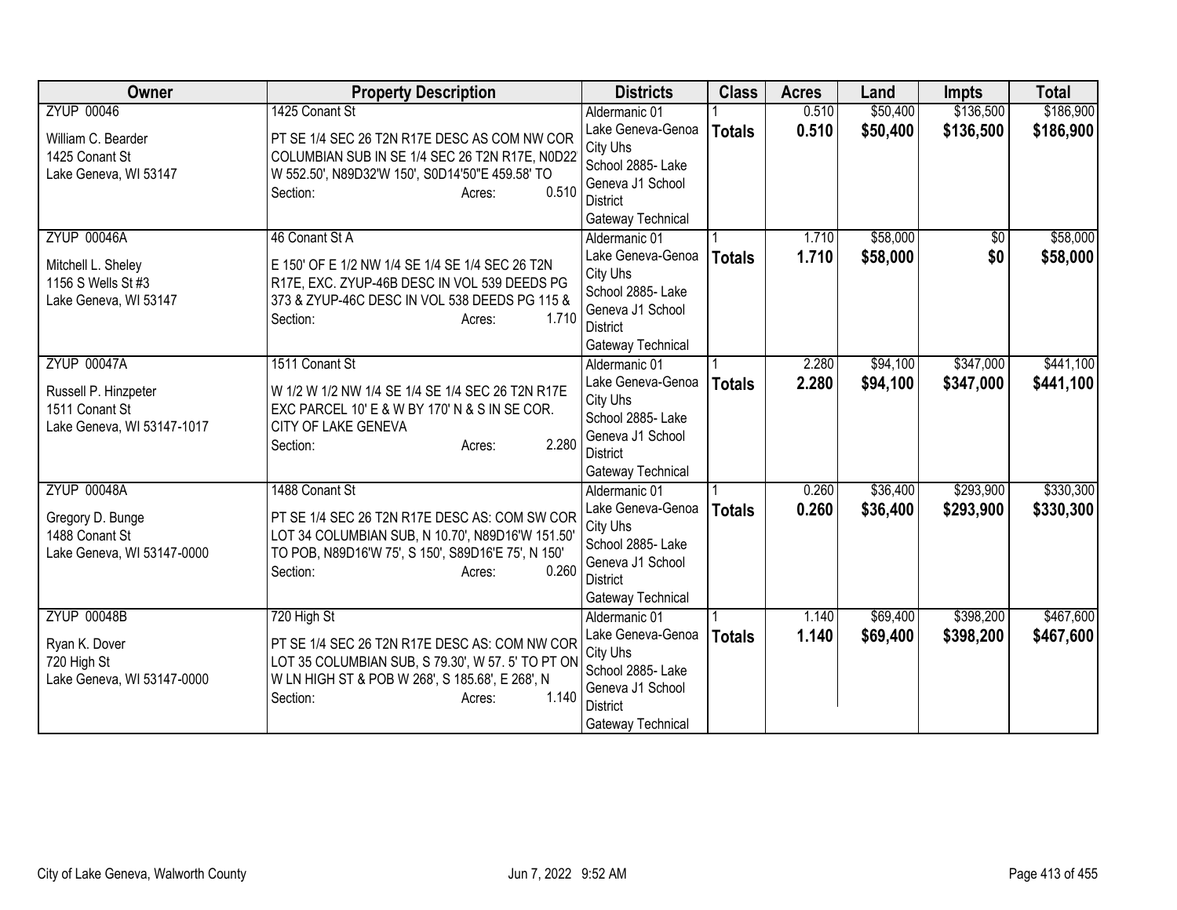| Owner | Property Description | Districts | Class | Acres | Land | Impts | Total |
|---|---|---|---|---|---|---|---|
| ZYUP 00046<br><br>William C. Bearder<br>1425 Conant St<br>Lake Geneva, WI 53147 | 1425 Conant St<br><br>PT SE 1/4 SEC 26 T2N R17E DESC AS COM NW COR COLUMBIAN SUB IN SE 1/4 SEC 26 T2N R17E, N0D22 W 552.50', N89D32'W 150', S0D14'50"E 459.58' TO<br>Section: Acres: 0.510 | Aldermanic 01<br>Lake Geneva-Genoa City Uhs<br>School 2885- Lake Geneva J1 School District<br>Gateway Technical | 1<br>**Totals** | 0.510<br>**0.510** | $50,400<br>**$50,400** | $136,500<br>**$136,500** | $186,900<br>**$186,900** |
| ZYUP 00046A<br><br>Mitchell L. Sheley<br>1156 S Wells St #3<br>Lake Geneva, WI 53147 | 46 Conant St A<br><br>E 150' OF E 1/2 NW 1/4 SE 1/4 SE 1/4 SEC 26 T2N R17E, EXC. ZYUP-46B DESC IN VOL 539 DEEDS PG 373 & ZYUP-46C DESC IN VOL 538 DEEDS PG 115 &<br>Section: Acres: 1.710 | Aldermanic 01<br>Lake Geneva-Genoa City Uhs<br>School 2885- Lake Geneva J1 School District<br>Gateway Technical | 1<br>**Totals** | 1.710<br>**1.710** | $58,000<br>**$58,000** | $0<br>**$0** | $58,000<br>**$58,000** |
| ZYUP 00047A<br><br>Russell P. Hinzpeter<br>1511 Conant St<br>Lake Geneva, WI 53147-1017 | 1511 Conant St<br><br>W 1/2 W 1/2 NW 1/4 SE 1/4 SE 1/4 SEC 26 T2N R17E EXC PARCEL 10' E & W BY 170' N & S IN SE COR. CITY OF LAKE GENEVA<br>Section: Acres: 2.280 | Aldermanic 01<br>Lake Geneva-Genoa City Uhs<br>School 2885- Lake Geneva J1 School District<br>Gateway Technical | 1<br>**Totals** | 2.280<br>**2.280** | $94,100<br>**$94,100** | $347,000<br>**$347,000** | $441,100<br>**$441,100** |
| ZYUP 00048A<br><br>Gregory D. Bunge<br>1488 Conant St<br>Lake Geneva, WI 53147-0000 | 1488 Conant St<br><br>PT SE 1/4 SEC 26 T2N R17E DESC AS: COM SW COR LOT 34 COLUMBIAN SUB, N 10.70', N89D16'W 151.50' TO POB, N89D16'W 75', S 150', S89D16'E 75', N 150'<br>Section: Acres: 0.260 | Aldermanic 01<br>Lake Geneva-Genoa City Uhs<br>School 2885- Lake Geneva J1 School District<br>Gateway Technical | 1<br>**Totals** | 0.260<br>**0.260** | $36,400<br>**$36,400** | $293,900<br>**$293,900** | $330,300<br>**$330,300** |
| ZYUP 00048B<br><br>Ryan K. Dover<br>720 High St<br>Lake Geneva, WI 53147-0000 | 720 High St<br><br>PT SE 1/4 SEC 26 T2N R17E DESC AS: COM NW COR LOT 35 COLUMBIAN SUB, S 79.30', W 57. 5' TO PT ON W LN HIGH ST & POB W 268', S 185.68', E 268', N<br>Section: Acres: 1.140 | Aldermanic 01<br>Lake Geneva-Genoa City Uhs<br>School 2885- Lake Geneva J1 School District<br>Gateway Technical | 1<br>**Totals** | 1.140<br>**1.140** | $69,400<br>**$69,400** | $398,200<br>**$398,200** | $467,600<br>**$467,600** |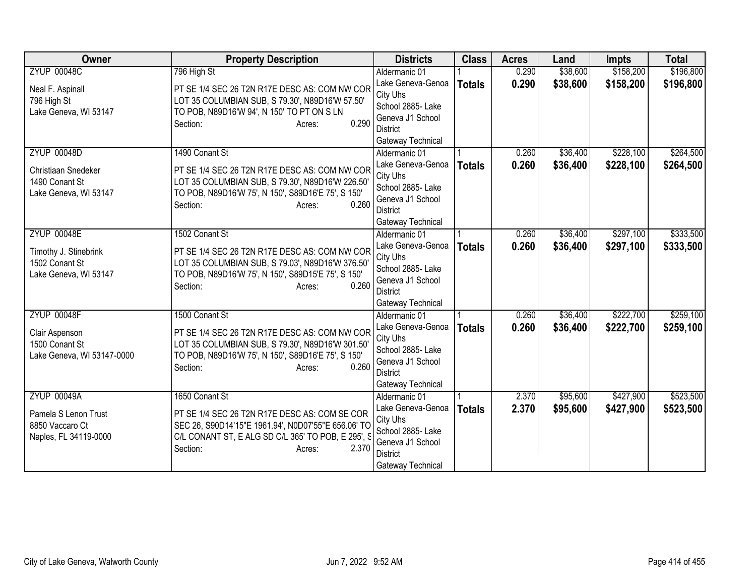| Owner | Property Description | Districts | Class | Acres | Land | Impts | Total |
|---|---|---|---|---|---|---|---|
| ZYUP 00048C<br><br>Neal F. Aspinall<br>796 High St<br>Lake Geneva, WI 53147 | 796 High St<br><br>PT SE 1/4 SEC 26 T2N R17E DESC AS: COM NW COR LOT 35 COLUMBIAN SUB, S 79.30', N89D16'W 57.50' TO POB, N89D16'W 94', N 150' TO PT ON S LN<br>Section: Acres: 0.290 | Aldermanic 01<br>Lake Geneva-Genoa City Uhs<br>School 2885- Lake Geneva J1 School District<br>Gateway Technical | 1<br>**Totals** | 0.290<br>**0.290** | $38,600<br>**$38,600** | $158,200<br>**$158,200** | $196,800<br>**$196,800** |
| ZYUP 00048D<br><br>Christiaan Snedeker<br>1490 Conant St<br>Lake Geneva, WI 53147 | 1490 Conant St<br><br>PT SE 1/4 SEC 26 T2N R17E DESC AS: COM NW COR LOT 35 COLUMBIAN SUB, S 79.30', N89D16'W 226.50' TO POB, N89D16'W 75', N 150', S89D16'E 75', S 150'<br>Section: Acres: 0.260 | Aldermanic 01<br>Lake Geneva-Genoa City Uhs<br>School 2885- Lake Geneva J1 School District<br>Gateway Technical | 1<br>**Totals** | 0.260<br>**0.260** | $36,400<br>**$36,400** | $228,100<br>**$228,100** | $264,500<br>**$264,500** |
| ZYUP 00048E<br><br>Timothy J. Stinebrink<br>1502 Conant St<br>Lake Geneva, WI 53147 | 1502 Conant St<br><br>PT SE 1/4 SEC 26 T2N R17E DESC AS: COM NW COR LOT 35 COLUMBIAN SUB, S 79.03', N89D16'W 376.50' TO POB, N89D16'W 75', N 150', S89D15'E 75', S 150'<br>Section: Acres: 0.260 | Aldermanic 01<br>Lake Geneva-Genoa City Uhs<br>School 2885- Lake Geneva J1 School District<br>Gateway Technical | 1<br>**Totals** | 0.260<br>**0.260** | $36,400<br>**$36,400** | $297,100<br>**$297,100** | $333,500<br>**$333,500** |
| ZYUP 00048F<br><br>Clair Aspenson<br>1500 Conant St<br>Lake Geneva, WI 53147-0000 | 1500 Conant St<br><br>PT SE 1/4 SEC 26 T2N R17E DESC AS: COM NW COR LOT 35 COLUMBIAN SUB, S 79.30', N89D16'W 301.50' TO POB, N89D16'W 75', N 150', S89D16'E 75', S 150'<br>Section: Acres: 0.260 | Aldermanic 01<br>Lake Geneva-Genoa City Uhs<br>School 2885- Lake Geneva J1 School District<br>Gateway Technical | 1<br>**Totals** | 0.260<br>**0.260** | $36,400<br>**$36,400** | $222,700<br>**$222,700** | $259,100<br>**$259,100** |
| ZYUP 00049A<br><br>Pamela S Lenon Trust<br>8850 Vaccaro Ct<br>Naples, FL 34119-0000 | 1650 Conant St<br><br>PT SE 1/4 SEC 26 T2N R17E DESC AS: COM SE COR SEC 26, S90D14'15"E 1961.94', N0D07'55"E 656.06' TO C/L CONANT ST, E ALG SD C/L 365' TO POB, E 295', S<br>Section: Acres: 2.370 | Aldermanic 01<br>Lake Geneva-Genoa City Uhs<br>School 2885- Lake Geneva J1 School District<br>Gateway Technical | 1<br>**Totals** | 2.370<br>**2.370** | $95,600<br>**$95,600** | $427,900<br>**$427,900** | $523,500<br>**$523,500** |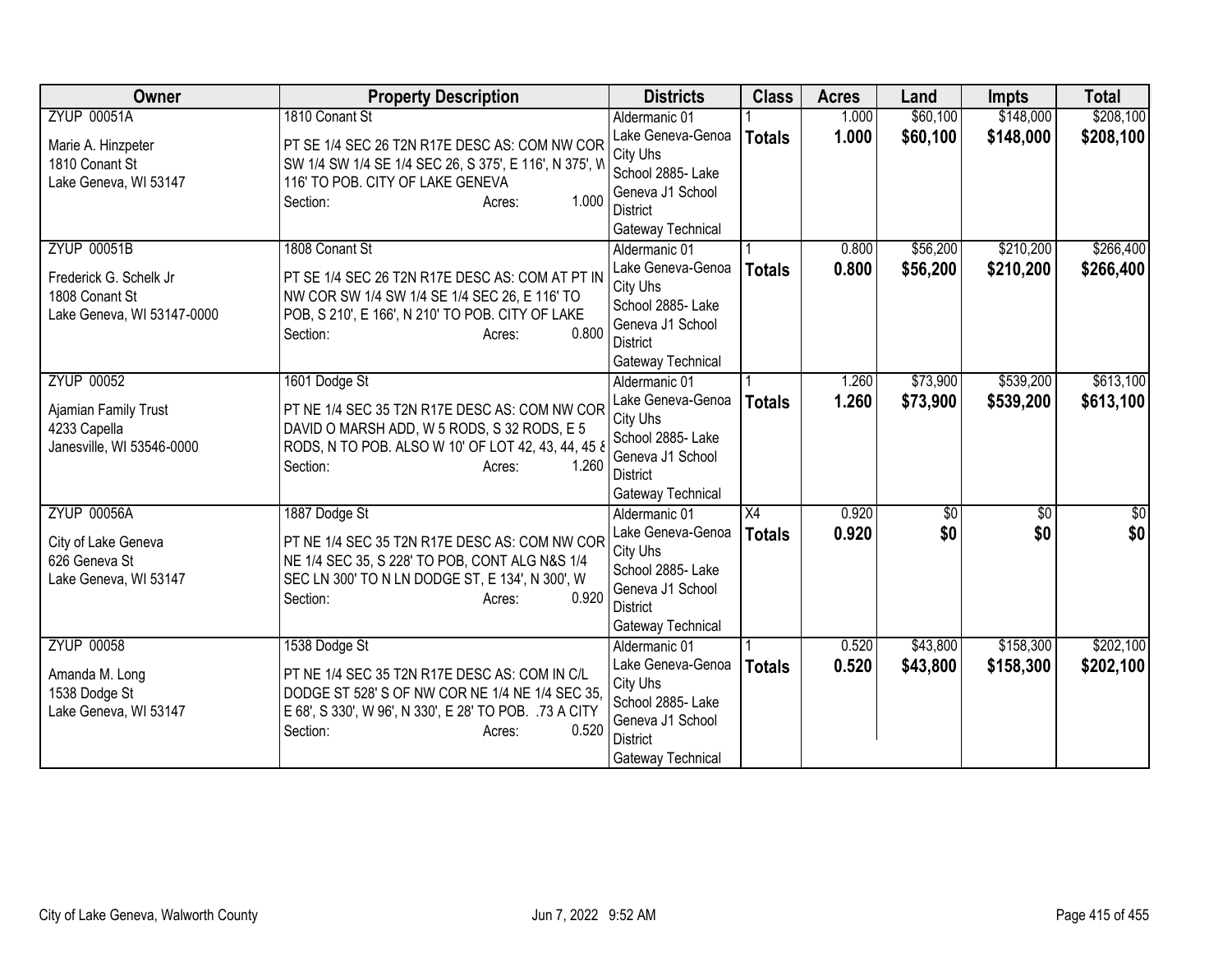| Owner | Property Description | Districts | Class | Acres | Land | Impts | Total |
|---|---|---|---|---|---|---|---|
| ZYUP 00051A<br><br>Marie A. Hinzpeter<br>1810 Conant St<br>Lake Geneva, WI 53147 | 1810 Conant St<br><br>PT SE 1/4 SEC 26 T2N R17E DESC AS: COM NW COR SW 1/4 SW 1/4 SE 1/4 SEC 26, S 375', E 116', N 375', W 116' TO POB. CITY OF LAKE GENEVA<br>Section: Acres: 1.000 | Aldermanic 01<br>Lake Geneva-Genoa City Uhs<br>School 2885- Lake Geneva J1 School District<br>Gateway Technical | 1<br>**Totals** | 1.000<br>**1.000** | $60,100<br>**$60,100** | $148,000<br>**$148,000** | $208,100<br>**$208,100** |
| ZYUP 00051B<br><br>Frederick G. Schelk Jr<br>1808 Conant St<br>Lake Geneva, WI 53147-0000 | 1808 Conant St<br><br>PT SE 1/4 SEC 26 T2N R17E DESC AS: COM AT PT IN NW COR SW 1/4 SW 1/4 SE 1/4 SEC 26, E 116' TO POB, S 210', E 166', N 210' TO POB. CITY OF LAKE<br>Section: Acres: 0.800 | Aldermanic 01<br>Lake Geneva-Genoa City Uhs<br>School 2885- Lake Geneva J1 School District<br>Gateway Technical | 1<br>**Totals** | 0.800<br>**0.800** | $56,200<br>**$56,200** | $210,200<br>**$210,200** | $266,400<br>**$266,400** |
| ZYUP 00052<br><br>Ajamian Family Trust<br>4233 Capella<br>Janesville, WI 53546-0000 | 1601 Dodge St<br><br>PT NE 1/4 SEC 35 T2N R17E DESC AS: COM NW COR DAVID O MARSH ADD, W 5 RODS, S 32 RODS, E 5 RODS, N TO POB. ALSO W 10' OF LOT 42, 43, 44, 45 &<br>Section: Acres: 1.260 | Aldermanic 01<br>Lake Geneva-Genoa City Uhs<br>School 2885- Lake Geneva J1 School District<br>Gateway Technical | 1<br>**Totals** | 1.260<br>**1.260** | $73,900<br>**$73,900** | $539,200<br>**$539,200** | $613,100<br>**$613,100** |
| ZYUP 00056A<br><br>City of Lake Geneva<br>626 Geneva St<br>Lake Geneva, WI 53147 | 1887 Dodge St<br><br>PT NE 1/4 SEC 35 T2N R17E DESC AS: COM NW COR NE 1/4 SEC 35, S 228' TO POB, CONT ALG N&S 1/4 SEC LN 300' TO N LN DODGE ST, E 134', N 300', W<br>Section: Acres: 0.920 | Aldermanic 01<br>Lake Geneva-Genoa City Uhs<br>School 2885- Lake Geneva J1 School District<br>Gateway Technical | X4<br>**Totals** | 0.920<br>**0.920** | $0<br>**$0** | $0<br>**$0** | $0<br>**$0** |
| ZYUP 00058<br><br>Amanda M. Long<br>1538 Dodge St<br>Lake Geneva, WI 53147 | 1538 Dodge St<br><br>PT NE 1/4 SEC 35 T2N R17E DESC AS: COM IN C/L DODGE ST 528' S OF NW COR NE 1/4 NE 1/4 SEC 35, E 68', S 330', W 96', N 330', E 28' TO POB. .73 A CITY<br>Section: Acres: 0.520 | Aldermanic 01<br>Lake Geneva-Genoa City Uhs<br>School 2885- Lake Geneva J1 School District<br>Gateway Technical | 1<br>**Totals** | 0.520<br>**0.520** | $43,800<br>**$43,800** | $158,300<br>**$158,300** | $202,100<br>**$202,100** |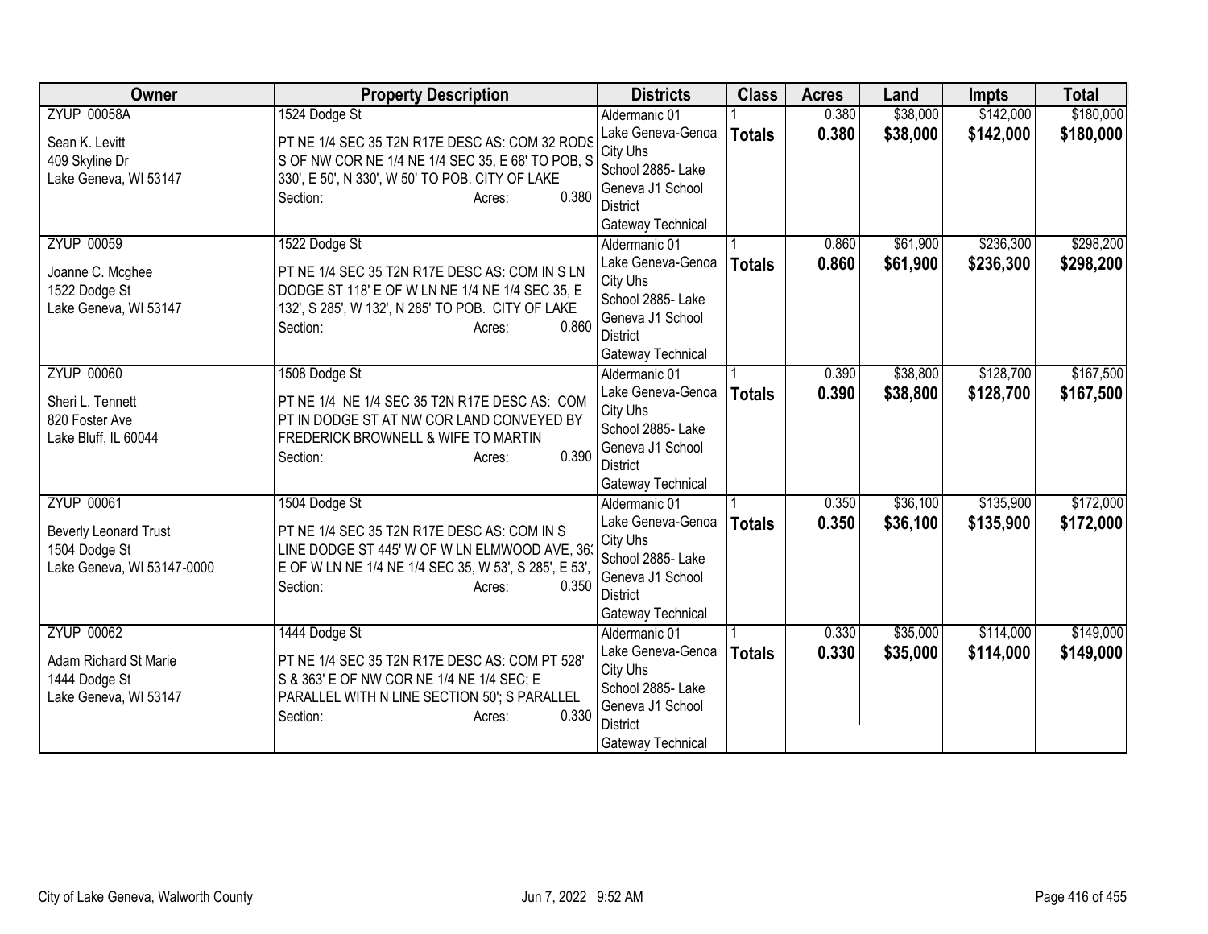| Owner | Property Description | Districts | Class | Acres | Land | Impts | Total |
|---|---|---|---|---|---|---|---|
| ZYUP 00058A<br><br>Sean K. Levitt<br>409 Skyline Dr<br>Lake Geneva, WI 53147 | 1524 Dodge St<br><br>PT NE 1/4 SEC 35 T2N R17E DESC AS: COM 32 RODS S OF NW COR NE 1/4 NE 1/4 SEC 35, E 68' TO POB, S 330', E 50', N 330', W 50' TO POB. CITY OF LAKE<br>Section: Acres: 0.380 | Aldermanic 01<br>Lake Geneva-Genoa City Uhs<br>School 2885- Lake Geneva J1 School District<br>Gateway Technical | 1<br>**Totals** | 0.380<br>**0.380** | $38,000<br>**$38,000** | $142,000<br>**$142,000** | $180,000<br>**$180,000** |
| ZYUP 00059<br><br>Joanne C. Mcghee<br>1522 Dodge St<br>Lake Geneva, WI 53147 | 1522 Dodge St<br><br>PT NE 1/4 SEC 35 T2N R17E DESC AS: COM IN S LN DODGE ST 118' E OF W LN NE 1/4 NE 1/4 SEC 35, E 132', S 285', W 132', N 285' TO POB. CITY OF LAKE<br>Section: Acres: 0.860 | Aldermanic 01<br>Lake Geneva-Genoa City Uhs<br>School 2885- Lake Geneva J1 School District<br>Gateway Technical | 1<br>**Totals** | 0.860<br>**0.860** | $61,900<br>**$61,900** | $236,300<br>**$236,300** | $298,200<br>**$298,200** |
| ZYUP 00060<br><br>Sheri L. Tennett<br>820 Foster Ave<br>Lake Bluff, IL 60044 | 1508 Dodge St<br><br>PT NE 1/4 NE 1/4 SEC 35 T2N R17E DESC AS: COM PT IN DODGE ST AT NW COR LAND CONVEYED BY FREDERICK BROWNELL & WIFE TO MARTIN<br>Section: Acres: 0.390 | Aldermanic 01<br>Lake Geneva-Genoa City Uhs<br>School 2885- Lake Geneva J1 School District<br>Gateway Technical | 1<br>**Totals** | 0.390<br>**0.390** | $38,800<br>**$38,800** | $128,700<br>**$128,700** | $167,500<br>**$167,500** |
| ZYUP 00061<br><br>Beverly Leonard Trust<br>1504 Dodge St<br>Lake Geneva, WI 53147-0000 | 1504 Dodge St<br><br>PT NE 1/4 SEC 35 T2N R17E DESC AS: COM IN S LINE DODGE ST 445' W OF W LN ELMWOOD AVE, 363 E OF W LN NE 1/4 NE 1/4 SEC 35, W 53', S 285', E 53',<br>Section: Acres: 0.350 | Aldermanic 01<br>Lake Geneva-Genoa City Uhs<br>School 2885- Lake Geneva J1 School District<br>Gateway Technical | 1<br>**Totals** | 0.350<br>**0.350** | $36,100<br>**$36,100** | $135,900<br>**$135,900** | $172,000<br>**$172,000** |
| ZYUP 00062<br><br>Adam Richard St Marie<br>1444 Dodge St<br>Lake Geneva, WI 53147 | 1444 Dodge St<br><br>PT NE 1/4 SEC 35 T2N R17E DESC AS: COM PT 528' S & 363' E OF NW COR NE 1/4 NE 1/4 SEC; E PARALLEL WITH N LINE SECTION 50'; S PARALLEL<br>Section: Acres: 0.330 | Aldermanic 01<br>Lake Geneva-Genoa City Uhs<br>School 2885- Lake Geneva J1 School District<br>Gateway Technical | 1<br>**Totals** | 0.330<br>**0.330** | $35,000<br>**$35,000** | $114,000<br>**$114,000** | $149,000<br>**$149,000** |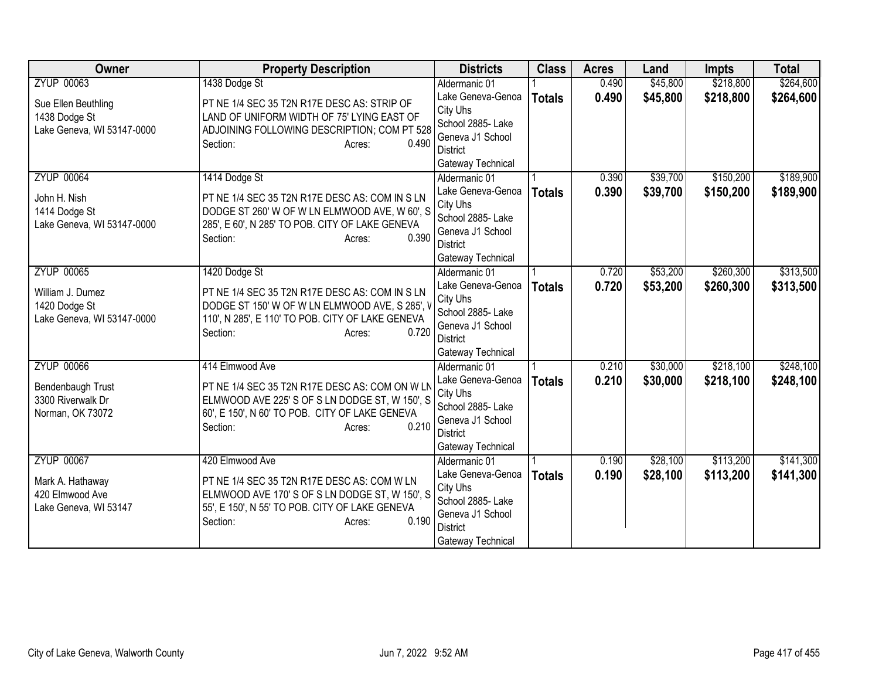| Owner | Property Description | Districts | Class | Acres | Land | Impts | Total |
|---|---|---|---|---|---|---|---|
| ZYUP 00063<br><br>Sue Ellen Beuthling<br>1438 Dodge St<br>Lake Geneva, WI 53147-0000 | 1438 Dodge St<br><br>PT NE 1/4 SEC 35 T2N R17E DESC AS: STRIP OF LAND OF UNIFORM WIDTH OF 75' LYING EAST OF ADJOINING FOLLOWING DESCRIPTION; COM PT 528<br>Section: Acres: 0.490 | Aldermanic 01<br>Lake Geneva-Genoa City Uhs<br>School 2885- Lake Geneva J1 School District<br>Gateway Technical | 1<br>**Totals** | 0.490<br>**0.490** | $45,800<br>**$45,800** | $218,800<br>**$218,800** | $264,600<br>**$264,600** |
| ZYUP 00064<br><br>John H. Nish<br>1414 Dodge St<br>Lake Geneva, WI 53147-0000 | 1414 Dodge St<br><br>PT NE 1/4 SEC 35 T2N R17E DESC AS: COM IN S LN DODGE ST 260' W OF W LN ELMWOOD AVE, W 60', S 285', E 60', N 285' TO POB. CITY OF LAKE GENEVA<br>Section: Acres: 0.390 | Aldermanic 01<br>Lake Geneva-Genoa City Uhs<br>School 2885- Lake Geneva J1 School District<br>Gateway Technical | 1<br>**Totals** | 0.390<br>**0.390** | $39,700<br>**$39,700** | $150,200<br>**$150,200** | $189,900<br>**$189,900** |
| ZYUP 00065<br><br>William J. Dumez<br>1420 Dodge St<br>Lake Geneva, WI 53147-0000 | 1420 Dodge St<br><br>PT NE 1/4 SEC 35 T2N R17E DESC AS: COM IN S LN DODGE ST 150' W OF W LN ELMWOOD AVE, S 285', W 110', N 285', E 110' TO POB. CITY OF LAKE GENEVA<br>Section: Acres: 0.720 | Aldermanic 01<br>Lake Geneva-Genoa City Uhs<br>School 2885- Lake Geneva J1 School District<br>Gateway Technical | 1<br>**Totals** | 0.720<br>**0.720** | $53,200<br>**$53,200** | $260,300<br>**$260,300** | $313,500<br>**$313,500** |
| ZYUP 00066<br><br>Bendenbaugh Trust<br>3300 Riverwalk Dr<br>Norman, OK 73072 | 414 Elmwood Ave<br><br>PT NE 1/4 SEC 35 T2N R17E DESC AS: COM ON W LN ELMWOOD AVE 225' S OF S LN DODGE ST, W 150', S 60', E 150', N 60' TO POB. CITY OF LAKE GENEVA<br>Section: Acres: 0.210 | Aldermanic 01<br>Lake Geneva-Genoa City Uhs<br>School 2885- Lake Geneva J1 School District<br>Gateway Technical | 1<br>**Totals** | 0.210<br>**0.210** | $30,000<br>**$30,000** | $218,100<br>**$218,100** | $248,100<br>**$248,100** |
| ZYUP 00067<br><br>Mark A. Hathaway<br>420 Elmwood Ave<br>Lake Geneva, WI 53147 | 420 Elmwood Ave<br><br>PT NE 1/4 SEC 35 T2N R17E DESC AS: COM W LN ELMWOOD AVE 170' S OF S LN DODGE ST, W 150', S 55', E 150', N 55' TO POB. CITY OF LAKE GENEVA<br>Section: Acres: 0.190 | Aldermanic 01<br>Lake Geneva-Genoa City Uhs<br>School 2885- Lake Geneva J1 School District<br>Gateway Technical | 1<br>**Totals** | 0.190<br>**0.190** | $28,100<br>**$28,100** | $113,200<br>**$113,200** | $141,300<br>**$141,300** |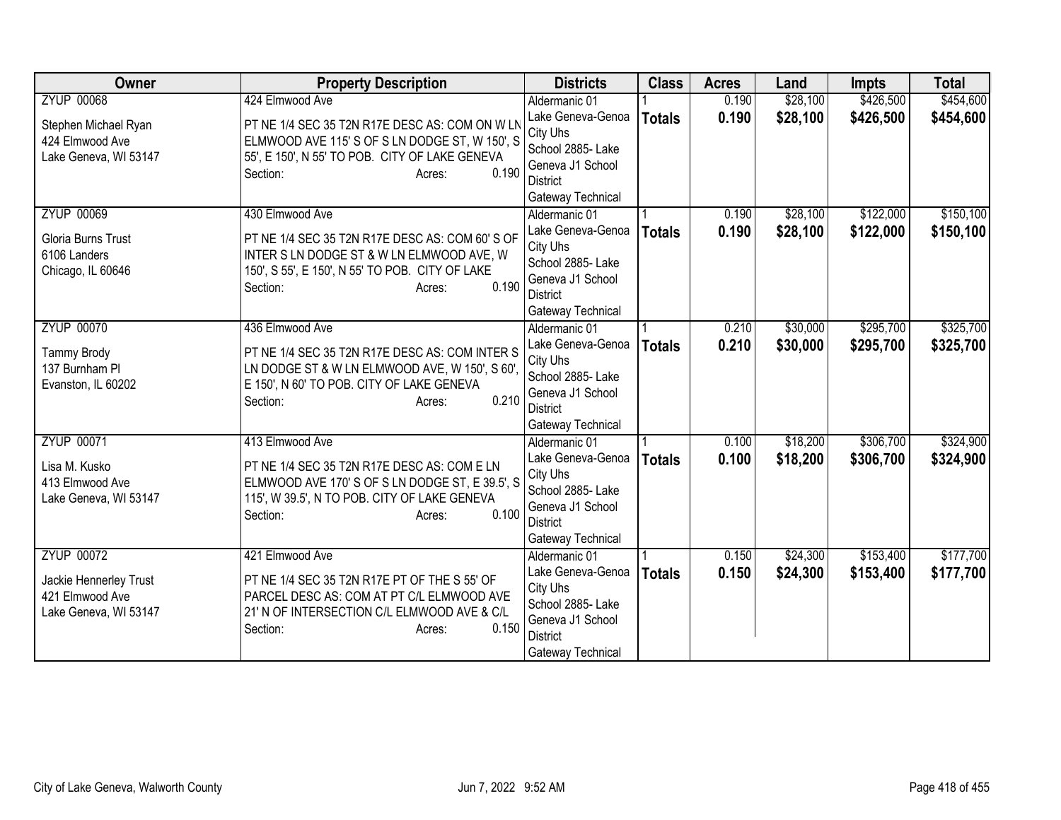| Owner | Property Description | Districts | Class | Acres | Land | Impts | Total |
|---|---|---|---|---|---|---|---|
| ZYUP 00068<br><br>Stephen Michael Ryan<br>424 Elmwood Ave<br>Lake Geneva, WI 53147 | 424 Elmwood Ave<br><br>PT NE 1/4 SEC 35 T2N R17E DESC AS: COM ON W LN ELMWOOD AVE 115' S OF S LN DODGE ST, W 150', S 55', E 150', N 55' TO POB. CITY OF LAKE GENEVA<br>Section: Acres: 0.190 | Aldermanic 01<br>Lake Geneva-Genoa City Uhs<br>School 2885- Lake Geneva J1 School District<br>Gateway Technical | 1<br>**Totals** | 0.190<br>**0.190** | $28,100<br>**$28,100** | $426,500<br>**$426,500** | $454,600<br>**$454,600** |
| ZYUP 00069<br><br>Gloria Burns Trust<br>6106 Landers<br>Chicago, IL 60646 | 430 Elmwood Ave<br><br>PT NE 1/4 SEC 35 T2N R17E DESC AS: COM 60' S OF INTER S LN DODGE ST & W LN ELMWOOD AVE, W 150', S 55', E 150', N 55' TO POB. CITY OF LAKE<br>Section: Acres: 0.190 | Aldermanic 01<br>Lake Geneva-Genoa City Uhs<br>School 2885- Lake Geneva J1 School District<br>Gateway Technical | 1<br>**Totals** | 0.190<br>**0.190** | $28,100<br>**$28,100** | $122,000<br>**$122,000** | $150,100<br>**$150,100** |
| ZYUP 00070<br><br>Tammy Brody<br>137 Burnham Pl<br>Evanston, IL 60202 | 436 Elmwood Ave<br><br>PT NE 1/4 SEC 35 T2N R17E DESC AS: COM INTER S LN DODGE ST & W LN ELMWOOD AVE, W 150', S 60', E 150', N 60' TO POB. CITY OF LAKE GENEVA<br>Section: Acres: 0.210 | Aldermanic 01<br>Lake Geneva-Genoa City Uhs<br>School 2885- Lake Geneva J1 School District<br>Gateway Technical | 1<br>**Totals** | 0.210<br>**0.210** | $30,000<br>**$30,000** | $295,700<br>**$295,700** | $325,700<br>**$325,700** |
| ZYUP 00071<br><br>Lisa M. Kusko<br>413 Elmwood Ave<br>Lake Geneva, WI 53147 | 413 Elmwood Ave<br><br>PT NE 1/4 SEC 35 T2N R17E DESC AS: COM E LN ELMWOOD AVE 170' S OF S LN DODGE ST, E 39.5', S 115', W 39.5', N TO POB. CITY OF LAKE GENEVA<br>Section: Acres: 0.100 | Aldermanic 01<br>Lake Geneva-Genoa City Uhs<br>School 2885- Lake Geneva J1 School District<br>Gateway Technical | 1<br>**Totals** | 0.100<br>**0.100** | $18,200<br>**$18,200** | $306,700<br>**$306,700** | $324,900<br>**$324,900** |
| ZYUP 00072<br><br>Jackie Hennerley Trust<br>421 Elmwood Ave<br>Lake Geneva, WI 53147 | 421 Elmwood Ave<br><br>PT NE 1/4 SEC 35 T2N R17E PT OF THE S 55' OF PARCEL DESC AS: COM AT PT C/L ELMWOOD AVE 21' N OF INTERSECTION C/L ELMWOOD AVE & C/L<br>Section: Acres: 0.150 | Aldermanic 01<br>Lake Geneva-Genoa City Uhs<br>School 2885- Lake Geneva J1 School District<br>Gateway Technical | 1<br>**Totals** | 0.150<br>**0.150** | $24,300<br>**$24,300** | $153,400<br>**$153,400** | $177,700<br>**$177,700** |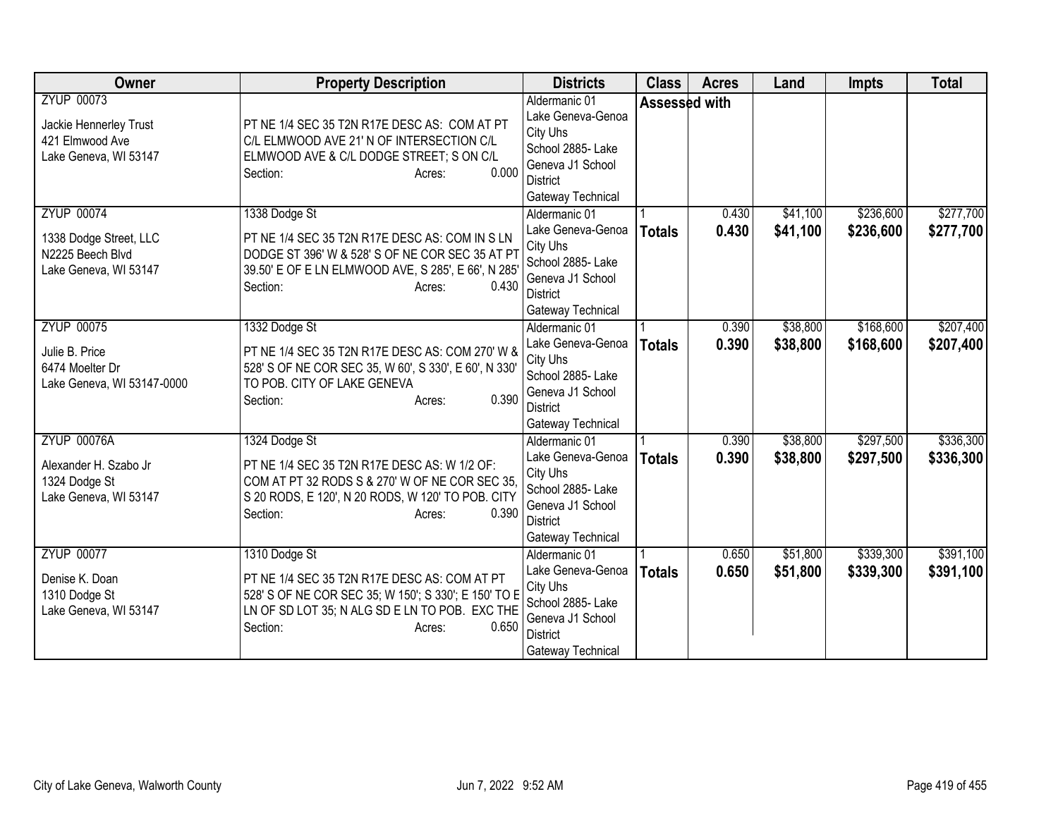| Owner | Property Description | Districts | Class | Acres | Land | Impts | Total |
|---|---|---|---|---|---|---|---|
| ZYUP 00073<br><br>Jackie Hennerley Trust<br>421 Elmwood Ave<br>Lake Geneva, WI 53147 | PT NE 1/4 SEC 35 T2N R17E DESC AS: COM AT PT C/L ELMWOOD AVE 21' N OF INTERSECTION C/L ELMWOOD AVE & C/L DODGE STREET; S ON C/L<br>Section: Acres: 0.000 | Aldermanic 01<br>Lake Geneva-Genoa City Uhs<br>School 2885- Lake Geneva J1 School District<br>Gateway Technical | Assessed with | | | | |
| ZYUP 00074<br><br>1338 Dodge Street, LLC<br>N2225 Beech Blvd<br>Lake Geneva, WI 53147 | 1338 Dodge St<br><br>PT NE 1/4 SEC 35 T2N R17E DESC AS: COM IN S LN DODGE ST 396' W & 528' S OF NE COR SEC 35 AT PT 39.50' E OF E LN ELMWOOD AVE, S 285', E 66', N 285'<br>Section: Acres: 0.430 | Aldermanic 01<br>Lake Geneva-Genoa City Uhs<br>School 2885- Lake Geneva J1 School District<br>Gateway Technical | 1<br>**Totals** | 0.430<br>**0.430** | $41,100<br>**$41,100** | $236,600<br>**$236,600** | $277,700<br>**$277,700** |
| ZYUP 00075<br><br>Julie B. Price<br>6474 Moelter Dr<br>Lake Geneva, WI 53147-0000 | 1332 Dodge St<br><br>PT NE 1/4 SEC 35 T2N R17E DESC AS: COM 270' W & 528' S OF NE COR SEC 35, W 60', S 330', E 60', N 330' TO POB. CITY OF LAKE GENEVA<br>Section: Acres: 0.390 | Aldermanic 01<br>Lake Geneva-Genoa City Uhs<br>School 2885- Lake Geneva J1 School District<br>Gateway Technical | 1<br>**Totals** | 0.390<br>**0.390** | $38,800<br>**$38,800** | $168,600<br>**$168,600** | $207,400<br>**$207,400** |
| ZYUP 00076A<br><br>Alexander H. Szabo Jr<br>1324 Dodge St<br>Lake Geneva, WI 53147 | 1324 Dodge St<br><br>PT NE 1/4 SEC 35 T2N R17E DESC AS: W 1/2 OF: COM AT PT 32 RODS S & 270' W OF NE COR SEC 35, S 20 RODS, E 120', N 20 RODS, W 120' TO POB. CITY<br>Section: Acres: 0.390 | Aldermanic 01<br>Lake Geneva-Genoa City Uhs<br>School 2885- Lake Geneva J1 School District<br>Gateway Technical | 1<br>**Totals** | 0.390<br>**0.390** | $38,800<br>**$38,800** | $297,500<br>**$297,500** | $336,300<br>**$336,300** |
| ZYUP 00077<br><br>Denise K. Doan<br>1310 Dodge St<br>Lake Geneva, WI 53147 | 1310 Dodge St<br><br>PT NE 1/4 SEC 35 T2N R17E DESC AS: COM AT PT 528' S OF NE COR SEC 35; W 150'; S 330'; E 150' TO E LN OF SD LOT 35; N ALG SD E LN TO POB. EXC THE<br>Section: Acres: 0.650 | Aldermanic 01<br>Lake Geneva-Genoa City Uhs<br>School 2885- Lake Geneva J1 School District<br>Gateway Technical | 1<br>**Totals** | 0.650<br>**0.650** | $51,800<br>**$51,800** | $339,300<br>**$339,300** | $391,100<br>**$391,100** |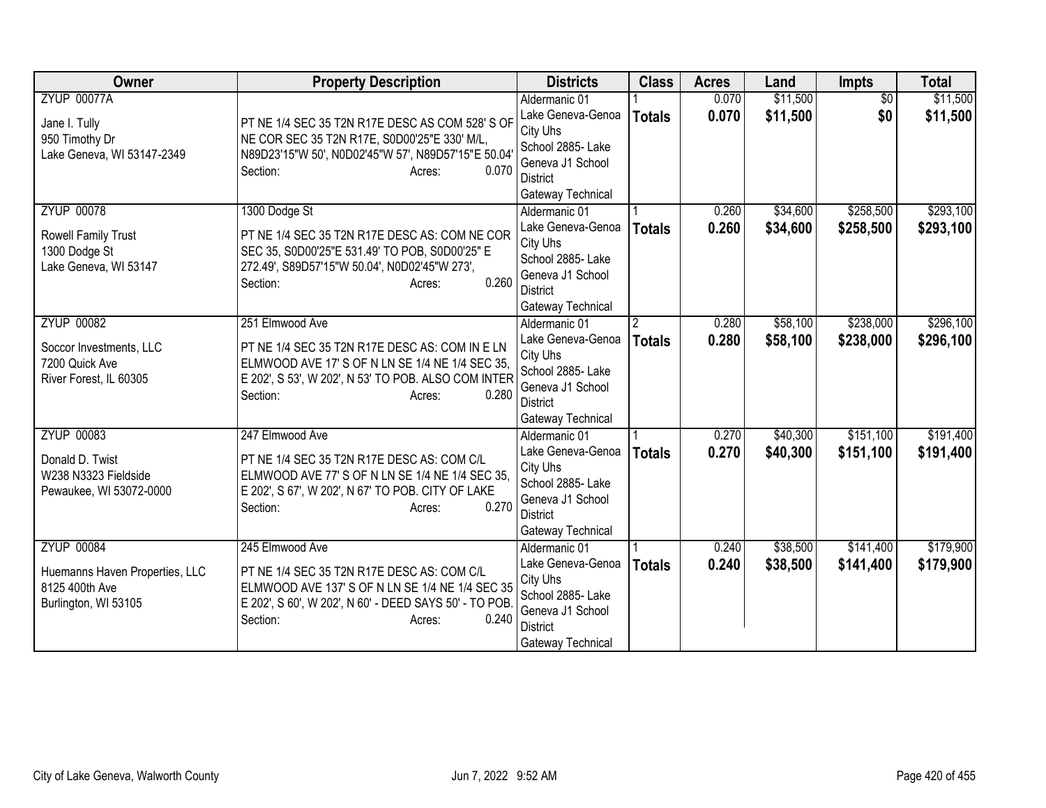| Owner | Property Description | Districts | Class | Acres | Land | Impts | Total |
|---|---|---|---|---|---|---|---|
| ZYUP 00077A<br><br>Jane I. Tully<br>950 Timothy Dr<br>Lake Geneva, WI 53147-2349 | PT NE 1/4 SEC 35 T2N R17E DESC AS COM 528' S OF NE COR SEC 35 T2N R17E, S0D00'25"E 330' M/L, N89D23'15"W 50', N0D02'45"W 57', N89D57'15"E 50.04'<br>Section: Acres: 0.070 | Aldermanic 01<br>Lake Geneva-Genoa City Uhs<br>School 2885- Lake Geneva J1 School District<br>Gateway Technical | 1<br>**Totals** | 0.070<br>**0.070** | $11,500<br>**$11,500** | $0<br>**$0** | $11,500<br>**$11,500** |
| ZYUP 00078<br><br>Rowell Family Trust<br>1300 Dodge St<br>Lake Geneva, WI 53147 | 1300 Dodge St<br><br>PT NE 1/4 SEC 35 T2N R17E DESC AS: COM NE COR SEC 35, S0D00'25"E 531.49' TO POB, S0D00'25" E 272.49', S89D57'15"W 50.04', N0D02'45"W 273',<br>Section: Acres: 0.260 | Aldermanic 01<br>Lake Geneva-Genoa City Uhs<br>School 2885- Lake Geneva J1 School District<br>Gateway Technical | 1<br>**Totals** | 0.260<br>**0.260** | $34,600<br>**$34,600** | $258,500<br>**$258,500** | $293,100<br>**$293,100** |
| ZYUP 00082<br><br>Soccor Investments, LLC<br>7200 Quick Ave<br>River Forest, IL 60305 | 251 Elmwood Ave<br><br>PT NE 1/4 SEC 35 T2N R17E DESC AS: COM IN E LN ELMWOOD AVE 17' S OF N LN SE 1/4 NE 1/4 SEC 35, E 202', S 53', W 202', N 53' TO POB. ALSO COM INTER<br>Section: Acres: 0.280 | Aldermanic 01<br>Lake Geneva-Genoa City Uhs<br>School 2885- Lake Geneva J1 School District<br>Gateway Technical | 2<br>**Totals** | 0.280<br>**0.280** | $58,100<br>**$58,100** | $238,000<br>**$238,000** | $296,100<br>**$296,100** |
| ZYUP 00083<br><br>Donald D. Twist<br>W238 N3323 Fieldside<br>Pewaukee, WI 53072-0000 | 247 Elmwood Ave<br><br>PT NE 1/4 SEC 35 T2N R17E DESC AS: COM C/L ELMWOOD AVE 77' S OF N LN SE 1/4 NE 1/4 SEC 35, E 202', S 67', W 202', N 67' TO POB. CITY OF LAKE<br>Section: Acres: 0.270 | Aldermanic 01<br>Lake Geneva-Genoa City Uhs<br>School 2885- Lake Geneva J1 School District<br>Gateway Technical | 1<br>**Totals** | 0.270<br>**0.270** | $40,300<br>**$40,300** | $151,100<br>**$151,100** | $191,400<br>**$191,400** |
| ZYUP 00084<br><br>Huemanns Haven Properties, LLC<br>8125 400th Ave<br>Burlington, WI 53105 | 245 Elmwood Ave<br><br>PT NE 1/4 SEC 35 T2N R17E DESC AS: COM C/L ELMWOOD AVE 137' S OF N LN SE 1/4 NE 1/4 SEC 35 E 202', S 60', W 202', N 60' - DEED SAYS 50' - TO POB.<br>Section: Acres: 0.240 | Aldermanic 01<br>Lake Geneva-Genoa City Uhs<br>School 2885- Lake Geneva J1 School District<br>Gateway Technical | 1<br>**Totals** | 0.240<br>**0.240** | $38,500<br>**$38,500** | $141,400<br>**$141,400** | $179,900<br>**$179,900** |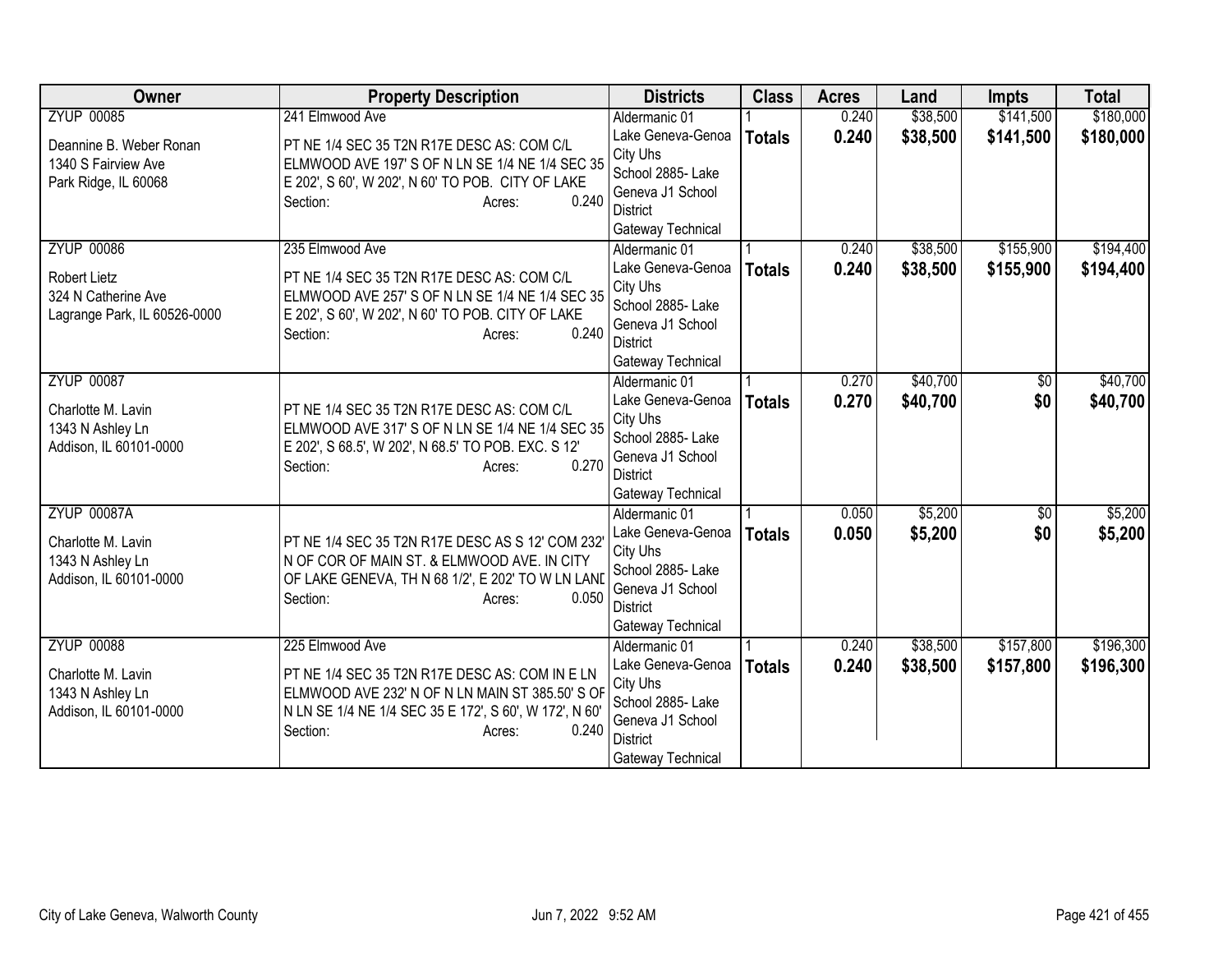| Owner | Property Description | Districts | Class | Acres | Land | Impts | Total |
|---|---|---|---|---|---|---|---|
| ZYUP 00085<br>Deannine B. Weber Ronan<br>1340 S Fairview Ave<br>Park Ridge, IL 60068 | 241 Elmwood Ave<br>PT NE 1/4 SEC 35 T2N R17E DESC AS: COM C/L ELMWOOD AVE 197' S OF N LN SE 1/4 NE 1/4 SEC 35 E 202', S 60', W 202', N 60' TO POB. CITY OF LAKE<br>Section: Acres: 0.240 | Aldermanic 01<br>Lake Geneva-Genoa City Uhs<br>School 2885- Lake Geneva J1 School District<br>Gateway Technical | 1<br>**Totals** | 0.240<br>**0.240** | $38,500<br>**$38,500** | $141,500<br>**$141,500** | $180,000<br>**$180,000** |
| ZYUP 00086<br>Robert Lietz<br>324 N Catherine Ave<br>Lagrange Park, IL 60526-0000 | 235 Elmwood Ave<br>PT NE 1/4 SEC 35 T2N R17E DESC AS: COM C/L ELMWOOD AVE 257' S OF N LN SE 1/4 NE 1/4 SEC 35 E 202', S 60', W 202', N 60' TO POB. CITY OF LAKE<br>Section: Acres: 0.240 | Aldermanic 01<br>Lake Geneva-Genoa City Uhs<br>School 2885- Lake Geneva J1 School District<br>Gateway Technical | 1<br>**Totals** | 0.240<br>**0.240** | $38,500<br>**$38,500** | $155,900<br>**$155,900** | $194,400<br>**$194,400** |
| ZYUP 00087<br>Charlotte M. Lavin<br>1343 N Ashley Ln<br>Addison, IL 60101-0000 | PT NE 1/4 SEC 35 T2N R17E DESC AS: COM C/L ELMWOOD AVE 317' S OF N LN SE 1/4 NE 1/4 SEC 35 E 202', S 68.5', W 202', N 68.5' TO POB. EXC. S 12'<br>Section: Acres: 0.270 | Aldermanic 01<br>Lake Geneva-Genoa City Uhs<br>School 2885- Lake Geneva J1 School District<br>Gateway Technical | 1<br>**Totals** | 0.270<br>**0.270** | $40,700<br>**$40,700** | $0<br>**$0** | $40,700<br>**$40,700** |
| ZYUP 00087A<br>Charlotte M. Lavin<br>1343 N Ashley Ln<br>Addison, IL 60101-0000 | PT NE 1/4 SEC 35 T2N R17E DESC AS S 12' COM 232' N OF COR OF MAIN ST. & ELMWOOD AVE. IN CITY OF LAKE GENEVA, TH N 68 1/2', E 202' TO W LN LAND<br>Section: Acres: 0.050 | Aldermanic 01<br>Lake Geneva-Genoa City Uhs<br>School 2885- Lake Geneva J1 School District<br>Gateway Technical | 1<br>**Totals** | 0.050<br>**0.050** | $5,200<br>**$5,200** | $0<br>**$0** | $5,200<br>**$5,200** |
| ZYUP 00088<br>Charlotte M. Lavin<br>1343 N Ashley Ln<br>Addison, IL 60101-0000 | 225 Elmwood Ave<br>PT NE 1/4 SEC 35 T2N R17E DESC AS: COM IN E LN ELMWOOD AVE 232' N OF N LN MAIN ST 385.50' S OF N LN SE 1/4 NE 1/4 SEC 35 E 172', S 60', W 172', N 60'<br>Section: Acres: 0.240 | Aldermanic 01<br>Lake Geneva-Genoa City Uhs<br>School 2885- Lake Geneva J1 School District<br>Gateway Technical | 1<br>**Totals** | 0.240<br>**0.240** | $38,500<br>**$38,500** | $157,800<br>**$157,800** | $196,300<br>**$196,300** |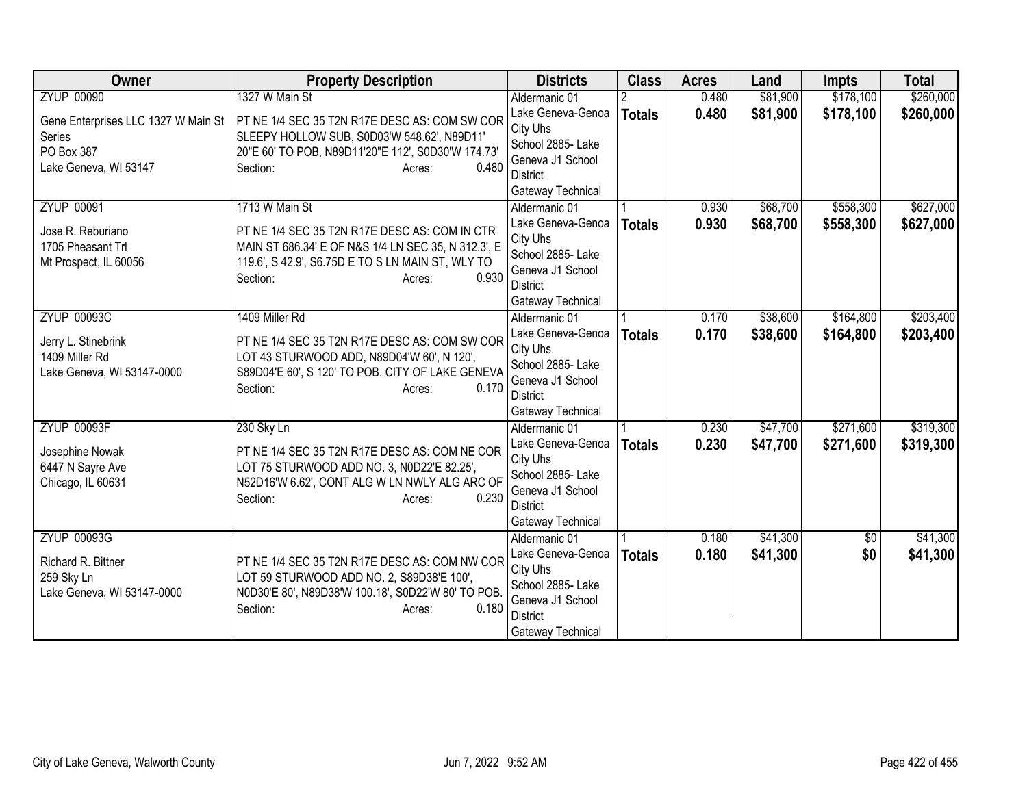| Owner | Property Description | Districts | Class | Acres | Land | Impts | Total |
|---|---|---|---|---|---|---|---|
| ZYUP 00090<br>Gene Enterprises LLC 1327 W Main St Series<br>PO Box 387<br>Lake Geneva, WI 53147 | 1327 W Main St<br>PT NE 1/4 SEC 35 T2N R17E DESC AS: COM SW COR SLEEPY HOLLOW SUB, S0D03'W 548.62', N89D11' 20"E 60' TO POB, N89D11'20"E 112', S0D30'W 174.73'<br>Section: Acres: 0.480 | Aldermanic 01<br>Lake Geneva-Genoa City Uhs<br>School 2885- Lake Geneva J1 School District<br>Gateway Technical | 2<br>**Totals** | 0.480<br>**0.480** | $81,900<br>**$81,900** | $178,100<br>**$178,100** | $260,000<br>**$260,000** |
| ZYUP 00091<br>Jose R. Reburiano<br>1705 Pheasant Trl<br>Mt Prospect, IL 60056 | 1713 W Main St<br>PT NE 1/4 SEC 35 T2N R17E DESC AS: COM IN CTR MAIN ST 686.34' E OF N&S 1/4 LN SEC 35, N 312.3', E 119.6', S 42.9', S6.75D E TO S LN MAIN ST, WLY TO<br>Section: Acres: 0.930 | Aldermanic 01<br>Lake Geneva-Genoa City Uhs<br>School 2885- Lake Geneva J1 School District<br>Gateway Technical | 1<br>**Totals** | 0.930<br>**0.930** | $68,700<br>**$68,700** | $558,300<br>**$558,300** | $627,000<br>**$627,000** |
| ZYUP 00093C<br>Jerry L. Stinebrink<br>1409 Miller Rd<br>Lake Geneva, WI 53147-0000 | 1409 Miller Rd<br>PT NE 1/4 SEC 35 T2N R17E DESC AS: COM SW COR LOT 43 STURWOOD ADD, N89D04'W 60', N 120', S89D04'E 60', S 120' TO POB. CITY OF LAKE GENEVA<br>Section: Acres: 0.170 | Aldermanic 01<br>Lake Geneva-Genoa City Uhs<br>School 2885- Lake Geneva J1 School District<br>Gateway Technical | 1<br>**Totals** | 0.170<br>**0.170** | $38,600<br>**$38,600** | $164,800<br>**$164,800** | $203,400<br>**$203,400** |
| ZYUP 00093F<br>Josephine Nowak<br>6447 N Sayre Ave<br>Chicago, IL 60631 | 230 Sky Ln<br>PT NE 1/4 SEC 35 T2N R17E DESC AS: COM NE COR LOT 75 STURWOOD ADD NO. 3, N0D22'E 82.25', N52D16'W 6.62', CONT ALG W LN NWLY ALG ARC OF<br>Section: Acres: 0.230 | Aldermanic 01<br>Lake Geneva-Genoa City Uhs<br>School 2885- Lake Geneva J1 School District<br>Gateway Technical | 1<br>**Totals** | 0.230<br>**0.230** | $47,700<br>**$47,700** | $271,600<br>**$271,600** | $319,300<br>**$319,300** |
| ZYUP 00093G<br>Richard R. Bittner<br>259 Sky Ln<br>Lake Geneva, WI 53147-0000 | PT NE 1/4 SEC 35 T2N R17E DESC AS: COM NW COR LOT 59 STURWOOD ADD NO. 2, S89D38'E 100', N0D30'E 80', N89D38'W 100.18', S0D22'W 80' TO POB.<br>Section: Acres: 0.180 | Aldermanic 01<br>Lake Geneva-Genoa City Uhs<br>School 2885- Lake Geneva J1 School District<br>Gateway Technical | 1<br>**Totals** | 0.180<br>**0.180** | $41,300<br>**$41,300** | $0<br>**$0** | $41,300<br>**$41,300** |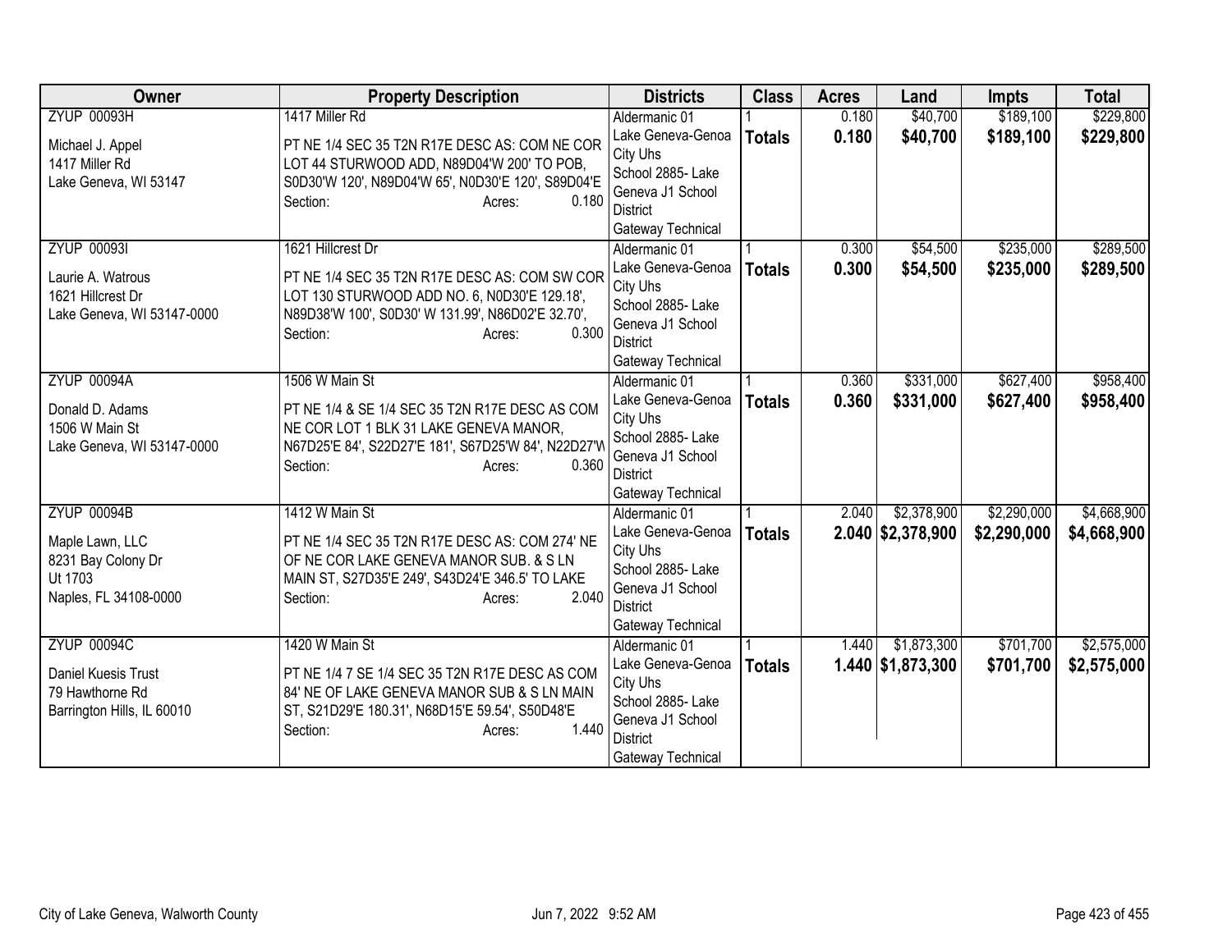| Owner | Property Description | Districts | Class | Acres | Land | Impts | Total |
|---|---|---|---|---|---|---|---|
| ZYUP 00093H<br><br>Michael J. Appel<br>1417 Miller Rd<br>Lake Geneva, WI 53147 | 1417 Miller Rd<br><br>PT NE 1/4 SEC 35 T2N R17E DESC AS: COM NE COR LOT 44 STURWOOD ADD, N89D04'W 200' TO POB, S0D30'W 120', N89D04'W 65', N0D30'E 120', S89D04'E<br>Section: Acres: 0.180 | Aldermanic 01<br>Lake Geneva-Genoa City Uhs<br>School 2885- Lake Geneva J1 School District<br>Gateway Technical | 1<br>**Totals** | 0.180<br>**0.180** | $40,700<br>**$40,700** | $189,100<br>**$189,100** | $229,800<br>**$229,800** |
| ZYUP 00093I<br><br>Laurie A. Watrous<br>1621 Hillcrest Dr<br>Lake Geneva, WI 53147-0000 | 1621 Hillcrest Dr<br><br>PT NE 1/4 SEC 35 T2N R17E DESC AS: COM SW COR LOT 130 STURWOOD ADD NO. 6, N0D30'E 129.18', N89D38'W 100', S0D30' W 131.99', N86D02'E 32.70',<br>Section: Acres: 0.300 | Aldermanic 01<br>Lake Geneva-Genoa City Uhs<br>School 2885- Lake Geneva J1 School District<br>Gateway Technical | 1<br>**Totals** | 0.300<br>**0.300** | $54,500<br>**$54,500** | $235,000<br>**$235,000** | $289,500<br>**$289,500** |
| ZYUP 00094A<br><br>Donald D. Adams<br>1506 W Main St<br>Lake Geneva, WI 53147-0000 | 1506 W Main St<br><br>PT NE 1/4 & SE 1/4 SEC 35 T2N R17E DESC AS COM NE COR LOT 1 BLK 31 LAKE GENEVA MANOR, N67D25'E 84', S22D27'E 181', S67D25'W 84', N22D27'W<br>Section: Acres: 0.360 | Aldermanic 01<br>Lake Geneva-Genoa City Uhs<br>School 2885- Lake Geneva J1 School District<br>Gateway Technical | 1<br>**Totals** | 0.360<br>**0.360** | $331,000<br>**$331,000** | $627,400<br>**$627,400** | $958,400<br>**$958,400** |
| ZYUP 00094B<br><br>Maple Lawn, LLC<br>8231 Bay Colony Dr<br>Ut 1703<br>Naples, FL 34108-0000 | 1412 W Main St<br><br>PT NE 1/4 SEC 35 T2N R17E DESC AS: COM 274' NE OF NE COR LAKE GENEVA MANOR SUB. & S LN MAIN ST, S27D35'E 249', S43D24'E 346.5' TO LAKE<br>Section: Acres: 2.040 | Aldermanic 01<br>Lake Geneva-Genoa City Uhs<br>School 2885- Lake Geneva J1 School District<br>Gateway Technical | 1<br>**Totals** | 2.040<br>**2.040** | $2,378,900<br>**$2,378,900** | $2,290,000<br>**$2,290,000** | $4,668,900<br>**$4,668,900** |
| ZYUP 00094C<br><br>Daniel Kuesis Trust<br>79 Hawthorne Rd<br>Barrington Hills, IL 60010 | 1420 W Main St<br><br>PT NE 1/4 7 SE 1/4 SEC 35 T2N R17E DESC AS COM 84' NE OF LAKE GENEVA MANOR SUB & S LN MAIN ST, S21D29'E 180.31', N68D15'E 59.54', S50D48'E<br>Section: Acres: 1.440 | Aldermanic 01<br>Lake Geneva-Genoa City Uhs<br>School 2885- Lake Geneva J1 School District<br>Gateway Technical | 1<br>**Totals** | 1.440<br>**1.440** | $1,873,300<br>**$1,873,300** | $701,700<br>**$701,700** | $2,575,000<br>**$2,575,000** |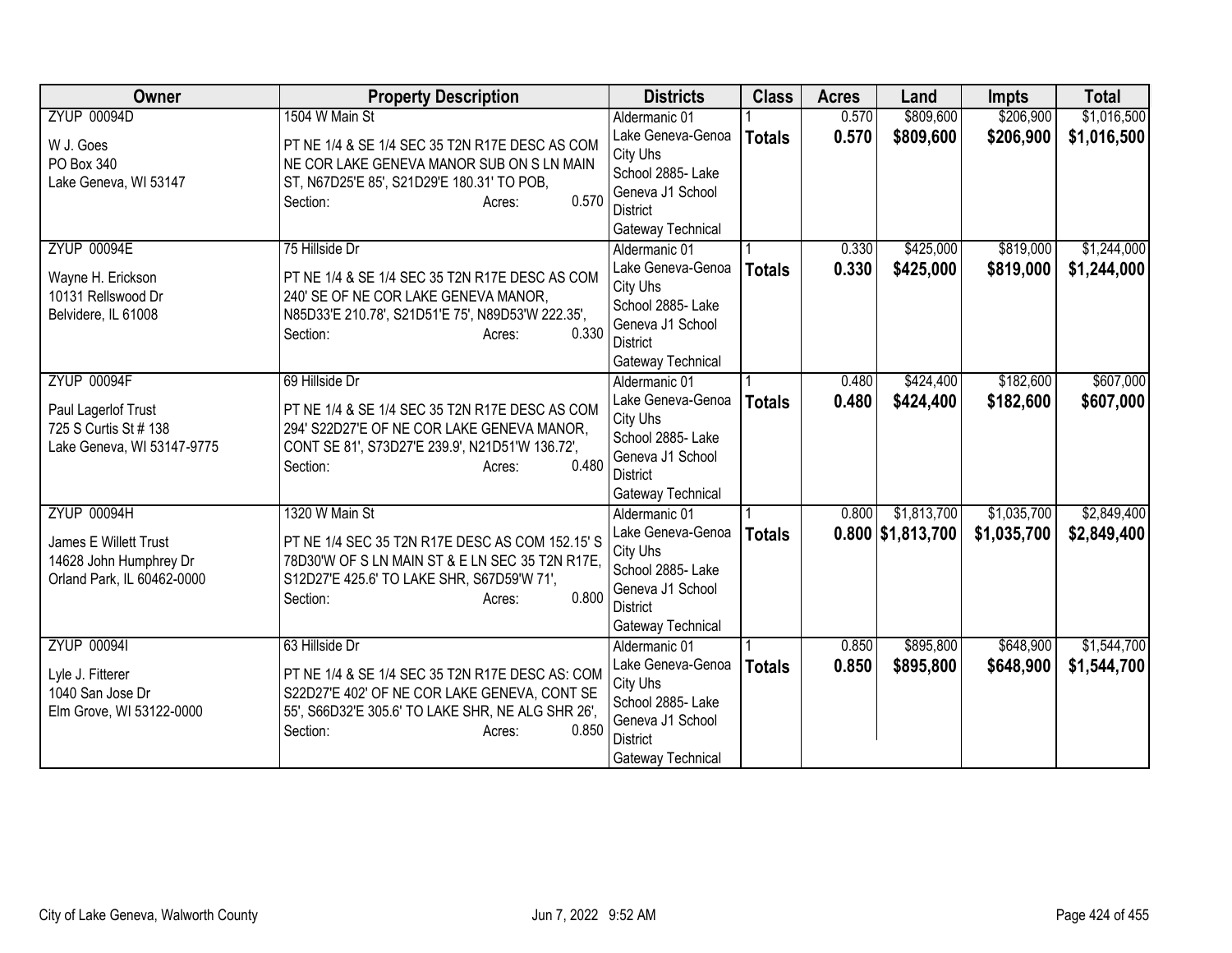| Owner | Property Description | Districts | Class | Acres | Land | Impts | Total |
|---|---|---|---|---|---|---|---|
| ZYUP 00094D<br>W J. Goes<br>PO Box 340<br>Lake Geneva, WI 53147 | 1504 W Main St<br>PT NE 1/4 & SE 1/4 SEC 35 T2N R17E DESC AS COM NE COR LAKE GENEVA MANOR SUB ON S LN MAIN ST, N67D25'E 85', S21D29'E 180.31' TO POB,<br>Section: Acres: 0.570 | Aldermanic 01<br>Lake Geneva-Genoa City Uhs<br>School 2885- Lake Geneva J1 School District<br>Gateway Technical | 1<br>**Totals** | 0.570<br>**0.570** | $809,600<br>**$809,600** | $206,900<br>**$206,900** | $1,016,500<br>**$1,016,500** |
| ZYUP 00094E<br>Wayne H. Erickson<br>10131 Rellswood Dr<br>Belvidere, IL 61008 | 75 Hillside Dr<br>PT NE 1/4 & SE 1/4 SEC 35 T2N R17E DESC AS COM 240' SE OF NE COR LAKE GENEVA MANOR, N85D33'E 210.78', S21D51'E 75', N89D53'W 222.35',<br>Section: Acres: 0.330 | Aldermanic 01<br>Lake Geneva-Genoa City Uhs<br>School 2885- Lake Geneva J1 School District<br>Gateway Technical | 1<br>**Totals** | 0.330<br>**0.330** | $425,000<br>**$425,000** | $819,000<br>**$819,000** | $1,244,000<br>**$1,244,000** |
| ZYUP 00094F<br>Paul Lagerlof Trust<br>725 S Curtis St # 138<br>Lake Geneva, WI 53147-9775 | 69 Hillside Dr<br>PT NE 1/4 & SE 1/4 SEC 35 T2N R17E DESC AS COM 294' S22D27'E OF NE COR LAKE GENEVA MANOR, CONT SE 81', S73D27'E 239.9', N21D51'W 136.72',<br>Section: Acres: 0.480 | Aldermanic 01<br>Lake Geneva-Genoa City Uhs<br>School 2885- Lake Geneva J1 School District<br>Gateway Technical | 1<br>**Totals** | 0.480<br>**0.480** | $424,400<br>**$424,400** | $182,600<br>**$182,600** | $607,000<br>**$607,000** |
| ZYUP 00094H<br>James E Willett Trust<br>14628 John Humphrey Dr<br>Orland Park, IL 60462-0000 | 1320 W Main St<br>PT NE 1/4 SEC 35 T2N R17E DESC AS COM 152.15' S 78D30'W OF S LN MAIN ST & E LN SEC 35 T2N R17E, S12D27'E 425.6' TO LAKE SHR, S67D59'W 71',<br>Section: Acres: 0.800 | Aldermanic 01<br>Lake Geneva-Genoa City Uhs<br>School 2885- Lake Geneva J1 School District<br>Gateway Technical | 1<br>**Totals** | 0.800<br>**0.800** | $1,813,700<br>**$1,813,700** | $1,035,700<br>**$1,035,700** | $2,849,400<br>**$2,849,400** |
| ZYUP 00094I<br>Lyle J. Fitterer<br>1040 San Jose Dr<br>Elm Grove, WI 53122-0000 | 63 Hillside Dr<br>PT NE 1/4 & SE 1/4 SEC 35 T2N R17E DESC AS: COM S22D27'E 402' OF NE COR LAKE GENEVA, CONT SE 55', S66D32'E 305.6' TO LAKE SHR, NE ALG SHR 26',<br>Section: Acres: 0.850 | Aldermanic 01<br>Lake Geneva-Genoa City Uhs<br>School 2885- Lake Geneva J1 School District<br>Gateway Technical | 1<br>**Totals** | 0.850<br>**0.850** | $895,800<br>**$895,800** | $648,900<br>**$648,900** | $1,544,700<br>**$1,544,700** |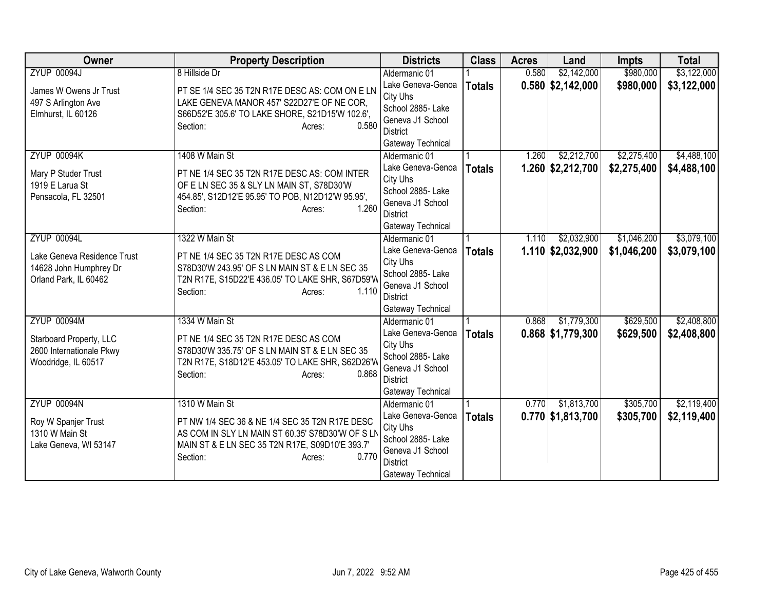| Owner | Property Description | Districts | Class | Acres | Land | Impts | Total |
|---|---|---|---|---|---|---|---|
| ZYUP 00094J<br><br>James W Owens Jr Trust<br>497 S Arlington Ave<br>Elmhurst, IL 60126 | 8 Hillside Dr<br><br>PT SE 1/4 SEC 35 T2N R17E DESC AS: COM ON E LN LAKE GENEVA MANOR 457' S22D27'E OF NE COR, S66D52'E 305.6' TO LAKE SHORE, S21D15'W 102.6',<br>Section: Acres: 0.580 | Aldermanic 01<br>Lake Geneva-Genoa City Uhs<br>School 2885- Lake Geneva J1 School District<br>Gateway Technical | 1<br>**Totals** | 0.580<br>**0.580** | $2,142,000<br>**$2,142,000** | $980,000<br>**$980,000** | $3,122,000<br>**$3,122,000** |
| ZYUP 00094K<br><br>Mary P Studer Trust<br>1919 E Larua St<br>Pensacola, FL 32501 | 1408 W Main St<br><br>PT NE 1/4 SEC 35 T2N R17E DESC AS: COM INTER OF E LN SEC 35 & SLY LN MAIN ST, S78D30'W 454.85', S12D12'E 95.95' TO POB, N12D12'W 95.95',<br>Section: Acres: 1.260 | Aldermanic 01<br>Lake Geneva-Genoa City Uhs<br>School 2885- Lake Geneva J1 School District<br>Gateway Technical | 1<br>**Totals** | 1.260<br>**1.260** | $2,212,700<br>**$2,212,700** | $2,275,400<br>**$2,275,400** | $4,488,100<br>**$4,488,100** |
| ZYUP 00094L<br><br>Lake Geneva Residence Trust<br>14628 John Humphrey Dr<br>Orland Park, IL 60462 | 1322 W Main St<br><br>PT NE 1/4 SEC 35 T2N R17E DESC AS COM S78D30'W 243.95' OF S LN MAIN ST & E LN SEC 35 T2N R17E, S15D22'E 436.05' TO LAKE SHR, S67D59'W<br>Section: Acres: 1.110 | Aldermanic 01<br>Lake Geneva-Genoa City Uhs<br>School 2885- Lake Geneva J1 School District<br>Gateway Technical | 1<br>**Totals** | 1.110<br>**1.110** | $2,032,900<br>**$2,032,900** | $1,046,200<br>**$1,046,200** | $3,079,100<br>**$3,079,100** |
| ZYUP 00094M<br><br>Starboard Property, LLC<br>2600 Internationale Pkwy<br>Woodridge, IL 60517 | 1334 W Main St<br><br>PT NE 1/4 SEC 35 T2N R17E DESC AS COM S78D30'W 335.75' OF S LN MAIN ST & E LN SEC 35 T2N R17E, S18D12'E 453.05' TO LAKE SHR, S62D26'W<br>Section: Acres: 0.868 | Aldermanic 01<br>Lake Geneva-Genoa City Uhs<br>School 2885- Lake Geneva J1 School District<br>Gateway Technical | 1<br>**Totals** | 0.868<br>**0.868** | $1,779,300<br>**$1,779,300** | $629,500<br>**$629,500** | $2,408,800<br>**$2,408,800** |
| ZYUP 00094N<br><br>Roy W Spanjer Trust<br>1310 W Main St<br>Lake Geneva, WI 53147 | 1310 W Main St<br><br>PT NW 1/4 SEC 36 & NE 1/4 SEC 35 T2N R17E DESC AS COM IN SLY LN MAIN ST 60.35' S78D30'W OF S LN MAIN ST & E LN SEC 35 T2N R17E, S09D10'E 393.7'<br>Section: Acres: 0.770 | Aldermanic 01<br>Lake Geneva-Genoa City Uhs<br>School 2885- Lake Geneva J1 School District<br>Gateway Technical | 1<br>**Totals** | 0.770<br>**0.770** | $1,813,700<br>**$1,813,700** | $305,700<br>**$305,700** | $2,119,400<br>**$2,119,400** |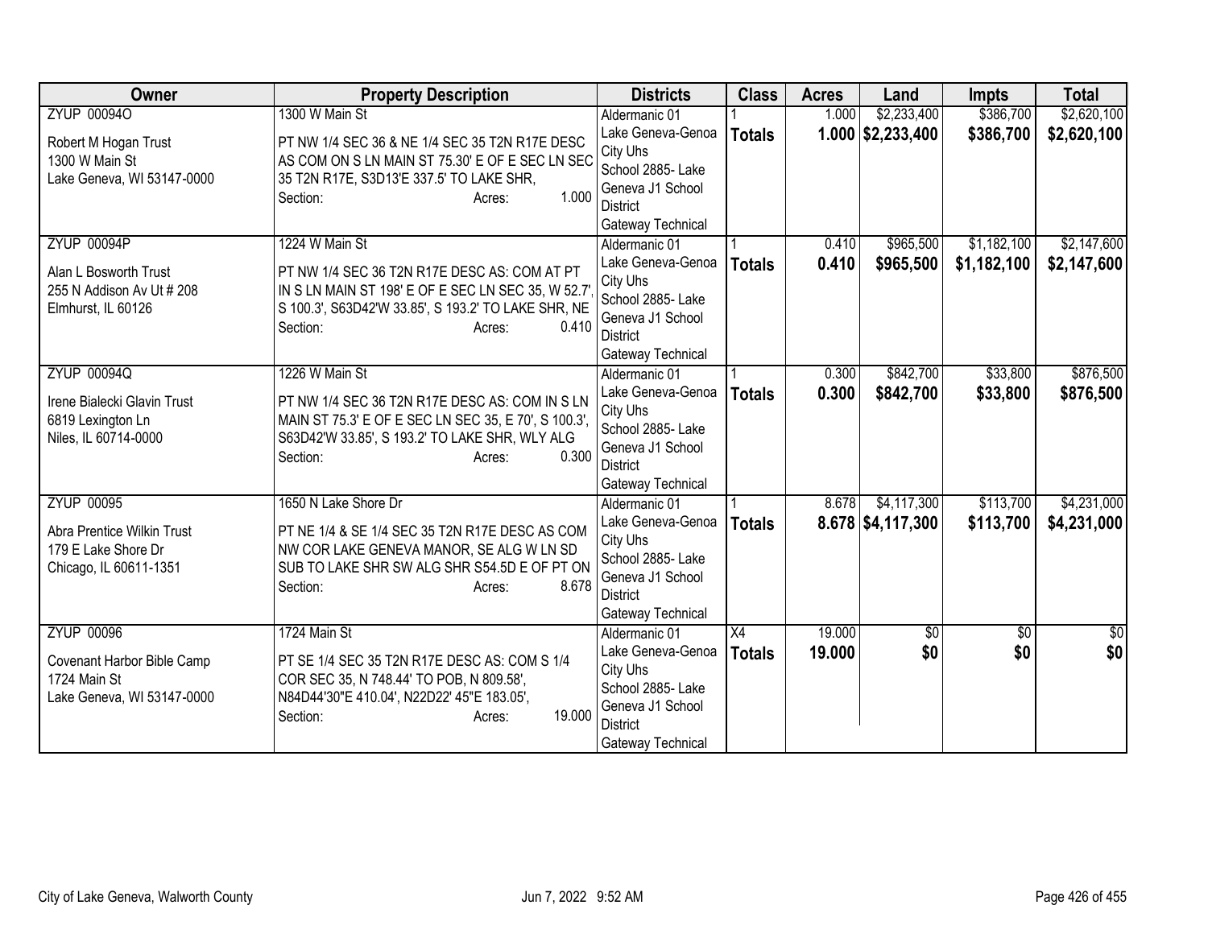| Owner | Property Description | Districts | Class | Acres | Land | Impts | Total |
|---|---|---|---|---|---|---|---|
| ZYUP 00094O<br><br>Robert M Hogan Trust<br>1300 W Main St<br>Lake Geneva, WI 53147-0000 | 1300 W Main St<br><br>PT NW 1/4 SEC 36 & NE 1/4 SEC 35 T2N R17E DESC AS COM ON S LN MAIN ST 75.30' E OF E SEC LN SEC 35 T2N R17E, S3D13'E 337.5' TO LAKE SHR,<br>Section: Acres: 1.000 | Aldermanic 01<br>Lake Geneva-Genoa City Uhs<br>School 2885- Lake Geneva J1 School District<br>Gateway Technical | 1<br>**Totals** | 1.000<br>**1.000** | $2,233,400<br>**$2,233,400** | $386,700<br>**$386,700** | $2,620,100<br>**$2,620,100** |
| ZYUP 00094P<br><br>Alan L Bosworth Trust<br>255 N Addison Av Ut # 208<br>Elmhurst, IL 60126 | 1224 W Main St<br><br>PT NW 1/4 SEC 36 T2N R17E DESC AS: COM AT PT IN S LN MAIN ST 198' E OF E SEC LN SEC 35, W 52.7', S 100.3', S63D42'W 33.85', S 193.2' TO LAKE SHR, NE<br>Section: Acres: 0.410 | Aldermanic 01<br>Lake Geneva-Genoa City Uhs<br>School 2885- Lake Geneva J1 School District<br>Gateway Technical | 1<br>**Totals** | 0.410<br>**0.410** | $965,500<br>**$965,500** | $1,182,100<br>**$1,182,100** | $2,147,600<br>**$2,147,600** |
| ZYUP 00094Q<br><br>Irene Bialecki Glavin Trust<br>6819 Lexington Ln<br>Niles, IL 60714-0000 | 1226 W Main St<br><br>PT NW 1/4 SEC 36 T2N R17E DESC AS: COM IN S LN MAIN ST 75.3' E OF E SEC LN SEC 35, E 70', S 100.3', S63D42'W 33.85', S 193.2' TO LAKE SHR, WLY ALG<br>Section: Acres: 0.300 | Aldermanic 01<br>Lake Geneva-Genoa City Uhs<br>School 2885- Lake Geneva J1 School District<br>Gateway Technical | 1<br>**Totals** | 0.300<br>**0.300** | $842,700<br>**$842,700** | $33,800<br>**$33,800** | $876,500<br>**$876,500** |
| ZYUP 00095<br><br>Abra Prentice Wilkin Trust<br>179 E Lake Shore Dr<br>Chicago, IL 60611-1351 | 1650 N Lake Shore Dr<br><br>PT NE 1/4 & SE 1/4 SEC 35 T2N R17E DESC AS COM NW COR LAKE GENEVA MANOR, SE ALG W LN SD SUB TO LAKE SHR SW ALG SHR S54.5D E OF PT ON<br>Section: Acres: 8.678 | Aldermanic 01<br>Lake Geneva-Genoa City Uhs<br>School 2885- Lake Geneva J1 School District<br>Gateway Technical | 1<br>**Totals** | 8.678<br>**8.678** | $4,117,300<br>**$4,117,300** | $113,700<br>**$113,700** | $4,231,000<br>**$4,231,000** |
| ZYUP 00096<br><br>Covenant Harbor Bible Camp<br>1724 Main St<br>Lake Geneva, WI 53147-0000 | 1724 Main St<br><br>PT SE 1/4 SEC 35 T2N R17E DESC AS: COM S 1/4 COR SEC 35, N 748.44' TO POB, N 809.58', N84D44'30"E 410.04', N22D22' 45"E 183.05',<br>Section: Acres: 19.000 | Aldermanic 01<br>Lake Geneva-Genoa City Uhs<br>School 2885- Lake Geneva J1 School District<br>Gateway Technical | X4<br>**Totals** | 19.000<br>**19.000** | $0<br>**$0** | $0<br>**$0** | $0<br>**$0** |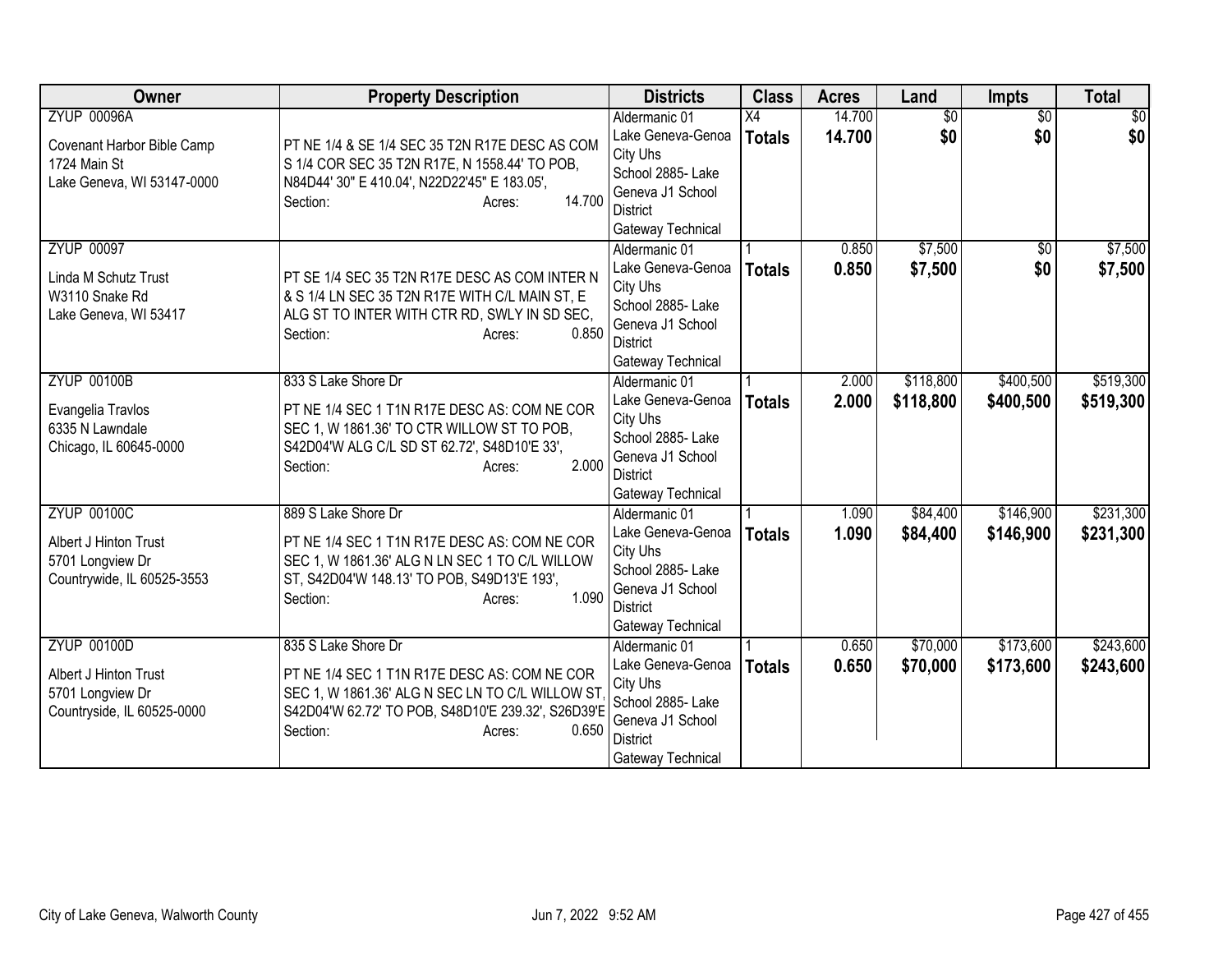| Owner | Property Description | Districts | Class | Acres | Land | Impts | Total |
|---|---|---|---|---|---|---|---|
| ZYUP 00096A<br>Covenant Harbor Bible Camp<br>1724 Main St<br>Lake Geneva, WI 53147-0000 | PT NE 1/4 & SE 1/4 SEC 35 T2N R17E DESC AS COM S 1/4 COR SEC 35 T2N R17E, N 1558.44' TO POB, N84D44' 30" E 410.04', N22D22'45" E 183.05',<br>Section: Acres: 14.700 | Aldermanic 01<br>Lake Geneva-Genoa City Uhs<br>School 2885- Lake Geneva J1 School District<br>Gateway Technical | X4<br>**Totals** | 14.700<br>**14.700** | $0<br>**$0** | $0<br>**$0** | $0<br>**$0** |
| ZYUP 00097<br>Linda M Schutz Trust<br>W3110 Snake Rd<br>Lake Geneva, WI 53417 | PT SE 1/4 SEC 35 T2N R17E DESC AS COM INTER N & S 1/4 LN SEC 35 T2N R17E WITH C/L MAIN ST, E ALG ST TO INTER WITH CTR RD, SWLY IN SD SEC,<br>Section: Acres: 0.850 | Aldermanic 01<br>Lake Geneva-Genoa City Uhs<br>School 2885- Lake Geneva J1 School District<br>Gateway Technical | 1<br>**Totals** | 0.850<br>**0.850** | $7,500<br>**$7,500** | $0<br>**$0** | $7,500<br>**$7,500** |
| ZYUP 00100B<br>Evangelia Travlos<br>6335 N Lawndale<br>Chicago, IL 60645-0000 | 833 S Lake Shore Dr<br>PT NE 1/4 SEC 1 T1N R17E DESC AS: COM NE COR SEC 1, W 1861.36' TO CTR WILLOW ST TO POB, S42D04'W ALG C/L SD ST 62.72', S48D10'E 33',<br>Section: Acres: 2.000 | Aldermanic 01<br>Lake Geneva-Genoa City Uhs<br>School 2885- Lake Geneva J1 School District<br>Gateway Technical | 1<br>**Totals** | 2.000<br>**2.000** | $118,800<br>**$118,800** | $400,500<br>**$400,500** | $519,300<br>**$519,300** |
| ZYUP 00100C<br>Albert J Hinton Trust<br>5701 Longview Dr<br>Countrywide, IL 60525-3553 | 889 S Lake Shore Dr<br>PT NE 1/4 SEC 1 T1N R17E DESC AS: COM NE COR SEC 1, W 1861.36' ALG N LN SEC 1 TO C/L WILLOW ST, S42D04'W 148.13' TO POB, S49D13'E 193',<br>Section: Acres: 1.090 | Aldermanic 01<br>Lake Geneva-Genoa City Uhs<br>School 2885- Lake Geneva J1 School District<br>Gateway Technical | 1<br>**Totals** | 1.090<br>**1.090** | $84,400<br>**$84,400** | $146,900<br>**$146,900** | $231,300<br>**$231,300** |
| ZYUP 00100D<br>Albert J Hinton Trust<br>5701 Longview Dr<br>Countryside, IL 60525-0000 | 835 S Lake Shore Dr<br>PT NE 1/4 SEC 1 T1N R17E DESC AS: COM NE COR SEC 1, W 1861.36' ALG N SEC LN TO C/L WILLOW ST, S42D04'W 62.72' TO POB, S48D10'E 239.32', S26D39'E<br>Section: Acres: 0.650 | Aldermanic 01<br>Lake Geneva-Genoa City Uhs<br>School 2885- Lake Geneva J1 School District<br>Gateway Technical | 1<br>**Totals** | 0.650<br>**0.650** | $70,000<br>**$70,000** | $173,600<br>**$173,600** | $243,600<br>**$243,600** |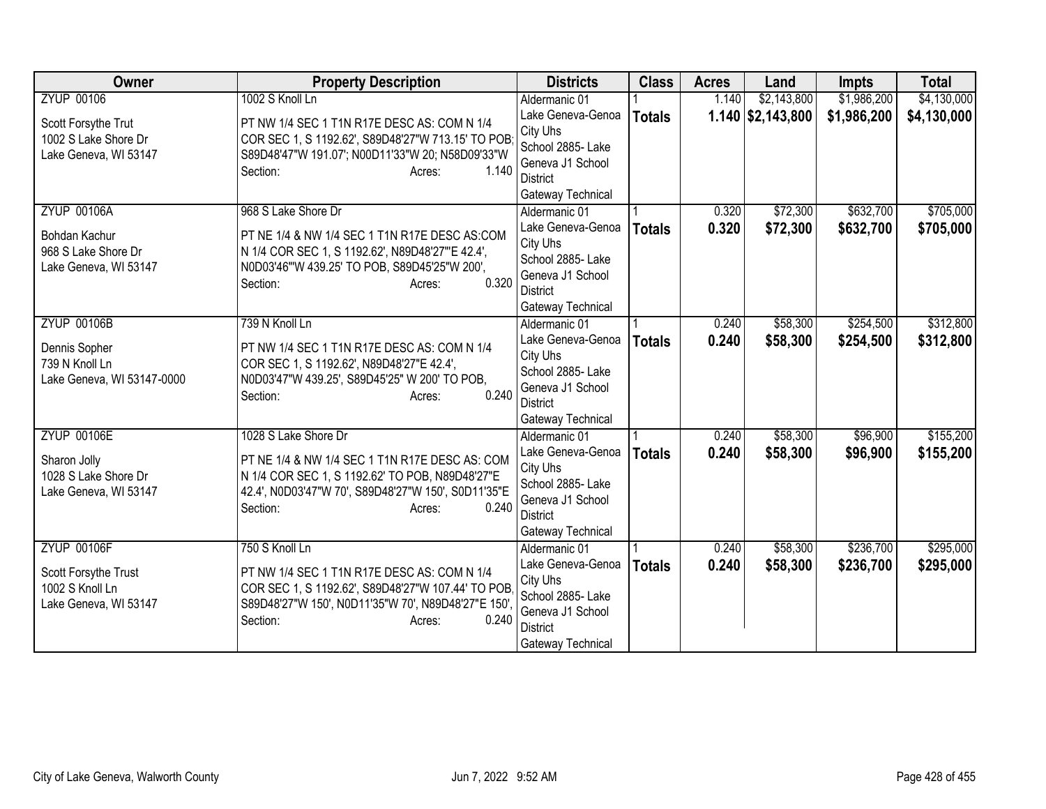| Owner | Property Description | Districts | Class | Acres | Land | Impts | Total |
|---|---|---|---|---|---|---|---|
| ZYUP 00106<br><br>Scott Forsythe Trut<br>1002 S Lake Shore Dr<br>Lake Geneva, WI 53147 | 1002 S Knoll Ln<br><br>PT NW 1/4 SEC 1 T1N R17E DESC AS: COM N 1/4 COR SEC 1, S 1192.62', S89D48'27"W 713.15' TO POB; S89D48'47"W 191.07'; N00D11'33"W 20; N58D09'33"W<br>Section: Acres: 1.140 | Aldermanic 01<br>Lake Geneva-Genoa City Uhs<br>School 2885- Lake Geneva J1 School District<br>Gateway Technical | 1<br>**Totals** | 1.140<br>**1.140** | $2,143,800<br>**$2,143,800** | $1,986,200<br>**$1,986,200** | $4,130,000<br>**$4,130,000** |
| ZYUP 00106A<br><br>Bohdan Kachur<br>968 S Lake Shore Dr<br>Lake Geneva, WI 53147 | 968 S Lake Shore Dr<br><br>PT NE 1/4 & NW 1/4 SEC 1 T1N R17E DESC AS:COM N 1/4 COR SEC 1, S 1192.62', N89D48'27"'E 42.4', N0D03'46"'W 439.25' TO POB, S89D45'25"W 200',<br>Section: Acres: 0.320 | Aldermanic 01<br>Lake Geneva-Genoa City Uhs<br>School 2885- Lake Geneva J1 School District<br>Gateway Technical | 1<br>**Totals** | 0.320<br>**0.320** | $72,300<br>**$72,300** | $632,700<br>**$632,700** | $705,000<br>**$705,000** |
| ZYUP 00106B<br><br>Dennis Sopher<br>739 N Knoll Ln<br>Lake Geneva, WI 53147-0000 | 739 N Knoll Ln<br><br>PT NW 1/4 SEC 1 T1N R17E DESC AS: COM N 1/4 COR SEC 1, S 1192.62', N89D48'27"E 42.4', N0D03'47"W 439.25', S89D45'25" W 200' TO POB,<br>Section: Acres: 0.240 | Aldermanic 01<br>Lake Geneva-Genoa City Uhs<br>School 2885- Lake Geneva J1 School District<br>Gateway Technical | 1<br>**Totals** | 0.240<br>**0.240** | $58,300<br>**$58,300** | $254,500<br>**$254,500** | $312,800<br>**$312,800** |
| ZYUP 00106E<br><br>Sharon Jolly<br>1028 S Lake Shore Dr<br>Lake Geneva, WI 53147 | 1028 S Lake Shore Dr<br><br>PT NE 1/4 & NW 1/4 SEC 1 T1N R17E DESC AS: COM N 1/4 COR SEC 1, S 1192.62' TO POB, N89D48'27"E 42.4', N0D03'47"W 70', S89D48'27"W 150', S0D11'35"E<br>Section: Acres: 0.240 | Aldermanic 01<br>Lake Geneva-Genoa City Uhs<br>School 2885- Lake Geneva J1 School District<br>Gateway Technical | 1<br>**Totals** | 0.240<br>**0.240** | $58,300<br>**$58,300** | $96,900<br>**$96,900** | $155,200<br>**$155,200** |
| ZYUP 00106F<br><br>Scott Forsythe Trust<br>1002 S Knoll Ln<br>Lake Geneva, WI 53147 | 750 S Knoll Ln<br><br>PT NW 1/4 SEC 1 T1N R17E DESC AS: COM N 1/4 COR SEC 1, S 1192.62', S89D48'27"W 107.44' TO POB, S89D48'27"W 150', N0D11'35"W 70', N89D48'27"E 150',<br>Section: Acres: 0.240 | Aldermanic 01<br>Lake Geneva-Genoa City Uhs<br>School 2885- Lake Geneva J1 School District<br>Gateway Technical | 1<br>**Totals** | 0.240<br>**0.240** | $58,300<br>**$58,300** | $236,700<br>**$236,700** | $295,000<br>**$295,000** |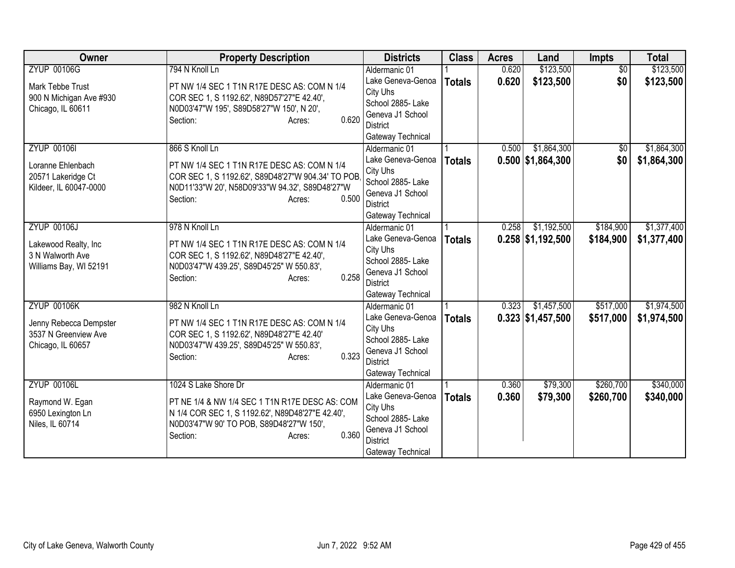| Owner | Property Description | Districts | Class | Acres | Land | Impts | Total |
|---|---|---|---|---|---|---|---|
| ZYUP 00106G<br>Mark Tebbe Trust<br>900 N Michigan Ave #930<br>Chicago, IL 60611 | 794 N Knoll Ln<br>PT NW 1/4 SEC 1 T1N R17E DESC AS: COM N 1/4 COR SEC 1, S 1192.62', N89D57'27"E 42.40', N0D03'47"W 195', S89D58'27"W 150', N 20',<br>Section: Acres: 0.620 | Aldermanic 01<br>Lake Geneva-Genoa City Uhs<br>School 2885- Lake Geneva J1 School District<br>Gateway Technical | 1<br>**Totals** | 0.620<br>**0.620** | $123,500<br>**$123,500** | $0<br>**$0** | $123,500<br>**$123,500** |
| ZYUP 00106I<br>Loranne Ehlenbach<br>20571 Lakeridge Ct<br>Kildeer, IL 60047-0000 | 866 S Knoll Ln<br>PT NW 1/4 SEC 1 T1N R17E DESC AS: COM N 1/4 COR SEC 1, S 1192.62', S89D48'27"W 904.34' TO POB, N0D11'33"W 20', N58D09'33"W 94.32', S89D48'27"W<br>Section: Acres: 0.500 | Aldermanic 01<br>Lake Geneva-Genoa City Uhs<br>School 2885- Lake Geneva J1 School District<br>Gateway Technical | 1<br>**Totals** | 0.500<br>**0.500** | $1,864,300<br>**$1,864,300** | $0<br>**$0** | $1,864,300<br>**$1,864,300** |
| ZYUP 00106J<br>Lakewood Realty, Inc<br>3 N Walworth Ave<br>Williams Bay, WI 52191 | 978 N Knoll Ln<br>PT NW 1/4 SEC 1 T1N R17E DESC AS: COM N 1/4 COR SEC 1, S 1192.62', N89D48'27"E 42.40', N0D03'47"W 439.25', S89D45'25" W 550.83',<br>Section: Acres: 0.258 | Aldermanic 01<br>Lake Geneva-Genoa City Uhs<br>School 2885- Lake Geneva J1 School District<br>Gateway Technical | 1<br>**Totals** | 0.258<br>**0.258** | $1,192,500<br>**$1,192,500** | $184,900<br>**$184,900** | $1,377,400<br>**$1,377,400** |
| ZYUP 00106K<br>Jenny Rebecca Dempster<br>3537 N Greenview Ave<br>Chicago, IL 60657 | 982 N Knoll Ln<br>PT NW 1/4 SEC 1 T1N R17E DESC AS: COM N 1/4 COR SEC 1, S 1192.62', N89D48'27"E 42.40' N0D03'47"W 439.25', S89D45'25" W 550.83',<br>Section: Acres: 0.323 | Aldermanic 01<br>Lake Geneva-Genoa City Uhs<br>School 2885- Lake Geneva J1 School District<br>Gateway Technical | 1<br>**Totals** | 0.323<br>**0.323** | $1,457,500<br>**$1,457,500** | $517,000<br>**$517,000** | $1,974,500<br>**$1,974,500** |
| ZYUP 00106L<br>Raymond W. Egan<br>6950 Lexington Ln<br>Niles, IL 60714 | 1024 S Lake Shore Dr<br>PT NE 1/4 & NW 1/4 SEC 1 T1N R17E DESC AS: COM N 1/4 COR SEC 1, S 1192.62', N89D48'27"E 42.40', N0D03'47"W 90' TO POB, S89D48'27"W 150',<br>Section: Acres: 0.360 | Aldermanic 01<br>Lake Geneva-Genoa City Uhs<br>School 2885- Lake Geneva J1 School District<br>Gateway Technical | 1<br>**Totals** | 0.360<br>**0.360** | $79,300<br>**$79,300** | $260,700<br>**$260,700** | $340,000<br>**$340,000** |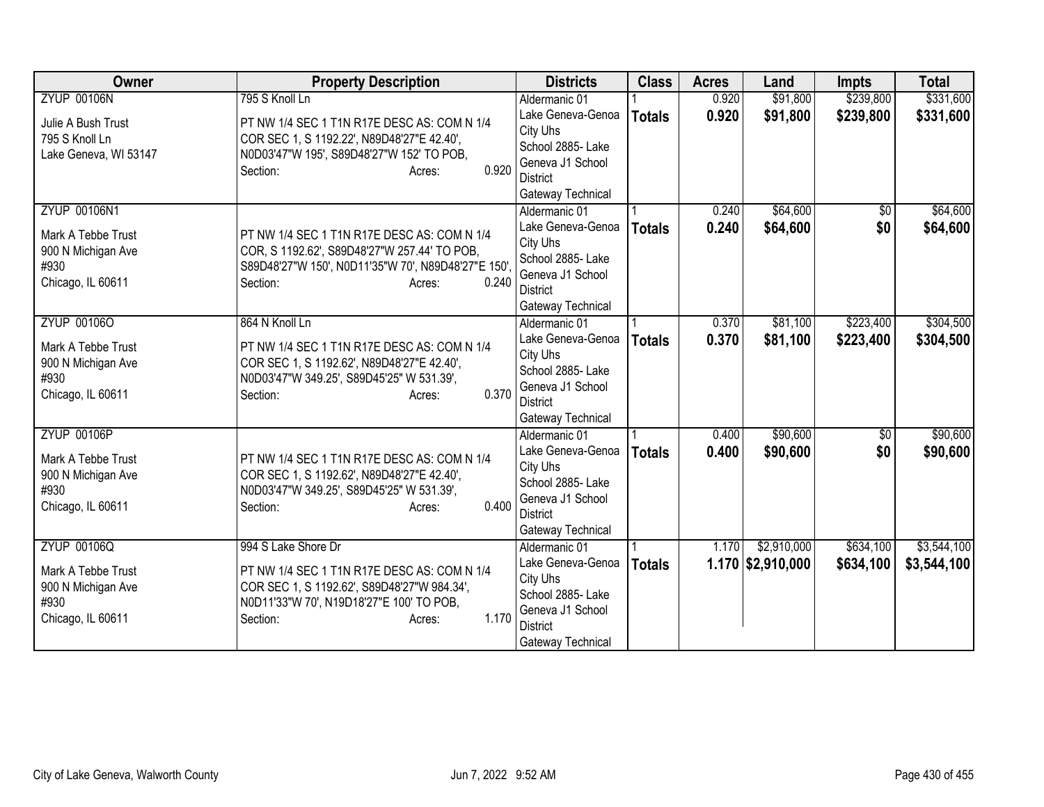| Owner | Property Description | Districts | Class | Acres | Land | Impts | Total |
|---|---|---|---|---|---|---|---|
| ZYUP 00106N<br>Julie A Bush Trust<br>795 S Knoll Ln<br>Lake Geneva, WI 53147 | 795 S Knoll Ln<br>PT NW 1/4 SEC 1 T1N R17E DESC AS: COM N 1/4 COR SEC 1, S 1192.22', N89D48'27"E 42.40', N0D03'47"W 195', S89D48'27"W 152' TO POB,<br>Section: Acres: 0.920 | Aldermanic 01<br>Lake Geneva-Genoa City Uhs<br>School 2885- Lake Geneva J1 School District<br>Gateway Technical | 1<br>**Totals** | 0.920<br>**0.920** | $91,800<br>**$91,800** | $239,800<br>**$239,800** | $331,600<br>**$331,600** |
| ZYUP 00106N1<br>Mark A Tebbe Trust<br>900 N Michigan Ave<br>#930<br>Chicago, IL 60611 | PT NW 1/4 SEC 1 T1N R17E DESC AS: COM N 1/4 COR, S 1192.62', S89D48'27"W 257.44' TO POB, S89D48'27"W 150', N0D11'35"W 70', N89D48'27"E 150',<br>Section: Acres: 0.240 | Aldermanic 01<br>Lake Geneva-Genoa City Uhs<br>School 2885- Lake Geneva J1 School District<br>Gateway Technical | 1<br>**Totals** | 0.240<br>**0.240** | $64,600<br>**$64,600** | $0<br>**$0** | $64,600<br>**$64,600** |
| ZYUP 00106O<br>Mark A Tebbe Trust<br>900 N Michigan Ave<br>#930<br>Chicago, IL 60611 | 864 N Knoll Ln<br>PT NW 1/4 SEC 1 T1N R17E DESC AS: COM N 1/4 COR SEC 1, S 1192.62', N89D48'27"E 42.40', N0D03'47"W 349.25', S89D45'25" W 531.39',<br>Section: Acres: 0.370 | Aldermanic 01<br>Lake Geneva-Genoa City Uhs<br>School 2885- Lake Geneva J1 School District<br>Gateway Technical | 1<br>**Totals** | 0.370<br>**0.370** | $81,100<br>**$81,100** | $223,400<br>**$223,400** | $304,500<br>**$304,500** |
| ZYUP 00106P<br>Mark A Tebbe Trust<br>900 N Michigan Ave<br>#930<br>Chicago, IL 60611 | PT NW 1/4 SEC 1 T1N R17E DESC AS: COM N 1/4 COR SEC 1, S 1192.62', N89D48'27"E 42.40', N0D03'47"W 349.25', S89D45'25" W 531.39',<br>Section: Acres: 0.400 | Aldermanic 01<br>Lake Geneva-Genoa City Uhs<br>School 2885- Lake Geneva J1 School District<br>Gateway Technical | 1<br>**Totals** | 0.400<br>**0.400** | $90,600<br>**$90,600** | $0<br>**$0** | $90,600<br>**$90,600** |
| ZYUP 00106Q<br>Mark A Tebbe Trust<br>900 N Michigan Ave<br>#930<br>Chicago, IL 60611 | 994 S Lake Shore Dr<br>PT NW 1/4 SEC 1 T1N R17E DESC AS: COM N 1/4 COR SEC 1, S 1192.62', S89D48'27"W 984.34', N0D11'33"W 70', N19D18'27"E 100' TO POB,<br>Section: Acres: 1.170 | Aldermanic 01<br>Lake Geneva-Genoa City Uhs<br>School 2885- Lake Geneva J1 School District<br>Gateway Technical | 1<br>**Totals** | 1.170<br>**1.170** | $2,910,000<br>**$2,910,000** | $634,100<br>**$634,100** | $3,544,100<br>**$3,544,100** |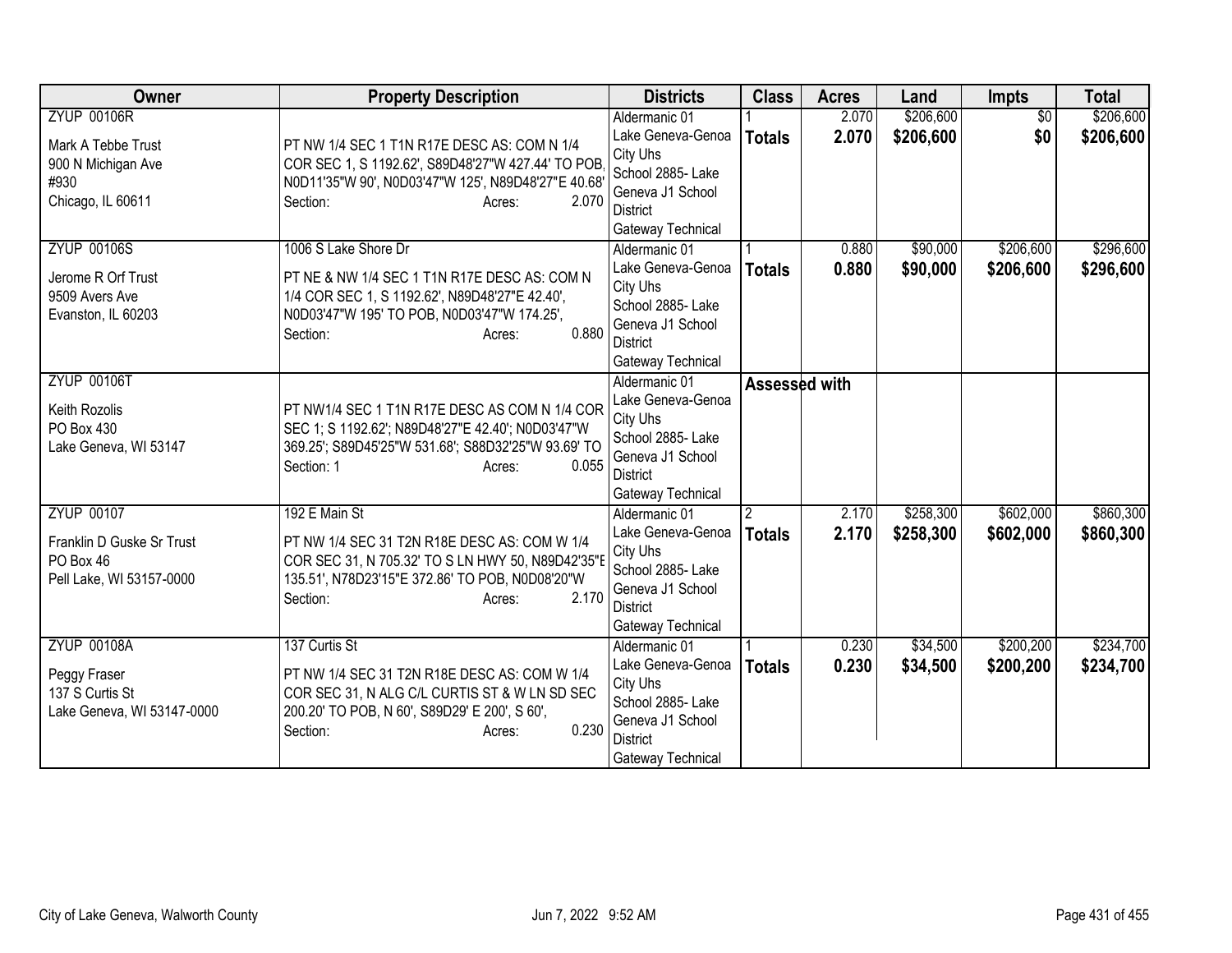| Owner | Property Description | Districts | Class | Acres | Land | Impts | Total |
|---|---|---|---|---|---|---|---|
| ZYUP 00106R<br><br>Mark A Tebbe Trust<br>900 N Michigan Ave<br>#930<br>Chicago, IL 60611 | PT NW 1/4 SEC 1 T1N R17E DESC AS: COM N 1/4 COR SEC 1, S 1192.62', S89D48'27"W 427.44' TO POB, N0D11'35"W 90', N0D03'47"W 125', N89D48'27"E 40.68'<br>Section: Acres: 2.070 | Aldermanic 01<br>Lake Geneva-Genoa City Uhs<br>School 2885- Lake Geneva J1 School District<br>Gateway Technical | 1<br>**Totals** | 2.070<br>**2.070** | $206,600<br>**$206,600** | $0<br>**$0** | $206,600<br>**$206,600** |
| ZYUP 00106S<br><br>Jerome R Orf Trust<br>9509 Avers Ave<br>Evanston, IL 60203 | 1006 S Lake Shore Dr<br><br>PT NE & NW 1/4 SEC 1 T1N R17E DESC AS: COM N 1/4 COR SEC 1, S 1192.62', N89D48'27"E 42.40', N0D03'47"W 195' TO POB, N0D03'47"W 174.25',<br>Section: Acres: 0.880 | Aldermanic 01<br>Lake Geneva-Genoa City Uhs<br>School 2885- Lake Geneva J1 School District<br>Gateway Technical | 1<br>**Totals** | 0.880<br>**0.880** | $90,000<br>**$90,000** | $206,600<br>**$206,600** | $296,600<br>**$296,600** |
| ZYUP 00106T<br><br>Keith Rozolis<br>PO Box 430<br>Lake Geneva, WI 53147 | PT NW1/4 SEC 1 T1N R17E DESC AS COM N 1/4 COR SEC 1; S 1192.62'; N89D48'27"E 42.40'; N0D03'47"W 369.25'; S89D45'25"W 531.68'; S88D32'25"W 93.69' TO<br>Section: 1 Acres: 0.055 | Aldermanic 01<br>Lake Geneva-Genoa City Uhs<br>School 2885- Lake Geneva J1 School District<br>Gateway Technical | **Assessed with** | | | | |
| ZYUP 00107<br><br>Franklin D Guske Sr Trust<br>PO Box 46<br>Pell Lake, WI 53157-0000 | 192 E Main St<br><br>PT NW 1/4 SEC 31 T2N R18E DESC AS: COM W 1/4 COR SEC 31, N 705.32' TO S LN HWY 50, N89D42'35"E 135.51', N78D23'15"E 372.86' TO POB, N0D08'20"W<br>Section: Acres: 2.170 | Aldermanic 01<br>Lake Geneva-Genoa City Uhs<br>School 2885- Lake Geneva J1 School District<br>Gateway Technical | 2<br>**Totals** | 2.170<br>**2.170** | $258,300<br>**$258,300** | $602,000<br>**$602,000** | $860,300<br>**$860,300** |
| ZYUP 00108A<br><br>Peggy Fraser<br>137 S Curtis St<br>Lake Geneva, WI 53147-0000 | 137 Curtis St<br><br>PT NW 1/4 SEC 31 T2N R18E DESC AS: COM W 1/4 COR SEC 31, N ALG C/L CURTIS ST & W LN SD SEC 200.20' TO POB, N 60', S89D29' E 200', S 60',<br>Section: Acres: 0.230 | Aldermanic 01<br>Lake Geneva-Genoa City Uhs<br>School 2885- Lake Geneva J1 School District<br>Gateway Technical | 1<br>**Totals** | 0.230<br>**0.230** | $34,500<br>**$34,500** | $200,200<br>**$200,200** | $234,700<br>**$234,700** |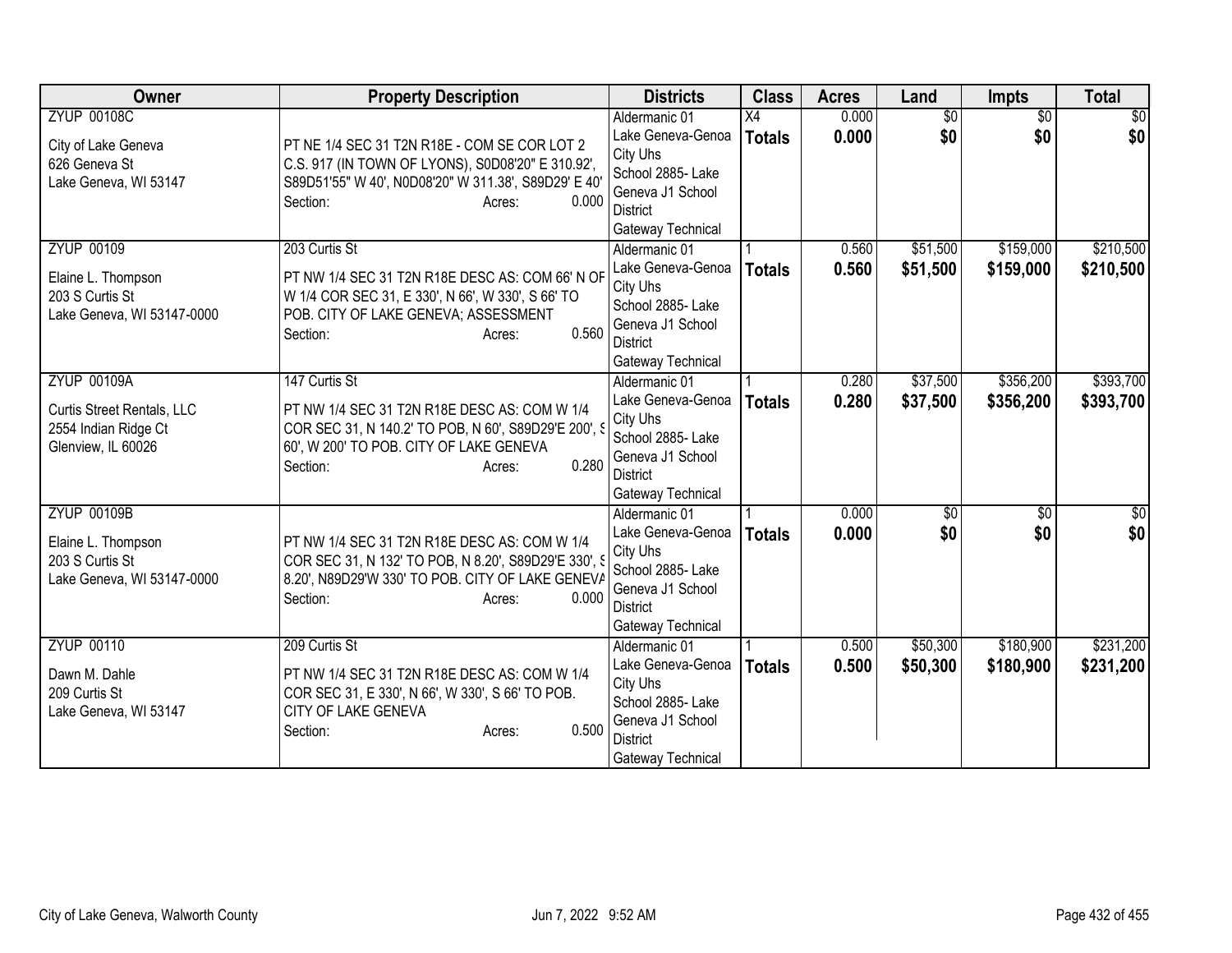| Owner | Property Description | Districts | Class | Acres | Land | Impts | Total |
|---|---|---|---|---|---|---|---|
| ZYUP 00108C<br><br>City of Lake Geneva<br>626 Geneva St<br>Lake Geneva, WI 53147 | PT NE 1/4 SEC 31 T2N R18E - COM SE COR LOT 2 C.S. 917 (IN TOWN OF LYONS), S0D08'20" E 310.92', S89D51'55" W 40', N0D08'20" W 311.38', S89D29' E 40'<br>Section: Acres: 0.000 | Aldermanic 01<br>Lake Geneva-Genoa City Uhs<br>School 2885- Lake Geneva J1 School District<br>Gateway Technical | X4<br>**Totals** | 0.000<br>**0.000** | $0<br>**$0** | $0<br>**$0** | $0<br>**$0** |
| ZYUP 00109<br><br>Elaine L. Thompson<br>203 S Curtis St<br>Lake Geneva, WI 53147-0000 | 203 Curtis St<br>PT NW 1/4 SEC 31 T2N R18E DESC AS: COM 66' N OF W 1/4 COR SEC 31, E 330', N 66', W 330', S 66' TO POB. CITY OF LAKE GENEVA; ASSESSMENT<br>Section: Acres: 0.560 | Aldermanic 01<br>Lake Geneva-Genoa City Uhs<br>School 2885- Lake Geneva J1 School District<br>Gateway Technical | 1<br>**Totals** | 0.560<br>**0.560** | $51,500<br>**$51,500** | $159,000<br>**$159,000** | $210,500<br>**$210,500** |
| ZYUP 00109A<br><br>Curtis Street Rentals, LLC<br>2554 Indian Ridge Ct<br>Glenview, IL 60026 | 147 Curtis St<br>PT NW 1/4 SEC 31 T2N R18E DESC AS: COM W 1/4 COR SEC 31, N 140.2' TO POB, N 60', S89D29'E 200', S 60', W 200' TO POB. CITY OF LAKE GENEVA<br>Section: Acres: 0.280 | Aldermanic 01<br>Lake Geneva-Genoa City Uhs<br>School 2885- Lake Geneva J1 School District<br>Gateway Technical | 1<br>**Totals** | 0.280<br>**0.280** | $37,500<br>**$37,500** | $356,200<br>**$356,200** | $393,700<br>**$393,700** |
| ZYUP 00109B<br><br>Elaine L. Thompson<br>203 S Curtis St<br>Lake Geneva, WI 53147-0000 | PT NW 1/4 SEC 31 T2N R18E DESC AS: COM W 1/4 COR SEC 31, N 132' TO POB, N 8.20', S89D29'E 330', S 8.20', N89D29'W 330' TO POB. CITY OF LAKE GENEVA<br>Section: Acres: 0.000 | Aldermanic 01<br>Lake Geneva-Genoa City Uhs<br>School 2885- Lake Geneva J1 School District<br>Gateway Technical | 1<br>**Totals** | 0.000<br>**0.000** | $0<br>**$0** | $0<br>**$0** | $0<br>**$0** |
| ZYUP 00110<br><br>Dawn M. Dahle<br>209 Curtis St<br>Lake Geneva, WI 53147 | 209 Curtis St<br>PT NW 1/4 SEC 31 T2N R18E DESC AS: COM W 1/4 COR SEC 31, E 330', N 66', W 330', S 66' TO POB. CITY OF LAKE GENEVA<br>Section: Acres: 0.500 | Aldermanic 01<br>Lake Geneva-Genoa City Uhs<br>School 2885- Lake Geneva J1 School District<br>Gateway Technical | 1<br>**Totals** | 0.500<br>**0.500** | $50,300<br>**$50,300** | $180,900<br>**$180,900** | $231,200<br>**$231,200** |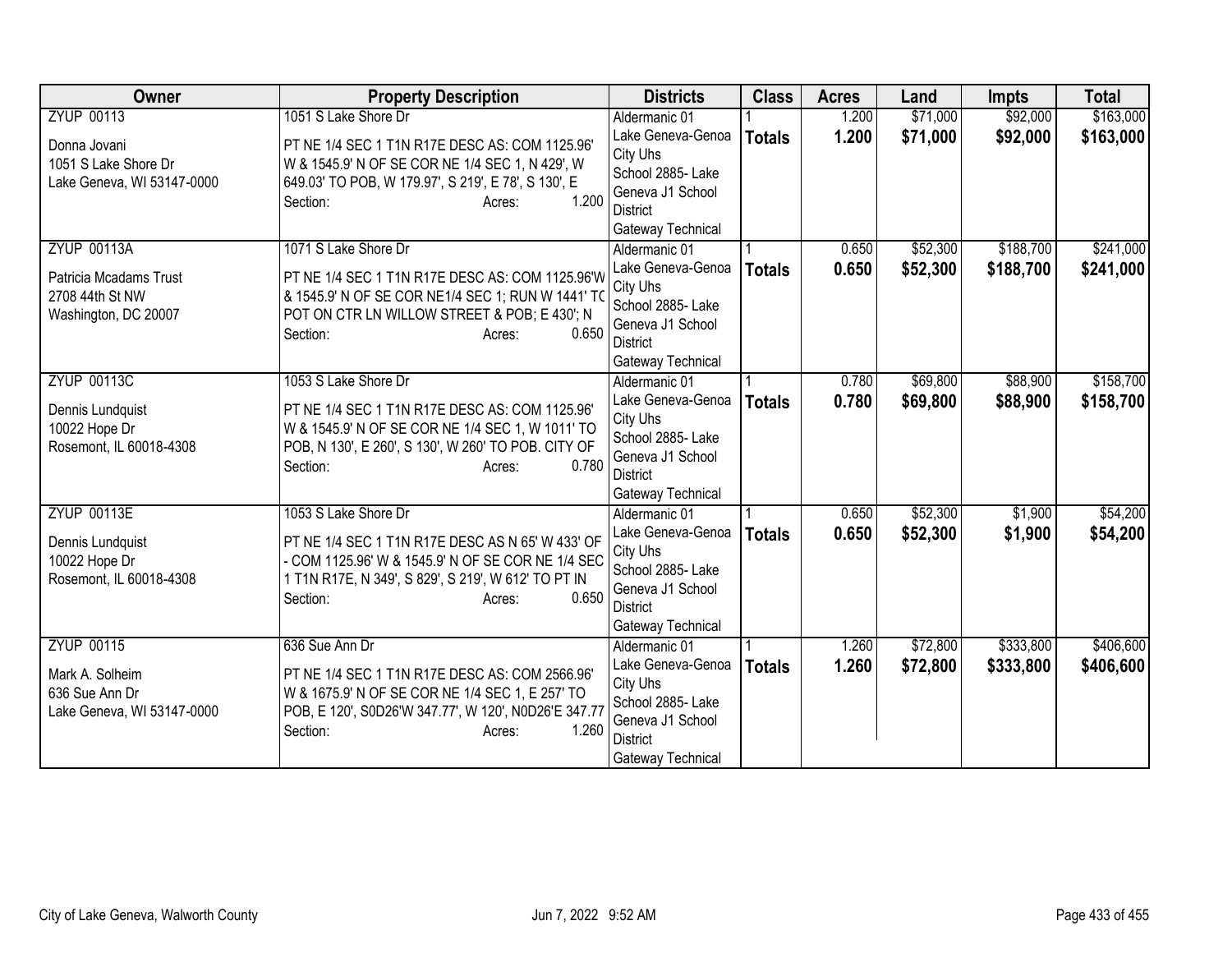| Owner | Property Description | Districts | Class | Acres | Land | Impts | Total |
|---|---|---|---|---|---|---|---|
| ZYUP 00113<br><br>Donna Jovani<br>1051 S Lake Shore Dr<br>Lake Geneva, WI 53147-0000 | 1051 S Lake Shore Dr<br><br>PT NE 1/4 SEC 1 T1N R17E DESC AS: COM 1125.96' W & 1545.9' N OF SE COR NE 1/4 SEC 1, N 429', W 649.03' TO POB, W 179.97', S 219', E 78', S 130', E<br>Section: Acres: 1.200 | Aldermanic 01<br>Lake Geneva-Genoa City Uhs<br>School 2885- Lake Geneva J1 School District<br>Gateway Technical | 1<br>**Totals** | 1.200<br>**1.200** | $71,000<br>**$71,000** | $92,000<br>**$92,000** | $163,000<br>**$163,000** |
| ZYUP 00113A<br><br>Patricia Mcadams Trust<br>2708 44th St NW<br>Washington, DC 20007 | 1071 S Lake Shore Dr<br><br>PT NE 1/4 SEC 1 T1N R17E DESC AS: COM 1125.96'W & 1545.9' N OF SE COR NE1/4 SEC 1; RUN W 1441' TO POT ON CTR LN WILLOW STREET & POB; E 430'; N<br>Section: Acres: 0.650 | Aldermanic 01<br>Lake Geneva-Genoa City Uhs<br>School 2885- Lake Geneva J1 School District<br>Gateway Technical | 1<br>**Totals** | 0.650<br>**0.650** | $52,300<br>**$52,300** | $188,700<br>**$188,700** | $241,000<br>**$241,000** |
| ZYUP 00113C<br><br>Dennis Lundquist<br>10022 Hope Dr<br>Rosemont, IL 60018-4308 | 1053 S Lake Shore Dr<br><br>PT NE 1/4 SEC 1 T1N R17E DESC AS: COM 1125.96' W & 1545.9' N OF SE COR NE 1/4 SEC 1, W 1011' TO POB, N 130', E 260', S 130', W 260' TO POB. CITY OF<br>Section: Acres: 0.780 | Aldermanic 01<br>Lake Geneva-Genoa City Uhs<br>School 2885- Lake Geneva J1 School District<br>Gateway Technical | 1<br>**Totals** | 0.780<br>**0.780** | $69,800<br>**$69,800** | $88,900<br>**$88,900** | $158,700<br>**$158,700** |
| ZYUP 00113E<br><br>Dennis Lundquist<br>10022 Hope Dr<br>Rosemont, IL 60018-4308 | 1053 S Lake Shore Dr<br><br>PT NE 1/4 SEC 1 T1N R17E DESC AS N 65' W 433' OF - COM 1125.96' W & 1545.9' N OF SE COR NE 1/4 SEC 1 T1N R17E, N 349', S 829', S 219', W 612' TO PT IN<br>Section: Acres: 0.650 | Aldermanic 01<br>Lake Geneva-Genoa City Uhs<br>School 2885- Lake Geneva J1 School District<br>Gateway Technical | 1<br>**Totals** | 0.650<br>**0.650** | $52,300<br>**$52,300** | $1,900<br>**$1,900** | $54,200<br>**$54,200** |
| ZYUP 00115<br><br>Mark A. Solheim<br>636 Sue Ann Dr<br>Lake Geneva, WI 53147-0000 | 636 Sue Ann Dr<br><br>PT NE 1/4 SEC 1 T1N R17E DESC AS: COM 2566.96' W & 1675.9' N OF SE COR NE 1/4 SEC 1, E 257' TO POB, E 120', S0D26'W 347.77', W 120', N0D26'E 347.77<br>Section: Acres: 1.260 | Aldermanic 01<br>Lake Geneva-Genoa City Uhs<br>School 2885- Lake Geneva J1 School District<br>Gateway Technical | 1<br>**Totals** | 1.260<br>**1.260** | $72,800<br>**$72,800** | $333,800<br>**$333,800** | $406,600<br>**$406,600** |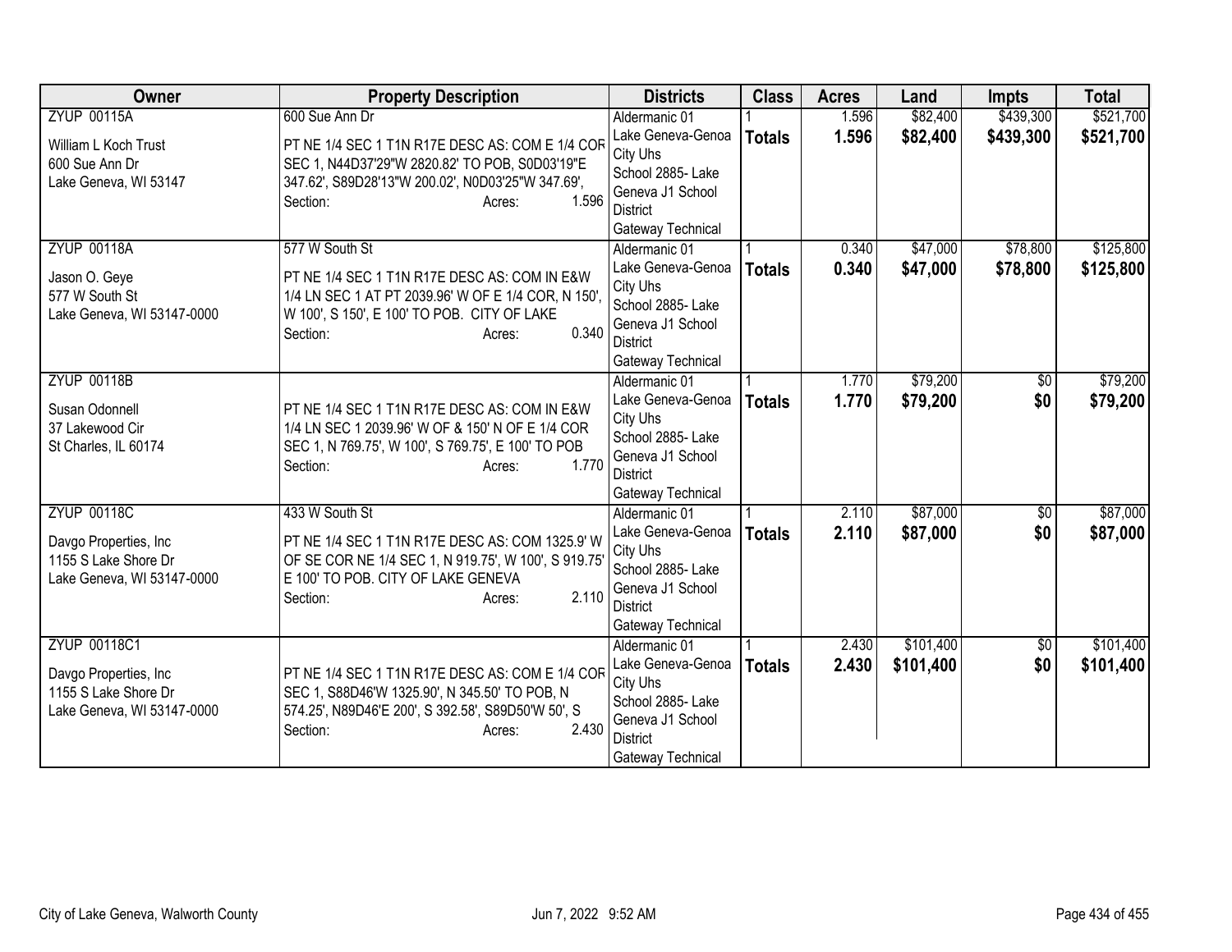| Owner | Property Description | Districts | Class | Acres | Land | Impts | Total |
|---|---|---|---|---|---|---|---|
| ZYUP 00115A<br>William L Koch Trust<br>600 Sue Ann Dr<br>Lake Geneva, WI 53147 | 600 Sue Ann Dr<br>PT NE 1/4 SEC 1 T1N R17E DESC AS: COM E 1/4 COR SEC 1, N44D37'29"W 2820.82' TO POB, S0D03'19"E 347.62', S89D28'13"W 200.02', N0D03'25"W 347.69',<br>Section: Acres: 1.596 | Aldermanic 01<br>Lake Geneva-Genoa City Uhs<br>School 2885- Lake Geneva J1 School District<br>Gateway Technical | 1<br>**Totals** | 1.596<br>**1.596** | $82,400<br>**$82,400** | $439,300<br>**$439,300** | $521,700<br>**$521,700** |
| ZYUP 00118A<br>Jason O. Geye<br>577 W South St<br>Lake Geneva, WI 53147-0000 | 577 W South St<br>PT NE 1/4 SEC 1 T1N R17E DESC AS: COM IN E&W 1/4 LN SEC 1 AT PT 2039.96' W OF E 1/4 COR, N 150', W 100', S 150', E 100' TO POB. CITY OF LAKE<br>Section: Acres: 0.340 | Aldermanic 01<br>Lake Geneva-Genoa City Uhs<br>School 2885- Lake Geneva J1 School District<br>Gateway Technical | 1<br>**Totals** | 0.340<br>**0.340** | $47,000<br>**$47,000** | $78,800<br>**$78,800** | $125,800<br>**$125,800** |
| ZYUP 00118B<br>Susan Odonnell<br>37 Lakewood Cir<br>St Charles, IL 60174 | PT NE 1/4 SEC 1 T1N R17E DESC AS: COM IN E&W 1/4 LN SEC 1 2039.96' W OF & 150' N OF E 1/4 COR SEC 1, N 769.75', W 100', S 769.75', E 100' TO POB<br>Section: Acres: 1.770 | Aldermanic 01<br>Lake Geneva-Genoa City Uhs<br>School 2885- Lake Geneva J1 School District<br>Gateway Technical | 1<br>**Totals** | 1.770<br>**1.770** | $79,200<br>**$79,200** | $0<br>**$0** | $79,200<br>**$79,200** |
| ZYUP 00118C<br>Davgo Properties, Inc<br>1155 S Lake Shore Dr<br>Lake Geneva, WI 53147-0000 | 433 W South St<br>PT NE 1/4 SEC 1 T1N R17E DESC AS: COM 1325.9' W OF SE COR NE 1/4 SEC 1, N 919.75', W 100', S 919.75' E 100' TO POB. CITY OF LAKE GENEVA<br>Section: Acres: 2.110 | Aldermanic 01<br>Lake Geneva-Genoa City Uhs<br>School 2885- Lake Geneva J1 School District<br>Gateway Technical | 1<br>**Totals** | 2.110<br>**2.110** | $87,000<br>**$87,000** | $0<br>**$0** | $87,000<br>**$87,000** |
| ZYUP 00118C1<br>Davgo Properties, Inc<br>1155 S Lake Shore Dr<br>Lake Geneva, WI 53147-0000 | PT NE 1/4 SEC 1 T1N R17E DESC AS: COM E 1/4 COR SEC 1, S88D46'W 1325.90', N 345.50' TO POB, N 574.25', N89D46'E 200', S 392.58', S89D50'W 50', S<br>Section: Acres: 2.430 | Aldermanic 01<br>Lake Geneva-Genoa City Uhs<br>School 2885- Lake Geneva J1 School District<br>Gateway Technical | 1<br>**Totals** | 2.430<br>**2.430** | $101,400<br>**$101,400** | $0<br>**$0** | $101,400<br>**$101,400** |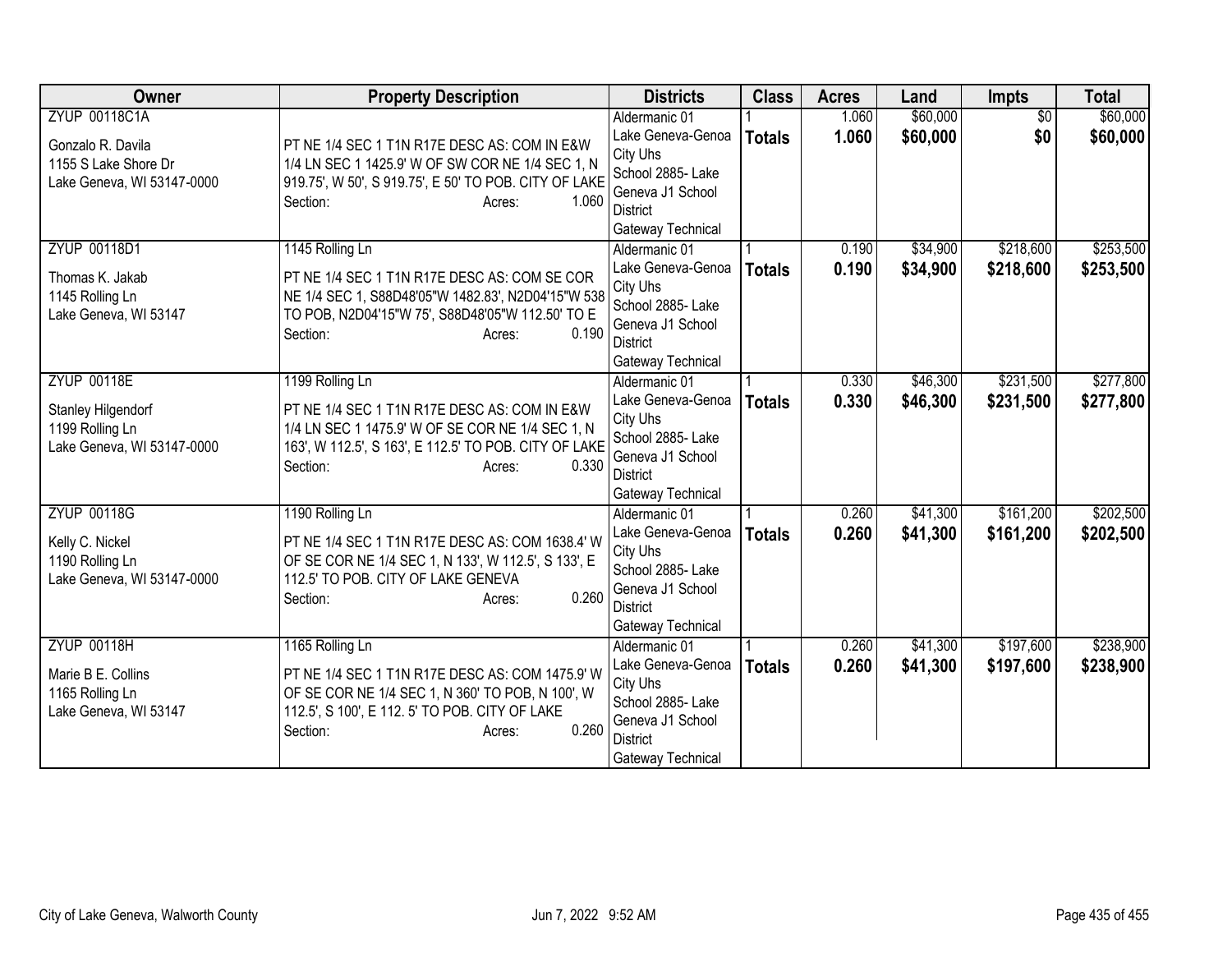| Owner | Property Description | Districts | Class | Acres | Land | Impts | Total |
|---|---|---|---|---|---|---|---|
| ZYUP 00118C1A<br><br>Gonzalo R. Davila<br>1155 S Lake Shore Dr<br>Lake Geneva, WI 53147-0000 | PT NE 1/4 SEC 1 T1N R17E DESC AS: COM IN E&W 1/4 LN SEC 1 1425.9' W OF SW COR NE 1/4 SEC 1, N 919.75', W 50', S 919.75', E 50' TO POB. CITY OF LAKE<br>Section: Acres: 1.060 | Aldermanic 01<br>Lake Geneva-Genoa City Uhs<br>School 2885- Lake Geneva J1 School District<br>Gateway Technical | 1<br>**Totals** | 1.060<br>**1.060** | $60,000<br>**$60,000** | $0<br>**$0** | $60,000<br>**$60,000** |
| ZYUP 00118D1<br><br>Thomas K. Jakab<br>1145 Rolling Ln<br>Lake Geneva, WI 53147 | 1145 Rolling Ln<br><br>PT NE 1/4 SEC 1 T1N R17E DESC AS: COM SE COR NE 1/4 SEC 1, S88D48'05"W 1482.83', N2D04'15"W 538 TO POB, N2D04'15"W 75', S88D48'05"W 112.50' TO E<br>Section: Acres: 0.190 | Aldermanic 01<br>Lake Geneva-Genoa City Uhs<br>School 2885- Lake Geneva J1 School District<br>Gateway Technical | 1<br>**Totals** | 0.190<br>**0.190** | $34,900<br>**$34,900** | $218,600<br>**$218,600** | $253,500<br>**$253,500** |
| ZYUP 00118E<br><br>Stanley Hilgendorf<br>1199 Rolling Ln<br>Lake Geneva, WI 53147-0000 | 1199 Rolling Ln<br><br>PT NE 1/4 SEC 1 T1N R17E DESC AS: COM IN E&W 1/4 LN SEC 1 1475.9' W OF SE COR NE 1/4 SEC 1, N 163', W 112.5', S 163', E 112.5' TO POB. CITY OF LAKE<br>Section: Acres: 0.330 | Aldermanic 01<br>Lake Geneva-Genoa City Uhs<br>School 2885- Lake Geneva J1 School District<br>Gateway Technical | 1<br>**Totals** | 0.330<br>**0.330** | $46,300<br>**$46,300** | $231,500<br>**$231,500** | $277,800<br>**$277,800** |
| ZYUP 00118G<br><br>Kelly C. Nickel<br>1190 Rolling Ln<br>Lake Geneva, WI 53147-0000 | 1190 Rolling Ln<br><br>PT NE 1/4 SEC 1 T1N R17E DESC AS: COM 1638.4' W OF SE COR NE 1/4 SEC 1, N 133', W 112.5', S 133', E 112.5' TO POB. CITY OF LAKE GENEVA<br>Section: Acres: 0.260 | Aldermanic 01<br>Lake Geneva-Genoa City Uhs<br>School 2885- Lake Geneva J1 School District<br>Gateway Technical | 1<br>**Totals** | 0.260<br>**0.260** | $41,300<br>**$41,300** | $161,200<br>**$161,200** | $202,500<br>**$202,500** |
| ZYUP 00118H<br><br>Marie B E. Collins<br>1165 Rolling Ln<br>Lake Geneva, WI 53147 | 1165 Rolling Ln<br><br>PT NE 1/4 SEC 1 T1N R17E DESC AS: COM 1475.9' W OF SE COR NE 1/4 SEC 1, N 360' TO POB, N 100', W 112.5', S 100', E 112. 5' TO POB. CITY OF LAKE<br>Section: Acres: 0.260 | Aldermanic 01<br>Lake Geneva-Genoa City Uhs<br>School 2885- Lake Geneva J1 School District<br>Gateway Technical | 1<br>**Totals** | 0.260<br>**0.260** | $41,300<br>**$41,300** | $197,600<br>**$197,600** | $238,900<br>**$238,900** |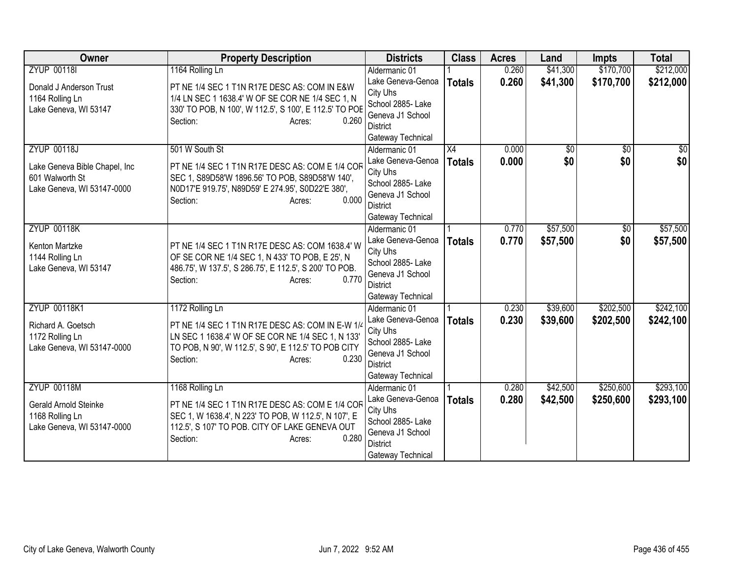| Owner | Property Description | Districts | Class | Acres | Land | Impts | Total |
|---|---|---|---|---|---|---|---|
| ZYUP 00118I<br><br>Donald J Anderson Trust<br>1164 Rolling Ln<br>Lake Geneva, WI 53147 | 1164 Rolling Ln<br><br>PT NE 1/4 SEC 1 T1N R17E DESC AS: COM IN E&W 1/4 LN SEC 1 1638.4' W OF SE COR NE 1/4 SEC 1, N 330' TO POB, N 100', W 112.5', S 100', E 112.5' TO POE<br>Section: Acres: 0.260 | Aldermanic 01<br>Lake Geneva-Genoa City Uhs<br>School 2885- Lake Geneva J1 School District<br>Gateway Technical | 1<br>**Totals** | 0.260<br>**0.260** | $41,300<br>**$41,300** | $170,700<br>**$170,700** | $212,000<br>**$212,000** |
| ZYUP 00118J<br><br>Lake Geneva Bible Chapel, Inc<br>601 Walworth St<br>Lake Geneva, WI 53147-0000 | 501 W South St<br><br>PT NE 1/4 SEC 1 T1N R17E DESC AS: COM E 1/4 COR SEC 1, S89D58'W 1896.56' TO POB, S89D58'W 140', N0D17'E 919.75', N89D59' E 274.95', S0D22'E 380',<br>Section: Acres: 0.000 | Aldermanic 01<br>Lake Geneva-Genoa City Uhs<br>School 2885- Lake Geneva J1 School District<br>Gateway Technical | X4<br>**Totals** | 0.000<br>**0.000** | $0<br>**$0** | $0<br>**$0** | $0<br>**$0** |
| ZYUP 00118K<br><br>Kenton Martzke<br>1144 Rolling Ln<br>Lake Geneva, WI 53147 | PT NE 1/4 SEC 1 T1N R17E DESC AS: COM 1638.4' W OF SE COR NE 1/4 SEC 1, N 433' TO POB, E 25', N 486.75', W 137.5', S 286.75', E 112.5', S 200' TO POB.<br>Section: Acres: 0.770 | Aldermanic 01<br>Lake Geneva-Genoa City Uhs<br>School 2885- Lake Geneva J1 School District<br>Gateway Technical | 1<br>**Totals** | 0.770<br>**0.770** | $57,500<br>**$57,500** | $0<br>**$0** | $57,500<br>**$57,500** |
| ZYUP 00118K1<br><br>Richard A. Goetsch<br>1172 Rolling Ln<br>Lake Geneva, WI 53147-0000 | 1172 Rolling Ln<br><br>PT NE 1/4 SEC 1 T1N R17E DESC AS: COM IN E-W 1/4 LN SEC 1 1638.4' W OF SE COR NE 1/4 SEC 1, N 133' TO POB, N 90', W 112.5', S 90', E 112.5' TO POB CITY<br>Section: Acres: 0.230 | Aldermanic 01<br>Lake Geneva-Genoa City Uhs<br>School 2885- Lake Geneva J1 School District<br>Gateway Technical | 1<br>**Totals** | 0.230<br>**0.230** | $39,600<br>**$39,600** | $202,500<br>**$202,500** | $242,100<br>**$242,100** |
| ZYUP 00118M<br><br>Gerald Arnold Steinke<br>1168 Rolling Ln<br>Lake Geneva, WI 53147-0000 | 1168 Rolling Ln<br><br>PT NE 1/4 SEC 1 T1N R17E DESC AS: COM E 1/4 COR SEC 1, W 1638.4', N 223' TO POB, W 112.5', N 107', E 112.5', S 107' TO POB. CITY OF LAKE GENEVA OUT<br>Section: Acres: 0.280 | Aldermanic 01<br>Lake Geneva-Genoa City Uhs<br>School 2885- Lake Geneva J1 School District<br>Gateway Technical | 1<br>**Totals** | 0.280<br>**0.280** | $42,500<br>**$42,500** | $250,600<br>**$250,600** | $293,100<br>**$293,100** |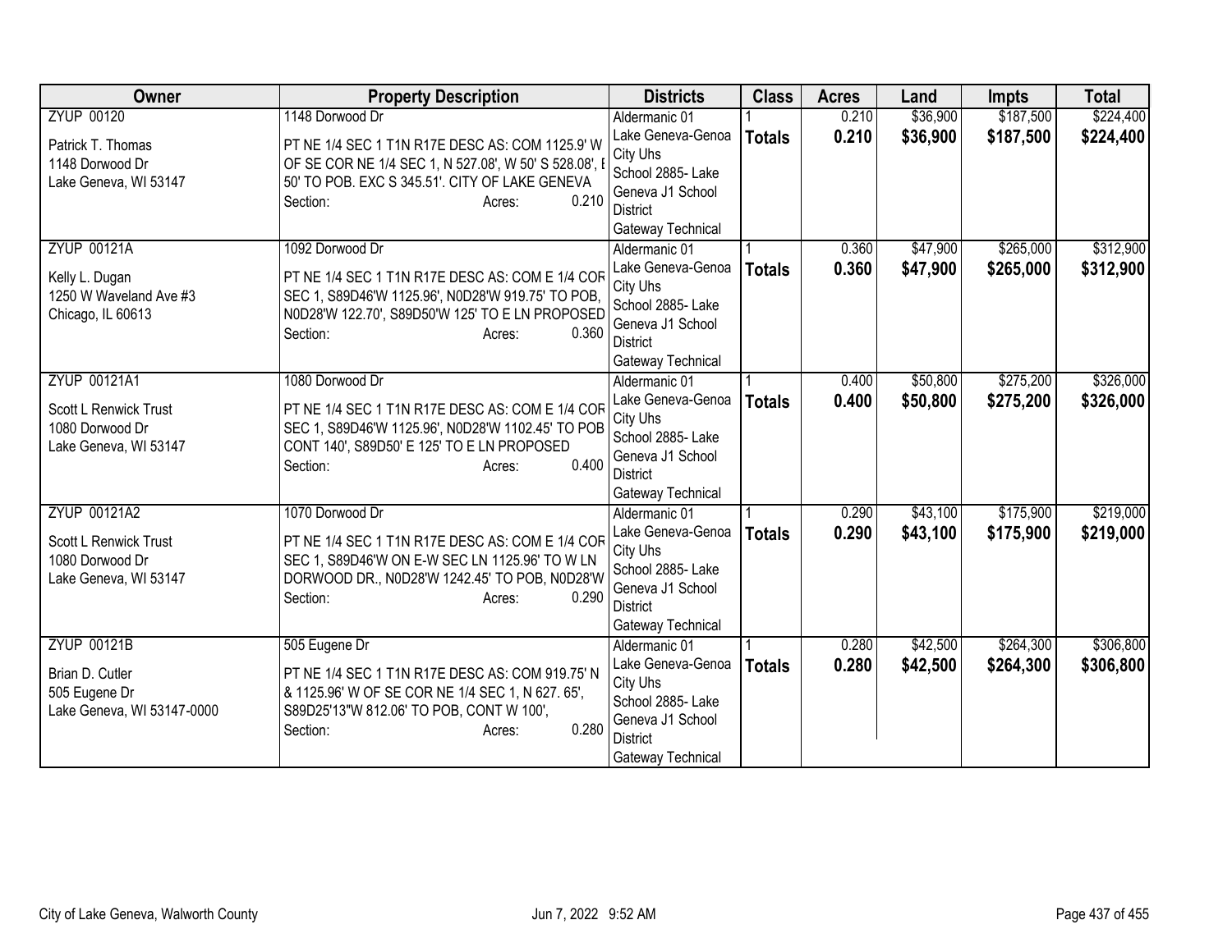| Owner | Property Description | Districts | Class | Acres | Land | Impts | Total |
|---|---|---|---|---|---|---|---|
| ZYUP 00120<br><br>Patrick T. Thomas<br>1148 Dorwood Dr<br>Lake Geneva, WI 53147 | 1148 Dorwood Dr<br><br>PT NE 1/4 SEC 1 T1N R17E DESC AS: COM 1125.9' W OF SE COR NE 1/4 SEC 1, N 527.08', W 50' S 528.08', E 50' TO POB. EXC S 345.51'. CITY OF LAKE GENEVA<br>Section: Acres: 0.210 | Aldermanic 01<br>Lake Geneva-Genoa City Uhs<br>School 2885- Lake Geneva J1 School District<br>Gateway Technical | 1<br>**Totals** | 0.210<br>**0.210** | $36,900<br>**$36,900** | $187,500<br>**$187,500** | $224,400<br>**$224,400** |
| ZYUP 00121A<br><br>Kelly L. Dugan<br>1250 W Waveland Ave #3<br>Chicago, IL 60613 | 1092 Dorwood Dr<br><br>PT NE 1/4 SEC 1 T1N R17E DESC AS: COM E 1/4 COR SEC 1, S89D46'W 1125.96', N0D28'W 919.75' TO POB, N0D28'W 122.70', S89D50'W 125' TO E LN PROPOSED<br>Section: Acres: 0.360 | Aldermanic 01<br>Lake Geneva-Genoa City Uhs<br>School 2885- Lake Geneva J1 School District<br>Gateway Technical | 1<br>**Totals** | 0.360<br>**0.360** | $47,900<br>**$47,900** | $265,000<br>**$265,000** | $312,900<br>**$312,900** |
| ZYUP 00121A1<br><br>Scott L Renwick Trust<br>1080 Dorwood Dr<br>Lake Geneva, WI 53147 | 1080 Dorwood Dr<br><br>PT NE 1/4 SEC 1 T1N R17E DESC AS: COM E 1/4 COR SEC 1, S89D46'W 1125.96', N0D28'W 1102.45' TO POB CONT 140', S89D50' E 125' TO E LN PROPOSED<br>Section: Acres: 0.400 | Aldermanic 01<br>Lake Geneva-Genoa City Uhs<br>School 2885- Lake Geneva J1 School District<br>Gateway Technical | 1<br>**Totals** | 0.400<br>**0.400** | $50,800<br>**$50,800** | $275,200<br>**$275,200** | $326,000<br>**$326,000** |
| ZYUP 00121A2<br><br>Scott L Renwick Trust<br>1080 Dorwood Dr<br>Lake Geneva, WI 53147 | 1070 Dorwood Dr<br><br>PT NE 1/4 SEC 1 T1N R17E DESC AS: COM E 1/4 COR SEC 1, S89D46'W ON E-W SEC LN 1125.96' TO W LN DORWOOD DR., N0D28'W 1242.45' TO POB, N0D28'W<br>Section: Acres: 0.290 | Aldermanic 01<br>Lake Geneva-Genoa City Uhs<br>School 2885- Lake Geneva J1 School District<br>Gateway Technical | 1<br>**Totals** | 0.290<br>**0.290** | $43,100<br>**$43,100** | $175,900<br>**$175,900** | $219,000<br>**$219,000** |
| ZYUP 00121B<br><br>Brian D. Cutler<br>505 Eugene Dr<br>Lake Geneva, WI 53147-0000 | 505 Eugene Dr<br><br>PT NE 1/4 SEC 1 T1N R17E DESC AS: COM 919.75' N & 1125.96' W OF SE COR NE 1/4 SEC 1, N 627. 65', S89D25'13"W 812.06' TO POB, CONT W 100',<br>Section: Acres: 0.280 | Aldermanic 01<br>Lake Geneva-Genoa City Uhs<br>School 2885- Lake Geneva J1 School District<br>Gateway Technical | 1<br>**Totals** | 0.280<br>**0.280** | $42,500<br>**$42,500** | $264,300<br>**$264,300** | $306,800<br>**$306,800** |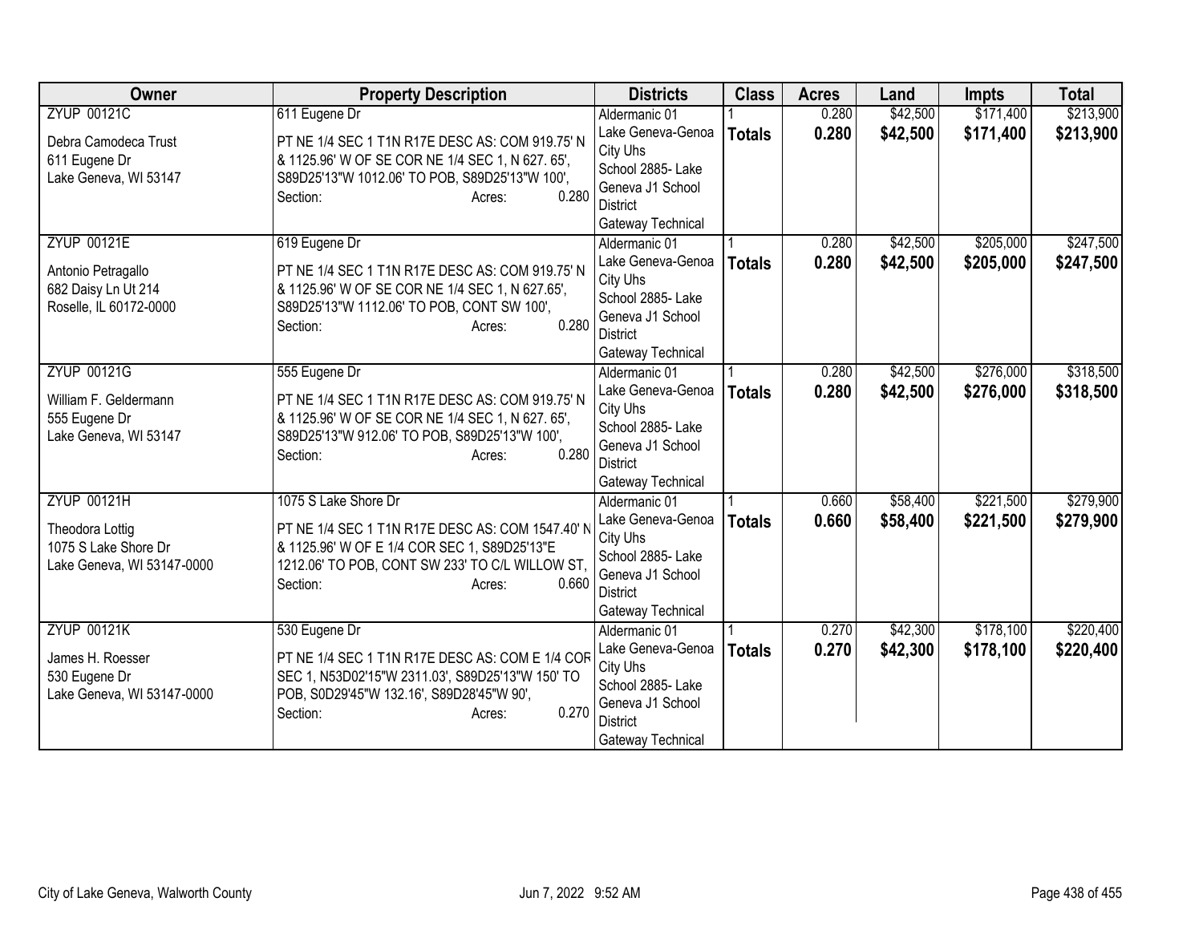| Owner | Property Description | Districts | Class | Acres | Land | Impts | Total |
|---|---|---|---|---|---|---|---|
| ZYUP 00121C<br><br>Debra Camodeca Trust<br>611 Eugene Dr<br>Lake Geneva, WI 53147 | 611 Eugene Dr<br><br>PT NE 1/4 SEC 1 T1N R17E DESC AS: COM 919.75' N & 1125.96' W OF SE COR NE 1/4 SEC 1, N 627. 65', S89D25'13"W 1012.06' TO POB, S89D25'13"W 100',<br>Section: Acres: 0.280 | Aldermanic 01<br>Lake Geneva-Genoa City Uhs<br>School 2885- Lake Geneva J1 School District<br>Gateway Technical | 1<br>**Totals** | 0.280<br>**0.280** | $42,500<br>**$42,500** | $171,400<br>**$171,400** | $213,900<br>**$213,900** |
| ZYUP 00121E<br><br>Antonio Petragallo<br>682 Daisy Ln Ut 214<br>Roselle, IL 60172-0000 | 619 Eugene Dr<br><br>PT NE 1/4 SEC 1 T1N R17E DESC AS: COM 919.75' N & 1125.96' W OF SE COR NE 1/4 SEC 1, N 627.65', S89D25'13"W 1112.06' TO POB, CONT SW 100',<br>Section: Acres: 0.280 | Aldermanic 01<br>Lake Geneva-Genoa City Uhs<br>School 2885- Lake Geneva J1 School District<br>Gateway Technical | 1<br>**Totals** | 0.280<br>**0.280** | $42,500<br>**$42,500** | $205,000<br>**$205,000** | $247,500<br>**$247,500** |
| ZYUP 00121G<br><br>William F. Geldermann<br>555 Eugene Dr<br>Lake Geneva, WI 53147 | 555 Eugene Dr<br><br>PT NE 1/4 SEC 1 T1N R17E DESC AS: COM 919.75' N & 1125.96' W OF SE COR NE 1/4 SEC 1, N 627. 65', S89D25'13"W 912.06' TO POB, S89D25'13"W 100',<br>Section: Acres: 0.280 | Aldermanic 01<br>Lake Geneva-Genoa City Uhs<br>School 2885- Lake Geneva J1 School District<br>Gateway Technical | 1<br>**Totals** | 0.280<br>**0.280** | $42,500<br>**$42,500** | $276,000<br>**$276,000** | $318,500<br>**$318,500** |
| ZYUP 00121H<br><br>Theodora Lottig<br>1075 S Lake Shore Dr<br>Lake Geneva, WI 53147-0000 | 1075 S Lake Shore Dr<br><br>PT NE 1/4 SEC 1 T1N R17E DESC AS: COM 1547.40' N & 1125.96' W OF E 1/4 COR SEC 1, S89D25'13"E 1212.06' TO POB, CONT SW 233' TO C/L WILLOW ST,<br>Section: Acres: 0.660 | Aldermanic 01<br>Lake Geneva-Genoa City Uhs<br>School 2885- Lake Geneva J1 School District<br>Gateway Technical | 1<br>**Totals** | 0.660<br>**0.660** | $58,400<br>**$58,400** | $221,500<br>**$221,500** | $279,900<br>**$279,900** |
| ZYUP 00121K<br><br>James H. Roesser<br>530 Eugene Dr<br>Lake Geneva, WI 53147-0000 | 530 Eugene Dr<br><br>PT NE 1/4 SEC 1 T1N R17E DESC AS: COM E 1/4 COR SEC 1, N53D02'15"W 2311.03', S89D25'13"W 150' TO POB, S0D29'45"W 132.16', S89D28'45"W 90',<br>Section: Acres: 0.270 | Aldermanic 01<br>Lake Geneva-Genoa City Uhs<br>School 2885- Lake Geneva J1 School District<br>Gateway Technical | 1<br>**Totals** | 0.270<br>**0.270** | $42,300<br>**$42,300** | $178,100<br>**$178,100** | $220,400<br>**$220,400** |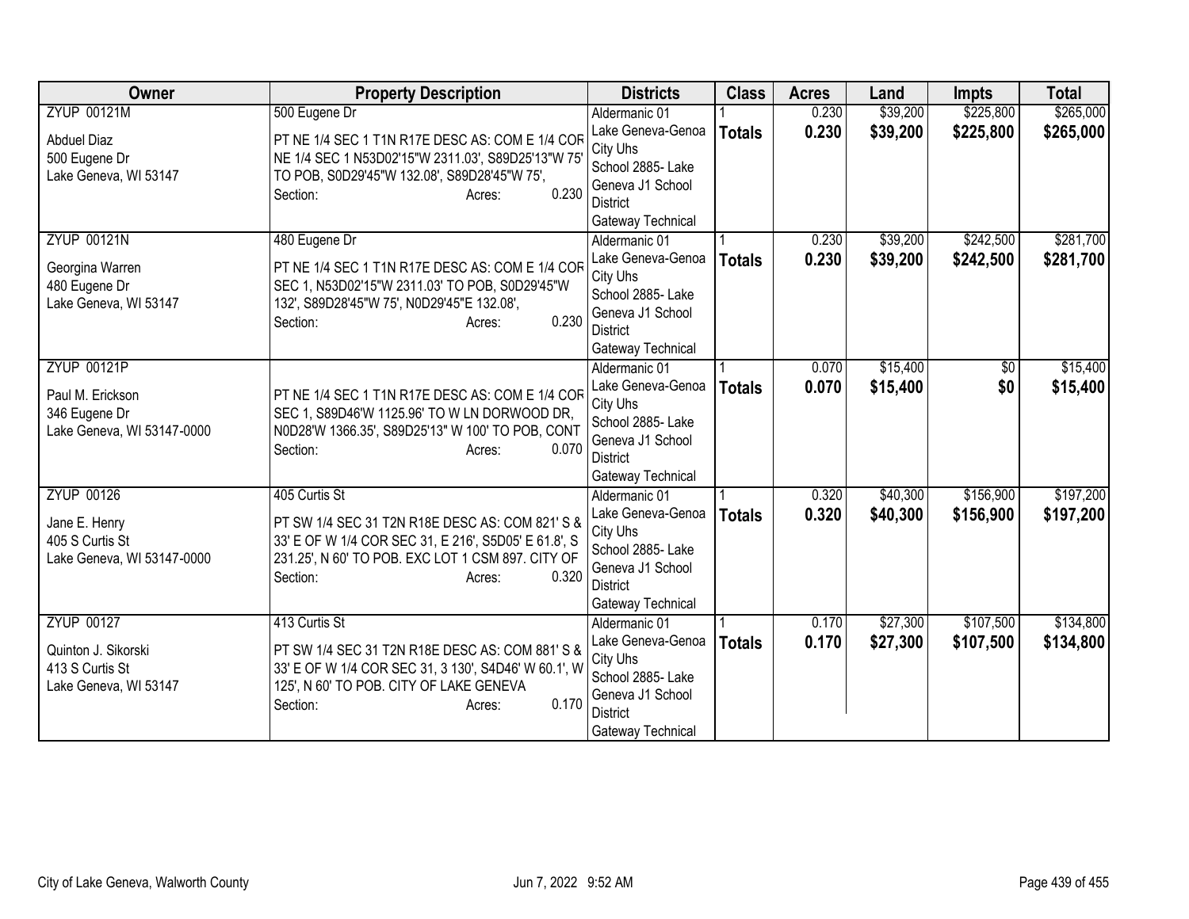| Owner | Property Description | Districts | Class | Acres | Land | Impts | Total |
|---|---|---|---|---|---|---|---|
| ZYUP 00121M<br><br>Abduel Diaz<br>500 Eugene Dr<br>Lake Geneva, WI 53147 | 500 Eugene Dr<br><br>PT NE 1/4 SEC 1 T1N R17E DESC AS: COM E 1/4 COR NE 1/4 SEC 1 N53D02'15"W 2311.03', S89D25'13"W 75' TO POB, S0D29'45"W 132.08', S89D28'45"W 75',<br>Section: Acres: 0.230 | Aldermanic 01<br>Lake Geneva-Genoa City Uhs<br>School 2885- Lake Geneva J1 School District<br>Gateway Technical | 1<br>**Totals** | 0.230<br>**0.230** | $39,200<br>**$39,200** | $225,800<br>**$225,800** | $265,000<br>**$265,000** |
| ZYUP 00121N<br><br>Georgina Warren<br>480 Eugene Dr<br>Lake Geneva, WI 53147 | 480 Eugene Dr<br><br>PT NE 1/4 SEC 1 T1N R17E DESC AS: COM E 1/4 COR SEC 1, N53D02'15"W 2311.03' TO POB, S0D29'45"W 132', S89D28'45"W 75', N0D29'45"E 132.08',<br>Section: Acres: 0.230 | Aldermanic 01<br>Lake Geneva-Genoa City Uhs<br>School 2885- Lake Geneva J1 School District<br>Gateway Technical | 1<br>**Totals** | 0.230<br>**0.230** | $39,200<br>**$39,200** | $242,500<br>**$242,500** | $281,700<br>**$281,700** |
| ZYUP 00121P<br><br>Paul M. Erickson<br>346 Eugene Dr<br>Lake Geneva, WI 53147-0000 | PT NE 1/4 SEC 1 T1N R17E DESC AS: COM E 1/4 COR SEC 1, S89D46'W 1125.96' TO W LN DORWOOD DR, N0D28'W 1366.35', S89D25'13" W 100' TO POB, CONT<br>Section: Acres: 0.070 | Aldermanic 01<br>Lake Geneva-Genoa City Uhs<br>School 2885- Lake Geneva J1 School District<br>Gateway Technical | 1<br>**Totals** | 0.070<br>**0.070** | $15,400<br>**$15,400** | $0<br>**$0** | $15,400<br>**$15,400** |
| ZYUP 00126<br><br>Jane E. Henry<br>405 S Curtis St<br>Lake Geneva, WI 53147-0000 | 405 Curtis St<br><br>PT SW 1/4 SEC 31 T2N R18E DESC AS: COM 821' S & 33' E OF W 1/4 COR SEC 31, E 216', S5D05' E 61.8', S 231.25', N 60' TO POB. EXC LOT 1 CSM 897. CITY OF<br>Section: Acres: 0.320 | Aldermanic 01<br>Lake Geneva-Genoa City Uhs<br>School 2885- Lake Geneva J1 School District<br>Gateway Technical | 1<br>**Totals** | 0.320<br>**0.320** | $40,300<br>**$40,300** | $156,900<br>**$156,900** | $197,200<br>**$197,200** |
| ZYUP 00127<br><br>Quinton J. Sikorski<br>413 S Curtis St<br>Lake Geneva, WI 53147 | 413 Curtis St<br><br>PT SW 1/4 SEC 31 T2N R18E DESC AS: COM 881' S & 33' E OF W 1/4 COR SEC 31, 3 130', S4D46' W 60.1', W 125', N 60' TO POB. CITY OF LAKE GENEVA<br>Section: Acres: 0.170 | Aldermanic 01<br>Lake Geneva-Genoa City Uhs<br>School 2885- Lake Geneva J1 School District<br>Gateway Technical | 1<br>**Totals** | 0.170<br>**0.170** | $27,300<br>**$27,300** | $107,500<br>**$107,500** | $134,800<br>**$134,800** |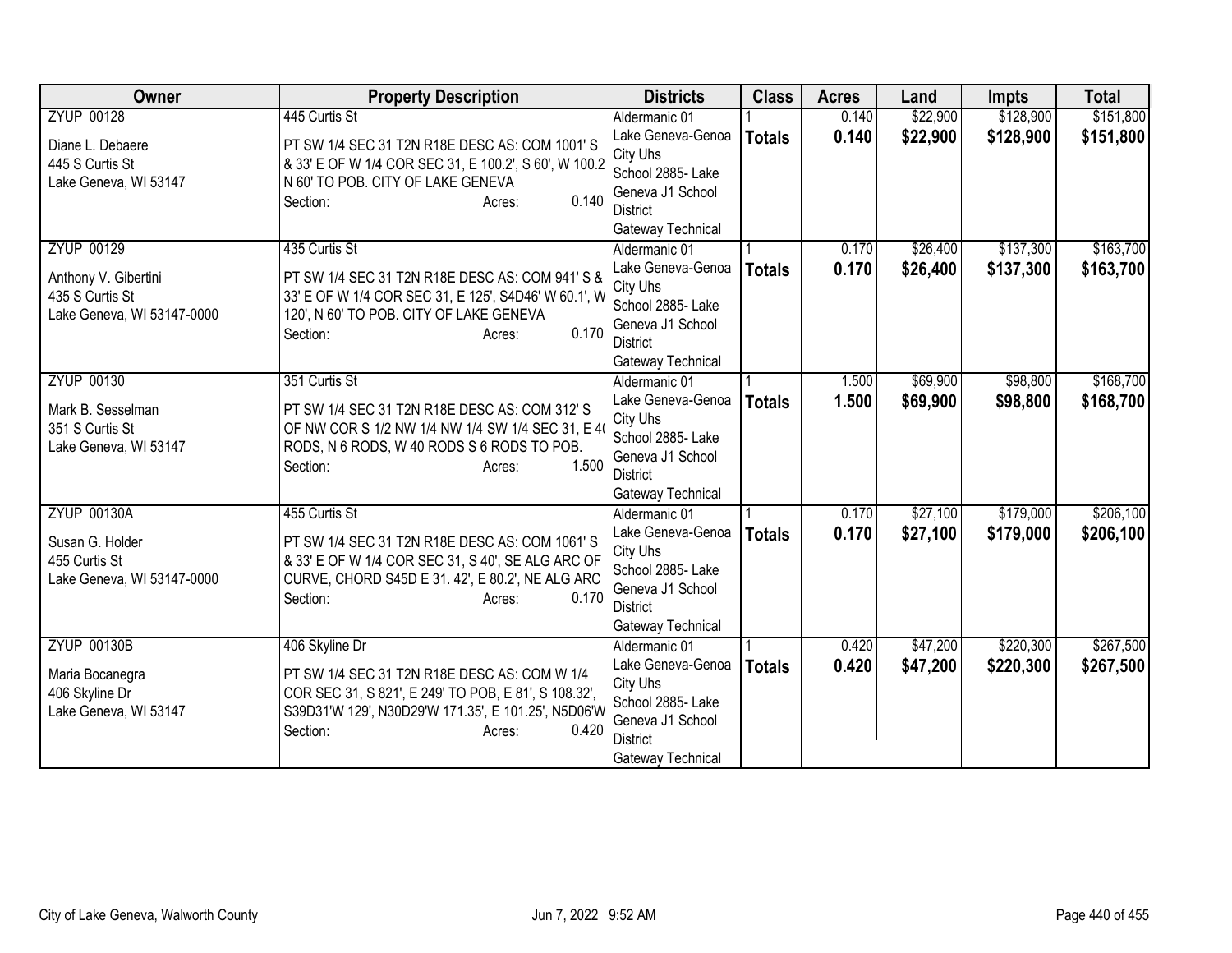| Owner | Property Description | Districts | Class | Acres | Land | Impts | Total |
|---|---|---|---|---|---|---|---|
| ZYUP 00128<br><br>Diane L. Debaere<br>445 S Curtis St<br>Lake Geneva, WI 53147 | 445 Curtis St<br><br>PT SW 1/4 SEC 31 T2N R18E DESC AS: COM 1001' S & 33' E OF W 1/4 COR SEC 31, E 100.2', S 60', W 100.2 N 60' TO POB. CITY OF LAKE GENEVA<br>Section: Acres: 0.140 | Aldermanic 01<br>Lake Geneva-Genoa City Uhs<br>School 2885- Lake Geneva J1 School District<br>Gateway Technical | 1<br>**Totals** | 0.140<br>**0.140** | $22,900<br>**$22,900** | $128,900<br>**$128,900** | $151,800<br>**$151,800** |
| ZYUP 00129<br><br>Anthony V. Gibertini<br>435 S Curtis St<br>Lake Geneva, WI 53147-0000 | 435 Curtis St<br><br>PT SW 1/4 SEC 31 T2N R18E DESC AS: COM 941' S & 33' E OF W 1/4 COR SEC 31, E 125', S4D46' W 60.1', W 120', N 60' TO POB. CITY OF LAKE GENEVA<br>Section: Acres: 0.170 | Aldermanic 01<br>Lake Geneva-Genoa City Uhs<br>School 2885- Lake Geneva J1 School District<br>Gateway Technical | 1<br>**Totals** | 0.170<br>**0.170** | $26,400<br>**$26,400** | $137,300<br>**$137,300** | $163,700<br>**$163,700** |
| ZYUP 00130<br><br>Mark B. Sesselman<br>351 S Curtis St<br>Lake Geneva, WI 53147 | 351 Curtis St<br><br>PT SW 1/4 SEC 31 T2N R18E DESC AS: COM 312' S OF NW COR S 1/2 NW 1/4 NW 1/4 SW 1/4 SEC 31, E 40 RODS, N 6 RODS, W 40 RODS S 6 RODS TO POB.<br>Section: Acres: 1.500 | Aldermanic 01<br>Lake Geneva-Genoa City Uhs<br>School 2885- Lake Geneva J1 School District<br>Gateway Technical | 1<br>**Totals** | 1.500<br>**1.500** | $69,900<br>**$69,900** | $98,800<br>**$98,800** | $168,700<br>**$168,700** |
| ZYUP 00130A<br><br>Susan G. Holder<br>455 Curtis St<br>Lake Geneva, WI 53147-0000 | 455 Curtis St<br><br>PT SW 1/4 SEC 31 T2N R18E DESC AS: COM 1061' S & 33' E OF W 1/4 COR SEC 31, S 40', SE ALG ARC OF CURVE, CHORD S45D E 31. 42', E 80.2', NE ALG ARC<br>Section: Acres: 0.170 | Aldermanic 01<br>Lake Geneva-Genoa City Uhs<br>School 2885- Lake Geneva J1 School District<br>Gateway Technical | 1<br>**Totals** | 0.170<br>**0.170** | $27,100<br>**$27,100** | $179,000<br>**$179,000** | $206,100<br>**$206,100** |
| ZYUP 00130B<br><br>Maria Bocanegra<br>406 Skyline Dr<br>Lake Geneva, WI 53147 | 406 Skyline Dr<br><br>PT SW 1/4 SEC 31 T2N R18E DESC AS: COM W 1/4 COR SEC 31, S 821', E 249' TO POB, E 81', S 108.32', S39D31'W 129', N30D29'W 171.35', E 101.25', N5D06'W<br>Section: Acres: 0.420 | Aldermanic 01<br>Lake Geneva-Genoa City Uhs<br>School 2885- Lake Geneva J1 School District<br>Gateway Technical | 1<br>**Totals** | 0.420<br>**0.420** | $47,200<br>**$47,200** | $220,300<br>**$220,300** | $267,500<br>**$267,500** |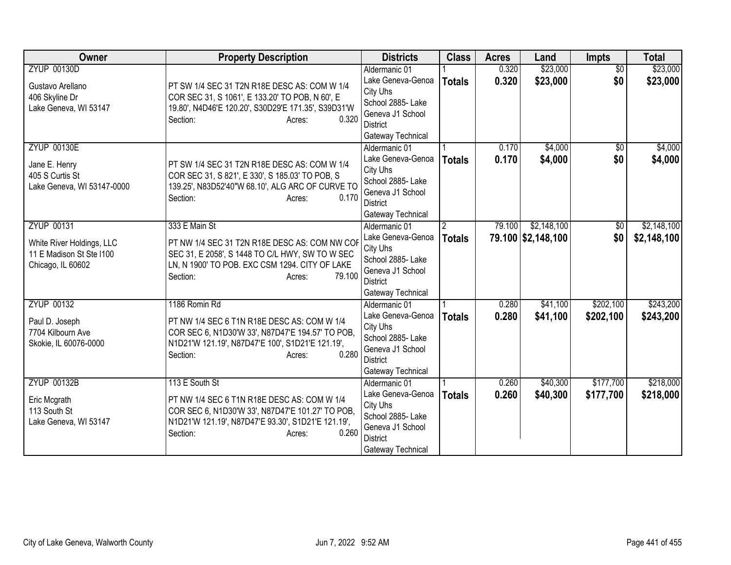| Owner | Property Description | Districts | Class | Acres | Land | Impts | Total |
|---|---|---|---|---|---|---|---|
| ZYUP 00130D<br><br>Gustavo Arellano<br>406 Skyline Dr<br>Lake Geneva, WI 53147 | PT SW 1/4 SEC 31 T2N R18E DESC AS: COM W 1/4 COR SEC 31, S 1061', E 133.20' TO POB, N 60', E 19.80', N4D46'E 120.20', S30D29'E 171.35', S39D31'W<br>Section: Acres: 0.320 | Aldermanic 01<br>Lake Geneva-Genoa City Uhs<br>School 2885- Lake Geneva J1 School District<br>Gateway Technical | 1<br>**Totals** | 0.320<br>**0.320** | $23,000<br>**$23,000** | $0<br>**$0** | $23,000<br>**$23,000** |
| ZYUP 00130E<br><br>Jane E. Henry<br>405 S Curtis St<br>Lake Geneva, WI 53147-0000 | PT SW 1/4 SEC 31 T2N R18E DESC AS: COM W 1/4 COR SEC 31, S 821', E 330', S 185.03' TO POB, S 139.25', N83D52'40"W 68.10', ALG ARC OF CURVE TO<br>Section: Acres: 0.170 | Aldermanic 01<br>Lake Geneva-Genoa City Uhs<br>School 2885- Lake Geneva J1 School District<br>Gateway Technical | 1<br>**Totals** | 0.170<br>**0.170** | $4,000<br>**$4,000** | $0<br>**$0** | $4,000<br>**$4,000** |
| ZYUP 00131<br><br>White River Holdings, LLC<br>11 E Madison St Ste I100<br>Chicago, IL 60602 | 333 E Main St<br>PT NW 1/4 SEC 31 T2N R18E DESC AS: COM NW COR SEC 31, E 2058', S 1448 TO C/L HWY, SW TO W SEC LN, N 1900' TO POB. EXC CSM 1294. CITY OF LAKE<br>Section: Acres: 79.100 | Aldermanic 01<br>Lake Geneva-Genoa City Uhs<br>School 2885- Lake Geneva J1 School District<br>Gateway Technical | 2<br>**Totals** | 79.100<br>**79.100** | $2,148,100<br>**$2,148,100** | $0<br>**$0** | $2,148,100<br>**$2,148,100** |
| ZYUP 00132<br><br>Paul D. Joseph<br>7704 Kilbourn Ave<br>Skokie, IL 60076-0000 | 1186 Romin Rd<br>PT NW 1/4 SEC 6 T1N R18E DESC AS: COM W 1/4 COR SEC 6, N1D30'W 33', N87D47'E 194.57' TO POB, N1D21'W 121.19', N87D47'E 100', S1D21'E 121.19',<br>Section: Acres: 0.280 | Aldermanic 01<br>Lake Geneva-Genoa City Uhs<br>School 2885- Lake Geneva J1 School District<br>Gateway Technical | 1<br>**Totals** | 0.280<br>**0.280** | $41,100<br>**$41,100** | $202,100<br>**$202,100** | $243,200<br>**$243,200** |
| ZYUP 00132B<br><br>Eric Mcgrath<br>113 South St<br>Lake Geneva, WI 53147 | 113 E South St<br>PT NW 1/4 SEC 6 T1N R18E DESC AS: COM W 1/4 COR SEC 6, N1D30'W 33', N87D47'E 101.27' TO POB, N1D21'W 121.19', N87D47'E 93.30', S1D21'E 121.19',<br>Section: Acres: 0.260 | Aldermanic 01<br>Lake Geneva-Genoa City Uhs<br>School 2885- Lake Geneva J1 School District<br>Gateway Technical | 1<br>**Totals** | 0.260<br>**0.260** | $40,300<br>**$40,300** | $177,700<br>**$177,700** | $218,000<br>**$218,000** |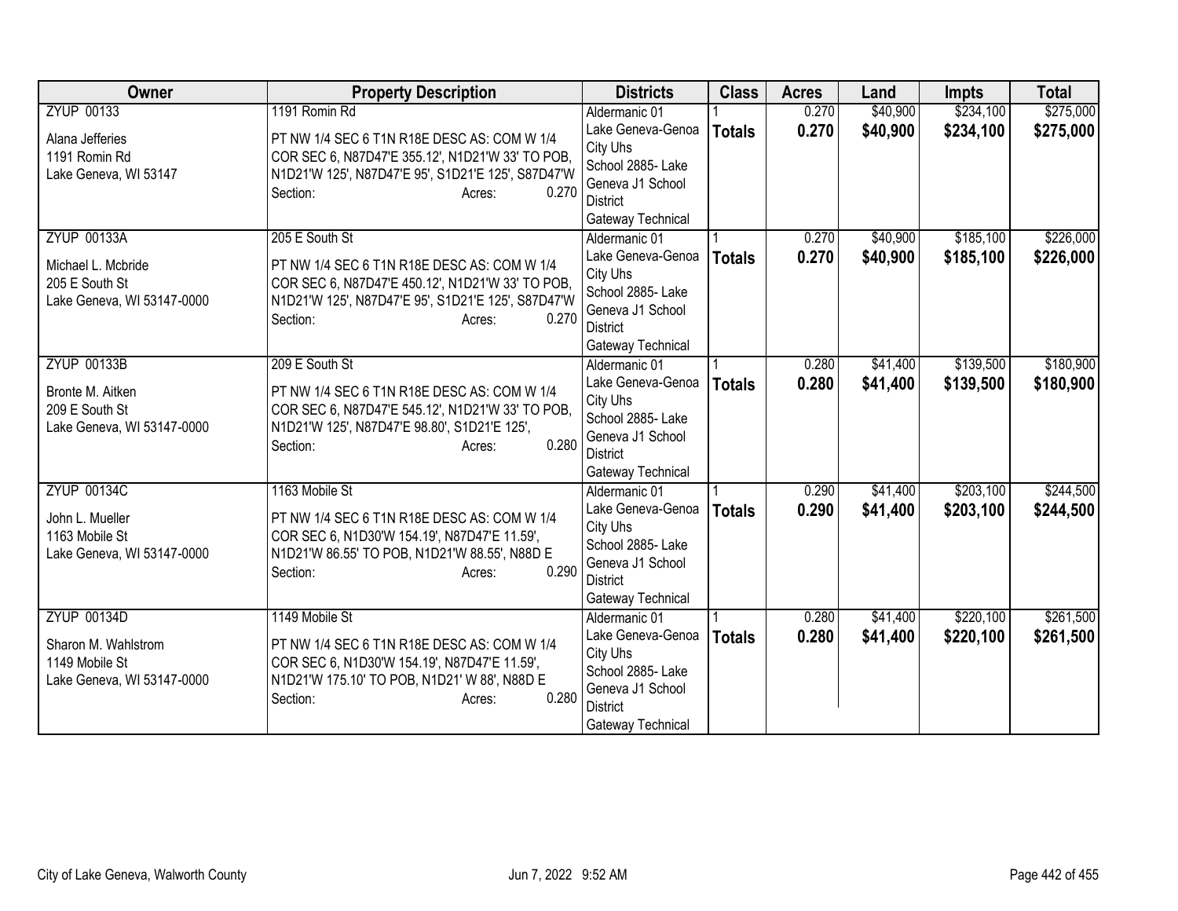| Owner | Property Description | Districts | Class | Acres | Land | Impts | Total |
|---|---|---|---|---|---|---|---|
| ZYUP 00133<br><br>Alana Jefferies<br>1191 Romin Rd<br>Lake Geneva, WI 53147 | 1191 Romin Rd<br><br>PT NW 1/4 SEC 6 T1N R18E DESC AS: COM W 1/4 COR SEC 6, N87D47'E 355.12', N1D21'W 33' TO POB, N1D21'W 125', N87D47'E 95', S1D21'E 125', S87D47'W<br>Section: Acres: 0.270 | Aldermanic 01<br>Lake Geneva-Genoa City Uhs<br>School 2885- Lake Geneva J1 School District<br>Gateway Technical | 1<br>**Totals** | 0.270<br>**0.270** | $40,900<br>**$40,900** | $234,100<br>**$234,100** | $275,000<br>**$275,000** |
| ZYUP 00133A<br><br>Michael L. Mcbride<br>205 E South St<br>Lake Geneva, WI 53147-0000 | 205 E South St<br><br>PT NW 1/4 SEC 6 T1N R18E DESC AS: COM W 1/4 COR SEC 6, N87D47'E 450.12', N1D21'W 33' TO POB, N1D21'W 125', N87D47'E 95', S1D21'E 125', S87D47'W<br>Section: Acres: 0.270 | Aldermanic 01<br>Lake Geneva-Genoa City Uhs<br>School 2885- Lake Geneva J1 School District<br>Gateway Technical | 1<br>**Totals** | 0.270<br>**0.270** | $40,900<br>**$40,900** | $185,100<br>**$185,100** | $226,000<br>**$226,000** |
| ZYUP 00133B<br><br>Bronte M. Aitken<br>209 E South St<br>Lake Geneva, WI 53147-0000 | 209 E South St<br><br>PT NW 1/4 SEC 6 T1N R18E DESC AS: COM W 1/4 COR SEC 6, N87D47'E 545.12', N1D21'W 33' TO POB, N1D21'W 125', N87D47'E 98.80', S1D21'E 125',<br>Section: Acres: 0.280 | Aldermanic 01<br>Lake Geneva-Genoa City Uhs<br>School 2885- Lake Geneva J1 School District<br>Gateway Technical | 1<br>**Totals** | 0.280<br>**0.280** | $41,400<br>**$41,400** | $139,500<br>**$139,500** | $180,900<br>**$180,900** |
| ZYUP 00134C<br><br>John L. Mueller<br>1163 Mobile St<br>Lake Geneva, WI 53147-0000 | 1163 Mobile St<br><br>PT NW 1/4 SEC 6 T1N R18E DESC AS: COM W 1/4 COR SEC 6, N1D30'W 154.19', N87D47'E 11.59', N1D21'W 86.55' TO POB, N1D21'W 88.55', N88D E<br>Section: Acres: 0.290 | Aldermanic 01<br>Lake Geneva-Genoa City Uhs<br>School 2885- Lake Geneva J1 School District<br>Gateway Technical | 1<br>**Totals** | 0.290<br>**0.290** | $41,400<br>**$41,400** | $203,100<br>**$203,100** | $244,500<br>**$244,500** |
| ZYUP 00134D<br><br>Sharon M. Wahlstrom<br>1149 Mobile St<br>Lake Geneva, WI 53147-0000 | 1149 Mobile St<br><br>PT NW 1/4 SEC 6 T1N R18E DESC AS: COM W 1/4 COR SEC 6, N1D30'W 154.19', N87D47'E 11.59', N1D21'W 175.10' TO POB, N1D21' W 88', N88D E<br>Section: Acres: 0.280 | Aldermanic 01<br>Lake Geneva-Genoa City Uhs<br>School 2885- Lake Geneva J1 School District<br>Gateway Technical | 1<br>**Totals** | 0.280<br>**0.280** | $41,400<br>**$41,400** | $220,100<br>**$220,100** | $261,500<br>**$261,500** |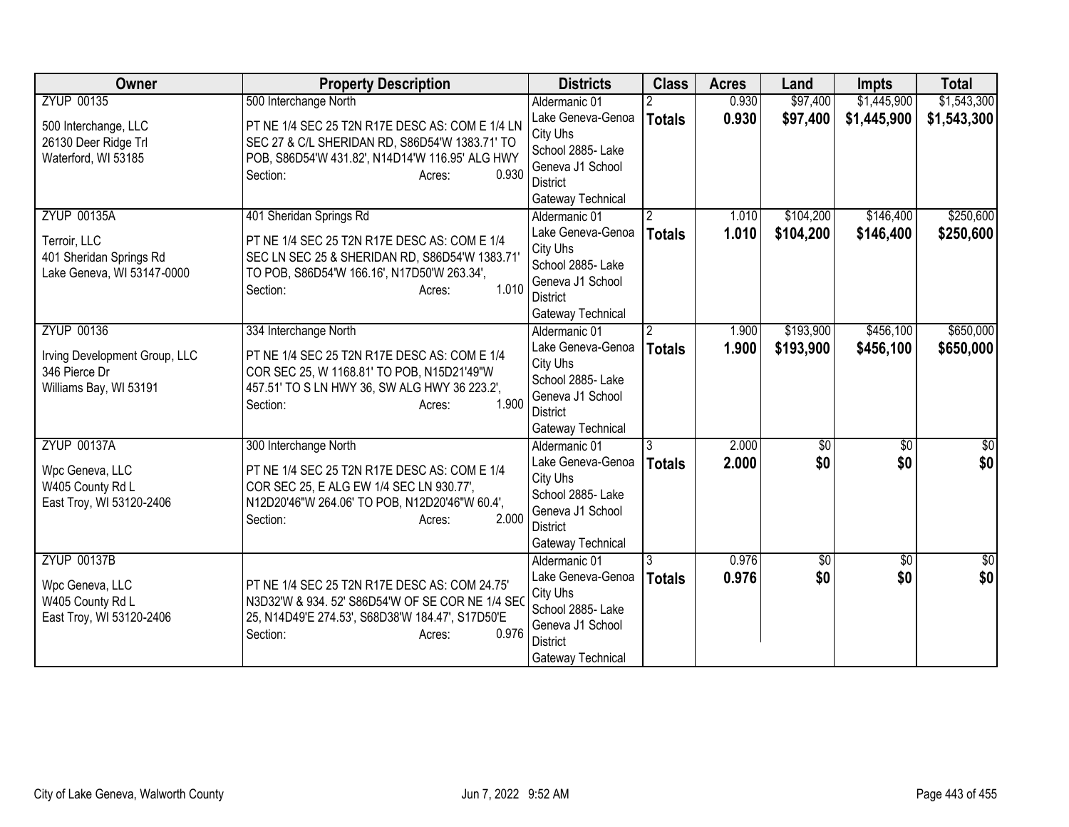| Owner | Property Description | Districts | Class | Acres | Land | Impts | Total |
|---|---|---|---|---|---|---|---|
| ZYUP 00135<br><br>500 Interchange, LLC<br>26130 Deer Ridge Trl<br>Waterford, WI 53185 | 500 Interchange North<br><br>PT NE 1/4 SEC 25 T2N R17E DESC AS: COM E 1/4 LN SEC 27 & C/L SHERIDAN RD, S86D54'W 1383.71' TO POB, S86D54'W 431.82', N14D14'W 116.95' ALG HWY<br>Section: Acres: 0.930 | Aldermanic 01<br>Lake Geneva-Genoa City Uhs<br>School 2885- Lake Geneva J1 School District<br>Gateway Technical | 2<br>**Totals** | 0.930<br>**0.930** | $97,400<br>**$97,400** | $1,445,900<br>**$1,445,900** | $1,543,300<br>**$1,543,300** |
| ZYUP 00135A<br><br>Terroir, LLC<br>401 Sheridan Springs Rd<br>Lake Geneva, WI 53147-0000 | 401 Sheridan Springs Rd<br><br>PT NE 1/4 SEC 25 T2N R17E DESC AS: COM E 1/4 SEC LN SEC 25 & SHERIDAN RD, S86D54'W 1383.71' TO POB, S86D54'W 166.16', N17D50'W 263.34',<br>Section: Acres: 1.010 | Aldermanic 01<br>Lake Geneva-Genoa City Uhs<br>School 2885- Lake Geneva J1 School District<br>Gateway Technical | 2<br>**Totals** | 1.010<br>**1.010** | $104,200<br>**$104,200** | $146,400<br>**$146,400** | $250,600<br>**$250,600** |
| ZYUP 00136<br><br>Irving Development Group, LLC<br>346 Pierce Dr<br>Williams Bay, WI 53191 | 334 Interchange North<br><br>PT NE 1/4 SEC 25 T2N R17E DESC AS: COM E 1/4 COR SEC 25, W 1168.81' TO POB, N15D21'49"W 457.51' TO S LN HWY 36, SW ALG HWY 36 223.2',<br>Section: Acres: 1.900 | Aldermanic 01<br>Lake Geneva-Genoa City Uhs<br>School 2885- Lake Geneva J1 School District<br>Gateway Technical | 2<br>**Totals** | 1.900<br>**1.900** | $193,900<br>**$193,900** | $456,100<br>**$456,100** | $650,000<br>**$650,000** |
| ZYUP 00137A<br><br>Wpc Geneva, LLC<br>W405 County Rd L<br>East Troy, WI 53120-2406 | 300 Interchange North<br><br>PT NE 1/4 SEC 25 T2N R17E DESC AS: COM E 1/4 COR SEC 25, E ALG EW 1/4 SEC LN 930.77', N12D20'46"W 264.06' TO POB, N12D20'46"W 60.4',<br>Section: Acres: 2.000 | Aldermanic 01<br>Lake Geneva-Genoa City Uhs<br>School 2885- Lake Geneva J1 School District<br>Gateway Technical | 3<br>**Totals** | 2.000<br>**2.000** | $0<br>**$0** | $0<br>**$0** | $0<br>**$0** |
| ZYUP 00137B<br><br>Wpc Geneva, LLC<br>W405 County Rd L<br>East Troy, WI 53120-2406 | PT NE 1/4 SEC 25 T2N R17E DESC AS: COM 24.75' N3D32'W & 934. 52' S86D54'W OF SE COR NE 1/4 SEC 25, N14D49'E 274.53', S68D38'W 184.47', S17D50'E<br>Section: Acres: 0.976 | Aldermanic 01<br>Lake Geneva-Genoa City Uhs<br>School 2885- Lake Geneva J1 School District<br>Gateway Technical | 3<br>**Totals** | 0.976<br>**0.976** | $0<br>**$0** | $0<br>**$0** | $0<br>**$0** |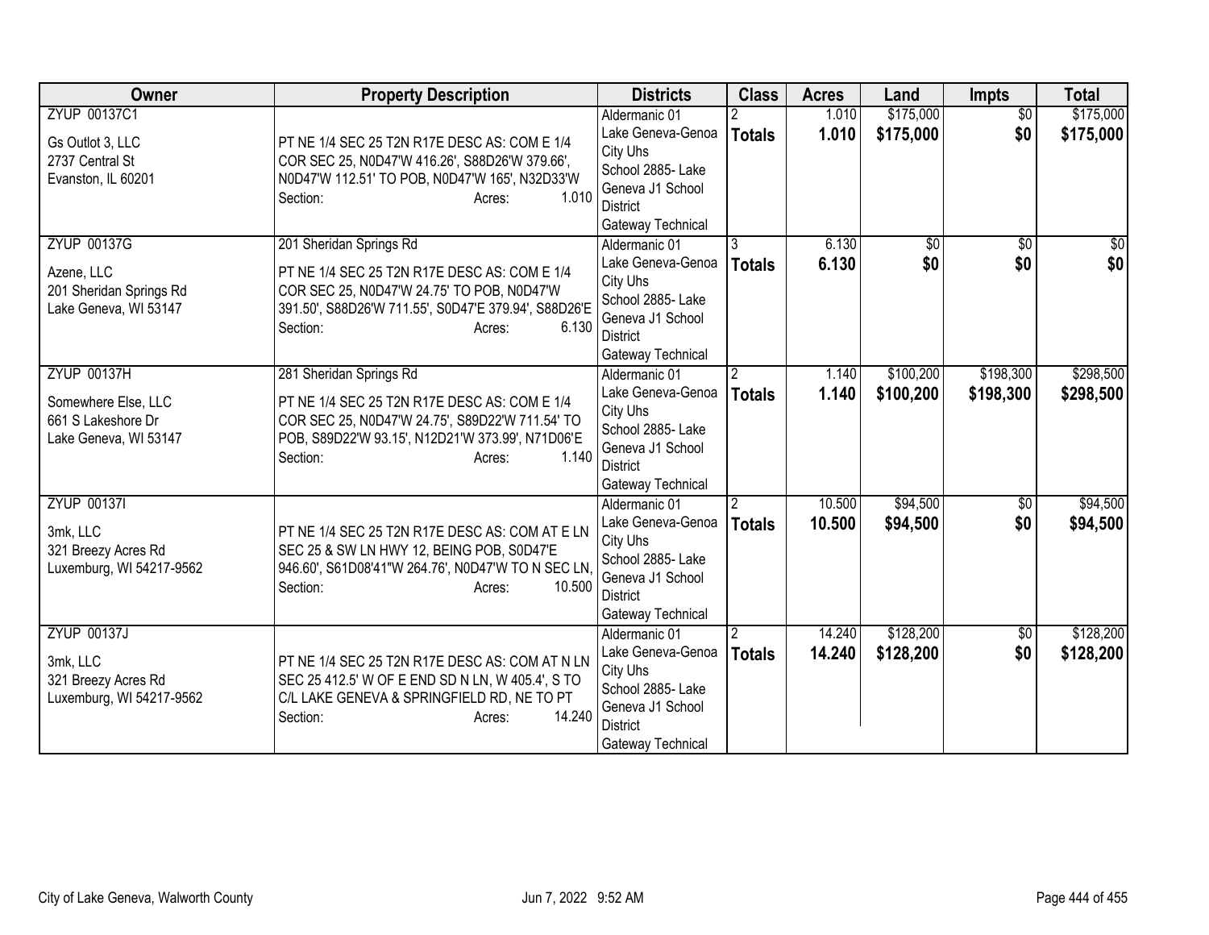| Owner | Property Description | Districts | Class | Acres | Land | Impts | Total |
|---|---|---|---|---|---|---|---|
| ZYUP 00137C1<br>Gs Outlot 3, LLC<br>2737 Central St<br>Evanston, IL 60201 | PT NE 1/4 SEC 25 T2N R17E DESC AS: COM E 1/4 COR SEC 25, N0D47'W 416.26', S88D26'W 379.66', N0D47'W 112.51' TO POB, N0D47'W 165', N32D33'W<br>Section: Acres: 1.010 | Aldermanic 01<br>Lake Geneva-Genoa City Uhs<br>School 2885- Lake Geneva J1 School District<br>Gateway Technical | 2<br>**Totals** | 1.010<br>**1.010** | \$175,000<br>**\$175,000** | \$0<br>**\$0** | \$175,000<br>**\$175,000** |
| ZYUP 00137G<br>Azene, LLC<br>201 Sheridan Springs Rd<br>Lake Geneva, WI 53147 | 201 Sheridan Springs Rd<br>PT NE 1/4 SEC 25 T2N R17E DESC AS: COM E 1/4 COR SEC 25, N0D47'W 24.75' TO POB, N0D47'W 391.50', S88D26'W 711.55', S0D47'E 379.94', S88D26'E<br>Section: Acres: 6.130 | Aldermanic 01<br>Lake Geneva-Genoa City Uhs<br>School 2885- Lake Geneva J1 School District<br>Gateway Technical | 3<br>**Totals** | 6.130<br>**6.130** | \$0<br>**\$0** | \$0<br>**\$0** | \$0<br>**\$0** |
| ZYUP 00137H<br>Somewhere Else, LLC<br>661 S Lakeshore Dr<br>Lake Geneva, WI 53147 | 281 Sheridan Springs Rd<br>PT NE 1/4 SEC 25 T2N R17E DESC AS: COM E 1/4 COR SEC 25, N0D47'W 24.75', S89D22'W 711.54' TO POB, S89D22'W 93.15', N12D21'W 373.99', N71D06'E<br>Section: Acres: 1.140 | Aldermanic 01<br>Lake Geneva-Genoa City Uhs<br>School 2885- Lake Geneva J1 School District<br>Gateway Technical | 2<br>**Totals** | 1.140<br>**1.140** | \$100,200<br>**\$100,200** | \$198,300<br>**\$198,300** | \$298,500<br>**\$298,500** |
| ZYUP 00137I<br>3mk, LLC<br>321 Breezy Acres Rd<br>Luxemburg, WI 54217-9562 | PT NE 1/4 SEC 25 T2N R17E DESC AS: COM AT E LN SEC 25 & SW LN HWY 12, BEING POB, S0D47'E 946.60', S61D08'41"W 264.76', N0D47'W TO N SEC LN,<br>Section: Acres: 10.500 | Aldermanic 01<br>Lake Geneva-Genoa City Uhs<br>School 2885- Lake Geneva J1 School District<br>Gateway Technical | 2<br>**Totals** | 10.500<br>**10.500** | \$94,500<br>**\$94,500** | \$0<br>**\$0** | \$94,500<br>**\$94,500** |
| ZYUP 00137J<br>3mk, LLC<br>321 Breezy Acres Rd<br>Luxemburg, WI 54217-9562 | PT NE 1/4 SEC 25 T2N R17E DESC AS: COM AT N LN SEC 25 412.5' W OF E END SD N LN, W 405.4', S TO C/L LAKE GENEVA & SPRINGFIELD RD, NE TO PT<br>Section: Acres: 14.240 | Aldermanic 01<br>Lake Geneva-Genoa City Uhs<br>School 2885- Lake Geneva J1 School District<br>Gateway Technical | 2<br>**Totals** | 14.240<br>**14.240** | \$128,200<br>**\$128,200** | \$0<br>**\$0** | \$128,200<br>**\$128,200** |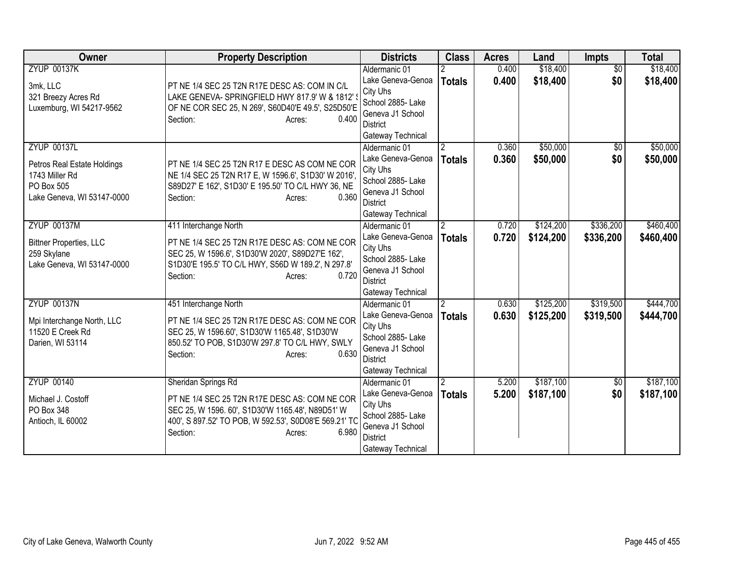| Owner | Property Description | Districts | Class | Acres | Land | Impts | Total |
|---|---|---|---|---|---|---|---|
| ZYUP 00137K<br>3mk, LLC<br>321 Breezy Acres Rd<br>Luxemburg, WI 54217-9562 | PT NE 1/4 SEC 25 T2N R17E DESC AS: COM IN C/L LAKE GENEVA- SPRINGFIELD HWY 817.9' W & 1812' S OF NE COR SEC 25, N 269', S60D40'E 49.5', S25D50'E<br>Section: Acres: 0.400 | Aldermanic 01<br>Lake Geneva-Genoa City Uhs<br>School 2885- Lake Geneva J1 School District<br>Gateway Technical | 2<br>**Totals** | 0.400<br>**0.400** | $18,400<br>**$18,400** | $0<br>**$0** | $18,400<br>**$18,400** |
| ZYUP 00137L<br>Petros Real Estate Holdings<br>1743 Miller Rd<br>PO Box 505<br>Lake Geneva, WI 53147-0000 | PT NE 1/4 SEC 25 T2N R17 E DESC AS COM NE COR NE 1/4 SEC 25 T2N R17 E, W 1596.6', S1D30' W 2016', S89D27' E 162', S1D30' E 195.50' TO C/L HWY 36, NE<br>Section: Acres: 0.360 | Aldermanic 01<br>Lake Geneva-Genoa City Uhs<br>School 2885- Lake Geneva J1 School District<br>Gateway Technical | 2<br>**Totals** | 0.360<br>**0.360** | $50,000<br>**$50,000** | $0<br>**$0** | $50,000<br>**$50,000** |
| ZYUP 00137M<br>Bittner Properties, LLC<br>259 Skylane<br>Lake Geneva, WI 53147-0000 | 411 Interchange North<br>PT NE 1/4 SEC 25 T2N R17E DESC AS: COM NE COR SEC 25, W 1596.6', S1D30'W 2020', S89D27'E 162', S1D30'E 195.5' TO C/L HWY, S56D W 189.2', N 297.8'<br>Section: Acres: 0.720 | Aldermanic 01<br>Lake Geneva-Genoa City Uhs<br>School 2885- Lake Geneva J1 School District<br>Gateway Technical | 2<br>**Totals** | 0.720<br>**0.720** | $124,200<br>**$124,200** | $336,200<br>**$336,200** | $460,400<br>**$460,400** |
| ZYUP 00137N<br>Mpi Interchange North, LLC<br>11520 E Creek Rd<br>Darien, WI 53114 | 451 Interchange North<br>PT NE 1/4 SEC 25 T2N R17E DESC AS: COM NE COR SEC 25, W 1596.60', S1D30'W 1165.48', S1D30'W 850.52' TO POB, S1D30'W 297.8' TO C/L HWY, SWLY<br>Section: Acres: 0.630 | Aldermanic 01<br>Lake Geneva-Genoa City Uhs<br>School 2885- Lake Geneva J1 School District<br>Gateway Technical | 2<br>**Totals** | 0.630<br>**0.630** | $125,200<br>**$125,200** | $319,500<br>**$319,500** | $444,700<br>**$444,700** |
| ZYUP 00140<br>Michael J. Costoff<br>PO Box 348<br>Antioch, IL 60002 | Sheridan Springs Rd<br>PT NE 1/4 SEC 25 T2N R17E DESC AS: COM NE COR SEC 25, W 1596. 60', S1D30'W 1165.48', N89D51' W 400', S 897.52' TO POB, W 592.53', S0D08'E 569.21' TO<br>Section: Acres: 6.980 | Aldermanic 01<br>Lake Geneva-Genoa City Uhs<br>School 2885- Lake Geneva J1 School District<br>Gateway Technical | 2<br>**Totals** | 5.200<br>**5.200** | $187,100<br>**$187,100** | $0<br>**$0** | $187,100<br>**$187,100** |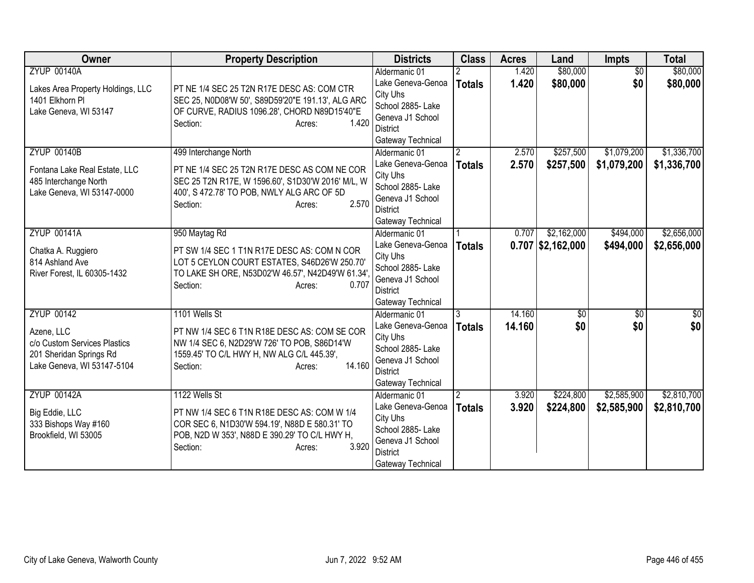| Owner | Property Description | Districts | Class | Acres | Land | Impts | Total |
|---|---|---|---|---|---|---|---|
| ZYUP 00140A<br><br>Lakes Area Property Holdings, LLC<br>1401 Elkhorn Pl<br>Lake Geneva, WI 53147 | PT NE 1/4 SEC 25 T2N R17E DESC AS: COM CTR SEC 25, N0D08'W 50', S89D59'20"E 191.13', ALG ARC OF CURVE, RADIUS 1096.28', CHORD N89D15'40"E<br>Section: Acres: 1.420 | Aldermanic 01<br>Lake Geneva-Genoa City Uhs<br>School 2885- Lake Geneva J1 School District<br>Gateway Technical | 2<br>**Totals** | 1.420<br>**1.420** | $80,000<br>**$80,000** | $0<br>**$0** | $80,000<br>**$80,000** |
| ZYUP 00140B<br><br>Fontana Lake Real Estate, LLC<br>485 Interchange North<br>Lake Geneva, WI 53147-0000 | 499 Interchange North<br><br>PT NE 1/4 SEC 25 T2N R17E DESC AS COM NE COR SEC 25 T2N R17E, W 1596.60', S1D30'W 2016' M/L, W 400', S 472.78' TO POB, NWLY ALG ARC OF 5D<br>Section: Acres: 2.570 | Aldermanic 01<br>Lake Geneva-Genoa City Uhs<br>School 2885- Lake Geneva J1 School District<br>Gateway Technical | 2<br>**Totals** | 2.570<br>**2.570** | $257,500<br>**$257,500** | $1,079,200<br>**$1,079,200** | $1,336,700<br>**$1,336,700** |
| ZYUP 00141A<br><br>Chatka A. Ruggiero<br>814 Ashland Ave<br>River Forest, IL 60305-1432 | 950 Maytag Rd<br><br>PT SW 1/4 SEC 1 T1N R17E DESC AS: COM N COR LOT 5 CEYLON COURT ESTATES, S46D26'W 250.70' TO LAKE SH ORE, N53D02'W 46.57', N42D49'W 61.34',<br>Section: Acres: 0.707 | Aldermanic 01<br>Lake Geneva-Genoa City Uhs<br>School 2885- Lake Geneva J1 School District<br>Gateway Technical | 1<br>**Totals** | 0.707<br>**0.707** | $2,162,000<br>**$2,162,000** | $494,000<br>**$494,000** | $2,656,000<br>**$2,656,000** |
| ZYUP 00142<br><br>Azene, LLC<br>c/o Custom Services Plastics<br>201 Sheridan Springs Rd<br>Lake Geneva, WI 53147-5104 | 1101 Wells St<br><br>PT NW 1/4 SEC 6 T1N R18E DESC AS: COM SE COR NW 1/4 SEC 6, N2D29'W 726' TO POB, S86D14'W 1559.45' TO C/L HWY H, NW ALG C/L 445.39',<br>Section: Acres: 14.160 | Aldermanic 01<br>Lake Geneva-Genoa City Uhs<br>School 2885- Lake Geneva J1 School District<br>Gateway Technical | 3<br>**Totals** | 14.160<br>**14.160** | $0<br>**$0** | $0<br>**$0** | $0<br>**$0** |
| ZYUP 00142A<br><br>Big Eddie, LLC<br>333 Bishops Way #160<br>Brookfield, WI 53005 | 1122 Wells St<br><br>PT NW 1/4 SEC 6 T1N R18E DESC AS: COM W 1/4 COR SEC 6, N1D30'W 594.19', N88D E 580.31' TO POB, N2D W 353', N88D E 390.29' TO C/L HWY H,<br>Section: Acres: 3.920 | Aldermanic 01<br>Lake Geneva-Genoa City Uhs<br>School 2885- Lake Geneva J1 School District<br>Gateway Technical | 2<br>**Totals** | 3.920<br>**3.920** | $224,800<br>**$224,800** | $2,585,900<br>**$2,585,900** | $2,810,700<br>**$2,810,700** |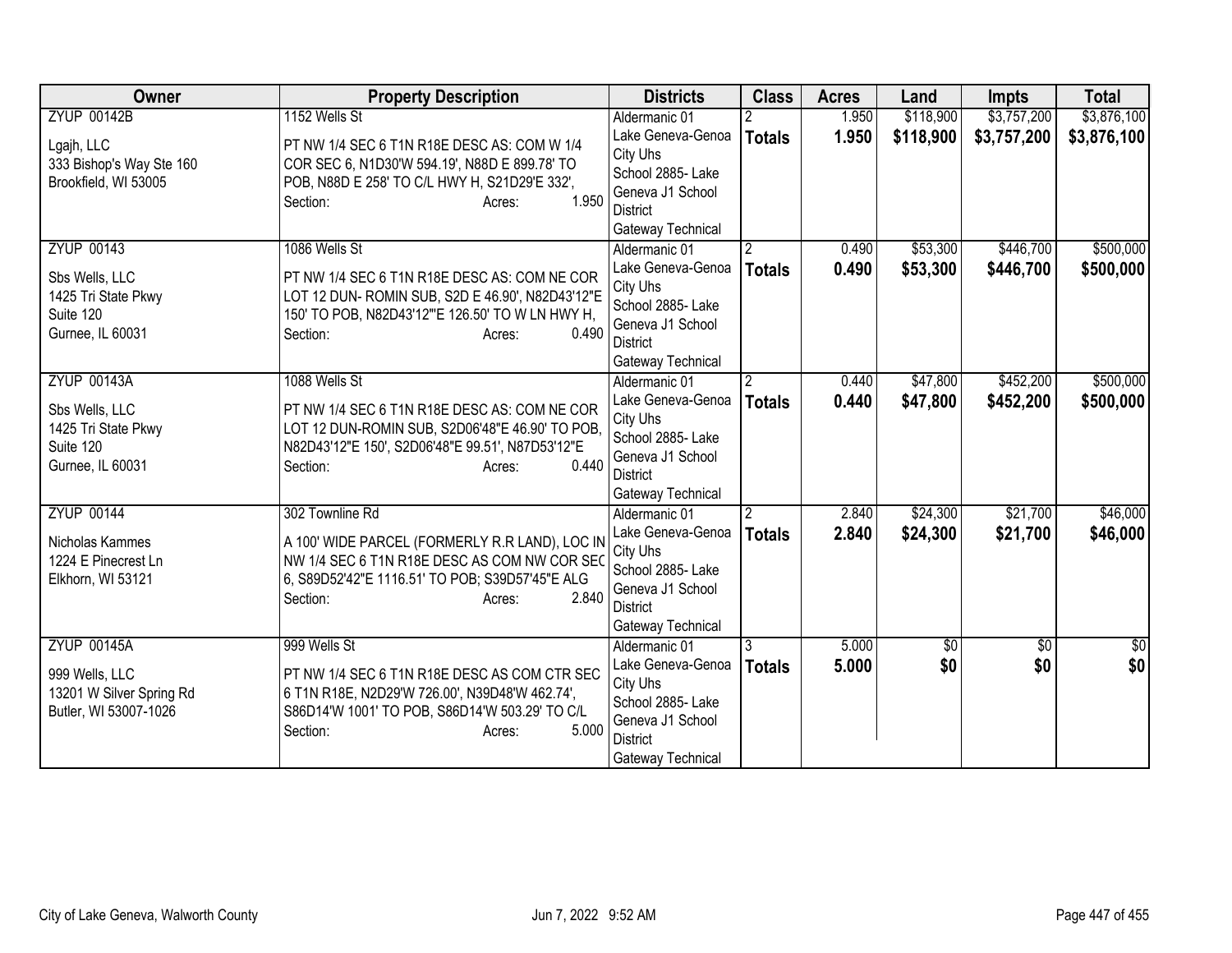| Owner | Property Description | Districts | Class | Acres | Land | Impts | Total |
|---|---|---|---|---|---|---|---|
| ZYUP 00142B<br><br>Lgajh, LLC<br>333 Bishop's Way Ste 160<br>Brookfield, WI 53005 | 1152 Wells St<br><br>PT NW 1/4 SEC 6 T1N R18E DESC AS: COM W 1/4 COR SEC 6, N1D30'W 594.19', N88D E 899.78' TO POB, N88D E 258' TO C/L HWY H, S21D29'E 332',<br>Section: Acres: 1.950 | Aldermanic 01<br>Lake Geneva-Genoa City Uhs<br>School 2885- Lake Geneva J1 School District<br>Gateway Technical | 2<br>**Totals** | 1.950<br>**1.950** | $118,900<br>**$118,900** | $3,757,200<br>**$3,757,200** | $3,876,100<br>**$3,876,100** |
| ZYUP 00143<br><br>Sbs Wells, LLC<br>1425 Tri State Pkwy<br>Suite 120<br>Gurnee, IL 60031 | 1086 Wells St<br><br>PT NW 1/4 SEC 6 T1N R18E DESC AS: COM NE COR LOT 12 DUN- ROMIN SUB, S2D E 46.90', N82D43'12"E 150' TO POB, N82D43'12'"E 126.50' TO W LN HWY H,<br>Section: Acres: 0.490 | Aldermanic 01<br>Lake Geneva-Genoa City Uhs<br>School 2885- Lake Geneva J1 School District<br>Gateway Technical | 2<br>**Totals** | 0.490<br>**0.490** | $53,300<br>**$53,300** | $446,700<br>**$446,700** | $500,000<br>**$500,000** |
| ZYUP 00143A<br><br>Sbs Wells, LLC<br>1425 Tri State Pkwy<br>Suite 120<br>Gurnee, IL 60031 | 1088 Wells St<br><br>PT NW 1/4 SEC 6 T1N R18E DESC AS: COM NE COR LOT 12 DUN-ROMIN SUB, S2D06'48"E 46.90' TO POB, N82D43'12"E 150', S2D06'48"E 99.51', N87D53'12"E<br>Section: Acres: 0.440 | Aldermanic 01<br>Lake Geneva-Genoa City Uhs<br>School 2885- Lake Geneva J1 School District<br>Gateway Technical | 2<br>**Totals** | 0.440<br>**0.440** | $47,800<br>**$47,800** | $452,200<br>**$452,200** | $500,000<br>**$500,000** |
| ZYUP 00144<br><br>Nicholas Kammes<br>1224 E Pinecrest Ln<br>Elkhorn, WI 53121 | 302 Townline Rd<br><br>A 100' WIDE PARCEL (FORMERLY R.R LAND), LOC IN NW 1/4 SEC 6 T1N R18E DESC AS COM NW COR SEC 6, S89D52'42"E 1116.51' TO POB; S39D57'45"E ALG<br>Section: Acres: 2.840 | Aldermanic 01<br>Lake Geneva-Genoa City Uhs<br>School 2885- Lake Geneva J1 School District<br>Gateway Technical | 2<br>**Totals** | 2.840<br>**2.840** | $24,300<br>**$24,300** | $21,700<br>**$21,700** | $46,000<br>**$46,000** |
| ZYUP 00145A<br><br>999 Wells, LLC<br>13201 W Silver Spring Rd<br>Butler, WI 53007-1026 | 999 Wells St<br><br>PT NW 1/4 SEC 6 T1N R18E DESC AS COM CTR SEC 6 T1N R18E, N2D29'W 726.00', N39D48'W 462.74', S86D14'W 1001' TO POB, S86D14'W 503.29' TO C/L<br>Section: Acres: 5.000 | Aldermanic 01<br>Lake Geneva-Genoa City Uhs<br>School 2885- Lake Geneva J1 School District<br>Gateway Technical | 3<br>**Totals** | 5.000<br>**5.000** | $0<br>**$0** | $0<br>**$0** | $0<br>**$0** |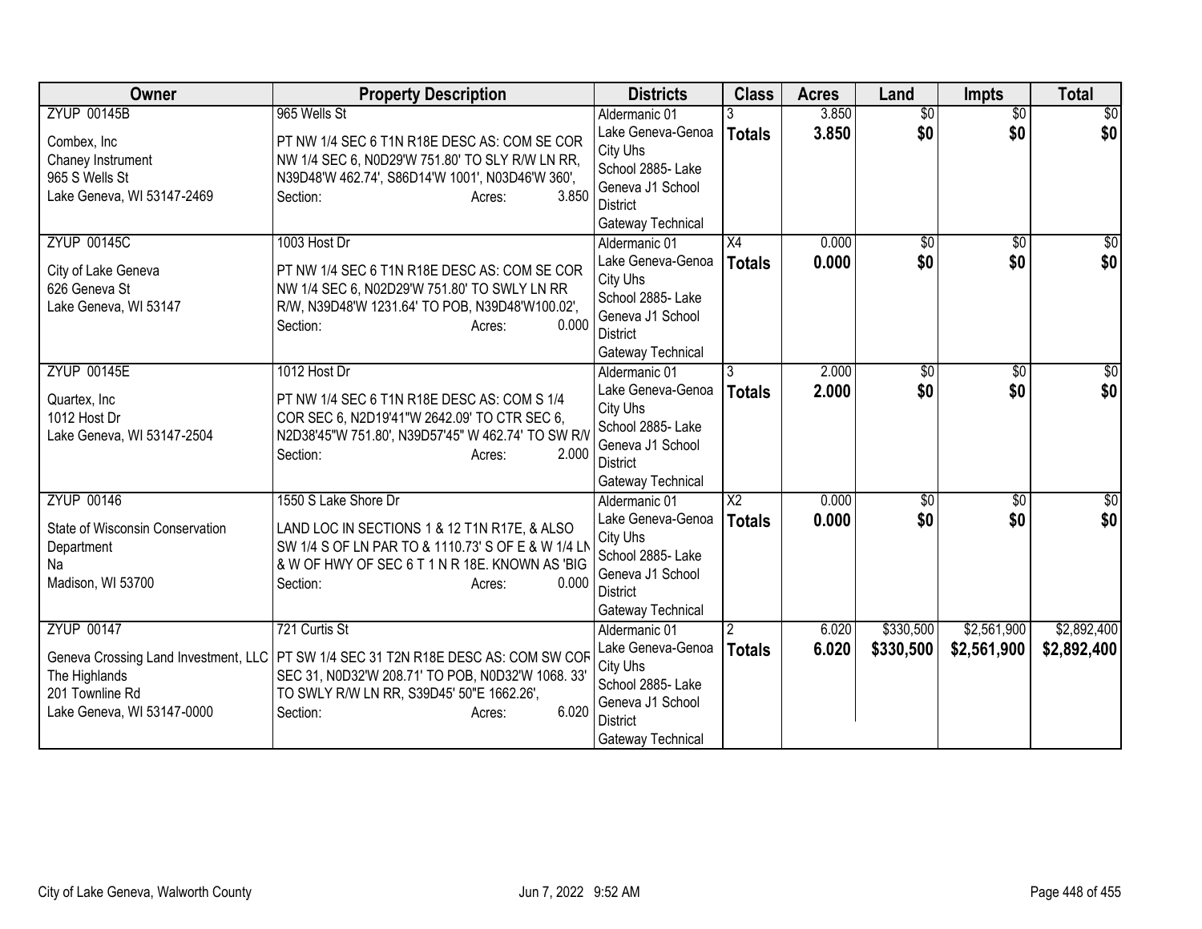| Owner | Property Description | Districts | Class | Acres | Land | Impts | Total |
|---|---|---|---|---|---|---|---|
| ZYUP 00145B<br><br>Combex, Inc<br>Chaney Instrument<br>965 S Wells St<br>Lake Geneva, WI 53147-2469 | 965 Wells St<br><br>PT NW 1/4 SEC 6 T1N R18E DESC AS: COM SE COR NW 1/4 SEC 6, N0D29'W 751.80' TO SLY R/W LN RR, N39D48'W 462.74', S86D14'W 1001', N03D46'W 360',<br>Section: Acres: 3.850 | Aldermanic 01<br>Lake Geneva-Genoa City Uhs<br>School 2885- Lake Geneva J1 School District<br>Gateway Technical | 3<br>**Totals** | 3.850<br>**3.850** | $0<br>**$0** | $0<br>**$0** | $0<br>**$0** |
| ZYUP 00145C<br><br>City of Lake Geneva<br>626 Geneva St<br>Lake Geneva, WI 53147 | 1003 Host Dr<br><br>PT NW 1/4 SEC 6 T1N R18E DESC AS: COM SE COR NW 1/4 SEC 6, N02D29'W 751.80' TO SWLY LN RR R/W, N39D48'W 1231.64' TO POB, N39D48'W100.02',<br>Section: Acres: 0.000 | Aldermanic 01<br>Lake Geneva-Genoa City Uhs<br>School 2885- Lake Geneva J1 School District<br>Gateway Technical | X4<br>**Totals** | 0.000<br>**0.000** | $0<br>**$0** | $0<br>**$0** | $0<br>**$0** |
| ZYUP 00145E<br><br>Quartex, Inc<br>1012 Host Dr<br>Lake Geneva, WI 53147-2504 | 1012 Host Dr<br><br>PT NW 1/4 SEC 6 T1N R18E DESC AS: COM S 1/4 COR SEC 6, N2D19'41"W 2642.09' TO CTR SEC 6, N2D38'45"W 751.80', N39D57'45" W 462.74' TO SW R/W<br>Section: Acres: 2.000 | Aldermanic 01<br>Lake Geneva-Genoa City Uhs<br>School 2885- Lake Geneva J1 School District<br>Gateway Technical | 3<br>**Totals** | 2.000<br>**2.000** | $0<br>**$0** | $0<br>**$0** | $0<br>**$0** |
| ZYUP 00146<br><br>State of Wisconsin Conservation Department<br>Na<br>Madison, WI 53700 | 1550 S Lake Shore Dr<br><br>LAND LOC IN SECTIONS 1 & 12 T1N R17E, & ALSO SW 1/4 S OF LN PAR TO & 1110.73' S OF E & W 1/4 LN & W OF HWY OF SEC 6 T 1 N R 18E. KNOWN AS 'BIG<br>Section: Acres: 0.000 | Aldermanic 01<br>Lake Geneva-Genoa City Uhs<br>School 2885- Lake Geneva J1 School District<br>Gateway Technical | X2<br>**Totals** | 0.000<br>**0.000** | $0<br>**$0** | $0<br>**$0** | $0<br>**$0** |
| ZYUP 00147<br><br>Geneva Crossing Land Investment, LLC<br>The Highlands<br>201 Townline Rd<br>Lake Geneva, WI 53147-0000 | 721 Curtis St<br><br>PT SW 1/4 SEC 31 T2N R18E DESC AS: COM SW COR SEC 31, N0D32'W 208.71' TO POB, N0D32'W 1068. 33' TO SWLY R/W LN RR, S39D45' 50"E 1662.26',<br>Section: Acres: 6.020 | Aldermanic 01<br>Lake Geneva-Genoa City Uhs<br>School 2885- Lake Geneva J1 School District<br>Gateway Technical | 2<br>**Totals** | 6.020<br>**6.020** | $330,500<br>**$330,500** | $2,561,900<br>**$2,561,900** | $2,892,400<br>**$2,892,400** |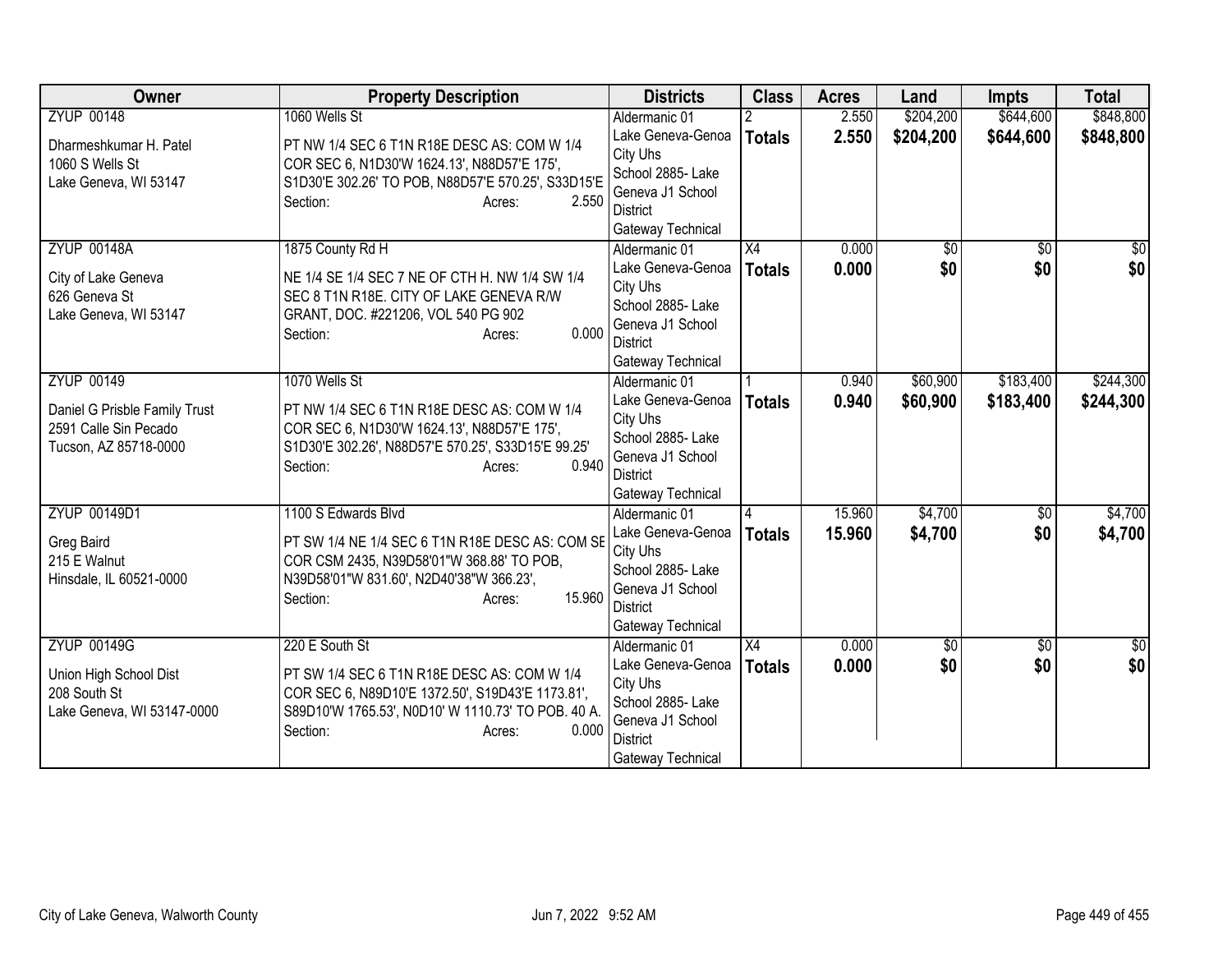| Owner | Property Description | Districts | Class | Acres | Land | Impts | Total |
|---|---|---|---|---|---|---|---|
| ZYUP 00148<br><br>Dharmeshkumar H. Patel<br>1060 S Wells St<br>Lake Geneva, WI 53147 | 1060 Wells St<br><br>PT NW 1/4 SEC 6 T1N R18E DESC AS: COM W 1/4 COR SEC 6, N1D30'W 1624.13', N88D57'E 175', S1D30'E 302.26' TO POB, N88D57'E 570.25', S33D15'E<br>Section: Acres: 2.550 | Aldermanic 01<br>Lake Geneva-Genoa City Uhs<br>School 2885- Lake Geneva J1 School District<br>Gateway Technical | 2<br>**Totals** | 2.550<br>**2.550** | $204,200<br>**$204,200** | $644,600<br>**$644,600** | $848,800<br>**$848,800** |
| ZYUP 00148A<br><br>City of Lake Geneva<br>626 Geneva St<br>Lake Geneva, WI 53147 | 1875 County Rd H<br><br>NE 1/4 SE 1/4 SEC 7 NE OF CTH H. NW 1/4 SW 1/4 SEC 8 T1N R18E. CITY OF LAKE GENEVA R/W GRANT, DOC. #221206, VOL 540 PG 902<br>Section: Acres: 0.000 | Aldermanic 01<br>Lake Geneva-Genoa City Uhs<br>School 2885- Lake Geneva J1 School District<br>Gateway Technical | X4<br>**Totals** | 0.000<br>**0.000** | $0<br>**$0** | $0<br>**$0** | $0<br>**$0** |
| ZYUP 00149<br><br>Daniel G Prisble Family Trust<br>2591 Calle Sin Pecado<br>Tucson, AZ 85718-0000 | 1070 Wells St<br><br>PT NW 1/4 SEC 6 T1N R18E DESC AS: COM W 1/4 COR SEC 6, N1D30'W 1624.13', N88D57'E 175', S1D30'E 302.26', N88D57'E 570.25', S33D15'E 99.25'<br>Section: Acres: 0.940 | Aldermanic 01<br>Lake Geneva-Genoa City Uhs<br>School 2885- Lake Geneva J1 School District<br>Gateway Technical | 1<br>**Totals** | 0.940<br>**0.940** | $60,900<br>**$60,900** | $183,400<br>**$183,400** | $244,300<br>**$244,300** |
| ZYUP 00149D1<br><br>Greg Baird<br>215 E Walnut<br>Hinsdale, IL 60521-0000 | 1100 S Edwards Blvd<br><br>PT SW 1/4 NE 1/4 SEC 6 T1N R18E DESC AS: COM SE COR CSM 2435, N39D58'01"W 368.88' TO POB, N39D58'01"W 831.60', N2D40'38"W 366.23',<br>Section: Acres: 15.960 | Aldermanic 01<br>Lake Geneva-Genoa City Uhs<br>School 2885- Lake Geneva J1 School District<br>Gateway Technical | 4<br>**Totals** | 15.960<br>**15.960** | $4,700<br>**$4,700** | $0<br>**$0** | $4,700<br>**$4,700** |
| ZYUP 00149G<br><br>Union High School Dist<br>208 South St<br>Lake Geneva, WI 53147-0000 | 220 E South St<br><br>PT SW 1/4 SEC 6 T1N R18E DESC AS: COM W 1/4 COR SEC 6, N89D10'E 1372.50', S19D43'E 1173.81', S89D10'W 1765.53', N0D10' W 1110.73' TO POB. 40 A.<br>Section: Acres: 0.000 | Aldermanic 01<br>Lake Geneva-Genoa City Uhs<br>School 2885- Lake Geneva J1 School District<br>Gateway Technical | X4<br>**Totals** | 0.000<br>**0.000** | $0<br>**$0** | $0<br>**$0** | $0<br>**$0** |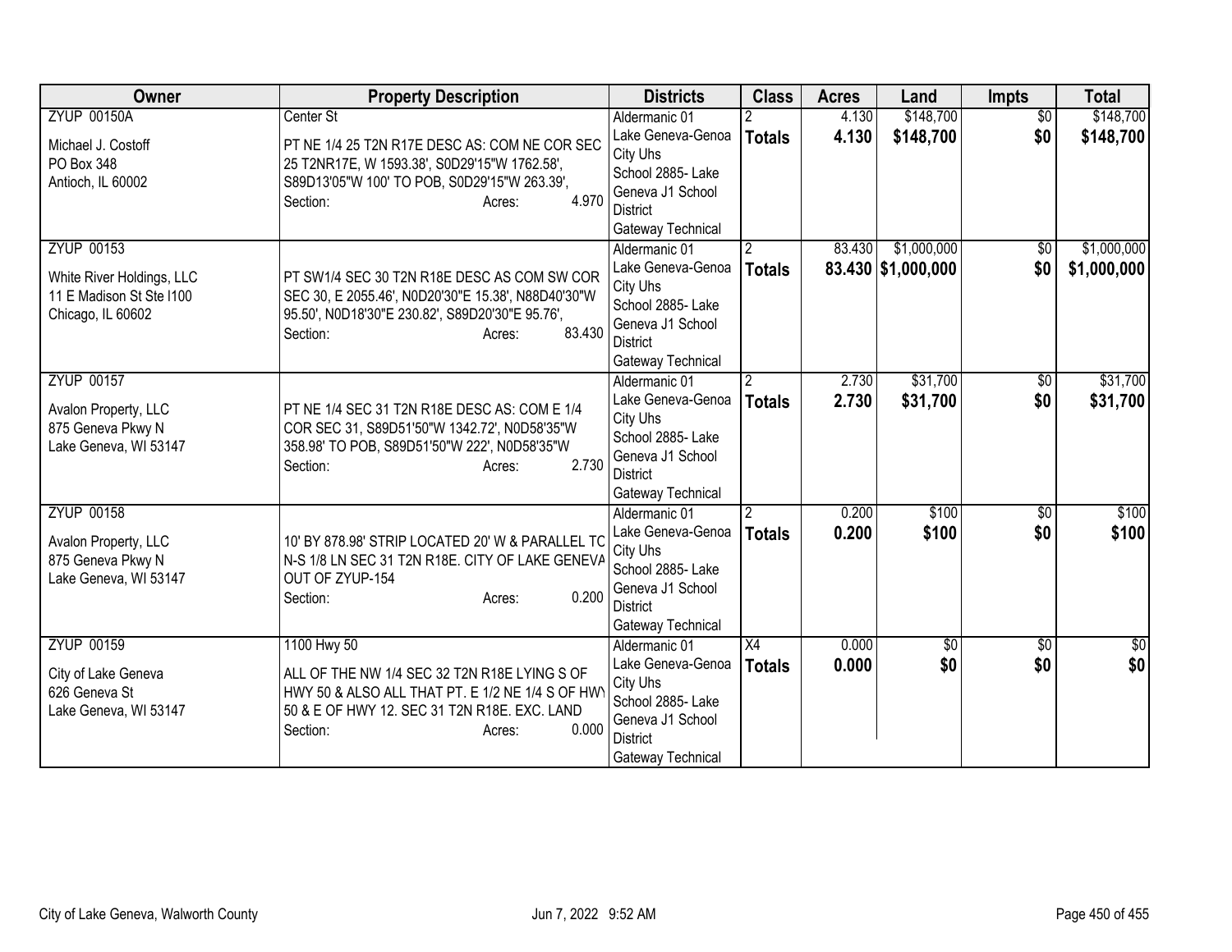| Owner | Property Description | Districts | Class | Acres | Land | Impts | Total |
|---|---|---|---|---|---|---|---|
| ZYUP 00150A<br><br>Michael J. Costoff<br>PO Box 348<br>Antioch, IL 60002 | Center St<br><br>PT NE 1/4 25 T2N R17E DESC AS: COM NE COR SEC 25 T2NR17E, W 1593.38', S0D29'15"W 1762.58', S89D13'05"W 100' TO POB, S0D29'15"W 263.39',<br>Section: Acres: 4.970 | Aldermanic 01<br>Lake Geneva-Genoa City Uhs<br>School 2885- Lake Geneva J1 School District<br>Gateway Technical | 2<br>**Totals** | 4.130<br>**4.130** | $148,700<br>**$148,700** | $0<br>**$0** | $148,700<br>**$148,700** |
| ZYUP 00153<br><br>White River Holdings, LLC<br>11 E Madison St Ste I100<br>Chicago, IL 60602 | PT SW1/4 SEC 30 T2N R18E DESC AS COM SW COR SEC 30, E 2055.46', N0D20'30"E 15.38', N88D40'30"W 95.50', N0D18'30"E 230.82', S89D20'30"E 95.76',<br>Section: Acres: 83.430 | Aldermanic 01<br>Lake Geneva-Genoa City Uhs<br>School 2885- Lake Geneva J1 School District<br>Gateway Technical | 2<br>**Totals** | 83.430<br>**83.430** | $1,000,000<br>**$1,000,000** | $0<br>**$0** | $1,000,000<br>**$1,000,000** |
| ZYUP 00157<br><br>Avalon Property, LLC<br>875 Geneva Pkwy N<br>Lake Geneva, WI 53147 | PT NE 1/4 SEC 31 T2N R18E DESC AS: COM E 1/4 COR SEC 31, S89D51'50"W 1342.72', N0D58'35"W 358.98' TO POB, S89D51'50"W 222', N0D58'35"W<br>Section: Acres: 2.730 | Aldermanic 01<br>Lake Geneva-Genoa City Uhs<br>School 2885- Lake Geneva J1 School District<br>Gateway Technical | 2<br>**Totals** | 2.730<br>**2.730** | $31,700<br>**$31,700** | $0<br>**$0** | $31,700<br>**$31,700** |
| ZYUP 00158<br><br>Avalon Property, LLC<br>875 Geneva Pkwy N<br>Lake Geneva, WI 53147 | 10' BY 878.98' STRIP LOCATED 20' W & PARALLEL TO N-S 1/8 LN SEC 31 T2N R18E. CITY OF LAKE GENEVA OUT OF ZYUP-154<br>Section: Acres: 0.200 | Aldermanic 01<br>Lake Geneva-Genoa City Uhs<br>School 2885- Lake Geneva J1 School District<br>Gateway Technical | 2<br>**Totals** | 0.200<br>**0.200** | $100<br>**$100** | $0<br>**$0** | $100<br>**$100** |
| ZYUP 00159<br><br>City of Lake Geneva<br>626 Geneva St<br>Lake Geneva, WI 53147 | 1100 Hwy 50<br><br>ALL OF THE NW 1/4 SEC 32 T2N R18E LYING S OF HWY 50 & ALSO ALL THAT PT. E 1/2 NE 1/4 S OF HWY 50 & E OF HWY 12. SEC 31 T2N R18E. EXC. LAND<br>Section: Acres: 0.000 | Aldermanic 01<br>Lake Geneva-Genoa City Uhs<br>School 2885- Lake Geneva J1 School District<br>Gateway Technical | X4<br>**Totals** | 0.000<br>**0.000** | $0<br>**$0** | $0<br>**$0** | $0<br>**$0** |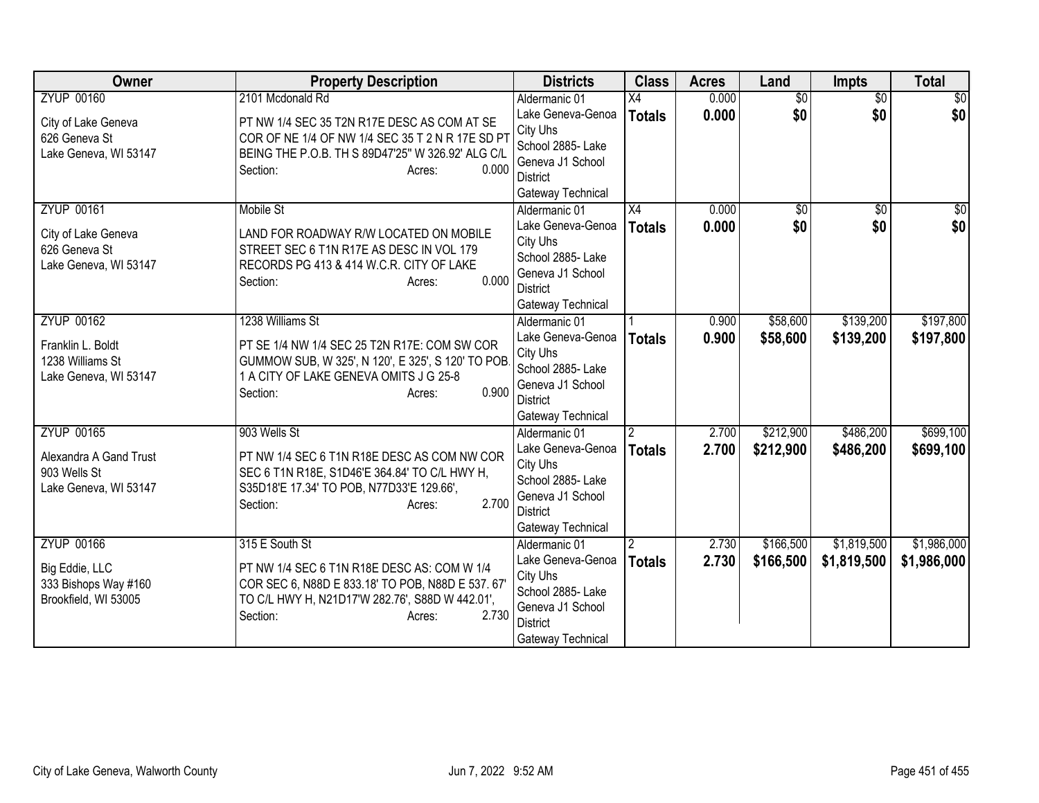| Owner | Property Description | Districts | Class | Acres | Land | Impts | Total |
|---|---|---|---|---|---|---|---|
| ZYUP 00160<br>City of Lake Geneva<br>626 Geneva St<br>Lake Geneva, WI 53147 | 2101 Mcdonald Rd<br>PT NW 1/4 SEC 35 T2N R17E DESC AS COM AT SE COR OF NE 1/4 OF NW 1/4 SEC 35 T 2 N R 17E SD PT BEING THE P.O.B. TH S 89D47'25" W 326.92' ALG C/L<br>Section: Acres: 0.000 | Aldermanic 01<br>Lake Geneva-Genoa City Uhs<br>School 2885- Lake Geneva J1 School District<br>Gateway Technical | X4<br>**Totals** | 0.000<br>**0.000** | $0<br>**$0** | $0<br>**$0** | $0<br>**$0** |
| ZYUP 00161<br>City of Lake Geneva<br>626 Geneva St<br>Lake Geneva, WI 53147 | Mobile St<br>LAND FOR ROADWAY R/W LOCATED ON MOBILE STREET SEC 6 T1N R17E AS DESC IN VOL 179 RECORDS PG 413 & 414 W.C.R. CITY OF LAKE<br>Section: Acres: 0.000 | Aldermanic 01<br>Lake Geneva-Genoa City Uhs<br>School 2885- Lake Geneva J1 School District<br>Gateway Technical | X4<br>**Totals** | 0.000<br>**0.000** | $0<br>**$0** | $0<br>**$0** | $0<br>**$0** |
| ZYUP 00162<br>Franklin L. Boldt<br>1238 Williams St<br>Lake Geneva, WI 53147 | 1238 Williams St<br>PT SE 1/4 NW 1/4 SEC 25 T2N R17E: COM SW COR GUMMOW SUB, W 325', N 120', E 325', S 120' TO POB. 1 A CITY OF LAKE GENEVA OMITS J G 25-8<br>Section: Acres: 0.900 | Aldermanic 01<br>Lake Geneva-Genoa City Uhs<br>School 2885- Lake Geneva J1 School District<br>Gateway Technical | 1<br>**Totals** | 0.900<br>**0.900** | $58,600<br>**$58,600** | $139,200<br>**$139,200** | $197,800<br>**$197,800** |
| ZYUP 00165<br>Alexandra A Gand Trust<br>903 Wells St<br>Lake Geneva, WI 53147 | 903 Wells St<br>PT NW 1/4 SEC 6 T1N R18E DESC AS COM NW COR SEC 6 T1N R18E, S1D46'E 364.84' TO C/L HWY H, S35D18'E 17.34' TO POB, N77D33'E 129.66',<br>Section: Acres: 2.700 | Aldermanic 01<br>Lake Geneva-Genoa City Uhs<br>School 2885- Lake Geneva J1 School District<br>Gateway Technical | 2<br>**Totals** | 2.700<br>**2.700** | $212,900<br>**$212,900** | $486,200<br>**$486,200** | $699,100<br>**$699,100** |
| ZYUP 00166<br>Big Eddie, LLC<br>333 Bishops Way #160<br>Brookfield, WI 53005 | 315 E South St<br>PT NW 1/4 SEC 6 T1N R18E DESC AS: COM W 1/4 COR SEC 6, N88D E 833.18' TO POB, N88D E 537. 67' TO C/L HWY H, N21D17'W 282.76', S88D W 442.01',<br>Section: Acres: 2.730 | Aldermanic 01<br>Lake Geneva-Genoa City Uhs<br>School 2885- Lake Geneva J1 School District<br>Gateway Technical | 2<br>**Totals** | 2.730<br>**2.730** | $166,500<br>**$166,500** | $1,819,500<br>**$1,819,500** | $1,986,000<br>**$1,986,000** |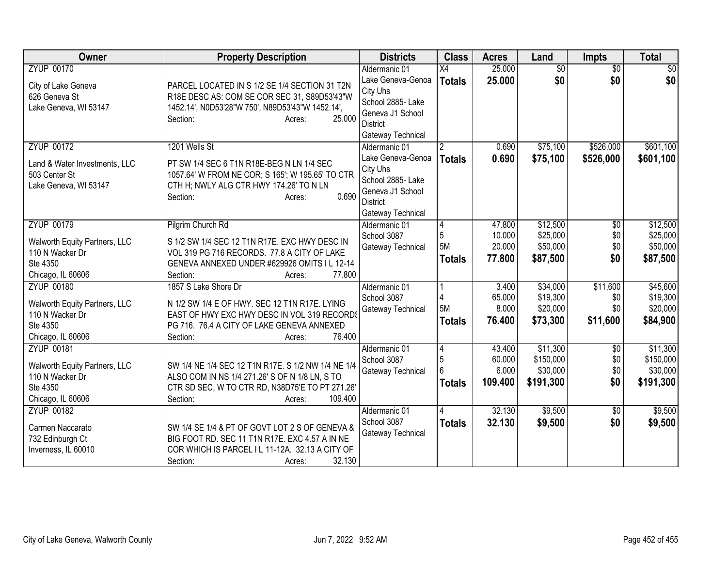| Owner | Property Description | Districts | Class | Acres | Land | Impts | Total |
|---|---|---|---|---|---|---|---|
| ZYUP 00170<br><br>City of Lake Geneva<br>626 Geneva St<br>Lake Geneva, WI 53147 | PARCEL LOCATED IN S 1/2 SE 1/4 SECTION 31 T2N R18E DESC AS: COM SE COR SEC 31, S89D53'43"W 1452.14', N0D53'28"W 750', N89D53'43"W 1452.14',<br>Section: Acres: 25.000 | Aldermanic 01<br>Lake Geneva-Genoa City Uhs<br>School 2885- Lake Geneva J1 School District<br>Gateway Technical | X4<br>**Totals** | 25.000<br>**25.000** | $0<br>**$0** | $0<br>**$0** | $0<br>**$0** |
| ZYUP 00172<br><br>Land & Water Investments, LLC<br>503 Center St<br>Lake Geneva, WI 53147 | 1201 Wells St<br><br>PT SW 1/4 SEC 6 T1N R18E-BEG N LN 1/4 SEC 1057.64' W FROM NE COR; S 165'; W 195.65' TO CTR CTH H; NWLY ALG CTR HWY 174.26' TO N LN<br>Section: Acres: 0.690 | Aldermanic 01<br>Lake Geneva-Genoa City Uhs<br>School 2885- Lake Geneva J1 School District<br>Gateway Technical | 2<br>**Totals** | 0.690<br>**0.690** | $75,100<br>**$75,100** | $526,000<br>**$526,000** | $601,100<br>**$601,100** |
| ZYUP 00179<br><br>Walworth Equity Partners, LLC<br>110 N Wacker Dr<br>Ste 4350<br>Chicago, IL 60606 | Pilgrim Church Rd<br><br>S 1/2 SW 1/4 SEC 12 T1N R17E. EXC HWY DESC IN VOL 319 PG 716 RECORDS. 77.8 A CITY OF LAKE GENEVA ANNEXED UNDER #629926 OMITS I L 12-14<br>Section: Acres: 77.800 | Aldermanic 01<br>School 3087<br>Gateway Technical | 4<br>5<br>5M<br>**Totals** | 47.800<br>10.000<br>20.000<br>**77.800** | $12,500<br>$25,000<br>$50,000<br>**$87,500** | $0<br>$0<br>$0<br>**$0** | $12,500<br>$25,000<br>$50,000<br>**$87,500** |
| ZYUP 00180<br><br>Walworth Equity Partners, LLC<br>110 N Wacker Dr<br>Ste 4350<br>Chicago, IL 60606 | 1857 S Lake Shore Dr<br><br>N 1/2 SW 1/4 E OF HWY. SEC 12 T1N R17E. LYING EAST OF HWY EXC HWY DESC IN VOL 319 RECORDS PG 716. 76.4 A CITY OF LAKE GENEVA ANNEXED<br>Section: Acres: 76.400 | Aldermanic 01<br>School 3087<br>Gateway Technical | 1<br>4<br>5M<br>**Totals** | 3.400<br>65.000<br>8.000<br>**76.400** | $34,000<br>$19,300<br>$20,000<br>**$73,300** | $11,600<br>$0<br>$0<br>**$11,600** | $45,600<br>$19,300<br>$20,000<br>**$84,900** |
| ZYUP 00181<br><br>Walworth Equity Partners, LLC<br>110 N Wacker Dr<br>Ste 4350<br>Chicago, IL 60606 | SW 1/4 NE 1/4 SEC 12 T1N R17E. S 1/2 NW 1/4 NE 1/4 ALSO COM IN NS 1/4 271.26' S OF N 1/8 LN, S TO CTR SD SEC, W TO CTR RD, N38D75'E TO PT 271.26'<br>Section: Acres: 109.400 | Aldermanic 01<br>School 3087<br>Gateway Technical | 4<br>5<br>6<br>**Totals** | 43.400<br>60.000<br>6.000<br>**109.400** | $11,300<br>$150,000<br>$30,000<br>**$191,300** | $0<br>$0<br>$0<br>**$0** | $11,300<br>$150,000<br>$30,000<br>**$191,300** |
| ZYUP 00182<br><br>Carmen Naccarato<br>732 Edinburgh Ct<br>Inverness, IL 60010 | SW 1/4 SE 1/4 & PT OF GOVT LOT 2 S OF GENEVA & BIG FOOT RD. SEC 11 T1N R17E. EXC 4.57 A IN NE COR WHICH IS PARCEL I L 11-12A. 32.13 A CITY OF<br>Section: Acres: 32.130 | Aldermanic 01<br>School 3087<br>Gateway Technical | 4<br>**Totals** | 32.130<br>**32.130** | $9,500<br>**$9,500** | $0<br>**$0** | $9,500<br>**$9,500** |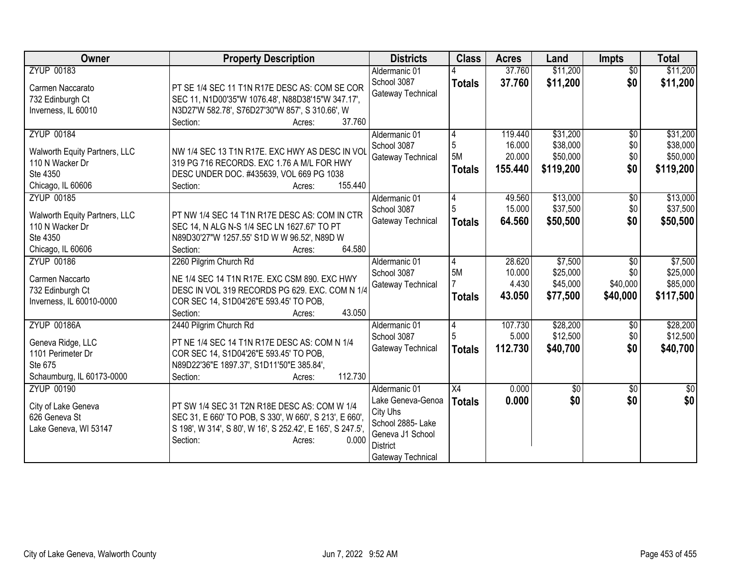| Owner | Property Description | Districts | Class | Acres | Land | Impts | Total |
|---|---|---|---|---|---|---|---|
| ZYUP 00183<br>Carmen Naccarato<br>732 Edinburgh Ct<br>Inverness, IL 60010 | PT SE 1/4 SEC 11 T1N R17E DESC AS: COM SE COR SEC 11, N1D00'35"W 1076.48', N88D38'15"W 347.17', N3D27'W 582.78', S76D27'30"W 857', S 310.66', W<br>Section: Acres: 37.760 | Aldermanic 01<br>School 3087<br>Gateway Technical | 4<br>**Totals** | 37.760<br>**37.760** | $11,200<br>**$11,200** | $0<br>**$0** | $11,200<br>**$11,200** |
| ZYUP 00184<br>Walworth Equity Partners, LLC<br>110 N Wacker Dr<br>Ste 4350<br>Chicago, IL 60606 | NW 1/4 SEC 13 T1N R17E. EXC HWY AS DESC IN VOL 319 PG 716 RECORDS. EXC 1.76 A M/L FOR HWY DESC UNDER DOC. #435639, VOL 669 PG 1038<br>Section: Acres: 155.440 | Aldermanic 01<br>School 3087<br>Gateway Technical | 4<br>5<br>5M<br>**Totals** | 119.440<br>16.000<br>20.000<br>**155.440** | $31,200<br>$38,000<br>$50,000<br>**$119,200** | $0<br>$0<br>$0<br>**$0** | $31,200<br>$38,000<br>$50,000<br>**$119,200** |
| ZYUP 00185<br>Walworth Equity Partners, LLC<br>110 N Wacker Dr<br>Ste 4350<br>Chicago, IL 60606 | PT NW 1/4 SEC 14 T1N R17E DESC AS: COM IN CTR SEC 14, N ALG N-S 1/4 SEC LN 1627.67' TO PT N89D30'27"W 1257.55' S1D W W 96.52', N89D W<br>Section: Acres: 64.580 | Aldermanic 01<br>School 3087<br>Gateway Technical | 4<br>5<br>**Totals** | 49.560<br>15.000<br>**64.560** | $13,000<br>$37,500<br>**$50,500** | $0<br>$0<br>**$0** | $13,000<br>$37,500<br>**$50,500** |
| ZYUP 00186<br>Carmen Naccarto<br>732 Edinburgh Ct<br>Inverness, IL 60010-0000 | 2260 Pilgrim Church Rd<br>NE 1/4 SEC 14 T1N R17E. EXC CSM 890. EXC HWY DESC IN VOL 319 RECORDS PG 629. EXC. COM N 1/4 COR SEC 14, S1D04'26"E 593.45' TO POB,<br>Section: Acres: 43.050 | Aldermanic 01<br>School 3087<br>Gateway Technical | 4<br>5M<br>7<br>**Totals** | 28.620<br>10.000<br>4.430<br>**43.050** | $7,500<br>$25,000<br>$45,000<br>**$77,500** | $0<br>$0<br>$40,000<br>**$40,000** | $7,500<br>$25,000<br>$85,000<br>**$117,500** |
| ZYUP 00186A<br>Geneva Ridge, LLC<br>1101 Perimeter Dr<br>Ste 675<br>Schaumburg, IL 60173-0000 | 2440 Pilgrim Church Rd<br>PT NE 1/4 SEC 14 T1N R17E DESC AS: COM N 1/4 COR SEC 14, S1D04'26"E 593.45' TO POB, N89D22'36"E 1897.37', S1D11'50"E 385.84',<br>Section: Acres: 112.730 | Aldermanic 01<br>School 3087<br>Gateway Technical | 4<br>5<br>**Totals** | 107.730<br>5.000<br>**112.730** | $28,200<br>$12,500<br>**$40,700** | $0<br>$0<br>**$0** | $28,200<br>$12,500<br>**$40,700** |
| ZYUP 00190<br>City of Lake Geneva<br>626 Geneva St<br>Lake Geneva, WI 53147 | PT SW 1/4 SEC 31 T2N R18E DESC AS: COM W 1/4 SEC 31, E 660' TO POB, S 330', W 660', S 213', E 660', S 198', W 314', S 80', W 16', S 252.42', E 165', S 247.5',<br>Section: Acres: 0.000 | Aldermanic 01<br>Lake Geneva-Genoa City Uhs<br>School 2885- Lake Geneva J1 School District<br>Gateway Technical | X4<br>**Totals** | 0.000<br>**0.000** | $0<br>**$0** | $0<br>**$0** | $0<br>**$0** |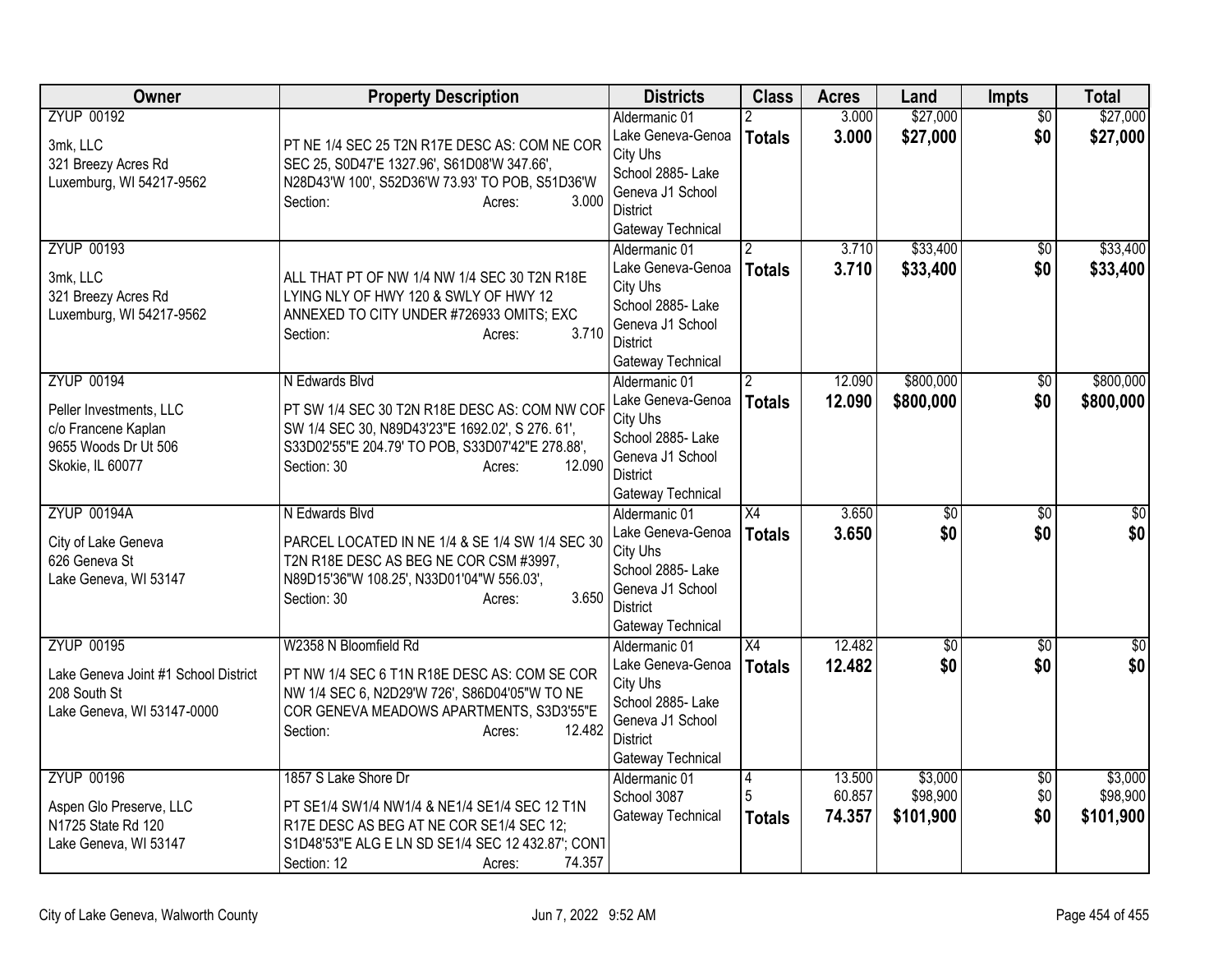| Owner | Property Description | Districts | Class | Acres | Land | Impts | Total |
|---|---|---|---|---|---|---|---|
| ZYUP 00192<br>3mk, LLC<br>321 Breezy Acres Rd<br>Luxemburg, WI 54217-9562 | PT NE 1/4 SEC 25 T2N R17E DESC AS: COM NE COR SEC 25, S0D47'E 1327.96', S61D08'W 347.66', N28D43'W 100', S52D36'W 73.93' TO POB, S51D36'W<br>Section: Acres: 3.000 | Aldermanic 01<br>Lake Geneva-Genoa City Uhs<br>School 2885- Lake Geneva J1 School District<br>Gateway Technical | 2<br>**Totals** | 3.000<br>**3.000** | $27,000<br>**$27,000** | $0<br>**$0** | $27,000<br>**$27,000** |
| ZYUP 00193<br>3mk, LLC<br>321 Breezy Acres Rd<br>Luxemburg, WI 54217-9562 | ALL THAT PT OF NW 1/4 NW 1/4 SEC 30 T2N R18E LYING NLY OF HWY 120 & SWLY OF HWY 12 ANNEXED TO CITY UNDER #726933 OMITS; EXC<br>Section: Acres: 3.710 | Aldermanic 01<br>Lake Geneva-Genoa City Uhs<br>School 2885- Lake Geneva J1 School District<br>Gateway Technical | 2<br>**Totals** | 3.710<br>**3.710** | $33,400<br>**$33,400** | $0<br>**$0** | $33,400<br>**$33,400** |
| ZYUP 00194<br>Peller Investments, LLC<br>c/o Francene Kaplan<br>9655 Woods Dr Ut 506<br>Skokie, IL 60077 | N Edwards Blvd<br>PT SW 1/4 SEC 30 T2N R18E DESC AS: COM NW COR SW 1/4 SEC 30, N89D43'23"E 1692.02', S 276. 61', S33D02'55"E 204.79' TO POB, S33D07'42"E 278.88',<br>Section: 30 Acres: 12.090 | Aldermanic 01<br>Lake Geneva-Genoa City Uhs<br>School 2885- Lake Geneva J1 School District<br>Gateway Technical | 2<br>**Totals** | 12.090<br>**12.090** | $800,000<br>**$800,000** | $0<br>**$0** | $800,000<br>**$800,000** |
| ZYUP 00194A<br>City of Lake Geneva<br>626 Geneva St<br>Lake Geneva, WI 53147 | N Edwards Blvd<br>PARCEL LOCATED IN NE 1/4 & SE 1/4 SW 1/4 SEC 30 T2N R18E DESC AS BEG NE COR CSM #3997, N89D15'36"W 108.25', N33D01'04"W 556.03',<br>Section: 30 Acres: 3.650 | Aldermanic 01<br>Lake Geneva-Genoa City Uhs<br>School 2885- Lake Geneva J1 School District<br>Gateway Technical | X4<br>**Totals** | 3.650<br>**3.650** | $0<br>**$0** | $0<br>**$0** | $0<br>**$0** |
| ZYUP 00195<br>Lake Geneva Joint #1 School District<br>208 South St<br>Lake Geneva, WI 53147-0000 | W2358 N Bloomfield Rd<br>PT NW 1/4 SEC 6 T1N R18E DESC AS: COM SE COR NW 1/4 SEC 6, N2D29'W 726', S86D04'05"W TO NE COR GENEVA MEADOWS APARTMENTS, S3D3'55"E<br>Section: Acres: 12.482 | Aldermanic 01<br>Lake Geneva-Genoa City Uhs<br>School 2885- Lake Geneva J1 School District<br>Gateway Technical | X4<br>**Totals** | 12.482<br>**12.482** | $0<br>**$0** | $0<br>**$0** | $0<br>**$0** |
| ZYUP 00196<br>Aspen Glo Preserve, LLC<br>N1725 State Rd 120<br>Lake Geneva, WI 53147 | 1857 S Lake Shore Dr<br>PT SE1/4 SW1/4 NW1/4 & NE1/4 SE1/4 SEC 12 T1N R17E DESC AS BEG AT NE COR SE1/4 SEC 12; S1D48'53"E ALG E LN SD SE1/4 SEC 12 432.87'; CONT<br>Section: 12 Acres: 74.357 | Aldermanic 01<br>School 3087<br>Gateway Technical | 4<br>5<br>**Totals** | 13.500<br>60.857<br>**74.357** | $3,000<br>$98,900<br>**$101,900** | $0<br>$0<br>**$0** | $3,000<br>$98,900<br>**$101,900** |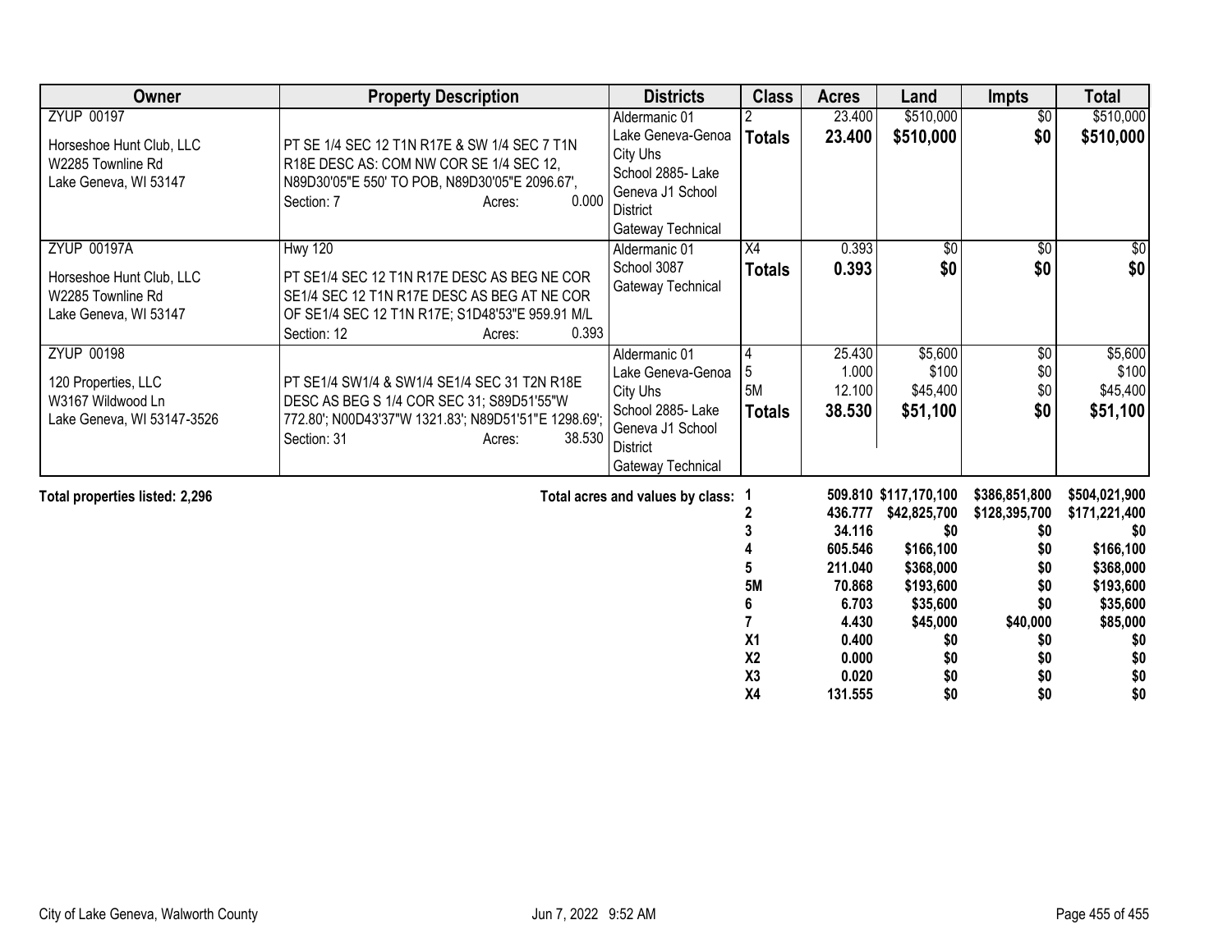| Owner | Property Description | Districts | Class | Acres | Land | Impts | Total |
|---|---|---|---|---|---|---|---|
| ZYUP 00197<br><br>Horseshoe Hunt Club, LLC<br>W2285 Townline Rd<br>Lake Geneva, WI 53147 | PT SE 1/4 SEC 12 T1N R17E & SW 1/4 SEC 7 T1N R18E DESC AS: COM NW COR SE 1/4 SEC 12, N89D30'05"E 550' TO POB, N89D30'05"E 2096.67',<br>Section: 7 Acres: 0.000 | Aldermanic 01<br>Lake Geneva-Genoa City Uhs<br>School 2885- Lake Geneva J1 School District<br>Gateway Technical | 2<br>**Totals** | 23.400<br>**23.400** | $510,000<br>**$510,000** | $0<br>**$0** | $510,000<br>**$510,000** |
| ZYUP 00197A<br><br>Horseshoe Hunt Club, LLC<br>W2285 Townline Rd<br>Lake Geneva, WI 53147 | Hwy 120<br>PT SE1/4 SEC 12 T1N R17E DESC AS BEG NE COR SE1/4 SEC 12 T1N R17E DESC AS BEG AT NE COR OF SE1/4 SEC 12 T1N R17E; S1D48'53"E 959.91 M/L<br>Section: 12 Acres: 0.393 | Aldermanic 01<br>School 3087<br>Gateway Technical | X4<br>**Totals** | 0.393<br>**0.393** | $0<br>**$0** | $0<br>**$0** | $0<br>**$0** |
| ZYUP 00198<br><br>120 Properties, LLC<br>W3167 Wildwood Ln<br>Lake Geneva, WI 53147-3526 | PT SE1/4 SW1/4 & SW1/4 SE1/4 SEC 31 T2N R18E DESC AS BEG S 1/4 COR SEC 31; S89D51'55"W 772.80'; N00D43'37"W 1321.83'; N89D51'51"E 1298.69';<br>Section: 31 Acres: 38.530 | Aldermanic 01<br>Lake Geneva-Genoa City Uhs<br>School 2885- Lake Geneva J1 School District<br>Gateway Technical | 4<br>5<br>5M<br>**Totals** | 25.430<br>1.000<br>12.100<br>**38.530** | $5,600<br>$100<br>$45,400<br>**$51,100** | $0<br>$0<br>$0<br>**$0** | $5,600<br>$100<br>$45,400<br>**$51,100** |

**Total properties listed: 2,296**

**Total acres and values by class:**

| Class | Acres | Land | Impts | Total |
|---|---|---|---|---|
| 1 | 509.810 | $117,170,100 | $386,851,800 | $504,021,900 |
| 2 | 436.777 | $42,825,700 | $128,395,700 | $171,221,400 |
| 3 | 34.116 | $0 | $0 | $0 |
| 4 | 605.546 | $166,100 | $0 | $166,100 |
| 5 | 211.040 | $368,000 | $0 | $368,000 |
| 5M | 70.868 | $193,600 | $0 | $193,600 |
| 6 | 6.703 | $35,600 | $0 | $35,600 |
| 7 | 4.430 | $45,000 | $40,000 | $85,000 |
| X1 | 0.400 | $0 | $0 | $0 |
| X2 | 0.000 | $0 | $0 | $0 |
| X3 | 0.020 | $0 | $0 | $0 |
| X4 | 131.555 | $0 | $0 | $0 |